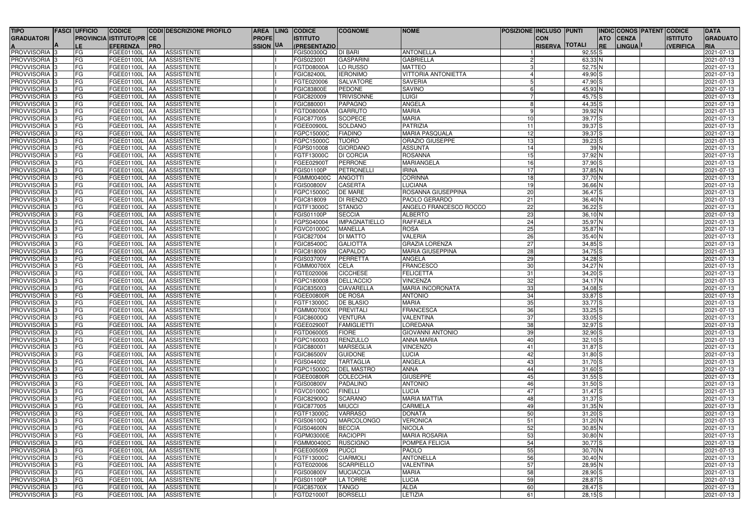| TIPO GRADUATORIA | FASCIA | UFFICIO PROVINCIALE | CODICE ISTITUTO(PREFERENZA | CODI CE PRO | DESCRIZIONE PROFILO | AREA PROFESSION | LING UA | CODICE ISTITUTO (PRESENTAZIO | COGNOME | NOME | POSIZIONE | INCLUSO CON RISERVA | PUNTI TOTALI | INDIC ATO RE | CONOS CENZA LINGUA | PATENT I | CODICE ISTITUTO (VERIFICA | DATA GRADUATO RIA |
|---|---|---|---|---|---|---|---|---|---|---|---|---|---|---|---|---|---|---|
| PROVVISORIA | 3 | FG | FGEE01100L | AA | ASSISTENTE | | I | FGIS00300Q | DI BARI | ANTONELLA | 1 | | 92,55 | S | | | | 2021-07-13 |
| PROVVISORIA | 3 | FG | FGEE01100L | AA | ASSISTENTE | | I | FGIS023001 | GASPARINI | GABRIELLA | 2 | | 63,33 | N | | | | 2021-07-13 |
| PROVVISORIA | 3 | FG | FGEE01100L | AA | ASSISTENTE | | I | FGTD08000A | LO RUSSO | MATTEO | 3 | | 52,75 | N | | | | 2021-07-13 |
| PROVVISORIA | 3 | FG | FGEE01100L | AA | ASSISTENTE | | I | FGIC82400L | IERONIMO | VITTORIA ANTONIETTA | 4 | | 49,90 | S | | | | 2021-07-13 |
| PROVVISORIA | 3 | FG | FGEE01100L | AA | ASSISTENTE | | I | FGTE020006 | SALVATORE | SAVERIA | 5 | | 47,90 | S | | | | 2021-07-13 |
| PROVVISORIA | 3 | FG | FGEE01100L | AA | ASSISTENTE | | I | FGIC83800E | PEDONE | SAVINO | 6 | | 45,93 | N | | | | 2021-07-13 |
| PROVVISORIA | 3 | FG | FGEE01100L | AA | ASSISTENTE | | I | FGIC820009 | TRIVISONNE | LUIGI | 7 | | 45,75 | S | | | | 2021-07-13 |
| PROVVISORIA | 3 | FG | FGEE01100L | AA | ASSISTENTE | | I | FGIC880001 | PAPAGNO | ANGELA | 8 | | 44,35 | S | | | | 2021-07-13 |
| PROVVISORIA | 3 | FG | FGEE01100L | AA | ASSISTENTE | | I | FGTD08000A | GARRUTO | MARIA | 9 | | 39,92 | N | | | | 2021-07-13 |
| PROVVISORIA | 3 | FG | FGEE01100L | AA | ASSISTENTE | | I | FGIC877005 | SCOPECE | MARIA | 10 | | 39,77 | S | | | | 2021-07-13 |
| PROVVISORIA | 3 | FG | FGEE01100L | AA | ASSISTENTE | | I | FGEE00900L | SOLDANO | PATRIZIA | 11 | | 39,37 | S | | | | 2021-07-13 |
| PROVVISORIA | 3 | FG | FGEE01100L | AA | ASSISTENTE | | I | FGPC15000C | FIADINO | MARIA PASQUALA | 12 | | 39,37 | S | | | | 2021-07-13 |
| PROVVISORIA | 3 | FG | FGEE01100L | AA | ASSISTENTE | | I | FGPC15000C | TUORO | ORAZIO GIUSEPPE | 13 | | 39,23 | S | | | | 2021-07-13 |
| PROVVISORIA | 3 | FG | FGEE01100L | AA | ASSISTENTE | | I | FGPS010008 | GIORDANO | ASSUNTA | 14 | | 39 | N | | | | 2021-07-13 |
| PROVVISORIA | 3 | FG | FGEE01100L | AA | ASSISTENTE | | I | FGTF13000C | DI CORCIA | ROSANNA | 15 | | 37,92 | N | | | | 2021-07-13 |
| PROVVISORIA | 3 | FG | FGEE01100L | AA | ASSISTENTE | | I | FGEE02900T | PERRONE | MARIANGELA | 16 | | 37,90 | S | | | | 2021-07-13 |
| PROVVISORIA | 3 | FG | FGEE01100L | AA | ASSISTENTE | | I | FGIS01100P | PETRONELLI | IRINA | 17 | | 37,85 | N | | | | 2021-07-13 |
| PROVVISORIA | 3 | FG | FGEE01100L | AA | ASSISTENTE | | I | FGMM00400C | ANGOTTI | CORINNA | 18 | | 37,70 | N | | | | 2021-07-13 |
| PROVVISORIA | 3 | FG | FGEE01100L | AA | ASSISTENTE | | I | FGIS00800V | CASERTA | LUCIANA | 19 | | 36,66 | N | | | | 2021-07-13 |
| PROVVISORIA | 3 | FG | FGEE01100L | AA | ASSISTENTE | | I | FGPC15000C | DE MARE | ROSANNA GIUSEPPINA | 20 | | 36,47 | S | | | | 2021-07-13 |
| PROVVISORIA | 3 | FG | FGEE01100L | AA | ASSISTENTE | | I | FGIC818009 | DI RIENZO | PAOLO GERARDO | 21 | | 36,40 | N | | | | 2021-07-13 |
| PROVVISORIA | 3 | FG | FGEE01100L | AA | ASSISTENTE | | I | FGTF13000C | STANGO | ANGELO FRANCESCO ROCCO | 22 | | 36,22 | S | | | | 2021-07-13 |
| PROVVISORIA | 3 | FG | FGEE01100L | AA | ASSISTENTE | | I | FGIS01100P | SECCIA | ALBERTO | 23 | | 36,10 | N | | | | 2021-07-13 |
| PROVVISORIA | 3 | FG | FGEE01100L | AA | ASSISTENTE | | I | FGPS040004 | IMPAGNATIELLO | RAFFAELA | 24 | | 35,97 | N | | | | 2021-07-13 |
| PROVVISORIA | 3 | FG | FGEE01100L | AA | ASSISTENTE | | I | FGVC01000C | MANELLA | ROSA | 25 | | 35,87 | N | | | | 2021-07-13 |
| PROVVISORIA | 3 | FG | FGEE01100L | AA | ASSISTENTE | | I | FGIC827004 | DI MATTO | VALERIA | 26 | | 35,40 | N | | | | 2021-07-13 |
| PROVVISORIA | 3 | FG | FGEE01100L | AA | ASSISTENTE | | I | FGIC85400C | GALIOTTA | GRAZIA LORENZA | 27 | | 34,85 | S | | | | 2021-07-13 |
| PROVVISORIA | 3 | FG | FGEE01100L | AA | ASSISTENTE | | I | FGIC818009 | CAPALDO | MARIA GIUSEPPINA | 28 | | 34,75 | S | | | | 2021-07-13 |
| PROVVISORIA | 3 | FG | FGEE01100L | AA | ASSISTENTE | | I | FGIS03700V | PERRETTA | ANGELA | 29 | | 34,28 | S | | | | 2021-07-13 |
| PROVVISORIA | 3 | FG | FGEE01100L | AA | ASSISTENTE | | I | FGMM00700X | CELA | FRANCESCO | 30 | | 34,27 | N | | | | 2021-07-13 |
| PROVVISORIA | 3 | FG | FGEE01100L | AA | ASSISTENTE | | I | FGTE020006 | CICCHESE | FELICETTA | 31 | | 34,20 | S | | | | 2021-07-13 |
| PROVVISORIA | 3 | FG | FGEE01100L | AA | ASSISTENTE | | I | FGPC180008 | DELL'ACCIO | VINCENZA | 32 | | 34,17 | N | | | | 2021-07-13 |
| PROVVISORIA | 3 | FG | FGEE01100L | AA | ASSISTENTE | | I | FGIC835003 | CIAVARELLA | MARIA INCORONATA | 33 | | 34,08 | S | | | | 2021-07-13 |
| PROVVISORIA | 3 | FG | FGEE01100L | AA | ASSISTENTE | | I | FGEE00800R | DE ROSA | ANTONIO | 34 | | 33,87 | S | | | | 2021-07-13 |
| PROVVISORIA | 3 | FG | FGEE01100L | AA | ASSISTENTE | | I | FGTF13000C | DE BLASIO | MARIA | 35 | | 33,77 | S | | | | 2021-07-13 |
| PROVVISORIA | 3 | FG | FGEE01100L | AA | ASSISTENTE | | I | FGMM00700X | PREVITALI | FRANCESCA | 36 | | 33,25 | S | | | | 2021-07-13 |
| PROVVISORIA | 3 | FG | FGEE01100L | AA | ASSISTENTE | | I | FGIC86000Q | VENTURA | VALENTINA | 37 | | 33,05 | S | | | | 2021-07-13 |
| PROVVISORIA | 3 | FG | FGEE01100L | AA | ASSISTENTE | | I | FGEE02900T | FAMIGLIETTI | LOREDANA | 38 | | 32,97 | S | | | | 2021-07-13 |
| PROVVISORIA | 3 | FG | FGEE01100L | AA | ASSISTENTE | | I | FGTD060005 | FIORE | GIOVANNI ANTONIO | 39 | | 32,90 | S | | | | 2021-07-13 |
| PROVVISORIA | 3 | FG | FGEE01100L | AA | ASSISTENTE | | I | FGPC160003 | RENZULLO | ANNA MARIA | 40 | | 32,10 | S | | | | 2021-07-13 |
| PROVVISORIA | 3 | FG | FGEE01100L | AA | ASSISTENTE | | I | FGIC880001 | MARSEGLIA | VINCENZO | 41 | | 31,87 | S | | | | 2021-07-13 |
| PROVVISORIA | 3 | FG | FGEE01100L | AA | ASSISTENTE | | I | FGIC86500V | GUIDONE | LUCIA | 42 | | 31,80 | S | | | | 2021-07-13 |
| PROVVISORIA | 3 | FG | FGEE01100L | AA | ASSISTENTE | | I | FGIS044002 | TARTAGLIA | ANGELA | 43 | | 31,70 | S | | | | 2021-07-13 |
| PROVVISORIA | 3 | FG | FGEE01100L | AA | ASSISTENTE | | I | FGPC15000C | DEL MASTRO | ANNA | 44 | | 31,60 | S | | | | 2021-07-13 |
| PROVVISORIA | 3 | FG | FGEE01100L | AA | ASSISTENTE | | I | FGEE00800R | COLECCHIA | GIUSEPPE | 45 | | 31,55 | S | | | | 2021-07-13 |
| PROVVISORIA | 3 | FG | FGEE01100L | AA | ASSISTENTE | | I | FGIS00800V | PADALINO | ANTONIO | 46 | | 31,50 | S | | | | 2021-07-13 |
| PROVVISORIA | 3 | FG | FGEE01100L | AA | ASSISTENTE | | I | FGVC01000C | FINELLI | LUCIA | 47 | | 31,47 | S | | | | 2021-07-13 |
| PROVVISORIA | 3 | FG | FGEE01100L | AA | ASSISTENTE | | I | FGIC82900Q | SCARANO | MARIA MATTIA | 48 | | 31,37 | S | | | | 2021-07-13 |
| PROVVISORIA | 3 | FG | FGEE01100L | AA | ASSISTENTE | | I | FGIC877005 | MIUCCI | CARMELA | 49 | | 31,35 | N | | | | 2021-07-13 |
| PROVVISORIA | 3 | FG | FGEE01100L | AA | ASSISTENTE | | I | FGTF13000C | VARRASO | DONATA | 50 | | 31,20 | S | | | | 2021-07-13 |
| PROVVISORIA | 3 | FG | FGEE01100L | AA | ASSISTENTE | | I | FGIS06100Q | MARCOLONGO | VERONICA | 51 | | 31,20 | N | | | | 2021-07-13 |
| PROVVISORIA | 3 | FG | FGEE01100L | AA | ASSISTENTE | | I | FGIS04600N | BECCIA | NICOLA | 52 | | 30,85 | N | | | | 2021-07-13 |
| PROVVISORIA | 3 | FG | FGEE01100L | AA | ASSISTENTE | | I | FGPM03000E | RACIOPPI | MARIA ROSARIA | 53 | | 30,80 | N | | | | 2021-07-13 |
| PROVVISORIA | 3 | FG | FGEE01100L | AA | ASSISTENTE | | I | FGMM00400C | RUSCIGNO | POMPEA FELICIA | 54 | | 30,77 | S | | | | 2021-07-13 |
| PROVVISORIA | 3 | FG | FGEE01100L | AA | ASSISTENTE | | I | FGEE005009 | PUCCI | PAOLO | 55 | | 30,70 | N | | | | 2021-07-13 |
| PROVVISORIA | 3 | FG | FGEE01100L | AA | ASSISTENTE | | I | FGTF13000C | CIARMOLI | ANTONELLA | 56 | | 30,40 | N | | | | 2021-07-13 |
| PROVVISORIA | 3 | FG | FGEE01100L | AA | ASSISTENTE | | I | FGTE020006 | SCARPIELLO | VALENTINA | 57 | | 28,95 | N | | | | 2021-07-13 |
| PROVVISORIA | 3 | FG | FGEE01100L | AA | ASSISTENTE | | I | FGIS00800V | MUCIACCIA | MARIA | 58 | | 28,90 | S | | | | 2021-07-13 |
| PROVVISORIA | 3 | FG | FGEE01100L | AA | ASSISTENTE | | I | FGIS01100P | LA TORRE | LUCIA | 59 | | 28,87 | S | | | | 2021-07-13 |
| PROVVISORIA | 3 | FG | FGEE01100L | AA | ASSISTENTE | | I | FGIC85700X | TANGO | ALDA | 60 | | 28,47 | S | | | | 2021-07-13 |
| PROVVISORIA | 3 | FG | FGEE01100L | AA | ASSISTENTE | | I | FGTD21000T | BORSELLI | LETIZIA | 61 | | 28,15 | S | | | | 2021-07-13 |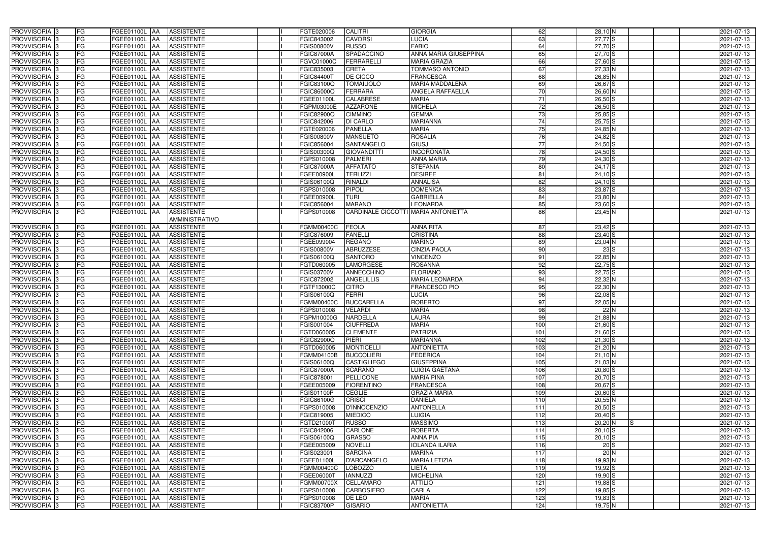| PROVVISORIA | 3 | FG | FGEE01100L | AA | ASSISTENTE | | I | FGTE020006 | CALITRI | GIORGIA | 62 | 28,10 | N | | | | 2021-07-13 |
|---|---|---|---|---|---|---|---|---|---|---|---|---|---|---|---|---|---|
| PROVVISORIA | 3 | FG | FGEE01100L | AA | ASSISTENTE | | I | FGIC843002 | CAVORSI | LUCIA | 63 | 27,77 | S | | | | 2021-07-13 |
| PROVVISORIA | 3 | FG | FGEE01100L | AA | ASSISTENTE | | I | FGIS00800V | RUSSO | FABIO | 64 | 27,70 | S | | | | 2021-07-13 |
| PROVVISORIA | 3 | FG | FGEE01100L | AA | ASSISTENTE | | I | FGIC87000A | SPADACCINO | ANNA MARIA GIUSEPPINA | 65 | 27,70 | S | | | | 2021-07-13 |
| PROVVISORIA | 3 | FG | FGEE01100L | AA | ASSISTENTE | | I | FGVC01000C | FERRARELLI | MARIA GRAZIA | 66 | 27,60 | S | | | | 2021-07-13 |
| PROVVISORIA | 3 | FG | FGEE01100L | AA | ASSISTENTE | | I | FGIC835003 | CRETA | TOMMASO ANTONIO | 67 | 27,33 | N | | | | 2021-07-13 |
| PROVVISORIA | 3 | FG | FGEE01100L | AA | ASSISTENTE | | I | FGIC84400T | DE CICCO | FRANCESCA | 68 | 26,85 | N | | | | 2021-07-13 |
| PROVVISORIA | 3 | FG | FGEE01100L | AA | ASSISTENTE | | I | FGIC83100Q | TOMAIUOLO | MARIA MADDALENA | 69 | 26,67 | S | | | | 2021-07-13 |
| PROVVISORIA | 3 | FG | FGEE01100L | AA | ASSISTENTE | | I | FGIC86000Q | FERRARA | ANGELA RAFFAELLA | 70 | 26,60 | N | | | | 2021-07-13 |
| PROVVISORIA | 3 | FG | FGEE01100L | AA | ASSISTENTE | | I | FGEE01100L | CALABRESE | MARIA | 71 | 26,50 | S | | | | 2021-07-13 |
| PROVVISORIA | 3 | FG | FGEE01100L | AA | ASSISTENTE | | I | FGPM03000E | AZZARONE | MICHELA | 72 | 26,50 | S | | | | 2021-07-13 |
| PROVVISORIA | 3 | FG | FGEE01100L | AA | ASSISTENTE | | I | FGIC82900Q | CIMMINO | GEMMA | 73 | 25,85 | S | | | | 2021-07-13 |
| PROVVISORIA | 3 | FG | FGEE01100L | AA | ASSISTENTE | | I | FGIC842006 | DI CARLO | MARIANNA | 74 | 25,75 | S | | | | 2021-07-13 |
| PROVVISORIA | 3 | FG | FGEE01100L | AA | ASSISTENTE | | I | FGTE020006 | PANELLA | MARIA | 75 | 24,85 | N | | | | 2021-07-13 |
| PROVVISORIA | 3 | FG | FGEE01100L | AA | ASSISTENTE | | I | FGIS00800V | MANSUETO | ROSALIA | 76 | 24,82 | S | | | | 2021-07-13 |
| PROVVISORIA | 3 | FG | FGEE01100L | AA | ASSISTENTE | | I | FGIC856004 | SANTANGELO | GIUSJ | 77 | 24,50 | S | | | | 2021-07-13 |
| PROVVISORIA | 3 | FG | FGEE01100L | AA | ASSISTENTE | | I | FGIS00300Q | GIOVANDITTI | INCORONATA | 78 | 24,50 | S | | | | 2021-07-13 |
| PROVVISORIA | 3 | FG | FGEE01100L | AA | ASSISTENTE | | I | FGPS010008 | PALMERI | ANNA MARIA | 79 | 24,30 | S | | | | 2021-07-13 |
| PROVVISORIA | 3 | FG | FGEE01100L | AA | ASSISTENTE | | I | FGIC87000A | AFFATATO | STEFANIA | 80 | 24,17 | S | | | | 2021-07-13 |
| PROVVISORIA | 3 | FG | FGEE01100L | AA | ASSISTENTE | | I | FGEE00900L | TERLIZZI | DESIREE | 81 | 24,10 | S | | | | 2021-07-13 |
| PROVVISORIA | 3 | FG | FGEE01100L | AA | ASSISTENTE | | I | FGIS06100Q | RINALDI | ANNALISA | 82 | 24,10 | S | | | | 2021-07-13 |
| PROVVISORIA | 3 | FG | FGEE01100L | AA | ASSISTENTE | | I | FGPS010008 | PIPOLI | DOMENICA | 83 | 23,87 | S | | | | 2021-07-13 |
| PROVVISORIA | 3 | FG | FGEE01100L | AA | ASSISTENTE | | I | FGEE00900L | TURI | GABRIELLA | 84 | 23,80 | N | | | | 2021-07-13 |
| PROVVISORIA | 3 | FG | FGEE01100L | AA | ASSISTENTE | | I | FGIC856004 | MARANO | LEONARDA | 85 | 23,60 | S | | | | 2021-07-13 |
| PROVVISORIA | 3 | FG | FGEE01100L | AA | ASSISTENTE AMMINISTRATIVO | | I | FGPS010008 | CARDINALE CICCOTTI | MARIA ANTONIETTA | 86 | 23,45 | N | | | | 2021-07-13 |
| PROVVISORIA | 3 | FG | FGEE01100L | AA | ASSISTENTE | | I | FGMM00400C | FEOLA | ANNA RITA | 87 | 23,42 | S | | | | 2021-07-13 |
| PROVVISORIA | 3 | FG | FGEE01100L | AA | ASSISTENTE | | I | FGIC876009 | FANELLI | CRISTINA | 88 | 23,40 | S | | | | 2021-07-13 |
| PROVVISORIA | 3 | FG | FGEE01100L | AA | ASSISTENTE | | I | FGEE099004 | REGANO | MARINO | 89 | 23,04 | N | | | | 2021-07-13 |
| PROVVISORIA | 3 | FG | FGEE01100L | AA | ASSISTENTE | | I | FGIS00800V | ABRUZZESE | CINZIA PAOLA | 90 | 23 | S | | | | 2021-07-13 |
| PROVVISORIA | 3 | FG | FGEE01100L | AA | ASSISTENTE | | I | FGIS06100Q | SANTORO | VINCENZO | 91 | 22,85 | N | | | | 2021-07-13 |
| PROVVISORIA | 3 | FG | FGEE01100L | AA | ASSISTENTE | | I | FGTD060005 | LAMORGESE | ROSANNA | 92 | 22,75 | S | | | | 2021-07-13 |
| PROVVISORIA | 3 | FG | FGEE01100L | AA | ASSISTENTE | | I | FGIS03700V | ANNECCHINO | FLORIANO | 93 | 22,75 | S | | | | 2021-07-13 |
| PROVVISORIA | 3 | FG | FGEE01100L | AA | ASSISTENTE | | I | FGIC872002 | ANGELILLIS | MARIA LEONARDA | 94 | 22,32 | N | | | | 2021-07-13 |
| PROVVISORIA | 3 | FG | FGEE01100L | AA | ASSISTENTE | | I | FGTF13000C | CITRO | FRANCESCO PIO | 95 | 22,30 | N | | | | 2021-07-13 |
| PROVVISORIA | 3 | FG | FGEE01100L | AA | ASSISTENTE | | I | FGIS06100Q | FERRI | LUCIA | 96 | 22,08 | S | | | | 2021-07-13 |
| PROVVISORIA | 3 | FG | FGEE01100L | AA | ASSISTENTE | | I | FGMM00400C | BUCCARELLA | ROBERTO | 97 | 22,05 | N | | | | 2021-07-13 |
| PROVVISORIA | 3 | FG | FGEE01100L | AA | ASSISTENTE | | I | FGPS010008 | VELARDI | MARIA | 98 | 22 | N | | | | 2021-07-13 |
| PROVVISORIA | 3 | FG | FGEE01100L | AA | ASSISTENTE | | I | FGPM10000G | NARDELLA | LAURA | 99 | 21,88 | N | | | | 2021-07-13 |
| PROVVISORIA | 3 | FG | FGEE01100L | AA | ASSISTENTE | | I | FGIS001004 | CIUFFREDA | MARIA | 100 | 21,60 | S | | | | 2021-07-13 |
| PROVVISORIA | 3 | FG | FGEE01100L | AA | ASSISTENTE | | I | FGTD060005 | CLEMENTE | PATRIZIA | 101 | 21,60 | S | | | | 2021-07-13 |
| PROVVISORIA | 3 | FG | FGEE01100L | AA | ASSISTENTE | | I | FGIC82900Q | PIERI | MARIANNA | 102 | 21,30 | S | | | | 2021-07-13 |
| PROVVISORIA | 3 | FG | FGEE01100L | AA | ASSISTENTE | | I | FGTD060005 | MONTICELLI | ANTONIETTA | 103 | 21,20 | N | | | | 2021-07-13 |
| PROVVISORIA | 3 | FG | FGEE01100L | AA | ASSISTENTE | | I | FGMM04100B | BUCCOLIERI | FEDERICA | 104 | 21,10 | N | | | | 2021-07-13 |
| PROVVISORIA | 3 | FG | FGEE01100L | AA | ASSISTENTE | | I | FGIS06100Q | CASTIGLIEGO | GIUSEPPINA | 105 | 21,03 | N | | | | 2021-07-13 |
| PROVVISORIA | 3 | FG | FGEE01100L | AA | ASSISTENTE | | I | FGIC87000A | SCARANO | LUIGIA GAETANA | 106 | 20,80 | S | | | | 2021-07-13 |
| PROVVISORIA | 3 | FG | FGEE01100L | AA | ASSISTENTE | | I | FGIC878001 | PELLICONE | MARIA PINA | 107 | 20,70 | S | | | | 2021-07-13 |
| PROVVISORIA | 3 | FG | FGEE01100L | AA | ASSISTENTE | | I | FGEE005009 | FIORENTINO | FRANCESCA | 108 | 20,67 | S | | | | 2021-07-13 |
| PROVVISORIA | 3 | FG | FGEE01100L | AA | ASSISTENTE | | I | FGIS01100P | CEGLIE | GRAZIA MARIA | 109 | 20,60 | S | | | | 2021-07-13 |
| PROVVISORIA | 3 | FG | FGEE01100L | AA | ASSISTENTE | | I | FGIC86100G | CRISCI | DANIELA | 110 | 20,55 | N | | | | 2021-07-13 |
| PROVVISORIA | 3 | FG | FGEE01100L | AA | ASSISTENTE | | I | FGPS010008 | D'INNOCENZIO | ANTONELLA | 111 | 20,50 | S | | | | 2021-07-13 |
| PROVVISORIA | 3 | FG | FGEE01100L | AA | ASSISTENTE | | I | FGIC819005 | MIEDICO | LUIGIA | 112 | 20,40 | S | | | | 2021-07-13 |
| PROVVISORIA | 3 | FG | FGEE01100L | AA | ASSISTENTE | | I | FGTD21000T | RUSSO | MASSIMO | 113 | 20,20 | N | S | | | 2021-07-13 |
| PROVVISORIA | 3 | FG | FGEE01100L | AA | ASSISTENTE | | I | FGIC842006 | CARLONE | ROBERTA | 114 | 20,10 | S | | | | 2021-07-13 |
| PROVVISORIA | 3 | FG | FGEE01100L | AA | ASSISTENTE | | I | FGIS06100Q | GRASSO | ANNA PIA | 115 | 20,10 | S | | | | 2021-07-13 |
| PROVVISORIA | 3 | FG | FGEE01100L | AA | ASSISTENTE | | I | FGEE005009 | NOVELLI | IOLANDA ILARIA | 116 | 20 | S | | | | 2021-07-13 |
| PROVVISORIA | 3 | FG | FGEE01100L | AA | ASSISTENTE | | I | FGIS023001 | SARCINA | MARINA | 117 | 20 | N | | | | 2021-07-13 |
| PROVVISORIA | 3 | FG | FGEE01100L | AA | ASSISTENTE | | I | FGEE01100L | D'ARCANGELO | MARIA LETIZIA | 118 | 19,93 | N | | | | 2021-07-13 |
| PROVVISORIA | 3 | FG | FGEE01100L | AA | ASSISTENTE | | I | FGMM00400C | LOBOZZO | LIETA | 119 | 19,92 | S | | | | 2021-07-13 |
| PROVVISORIA | 3 | FG | FGEE01100L | AA | ASSISTENTE | | I | FGEE06000T | IANNUZZI | MICHELINA | 120 | 19,90 | S | | | | 2021-07-13 |
| PROVVISORIA | 3 | FG | FGEE01100L | AA | ASSISTENTE | | I | FGMM00700X | CELLAMARO | ATTILIO | 121 | 19,88 | S | | | | 2021-07-13 |
| PROVVISORIA | 3 | FG | FGEE01100L | AA | ASSISTENTE | | I | FGPS010008 | CARBOSIERO | CARLA | 122 | 19,85 | S | | | | 2021-07-13 |
| PROVVISORIA | 3 | FG | FGEE01100L | AA | ASSISTENTE | | I | FGPS010008 | DE LEO | MARIA | 123 | 19,83 | S | | | | 2021-07-13 |
| PROVVISORIA | 3 | FG | FGEE01100L | AA | ASSISTENTE | | I | FGIC83700P | GISARIO | ANTONIETTA | 124 | 19,75 | N | | | | 2021-07-13 |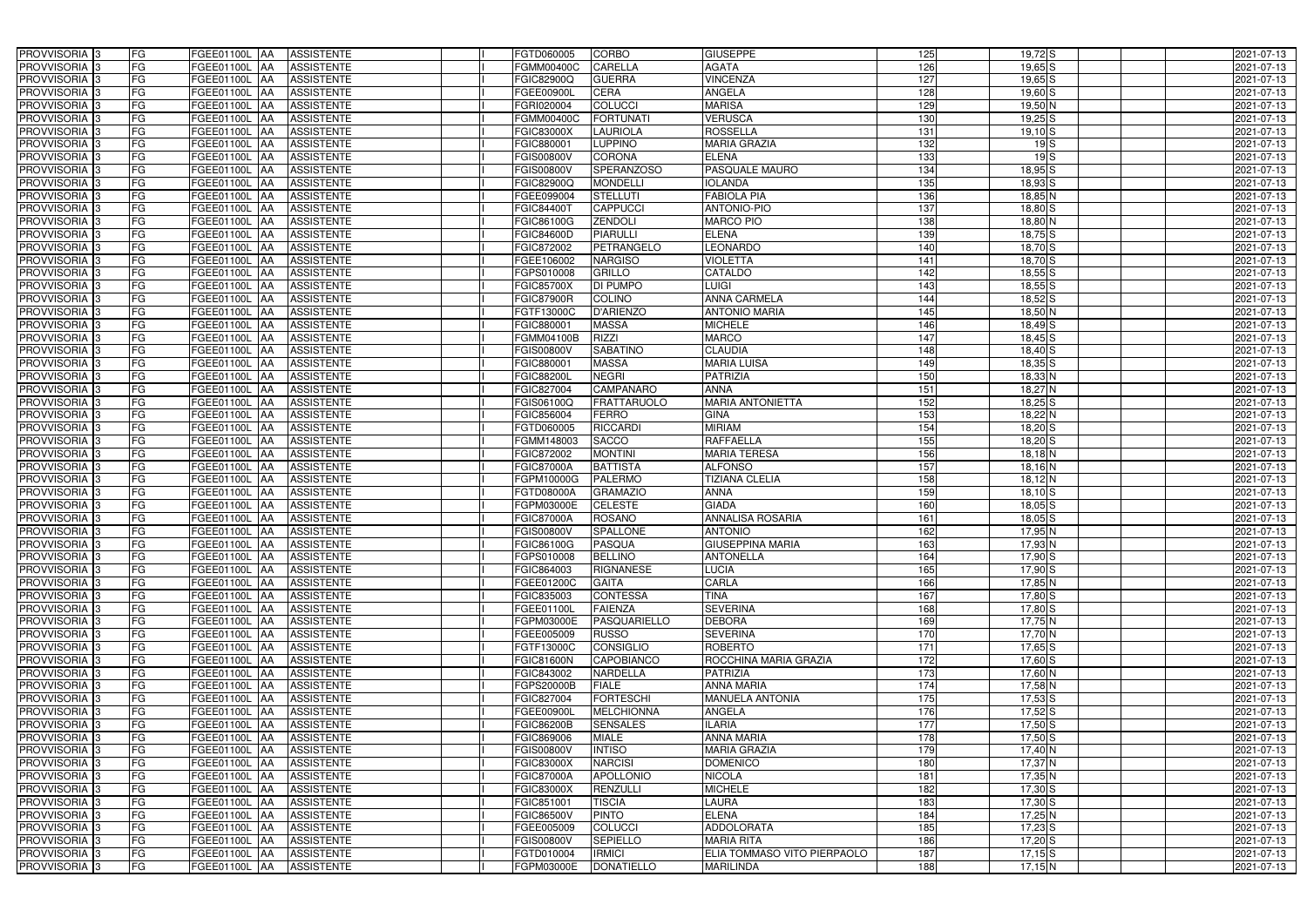| PROVVISORIA | 3 | FG | FGEE01100L | AA | ASSISTENTE | | I | FGTD060005 | CORBO | GIUSEPPE | 125 | 19,72 | S | | | 2021-07-13 |
|---|---|---|---|---|---|---|---|---|---|---|---|---|---|---|---|---|
| PROVVISORIA | 3 | FG | FGEE01100L | AA | ASSISTENTE | | I | FGMM00400C | CARELLA | AGATA | 126 | 19,65 | S | | | 2021-07-13 |
| PROVVISORIA | 3 | FG | FGEE01100L | AA | ASSISTENTE | | I | FGIC82900Q | GUERRA | VINCENZA | 127 | 19,65 | S | | | 2021-07-13 |
| PROVVISORIA | 3 | FG | FGEE01100L | AA | ASSISTENTE | | I | FGEE00900L | CERA | ANGELA | 128 | 19,60 | S | | | 2021-07-13 |
| PROVVISORIA | 3 | FG | FGEE01100L | AA | ASSISTENTE | | I | FGRI020004 | COLUCCI | MARISA | 129 | 19,50 | N | | | 2021-07-13 |
| PROVVISORIA | 3 | FG | FGEE01100L | AA | ASSISTENTE | | I | FGMM00400C | FORTUNATI | VERUSCA | 130 | 19,25 | S | | | 2021-07-13 |
| PROVVISORIA | 3 | FG | FGEE01100L | AA | ASSISTENTE | | I | FGIC83000X | LAURIOLA | ROSSELLA | 131 | 19,10 | S | | | 2021-07-13 |
| PROVVISORIA | 3 | FG | FGEE01100L | AA | ASSISTENTE | | I | FGIC880001 | LUPPINO | MARIA GRAZIA | 132 | 19 | S | | | 2021-07-13 |
| PROVVISORIA | 3 | FG | FGEE01100L | AA | ASSISTENTE | | I | FGIS00800V | CORONA | ELENA | 133 | 19 | S | | | 2021-07-13 |
| PROVVISORIA | 3 | FG | FGEE01100L | AA | ASSISTENTE | | I | FGIS00800V | SPERANZOSO | PASQUALE MAURO | 134 | 18,95 | S | | | 2021-07-13 |
| PROVVISORIA | 3 | FG | FGEE01100L | AA | ASSISTENTE | | I | FGIC82900Q | MONDELLI | IOLANDA | 135 | 18,93 | S | | | 2021-07-13 |
| PROVVISORIA | 3 | FG | FGEE01100L | AA | ASSISTENTE | | I | FGEE099004 | STELLUTI | FABIOLA PIA | 136 | 18,85 | N | | | 2021-07-13 |
| PROVVISORIA | 3 | FG | FGEE01100L | AA | ASSISTENTE | | I | FGIC84400T | CAPPUCCI | ANTONIO-PIO | 137 | 18,80 | S | | | 2021-07-13 |
| PROVVISORIA | 3 | FG | FGEE01100L | AA | ASSISTENTE | | I | FGIC86100G | ZENDOLI | MARCO PIO | 138 | 18,80 | N | | | 2021-07-13 |
| PROVVISORIA | 3 | FG | FGEE01100L | AA | ASSISTENTE | | I | FGIC84600D | PIARULLI | ELENA | 139 | 18,75 | S | | | 2021-07-13 |
| PROVVISORIA | 3 | FG | FGEE01100L | AA | ASSISTENTE | | I | FGIC872002 | PETRANGELO | LEONARDO | 140 | 18,70 | S | | | 2021-07-13 |
| PROVVISORIA | 3 | FG | FGEE01100L | AA | ASSISTENTE | | I | FGEE106002 | NARGISO | VIOLETTA | 141 | 18,70 | S | | | 2021-07-13 |
| PROVVISORIA | 3 | FG | FGEE01100L | AA | ASSISTENTE | | I | FGPS010008 | GRILLO | CATALDO | 142 | 18,55 | S | | | 2021-07-13 |
| PROVVISORIA | 3 | FG | FGEE01100L | AA | ASSISTENTE | | I | FGIC85700X | DI PUMPO | LUIGI | 143 | 18,55 | S | | | 2021-07-13 |
| PROVVISORIA | 3 | FG | FGEE01100L | AA | ASSISTENTE | | I | FGIC87900R | COLINO | ANNA CARMELA | 144 | 18,52 | S | | | 2021-07-13 |
| PROVVISORIA | 3 | FG | FGEE01100L | AA | ASSISTENTE | | I | FGTF13000C | D'ARIENZO | ANTONIO MARIA | 145 | 18,50 | N | | | 2021-07-13 |
| PROVVISORIA | 3 | FG | FGEE01100L | AA | ASSISTENTE | | I | FGIC880001 | MASSA | MICHELE | 146 | 18,49 | S | | | 2021-07-13 |
| PROVVISORIA | 3 | FG | FGEE01100L | AA | ASSISTENTE | | I | FGMM04100B | RIZZI | MARCO | 147 | 18,45 | S | | | 2021-07-13 |
| PROVVISORIA | 3 | FG | FGEE01100L | AA | ASSISTENTE | | I | FGIS00800V | SABATINO | CLAUDIA | 148 | 18,40 | S | | | 2021-07-13 |
| PROVVISORIA | 3 | FG | FGEE01100L | AA | ASSISTENTE | | I | FGIC880001 | MASSA | MARIA LUISA | 149 | 18,35 | S | | | 2021-07-13 |
| PROVVISORIA | 3 | FG | FGEE01100L | AA | ASSISTENTE | | I | FGIC88200L | NEGRI | PATRIZIA | 150 | 18,33 | N | | | 2021-07-13 |
| PROVVISORIA | 3 | FG | FGEE01100L | AA | ASSISTENTE | | I | FGIC827004 | CAMPANARO | ANNA | 151 | 18,27 | N | | | 2021-07-13 |
| PROVVISORIA | 3 | FG | FGEE01100L | AA | ASSISTENTE | | I | FGIS06100Q | FRATTARUOLO | MARIA ANTONIETTA | 152 | 18,25 | S | | | 2021-07-13 |
| PROVVISORIA | 3 | FG | FGEE01100L | AA | ASSISTENTE | | I | FGIC856004 | FERRO | GINA | 153 | 18,22 | N | | | 2021-07-13 |
| PROVVISORIA | 3 | FG | FGEE01100L | AA | ASSISTENTE | | I | FGTD060005 | RICCARDI | MIRIAM | 154 | 18,20 | S | | | 2021-07-13 |
| PROVVISORIA | 3 | FG | FGEE01100L | AA | ASSISTENTE | | I | FGMM148003 | SACCO | RAFFAELLA | 155 | 18,20 | S | | | 2021-07-13 |
| PROVVISORIA | 3 | FG | FGEE01100L | AA | ASSISTENTE | | I | FGIC872002 | MONTINI | MARIA TERESA | 156 | 18,18 | N | | | 2021-07-13 |
| PROVVISORIA | 3 | FG | FGEE01100L | AA | ASSISTENTE | | I | FGIC87000A | BATTISTA | ALFONSO | 157 | 18,16 | N | | | 2021-07-13 |
| PROVVISORIA | 3 | FG | FGEE01100L | AA | ASSISTENTE | | I | FGPM10000G | PALERMO | TIZIANA CLELIA | 158 | 18,12 | N | | | 2021-07-13 |
| PROVVISORIA | 3 | FG | FGEE01100L | AA | ASSISTENTE | | I | FGTD08000A | GRAMAZIO | ANNA | 159 | 18,10 | S | | | 2021-07-13 |
| PROVVISORIA | 3 | FG | FGEE01100L | AA | ASSISTENTE | | I | FGPM03000E | CELESTE | GIADA | 160 | 18,05 | S | | | 2021-07-13 |
| PROVVISORIA | 3 | FG | FGEE01100L | AA | ASSISTENTE | | I | FGIC87000A | ROSANO | ANNALISA ROSARIA | 161 | 18,05 | S | | | 2021-07-13 |
| PROVVISORIA | 3 | FG | FGEE01100L | AA | ASSISTENTE | | I | FGIS00800V | SPALLONE | ANTONIO | 162 | 17,95 | N | | | 2021-07-13 |
| PROVVISORIA | 3 | FG | FGEE01100L | AA | ASSISTENTE | | I | FGIC86100G | PASQUA | GIUSEPPINA MARIA | 163 | 17,93 | N | | | 2021-07-13 |
| PROVVISORIA | 3 | FG | FGEE01100L | AA | ASSISTENTE | | I | FGPS010008 | BELLINO | ANTONELLA | 164 | 17,90 | S | | | 2021-07-13 |
| PROVVISORIA | 3 | FG | FGEE01100L | AA | ASSISTENTE | | I | FGIC864003 | RIGNANESE | LUCIA | 165 | 17,90 | S | | | 2021-07-13 |
| PROVVISORIA | 3 | FG | FGEE01100L | AA | ASSISTENTE | | I | FGEE01200C | GAITA | CARLA | 166 | 17,85 | N | | | 2021-07-13 |
| PROVVISORIA | 3 | FG | FGEE01100L | AA | ASSISTENTE | | I | FGIC835003 | CONTESSA | TINA | 167 | 17,80 | S | | | 2021-07-13 |
| PROVVISORIA | 3 | FG | FGEE01100L | AA | ASSISTENTE | | I | FGEE01100L | FAIENZA | SEVERINA | 168 | 17,80 | S | | | 2021-07-13 |
| PROVVISORIA | 3 | FG | FGEE01100L | AA | ASSISTENTE | | I | FGPM03000E | PASQUARIELLO | DEBORA | 169 | 17,75 | N | | | 2021-07-13 |
| PROVVISORIA | 3 | FG | FGEE01100L | AA | ASSISTENTE | | I | FGEE005009 | RUSSO | SEVERINA | 170 | 17,70 | N | | | 2021-07-13 |
| PROVVISORIA | 3 | FG | FGEE01100L | AA | ASSISTENTE | | I | FGTF13000C | CONSIGLIO | ROBERTO | 171 | 17,65 | S | | | 2021-07-13 |
| PROVVISORIA | 3 | FG | FGEE01100L | AA | ASSISTENTE | | I | FGIC81600N | CAPOBIANCO | ROCCHINA MARIA GRAZIA | 172 | 17,60 | S | | | 2021-07-13 |
| PROVVISORIA | 3 | FG | FGEE01100L | AA | ASSISTENTE | | I | FGIC843002 | NARDELLA | PATRIZIA | 173 | 17,60 | N | | | 2021-07-13 |
| PROVVISORIA | 3 | FG | FGEE01100L | AA | ASSISTENTE | | I | FGPS20000B | FIALE | ANNA MARIA | 174 | 17,58 | N | | | 2021-07-13 |
| PROVVISORIA | 3 | FG | FGEE01100L | AA | ASSISTENTE | | I | FGIC827004 | FORTESCHI | MANUELA ANTONIA | 175 | 17,53 | S | | | 2021-07-13 |
| PROVVISORIA | 3 | FG | FGEE01100L | AA | ASSISTENTE | | I | FGEE00900L | MELCHIONNA | ANGELA | 176 | 17,52 | S | | | 2021-07-13 |
| PROVVISORIA | 3 | FG | FGEE01100L | AA | ASSISTENTE | | I | FGIC86200B | SENSALES | ILARIA | 177 | 17,50 | S | | | 2021-07-13 |
| PROVVISORIA | 3 | FG | FGEE01100L | AA | ASSISTENTE | | I | FGIC869006 | MIALE | ANNA MARIA | 178 | 17,50 | S | | | 2021-07-13 |
| PROVVISORIA | 3 | FG | FGEE01100L | AA | ASSISTENTE | | I | FGIS00800V | INTISO | MARIA GRAZIA | 179 | 17,40 | N | | | 2021-07-13 |
| PROVVISORIA | 3 | FG | FGEE01100L | AA | ASSISTENTE | | I | FGIC83000X | NARCISI | DOMENICO | 180 | 17,37 | N | | | 2021-07-13 |
| PROVVISORIA | 3 | FG | FGEE01100L | AA | ASSISTENTE | | I | FGIC87000A | APOLLONIO | NICOLA | 181 | 17,35 | N | | | 2021-07-13 |
| PROVVISORIA | 3 | FG | FGEE01100L | AA | ASSISTENTE | | I | FGIC83000X | RENZULLI | MICHELE | 182 | 17,30 | S | | | 2021-07-13 |
| PROVVISORIA | 3 | FG | FGEE01100L | AA | ASSISTENTE | | I | FGIC851001 | TISCIA | LAURA | 183 | 17,30 | S | | | 2021-07-13 |
| PROVVISORIA | 3 | FG | FGEE01100L | AA | ASSISTENTE | | I | FGIC86500V | PINTO | ELENA | 184 | 17,25 | N | | | 2021-07-13 |
| PROVVISORIA | 3 | FG | FGEE01100L | AA | ASSISTENTE | | I | FGEE005009 | COLUCCI | ADDOLORATA | 185 | 17,23 | S | | | 2021-07-13 |
| PROVVISORIA | 3 | FG | FGEE01100L | AA | ASSISTENTE | | I | FGIS00800V | SEPIELLO | MARIA RITA | 186 | 17,20 | S | | | 2021-07-13 |
| PROVVISORIA | 3 | FG | FGEE01100L | AA | ASSISTENTE | | I | FGTD010004 | IRMICI | ELIA TOMMASO VITO PIERPAOLO | 187 | 17,15 | S | | | 2021-07-13 |
| PROVVISORIA | 3 | FG | FGEE01100L | AA | ASSISTENTE | | I | FGPM03000E | DONATIELLO | MARILINDA | 188 | 17,15 | N | | | 2021-07-13 |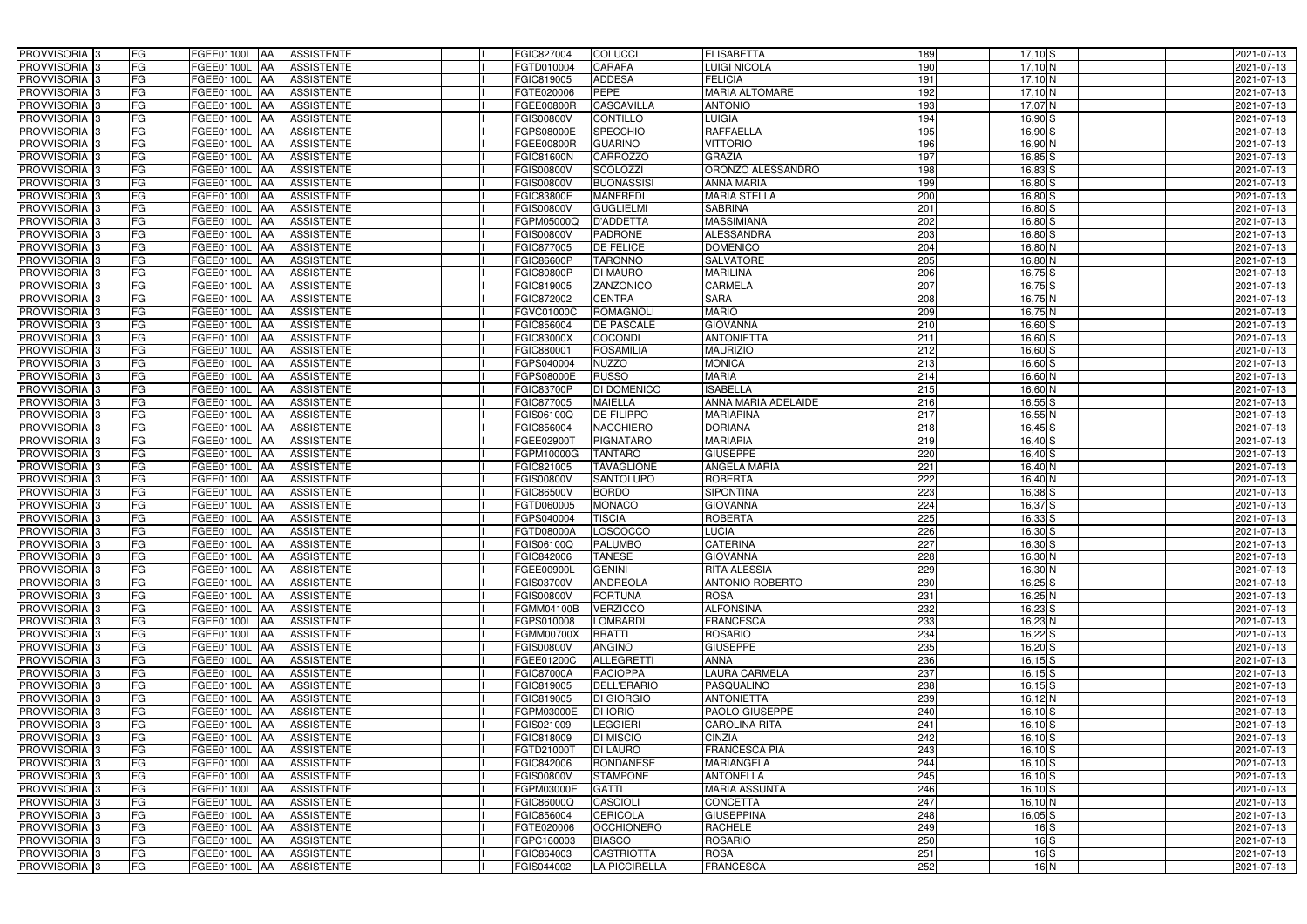| PROVVISORIA | 3 | FG | FGEE01100L | AA | ASSISTENTE | | I | FGIC827004 | COLUCCI | ELISABETTA | 189 | 17,10 | S | | | | 2021-07-13 |
|---|---|---|---|---|---|---|---|---|---|---|---|---|---|---|---|---|---|
| PROVVISORIA | 3 | FG | FGEE01100L | AA | ASSISTENTE | | I | FGTD010004 | CARAFA | LUIGI NICOLA | 190 | 17,10 | N | | | | 2021-07-13 |
| PROVVISORIA | 3 | FG | FGEE01100L | AA | ASSISTENTE | | I | FGIC819005 | ADDESA | FELICIA | 191 | 17,10 | N | | | | 2021-07-13 |
| PROVVISORIA | 3 | FG | FGEE01100L | AA | ASSISTENTE | | I | FGTE020006 | PEPE | MARIA ALTOMARE | 192 | 17,10 | N | | | | 2021-07-13 |
| PROVVISORIA | 3 | FG | FGEE01100L | AA | ASSISTENTE | | I | FGEE00800R | CASCAVILLA | ANTONIO | 193 | 17,07 | N | | | | 2021-07-13 |
| PROVVISORIA | 3 | FG | FGEE01100L | AA | ASSISTENTE | | I | FGIS00800V | CONTILLO | LUIGIA | 194 | 16,90 | S | | | | 2021-07-13 |
| PROVVISORIA | 3 | FG | FGEE01100L | AA | ASSISTENTE | | I | FGPS08000E | SPECCHIO | RAFFAELLA | 195 | 16,90 | S | | | | 2021-07-13 |
| PROVVISORIA | 3 | FG | FGEE01100L | AA | ASSISTENTE | | I | FGEE00800R | GUARINO | VITTORIO | 196 | 16,90 | N | | | | 2021-07-13 |
| PROVVISORIA | 3 | FG | FGEE01100L | AA | ASSISTENTE | | I | FGIC81600N | CARROZZO | GRAZIA | 197 | 16,85 | S | | | | 2021-07-13 |
| PROVVISORIA | 3 | FG | FGEE01100L | AA | ASSISTENTE | | I | FGIS00800V | SCOLOZZI | ORONZO ALESSANDRO | 198 | 16,83 | S | | | | 2021-07-13 |
| PROVVISORIA | 3 | FG | FGEE01100L | AA | ASSISTENTE | | I | FGIS00800V | BUONASSISI | ANNA MARIA | 199 | 16,80 | S | | | | 2021-07-13 |
| PROVVISORIA | 3 | FG | FGEE01100L | AA | ASSISTENTE | | I | FGIC83800E | MANFREDI | MARIA STELLA | 200 | 16,80 | S | | | | 2021-07-13 |
| PROVVISORIA | 3 | FG | FGEE01100L | AA | ASSISTENTE | | I | FGIS00800V | GUGLIELMI | SABRINA | 201 | 16,80 | S | | | | 2021-07-13 |
| PROVVISORIA | 3 | FG | FGEE01100L | AA | ASSISTENTE | | I | FGPM05000Q | D'ADDETTA | MASSIMIANA | 202 | 16,80 | S | | | | 2021-07-13 |
| PROVVISORIA | 3 | FG | FGEE01100L | AA | ASSISTENTE | | I | FGIS00800V | PADRONE | ALESSANDRA | 203 | 16,80 | S | | | | 2021-07-13 |
| PROVVISORIA | 3 | FG | FGEE01100L | AA | ASSISTENTE | | I | FGIC877005 | DE FELICE | DOMENICO | 204 | 16,80 | N | | | | 2021-07-13 |
| PROVVISORIA | 3 | FG | FGEE01100L | AA | ASSISTENTE | | I | FGIC86600P | TARONNO | SALVATORE | 205 | 16,80 | N | | | | 2021-07-13 |
| PROVVISORIA | 3 | FG | FGEE01100L | AA | ASSISTENTE | | I | FGIC80800P | DI MAURO | MARILINA | 206 | 16,75 | S | | | | 2021-07-13 |
| PROVVISORIA | 3 | FG | FGEE01100L | AA | ASSISTENTE | | I | FGIC819005 | ZANZONICO | CARMELA | 207 | 16,75 | S | | | | 2021-07-13 |
| PROVVISORIA | 3 | FG | FGEE01100L | AA | ASSISTENTE | | I | FGIC872002 | CENTRA | SARA | 208 | 16,75 | N | | | | 2021-07-13 |
| PROVVISORIA | 3 | FG | FGEE01100L | AA | ASSISTENTE | | I | FGVC01000C | ROMAGNOLI | MARIO | 209 | 16,75 | N | | | | 2021-07-13 |
| PROVVISORIA | 3 | FG | FGEE01100L | AA | ASSISTENTE | | I | FGIC856004 | DE PASCALE | GIOVANNA | 210 | 16,60 | S | | | | 2021-07-13 |
| PROVVISORIA | 3 | FG | FGEE01100L | AA | ASSISTENTE | | I | FGIC83000X | COCONDI | ANTONIETTA | 211 | 16,60 | S | | | | 2021-07-13 |
| PROVVISORIA | 3 | FG | FGEE01100L | AA | ASSISTENTE | | I | FGIC880001 | ROSAMILIA | MAURIZIO | 212 | 16,60 | S | | | | 2021-07-13 |
| PROVVISORIA | 3 | FG | FGEE01100L | AA | ASSISTENTE | | I | FGPS040004 | NUZZO | MONICA | 213 | 16,60 | S | | | | 2021-07-13 |
| PROVVISORIA | 3 | FG | FGEE01100L | AA | ASSISTENTE | | I | FGPS08000E | RUSSO | MARIA | 214 | 16,60 | N | | | | 2021-07-13 |
| PROVVISORIA | 3 | FG | FGEE01100L | AA | ASSISTENTE | | I | FGIC83700P | DI DOMENICO | ISABELLA | 215 | 16,60 | N | | | | 2021-07-13 |
| PROVVISORIA | 3 | FG | FGEE01100L | AA | ASSISTENTE | | I | FGIC877005 | MAIELLA | ANNA MARIA ADELAIDE | 216 | 16,55 | S | | | | 2021-07-13 |
| PROVVISORIA | 3 | FG | FGEE01100L | AA | ASSISTENTE | | I | FGIS06100Q | DE FILIPPO | MARIAPINA | 217 | 16,55 | N | | | | 2021-07-13 |
| PROVVISORIA | 3 | FG | FGEE01100L | AA | ASSISTENTE | | I | FGIC856004 | NACCHIERO | DORIANA | 218 | 16,45 | S | | | | 2021-07-13 |
| PROVVISORIA | 3 | FG | FGEE01100L | AA | ASSISTENTE | | I | FGEE02900T | PIGNATARO | MARIAPIA | 219 | 16,40 | S | | | | 2021-07-13 |
| PROVVISORIA | 3 | FG | FGEE01100L | AA | ASSISTENTE | | I | FGPM10000G | TANTARO | GIUSEPPE | 220 | 16,40 | S | | | | 2021-07-13 |
| PROVVISORIA | 3 | FG | FGEE01100L | AA | ASSISTENTE | | I | FGIC821005 | TAVAGLIONE | ANGELA MARIA | 221 | 16,40 | N | | | | 2021-07-13 |
| PROVVISORIA | 3 | FG | FGEE01100L | AA | ASSISTENTE | | I | FGIS00800V | SANTOLUPO | ROBERTA | 222 | 16,40 | N | | | | 2021-07-13 |
| PROVVISORIA | 3 | FG | FGEE01100L | AA | ASSISTENTE | | I | FGIC86500V | BORDO | SIPONTINA | 223 | 16,38 | S | | | | 2021-07-13 |
| PROVVISORIA | 3 | FG | FGEE01100L | AA | ASSISTENTE | | I | FGTD060005 | MONACO | GIOVANNA | 224 | 16,37 | S | | | | 2021-07-13 |
| PROVVISORIA | 3 | FG | FGEE01100L | AA | ASSISTENTE | | I | FGPS040004 | TISCIA | ROBERTA | 225 | 16,33 | S | | | | 2021-07-13 |
| PROVVISORIA | 3 | FG | FGEE01100L | AA | ASSISTENTE | | I | FGTD08000A | LOSCOCCO | LUCIA | 226 | 16,30 | S | | | | 2021-07-13 |
| PROVVISORIA | 3 | FG | FGEE01100L | AA | ASSISTENTE | | I | FGIS06100Q | PALUMBO | CATERINA | 227 | 16,30 | S | | | | 2021-07-13 |
| PROVVISORIA | 3 | FG | FGEE01100L | AA | ASSISTENTE | | I | FGIC842006 | TANESE | GIOVANNA | 228 | 16,30 | N | | | | 2021-07-13 |
| PROVVISORIA | 3 | FG | FGEE01100L | AA | ASSISTENTE | | I | FGEE00900L | GENINI | RITA ALESSIA | 229 | 16,30 | N | | | | 2021-07-13 |
| PROVVISORIA | 3 | FG | FGEE01100L | AA | ASSISTENTE | | I | FGIS03700V | ANDREOLA | ANTONIO ROBERTO | 230 | 16,25 | S | | | | 2021-07-13 |
| PROVVISORIA | 3 | FG | FGEE01100L | AA | ASSISTENTE | | I | FGIS00800V | FORTUNA | ROSA | 231 | 16,25 | N | | | | 2021-07-13 |
| PROVVISORIA | 3 | FG | FGEE01100L | AA | ASSISTENTE | | I | FGMM04100B | VERZICCO | ALFONSINA | 232 | 16,23 | S | | | | 2021-07-13 |
| PROVVISORIA | 3 | FG | FGEE01100L | AA | ASSISTENTE | | I | FGPS010008 | LOMBARDI | FRANCESCA | 233 | 16,23 | N | | | | 2021-07-13 |
| PROVVISORIA | 3 | FG | FGEE01100L | AA | ASSISTENTE | | I | FGMM00700X | BRATTI | ROSARIO | 234 | 16,22 | S | | | | 2021-07-13 |
| PROVVISORIA | 3 | FG | FGEE01100L | AA | ASSISTENTE | | I | FGIS00800V | ANGINO | GIUSEPPE | 235 | 16,20 | S | | | | 2021-07-13 |
| PROVVISORIA | 3 | FG | FGEE01100L | AA | ASSISTENTE | | I | FGEE01200C | ALLEGRETTI | ANNA | 236 | 16,15 | S | | | | 2021-07-13 |
| PROVVISORIA | 3 | FG | FGEE01100L | AA | ASSISTENTE | | I | FGIC87000A | RACIOPPA | LAURA CARMELA | 237 | 16,15 | S | | | | 2021-07-13 |
| PROVVISORIA | 3 | FG | FGEE01100L | AA | ASSISTENTE | | I | FGIC819005 | DELL'ERARIO | PASQUALINO | 238 | 16,15 | S | | | | 2021-07-13 |
| PROVVISORIA | 3 | FG | FGEE01100L | AA | ASSISTENTE | | I | FGIC819005 | DI GIORGIO | ANTONIETTA | 239 | 16,12 | N | | | | 2021-07-13 |
| PROVVISORIA | 3 | FG | FGEE01100L | AA | ASSISTENTE | | I | FGPM03000E | DI IORIO | PAOLO GIUSEPPE | 240 | 16,10 | S | | | | 2021-07-13 |
| PROVVISORIA | 3 | FG | FGEE01100L | AA | ASSISTENTE | | I | FGIS021009 | LEGGIERI | CAROLINA RITA | 241 | 16,10 | S | | | | 2021-07-13 |
| PROVVISORIA | 3 | FG | FGEE01100L | AA | ASSISTENTE | | I | FGIC818009 | DI MISCIO | CINZIA | 242 | 16,10 | S | | | | 2021-07-13 |
| PROVVISORIA | 3 | FG | FGEE01100L | AA | ASSISTENTE | | I | FGTD21000T | DI LAURO | FRANCESCA PIA | 243 | 16,10 | S | | | | 2021-07-13 |
| PROVVISORIA | 3 | FG | FGEE01100L | AA | ASSISTENTE | | I | FGIC842006 | BONDANESE | MARIANGELA | 244 | 16,10 | S | | | | 2021-07-13 |
| PROVVISORIA | 3 | FG | FGEE01100L | AA | ASSISTENTE | | I | FGIS00800V | STAMPONE | ANTONELLA | 245 | 16,10 | S | | | | 2021-07-13 |
| PROVVISORIA | 3 | FG | FGEE01100L | AA | ASSISTENTE | | I | FGPM03000E | GATTI | MARIA ASSUNTA | 246 | 16,10 | S | | | | 2021-07-13 |
| PROVVISORIA | 3 | FG | FGEE01100L | AA | ASSISTENTE | | I | FGIC86000Q | CASCIOLI | CONCETTA | 247 | 16,10 | N | | | | 2021-07-13 |
| PROVVISORIA | 3 | FG | FGEE01100L | AA | ASSISTENTE | | I | FGIC856004 | CERICOLA | GIUSEPPINA | 248 | 16,05 | S | | | | 2021-07-13 |
| PROVVISORIA | 3 | FG | FGEE01100L | AA | ASSISTENTE | | I | FGTE020006 | OCCHIONERO | RACHELE | 249 | 16 | S | | | | 2021-07-13 |
| PROVVISORIA | 3 | FG | FGEE01100L | AA | ASSISTENTE | | I | FGPC160003 | BIASCO | ROSARIO | 250 | 16 | S | | | | 2021-07-13 |
| PROVVISORIA | 3 | FG | FGEE01100L | AA | ASSISTENTE | | I | FGIC864003 | CASTRIOTTA | ROSA | 251 | 16 | S | | | | 2021-07-13 |
| PROVVISORIA | 3 | FG | FGEE01100L | AA | ASSISTENTE | | I | FGIS044002 | LA PICCIRELLA | FRANCESCA | 252 | 16 | N | | | | 2021-07-13 |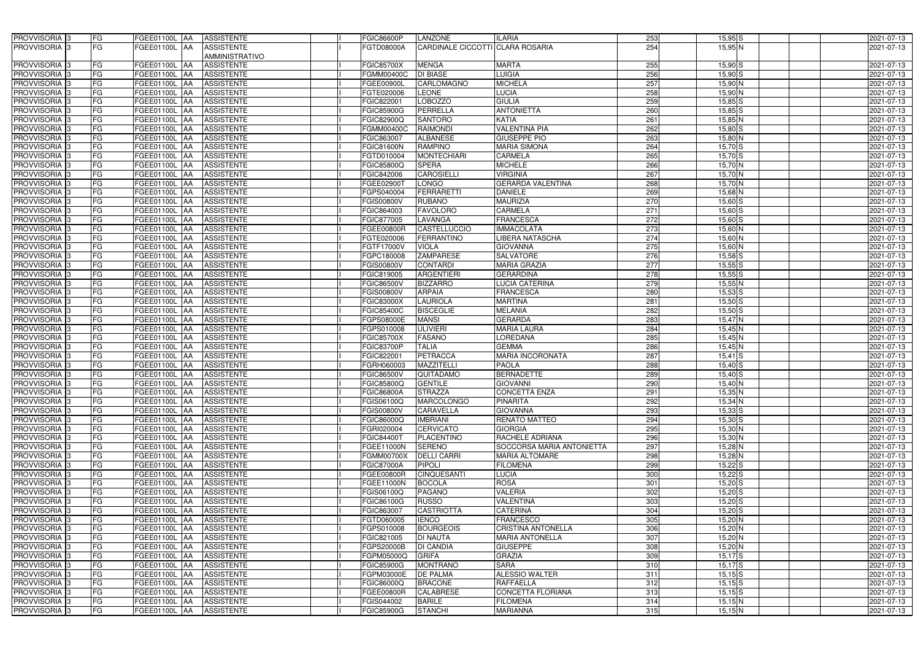| PROVVISORIA | 3 | FG | FGEE01100L | AA | ASSISTENTE | | I | FGIC86600P | LANZONE | ILARIA | 253 | 15,95 | S | | | 2021-07-13 |
|---|---|---|---|---|---|---|---|---|---|---|---|---|---|---|---|---|
| PROVVISORIA | 3 | FG | FGEE01100L | AA | ASSISTENTE AMMINISTRATIVO | | I | FGTD08000A | CARDINALE CICCOTTI | CLARA ROSARIA | 254 | 15,95 | N | | | 2021-07-13 |
| PROVVISORIA | 3 | FG | FGEE01100L | AA | ASSISTENTE | | I | FGIC85700X | MENGA | MARTA | 255 | 15,90 | S | | | 2021-07-13 |
| PROVVISORIA | 3 | FG | FGEE01100L | AA | ASSISTENTE | | I | FGMM00400C | DI BIASE | LUIGIA | 256 | 15,90 | S | | | 2021-07-13 |
| PROVVISORIA | 3 | FG | FGEE01100L | AA | ASSISTENTE | | I | FGEE00900L | CARLOMAGNO | MICHELA | 257 | 15,90 | N | | | 2021-07-13 |
| PROVVISORIA | 3 | FG | FGEE01100L | AA | ASSISTENTE | | I | FGTE020006 | LEONE | LUCIA | 258 | 15,90 | N | | | 2021-07-13 |
| PROVVISORIA | 3 | FG | FGEE01100L | AA | ASSISTENTE | | I | FGIC822001 | LOBOZZO | GIULIA | 259 | 15,85 | S | | | 2021-07-13 |
| PROVVISORIA | 3 | FG | FGEE01100L | AA | ASSISTENTE | | I | FGIC85900G | PERRELLA | ANTONIETTA | 260 | 15,85 | S | | | 2021-07-13 |
| PROVVISORIA | 3 | FG | FGEE01100L | AA | ASSISTENTE | | I | FGIC82900Q | SANTORO | KATIA | 261 | 15,85 | N | | | 2021-07-13 |
| PROVVISORIA | 3 | FG | FGEE01100L | AA | ASSISTENTE | | I | FGMM00400C | RAIMONDI | VALENTINA PIA | 262 | 15,80 | S | | | 2021-07-13 |
| PROVVISORIA | 3 | FG | FGEE01100L | AA | ASSISTENTE | | I | FGIC863007 | ALBANESE | GIUSEPPE PIO | 263 | 15,80 | N | | | 2021-07-13 |
| PROVVISORIA | 3 | FG | FGEE01100L | AA | ASSISTENTE | | I | FGIC81600N | RAMPINO | MARIA SIMONA | 264 | 15,70 | S | | | 2021-07-13 |
| PROVVISORIA | 3 | FG | FGEE01100L | AA | ASSISTENTE | | I | FGTD010004 | MONTECHIARI | CARMELA | 265 | 15,70 | S | | | 2021-07-13 |
| PROVVISORIA | 3 | FG | FGEE01100L | AA | ASSISTENTE | | I | FGIC85800Q | SPERA | MICHELE | 266 | 15,70 | N | | | 2021-07-13 |
| PROVVISORIA | 3 | FG | FGEE01100L | AA | ASSISTENTE | | I | FGIC842006 | CAROSIELLI | VIRGINIA | 267 | 15,70 | N | | | 2021-07-13 |
| PROVVISORIA | 3 | FG | FGEE01100L | AA | ASSISTENTE | | I | FGEE02900T | LONGO | GERARDA VALENTINA | 268 | 15,70 | N | | | 2021-07-13 |
| PROVVISORIA | 3 | FG | FGEE01100L | AA | ASSISTENTE | | I | FGPS040004 | FERRARETTI | DANIELE | 269 | 15,68 | N | | | 2021-07-13 |
| PROVVISORIA | 3 | FG | FGEE01100L | AA | ASSISTENTE | | I | FGIS00800V | RUBANO | MAURIZIA | 270 | 15,60 | S | | | 2021-07-13 |
| PROVVISORIA | 3 | FG | FGEE01100L | AA | ASSISTENTE | | I | FGIC864003 | FAVOLORO | CARMELA | 271 | 15,60 | S | | | 2021-07-13 |
| PROVVISORIA | 3 | FG | FGEE01100L | AA | ASSISTENTE | | I | FGIC877005 | LAVANGA | FRANCESCA | 272 | 15,60 | S | | | 2021-07-13 |
| PROVVISORIA | 3 | FG | FGEE01100L | AA | ASSISTENTE | | I | FGEE00800R | CASTELLUCCIO | IMMACOLATA | 273 | 15,60 | N | | | 2021-07-13 |
| PROVVISORIA | 3 | FG | FGEE01100L | AA | ASSISTENTE | | I | FGTE020006 | FERRANTINO | LIBERA NATASCHA | 274 | 15,60 | N | | | 2021-07-13 |
| PROVVISORIA | 3 | FG | FGEE01100L | AA | ASSISTENTE | | I | FGTF17000V | VIOLA | GIOVANNA | 275 | 15,60 | N | | | 2021-07-13 |
| PROVVISORIA | 3 | FG | FGEE01100L | AA | ASSISTENTE | | I | FGPC180008 | ZAMPARESE | SALVATORE | 276 | 15,58 | S | | | 2021-07-13 |
| PROVVISORIA | 3 | FG | FGEE01100L | AA | ASSISTENTE | | I | FGIS00800V | CONTARDI | MARIA GRAZIA | 277 | 15,55 | S | | | 2021-07-13 |
| PROVVISORIA | 3 | FG | FGEE01100L | AA | ASSISTENTE | | I | FGIC819005 | ARGENTIERI | GERARDINA | 278 | 15,55 | S | | | 2021-07-13 |
| PROVVISORIA | 3 | FG | FGEE01100L | AA | ASSISTENTE | | I | FGIC86500V | BIZZARRO | LUCIA CATERINA | 279 | 15,55 | N | | | 2021-07-13 |
| PROVVISORIA | 3 | FG | FGEE01100L | AA | ASSISTENTE | | I | FGIS00800V | ARPAIA | FRANCESCA | 280 | 15,53 | S | | | 2021-07-13 |
| PROVVISORIA | 3 | FG | FGEE01100L | AA | ASSISTENTE | | I | FGIC83000X | LAURIOLA | MARTINA | 281 | 15,50 | S | | | 2021-07-13 |
| PROVVISORIA | 3 | FG | FGEE01100L | AA | ASSISTENTE | | I | FGIC85400C | BISCEGLIE | MELANIA | 282 | 15,50 | S | | | 2021-07-13 |
| PROVVISORIA | 3 | FG | FGEE01100L | AA | ASSISTENTE | | I | FGPS08000E | MANSI | GERARDA | 283 | 15,47 | N | | | 2021-07-13 |
| PROVVISORIA | 3 | FG | FGEE01100L | AA | ASSISTENTE | | I | FGPS010008 | ULIVIERI | MARIA LAURA | 284 | 15,45 | N | | | 2021-07-13 |
| PROVVISORIA | 3 | FG | FGEE01100L | AA | ASSISTENTE | | I | FGIC85700X | FASANO | LOREDANA | 285 | 15,45 | N | | | 2021-07-13 |
| PROVVISORIA | 3 | FG | FGEE01100L | AA | ASSISTENTE | | I | FGIC83700P | TALIA | GEMMA | 286 | 15,45 | N | | | 2021-07-13 |
| PROVVISORIA | 3 | FG | FGEE01100L | AA | ASSISTENTE | | I | FGIC822001 | PETRACCA | MARIA INCORONATA | 287 | 15,41 | S | | | 2021-07-13 |
| PROVVISORIA | 3 | FG | FGEE01100L | AA | ASSISTENTE | | I | FGRH060003 | MAZZITELLI | PAOLA | 288 | 15,40 | S | | | 2021-07-13 |
| PROVVISORIA | 3 | FG | FGEE01100L | AA | ASSISTENTE | | I | FGIC86500V | QUITADAMO | BERNADETTE | 289 | 15,40 | S | | | 2021-07-13 |
| PROVVISORIA | 3 | FG | FGEE01100L | AA | ASSISTENTE | | I | FGIC85800Q | GENTILE | GIOVANNI | 290 | 15,40 | N | | | 2021-07-13 |
| PROVVISORIA | 3 | FG | FGEE01100L | AA | ASSISTENTE | | I | FGIC86800A | STRAZZA | CONCETTA ENZA | 291 | 15,35 | N | | | 2021-07-13 |
| PROVVISORIA | 3 | FG | FGEE01100L | AA | ASSISTENTE | | I | FGIS06100Q | MARCOLONGO | PINARITA | 292 | 15,34 | N | | | 2021-07-13 |
| PROVVISORIA | 3 | FG | FGEE01100L | AA | ASSISTENTE | | I | FGIS00800V | CARAVELLA | GIOVANNA | 293 | 15,33 | S | | | 2021-07-13 |
| PROVVISORIA | 3 | FG | FGEE01100L | AA | ASSISTENTE | | I | FGIC86000Q | IMBRIANI | RENATO MATTEO | 294 | 15,30 | S | | | 2021-07-13 |
| PROVVISORIA | 3 | FG | FGEE01100L | AA | ASSISTENTE | | I | FGRI020004 | CERVICATO | GIORGIA | 295 | 15,30 | N | | | 2021-07-13 |
| PROVVISORIA | 3 | FG | FGEE01100L | AA | ASSISTENTE | | I | FGIC84400T | PLACENTINO | RACHELE ADRIANA | 296 | 15,30 | N | | | 2021-07-13 |
| PROVVISORIA | 3 | FG | FGEE01100L | AA | ASSISTENTE | | I | FGEE11000N | SERENO | SOCCORSA MARIA ANTONIETTA | 297 | 15,28 | N | | | 2021-07-13 |
| PROVVISORIA | 3 | FG | FGEE01100L | AA | ASSISTENTE | | I | FGMM00700X | DELLI CARRI | MARIA ALTOMARE | 298 | 15,28 | N | | | 2021-07-13 |
| PROVVISORIA | 3 | FG | FGEE01100L | AA | ASSISTENTE | | I | FGIC87000A | PIPOLI | FILOMENA | 299 | 15,22 | S | | | 2021-07-13 |
| PROVVISORIA | 3 | FG | FGEE01100L | AA | ASSISTENTE | | I | FGEE00800R | CINQUESANTI | LUCIA | 300 | 15,22 | S | | | 2021-07-13 |
| PROVVISORIA | 3 | FG | FGEE01100L | AA | ASSISTENTE | | I | FGEE11000N | BOCOLA | ROSA | 301 | 15,20 | S | | | 2021-07-13 |
| PROVVISORIA | 3 | FG | FGEE01100L | AA | ASSISTENTE | | I | FGIS06100Q | PAGANO | VALERIA | 302 | 15,20 | S | | | 2021-07-13 |
| PROVVISORIA | 3 | FG | FGEE01100L | AA | ASSISTENTE | | I | FGIC86100G | RUSSO | VALENTINA | 303 | 15,20 | S | | | 2021-07-13 |
| PROVVISORIA | 3 | FG | FGEE01100L | AA | ASSISTENTE | | I | FGIC863007 | CASTRIOTTA | CATERINA | 304 | 15,20 | S | | | 2021-07-13 |
| PROVVISORIA | 3 | FG | FGEE01100L | AA | ASSISTENTE | | I | FGTD060005 | IENCO | FRANCESCO | 305 | 15,20 | N | | | 2021-07-13 |
| PROVVISORIA | 3 | FG | FGEE01100L | AA | ASSISTENTE | | I | FGPS010008 | BOURGEOIS | CRISTINA ANTONELLA | 306 | 15,20 | N | | | 2021-07-13 |
| PROVVISORIA | 3 | FG | FGEE01100L | AA | ASSISTENTE | | I | FGIC821005 | DI NAUTA | MARIA ANTONELLA | 307 | 15,20 | N | | | 2021-07-13 |
| PROVVISORIA | 3 | FG | FGEE01100L | AA | ASSISTENTE | | I | FGPS20000B | DI CANDIA | GIUSEPPE | 308 | 15,20 | N | | | 2021-07-13 |
| PROVVISORIA | 3 | FG | FGEE01100L | AA | ASSISTENTE | | I | FGPM05000Q | GRIFA | GRAZIA | 309 | 15,17 | S | | | 2021-07-13 |
| PROVVISORIA | 3 | FG | FGEE01100L | AA | ASSISTENTE | | I | FGIC85900G | MONTRANO | SARA | 310 | 15,17 | S | | | 2021-07-13 |
| PROVVISORIA | 3 | FG | FGEE01100L | AA | ASSISTENTE | | I | FGPM03000E | DE PALMA | ALESSIO WALTER | 311 | 15,15 | S | | | 2021-07-13 |
| PROVVISORIA | 3 | FG | FGEE01100L | AA | ASSISTENTE | | I | FGIC86000Q | BRACONE | RAFFAELLA | 312 | 15,15 | S | | | 2021-07-13 |
| PROVVISORIA | 3 | FG | FGEE01100L | AA | ASSISTENTE | | I | FGEE00800R | CALABRESE | CONCETTA FLORIANA | 313 | 15,15 | S | | | 2021-07-13 |
| PROVVISORIA | 3 | FG | FGEE01100L | AA | ASSISTENTE | | I | FGIS044002 | BARILE | FILOMENA | 314 | 15,15 | N | | | 2021-07-13 |
| PROVVISORIA | 3 | FG | FGEE01100L | AA | ASSISTENTE | | I | FGIC85900G | STANCHI | MARIANNA | 315 | 15,15 | N | | | 2021-07-13 |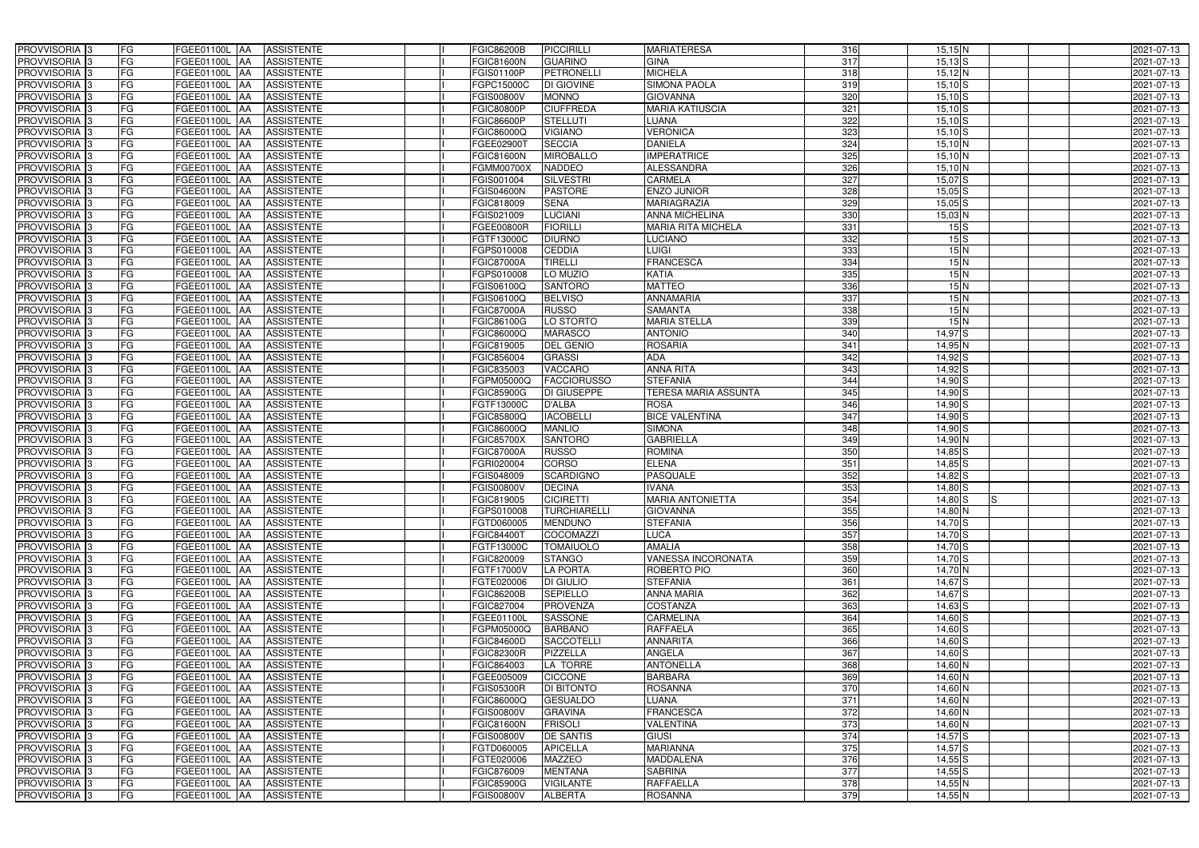| | | | | | | | | | | | | | | | | |
|---|---|---|---|---|---|---|---|---|---|---|---|---|---|---|---|---|
| PROVVISORIA | 3 | FG | FGEE01100L | AA | ASSISTENTE | | I | FGIC86200B | PICCIRILLI | MARIATERESA | 316 | 15,15 | N | | | 2021-07-13 |
| PROVVISORIA | 3 | FG | FGEE01100L | AA | ASSISTENTE | | I | FGIC81600N | GUARINO | GINA | 317 | 15,13 | S | | | 2021-07-13 |
| PROVVISORIA | 3 | FG | FGEE01100L | AA | ASSISTENTE | | I | FGIS01100P | PETRONELLI | MICHELA | 318 | 15,12 | N | | | 2021-07-13 |
| PROVVISORIA | 3 | FG | FGEE01100L | AA | ASSISTENTE | | I | FGPC15000C | DI GIOVINE | SIMONA PAOLA | 319 | 15,10 | S | | | 2021-07-13 |
| PROVVISORIA | 3 | FG | FGEE01100L | AA | ASSISTENTE | | I | FGIS00800V | MONNO | GIOVANNA | 320 | 15,10 | S | | | 2021-07-13 |
| PROVVISORIA | 3 | FG | FGEE01100L | AA | ASSISTENTE | | I | FGIC80800P | CIUFFREDA | MARIA KATIUSCIA | 321 | 15,10 | S | | | 2021-07-13 |
| PROVVISORIA | 3 | FG | FGEE01100L | AA | ASSISTENTE | | I | FGIC86600P | STELLUTI | LUANA | 322 | 15,10 | S | | | 2021-07-13 |
| PROVVISORIA | 3 | FG | FGEE01100L | AA | ASSISTENTE | | I | FGIC86000Q | VIGIANO | VERONICA | 323 | 15,10 | S | | | 2021-07-13 |
| PROVVISORIA | 3 | FG | FGEE01100L | AA | ASSISTENTE | | I | FGEE02900T | SECCIA | DANIELA | 324 | 15,10 | N | | | 2021-07-13 |
| PROVVISORIA | 3 | FG | FGEE01100L | AA | ASSISTENTE | | I | FGIC81600N | MIROBALLO | IMPERATRICE | 325 | 15,10 | N | | | 2021-07-13 |
| PROVVISORIA | 3 | FG | FGEE01100L | AA | ASSISTENTE | | I | FGMM00700X | NADDEO | ALESSANDRA | 326 | 15,10 | N | | | 2021-07-13 |
| PROVVISORIA | 3 | FG | FGEE01100L | AA | ASSISTENTE | | I | FGIS001004 | SILVESTRI | CARMELA | 327 | 15,07 | S | | | 2021-07-13 |
| PROVVISORIA | 3 | FG | FGEE01100L | AA | ASSISTENTE | | I | FGIS04600N | PASTORE | ENZO JUNIOR | 328 | 15,05 | S | | | 2021-07-13 |
| PROVVISORIA | 3 | FG | FGEE01100L | AA | ASSISTENTE | | I | FGIC818009 | SENA | MARIAGRAZIA | 329 | 15,05 | S | | | 2021-07-13 |
| PROVVISORIA | 3 | FG | FGEE01100L | AA | ASSISTENTE | | I | FGIS021009 | LUCIANI | ANNA MICHELINA | 330 | 15,03 | N | | | 2021-07-13 |
| PROVVISORIA | 3 | FG | FGEE01100L | AA | ASSISTENTE | | I | FGEE00800R | FIORILLI | MARIA RITA MICHELA | 331 | 15 | S | | | 2021-07-13 |
| PROVVISORIA | 3 | FG | FGEE01100L | AA | ASSISTENTE | | I | FGTF13000C | DIURNO | LUCIANO | 332 | 15 | S | | | 2021-07-13 |
| PROVVISORIA | 3 | FG | FGEE01100L | AA | ASSISTENTE | | I | FGPS010008 | CEDDIA | LUIGI | 333 | 15 | N | | | 2021-07-13 |
| PROVVISORIA | 3 | FG | FGEE01100L | AA | ASSISTENTE | | I | FGIC87000A | TIRELLI | FRANCESCA | 334 | 15 | N | | | 2021-07-13 |
| PROVVISORIA | 3 | FG | FGEE01100L | AA | ASSISTENTE | | I | FGPS010008 | LO MUZIO | KATIA | 335 | 15 | N | | | 2021-07-13 |
| PROVVISORIA | 3 | FG | FGEE01100L | AA | ASSISTENTE | | I | FGIS06100Q | SANTORO | MATTEO | 336 | 15 | N | | | 2021-07-13 |
| PROVVISORIA | 3 | FG | FGEE01100L | AA | ASSISTENTE | | I | FGIS06100Q | BELVISO | ANNAMARIA | 337 | 15 | N | | | 2021-07-13 |
| PROVVISORIA | 3 | FG | FGEE01100L | AA | ASSISTENTE | | I | FGIC87000A | RUSSO | SAMANTA | 338 | 15 | N | | | 2021-07-13 |
| PROVVISORIA | 3 | FG | FGEE01100L | AA | ASSISTENTE | | I | FGIC86100G | LO STORTO | MARIA STELLA | 339 | 15 | N | | | 2021-07-13 |
| PROVVISORIA | 3 | FG | FGEE01100L | AA | ASSISTENTE | | I | FGIC86000Q | MARASCO | ANTONIO | 340 | 14,97 | S | | | 2021-07-13 |
| PROVVISORIA | 3 | FG | FGEE01100L | AA | ASSISTENTE | | I | FGIC819005 | DEL GENIO | ROSARIA | 341 | 14,95 | N | | | 2021-07-13 |
| PROVVISORIA | 3 | FG | FGEE01100L | AA | ASSISTENTE | | I | FGIC856004 | GRASSI | ADA | 342 | 14,92 | S | | | 2021-07-13 |
| PROVVISORIA | 3 | FG | FGEE01100L | AA | ASSISTENTE | | I | FGIC835003 | VACCARO | ANNA RITA | 343 | 14,92 | S | | | 2021-07-13 |
| PROVVISORIA | 3 | FG | FGEE01100L | AA | ASSISTENTE | | I | FGPM05000Q | FACCIORUSSO | STEFANIA | 344 | 14,90 | S | | | 2021-07-13 |
| PROVVISORIA | 3 | FG | FGEE01100L | AA | ASSISTENTE | | I | FGIC85900G | DI GIUSEPPE | TERESA MARIA ASSUNTA | 345 | 14,90 | S | | | 2021-07-13 |
| PROVVISORIA | 3 | FG | FGEE01100L | AA | ASSISTENTE | | I | FGTF13000C | D'ALBA | ROSA | 346 | 14,90 | S | | | 2021-07-13 |
| PROVVISORIA | 3 | FG | FGEE01100L | AA | ASSISTENTE | | I | FGIC85800Q | IACOBELLI | BICE VALENTINA | 347 | 14,90 | S | | | 2021-07-13 |
| PROVVISORIA | 3 | FG | FGEE01100L | AA | ASSISTENTE | | I | FGIC86000Q | MANLIO | SIMONA | 348 | 14,90 | S | | | 2021-07-13 |
| PROVVISORIA | 3 | FG | FGEE01100L | AA | ASSISTENTE | | I | FGIC85700X | SANTORO | GABRIELLA | 349 | 14,90 | N | | | 2021-07-13 |
| PROVVISORIA | 3 | FG | FGEE01100L | AA | ASSISTENTE | | I | FGIC87000A | RUSSO | ROMINA | 350 | 14,85 | S | | | 2021-07-13 |
| PROVVISORIA | 3 | FG | FGEE01100L | AA | ASSISTENTE | | I | FGRI020004 | CORSO | ELENA | 351 | 14,85 | S | | | 2021-07-13 |
| PROVVISORIA | 3 | FG | FGEE01100L | AA | ASSISTENTE | | I | FGIS048009 | SCARDIGNO | PASQUALE | 352 | 14,82 | S | | | 2021-07-13 |
| PROVVISORIA | 3 | FG | FGEE01100L | AA | ASSISTENTE | | I | FGIS00800V | DECINA | IVANA | 353 | 14,80 | S | | | 2021-07-13 |
| PROVVISORIA | 3 | FG | FGEE01100L | AA | ASSISTENTE | | I | FGIC819005 | CICIRETTI | MARIA ANTONIETTA | 354 | 14,80 | S | S | | 2021-07-13 |
| PROVVISORIA | 3 | FG | FGEE01100L | AA | ASSISTENTE | | I | FGPS010008 | TURCHIARELLI | GIOVANNA | 355 | 14,80 | N | | | 2021-07-13 |
| PROVVISORIA | 3 | FG | FGEE01100L | AA | ASSISTENTE | | I | FGTD060005 | MENDUNO | STEFANIA | 356 | 14,70 | S | | | 2021-07-13 |
| PROVVISORIA | 3 | FG | FGEE01100L | AA | ASSISTENTE | | I | FGIC84400T | COCOMAZZI | LUCA | 357 | 14,70 | S | | | 2021-07-13 |
| PROVVISORIA | 3 | FG | FGEE01100L | AA | ASSISTENTE | | I | FGTF13000C | TOMAIUOLO | AMALIA | 358 | 14,70 | S | | | 2021-07-13 |
| PROVVISORIA | 3 | FG | FGEE01100L | AA | ASSISTENTE | | I | FGIC820009 | STANGO | VANESSA INCORONATA | 359 | 14,70 | S | | | 2021-07-13 |
| PROVVISORIA | 3 | FG | FGEE01100L | AA | ASSISTENTE | | I | FGTF17000V | LA PORTA | ROBERTO PIO | 360 | 14,70 | N | | | 2021-07-13 |
| PROVVISORIA | 3 | FG | FGEE01100L | AA | ASSISTENTE | | I | FGTE020006 | DI GIULIO | STEFANIA | 361 | 14,67 | S | | | 2021-07-13 |
| PROVVISORIA | 3 | FG | FGEE01100L | AA | ASSISTENTE | | I | FGIC86200B | SEPIELLO | ANNA MARIA | 362 | 14,67 | S | | | 2021-07-13 |
| PROVVISORIA | 3 | FG | FGEE01100L | AA | ASSISTENTE | | I | FGIC827004 | PROVENZA | COSTANZA | 363 | 14,63 | S | | | 2021-07-13 |
| PROVVISORIA | 3 | FG | FGEE01100L | AA | ASSISTENTE | | I | FGEE01100L | SASSONE | CARMELINA | 364 | 14,60 | S | | | 2021-07-13 |
| PROVVISORIA | 3 | FG | FGEE01100L | AA | ASSISTENTE | | I | FGPM05000Q | BARBANO | RAFFAELA | 365 | 14,60 | S | | | 2021-07-13 |
| PROVVISORIA | 3 | FG | FGEE01100L | AA | ASSISTENTE | | I | FGIC84600D | SACCOTELLI | ANNARITA | 366 | 14,60 | S | | | 2021-07-13 |
| PROVVISORIA | 3 | FG | FGEE01100L | AA | ASSISTENTE | | I | FGIC82300R | PIZZELLA | ANGELA | 367 | 14,60 | S | | | 2021-07-13 |
| PROVVISORIA | 3 | FG | FGEE01100L | AA | ASSISTENTE | | I | FGIC864003 | LA TORRE | ANTONELLA | 368 | 14,60 | N | | | 2021-07-13 |
| PROVVISORIA | 3 | FG | FGEE01100L | AA | ASSISTENTE | | I | FGEE005009 | CICCONE | BARBARA | 369 | 14,60 | N | | | 2021-07-13 |
| PROVVISORIA | 3 | FG | FGEE01100L | AA | ASSISTENTE | | I | FGIS05300R | DI BITONTO | ROSANNA | 370 | 14,60 | N | | | 2021-07-13 |
| PROVVISORIA | 3 | FG | FGEE01100L | AA | ASSISTENTE | | I | FGIC86000Q | GESUALDO | LUANA | 371 | 14,60 | N | | | 2021-07-13 |
| PROVVISORIA | 3 | FG | FGEE01100L | AA | ASSISTENTE | | I | FGIS00800V | GRAVINA | FRANCESCA | 372 | 14,60 | N | | | 2021-07-13 |
| PROVVISORIA | 3 | FG | FGEE01100L | AA | ASSISTENTE | | I | FGIC81600N | FRISOLI | VALENTINA | 373 | 14,60 | N | | | 2021-07-13 |
| PROVVISORIA | 3 | FG | FGEE01100L | AA | ASSISTENTE | | I | FGIS00800V | DE SANTIS | GIUSI | 374 | 14,57 | S | | | 2021-07-13 |
| PROVVISORIA | 3 | FG | FGEE01100L | AA | ASSISTENTE | | I | FGTD060005 | APICELLA | MARIANNA | 375 | 14,57 | S | | | 2021-07-13 |
| PROVVISORIA | 3 | FG | FGEE01100L | AA | ASSISTENTE | | I | FGTE020006 | MAZZEO | MADDALENA | 376 | 14,55 | S | | | 2021-07-13 |
| PROVVISORIA | 3 | FG | FGEE01100L | AA | ASSISTENTE | | I | FGIC876009 | MENTANA | SABRINA | 377 | 14,55 | S | | | 2021-07-13 |
| PROVVISORIA | 3 | FG | FGEE01100L | AA | ASSISTENTE | | I | FGIC85900G | VIGILANTE | RAFFAELLA | 378 | 14,55 | N | | | 2021-07-13 |
| PROVVISORIA | 3 | FG | FGEE01100L | AA | ASSISTENTE | | I | FGIS00800V | ALBERTA | ROSANNA | 379 | 14,55 | N | | | 2021-07-13 |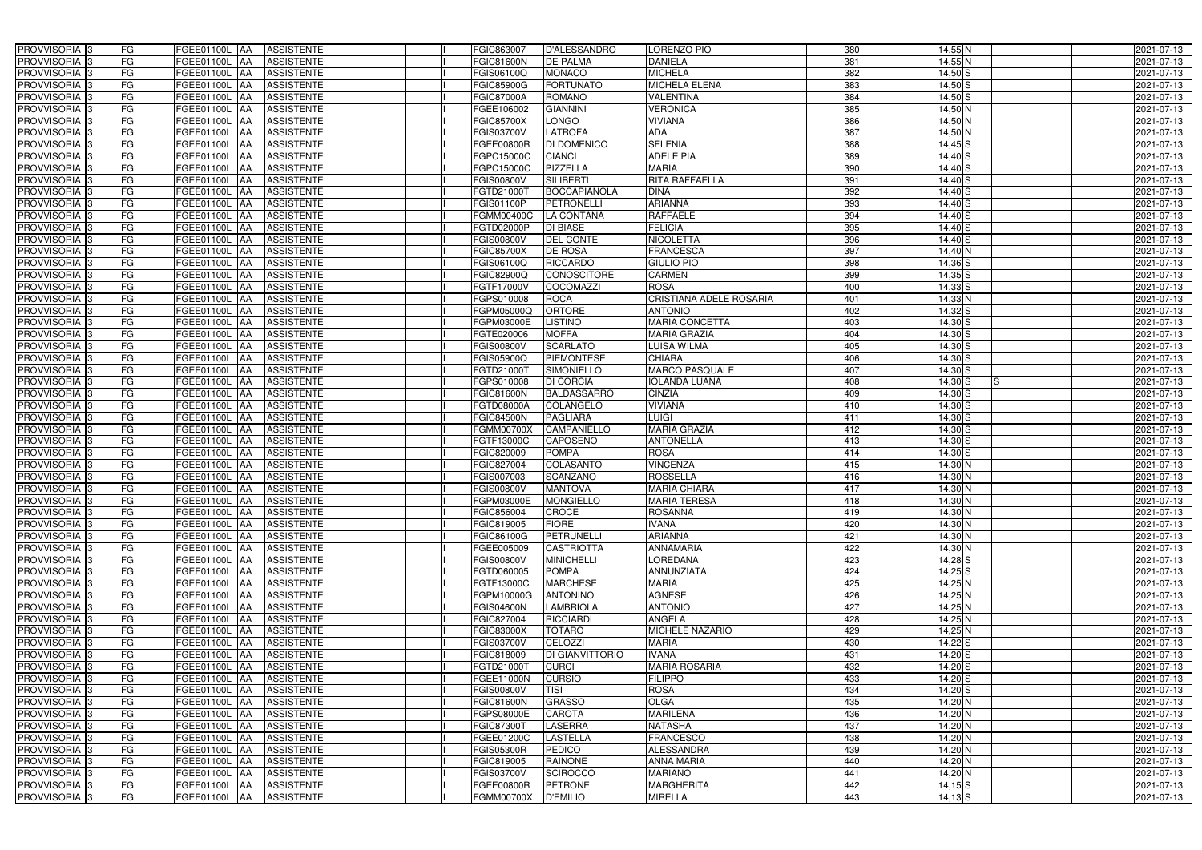| PROVVISORIA | 3 | FG | FGEE01100L | AA | ASSISTENTE | | I | FGIC863007 | D'ALESSANDRO | LORENZO PIO | 380 | 14,55 | N | | | | 2021-07-13 |
|---|---|---|---|---|---|---|---|---|---|---|---|---|---|---|---|---|---|
| PROVVISORIA | 3 | FG | FGEE01100L | AA | ASSISTENTE | | I | FGIC81600N | DE PALMA | DANIELA | 381 | 14,55 | N | | | | 2021-07-13 |
| PROVVISORIA | 3 | FG | FGEE01100L | AA | ASSISTENTE | | I | FGIS06100Q | MONACO | MICHELA | 382 | 14,50 | S | | | | 2021-07-13 |
| PROVVISORIA | 3 | FG | FGEE01100L | AA | ASSISTENTE | | I | FGIC85900G | FORTUNATO | MICHELA ELENA | 383 | 14,50 | S | | | | 2021-07-13 |
| PROVVISORIA | 3 | FG | FGEE01100L | AA | ASSISTENTE | | I | FGIC87000A | ROMANO | VALENTINA | 384 | 14,50 | S | | | | 2021-07-13 |
| PROVVISORIA | 3 | FG | FGEE01100L | AA | ASSISTENTE | | I | FGEE106002 | GIANNINI | VERONICA | 385 | 14,50 | N | | | | 2021-07-13 |
| PROVVISORIA | 3 | FG | FGEE01100L | AA | ASSISTENTE | | I | FGIC85700X | LONGO | VIVIANA | 386 | 14,50 | N | | | | 2021-07-13 |
| PROVVISORIA | 3 | FG | FGEE01100L | AA | ASSISTENTE | | I | FGIS03700V | LATROFA | ADA | 387 | 14,50 | N | | | | 2021-07-13 |
| PROVVISORIA | 3 | FG | FGEE01100L | AA | ASSISTENTE | | I | FGEE00800R | DI DOMENICO | SELENIA | 388 | 14,45 | S | | | | 2021-07-13 |
| PROVVISORIA | 3 | FG | FGEE01100L | AA | ASSISTENTE | | I | FGPC15000C | CIANCI | ADELE PIA | 389 | 14,40 | S | | | | 2021-07-13 |
| PROVVISORIA | 3 | FG | FGEE01100L | AA | ASSISTENTE | | I | FGPC15000C | PIZZELLA | MARIA | 390 | 14,40 | S | | | | 2021-07-13 |
| PROVVISORIA | 3 | FG | FGEE01100L | AA | ASSISTENTE | | I | FGIS00800V | SILIBERTI | RITA RAFFAELLA | 391 | 14,40 | S | | | | 2021-07-13 |
| PROVVISORIA | 3 | FG | FGEE01100L | AA | ASSISTENTE | | I | FGTD21000T | BOCCAPIANOLA | DINA | 392 | 14,40 | S | | | | 2021-07-13 |
| PROVVISORIA | 3 | FG | FGEE01100L | AA | ASSISTENTE | | I | FGIS01100P | PETRONELLI | ARIANNA | 393 | 14,40 | S | | | | 2021-07-13 |
| PROVVISORIA | 3 | FG | FGEE01100L | AA | ASSISTENTE | | I | FGMM00400C | LA CONTANA | RAFFAELE | 394 | 14,40 | S | | | | 2021-07-13 |
| PROVVISORIA | 3 | FG | FGEE01100L | AA | ASSISTENTE | | I | FGTD02000P | DI BIASE | FELICIA | 395 | 14,40 | S | | | | 2021-07-13 |
| PROVVISORIA | 3 | FG | FGEE01100L | AA | ASSISTENTE | | I | FGIS00800V | DEL CONTE | NICOLETTA | 396 | 14,40 | S | | | | 2021-07-13 |
| PROVVISORIA | 3 | FG | FGEE01100L | AA | ASSISTENTE | | I | FGIC85700X | DE ROSA | FRANCESCA | 397 | 14,40 | N | | | | 2021-07-13 |
| PROVVISORIA | 3 | FG | FGEE01100L | AA | ASSISTENTE | | I | FGIS06100Q | RICCARDO | GIULIO PIO | 398 | 14,36 | S | | | | 2021-07-13 |
| PROVVISORIA | 3 | FG | FGEE01100L | AA | ASSISTENTE | | I | FGIC82900Q | CONOSCITORE | CARMEN | 399 | 14,35 | S | | | | 2021-07-13 |
| PROVVISORIA | 3 | FG | FGEE01100L | AA | ASSISTENTE | | I | FGTF17000V | COCOMAZZI | ROSA | 400 | 14,33 | S | | | | 2021-07-13 |
| PROVVISORIA | 3 | FG | FGEE01100L | AA | ASSISTENTE | | I | FGPS010008 | ROCA | CRISTIANA ADELE ROSARIA | 401 | 14,33 | N | | | | 2021-07-13 |
| PROVVISORIA | 3 | FG | FGEE01100L | AA | ASSISTENTE | | I | FGPM05000Q | ORTORE | ANTONIO | 402 | 14,32 | S | | | | 2021-07-13 |
| PROVVISORIA | 3 | FG | FGEE01100L | AA | ASSISTENTE | | I | FGPM03000E | LISTINO | MARIA CONCETTA | 403 | 14,30 | S | | | | 2021-07-13 |
| PROVVISORIA | 3 | FG | FGEE01100L | AA | ASSISTENTE | | I | FGTE020006 | MOFFA | MARIA GRAZIA | 404 | 14,30 | S | | | | 2021-07-13 |
| PROVVISORIA | 3 | FG | FGEE01100L | AA | ASSISTENTE | | I | FGIS00800V | SCARLATO | LUISA WILMA | 405 | 14,30 | S | | | | 2021-07-13 |
| PROVVISORIA | 3 | FG | FGEE01100L | AA | ASSISTENTE | | I | FGIS05900Q | PIEMONTESE | CHIARA | 406 | 14,30 | S | | | | 2021-07-13 |
| PROVVISORIA | 3 | FG | FGEE01100L | AA | ASSISTENTE | | I | FGTD21000T | SIMONIELLO | MARCO PASQUALE | 407 | 14,30 | S | | | | 2021-07-13 |
| PROVVISORIA | 3 | FG | FGEE01100L | AA | ASSISTENTE | | I | FGPS010008 | DI CORCIA | IOLANDA LUANA | 408 | 14,30 | S | S | | | 2021-07-13 |
| PROVVISORIA | 3 | FG | FGEE01100L | AA | ASSISTENTE | | I | FGIC81600N | BALDASSARRO | CINZIA | 409 | 14,30 | S | | | | 2021-07-13 |
| PROVVISORIA | 3 | FG | FGEE01100L | AA | ASSISTENTE | | I | FGTD08000A | COLANGELO | VIVIANA | 410 | 14,30 | S | | | | 2021-07-13 |
| PROVVISORIA | 3 | FG | FGEE01100L | AA | ASSISTENTE | | I | FGIC84500N | PAGLIARA | LUIGI | 411 | 14,30 | S | | | | 2021-07-13 |
| PROVVISORIA | 3 | FG | FGEE01100L | AA | ASSISTENTE | | I | FGMM00700X | CAMPANIELLO | MARIA GRAZIA | 412 | 14,30 | S | | | | 2021-07-13 |
| PROVVISORIA | 3 | FG | FGEE01100L | AA | ASSISTENTE | | I | FGTF13000C | CAPOSENO | ANTONELLA | 413 | 14,30 | S | | | | 2021-07-13 |
| PROVVISORIA | 3 | FG | FGEE01100L | AA | ASSISTENTE | | I | FGIC820009 | POMPA | ROSA | 414 | 14,30 | S | | | | 2021-07-13 |
| PROVVISORIA | 3 | FG | FGEE01100L | AA | ASSISTENTE | | I | FGIC827004 | COLASANTO | VINCENZA | 415 | 14,30 | N | | | | 2021-07-13 |
| PROVVISORIA | 3 | FG | FGEE01100L | AA | ASSISTENTE | | I | FGIS007003 | SCANZANO | ROSSELLA | 416 | 14,30 | N | | | | 2021-07-13 |
| PROVVISORIA | 3 | FG | FGEE01100L | AA | ASSISTENTE | | I | FGIS00800V | MANTOVA | MARIA CHIARA | 417 | 14,30 | N | | | | 2021-07-13 |
| PROVVISORIA | 3 | FG | FGEE01100L | AA | ASSISTENTE | | I | FGPM03000E | MONGIELLO | MARIA TERESA | 418 | 14,30 | N | | | | 2021-07-13 |
| PROVVISORIA | 3 | FG | FGEE01100L | AA | ASSISTENTE | | I | FGIC856004 | CROCE | ROSANNA | 419 | 14,30 | N | | | | 2021-07-13 |
| PROVVISORIA | 3 | FG | FGEE01100L | AA | ASSISTENTE | | I | FGIC819005 | FIORE | IVANA | 420 | 14,30 | N | | | | 2021-07-13 |
| PROVVISORIA | 3 | FG | FGEE01100L | AA | ASSISTENTE | | I | FGIC86100G | PETRUNELLI | ARIANNA | 421 | 14,30 | N | | | | 2021-07-13 |
| PROVVISORIA | 3 | FG | FGEE01100L | AA | ASSISTENTE | | I | FGEE005009 | CASTRIOTTA | ANNAMARIA | 422 | 14,30 | N | | | | 2021-07-13 |
| PROVVISORIA | 3 | FG | FGEE01100L | AA | ASSISTENTE | | I | FGIS00800V | MINICHELLI | LOREDANA | 423 | 14,28 | S | | | | 2021-07-13 |
| PROVVISORIA | 3 | FG | FGEE01100L | AA | ASSISTENTE | | I | FGTD060005 | POMPA | ANNUNZIATA | 424 | 14,25 | S | | | | 2021-07-13 |
| PROVVISORIA | 3 | FG | FGEE01100L | AA | ASSISTENTE | | I | FGTF13000C | MARCHESE | MARIA | 425 | 14,25 | N | | | | 2021-07-13 |
| PROVVISORIA | 3 | FG | FGEE01100L | AA | ASSISTENTE | | I | FGPM10000G | ANTONINO | AGNESE | 426 | 14,25 | N | | | | 2021-07-13 |
| PROVVISORIA | 3 | FG | FGEE01100L | AA | ASSISTENTE | | I | FGIS04600N | LAMBRIOLA | ANTONIO | 427 | 14,25 | N | | | | 2021-07-13 |
| PROVVISORIA | 3 | FG | FGEE01100L | AA | ASSISTENTE | | I | FGIC827004 | RICCIARDI | ANGELA | 428 | 14,25 | N | | | | 2021-07-13 |
| PROVVISORIA | 3 | FG | FGEE01100L | AA | ASSISTENTE | | I | FGIC83000X | TOTARO | MICHELE NAZARIO | 429 | 14,25 | N | | | | 2021-07-13 |
| PROVVISORIA | 3 | FG | FGEE01100L | AA | ASSISTENTE | | I | FGIS03700V | CELOZZI | MARIA | 430 | 14,22 | S | | | | 2021-07-13 |
| PROVVISORIA | 3 | FG | FGEE01100L | AA | ASSISTENTE | | I | FGIC818009 | DI GIANVITTORIO | IVANA | 431 | 14,20 | S | | | | 2021-07-13 |
| PROVVISORIA | 3 | FG | FGEE01100L | AA | ASSISTENTE | | I | FGTD21000T | CURCI | MARIA ROSARIA | 432 | 14,20 | S | | | | 2021-07-13 |
| PROVVISORIA | 3 | FG | FGEE01100L | AA | ASSISTENTE | | I | FGEE11000N | CURSIO | FILIPPO | 433 | 14,20 | S | | | | 2021-07-13 |
| PROVVISORIA | 3 | FG | FGEE01100L | AA | ASSISTENTE | | I | FGIS00800V | TISI | ROSA | 434 | 14,20 | S | | | | 2021-07-13 |
| PROVVISORIA | 3 | FG | FGEE01100L | AA | ASSISTENTE | | I | FGIC81600N | GRASSO | OLGA | 435 | 14,20 | N | | | | 2021-07-13 |
| PROVVISORIA | 3 | FG | FGEE01100L | AA | ASSISTENTE | | I | FGPS08000E | CAROTA | MARILENA | 436 | 14,20 | N | | | | 2021-07-13 |
| PROVVISORIA | 3 | FG | FGEE01100L | AA | ASSISTENTE | | I | FGIC87300T | LASERRA | NATASHA | 437 | 14,20 | N | | | | 2021-07-13 |
| PROVVISORIA | 3 | FG | FGEE01100L | AA | ASSISTENTE | | I | FGEE01200C | LASTELLA | FRANCESCO | 438 | 14,20 | N | | | | 2021-07-13 |
| PROVVISORIA | 3 | FG | FGEE01100L | AA | ASSISTENTE | | I | FGIS05300R | PEDICO | ALESSANDRA | 439 | 14,20 | N | | | | 2021-07-13 |
| PROVVISORIA | 3 | FG | FGEE01100L | AA | ASSISTENTE | | I | FGIC819005 | RAINONE | ANNA MARIA | 440 | 14,20 | N | | | | 2021-07-13 |
| PROVVISORIA | 3 | FG | FGEE01100L | AA | ASSISTENTE | | I | FGIS03700V | SCIROCCO | MARIANO | 441 | 14,20 | N | | | | 2021-07-13 |
| PROVVISORIA | 3 | FG | FGEE01100L | AA | ASSISTENTE | | I | FGEE00800R | PETRONE | MARGHERITA | 442 | 14,15 | S | | | | 2021-07-13 |
| PROVVISORIA | 3 | FG | FGEE01100L | AA | ASSISTENTE | | I | FGMM00700X | D'EMILIO | MIRELLA | 443 | 14,13 | S | | | | 2021-07-13 |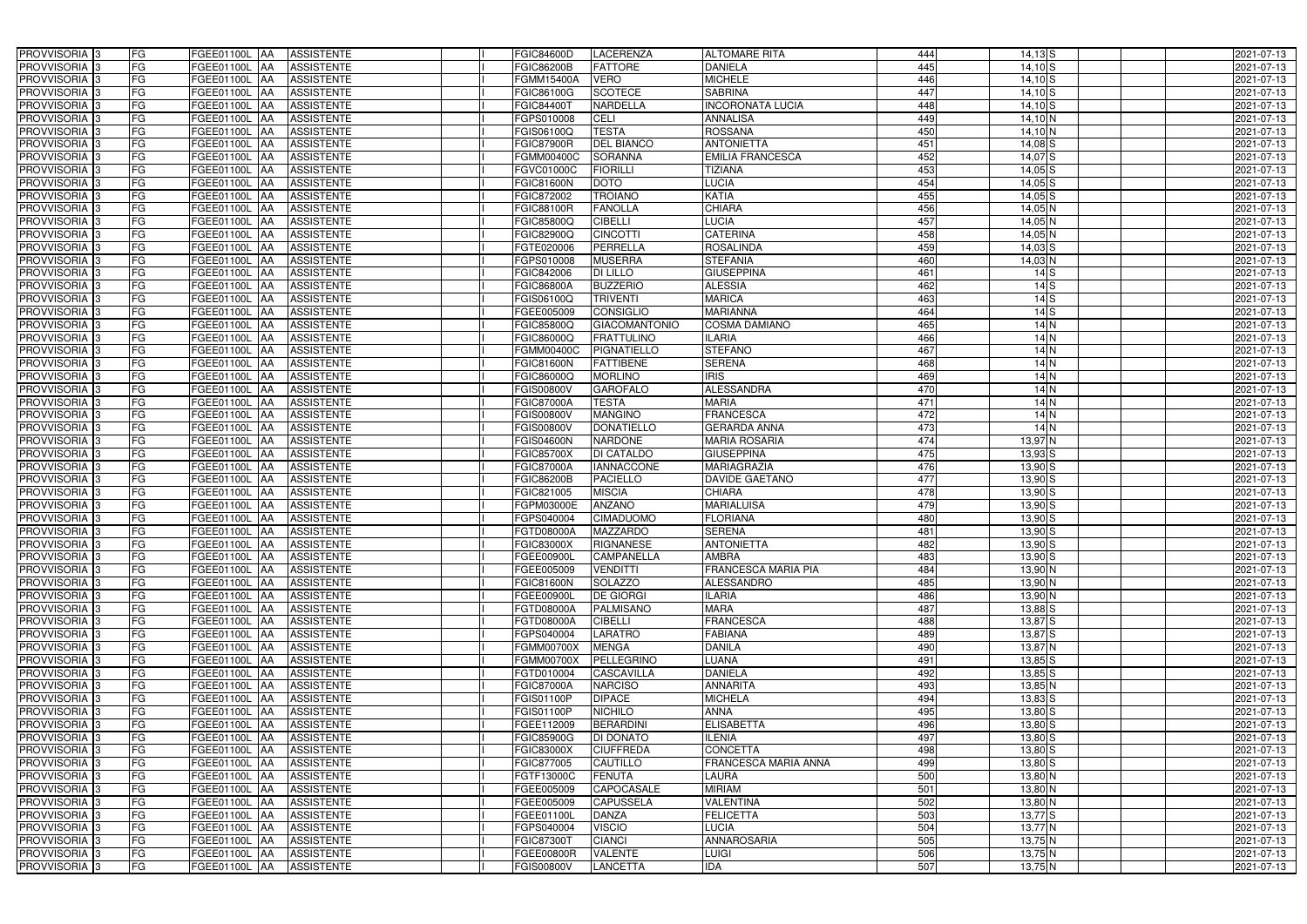| PROVVISORIA | 3 | FG | FGEE01100L | AA | ASSISTENTE | | I | FGIC84600D | LACERENZA | ALTOMARE RITA | 444 | 14,13 | S | | | 2021-07-13 |
|---|---|---|---|---|---|---|---|---|---|---|---|---|---|---|---|---|
| PROVVISORIA | 3 | FG | FGEE01100L | AA | ASSISTENTE | | I | FGIC86200B | FATTORE | DANIELA | 445 | 14,10 | S | | | 2021-07-13 |
| PROVVISORIA | 3 | FG | FGEE01100L | AA | ASSISTENTE | | I | FGMM15400A | VERO | MICHELE | 446 | 14,10 | S | | | 2021-07-13 |
| PROVVISORIA | 3 | FG | FGEE01100L | AA | ASSISTENTE | | I | FGIC86100G | SCOTECE | SABRINA | 447 | 14,10 | S | | | 2021-07-13 |
| PROVVISORIA | 3 | FG | FGEE01100L | AA | ASSISTENTE | | I | FGIC84400T | NARDELLA | INCORONATA LUCIA | 448 | 14,10 | S | | | 2021-07-13 |
| PROVVISORIA | 3 | FG | FGEE01100L | AA | ASSISTENTE | | I | FGPS010008 | CELI | ANNALISA | 449 | 14,10 | N | | | 2021-07-13 |
| PROVVISORIA | 3 | FG | FGEE01100L | AA | ASSISTENTE | | I | FGIS06100Q | TESTA | ROSSANA | 450 | 14,10 | N | | | 2021-07-13 |
| PROVVISORIA | 3 | FG | FGEE01100L | AA | ASSISTENTE | | I | FGIC87900R | DEL BIANCO | ANTONIETTA | 451 | 14,08 | S | | | 2021-07-13 |
| PROVVISORIA | 3 | FG | FGEE01100L | AA | ASSISTENTE | | I | FGMM00400C | SORANNA | EMILIA FRANCESCA | 452 | 14,07 | S | | | 2021-07-13 |
| PROVVISORIA | 3 | FG | FGEE01100L | AA | ASSISTENTE | | I | FGVC01000C | FIORILLI | TIZIANA | 453 | 14,05 | S | | | 2021-07-13 |
| PROVVISORIA | 3 | FG | FGEE01100L | AA | ASSISTENTE | | I | FGIC81600N | DOTO | LUCIA | 454 | 14,05 | S | | | 2021-07-13 |
| PROVVISORIA | 3 | FG | FGEE01100L | AA | ASSISTENTE | | I | FGIC872002 | TROIANO | KATIA | 455 | 14,05 | S | | | 2021-07-13 |
| PROVVISORIA | 3 | FG | FGEE01100L | AA | ASSISTENTE | | I | FGIC88100R | FANOLLA | CHIARA | 456 | 14,05 | N | | | 2021-07-13 |
| PROVVISORIA | 3 | FG | FGEE01100L | AA | ASSISTENTE | | I | FGIC85800Q | CIBELLI | LUCIA | 457 | 14,05 | N | | | 2021-07-13 |
| PROVVISORIA | 3 | FG | FGEE01100L | AA | ASSISTENTE | | I | FGIC82900Q | CINCOTTI | CATERINA | 458 | 14,05 | N | | | 2021-07-13 |
| PROVVISORIA | 3 | FG | FGEE01100L | AA | ASSISTENTE | | I | FGTE020006 | PERRELLA | ROSALINDA | 459 | 14,03 | S | | | 2021-07-13 |
| PROVVISORIA | 3 | FG | FGEE01100L | AA | ASSISTENTE | | I | FGPS010008 | MUSERRA | STEFANIA | 460 | 14,03 | N | | | 2021-07-13 |
| PROVVISORIA | 3 | FG | FGEE01100L | AA | ASSISTENTE | | I | FGIC842006 | DI LILLO | GIUSEPPINA | 461 | 14 | S | | | 2021-07-13 |
| PROVVISORIA | 3 | FG | FGEE01100L | AA | ASSISTENTE | | I | FGIC86800A | BUZZERIO | ALESSIA | 462 | 14 | S | | | 2021-07-13 |
| PROVVISORIA | 3 | FG | FGEE01100L | AA | ASSISTENTE | | I | FGIS06100Q | TRIVENTI | MARICA | 463 | 14 | S | | | 2021-07-13 |
| PROVVISORIA | 3 | FG | FGEE01100L | AA | ASSISTENTE | | I | FGEE005009 | CONSIGLIO | MARIANNA | 464 | 14 | S | | | 2021-07-13 |
| PROVVISORIA | 3 | FG | FGEE01100L | AA | ASSISTENTE | | I | FGIC85800Q | GIACOMANTONIO | COSMA DAMIANO | 465 | 14 | N | | | 2021-07-13 |
| PROVVISORIA | 3 | FG | FGEE01100L | AA | ASSISTENTE | | I | FGIC86000Q | FRATTULINO | ILARIA | 466 | 14 | N | | | 2021-07-13 |
| PROVVISORIA | 3 | FG | FGEE01100L | AA | ASSISTENTE | | I | FGMM00400C | PIGNATIELLO | STEFANO | 467 | 14 | N | | | 2021-07-13 |
| PROVVISORIA | 3 | FG | FGEE01100L | AA | ASSISTENTE | | I | FGIC81600N | FATTIBENE | SERENA | 468 | 14 | N | | | 2021-07-13 |
| PROVVISORIA | 3 | FG | FGEE01100L | AA | ASSISTENTE | | I | FGIC86000Q | MORLINO | IRIS | 469 | 14 | N | | | 2021-07-13 |
| PROVVISORIA | 3 | FG | FGEE01100L | AA | ASSISTENTE | | I | FGIS00800V | GAROFALO | ALESSANDRA | 470 | 14 | N | | | 2021-07-13 |
| PROVVISORIA | 3 | FG | FGEE01100L | AA | ASSISTENTE | | I | FGIC87000A | TESTA | MARIA | 471 | 14 | N | | | 2021-07-13 |
| PROVVISORIA | 3 | FG | FGEE01100L | AA | ASSISTENTE | | I | FGIS00800V | MANGINO | FRANCESCA | 472 | 14 | N | | | 2021-07-13 |
| PROVVISORIA | 3 | FG | FGEE01100L | AA | ASSISTENTE | | I | FGIS00800V | DONATIELLO | GERARDA ANNA | 473 | 14 | N | | | 2021-07-13 |
| PROVVISORIA | 3 | FG | FGEE01100L | AA | ASSISTENTE | | I | FGIS04600N | NARDONE | MARIA ROSARIA | 474 | 13,97 | N | | | 2021-07-13 |
| PROVVISORIA | 3 | FG | FGEE01100L | AA | ASSISTENTE | | I | FGIC85700X | DI CATALDO | GIUSEPPINA | 475 | 13,93 | S | | | 2021-07-13 |
| PROVVISORIA | 3 | FG | FGEE01100L | AA | ASSISTENTE | | I | FGIC87000A | IANNACCONE | MARIAGRAZIA | 476 | 13,90 | S | | | 2021-07-13 |
| PROVVISORIA | 3 | FG | FGEE01100L | AA | ASSISTENTE | | I | FGIC86200B | PACIELLO | DAVIDE GAETANO | 477 | 13,90 | S | | | 2021-07-13 |
| PROVVISORIA | 3 | FG | FGEE01100L | AA | ASSISTENTE | | I | FGIC821005 | MISCIA | CHIARA | 478 | 13,90 | S | | | 2021-07-13 |
| PROVVISORIA | 3 | FG | FGEE01100L | AA | ASSISTENTE | | I | FGPM03000E | ANZANO | MARIALUISA | 479 | 13,90 | S | | | 2021-07-13 |
| PROVVISORIA | 3 | FG | FGEE01100L | AA | ASSISTENTE | | I | FGPS040004 | CIMADUOMO | FLORIANA | 480 | 13,90 | S | | | 2021-07-13 |
| PROVVISORIA | 3 | FG | FGEE01100L | AA | ASSISTENTE | | I | FGTD08000A | MAZZARDO | SERENA | 481 | 13,90 | S | | | 2021-07-13 |
| PROVVISORIA | 3 | FG | FGEE01100L | AA | ASSISTENTE | | I | FGIC83000X | RIGNANESE | ANTONIETTA | 482 | 13,90 | S | | | 2021-07-13 |
| PROVVISORIA | 3 | FG | FGEE01100L | AA | ASSISTENTE | | I | FGEE00900L | CAMPANELLA | AMBRA | 483 | 13,90 | S | | | 2021-07-13 |
| PROVVISORIA | 3 | FG | FGEE01100L | AA | ASSISTENTE | | I | FGEE005009 | VENDITTI | FRANCESCA MARIA PIA | 484 | 13,90 | N | | | 2021-07-13 |
| PROVVISORIA | 3 | FG | FGEE01100L | AA | ASSISTENTE | | I | FGIC81600N | SOLAZZO | ALESSANDRO | 485 | 13,90 | N | | | 2021-07-13 |
| PROVVISORIA | 3 | FG | FGEE01100L | AA | ASSISTENTE | | I | FGEE00900L | DE GIORGI | ILARIA | 486 | 13,90 | N | | | 2021-07-13 |
| PROVVISORIA | 3 | FG | FGEE01100L | AA | ASSISTENTE | | I | FGTD08000A | PALMISANO | MARA | 487 | 13,88 | S | | | 2021-07-13 |
| PROVVISORIA | 3 | FG | FGEE01100L | AA | ASSISTENTE | | I | FGTD08000A | CIBELLI | FRANCESCA | 488 | 13,87 | S | | | 2021-07-13 |
| PROVVISORIA | 3 | FG | FGEE01100L | AA | ASSISTENTE | | I | FGPS040004 | LARATRO | FABIANA | 489 | 13,87 | S | | | 2021-07-13 |
| PROVVISORIA | 3 | FG | FGEE01100L | AA | ASSISTENTE | | I | FGMM00700X | MENGA | DANILA | 490 | 13,87 | N | | | 2021-07-13 |
| PROVVISORIA | 3 | FG | FGEE01100L | AA | ASSISTENTE | | I | FGMM00700X | PELLEGRINO | LUANA | 491 | 13,85 | S | | | 2021-07-13 |
| PROVVISORIA | 3 | FG | FGEE01100L | AA | ASSISTENTE | | I | FGTD010004 | CASCAVILLA | DANIELA | 492 | 13,85 | S | | | 2021-07-13 |
| PROVVISORIA | 3 | FG | FGEE01100L | AA | ASSISTENTE | | I | FGIC87000A | NARCISO | ANNARITA | 493 | 13,85 | N | | | 2021-07-13 |
| PROVVISORIA | 3 | FG | FGEE01100L | AA | ASSISTENTE | | I | FGIS01100P | DIPACE | MICHELA | 494 | 13,83 | S | | | 2021-07-13 |
| PROVVISORIA | 3 | FG | FGEE01100L | AA | ASSISTENTE | | I | FGIS01100P | NICHILO | ANNA | 495 | 13,80 | S | | | 2021-07-13 |
| PROVVISORIA | 3 | FG | FGEE01100L | AA | ASSISTENTE | | I | FGEE112009 | BERARDINI | ELISABETTA | 496 | 13,80 | S | | | 2021-07-13 |
| PROVVISORIA | 3 | FG | FGEE01100L | AA | ASSISTENTE | | I | FGIC85900G | DI DONATO | ILENIA | 497 | 13,80 | S | | | 2021-07-13 |
| PROVVISORIA | 3 | FG | FGEE01100L | AA | ASSISTENTE | | I | FGIC83000X | CIUFFREDA | CONCETTA | 498 | 13,80 | S | | | 2021-07-13 |
| PROVVISORIA | 3 | FG | FGEE01100L | AA | ASSISTENTE | | I | FGIC877005 | CAUTILLO | FRANCESCA MARIA ANNA | 499 | 13,80 | S | | | 2021-07-13 |
| PROVVISORIA | 3 | FG | FGEE01100L | AA | ASSISTENTE | | I | FGTF13000C | FENUTA | LAURA | 500 | 13,80 | N | | | 2021-07-13 |
| PROVVISORIA | 3 | FG | FGEE01100L | AA | ASSISTENTE | | I | FGEE005009 | CAPOCASALE | MIRIAM | 501 | 13,80 | N | | | 2021-07-13 |
| PROVVISORIA | 3 | FG | FGEE01100L | AA | ASSISTENTE | | I | FGEE005009 | CAPUSSELA | VALENTINA | 502 | 13,80 | N | | | 2021-07-13 |
| PROVVISORIA | 3 | FG | FGEE01100L | AA | ASSISTENTE | | I | FGEE01100L | DANZA | FELICETTA | 503 | 13,77 | S | | | 2021-07-13 |
| PROVVISORIA | 3 | FG | FGEE01100L | AA | ASSISTENTE | | I | FGPS040004 | VISCIO | LUCIA | 504 | 13,77 | N | | | 2021-07-13 |
| PROVVISORIA | 3 | FG | FGEE01100L | AA | ASSISTENTE | | I | FGIC87300T | CIANCI | ANNAROSARIA | 505 | 13,75 | N | | | 2021-07-13 |
| PROVVISORIA | 3 | FG | FGEE01100L | AA | ASSISTENTE | | I | FGEE00800R | VALENTE | LUIGI | 506 | 13,75 | N | | | 2021-07-13 |
| PROVVISORIA | 3 | FG | FGEE01100L | AA | ASSISTENTE | | I | FGIS00800V | LANCETTA | IDA | 507 | 13,75 | N | | | 2021-07-13 |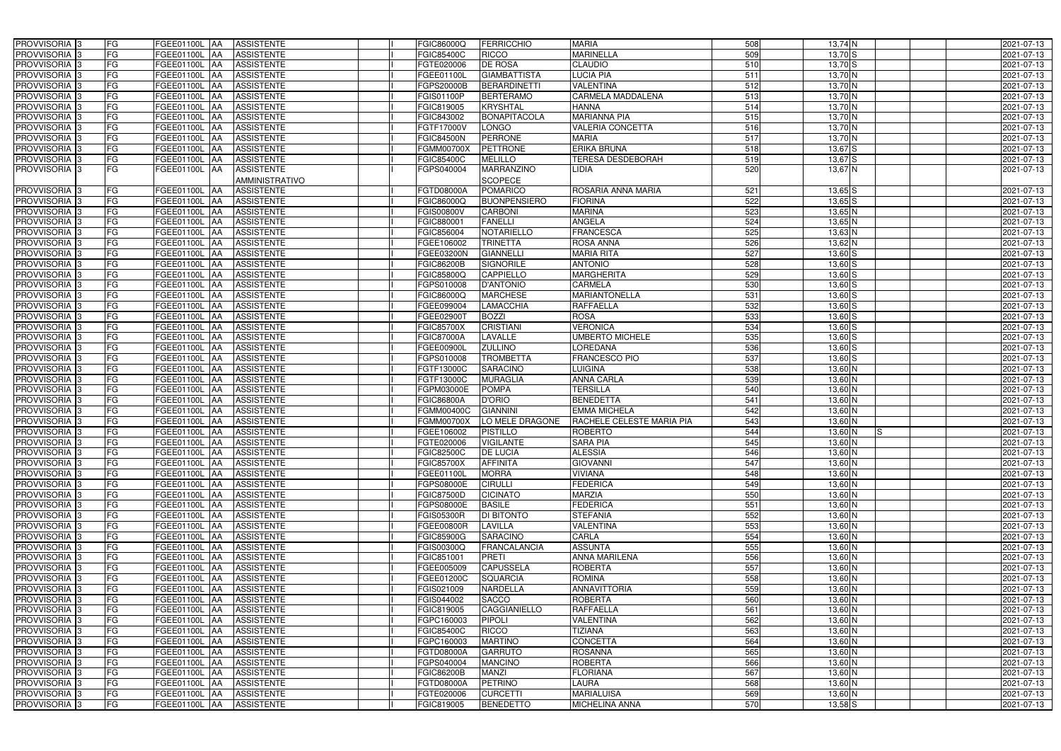| PROVVISORIA | 3 | FG | FGEE01100L | AA | ASSISTENTE | | I | FGIC86000Q | FERRICCHIO | MARIA | 508 | 13,74 | N | | | | 2021-07-13 |
|---|---|---|---|---|---|---|---|---|---|---|---|---|---|---|---|---|---|
| PROVVISORIA | 3 | FG | FGEE01100L | AA | ASSISTENTE | | I | FGIC85400C | RICCO | MARINELLA | 509 | 13,70 | S | | | | 2021-07-13 |
| PROVVISORIA | 3 | FG | FGEE01100L | AA | ASSISTENTE | | I | FGTE020006 | DE ROSA | CLAUDIO | 510 | 13,70 | S | | | | 2021-07-13 |
| PROVVISORIA | 3 | FG | FGEE01100L | AA | ASSISTENTE | | I | FGEE01100L | GIAMBATTISTA | LUCIA PIA | 511 | 13,70 | N | | | | 2021-07-13 |
| PROVVISORIA | 3 | FG | FGEE01100L | AA | ASSISTENTE | | I | FGPS20000B | BERARDINETTI | VALENTINA | 512 | 13,70 | N | | | | 2021-07-13 |
| PROVVISORIA | 3 | FG | FGEE01100L | AA | ASSISTENTE | | I | FGIS01100P | BERTERAMO | CARMELA MADDALENA | 513 | 13,70 | N | | | | 2021-07-13 |
| PROVVISORIA | 3 | FG | FGEE01100L | AA | ASSISTENTE | | I | FGIC819005 | KRYSHTAL | HANNA | 514 | 13,70 | N | | | | 2021-07-13 |
| PROVVISORIA | 3 | FG | FGEE01100L | AA | ASSISTENTE | | I | FGIC843002 | BONAPITACOLA | MARIANNA PIA | 515 | 13,70 | N | | | | 2021-07-13 |
| PROVVISORIA | 3 | FG | FGEE01100L | AA | ASSISTENTE | | I | FGTF17000V | LONGO | VALERIA CONCETTA | 516 | 13,70 | N | | | | 2021-07-13 |
| PROVVISORIA | 3 | FG | FGEE01100L | AA | ASSISTENTE | | I | FGIC84500N | PERRONE | MARIA | 517 | 13,70 | N | | | | 2021-07-13 |
| PROVVISORIA | 3 | FG | FGEE01100L | AA | ASSISTENTE | | I | FGMM00700X | PETTRONE | ERIKA BRUNA | 518 | 13,67 | S | | | | 2021-07-13 |
| PROVVISORIA | 3 | FG | FGEE01100L | AA | ASSISTENTE | | I | FGIC85400C | MELILLO | TERESA DESDEBORAH | 519 | 13,67 | S | | | | 2021-07-13 |
| PROVVISORIA | 3 | FG | FGEE01100L | AA | ASSISTENTE AMMINISTRATIVO | | I | FGPS040004 | MARRANZINO SCOPECE | LIDIA | 520 | 13,67 | N | | | | 2021-07-13 |
| PROVVISORIA | 3 | FG | FGEE01100L | AA | ASSISTENTE | | I | FGTD08000A | POMARICO | ROSARIA ANNA MARIA | 521 | 13,65 | S | | | | 2021-07-13 |
| PROVVISORIA | 3 | FG | FGEE01100L | AA | ASSISTENTE | | I | FGIC86000Q | BUONPENSIERO | FIORINA | 522 | 13,65 | S | | | | 2021-07-13 |
| PROVVISORIA | 3 | FG | FGEE01100L | AA | ASSISTENTE | | I | FGIS00800V | CARBONI | MARINA | 523 | 13,65 | N | | | | 2021-07-13 |
| PROVVISORIA | 3 | FG | FGEE01100L | AA | ASSISTENTE | | I | FGIC880001 | FANELLI | ANGELA | 524 | 13,65 | N | | | | 2021-07-13 |
| PROVVISORIA | 3 | FG | FGEE01100L | AA | ASSISTENTE | | I | FGIC856004 | NOTARIELLO | FRANCESCA | 525 | 13,63 | N | | | | 2021-07-13 |
| PROVVISORIA | 3 | FG | FGEE01100L | AA | ASSISTENTE | | I | FGEE106002 | TRINETTA | ROSA ANNA | 526 | 13,62 | N | | | | 2021-07-13 |
| PROVVISORIA | 3 | FG | FGEE01100L | AA | ASSISTENTE | | I | FGEE03200N | GIANNELLI | MARIA RITA | 527 | 13,60 | S | | | | 2021-07-13 |
| PROVVISORIA | 3 | FG | FGEE01100L | AA | ASSISTENTE | | I | FGIC86200B | SIGNORILE | ANTONIO | 528 | 13,60 | S | | | | 2021-07-13 |
| PROVVISORIA | 3 | FG | FGEE01100L | AA | ASSISTENTE | | I | FGIC85800Q | CAPPIELLO | MARGHERITA | 529 | 13,60 | S | | | | 2021-07-13 |
| PROVVISORIA | 3 | FG | FGEE01100L | AA | ASSISTENTE | | I | FGPS010008 | D'ANTONIO | CARMELA | 530 | 13,60 | S | | | | 2021-07-13 |
| PROVVISORIA | 3 | FG | FGEE01100L | AA | ASSISTENTE | | I | FGIC86000Q | MARCHESE | MARIANTONELLA | 531 | 13,60 | S | | | | 2021-07-13 |
| PROVVISORIA | 3 | FG | FGEE01100L | AA | ASSISTENTE | | I | FGEE099004 | LAMACCHIA | RAFFAELLA | 532 | 13,60 | S | | | | 2021-07-13 |
| PROVVISORIA | 3 | FG | FGEE01100L | AA | ASSISTENTE | | I | FGEE02900T | BOZZI | ROSA | 533 | 13,60 | S | | | | 2021-07-13 |
| PROVVISORIA | 3 | FG | FGEE01100L | AA | ASSISTENTE | | I | FGIC85700X | CRISTIANI | VERONICA | 534 | 13,60 | S | | | | 2021-07-13 |
| PROVVISORIA | 3 | FG | FGEE01100L | AA | ASSISTENTE | | I | FGIC87000A | LAVALLE | UMBERTO MICHELE | 535 | 13,60 | S | | | | 2021-07-13 |
| PROVVISORIA | 3 | FG | FGEE01100L | AA | ASSISTENTE | | I | FGEE00900L | ZULLINO | LOREDANA | 536 | 13,60 | S | | | | 2021-07-13 |
| PROVVISORIA | 3 | FG | FGEE01100L | AA | ASSISTENTE | | I | FGPS010008 | TROMBETTA | FRANCESCO PIO | 537 | 13,60 | S | | | | 2021-07-13 |
| PROVVISORIA | 3 | FG | FGEE01100L | AA | ASSISTENTE | | I | FGTF13000C | SARACINO | LUIGINA | 538 | 13,60 | N | | | | 2021-07-13 |
| PROVVISORIA | 3 | FG | FGEE01100L | AA | ASSISTENTE | | I | FGTF13000C | MURAGLIA | ANNA CARLA | 539 | 13,60 | N | | | | 2021-07-13 |
| PROVVISORIA | 3 | FG | FGEE01100L | AA | ASSISTENTE | | I | FGPM03000E | POMPA | TERSILLA | 540 | 13,60 | N | | | | 2021-07-13 |
| PROVVISORIA | 3 | FG | FGEE01100L | AA | ASSISTENTE | | I | FGIC86800A | D'ORIO | BENEDETTA | 541 | 13,60 | N | | | | 2021-07-13 |
| PROVVISORIA | 3 | FG | FGEE01100L | AA | ASSISTENTE | | I | FGMM00400C | GIANNINI | EMMA MICHELA | 542 | 13,60 | N | | | | 2021-07-13 |
| PROVVISORIA | 3 | FG | FGEE01100L | AA | ASSISTENTE | | I | FGMM00700X | LO MELE DRAGONE | RACHELE CELESTE MARIA PIA | 543 | 13,60 | N | | | | 2021-07-13 |
| PROVVISORIA | 3 | FG | FGEE01100L | AA | ASSISTENTE | | I | FGEE106002 | PISTILLO | ROBERTO | 544 | 13,60 | N | S | | | 2021-07-13 |
| PROVVISORIA | 3 | FG | FGEE01100L | AA | ASSISTENTE | | I | FGTE020006 | VIGILANTE | SARA PIA | 545 | 13,60 | N | | | | 2021-07-13 |
| PROVVISORIA | 3 | FG | FGEE01100L | AA | ASSISTENTE | | I | FGIC82500C | DE LUCIA | ALESSIA | 546 | 13,60 | N | | | | 2021-07-13 |
| PROVVISORIA | 3 | FG | FGEE01100L | AA | ASSISTENTE | | I | FGIC85700X | AFFINITA | GIOVANNI | 547 | 13,60 | N | | | | 2021-07-13 |
| PROVVISORIA | 3 | FG | FGEE01100L | AA | ASSISTENTE | | I | FGEE01100L | MORRA | VIVIANA | 548 | 13,60 | N | | | | 2021-07-13 |
| PROVVISORIA | 3 | FG | FGEE01100L | AA | ASSISTENTE | | I | FGPS08000E | CIRULLI | FEDERICA | 549 | 13,60 | N | | | | 2021-07-13 |
| PROVVISORIA | 3 | FG | FGEE01100L | AA | ASSISTENTE | | I | FGIC87500D | CICINATO | MARZIA | 550 | 13,60 | N | | | | 2021-07-13 |
| PROVVISORIA | 3 | FG | FGEE01100L | AA | ASSISTENTE | | I | FGPS08000E | BASILE | FEDERICA | 551 | 13,60 | N | | | | 2021-07-13 |
| PROVVISORIA | 3 | FG | FGEE01100L | AA | ASSISTENTE | | I | FGIS05300R | DI BITONTO | STEFANIA | 552 | 13,60 | N | | | | 2021-07-13 |
| PROVVISORIA | 3 | FG | FGEE01100L | AA | ASSISTENTE | | I | FGEE00800R | LAVILLA | VALENTINA | 553 | 13,60 | N | | | | 2021-07-13 |
| PROVVISORIA | 3 | FG | FGEE01100L | AA | ASSISTENTE | | I | FGIC85900G | SARACINO | CARLA | 554 | 13,60 | N | | | | 2021-07-13 |
| PROVVISORIA | 3 | FG | FGEE01100L | AA | ASSISTENTE | | I | FGIS00300Q | FRANCALANCIA | ASSUNTA | 555 | 13,60 | N | | | | 2021-07-13 |
| PROVVISORIA | 3 | FG | FGEE01100L | AA | ASSISTENTE | | I | FGIC851001 | PRETI | ANNA MARILENA | 556 | 13,60 | N | | | | 2021-07-13 |
| PROVVISORIA | 3 | FG | FGEE01100L | AA | ASSISTENTE | | I | FGEE005009 | CAPUSSELA | ROBERTA | 557 | 13,60 | N | | | | 2021-07-13 |
| PROVVISORIA | 3 | FG | FGEE01100L | AA | ASSISTENTE | | I | FGEE01200C | SQUARCIA | ROMINA | 558 | 13,60 | N | | | | 2021-07-13 |
| PROVVISORIA | 3 | FG | FGEE01100L | AA | ASSISTENTE | | I | FGIS021009 | NARDELLA | ANNAVITTORIA | 559 | 13,60 | N | | | | 2021-07-13 |
| PROVVISORIA | 3 | FG | FGEE01100L | AA | ASSISTENTE | | I | FGIS044002 | SACCO | ROBERTA | 560 | 13,60 | N | | | | 2021-07-13 |
| PROVVISORIA | 3 | FG | FGEE01100L | AA | ASSISTENTE | | I | FGIC819005 | CAGGIANIELLO | RAFFAELLA | 561 | 13,60 | N | | | | 2021-07-13 |
| PROVVISORIA | 3 | FG | FGEE01100L | AA | ASSISTENTE | | I | FGPC160003 | PIPOLI | VALENTINA | 562 | 13,60 | N | | | | 2021-07-13 |
| PROVVISORIA | 3 | FG | FGEE01100L | AA | ASSISTENTE | | I | FGIC85400C | RICCO | TIZIANA | 563 | 13,60 | N | | | | 2021-07-13 |
| PROVVISORIA | 3 | FG | FGEE01100L | AA | ASSISTENTE | | I | FGPC160003 | MARTINO | CONCETTA | 564 | 13,60 | N | | | | 2021-07-13 |
| PROVVISORIA | 3 | FG | FGEE01100L | AA | ASSISTENTE | | I | FGTD08000A | GARRUTO | ROSANNA | 565 | 13,60 | N | | | | 2021-07-13 |
| PROVVISORIA | 3 | FG | FGEE01100L | AA | ASSISTENTE | | I | FGPS040004 | MANCINO | ROBERTA | 566 | 13,60 | N | | | | 2021-07-13 |
| PROVVISORIA | 3 | FG | FGEE01100L | AA | ASSISTENTE | | I | FGIC86200B | MANZI | FLORIANA | 567 | 13,60 | N | | | | 2021-07-13 |
| PROVVISORIA | 3 | FG | FGEE01100L | AA | ASSISTENTE | | I | FGTD08000A | PETRINO | LAURA | 568 | 13,60 | N | | | | 2021-07-13 |
| PROVVISORIA | 3 | FG | FGEE01100L | AA | ASSISTENTE | | I | FGTE020006 | CURCETTI | MARIALUISA | 569 | 13,60 | N | | | | 2021-07-13 |
| PROVVISORIA | 3 | FG | FGEE01100L | AA | ASSISTENTE | | I | FGIC819005 | BENEDETTO | MICHELINA ANNA | 570 | 13,58 | S | | | | 2021-07-13 |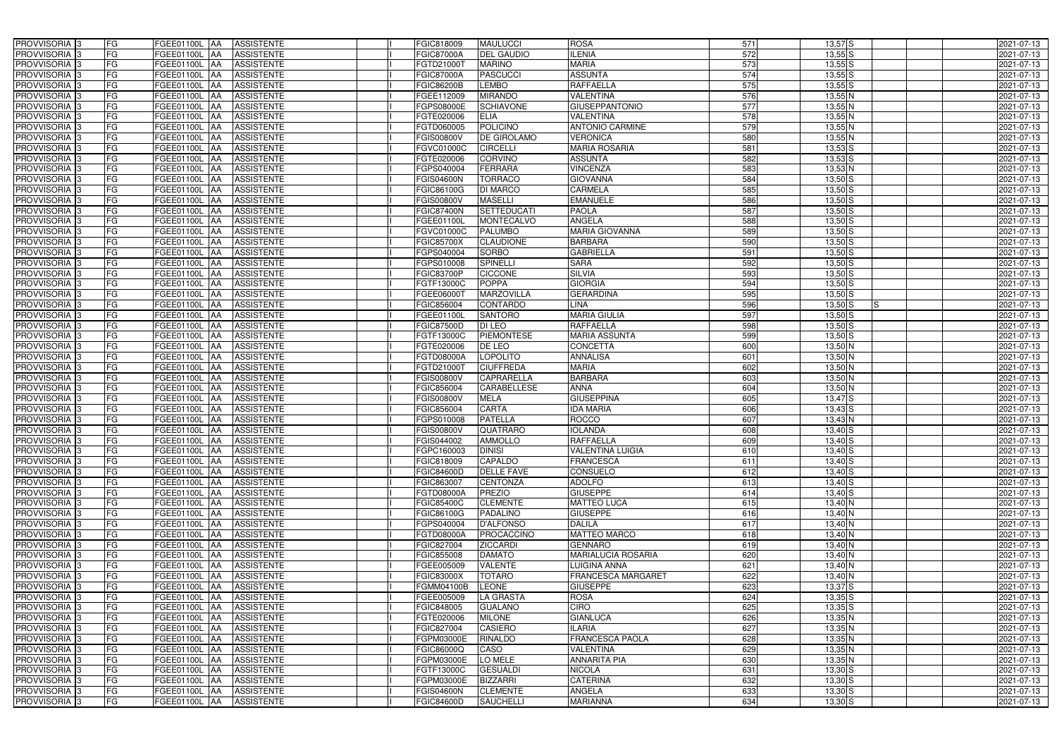| PROVVISORIA | 3 | FG | FGEE01100L | AA | ASSISTENTE | | I | FGIC818009 | MAULUCCI | ROSA | 571 | 13,57 | S | | | 2021-07-13 |
|---|---|---|---|---|---|---|---|---|---|---|---|---|---|---|---|---|
| PROVVISORIA | 3 | FG | FGEE01100L | AA | ASSISTENTE | | I | FGIC87000A | DEL GAUDIO | ILENIA | 572 | 13,55 | S | | | 2021-07-13 |
| PROVVISORIA | 3 | FG | FGEE01100L | AA | ASSISTENTE | | I | FGTD21000T | MARINO | MARIA | 573 | 13,55 | S | | | 2021-07-13 |
| PROVVISORIA | 3 | FG | FGEE01100L | AA | ASSISTENTE | | I | FGIC87000A | PASCUCCI | ASSUNTA | 574 | 13,55 | S | | | 2021-07-13 |
| PROVVISORIA | 3 | FG | FGEE01100L | AA | ASSISTENTE | | I | FGIC86200B | LEMBO | RAFFAELLA | 575 | 13,55 | S | | | 2021-07-13 |
| PROVVISORIA | 3 | FG | FGEE01100L | AA | ASSISTENTE | | I | FGEE112009 | MIRANDO | VALENTINA | 576 | 13,55 | N | | | 2021-07-13 |
| PROVVISORIA | 3 | FG | FGEE01100L | AA | ASSISTENTE | | I | FGPS08000E | SCHIAVONE | GIUSEPPANTONIO | 577 | 13,55 | N | | | 2021-07-13 |
| PROVVISORIA | 3 | FG | FGEE01100L | AA | ASSISTENTE | | I | FGTE020006 | ELIA | VALENTINA | 578 | 13,55 | N | | | 2021-07-13 |
| PROVVISORIA | 3 | FG | FGEE01100L | AA | ASSISTENTE | | I | FGTD060005 | POLICINO | ANTONIO CARMINE | 579 | 13,55 | N | | | 2021-07-13 |
| PROVVISORIA | 3 | FG | FGEE01100L | AA | ASSISTENTE | | I | FGIS00800V | DE GIROLAMO | VERONICA | 580 | 13,55 | N | | | 2021-07-13 |
| PROVVISORIA | 3 | FG | FGEE01100L | AA | ASSISTENTE | | I | FGVC01000C | CIRCELLI | MARIA ROSARIA | 581 | 13,53 | S | | | 2021-07-13 |
| PROVVISORIA | 3 | FG | FGEE01100L | AA | ASSISTENTE | | I | FGTE020006 | CORVINO | ASSUNTA | 582 | 13,53 | S | | | 2021-07-13 |
| PROVVISORIA | 3 | FG | FGEE01100L | AA | ASSISTENTE | | I | FGPS040004 | FERRARA | VINCENZA | 583 | 13,53 | N | | | 2021-07-13 |
| PROVVISORIA | 3 | FG | FGEE01100L | AA | ASSISTENTE | | I | FGIS04600N | TORRACO | GIOVANNA | 584 | 13,50 | S | | | 2021-07-13 |
| PROVVISORIA | 3 | FG | FGEE01100L | AA | ASSISTENTE | | I | FGIC86100G | DI MARCO | CARMELA | 585 | 13,50 | S | | | 2021-07-13 |
| PROVVISORIA | 3 | FG | FGEE01100L | AA | ASSISTENTE | | I | FGIS00800V | MASELLI | EMANUELE | 586 | 13,50 | S | | | 2021-07-13 |
| PROVVISORIA | 3 | FG | FGEE01100L | AA | ASSISTENTE | | I | FGIC87400N | SETTEDUCATI | PAOLA | 587 | 13,50 | S | | | 2021-07-13 |
| PROVVISORIA | 3 | FG | FGEE01100L | AA | ASSISTENTE | | I | FGEE01100L | MONTECALVO | ANGELA | 588 | 13,50 | S | | | 2021-07-13 |
| PROVVISORIA | 3 | FG | FGEE01100L | AA | ASSISTENTE | | I | FGVC01000C | PALUMBO | MARIA GIOVANNA | 589 | 13,50 | S | | | 2021-07-13 |
| PROVVISORIA | 3 | FG | FGEE01100L | AA | ASSISTENTE | | I | FGIC85700X | CLAUDIONE | BARBARA | 590 | 13,50 | S | | | 2021-07-13 |
| PROVVISORIA | 3 | FG | FGEE01100L | AA | ASSISTENTE | | I | FGPS040004 | SORBO | GABRIELLA | 591 | 13,50 | S | | | 2021-07-13 |
| PROVVISORIA | 3 | FG | FGEE01100L | AA | ASSISTENTE | | I | FGPS010008 | SPINELLI | SARA | 592 | 13,50 | S | | | 2021-07-13 |
| PROVVISORIA | 3 | FG | FGEE01100L | AA | ASSISTENTE | | I | FGIC83700P | CICCONE | SILVIA | 593 | 13,50 | S | | | 2021-07-13 |
| PROVVISORIA | 3 | FG | FGEE01100L | AA | ASSISTENTE | | I | FGTF13000C | POPPA | GIORGIA | 594 | 13,50 | S | | | 2021-07-13 |
| PROVVISORIA | 3 | FG | FGEE01100L | AA | ASSISTENTE | | I | FGEE06000T | MARZOVILLA | GERARDINA | 595 | 13,50 | S | | | 2021-07-13 |
| PROVVISORIA | 3 | FG | FGEE01100L | AA | ASSISTENTE | | I | FGIC856004 | CONTARDO | LINA | 596 | 13,50 | S | S | | 2021-07-13 |
| PROVVISORIA | 3 | FG | FGEE01100L | AA | ASSISTENTE | | I | FGEE01100L | SANTORO | MARIA GIULIA | 597 | 13,50 | S | | | 2021-07-13 |
| PROVVISORIA | 3 | FG | FGEE01100L | AA | ASSISTENTE | | I | FGIC87500D | DI LEO | RAFFAELLA | 598 | 13,50 | S | | | 2021-07-13 |
| PROVVISORIA | 3 | FG | FGEE01100L | AA | ASSISTENTE | | I | FGTF13000C | PIEMONTESE | MARIA ASSUNTA | 599 | 13,50 | S | | | 2021-07-13 |
| PROVVISORIA | 3 | FG | FGEE01100L | AA | ASSISTENTE | | I | FGTE020006 | DE LEO | CONCETTA | 600 | 13,50 | N | | | 2021-07-13 |
| PROVVISORIA | 3 | FG | FGEE01100L | AA | ASSISTENTE | | I | FGTD08000A | LOPOLITO | ANNALISA | 601 | 13,50 | N | | | 2021-07-13 |
| PROVVISORIA | 3 | FG | FGEE01100L | AA | ASSISTENTE | | I | FGTD21000T | CIUFFREDA | MARIA | 602 | 13,50 | N | | | 2021-07-13 |
| PROVVISORIA | 3 | FG | FGEE01100L | AA | ASSISTENTE | | I | FGIS00800V | CAPRARELLA | BARBARA | 603 | 13,50 | N | | | 2021-07-13 |
| PROVVISORIA | 3 | FG | FGEE01100L | AA | ASSISTENTE | | I | FGIC856004 | CARABELLESE | ANNA | 604 | 13,50 | N | | | 2021-07-13 |
| PROVVISORIA | 3 | FG | FGEE01100L | AA | ASSISTENTE | | I | FGIS00800V | MELA | GIUSEPPINA | 605 | 13,47 | S | | | 2021-07-13 |
| PROVVISORIA | 3 | FG | FGEE01100L | AA | ASSISTENTE | | I | FGIC856004 | CARTA | IDA MARIA | 606 | 13,43 | S | | | 2021-07-13 |
| PROVVISORIA | 3 | FG | FGEE01100L | AA | ASSISTENTE | | I | FGPS010008 | PATELLA | ROCCO | 607 | 13,43 | N | | | 2021-07-13 |
| PROVVISORIA | 3 | FG | FGEE01100L | AA | ASSISTENTE | | I | FGIS00800V | QUATRARO | IOLANDA | 608 | 13,40 | S | | | 2021-07-13 |
| PROVVISORIA | 3 | FG | FGEE01100L | AA | ASSISTENTE | | I | FGIS044002 | AMMOLLO | RAFFAELLA | 609 | 13,40 | S | | | 2021-07-13 |
| PROVVISORIA | 3 | FG | FGEE01100L | AA | ASSISTENTE | | I | FGPC160003 | DINISI | VALENTINA LUIGIA | 610 | 13,40 | S | | | 2021-07-13 |
| PROVVISORIA | 3 | FG | FGEE01100L | AA | ASSISTENTE | | I | FGIC818009 | CAPALDO | FRANCESCA | 611 | 13,40 | S | | | 2021-07-13 |
| PROVVISORIA | 3 | FG | FGEE01100L | AA | ASSISTENTE | | I | FGIC84600D | DELLE FAVE | CONSUELO | 612 | 13,40 | S | | | 2021-07-13 |
| PROVVISORIA | 3 | FG | FGEE01100L | AA | ASSISTENTE | | I | FGIC863007 | CENTONZA | ADOLFO | 613 | 13,40 | S | | | 2021-07-13 |
| PROVVISORIA | 3 | FG | FGEE01100L | AA | ASSISTENTE | | I | FGTD08000A | PREZIO | GIUSEPPE | 614 | 13,40 | S | | | 2021-07-13 |
| PROVVISORIA | 3 | FG | FGEE01100L | AA | ASSISTENTE | | I | FGIC85400C | CLEMENTE | MATTEO LUCA | 615 | 13,40 | N | | | 2021-07-13 |
| PROVVISORIA | 3 | FG | FGEE01100L | AA | ASSISTENTE | | I | FGIC86100G | PADALINO | GIUSEPPE | 616 | 13,40 | N | | | 2021-07-13 |
| PROVVISORIA | 3 | FG | FGEE01100L | AA | ASSISTENTE | | I | FGPS040004 | D'ALFONSO | DALILA | 617 | 13,40 | N | | | 2021-07-13 |
| PROVVISORIA | 3 | FG | FGEE01100L | AA | ASSISTENTE | | I | FGTD08000A | PROCACCINO | MATTEO MARCO | 618 | 13,40 | N | | | 2021-07-13 |
| PROVVISORIA | 3 | FG | FGEE01100L | AA | ASSISTENTE | | I | FGIC827004 | ZICCARDI | GENNARO | 619 | 13,40 | N | | | 2021-07-13 |
| PROVVISORIA | 3 | FG | FGEE01100L | AA | ASSISTENTE | | I | FGIC855008 | DAMATO | MARIALUCIA ROSARIA | 620 | 13,40 | N | | | 2021-07-13 |
| PROVVISORIA | 3 | FG | FGEE01100L | AA | ASSISTENTE | | I | FGEE005009 | VALENTE | LUIGINA ANNA | 621 | 13,40 | N | | | 2021-07-13 |
| PROVVISORIA | 3 | FG | FGEE01100L | AA | ASSISTENTE | | I | FGIC83000X | TOTARO | FRANCESCA MARGARET | 622 | 13,40 | N | | | 2021-07-13 |
| PROVVISORIA | 3 | FG | FGEE01100L | AA | ASSISTENTE | | I | FGMM04100B | LEONE | GIUSEPPE | 623 | 13,37 | S | | | 2021-07-13 |
| PROVVISORIA | 3 | FG | FGEE01100L | AA | ASSISTENTE | | I | FGEE005009 | LA GRASTA | ROSA | 624 | 13,35 | S | | | 2021-07-13 |
| PROVVISORIA | 3 | FG | FGEE01100L | AA | ASSISTENTE | | I | FGIC848005 | GUALANO | CIRO | 625 | 13,35 | S | | | 2021-07-13 |
| PROVVISORIA | 3 | FG | FGEE01100L | AA | ASSISTENTE | | I | FGTE020006 | MILONE | GIANLUCA | 626 | 13,35 | N | | | 2021-07-13 |
| PROVVISORIA | 3 | FG | FGEE01100L | AA | ASSISTENTE | | I | FGIC827004 | CASIERO | ILARIA | 627 | 13,35 | N | | | 2021-07-13 |
| PROVVISORIA | 3 | FG | FGEE01100L | AA | ASSISTENTE | | I | FGPM03000E | RINALDO | FRANCESCA PAOLA | 628 | 13,35 | N | | | 2021-07-13 |
| PROVVISORIA | 3 | FG | FGEE01100L | AA | ASSISTENTE | | I | FGIC86000Q | CASO | VALENTINA | 629 | 13,35 | N | | | 2021-07-13 |
| PROVVISORIA | 3 | FG | FGEE01100L | AA | ASSISTENTE | | I | FGPM03000E | LO MELE | ANNARITA PIA | 630 | 13,35 | N | | | 2021-07-13 |
| PROVVISORIA | 3 | FG | FGEE01100L | AA | ASSISTENTE | | I | FGTF13000C | GESUALDI | NICOLA | 631 | 13,30 | S | | | 2021-07-13 |
| PROVVISORIA | 3 | FG | FGEE01100L | AA | ASSISTENTE | | I | FGPM03000E | BIZZARRI | CATERINA | 632 | 13,30 | S | | | 2021-07-13 |
| PROVVISORIA | 3 | FG | FGEE01100L | AA | ASSISTENTE | | I | FGIS04600N | CLEMENTE | ANGELA | 633 | 13,30 | S | | | 2021-07-13 |
| PROVVISORIA | 3 | FG | FGEE01100L | AA | ASSISTENTE | | I | FGIC84600D | SAUCHELLI | MARIANNA | 634 | 13,30 | S | | | 2021-07-13 |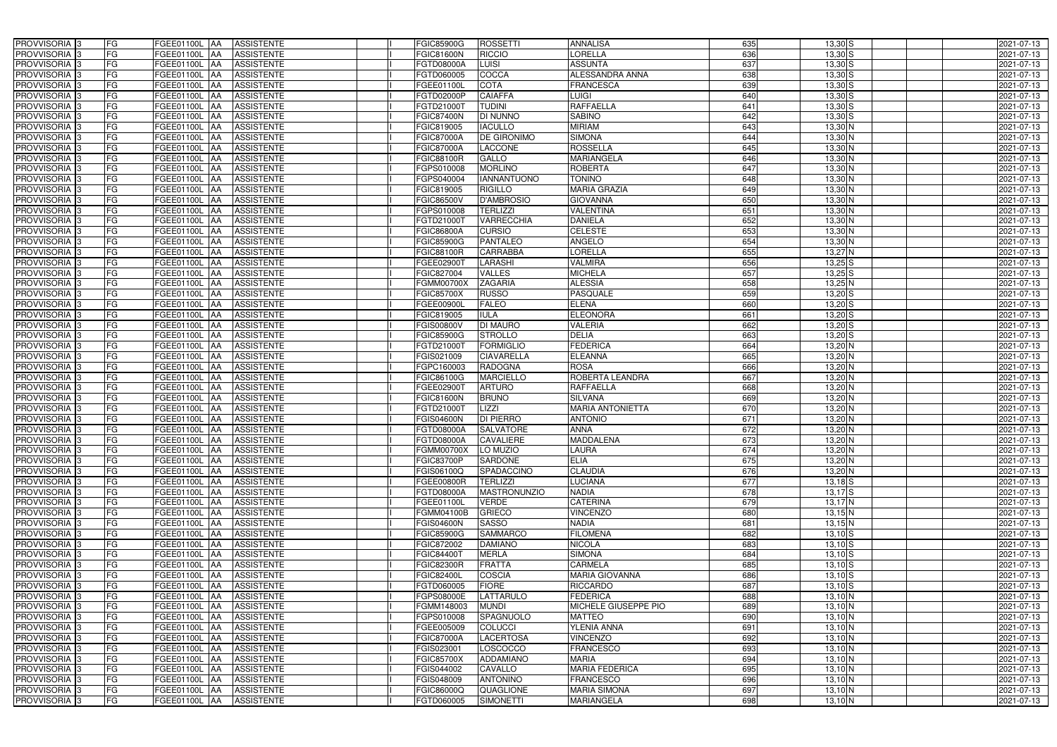| | | | | | | | | | | | | | | | |
|---|---|---|---|---|---|---|---|---|---|---|---|---|---|---|---|
| PROVVISORIA | 3 | FG | FGEE01100L | AA | ASSISTENTE | | I | FGIC85900G | ROSSETTI | ANNALISA | 635 | 13,30 | S | | 2021-07-13 |
| PROVVISORIA | 3 | FG | FGEE01100L | AA | ASSISTENTE | | I | FGIC81600N | RICCIO | LORELLA | 636 | 13,30 | S | | 2021-07-13 |
| PROVVISORIA | 3 | FG | FGEE01100L | AA | ASSISTENTE | | I | FGTD08000A | LUISI | ASSUNTA | 637 | 13,30 | S | | 2021-07-13 |
| PROVVISORIA | 3 | FG | FGEE01100L | AA | ASSISTENTE | | I | FGTD060005 | COCCA | ALESSANDRA ANNA | 638 | 13,30 | S | | 2021-07-13 |
| PROVVISORIA | 3 | FG | FGEE01100L | AA | ASSISTENTE | | I | FGEE01100L | COTA | FRANCESCA | 639 | 13,30 | S | | 2021-07-13 |
| PROVVISORIA | 3 | FG | FGEE01100L | AA | ASSISTENTE | | I | FGTD02000P | CAIAFFA | LUIGI | 640 | 13,30 | S | | 2021-07-13 |
| PROVVISORIA | 3 | FG | FGEE01100L | AA | ASSISTENTE | | I | FGTD21000T | TUDINI | RAFFAELLA | 641 | 13,30 | S | | 2021-07-13 |
| PROVVISORIA | 3 | FG | FGEE01100L | AA | ASSISTENTE | | I | FGIC87400N | DI NUNNO | SABINO | 642 | 13,30 | S | | 2021-07-13 |
| PROVVISORIA | 3 | FG | FGEE01100L | AA | ASSISTENTE | | I | FGIC819005 | IACULLO | MIRIAM | 643 | 13,30 | N | | 2021-07-13 |
| PROVVISORIA | 3 | FG | FGEE01100L | AA | ASSISTENTE | | I | FGIC87000A | DE GIRONIMO | SIMONA | 644 | 13,30 | N | | 2021-07-13 |
| PROVVISORIA | 3 | FG | FGEE01100L | AA | ASSISTENTE | | I | FGIC87000A | LACCONE | ROSSELLA | 645 | 13,30 | N | | 2021-07-13 |
| PROVVISORIA | 3 | FG | FGEE01100L | AA | ASSISTENTE | | I | FGIC88100R | GALLO | MARIANGELA | 646 | 13,30 | N | | 2021-07-13 |
| PROVVISORIA | 3 | FG | FGEE01100L | AA | ASSISTENTE | | I | FGPS010008 | MORLINO | ROBERTA | 647 | 13,30 | N | | 2021-07-13 |
| PROVVISORIA | 3 | FG | FGEE01100L | AA | ASSISTENTE | | I | FGPS040004 | IANNANTUONO | TONINO | 648 | 13,30 | N | | 2021-07-13 |
| PROVVISORIA | 3 | FG | FGEE01100L | AA | ASSISTENTE | | I | FGIC819005 | RIGILLO | MARIA GRAZIA | 649 | 13,30 | N | | 2021-07-13 |
| PROVVISORIA | 3 | FG | FGEE01100L | AA | ASSISTENTE | | I | FGIC86500V | D'AMBROSIO | GIOVANNA | 650 | 13,30 | N | | 2021-07-13 |
| PROVVISORIA | 3 | FG | FGEE01100L | AA | ASSISTENTE | | I | FGPS010008 | TERLIZZI | VALENTINA | 651 | 13,30 | N | | 2021-07-13 |
| PROVVISORIA | 3 | FG | FGEE01100L | AA | ASSISTENTE | | I | FGTD21000T | VARRECCHIA | DANIELA | 652 | 13,30 | N | | 2021-07-13 |
| PROVVISORIA | 3 | FG | FGEE01100L | AA | ASSISTENTE | | I | FGIC86800A | CURSIO | CELESTE | 653 | 13,30 | N | | 2021-07-13 |
| PROVVISORIA | 3 | FG | FGEE01100L | AA | ASSISTENTE | | I | FGIC85900G | PANTALEO | ANGELO | 654 | 13,30 | N | | 2021-07-13 |
| PROVVISORIA | 3 | FG | FGEE01100L | AA | ASSISTENTE | | I | FGIC88100R | CARRABBA | LORELLA | 655 | 13,27 | N | | 2021-07-13 |
| PROVVISORIA | 3 | FG | FGEE01100L | AA | ASSISTENTE | | I | FGEE02900T | LARASHI | VALMIRA | 656 | 13,25 | S | | 2021-07-13 |
| PROVVISORIA | 3 | FG | FGEE01100L | AA | ASSISTENTE | | I | FGIC827004 | VALLES | MICHELA | 657 | 13,25 | S | | 2021-07-13 |
| PROVVISORIA | 3 | FG | FGEE01100L | AA | ASSISTENTE | | I | FGMM00700X | ZAGARIA | ALESSIA | 658 | 13,25 | N | | 2021-07-13 |
| PROVVISORIA | 3 | FG | FGEE01100L | AA | ASSISTENTE | | I | FGIC85700X | RUSSO | PASQUALE | 659 | 13,20 | S | | 2021-07-13 |
| PROVVISORIA | 3 | FG | FGEE01100L | AA | ASSISTENTE | | I | FGEE00900L | FALEO | ELENA | 660 | 13,20 | S | | 2021-07-13 |
| PROVVISORIA | 3 | FG | FGEE01100L | AA | ASSISTENTE | | I | FGIC819005 | IULA | ELEONORA | 661 | 13,20 | S | | 2021-07-13 |
| PROVVISORIA | 3 | FG | FGEE01100L | AA | ASSISTENTE | | I | FGIS00800V | DI MAURO | VALERIA | 662 | 13,20 | S | | 2021-07-13 |
| PROVVISORIA | 3 | FG | FGEE01100L | AA | ASSISTENTE | | I | FGIC85900G | STROLLO | DELIA | 663 | 13,20 | S | | 2021-07-13 |
| PROVVISORIA | 3 | FG | FGEE01100L | AA | ASSISTENTE | | I | FGTD21000T | FORMIGLIO | FEDERICA | 664 | 13,20 | N | | 2021-07-13 |
| PROVVISORIA | 3 | FG | FGEE01100L | AA | ASSISTENTE | | I | FGIS021009 | CIAVARELLA | ELEANNA | 665 | 13,20 | N | | 2021-07-13 |
| PROVVISORIA | 3 | FG | FGEE01100L | AA | ASSISTENTE | | I | FGPC160003 | RADOGNA | ROSA | 666 | 13,20 | N | | 2021-07-13 |
| PROVVISORIA | 3 | FG | FGEE01100L | AA | ASSISTENTE | | I | FGIC86100G | MARCIELLO | ROBERTA LEANDRA | 667 | 13,20 | N | | 2021-07-13 |
| PROVVISORIA | 3 | FG | FGEE01100L | AA | ASSISTENTE | | I | FGEE02900T | ARTURO | RAFFAELLA | 668 | 13,20 | N | | 2021-07-13 |
| PROVVISORIA | 3 | FG | FGEE01100L | AA | ASSISTENTE | | I | FGIC81600N | BRUNO | SILVANA | 669 | 13,20 | N | | 2021-07-13 |
| PROVVISORIA | 3 | FG | FGEE01100L | AA | ASSISTENTE | | I | FGTD21000T | LIZZI | MARIA ANTONIETTA | 670 | 13,20 | N | | 2021-07-13 |
| PROVVISORIA | 3 | FG | FGEE01100L | AA | ASSISTENTE | | I | FGIS04600N | DI PIERRO | ANTONIO | 671 | 13,20 | N | | 2021-07-13 |
| PROVVISORIA | 3 | FG | FGEE01100L | AA | ASSISTENTE | | I | FGTD08000A | SALVATORE | ANNA | 672 | 13,20 | N | | 2021-07-13 |
| PROVVISORIA | 3 | FG | FGEE01100L | AA | ASSISTENTE | | I | FGTD08000A | CAVALIERE | MADDALENA | 673 | 13,20 | N | | 2021-07-13 |
| PROVVISORIA | 3 | FG | FGEE01100L | AA | ASSISTENTE | | I | FGMM00700X | LO MUZIO | LAURA | 674 | 13,20 | N | | 2021-07-13 |
| PROVVISORIA | 3 | FG | FGEE01100L | AA | ASSISTENTE | | I | FGIC83700P | SARDONE | ELIA | 675 | 13,20 | N | | 2021-07-13 |
| PROVVISORIA | 3 | FG | FGEE01100L | AA | ASSISTENTE | | I | FGIS06100Q | SPADACCINO | CLAUDIA | 676 | 13,20 | N | | 2021-07-13 |
| PROVVISORIA | 3 | FG | FGEE01100L | AA | ASSISTENTE | | I | FGEE00800R | TERLIZZI | LUCIANA | 677 | 13,18 | S | | 2021-07-13 |
| PROVVISORIA | 3 | FG | FGEE01100L | AA | ASSISTENTE | | I | FGTD08000A | MASTRONUNZIO | NADIA | 678 | 13,17 | S | | 2021-07-13 |
| PROVVISORIA | 3 | FG | FGEE01100L | AA | ASSISTENTE | | I | FGEE01100L | VERDE | CATERINA | 679 | 13,17 | N | | 2021-07-13 |
| PROVVISORIA | 3 | FG | FGEE01100L | AA | ASSISTENTE | | I | FGMM04100B | GRIECO | VINCENZO | 680 | 13,15 | N | | 2021-07-13 |
| PROVVISORIA | 3 | FG | FGEE01100L | AA | ASSISTENTE | | I | FGIS04600N | SASSO | NADIA | 681 | 13,15 | N | | 2021-07-13 |
| PROVVISORIA | 3 | FG | FGEE01100L | AA | ASSISTENTE | | I | FGIC85900G | SAMMARCO | FILOMENA | 682 | 13,10 | S | | 2021-07-13 |
| PROVVISORIA | 3 | FG | FGEE01100L | AA | ASSISTENTE | | I | FGIC872002 | DAMIANO | NICOLA | 683 | 13,10 | S | | 2021-07-13 |
| PROVVISORIA | 3 | FG | FGEE01100L | AA | ASSISTENTE | | I | FGIC84400T | MERLA | SIMONA | 684 | 13,10 | S | | 2021-07-13 |
| PROVVISORIA | 3 | FG | FGEE01100L | AA | ASSISTENTE | | I | FGIC82300R | FRATTA | CARMELA | 685 | 13,10 | S | | 2021-07-13 |
| PROVVISORIA | 3 | FG | FGEE01100L | AA | ASSISTENTE | | I | FGIC82400L | COSCIA | MARIA GIOVANNA | 686 | 13,10 | S | | 2021-07-13 |
| PROVVISORIA | 3 | FG | FGEE01100L | AA | ASSISTENTE | | I | FGTD060005 | FIORE | RICCARDO | 687 | 13,10 | S | | 2021-07-13 |
| PROVVISORIA | 3 | FG | FGEE01100L | AA | ASSISTENTE | | I | FGPS08000E | LATTARULO | FEDERICA | 688 | 13,10 | N | | 2021-07-13 |
| PROVVISORIA | 3 | FG | FGEE01100L | AA | ASSISTENTE | | I | FGMM148003 | MUNDI | MICHELE GIUSEPPE PIO | 689 | 13,10 | N | | 2021-07-13 |
| PROVVISORIA | 3 | FG | FGEE01100L | AA | ASSISTENTE | | I | FGPS010008 | SPAGNUOLO | MATTEO | 690 | 13,10 | N | | 2021-07-13 |
| PROVVISORIA | 3 | FG | FGEE01100L | AA | ASSISTENTE | | I | FGEE005009 | COLUCCI | YLENIA ANNA | 691 | 13,10 | N | | 2021-07-13 |
| PROVVISORIA | 3 | FG | FGEE01100L | AA | ASSISTENTE | | I | FGIC87000A | LACERTOSA | VINCENZO | 692 | 13,10 | N | | 2021-07-13 |
| PROVVISORIA | 3 | FG | FGEE01100L | AA | ASSISTENTE | | I | FGIS023001 | LOSCOCCO | FRANCESCO | 693 | 13,10 | N | | 2021-07-13 |
| PROVVISORIA | 3 | FG | FGEE01100L | AA | ASSISTENTE | | I | FGIC85700X | ADDAMIANO | MARIA | 694 | 13,10 | N | | 2021-07-13 |
| PROVVISORIA | 3 | FG | FGEE01100L | AA | ASSISTENTE | | I | FGIS044002 | CAVALLO | MARIA FEDERICA | 695 | 13,10 | N | | 2021-07-13 |
| PROVVISORIA | 3 | FG | FGEE01100L | AA | ASSISTENTE | | I | FGIS048009 | ANTONINO | FRANCESCO | 696 | 13,10 | N | | 2021-07-13 |
| PROVVISORIA | 3 | FG | FGEE01100L | AA | ASSISTENTE | | I | FGIC86000Q | QUAGLIONE | MARIA SIMONA | 697 | 13,10 | N | | 2021-07-13 |
| PROVVISORIA | 3 | FG | FGEE01100L | AA | ASSISTENTE | | I | FGTD060005 | SIMONETTI | MARIANGELA | 698 | 13,10 | N | | 2021-07-13 |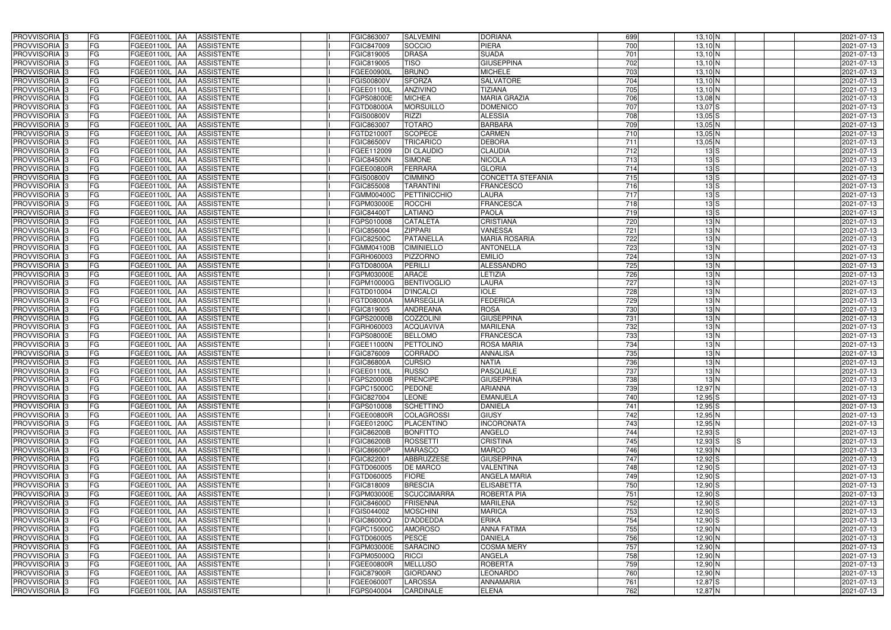| | | | | | | | | | | | | | | | | |
|---|---|---|---|---|---|---|---|---|---|---|---|---|---|---|---|---|
| PROVVISORIA | 3 | FG | FGEE01100L | AA | ASSISTENTE | | I | FGIC863007 | SALVEMINI | DORIANA | 699 | 13,10 | N | | | 2021-07-13 |
| PROVVISORIA | 3 | FG | FGEE01100L | AA | ASSISTENTE | | I | FGIC847009 | SOCCIO | PIERA | 700 | 13,10 | N | | | 2021-07-13 |
| PROVVISORIA | 3 | FG | FGEE01100L | AA | ASSISTENTE | | I | FGIC819005 | DRASA | SUADA | 701 | 13,10 | N | | | 2021-07-13 |
| PROVVISORIA | 3 | FG | FGEE01100L | AA | ASSISTENTE | | I | FGIC819005 | TISO | GIUSEPPINA | 702 | 13,10 | N | | | 2021-07-13 |
| PROVVISORIA | 3 | FG | FGEE01100L | AA | ASSISTENTE | | I | FGEE00900L | BRUNO | MICHELE | 703 | 13,10 | N | | | 2021-07-13 |
| PROVVISORIA | 3 | FG | FGEE01100L | AA | ASSISTENTE | | I | FGIS00800V | SFORZA | SALVATORE | 704 | 13,10 | N | | | 2021-07-13 |
| PROVVISORIA | 3 | FG | FGEE01100L | AA | ASSISTENTE | | I | FGEE01100L | ANZIVINO | TIZIANA | 705 | 13,10 | N | | | 2021-07-13 |
| PROVVISORIA | 3 | FG | FGEE01100L | AA | ASSISTENTE | | I | FGPS08000E | MICHEA | MARIA GRAZIA | 706 | 13,08 | N | | | 2021-07-13 |
| PROVVISORIA | 3 | FG | FGEE01100L | AA | ASSISTENTE | | I | FGTD08000A | MORSUILLO | DOMENICO | 707 | 13,07 | S | | | 2021-07-13 |
| PROVVISORIA | 3 | FG | FGEE01100L | AA | ASSISTENTE | | I | FGIS00800V | RIZZI | ALESSIA | 708 | 13,05 | S | | | 2021-07-13 |
| PROVVISORIA | 3 | FG | FGEE01100L | AA | ASSISTENTE | | I | FGIC863007 | TOTARO | BARBARA | 709 | 13,05 | N | | | 2021-07-13 |
| PROVVISORIA | 3 | FG | FGEE01100L | AA | ASSISTENTE | | I | FGTD21000T | SCOPECE | CARMEN | 710 | 13,05 | N | | | 2021-07-13 |
| PROVVISORIA | 3 | FG | FGEE01100L | AA | ASSISTENTE | | I | FGIC86500V | TRICARICO | DEBORA | 711 | 13,05 | N | | | 2021-07-13 |
| PROVVISORIA | 3 | FG | FGEE01100L | AA | ASSISTENTE | | I | FGEE112009 | DI CLAUDIO | CLAUDIA | 712 | 13 | S | | | 2021-07-13 |
| PROVVISORIA | 3 | FG | FGEE01100L | AA | ASSISTENTE | | I | FGIC84500N | SIMONE | NICOLA | 713 | 13 | S | | | 2021-07-13 |
| PROVVISORIA | 3 | FG | FGEE01100L | AA | ASSISTENTE | | I | FGEE00800R | FERRARA | GLORIA | 714 | 13 | S | | | 2021-07-13 |
| PROVVISORIA | 3 | FG | FGEE01100L | AA | ASSISTENTE | | I | FGIS00800V | CIMMINO | CONCETTA STEFANIA | 715 | 13 | S | | | 2021-07-13 |
| PROVVISORIA | 3 | FG | FGEE01100L | AA | ASSISTENTE | | I | FGIC855008 | TARANTINI | FRANCESCO | 716 | 13 | S | | | 2021-07-13 |
| PROVVISORIA | 3 | FG | FGEE01100L | AA | ASSISTENTE | | I | FGMM00400C | PETTINICCHIO | LAURA | 717 | 13 | S | | | 2021-07-13 |
| PROVVISORIA | 3 | FG | FGEE01100L | AA | ASSISTENTE | | I | FGPM03000E | ROCCHI | FRANCESCA | 718 | 13 | S | | | 2021-07-13 |
| PROVVISORIA | 3 | FG | FGEE01100L | AA | ASSISTENTE | | I | FGIC84400T | LATIANO | PAOLA | 719 | 13 | S | | | 2021-07-13 |
| PROVVISORIA | 3 | FG | FGEE01100L | AA | ASSISTENTE | | I | FGPS010008 | CATALETA | CRISTIANA | 720 | 13 | N | | | 2021-07-13 |
| PROVVISORIA | 3 | FG | FGEE01100L | AA | ASSISTENTE | | I | FGIC856004 | ZIPPARI | VANESSA | 721 | 13 | N | | | 2021-07-13 |
| PROVVISORIA | 3 | FG | FGEE01100L | AA | ASSISTENTE | | I | FGIC82500C | PATANELLA | MARIA ROSARIA | 722 | 13 | N | | | 2021-07-13 |
| PROVVISORIA | 3 | FG | FGEE01100L | AA | ASSISTENTE | | I | FGMM04100B | CIMINIELLO | ANTONELLA | 723 | 13 | N | | | 2021-07-13 |
| PROVVISORIA | 3 | FG | FGEE01100L | AA | ASSISTENTE | | I | FGRH060003 | PIZZORNO | EMILIO | 724 | 13 | N | | | 2021-07-13 |
| PROVVISORIA | 3 | FG | FGEE01100L | AA | ASSISTENTE | | I | FGTD08000A | PERILLI | ALESSANDRO | 725 | 13 | N | | | 2021-07-13 |
| PROVVISORIA | 3 | FG | FGEE01100L | AA | ASSISTENTE | | I | FGPM03000E | ARACE | LETIZIA | 726 | 13 | N | | | 2021-07-13 |
| PROVVISORIA | 3 | FG | FGEE01100L | AA | ASSISTENTE | | I | FGPM10000G | BENTIVOGLIO | LAURA | 727 | 13 | N | | | 2021-07-13 |
| PROVVISORIA | 3 | FG | FGEE01100L | AA | ASSISTENTE | | I | FGTD010004 | D'INCALCI | IOLE | 728 | 13 | N | | | 2021-07-13 |
| PROVVISORIA | 3 | FG | FGEE01100L | AA | ASSISTENTE | | I | FGTD08000A | MARSEGLIA | FEDERICA | 729 | 13 | N | | | 2021-07-13 |
| PROVVISORIA | 3 | FG | FGEE01100L | AA | ASSISTENTE | | I | FGIC819005 | ANDREANA | ROSA | 730 | 13 | N | | | 2021-07-13 |
| PROVVISORIA | 3 | FG | FGEE01100L | AA | ASSISTENTE | | I | FGPS20000B | COZZOLINI | GIUSEPPINA | 731 | 13 | N | | | 2021-07-13 |
| PROVVISORIA | 3 | FG | FGEE01100L | AA | ASSISTENTE | | I | FGRH060003 | ACQUAVIVA | MARILENA | 732 | 13 | N | | | 2021-07-13 |
| PROVVISORIA | 3 | FG | FGEE01100L | AA | ASSISTENTE | | I | FGPS08000E | BELLOMO | FRANCESCA | 733 | 13 | N | | | 2021-07-13 |
| PROVVISORIA | 3 | FG | FGEE01100L | AA | ASSISTENTE | | I | FGEE11000N | PETTOLINO | ROSA MARIA | 734 | 13 | N | | | 2021-07-13 |
| PROVVISORIA | 3 | FG | FGEE01100L | AA | ASSISTENTE | | I | FGIC876009 | CORRADO | ANNALISA | 735 | 13 | N | | | 2021-07-13 |
| PROVVISORIA | 3 | FG | FGEE01100L | AA | ASSISTENTE | | I | FGIC86800A | CURSIO | NATIA | 736 | 13 | N | | | 2021-07-13 |
| PROVVISORIA | 3 | FG | FGEE01100L | AA | ASSISTENTE | | I | FGEE01100L | RUSSO | PASQUALE | 737 | 13 | N | | | 2021-07-13 |
| PROVVISORIA | 3 | FG | FGEE01100L | AA | ASSISTENTE | | I | FGPS20000B | PRENCIPE | GIUSEPPINA | 738 | 13 | N | | | 2021-07-13 |
| PROVVISORIA | 3 | FG | FGEE01100L | AA | ASSISTENTE | | I | FGPC15000C | PEDONE | ARIANNA | 739 | 12,97 | N | | | 2021-07-13 |
| PROVVISORIA | 3 | FG | FGEE01100L | AA | ASSISTENTE | | I | FGIC827004 | LEONE | EMANUELA | 740 | 12,95 | S | | | 2021-07-13 |
| PROVVISORIA | 3 | FG | FGEE01100L | AA | ASSISTENTE | | I | FGPS010008 | SCHETTINO | DANIELA | 741 | 12,95 | S | | | 2021-07-13 |
| PROVVISORIA | 3 | FG | FGEE01100L | AA | ASSISTENTE | | I | FGEE00800R | COLAGROSSI | GIUSY | 742 | 12,95 | N | | | 2021-07-13 |
| PROVVISORIA | 3 | FG | FGEE01100L | AA | ASSISTENTE | | I | FGEE01200C | PLACENTINO | INCORONATA | 743 | 12,95 | N | | | 2021-07-13 |
| PROVVISORIA | 3 | FG | FGEE01100L | AA | ASSISTENTE | | I | FGIC86200B | BONFITTO | ANGELO | 744 | 12,93 | S | | | 2021-07-13 |
| PROVVISORIA | 3 | FG | FGEE01100L | AA | ASSISTENTE | | I | FGIC86200B | ROSSETTI | CRISTINA | 745 | 12,93 | S | S | | 2021-07-13 |
| PROVVISORIA | 3 | FG | FGEE01100L | AA | ASSISTENTE | | I | FGIC86600P | MARASCO | MARCO | 746 | 12,93 | N | | | 2021-07-13 |
| PROVVISORIA | 3 | FG | FGEE01100L | AA | ASSISTENTE | | I | FGIC822001 | ABBRUZZESE | GIUSEPPINA | 747 | 12,92 | S | | | 2021-07-13 |
| PROVVISORIA | 3 | FG | FGEE01100L | AA | ASSISTENTE | | I | FGTD060005 | DE MARCO | VALENTINA | 748 | 12,90 | S | | | 2021-07-13 |
| PROVVISORIA | 3 | FG | FGEE01100L | AA | ASSISTENTE | | I | FGTD060005 | FIORE | ANGELA MARIA | 749 | 12,90 | S | | | 2021-07-13 |
| PROVVISORIA | 3 | FG | FGEE01100L | AA | ASSISTENTE | | I | FGIC818009 | BRESCIA | ELISABETTA | 750 | 12,90 | S | | | 2021-07-13 |
| PROVVISORIA | 3 | FG | FGEE01100L | AA | ASSISTENTE | | I | FGPM03000E | SCUCCIMARRA | ROBERTA PIA | 751 | 12,90 | S | | | 2021-07-13 |
| PROVVISORIA | 3 | FG | FGEE01100L | AA | ASSISTENTE | | I | FGIC84600D | FRISENNA | MARILENA | 752 | 12,90 | S | | | 2021-07-13 |
| PROVVISORIA | 3 | FG | FGEE01100L | AA | ASSISTENTE | | I | FGIS044002 | MOSCHINI | MARICA | 753 | 12,90 | S | | | 2021-07-13 |
| PROVVISORIA | 3 | FG | FGEE01100L | AA | ASSISTENTE | | I | FGIC86000Q | D'ADDEDDA | ERIKA | 754 | 12,90 | S | | | 2021-07-13 |
| PROVVISORIA | 3 | FG | FGEE01100L | AA | ASSISTENTE | | I | FGPC15000C | AMOROSO | ANNA FATIMA | 755 | 12,90 | N | | | 2021-07-13 |
| PROVVISORIA | 3 | FG | FGEE01100L | AA | ASSISTENTE | | I | FGTD060005 | PESCE | DANIELA | 756 | 12,90 | N | | | 2021-07-13 |
| PROVVISORIA | 3 | FG | FGEE01100L | AA | ASSISTENTE | | I | FGPM03000E | SARACINO | COSMA MERY | 757 | 12,90 | N | | | 2021-07-13 |
| PROVVISORIA | 3 | FG | FGEE01100L | AA | ASSISTENTE | | I | FGPM05000Q | RICCI | ANGELA | 758 | 12,90 | N | | | 2021-07-13 |
| PROVVISORIA | 3 | FG | FGEE01100L | AA | ASSISTENTE | | I | FGEE00800R | MELLUSO | ROBERTA | 759 | 12,90 | N | | | 2021-07-13 |
| PROVVISORIA | 3 | FG | FGEE01100L | AA | ASSISTENTE | | I | FGIC87900R | GIORDANO | LEONARDO | 760 | 12,90 | N | | | 2021-07-13 |
| PROVVISORIA | 3 | FG | FGEE01100L | AA | ASSISTENTE | | I | FGEE06000T | LAROSSA | ANNAMARIA | 761 | 12,87 | S | | | 2021-07-13 |
| PROVVISORIA | 3 | FG | FGEE01100L | AA | ASSISTENTE | | I | FGPS040004 | CARDINALE | ELENA | 762 | 12,87 | N | | | 2021-07-13 |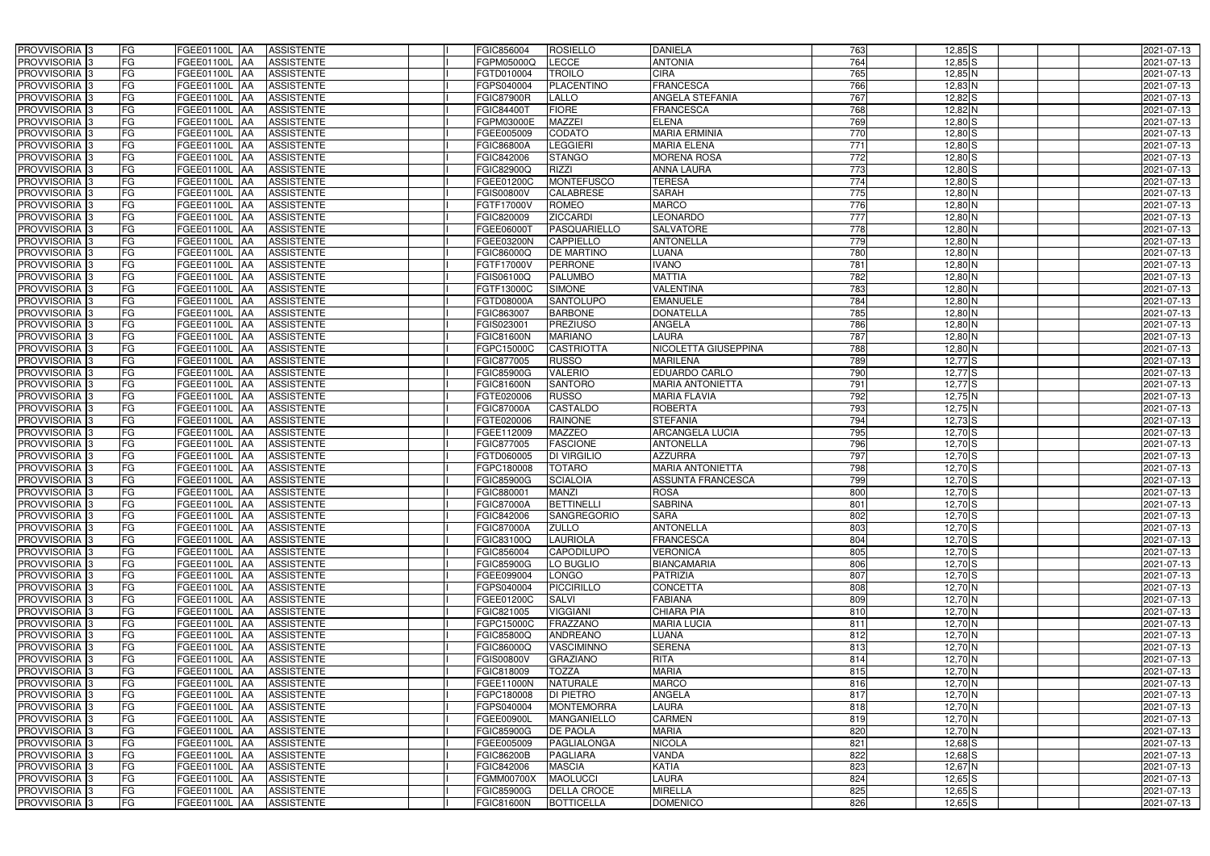| PROVVISORIA 3 | FG | FGEE01100L | AA | ASSISTENTE | | I | FGIC856004 | ROSIELLO | DANIELA | 763 | 12,85 | S | | | 2021-07-13 |
|---|---|---|---|---|---|---|---|---|---|---|---|---|---|---|---|
| PROVVISORIA 3 | FG | FGEE01100L | AA | ASSISTENTE | | I | FGPM05000Q | LECCE | ANTONIA | 764 | 12,85 | S | | | 2021-07-13 |
| PROVVISORIA 3 | FG | FGEE01100L | AA | ASSISTENTE | | I | FGTD010004 | TROILO | CIRA | 765 | 12,85 | N | | | 2021-07-13 |
| PROVVISORIA 3 | FG | FGEE01100L | AA | ASSISTENTE | | I | FGPS040004 | PLACENTINO | FRANCESCA | 766 | 12,83 | N | | | 2021-07-13 |
| PROVVISORIA 3 | FG | FGEE01100L | AA | ASSISTENTE | | I | FGIC87900R | LALLO | ANGELA STEFANIA | 767 | 12,82 | S | | | 2021-07-13 |
| PROVVISORIA 3 | FG | FGEE01100L | AA | ASSISTENTE | | I | FGIC84400T | FIORE | FRANCESCA | 768 | 12,82 | N | | | 2021-07-13 |
| PROVVISORIA 3 | FG | FGEE01100L | AA | ASSISTENTE | | I | FGPM03000E | MAZZEI | ELENA | 769 | 12,80 | S | | | 2021-07-13 |
| PROVVISORIA 3 | FG | FGEE01100L | AA | ASSISTENTE | | I | FGEE005009 | CODATO | MARIA ERMINIA | 770 | 12,80 | S | | | 2021-07-13 |
| PROVVISORIA 3 | FG | FGEE01100L | AA | ASSISTENTE | | I | FGIC86800A | LEGGIERI | MARIA ELENA | 771 | 12,80 | S | | | 2021-07-13 |
| PROVVISORIA 3 | FG | FGEE01100L | AA | ASSISTENTE | | I | FGIC842006 | STANGO | MORENA ROSA | 772 | 12,80 | S | | | 2021-07-13 |
| PROVVISORIA 3 | FG | FGEE01100L | AA | ASSISTENTE | | I | FGIC82900Q | RIZZI | ANNA LAURA | 773 | 12,80 | S | | | 2021-07-13 |
| PROVVISORIA 3 | FG | FGEE01100L | AA | ASSISTENTE | | I | FGEE01200C | MONTEFUSCO | TERESA | 774 | 12,80 | S | | | 2021-07-13 |
| PROVVISORIA 3 | FG | FGEE01100L | AA | ASSISTENTE | | I | FGIS00800V | CALABRESE | SARAH | 775 | 12,80 | N | | | 2021-07-13 |
| PROVVISORIA 3 | FG | FGEE01100L | AA | ASSISTENTE | | I | FGTF17000V | ROMEO | MARCO | 776 | 12,80 | N | | | 2021-07-13 |
| PROVVISORIA 3 | FG | FGEE01100L | AA | ASSISTENTE | | I | FGIC820009 | ZICCARDI | LEONARDO | 777 | 12,80 | N | | | 2021-07-13 |
| PROVVISORIA 3 | FG | FGEE01100L | AA | ASSISTENTE | | I | FGEE06000T | PASQUARIELLO | SALVATORE | 778 | 12,80 | N | | | 2021-07-13 |
| PROVVISORIA 3 | FG | FGEE01100L | AA | ASSISTENTE | | I | FGEE03200N | CAPPIELLO | ANTONELLA | 779 | 12,80 | N | | | 2021-07-13 |
| PROVVISORIA 3 | FG | FGEE01100L | AA | ASSISTENTE | | I | FGIC86000Q | DE MARTINO | LUANA | 780 | 12,80 | N | | | 2021-07-13 |
| PROVVISORIA 3 | FG | FGEE01100L | AA | ASSISTENTE | | I | FGTF17000V | PERRONE | IVANO | 781 | 12,80 | N | | | 2021-07-13 |
| PROVVISORIA 3 | FG | FGEE01100L | AA | ASSISTENTE | | I | FGIS06100Q | PALUMBO | MATTIA | 782 | 12,80 | N | | | 2021-07-13 |
| PROVVISORIA 3 | FG | FGEE01100L | AA | ASSISTENTE | | I | FGTF13000C | SIMONE | VALENTINA | 783 | 12,80 | N | | | 2021-07-13 |
| PROVVISORIA 3 | FG | FGEE01100L | AA | ASSISTENTE | | I | FGTD08000A | SANTOLUPO | EMANUELE | 784 | 12,80 | N | | | 2021-07-13 |
| PROVVISORIA 3 | FG | FGEE01100L | AA | ASSISTENTE | | I | FGIC863007 | BARBONE | DONATELLA | 785 | 12,80 | N | | | 2021-07-13 |
| PROVVISORIA 3 | FG | FGEE01100L | AA | ASSISTENTE | | I | FGIS023001 | PREZIUSO | ANGELA | 786 | 12,80 | N | | | 2021-07-13 |
| PROVVISORIA 3 | FG | FGEE01100L | AA | ASSISTENTE | | I | FGIC81600N | MARIANO | LAURA | 787 | 12,80 | N | | | 2021-07-13 |
| PROVVISORIA 3 | FG | FGEE01100L | AA | ASSISTENTE | | I | FGPC15000C | CASTRIOTTA | NICOLETTA GIUSEPPINA | 788 | 12,80 | N | | | 2021-07-13 |
| PROVVISORIA 3 | FG | FGEE01100L | AA | ASSISTENTE | | I | FGIC877005 | RUSSO | MARILENA | 789 | 12,77 | S | | | 2021-07-13 |
| PROVVISORIA 3 | FG | FGEE01100L | AA | ASSISTENTE | | I | FGIC85900G | VALERIO | EDUARDO CARLO | 790 | 12,77 | S | | | 2021-07-13 |
| PROVVISORIA 3 | FG | FGEE01100L | AA | ASSISTENTE | | I | FGIC81600N | SANTORO | MARIA ANTONIETTA | 791 | 12,77 | S | | | 2021-07-13 |
| PROVVISORIA 3 | FG | FGEE01100L | AA | ASSISTENTE | | I | FGTE020006 | RUSSO | MARIA FLAVIA | 792 | 12,75 | N | | | 2021-07-13 |
| PROVVISORIA 3 | FG | FGEE01100L | AA | ASSISTENTE | | I | FGIC87000A | CASTALDO | ROBERTA | 793 | 12,75 | N | | | 2021-07-13 |
| PROVVISORIA 3 | FG | FGEE01100L | AA | ASSISTENTE | | I | FGTE020006 | RAINONE | STEFANIA | 794 | 12,73 | S | | | 2021-07-13 |
| PROVVISORIA 3 | FG | FGEE01100L | AA | ASSISTENTE | | I | FGEE112009 | MAZZEO | ARCANGELA LUCIA | 795 | 12,70 | S | | | 2021-07-13 |
| PROVVISORIA 3 | FG | FGEE01100L | AA | ASSISTENTE | | I | FGIC877005 | FASCIONE | ANTONELLA | 796 | 12,70 | S | | | 2021-07-13 |
| PROVVISORIA 3 | FG | FGEE01100L | AA | ASSISTENTE | | I | FGTD060005 | DI VIRGILIO | AZZURRA | 797 | 12,70 | S | | | 2021-07-13 |
| PROVVISORIA 3 | FG | FGEE01100L | AA | ASSISTENTE | | I | FGPC180008 | TOTARO | MARIA ANTONIETTA | 798 | 12,70 | S | | | 2021-07-13 |
| PROVVISORIA 3 | FG | FGEE01100L | AA | ASSISTENTE | | I | FGIC85900G | SCIALOIA | ASSUNTA FRANCESCA | 799 | 12,70 | S | | | 2021-07-13 |
| PROVVISORIA 3 | FG | FGEE01100L | AA | ASSISTENTE | | I | FGIC880001 | MANZI | ROSA | 800 | 12,70 | S | | | 2021-07-13 |
| PROVVISORIA 3 | FG | FGEE01100L | AA | ASSISTENTE | | I | FGIC87000A | BETTINELLI | SABRINA | 801 | 12,70 | S | | | 2021-07-13 |
| PROVVISORIA 3 | FG | FGEE01100L | AA | ASSISTENTE | | I | FGIC842006 | SANGREGORIO | SARA | 802 | 12,70 | S | | | 2021-07-13 |
| PROVVISORIA 3 | FG | FGEE01100L | AA | ASSISTENTE | | I | FGIC87000A | ZULLO | ANTONELLA | 803 | 12,70 | S | | | 2021-07-13 |
| PROVVISORIA 3 | FG | FGEE01100L | AA | ASSISTENTE | | I | FGIC83100Q | LAURIOLA | FRANCESCA | 804 | 12,70 | S | | | 2021-07-13 |
| PROVVISORIA 3 | FG | FGEE01100L | AA | ASSISTENTE | | I | FGIC856004 | CAPODILUPO | VERONICA | 805 | 12,70 | S | | | 2021-07-13 |
| PROVVISORIA 3 | FG | FGEE01100L | AA | ASSISTENTE | | I | FGIC85900G | LO BUGLIO | BIANCAMARIA | 806 | 12,70 | S | | | 2021-07-13 |
| PROVVISORIA 3 | FG | FGEE01100L | AA | ASSISTENTE | | I | FGEE099004 | LONGO | PATRIZIA | 807 | 12,70 | S | | | 2021-07-13 |
| PROVVISORIA 3 | FG | FGEE01100L | AA | ASSISTENTE | | I | FGPS040004 | PICCIRILLO | CONCETTA | 808 | 12,70 | N | | | 2021-07-13 |
| PROVVISORIA 3 | FG | FGEE01100L | AA | ASSISTENTE | | I | FGEE01200C | SALVI | FABIANA | 809 | 12,70 | N | | | 2021-07-13 |
| PROVVISORIA 3 | FG | FGEE01100L | AA | ASSISTENTE | | I | FGIC821005 | VIGGIANI | CHIARA PIA | 810 | 12,70 | N | | | 2021-07-13 |
| PROVVISORIA 3 | FG | FGEE01100L | AA | ASSISTENTE | | I | FGPC15000C | FRAZZANO | MARIA LUCIA | 811 | 12,70 | N | | | 2021-07-13 |
| PROVVISORIA 3 | FG | FGEE01100L | AA | ASSISTENTE | | I | FGIC85800Q | ANDREANO | LUANA | 812 | 12,70 | N | | | 2021-07-13 |
| PROVVISORIA 3 | FG | FGEE01100L | AA | ASSISTENTE | | I | FGIC86000Q | VASCIMINNO | SERENA | 813 | 12,70 | N | | | 2021-07-13 |
| PROVVISORIA 3 | FG | FGEE01100L | AA | ASSISTENTE | | I | FGIS00800V | GRAZIANO | RITA | 814 | 12,70 | N | | | 2021-07-13 |
| PROVVISORIA 3 | FG | FGEE01100L | AA | ASSISTENTE | | I | FGIC818009 | TOZZA | MARIA | 815 | 12,70 | N | | | 2021-07-13 |
| PROVVISORIA 3 | FG | FGEE01100L | AA | ASSISTENTE | | I | FGEE11000N | NATURALE | MARCO | 816 | 12,70 | N | | | 2021-07-13 |
| PROVVISORIA 3 | FG | FGEE01100L | AA | ASSISTENTE | | I | FGPC180008 | DI PIETRO | ANGELA | 817 | 12,70 | N | | | 2021-07-13 |
| PROVVISORIA 3 | FG | FGEE01100L | AA | ASSISTENTE | | I | FGPS040004 | MONTEMORRA | LAURA | 818 | 12,70 | N | | | 2021-07-13 |
| PROVVISORIA 3 | FG | FGEE01100L | AA | ASSISTENTE | | I | FGEE00900L | MANGANIELLO | CARMEN | 819 | 12,70 | N | | | 2021-07-13 |
| PROVVISORIA 3 | FG | FGEE01100L | AA | ASSISTENTE | | I | FGIC85900G | DE PAOLA | MARIA | 820 | 12,70 | N | | | 2021-07-13 |
| PROVVISORIA 3 | FG | FGEE01100L | AA | ASSISTENTE | | I | FGEE005009 | PAGLIALONGA | NICOLA | 821 | 12,68 | S | | | 2021-07-13 |
| PROVVISORIA 3 | FG | FGEE01100L | AA | ASSISTENTE | | I | FGIC86200B | PAGLIARA | VANDA | 822 | 12,68 | S | | | 2021-07-13 |
| PROVVISORIA 3 | FG | FGEE01100L | AA | ASSISTENTE | | I | FGIC842006 | MASCIA | KATIA | 823 | 12,67 | N | | | 2021-07-13 |
| PROVVISORIA 3 | FG | FGEE01100L | AA | ASSISTENTE | | I | FGMM00700X | MAOLUCCI | LAURA | 824 | 12,65 | S | | | 2021-07-13 |
| PROVVISORIA 3 | FG | FGEE01100L | AA | ASSISTENTE | | I | FGIC85900G | DELLA CROCE | MIRELLA | 825 | 12,65 | S | | | 2021-07-13 |
| PROVVISORIA 3 | FG | FGEE01100L | AA | ASSISTENTE | | I | FGIC81600N | BOTTICELLA | DOMENICO | 826 | 12,65 | S | | | 2021-07-13 |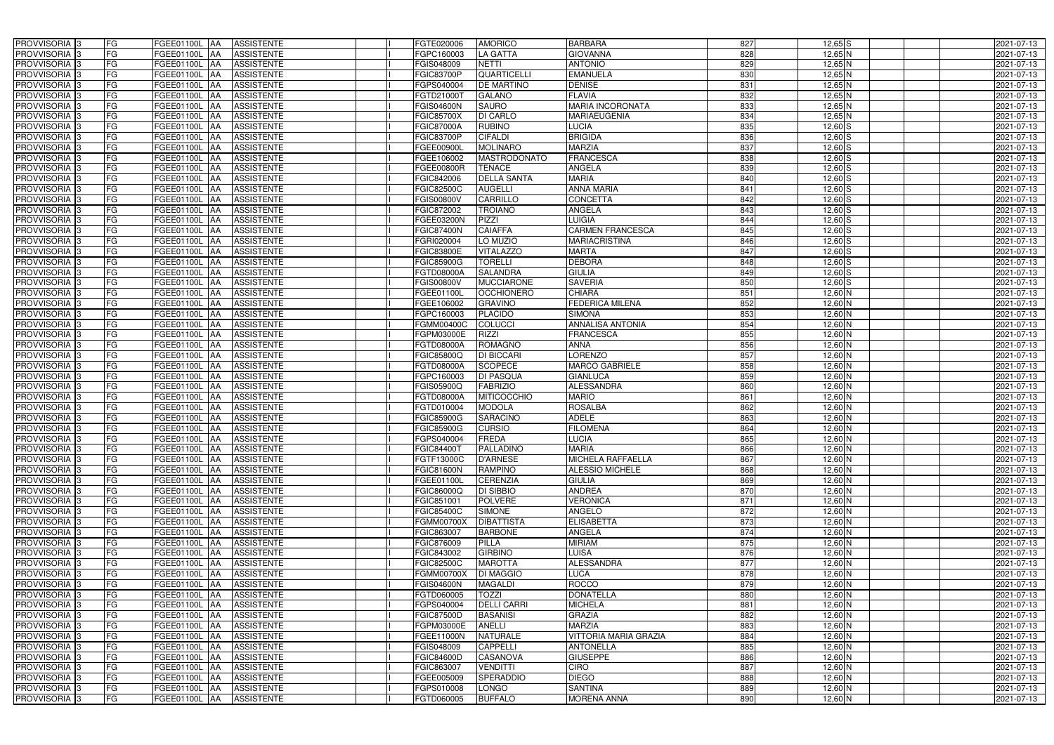| | | | | | | | | | | | | | | | |
|---|---|---|---|---|---|---|---|---|---|---|---|---|---|---|---|
| PROVVISORIA | 3 | FG | FGEE01100L | AA | ASSISTENTE | | I | FGTE020006 | AMORICO | BARBARA | 827 | 12,65 | S | | 2021-07-13 |
| PROVVISORIA | 3 | FG | FGEE01100L | AA | ASSISTENTE | | I | FGPC160003 | LA GATTA | GIOVANNA | 828 | 12,65 | N | | 2021-07-13 |
| PROVVISORIA | 3 | FG | FGEE01100L | AA | ASSISTENTE | | I | FGIS048009 | NETTI | ANTONIO | 829 | 12,65 | N | | 2021-07-13 |
| PROVVISORIA | 3 | FG | FGEE01100L | AA | ASSISTENTE | | I | FGIC83700P | QUARTICELLI | EMANUELA | 830 | 12,65 | N | | 2021-07-13 |
| PROVVISORIA | 3 | FG | FGEE01100L | AA | ASSISTENTE | | I | FGPS040004 | DE MARTINO | DENISE | 831 | 12,65 | N | | 2021-07-13 |
| PROVVISORIA | 3 | FG | FGEE01100L | AA | ASSISTENTE | | I | FGTD21000T | GALANO | FLAVIA | 832 | 12,65 | N | | 2021-07-13 |
| PROVVISORIA | 3 | FG | FGEE01100L | AA | ASSISTENTE | | I | FGIS04600N | SAURO | MARIA INCORONATA | 833 | 12,65 | N | | 2021-07-13 |
| PROVVISORIA | 3 | FG | FGEE01100L | AA | ASSISTENTE | | I | FGIC85700X | DI CARLO | MARIAEUGENIA | 834 | 12,65 | N | | 2021-07-13 |
| PROVVISORIA | 3 | FG | FGEE01100L | AA | ASSISTENTE | | I | FGIC87000A | RUBINO | LUCIA | 835 | 12,60 | S | | 2021-07-13 |
| PROVVISORIA | 3 | FG | FGEE01100L | AA | ASSISTENTE | | I | FGIC83700P | CIFALDI | BRIGIDA | 836 | 12,60 | S | | 2021-07-13 |
| PROVVISORIA | 3 | FG | FGEE01100L | AA | ASSISTENTE | | I | FGEE00900L | MOLINARO | MARZIA | 837 | 12,60 | S | | 2021-07-13 |
| PROVVISORIA | 3 | FG | FGEE01100L | AA | ASSISTENTE | | I | FGEE106002 | MASTRODONATO | FRANCESCA | 838 | 12,60 | S | | 2021-07-13 |
| PROVVISORIA | 3 | FG | FGEE01100L | AA | ASSISTENTE | | I | FGEE00800R | TENACE | ANGELA | 839 | 12,60 | S | | 2021-07-13 |
| PROVVISORIA | 3 | FG | FGEE01100L | AA | ASSISTENTE | | I | FGIC842006 | DELLA SANTA | MARIA | 840 | 12,60 | S | | 2021-07-13 |
| PROVVISORIA | 3 | FG | FGEE01100L | AA | ASSISTENTE | | I | FGIC82500C | AUGELLI | ANNA MARIA | 841 | 12,60 | S | | 2021-07-13 |
| PROVVISORIA | 3 | FG | FGEE01100L | AA | ASSISTENTE | | I | FGIS00800V | CARRILLO | CONCETTA | 842 | 12,60 | S | | 2021-07-13 |
| PROVVISORIA | 3 | FG | FGEE01100L | AA | ASSISTENTE | | I | FGIC872002 | TROIANO | ANGELA | 843 | 12,60 | S | | 2021-07-13 |
| PROVVISORIA | 3 | FG | FGEE01100L | AA | ASSISTENTE | | I | FGEE03200N | PIZZI | LUIGIA | 844 | 12,60 | S | | 2021-07-13 |
| PROVVISORIA | 3 | FG | FGEE01100L | AA | ASSISTENTE | | I | FGIC87400N | CAIAFFA | CARMEN FRANCESCA | 845 | 12,60 | S | | 2021-07-13 |
| PROVVISORIA | 3 | FG | FGEE01100L | AA | ASSISTENTE | | I | FGRI020004 | LO MUZIO | MARIACRISTINA | 846 | 12,60 | S | | 2021-07-13 |
| PROVVISORIA | 3 | FG | FGEE01100L | AA | ASSISTENTE | | I | FGIC83800E | VITALAZZO | MARTA | 847 | 12,60 | S | | 2021-07-13 |
| PROVVISORIA | 3 | FG | FGEE01100L | AA | ASSISTENTE | | I | FGIC85900G | TORELLI | DEBORA | 848 | 12,60 | S | | 2021-07-13 |
| PROVVISORIA | 3 | FG | FGEE01100L | AA | ASSISTENTE | | I | FGTD08000A | SALANDRA | GIULIA | 849 | 12,60 | S | | 2021-07-13 |
| PROVVISORIA | 3 | FG | FGEE01100L | AA | ASSISTENTE | | I | FGIS00800V | MUCCIARONE | SAVERIA | 850 | 12,60 | S | | 2021-07-13 |
| PROVVISORIA | 3 | FG | FGEE01100L | AA | ASSISTENTE | | I | FGEE01100L | OCCHIONERO | CHIARA | 851 | 12,60 | N | | 2021-07-13 |
| PROVVISORIA | 3 | FG | FGEE01100L | AA | ASSISTENTE | | I | FGEE106002 | GRAVINO | FEDERICA MILENA | 852 | 12,60 | N | | 2021-07-13 |
| PROVVISORIA | 3 | FG | FGEE01100L | AA | ASSISTENTE | | I | FGPC160003 | PLACIDO | SIMONA | 853 | 12,60 | N | | 2021-07-13 |
| PROVVISORIA | 3 | FG | FGEE01100L | AA | ASSISTENTE | | I | FGMM00400C | COLUCCI | ANNALISA ANTONIA | 854 | 12,60 | N | | 2021-07-13 |
| PROVVISORIA | 3 | FG | FGEE01100L | AA | ASSISTENTE | | I | FGPM03000E | RIZZI | FRANCESCA | 855 | 12,60 | N | | 2021-07-13 |
| PROVVISORIA | 3 | FG | FGEE01100L | AA | ASSISTENTE | | I | FGTD08000A | ROMAGNO | ANNA | 856 | 12,60 | N | | 2021-07-13 |
| PROVVISORIA | 3 | FG | FGEE01100L | AA | ASSISTENTE | | I | FGIC85800Q | DI BICCARI | LORENZO | 857 | 12,60 | N | | 2021-07-13 |
| PROVVISORIA | 3 | FG | FGEE01100L | AA | ASSISTENTE | | I | FGTD08000A | SCOPECE | MARCO GABRIELE | 858 | 12,60 | N | | 2021-07-13 |
| PROVVISORIA | 3 | FG | FGEE01100L | AA | ASSISTENTE | | I | FGPC160003 | DI PASQUA | GIANLUCA | 859 | 12,60 | N | | 2021-07-13 |
| PROVVISORIA | 3 | FG | FGEE01100L | AA | ASSISTENTE | | I | FGIS05900Q | FABRIZIO | ALESSANDRA | 860 | 12,60 | N | | 2021-07-13 |
| PROVVISORIA | 3 | FG | FGEE01100L | AA | ASSISTENTE | | I | FGTD08000A | MITICOCCHIO | MARIO | 861 | 12,60 | N | | 2021-07-13 |
| PROVVISORIA | 3 | FG | FGEE01100L | AA | ASSISTENTE | | I | FGTD010004 | MODOLA | ROSALBA | 862 | 12,60 | N | | 2021-07-13 |
| PROVVISORIA | 3 | FG | FGEE01100L | AA | ASSISTENTE | | I | FGIC85900G | SARACINO | ADELE | 863 | 12,60 | N | | 2021-07-13 |
| PROVVISORIA | 3 | FG | FGEE01100L | AA | ASSISTENTE | | I | FGIC85900G | CURSIO | FILOMENA | 864 | 12,60 | N | | 2021-07-13 |
| PROVVISORIA | 3 | FG | FGEE01100L | AA | ASSISTENTE | | I | FGPS040004 | FREDA | LUCIA | 865 | 12,60 | N | | 2021-07-13 |
| PROVVISORIA | 3 | FG | FGEE01100L | AA | ASSISTENTE | | I | FGIC84400T | PALLADINO | MARIA | 866 | 12,60 | N | | 2021-07-13 |
| PROVVISORIA | 3 | FG | FGEE01100L | AA | ASSISTENTE | | I | FGTF13000C | D'ARNESE | MICHELA RAFFAELLA | 867 | 12,60 | N | | 2021-07-13 |
| PROVVISORIA | 3 | FG | FGEE01100L | AA | ASSISTENTE | | I | FGIC81600N | RAMPINO | ALESSIO MICHELE | 868 | 12,60 | N | | 2021-07-13 |
| PROVVISORIA | 3 | FG | FGEE01100L | AA | ASSISTENTE | | I | FGEE01100L | CERENZIA | GIULIA | 869 | 12,60 | N | | 2021-07-13 |
| PROVVISORIA | 3 | FG | FGEE01100L | AA | ASSISTENTE | | I | FGIC86000Q | DI SIBBIO | ANDREA | 870 | 12,60 | N | | 2021-07-13 |
| PROVVISORIA | 3 | FG | FGEE01100L | AA | ASSISTENTE | | I | FGIC851001 | POLVERE | VERONICA | 871 | 12,60 | N | | 2021-07-13 |
| PROVVISORIA | 3 | FG | FGEE01100L | AA | ASSISTENTE | | I | FGIC85400C | SIMONE | ANGELO | 872 | 12,60 | N | | 2021-07-13 |
| PROVVISORIA | 3 | FG | FGEE01100L | AA | ASSISTENTE | | I | FGMM00700X | DIBATTISTA | ELISABETTA | 873 | 12,60 | N | | 2021-07-13 |
| PROVVISORIA | 3 | FG | FGEE01100L | AA | ASSISTENTE | | I | FGIC863007 | BARBONE | ANGELA | 874 | 12,60 | N | | 2021-07-13 |
| PROVVISORIA | 3 | FG | FGEE01100L | AA | ASSISTENTE | | I | FGIC876009 | PILLA | MIRIAM | 875 | 12,60 | N | | 2021-07-13 |
| PROVVISORIA | 3 | FG | FGEE01100L | AA | ASSISTENTE | | I | FGIC843002 | GIRBINO | LUISA | 876 | 12,60 | N | | 2021-07-13 |
| PROVVISORIA | 3 | FG | FGEE01100L | AA | ASSISTENTE | | I | FGIC82500C | MAROTTA | ALESSANDRA | 877 | 12,60 | N | | 2021-07-13 |
| PROVVISORIA | 3 | FG | FGEE01100L | AA | ASSISTENTE | | I | FGMM00700X | DI MAGGIO | LUCA | 878 | 12,60 | N | | 2021-07-13 |
| PROVVISORIA | 3 | FG | FGEE01100L | AA | ASSISTENTE | | I | FGIS04600N | MAGALDI | ROCCO | 879 | 12,60 | N | | 2021-07-13 |
| PROVVISORIA | 3 | FG | FGEE01100L | AA | ASSISTENTE | | I | FGTD060005 | TOZZI | DONATELLA | 880 | 12,60 | N | | 2021-07-13 |
| PROVVISORIA | 3 | FG | FGEE01100L | AA | ASSISTENTE | | I | FGPS040004 | DELLI CARRI | MICHELA | 881 | 12,60 | N | | 2021-07-13 |
| PROVVISORIA | 3 | FG | FGEE01100L | AA | ASSISTENTE | | I | FGIC87500D | BASANISI | GRAZIA | 882 | 12,60 | N | | 2021-07-13 |
| PROVVISORIA | 3 | FG | FGEE01100L | AA | ASSISTENTE | | I | FGPM03000E | ANELLI | MARZIA | 883 | 12,60 | N | | 2021-07-13 |
| PROVVISORIA | 3 | FG | FGEE01100L | AA | ASSISTENTE | | I | FGEE11000N | NATURALE | VITTORIA MARIA GRAZIA | 884 | 12,60 | N | | 2021-07-13 |
| PROVVISORIA | 3 | FG | FGEE01100L | AA | ASSISTENTE | | I | FGIS048009 | CAPPELLI | ANTONELLA | 885 | 12,60 | N | | 2021-07-13 |
| PROVVISORIA | 3 | FG | FGEE01100L | AA | ASSISTENTE | | I | FGIC84600D | CASANOVA | GIUSEPPE | 886 | 12,60 | N | | 2021-07-13 |
| PROVVISORIA | 3 | FG | FGEE01100L | AA | ASSISTENTE | | I | FGIC863007 | VENDITTI | CIRO | 887 | 12,60 | N | | 2021-07-13 |
| PROVVISORIA | 3 | FG | FGEE01100L | AA | ASSISTENTE | | I | FGEE005009 | SPERADDIO | DIEGO | 888 | 12,60 | N | | 2021-07-13 |
| PROVVISORIA | 3 | FG | FGEE01100L | AA | ASSISTENTE | | I | FGPS010008 | LONGO | SANTINA | 889 | 12,60 | N | | 2021-07-13 |
| PROVVISORIA | 3 | FG | FGEE01100L | AA | ASSISTENTE | | I | FGTD060005 | BUFFALO | MORENA ANNA | 890 | 12,60 | N | | 2021-07-13 |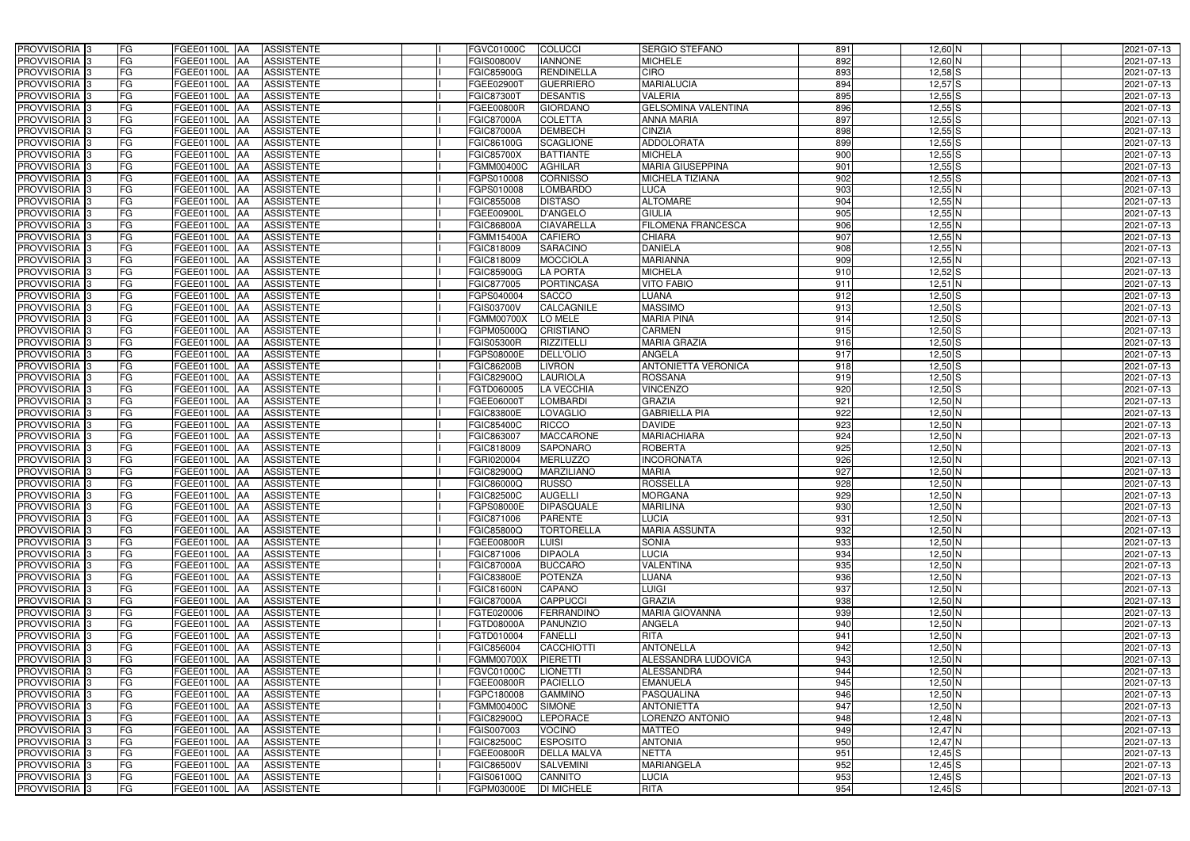| PROVVISORIA | 3 | FG | FGEE01100L | AA | ASSISTENTE | | I | FGVC01000C | COLUCCI | SERGIO STEFANO | 891 | 12,60 | N | | | 2021-07-13 |
|---|---|---|---|---|---|---|---|---|---|---|---|---|---|---|---|---|
| PROVVISORIA | 3 | FG | FGEE01100L | AA | ASSISTENTE | | I | FGIS00800V | IANNONE | MICHELE | 892 | 12,60 | N | | | 2021-07-13 |
| PROVVISORIA | 3 | FG | FGEE01100L | AA | ASSISTENTE | | I | FGIC85900G | RENDINELLA | CIRO | 893 | 12,58 | S | | | 2021-07-13 |
| PROVVISORIA | 3 | FG | FGEE01100L | AA | ASSISTENTE | | I | FGEE02900T | GUERRIERO | MARIALUCIA | 894 | 12,57 | S | | | 2021-07-13 |
| PROVVISORIA | 3 | FG | FGEE01100L | AA | ASSISTENTE | | I | FGIC87300T | DESANTIS | VALERIA | 895 | 12,55 | S | | | 2021-07-13 |
| PROVVISORIA | 3 | FG | FGEE01100L | AA | ASSISTENTE | | I | FGEE00800R | GIORDANO | GELSOMINA VALENTINA | 896 | 12,55 | S | | | 2021-07-13 |
| PROVVISORIA | 3 | FG | FGEE01100L | AA | ASSISTENTE | | I | FGIC87000A | COLETTA | ANNA MARIA | 897 | 12,55 | S | | | 2021-07-13 |
| PROVVISORIA | 3 | FG | FGEE01100L | AA | ASSISTENTE | | I | FGIC87000A | DEMBECH | CINZIA | 898 | 12,55 | S | | | 2021-07-13 |
| PROVVISORIA | 3 | FG | FGEE01100L | AA | ASSISTENTE | | I | FGIC86100G | SCAGLIONE | ADDOLORATA | 899 | 12,55 | S | | | 2021-07-13 |
| PROVVISORIA | 3 | FG | FGEE01100L | AA | ASSISTENTE | | I | FGIC85700X | BATTIANTE | MICHELA | 900 | 12,55 | S | | | 2021-07-13 |
| PROVVISORIA | 3 | FG | FGEE01100L | AA | ASSISTENTE | | I | FGMM00400C | AGHILAR | MARIA GIUSEPPINA | 901 | 12,55 | S | | | 2021-07-13 |
| PROVVISORIA | 3 | FG | FGEE01100L | AA | ASSISTENTE | | I | FGPS010008 | CORNISSO | MICHELA TIZIANA | 902 | 12,55 | S | | | 2021-07-13 |
| PROVVISORIA | 3 | FG | FGEE01100L | AA | ASSISTENTE | | I | FGPS010008 | LOMBARDO | LUCA | 903 | 12,55 | N | | | 2021-07-13 |
| PROVVISORIA | 3 | FG | FGEE01100L | AA | ASSISTENTE | | I | FGIC855008 | DISTASO | ALTOMARE | 904 | 12,55 | N | | | 2021-07-13 |
| PROVVISORIA | 3 | FG | FGEE01100L | AA | ASSISTENTE | | I | FGEE00900L | D'ANGELO | GIULIA | 905 | 12,55 | N | | | 2021-07-13 |
| PROVVISORIA | 3 | FG | FGEE01100L | AA | ASSISTENTE | | I | FGIC86800A | CIAVARELLA | FILOMENA FRANCESCA | 906 | 12,55 | N | | | 2021-07-13 |
| PROVVISORIA | 3 | FG | FGEE01100L | AA | ASSISTENTE | | I | FGMM15400A | CAFIERO | CHIARA | 907 | 12,55 | N | | | 2021-07-13 |
| PROVVISORIA | 3 | FG | FGEE01100L | AA | ASSISTENTE | | I | FGIC818009 | SARACINO | DANIELA | 908 | 12,55 | N | | | 2021-07-13 |
| PROVVISORIA | 3 | FG | FGEE01100L | AA | ASSISTENTE | | I | FGIC818009 | MOCCIOLA | MARIANNA | 909 | 12,55 | N | | | 2021-07-13 |
| PROVVISORIA | 3 | FG | FGEE01100L | AA | ASSISTENTE | | I | FGIC85900G | LA PORTA | MICHELA | 910 | 12,52 | S | | | 2021-07-13 |
| PROVVISORIA | 3 | FG | FGEE01100L | AA | ASSISTENTE | | I | FGIC877005 | PORTINCASA | VITO FABIO | 911 | 12,51 | N | | | 2021-07-13 |
| PROVVISORIA | 3 | FG | FGEE01100L | AA | ASSISTENTE | | I | FGPS040004 | SACCO | LUANA | 912 | 12,50 | S | | | 2021-07-13 |
| PROVVISORIA | 3 | FG | FGEE01100L | AA | ASSISTENTE | | I | FGIS03700V | CALCAGNILE | MASSIMO | 913 | 12,50 | S | | | 2021-07-13 |
| PROVVISORIA | 3 | FG | FGEE01100L | AA | ASSISTENTE | | I | FGMM00700X | LO MELE | MARIA PINA | 914 | 12,50 | S | | | 2021-07-13 |
| PROVVISORIA | 3 | FG | FGEE01100L | AA | ASSISTENTE | | I | FGPM05000Q | CRISTIANO | CARMEN | 915 | 12,50 | S | | | 2021-07-13 |
| PROVVISORIA | 3 | FG | FGEE01100L | AA | ASSISTENTE | | I | FGIS05300R | RIZZITELLI | MARIA GRAZIA | 916 | 12,50 | S | | | 2021-07-13 |
| PROVVISORIA | 3 | FG | FGEE01100L | AA | ASSISTENTE | | I | FGPS08000E | DELL'OLIO | ANGELA | 917 | 12,50 | S | | | 2021-07-13 |
| PROVVISORIA | 3 | FG | FGEE01100L | AA | ASSISTENTE | | I | FGIC86200B | LIVRON | ANTONIETTA VERONICA | 918 | 12,50 | S | | | 2021-07-13 |
| PROVVISORIA | 3 | FG | FGEE01100L | AA | ASSISTENTE | | I | FGIC82900Q | LAURIOLA | ROSSANA | 919 | 12,50 | S | | | 2021-07-13 |
| PROVVISORIA | 3 | FG | FGEE01100L | AA | ASSISTENTE | | I | FGTD060005 | LA VECCHIA | VINCENZO | 920 | 12,50 | S | | | 2021-07-13 |
| PROVVISORIA | 3 | FG | FGEE01100L | AA | ASSISTENTE | | I | FGEE06000T | LOMBARDI | GRAZIA | 921 | 12,50 | N | | | 2021-07-13 |
| PROVVISORIA | 3 | FG | FGEE01100L | AA | ASSISTENTE | | I | FGIC83800E | LOVAGLIO | GABRIELLA PIA | 922 | 12,50 | N | | | 2021-07-13 |
| PROVVISORIA | 3 | FG | FGEE01100L | AA | ASSISTENTE | | I | FGIC85400C | RICCO | DAVIDE | 923 | 12,50 | N | | | 2021-07-13 |
| PROVVISORIA | 3 | FG | FGEE01100L | AA | ASSISTENTE | | I | FGIC863007 | MACCARONE | MARIACHIARA | 924 | 12,50 | N | | | 2021-07-13 |
| PROVVISORIA | 3 | FG | FGEE01100L | AA | ASSISTENTE | | I | FGIC818009 | SAPONARO | ROBERTA | 925 | 12,50 | N | | | 2021-07-13 |
| PROVVISORIA | 3 | FG | FGEE01100L | AA | ASSISTENTE | | I | FGRI020004 | MERLUZZO | INCORONATA | 926 | 12,50 | N | | | 2021-07-13 |
| PROVVISORIA | 3 | FG | FGEE01100L | AA | ASSISTENTE | | I | FGIC82900Q | MARZILIANO | MARIA | 927 | 12,50 | N | | | 2021-07-13 |
| PROVVISORIA | 3 | FG | FGEE01100L | AA | ASSISTENTE | | I | FGIC86000Q | RUSSO | ROSSELLA | 928 | 12,50 | N | | | 2021-07-13 |
| PROVVISORIA | 3 | FG | FGEE01100L | AA | ASSISTENTE | | I | FGIC82500C | AUGELLI | MORGANA | 929 | 12,50 | N | | | 2021-07-13 |
| PROVVISORIA | 3 | FG | FGEE01100L | AA | ASSISTENTE | | I | FGPS08000E | DIPASQUALE | MARILINA | 930 | 12,50 | N | | | 2021-07-13 |
| PROVVISORIA | 3 | FG | FGEE01100L | AA | ASSISTENTE | | I | FGIC871006 | PARENTE | LUCIA | 931 | 12,50 | N | | | 2021-07-13 |
| PROVVISORIA | 3 | FG | FGEE01100L | AA | ASSISTENTE | | I | FGIC85800Q | TORTORELLA | MARIA ASSUNTA | 932 | 12,50 | N | | | 2021-07-13 |
| PROVVISORIA | 3 | FG | FGEE01100L | AA | ASSISTENTE | | I | FGEE00800R | LUISI | SONIA | 933 | 12,50 | N | | | 2021-07-13 |
| PROVVISORIA | 3 | FG | FGEE01100L | AA | ASSISTENTE | | I | FGIC871006 | DIPAOLA | LUCIA | 934 | 12,50 | N | | | 2021-07-13 |
| PROVVISORIA | 3 | FG | FGEE01100L | AA | ASSISTENTE | | I | FGIC87000A | BUCCARO | VALENTINA | 935 | 12,50 | N | | | 2021-07-13 |
| PROVVISORIA | 3 | FG | FGEE01100L | AA | ASSISTENTE | | I | FGIC83800E | POTENZA | LUANA | 936 | 12,50 | N | | | 2021-07-13 |
| PROVVISORIA | 3 | FG | FGEE01100L | AA | ASSISTENTE | | I | FGIC81600N | CAPANO | LUIGI | 937 | 12,50 | N | | | 2021-07-13 |
| PROVVISORIA | 3 | FG | FGEE01100L | AA | ASSISTENTE | | I | FGIC87000A | CAPPUCCI | GRAZIA | 938 | 12,50 | N | | | 2021-07-13 |
| PROVVISORIA | 3 | FG | FGEE01100L | AA | ASSISTENTE | | I | FGTE020006 | FERRANDINO | MARIA GIOVANNA | 939 | 12,50 | N | | | 2021-07-13 |
| PROVVISORIA | 3 | FG | FGEE01100L | AA | ASSISTENTE | | I | FGTD08000A | PANUNZIO | ANGELA | 940 | 12,50 | N | | | 2021-07-13 |
| PROVVISORIA | 3 | FG | FGEE01100L | AA | ASSISTENTE | | I | FGTD010004 | FANELLI | RITA | 941 | 12,50 | N | | | 2021-07-13 |
| PROVVISORIA | 3 | FG | FGEE01100L | AA | ASSISTENTE | | I | FGIC856004 | CACCHIOTTI | ANTONELLA | 942 | 12,50 | N | | | 2021-07-13 |
| PROVVISORIA | 3 | FG | FGEE01100L | AA | ASSISTENTE | | I | FGMM00700X | PIERETTI | ALESSANDRA LUDOVICA | 943 | 12,50 | N | | | 2021-07-13 |
| PROVVISORIA | 3 | FG | FGEE01100L | AA | ASSISTENTE | | I | FGVC01000C | LIONETTI | ALESSANDRA | 944 | 12,50 | N | | | 2021-07-13 |
| PROVVISORIA | 3 | FG | FGEE01100L | AA | ASSISTENTE | | I | FGEE00800R | PACIELLO | EMANUELA | 945 | 12,50 | N | | | 2021-07-13 |
| PROVVISORIA | 3 | FG | FGEE01100L | AA | ASSISTENTE | | I | FGPC180008 | GAMMINO | PASQUALINA | 946 | 12,50 | N | | | 2021-07-13 |
| PROVVISORIA | 3 | FG | FGEE01100L | AA | ASSISTENTE | | I | FGMM00400C | SIMONE | ANTONIETTA | 947 | 12,50 | N | | | 2021-07-13 |
| PROVVISORIA | 3 | FG | FGEE01100L | AA | ASSISTENTE | | I | FGIC82900Q | LEPORACE | LORENZO ANTONIO | 948 | 12,48 | N | | | 2021-07-13 |
| PROVVISORIA | 3 | FG | FGEE01100L | AA | ASSISTENTE | | I | FGIS007003 | VOCINO | MATTEO | 949 | 12,47 | N | | | 2021-07-13 |
| PROVVISORIA | 3 | FG | FGEE01100L | AA | ASSISTENTE | | I | FGIC82500C | ESPOSITO | ANTONIA | 950 | 12,47 | N | | | 2021-07-13 |
| PROVVISORIA | 3 | FG | FGEE01100L | AA | ASSISTENTE | | I | FGEE00800R | DELLA MALVA | NETTA | 951 | 12,45 | S | | | 2021-07-13 |
| PROVVISORIA | 3 | FG | FGEE01100L | AA | ASSISTENTE | | I | FGIC86500V | SALVEMINI | MARIANGELA | 952 | 12,45 | S | | | 2021-07-13 |
| PROVVISORIA | 3 | FG | FGEE01100L | AA | ASSISTENTE | | I | FGIS06100Q | CANNITO | LUCIA | 953 | 12,45 | S | | | 2021-07-13 |
| PROVVISORIA | 3 | FG | FGEE01100L | AA | ASSISTENTE | | I | FGPM03000E | DI MICHELE | RITA | 954 | 12,45 | S | | | 2021-07-13 |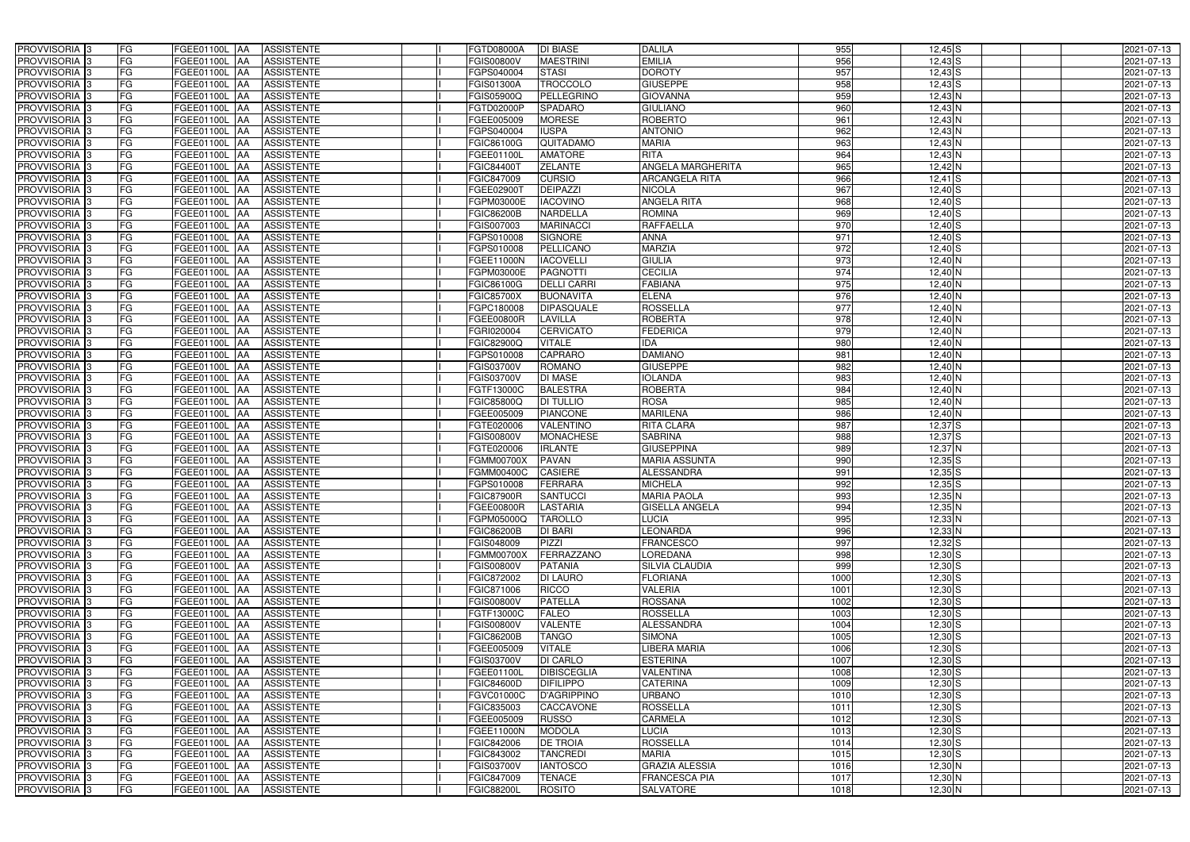| | | | | | | | | | | | | | | | | |
|---|---|---|---|---|---|---|---|---|---|---|---|---|---|---|---|---|
| PROVVISORIA | 3 | FG | FGEE01100L | AA | ASSISTENTE | | I | FGTD08000A | DI BIASE | DALILA | 955 | 12,45 | S | | | 2021-07-13 |
| PROVVISORIA | 3 | FG | FGEE01100L | AA | ASSISTENTE | | I | FGIS00800V | MAESTRINI | EMILIA | 956 | 12,43 | S | | | 2021-07-13 |
| PROVVISORIA | 3 | FG | FGEE01100L | AA | ASSISTENTE | | I | FGPS040004 | STASI | DOROTY | 957 | 12,43 | S | | | 2021-07-13 |
| PROVVISORIA | 3 | FG | FGEE01100L | AA | ASSISTENTE | | I | FGIS01300A | TROCCOLO | GIUSEPPE | 958 | 12,43 | S | | | 2021-07-13 |
| PROVVISORIA | 3 | FG | FGEE01100L | AA | ASSISTENTE | | I | FGIS05900Q | PELLEGRINO | GIOVANNA | 959 | 12,43 | N | | | 2021-07-13 |
| PROVVISORIA | 3 | FG | FGEE01100L | AA | ASSISTENTE | | I | FGTD02000P | SPADARO | GIULIANO | 960 | 12,43 | N | | | 2021-07-13 |
| PROVVISORIA | 3 | FG | FGEE01100L | AA | ASSISTENTE | | I | FGEE005009 | MORESE | ROBERTO | 961 | 12,43 | N | | | 2021-07-13 |
| PROVVISORIA | 3 | FG | FGEE01100L | AA | ASSISTENTE | | I | FGPS040004 | IUSPA | ANTONIO | 962 | 12,43 | N | | | 2021-07-13 |
| PROVVISORIA | 3 | FG | FGEE01100L | AA | ASSISTENTE | | I | FGIC86100G | QUITADAMO | MARIA | 963 | 12,43 | N | | | 2021-07-13 |
| PROVVISORIA | 3 | FG | FGEE01100L | AA | ASSISTENTE | | I | FGEE01100L | AMATORE | RITA | 964 | 12,43 | N | | | 2021-07-13 |
| PROVVISORIA | 3 | FG | FGEE01100L | AA | ASSISTENTE | | I | FGIC84400T | ZELANTE | ANGELA MARGHERITA | 965 | 12,42 | N | | | 2021-07-13 |
| PROVVISORIA | 3 | FG | FGEE01100L | AA | ASSISTENTE | | I | FGIC847009 | CURSIO | ARCANGELA RITA | 966 | 12,41 | S | | | 2021-07-13 |
| PROVVISORIA | 3 | FG | FGEE01100L | AA | ASSISTENTE | | I | FGEE02900T | DEIPAZZI | NICOLA | 967 | 12,40 | S | | | 2021-07-13 |
| PROVVISORIA | 3 | FG | FGEE01100L | AA | ASSISTENTE | | I | FGPM03000E | IACOVINO | ANGELA RITA | 968 | 12,40 | S | | | 2021-07-13 |
| PROVVISORIA | 3 | FG | FGEE01100L | AA | ASSISTENTE | | I | FGIC86200B | NARDELLA | ROMINA | 969 | 12,40 | S | | | 2021-07-13 |
| PROVVISORIA | 3 | FG | FGEE01100L | AA | ASSISTENTE | | I | FGIS007003 | MARINACCI | RAFFAELLA | 970 | 12,40 | S | | | 2021-07-13 |
| PROVVISORIA | 3 | FG | FGEE01100L | AA | ASSISTENTE | | I | FGPS010008 | SIGNORE | ANNA | 971 | 12,40 | S | | | 2021-07-13 |
| PROVVISORIA | 3 | FG | FGEE01100L | AA | ASSISTENTE | | I | FGPS010008 | PELLICANO | MARZIA | 972 | 12,40 | S | | | 2021-07-13 |
| PROVVISORIA | 3 | FG | FGEE01100L | AA | ASSISTENTE | | I | FGEE11000N | IACOVELLI | GIULIA | 973 | 12,40 | N | | | 2021-07-13 |
| PROVVISORIA | 3 | FG | FGEE01100L | AA | ASSISTENTE | | I | FGPM03000E | PAGNOTTI | CECILIA | 974 | 12,40 | N | | | 2021-07-13 |
| PROVVISORIA | 3 | FG | FGEE01100L | AA | ASSISTENTE | | I | FGIC86100G | DELLI CARRI | FABIANA | 975 | 12,40 | N | | | 2021-07-13 |
| PROVVISORIA | 3 | FG | FGEE01100L | AA | ASSISTENTE | | I | FGIC85700X | BUONAVITA | ELENA | 976 | 12,40 | N | | | 2021-07-13 |
| PROVVISORIA | 3 | FG | FGEE01100L | AA | ASSISTENTE | | I | FGPC180008 | DIPASQUALE | ROSSELLA | 977 | 12,40 | N | | | 2021-07-13 |
| PROVVISORIA | 3 | FG | FGEE01100L | AA | ASSISTENTE | | I | FGEE00800R | LAVILLA | ROBERTA | 978 | 12,40 | N | | | 2021-07-13 |
| PROVVISORIA | 3 | FG | FGEE01100L | AA | ASSISTENTE | | I | FGRI020004 | CERVICATO | FEDERICA | 979 | 12,40 | N | | | 2021-07-13 |
| PROVVISORIA | 3 | FG | FGEE01100L | AA | ASSISTENTE | | I | FGIC82900Q | VITALE | IDA | 980 | 12,40 | N | | | 2021-07-13 |
| PROVVISORIA | 3 | FG | FGEE01100L | AA | ASSISTENTE | | I | FGPS010008 | CAPRARO | DAMIANO | 981 | 12,40 | N | | | 2021-07-13 |
| PROVVISORIA | 3 | FG | FGEE01100L | AA | ASSISTENTE | | I | FGIS03700V | ROMANO | GIUSEPPE | 982 | 12,40 | N | | | 2021-07-13 |
| PROVVISORIA | 3 | FG | FGEE01100L | AA | ASSISTENTE | | I | FGIS03700V | DI MASE | IOLANDA | 983 | 12,40 | N | | | 2021-07-13 |
| PROVVISORIA | 3 | FG | FGEE01100L | AA | ASSISTENTE | | I | FGTF13000C | BALESTRA | ROBERTA | 984 | 12,40 | N | | | 2021-07-13 |
| PROVVISORIA | 3 | FG | FGEE01100L | AA | ASSISTENTE | | I | FGIC85800Q | DI TULLIO | ROSA | 985 | 12,40 | N | | | 2021-07-13 |
| PROVVISORIA | 3 | FG | FGEE01100L | AA | ASSISTENTE | | I | FGEE005009 | PIANCONE | MARILENA | 986 | 12,40 | N | | | 2021-07-13 |
| PROVVISORIA | 3 | FG | FGEE01100L | AA | ASSISTENTE | | I | FGTE020006 | VALENTINO | RITA CLARA | 987 | 12,37 | S | | | 2021-07-13 |
| PROVVISORIA | 3 | FG | FGEE01100L | AA | ASSISTENTE | | I | FGIS00800V | MONACHESE | SABRINA | 988 | 12,37 | S | | | 2021-07-13 |
| PROVVISORIA | 3 | FG | FGEE01100L | AA | ASSISTENTE | | I | FGTE020006 | IRLANTE | GIUSEPPINA | 989 | 12,37 | N | | | 2021-07-13 |
| PROVVISORIA | 3 | FG | FGEE01100L | AA | ASSISTENTE | | I | FGMM00700X | PAVAN | MARIA ASSUNTA | 990 | 12,35 | S | | | 2021-07-13 |
| PROVVISORIA | 3 | FG | FGEE01100L | AA | ASSISTENTE | | I | FGMM00400C | CASIERE | ALESSANDRA | 991 | 12,35 | S | | | 2021-07-13 |
| PROVVISORIA | 3 | FG | FGEE01100L | AA | ASSISTENTE | | I | FGPS010008 | FERRARA | MICHELA | 992 | 12,35 | S | | | 2021-07-13 |
| PROVVISORIA | 3 | FG | FGEE01100L | AA | ASSISTENTE | | I | FGIC87900R | SANTUCCI | MARIA PAOLA | 993 | 12,35 | N | | | 2021-07-13 |
| PROVVISORIA | 3 | FG | FGEE01100L | AA | ASSISTENTE | | I | FGEE00800R | LASTARIA | GISELLA ANGELA | 994 | 12,35 | N | | | 2021-07-13 |
| PROVVISORIA | 3 | FG | FGEE01100L | AA | ASSISTENTE | | I | FGPM05000Q | TAROLLO | LUCIA | 995 | 12,33 | N | | | 2021-07-13 |
| PROVVISORIA | 3 | FG | FGEE01100L | AA | ASSISTENTE | | I | FGIC86200B | DI BARI | LEONARDA | 996 | 12,33 | N | | | 2021-07-13 |
| PROVVISORIA | 3 | FG | FGEE01100L | AA | ASSISTENTE | | I | FGIS048009 | PIZZI | FRANCESCO | 997 | 12,32 | S | | | 2021-07-13 |
| PROVVISORIA | 3 | FG | FGEE01100L | AA | ASSISTENTE | | I | FGMM00700X | FERRAZZANO | LOREDANA | 998 | 12,30 | S | | | 2021-07-13 |
| PROVVISORIA | 3 | FG | FGEE01100L | AA | ASSISTENTE | | I | FGIS00800V | PATANIA | SILVIA CLAUDIA | 999 | 12,30 | S | | | 2021-07-13 |
| PROVVISORIA | 3 | FG | FGEE01100L | AA | ASSISTENTE | | I | FGIC872002 | DI LAURO | FLORIANA | 1000 | 12,30 | S | | | 2021-07-13 |
| PROVVISORIA | 3 | FG | FGEE01100L | AA | ASSISTENTE | | I | FGIC871006 | RICCO | VALERIA | 1001 | 12,30 | S | | | 2021-07-13 |
| PROVVISORIA | 3 | FG | FGEE01100L | AA | ASSISTENTE | | I | FGIS00800V | PATELLA | ROSSANA | 1002 | 12,30 | S | | | 2021-07-13 |
| PROVVISORIA | 3 | FG | FGEE01100L | AA | ASSISTENTE | | I | FGTF13000C | FALEO | ROSSELLA | 1003 | 12,30 | S | | | 2021-07-13 |
| PROVVISORIA | 3 | FG | FGEE01100L | AA | ASSISTENTE | | I | FGIS00800V | VALENTE | ALESSANDRA | 1004 | 12,30 | S | | | 2021-07-13 |
| PROVVISORIA | 3 | FG | FGEE01100L | AA | ASSISTENTE | | I | FGIC86200B | TANGO | SIMONA | 1005 | 12,30 | S | | | 2021-07-13 |
| PROVVISORIA | 3 | FG | FGEE01100L | AA | ASSISTENTE | | I | FGEE005009 | VITALE | LIBERA MARIA | 1006 | 12,30 | S | | | 2021-07-13 |
| PROVVISORIA | 3 | FG | FGEE01100L | AA | ASSISTENTE | | I | FGIS03700V | DI CARLO | ESTERINA | 1007 | 12,30 | S | | | 2021-07-13 |
| PROVVISORIA | 3 | FG | FGEE01100L | AA | ASSISTENTE | | I | FGEE01100L | DIBISCEGLIA | VALENTINA | 1008 | 12,30 | S | | | 2021-07-13 |
| PROVVISORIA | 3 | FG | FGEE01100L | AA | ASSISTENTE | | I | FGIC84600D | DIFILIPPO | CATERINA | 1009 | 12,30 | S | | | 2021-07-13 |
| PROVVISORIA | 3 | FG | FGEE01100L | AA | ASSISTENTE | | I | FGVC01000C | D'AGRIPPINO | URBANO | 1010 | 12,30 | S | | | 2021-07-13 |
| PROVVISORIA | 3 | FG | FGEE01100L | AA | ASSISTENTE | | I | FGIC835003 | CACCAVONE | ROSSELLA | 1011 | 12,30 | S | | | 2021-07-13 |
| PROVVISORIA | 3 | FG | FGEE01100L | AA | ASSISTENTE | | I | FGEE005009 | RUSSO | CARMELA | 1012 | 12,30 | S | | | 2021-07-13 |
| PROVVISORIA | 3 | FG | FGEE01100L | AA | ASSISTENTE | | I | FGEE11000N | MODOLA | LUCIA | 1013 | 12,30 | S | | | 2021-07-13 |
| PROVVISORIA | 3 | FG | FGEE01100L | AA | ASSISTENTE | | I | FGIC842006 | DE TROIA | ROSSELLA | 1014 | 12,30 | S | | | 2021-07-13 |
| PROVVISORIA | 3 | FG | FGEE01100L | AA | ASSISTENTE | | I | FGIC843002 | TANCREDI | MARIA | 1015 | 12,30 | S | | | 2021-07-13 |
| PROVVISORIA | 3 | FG | FGEE01100L | AA | ASSISTENTE | | I | FGIS03700V | IANTOSCO | GRAZIA ALESSIA | 1016 | 12,30 | N | | | 2021-07-13 |
| PROVVISORIA | 3 | FG | FGEE01100L | AA | ASSISTENTE | | I | FGIC847009 | TENACE | FRANCESCA PIA | 1017 | 12,30 | N | | | 2021-07-13 |
| PROVVISORIA | 3 | FG | FGEE01100L | AA | ASSISTENTE | | I | FGIC88200L | ROSITO | SALVATORE | 1018 | 12,30 | N | | | 2021-07-13 |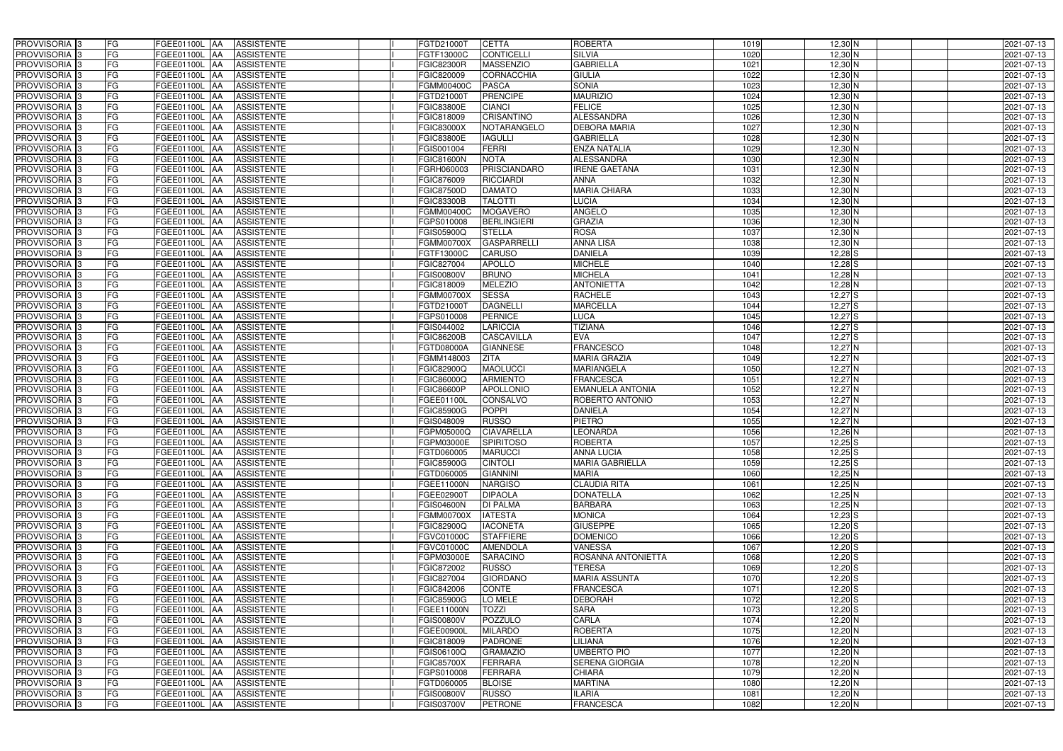| PROVVISORIA | 3 | FG | FGEE01100L | AA | ASSISTENTE | | I | FGTD21000T | CETTA | ROBERTA | 1019 | 12,30 | N | | | 2021-07-13 |
|---|---|---|---|---|---|---|---|---|---|---|---|---|---|---|---|---|
| PROVVISORIA | 3 | FG | FGEE01100L | AA | ASSISTENTE | | I | FGTF13000C | CONTICELLI | SILVIA | 1020 | 12,30 | N | | | 2021-07-13 |
| PROVVISORIA | 3 | FG | FGEE01100L | AA | ASSISTENTE | | I | FGIC82300R | MASSENZIO | GABRIELLA | 1021 | 12,30 | N | | | 2021-07-13 |
| PROVVISORIA | 3 | FG | FGEE01100L | AA | ASSISTENTE | | I | FGIC820009 | CORNACCHIA | GIULIA | 1022 | 12,30 | N | | | 2021-07-13 |
| PROVVISORIA | 3 | FG | FGEE01100L | AA | ASSISTENTE | | I | FGMM00400C | PASCA | SONIA | 1023 | 12,30 | N | | | 2021-07-13 |
| PROVVISORIA | 3 | FG | FGEE01100L | AA | ASSISTENTE | | I | FGTD21000T | PRENCIPE | MAURIZIO | 1024 | 12,30 | N | | | 2021-07-13 |
| PROVVISORIA | 3 | FG | FGEE01100L | AA | ASSISTENTE | | I | FGIC83800E | CIANCI | FELICE | 1025 | 12,30 | N | | | 2021-07-13 |
| PROVVISORIA | 3 | FG | FGEE01100L | AA | ASSISTENTE | | I | FGIC818009 | CRISANTINO | ALESSANDRA | 1026 | 12,30 | N | | | 2021-07-13 |
| PROVVISORIA | 3 | FG | FGEE01100L | AA | ASSISTENTE | | I | FGIC83000X | NOTARANGELO | DEBORA MARIA | 1027 | 12,30 | N | | | 2021-07-13 |
| PROVVISORIA | 3 | FG | FGEE01100L | AA | ASSISTENTE | | I | FGIC83800E | IAGULLI | GABRIELLA | 1028 | 12,30 | N | | | 2021-07-13 |
| PROVVISORIA | 3 | FG | FGEE01100L | AA | ASSISTENTE | | I | FGIS001004 | FERRI | ENZA NATALIA | 1029 | 12,30 | N | | | 2021-07-13 |
| PROVVISORIA | 3 | FG | FGEE01100L | AA | ASSISTENTE | | I | FGIC81600N | NOTA | ALESSANDRA | 1030 | 12,30 | N | | | 2021-07-13 |
| PROVVISORIA | 3 | FG | FGEE01100L | AA | ASSISTENTE | | I | FGRH060003 | PRISCIANDARO | IRENE GAETANA | 1031 | 12,30 | N | | | 2021-07-13 |
| PROVVISORIA | 3 | FG | FGEE01100L | AA | ASSISTENTE | | I | FGIC876009 | RICCIARDI | ANNA | 1032 | 12,30 | N | | | 2021-07-13 |
| PROVVISORIA | 3 | FG | FGEE01100L | AA | ASSISTENTE | | I | FGIC87500D | DAMATO | MARIA CHIARA | 1033 | 12,30 | N | | | 2021-07-13 |
| PROVVISORIA | 3 | FG | FGEE01100L | AA | ASSISTENTE | | I | FGIC83300B | TALOTTI | LUCIA | 1034 | 12,30 | N | | | 2021-07-13 |
| PROVVISORIA | 3 | FG | FGEE01100L | AA | ASSISTENTE | | I | FGMM00400C | MOGAVERO | ANGELO | 1035 | 12,30 | N | | | 2021-07-13 |
| PROVVISORIA | 3 | FG | FGEE01100L | AA | ASSISTENTE | | I | FGPS010008 | BERLINGIERI | GRAZIA | 1036 | 12,30 | N | | | 2021-07-13 |
| PROVVISORIA | 3 | FG | FGEE01100L | AA | ASSISTENTE | | I | FGIS05900Q | STELLA | ROSA | 1037 | 12,30 | N | | | 2021-07-13 |
| PROVVISORIA | 3 | FG | FGEE01100L | AA | ASSISTENTE | | I | FGMM00700X | GASPARRELLI | ANNA LISA | 1038 | 12,30 | N | | | 2021-07-13 |
| PROVVISORIA | 3 | FG | FGEE01100L | AA | ASSISTENTE | | I | FGTF13000C | CARUSO | DANIELA | 1039 | 12,28 | S | | | 2021-07-13 |
| PROVVISORIA | 3 | FG | FGEE01100L | AA | ASSISTENTE | | I | FGIC827004 | APOLLO | MICHELE | 1040 | 12,28 | S | | | 2021-07-13 |
| PROVVISORIA | 3 | FG | FGEE01100L | AA | ASSISTENTE | | I | FGIS00800V | BRUNO | MICHELA | 1041 | 12,28 | N | | | 2021-07-13 |
| PROVVISORIA | 3 | FG | FGEE01100L | AA | ASSISTENTE | | I | FGIC818009 | MELEZIO | ANTONIETTA | 1042 | 12,28 | N | | | 2021-07-13 |
| PROVVISORIA | 3 | FG | FGEE01100L | AA | ASSISTENTE | | I | FGMM00700X | SESSA | RACHELE | 1043 | 12,27 | S | | | 2021-07-13 |
| PROVVISORIA | 3 | FG | FGEE01100L | AA | ASSISTENTE | | I | FGTD21000T | DAGNELLI | MARCELLA | 1044 | 12,27 | S | | | 2021-07-13 |
| PROVVISORIA | 3 | FG | FGEE01100L | AA | ASSISTENTE | | I | FGPS010008 | PERNICE | LUCA | 1045 | 12,27 | S | | | 2021-07-13 |
| PROVVISORIA | 3 | FG | FGEE01100L | AA | ASSISTENTE | | I | FGIS044002 | LARICCIA | TIZIANA | 1046 | 12,27 | S | | | 2021-07-13 |
| PROVVISORIA | 3 | FG | FGEE01100L | AA | ASSISTENTE | | I | FGIC86200B | CASCAVILLA | EVA | 1047 | 12,27 | S | | | 2021-07-13 |
| PROVVISORIA | 3 | FG | FGEE01100L | AA | ASSISTENTE | | I | FGTD08000A | GIANNESE | FRANCESCO | 1048 | 12,27 | N | | | 2021-07-13 |
| PROVVISORIA | 3 | FG | FGEE01100L | AA | ASSISTENTE | | I | FGMM148003 | ZITA | MARIA GRAZIA | 1049 | 12,27 | N | | | 2021-07-13 |
| PROVVISORIA | 3 | FG | FGEE01100L | AA | ASSISTENTE | | I | FGIC82900Q | MAOLUCCI | MARIANGELA | 1050 | 12,27 | N | | | 2021-07-13 |
| PROVVISORIA | 3 | FG | FGEE01100L | AA | ASSISTENTE | | I | FGIC86000Q | ARMIENTO | FRANCESCA | 1051 | 12,27 | N | | | 2021-07-13 |
| PROVVISORIA | 3 | FG | FGEE01100L | AA | ASSISTENTE | | I | FGIC86600P | APOLLONIO | EMANUELA ANTONIA | 1052 | 12,27 | N | | | 2021-07-13 |
| PROVVISORIA | 3 | FG | FGEE01100L | AA | ASSISTENTE | | I | FGEE01100L | CONSALVO | ROBERTO ANTONIO | 1053 | 12,27 | N | | | 2021-07-13 |
| PROVVISORIA | 3 | FG | FGEE01100L | AA | ASSISTENTE | | I | FGIC85900G | POPPI | DANIELA | 1054 | 12,27 | N | | | 2021-07-13 |
| PROVVISORIA | 3 | FG | FGEE01100L | AA | ASSISTENTE | | I | FGIS048009 | RUSSO | PIETRO | 1055 | 12,27 | N | | | 2021-07-13 |
| PROVVISORIA | 3 | FG | FGEE01100L | AA | ASSISTENTE | | I | FGPM05000Q | CIAVARELLA | LEONARDA | 1056 | 12,26 | N | | | 2021-07-13 |
| PROVVISORIA | 3 | FG | FGEE01100L | AA | ASSISTENTE | | I | FGPM03000E | SPIRITOSO | ROBERTA | 1057 | 12,25 | S | | | 2021-07-13 |
| PROVVISORIA | 3 | FG | FGEE01100L | AA | ASSISTENTE | | I | FGTD060005 | MARUCCI | ANNA LUCIA | 1058 | 12,25 | S | | | 2021-07-13 |
| PROVVISORIA | 3 | FG | FGEE01100L | AA | ASSISTENTE | | I | FGIC85900G | CINTOLI | MARIA GABRIELLA | 1059 | 12,25 | S | | | 2021-07-13 |
| PROVVISORIA | 3 | FG | FGEE01100L | AA | ASSISTENTE | | I | FGTD060005 | GIANNINI | MARIA | 1060 | 12,25 | N | | | 2021-07-13 |
| PROVVISORIA | 3 | FG | FGEE01100L | AA | ASSISTENTE | | I | FGEE11000N | NARGISO | CLAUDIA RITA | 1061 | 12,25 | N | | | 2021-07-13 |
| PROVVISORIA | 3 | FG | FGEE01100L | AA | ASSISTENTE | | I | FGEE02900T | DIPAOLA | DONATELLA | 1062 | 12,25 | N | | | 2021-07-13 |
| PROVVISORIA | 3 | FG | FGEE01100L | AA | ASSISTENTE | | I | FGIS04600N | DI PALMA | BARBARA | 1063 | 12,25 | N | | | 2021-07-13 |
| PROVVISORIA | 3 | FG | FGEE01100L | AA | ASSISTENTE | | I | FGMM00700X | IATESTA | MONICA | 1064 | 12,23 | S | | | 2021-07-13 |
| PROVVISORIA | 3 | FG | FGEE01100L | AA | ASSISTENTE | | I | FGIC82900Q | IACONETA | GIUSEPPE | 1065 | 12,20 | S | | | 2021-07-13 |
| PROVVISORIA | 3 | FG | FGEE01100L | AA | ASSISTENTE | | I | FGVC01000C | STAFFIERE | DOMENICO | 1066 | 12,20 | S | | | 2021-07-13 |
| PROVVISORIA | 3 | FG | FGEE01100L | AA | ASSISTENTE | | I | FGVC01000C | AMENDOLA | VANESSA | 1067 | 12,20 | S | | | 2021-07-13 |
| PROVVISORIA | 3 | FG | FGEE01100L | AA | ASSISTENTE | | I | FGPM03000E | SARACINO | ROSANNA ANTONIETTA | 1068 | 12,20 | S | | | 2021-07-13 |
| PROVVISORIA | 3 | FG | FGEE01100L | AA | ASSISTENTE | | I | FGIC872002 | RUSSO | TERESA | 1069 | 12,20 | S | | | 2021-07-13 |
| PROVVISORIA | 3 | FG | FGEE01100L | AA | ASSISTENTE | | I | FGIC827004 | GIORDANO | MARIA ASSUNTA | 1070 | 12,20 | S | | | 2021-07-13 |
| PROVVISORIA | 3 | FG | FGEE01100L | AA | ASSISTENTE | | I | FGIC842006 | CONTE | FRANCESCA | 1071 | 12,20 | S | | | 2021-07-13 |
| PROVVISORIA | 3 | FG | FGEE01100L | AA | ASSISTENTE | | I | FGIC85900G | LO MELE | DEBORAH | 1072 | 12,20 | S | | | 2021-07-13 |
| PROVVISORIA | 3 | FG | FGEE01100L | AA | ASSISTENTE | | I | FGEE11000N | TOZZI | SARA | 1073 | 12,20 | S | | | 2021-07-13 |
| PROVVISORIA | 3 | FG | FGEE01100L | AA | ASSISTENTE | | I | FGIS00800V | POZZULO | CARLA | 1074 | 12,20 | N | | | 2021-07-13 |
| PROVVISORIA | 3 | FG | FGEE01100L | AA | ASSISTENTE | | I | FGEE00900L | MILARDO | ROBERTA | 1075 | 12,20 | N | | | 2021-07-13 |
| PROVVISORIA | 3 | FG | FGEE01100L | AA | ASSISTENTE | | I | FGIC818009 | PADRONE | LILIANA | 1076 | 12,20 | N | | | 2021-07-13 |
| PROVVISORIA | 3 | FG | FGEE01100L | AA | ASSISTENTE | | I | FGIS06100Q | GRAMAZIO | UMBERTO PIO | 1077 | 12,20 | N | | | 2021-07-13 |
| PROVVISORIA | 3 | FG | FGEE01100L | AA | ASSISTENTE | | I | FGIC85700X | FERRARA | SERENA GIORGIA | 1078 | 12,20 | N | | | 2021-07-13 |
| PROVVISORIA | 3 | FG | FGEE01100L | AA | ASSISTENTE | | I | FGPS010008 | FERRARA | CHIARA | 1079 | 12,20 | N | | | 2021-07-13 |
| PROVVISORIA | 3 | FG | FGEE01100L | AA | ASSISTENTE | | I | FGTD060005 | BLOISE | MARTINA | 1080 | 12,20 | N | | | 2021-07-13 |
| PROVVISORIA | 3 | FG | FGEE01100L | AA | ASSISTENTE | | I | FGIS00800V | RUSSO | ILARIA | 1081 | 12,20 | N | | | 2021-07-13 |
| PROVVISORIA | 3 | FG | FGEE01100L | AA | ASSISTENTE | | I | FGIS03700V | PETRONE | FRANCESCA | 1082 | 12,20 | N | | | 2021-07-13 |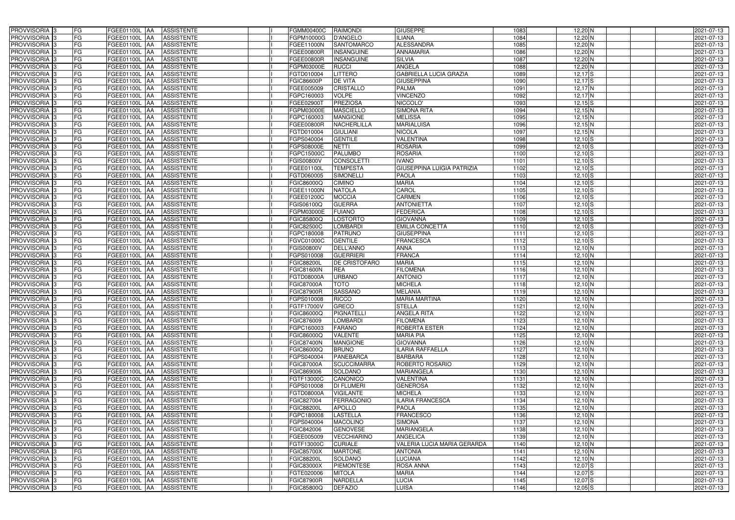| PROVVISORIA 3 | FG | FGEE01100L | AA | ASSISTENTE | | FGMM00400C | RAIMONDI | GIUSEPPE | 1083 | 12,20 | N | | | 2021-07-13 |
|---|---|---|---|---|---|---|---|---|---|---|---|---|---|---|
| PROVVISORIA 3 | FG | FGEE01100L | AA | ASSISTENTE | | FGPM10000G | D'ANGELO | ILIANA | 1084 | 12,20 | N | | | 2021-07-13 |
| PROVVISORIA 3 | FG | FGEE01100L | AA | ASSISTENTE | | FGEE11000N | SANTOMARCO | ALESSANDRA | 1085 | 12,20 | N | | | 2021-07-13 |
| PROVVISORIA 3 | FG | FGEE01100L | AA | ASSISTENTE | | FGEE00800R | INSANGUINE | ANNAMARIA | 1086 | 12,20 | N | | | 2021-07-13 |
| PROVVISORIA 3 | FG | FGEE01100L | AA | ASSISTENTE | | FGEE00800R | INSANGUINE | SILVIA | 1087 | 12,20 | N | | | 2021-07-13 |
| PROVVISORIA 3 | FG | FGEE01100L | AA | ASSISTENTE | | FGPM03000E | RUCCI | ANGELA | 1088 | 12,20 | N | | | 2021-07-13 |
| PROVVISORIA 3 | FG | FGEE01100L | AA | ASSISTENTE | | FGTD010004 | LITTERO | GABRIELLA LUCIA GRAZIA | 1089 | 12,17 | S | | | 2021-07-13 |
| PROVVISORIA 3 | FG | FGEE01100L | AA | ASSISTENTE | | FGIC86600P | DE VITA | GIUSEPPINA | 1090 | 12,17 | S | | | 2021-07-13 |
| PROVVISORIA 3 | FG | FGEE01100L | AA | ASSISTENTE | | FGEE005009 | CRISTALLO | PALMA | 1091 | 12,17 | N | | | 2021-07-13 |
| PROVVISORIA 3 | FG | FGEE01100L | AA | ASSISTENTE | | FGPC160003 | VOLPE | VINCENZO | 1092 | 12,17 | N | | | 2021-07-13 |
| PROVVISORIA 3 | FG | FGEE01100L | AA | ASSISTENTE | | FGEE02900T | PREZIOSA | NICCOLO' | 1093 | 12,15 | S | | | 2021-07-13 |
| PROVVISORIA 3 | FG | FGEE01100L | AA | ASSISTENTE | | FGPM03000E | MASCIELLO | SIMONA RITA | 1094 | 12,15 | N | | | 2021-07-13 |
| PROVVISORIA 3 | FG | FGEE01100L | AA | ASSISTENTE | | FGPC160003 | MANGIONE | MELISSA | 1095 | 12,15 | N | | | 2021-07-13 |
| PROVVISORIA 3 | FG | FGEE01100L | AA | ASSISTENTE | | FGEE00800R | NACHERLILLA | MARIALUISA | 1096 | 12,15 | N | | | 2021-07-13 |
| PROVVISORIA 3 | FG | FGEE01100L | AA | ASSISTENTE | | FGTD010004 | GIULIANI | NICOLA | 1097 | 12,15 | N | | | 2021-07-13 |
| PROVVISORIA 3 | FG | FGEE01100L | AA | ASSISTENTE | | FGPS040004 | GENTILE | VALENTINA | 1098 | 12,10 | S | | | 2021-07-13 |
| PROVVISORIA 3 | FG | FGEE01100L | AA | ASSISTENTE | | FGPS08000E | NETTI | ROSARIA | 1099 | 12,10 | S | | | 2021-07-13 |
| PROVVISORIA 3 | FG | FGEE01100L | AA | ASSISTENTE | | FGPC15000C | PALUMBO | ROSARIA | 1100 | 12,10 | S | | | 2021-07-13 |
| PROVVISORIA 3 | FG | FGEE01100L | AA | ASSISTENTE | | FGIS00800V | CONSOLETTI | IVANO | 1101 | 12,10 | S | | | 2021-07-13 |
| PROVVISORIA 3 | FG | FGEE01100L | AA | ASSISTENTE | | FGEE01100L | TEMPESTA | GIUSEPPINA LUIGIA PATRIZIA | 1102 | 12,10 | S | | | 2021-07-13 |
| PROVVISORIA 3 | FG | FGEE01100L | AA | ASSISTENTE | | FGTD060005 | SIMONELLI | PAOLA | 1103 | 12,10 | S | | | 2021-07-13 |
| PROVVISORIA 3 | FG | FGEE01100L | AA | ASSISTENTE | | FGIC86000Q | CIMINO | MARIA | 1104 | 12,10 | S | | | 2021-07-13 |
| PROVVISORIA 3 | FG | FGEE01100L | AA | ASSISTENTE | | FGEE11000N | NATOLA | CAROL | 1105 | 12,10 | S | | | 2021-07-13 |
| PROVVISORIA 3 | FG | FGEE01100L | AA | ASSISTENTE | | FGEE01200C | MOCCIA | CARMEN | 1106 | 12,10 | S | | | 2021-07-13 |
| PROVVISORIA 3 | FG | FGEE01100L | AA | ASSISTENTE | | FGIS06100Q | GUERRA | ANTONIETTA | 1107 | 12,10 | S | | | 2021-07-13 |
| PROVVISORIA 3 | FG | FGEE01100L | AA | ASSISTENTE | | FGPM03000E | FUIANO | FEDERICA | 1108 | 12,10 | S | | | 2021-07-13 |
| PROVVISORIA 3 | FG | FGEE01100L | AA | ASSISTENTE | | FGIC85800Q | LOSTORTO | GIOVANNA | 1109 | 12,10 | S | | | 2021-07-13 |
| PROVVISORIA 3 | FG | FGEE01100L | AA | ASSISTENTE | | FGIC82500C | LOMBARDI | EMILIA CONCETTA | 1110 | 12,10 | S | | | 2021-07-13 |
| PROVVISORIA 3 | FG | FGEE01100L | AA | ASSISTENTE | | FGPC180008 | PATRUNO | GIUSEPPINA | 1111 | 12,10 | S | | | 2021-07-13 |
| PROVVISORIA 3 | FG | FGEE01100L | AA | ASSISTENTE | | FGVC01000C | GENTILE | FRANCESCA | 1112 | 12,10 | S | | | 2021-07-13 |
| PROVVISORIA 3 | FG | FGEE01100L | AA | ASSISTENTE | | FGIS00800V | DELL'ANNO | ANNA | 1113 | 12,10 | N | | | 2021-07-13 |
| PROVVISORIA 3 | FG | FGEE01100L | AA | ASSISTENTE | | FGPS010008 | GUERRIERI | FRANCA | 1114 | 12,10 | N | | | 2021-07-13 |
| PROVVISORIA 3 | FG | FGEE01100L | AA | ASSISTENTE | | FGIC88200L | DE CRISTOFARO | MARIA | 1115 | 12,10 | N | | | 2021-07-13 |
| PROVVISORIA 3 | FG | FGEE01100L | AA | ASSISTENTE | | FGIC81600N | REA | FILOMENA | 1116 | 12,10 | N | | | 2021-07-13 |
| PROVVISORIA 3 | FG | FGEE01100L | AA | ASSISTENTE | | FGTD08000A | URBANO | ANTONIO | 1117 | 12,10 | N | | | 2021-07-13 |
| PROVVISORIA 3 | FG | FGEE01100L | AA | ASSISTENTE | | FGIC87000A | TOTO | MICHELA | 1118 | 12,10 | N | | | 2021-07-13 |
| PROVVISORIA 3 | FG | FGEE01100L | AA | ASSISTENTE | | FGIC87900R | SASSANO | MELANIA | 1119 | 12,10 | N | | | 2021-07-13 |
| PROVVISORIA 3 | FG | FGEE01100L | AA | ASSISTENTE | | FGPS010008 | RICCO | MARIA MARTINA | 1120 | 12,10 | N | | | 2021-07-13 |
| PROVVISORIA 3 | FG | FGEE01100L | AA | ASSISTENTE | | FGTF17000V | GRECO | STELLA | 1121 | 12,10 | N | | | 2021-07-13 |
| PROVVISORIA 3 | FG | FGEE01100L | AA | ASSISTENTE | | FGIC86000Q | PIGNATELLI | ANGELA RITA | 1122 | 12,10 | N | | | 2021-07-13 |
| PROVVISORIA 3 | FG | FGEE01100L | AA | ASSISTENTE | | FGIC876009 | LOMBARDI | FILOMENA | 1123 | 12,10 | N | | | 2021-07-13 |
| PROVVISORIA 3 | FG | FGEE01100L | AA | ASSISTENTE | | FGPC160003 | FARANO | ROBERTA ESTER | 1124 | 12,10 | N | | | 2021-07-13 |
| PROVVISORIA 3 | FG | FGEE01100L | AA | ASSISTENTE | | FGIC86000Q | VALENTE | MARIA PIA | 1125 | 12,10 | N | | | 2021-07-13 |
| PROVVISORIA 3 | FG | FGEE01100L | AA | ASSISTENTE | | FGIC87400N | MANGIONE | GIOVANNA | 1126 | 12,10 | N | | | 2021-07-13 |
| PROVVISORIA 3 | FG | FGEE01100L | AA | ASSISTENTE | | FGIC86000Q | BRUNO | ILARIA RAFFAELLA | 1127 | 12,10 | N | | | 2021-07-13 |
| PROVVISORIA 3 | FG | FGEE01100L | AA | ASSISTENTE | | FGPS040004 | PANEBARCA | BARBARA | 1128 | 12,10 | N | | | 2021-07-13 |
| PROVVISORIA 3 | FG | FGEE01100L | AA | ASSISTENTE | | FGIC87000A | SCUCCIMARRA | ROBERTO ROSARIO | 1129 | 12,10 | N | | | 2021-07-13 |
| PROVVISORIA 3 | FG | FGEE01100L | AA | ASSISTENTE | | FGIC869006 | SOLDANO | MARIANGELA | 1130 | 12,10 | N | | | 2021-07-13 |
| PROVVISORIA 3 | FG | FGEE01100L | AA | ASSISTENTE | | FGTF13000C | CANONICO | VALENTINA | 1131 | 12,10 | N | | | 2021-07-13 |
| PROVVISORIA 3 | FG | FGEE01100L | AA | ASSISTENTE | | FGPS010008 | DI FLUMERI | GENEROSA | 1132 | 12,10 | N | | | 2021-07-13 |
| PROVVISORIA 3 | FG | FGEE01100L | AA | ASSISTENTE | | FGTD08000A | VIGILANTE | MICHELA | 1133 | 12,10 | N | | | 2021-07-13 |
| PROVVISORIA 3 | FG | FGEE01100L | AA | ASSISTENTE | | FGIC827004 | FERRAGONIO | ILARIA FRANCESCA | 1134 | 12,10 | N | | | 2021-07-13 |
| PROVVISORIA 3 | FG | FGEE01100L | AA | ASSISTENTE | | FGIC88200L | APOLLO | PAOLA | 1135 | 12,10 | N | | | 2021-07-13 |
| PROVVISORIA 3 | FG | FGEE01100L | AA | ASSISTENTE | | FGPC180008 | LASTELLA | FRANCESCO | 1136 | 12,10 | N | | | 2021-07-13 |
| PROVVISORIA 3 | FG | FGEE01100L | AA | ASSISTENTE | | FGPS040004 | MACOLINO | SIMONA | 1137 | 12,10 | N | | | 2021-07-13 |
| PROVVISORIA 3 | FG | FGEE01100L | AA | ASSISTENTE | | FGIC842006 | GENOVESE | MARIANGELA | 1138 | 12,10 | N | | | 2021-07-13 |
| PROVVISORIA 3 | FG | FGEE01100L | AA | ASSISTENTE | | FGEE005009 | VECCHIARINO | ANGELICA | 1139 | 12,10 | N | | | 2021-07-13 |
| PROVVISORIA 3 | FG | FGEE01100L | AA | ASSISTENTE | | FGTF13000C | CURIALE | VALERIA LUCIA MARIA GERARDA | 1140 | 12,10 | N | | | 2021-07-13 |
| PROVVISORIA 3 | FG | FGEE01100L | AA | ASSISTENTE | | FGIC85700X | MARTONE | ANTONIA | 1141 | 12,10 | N | | | 2021-07-13 |
| PROVVISORIA 3 | FG | FGEE01100L | AA | ASSISTENTE | | FGIC88200L | SOLDANO | LUCIANA | 1142 | 12,10 | N | | | 2021-07-13 |
| PROVVISORIA 3 | FG | FGEE01100L | AA | ASSISTENTE | | FGIC83000X | PIEMONTESE | ROSA ANNA | 1143 | 12,07 | S | | | 2021-07-13 |
| PROVVISORIA 3 | FG | FGEE01100L | AA | ASSISTENTE | | FGTE020006 | MITOLA | MARIA | 1144 | 12,07 | S | | | 2021-07-13 |
| PROVVISORIA 3 | FG | FGEE01100L | AA | ASSISTENTE | | FGIC87900R | NARDELLA | LUCIA | 1145 | 12,07 | S | | | 2021-07-13 |
| PROVVISORIA 3 | FG | FGEE01100L | AA | ASSISTENTE | | FGIC85800Q | DEFAZIO | LUISA | 1146 | 12,05 | S | | | 2021-07-13 |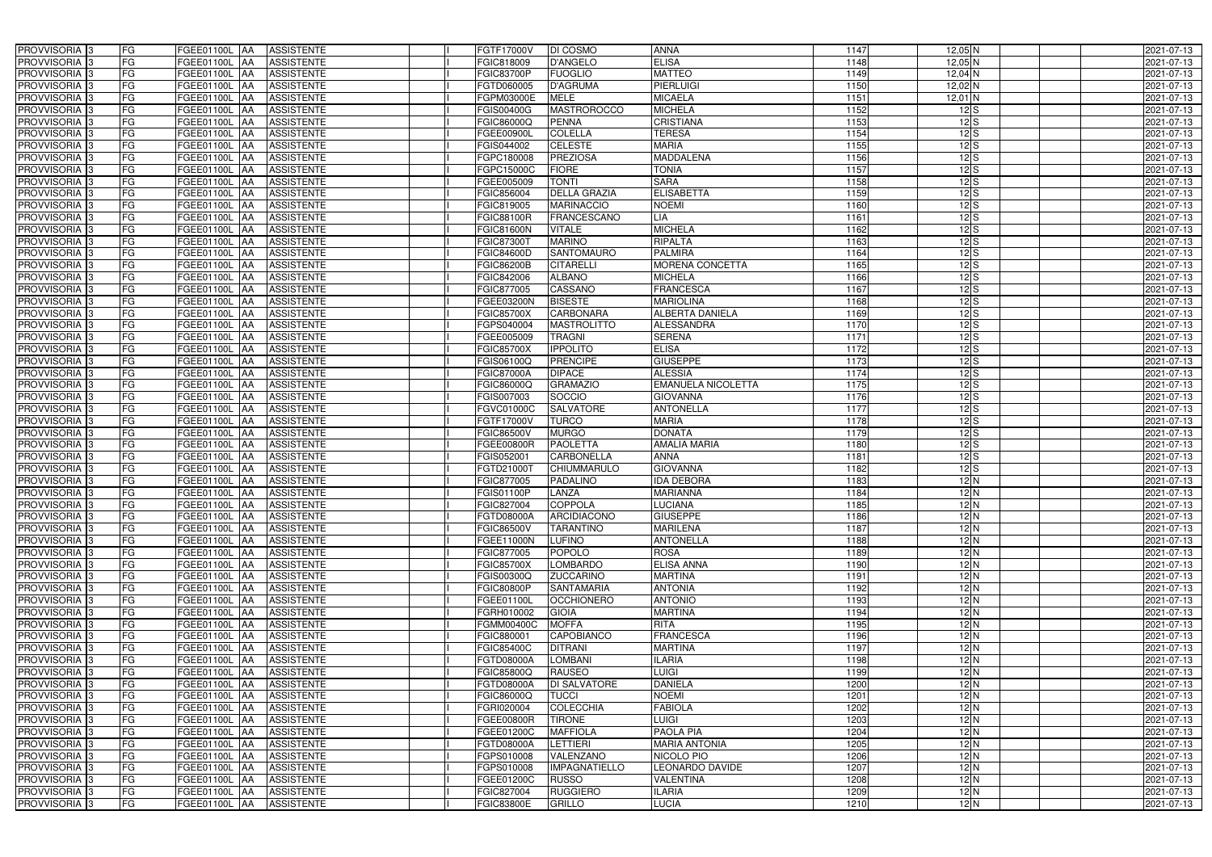| PROVVISORIA 3 | FG | FGEE01100L | AA | ASSISTENTE | | FGTF17000V | DI COSMO | ANNA | 1147 | 12,05 | N | | | 2021-07-13 |
|---|---|---|---|---|---|---|---|---|---|---|---|---|---|---|
| PROVVISORIA 3 | FG | FGEE01100L | AA | ASSISTENTE | | FGIC818009 | D'ANGELO | ELISA | 1148 | 12,05 | N | | | 2021-07-13 |
| PROVVISORIA 3 | FG | FGEE01100L | AA | ASSISTENTE | | FGIC83700P | FUOGLIO | MATTEO | 1149 | 12,04 | N | | | 2021-07-13 |
| PROVVISORIA 3 | FG | FGEE01100L | AA | ASSISTENTE | | FGTD060005 | D'AGRUMA | PIERLUIGI | 1150 | 12,02 | N | | | 2021-07-13 |
| PROVVISORIA 3 | FG | FGEE01100L | AA | ASSISTENTE | | FGPM03000E | MELE | MICAELA | 1151 | 12,01 | N | | | 2021-07-13 |
| PROVVISORIA 3 | FG | FGEE01100L | AA | ASSISTENTE | | FGIS00400G | MASTROROCCO | MICHELA | 1152 | 12 | S | | | 2021-07-13 |
| PROVVISORIA 3 | FG | FGEE01100L | AA | ASSISTENTE | | FGIC86000Q | PENNA | CRISTIANA | 1153 | 12 | S | | | 2021-07-13 |
| PROVVISORIA 3 | FG | FGEE01100L | AA | ASSISTENTE | | FGEE00900L | COLELLA | TERESA | 1154 | 12 | S | | | 2021-07-13 |
| PROVVISORIA 3 | FG | FGEE01100L | AA | ASSISTENTE | | FGIS044002 | CELESTE | MARIA | 1155 | 12 | S | | | 2021-07-13 |
| PROVVISORIA 3 | FG | FGEE01100L | AA | ASSISTENTE | | FGPC180008 | PREZIOSA | MADDALENA | 1156 | 12 | S | | | 2021-07-13 |
| PROVVISORIA 3 | FG | FGEE01100L | AA | ASSISTENTE | | FGPC15000C | FIORE | TONIA | 1157 | 12 | S | | | 2021-07-13 |
| PROVVISORIA 3 | FG | FGEE01100L | AA | ASSISTENTE | | FGEE005009 | TONTI | SARA | 1158 | 12 | S | | | 2021-07-13 |
| PROVVISORIA 3 | FG | FGEE01100L | AA | ASSISTENTE | | FGIC856004 | DELLA GRAZIA | ELISABETTA | 1159 | 12 | S | | | 2021-07-13 |
| PROVVISORIA 3 | FG | FGEE01100L | AA | ASSISTENTE | | FGIC819005 | MARINACCIO | NOEMI | 1160 | 12 | S | | | 2021-07-13 |
| PROVVISORIA 3 | FG | FGEE01100L | AA | ASSISTENTE | | FGIC88100R | FRANCESCANO | LIA | 1161 | 12 | S | | | 2021-07-13 |
| PROVVISORIA 3 | FG | FGEE01100L | AA | ASSISTENTE | | FGIC81600N | VITALE | MICHELA | 1162 | 12 | S | | | 2021-07-13 |
| PROVVISORIA 3 | FG | FGEE01100L | AA | ASSISTENTE | | FGIC87300T | MARINO | RIPALTA | 1163 | 12 | S | | | 2021-07-13 |
| PROVVISORIA 3 | FG | FGEE01100L | AA | ASSISTENTE | | FGIC84600D | SANTOMAURO | PALMIRA | 1164 | 12 | S | | | 2021-07-13 |
| PROVVISORIA 3 | FG | FGEE01100L | AA | ASSISTENTE | | FGIC86200B | CITARELLI | MORENA CONCETTA | 1165 | 12 | S | | | 2021-07-13 |
| PROVVISORIA 3 | FG | FGEE01100L | AA | ASSISTENTE | | FGIC842006 | ALBANO | MICHELA | 1166 | 12 | S | | | 2021-07-13 |
| PROVVISORIA 3 | FG | FGEE01100L | AA | ASSISTENTE | | FGIC877005 | CASSANO | FRANCESCA | 1167 | 12 | S | | | 2021-07-13 |
| PROVVISORIA 3 | FG | FGEE01100L | AA | ASSISTENTE | | FGEE03200N | BISESTE | MARIOLINA | 1168 | 12 | S | | | 2021-07-13 |
| PROVVISORIA 3 | FG | FGEE01100L | AA | ASSISTENTE | | FGIC85700X | CARBONARA | ALBERTA DANIELA | 1169 | 12 | S | | | 2021-07-13 |
| PROVVISORIA 3 | FG | FGEE01100L | AA | ASSISTENTE | | FGPS040004 | MASTROLITTO | ALESSANDRA | 1170 | 12 | S | | | 2021-07-13 |
| PROVVISORIA 3 | FG | FGEE01100L | AA | ASSISTENTE | | FGEE005009 | TRAGNI | SERENA | 1171 | 12 | S | | | 2021-07-13 |
| PROVVISORIA 3 | FG | FGEE01100L | AA | ASSISTENTE | | FGIC85700X | IPPOLITO | ELISA | 1172 | 12 | S | | | 2021-07-13 |
| PROVVISORIA 3 | FG | FGEE01100L | AA | ASSISTENTE | | FGIS06100Q | PRENCIPE | GIUSEPPE | 1173 | 12 | S | | | 2021-07-13 |
| PROVVISORIA 3 | FG | FGEE01100L | AA | ASSISTENTE | | FGIC87000A | DIPACE | ALESSIA | 1174 | 12 | S | | | 2021-07-13 |
| PROVVISORIA 3 | FG | FGEE01100L | AA | ASSISTENTE | | FGIC86000Q | GRAMAZIO | EMANUELA NICOLETTA | 1175 | 12 | S | | | 2021-07-13 |
| PROVVISORIA 3 | FG | FGEE01100L | AA | ASSISTENTE | | FGIS007003 | SOCCIO | GIOVANNA | 1176 | 12 | S | | | 2021-07-13 |
| PROVVISORIA 3 | FG | FGEE01100L | AA | ASSISTENTE | | FGVC01000C | SALVATORE | ANTONELLA | 1177 | 12 | S | | | 2021-07-13 |
| PROVVISORIA 3 | FG | FGEE01100L | AA | ASSISTENTE | | FGTF17000V | TURCO | MARIA | 1178 | 12 | S | | | 2021-07-13 |
| PROVVISORIA 3 | FG | FGEE01100L | AA | ASSISTENTE | | FGIC86500V | MURGO | DONATA | 1179 | 12 | S | | | 2021-07-13 |
| PROVVISORIA 3 | FG | FGEE01100L | AA | ASSISTENTE | | FGEE00800R | PAOLETTA | AMALIA MARIA | 1180 | 12 | S | | | 2021-07-13 |
| PROVVISORIA 3 | FG | FGEE01100L | AA | ASSISTENTE | | FGIS052001 | CARBONELLA | ANNA | 1181 | 12 | S | | | 2021-07-13 |
| PROVVISORIA 3 | FG | FGEE01100L | AA | ASSISTENTE | | FGTD21000T | CHIUMMARULO | GIOVANNA | 1182 | 12 | S | | | 2021-07-13 |
| PROVVISORIA 3 | FG | FGEE01100L | AA | ASSISTENTE | | FGIC877005 | PADALINO | IDA DEBORA | 1183 | 12 | N | | | 2021-07-13 |
| PROVVISORIA 3 | FG | FGEE01100L | AA | ASSISTENTE | | FGIS01100P | LANZA | MARIANNA | 1184 | 12 | N | | | 2021-07-13 |
| PROVVISORIA 3 | FG | FGEE01100L | AA | ASSISTENTE | | FGIC827004 | COPPOLA | LUCIANA | 1185 | 12 | N | | | 2021-07-13 |
| PROVVISORIA 3 | FG | FGEE01100L | AA | ASSISTENTE | | FGTD08000A | ARCIDIACONO | GIUSEPPE | 1186 | 12 | N | | | 2021-07-13 |
| PROVVISORIA 3 | FG | FGEE01100L | AA | ASSISTENTE | | FGIC86500V | TARANTINO | MARILENA | 1187 | 12 | N | | | 2021-07-13 |
| PROVVISORIA 3 | FG | FGEE01100L | AA | ASSISTENTE | | FGEE11000N | LUFINO | ANTONELLA | 1188 | 12 | N | | | 2021-07-13 |
| PROVVISORIA 3 | FG | FGEE01100L | AA | ASSISTENTE | | FGIC877005 | POPOLO | ROSA | 1189 | 12 | N | | | 2021-07-13 |
| PROVVISORIA 3 | FG | FGEE01100L | AA | ASSISTENTE | | FGIC85700X | LOMBARDO | ELISA ANNA | 1190 | 12 | N | | | 2021-07-13 |
| PROVVISORIA 3 | FG | FGEE01100L | AA | ASSISTENTE | | FGIS00300Q | ZUCCARINO | MARTINA | 1191 | 12 | N | | | 2021-07-13 |
| PROVVISORIA 3 | FG | FGEE01100L | AA | ASSISTENTE | | FGIC80800P | SANTAMARIA | ANTONIA | 1192 | 12 | N | | | 2021-07-13 |
| PROVVISORIA 3 | FG | FGEE01100L | AA | ASSISTENTE | | FGEE01100L | OCCHIONERO | ANTONIO | 1193 | 12 | N | | | 2021-07-13 |
| PROVVISORIA 3 | FG | FGEE01100L | AA | ASSISTENTE | | FGRH010002 | GIOIA | MARTINA | 1194 | 12 | N | | | 2021-07-13 |
| PROVVISORIA 3 | FG | FGEE01100L | AA | ASSISTENTE | | FGMM00400C | MOFFA | RITA | 1195 | 12 | N | | | 2021-07-13 |
| PROVVISORIA 3 | FG | FGEE01100L | AA | ASSISTENTE | | FGIC880001 | CAPOBIANCO | FRANCESCA | 1196 | 12 | N | | | 2021-07-13 |
| PROVVISORIA 3 | FG | FGEE01100L | AA | ASSISTENTE | | FGIC85400C | DITRANI | MARTINA | 1197 | 12 | N | | | 2021-07-13 |
| PROVVISORIA 3 | FG | FGEE01100L | AA | ASSISTENTE | | FGTD08000A | LOMBANI | ILARIA | 1198 | 12 | N | | | 2021-07-13 |
| PROVVISORIA 3 | FG | FGEE01100L | AA | ASSISTENTE | | FGIC85800Q | RAUSEO | LUIGI | 1199 | 12 | N | | | 2021-07-13 |
| PROVVISORIA 3 | FG | FGEE01100L | AA | ASSISTENTE | | FGTD08000A | DI SALVATORE | DANIELA | 1200 | 12 | N | | | 2021-07-13 |
| PROVVISORIA 3 | FG | FGEE01100L | AA | ASSISTENTE | | FGIC86000Q | TUCCI | NOEMI | 1201 | 12 | N | | | 2021-07-13 |
| PROVVISORIA 3 | FG | FGEE01100L | AA | ASSISTENTE | | FGRI020004 | COLECCHIA | FABIOLA | 1202 | 12 | N | | | 2021-07-13 |
| PROVVISORIA 3 | FG | FGEE01100L | AA | ASSISTENTE | | FGEE00800R | TIRONE | LUIGI | 1203 | 12 | N | | | 2021-07-13 |
| PROVVISORIA 3 | FG | FGEE01100L | AA | ASSISTENTE | | FGEE01200C | MAFFIOLA | PAOLA PIA | 1204 | 12 | N | | | 2021-07-13 |
| PROVVISORIA 3 | FG | FGEE01100L | AA | ASSISTENTE | | FGTD08000A | LETTIERI | MARIA ANTONIA | 1205 | 12 | N | | | 2021-07-13 |
| PROVVISORIA 3 | FG | FGEE01100L | AA | ASSISTENTE | | FGPS010008 | VALENZANO | NICOLO PIO | 1206 | 12 | N | | | 2021-07-13 |
| PROVVISORIA 3 | FG | FGEE01100L | AA | ASSISTENTE | | FGPS010008 | IMPAGNATIELLO | LEONARDO DAVIDE | 1207 | 12 | N | | | 2021-07-13 |
| PROVVISORIA 3 | FG | FGEE01100L | AA | ASSISTENTE | | FGEE01200C | RUSSO | VALENTINA | 1208 | 12 | N | | | 2021-07-13 |
| PROVVISORIA 3 | FG | FGEE01100L | AA | ASSISTENTE | | FGIC827004 | RUGGIERO | ILARIA | 1209 | 12 | N | | | 2021-07-13 |
| PROVVISORIA 3 | FG | FGEE01100L | AA | ASSISTENTE | | FGIC83800E | GRILLO | LUCIA | 1210 | 12 | N | | | 2021-07-13 |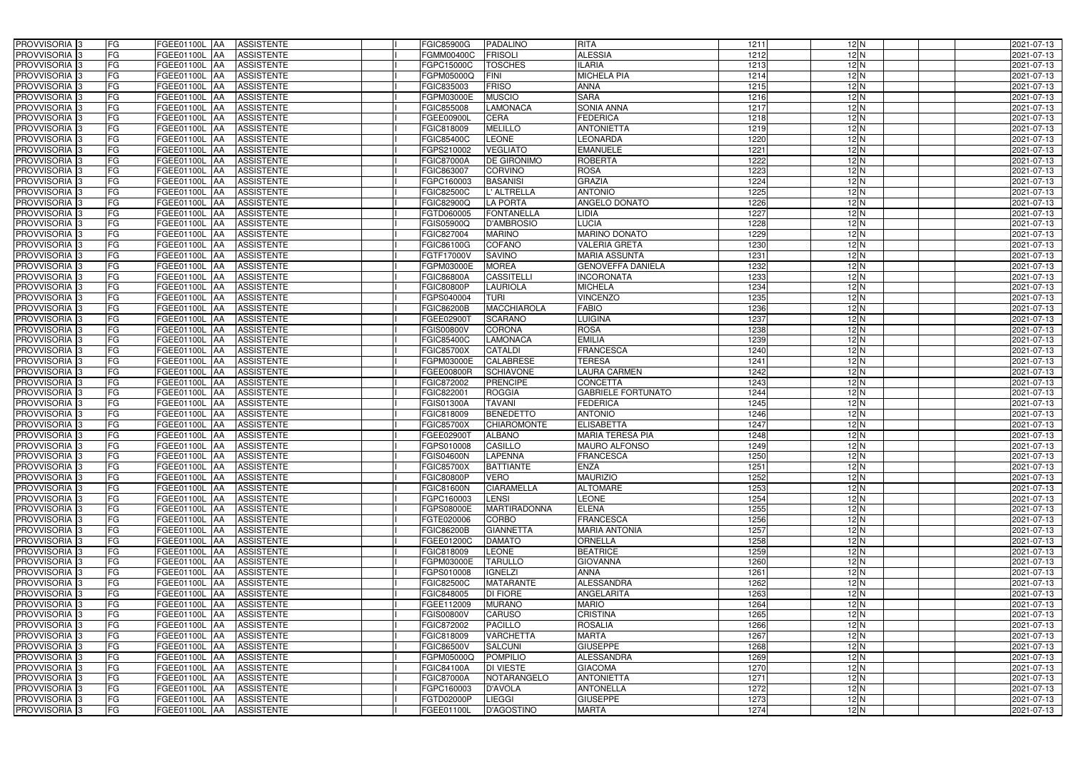| | | | | | | | | | | | | | | | |
|---|---|---|---|---|---|---|---|---|---|---|---|---|---|---|---|
| PROVVISORIA 3 | FG | FGEE01100L | AA | ASSISTENTE | | I | FGIC85900G | PADALINO | RITA | 1211 | 12 | N | | | 2021-07-13 |
| PROVVISORIA 3 | FG | FGEE01100L | AA | ASSISTENTE | | I | FGMM00400C | FRISOLI | ALESSIA | 1212 | 12 | N | | | 2021-07-13 |
| PROVVISORIA 3 | FG | FGEE01100L | AA | ASSISTENTE | | I | FGPC15000C | TOSCHES | ILARIA | 1213 | 12 | N | | | 2021-07-13 |
| PROVVISORIA 3 | FG | FGEE01100L | AA | ASSISTENTE | | I | FGPM05000Q | FINI | MICHELA PIA | 1214 | 12 | N | | | 2021-07-13 |
| PROVVISORIA 3 | FG | FGEE01100L | AA | ASSISTENTE | | I | FGIC835003 | FRISO | ANNA | 1215 | 12 | N | | | 2021-07-13 |
| PROVVISORIA 3 | FG | FGEE01100L | AA | ASSISTENTE | | I | FGPM03000E | MUSCIO | SARA | 1216 | 12 | N | | | 2021-07-13 |
| PROVVISORIA 3 | FG | FGEE01100L | AA | ASSISTENTE | | I | FGIC855008 | LAMONACA | SONIA ANNA | 1217 | 12 | N | | | 2021-07-13 |
| PROVVISORIA 3 | FG | FGEE01100L | AA | ASSISTENTE | | I | FGEE00900L | CERA | FEDERICA | 1218 | 12 | N | | | 2021-07-13 |
| PROVVISORIA 3 | FG | FGEE01100L | AA | ASSISTENTE | | I | FGIC818009 | MELILLO | ANTONIETTA | 1219 | 12 | N | | | 2021-07-13 |
| PROVVISORIA 3 | FG | FGEE01100L | AA | ASSISTENTE | | I | FGIC85400C | LEONE | LEONARDA | 1220 | 12 | N | | | 2021-07-13 |
| PROVVISORIA 3 | FG | FGEE01100L | AA | ASSISTENTE | | I | FGPS210002 | VEGLIATO | EMANUELE | 1221 | 12 | N | | | 2021-07-13 |
| PROVVISORIA 3 | FG | FGEE01100L | AA | ASSISTENTE | | I | FGIC87000A | DE GIRONIMO | ROBERTA | 1222 | 12 | N | | | 2021-07-13 |
| PROVVISORIA 3 | FG | FGEE01100L | AA | ASSISTENTE | | I | FGIC863007 | CORVINO | ROSA | 1223 | 12 | N | | | 2021-07-13 |
| PROVVISORIA 3 | FG | FGEE01100L | AA | ASSISTENTE | | I | FGPC160003 | BASANISI | GRAZIA | 1224 | 12 | N | | | 2021-07-13 |
| PROVVISORIA 3 | FG | FGEE01100L | AA | ASSISTENTE | | I | FGIC82500C | L' ALTRELLA | ANTONIO | 1225 | 12 | N | | | 2021-07-13 |
| PROVVISORIA 3 | FG | FGEE01100L | AA | ASSISTENTE | | I | FGIC82900Q | LA PORTA | ANGELO DONATO | 1226 | 12 | N | | | 2021-07-13 |
| PROVVISORIA 3 | FG | FGEE01100L | AA | ASSISTENTE | | I | FGTD060005 | FONTANELLA | LIDIA | 1227 | 12 | N | | | 2021-07-13 |
| PROVVISORIA 3 | FG | FGEE01100L | AA | ASSISTENTE | | I | FGIS05900Q | D'AMBROSIO | LUCIA | 1228 | 12 | N | | | 2021-07-13 |
| PROVVISORIA 3 | FG | FGEE01100L | AA | ASSISTENTE | | I | FGIC827004 | MARINO | MARINO DONATO | 1229 | 12 | N | | | 2021-07-13 |
| PROVVISORIA 3 | FG | FGEE01100L | AA | ASSISTENTE | | I | FGIC86100G | COFANO | VALERIA GRETA | 1230 | 12 | N | | | 2021-07-13 |
| PROVVISORIA 3 | FG | FGEE01100L | AA | ASSISTENTE | | I | FGTF17000V | SAVINO | MARIA ASSUNTA | 1231 | 12 | N | | | 2021-07-13 |
| PROVVISORIA 3 | FG | FGEE01100L | AA | ASSISTENTE | | I | FGPM03000E | MOREA | GENOVEFFA DANIELA | 1232 | 12 | N | | | 2021-07-13 |
| PROVVISORIA 3 | FG | FGEE01100L | AA | ASSISTENTE | | I | FGIC86800A | CASSITELLI | INCORONATA | 1233 | 12 | N | | | 2021-07-13 |
| PROVVISORIA 3 | FG | FGEE01100L | AA | ASSISTENTE | | I | FGIC80800P | LAURIOLA | MICHELA | 1234 | 12 | N | | | 2021-07-13 |
| PROVVISORIA 3 | FG | FGEE01100L | AA | ASSISTENTE | | I | FGPS040004 | TURI | VINCENZO | 1235 | 12 | N | | | 2021-07-13 |
| PROVVISORIA 3 | FG | FGEE01100L | AA | ASSISTENTE | | I | FGIC86200B | MACCHIAROLA | FABIO | 1236 | 12 | N | | | 2021-07-13 |
| PROVVISORIA 3 | FG | FGEE01100L | AA | ASSISTENTE | | I | FGEE02900T | SCARANO | LUIGINA | 1237 | 12 | N | | | 2021-07-13 |
| PROVVISORIA 3 | FG | FGEE01100L | AA | ASSISTENTE | | I | FGIS00800V | CORONA | ROSA | 1238 | 12 | N | | | 2021-07-13 |
| PROVVISORIA 3 | FG | FGEE01100L | AA | ASSISTENTE | | I | FGIC85400C | LAMONACA | EMILIA | 1239 | 12 | N | | | 2021-07-13 |
| PROVVISORIA 3 | FG | FGEE01100L | AA | ASSISTENTE | | I | FGIC85700X | CATALDI | FRANCESCA | 1240 | 12 | N | | | 2021-07-13 |
| PROVVISORIA 3 | FG | FGEE01100L | AA | ASSISTENTE | | I | FGPM03000E | CALABRESE | TERESA | 1241 | 12 | N | | | 2021-07-13 |
| PROVVISORIA 3 | FG | FGEE01100L | AA | ASSISTENTE | | I | FGEE00800R | SCHIAVONE | LAURA CARMEN | 1242 | 12 | N | | | 2021-07-13 |
| PROVVISORIA 3 | FG | FGEE01100L | AA | ASSISTENTE | | I | FGIC872002 | PRENCIPE | CONCETTA | 1243 | 12 | N | | | 2021-07-13 |
| PROVVISORIA 3 | FG | FGEE01100L | AA | ASSISTENTE | | I | FGIC822001 | ROGGIA | GABRIELE FORTUNATO | 1244 | 12 | N | | | 2021-07-13 |
| PROVVISORIA 3 | FG | FGEE01100L | AA | ASSISTENTE | | I | FGIS01300A | TAVANI | FEDERICA | 1245 | 12 | N | | | 2021-07-13 |
| PROVVISORIA 3 | FG | FGEE01100L | AA | ASSISTENTE | | I | FGIC818009 | BENEDETTO | ANTONIO | 1246 | 12 | N | | | 2021-07-13 |
| PROVVISORIA 3 | FG | FGEE01100L | AA | ASSISTENTE | | I | FGIC85700X | CHIAROMONTE | ELISABETTA | 1247 | 12 | N | | | 2021-07-13 |
| PROVVISORIA 3 | FG | FGEE01100L | AA | ASSISTENTE | | I | FGEE02900T | ALBANO | MARIA TERESA PIA | 1248 | 12 | N | | | 2021-07-13 |
| PROVVISORIA 3 | FG | FGEE01100L | AA | ASSISTENTE | | I | FGPS010008 | CASILLO | MAURO ALFONSO | 1249 | 12 | N | | | 2021-07-13 |
| PROVVISORIA 3 | FG | FGEE01100L | AA | ASSISTENTE | | I | FGIS04600N | LAPENNA | FRANCESCA | 1250 | 12 | N | | | 2021-07-13 |
| PROVVISORIA 3 | FG | FGEE01100L | AA | ASSISTENTE | | I | FGIC85700X | BATTIANTE | ENZA | 1251 | 12 | N | | | 2021-07-13 |
| PROVVISORIA 3 | FG | FGEE01100L | AA | ASSISTENTE | | I | FGIC80800P | VERO | MAURIZIO | 1252 | 12 | N | | | 2021-07-13 |
| PROVVISORIA 3 | FG | FGEE01100L | AA | ASSISTENTE | | I | FGIC81600N | CIARAMELLA | ALTOMARE | 1253 | 12 | N | | | 2021-07-13 |
| PROVVISORIA 3 | FG | FGEE01100L | AA | ASSISTENTE | | I | FGPC160003 | LENSI | LEONE | 1254 | 12 | N | | | 2021-07-13 |
| PROVVISORIA 3 | FG | FGEE01100L | AA | ASSISTENTE | | I | FGPS08000E | MARTIRADONNA | ELENA | 1255 | 12 | N | | | 2021-07-13 |
| PROVVISORIA 3 | FG | FGEE01100L | AA | ASSISTENTE | | I | FGTE020006 | CORBO | FRANCESCA | 1256 | 12 | N | | | 2021-07-13 |
| PROVVISORIA 3 | FG | FGEE01100L | AA | ASSISTENTE | | I | FGIC86200B | GIANNETTA | MARIA ANTONIA | 1257 | 12 | N | | | 2021-07-13 |
| PROVVISORIA 3 | FG | FGEE01100L | AA | ASSISTENTE | | I | FGEE01200C | DAMATO | ORNELLA | 1258 | 12 | N | | | 2021-07-13 |
| PROVVISORIA 3 | FG | FGEE01100L | AA | ASSISTENTE | | I | FGIC818009 | LEONE | BEATRICE | 1259 | 12 | N | | | 2021-07-13 |
| PROVVISORIA 3 | FG | FGEE01100L | AA | ASSISTENTE | | I | FGPM03000E | TARULLO | GIOVANNA | 1260 | 12 | N | | | 2021-07-13 |
| PROVVISORIA 3 | FG | FGEE01100L | AA | ASSISTENTE | | I | FGPS010008 | IGNELZI | ANNA | 1261 | 12 | N | | | 2021-07-13 |
| PROVVISORIA 3 | FG | FGEE01100L | AA | ASSISTENTE | | I | FGIC82500C | MATARANTE | ALESSANDRA | 1262 | 12 | N | | | 2021-07-13 |
| PROVVISORIA 3 | FG | FGEE01100L | AA | ASSISTENTE | | I | FGIC848005 | DI FIORE | ANGELARITA | 1263 | 12 | N | | | 2021-07-13 |
| PROVVISORIA 3 | FG | FGEE01100L | AA | ASSISTENTE | | I | FGEE112009 | MURANO | MARIO | 1264 | 12 | N | | | 2021-07-13 |
| PROVVISORIA 3 | FG | FGEE01100L | AA | ASSISTENTE | | I | FGIS00800V | CARUSO | CRISTINA | 1265 | 12 | N | | | 2021-07-13 |
| PROVVISORIA 3 | FG | FGEE01100L | AA | ASSISTENTE | | I | FGIC872002 | PACILLO | ROSALIA | 1266 | 12 | N | | | 2021-07-13 |
| PROVVISORIA 3 | FG | FGEE01100L | AA | ASSISTENTE | | I | FGIC818009 | VARCHETTA | MARTA | 1267 | 12 | N | | | 2021-07-13 |
| PROVVISORIA 3 | FG | FGEE01100L | AA | ASSISTENTE | | I | FGIC86500V | SALCUNI | GIUSEPPE | 1268 | 12 | N | | | 2021-07-13 |
| PROVVISORIA 3 | FG | FGEE01100L | AA | ASSISTENTE | | I | FGPM05000Q | POMPILIO | ALESSANDRA | 1269 | 12 | N | | | 2021-07-13 |
| PROVVISORIA 3 | FG | FGEE01100L | AA | ASSISTENTE | | I | FGIC84100A | DI VIESTE | GIACOMA | 1270 | 12 | N | | | 2021-07-13 |
| PROVVISORIA 3 | FG | FGEE01100L | AA | ASSISTENTE | | I | FGIC87000A | NOTARANGELO | ANTONIETTA | 1271 | 12 | N | | | 2021-07-13 |
| PROVVISORIA 3 | FG | FGEE01100L | AA | ASSISTENTE | | I | FGPC160003 | D'AVOLA | ANTONELLA | 1272 | 12 | N | | | 2021-07-13 |
| PROVVISORIA 3 | FG | FGEE01100L | AA | ASSISTENTE | | I | FGTD02000P | LIEGGI | GIUSEPPE | 1273 | 12 | N | | | 2021-07-13 |
| PROVVISORIA 3 | FG | FGEE01100L | AA | ASSISTENTE | | I | FGEE01100L | D'AGOSTINO | MARTA | 1274 | 12 | N | | | 2021-07-13 |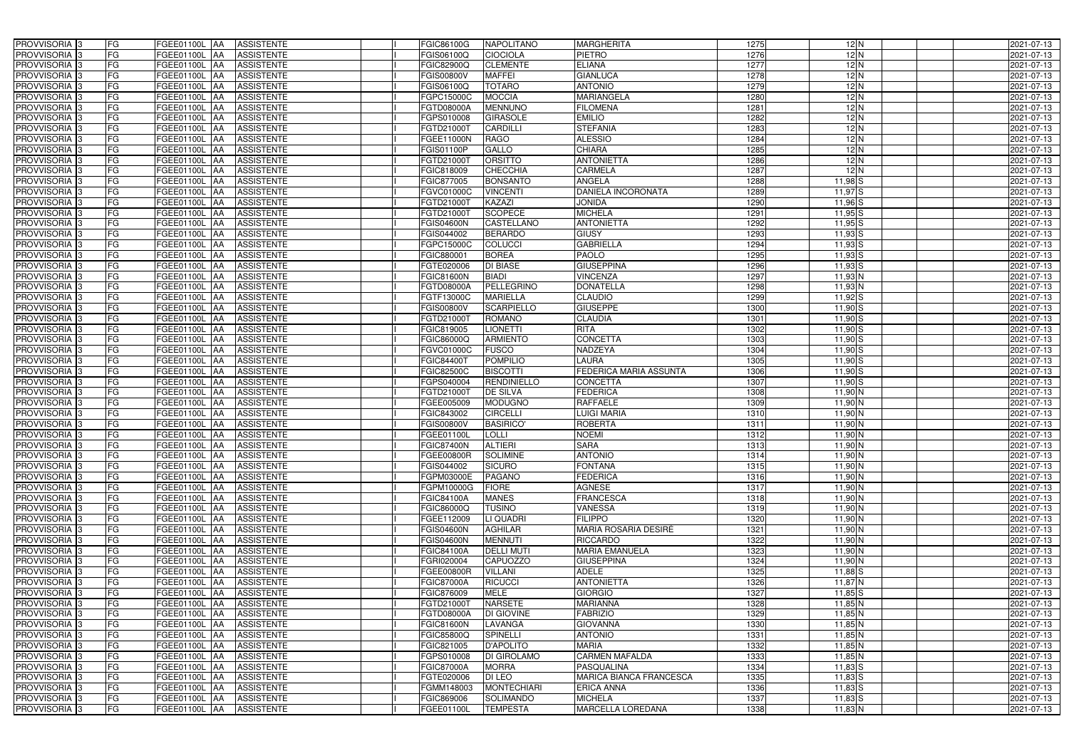| | | | | | | | | | | | | | | |
|---|---|---|---|---|---|---|---|---|---|---|---|---|---|---|
| PROVVISORIA | 3 | FG | FGEE01100L | AA | ASSISTENTE | | I | FGIC86100G | NAPOLITANO | MARGHERITA | 1275 | 12 | N | | | 2021-07-13 |
| PROVVISORIA | 3 | FG | FGEE01100L | AA | ASSISTENTE | | I | FGIS06100Q | CIOCIOLA | PIETRO | 1276 | 12 | N | | | 2021-07-13 |
| PROVVISORIA | 3 | FG | FGEE01100L | AA | ASSISTENTE | | I | FGIC82900Q | CLEMENTE | ELIANA | 1277 | 12 | N | | | 2021-07-13 |
| PROVVISORIA | 3 | FG | FGEE01100L | AA | ASSISTENTE | | I | FGIS00800V | MAFFEI | GIANLUCA | 1278 | 12 | N | | | 2021-07-13 |
| PROVVISORIA | 3 | FG | FGEE01100L | AA | ASSISTENTE | | I | FGIS06100Q | TOTARO | ANTONIO | 1279 | 12 | N | | | 2021-07-13 |
| PROVVISORIA | 3 | FG | FGEE01100L | AA | ASSISTENTE | | I | FGPC15000C | MOCCIA | MARIANGELA | 1280 | 12 | N | | | 2021-07-13 |
| PROVVISORIA | 3 | FG | FGEE01100L | AA | ASSISTENTE | | I | FGTD08000A | MENNUNO | FILOMENA | 1281 | 12 | N | | | 2021-07-13 |
| PROVVISORIA | 3 | FG | FGEE01100L | AA | ASSISTENTE | | I | FGPS010008 | GIRASOLE | EMILIO | 1282 | 12 | N | | | 2021-07-13 |
| PROVVISORIA | 3 | FG | FGEE01100L | AA | ASSISTENTE | | I | FGTD21000T | CARDILLI | STEFANIA | 1283 | 12 | N | | | 2021-07-13 |
| PROVVISORIA | 3 | FG | FGEE01100L | AA | ASSISTENTE | | I | FGEE11000N | RAGO | ALESSIO | 1284 | 12 | N | | | 2021-07-13 |
| PROVVISORIA | 3 | FG | FGEE01100L | AA | ASSISTENTE | | I | FGIS01100P | GALLO | CHIARA | 1285 | 12 | N | | | 2021-07-13 |
| PROVVISORIA | 3 | FG | FGEE01100L | AA | ASSISTENTE | | I | FGTD21000T | ORSITTO | ANTONIETTA | 1286 | 12 | N | | | 2021-07-13 |
| PROVVISORIA | 3 | FG | FGEE01100L | AA | ASSISTENTE | | I | FGIC818009 | CHECCHIA | CARMELA | 1287 | 12 | N | | | 2021-07-13 |
| PROVVISORIA | 3 | FG | FGEE01100L | AA | ASSISTENTE | | I | FGIC877005 | BONSANTO | ANGELA | 1288 | 11,98 | S | | | 2021-07-13 |
| PROVVISORIA | 3 | FG | FGEE01100L | AA | ASSISTENTE | | I | FGVC01000C | VINCENTI | DANIELA INCORONATA | 1289 | 11,97 | S | | | 2021-07-13 |
| PROVVISORIA | 3 | FG | FGEE01100L | AA | ASSISTENTE | | I | FGTD21000T | KAZAZI | JONIDA | 1290 | 11,96 | S | | | 2021-07-13 |
| PROVVISORIA | 3 | FG | FGEE01100L | AA | ASSISTENTE | | I | FGTD21000T | SCOPECE | MICHELA | 1291 | 11,95 | S | | | 2021-07-13 |
| PROVVISORIA | 3 | FG | FGEE01100L | AA | ASSISTENTE | | I | FGIS04600N | CASTELLANO | ANTONIETTA | 1292 | 11,95 | S | | | 2021-07-13 |
| PROVVISORIA | 3 | FG | FGEE01100L | AA | ASSISTENTE | | I | FGIS044002 | BERARDO | GIUSY | 1293 | 11,93 | S | | | 2021-07-13 |
| PROVVISORIA | 3 | FG | FGEE01100L | AA | ASSISTENTE | | I | FGPC15000C | COLUCCI | GABRIELLA | 1294 | 11,93 | S | | | 2021-07-13 |
| PROVVISORIA | 3 | FG | FGEE01100L | AA | ASSISTENTE | | I | FGIC880001 | BOREA | PAOLO | 1295 | 11,93 | S | | | 2021-07-13 |
| PROVVISORIA | 3 | FG | FGEE01100L | AA | ASSISTENTE | | I | FGTE020006 | DI BIASE | GIUSEPPINA | 1296 | 11,93 | S | | | 2021-07-13 |
| PROVVISORIA | 3 | FG | FGEE01100L | AA | ASSISTENTE | | I | FGIC81600N | BIADI | VINCENZA | 1297 | 11,93 | N | | | 2021-07-13 |
| PROVVISORIA | 3 | FG | FGEE01100L | AA | ASSISTENTE | | I | FGTD08000A | PELLEGRINO | DONATELLA | 1298 | 11,93 | N | | | 2021-07-13 |
| PROVVISORIA | 3 | FG | FGEE01100L | AA | ASSISTENTE | | I | FGTF13000C | MARIELLA | CLAUDIO | 1299 | 11,92 | S | | | 2021-07-13 |
| PROVVISORIA | 3 | FG | FGEE01100L | AA | ASSISTENTE | | I | FGIS00800V | SCARPIELLO | GIUSEPPE | 1300 | 11,90 | S | | | 2021-07-13 |
| PROVVISORIA | 3 | FG | FGEE01100L | AA | ASSISTENTE | | I | FGTD21000T | ROMANO | CLAUDIA | 1301 | 11,90 | S | | | 2021-07-13 |
| PROVVISORIA | 3 | FG | FGEE01100L | AA | ASSISTENTE | | I | FGIC819005 | LIONETTI | RITA | 1302 | 11,90 | S | | | 2021-07-13 |
| PROVVISORIA | 3 | FG | FGEE01100L | AA | ASSISTENTE | | I | FGIC86000Q | ARMIENTO | CONCETTA | 1303 | 11,90 | S | | | 2021-07-13 |
| PROVVISORIA | 3 | FG | FGEE01100L | AA | ASSISTENTE | | I | FGVC01000C | FUSCO | NADZEYA | 1304 | 11,90 | S | | | 2021-07-13 |
| PROVVISORIA | 3 | FG | FGEE01100L | AA | ASSISTENTE | | I | FGIC84400T | POMPILIO | LAURA | 1305 | 11,90 | S | | | 2021-07-13 |
| PROVVISORIA | 3 | FG | FGEE01100L | AA | ASSISTENTE | | I | FGIC82500C | BISCOTTI | FEDERICA MARIA ASSUNTA | 1306 | 11,90 | S | | | 2021-07-13 |
| PROVVISORIA | 3 | FG | FGEE01100L | AA | ASSISTENTE | | I | FGPS040004 | RENDINIELLO | CONCETTA | 1307 | 11,90 | S | | | 2021-07-13 |
| PROVVISORIA | 3 | FG | FGEE01100L | AA | ASSISTENTE | | I | FGTD21000T | DE SILVA | FEDERICA | 1308 | 11,90 | N | | | 2021-07-13 |
| PROVVISORIA | 3 | FG | FGEE01100L | AA | ASSISTENTE | | I | FGEE005009 | MODUGNO | RAFFAELE | 1309 | 11,90 | N | | | 2021-07-13 |
| PROVVISORIA | 3 | FG | FGEE01100L | AA | ASSISTENTE | | I | FGIC843002 | CIRCELLI | LUIGI MARIA | 1310 | 11,90 | N | | | 2021-07-13 |
| PROVVISORIA | 3 | FG | FGEE01100L | AA | ASSISTENTE | | I | FGIS00800V | BASIRICO' | ROBERTA | 1311 | 11,90 | N | | | 2021-07-13 |
| PROVVISORIA | 3 | FG | FGEE01100L | AA | ASSISTENTE | | I | FGEE01100L | LOLLI | NOEMI | 1312 | 11,90 | N | | | 2021-07-13 |
| PROVVISORIA | 3 | FG | FGEE01100L | AA | ASSISTENTE | | I | FGIC87400N | ALTIERI | SARA | 1313 | 11,90 | N | | | 2021-07-13 |
| PROVVISORIA | 3 | FG | FGEE01100L | AA | ASSISTENTE | | I | FGEE00800R | SOLIMINE | ANTONIO | 1314 | 11,90 | N | | | 2021-07-13 |
| PROVVISORIA | 3 | FG | FGEE01100L | AA | ASSISTENTE | | I | FGIS044002 | SICURO | FONTANA | 1315 | 11,90 | N | | | 2021-07-13 |
| PROVVISORIA | 3 | FG | FGEE01100L | AA | ASSISTENTE | | I | FGPM03000E | PAGANO | FEDERICA | 1316 | 11,90 | N | | | 2021-07-13 |
| PROVVISORIA | 3 | FG | FGEE01100L | AA | ASSISTENTE | | I | FGPM10000G | FIORE | AGNESE | 1317 | 11,90 | N | | | 2021-07-13 |
| PROVVISORIA | 3 | FG | FGEE01100L | AA | ASSISTENTE | | I | FGIC84100A | MANES | FRANCESCA | 1318 | 11,90 | N | | | 2021-07-13 |
| PROVVISORIA | 3 | FG | FGEE01100L | AA | ASSISTENTE | | I | FGIC86000Q | TUSINO | VANESSA | 1319 | 11,90 | N | | | 2021-07-13 |
| PROVVISORIA | 3 | FG | FGEE01100L | AA | ASSISTENTE | | I | FGEE112009 | LI QUADRI | FILIPPO | 1320 | 11,90 | N | | | 2021-07-13 |
| PROVVISORIA | 3 | FG | FGEE01100L | AA | ASSISTENTE | | I | FGIS04600N | AGHILAR | MARIA ROSARIA DESIRÈ | 1321 | 11,90 | N | | | 2021-07-13 |
| PROVVISORIA | 3 | FG | FGEE01100L | AA | ASSISTENTE | | I | FGIS04600N | MENNUTI | RICCARDO | 1322 | 11,90 | N | | | 2021-07-13 |
| PROVVISORIA | 3 | FG | FGEE01100L | AA | ASSISTENTE | | I | FGIC84100A | DELLI MUTI | MARIA EMANUELA | 1323 | 11,90 | N | | | 2021-07-13 |
| PROVVISORIA | 3 | FG | FGEE01100L | AA | ASSISTENTE | | I | FGRI020004 | CAPUOZZO | GIUSEPPINA | 1324 | 11,90 | N | | | 2021-07-13 |
| PROVVISORIA | 3 | FG | FGEE01100L | AA | ASSISTENTE | | I | FGEE00800R | VILLANI | ADELE | 1325 | 11,88 | S | | | 2021-07-13 |
| PROVVISORIA | 3 | FG | FGEE01100L | AA | ASSISTENTE | | I | FGIC87000A | RICUCCI | ANTONIETTA | 1326 | 11,87 | N | | | 2021-07-13 |
| PROVVISORIA | 3 | FG | FGEE01100L | AA | ASSISTENTE | | I | FGIC876009 | MELE | GIORGIO | 1327 | 11,85 | S | | | 2021-07-13 |
| PROVVISORIA | 3 | FG | FGEE01100L | AA | ASSISTENTE | | I | FGTD21000T | NARSETE | MARIANNA | 1328 | 11,85 | N | | | 2021-07-13 |
| PROVVISORIA | 3 | FG | FGEE01100L | AA | ASSISTENTE | | I | FGTD08000A | DI GIOVINE | FABRIZIO | 1329 | 11,85 | N | | | 2021-07-13 |
| PROVVISORIA | 3 | FG | FGEE01100L | AA | ASSISTENTE | | I | FGIC81600N | LAVANGA | GIOVANNA | 1330 | 11,85 | N | | | 2021-07-13 |
| PROVVISORIA | 3 | FG | FGEE01100L | AA | ASSISTENTE | | I | FGIC85800Q | SPINELLI | ANTONIO | 1331 | 11,85 | N | | | 2021-07-13 |
| PROVVISORIA | 3 | FG | FGEE01100L | AA | ASSISTENTE | | I | FGIC821005 | D'APOLITO | MARIA | 1332 | 11,85 | N | | | 2021-07-13 |
| PROVVISORIA | 3 | FG | FGEE01100L | AA | ASSISTENTE | | I | FGPS010008 | DI GIROLAMO | CARMEN MAFALDA | 1333 | 11,85 | N | | | 2021-07-13 |
| PROVVISORIA | 3 | FG | FGEE01100L | AA | ASSISTENTE | | I | FGIC87000A | MORRA | PASQUALINA | 1334 | 11,83 | S | | | 2021-07-13 |
| PROVVISORIA | 3 | FG | FGEE01100L | AA | ASSISTENTE | | I | FGTE020006 | DI LEO | MARICA BIANCA FRANCESCA | 1335 | 11,83 | S | | | 2021-07-13 |
| PROVVISORIA | 3 | FG | FGEE01100L | AA | ASSISTENTE | | I | FGMM148003 | MONTECHIARI | ERICA ANNA | 1336 | 11,83 | S | | | 2021-07-13 |
| PROVVISORIA | 3 | FG | FGEE01100L | AA | ASSISTENTE | | I | FGIC869006 | SOLIMANDO | MICHELA | 1337 | 11,83 | S | | | 2021-07-13 |
| PROVVISORIA | 3 | FG | FGEE01100L | AA | ASSISTENTE | | I | FGEE01100L | TEMPESTA | MARCELLA LOREDANA | 1338 | 11,83 | N | | | 2021-07-13 |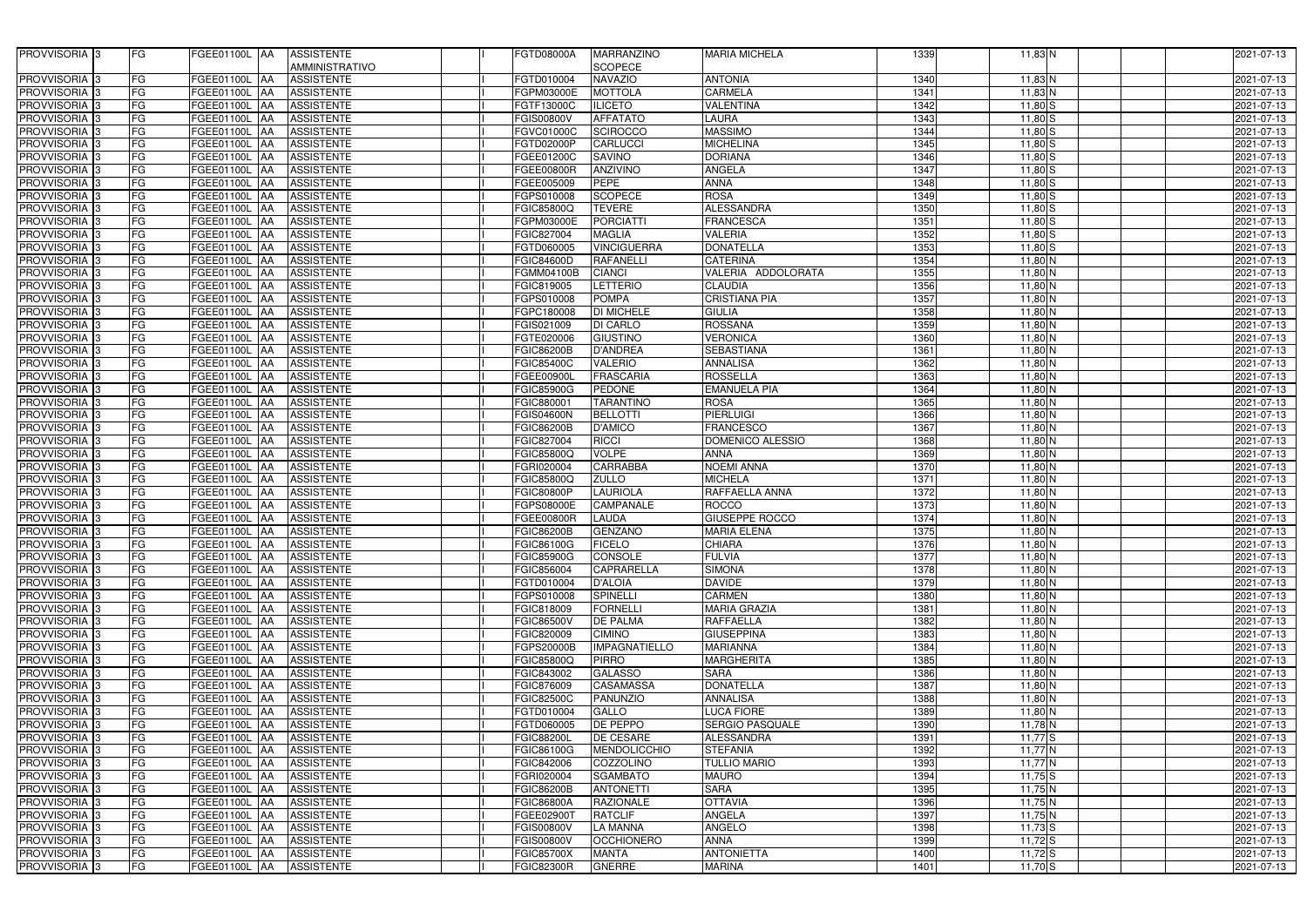| PROVVISORIA | 3 | FG | FGEE01100L | AA | ASSISTENTE AMMINISTRATIVO | | FGTD08000A | MARRANZINO SCOPECE | MARIA MICHELA | 1339 | 11,83 | N | | | 2021-07-13 |
|---|---|---|---|---|---|---|---|---|---|---|---|---|---|---|---|
| PROVVISORIA | 3 | FG | FGEE01100L | AA | ASSISTENTE | | FGTD010004 | NAVAZIO | ANTONIA | 1340 | 11,83 | N | | | 2021-07-13 |
| PROVVISORIA | 3 | FG | FGEE01100L | AA | ASSISTENTE | | FGPM03000E | MOTTOLA | CARMELA | 1341 | 11,83 | N | | | 2021-07-13 |
| PROVVISORIA | 3 | FG | FGEE01100L | AA | ASSISTENTE | | FGTF13000C | ILICETO | VALENTINA | 1342 | 11,80 | S | | | 2021-07-13 |
| PROVVISORIA | 3 | FG | FGEE01100L | AA | ASSISTENTE | | FGIS00800V | AFFATATO | LAURA | 1343 | 11,80 | S | | | 2021-07-13 |
| PROVVISORIA | 3 | FG | FGEE01100L | AA | ASSISTENTE | | FGVC01000C | SCIROCCO | MASSIMO | 1344 | 11,80 | S | | | 2021-07-13 |
| PROVVISORIA | 3 | FG | FGEE01100L | AA | ASSISTENTE | | FGTD02000P | CARLUCCI | MICHELINA | 1345 | 11,80 | S | | | 2021-07-13 |
| PROVVISORIA | 3 | FG | FGEE01100L | AA | ASSISTENTE | | FGEE01200C | SAVINO | DORIANA | 1346 | 11,80 | S | | | 2021-07-13 |
| PROVVISORIA | 3 | FG | FGEE01100L | AA | ASSISTENTE | | FGEE00800R | ANZIVINO | ANGELA | 1347 | 11,80 | S | | | 2021-07-13 |
| PROVVISORIA | 3 | FG | FGEE01100L | AA | ASSISTENTE | | FGEE005009 | PEPE | ANNA | 1348 | 11,80 | S | | | 2021-07-13 |
| PROVVISORIA | 3 | FG | FGEE01100L | AA | ASSISTENTE | | FGPS010008 | SCOPECE | ROSA | 1349 | 11,80 | S | | | 2021-07-13 |
| PROVVISORIA | 3 | FG | FGEE01100L | AA | ASSISTENTE | | FGIC85800Q | TEVERE | ALESSANDRA | 1350 | 11,80 | S | | | 2021-07-13 |
| PROVVISORIA | 3 | FG | FGEE01100L | AA | ASSISTENTE | | FGPM03000E | PORCIATTI | FRANCESCA | 1351 | 11,80 | S | | | 2021-07-13 |
| PROVVISORIA | 3 | FG | FGEE01100L | AA | ASSISTENTE | | FGIC827004 | MAGLIA | VALERIA | 1352 | 11,80 | S | | | 2021-07-13 |
| PROVVISORIA | 3 | FG | FGEE01100L | AA | ASSISTENTE | | FGTD060005 | VINCIGUERRA | DONATELLA | 1353 | 11,80 | S | | | 2021-07-13 |
| PROVVISORIA | 3 | FG | FGEE01100L | AA | ASSISTENTE | | FGIC84600D | RAFANELLI | CATERINA | 1354 | 11,80 | N | | | 2021-07-13 |
| PROVVISORIA | 3 | FG | FGEE01100L | AA | ASSISTENTE | | FGMM04100B | CIANCI | VALERIA ADDOLORATA | 1355 | 11,80 | N | | | 2021-07-13 |
| PROVVISORIA | 3 | FG | FGEE01100L | AA | ASSISTENTE | | FGIC819005 | LETTERIO | CLAUDIA | 1356 | 11,80 | N | | | 2021-07-13 |
| PROVVISORIA | 3 | FG | FGEE01100L | AA | ASSISTENTE | | FGPS010008 | POMPA | CRISTIANA PIA | 1357 | 11,80 | N | | | 2021-07-13 |
| PROVVISORIA | 3 | FG | FGEE01100L | AA | ASSISTENTE | | FGPC180008 | DI MICHELE | GIULIA | 1358 | 11,80 | N | | | 2021-07-13 |
| PROVVISORIA | 3 | FG | FGEE01100L | AA | ASSISTENTE | | FGIS021009 | DI CARLO | ROSSANA | 1359 | 11,80 | N | | | 2021-07-13 |
| PROVVISORIA | 3 | FG | FGEE01100L | AA | ASSISTENTE | | FGTE020006 | GIUSTINO | VERONICA | 1360 | 11,80 | N | | | 2021-07-13 |
| PROVVISORIA | 3 | FG | FGEE01100L | AA | ASSISTENTE | | FGIC86200B | D'ANDREA | SEBASTIANA | 1361 | 11,80 | N | | | 2021-07-13 |
| PROVVISORIA | 3 | FG | FGEE01100L | AA | ASSISTENTE | | FGIC85400C | VALERIO | ANNALISA | 1362 | 11,80 | N | | | 2021-07-13 |
| PROVVISORIA | 3 | FG | FGEE01100L | AA | ASSISTENTE | | FGEE00900L | FRASCARIA | ROSSELLA | 1363 | 11,80 | N | | | 2021-07-13 |
| PROVVISORIA | 3 | FG | FGEE01100L | AA | ASSISTENTE | | FGIC85900G | PEDONE | EMANUELA PIA | 1364 | 11,80 | N | | | 2021-07-13 |
| PROVVISORIA | 3 | FG | FGEE01100L | AA | ASSISTENTE | | FGIC880001 | TARANTINO | ROSA | 1365 | 11,80 | N | | | 2021-07-13 |
| PROVVISORIA | 3 | FG | FGEE01100L | AA | ASSISTENTE | | FGIS04600N | BELLOTTI | PIERLUIGI | 1366 | 11,80 | N | | | 2021-07-13 |
| PROVVISORIA | 3 | FG | FGEE01100L | AA | ASSISTENTE | | FGIC86200B | D'AMICO | FRANCESCO | 1367 | 11,80 | N | | | 2021-07-13 |
| PROVVISORIA | 3 | FG | FGEE01100L | AA | ASSISTENTE | | FGIC827004 | RICCI | DOMENICO ALESSIO | 1368 | 11,80 | N | | | 2021-07-13 |
| PROVVISORIA | 3 | FG | FGEE01100L | AA | ASSISTENTE | | FGIC85800Q | VOLPE | ANNA | 1369 | 11,80 | N | | | 2021-07-13 |
| PROVVISORIA | 3 | FG | FGEE01100L | AA | ASSISTENTE | | FGRI020004 | CARRABBA | NOEMI ANNA | 1370 | 11,80 | N | | | 2021-07-13 |
| PROVVISORIA | 3 | FG | FGEE01100L | AA | ASSISTENTE | | FGIC85800Q | ZULLO | MICHELA | 1371 | 11,80 | N | | | 2021-07-13 |
| PROVVISORIA | 3 | FG | FGEE01100L | AA | ASSISTENTE | | FGIC80800P | LAURIOLA | RAFFAELLA ANNA | 1372 | 11,80 | N | | | 2021-07-13 |
| PROVVISORIA | 3 | FG | FGEE01100L | AA | ASSISTENTE | | FGPS08000E | CAMPANALE | ROCCO | 1373 | 11,80 | N | | | 2021-07-13 |
| PROVVISORIA | 3 | FG | FGEE01100L | AA | ASSISTENTE | | FGEE00800R | LAUDA | GIUSEPPE ROCCO | 1374 | 11,80 | N | | | 2021-07-13 |
| PROVVISORIA | 3 | FG | FGEE01100L | AA | ASSISTENTE | | FGIC86200B | GENZANO | MARIA ELENA | 1375 | 11,80 | N | | | 2021-07-13 |
| PROVVISORIA | 3 | FG | FGEE01100L | AA | ASSISTENTE | | FGIC86100G | FICELO | CHIARA | 1376 | 11,80 | N | | | 2021-07-13 |
| PROVVISORIA | 3 | FG | FGEE01100L | AA | ASSISTENTE | | FGIC85900G | CONSOLE | FULVIA | 1377 | 11,80 | N | | | 2021-07-13 |
| PROVVISORIA | 3 | FG | FGEE01100L | AA | ASSISTENTE | | FGIC856004 | CAPRARELLA | SIMONA | 1378 | 11,80 | N | | | 2021-07-13 |
| PROVVISORIA | 3 | FG | FGEE01100L | AA | ASSISTENTE | | FGTD010004 | D'ALOIA | DAVIDE | 1379 | 11,80 | N | | | 2021-07-13 |
| PROVVISORIA | 3 | FG | FGEE01100L | AA | ASSISTENTE | | FGPS010008 | SPINELLI | CARMEN | 1380 | 11,80 | N | | | 2021-07-13 |
| PROVVISORIA | 3 | FG | FGEE01100L | AA | ASSISTENTE | | FGIC818009 | FORNELLI | MARIA GRAZIA | 1381 | 11,80 | N | | | 2021-07-13 |
| PROVVISORIA | 3 | FG | FGEE01100L | AA | ASSISTENTE | | FGIC86500V | DE PALMA | RAFFAELLA | 1382 | 11,80 | N | | | 2021-07-13 |
| PROVVISORIA | 3 | FG | FGEE01100L | AA | ASSISTENTE | | FGIC820009 | CIMINO | GIUSEPPINA | 1383 | 11,80 | N | | | 2021-07-13 |
| PROVVISORIA | 3 | FG | FGEE01100L | AA | ASSISTENTE | | FGPS20000B | IMPAGNATIELLO | MARIANNA | 1384 | 11,80 | N | | | 2021-07-13 |
| PROVVISORIA | 3 | FG | FGEE01100L | AA | ASSISTENTE | | FGIC85800Q | PIRRO | MARGHERITA | 1385 | 11,80 | N | | | 2021-07-13 |
| PROVVISORIA | 3 | FG | FGEE01100L | AA | ASSISTENTE | | FGIC843002 | GALASSO | SARA | 1386 | 11,80 | N | | | 2021-07-13 |
| PROVVISORIA | 3 | FG | FGEE01100L | AA | ASSISTENTE | | FGIC876009 | CASAMASSA | DONATELLA | 1387 | 11,80 | N | | | 2021-07-13 |
| PROVVISORIA | 3 | FG | FGEE01100L | AA | ASSISTENTE | | FGIC82500C | PANUNZIO | ANNALISA | 1388 | 11,80 | N | | | 2021-07-13 |
| PROVVISORIA | 3 | FG | FGEE01100L | AA | ASSISTENTE | | FGTD010004 | GALLO | LUCA FIORE | 1389 | 11,80 | N | | | 2021-07-13 |
| PROVVISORIA | 3 | FG | FGEE01100L | AA | ASSISTENTE | | FGTD060005 | DE PEPPO | SERGIO PASQUALE | 1390 | 11,78 | N | | | 2021-07-13 |
| PROVVISORIA | 3 | FG | FGEE01100L | AA | ASSISTENTE | | FGIC88200L | DE CESARE | ALESSANDRA | 1391 | 11,77 | S | | | 2021-07-13 |
| PROVVISORIA | 3 | FG | FGEE01100L | AA | ASSISTENTE | | FGIC86100G | MENDOLICCHIO | STEFANIA | 1392 | 11,77 | N | | | 2021-07-13 |
| PROVVISORIA | 3 | FG | FGEE01100L | AA | ASSISTENTE | | FGIC842006 | COZZOLINO | TULLIO MARIO | 1393 | 11,77 | N | | | 2021-07-13 |
| PROVVISORIA | 3 | FG | FGEE01100L | AA | ASSISTENTE | | FGRI020004 | SGAMBATO | MAURO | 1394 | 11,75 | S | | | 2021-07-13 |
| PROVVISORIA | 3 | FG | FGEE01100L | AA | ASSISTENTE | | FGIC86200B | ANTONETTI | SARA | 1395 | 11,75 | N | | | 2021-07-13 |
| PROVVISORIA | 3 | FG | FGEE01100L | AA | ASSISTENTE | | FGIC86800A | RAZIONALE | OTTAVIA | 1396 | 11,75 | N | | | 2021-07-13 |
| PROVVISORIA | 3 | FG | FGEE01100L | AA | ASSISTENTE | | FGEE02900T | RATCLIF | ANGELA | 1397 | 11,75 | N | | | 2021-07-13 |
| PROVVISORIA | 3 | FG | FGEE01100L | AA | ASSISTENTE | | FGIS00800V | LA MANNA | ANGELO | 1398 | 11,73 | S | | | 2021-07-13 |
| PROVVISORIA | 3 | FG | FGEE01100L | AA | ASSISTENTE | | FGIS00800V | OCCHIONERO | ANNA | 1399 | 11,72 | S | | | 2021-07-13 |
| PROVVISORIA | 3 | FG | FGEE01100L | AA | ASSISTENTE | | FGIC85700X | MANTA | ANTONIETTA | 1400 | 11,72 | S | | | 2021-07-13 |
| PROVVISORIA | 3 | FG | FGEE01100L | AA | ASSISTENTE | | FGIC82300R | GNERRE | MARINA | 1401 | 11,70 | S | | | 2021-07-13 |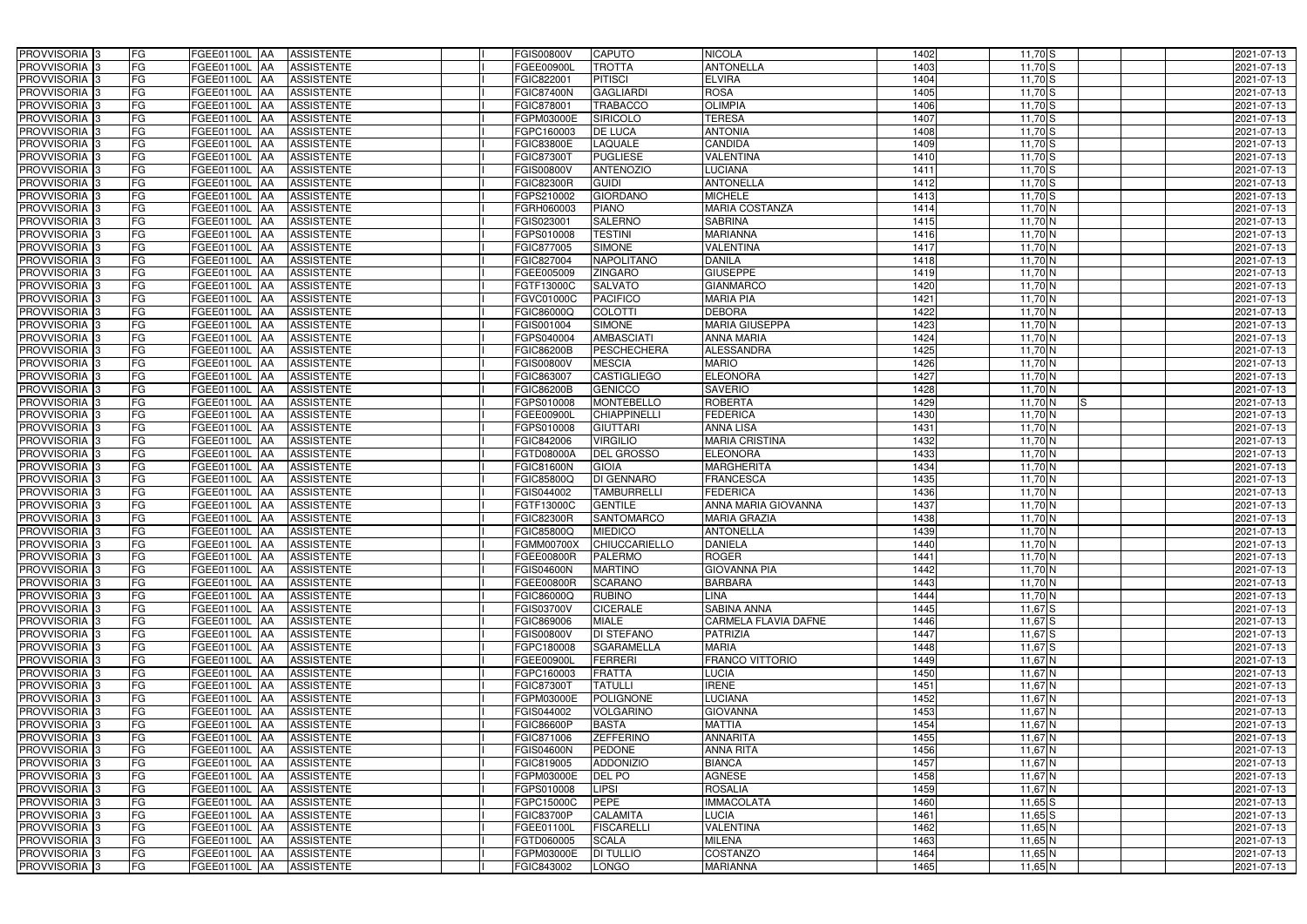| | | | | | | | | | | | | | | |
|---|---|---|---|---|---|---|---|---|---|---|---|---|---|---|
| PROVVISORIA | 3 | FG | FGEE01100L | AA | ASSISTENTE | I | FGIS00800V | CAPUTO | NICOLA | 1402 | 11,70 | S | | 2021-07-13 |
| PROVVISORIA | 3 | FG | FGEE01100L | AA | ASSISTENTE | I | FGEE00900L | TROTTA | ANTONELLA | 1403 | 11,70 | S | | 2021-07-13 |
| PROVVISORIA | 3 | FG | FGEE01100L | AA | ASSISTENTE | I | FGIC822001 | PITISCI | ELVIRA | 1404 | 11,70 | S | | 2021-07-13 |
| PROVVISORIA | 3 | FG | FGEE01100L | AA | ASSISTENTE | I | FGIC87400N | GAGLIARDI | ROSA | 1405 | 11,70 | S | | 2021-07-13 |
| PROVVISORIA | 3 | FG | FGEE01100L | AA | ASSISTENTE | I | FGIC878001 | TRABACCO | OLIMPIA | 1406 | 11,70 | S | | 2021-07-13 |
| PROVVISORIA | 3 | FG | FGEE01100L | AA | ASSISTENTE | I | FGPM03000E | SIRICOLO | TERESA | 1407 | 11,70 | S | | 2021-07-13 |
| PROVVISORIA | 3 | FG | FGEE01100L | AA | ASSISTENTE | I | FGPC160003 | DE LUCA | ANTONIA | 1408 | 11,70 | S | | 2021-07-13 |
| PROVVISORIA | 3 | FG | FGEE01100L | AA | ASSISTENTE | I | FGIC83800E | LAQUALE | CANDIDA | 1409 | 11,70 | S | | 2021-07-13 |
| PROVVISORIA | 3 | FG | FGEE01100L | AA | ASSISTENTE | I | FGIC87300T | PUGLIESE | VALENTINA | 1410 | 11,70 | S | | 2021-07-13 |
| PROVVISORIA | 3 | FG | FGEE01100L | AA | ASSISTENTE | I | FGIS00800V | ANTENOZIO | LUCIANA | 1411 | 11,70 | S | | 2021-07-13 |
| PROVVISORIA | 3 | FG | FGEE01100L | AA | ASSISTENTE | I | FGIC82300R | GUIDI | ANTONELLA | 1412 | 11,70 | S | | 2021-07-13 |
| PROVVISORIA | 3 | FG | FGEE01100L | AA | ASSISTENTE | I | FGPS210002 | GIORDANO | MICHELE | 1413 | 11,70 | S | | 2021-07-13 |
| PROVVISORIA | 3 | FG | FGEE01100L | AA | ASSISTENTE | I | FGRH060003 | PIANO | MARIA COSTANZA | 1414 | 11,70 | N | | 2021-07-13 |
| PROVVISORIA | 3 | FG | FGEE01100L | AA | ASSISTENTE | I | FGIS023001 | SALERNO | SABRINA | 1415 | 11,70 | N | | 2021-07-13 |
| PROVVISORIA | 3 | FG | FGEE01100L | AA | ASSISTENTE | I | FGPS010008 | TESTINI | MARIANNA | 1416 | 11,70 | N | | 2021-07-13 |
| PROVVISORIA | 3 | FG | FGEE01100L | AA | ASSISTENTE | I | FGIC877005 | SIMONE | VALENTINA | 1417 | 11,70 | N | | 2021-07-13 |
| PROVVISORIA | 3 | FG | FGEE01100L | AA | ASSISTENTE | I | FGIC827004 | NAPOLITANO | DANILA | 1418 | 11,70 | N | | 2021-07-13 |
| PROVVISORIA | 3 | FG | FGEE01100L | AA | ASSISTENTE | I | FGEE005009 | ZINGARO | GIUSEPPE | 1419 | 11,70 | N | | 2021-07-13 |
| PROVVISORIA | 3 | FG | FGEE01100L | AA | ASSISTENTE | I | FGTF13000C | SALVATO | GIANMARCO | 1420 | 11,70 | N | | 2021-07-13 |
| PROVVISORIA | 3 | FG | FGEE01100L | AA | ASSISTENTE | I | FGVC01000C | PACIFICO | MARIA PIA | 1421 | 11,70 | N | | 2021-07-13 |
| PROVVISORIA | 3 | FG | FGEE01100L | AA | ASSISTENTE | I | FGIC86000Q | COLOTTI | DEBORA | 1422 | 11,70 | N | | 2021-07-13 |
| PROVVISORIA | 3 | FG | FGEE01100L | AA | ASSISTENTE | I | FGIS001004 | SIMONE | MARIA GIUSEPPA | 1423 | 11,70 | N | | 2021-07-13 |
| PROVVISORIA | 3 | FG | FGEE01100L | AA | ASSISTENTE | I | FGPS040004 | AMBASCIATI | ANNA MARIA | 1424 | 11,70 | N | | 2021-07-13 |
| PROVVISORIA | 3 | FG | FGEE01100L | AA | ASSISTENTE | I | FGIC86200B | PESCHECHERA | ALESSANDRA | 1425 | 11,70 | N | | 2021-07-13 |
| PROVVISORIA | 3 | FG | FGEE01100L | AA | ASSISTENTE | I | FGIS00800V | MESCIA | MARIO | 1426 | 11,70 | N | | 2021-07-13 |
| PROVVISORIA | 3 | FG | FGEE01100L | AA | ASSISTENTE | I | FGIC863007 | CASTIGLIEGO | ELEONORA | 1427 | 11,70 | N | | 2021-07-13 |
| PROVVISORIA | 3 | FG | FGEE01100L | AA | ASSISTENTE | I | FGIC86200B | GENICCO | SAVERIO | 1428 | 11,70 | N | | 2021-07-13 |
| PROVVISORIA | 3 | FG | FGEE01100L | AA | ASSISTENTE | I | FGPS010008 | MONTEBELLO | ROBERTA | 1429 | 11,70 | N | S | 2021-07-13 |
| PROVVISORIA | 3 | FG | FGEE01100L | AA | ASSISTENTE | I | FGEE00900L | CHIAPPINELLI | FEDERICA | 1430 | 11,70 | N | | 2021-07-13 |
| PROVVISORIA | 3 | FG | FGEE01100L | AA | ASSISTENTE | I | FGPS010008 | GIUTTARI | ANNA LISA | 1431 | 11,70 | N | | 2021-07-13 |
| PROVVISORIA | 3 | FG | FGEE01100L | AA | ASSISTENTE | I | FGIC842006 | VIRGILIO | MARIA CRISTINA | 1432 | 11,70 | N | | 2021-07-13 |
| PROVVISORIA | 3 | FG | FGEE01100L | AA | ASSISTENTE | I | FGTD08000A | DEL GROSSO | ELEONORA | 1433 | 11,70 | N | | 2021-07-13 |
| PROVVISORIA | 3 | FG | FGEE01100L | AA | ASSISTENTE | I | FGIC81600N | GIOIA | MARGHERITA | 1434 | 11,70 | N | | 2021-07-13 |
| PROVVISORIA | 3 | FG | FGEE01100L | AA | ASSISTENTE | I | FGIC85800Q | DI GENNARO | FRANCESCA | 1435 | 11,70 | N | | 2021-07-13 |
| PROVVISORIA | 3 | FG | FGEE01100L | AA | ASSISTENTE | I | FGIS044002 | TAMBURRELLI | FEDERICA | 1436 | 11,70 | N | | 2021-07-13 |
| PROVVISORIA | 3 | FG | FGEE01100L | AA | ASSISTENTE | I | FGTF13000C | GENTILE | ANNA MARIA GIOVANNA | 1437 | 11,70 | N | | 2021-07-13 |
| PROVVISORIA | 3 | FG | FGEE01100L | AA | ASSISTENTE | I | FGIC82300R | SANTOMARCO | MARIA GRAZIA | 1438 | 11,70 | N | | 2021-07-13 |
| PROVVISORIA | 3 | FG | FGEE01100L | AA | ASSISTENTE | I | FGIC85800Q | MIEDICO | ANTONELLA | 1439 | 11,70 | N | | 2021-07-13 |
| PROVVISORIA | 3 | FG | FGEE01100L | AA | ASSISTENTE | I | FGMM00700X | CHIUCCARIELLO | DANIELA | 1440 | 11,70 | N | | 2021-07-13 |
| PROVVISORIA | 3 | FG | FGEE01100L | AA | ASSISTENTE | I | FGEE00800R | PALERMO | ROGER | 1441 | 11,70 | N | | 2021-07-13 |
| PROVVISORIA | 3 | FG | FGEE01100L | AA | ASSISTENTE | I | FGIS04600N | MARTINO | GIOVANNA PIA | 1442 | 11,70 | N | | 2021-07-13 |
| PROVVISORIA | 3 | FG | FGEE01100L | AA | ASSISTENTE | I | FGEE00800R | SCARANO | BARBARA | 1443 | 11,70 | N | | 2021-07-13 |
| PROVVISORIA | 3 | FG | FGEE01100L | AA | ASSISTENTE | I | FGIC86000Q | RUBINO | LINA | 1444 | 11,70 | N | | 2021-07-13 |
| PROVVISORIA | 3 | FG | FGEE01100L | AA | ASSISTENTE | I | FGIS03700V | CICERALE | SABINA ANNA | 1445 | 11,67 | S | | 2021-07-13 |
| PROVVISORIA | 3 | FG | FGEE01100L | AA | ASSISTENTE | I | FGIC869006 | MIALE | CARMELA FLAVIA DAFNE | 1446 | 11,67 | S | | 2021-07-13 |
| PROVVISORIA | 3 | FG | FGEE01100L | AA | ASSISTENTE | I | FGIS00800V | DI STEFANO | PATRIZIA | 1447 | 11,67 | S | | 2021-07-13 |
| PROVVISORIA | 3 | FG | FGEE01100L | AA | ASSISTENTE | I | FGPC180008 | SGARAMELLA | MARIA | 1448 | 11,67 | S | | 2021-07-13 |
| PROVVISORIA | 3 | FG | FGEE01100L | AA | ASSISTENTE | I | FGEE00900L | FERRERI | FRANCO VITTORIO | 1449 | 11,67 | N | | 2021-07-13 |
| PROVVISORIA | 3 | FG | FGEE01100L | AA | ASSISTENTE | I | FGPC160003 | FRATTA | LUCIA | 1450 | 11,67 | N | | 2021-07-13 |
| PROVVISORIA | 3 | FG | FGEE01100L | AA | ASSISTENTE | I | FGIC87300T | TATULLI | IRENE | 1451 | 11,67 | N | | 2021-07-13 |
| PROVVISORIA | 3 | FG | FGEE01100L | AA | ASSISTENTE | I | FGPM03000E | POLIGNONE | LUCIANA | 1452 | 11,67 | N | | 2021-07-13 |
| PROVVISORIA | 3 | FG | FGEE01100L | AA | ASSISTENTE | I | FGIS044002 | VOLGARINO | GIOVANNA | 1453 | 11,67 | N | | 2021-07-13 |
| PROVVISORIA | 3 | FG | FGEE01100L | AA | ASSISTENTE | I | FGIC86600P | BASTA | MATTIA | 1454 | 11,67 | N | | 2021-07-13 |
| PROVVISORIA | 3 | FG | FGEE01100L | AA | ASSISTENTE | I | FGIC871006 | ZEFFERINO | ANNARITA | 1455 | 11,67 | N | | 2021-07-13 |
| PROVVISORIA | 3 | FG | FGEE01100L | AA | ASSISTENTE | I | FGIS04600N | PEDONE | ANNA RITA | 1456 | 11,67 | N | | 2021-07-13 |
| PROVVISORIA | 3 | FG | FGEE01100L | AA | ASSISTENTE | I | FGIC819005 | ADDONIZIO | BIANCA | 1457 | 11,67 | N | | 2021-07-13 |
| PROVVISORIA | 3 | FG | FGEE01100L | AA | ASSISTENTE | I | FGPM03000E | DEL PO | AGNESE | 1458 | 11,67 | N | | 2021-07-13 |
| PROVVISORIA | 3 | FG | FGEE01100L | AA | ASSISTENTE | I | FGPS010008 | LIPSI | ROSALIA | 1459 | 11,67 | N | | 2021-07-13 |
| PROVVISORIA | 3 | FG | FGEE01100L | AA | ASSISTENTE | I | FGPC15000C | PEPE | IMMACOLATA | 1460 | 11,65 | S | | 2021-07-13 |
| PROVVISORIA | 3 | FG | FGEE01100L | AA | ASSISTENTE | I | FGIC83700P | CALAMITA | LUCIA | 1461 | 11,65 | S | | 2021-07-13 |
| PROVVISORIA | 3 | FG | FGEE01100L | AA | ASSISTENTE | I | FGEE01100L | FISCARELLI | VALENTINA | 1462 | 11,65 | N | | 2021-07-13 |
| PROVVISORIA | 3 | FG | FGEE01100L | AA | ASSISTENTE | I | FGTD060005 | SCALA | MILENA | 1463 | 11,65 | N | | 2021-07-13 |
| PROVVISORIA | 3 | FG | FGEE01100L | AA | ASSISTENTE | I | FGPM03000E | DI TULLIO | COSTANZO | 1464 | 11,65 | N | | 2021-07-13 |
| PROVVISORIA | 3 | FG | FGEE01100L | AA | ASSISTENTE | I | FGIC843002 | LONGO | MARIANNA | 1465 | 11,65 | N | | 2021-07-13 |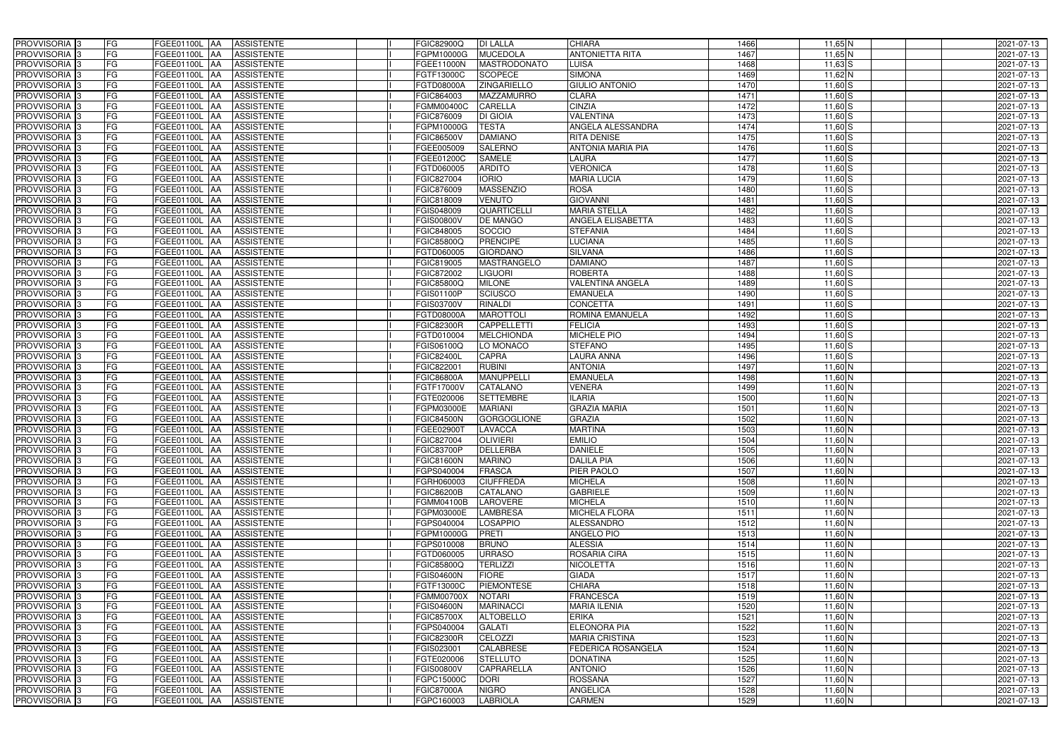| | | | | | | | | | | | | | | |
|---|---|---|---|---|---|---|---|---|---|---|---|---|---|---|
| PROVVISORIA | 3 | FG | FGEE01100L | AA | ASSISTENTE | I | FGIC82900Q | DI LALLA | CHIARA | 1466 | 11,65 | N | | 2021-07-13 |
| PROVVISORIA | 3 | FG | FGEE01100L | AA | ASSISTENTE | I | FGPM10000G | MUCEDOLA | ANTONIETTA RITA | 1467 | 11,65 | N | | 2021-07-13 |
| PROVVISORIA | 3 | FG | FGEE01100L | AA | ASSISTENTE | I | FGEE11000N | MASTRODONATO | LUISA | 1468 | 11,63 | S | | 2021-07-13 |
| PROVVISORIA | 3 | FG | FGEE01100L | AA | ASSISTENTE | I | FGTF13000C | SCOPECE | SIMONA | 1469 | 11,62 | N | | 2021-07-13 |
| PROVVISORIA | 3 | FG | FGEE01100L | AA | ASSISTENTE | I | FGTD08000A | ZINGARIELLO | GIULIO ANTONIO | 1470 | 11,60 | S | | 2021-07-13 |
| PROVVISORIA | 3 | FG | FGEE01100L | AA | ASSISTENTE | I | FGIC864003 | MAZZAMURRO | CLARA | 1471 | 11,60 | S | | 2021-07-13 |
| PROVVISORIA | 3 | FG | FGEE01100L | AA | ASSISTENTE | I | FGMM00400C | CARELLA | CINZIA | 1472 | 11,60 | S | | 2021-07-13 |
| PROVVISORIA | 3 | FG | FGEE01100L | AA | ASSISTENTE | I | FGIC876009 | DI GIOIA | VALENTINA | 1473 | 11,60 | S | | 2021-07-13 |
| PROVVISORIA | 3 | FG | FGEE01100L | AA | ASSISTENTE | I | FGPM10000G | TESTA | ANGELA ALESSANDRA | 1474 | 11,60 | S | | 2021-07-13 |
| PROVVISORIA | 3 | FG | FGEE01100L | AA | ASSISTENTE | I | FGIC86500V | DAMIANO | RITA DENISE | 1475 | 11,60 | S | | 2021-07-13 |
| PROVVISORIA | 3 | FG | FGEE01100L | AA | ASSISTENTE | I | FGEE005009 | SALERNO | ANTONIA MARIA PIA | 1476 | 11,60 | S | | 2021-07-13 |
| PROVVISORIA | 3 | FG | FGEE01100L | AA | ASSISTENTE | I | FGEE01200C | SAMELE | LAURA | 1477 | 11,60 | S | | 2021-07-13 |
| PROVVISORIA | 3 | FG | FGEE01100L | AA | ASSISTENTE | I | FGTD060005 | ARDITO | VERONICA | 1478 | 11,60 | S | | 2021-07-13 |
| PROVVISORIA | 3 | FG | FGEE01100L | AA | ASSISTENTE | I | FGIC827004 | IORIO | MARIA LUCIA | 1479 | 11,60 | S | | 2021-07-13 |
| PROVVISORIA | 3 | FG | FGEE01100L | AA | ASSISTENTE | I | FGIC876009 | MASSENZIO | ROSA | 1480 | 11,60 | S | | 2021-07-13 |
| PROVVISORIA | 3 | FG | FGEE01100L | AA | ASSISTENTE | I | FGIC818009 | VENUTO | GIOVANNI | 1481 | 11,60 | S | | 2021-07-13 |
| PROVVISORIA | 3 | FG | FGEE01100L | AA | ASSISTENTE | I | FGIS048009 | QUARTICELLI | MARIA STELLA | 1482 | 11,60 | S | | 2021-07-13 |
| PROVVISORIA | 3 | FG | FGEE01100L | AA | ASSISTENTE | I | FGIS00800V | DE MANGO | ANGELA ELISABETTA | 1483 | 11,60 | S | | 2021-07-13 |
| PROVVISORIA | 3 | FG | FGEE01100L | AA | ASSISTENTE | I | FGIC848005 | SOCCIO | STEFANIA | 1484 | 11,60 | S | | 2021-07-13 |
| PROVVISORIA | 3 | FG | FGEE01100L | AA | ASSISTENTE | I | FGIC85800Q | PRENCIPE | LUCIANA | 1485 | 11,60 | S | | 2021-07-13 |
| PROVVISORIA | 3 | FG | FGEE01100L | AA | ASSISTENTE | I | FGTD060005 | GIORDANO | SILVANA | 1486 | 11,60 | S | | 2021-07-13 |
| PROVVISORIA | 3 | FG | FGEE01100L | AA | ASSISTENTE | I | FGIC819005 | MASTRANGELO | DAMIANO | 1487 | 11,60 | S | | 2021-07-13 |
| PROVVISORIA | 3 | FG | FGEE01100L | AA | ASSISTENTE | I | FGIC872002 | LIGUORI | ROBERTA | 1488 | 11,60 | S | | 2021-07-13 |
| PROVVISORIA | 3 | FG | FGEE01100L | AA | ASSISTENTE | I | FGIC85800Q | MILONE | VALENTINA ANGELA | 1489 | 11,60 | S | | 2021-07-13 |
| PROVVISORIA | 3 | FG | FGEE01100L | AA | ASSISTENTE | I | FGIS01100P | SCIUSCO | EMANUELA | 1490 | 11,60 | S | | 2021-07-13 |
| PROVVISORIA | 3 | FG | FGEE01100L | AA | ASSISTENTE | I | FGIS03700V | RINALDI | CONCETTA | 1491 | 11,60 | S | | 2021-07-13 |
| PROVVISORIA | 3 | FG | FGEE01100L | AA | ASSISTENTE | I | FGTD08000A | MAROTTOLI | ROMINA EMANUELA | 1492 | 11,60 | S | | 2021-07-13 |
| PROVVISORIA | 3 | FG | FGEE01100L | AA | ASSISTENTE | I | FGIC82300R | CAPPELLETTI | FELICIA | 1493 | 11,60 | S | | 2021-07-13 |
| PROVVISORIA | 3 | FG | FGEE01100L | AA | ASSISTENTE | I | FGTD010004 | MELCHIONDA | MICHELE PIO | 1494 | 11,60 | S | | 2021-07-13 |
| PROVVISORIA | 3 | FG | FGEE01100L | AA | ASSISTENTE | I | FGIS06100Q | LO MONACO | STEFANO | 1495 | 11,60 | S | | 2021-07-13 |
| PROVVISORIA | 3 | FG | FGEE01100L | AA | ASSISTENTE | I | FGIC82400L | CAPRA | LAURA ANNA | 1496 | 11,60 | S | | 2021-07-13 |
| PROVVISORIA | 3 | FG | FGEE01100L | AA | ASSISTENTE | I | FGIC822001 | RUBINI | ANTONIA | 1497 | 11,60 | N | | 2021-07-13 |
| PROVVISORIA | 3 | FG | FGEE01100L | AA | ASSISTENTE | I | FGIC86800A | MANUPPELLI | EMANUELA | 1498 | 11,60 | N | | 2021-07-13 |
| PROVVISORIA | 3 | FG | FGEE01100L | AA | ASSISTENTE | I | FGTF17000V | CATALANO | VENERA | 1499 | 11,60 | N | | 2021-07-13 |
| PROVVISORIA | 3 | FG | FGEE01100L | AA | ASSISTENTE | I | FGTE020006 | SETTEMBRE | ILARIA | 1500 | 11,60 | N | | 2021-07-13 |
| PROVVISORIA | 3 | FG | FGEE01100L | AA | ASSISTENTE | I | FGPM03000E | MARIANI | GRAZIA MARIA | 1501 | 11,60 | N | | 2021-07-13 |
| PROVVISORIA | 3 | FG | FGEE01100L | AA | ASSISTENTE | I | FGIC84500N | GORGOGLIONE | GRAZIA | 1502 | 11,60 | N | | 2021-07-13 |
| PROVVISORIA | 3 | FG | FGEE01100L | AA | ASSISTENTE | I | FGEE02900T | LAVACCA | MARTINA | 1503 | 11,60 | N | | 2021-07-13 |
| PROVVISORIA | 3 | FG | FGEE01100L | AA | ASSISTENTE | I | FGIC827004 | OLIVIERI | EMILIO | 1504 | 11,60 | N | | 2021-07-13 |
| PROVVISORIA | 3 | FG | FGEE01100L | AA | ASSISTENTE | I | FGIC83700P | DELLERBA | DANIELE | 1505 | 11,60 | N | | 2021-07-13 |
| PROVVISORIA | 3 | FG | FGEE01100L | AA | ASSISTENTE | I | FGIC81600N | MARINO | DALILA PIA | 1506 | 11,60 | N | | 2021-07-13 |
| PROVVISORIA | 3 | FG | FGEE01100L | AA | ASSISTENTE | I | FGPS040004 | FRASCA | PIER PAOLO | 1507 | 11,60 | N | | 2021-07-13 |
| PROVVISORIA | 3 | FG | FGEE01100L | AA | ASSISTENTE | I | FGRH060003 | CIUFFREDA | MICHELA | 1508 | 11,60 | N | | 2021-07-13 |
| PROVVISORIA | 3 | FG | FGEE01100L | AA | ASSISTENTE | I | FGIC86200B | CATALANO | GABRIELE | 1509 | 11,60 | N | | 2021-07-13 |
| PROVVISORIA | 3 | FG | FGEE01100L | AA | ASSISTENTE | I | FGMM04100B | LAROVERE | MICHELA | 1510 | 11,60 | N | | 2021-07-13 |
| PROVVISORIA | 3 | FG | FGEE01100L | AA | ASSISTENTE | I | FGPM03000E | LAMBRESA | MICHELA FLORA | 1511 | 11,60 | N | | 2021-07-13 |
| PROVVISORIA | 3 | FG | FGEE01100L | AA | ASSISTENTE | I | FGPS040004 | LOSAPPIO | ALESSANDRO | 1512 | 11,60 | N | | 2021-07-13 |
| PROVVISORIA | 3 | FG | FGEE01100L | AA | ASSISTENTE | I | FGPM10000G | PRETI | ANGELO PIO | 1513 | 11,60 | N | | 2021-07-13 |
| PROVVISORIA | 3 | FG | FGEE01100L | AA | ASSISTENTE | I | FGPS010008 | BRUNO | ALESSIA | 1514 | 11,60 | N | | 2021-07-13 |
| PROVVISORIA | 3 | FG | FGEE01100L | AA | ASSISTENTE | I | FGTD060005 | URRASO | ROSARIA CIRA | 1515 | 11,60 | N | | 2021-07-13 |
| PROVVISORIA | 3 | FG | FGEE01100L | AA | ASSISTENTE | I | FGIC85800Q | TERLIZZI | NICOLETTA | 1516 | 11,60 | N | | 2021-07-13 |
| PROVVISORIA | 3 | FG | FGEE01100L | AA | ASSISTENTE | I | FGIS04600N | FIORE | GIADA | 1517 | 11,60 | N | | 2021-07-13 |
| PROVVISORIA | 3 | FG | FGEE01100L | AA | ASSISTENTE | I | FGTF13000C | PIEMONTESE | CHIARA | 1518 | 11,60 | N | | 2021-07-13 |
| PROVVISORIA | 3 | FG | FGEE01100L | AA | ASSISTENTE | I | FGMM00700X | NOTARI | FRANCESCA | 1519 | 11,60 | N | | 2021-07-13 |
| PROVVISORIA | 3 | FG | FGEE01100L | AA | ASSISTENTE | I | FGIS04600N | MARINACCI | MARIA ILENIA | 1520 | 11,60 | N | | 2021-07-13 |
| PROVVISORIA | 3 | FG | FGEE01100L | AA | ASSISTENTE | I | FGIC85700X | ALTOBELLO | ERIKA | 1521 | 11,60 | N | | 2021-07-13 |
| PROVVISORIA | 3 | FG | FGEE01100L | AA | ASSISTENTE | I | FGPS040004 | GALATI | ELEONORA PIA | 1522 | 11,60 | N | | 2021-07-13 |
| PROVVISORIA | 3 | FG | FGEE01100L | AA | ASSISTENTE | I | FGIC82300R | CELOZZI | MARIA CRISTINA | 1523 | 11,60 | N | | 2021-07-13 |
| PROVVISORIA | 3 | FG | FGEE01100L | AA | ASSISTENTE | I | FGIS023001 | CALABRESE | FEDERICA ROSANGELA | 1524 | 11,60 | N | | 2021-07-13 |
| PROVVISORIA | 3 | FG | FGEE01100L | AA | ASSISTENTE | I | FGTE020006 | STELLUTO | DONATINA | 1525 | 11,60 | N | | 2021-07-13 |
| PROVVISORIA | 3 | FG | FGEE01100L | AA | ASSISTENTE | I | FGIS00800V | CAPRARELLA | ANTONIO | 1526 | 11,60 | N | | 2021-07-13 |
| PROVVISORIA | 3 | FG | FGEE01100L | AA | ASSISTENTE | I | FGPC15000C | DORI | ROSSANA | 1527 | 11,60 | N | | 2021-07-13 |
| PROVVISORIA | 3 | FG | FGEE01100L | AA | ASSISTENTE | I | FGIC87000A | NIGRO | ANGELICA | 1528 | 11,60 | N | | 2021-07-13 |
| PROVVISORIA | 3 | FG | FGEE01100L | AA | ASSISTENTE | I | FGPC160003 | LABRIOLA | CARMEN | 1529 | 11,60 | N | | 2021-07-13 |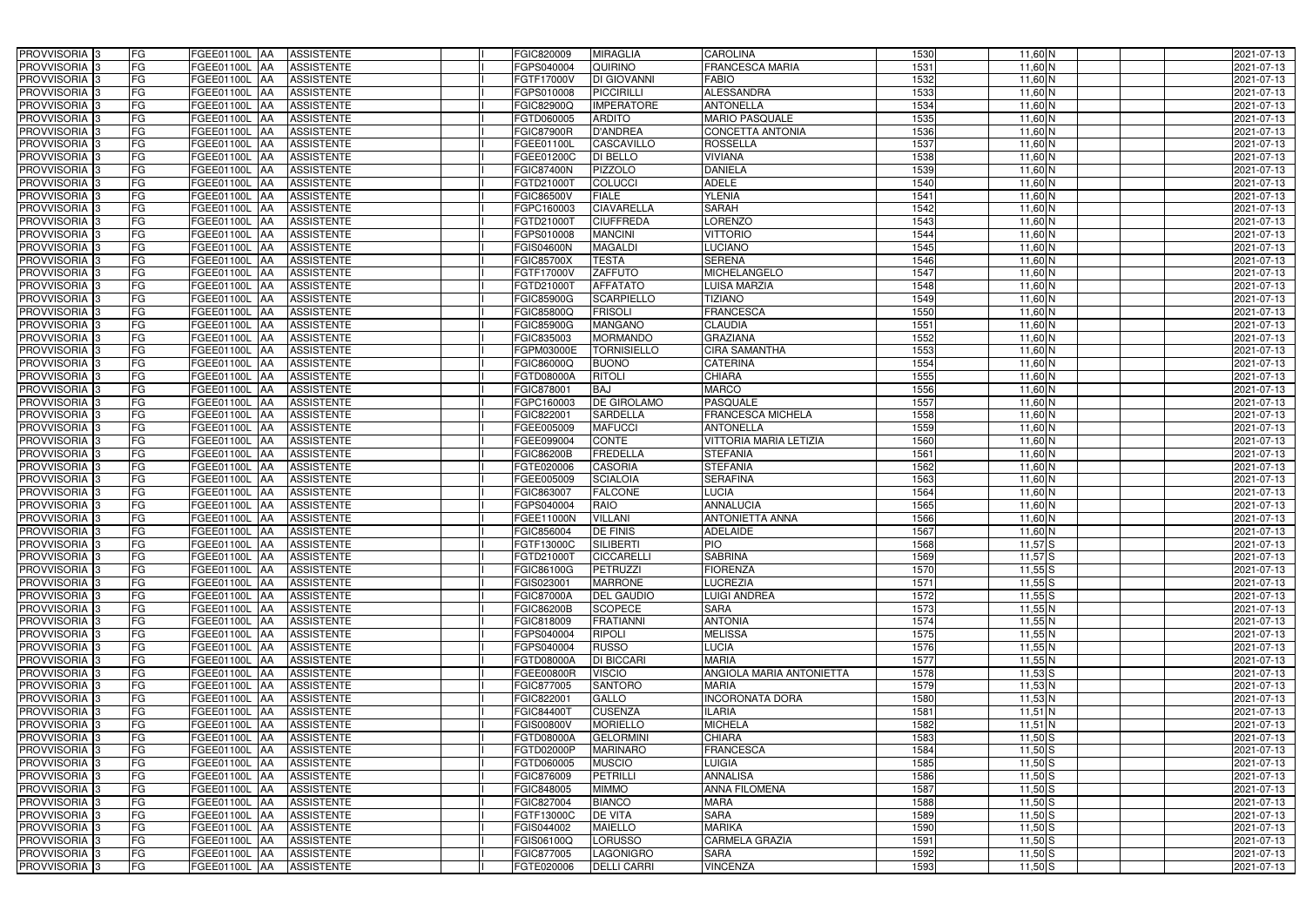| PROVVISORIA | 3 | FG | FGEE01100L | AA | ASSISTENTE | | I | FGIC820009 | MIRAGLIA | CAROLINA | 1530 | 11,60 | N | | | 2021-07-13 |
|---|---|---|---|---|---|---|---|---|---|---|---|---|---|---|---|---|
| PROVVISORIA | 3 | FG | FGEE01100L | AA | ASSISTENTE | | I | FGPS040004 | QUIRINO | FRANCESCA MARIA | 1531 | 11,60 | N | | | 2021-07-13 |
| PROVVISORIA | 3 | FG | FGEE01100L | AA | ASSISTENTE | | I | FGTF17000V | DI GIOVANNI | FABIO | 1532 | 11,60 | N | | | 2021-07-13 |
| PROVVISORIA | 3 | FG | FGEE01100L | AA | ASSISTENTE | | I | FGPS010008 | PICCIRILLI | ALESSANDRA | 1533 | 11,60 | N | | | 2021-07-13 |
| PROVVISORIA | 3 | FG | FGEE01100L | AA | ASSISTENTE | | I | FGIC82900Q | IMPERATORE | ANTONELLA | 1534 | 11,60 | N | | | 2021-07-13 |
| PROVVISORIA | 3 | FG | FGEE01100L | AA | ASSISTENTE | | I | FGTD060005 | ARDITO | MARIO PASQUALE | 1535 | 11,60 | N | | | 2021-07-13 |
| PROVVISORIA | 3 | FG | FGEE01100L | AA | ASSISTENTE | | I | FGIC87900R | D'ANDREA | CONCETTA ANTONIA | 1536 | 11,60 | N | | | 2021-07-13 |
| PROVVISORIA | 3 | FG | FGEE01100L | AA | ASSISTENTE | | I | FGEE01100L | CASCAVILLO | ROSSELLA | 1537 | 11,60 | N | | | 2021-07-13 |
| PROVVISORIA | 3 | FG | FGEE01100L | AA | ASSISTENTE | | I | FGEE01200C | DI BELLO | VIVIANA | 1538 | 11,60 | N | | | 2021-07-13 |
| PROVVISORIA | 3 | FG | FGEE01100L | AA | ASSISTENTE | | I | FGIC87400N | PIZZOLO | DANIELA | 1539 | 11,60 | N | | | 2021-07-13 |
| PROVVISORIA | 3 | FG | FGEE01100L | AA | ASSISTENTE | | I | FGTD21000T | COLUCCI | ADELE | 1540 | 11,60 | N | | | 2021-07-13 |
| PROVVISORIA | 3 | FG | FGEE01100L | AA | ASSISTENTE | | I | FGIC86500V | FIALE | YLENIA | 1541 | 11,60 | N | | | 2021-07-13 |
| PROVVISORIA | 3 | FG | FGEE01100L | AA | ASSISTENTE | | I | FGPC160003 | CIAVARELLA | SARAH | 1542 | 11,60 | N | | | 2021-07-13 |
| PROVVISORIA | 3 | FG | FGEE01100L | AA | ASSISTENTE | | I | FGTD21000T | CIUFFREDA | LORENZO | 1543 | 11,60 | N | | | 2021-07-13 |
| PROVVISORIA | 3 | FG | FGEE01100L | AA | ASSISTENTE | | I | FGPS010008 | MANCINI | VITTORIO | 1544 | 11,60 | N | | | 2021-07-13 |
| PROVVISORIA | 3 | FG | FGEE01100L | AA | ASSISTENTE | | I | FGIS04600N | MAGALDI | LUCIANO | 1545 | 11,60 | N | | | 2021-07-13 |
| PROVVISORIA | 3 | FG | FGEE01100L | AA | ASSISTENTE | | I | FGIC85700X | TESTA | SERENA | 1546 | 11,60 | N | | | 2021-07-13 |
| PROVVISORIA | 3 | FG | FGEE01100L | AA | ASSISTENTE | | I | FGTF17000V | ZAFFUTO | MICHELANGELO | 1547 | 11,60 | N | | | 2021-07-13 |
| PROVVISORIA | 3 | FG | FGEE01100L | AA | ASSISTENTE | | I | FGTD21000T | AFFATATO | LUISA MARZIA | 1548 | 11,60 | N | | | 2021-07-13 |
| PROVVISORIA | 3 | FG | FGEE01100L | AA | ASSISTENTE | | I | FGIC85900G | SCARPIELLO | TIZIANO | 1549 | 11,60 | N | | | 2021-07-13 |
| PROVVISORIA | 3 | FG | FGEE01100L | AA | ASSISTENTE | | I | FGIC85800Q | FRISOLI | FRANCESCA | 1550 | 11,60 | N | | | 2021-07-13 |
| PROVVISORIA | 3 | FG | FGEE01100L | AA | ASSISTENTE | | I | FGIC85900G | MANGANO | CLAUDIA | 1551 | 11,60 | N | | | 2021-07-13 |
| PROVVISORIA | 3 | FG | FGEE01100L | AA | ASSISTENTE | | I | FGIC835003 | MORMANDO | GRAZIANA | 1552 | 11,60 | N | | | 2021-07-13 |
| PROVVISORIA | 3 | FG | FGEE01100L | AA | ASSISTENTE | | I | FGPM03000E | TORNISIELLO | CIRA SAMANTHA | 1553 | 11,60 | N | | | 2021-07-13 |
| PROVVISORIA | 3 | FG | FGEE01100L | AA | ASSISTENTE | | I | FGIC86000Q | BUONO | CATERINA | 1554 | 11,60 | N | | | 2021-07-13 |
| PROVVISORIA | 3 | FG | FGEE01100L | AA | ASSISTENTE | | I | FGTD08000A | RITOLI | CHIARA | 1555 | 11,60 | N | | | 2021-07-13 |
| PROVVISORIA | 3 | FG | FGEE01100L | AA | ASSISTENTE | | I | FGIC878001 | BAJ | MARCO | 1556 | 11,60 | N | | | 2021-07-13 |
| PROVVISORIA | 3 | FG | FGEE01100L | AA | ASSISTENTE | | I | FGPC160003 | DE GIROLAMO | PASQUALE | 1557 | 11,60 | N | | | 2021-07-13 |
| PROVVISORIA | 3 | FG | FGEE01100L | AA | ASSISTENTE | | I | FGIC822001 | SARDELLA | FRANCESCA MICHELA | 1558 | 11,60 | N | | | 2021-07-13 |
| PROVVISORIA | 3 | FG | FGEE01100L | AA | ASSISTENTE | | I | FGEE005009 | MAFUCCI | ANTONELLA | 1559 | 11,60 | N | | | 2021-07-13 |
| PROVVISORIA | 3 | FG | FGEE01100L | AA | ASSISTENTE | | I | FGEE099004 | CONTE | VITTORIA MARIA LETIZIA | 1560 | 11,60 | N | | | 2021-07-13 |
| PROVVISORIA | 3 | FG | FGEE01100L | AA | ASSISTENTE | | I | FGIC86200B | FREDELLA | STEFANIA | 1561 | 11,60 | N | | | 2021-07-13 |
| PROVVISORIA | 3 | FG | FGEE01100L | AA | ASSISTENTE | | I | FGTE020006 | CASORIA | STEFANIA | 1562 | 11,60 | N | | | 2021-07-13 |
| PROVVISORIA | 3 | FG | FGEE01100L | AA | ASSISTENTE | | I | FGEE005009 | SCIALOIA | SERAFINA | 1563 | 11,60 | N | | | 2021-07-13 |
| PROVVISORIA | 3 | FG | FGEE01100L | AA | ASSISTENTE | | I | FGIC863007 | FALCONE | LUCIA | 1564 | 11,60 | N | | | 2021-07-13 |
| PROVVISORIA | 3 | FG | FGEE01100L | AA | ASSISTENTE | | I | FGPS040004 | RAIO | ANNALUCIA | 1565 | 11,60 | N | | | 2021-07-13 |
| PROVVISORIA | 3 | FG | FGEE01100L | AA | ASSISTENTE | | I | FGEE11000N | VILLANI | ANTONIETTA ANNA | 1566 | 11,60 | N | | | 2021-07-13 |
| PROVVISORIA | 3 | FG | FGEE01100L | AA | ASSISTENTE | | I | FGIC856004 | DE FINIS | ADELAIDE | 1567 | 11,60 | N | | | 2021-07-13 |
| PROVVISORIA | 3 | FG | FGEE01100L | AA | ASSISTENTE | | I | FGTF13000C | SILIBERTI | PIO | 1568 | 11,57 | S | | | 2021-07-13 |
| PROVVISORIA | 3 | FG | FGEE01100L | AA | ASSISTENTE | | I | FGTD21000T | CICCARELLI | SABRINA | 1569 | 11,57 | S | | | 2021-07-13 |
| PROVVISORIA | 3 | FG | FGEE01100L | AA | ASSISTENTE | | I | FGIC86100G | PETRUZZI | FIORENZA | 1570 | 11,55 | S | | | 2021-07-13 |
| PROVVISORIA | 3 | FG | FGEE01100L | AA | ASSISTENTE | | I | FGIS023001 | MARRONE | LUCREZIA | 1571 | 11,55 | S | | | 2021-07-13 |
| PROVVISORIA | 3 | FG | FGEE01100L | AA | ASSISTENTE | | I | FGIC87000A | DEL GAUDIO | LUIGI ANDREA | 1572 | 11,55 | S | | | 2021-07-13 |
| PROVVISORIA | 3 | FG | FGEE01100L | AA | ASSISTENTE | | I | FGIC86200B | SCOPECE | SARA | 1573 | 11,55 | N | | | 2021-07-13 |
| PROVVISORIA | 3 | FG | FGEE01100L | AA | ASSISTENTE | | I | FGIC818009 | FRATIANNI | ANTONIA | 1574 | 11,55 | N | | | 2021-07-13 |
| PROVVISORIA | 3 | FG | FGEE01100L | AA | ASSISTENTE | | I | FGPS040004 | RIPOLI | MELISSA | 1575 | 11,55 | N | | | 2021-07-13 |
| PROVVISORIA | 3 | FG | FGEE01100L | AA | ASSISTENTE | | I | FGPS040004 | RUSSO | LUCIA | 1576 | 11,55 | N | | | 2021-07-13 |
| PROVVISORIA | 3 | FG | FGEE01100L | AA | ASSISTENTE | | I | FGTD08000A | DI BICCARI | MARIA | 1577 | 11,55 | N | | | 2021-07-13 |
| PROVVISORIA | 3 | FG | FGEE01100L | AA | ASSISTENTE | | I | FGEE00800R | VISCIO | ANGIOLA MARIA ANTONIETTA | 1578 | 11,53 | S | | | 2021-07-13 |
| PROVVISORIA | 3 | FG | FGEE01100L | AA | ASSISTENTE | | I | FGIC877005 | SANTORO | MARIA | 1579 | 11,53 | N | | | 2021-07-13 |
| PROVVISORIA | 3 | FG | FGEE01100L | AA | ASSISTENTE | | I | FGIC822001 | GALLO | INCORONATA DORA | 1580 | 11,53 | N | | | 2021-07-13 |
| PROVVISORIA | 3 | FG | FGEE01100L | AA | ASSISTENTE | | I | FGIC84400T | CUSENZA | ILARIA | 1581 | 11,51 | N | | | 2021-07-13 |
| PROVVISORIA | 3 | FG | FGEE01100L | AA | ASSISTENTE | | I | FGIS00800V | MORIELLO | MICHELA | 1582 | 11,51 | N | | | 2021-07-13 |
| PROVVISORIA | 3 | FG | FGEE01100L | AA | ASSISTENTE | | I | FGTD08000A | GELORMINI | CHIARA | 1583 | 11,50 | S | | | 2021-07-13 |
| PROVVISORIA | 3 | FG | FGEE01100L | AA | ASSISTENTE | | I | FGTD02000P | MARINARO | FRANCESCA | 1584 | 11,50 | S | | | 2021-07-13 |
| PROVVISORIA | 3 | FG | FGEE01100L | AA | ASSISTENTE | | I | FGTD060005 | MUSCIO | LUIGIA | 1585 | 11,50 | S | | | 2021-07-13 |
| PROVVISORIA | 3 | FG | FGEE01100L | AA | ASSISTENTE | | I | FGIC876009 | PETRILLI | ANNALISA | 1586 | 11,50 | S | | | 2021-07-13 |
| PROVVISORIA | 3 | FG | FGEE01100L | AA | ASSISTENTE | | I | FGIC848005 | MIMMO | ANNA FILOMENA | 1587 | 11,50 | S | | | 2021-07-13 |
| PROVVISORIA | 3 | FG | FGEE01100L | AA | ASSISTENTE | | I | FGIC827004 | BIANCO | MARA | 1588 | 11,50 | S | | | 2021-07-13 |
| PROVVISORIA | 3 | FG | FGEE01100L | AA | ASSISTENTE | | I | FGTF13000C | DE VITA | SARA | 1589 | 11,50 | S | | | 2021-07-13 |
| PROVVISORIA | 3 | FG | FGEE01100L | AA | ASSISTENTE | | I | FGIS044002 | MAIELLO | MARIKA | 1590 | 11,50 | S | | | 2021-07-13 |
| PROVVISORIA | 3 | FG | FGEE01100L | AA | ASSISTENTE | | I | FGIS06100Q | LORUSSO | CARMELA GRAZIA | 1591 | 11,50 | S | | | 2021-07-13 |
| PROVVISORIA | 3 | FG | FGEE01100L | AA | ASSISTENTE | | I | FGIC877005 | LAGONIGRO | SARA | 1592 | 11,50 | S | | | 2021-07-13 |
| PROVVISORIA | 3 | FG | FGEE01100L | AA | ASSISTENTE | | I | FGTE020006 | DELLI CARRI | VINCENZA | 1593 | 11,50 | S | | | 2021-07-13 |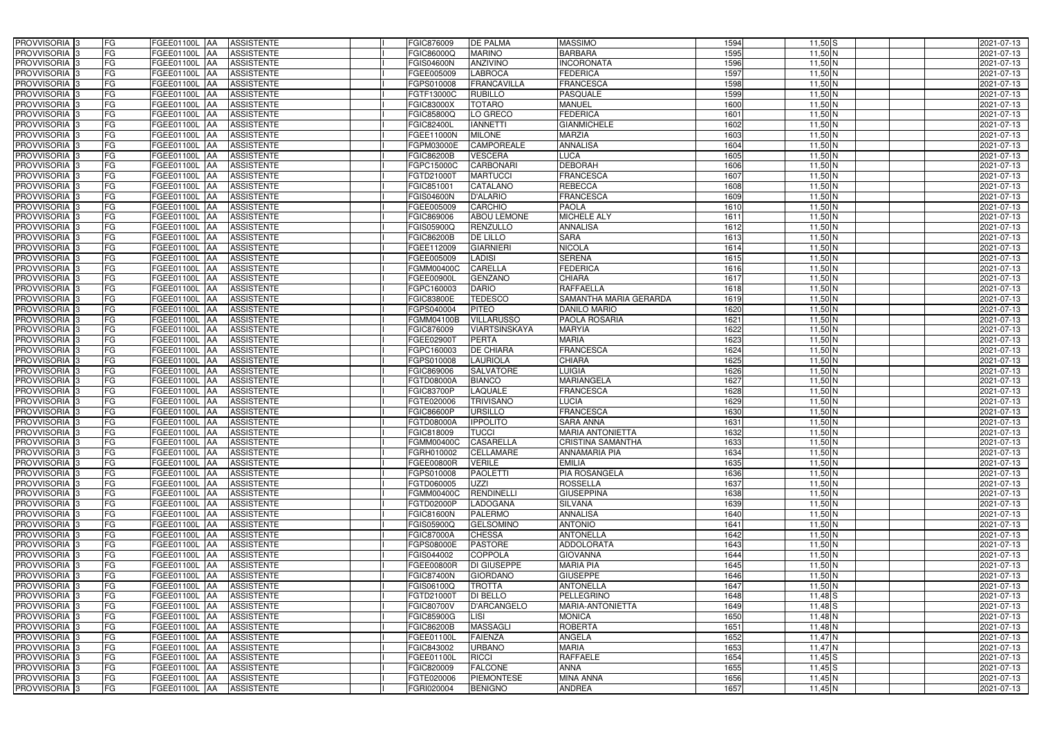| PROVVISORIA | 3 | FG | FGEE01100L | AA | ASSISTENTE | | I | FGIC876009 | DE PALMA | MASSIMO | 1594 | 11,50 | S | | | 2021-07-13 |
|---|---|---|---|---|---|---|---|---|---|---|---|---|---|---|---|---|
| PROVVISORIA | 3 | FG | FGEE01100L | AA | ASSISTENTE | | I | FGIC86000Q | MARINO | BARBARA | 1595 | 11,50 | N | | | 2021-07-13 |
| PROVVISORIA | 3 | FG | FGEE01100L | AA | ASSISTENTE | | I | FGIS04600N | ANZIVINO | INCORONATA | 1596 | 11,50 | N | | | 2021-07-13 |
| PROVVISORIA | 3 | FG | FGEE01100L | AA | ASSISTENTE | | I | FGEE005009 | LABROCA | FEDERICA | 1597 | 11,50 | N | | | 2021-07-13 |
| PROVVISORIA | 3 | FG | FGEE01100L | AA | ASSISTENTE | | I | FGPS010008 | FRANCAVILLA | FRANCESCA | 1598 | 11,50 | N | | | 2021-07-13 |
| PROVVISORIA | 3 | FG | FGEE01100L | AA | ASSISTENTE | | I | FGTF13000C | RUBILLO | PASQUALE | 1599 | 11,50 | N | | | 2021-07-13 |
| PROVVISORIA | 3 | FG | FGEE01100L | AA | ASSISTENTE | | I | FGIC83000X | TOTARO | MANUEL | 1600 | 11,50 | N | | | 2021-07-13 |
| PROVVISORIA | 3 | FG | FGEE01100L | AA | ASSISTENTE | | I | FGIC85800Q | LO GRECO | FEDERICA | 1601 | 11,50 | N | | | 2021-07-13 |
| PROVVISORIA | 3 | FG | FGEE01100L | AA | ASSISTENTE | | I | FGIC82400L | IANNETTI | GIANMICHELE | 1602 | 11,50 | N | | | 2021-07-13 |
| PROVVISORIA | 3 | FG | FGEE01100L | AA | ASSISTENTE | | I | FGEE11000N | MILONE | MARZIA | 1603 | 11,50 | N | | | 2021-07-13 |
| PROVVISORIA | 3 | FG | FGEE01100L | AA | ASSISTENTE | | I | FGPM03000E | CAMPOREALE | ANNALISA | 1604 | 11,50 | N | | | 2021-07-13 |
| PROVVISORIA | 3 | FG | FGEE01100L | AA | ASSISTENTE | | I | FGIC86200B | VESCERA | LUCA | 1605 | 11,50 | N | | | 2021-07-13 |
| PROVVISORIA | 3 | FG | FGEE01100L | AA | ASSISTENTE | | I | FGPC15000C | CARBONARI | DEBORAH | 1606 | 11,50 | N | | | 2021-07-13 |
| PROVVISORIA | 3 | FG | FGEE01100L | AA | ASSISTENTE | | I | FGTD21000T | MARTUCCI | FRANCESCA | 1607 | 11,50 | N | | | 2021-07-13 |
| PROVVISORIA | 3 | FG | FGEE01100L | AA | ASSISTENTE | | I | FGIC851001 | CATALANO | REBECCA | 1608 | 11,50 | N | | | 2021-07-13 |
| PROVVISORIA | 3 | FG | FGEE01100L | AA | ASSISTENTE | | I | FGIS04600N | D'ALARIO | FRANCESCA | 1609 | 11,50 | N | | | 2021-07-13 |
| PROVVISORIA | 3 | FG | FGEE01100L | AA | ASSISTENTE | | I | FGEE005009 | CARCHIO | PAOLA | 1610 | 11,50 | N | | | 2021-07-13 |
| PROVVISORIA | 3 | FG | FGEE01100L | AA | ASSISTENTE | | I | FGIC869006 | ABOU LEMONE | MICHELE ALY | 1611 | 11,50 | N | | | 2021-07-13 |
| PROVVISORIA | 3 | FG | FGEE01100L | AA | ASSISTENTE | | I | FGIS05900Q | RENZULLO | ANNALISA | 1612 | 11,50 | N | | | 2021-07-13 |
| PROVVISORIA | 3 | FG | FGEE01100L | AA | ASSISTENTE | | I | FGIC86200B | DE LILLO | SARA | 1613 | 11,50 | N | | | 2021-07-13 |
| PROVVISORIA | 3 | FG | FGEE01100L | AA | ASSISTENTE | | I | FGEE112009 | GIARNIERI | NICOLA | 1614 | 11,50 | N | | | 2021-07-13 |
| PROVVISORIA | 3 | FG | FGEE01100L | AA | ASSISTENTE | | I | FGEE005009 | LADISI | SERENA | 1615 | 11,50 | N | | | 2021-07-13 |
| PROVVISORIA | 3 | FG | FGEE01100L | AA | ASSISTENTE | | I | FGMM00400C | CARELLA | FEDERICA | 1616 | 11,50 | N | | | 2021-07-13 |
| PROVVISORIA | 3 | FG | FGEE01100L | AA | ASSISTENTE | | I | FGEE00900L | GENZANO | CHIARA | 1617 | 11,50 | N | | | 2021-07-13 |
| PROVVISORIA | 3 | FG | FGEE01100L | AA | ASSISTENTE | | I | FGPC160003 | DARIO | RAFFAELLA | 1618 | 11,50 | N | | | 2021-07-13 |
| PROVVISORIA | 3 | FG | FGEE01100L | AA | ASSISTENTE | | I | FGIC83800E | TEDESCO | SAMANTHA MARIA GERARDA | 1619 | 11,50 | N | | | 2021-07-13 |
| PROVVISORIA | 3 | FG | FGEE01100L | AA | ASSISTENTE | | I | FGPS040004 | PITEO | DANILO MARIO | 1620 | 11,50 | N | | | 2021-07-13 |
| PROVVISORIA | 3 | FG | FGEE01100L | AA | ASSISTENTE | | I | FGMM04100B | VILLARUSSO | PAOLA ROSARIA | 1621 | 11,50 | N | | | 2021-07-13 |
| PROVVISORIA | 3 | FG | FGEE01100L | AA | ASSISTENTE | | I | FGIC876009 | VIARTSINSKAYA | MARYIA | 1622 | 11,50 | N | | | 2021-07-13 |
| PROVVISORIA | 3 | FG | FGEE01100L | AA | ASSISTENTE | | I | FGEE02900T | PERTA | MARIA | 1623 | 11,50 | N | | | 2021-07-13 |
| PROVVISORIA | 3 | FG | FGEE01100L | AA | ASSISTENTE | | I | FGPC160003 | DE CHIARA | FRANCESCA | 1624 | 11,50 | N | | | 2021-07-13 |
| PROVVISORIA | 3 | FG | FGEE01100L | AA | ASSISTENTE | | I | FGPS010008 | LAURIOLA | CHIARA | 1625 | 11,50 | N | | | 2021-07-13 |
| PROVVISORIA | 3 | FG | FGEE01100L | AA | ASSISTENTE | | I | FGIC869006 | SALVATORE | LUIGIA | 1626 | 11,50 | N | | | 2021-07-13 |
| PROVVISORIA | 3 | FG | FGEE01100L | AA | ASSISTENTE | | I | FGTD08000A | BIANCO | MARIANGELA | 1627 | 11,50 | N | | | 2021-07-13 |
| PROVVISORIA | 3 | FG | FGEE01100L | AA | ASSISTENTE | | I | FGIC83700P | LAQUALE | FRANCESCA | 1628 | 11,50 | N | | | 2021-07-13 |
| PROVVISORIA | 3 | FG | FGEE01100L | AA | ASSISTENTE | | I | FGTE020006 | TRIVISANO | LUCIA | 1629 | 11,50 | N | | | 2021-07-13 |
| PROVVISORIA | 3 | FG | FGEE01100L | AA | ASSISTENTE | | I | FGIC86600P | URSILLO | FRANCESCA | 1630 | 11,50 | N | | | 2021-07-13 |
| PROVVISORIA | 3 | FG | FGEE01100L | AA | ASSISTENTE | | I | FGTD08000A | IPPOLITO | SARA ANNA | 1631 | 11,50 | N | | | 2021-07-13 |
| PROVVISORIA | 3 | FG | FGEE01100L | AA | ASSISTENTE | | I | FGIC818009 | TUCCI | MARIA ANTONIETTA | 1632 | 11,50 | N | | | 2021-07-13 |
| PROVVISORIA | 3 | FG | FGEE01100L | AA | ASSISTENTE | | I | FGMM00400C | CASARELLA | CRISTINA SAMANTHA | 1633 | 11,50 | N | | | 2021-07-13 |
| PROVVISORIA | 3 | FG | FGEE01100L | AA | ASSISTENTE | | I | FGRH010002 | CELLAMARE | ANNAMARIA PIA | 1634 | 11,50 | N | | | 2021-07-13 |
| PROVVISORIA | 3 | FG | FGEE01100L | AA | ASSISTENTE | | I | FGEE00800R | VERILE | EMILIA | 1635 | 11,50 | N | | | 2021-07-13 |
| PROVVISORIA | 3 | FG | FGEE01100L | AA | ASSISTENTE | | I | FGPS010008 | PAOLETTI | PIA ROSANGELA | 1636 | 11,50 | N | | | 2021-07-13 |
| PROVVISORIA | 3 | FG | FGEE01100L | AA | ASSISTENTE | | I | FGTD060005 | UZZI | ROSSELLA | 1637 | 11,50 | N | | | 2021-07-13 |
| PROVVISORIA | 3 | FG | FGEE01100L | AA | ASSISTENTE | | I | FGMM00400C | RENDINELLI | GIUSEPPINA | 1638 | 11,50 | N | | | 2021-07-13 |
| PROVVISORIA | 3 | FG | FGEE01100L | AA | ASSISTENTE | | I | FGTD02000P | LADOGANA | SILVANA | 1639 | 11,50 | N | | | 2021-07-13 |
| PROVVISORIA | 3 | FG | FGEE01100L | AA | ASSISTENTE | | I | FGIC81600N | PALERMO | ANNALISA | 1640 | 11,50 | N | | | 2021-07-13 |
| PROVVISORIA | 3 | FG | FGEE01100L | AA | ASSISTENTE | | I | FGIS05900Q | GELSOMINO | ANTONIO | 1641 | 11,50 | N | | | 2021-07-13 |
| PROVVISORIA | 3 | FG | FGEE01100L | AA | ASSISTENTE | | I | FGIC87000A | CHESSA | ANTONELLA | 1642 | 11,50 | N | | | 2021-07-13 |
| PROVVISORIA | 3 | FG | FGEE01100L | AA | ASSISTENTE | | I | FGPS08000E | PASTORE | ADDOLORATA | 1643 | 11,50 | N | | | 2021-07-13 |
| PROVVISORIA | 3 | FG | FGEE01100L | AA | ASSISTENTE | | I | FGIS044002 | COPPOLA | GIOVANNA | 1644 | 11,50 | N | | | 2021-07-13 |
| PROVVISORIA | 3 | FG | FGEE01100L | AA | ASSISTENTE | | I | FGEE00800R | DI GIUSEPPE | MARIA PIA | 1645 | 11,50 | N | | | 2021-07-13 |
| PROVVISORIA | 3 | FG | FGEE01100L | AA | ASSISTENTE | | I | FGIC87400N | GIORDANO | GIUSEPPE | 1646 | 11,50 | N | | | 2021-07-13 |
| PROVVISORIA | 3 | FG | FGEE01100L | AA | ASSISTENTE | | I | FGIS06100Q | TROTTA | ANTONELLA | 1647 | 11,50 | N | | | 2021-07-13 |
| PROVVISORIA | 3 | FG | FGEE01100L | AA | ASSISTENTE | | I | FGTD21000T | DI BELLO | PELLEGRINO | 1648 | 11,48 | S | | | 2021-07-13 |
| PROVVISORIA | 3 | FG | FGEE01100L | AA | ASSISTENTE | | I | FGIC80700V | D'ARCANGELO | MARIA-ANTONIETTA | 1649 | 11,48 | S | | | 2021-07-13 |
| PROVVISORIA | 3 | FG | FGEE01100L | AA | ASSISTENTE | | I | FGIC85900G | LISI | MONICA | 1650 | 11,48 | N | | | 2021-07-13 |
| PROVVISORIA | 3 | FG | FGEE01100L | AA | ASSISTENTE | | I | FGIC86200B | MASSAGLI | ROBERTA | 1651 | 11,48 | N | | | 2021-07-13 |
| PROVVISORIA | 3 | FG | FGEE01100L | AA | ASSISTENTE | | I | FGEE01100L | FAIENZA | ANGELA | 1652 | 11,47 | N | | | 2021-07-13 |
| PROVVISORIA | 3 | FG | FGEE01100L | AA | ASSISTENTE | | I | FGIC843002 | URBANO | MARIA | 1653 | 11,47 | N | | | 2021-07-13 |
| PROVVISORIA | 3 | FG | FGEE01100L | AA | ASSISTENTE | | I | FGEE01100L | RICCI | RAFFAELE | 1654 | 11,45 | S | | | 2021-07-13 |
| PROVVISORIA | 3 | FG | FGEE01100L | AA | ASSISTENTE | | I | FGIC820009 | FALCONE | ANNA | 1655 | 11,45 | S | | | 2021-07-13 |
| PROVVISORIA | 3 | FG | FGEE01100L | AA | ASSISTENTE | | I | FGTE020006 | PIEMONTESE | MINA ANNA | 1656 | 11,45 | N | | | 2021-07-13 |
| PROVVISORIA | 3 | FG | FGEE01100L | AA | ASSISTENTE | | I | FGRI020004 | BENIGNO | ANDREA | 1657 | 11,45 | N | | | 2021-07-13 |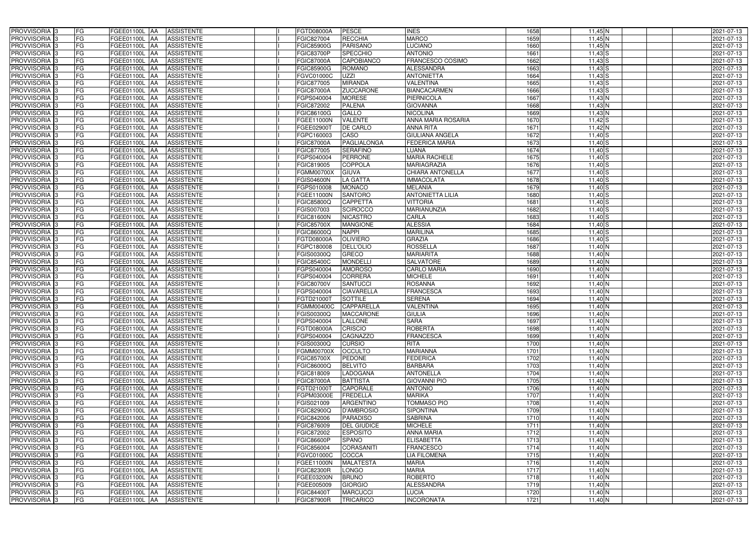| PROVVISORIA | 3 | FG | FGEE01100L | AA | ASSISTENTE | | I | FGTD08000A | PESCE | INES | 1658 | 11,45 | N | | | 2021-07-13 |
|---|---|---|---|---|---|---|---|---|---|---|---|---|---|---|---|---|
| PROVVISORIA | 3 | FG | FGEE01100L | AA | ASSISTENTE | | I | FGIC827004 | RECCHIA | MARCO | 1659 | 11,45 | N | | | 2021-07-13 |
| PROVVISORIA | 3 | FG | FGEE01100L | AA | ASSISTENTE | | I | FGIC85900G | PARISANO | LUCIANO | 1660 | 11,45 | N | | | 2021-07-13 |
| PROVVISORIA | 3 | FG | FGEE01100L | AA | ASSISTENTE | | I | FGIC83700P | SPECCHIO | ANTONIO | 1661 | 11,43 | S | | | 2021-07-13 |
| PROVVISORIA | 3 | FG | FGEE01100L | AA | ASSISTENTE | | I | FGIC87000A | CAPOBIANCO | FRANCESCO COSIMO | 1662 | 11,43 | S | | | 2021-07-13 |
| PROVVISORIA | 3 | FG | FGEE01100L | AA | ASSISTENTE | | I | FGIC85900G | ROMANO | ALESSANDRA | 1663 | 11,43 | S | | | 2021-07-13 |
| PROVVISORIA | 3 | FG | FGEE01100L | AA | ASSISTENTE | | I | FGVC01000C | UZZI | ANTONIETTA | 1664 | 11,43 | S | | | 2021-07-13 |
| PROVVISORIA | 3 | FG | FGEE01100L | AA | ASSISTENTE | | I | FGIC877005 | MIRANDA | VALENTINA | 1665 | 11,43 | S | | | 2021-07-13 |
| PROVVISORIA | 3 | FG | FGEE01100L | AA | ASSISTENTE | | I | FGIC87000A | ZUCCARONE | BIANCACARMEN | 1666 | 11,43 | S | | | 2021-07-13 |
| PROVVISORIA | 3 | FG | FGEE01100L | AA | ASSISTENTE | | I | FGPS040004 | MORESE | PIERNICOLA | 1667 | 11,43 | N | | | 2021-07-13 |
| PROVVISORIA | 3 | FG | FGEE01100L | AA | ASSISTENTE | | I | FGIC872002 | PALENA | GIOVANNA | 1668 | 11,43 | N | | | 2021-07-13 |
| PROVVISORIA | 3 | FG | FGEE01100L | AA | ASSISTENTE | | I | FGIC86100G | GALLO | NICOLINA | 1669 | 11,43 | N | | | 2021-07-13 |
| PROVVISORIA | 3 | FG | FGEE01100L | AA | ASSISTENTE | | I | FGEE11000N | VALENTE | ANNA MARIA ROSARIA | 1670 | 11,42 | S | | | 2021-07-13 |
| PROVVISORIA | 3 | FG | FGEE01100L | AA | ASSISTENTE | | I | FGEE02900T | DE CARLO | ANNA RITA | 1671 | 11,42 | N | | | 2021-07-13 |
| PROVVISORIA | 3 | FG | FGEE01100L | AA | ASSISTENTE | | I | FGPC160003 | CASO | GIULIANA ANGELA | 1672 | 11,40 | S | | | 2021-07-13 |
| PROVVISORIA | 3 | FG | FGEE01100L | AA | ASSISTENTE | | I | FGIC87000A | PAGLIALONGA | FEDERICA MARIA | 1673 | 11,40 | S | | | 2021-07-13 |
| PROVVISORIA | 3 | FG | FGEE01100L | AA | ASSISTENTE | | I | FGIC877005 | SERAFINO | LUANA | 1674 | 11,40 | S | | | 2021-07-13 |
| PROVVISORIA | 3 | FG | FGEE01100L | AA | ASSISTENTE | | I | FGPS040004 | PERRONE | MARIA RACHELE | 1675 | 11,40 | S | | | 2021-07-13 |
| PROVVISORIA | 3 | FG | FGEE01100L | AA | ASSISTENTE | | I | FGIC819005 | COPPOLA | MARIAGRAZIA | 1676 | 11,40 | S | | | 2021-07-13 |
| PROVVISORIA | 3 | FG | FGEE01100L | AA | ASSISTENTE | | I | FGMM00700X | GIUVA | CHIARA ANTONELLA | 1677 | 11,40 | S | | | 2021-07-13 |
| PROVVISORIA | 3 | FG | FGEE01100L | AA | ASSISTENTE | | I | FGIS04600N | LA GATTA | IMMACOLATA | 1678 | 11,40 | S | | | 2021-07-13 |
| PROVVISORIA | 3 | FG | FGEE01100L | AA | ASSISTENTE | | I | FGPS010008 | MONACO | MELANIA | 1679 | 11,40 | S | | | 2021-07-13 |
| PROVVISORIA | 3 | FG | FGEE01100L | AA | ASSISTENTE | | I | FGEE11000N | SANTORO | ANTONIETTA LILIA | 1680 | 11,40 | S | | | 2021-07-13 |
| PROVVISORIA | 3 | FG | FGEE01100L | AA | ASSISTENTE | | I | FGIC85800Q | CAPPETTA | VITTORIA | 1681 | 11,40 | S | | | 2021-07-13 |
| PROVVISORIA | 3 | FG | FGEE01100L | AA | ASSISTENTE | | I | FGIS007003 | SCIROCCO | MARIANUNZIA | 1682 | 11,40 | S | | | 2021-07-13 |
| PROVVISORIA | 3 | FG | FGEE01100L | AA | ASSISTENTE | | I | FGIC81600N | NICASTRO | CARLA | 1683 | 11,40 | S | | | 2021-07-13 |
| PROVVISORIA | 3 | FG | FGEE01100L | AA | ASSISTENTE | | I | FGIC85700X | MANGIONE | ALESSIA | 1684 | 11,40 | S | | | 2021-07-13 |
| PROVVISORIA | 3 | FG | FGEE01100L | AA | ASSISTENTE | | I | FGIC86000Q | NAPPI | MARILINA | 1685 | 11,40 | S | | | 2021-07-13 |
| PROVVISORIA | 3 | FG | FGEE01100L | AA | ASSISTENTE | | I | FGTD08000A | OLIVIERO | GRAZIA | 1686 | 11,40 | S | | | 2021-07-13 |
| PROVVISORIA | 3 | FG | FGEE01100L | AA | ASSISTENTE | | I | FGPC180008 | DELL'OLIO | ROSSELLA | 1687 | 11,40 | N | | | 2021-07-13 |
| PROVVISORIA | 3 | FG | FGEE01100L | AA | ASSISTENTE | | I | FGIS00300Q | GRECO | MARIARITA | 1688 | 11,40 | N | | | 2021-07-13 |
| PROVVISORIA | 3 | FG | FGEE01100L | AA | ASSISTENTE | | I | FGIC85400C | MONDELLI | SALVATORE | 1689 | 11,40 | N | | | 2021-07-13 |
| PROVVISORIA | 3 | FG | FGEE01100L | AA | ASSISTENTE | | I | FGPS040004 | AMOROSO | CARLO MARIA | 1690 | 11,40 | N | | | 2021-07-13 |
| PROVVISORIA | 3 | FG | FGEE01100L | AA | ASSISTENTE | | I | FGPS040004 | CORRERA | MICHELE | 1691 | 11,40 | N | | | 2021-07-13 |
| PROVVISORIA | 3 | FG | FGEE01100L | AA | ASSISTENTE | | I | FGIC80700V | SANTUCCI | ROSANNA | 1692 | 11,40 | N | | | 2021-07-13 |
| PROVVISORIA | 3 | FG | FGEE01100L | AA | ASSISTENTE | | I | FGPS040004 | CIAVARELLA | FRANCESCA | 1693 | 11,40 | N | | | 2021-07-13 |
| PROVVISORIA | 3 | FG | FGEE01100L | AA | ASSISTENTE | | I | FGTD21000T | SOTTILE | SERENA | 1694 | 11,40 | N | | | 2021-07-13 |
| PROVVISORIA | 3 | FG | FGEE01100L | AA | ASSISTENTE | | I | FGMM00400C | CAPPARELLA | VALENTINA | 1695 | 11,40 | N | | | 2021-07-13 |
| PROVVISORIA | 3 | FG | FGEE01100L | AA | ASSISTENTE | | I | FGIS00300Q | MACCARONE | GIULIA | 1696 | 11,40 | N | | | 2021-07-13 |
| PROVVISORIA | 3 | FG | FGEE01100L | AA | ASSISTENTE | | I | FGPS040004 | LALLONE | SARA | 1697 | 11,40 | N | | | 2021-07-13 |
| PROVVISORIA | 3 | FG | FGEE01100L | AA | ASSISTENTE | | I | FGTD08000A | CRISCIO | ROBERTA | 1698 | 11,40 | N | | | 2021-07-13 |
| PROVVISORIA | 3 | FG | FGEE01100L | AA | ASSISTENTE | | I | FGPS040004 | CAGNAZZO | FRANCESCA | 1699 | 11,40 | N | | | 2021-07-13 |
| PROVVISORIA | 3 | FG | FGEE01100L | AA | ASSISTENTE | | I | FGIS00300Q | CURSIO | RITA | 1700 | 11,40 | N | | | 2021-07-13 |
| PROVVISORIA | 3 | FG | FGEE01100L | AA | ASSISTENTE | | I | FGMM00700X | OCCULTO | MARIANNA | 1701 | 11,40 | N | | | 2021-07-13 |
| PROVVISORIA | 3 | FG | FGEE01100L | AA | ASSISTENTE | | I | FGIC85700X | PEDONE | FEDERICA | 1702 | 11,40 | N | | | 2021-07-13 |
| PROVVISORIA | 3 | FG | FGEE01100L | AA | ASSISTENTE | | I | FGIC86000Q | BELVITO | BARBARA | 1703 | 11,40 | N | | | 2021-07-13 |
| PROVVISORIA | 3 | FG | FGEE01100L | AA | ASSISTENTE | | I | FGIC818009 | LADOGANA | ANTONELLA | 1704 | 11,40 | N | | | 2021-07-13 |
| PROVVISORIA | 3 | FG | FGEE01100L | AA | ASSISTENTE | | I | FGIC87000A | BATTISTA | GIOVANNI PIO | 1705 | 11,40 | N | | | 2021-07-13 |
| PROVVISORIA | 3 | FG | FGEE01100L | AA | ASSISTENTE | | I | FGTD21000T | CAPORALE | ANTONIO | 1706 | 11,40 | N | | | 2021-07-13 |
| PROVVISORIA | 3 | FG | FGEE01100L | AA | ASSISTENTE | | I | FGPM03000E | FREDELLA | MARIKA | 1707 | 11,40 | N | | | 2021-07-13 |
| PROVVISORIA | 3 | FG | FGEE01100L | AA | ASSISTENTE | | I | FGIS021009 | ARGENTINO | TOMMASO PIO | 1708 | 11,40 | N | | | 2021-07-13 |
| PROVVISORIA | 3 | FG | FGEE01100L | AA | ASSISTENTE | | I | FGIC82900Q | D'AMBROSIO | SIPONTINA | 1709 | 11,40 | N | | | 2021-07-13 |
| PROVVISORIA | 3 | FG | FGEE01100L | AA | ASSISTENTE | | I | FGIC842006 | PARADISO | SABRINA | 1710 | 11,40 | N | | | 2021-07-13 |
| PROVVISORIA | 3 | FG | FGEE01100L | AA | ASSISTENTE | | I | FGIC876009 | DEL GIUDICE | MICHELE | 1711 | 11,40 | N | | | 2021-07-13 |
| PROVVISORIA | 3 | FG | FGEE01100L | AA | ASSISTENTE | | I | FGIC872002 | ESPOSITO | ANNA MARIA | 1712 | 11,40 | N | | | 2021-07-13 |
| PROVVISORIA | 3 | FG | FGEE01100L | AA | ASSISTENTE | | I | FGIC86600P | SPANO | ELISABETTA | 1713 | 11,40 | N | | | 2021-07-13 |
| PROVVISORIA | 3 | FG | FGEE01100L | AA | ASSISTENTE | | I | FGIC856004 | CORASANITI | FRANCESCO | 1714 | 11,40 | N | | | 2021-07-13 |
| PROVVISORIA | 3 | FG | FGEE01100L | AA | ASSISTENTE | | I | FGVC01000C | COCCA | LIA FILOMENA | 1715 | 11,40 | N | | | 2021-07-13 |
| PROVVISORIA | 3 | FG | FGEE01100L | AA | ASSISTENTE | | I | FGEE11000N | MALATESTA | MARIA | 1716 | 11,40 | N | | | 2021-07-13 |
| PROVVISORIA | 3 | FG | FGEE01100L | AA | ASSISTENTE | | I | FGIC82300R | LONGO | MARIA | 1717 | 11,40 | N | | | 2021-07-13 |
| PROVVISORIA | 3 | FG | FGEE01100L | AA | ASSISTENTE | | I | FGEE03200N | BRUNO | ROBERTO | 1718 | 11,40 | N | | | 2021-07-13 |
| PROVVISORIA | 3 | FG | FGEE01100L | AA | ASSISTENTE | | I | FGEE005009 | GIORGIO | ALESSANDRA | 1719 | 11,40 | N | | | 2021-07-13 |
| PROVVISORIA | 3 | FG | FGEE01100L | AA | ASSISTENTE | | I | FGIC84400T | MARCUCCI | LUCIA | 1720 | 11,40 | N | | | 2021-07-13 |
| PROVVISORIA | 3 | FG | FGEE01100L | AA | ASSISTENTE | | I | FGIC87900R | TRICARICO | INCORONATA | 1721 | 11,40 | N | | | 2021-07-13 |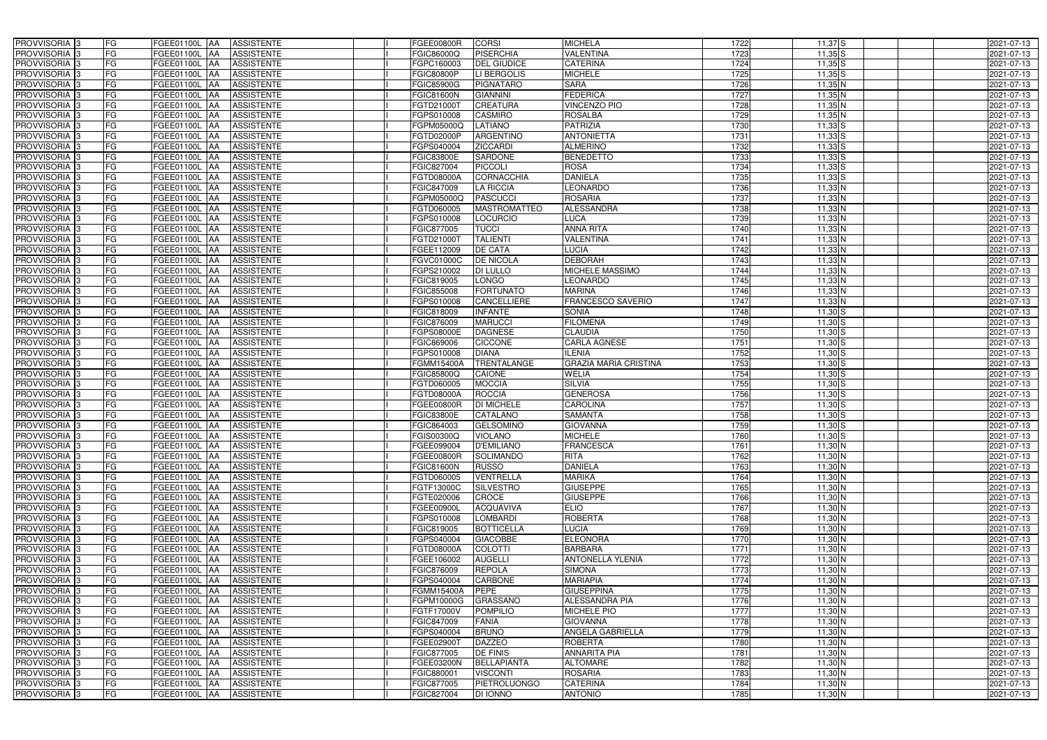| | | | | | | | | | | | | | | | |
|---|---|---|---|---|---|---|---|---|---|---|---|---|---|---|---|
| PROVVISORIA | 3 | FG | FGEE01100L | AA | ASSISTENTE | | I | FGEE00800R | CORSI | MICHELA | 1722 | 11,37 | S | | 2021-07-13 |
| PROVVISORIA | 3 | FG | FGEE01100L | AA | ASSISTENTE | | I | FGIC86000Q | PISERCHIA | VALENTINA | 1723 | 11,35 | S | | 2021-07-13 |
| PROVVISORIA | 3 | FG | FGEE01100L | AA | ASSISTENTE | | I | FGPC160003 | DEL GIUDICE | CATERINA | 1724 | 11,35 | S | | 2021-07-13 |
| PROVVISORIA | 3 | FG | FGEE01100L | AA | ASSISTENTE | | I | FGIC80800P | LI BERGOLIS | MICHELE | 1725 | 11,35 | S | | 2021-07-13 |
| PROVVISORIA | 3 | FG | FGEE01100L | AA | ASSISTENTE | | I | FGIC85900G | PIGNATARO | SARA | 1726 | 11,35 | N | | 2021-07-13 |
| PROVVISORIA | 3 | FG | FGEE01100L | AA | ASSISTENTE | | I | FGIC81600N | GIANNINI | FEDERICA | 1727 | 11,35 | N | | 2021-07-13 |
| PROVVISORIA | 3 | FG | FGEE01100L | AA | ASSISTENTE | | I | FGTD21000T | CREATURA | VINCENZO PIO | 1728 | 11,35 | N | | 2021-07-13 |
| PROVVISORIA | 3 | FG | FGEE01100L | AA | ASSISTENTE | | I | FGPS010008 | CASMIRO | ROSALBA | 1729 | 11,35 | N | | 2021-07-13 |
| PROVVISORIA | 3 | FG | FGEE01100L | AA | ASSISTENTE | | I | FGPM05000Q | LATIANO | PATRIZIA | 1730 | 11,33 | S | | 2021-07-13 |
| PROVVISORIA | 3 | FG | FGEE01100L | AA | ASSISTENTE | | I | FGTD02000P | ARGENTINO | ANTONIETTA | 1731 | 11,33 | S | | 2021-07-13 |
| PROVVISORIA | 3 | FG | FGEE01100L | AA | ASSISTENTE | | I | FGPS040004 | ZICCARDI | ALMERINO | 1732 | 11,33 | S | | 2021-07-13 |
| PROVVISORIA | 3 | FG | FGEE01100L | AA | ASSISTENTE | | I | FGIC83800E | SARDONE | BENEDETTO | 1733 | 11,33 | S | | 2021-07-13 |
| PROVVISORIA | 3 | FG | FGEE01100L | AA | ASSISTENTE | | I | FGIC827004 | PICCOLI | ROSA | 1734 | 11,33 | S | | 2021-07-13 |
| PROVVISORIA | 3 | FG | FGEE01100L | AA | ASSISTENTE | | I | FGTD08000A | CORNACCHIA | DANIELA | 1735 | 11,33 | S | | 2021-07-13 |
| PROVVISORIA | 3 | FG | FGEE01100L | AA | ASSISTENTE | | I | FGIC847009 | LA RICCIA | LEONARDO | 1736 | 11,33 | N | | 2021-07-13 |
| PROVVISORIA | 3 | FG | FGEE01100L | AA | ASSISTENTE | | I | FGPM05000Q | PASCUCCI | ROSARIA | 1737 | 11,33 | N | | 2021-07-13 |
| PROVVISORIA | 3 | FG | FGEE01100L | AA | ASSISTENTE | | I | FGTD060005 | MASTROMATTEO | ALESSANDRA | 1738 | 11,33 | N | | 2021-07-13 |
| PROVVISORIA | 3 | FG | FGEE01100L | AA | ASSISTENTE | | I | FGPS010008 | LOCURCIO | LUCA | 1739 | 11,33 | N | | 2021-07-13 |
| PROVVISORIA | 3 | FG | FGEE01100L | AA | ASSISTENTE | | I | FGIC877005 | TUCCI | ANNA RITA | 1740 | 11,33 | N | | 2021-07-13 |
| PROVVISORIA | 3 | FG | FGEE01100L | AA | ASSISTENTE | | I | FGTD21000T | TALIENTI | VALENTINA | 1741 | 11,33 | N | | 2021-07-13 |
| PROVVISORIA | 3 | FG | FGEE01100L | AA | ASSISTENTE | | I | FGEE112009 | DE CATA | LUCIA | 1742 | 11,33 | N | | 2021-07-13 |
| PROVVISORIA | 3 | FG | FGEE01100L | AA | ASSISTENTE | | I | FGVC01000C | DE NICOLA | DEBORAH | 1743 | 11,33 | N | | 2021-07-13 |
| PROVVISORIA | 3 | FG | FGEE01100L | AA | ASSISTENTE | | I | FGPS210002 | DI LULLO | MICHELE MASSIMO | 1744 | 11,33 | N | | 2021-07-13 |
| PROVVISORIA | 3 | FG | FGEE01100L | AA | ASSISTENTE | | I | FGIC819005 | LONGO | LEONARDO | 1745 | 11,33 | N | | 2021-07-13 |
| PROVVISORIA | 3 | FG | FGEE01100L | AA | ASSISTENTE | | I | FGIC855008 | FORTUNATO | MARINA | 1746 | 11,33 | N | | 2021-07-13 |
| PROVVISORIA | 3 | FG | FGEE01100L | AA | ASSISTENTE | | I | FGPS010008 | CANCELLIERE | FRANCESCO SAVERIO | 1747 | 11,33 | N | | 2021-07-13 |
| PROVVISORIA | 3 | FG | FGEE01100L | AA | ASSISTENTE | | I | FGIC818009 | INFANTE | SONIA | 1748 | 11,30 | S | | 2021-07-13 |
| PROVVISORIA | 3 | FG | FGEE01100L | AA | ASSISTENTE | | I | FGIC876009 | MARUCCI | FILOMENA | 1749 | 11,30 | S | | 2021-07-13 |
| PROVVISORIA | 3 | FG | FGEE01100L | AA | ASSISTENTE | | I | FGPS08000E | DAGNESE | CLAUDIA | 1750 | 11,30 | S | | 2021-07-13 |
| PROVVISORIA | 3 | FG | FGEE01100L | AA | ASSISTENTE | | I | FGIC869006 | CICCONE | CARLA AGNESE | 1751 | 11,30 | S | | 2021-07-13 |
| PROVVISORIA | 3 | FG | FGEE01100L | AA | ASSISTENTE | | I | FGPS010008 | DIANA | ILENIA | 1752 | 11,30 | S | | 2021-07-13 |
| PROVVISORIA | 3 | FG | FGEE01100L | AA | ASSISTENTE | | I | FGMM15400A | TRENTALANGE | GRAZIA MARIA CRISTINA | 1753 | 11,30 | S | | 2021-07-13 |
| PROVVISORIA | 3 | FG | FGEE01100L | AA | ASSISTENTE | | I | FGIC85800Q | CAIONE | WELIA | 1754 | 11,30 | S | | 2021-07-13 |
| PROVVISORIA | 3 | FG | FGEE01100L | AA | ASSISTENTE | | I | FGTD060005 | MOCCIA | SILVIA | 1755 | 11,30 | S | | 2021-07-13 |
| PROVVISORIA | 3 | FG | FGEE01100L | AA | ASSISTENTE | | I | FGTD08000A | ROCCIA | GENEROSA | 1756 | 11,30 | S | | 2021-07-13 |
| PROVVISORIA | 3 | FG | FGEE01100L | AA | ASSISTENTE | | I | FGEE00800R | DI MICHELE | CAROLINA | 1757 | 11,30 | S | | 2021-07-13 |
| PROVVISORIA | 3 | FG | FGEE01100L | AA | ASSISTENTE | | I | FGIC83800E | CATALANO | SAMANTA | 1758 | 11,30 | S | | 2021-07-13 |
| PROVVISORIA | 3 | FG | FGEE01100L | AA | ASSISTENTE | | I | FGIC864003 | GELSOMINO | GIOVANNA | 1759 | 11,30 | S | | 2021-07-13 |
| PROVVISORIA | 3 | FG | FGEE01100L | AA | ASSISTENTE | | I | FGIS00300Q | VIOLANO | MICHELE | 1760 | 11,30 | S | | 2021-07-13 |
| PROVVISORIA | 3 | FG | FGEE01100L | AA | ASSISTENTE | | I | FGEE099004 | D'EMILIANO | FRANCESCA | 1761 | 11,30 | N | | 2021-07-13 |
| PROVVISORIA | 3 | FG | FGEE01100L | AA | ASSISTENTE | | I | FGEE00800R | SOLIMANDO | RITA | 1762 | 11,30 | N | | 2021-07-13 |
| PROVVISORIA | 3 | FG | FGEE01100L | AA | ASSISTENTE | | I | FGIC81600N | RUSSO | DANIELA | 1763 | 11,30 | N | | 2021-07-13 |
| PROVVISORIA | 3 | FG | FGEE01100L | AA | ASSISTENTE | | I | FGTD060005 | VENTRELLA | MARIKA | 1764 | 11,30 | N | | 2021-07-13 |
| PROVVISORIA | 3 | FG | FGEE01100L | AA | ASSISTENTE | | I | FGTF13000C | SILVESTRO | GIUSEPPE | 1765 | 11,30 | N | | 2021-07-13 |
| PROVVISORIA | 3 | FG | FGEE01100L | AA | ASSISTENTE | | I | FGTE020006 | CROCE | GIUSEPPE | 1766 | 11,30 | N | | 2021-07-13 |
| PROVVISORIA | 3 | FG | FGEE01100L | AA | ASSISTENTE | | I | FGEE00900L | ACQUAVIVA | ELIO | 1767 | 11,30 | N | | 2021-07-13 |
| PROVVISORIA | 3 | FG | FGEE01100L | AA | ASSISTENTE | | I | FGPS010008 | LOMBARDI | ROBERTA | 1768 | 11,30 | N | | 2021-07-13 |
| PROVVISORIA | 3 | FG | FGEE01100L | AA | ASSISTENTE | | I | FGIC819005 | BOTTICELLA | LUCIA | 1769 | 11,30 | N | | 2021-07-13 |
| PROVVISORIA | 3 | FG | FGEE01100L | AA | ASSISTENTE | | I | FGPS040004 | GIACOBBE | ELEONORA | 1770 | 11,30 | N | | 2021-07-13 |
| PROVVISORIA | 3 | FG | FGEE01100L | AA | ASSISTENTE | | I | FGTD08000A | COLOTTI | BARBARA | 1771 | 11,30 | N | | 2021-07-13 |
| PROVVISORIA | 3 | FG | FGEE01100L | AA | ASSISTENTE | | I | FGEE106002 | AUGELLI | ANTONELLA YLENIA | 1772 | 11,30 | N | | 2021-07-13 |
| PROVVISORIA | 3 | FG | FGEE01100L | AA | ASSISTENTE | | I | FGIC876009 | REPOLA | SIMONA | 1773 | 11,30 | N | | 2021-07-13 |
| PROVVISORIA | 3 | FG | FGEE01100L | AA | ASSISTENTE | | I | FGPS040004 | CARBONE | MARIAPIA | 1774 | 11,30 | N | | 2021-07-13 |
| PROVVISORIA | 3 | FG | FGEE01100L | AA | ASSISTENTE | | I | FGMM15400A | PEPE | GIUSEPPINA | 1775 | 11,30 | N | | 2021-07-13 |
| PROVVISORIA | 3 | FG | FGEE01100L | AA | ASSISTENTE | | I | FGPM10000G | GRASSANO | ALESSANDRA PIA | 1776 | 11,30 | N | | 2021-07-13 |
| PROVVISORIA | 3 | FG | FGEE01100L | AA | ASSISTENTE | | I | FGTF17000V | POMPILIO | MICHELE PIO | 1777 | 11,30 | N | | 2021-07-13 |
| PROVVISORIA | 3 | FG | FGEE01100L | AA | ASSISTENTE | | I | FGIC847009 | FANIA | GIOVANNA | 1778 | 11,30 | N | | 2021-07-13 |
| PROVVISORIA | 3 | FG | FGEE01100L | AA | ASSISTENTE | | I | FGPS040004 | BRUNO | ANGELA GABRIELLA | 1779 | 11,30 | N | | 2021-07-13 |
| PROVVISORIA | 3 | FG | FGEE01100L | AA | ASSISTENTE | | I | FGEE02900T | DAZZEO | ROBERTA | 1780 | 11,30 | N | | 2021-07-13 |
| PROVVISORIA | 3 | FG | FGEE01100L | AA | ASSISTENTE | | I | FGIC877005 | DE FINIS | ANNARITA PIA | 1781 | 11,30 | N | | 2021-07-13 |
| PROVVISORIA | 3 | FG | FGEE01100L | AA | ASSISTENTE | | I | FGEE03200N | BELLAPIANTA | ALTOMARE | 1782 | 11,30 | N | | 2021-07-13 |
| PROVVISORIA | 3 | FG | FGEE01100L | AA | ASSISTENTE | | I | FGIC880001 | VISCONTI | ROSARIA | 1783 | 11,30 | N | | 2021-07-13 |
| PROVVISORIA | 3 | FG | FGEE01100L | AA | ASSISTENTE | | I | FGIC877005 | PIETROLUONGO | CATERINA | 1784 | 11,30 | N | | 2021-07-13 |
| PROVVISORIA | 3 | FG | FGEE01100L | AA | ASSISTENTE | | I | FGIC827004 | DI IONNO | ANTONIO | 1785 | 11,30 | N | | 2021-07-13 |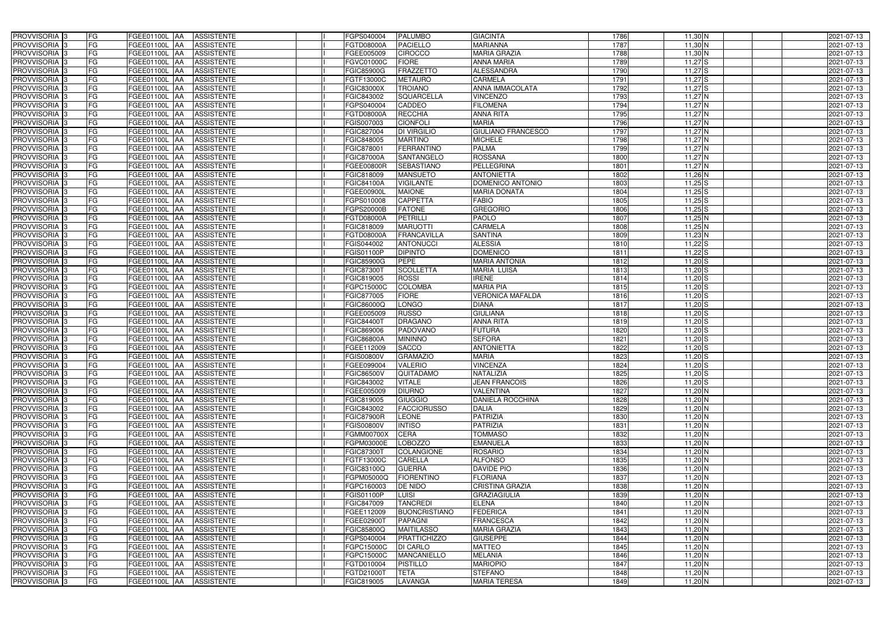| | | | | | | | | | | | | | | |
|---|---|---|---|---|---|---|---|---|---|---|---|---|---|---|
| PROVVISORIA | 3 | FG | FGEE01100L | AA | ASSISTENTE | | I | FGPS040004 | PALUMBO | GIACINTA | 1786 | 11,30 | N | 2021-07-13 |
| PROVVISORIA | 3 | FG | FGEE01100L | AA | ASSISTENTE | | I | FGTD08000A | PACIELLO | MARIANNA | 1787 | 11,30 | N | 2021-07-13 |
| PROVVISORIA | 3 | FG | FGEE01100L | AA | ASSISTENTE | | I | FGEE005009 | CIROCCO | MARIA GRAZIA | 1788 | 11,30 | N | 2021-07-13 |
| PROVVISORIA | 3 | FG | FGEE01100L | AA | ASSISTENTE | | I | FGVC01000C | FIORE | ANNA MARIA | 1789 | 11,27 | S | 2021-07-13 |
| PROVVISORIA | 3 | FG | FGEE01100L | AA | ASSISTENTE | | I | FGIC85900G | FRAZZETTO | ALESSANDRA | 1790 | 11,27 | S | 2021-07-13 |
| PROVVISORIA | 3 | FG | FGEE01100L | AA | ASSISTENTE | | I | FGTF13000C | METAURO | CARMELA | 1791 | 11,27 | S | 2021-07-13 |
| PROVVISORIA | 3 | FG | FGEE01100L | AA | ASSISTENTE | | I | FGIC83000X | TROIANO | ANNA IMMACOLATA | 1792 | 11,27 | S | 2021-07-13 |
| PROVVISORIA | 3 | FG | FGEE01100L | AA | ASSISTENTE | | I | FGIC843002 | SQUARCELLA | VINCENZO | 1793 | 11,27 | N | 2021-07-13 |
| PROVVISORIA | 3 | FG | FGEE01100L | AA | ASSISTENTE | | I | FGPS040004 | CADDEO | FILOMENA | 1794 | 11,27 | N | 2021-07-13 |
| PROVVISORIA | 3 | FG | FGEE01100L | AA | ASSISTENTE | | I | FGTD08000A | RECCHIA | ANNA RITA | 1795 | 11,27 | N | 2021-07-13 |
| PROVVISORIA | 3 | FG | FGEE01100L | AA | ASSISTENTE | | I | FGIS007003 | CIONFOLI | MARIA | 1796 | 11,27 | N | 2021-07-13 |
| PROVVISORIA | 3 | FG | FGEE01100L | AA | ASSISTENTE | | I | FGIC827004 | DI VIRGILIO | GIULIANO FRANCESCO | 1797 | 11,27 | N | 2021-07-13 |
| PROVVISORIA | 3 | FG | FGEE01100L | AA | ASSISTENTE | | I | FGIC848005 | MARTINO | MICHELE | 1798 | 11,27 | N | 2021-07-13 |
| PROVVISORIA | 3 | FG | FGEE01100L | AA | ASSISTENTE | | I | FGIC878001 | FERRANTINO | PALMA | 1799 | 11,27 | N | 2021-07-13 |
| PROVVISORIA | 3 | FG | FGEE01100L | AA | ASSISTENTE | | I | FGIC87000A | SANTANGELO | ROSSANA | 1800 | 11,27 | N | 2021-07-13 |
| PROVVISORIA | 3 | FG | FGEE01100L | AA | ASSISTENTE | | I | FGEE00800R | SEBASTIANO | PELLEGRINA | 1801 | 11,27 | N | 2021-07-13 |
| PROVVISORIA | 3 | FG | FGEE01100L | AA | ASSISTENTE | | I | FGIC818009 | MANSUETO | ANTONIETTA | 1802 | 11,26 | N | 2021-07-13 |
| PROVVISORIA | 3 | FG | FGEE01100L | AA | ASSISTENTE | | I | FGIC84100A | VIGILANTE | DOMENICO ANTONIO | 1803 | 11,25 | S | 2021-07-13 |
| PROVVISORIA | 3 | FG | FGEE01100L | AA | ASSISTENTE | | I | FGEE00900L | MAIONE | MARIA DONATA | 1804 | 11,25 | S | 2021-07-13 |
| PROVVISORIA | 3 | FG | FGEE01100L | AA | ASSISTENTE | | I | FGPS010008 | CAPPETTA | FABIO | 1805 | 11,25 | S | 2021-07-13 |
| PROVVISORIA | 3 | FG | FGEE01100L | AA | ASSISTENTE | | I | FGPS20000B | FATONE | GREGORIO | 1806 | 11,25 | S | 2021-07-13 |
| PROVVISORIA | 3 | FG | FGEE01100L | AA | ASSISTENTE | | I | FGTD08000A | PETRILLI | PAOLO | 1807 | 11,25 | N | 2021-07-13 |
| PROVVISORIA | 3 | FG | FGEE01100L | AA | ASSISTENTE | | I | FGIC818009 | MARUOTTI | CARMELA | 1808 | 11,25 | N | 2021-07-13 |
| PROVVISORIA | 3 | FG | FGEE01100L | AA | ASSISTENTE | | I | FGTD08000A | FRANCAVILLA | SANTINA | 1809 | 11,23 | N | 2021-07-13 |
| PROVVISORIA | 3 | FG | FGEE01100L | AA | ASSISTENTE | | I | FGIS044002 | ANTONUCCI | ALESSIA | 1810 | 11,22 | S | 2021-07-13 |
| PROVVISORIA | 3 | FG | FGEE01100L | AA | ASSISTENTE | | I | FGIS01100P | DIPINTO | DOMENICO | 1811 | 11,22 | S | 2021-07-13 |
| PROVVISORIA | 3 | FG | FGEE01100L | AA | ASSISTENTE | | I | FGIC85900G | PEPE | MARIA ANTONIA | 1812 | 11,20 | S | 2021-07-13 |
| PROVVISORIA | 3 | FG | FGEE01100L | AA | ASSISTENTE | | I | FGIC87300T | SCOLLETTA | MARIA LUISA | 1813 | 11,20 | S | 2021-07-13 |
| PROVVISORIA | 3 | FG | FGEE01100L | AA | ASSISTENTE | | I | FGIC819005 | ROSSI | IRENE | 1814 | 11,20 | S | 2021-07-13 |
| PROVVISORIA | 3 | FG | FGEE01100L | AA | ASSISTENTE | | I | FGPC15000C | COLOMBA | MARIA PIA | 1815 | 11,20 | S | 2021-07-13 |
| PROVVISORIA | 3 | FG | FGEE01100L | AA | ASSISTENTE | | I | FGIC877005 | FIORE | VERONICA MAFALDA | 1816 | 11,20 | S | 2021-07-13 |
| PROVVISORIA | 3 | FG | FGEE01100L | AA | ASSISTENTE | | I | FGIC86000Q | LONGO | DIANA | 1817 | 11,20 | S | 2021-07-13 |
| PROVVISORIA | 3 | FG | FGEE01100L | AA | ASSISTENTE | | I | FGEE005009 | RUSSO | GIULIANA | 1818 | 11,20 | S | 2021-07-13 |
| PROVVISORIA | 3 | FG | FGEE01100L | AA | ASSISTENTE | | I | FGIC84400T | DRAGANO | ANNA RITA | 1819 | 11,20 | S | 2021-07-13 |
| PROVVISORIA | 3 | FG | FGEE01100L | AA | ASSISTENTE | | I | FGIC869006 | PADOVANO | FUTURA | 1820 | 11,20 | S | 2021-07-13 |
| PROVVISORIA | 3 | FG | FGEE01100L | AA | ASSISTENTE | | I | FGIC86800A | MININNO | SEFORA | 1821 | 11,20 | S | 2021-07-13 |
| PROVVISORIA | 3 | FG | FGEE01100L | AA | ASSISTENTE | | I | FGEE112009 | SACCO | ANTONIETTA | 1822 | 11,20 | S | 2021-07-13 |
| PROVVISORIA | 3 | FG | FGEE01100L | AA | ASSISTENTE | | I | FGIS00800V | GRAMAZIO | MARIA | 1823 | 11,20 | S | 2021-07-13 |
| PROVVISORIA | 3 | FG | FGEE01100L | AA | ASSISTENTE | | I | FGEE099004 | VALERIO | VINCENZA | 1824 | 11,20 | S | 2021-07-13 |
| PROVVISORIA | 3 | FG | FGEE01100L | AA | ASSISTENTE | | I | FGIC86500V | QUITADAMO | NATALIZIA | 1825 | 11,20 | S | 2021-07-13 |
| PROVVISORIA | 3 | FG | FGEE01100L | AA | ASSISTENTE | | I | FGIC843002 | VITALE | JEAN FRANCOIS | 1826 | 11,20 | S | 2021-07-13 |
| PROVVISORIA | 3 | FG | FGEE01100L | AA | ASSISTENTE | | I | FGEE005009 | DIURNO | VALENTINA | 1827 | 11,20 | N | 2021-07-13 |
| PROVVISORIA | 3 | FG | FGEE01100L | AA | ASSISTENTE | | I | FGIC819005 | GIUGGIO | DANIELA ROCCHINA | 1828 | 11,20 | N | 2021-07-13 |
| PROVVISORIA | 3 | FG | FGEE01100L | AA | ASSISTENTE | | I | FGIC843002 | FACCIORUSSO | DALIA | 1829 | 11,20 | N | 2021-07-13 |
| PROVVISORIA | 3 | FG | FGEE01100L | AA | ASSISTENTE | | I | FGIC87900R | LEONE | PATRIZIA | 1830 | 11,20 | N | 2021-07-13 |
| PROVVISORIA | 3 | FG | FGEE01100L | AA | ASSISTENTE | | I | FGIS00800V | INTISO | PATRIZIA | 1831 | 11,20 | N | 2021-07-13 |
| PROVVISORIA | 3 | FG | FGEE01100L | AA | ASSISTENTE | | I | FGMM00700X | CERA | TOMMASO | 1832 | 11,20 | N | 2021-07-13 |
| PROVVISORIA | 3 | FG | FGEE01100L | AA | ASSISTENTE | | I | FGPM03000E | LOBOZZO | EMANUELA | 1833 | 11,20 | N | 2021-07-13 |
| PROVVISORIA | 3 | FG | FGEE01100L | AA | ASSISTENTE | | I | FGIC87300T | COLANGIONE | ROSARIO | 1834 | 11,20 | N | 2021-07-13 |
| PROVVISORIA | 3 | FG | FGEE01100L | AA | ASSISTENTE | | I | FGTF13000C | CARELLA | ALFONSO | 1835 | 11,20 | N | 2021-07-13 |
| PROVVISORIA | 3 | FG | FGEE01100L | AA | ASSISTENTE | | I | FGIC83100Q | GUERRA | DAVIDE PIO | 1836 | 11,20 | N | 2021-07-13 |
| PROVVISORIA | 3 | FG | FGEE01100L | AA | ASSISTENTE | | I | FGPM05000Q | FIORENTINO | FLORIANA | 1837 | 11,20 | N | 2021-07-13 |
| PROVVISORIA | 3 | FG | FGEE01100L | AA | ASSISTENTE | | I | FGPC160003 | DE NIDO | CRISTINA GRAZIA | 1838 | 11,20 | N | 2021-07-13 |
| PROVVISORIA | 3 | FG | FGEE01100L | AA | ASSISTENTE | | I | FGIS01100P | LUISI | GRAZIAGIULIA | 1839 | 11,20 | N | 2021-07-13 |
| PROVVISORIA | 3 | FG | FGEE01100L | AA | ASSISTENTE | | I | FGIC847009 | TANCREDI | ELENA | 1840 | 11,20 | N | 2021-07-13 |
| PROVVISORIA | 3 | FG | FGEE01100L | AA | ASSISTENTE | | I | FGEE112009 | BUONCRISTIANO | FEDERICA | 1841 | 11,20 | N | 2021-07-13 |
| PROVVISORIA | 3 | FG | FGEE01100L | AA | ASSISTENTE | | I | FGEE02900T | PAPAGNI | FRANCESCA | 1842 | 11,20 | N | 2021-07-13 |
| PROVVISORIA | 3 | FG | FGEE01100L | AA | ASSISTENTE | | I | FGIC85800Q | MAITILASSO | MARIA GRAZIA | 1843 | 11,20 | N | 2021-07-13 |
| PROVVISORIA | 3 | FG | FGEE01100L | AA | ASSISTENTE | | I | FGPS040004 | PRATTICHIZZO | GIUSEPPE | 1844 | 11,20 | N | 2021-07-13 |
| PROVVISORIA | 3 | FG | FGEE01100L | AA | ASSISTENTE | | I | FGPC15000C | DI CARLO | MATTEO | 1845 | 11,20 | N | 2021-07-13 |
| PROVVISORIA | 3 | FG | FGEE01100L | AA | ASSISTENTE | | I | FGPC15000C | MANCANIELLO | MELANIA | 1846 | 11,20 | N | 2021-07-13 |
| PROVVISORIA | 3 | FG | FGEE01100L | AA | ASSISTENTE | | I | FGTD010004 | PISTILLO | MARIOPIO | 1847 | 11,20 | N | 2021-07-13 |
| PROVVISORIA | 3 | FG | FGEE01100L | AA | ASSISTENTE | | I | FGTD21000T | TETA | STEFANO | 1848 | 11,20 | N | 2021-07-13 |
| PROVVISORIA | 3 | FG | FGEE01100L | AA | ASSISTENTE | | I | FGIC819005 | LAVANGA | MARIA TERESA | 1849 | 11,20 | N | 2021-07-13 |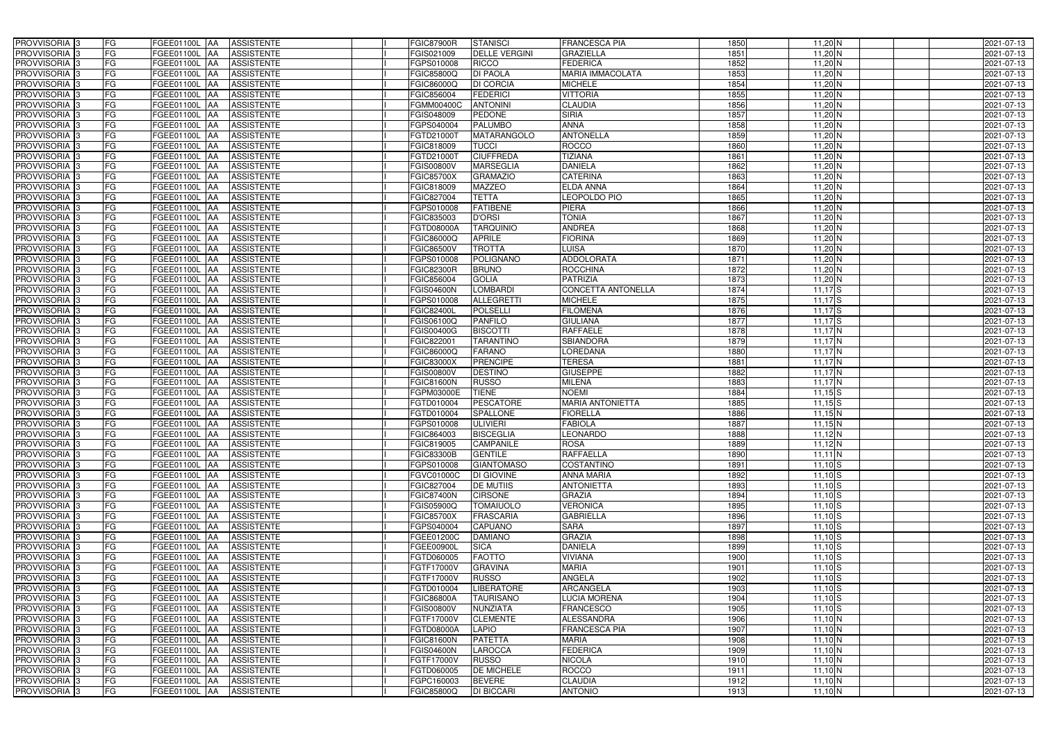| PROVVISORIA | 3 | FG | FGEE01100L | AA | ASSISTENTE | | I | FGIC87900R | STANISCI | FRANCESCA PIA | 1850 | 11,20 | N | | | 2021-07-13 |
|---|---|---|---|---|---|---|---|---|---|---|---|---|---|---|---|---|
| PROVVISORIA | 3 | FG | FGEE01100L | AA | ASSISTENTE | | I | FGIS021009 | DELLE VERGINI | GRAZIELLA | 1851 | 11,20 | N | | | 2021-07-13 |
| PROVVISORIA | 3 | FG | FGEE01100L | AA | ASSISTENTE | | I | FGPS010008 | RICCO | FEDERICA | 1852 | 11,20 | N | | | 2021-07-13 |
| PROVVISORIA | 3 | FG | FGEE01100L | AA | ASSISTENTE | | I | FGIC85800Q | DI PAOLA | MARIA IMMACOLATA | 1853 | 11,20 | N | | | 2021-07-13 |
| PROVVISORIA | 3 | FG | FGEE01100L | AA | ASSISTENTE | | I | FGIC86000Q | DI CORCIA | MICHELE | 1854 | 11,20 | N | | | 2021-07-13 |
| PROVVISORIA | 3 | FG | FGEE01100L | AA | ASSISTENTE | | I | FGIC856004 | FEDERICI | VITTORIA | 1855 | 11,20 | N | | | 2021-07-13 |
| PROVVISORIA | 3 | FG | FGEE01100L | AA | ASSISTENTE | | I | FGMM00400C | ANTONINI | CLAUDIA | 1856 | 11,20 | N | | | 2021-07-13 |
| PROVVISORIA | 3 | FG | FGEE01100L | AA | ASSISTENTE | | I | FGIS048009 | PEDONE | SIRIA | 1857 | 11,20 | N | | | 2021-07-13 |
| PROVVISORIA | 3 | FG | FGEE01100L | AA | ASSISTENTE | | I | FGPS040004 | PALUMBO | ANNA | 1858 | 11,20 | N | | | 2021-07-13 |
| PROVVISORIA | 3 | FG | FGEE01100L | AA | ASSISTENTE | | I | FGTD21000T | MATARANGOLO | ANTONELLA | 1859 | 11,20 | N | | | 2021-07-13 |
| PROVVISORIA | 3 | FG | FGEE01100L | AA | ASSISTENTE | | I | FGIC818009 | TUCCI | ROCCO | 1860 | 11,20 | N | | | 2021-07-13 |
| PROVVISORIA | 3 | FG | FGEE01100L | AA | ASSISTENTE | | I | FGTD21000T | CIUFFREDA | TIZIANA | 1861 | 11,20 | N | | | 2021-07-13 |
| PROVVISORIA | 3 | FG | FGEE01100L | AA | ASSISTENTE | | I | FGIS00800V | MARSEGLIA | DANIELA | 1862 | 11,20 | N | | | 2021-07-13 |
| PROVVISORIA | 3 | FG | FGEE01100L | AA | ASSISTENTE | | I | FGIC85700X | GRAMAZIO | CATERINA | 1863 | 11,20 | N | | | 2021-07-13 |
| PROVVISORIA | 3 | FG | FGEE01100L | AA | ASSISTENTE | | I | FGIC818009 | MAZZEO | ELDA ANNA | 1864 | 11,20 | N | | | 2021-07-13 |
| PROVVISORIA | 3 | FG | FGEE01100L | AA | ASSISTENTE | | I | FGIC827004 | TETTA | LEOPOLDO PIO | 1865 | 11,20 | N | | | 2021-07-13 |
| PROVVISORIA | 3 | FG | FGEE01100L | AA | ASSISTENTE | | I | FGPS010008 | FATIBENE | PIERA | 1866 | 11,20 | N | | | 2021-07-13 |
| PROVVISORIA | 3 | FG | FGEE01100L | AA | ASSISTENTE | | I | FGIC835003 | D'ORSI | TONIA | 1867 | 11,20 | N | | | 2021-07-13 |
| PROVVISORIA | 3 | FG | FGEE01100L | AA | ASSISTENTE | | I | FGTD08000A | TARQUINIO | ANDREA | 1868 | 11,20 | N | | | 2021-07-13 |
| PROVVISORIA | 3 | FG | FGEE01100L | AA | ASSISTENTE | | I | FGIC86000Q | APRILE | FIORINA | 1869 | 11,20 | N | | | 2021-07-13 |
| PROVVISORIA | 3 | FG | FGEE01100L | AA | ASSISTENTE | | I | FGIC86500V | TROTTA | LUISA | 1870 | 11,20 | N | | | 2021-07-13 |
| PROVVISORIA | 3 | FG | FGEE01100L | AA | ASSISTENTE | | I | FGPS010008 | POLIGNANO | ADDOLORATA | 1871 | 11,20 | N | | | 2021-07-13 |
| PROVVISORIA | 3 | FG | FGEE01100L | AA | ASSISTENTE | | I | FGIC82300R | BRUNO | ROCCHINA | 1872 | 11,20 | N | | | 2021-07-13 |
| PROVVISORIA | 3 | FG | FGEE01100L | AA | ASSISTENTE | | I | FGIC856004 | GOLIA | PATRIZIA | 1873 | 11,20 | N | | | 2021-07-13 |
| PROVVISORIA | 3 | FG | FGEE01100L | AA | ASSISTENTE | | I | FGIS04600N | LOMBARDI | CONCETTA ANTONELLA | 1874 | 11,17 | S | | | 2021-07-13 |
| PROVVISORIA | 3 | FG | FGEE01100L | AA | ASSISTENTE | | I | FGPS010008 | ALLEGRETTI | MICHELE | 1875 | 11,17 | S | | | 2021-07-13 |
| PROVVISORIA | 3 | FG | FGEE01100L | AA | ASSISTENTE | | I | FGIC82400L | POLSELLI | FILOMENA | 1876 | 11,17 | S | | | 2021-07-13 |
| PROVVISORIA | 3 | FG | FGEE01100L | AA | ASSISTENTE | | I | FGIS06100Q | PANFILO | GIULIANA | 1877 | 11,17 | S | | | 2021-07-13 |
| PROVVISORIA | 3 | FG | FGEE01100L | AA | ASSISTENTE | | I | FGIS00400G | BISCOTTI | RAFFAELE | 1878 | 11,17 | N | | | 2021-07-13 |
| PROVVISORIA | 3 | FG | FGEE01100L | AA | ASSISTENTE | | I | FGIC822001 | TARANTINO | SBIANDORA | 1879 | 11,17 | N | | | 2021-07-13 |
| PROVVISORIA | 3 | FG | FGEE01100L | AA | ASSISTENTE | | I | FGIC86000Q | FARANO | LOREDANA | 1880 | 11,17 | N | | | 2021-07-13 |
| PROVVISORIA | 3 | FG | FGEE01100L | AA | ASSISTENTE | | I | FGIC83000X | PRENCIPE | TERESA | 1881 | 11,17 | N | | | 2021-07-13 |
| PROVVISORIA | 3 | FG | FGEE01100L | AA | ASSISTENTE | | I | FGIS00800V | DESTINO | GIUSEPPE | 1882 | 11,17 | N | | | 2021-07-13 |
| PROVVISORIA | 3 | FG | FGEE01100L | AA | ASSISTENTE | | I | FGIC81600N | RUSSO | MILENA | 1883 | 11,17 | N | | | 2021-07-13 |
| PROVVISORIA | 3 | FG | FGEE01100L | AA | ASSISTENTE | | I | FGPM03000E | TIENE | NOEMI | 1884 | 11,15 | S | | | 2021-07-13 |
| PROVVISORIA | 3 | FG | FGEE01100L | AA | ASSISTENTE | | I | FGTD010004 | PESCATORE | MARIA ANTONIETTA | 1885 | 11,15 | S | | | 2021-07-13 |
| PROVVISORIA | 3 | FG | FGEE01100L | AA | ASSISTENTE | | I | FGTD010004 | SPALLONE | FIORELLA | 1886 | 11,15 | N | | | 2021-07-13 |
| PROVVISORIA | 3 | FG | FGEE01100L | AA | ASSISTENTE | | I | FGPS010008 | ULIVIERI | FABIOLA | 1887 | 11,15 | N | | | 2021-07-13 |
| PROVVISORIA | 3 | FG | FGEE01100L | AA | ASSISTENTE | | I | FGIC864003 | BISCEGLIA | LEONARDO | 1888 | 11,12 | N | | | 2021-07-13 |
| PROVVISORIA | 3 | FG | FGEE01100L | AA | ASSISTENTE | | I | FGIC819005 | CAMPANILE | ROSA | 1889 | 11,12 | N | | | 2021-07-13 |
| PROVVISORIA | 3 | FG | FGEE01100L | AA | ASSISTENTE | | I | FGIC83300B | GENTILE | RAFFAELLA | 1890 | 11,11 | N | | | 2021-07-13 |
| PROVVISORIA | 3 | FG | FGEE01100L | AA | ASSISTENTE | | I | FGPS010008 | GIANTOMASO | COSTANTINO | 1891 | 11,10 | S | | | 2021-07-13 |
| PROVVISORIA | 3 | FG | FGEE01100L | AA | ASSISTENTE | | I | FGVC01000C | DI GIOVINE | ANNA MARIA | 1892 | 11,10 | S | | | 2021-07-13 |
| PROVVISORIA | 3 | FG | FGEE01100L | AA | ASSISTENTE | | I | FGIC827004 | DE MUTIIS | ANTONIETTA | 1893 | 11,10 | S | | | 2021-07-13 |
| PROVVISORIA | 3 | FG | FGEE01100L | AA | ASSISTENTE | | I | FGIC87400N | CIRSONE | GRAZIA | 1894 | 11,10 | S | | | 2021-07-13 |
| PROVVISORIA | 3 | FG | FGEE01100L | AA | ASSISTENTE | | I | FGIS05900Q | TOMAIUOLO | VERONICA | 1895 | 11,10 | S | | | 2021-07-13 |
| PROVVISORIA | 3 | FG | FGEE01100L | AA | ASSISTENTE | | I | FGIC85700X | FRASCARIA | GABRIELLA | 1896 | 11,10 | S | | | 2021-07-13 |
| PROVVISORIA | 3 | FG | FGEE01100L | AA | ASSISTENTE | | I | FGPS040004 | CAPUANO | SARA | 1897 | 11,10 | S | | | 2021-07-13 |
| PROVVISORIA | 3 | FG | FGEE01100L | AA | ASSISTENTE | | I | FGEE01200C | DAMIANO | GRAZIA | 1898 | 11,10 | S | | | 2021-07-13 |
| PROVVISORIA | 3 | FG | FGEE01100L | AA | ASSISTENTE | | I | FGEE00900L | SICA | DANIELA | 1899 | 11,10 | S | | | 2021-07-13 |
| PROVVISORIA | 3 | FG | FGEE01100L | AA | ASSISTENTE | | I | FGTD060005 | FAOTTO | VIVIANA | 1900 | 11,10 | S | | | 2021-07-13 |
| PROVVISORIA | 3 | FG | FGEE01100L | AA | ASSISTENTE | | I | FGTF17000V | GRAVINA | MARIA | 1901 | 11,10 | S | | | 2021-07-13 |
| PROVVISORIA | 3 | FG | FGEE01100L | AA | ASSISTENTE | | I | FGTF17000V | RUSSO | ANGELA | 1902 | 11,10 | S | | | 2021-07-13 |
| PROVVISORIA | 3 | FG | FGEE01100L | AA | ASSISTENTE | | I | FGTD010004 | LIBERATORE | ARCANGELA | 1903 | 11,10 | S | | | 2021-07-13 |
| PROVVISORIA | 3 | FG | FGEE01100L | AA | ASSISTENTE | | I | FGIC86800A | TAURISANO | LUCIA MORENA | 1904 | 11,10 | S | | | 2021-07-13 |
| PROVVISORIA | 3 | FG | FGEE01100L | AA | ASSISTENTE | | I | FGIS00800V | NUNZIATA | FRANCESCO | 1905 | 11,10 | S | | | 2021-07-13 |
| PROVVISORIA | 3 | FG | FGEE01100L | AA | ASSISTENTE | | I | FGTF17000V | CLEMENTE | ALESSANDRA | 1906 | 11,10 | N | | | 2021-07-13 |
| PROVVISORIA | 3 | FG | FGEE01100L | AA | ASSISTENTE | | I | FGTD08000A | LAPIO | FRANCESCA PIA | 1907 | 11,10 | N | | | 2021-07-13 |
| PROVVISORIA | 3 | FG | FGEE01100L | AA | ASSISTENTE | | I | FGIC81600N | PATETTA | MARIA | 1908 | 11,10 | N | | | 2021-07-13 |
| PROVVISORIA | 3 | FG | FGEE01100L | AA | ASSISTENTE | | I | FGIS04600N | LAROCCA | FEDERICA | 1909 | 11,10 | N | | | 2021-07-13 |
| PROVVISORIA | 3 | FG | FGEE01100L | AA | ASSISTENTE | | I | FGTF17000V | RUSSO | NICOLA | 1910 | 11,10 | N | | | 2021-07-13 |
| PROVVISORIA | 3 | FG | FGEE01100L | AA | ASSISTENTE | | I | FGTD060005 | DE MICHELE | ROCCO | 1911 | 11,10 | N | | | 2021-07-13 |
| PROVVISORIA | 3 | FG | FGEE01100L | AA | ASSISTENTE | | I | FGPC160003 | BEVERE | CLAUDIA | 1912 | 11,10 | N | | | 2021-07-13 |
| PROVVISORIA | 3 | FG | FGEE01100L | AA | ASSISTENTE | | I | FGIC85800Q | DI BICCARI | ANTONIO | 1913 | 11,10 | N | | | 2021-07-13 |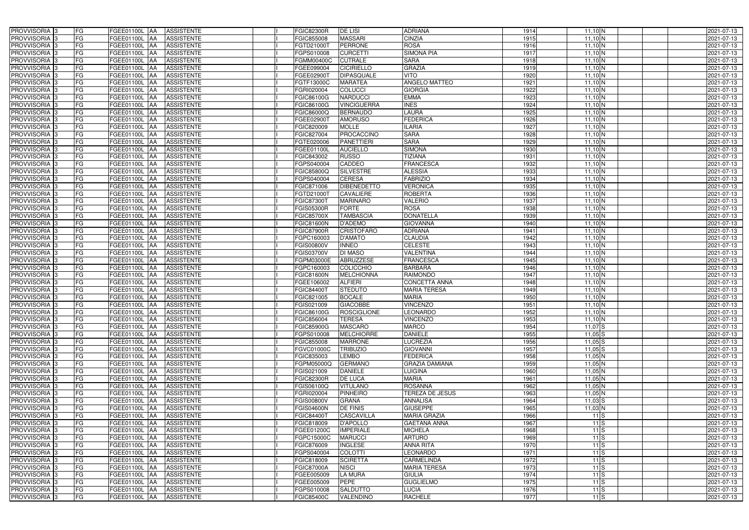| PROVVISORIA | 3 | FG | FGEE01100L | AA | ASSISTENTE | | I | FGIC82300R | DE LISI | ADRIANA | 1914 | 11,10 | N | | | 2021-07-13 |
|---|---|---|---|---|---|---|---|---|---|---|---|---|---|---|---|---|
| PROVVISORIA | 3 | FG | FGEE01100L | AA | ASSISTENTE | | I | FGIC855008 | MASSARI | CINZIA | 1915 | 11,10 | N | | | 2021-07-13 |
| PROVVISORIA | 3 | FG | FGEE01100L | AA | ASSISTENTE | | I | FGTD21000T | PERRONE | ROSA | 1916 | 11,10 | N | | | 2021-07-13 |
| PROVVISORIA | 3 | FG | FGEE01100L | AA | ASSISTENTE | | I | FGPS010008 | CURCETTI | SIMONA PIA | 1917 | 11,10 | N | | | 2021-07-13 |
| PROVVISORIA | 3 | FG | FGEE01100L | AA | ASSISTENTE | | I | FGMM00400C | CUTRALE | SARA | 1918 | 11,10 | N | | | 2021-07-13 |
| PROVVISORIA | 3 | FG | FGEE01100L | AA | ASSISTENTE | | I | FGEE099004 | CICIRIELLO | GRAZIA | 1919 | 11,10 | N | | | 2021-07-13 |
| PROVVISORIA | 3 | FG | FGEE01100L | AA | ASSISTENTE | | I | FGEE02900T | DIPASQUALE | VITO | 1920 | 11,10 | N | | | 2021-07-13 |
| PROVVISORIA | 3 | FG | FGEE01100L | AA | ASSISTENTE | | I | FGTF13000C | MARATEA | ANGELO MATTEO | 1921 | 11,10 | N | | | 2021-07-13 |
| PROVVISORIA | 3 | FG | FGEE01100L | AA | ASSISTENTE | | I | FGRI020004 | COLUCCI | GIORGIA | 1922 | 11,10 | N | | | 2021-07-13 |
| PROVVISORIA | 3 | FG | FGEE01100L | AA | ASSISTENTE | | I | FGIC86100G | NARDUCCI | EMMA | 1923 | 11,10 | N | | | 2021-07-13 |
| PROVVISORIA | 3 | FG | FGEE01100L | AA | ASSISTENTE | | I | FGIC86100G | VINCIGUERRA | INES | 1924 | 11,10 | N | | | 2021-07-13 |
| PROVVISORIA | 3 | FG | FGEE01100L | AA | ASSISTENTE | | I | FGIC86000Q | BERNAUDO | LAURA | 1925 | 11,10 | N | | | 2021-07-13 |
| PROVVISORIA | 3 | FG | FGEE01100L | AA | ASSISTENTE | | I | FGEE02900T | AMORUSO | FEDERICA | 1926 | 11,10 | N | | | 2021-07-13 |
| PROVVISORIA | 3 | FG | FGEE01100L | AA | ASSISTENTE | | I | FGIC820009 | MOLLE | ILARIA | 1927 | 11,10 | N | | | 2021-07-13 |
| PROVVISORIA | 3 | FG | FGEE01100L | AA | ASSISTENTE | | I | FGIC827004 | PROCACCINO | SARA | 1928 | 11,10 | N | | | 2021-07-13 |
| PROVVISORIA | 3 | FG | FGEE01100L | AA | ASSISTENTE | | I | FGTE020006 | PANETTIERI | SARA | 1929 | 11,10 | N | | | 2021-07-13 |
| PROVVISORIA | 3 | FG | FGEE01100L | AA | ASSISTENTE | | I | FGEE01100L | AUCIELLO | SIMONA | 1930 | 11,10 | N | | | 2021-07-13 |
| PROVVISORIA | 3 | FG | FGEE01100L | AA | ASSISTENTE | | I | FGIC843002 | RUSSO | TIZIANA | 1931 | 11,10 | N | | | 2021-07-13 |
| PROVVISORIA | 3 | FG | FGEE01100L | AA | ASSISTENTE | | I | FGPS040004 | CADDEO | FRANCESCA | 1932 | 11,10 | N | | | 2021-07-13 |
| PROVVISORIA | 3 | FG | FGEE01100L | AA | ASSISTENTE | | I | FGIC85800Q | SILVESTRE | ALESSIA | 1933 | 11,10 | N | | | 2021-07-13 |
| PROVVISORIA | 3 | FG | FGEE01100L | AA | ASSISTENTE | | I | FGPS040004 | CERESA | FABRIZIO | 1934 | 11,10 | N | | | 2021-07-13 |
| PROVVISORIA | 3 | FG | FGEE01100L | AA | ASSISTENTE | | I | FGIC871006 | DIBENEDETTO | VERONICA | 1935 | 11,10 | N | | | 2021-07-13 |
| PROVVISORIA | 3 | FG | FGEE01100L | AA | ASSISTENTE | | I | FGTD21000T | CAVALIERE | ROBERTA | 1936 | 11,10 | N | | | 2021-07-13 |
| PROVVISORIA | 3 | FG | FGEE01100L | AA | ASSISTENTE | | I | FGIC87300T | MARINARO | VALERIO | 1937 | 11,10 | N | | | 2021-07-13 |
| PROVVISORIA | 3 | FG | FGEE01100L | AA | ASSISTENTE | | I | FGIS05300R | FORTE | ROSA | 1938 | 11,10 | N | | | 2021-07-13 |
| PROVVISORIA | 3 | FG | FGEE01100L | AA | ASSISTENTE | | I | FGIC85700X | TAMBASCIA | DONATELLA | 1939 | 11,10 | N | | | 2021-07-13 |
| PROVVISORIA | 3 | FG | FGEE01100L | AA | ASSISTENTE | | I | FGIC81600N | D'ADEMO | GIOVANNA | 1940 | 11,10 | N | | | 2021-07-13 |
| PROVVISORIA | 3 | FG | FGEE01100L | AA | ASSISTENTE | | I | FGIC87900R | CRISTOFARO | ADRIANA | 1941 | 11,10 | N | | | 2021-07-13 |
| PROVVISORIA | 3 | FG | FGEE01100L | AA | ASSISTENTE | | I | FGPC160003 | D'AMATO | CLAUDIA | 1942 | 11,10 | N | | | 2021-07-13 |
| PROVVISORIA | 3 | FG | FGEE01100L | AA | ASSISTENTE | | I | FGIS00800V | INNEO | CELESTE | 1943 | 11,10 | N | | | 2021-07-13 |
| PROVVISORIA | 3 | FG | FGEE01100L | AA | ASSISTENTE | | I | FGIS03700V | DI MASO | VALENTINA | 1944 | 11,10 | N | | | 2021-07-13 |
| PROVVISORIA | 3 | FG | FGEE01100L | AA | ASSISTENTE | | I | FGPM03000E | ABRUZZESE | FRANCESCA | 1945 | 11,10 | N | | | 2021-07-13 |
| PROVVISORIA | 3 | FG | FGEE01100L | AA | ASSISTENTE | | I | FGPC160003 | COLICCHIO | BARBARA | 1946 | 11,10 | N | | | 2021-07-13 |
| PROVVISORIA | 3 | FG | FGEE01100L | AA | ASSISTENTE | | I | FGIC81600N | MELCHIONNA | RAIMONDO | 1947 | 11,10 | N | | | 2021-07-13 |
| PROVVISORIA | 3 | FG | FGEE01100L | AA | ASSISTENTE | | I | FGEE106002 | ALFIERI | CONCETTA ANNA | 1948 | 11,10 | N | | | 2021-07-13 |
| PROVVISORIA | 3 | FG | FGEE01100L | AA | ASSISTENTE | | I | FGIC84400T | STEDUTO | MARIA TERESA | 1949 | 11,10 | N | | | 2021-07-13 |
| PROVVISORIA | 3 | FG | FGEE01100L | AA | ASSISTENTE | | I | FGIC821005 | BOCALE | MARIA | 1950 | 11,10 | N | | | 2021-07-13 |
| PROVVISORIA | 3 | FG | FGEE01100L | AA | ASSISTENTE | | I | FGIS021009 | GIACOBBE | VINCENZO | 1951 | 11,10 | N | | | 2021-07-13 |
| PROVVISORIA | 3 | FG | FGEE01100L | AA | ASSISTENTE | | I | FGIC86100G | ROSCIGLIONE | LEONARDO | 1952 | 11,10 | N | | | 2021-07-13 |
| PROVVISORIA | 3 | FG | FGEE01100L | AA | ASSISTENTE | | I | FGIC856004 | TERESA | VINCENZO | 1953 | 11,10 | N | | | 2021-07-13 |
| PROVVISORIA | 3 | FG | FGEE01100L | AA | ASSISTENTE | | I | FGIC85900G | MASCARO | MARCO | 1954 | 11,07 | S | | | 2021-07-13 |
| PROVVISORIA | 3 | FG | FGEE01100L | AA | ASSISTENTE | | I | FGPS010008 | MELCHIORRE | DANIELE | 1955 | 11,05 | S | | | 2021-07-13 |
| PROVVISORIA | 3 | FG | FGEE01100L | AA | ASSISTENTE | | I | FGIC855008 | MARRONE | LUCREZIA | 1956 | 11,05 | S | | | 2021-07-13 |
| PROVVISORIA | 3 | FG | FGEE01100L | AA | ASSISTENTE | | I | FGVC01000C | TRIBUZIO | GIOVANNI | 1957 | 11,05 | S | | | 2021-07-13 |
| PROVVISORIA | 3 | FG | FGEE01100L | AA | ASSISTENTE | | I | FGIC835003 | LEMBO | FEDERICA | 1958 | 11,05 | N | | | 2021-07-13 |
| PROVVISORIA | 3 | FG | FGEE01100L | AA | ASSISTENTE | | I | FGPM05000Q | GERMANO | GRAZIA DAMIANA | 1959 | 11,05 | N | | | 2021-07-13 |
| PROVVISORIA | 3 | FG | FGEE01100L | AA | ASSISTENTE | | I | FGIS021009 | DANIELE | LUIGINA | 1960 | 11,05 | N | | | 2021-07-13 |
| PROVVISORIA | 3 | FG | FGEE01100L | AA | ASSISTENTE | | I | FGIC82300R | DE LUCA | MARIA | 1961 | 11,05 | N | | | 2021-07-13 |
| PROVVISORIA | 3 | FG | FGEE01100L | AA | ASSISTENTE | | I | FGIS06100Q | VITULANO | ROSANNA | 1962 | 11,05 | N | | | 2021-07-13 |
| PROVVISORIA | 3 | FG | FGEE01100L | AA | ASSISTENTE | | I | FGRI020004 | PINHEIRO | TEREZA DE JESUS | 1963 | 11,05 | N | | | 2021-07-13 |
| PROVVISORIA | 3 | FG | FGEE01100L | AA | ASSISTENTE | | I | FGIS00800V | GRANA | ANNALISA | 1964 | 11,03 | S | | | 2021-07-13 |
| PROVVISORIA | 3 | FG | FGEE01100L | AA | ASSISTENTE | | I | FGIS04600N | DE FINIS | GIUSEPPE | 1965 | 11,03 | N | | | 2021-07-13 |
| PROVVISORIA | 3 | FG | FGEE01100L | AA | ASSISTENTE | | I | FGIC84400T | CASCAVILLA | MARIA GRAZIA | 1966 | 11 | S | | | 2021-07-13 |
| PROVVISORIA | 3 | FG | FGEE01100L | AA | ASSISTENTE | | I | FGIC818009 | D'APOLLO | GAETANA ANNA | 1967 | 11 | S | | | 2021-07-13 |
| PROVVISORIA | 3 | FG | FGEE01100L | AA | ASSISTENTE | | I | FGEE01200C | IMPERIALE | MICHELA | 1968 | 11 | S | | | 2021-07-13 |
| PROVVISORIA | 3 | FG | FGEE01100L | AA | ASSISTENTE | | I | FGPC15000C | MARUCCI | ARTURO | 1969 | 11 | S | | | 2021-07-13 |
| PROVVISORIA | 3 | FG | FGEE01100L | AA | ASSISTENTE | | I | FGIC876009 | INGLESE | ANNA RITA | 1970 | 11 | S | | | 2021-07-13 |
| PROVVISORIA | 3 | FG | FGEE01100L | AA | ASSISTENTE | | I | FGPS040004 | COLOTTI | LEONARDO | 1971 | 11 | S | | | 2021-07-13 |
| PROVVISORIA | 3 | FG | FGEE01100L | AA | ASSISTENTE | | I | FGIC818009 | SCIRETTA | CARMELINDA | 1972 | 11 | S | | | 2021-07-13 |
| PROVVISORIA | 3 | FG | FGEE01100L | AA | ASSISTENTE | | I | FGIC87000A | NISCI | MARIA TERESA | 1973 | 11 | S | | | 2021-07-13 |
| PROVVISORIA | 3 | FG | FGEE01100L | AA | ASSISTENTE | | I | FGEE005009 | LA MURA | GIULIA | 1974 | 11 | S | | | 2021-07-13 |
| PROVVISORIA | 3 | FG | FGEE01100L | AA | ASSISTENTE | | I | FGEE005009 | PEPE | GUGLIELMO | 1975 | 11 | S | | | 2021-07-13 |
| PROVVISORIA | 3 | FG | FGEE01100L | AA | ASSISTENTE | | I | FGPS010008 | SALDUTTO | LUCIA | 1976 | 11 | S | | | 2021-07-13 |
| PROVVISORIA | 3 | FG | FGEE01100L | AA | ASSISTENTE | | I | FGIC85400C | VALENDINO | RACHELE | 1977 | 11 | S | | | 2021-07-13 |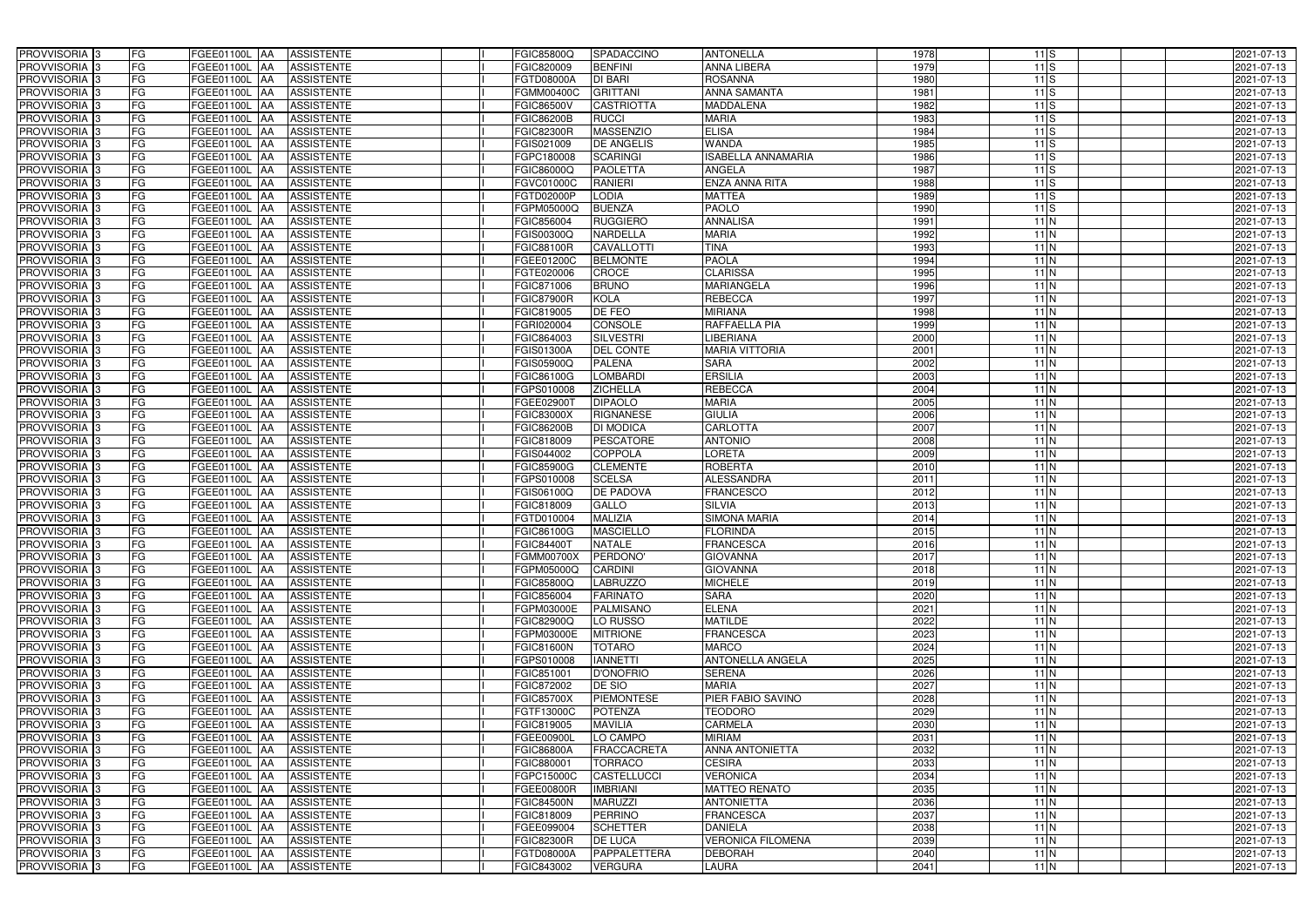| PROVVISORIA | 3 | FG | FGEE01100L | AA | ASSISTENTE | | I | FGIC85800Q | SPADACCINO | ANTONELLA | 1978 | 11 | S | | | 2021-07-13 |
|---|---|---|---|---|---|---|---|---|---|---|---|---|---|---|---|---|
| PROVVISORIA | 3 | FG | FGEE01100L | AA | ASSISTENTE | | I | FGIC820009 | BENFINI | ANNA LIBERA | 1979 | 11 | S | | | 2021-07-13 |
| PROVVISORIA | 3 | FG | FGEE01100L | AA | ASSISTENTE | | I | FGTD08000A | DI BARI | ROSANNA | 1980 | 11 | S | | | 2021-07-13 |
| PROVVISORIA | 3 | FG | FGEE01100L | AA | ASSISTENTE | | I | FGMM00400C | GRITTANI | ANNA SAMANTA | 1981 | 11 | S | | | 2021-07-13 |
| PROVVISORIA | 3 | FG | FGEE01100L | AA | ASSISTENTE | | I | FGIC86500V | CASTRIOTTA | MADDALENA | 1982 | 11 | S | | | 2021-07-13 |
| PROVVISORIA | 3 | FG | FGEE01100L | AA | ASSISTENTE | | I | FGIC86200B | RUCCI | MARIA | 1983 | 11 | S | | | 2021-07-13 |
| PROVVISORIA | 3 | FG | FGEE01100L | AA | ASSISTENTE | | I | FGIC82300R | MASSENZIO | ELISA | 1984 | 11 | S | | | 2021-07-13 |
| PROVVISORIA | 3 | FG | FGEE01100L | AA | ASSISTENTE | | I | FGIS021009 | DE ANGELIS | WANDA | 1985 | 11 | S | | | 2021-07-13 |
| PROVVISORIA | 3 | FG | FGEE01100L | AA | ASSISTENTE | | I | FGPC180008 | SCARINGI | ISABELLA ANNAMARIA | 1986 | 11 | S | | | 2021-07-13 |
| PROVVISORIA | 3 | FG | FGEE01100L | AA | ASSISTENTE | | I | FGIC86000Q | PAOLETTA | ANGELA | 1987 | 11 | S | | | 2021-07-13 |
| PROVVISORIA | 3 | FG | FGEE01100L | AA | ASSISTENTE | | I | FGVC01000C | RANIERI | ENZA ANNA RITA | 1988 | 11 | S | | | 2021-07-13 |
| PROVVISORIA | 3 | FG | FGEE01100L | AA | ASSISTENTE | | I | FGTD02000P | LODIA | MATTEA | 1989 | 11 | S | | | 2021-07-13 |
| PROVVISORIA | 3 | FG | FGEE01100L | AA | ASSISTENTE | | I | FGPM05000Q | BUENZA | PAOLO | 1990 | 11 | S | | | 2021-07-13 |
| PROVVISORIA | 3 | FG | FGEE01100L | AA | ASSISTENTE | | I | FGIC856004 | RUGGIERO | ANNALISA | 1991 | 11 | N | | | 2021-07-13 |
| PROVVISORIA | 3 | FG | FGEE01100L | AA | ASSISTENTE | | I | FGIS00300Q | NARDELLA | MARIA | 1992 | 11 | N | | | 2021-07-13 |
| PROVVISORIA | 3 | FG | FGEE01100L | AA | ASSISTENTE | | I | FGIC88100R | CAVALLOTTI | TINA | 1993 | 11 | N | | | 2021-07-13 |
| PROVVISORIA | 3 | FG | FGEE01100L | AA | ASSISTENTE | | I | FGEE01200C | BELMONTE | PAOLA | 1994 | 11 | N | | | 2021-07-13 |
| PROVVISORIA | 3 | FG | FGEE01100L | AA | ASSISTENTE | | I | FGTE020006 | CROCE | CLARISSA | 1995 | 11 | N | | | 2021-07-13 |
| PROVVISORIA | 3 | FG | FGEE01100L | AA | ASSISTENTE | | I | FGIC871006 | BRUNO | MARIANGELA | 1996 | 11 | N | | | 2021-07-13 |
| PROVVISORIA | 3 | FG | FGEE01100L | AA | ASSISTENTE | | I | FGIC87900R | KOLA | REBECCA | 1997 | 11 | N | | | 2021-07-13 |
| PROVVISORIA | 3 | FG | FGEE01100L | AA | ASSISTENTE | | I | FGIC819005 | DE FEO | MIRIANA | 1998 | 11 | N | | | 2021-07-13 |
| PROVVISORIA | 3 | FG | FGEE01100L | AA | ASSISTENTE | | I | FGRI020004 | CONSOLE | RAFFAELLA PIA | 1999 | 11 | N | | | 2021-07-13 |
| PROVVISORIA | 3 | FG | FGEE01100L | AA | ASSISTENTE | | I | FGIC864003 | SILVESTRI | LIBERIANA | 2000 | 11 | N | | | 2021-07-13 |
| PROVVISORIA | 3 | FG | FGEE01100L | AA | ASSISTENTE | | I | FGIS01300A | DEL CONTE | MARIA VITTORIA | 2001 | 11 | N | | | 2021-07-13 |
| PROVVISORIA | 3 | FG | FGEE01100L | AA | ASSISTENTE | | I | FGIS05900Q | PALENA | SARA | 2002 | 11 | N | | | 2021-07-13 |
| PROVVISORIA | 3 | FG | FGEE01100L | AA | ASSISTENTE | | I | FGIC86100G | LOMBARDI | ERSILIA | 2003 | 11 | N | | | 2021-07-13 |
| PROVVISORIA | 3 | FG | FGEE01100L | AA | ASSISTENTE | | I | FGPS010008 | ZICHELLA | REBECCA | 2004 | 11 | N | | | 2021-07-13 |
| PROVVISORIA | 3 | FG | FGEE01100L | AA | ASSISTENTE | | I | FGEE02900T | DIPAOLO | MARIA | 2005 | 11 | N | | | 2021-07-13 |
| PROVVISORIA | 3 | FG | FGEE01100L | AA | ASSISTENTE | | I | FGIC83000X | RIGNANESE | GIULIA | 2006 | 11 | N | | | 2021-07-13 |
| PROVVISORIA | 3 | FG | FGEE01100L | AA | ASSISTENTE | | I | FGIC86200B | DI MODICA | CARLOTTA | 2007 | 11 | N | | | 2021-07-13 |
| PROVVISORIA | 3 | FG | FGEE01100L | AA | ASSISTENTE | | I | FGIC818009 | PESCATORE | ANTONIO | 2008 | 11 | N | | | 2021-07-13 |
| PROVVISORIA | 3 | FG | FGEE01100L | AA | ASSISTENTE | | I | FGIS044002 | COPPOLA | LORETA | 2009 | 11 | N | | | 2021-07-13 |
| PROVVISORIA | 3 | FG | FGEE01100L | AA | ASSISTENTE | | I | FGIC85900G | CLEMENTE | ROBERTA | 2010 | 11 | N | | | 2021-07-13 |
| PROVVISORIA | 3 | FG | FGEE01100L | AA | ASSISTENTE | | I | FGPS010008 | SCELSA | ALESSANDRA | 2011 | 11 | N | | | 2021-07-13 |
| PROVVISORIA | 3 | FG | FGEE01100L | AA | ASSISTENTE | | I | FGIS06100Q | DE PADOVA | FRANCESCO | 2012 | 11 | N | | | 2021-07-13 |
| PROVVISORIA | 3 | FG | FGEE01100L | AA | ASSISTENTE | | I | FGIC818009 | GALLO | SILVIA | 2013 | 11 | N | | | 2021-07-13 |
| PROVVISORIA | 3 | FG | FGEE01100L | AA | ASSISTENTE | | I | FGTD010004 | MALIZIA | SIMONA MARIA | 2014 | 11 | N | | | 2021-07-13 |
| PROVVISORIA | 3 | FG | FGEE01100L | AA | ASSISTENTE | | I | FGIC86100G | MASCIELLO | FLORINDA | 2015 | 11 | N | | | 2021-07-13 |
| PROVVISORIA | 3 | FG | FGEE01100L | AA | ASSISTENTE | | I | FGIC84400T | NATALE | FRANCESCA | 2016 | 11 | N | | | 2021-07-13 |
| PROVVISORIA | 3 | FG | FGEE01100L | AA | ASSISTENTE | | I | FGMM00700X | PERDONO' | GIOVANNA | 2017 | 11 | N | | | 2021-07-13 |
| PROVVISORIA | 3 | FG | FGEE01100L | AA | ASSISTENTE | | I | FGPM05000Q | CARDINI | GIOVANNA | 2018 | 11 | N | | | 2021-07-13 |
| PROVVISORIA | 3 | FG | FGEE01100L | AA | ASSISTENTE | | I | FGIC85800Q | LABRUZZO | MICHELE | 2019 | 11 | N | | | 2021-07-13 |
| PROVVISORIA | 3 | FG | FGEE01100L | AA | ASSISTENTE | | I | FGIC856004 | FARINATO | SARA | 2020 | 11 | N | | | 2021-07-13 |
| PROVVISORIA | 3 | FG | FGEE01100L | AA | ASSISTENTE | | I | FGPM03000E | PALMISANO | ELENA | 2021 | 11 | N | | | 2021-07-13 |
| PROVVISORIA | 3 | FG | FGEE01100L | AA | ASSISTENTE | | I | FGIC82900Q | LO RUSSO | MATILDE | 2022 | 11 | N | | | 2021-07-13 |
| PROVVISORIA | 3 | FG | FGEE01100L | AA | ASSISTENTE | | I | FGPM03000E | MITRIONE | FRANCESCA | 2023 | 11 | N | | | 2021-07-13 |
| PROVVISORIA | 3 | FG | FGEE01100L | AA | ASSISTENTE | | I | FGIC81600N | TOTARO | MARCO | 2024 | 11 | N | | | 2021-07-13 |
| PROVVISORIA | 3 | FG | FGEE01100L | AA | ASSISTENTE | | I | FGPS010008 | IANNETTI | ANTONELLA ANGELA | 2025 | 11 | N | | | 2021-07-13 |
| PROVVISORIA | 3 | FG | FGEE01100L | AA | ASSISTENTE | | I | FGIC851001 | D'ONOFRIO | SERENA | 2026 | 11 | N | | | 2021-07-13 |
| PROVVISORIA | 3 | FG | FGEE01100L | AA | ASSISTENTE | | I | FGIC872002 | DE SIO | MARIA | 2027 | 11 | N | | | 2021-07-13 |
| PROVVISORIA | 3 | FG | FGEE01100L | AA | ASSISTENTE | | I | FGIC85700X | PIEMONTESE | PIER FABIO SAVINO | 2028 | 11 | N | | | 2021-07-13 |
| PROVVISORIA | 3 | FG | FGEE01100L | AA | ASSISTENTE | | I | FGTF13000C | POTENZA | TEODORO | 2029 | 11 | N | | | 2021-07-13 |
| PROVVISORIA | 3 | FG | FGEE01100L | AA | ASSISTENTE | | I | FGIC819005 | MAVILIA | CARMELA | 2030 | 11 | N | | | 2021-07-13 |
| PROVVISORIA | 3 | FG | FGEE01100L | AA | ASSISTENTE | | I | FGEE00900L | LO CAMPO | MIRIAM | 2031 | 11 | N | | | 2021-07-13 |
| PROVVISORIA | 3 | FG | FGEE01100L | AA | ASSISTENTE | | I | FGIC86800A | FRACCACRETA | ANNA ANTONIETTA | 2032 | 11 | N | | | 2021-07-13 |
| PROVVISORIA | 3 | FG | FGEE01100L | AA | ASSISTENTE | | I | FGIC880001 | TORRACO | CESIRA | 2033 | 11 | N | | | 2021-07-13 |
| PROVVISORIA | 3 | FG | FGEE01100L | AA | ASSISTENTE | | I | FGPC15000C | CASTELLUCCI | VERONICA | 2034 | 11 | N | | | 2021-07-13 |
| PROVVISORIA | 3 | FG | FGEE01100L | AA | ASSISTENTE | | I | FGEE00800R | IMBRIANI | MATTEO RENATO | 2035 | 11 | N | | | 2021-07-13 |
| PROVVISORIA | 3 | FG | FGEE01100L | AA | ASSISTENTE | | I | FGIC84500N | MARUZZI | ANTONIETTA | 2036 | 11 | N | | | 2021-07-13 |
| PROVVISORIA | 3 | FG | FGEE01100L | AA | ASSISTENTE | | I | FGIC818009 | PERRINO | FRANCESCA | 2037 | 11 | N | | | 2021-07-13 |
| PROVVISORIA | 3 | FG | FGEE01100L | AA | ASSISTENTE | | I | FGEE099004 | SCHETTER | DANIELA | 2038 | 11 | N | | | 2021-07-13 |
| PROVVISORIA | 3 | FG | FGEE01100L | AA | ASSISTENTE | | I | FGIC82300R | DE LUCA | VERONICA FILOMENA | 2039 | 11 | N | | | 2021-07-13 |
| PROVVISORIA | 3 | FG | FGEE01100L | AA | ASSISTENTE | | I | FGTD08000A | PAPPALETTERA | DEBORAH | 2040 | 11 | N | | | 2021-07-13 |
| PROVVISORIA | 3 | FG | FGEE01100L | AA | ASSISTENTE | | I | FGIC843002 | VERGURA | LAURA | 2041 | 11 | N | | | 2021-07-13 |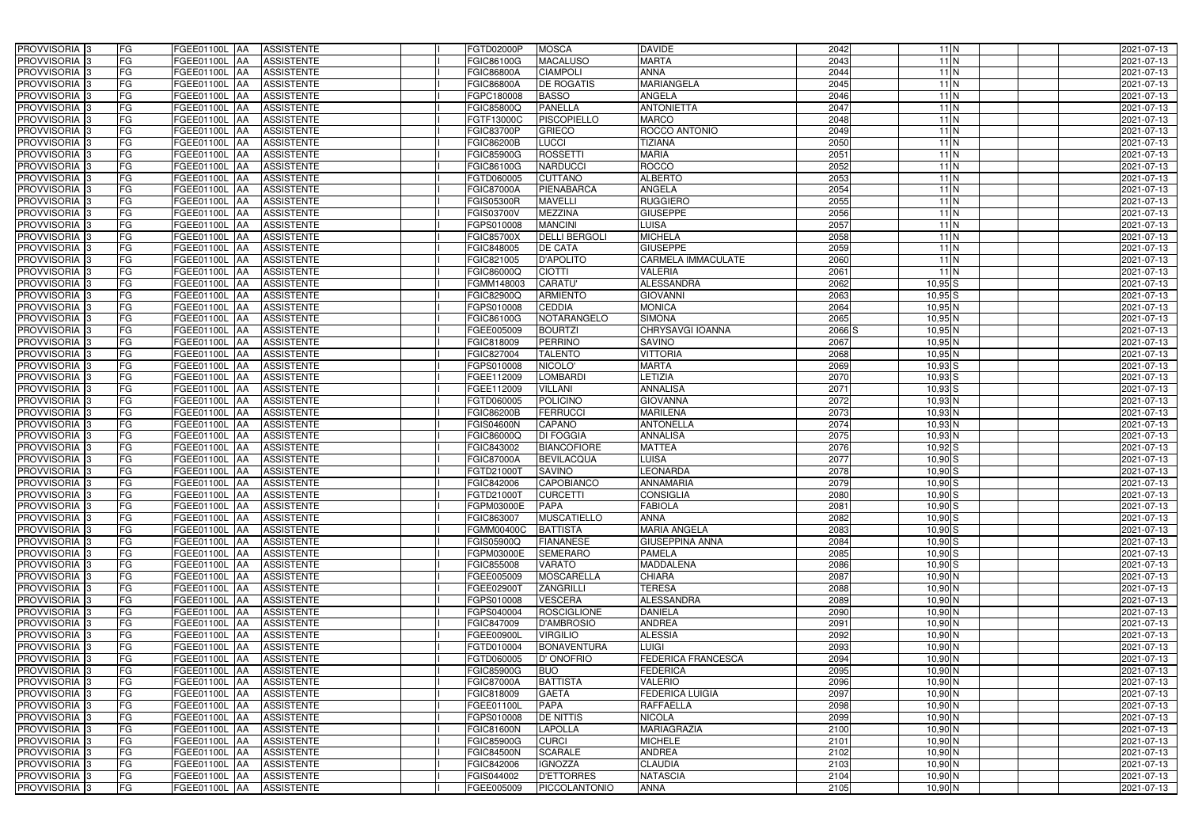| | | | | | | | | | | | | | | | |
|---|---|---|---|---|---|---|---|---|---|---|---|---|---|---|---|
| PROVVISORIA | 3 | FG | FGEE01100L | AA | ASSISTENTE | | I | FGTD02000P | MOSCA | DAVIDE | 2042 | 11 | N | | 2021-07-13 |
| PROVVISORIA | 3 | FG | FGEE01100L | AA | ASSISTENTE | | I | FGIC86100G | MACALUSO | MARTA | 2043 | 11 | N | | 2021-07-13 |
| PROVVISORIA | 3 | FG | FGEE01100L | AA | ASSISTENTE | | I | FGIC86800A | CIAMPOLI | ANNA | 2044 | 11 | N | | 2021-07-13 |
| PROVVISORIA | 3 | FG | FGEE01100L | AA | ASSISTENTE | | I | FGIC86800A | DE ROGATIS | MARIANGELA | 2045 | 11 | N | | 2021-07-13 |
| PROVVISORIA | 3 | FG | FGEE01100L | AA | ASSISTENTE | | I | FGPC180008 | BASSO | ANGELA | 2046 | 11 | N | | 2021-07-13 |
| PROVVISORIA | 3 | FG | FGEE01100L | AA | ASSISTENTE | | I | FGIC85800Q | PANELLA | ANTONIETTA | 2047 | 11 | N | | 2021-07-13 |
| PROVVISORIA | 3 | FG | FGEE01100L | AA | ASSISTENTE | | I | FGTF13000C | PISCOPIELLO | MARCO | 2048 | 11 | N | | 2021-07-13 |
| PROVVISORIA | 3 | FG | FGEE01100L | AA | ASSISTENTE | | I | FGIC83700P | GRIECO | ROCCO ANTONIO | 2049 | 11 | N | | 2021-07-13 |
| PROVVISORIA | 3 | FG | FGEE01100L | AA | ASSISTENTE | | I | FGIC86200B | LUCCI | TIZIANA | 2050 | 11 | N | | 2021-07-13 |
| PROVVISORIA | 3 | FG | FGEE01100L | AA | ASSISTENTE | | I | FGIC85900G | ROSSETTI | MARIA | 2051 | 11 | N | | 2021-07-13 |
| PROVVISORIA | 3 | FG | FGEE01100L | AA | ASSISTENTE | | I | FGIC86100G | NARDUCCI | ROCCO | 2052 | 11 | N | | 2021-07-13 |
| PROVVISORIA | 3 | FG | FGEE01100L | AA | ASSISTENTE | | I | FGTD060005 | CUTTANO | ALBERTO | 2053 | 11 | N | | 2021-07-13 |
| PROVVISORIA | 3 | FG | FGEE01100L | AA | ASSISTENTE | | I | FGIC87000A | PIENABARCA | ANGELA | 2054 | 11 | N | | 2021-07-13 |
| PROVVISORIA | 3 | FG | FGEE01100L | AA | ASSISTENTE | | I | FGIS05300R | MAVELLI | RUGGIERO | 2055 | 11 | N | | 2021-07-13 |
| PROVVISORIA | 3 | FG | FGEE01100L | AA | ASSISTENTE | | I | FGIS03700V | MEZZINA | GIUSEPPE | 2056 | 11 | N | | 2021-07-13 |
| PROVVISORIA | 3 | FG | FGEE01100L | AA | ASSISTENTE | | I | FGPS010008 | MANCINI | LUISA | 2057 | 11 | N | | 2021-07-13 |
| PROVVISORIA | 3 | FG | FGEE01100L | AA | ASSISTENTE | | I | FGIC85700X | DELLI BERGOLI | MICHELA | 2058 | 11 | N | | 2021-07-13 |
| PROVVISORIA | 3 | FG | FGEE01100L | AA | ASSISTENTE | | I | FGIC848005 | DE CATA | GIUSEPPE | 2059 | 11 | N | | 2021-07-13 |
| PROVVISORIA | 3 | FG | FGEE01100L | AA | ASSISTENTE | | I | FGIC821005 | D'APOLITO | CARMELA IMMACULATE | 2060 | 11 | N | | 2021-07-13 |
| PROVVISORIA | 3 | FG | FGEE01100L | AA | ASSISTENTE | | I | FGIC86000Q | CIOTTI | VALERIA | 2061 | 11 | N | | 2021-07-13 |
| PROVVISORIA | 3 | FG | FGEE01100L | AA | ASSISTENTE | | I | FGMM148003 | CARATU' | ALESSANDRA | 2062 | 10,95 | S | | 2021-07-13 |
| PROVVISORIA | 3 | FG | FGEE01100L | AA | ASSISTENTE | | I | FGIC82900Q | ARMIENTO | GIOVANNI | 2063 | 10,95 | S | | 2021-07-13 |
| PROVVISORIA | 3 | FG | FGEE01100L | AA | ASSISTENTE | | I | FGPS010008 | CEDDIA | MONICA | 2064 | 10,95 | N | | 2021-07-13 |
| PROVVISORIA | 3 | FG | FGEE01100L | AA | ASSISTENTE | | I | FGIC86100G | NOTARANGELO | SIMONA | 2065 | 10,95 | N | | 2021-07-13 |
| PROVVISORIA | 3 | FG | FGEE01100L | AA | ASSISTENTE | | I | FGEE005009 | BOURTZI | CHRYSAVGI IOANNA | 2066 S | 10,95 | N | | 2021-07-13 |
| PROVVISORIA | 3 | FG | FGEE01100L | AA | ASSISTENTE | | I | FGIC818009 | PERRINO | SAVINO | 2067 | 10,95 | N | | 2021-07-13 |
| PROVVISORIA | 3 | FG | FGEE01100L | AA | ASSISTENTE | | I | FGIC827004 | TALENTO | VITTORIA | 2068 | 10,95 | N | | 2021-07-13 |
| PROVVISORIA | 3 | FG | FGEE01100L | AA | ASSISTENTE | | I | FGPS010008 | NICOLO' | MARTA | 2069 | 10,93 | S | | 2021-07-13 |
| PROVVISORIA | 3 | FG | FGEE01100L | AA | ASSISTENTE | | I | FGEE112009 | LOMBARDI | LETIZIA | 2070 | 10,93 | S | | 2021-07-13 |
| PROVVISORIA | 3 | FG | FGEE01100L | AA | ASSISTENTE | | I | FGEE112009 | VILLANI | ANNALISA | 2071 | 10,93 | S | | 2021-07-13 |
| PROVVISORIA | 3 | FG | FGEE01100L | AA | ASSISTENTE | | I | FGTD060005 | POLICINO | GIOVANNA | 2072 | 10,93 | N | | 2021-07-13 |
| PROVVISORIA | 3 | FG | FGEE01100L | AA | ASSISTENTE | | I | FGIC86200B | FERRUCCI | MARILENA | 2073 | 10,93 | N | | 2021-07-13 |
| PROVVISORIA | 3 | FG | FGEE01100L | AA | ASSISTENTE | | I | FGIS04600N | CAPANO | ANTONELLA | 2074 | 10,93 | N | | 2021-07-13 |
| PROVVISORIA | 3 | FG | FGEE01100L | AA | ASSISTENTE | | I | FGIC86000Q | DI FOGGIA | ANNALISA | 2075 | 10,93 | N | | 2021-07-13 |
| PROVVISORIA | 3 | FG | FGEE01100L | AA | ASSISTENTE | | I | FGIC843002 | BIANCOFIORE | MATTEA | 2076 | 10,92 | S | | 2021-07-13 |
| PROVVISORIA | 3 | FG | FGEE01100L | AA | ASSISTENTE | | I | FGIC87000A | BEVILACQUA | LUISA | 2077 | 10,90 | S | | 2021-07-13 |
| PROVVISORIA | 3 | FG | FGEE01100L | AA | ASSISTENTE | | I | FGTD21000T | SAVINO | LEONARDA | 2078 | 10,90 | S | | 2021-07-13 |
| PROVVISORIA | 3 | FG | FGEE01100L | AA | ASSISTENTE | | I | FGIC842006 | CAPOBIANCO | ANNAMARIA | 2079 | 10,90 | S | | 2021-07-13 |
| PROVVISORIA | 3 | FG | FGEE01100L | AA | ASSISTENTE | | I | FGTD21000T | CURCETTI | CONSIGLIA | 2080 | 10,90 | S | | 2021-07-13 |
| PROVVISORIA | 3 | FG | FGEE01100L | AA | ASSISTENTE | | I | FGPM03000E | PAPA | FABIOLA | 2081 | 10,90 | S | | 2021-07-13 |
| PROVVISORIA | 3 | FG | FGEE01100L | AA | ASSISTENTE | | I | FGIC863007 | MUSCATIELLO | ANNA | 2082 | 10,90 | S | | 2021-07-13 |
| PROVVISORIA | 3 | FG | FGEE01100L | AA | ASSISTENTE | | I | FGMM00400C | BATTISTA | MARIA ANGELA | 2083 | 10,90 | S | | 2021-07-13 |
| PROVVISORIA | 3 | FG | FGEE01100L | AA | ASSISTENTE | | I | FGIS05900Q | FIANANESE | GIUSEPPINA ANNA | 2084 | 10,90 | S | | 2021-07-13 |
| PROVVISORIA | 3 | FG | FGEE01100L | AA | ASSISTENTE | | I | FGPM03000E | SEMERARO | PAMELA | 2085 | 10,90 | S | | 2021-07-13 |
| PROVVISORIA | 3 | FG | FGEE01100L | AA | ASSISTENTE | | I | FGIC855008 | VARATO | MADDALENA | 2086 | 10,90 | S | | 2021-07-13 |
| PROVVISORIA | 3 | FG | FGEE01100L | AA | ASSISTENTE | | I | FGEE005009 | MOSCARELLA | CHIARA | 2087 | 10,90 | N | | 2021-07-13 |
| PROVVISORIA | 3 | FG | FGEE01100L | AA | ASSISTENTE | | I | FGEE02900T | ZANGRILLI | TERESA | 2088 | 10,90 | N | | 2021-07-13 |
| PROVVISORIA | 3 | FG | FGEE01100L | AA | ASSISTENTE | | I | FGPS010008 | VESCERA | ALESSANDRA | 2089 | 10,90 | N | | 2021-07-13 |
| PROVVISORIA | 3 | FG | FGEE01100L | AA | ASSISTENTE | | I | FGPS040004 | ROSCIGLIONE | DANIELA | 2090 | 10,90 | N | | 2021-07-13 |
| PROVVISORIA | 3 | FG | FGEE01100L | AA | ASSISTENTE | | I | FGIC847009 | D'AMBROSIO | ANDREA | 2091 | 10,90 | N | | 2021-07-13 |
| PROVVISORIA | 3 | FG | FGEE01100L | AA | ASSISTENTE | | I | FGEE00900L | VIRGILIO | ALESSIA | 2092 | 10,90 | N | | 2021-07-13 |
| PROVVISORIA | 3 | FG | FGEE01100L | AA | ASSISTENTE | | I | FGTD010004 | BONAVENTURA | LUIGI | 2093 | 10,90 | N | | 2021-07-13 |
| PROVVISORIA | 3 | FG | FGEE01100L | AA | ASSISTENTE | | I | FGTD060005 | D' ONOFRIO | FEDERICA FRANCESCA | 2094 | 10,90 | N | | 2021-07-13 |
| PROVVISORIA | 3 | FG | FGEE01100L | AA | ASSISTENTE | | I | FGIC85900G | BUO | FEDERICA | 2095 | 10,90 | N | | 2021-07-13 |
| PROVVISORIA | 3 | FG | FGEE01100L | AA | ASSISTENTE | | I | FGIC87000A | BATTISTA | VALERIO | 2096 | 10,90 | N | | 2021-07-13 |
| PROVVISORIA | 3 | FG | FGEE01100L | AA | ASSISTENTE | | I | FGIC818009 | GAETA | FEDERICA LUIGIA | 2097 | 10,90 | N | | 2021-07-13 |
| PROVVISORIA | 3 | FG | FGEE01100L | AA | ASSISTENTE | | I | FGEE01100L | PAPA | RAFFAELLA | 2098 | 10,90 | N | | 2021-07-13 |
| PROVVISORIA | 3 | FG | FGEE01100L | AA | ASSISTENTE | | I | FGPS010008 | DE NITTIS | NICOLA | 2099 | 10,90 | N | | 2021-07-13 |
| PROVVISORIA | 3 | FG | FGEE01100L | AA | ASSISTENTE | | I | FGIC81600N | LAPOLLA | MARIAGRAZIA | 2100 | 10,90 | N | | 2021-07-13 |
| PROVVISORIA | 3 | FG | FGEE01100L | AA | ASSISTENTE | | I | FGIC85900G | CURCI | MICHELE | 2101 | 10,90 | N | | 2021-07-13 |
| PROVVISORIA | 3 | FG | FGEE01100L | AA | ASSISTENTE | | I | FGIC84500N | SCARALE | ANDREA | 2102 | 10,90 | N | | 2021-07-13 |
| PROVVISORIA | 3 | FG | FGEE01100L | AA | ASSISTENTE | | I | FGIC842006 | IGNOZZA | CLAUDIA | 2103 | 10,90 | N | | 2021-07-13 |
| PROVVISORIA | 3 | FG | FGEE01100L | AA | ASSISTENTE | | I | FGIS044002 | D'ETTORRES | NATASCIA | 2104 | 10,90 | N | | 2021-07-13 |
| PROVVISORIA | 3 | FG | FGEE01100L | AA | ASSISTENTE | | I | FGEE005009 | PICCOLANTONIO | ANNA | 2105 | 10,90 | N | | 2021-07-13 |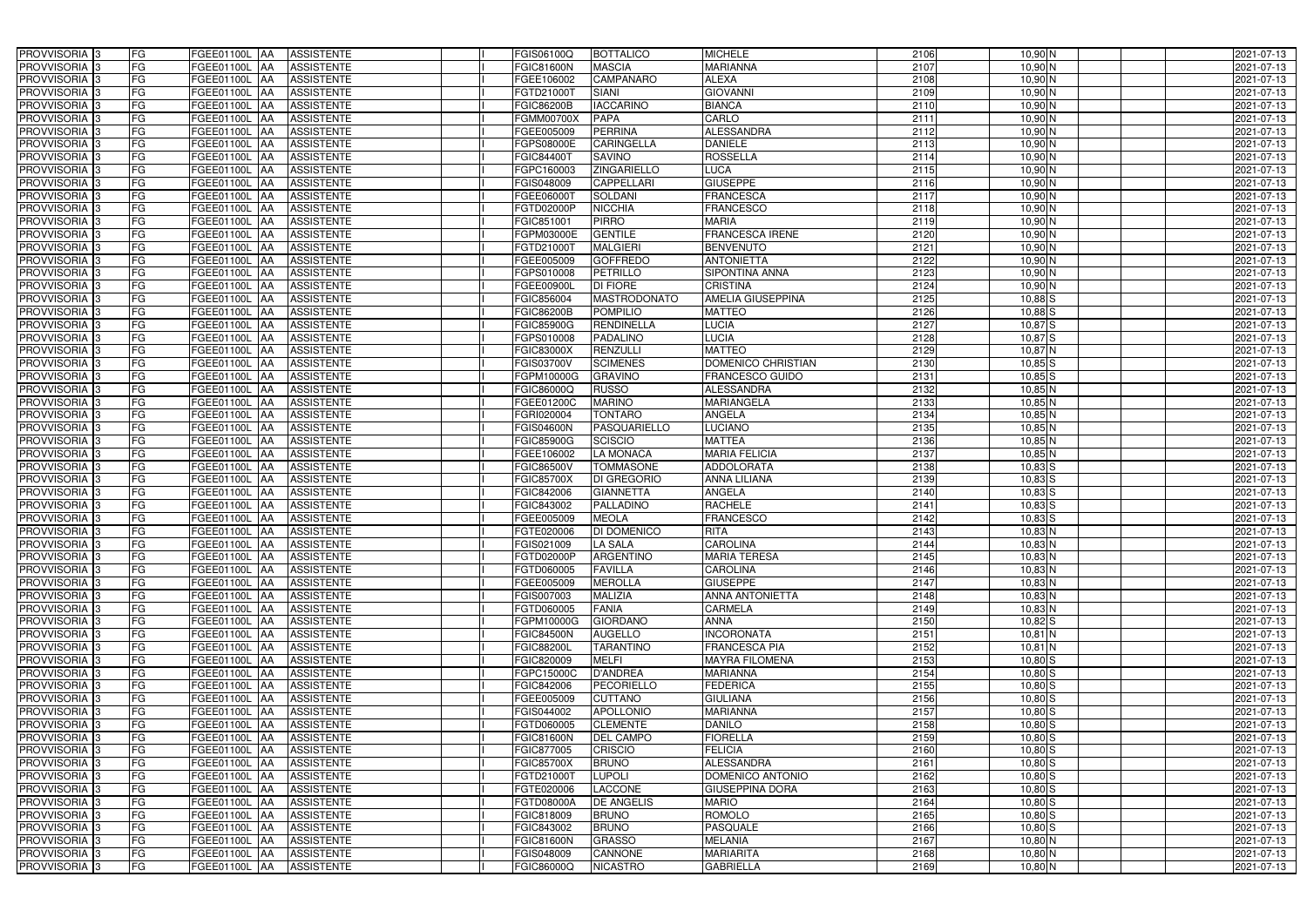| PROVVISORIA | 3 | FG | FGEE01100L | AA | ASSISTENTE | | I | FGIS06100Q | BOTTALICO | MICHELE | 2106 | 10,90 | N | | | 2021-07-13 |
|---|---|---|---|---|---|---|---|---|---|---|---|---|---|---|---|---|
| PROVVISORIA | 3 | FG | FGEE01100L | AA | ASSISTENTE | | I | FGIC81600N | MASCIA | MARIANNA | 2107 | 10,90 | N | | | 2021-07-13 |
| PROVVISORIA | 3 | FG | FGEE01100L | AA | ASSISTENTE | | I | FGEE106002 | CAMPANARO | ALEXA | 2108 | 10,90 | N | | | 2021-07-13 |
| PROVVISORIA | 3 | FG | FGEE01100L | AA | ASSISTENTE | | I | FGTD21000T | SIANI | GIOVANNI | 2109 | 10,90 | N | | | 2021-07-13 |
| PROVVISORIA | 3 | FG | FGEE01100L | AA | ASSISTENTE | | I | FGIC86200B | IACCARINO | BIANCA | 2110 | 10,90 | N | | | 2021-07-13 |
| PROVVISORIA | 3 | FG | FGEE01100L | AA | ASSISTENTE | | I | FGMM00700X | PAPA | CARLO | 2111 | 10,90 | N | | | 2021-07-13 |
| PROVVISORIA | 3 | FG | FGEE01100L | AA | ASSISTENTE | | I | FGEE005009 | PERRINA | ALESSANDRA | 2112 | 10,90 | N | | | 2021-07-13 |
| PROVVISORIA | 3 | FG | FGEE01100L | AA | ASSISTENTE | | I | FGPS08000E | CARINGELLA | DANIELE | 2113 | 10,90 | N | | | 2021-07-13 |
| PROVVISORIA | 3 | FG | FGEE01100L | AA | ASSISTENTE | | I | FGIC84400T | SAVINO | ROSSELLA | 2114 | 10,90 | N | | | 2021-07-13 |
| PROVVISORIA | 3 | FG | FGEE01100L | AA | ASSISTENTE | | I | FGPC160003 | ZINGARIELLO | LUCA | 2115 | 10,90 | N | | | 2021-07-13 |
| PROVVISORIA | 3 | FG | FGEE01100L | AA | ASSISTENTE | | I | FGIS048009 | CAPPELLARI | GIUSEPPE | 2116 | 10,90 | N | | | 2021-07-13 |
| PROVVISORIA | 3 | FG | FGEE01100L | AA | ASSISTENTE | | I | FGEE06000T | SOLDANI | FRANCESCA | 2117 | 10,90 | N | | | 2021-07-13 |
| PROVVISORIA | 3 | FG | FGEE01100L | AA | ASSISTENTE | | I | FGTD02000P | NICCHIA | FRANCESCO | 2118 | 10,90 | N | | | 2021-07-13 |
| PROVVISORIA | 3 | FG | FGEE01100L | AA | ASSISTENTE | | I | FGIC851001 | PIRRO | MARIA | 2119 | 10,90 | N | | | 2021-07-13 |
| PROVVISORIA | 3 | FG | FGEE01100L | AA | ASSISTENTE | | I | FGPM03000E | GENTILE | FRANCESCA IRENE | 2120 | 10,90 | N | | | 2021-07-13 |
| PROVVISORIA | 3 | FG | FGEE01100L | AA | ASSISTENTE | | I | FGTD21000T | MALGIERI | BENVENUTO | 2121 | 10,90 | N | | | 2021-07-13 |
| PROVVISORIA | 3 | FG | FGEE01100L | AA | ASSISTENTE | | I | FGEE005009 | GOFFREDO | ANTONIETTA | 2122 | 10,90 | N | | | 2021-07-13 |
| PROVVISORIA | 3 | FG | FGEE01100L | AA | ASSISTENTE | | I | FGPS010008 | PETRILLO | SIPONTINA ANNA | 2123 | 10,90 | N | | | 2021-07-13 |
| PROVVISORIA | 3 | FG | FGEE01100L | AA | ASSISTENTE | | I | FGEE00900L | DI FIORE | CRISTINA | 2124 | 10,90 | N | | | 2021-07-13 |
| PROVVISORIA | 3 | FG | FGEE01100L | AA | ASSISTENTE | | I | FGIC856004 | MASTRODONATO | AMELIA GIUSEPPINA | 2125 | 10,88 | S | | | 2021-07-13 |
| PROVVISORIA | 3 | FG | FGEE01100L | AA | ASSISTENTE | | I | FGIC86200B | POMPILIO | MATTEO | 2126 | 10,88 | S | | | 2021-07-13 |
| PROVVISORIA | 3 | FG | FGEE01100L | AA | ASSISTENTE | | I | FGIC85900G | RENDINELLA | LUCIA | 2127 | 10,87 | S | | | 2021-07-13 |
| PROVVISORIA | 3 | FG | FGEE01100L | AA | ASSISTENTE | | I | FGPS010008 | PADALINO | LUCIA | 2128 | 10,87 | S | | | 2021-07-13 |
| PROVVISORIA | 3 | FG | FGEE01100L | AA | ASSISTENTE | | I | FGIC83000X | RENZULLI | MATTEO | 2129 | 10,87 | N | | | 2021-07-13 |
| PROVVISORIA | 3 | FG | FGEE01100L | AA | ASSISTENTE | | I | FGIS03700V | SCIMENES | DOMENICO CHRISTIAN | 2130 | 10,85 | S | | | 2021-07-13 |
| PROVVISORIA | 3 | FG | FGEE01100L | AA | ASSISTENTE | | I | FGPM10000G | GRAVINO | FRANCESCO GUIDO | 2131 | 10,85 | S | | | 2021-07-13 |
| PROVVISORIA | 3 | FG | FGEE01100L | AA | ASSISTENTE | | I | FGIC86000Q | RUSSO | ALESSANDRA | 2132 | 10,85 | N | | | 2021-07-13 |
| PROVVISORIA | 3 | FG | FGEE01100L | AA | ASSISTENTE | | I | FGEE01200C | MARINO | MARIANGELA | 2133 | 10,85 | N | | | 2021-07-13 |
| PROVVISORIA | 3 | FG | FGEE01100L | AA | ASSISTENTE | | I | FGRI020004 | TONTARO | ANGELA | 2134 | 10,85 | N | | | 2021-07-13 |
| PROVVISORIA | 3 | FG | FGEE01100L | AA | ASSISTENTE | | I | FGIS04600N | PASQUARIELLO | LUCIANO | 2135 | 10,85 | N | | | 2021-07-13 |
| PROVVISORIA | 3 | FG | FGEE01100L | AA | ASSISTENTE | | I | FGIC85900G | SCISCIO | MATTEA | 2136 | 10,85 | N | | | 2021-07-13 |
| PROVVISORIA | 3 | FG | FGEE01100L | AA | ASSISTENTE | | I | FGEE106002 | LA MONACA | MARIA FELICIA | 2137 | 10,85 | N | | | 2021-07-13 |
| PROVVISORIA | 3 | FG | FGEE01100L | AA | ASSISTENTE | | I | FGIC86500V | TOMMASONE | ADDOLORATA | 2138 | 10,83 | S | | | 2021-07-13 |
| PROVVISORIA | 3 | FG | FGEE01100L | AA | ASSISTENTE | | I | FGIC85700X | DI GREGORIO | ANNA LILIANA | 2139 | 10,83 | S | | | 2021-07-13 |
| PROVVISORIA | 3 | FG | FGEE01100L | AA | ASSISTENTE | | I | FGIC842006 | GIANNETTA | ANGELA | 2140 | 10,83 | S | | | 2021-07-13 |
| PROVVISORIA | 3 | FG | FGEE01100L | AA | ASSISTENTE | | I | FGIC843002 | PALLADINO | RACHELE | 2141 | 10,83 | S | | | 2021-07-13 |
| PROVVISORIA | 3 | FG | FGEE01100L | AA | ASSISTENTE | | I | FGEE005009 | MEOLA | FRANCESCO | 2142 | 10,83 | S | | | 2021-07-13 |
| PROVVISORIA | 3 | FG | FGEE01100L | AA | ASSISTENTE | | I | FGTE020006 | DI DOMENICO | RITA | 2143 | 10,83 | N | | | 2021-07-13 |
| PROVVISORIA | 3 | FG | FGEE01100L | AA | ASSISTENTE | | I | FGIS021009 | LA SALA | CAROLINA | 2144 | 10,83 | N | | | 2021-07-13 |
| PROVVISORIA | 3 | FG | FGEE01100L | AA | ASSISTENTE | | I | FGTD02000P | ARGENTINO | MARIA TERESA | 2145 | 10,83 | N | | | 2021-07-13 |
| PROVVISORIA | 3 | FG | FGEE01100L | AA | ASSISTENTE | | I | FGTD060005 | FAVILLA | CAROLINA | 2146 | 10,83 | N | | | 2021-07-13 |
| PROVVISORIA | 3 | FG | FGEE01100L | AA | ASSISTENTE | | I | FGEE005009 | MEROLLA | GIUSEPPE | 2147 | 10,83 | N | | | 2021-07-13 |
| PROVVISORIA | 3 | FG | FGEE01100L | AA | ASSISTENTE | | I | FGIS007003 | MALIZIA | ANNA ANTONIETTA | 2148 | 10,83 | N | | | 2021-07-13 |
| PROVVISORIA | 3 | FG | FGEE01100L | AA | ASSISTENTE | | I | FGTD060005 | FANIA | CARMELA | 2149 | 10,83 | N | | | 2021-07-13 |
| PROVVISORIA | 3 | FG | FGEE01100L | AA | ASSISTENTE | | I | FGPM10000G | GIORDANO | ANNA | 2150 | 10,82 | S | | | 2021-07-13 |
| PROVVISORIA | 3 | FG | FGEE01100L | AA | ASSISTENTE | | I | FGIC84500N | AUGELLO | INCORONATA | 2151 | 10,81 | N | | | 2021-07-13 |
| PROVVISORIA | 3 | FG | FGEE01100L | AA | ASSISTENTE | | I | FGIC88200L | TARANTINO | FRANCESCA PIA | 2152 | 10,81 | N | | | 2021-07-13 |
| PROVVISORIA | 3 | FG | FGEE01100L | AA | ASSISTENTE | | I | FGIC820009 | MELFI | MAYRA FILOMENA | 2153 | 10,80 | S | | | 2021-07-13 |
| PROVVISORIA | 3 | FG | FGEE01100L | AA | ASSISTENTE | | I | FGPC15000C | D'ANDREA | MARIANNA | 2154 | 10,80 | S | | | 2021-07-13 |
| PROVVISORIA | 3 | FG | FGEE01100L | AA | ASSISTENTE | | I | FGIC842006 | PECORIELLO | FEDERICA | 2155 | 10,80 | S | | | 2021-07-13 |
| PROVVISORIA | 3 | FG | FGEE01100L | AA | ASSISTENTE | | I | FGEE005009 | CUTTANO | GIULIANA | 2156 | 10,80 | S | | | 2021-07-13 |
| PROVVISORIA | 3 | FG | FGEE01100L | AA | ASSISTENTE | | I | FGIS044002 | APOLLONIO | MARIANNA | 2157 | 10,80 | S | | | 2021-07-13 |
| PROVVISORIA | 3 | FG | FGEE01100L | AA | ASSISTENTE | | I | FGTD060005 | CLEMENTE | DANILO | 2158 | 10,80 | S | | | 2021-07-13 |
| PROVVISORIA | 3 | FG | FGEE01100L | AA | ASSISTENTE | | I | FGIC81600N | DEL CAMPO | FIORELLA | 2159 | 10,80 | S | | | 2021-07-13 |
| PROVVISORIA | 3 | FG | FGEE01100L | AA | ASSISTENTE | | I | FGIC877005 | CRISCIO | FELICIA | 2160 | 10,80 | S | | | 2021-07-13 |
| PROVVISORIA | 3 | FG | FGEE01100L | AA | ASSISTENTE | | I | FGIC85700X | BRUNO | ALESSANDRA | 2161 | 10,80 | S | | | 2021-07-13 |
| PROVVISORIA | 3 | FG | FGEE01100L | AA | ASSISTENTE | | I | FGTD21000T | LUPOLI | DOMENICO ANTONIO | 2162 | 10,80 | S | | | 2021-07-13 |
| PROVVISORIA | 3 | FG | FGEE01100L | AA | ASSISTENTE | | I | FGTE020006 | LACCONE | GIUSEPPINA DORA | 2163 | 10,80 | S | | | 2021-07-13 |
| PROVVISORIA | 3 | FG | FGEE01100L | AA | ASSISTENTE | | I | FGTD08000A | DE ANGELIS | MARIO | 2164 | 10,80 | S | | | 2021-07-13 |
| PROVVISORIA | 3 | FG | FGEE01100L | AA | ASSISTENTE | | I | FGIC818009 | BRUNO | ROMOLO | 2165 | 10,80 | S | | | 2021-07-13 |
| PROVVISORIA | 3 | FG | FGEE01100L | AA | ASSISTENTE | | I | FGIC843002 | BRUNO | PASQUALE | 2166 | 10,80 | S | | | 2021-07-13 |
| PROVVISORIA | 3 | FG | FGEE01100L | AA | ASSISTENTE | | I | FGIC81600N | GRASSO | MELANIA | 2167 | 10,80 | N | | | 2021-07-13 |
| PROVVISORIA | 3 | FG | FGEE01100L | AA | ASSISTENTE | | I | FGIS048009 | CANNONE | MARIARITA | 2168 | 10,80 | N | | | 2021-07-13 |
| PROVVISORIA | 3 | FG | FGEE01100L | AA | ASSISTENTE | | I | FGIC86000Q | NICASTRO | GABRIELLA | 2169 | 10,80 | N | | | 2021-07-13 |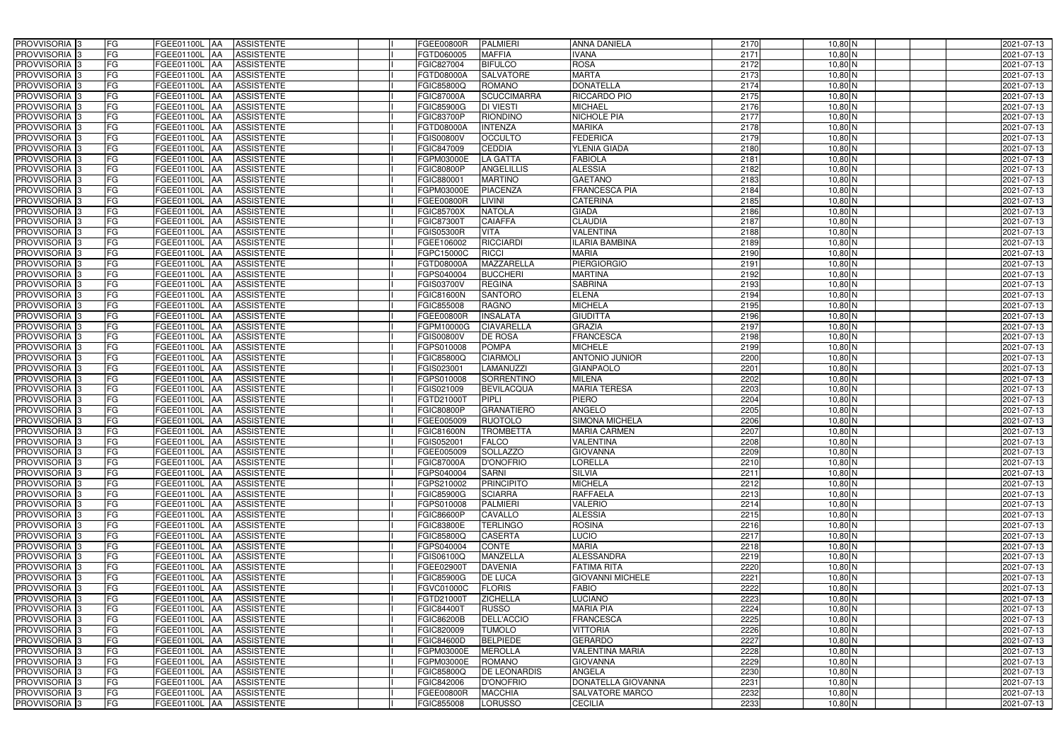| PROVVISORIA | 3 | FG | FGEE01100L | AA | ASSISTENTE | | I | FGEE00800R | PALMIERI | ANNA DANIELA | 2170 | 10,80 | N | | | 2021-07-13 |
|---|---|---|---|---|---|---|---|---|---|---|---|---|---|---|---|---|
| PROVVISORIA | 3 | FG | FGEE01100L | AA | ASSISTENTE | | I | FGTD060005 | MAFFIA | IVANA | 2171 | 10,80 | N | | | 2021-07-13 |
| PROVVISORIA | 3 | FG | FGEE01100L | AA | ASSISTENTE | | I | FGIC827004 | BIFULCO | ROSA | 2172 | 10,80 | N | | | 2021-07-13 |
| PROVVISORIA | 3 | FG | FGEE01100L | AA | ASSISTENTE | | I | FGTD08000A | SALVATORE | MARTA | 2173 | 10,80 | N | | | 2021-07-13 |
| PROVVISORIA | 3 | FG | FGEE01100L | AA | ASSISTENTE | | I | FGIC85800Q | ROMANO | DONATELLA | 2174 | 10,80 | N | | | 2021-07-13 |
| PROVVISORIA | 3 | FG | FGEE01100L | AA | ASSISTENTE | | I | FGIC87000A | SCUCCIMARRA | RICCARDO PIO | 2175 | 10,80 | N | | | 2021-07-13 |
| PROVVISORIA | 3 | FG | FGEE01100L | AA | ASSISTENTE | | I | FGIC85900G | DI VIESTI | MICHAEL | 2176 | 10,80 | N | | | 2021-07-13 |
| PROVVISORIA | 3 | FG | FGEE01100L | AA | ASSISTENTE | | I | FGIC83700P | RIONDINO | NICHOLE PIA | 2177 | 10,80 | N | | | 2021-07-13 |
| PROVVISORIA | 3 | FG | FGEE01100L | AA | ASSISTENTE | | I | FGTD08000A | INTENZA | MARIKA | 2178 | 10,80 | N | | | 2021-07-13 |
| PROVVISORIA | 3 | FG | FGEE01100L | AA | ASSISTENTE | | I | FGIS00800V | OCCULTO | FEDERICA | 2179 | 10,80 | N | | | 2021-07-13 |
| PROVVISORIA | 3 | FG | FGEE01100L | AA | ASSISTENTE | | I | FGIC847009 | CEDDIA | YLENIA GIADA | 2180 | 10,80 | N | | | 2021-07-13 |
| PROVVISORIA | 3 | FG | FGEE01100L | AA | ASSISTENTE | | I | FGPM03000E | LA GATTA | FABIOLA | 2181 | 10,80 | N | | | 2021-07-13 |
| PROVVISORIA | 3 | FG | FGEE01100L | AA | ASSISTENTE | | I | FGIC80800P | ANGELILLIS | ALESSIA | 2182 | 10,80 | N | | | 2021-07-13 |
| PROVVISORIA | 3 | FG | FGEE01100L | AA | ASSISTENTE | | I | FGIC880001 | MARTINO | GAETANO | 2183 | 10,80 | N | | | 2021-07-13 |
| PROVVISORIA | 3 | FG | FGEE01100L | AA | ASSISTENTE | | I | FGPM03000E | PIACENZA | FRANCESCA PIA | 2184 | 10,80 | N | | | 2021-07-13 |
| PROVVISORIA | 3 | FG | FGEE01100L | AA | ASSISTENTE | | I | FGEE00800R | LIVINI | CATERINA | 2185 | 10,80 | N | | | 2021-07-13 |
| PROVVISORIA | 3 | FG | FGEE01100L | AA | ASSISTENTE | | I | FGIC85700X | NATOLA | GIADA | 2186 | 10,80 | N | | | 2021-07-13 |
| PROVVISORIA | 3 | FG | FGEE01100L | AA | ASSISTENTE | | I | FGIC87300T | CAIAFFA | CLAUDIA | 2187 | 10,80 | N | | | 2021-07-13 |
| PROVVISORIA | 3 | FG | FGEE01100L | AA | ASSISTENTE | | I | FGIS05300R | VITA | VALENTINA | 2188 | 10,80 | N | | | 2021-07-13 |
| PROVVISORIA | 3 | FG | FGEE01100L | AA | ASSISTENTE | | I | FGEE106002 | RICCIARDI | ILARIA BAMBINA | 2189 | 10,80 | N | | | 2021-07-13 |
| PROVVISORIA | 3 | FG | FGEE01100L | AA | ASSISTENTE | | I | FGPC15000C | RICCI | MARIA | 2190 | 10,80 | N | | | 2021-07-13 |
| PROVVISORIA | 3 | FG | FGEE01100L | AA | ASSISTENTE | | I | FGTD08000A | MAZZARELLA | PIERGIORGIO | 2191 | 10,80 | N | | | 2021-07-13 |
| PROVVISORIA | 3 | FG | FGEE01100L | AA | ASSISTENTE | | I | FGPS040004 | BUCCHERI | MARTINA | 2192 | 10,80 | N | | | 2021-07-13 |
| PROVVISORIA | 3 | FG | FGEE01100L | AA | ASSISTENTE | | I | FGIS03700V | REGINA | SABRINA | 2193 | 10,80 | N | | | 2021-07-13 |
| PROVVISORIA | 3 | FG | FGEE01100L | AA | ASSISTENTE | | I | FGIC81600N | SANTORO | ELENA | 2194 | 10,80 | N | | | 2021-07-13 |
| PROVVISORIA | 3 | FG | FGEE01100L | AA | ASSISTENTE | | I | FGIC855008 | RAGNO | MICHELA | 2195 | 10,80 | N | | | 2021-07-13 |
| PROVVISORIA | 3 | FG | FGEE01100L | AA | ASSISTENTE | | I | FGEE00800R | INSALATA | GIUDITTA | 2196 | 10,80 | N | | | 2021-07-13 |
| PROVVISORIA | 3 | FG | FGEE01100L | AA | ASSISTENTE | | I | FGPM10000G | CIAVARELLA | GRAZIA | 2197 | 10,80 | N | | | 2021-07-13 |
| PROVVISORIA | 3 | FG | FGEE01100L | AA | ASSISTENTE | | I | FGIS00800V | DE ROSA | FRANCESCA | 2198 | 10,80 | N | | | 2021-07-13 |
| PROVVISORIA | 3 | FG | FGEE01100L | AA | ASSISTENTE | | I | FGPS010008 | POMPA | MICHELE | 2199 | 10,80 | N | | | 2021-07-13 |
| PROVVISORIA | 3 | FG | FGEE01100L | AA | ASSISTENTE | | I | FGIC85800Q | CIARMOLI | ANTONIO JUNIOR | 2200 | 10,80 | N | | | 2021-07-13 |
| PROVVISORIA | 3 | FG | FGEE01100L | AA | ASSISTENTE | | I | FGIS023001 | LAMANUZZI | GIANPAOLO | 2201 | 10,80 | N | | | 2021-07-13 |
| PROVVISORIA | 3 | FG | FGEE01100L | AA | ASSISTENTE | | I | FGPS010008 | SORRENTINO | MILENA | 2202 | 10,80 | N | | | 2021-07-13 |
| PROVVISORIA | 3 | FG | FGEE01100L | AA | ASSISTENTE | | I | FGIS021009 | BEVILACQUA | MARIA TERESA | 2203 | 10,80 | N | | | 2021-07-13 |
| PROVVISORIA | 3 | FG | FGEE01100L | AA | ASSISTENTE | | I | FGTD21000T | PIPLI | PIERO | 2204 | 10,80 | N | | | 2021-07-13 |
| PROVVISORIA | 3 | FG | FGEE01100L | AA | ASSISTENTE | | I | FGIC80800P | GRANATIERO | ANGELO | 2205 | 10,80 | N | | | 2021-07-13 |
| PROVVISORIA | 3 | FG | FGEE01100L | AA | ASSISTENTE | | I | FGEE005009 | RUOTOLO | SIMONA MICHELA | 2206 | 10,80 | N | | | 2021-07-13 |
| PROVVISORIA | 3 | FG | FGEE01100L | AA | ASSISTENTE | | I | FGIC81600N | TROMBETTA | MARIA CARMEN | 2207 | 10,80 | N | | | 2021-07-13 |
| PROVVISORIA | 3 | FG | FGEE01100L | AA | ASSISTENTE | | I | FGIS052001 | FALCO | VALENTINA | 2208 | 10,80 | N | | | 2021-07-13 |
| PROVVISORIA | 3 | FG | FGEE01100L | AA | ASSISTENTE | | I | FGEE005009 | SOLLAZZO | GIOVANNA | 2209 | 10,80 | N | | | 2021-07-13 |
| PROVVISORIA | 3 | FG | FGEE01100L | AA | ASSISTENTE | | I | FGIC87000A | D'ONOFRIO | LORELLA | 2210 | 10,80 | N | | | 2021-07-13 |
| PROVVISORIA | 3 | FG | FGEE01100L | AA | ASSISTENTE | | I | FGPS040004 | SARNI | SILVIA | 2211 | 10,80 | N | | | 2021-07-13 |
| PROVVISORIA | 3 | FG | FGEE01100L | AA | ASSISTENTE | | I | FGPS210002 | PRINCIPITO | MICHELA | 2212 | 10,80 | N | | | 2021-07-13 |
| PROVVISORIA | 3 | FG | FGEE01100L | AA | ASSISTENTE | | I | FGIC85900G | SCIARRA | RAFFAELA | 2213 | 10,80 | N | | | 2021-07-13 |
| PROVVISORIA | 3 | FG | FGEE01100L | AA | ASSISTENTE | | I | FGPS010008 | PALMIERI | VALERIO | 2214 | 10,80 | N | | | 2021-07-13 |
| PROVVISORIA | 3 | FG | FGEE01100L | AA | ASSISTENTE | | I | FGIC86600P | CAVALLO | ALESSIA | 2215 | 10,80 | N | | | 2021-07-13 |
| PROVVISORIA | 3 | FG | FGEE01100L | AA | ASSISTENTE | | I | FGIC83800E | TERLINGO | ROSINA | 2216 | 10,80 | N | | | 2021-07-13 |
| PROVVISORIA | 3 | FG | FGEE01100L | AA | ASSISTENTE | | I | FGIC85800Q | CASERTA | LUCIO | 2217 | 10,80 | N | | | 2021-07-13 |
| PROVVISORIA | 3 | FG | FGEE01100L | AA | ASSISTENTE | | I | FGPS040004 | CONTE | MARIA | 2218 | 10,80 | N | | | 2021-07-13 |
| PROVVISORIA | 3 | FG | FGEE01100L | AA | ASSISTENTE | | I | FGIS06100Q | MANZELLA | ALESSANDRA | 2219 | 10,80 | N | | | 2021-07-13 |
| PROVVISORIA | 3 | FG | FGEE01100L | AA | ASSISTENTE | | I | FGEE02900T | DAVENIA | FATIMA RITA | 2220 | 10,80 | N | | | 2021-07-13 |
| PROVVISORIA | 3 | FG | FGEE01100L | AA | ASSISTENTE | | I | FGIC85900G | DE LUCA | GIOVANNI MICHELE | 2221 | 10,80 | N | | | 2021-07-13 |
| PROVVISORIA | 3 | FG | FGEE01100L | AA | ASSISTENTE | | I | FGVC01000C | FLORIS | FABIO | 2222 | 10,80 | N | | | 2021-07-13 |
| PROVVISORIA | 3 | FG | FGEE01100L | AA | ASSISTENTE | | I | FGTD21000T | ZICHELLA | LUCIANO | 2223 | 10,80 | N | | | 2021-07-13 |
| PROVVISORIA | 3 | FG | FGEE01100L | AA | ASSISTENTE | | I | FGIC84400T | RUSSO | MARIA PIA | 2224 | 10,80 | N | | | 2021-07-13 |
| PROVVISORIA | 3 | FG | FGEE01100L | AA | ASSISTENTE | | I | FGIC86200B | DELL'ACCIO | FRANCESCA | 2225 | 10,80 | N | | | 2021-07-13 |
| PROVVISORIA | 3 | FG | FGEE01100L | AA | ASSISTENTE | | I | FGIC820009 | TUMOLO | VITTORIA | 2226 | 10,80 | N | | | 2021-07-13 |
| PROVVISORIA | 3 | FG | FGEE01100L | AA | ASSISTENTE | | I | FGIC84600D | BELPIEDE | GERARDO | 2227 | 10,80 | N | | | 2021-07-13 |
| PROVVISORIA | 3 | FG | FGEE01100L | AA | ASSISTENTE | | I | FGPM03000E | MEROLLA | VALENTINA MARIA | 2228 | 10,80 | N | | | 2021-07-13 |
| PROVVISORIA | 3 | FG | FGEE01100L | AA | ASSISTENTE | | I | FGPM03000E | ROMANO | GIOVANNA | 2229 | 10,80 | N | | | 2021-07-13 |
| PROVVISORIA | 3 | FG | FGEE01100L | AA | ASSISTENTE | | I | FGIC85800Q | DE LEONARDIS | ANGELA | 2230 | 10,80 | N | | | 2021-07-13 |
| PROVVISORIA | 3 | FG | FGEE01100L | AA | ASSISTENTE | | I | FGIC842006 | D'ONOFRIO | DONATELLA GIOVANNA | 2231 | 10,80 | N | | | 2021-07-13 |
| PROVVISORIA | 3 | FG | FGEE01100L | AA | ASSISTENTE | | I | FGEE00800R | MACCHIA | SALVATORE MARCO | 2232 | 10,80 | N | | | 2021-07-13 |
| PROVVISORIA | 3 | FG | FGEE01100L | AA | ASSISTENTE | | I | FGIC855008 | LORUSSO | CECILIA | 2233 | 10,80 | N | | | 2021-07-13 |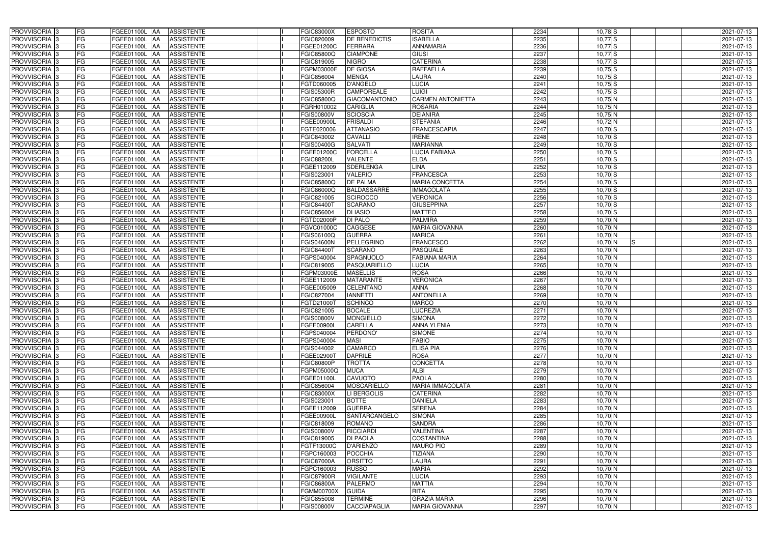| PROVVISORIA | 3 | FG | FGEE01100L | AA | ASSISTENTE | | I | FGIC83000X | ESPOSTO | ROSITA | 2234 | 10,78 | S | | | | 2021-07-13 |
|---|---|---|---|---|---|---|---|---|---|---|---|---|---|---|---|---|---|
| PROVVISORIA | 3 | FG | FGEE01100L | AA | ASSISTENTE | | I | FGIC820009 | DE BENEDICTIS | ISABELLA | 2235 | 10,77 | S | | | | 2021-07-13 |
| PROVVISORIA | 3 | FG | FGEE01100L | AA | ASSISTENTE | | I | FGEE01200C | FERRARA | ANNAMARIA | 2236 | 10,77 | S | | | | 2021-07-13 |
| PROVVISORIA | 3 | FG | FGEE01100L | AA | ASSISTENTE | | I | FGIC85800Q | CIAMPONE | GIUSI | 2237 | 10,77 | S | | | | 2021-07-13 |
| PROVVISORIA | 3 | FG | FGEE01100L | AA | ASSISTENTE | | I | FGIC819005 | NIGRO | CATERINA | 2238 | 10,77 | S | | | | 2021-07-13 |
| PROVVISORIA | 3 | FG | FGEE01100L | AA | ASSISTENTE | | I | FGPM03000E | DE GIOSA | RAFFAELLA | 2239 | 10,75 | S | | | | 2021-07-13 |
| PROVVISORIA | 3 | FG | FGEE01100L | AA | ASSISTENTE | | I | FGIC856004 | MENGA | LAURA | 2240 | 10,75 | S | | | | 2021-07-13 |
| PROVVISORIA | 3 | FG | FGEE01100L | AA | ASSISTENTE | | I | FGTD060005 | D'ANGELO | LUCIA | 2241 | 10,75 | S | | | | 2021-07-13 |
| PROVVISORIA | 3 | FG | FGEE01100L | AA | ASSISTENTE | | I | FGIS05300R | CAMPOREALE | LUIGI | 2242 | 10,75 | S | | | | 2021-07-13 |
| PROVVISORIA | 3 | FG | FGEE01100L | AA | ASSISTENTE | | I | FGIC85800Q | GIACOMANTONIO | CARMEN ANTONIETTA | 2243 | 10,75 | N | | | | 2021-07-13 |
| PROVVISORIA | 3 | FG | FGEE01100L | AA | ASSISTENTE | | I | FGRH010002 | CARIGLIA | ROSARIA | 2244 | 10,75 | N | | | | 2021-07-13 |
| PROVVISORIA | 3 | FG | FGEE01100L | AA | ASSISTENTE | | I | FGIS00800V | SCIOSCIA | DEIANIRA | 2245 | 10,75 | N | | | | 2021-07-13 |
| PROVVISORIA | 3 | FG | FGEE01100L | AA | ASSISTENTE | | I | FGEE00900L | FRISALDI | STEFANIA | 2246 | 10,72 | N | | | | 2021-07-13 |
| PROVVISORIA | 3 | FG | FGEE01100L | AA | ASSISTENTE | | I | FGTE020006 | ATTANASIO | FRANCESCAPIA | 2247 | 10,70 | S | | | | 2021-07-13 |
| PROVVISORIA | 3 | FG | FGEE01100L | AA | ASSISTENTE | | I | FGIC843002 | CAVALLI | IRENE | 2248 | 10,70 | S | | | | 2021-07-13 |
| PROVVISORIA | 3 | FG | FGEE01100L | AA | ASSISTENTE | | I | FGIS00400G | SALVATI | MARIANNA | 2249 | 10,70 | S | | | | 2021-07-13 |
| PROVVISORIA | 3 | FG | FGEE01100L | AA | ASSISTENTE | | I | FGEE01200C | FORCELLA | LUCIA FABIANA | 2250 | 10,70 | S | | | | 2021-07-13 |
| PROVVISORIA | 3 | FG | FGEE01100L | AA | ASSISTENTE | | I | FGIC88200L | VALENTE | ELDA | 2251 | 10,70 | S | | | | 2021-07-13 |
| PROVVISORIA | 3 | FG | FGEE01100L | AA | ASSISTENTE | | I | FGEE112009 | SDERLENGA | LINA | 2252 | 10,70 | S | | | | 2021-07-13 |
| PROVVISORIA | 3 | FG | FGEE01100L | AA | ASSISTENTE | | I | FGIS023001 | VALERIO | FRANCESCA | 2253 | 10,70 | S | | | | 2021-07-13 |
| PROVVISORIA | 3 | FG | FGEE01100L | AA | ASSISTENTE | | I | FGIC85800Q | DE PALMA | MARIA CONCETTA | 2254 | 10,70 | S | | | | 2021-07-13 |
| PROVVISORIA | 3 | FG | FGEE01100L | AA | ASSISTENTE | | I | FGIC86000Q | BALDASSARRE | IMMACOLATA | 2255 | 10,70 | S | | | | 2021-07-13 |
| PROVVISORIA | 3 | FG | FGEE01100L | AA | ASSISTENTE | | I | FGIC821005 | SCIROCCO | VERONICA | 2256 | 10,70 | S | | | | 2021-07-13 |
| PROVVISORIA | 3 | FG | FGEE01100L | AA | ASSISTENTE | | I | FGIC84400T | SCARANO | GIUSEPPINA | 2257 | 10,70 | S | | | | 2021-07-13 |
| PROVVISORIA | 3 | FG | FGEE01100L | AA | ASSISTENTE | | I | FGIC856004 | DI IASIO | MATTEO | 2258 | 10,70 | S | | | | 2021-07-13 |
| PROVVISORIA | 3 | FG | FGEE01100L | AA | ASSISTENTE | | I | FGTD02000P | DI PALO | PALMIRA | 2259 | 10,70 | N | | | | 2021-07-13 |
| PROVVISORIA | 3 | FG | FGEE01100L | AA | ASSISTENTE | | I | FGVC01000C | CAGGESE | MARIA GIOVANNA | 2260 | 10,70 | N | | | | 2021-07-13 |
| PROVVISORIA | 3 | FG | FGEE01100L | AA | ASSISTENTE | | I | FGIS06100Q | GUERRA | MARICA | 2261 | 10,70 | N | | | | 2021-07-13 |
| PROVVISORIA | 3 | FG | FGEE01100L | AA | ASSISTENTE | | I | FGIS04600N | PELLEGRINO | FRANCESCO | 2262 | 10,70 | N | S | | | 2021-07-13 |
| PROVVISORIA | 3 | FG | FGEE01100L | AA | ASSISTENTE | | I | FGIC84400T | SCARANO | PASQUALE | 2263 | 10,70 | N | | | | 2021-07-13 |
| PROVVISORIA | 3 | FG | FGEE01100L | AA | ASSISTENTE | | I | FGPS040004 | SPAGNUOLO | FABIANA MARIA | 2264 | 10,70 | N | | | | 2021-07-13 |
| PROVVISORIA | 3 | FG | FGEE01100L | AA | ASSISTENTE | | I | FGIC819005 | PASQUARIELLO | LUCIA | 2265 | 10,70 | N | | | | 2021-07-13 |
| PROVVISORIA | 3 | FG | FGEE01100L | AA | ASSISTENTE | | I | FGPM03000E | MASELLIS | ROSA | 2266 | 10,70 | N | | | | 2021-07-13 |
| PROVVISORIA | 3 | FG | FGEE01100L | AA | ASSISTENTE | | I | FGEE112009 | MATARANTE | VERONICA | 2267 | 10,70 | N | | | | 2021-07-13 |
| PROVVISORIA | 3 | FG | FGEE01100L | AA | ASSISTENTE | | I | FGEE005009 | CELENTANO | ANNA | 2268 | 10,70 | N | | | | 2021-07-13 |
| PROVVISORIA | 3 | FG | FGEE01100L | AA | ASSISTENTE | | I | FGIC827004 | IANNETTI | ANTONELLA | 2269 | 10,70 | N | | | | 2021-07-13 |
| PROVVISORIA | 3 | FG | FGEE01100L | AA | ASSISTENTE | | I | FGTD21000T | SCHINCO | MARCO | 2270 | 10,70 | N | | | | 2021-07-13 |
| PROVVISORIA | 3 | FG | FGEE01100L | AA | ASSISTENTE | | I | FGIC821005 | BOCALE | LUCREZIA | 2271 | 10,70 | N | | | | 2021-07-13 |
| PROVVISORIA | 3 | FG | FGEE01100L | AA | ASSISTENTE | | I | FGIS00800V | MONGIELLO | SIMONA | 2272 | 10,70 | N | | | | 2021-07-13 |
| PROVVISORIA | 3 | FG | FGEE01100L | AA | ASSISTENTE | | I | FGEE00900L | CARELLA | ANNA YLENIA | 2273 | 10,70 | N | | | | 2021-07-13 |
| PROVVISORIA | 3 | FG | FGEE01100L | AA | ASSISTENTE | | I | FGPS040004 | PERDONO' | SIMONE | 2274 | 10,70 | N | | | | 2021-07-13 |
| PROVVISORIA | 3 | FG | FGEE01100L | AA | ASSISTENTE | | I | FGPS040004 | MASI | FABIO | 2275 | 10,70 | N | | | | 2021-07-13 |
| PROVVISORIA | 3 | FG | FGEE01100L | AA | ASSISTENTE | | I | FGIS044002 | CAMARCO | ELISA PIA | 2276 | 10,70 | N | | | | 2021-07-13 |
| PROVVISORIA | 3 | FG | FGEE01100L | AA | ASSISTENTE | | I | FGEE02900T | DAPRILE | ROSA | 2277 | 10,70 | N | | | | 2021-07-13 |
| PROVVISORIA | 3 | FG | FGEE01100L | AA | ASSISTENTE | | I | FGIC80800P | TROTTA | CONCETTA | 2278 | 10,70 | N | | | | 2021-07-13 |
| PROVVISORIA | 3 | FG | FGEE01100L | AA | ASSISTENTE | | I | FGPM05000Q | MUCA | ALBI | 2279 | 10,70 | N | | | | 2021-07-13 |
| PROVVISORIA | 3 | FG | FGEE01100L | AA | ASSISTENTE | | I | FGEE01100L | CAVUOTO | PAOLA | 2280 | 10,70 | N | | | | 2021-07-13 |
| PROVVISORIA | 3 | FG | FGEE01100L | AA | ASSISTENTE | | I | FGIC856004 | MOSCARIELLO | MARIA IMMACOLATA | 2281 | 10,70 | N | | | | 2021-07-13 |
| PROVVISORIA | 3 | FG | FGEE01100L | AA | ASSISTENTE | | I | FGIC83000X | LI BERGOLIS | CATERINA | 2282 | 10,70 | N | | | | 2021-07-13 |
| PROVVISORIA | 3 | FG | FGEE01100L | AA | ASSISTENTE | | I | FGIS023001 | BOTTE | DANIELA | 2283 | 10,70 | N | | | | 2021-07-13 |
| PROVVISORIA | 3 | FG | FGEE01100L | AA | ASSISTENTE | | I | FGEE112009 | GUERRA | SERENA | 2284 | 10,70 | N | | | | 2021-07-13 |
| PROVVISORIA | 3 | FG | FGEE01100L | AA | ASSISTENTE | | I | FGEE00900L | SANTARCANGELO | SIMONA | 2285 | 10,70 | N | | | | 2021-07-13 |
| PROVVISORIA | 3 | FG | FGEE01100L | AA | ASSISTENTE | | I | FGIC818009 | ROMANO | SANDRA | 2286 | 10,70 | N | | | | 2021-07-13 |
| PROVVISORIA | 3 | FG | FGEE01100L | AA | ASSISTENTE | | I | FGIS00800V | RICCIARDI | VALENTINA | 2287 | 10,70 | N | | | | 2021-07-13 |
| PROVVISORIA | 3 | FG | FGEE01100L | AA | ASSISTENTE | | I | FGIC819005 | DI PAOLA | COSTANTINA | 2288 | 10,70 | N | | | | 2021-07-13 |
| PROVVISORIA | 3 | FG | FGEE01100L | AA | ASSISTENTE | | I | FGTF13000C | D'ARIENZO | MAURO PIO | 2289 | 10,70 | N | | | | 2021-07-13 |
| PROVVISORIA | 3 | FG | FGEE01100L | AA | ASSISTENTE | | I | FGPC160003 | POCCHIA | TIZIANA | 2290 | 10,70 | N | | | | 2021-07-13 |
| PROVVISORIA | 3 | FG | FGEE01100L | AA | ASSISTENTE | | I | FGIC87000A | ORSITTO | LAURA | 2291 | 10,70 | N | | | | 2021-07-13 |
| PROVVISORIA | 3 | FG | FGEE01100L | AA | ASSISTENTE | | I | FGPC160003 | RUSSO | MARIA | 2292 | 10,70 | N | | | | 2021-07-13 |
| PROVVISORIA | 3 | FG | FGEE01100L | AA | ASSISTENTE | | I | FGIC87900R | VIGILANTE | LUCIA | 2293 | 10,70 | N | | | | 2021-07-13 |
| PROVVISORIA | 3 | FG | FGEE01100L | AA | ASSISTENTE | | I | FGIC86800A | PALERMO | MATTIA | 2294 | 10,70 | N | | | | 2021-07-13 |
| PROVVISORIA | 3 | FG | FGEE01100L | AA | ASSISTENTE | | I | FGMM00700X | GUIDA | RITA | 2295 | 10,70 | N | | | | 2021-07-13 |
| PROVVISORIA | 3 | FG | FGEE01100L | AA | ASSISTENTE | | I | FGIC855008 | TERMINE | GRAZIA MARIA | 2296 | 10,70 | N | | | | 2021-07-13 |
| PROVVISORIA | 3 | FG | FGEE01100L | AA | ASSISTENTE | | I | FGIS00800V | CACCIAPAGLIA | MARIA GIOVANNA | 2297 | 10,70 | N | | | | 2021-07-13 |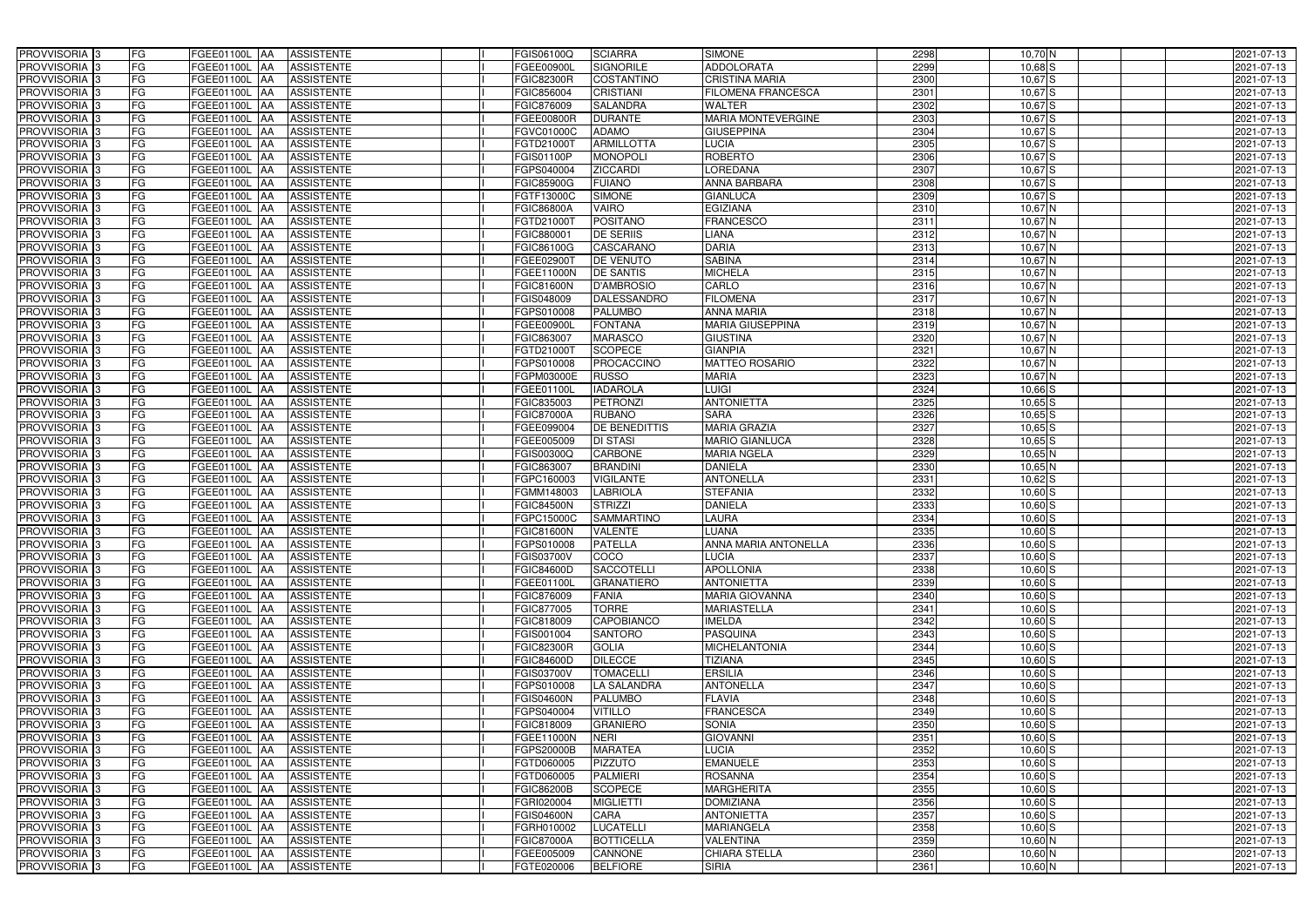| PROVVISORIA | 3 | FG | FGEE01100L | AA | ASSISTENTE | | I | FGIS06100Q | SCIARRA | SIMONE | 2298 | 10,70 | N | | | 2021-07-13 |
|---|---|---|---|---|---|---|---|---|---|---|---|---|---|---|---|---|
| PROVVISORIA | 3 | FG | FGEE01100L | AA | ASSISTENTE | | I | FGEE00900L | SIGNORILE | ADDOLORATA | 2299 | 10,68 | S | | | 2021-07-13 |
| PROVVISORIA | 3 | FG | FGEE01100L | AA | ASSISTENTE | | I | FGIC82300R | COSTANTINO | CRISTINA MARIA | 2300 | 10,67 | S | | | 2021-07-13 |
| PROVVISORIA | 3 | FG | FGEE01100L | AA | ASSISTENTE | | I | FGIC856004 | CRISTIANI | FILOMENA FRANCESCA | 2301 | 10,67 | S | | | 2021-07-13 |
| PROVVISORIA | 3 | FG | FGEE01100L | AA | ASSISTENTE | | I | FGIC876009 | SALANDRA | WALTER | 2302 | 10,67 | S | | | 2021-07-13 |
| PROVVISORIA | 3 | FG | FGEE01100L | AA | ASSISTENTE | | I | FGEE00800R | DURANTE | MARIA MONTEVERGINE | 2303 | 10,67 | S | | | 2021-07-13 |
| PROVVISORIA | 3 | FG | FGEE01100L | AA | ASSISTENTE | | I | FGVC01000C | ADAMO | GIUSEPPINA | 2304 | 10,67 | S | | | 2021-07-13 |
| PROVVISORIA | 3 | FG | FGEE01100L | AA | ASSISTENTE | | I | FGTD21000T | ARMILLOTTA | LUCIA | 2305 | 10,67 | S | | | 2021-07-13 |
| PROVVISORIA | 3 | FG | FGEE01100L | AA | ASSISTENTE | | I | FGIS01100P | MONOPOLI | ROBERTO | 2306 | 10,67 | S | | | 2021-07-13 |
| PROVVISORIA | 3 | FG | FGEE01100L | AA | ASSISTENTE | | I | FGPS040004 | ZICCARDI | LOREDANA | 2307 | 10,67 | S | | | 2021-07-13 |
| PROVVISORIA | 3 | FG | FGEE01100L | AA | ASSISTENTE | | I | FGIC85900G | FUIANO | ANNA BARBARA | 2308 | 10,67 | S | | | 2021-07-13 |
| PROVVISORIA | 3 | FG | FGEE01100L | AA | ASSISTENTE | | I | FGTF13000C | SIMONE | GIANLUCA | 2309 | 10,67 | S | | | 2021-07-13 |
| PROVVISORIA | 3 | FG | FGEE01100L | AA | ASSISTENTE | | I | FGIC86800A | VAIRO | EGIZIANA | 2310 | 10,67 | N | | | 2021-07-13 |
| PROVVISORIA | 3 | FG | FGEE01100L | AA | ASSISTENTE | | I | FGTD21000T | POSITANO | FRANCESCO | 2311 | 10,67 | N | | | 2021-07-13 |
| PROVVISORIA | 3 | FG | FGEE01100L | AA | ASSISTENTE | | I | FGIC880001 | DE SERIIS | LIANA | 2312 | 10,67 | N | | | 2021-07-13 |
| PROVVISORIA | 3 | FG | FGEE01100L | AA | ASSISTENTE | | I | FGIC86100G | CASCARANO | DARIA | 2313 | 10,67 | N | | | 2021-07-13 |
| PROVVISORIA | 3 | FG | FGEE01100L | AA | ASSISTENTE | | I | FGEE02900T | DE VENUTO | SABINA | 2314 | 10,67 | N | | | 2021-07-13 |
| PROVVISORIA | 3 | FG | FGEE01100L | AA | ASSISTENTE | | I | FGEE11000N | DE SANTIS | MICHELA | 2315 | 10,67 | N | | | 2021-07-13 |
| PROVVISORIA | 3 | FG | FGEE01100L | AA | ASSISTENTE | | I | FGIC81600N | D'AMBROSIO | CARLO | 2316 | 10,67 | N | | | 2021-07-13 |
| PROVVISORIA | 3 | FG | FGEE01100L | AA | ASSISTENTE | | I | FGIS048009 | DALESSANDRO | FILOMENA | 2317 | 10,67 | N | | | 2021-07-13 |
| PROVVISORIA | 3 | FG | FGEE01100L | AA | ASSISTENTE | | I | FGPS010008 | PALUMBO | ANNA MARIA | 2318 | 10,67 | N | | | 2021-07-13 |
| PROVVISORIA | 3 | FG | FGEE01100L | AA | ASSISTENTE | | I | FGEE00900L | FONTANA | MARIA GIUSEPPINA | 2319 | 10,67 | N | | | 2021-07-13 |
| PROVVISORIA | 3 | FG | FGEE01100L | AA | ASSISTENTE | | I | FGIC863007 | MARASCO | GIUSTINA | 2320 | 10,67 | N | | | 2021-07-13 |
| PROVVISORIA | 3 | FG | FGEE01100L | AA | ASSISTENTE | | I | FGTD21000T | SCOPECE | GIANPIA | 2321 | 10,67 | N | | | 2021-07-13 |
| PROVVISORIA | 3 | FG | FGEE01100L | AA | ASSISTENTE | | I | FGPS010008 | PROCACCINO | MATTEO ROSARIO | 2322 | 10,67 | N | | | 2021-07-13 |
| PROVVISORIA | 3 | FG | FGEE01100L | AA | ASSISTENTE | | I | FGPM03000E | RUSSO | MARIA | 2323 | 10,67 | N | | | 2021-07-13 |
| PROVVISORIA | 3 | FG | FGEE01100L | AA | ASSISTENTE | | I | FGEE01100L | IADAROLA | LUIGI | 2324 | 10,66 | S | | | 2021-07-13 |
| PROVVISORIA | 3 | FG | FGEE01100L | AA | ASSISTENTE | | I | FGIC835003 | PETRONZI | ANTONIETTA | 2325 | 10,65 | S | | | 2021-07-13 |
| PROVVISORIA | 3 | FG | FGEE01100L | AA | ASSISTENTE | | I | FGIC87000A | RUBANO | SARA | 2326 | 10,65 | S | | | 2021-07-13 |
| PROVVISORIA | 3 | FG | FGEE01100L | AA | ASSISTENTE | | I | FGEE099004 | DE BENEDITTIS | MARIA GRAZIA | 2327 | 10,65 | S | | | 2021-07-13 |
| PROVVISORIA | 3 | FG | FGEE01100L | AA | ASSISTENTE | | I | FGEE005009 | DI STASI | MARIO GIANLUCA | 2328 | 10,65 | S | | | 2021-07-13 |
| PROVVISORIA | 3 | FG | FGEE01100L | AA | ASSISTENTE | | I | FGIS00300Q | CARBONE | MARIA NGELA | 2329 | 10,65 | N | | | 2021-07-13 |
| PROVVISORIA | 3 | FG | FGEE01100L | AA | ASSISTENTE | | I | FGIC863007 | BRANDINI | DANIELA | 2330 | 10,65 | N | | | 2021-07-13 |
| PROVVISORIA | 3 | FG | FGEE01100L | AA | ASSISTENTE | | I | FGPC160003 | VIGILANTE | ANTONELLA | 2331 | 10,62 | S | | | 2021-07-13 |
| PROVVISORIA | 3 | FG | FGEE01100L | AA | ASSISTENTE | | I | FGMM148003 | LABRIOLA | STEFANIA | 2332 | 10,60 | S | | | 2021-07-13 |
| PROVVISORIA | 3 | FG | FGEE01100L | AA | ASSISTENTE | | I | FGIC84500N | STRIZZI | DANIELA | 2333 | 10,60 | S | | | 2021-07-13 |
| PROVVISORIA | 3 | FG | FGEE01100L | AA | ASSISTENTE | | I | FGPC15000C | SAMMARTINO | LAURA | 2334 | 10,60 | S | | | 2021-07-13 |
| PROVVISORIA | 3 | FG | FGEE01100L | AA | ASSISTENTE | | I | FGIC81600N | VALENTE | LUANA | 2335 | 10,60 | S | | | 2021-07-13 |
| PROVVISORIA | 3 | FG | FGEE01100L | AA | ASSISTENTE | | I | FGPS010008 | PATELLA | ANNA MARIA ANTONELLA | 2336 | 10,60 | S | | | 2021-07-13 |
| PROVVISORIA | 3 | FG | FGEE01100L | AA | ASSISTENTE | | I | FGIS03700V | COCO | LUCIA | 2337 | 10,60 | S | | | 2021-07-13 |
| PROVVISORIA | 3 | FG | FGEE01100L | AA | ASSISTENTE | | I | FGIC84600D | SACCOTELLI | APOLLONIA | 2338 | 10,60 | S | | | 2021-07-13 |
| PROVVISORIA | 3 | FG | FGEE01100L | AA | ASSISTENTE | | I | FGEE01100L | GRANATIERO | ANTONIETTA | 2339 | 10,60 | S | | | 2021-07-13 |
| PROVVISORIA | 3 | FG | FGEE01100L | AA | ASSISTENTE | | I | FGIC876009 | FANIA | MARIA GIOVANNA | 2340 | 10,60 | S | | | 2021-07-13 |
| PROVVISORIA | 3 | FG | FGEE01100L | AA | ASSISTENTE | | I | FGIC877005 | TORRE | MARIASTELLA | 2341 | 10,60 | S | | | 2021-07-13 |
| PROVVISORIA | 3 | FG | FGEE01100L | AA | ASSISTENTE | | I | FGIC818009 | CAPOBIANCO | IMELDA | 2342 | 10,60 | S | | | 2021-07-13 |
| PROVVISORIA | 3 | FG | FGEE01100L | AA | ASSISTENTE | | I | FGIS001004 | SANTORO | PASQUINA | 2343 | 10,60 | S | | | 2021-07-13 |
| PROVVISORIA | 3 | FG | FGEE01100L | AA | ASSISTENTE | | I | FGIC82300R | GOLIA | MICHELANTONIA | 2344 | 10,60 | S | | | 2021-07-13 |
| PROVVISORIA | 3 | FG | FGEE01100L | AA | ASSISTENTE | | I | FGIC84600D | DILECCE | TIZIANA | 2345 | 10,60 | S | | | 2021-07-13 |
| PROVVISORIA | 3 | FG | FGEE01100L | AA | ASSISTENTE | | I | FGIS03700V | TOMACELLI | ERSILIA | 2346 | 10,60 | S | | | 2021-07-13 |
| PROVVISORIA | 3 | FG | FGEE01100L | AA | ASSISTENTE | | I | FGPS010008 | LA SALANDRA | ANTONELLA | 2347 | 10,60 | S | | | 2021-07-13 |
| PROVVISORIA | 3 | FG | FGEE01100L | AA | ASSISTENTE | | I | FGIS04600N | PALUMBO | FLAVIA | 2348 | 10,60 | S | | | 2021-07-13 |
| PROVVISORIA | 3 | FG | FGEE01100L | AA | ASSISTENTE | | I | FGPS040004 | VITILLO | FRANCESCA | 2349 | 10,60 | S | | | 2021-07-13 |
| PROVVISORIA | 3 | FG | FGEE01100L | AA | ASSISTENTE | | I | FGIC818009 | GRANIERO | SONIA | 2350 | 10,60 | S | | | 2021-07-13 |
| PROVVISORIA | 3 | FG | FGEE01100L | AA | ASSISTENTE | | I | FGEE11000N | NERI | GIOVANNI | 2351 | 10,60 | S | | | 2021-07-13 |
| PROVVISORIA | 3 | FG | FGEE01100L | AA | ASSISTENTE | | I | FGPS20000B | MARATEA | LUCIA | 2352 | 10,60 | S | | | 2021-07-13 |
| PROVVISORIA | 3 | FG | FGEE01100L | AA | ASSISTENTE | | I | FGTD060005 | PIZZUTO | EMANUELE | 2353 | 10,60 | S | | | 2021-07-13 |
| PROVVISORIA | 3 | FG | FGEE01100L | AA | ASSISTENTE | | I | FGTD060005 | PALMIERI | ROSANNA | 2354 | 10,60 | S | | | 2021-07-13 |
| PROVVISORIA | 3 | FG | FGEE01100L | AA | ASSISTENTE | | I | FGIC86200B | SCOPECE | MARGHERITA | 2355 | 10,60 | S | | | 2021-07-13 |
| PROVVISORIA | 3 | FG | FGEE01100L | AA | ASSISTENTE | | I | FGRI020004 | MIGLIETTI | DOMIZIANA | 2356 | 10,60 | S | | | 2021-07-13 |
| PROVVISORIA | 3 | FG | FGEE01100L | AA | ASSISTENTE | | I | FGIS04600N | CARA | ANTONIETTA | 2357 | 10,60 | S | | | 2021-07-13 |
| PROVVISORIA | 3 | FG | FGEE01100L | AA | ASSISTENTE | | I | FGRH010002 | LUCATELLI | MARIANGELA | 2358 | 10,60 | S | | | 2021-07-13 |
| PROVVISORIA | 3 | FG | FGEE01100L | AA | ASSISTENTE | | I | FGIC87000A | BOTTICELLA | VALENTINA | 2359 | 10,60 | N | | | 2021-07-13 |
| PROVVISORIA | 3 | FG | FGEE01100L | AA | ASSISTENTE | | I | FGEE005009 | CANNONE | CHIARA STELLA | 2360 | 10,60 | N | | | 2021-07-13 |
| PROVVISORIA | 3 | FG | FGEE01100L | AA | ASSISTENTE | | I | FGTE020006 | BELFIORE | SIRIA | 2361 | 10,60 | N | | | 2021-07-13 |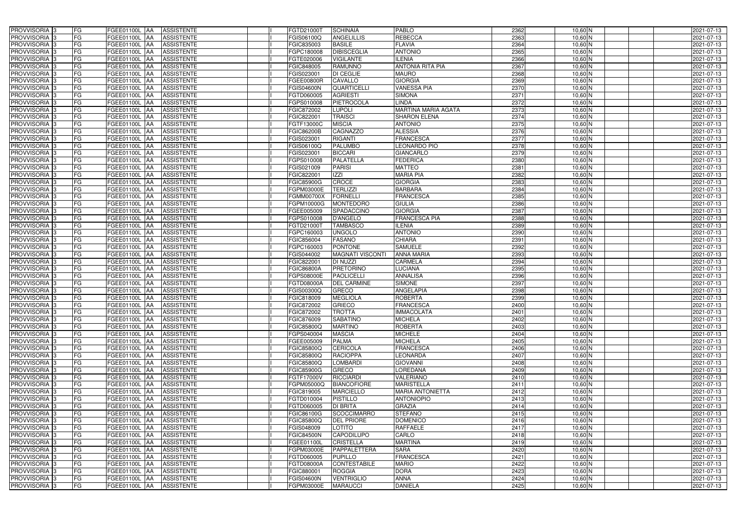| PROVVISORIA | 3 | FG | FGEE01100L | AA | ASSISTENTE | | I | FGTD21000T | SCHINAIA | PABLO | 2362 | 10,60 | N | | | 2021-07-13 |
|---|---|---|---|---|---|---|---|---|---|---|---|---|---|---|---|---|
| PROVVISORIA | 3 | FG | FGEE01100L | AA | ASSISTENTE | | I | FGIS06100Q | ANGELILLIS | REBECCA | 2363 | 10,60 | N | | | 2021-07-13 |
| PROVVISORIA | 3 | FG | FGEE01100L | AA | ASSISTENTE | | I | FGIC835003 | BASILE | FLAVIA | 2364 | 10,60 | N | | | 2021-07-13 |
| PROVVISORIA | 3 | FG | FGEE01100L | AA | ASSISTENTE | | I | FGPC180008 | DIBISCEGLIA | ANTONIO | 2365 | 10,60 | N | | | 2021-07-13 |
| PROVVISORIA | 3 | FG | FGEE01100L | AA | ASSISTENTE | | I | FGTE020006 | VIGILANTE | ILENIA | 2366 | 10,60 | N | | | 2021-07-13 |
| PROVVISORIA | 3 | FG | FGEE01100L | AA | ASSISTENTE | | I | FGIC848005 | RAMUNNO | ANTONIA RITA PIA | 2367 | 10,60 | N | | | 2021-07-13 |
| PROVVISORIA | 3 | FG | FGEE01100L | AA | ASSISTENTE | | I | FGIS023001 | DI CEGLIE | MAURO | 2368 | 10,60 | N | | | 2021-07-13 |
| PROVVISORIA | 3 | FG | FGEE01100L | AA | ASSISTENTE | | I | FGEE00800R | CAVALLO | GIORGIA | 2369 | 10,60 | N | | | 2021-07-13 |
| PROVVISORIA | 3 | FG | FGEE01100L | AA | ASSISTENTE | | I | FGIS04600N | QUARTICELLI | VANESSA PIA | 2370 | 10,60 | N | | | 2021-07-13 |
| PROVVISORIA | 3 | FG | FGEE01100L | AA | ASSISTENTE | | I | FGTD060005 | AGRIESTI | SIMONA | 2371 | 10,60 | N | | | 2021-07-13 |
| PROVVISORIA | 3 | FG | FGEE01100L | AA | ASSISTENTE | | I | FGPS010008 | PIETROCOLA | LINDA | 2372 | 10,60 | N | | | 2021-07-13 |
| PROVVISORIA | 3 | FG | FGEE01100L | AA | ASSISTENTE | | I | FGIC872002 | LUPOLI | MARTINA MARIA AGATA | 2373 | 10,60 | N | | | 2021-07-13 |
| PROVVISORIA | 3 | FG | FGEE01100L | AA | ASSISTENTE | | I | FGIC822001 | TRAISCI | SHARON ELENA | 2374 | 10,60 | N | | | 2021-07-13 |
| PROVVISORIA | 3 | FG | FGEE01100L | AA | ASSISTENTE | | I | FGTF13000C | MISCIA | ANTONIO | 2375 | 10,60 | N | | | 2021-07-13 |
| PROVVISORIA | 3 | FG | FGEE01100L | AA | ASSISTENTE | | I | FGIC86200B | CAGNAZZO | ALESSIA | 2376 | 10,60 | N | | | 2021-07-13 |
| PROVVISORIA | 3 | FG | FGEE01100L | AA | ASSISTENTE | | I | FGIS023001 | RIGANTI | FRANCESCA | 2377 | 10,60 | N | | | 2021-07-13 |
| PROVVISORIA | 3 | FG | FGEE01100L | AA | ASSISTENTE | | I | FGIS06100Q | PALUMBO | LEONARDO PIO | 2378 | 10,60 | N | | | 2021-07-13 |
| PROVVISORIA | 3 | FG | FGEE01100L | AA | ASSISTENTE | | I | FGIS023001 | BICCARI | GIANCARLO | 2379 | 10,60 | N | | | 2021-07-13 |
| PROVVISORIA | 3 | FG | FGEE01100L | AA | ASSISTENTE | | I | FGPS010008 | PALATELLA | FEDERICA | 2380 | 10,60 | N | | | 2021-07-13 |
| PROVVISORIA | 3 | FG | FGEE01100L | AA | ASSISTENTE | | I | FGIS021009 | PARISI | MATTEO | 2381 | 10,60 | N | | | 2021-07-13 |
| PROVVISORIA | 3 | FG | FGEE01100L | AA | ASSISTENTE | | I | FGIC822001 | IZZI | MARIA PIA | 2382 | 10,60 | N | | | 2021-07-13 |
| PROVVISORIA | 3 | FG | FGEE01100L | AA | ASSISTENTE | | I | FGIC85900G | CROCE | GIORGIA | 2383 | 10,60 | N | | | 2021-07-13 |
| PROVVISORIA | 3 | FG | FGEE01100L | AA | ASSISTENTE | | I | FGPM03000E | TERLIZZI | BARBARA | 2384 | 10,60 | N | | | 2021-07-13 |
| PROVVISORIA | 3 | FG | FGEE01100L | AA | ASSISTENTE | | I | FGMM00700X | FORNELLI | FRANCESCA | 2385 | 10,60 | N | | | 2021-07-13 |
| PROVVISORIA | 3 | FG | FGEE01100L | AA | ASSISTENTE | | I | FGPM10000G | MONTEDORO | GIULIA | 2386 | 10,60 | N | | | 2021-07-13 |
| PROVVISORIA | 3 | FG | FGEE01100L | AA | ASSISTENTE | | I | FGEE005009 | SPADACCINO | GIORGIA | 2387 | 10,60 | N | | | 2021-07-13 |
| PROVVISORIA | 3 | FG | FGEE01100L | AA | ASSISTENTE | | I | FGPS010008 | D'ANGELO | FRANCESCA PIA | 2388 | 10,60 | N | | | 2021-07-13 |
| PROVVISORIA | 3 | FG | FGEE01100L | AA | ASSISTENTE | | I | FGTD21000T | TAMBASCO | ILENIA | 2389 | 10,60 | N | | | 2021-07-13 |
| PROVVISORIA | 3 | FG | FGEE01100L | AA | ASSISTENTE | | I | FGPC160003 | UNGOLO | ANTONIO | 2390 | 10,60 | N | | | 2021-07-13 |
| PROVVISORIA | 3 | FG | FGEE01100L | AA | ASSISTENTE | | I | FGIC856004 | FASANO | CHIARA | 2391 | 10,60 | N | | | 2021-07-13 |
| PROVVISORIA | 3 | FG | FGEE01100L | AA | ASSISTENTE | | I | FGPC160003 | PONTONE | SAMUELE | 2392 | 10,60 | N | | | 2021-07-13 |
| PROVVISORIA | 3 | FG | FGEE01100L | AA | ASSISTENTE | | I | FGIS044002 | MAGNATI VISCONTI | ANNA MARIA | 2393 | 10,60 | N | | | 2021-07-13 |
| PROVVISORIA | 3 | FG | FGEE01100L | AA | ASSISTENTE | | I | FGIC822001 | DI NUZZI | CARMELA | 2394 | 10,60 | N | | | 2021-07-13 |
| PROVVISORIA | 3 | FG | FGEE01100L | AA | ASSISTENTE | | I | FGIC86800A | PRETORINO | LUCIANA | 2395 | 10,60 | N | | | 2021-07-13 |
| PROVVISORIA | 3 | FG | FGEE01100L | AA | ASSISTENTE | | I | FGPS08000E | PAOLICELLI | ANNALISA | 2396 | 10,60 | N | | | 2021-07-13 |
| PROVVISORIA | 3 | FG | FGEE01100L | AA | ASSISTENTE | | I | FGTD08000A | DEL CARMINE | SIMONE | 2397 | 10,60 | N | | | 2021-07-13 |
| PROVVISORIA | 3 | FG | FGEE01100L | AA | ASSISTENTE | | I | FGIS00300Q | GRECO | ANGELAPIA | 2398 | 10,60 | N | | | 2021-07-13 |
| PROVVISORIA | 3 | FG | FGEE01100L | AA | ASSISTENTE | | I | FGIC818009 | MEGLIOLA | ROBERTA | 2399 | 10,60 | N | | | 2021-07-13 |
| PROVVISORIA | 3 | FG | FGEE01100L | AA | ASSISTENTE | | I | FGIC872002 | GRIECO | FRANCESCA | 2400 | 10,60 | N | | | 2021-07-13 |
| PROVVISORIA | 3 | FG | FGEE01100L | AA | ASSISTENTE | | I | FGIC872002 | TROTTA | IMMACOLATA | 2401 | 10,60 | N | | | 2021-07-13 |
| PROVVISORIA | 3 | FG | FGEE01100L | AA | ASSISTENTE | | I | FGIC876009 | SABATINO | MICHELA | 2402 | 10,60 | N | | | 2021-07-13 |
| PROVVISORIA | 3 | FG | FGEE01100L | AA | ASSISTENTE | | I | FGIC85800Q | MARTINO | ROBERTA | 2403 | 10,60 | N | | | 2021-07-13 |
| PROVVISORIA | 3 | FG | FGEE01100L | AA | ASSISTENTE | | I | FGPS040004 | MASCIA | MICHELE | 2404 | 10,60 | N | | | 2021-07-13 |
| PROVVISORIA | 3 | FG | FGEE01100L | AA | ASSISTENTE | | I | FGEE005009 | PALMA | MICHELA | 2405 | 10,60 | N | | | 2021-07-13 |
| PROVVISORIA | 3 | FG | FGEE01100L | AA | ASSISTENTE | | I | FGIC85800Q | CERICOLA | FRANCESCA | 2406 | 10,60 | N | | | 2021-07-13 |
| PROVVISORIA | 3 | FG | FGEE01100L | AA | ASSISTENTE | | I | FGIC85800Q | RACIOPPA | LEONARDA | 2407 | 10,60 | N | | | 2021-07-13 |
| PROVVISORIA | 3 | FG | FGEE01100L | AA | ASSISTENTE | | I | FGIC85800Q | LOMBARDI | GIOVANNI | 2408 | 10,60 | N | | | 2021-07-13 |
| PROVVISORIA | 3 | FG | FGEE01100L | AA | ASSISTENTE | | I | FGIC85900G | GRECO | LOREDANA | 2409 | 10,60 | N | | | 2021-07-13 |
| PROVVISORIA | 3 | FG | FGEE01100L | AA | ASSISTENTE | | I | FGTF17000V | RICCIARDI | VALERIANO | 2410 | 10,60 | N | | | 2021-07-13 |
| PROVVISORIA | 3 | FG | FGEE01100L | AA | ASSISTENTE | | I | FGPM05000Q | BIANCOFIORE | MARISTELLA | 2411 | 10,60 | N | | | 2021-07-13 |
| PROVVISORIA | 3 | FG | FGEE01100L | AA | ASSISTENTE | | I | FGIC819005 | MARCIELLO | MARIA ANTONIETTA | 2412 | 10,60 | N | | | 2021-07-13 |
| PROVVISORIA | 3 | FG | FGEE01100L | AA | ASSISTENTE | | I | FGTD010004 | PISTILLO | ANTONIOPIO | 2413 | 10,60 | N | | | 2021-07-13 |
| PROVVISORIA | 3 | FG | FGEE01100L | AA | ASSISTENTE | | I | FGTD060005 | DI BRITA | GRAZIA | 2414 | 10,60 | N | | | 2021-07-13 |
| PROVVISORIA | 3 | FG | FGEE01100L | AA | ASSISTENTE | | I | FGIC86100G | SCOCCIMARRO | STEFANO | 2415 | 10,60 | N | | | 2021-07-13 |
| PROVVISORIA | 3 | FG | FGEE01100L | AA | ASSISTENTE | | I | FGIC85800Q | DEL PRIORE | DOMENICO | 2416 | 10,60 | N | | | 2021-07-13 |
| PROVVISORIA | 3 | FG | FGEE01100L | AA | ASSISTENTE | | I | FGIS048009 | LOTITO | RAFFAELE | 2417 | 10,60 | N | | | 2021-07-13 |
| PROVVISORIA | 3 | FG | FGEE01100L | AA | ASSISTENTE | | I | FGIC84500N | CAPODILUPO | CARLO | 2418 | 10,60 | N | | | 2021-07-13 |
| PROVVISORIA | 3 | FG | FGEE01100L | AA | ASSISTENTE | | I | FGEE01100L | CRISTELLA | MARTINA | 2419 | 10,60 | N | | | 2021-07-13 |
| PROVVISORIA | 3 | FG | FGEE01100L | AA | ASSISTENTE | | I | FGPM03000E | PAPPALETTERA | SARA | 2420 | 10,60 | N | | | 2021-07-13 |
| PROVVISORIA | 3 | FG | FGEE01100L | AA | ASSISTENTE | | I | FGTD060005 | PUPILLO | FRANCESCA | 2421 | 10,60 | N | | | 2021-07-13 |
| PROVVISORIA | 3 | FG | FGEE01100L | AA | ASSISTENTE | | I | FGTD08000A | CONTESTABILE | MARIO | 2422 | 10,60 | N | | | 2021-07-13 |
| PROVVISORIA | 3 | FG | FGEE01100L | AA | ASSISTENTE | | I | FGIC880001 | ROGGIA | DORA | 2423 | 10,60 | N | | | 2021-07-13 |
| PROVVISORIA | 3 | FG | FGEE01100L | AA | ASSISTENTE | | I | FGIS04600N | VENTRIGLIO | ANNA | 2424 | 10,60 | N | | | 2021-07-13 |
| PROVVISORIA | 3 | FG | FGEE01100L | AA | ASSISTENTE | | I | FGPM03000E | MARAUCCI | DANIELA | 2425 | 10,60 | N | | | 2021-07-13 |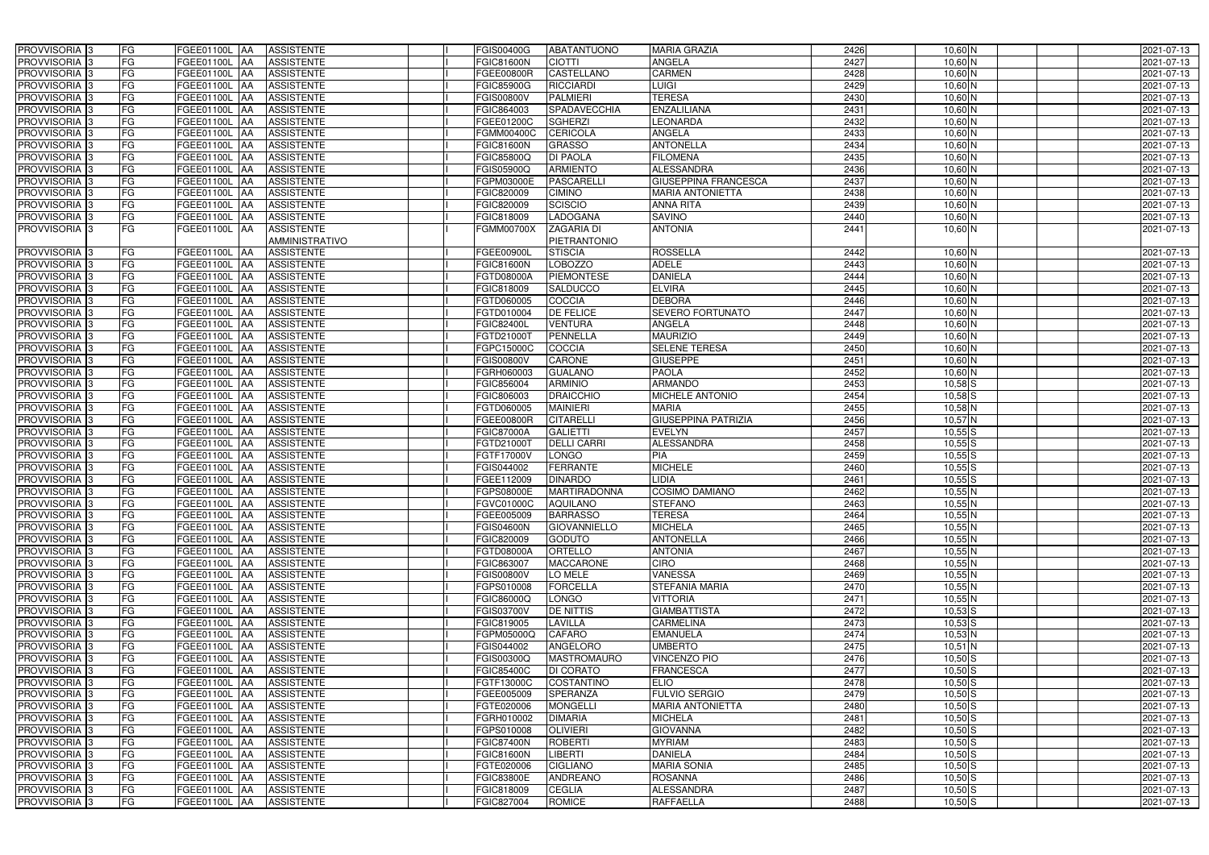| | | | | | | | | | | | | | | | | |
|---|---|---|---|---|---|---|---|---|---|---|---|---|---|---|---|---|
| PROVVISORIA | 3 | FG | FGEE01100L | AA | ASSISTENTE | | I | FGIS00400G | ABATANTUONO | MARIA GRAZIA | 2426 | 10,60 | N | | | 2021-07-13 |
| PROVVISORIA | 3 | FG | FGEE01100L | AA | ASSISTENTE | | I | FGIC81600N | CIOTTI | ANGELA | 2427 | 10,60 | N | | | 2021-07-13 |
| PROVVISORIA | 3 | FG | FGEE01100L | AA | ASSISTENTE | | I | FGEE00800R | CASTELLANO | CARMEN | 2428 | 10,60 | N | | | 2021-07-13 |
| PROVVISORIA | 3 | FG | FGEE01100L | AA | ASSISTENTE | | I | FGIC85900G | RICCIARDI | LUIGI | 2429 | 10,60 | N | | | 2021-07-13 |
| PROVVISORIA | 3 | FG | FGEE01100L | AA | ASSISTENTE | | I | FGIS00800V | PALMIERI | TERESA | 2430 | 10,60 | N | | | 2021-07-13 |
| PROVVISORIA | 3 | FG | FGEE01100L | AA | ASSISTENTE | | I | FGIC864003 | SPADAVECCHIA | ENZALILIANA | 2431 | 10,60 | N | | | 2021-07-13 |
| PROVVISORIA | 3 | FG | FGEE01100L | AA | ASSISTENTE | | I | FGEE01200C | SGHERZI | LEONARDA | 2432 | 10,60 | N | | | 2021-07-13 |
| PROVVISORIA | 3 | FG | FGEE01100L | AA | ASSISTENTE | | I | FGMM00400C | CERICOLA | ANGELA | 2433 | 10,60 | N | | | 2021-07-13 |
| PROVVISORIA | 3 | FG | FGEE01100L | AA | ASSISTENTE | | I | FGIC81600N | GRASSO | ANTONELLA | 2434 | 10,60 | N | | | 2021-07-13 |
| PROVVISORIA | 3 | FG | FGEE01100L | AA | ASSISTENTE | | I | FGIC85800Q | DI PAOLA | FILOMENA | 2435 | 10,60 | N | | | 2021-07-13 |
| PROVVISORIA | 3 | FG | FGEE01100L | AA | ASSISTENTE | | I | FGIS05900Q | ARMIENTO | ALESSANDRA | 2436 | 10,60 | N | | | 2021-07-13 |
| PROVVISORIA | 3 | FG | FGEE01100L | AA | ASSISTENTE | | I | FGPM03000E | PASCARELLI | GIUSEPPINA FRANCESCA | 2437 | 10,60 | N | | | 2021-07-13 |
| PROVVISORIA | 3 | FG | FGEE01100L | AA | ASSISTENTE | | I | FGIC820009 | CIMINO | MARIA ANTONIETTA | 2438 | 10,60 | N | | | 2021-07-13 |
| PROVVISORIA | 3 | FG | FGEE01100L | AA | ASSISTENTE | | I | FGIC820009 | SCISCIO | ANNA RITA | 2439 | 10,60 | N | | | 2021-07-13 |
| PROVVISORIA | 3 | FG | FGEE01100L | AA | ASSISTENTE | | I | FGIC818009 | LADOGANA | SAVINO | 2440 | 10,60 | N | | | 2021-07-13 |
| PROVVISORIA | 3 | FG | FGEE01100L | AA | ASSISTENTE AMMINISTRATIVO | | I | FGMM00700X | ZAGARIA DI PIETRANTONIO | ANTONIA | 2441 | 10,60 | N | | | 2021-07-13 |
| PROVVISORIA | 3 | FG | FGEE01100L | AA | ASSISTENTE | | I | FGEE00900L | STISCIA | ROSSELLA | 2442 | 10,60 | N | | | 2021-07-13 |
| PROVVISORIA | 3 | FG | FGEE01100L | AA | ASSISTENTE | | I | FGIC81600N | LOBOZZO | ADELE | 2443 | 10,60 | N | | | 2021-07-13 |
| PROVVISORIA | 3 | FG | FGEE01100L | AA | ASSISTENTE | | I | FGTD08000A | PIEMONTESE | DANIELA | 2444 | 10,60 | N | | | 2021-07-13 |
| PROVVISORIA | 3 | FG | FGEE01100L | AA | ASSISTENTE | | I | FGIC818009 | SALDUCCO | ELVIRA | 2445 | 10,60 | N | | | 2021-07-13 |
| PROVVISORIA | 3 | FG | FGEE01100L | AA | ASSISTENTE | | I | FGTD060005 | COCCIA | DEBORA | 2446 | 10,60 | N | | | 2021-07-13 |
| PROVVISORIA | 3 | FG | FGEE01100L | AA | ASSISTENTE | | I | FGTD010004 | DE FELICE | SEVERO FORTUNATO | 2447 | 10,60 | N | | | 2021-07-13 |
| PROVVISORIA | 3 | FG | FGEE01100L | AA | ASSISTENTE | | I | FGIC82400L | VENTURA | ANGELA | 2448 | 10,60 | N | | | 2021-07-13 |
| PROVVISORIA | 3 | FG | FGEE01100L | AA | ASSISTENTE | | I | FGTD21000T | PENNELLA | MAURIZIO | 2449 | 10,60 | N | | | 2021-07-13 |
| PROVVISORIA | 3 | FG | FGEE01100L | AA | ASSISTENTE | | I | FGPC15000C | COCCIA | SELENE TERESA | 2450 | 10,60 | N | | | 2021-07-13 |
| PROVVISORIA | 3 | FG | FGEE01100L | AA | ASSISTENTE | | I | FGIS00800V | CARONE | GIUSEPPE | 2451 | 10,60 | N | | | 2021-07-13 |
| PROVVISORIA | 3 | FG | FGEE01100L | AA | ASSISTENTE | | I | FGRH060003 | GUALANO | PAOLA | 2452 | 10,60 | N | | | 2021-07-13 |
| PROVVISORIA | 3 | FG | FGEE01100L | AA | ASSISTENTE | | I | FGIC856004 | ARMINIO | ARMANDO | 2453 | 10,58 | S | | | 2021-07-13 |
| PROVVISORIA | 3 | FG | FGEE01100L | AA | ASSISTENTE | | I | FGIC806003 | DRAICCHIO | MICHELE ANTONIO | 2454 | 10,58 | S | | | 2021-07-13 |
| PROVVISORIA | 3 | FG | FGEE01100L | AA | ASSISTENTE | | I | FGTD060005 | MAINIERI | MARIA | 2455 | 10,58 | N | | | 2021-07-13 |
| PROVVISORIA | 3 | FG | FGEE01100L | AA | ASSISTENTE | | I | FGEE00800R | CITARELLI | GIUSEPPINA PATRIZIA | 2456 | 10,57 | N | | | 2021-07-13 |
| PROVVISORIA | 3 | FG | FGEE01100L | AA | ASSISTENTE | | I | FGIC87000A | GALIETTI | EVELYN | 2457 | 10,55 | S | | | 2021-07-13 |
| PROVVISORIA | 3 | FG | FGEE01100L | AA | ASSISTENTE | | I | FGTD21000T | DELLI CARRI | ALESSANDRA | 2458 | 10,55 | S | | | 2021-07-13 |
| PROVVISORIA | 3 | FG | FGEE01100L | AA | ASSISTENTE | | I | FGTF17000V | LONGO | PIA | 2459 | 10,55 | S | | | 2021-07-13 |
| PROVVISORIA | 3 | FG | FGEE01100L | AA | ASSISTENTE | | I | FGIS044002 | FERRANTE | MICHELE | 2460 | 10,55 | S | | | 2021-07-13 |
| PROVVISORIA | 3 | FG | FGEE01100L | AA | ASSISTENTE | | I | FGEE112009 | DINARDO | LIDIA | 2461 | 10,55 | S | | | 2021-07-13 |
| PROVVISORIA | 3 | FG | FGEE01100L | AA | ASSISTENTE | | I | FGPS08000E | MARTIRADONNA | COSIMO DAMIANO | 2462 | 10,55 | N | | | 2021-07-13 |
| PROVVISORIA | 3 | FG | FGEE01100L | AA | ASSISTENTE | | I | FGVC01000C | AQUILANO | STEFANO | 2463 | 10,55 | N | | | 2021-07-13 |
| PROVVISORIA | 3 | FG | FGEE01100L | AA | ASSISTENTE | | I | FGEE005009 | BARRASSO | TERESA | 2464 | 10,55 | N | | | 2021-07-13 |
| PROVVISORIA | 3 | FG | FGEE01100L | AA | ASSISTENTE | | I | FGIS04600N | GIOVANNIELLO | MICHELA | 2465 | 10,55 | N | | | 2021-07-13 |
| PROVVISORIA | 3 | FG | FGEE01100L | AA | ASSISTENTE | | I | FGIC820009 | GODUTO | ANTONELLA | 2466 | 10,55 | N | | | 2021-07-13 |
| PROVVISORIA | 3 | FG | FGEE01100L | AA | ASSISTENTE | | I | FGTD08000A | ORTELLO | ANTONIA | 2467 | 10,55 | N | | | 2021-07-13 |
| PROVVISORIA | 3 | FG | FGEE01100L | AA | ASSISTENTE | | I | FGIC863007 | MACCARONE | CIRO | 2468 | 10,55 | N | | | 2021-07-13 |
| PROVVISORIA | 3 | FG | FGEE01100L | AA | ASSISTENTE | | I | FGIS00800V | LO MELE | VANESSA | 2469 | 10,55 | N | | | 2021-07-13 |
| PROVVISORIA | 3 | FG | FGEE01100L | AA | ASSISTENTE | | I | FGPS010008 | FORCELLA | STEFANIA MARIA | 2470 | 10,55 | N | | | 2021-07-13 |
| PROVVISORIA | 3 | FG | FGEE01100L | AA | ASSISTENTE | | I | FGIC86000Q | LONGO | VITTORIA | 2471 | 10,55 | N | | | 2021-07-13 |
| PROVVISORIA | 3 | FG | FGEE01100L | AA | ASSISTENTE | | I | FGIS03700V | DE NITTIS | GIAMBATTISTA | 2472 | 10,53 | S | | | 2021-07-13 |
| PROVVISORIA | 3 | FG | FGEE01100L | AA | ASSISTENTE | | I | FGIC819005 | LAVILLA | CARMELINA | 2473 | 10,53 | S | | | 2021-07-13 |
| PROVVISORIA | 3 | FG | FGEE01100L | AA | ASSISTENTE | | I | FGPM05000Q | CAFARO | EMANUELA | 2474 | 10,53 | N | | | 2021-07-13 |
| PROVVISORIA | 3 | FG | FGEE01100L | AA | ASSISTENTE | | I | FGIS044002 | ANGELORO | UMBERTO | 2475 | 10,51 | N | | | 2021-07-13 |
| PROVVISORIA | 3 | FG | FGEE01100L | AA | ASSISTENTE | | I | FGIS00300Q | MASTROMAURO | VINCENZO PIO | 2476 | 10,50 | S | | | 2021-07-13 |
| PROVVISORIA | 3 | FG | FGEE01100L | AA | ASSISTENTE | | I | FGIC85400C | DI CORATO | FRANCESCA | 2477 | 10,50 | S | | | 2021-07-13 |
| PROVVISORIA | 3 | FG | FGEE01100L | AA | ASSISTENTE | | I | FGTF13000C | COSTANTINO | ELIO | 2478 | 10,50 | S | | | 2021-07-13 |
| PROVVISORIA | 3 | FG | FGEE01100L | AA | ASSISTENTE | | I | FGEE005009 | SPERANZA | FULVIO SERGIO | 2479 | 10,50 | S | | | 2021-07-13 |
| PROVVISORIA | 3 | FG | FGEE01100L | AA | ASSISTENTE | | I | FGTE020006 | MONGELLI | MARIA ANTONIETTA | 2480 | 10,50 | S | | | 2021-07-13 |
| PROVVISORIA | 3 | FG | FGEE01100L | AA | ASSISTENTE | | I | FGRH010002 | DIMARIA | MICHELA | 2481 | 10,50 | S | | | 2021-07-13 |
| PROVVISORIA | 3 | FG | FGEE01100L | AA | ASSISTENTE | | I | FGPS010008 | OLIVIERI | GIOVANNA | 2482 | 10,50 | S | | | 2021-07-13 |
| PROVVISORIA | 3 | FG | FGEE01100L | AA | ASSISTENTE | | I | FGIC87400N | ROBERTI | MYRIAM | 2483 | 10,50 | S | | | 2021-07-13 |
| PROVVISORIA | 3 | FG | FGEE01100L | AA | ASSISTENTE | | I | FGIC81600N | LIBERTI | DANIELA | 2484 | 10,50 | S | | | 2021-07-13 |
| PROVVISORIA | 3 | FG | FGEE01100L | AA | ASSISTENTE | | I | FGTE020006 | CIGLIANO | MARIA SONIA | 2485 | 10,50 | S | | | 2021-07-13 |
| PROVVISORIA | 3 | FG | FGEE01100L | AA | ASSISTENTE | | I | FGIC83800E | ANDREANO | ROSANNA | 2486 | 10,50 | S | | | 2021-07-13 |
| PROVVISORIA | 3 | FG | FGEE01100L | AA | ASSISTENTE | | I | FGIC818009 | CEGLIA | ALESSANDRA | 2487 | 10,50 | S | | | 2021-07-13 |
| PROVVISORIA | 3 | FG | FGEE01100L | AA | ASSISTENTE | | I | FGIC827004 | ROMICE | RAFFAELLA | 2488 | 10,50 | S | | | 2021-07-13 |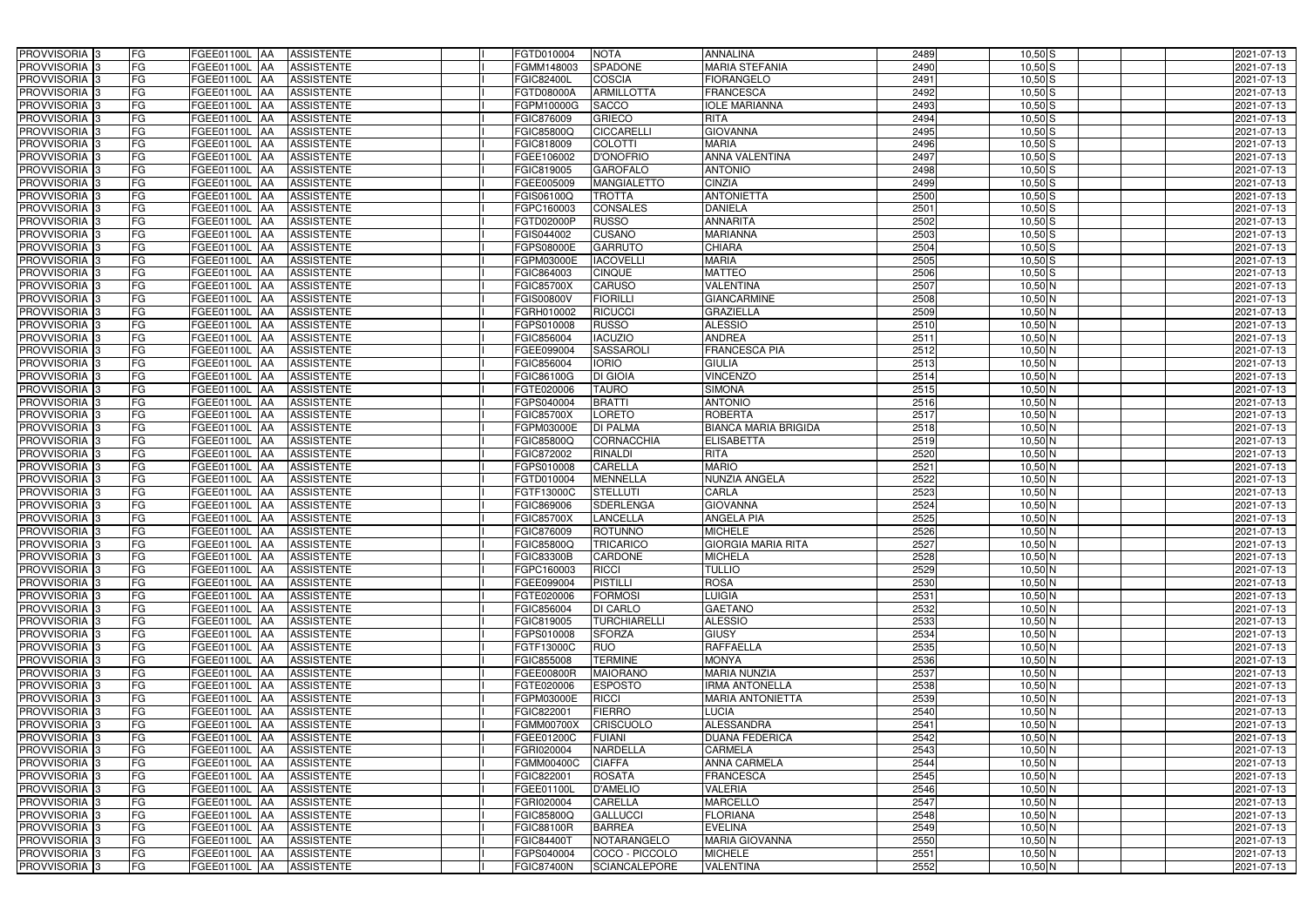| PROVVISORIA | 3 | FG | FGEE01100L | AA | ASSISTENTE | | I | FGTD010004 | NOTA | ANNALINA | 2489 | 10,50 | S | | | 2021-07-13 |
|---|---|---|---|---|---|---|---|---|---|---|---|---|---|---|---|---|
| PROVVISORIA | 3 | FG | FGEE01100L | AA | ASSISTENTE | | I | FGMM148003 | SPADONE | MARIA STEFANIA | 2490 | 10,50 | S | | | 2021-07-13 |
| PROVVISORIA | 3 | FG | FGEE01100L | AA | ASSISTENTE | | I | FGIC82400L | COSCIA | FIORANGELO | 2491 | 10,50 | S | | | 2021-07-13 |
| PROVVISORIA | 3 | FG | FGEE01100L | AA | ASSISTENTE | | I | FGTD08000A | ARMILLOTTA | FRANCESCA | 2492 | 10,50 | S | | | 2021-07-13 |
| PROVVISORIA | 3 | FG | FGEE01100L | AA | ASSISTENTE | | I | FGPM10000G | SACCO | IOLE MARIANNA | 2493 | 10,50 | S | | | 2021-07-13 |
| PROVVISORIA | 3 | FG | FGEE01100L | AA | ASSISTENTE | | I | FGIC876009 | GRIECO | RITA | 2494 | 10,50 | S | | | 2021-07-13 |
| PROVVISORIA | 3 | FG | FGEE01100L | AA | ASSISTENTE | | I | FGIC85800Q | CICCARELLI | GIOVANNA | 2495 | 10,50 | S | | | 2021-07-13 |
| PROVVISORIA | 3 | FG | FGEE01100L | AA | ASSISTENTE | | I | FGIC818009 | COLOTTI | MARIA | 2496 | 10,50 | S | | | 2021-07-13 |
| PROVVISORIA | 3 | FG | FGEE01100L | AA | ASSISTENTE | | I | FGEE106002 | D'ONOFRIO | ANNA VALENTINA | 2497 | 10,50 | S | | | 2021-07-13 |
| PROVVISORIA | 3 | FG | FGEE01100L | AA | ASSISTENTE | | I | FGIC819005 | GAROFALO | ANTONIO | 2498 | 10,50 | S | | | 2021-07-13 |
| PROVVISORIA | 3 | FG | FGEE01100L | AA | ASSISTENTE | | I | FGEE005009 | MANGIALETTO | CINZIA | 2499 | 10,50 | S | | | 2021-07-13 |
| PROVVISORIA | 3 | FG | FGEE01100L | AA | ASSISTENTE | | I | FGIS06100Q | TROTTA | ANTONIETTA | 2500 | 10,50 | S | | | 2021-07-13 |
| PROVVISORIA | 3 | FG | FGEE01100L | AA | ASSISTENTE | | I | FGPC160003 | CONSALES | DANIELA | 2501 | 10,50 | S | | | 2021-07-13 |
| PROVVISORIA | 3 | FG | FGEE01100L | AA | ASSISTENTE | | I | FGTD02000P | RUSSO | ANNARITA | 2502 | 10,50 | S | | | 2021-07-13 |
| PROVVISORIA | 3 | FG | FGEE01100L | AA | ASSISTENTE | | I | FGIS044002 | CUSANO | MARIANNA | 2503 | 10,50 | S | | | 2021-07-13 |
| PROVVISORIA | 3 | FG | FGEE01100L | AA | ASSISTENTE | | I | FGPS08000E | GARRUTO | CHIARA | 2504 | 10,50 | S | | | 2021-07-13 |
| PROVVISORIA | 3 | FG | FGEE01100L | AA | ASSISTENTE | | I | FGPM03000E | IACOVELLI | MARIA | 2505 | 10,50 | S | | | 2021-07-13 |
| PROVVISORIA | 3 | FG | FGEE01100L | AA | ASSISTENTE | | I | FGIC864003 | CINQUE | MATTEO | 2506 | 10,50 | S | | | 2021-07-13 |
| PROVVISORIA | 3 | FG | FGEE01100L | AA | ASSISTENTE | | I | FGIC85700X | CARUSO | VALENTINA | 2507 | 10,50 | N | | | 2021-07-13 |
| PROVVISORIA | 3 | FG | FGEE01100L | AA | ASSISTENTE | | I | FGIS00800V | FIORILLI | GIANCARMINE | 2508 | 10,50 | N | | | 2021-07-13 |
| PROVVISORIA | 3 | FG | FGEE01100L | AA | ASSISTENTE | | I | FGRH010002 | RICUCCI | GRAZIELLA | 2509 | 10,50 | N | | | 2021-07-13 |
| PROVVISORIA | 3 | FG | FGEE01100L | AA | ASSISTENTE | | I | FGPS010008 | RUSSO | ALESSIO | 2510 | 10,50 | N | | | 2021-07-13 |
| PROVVISORIA | 3 | FG | FGEE01100L | AA | ASSISTENTE | | I | FGIC856004 | IACUZIO | ANDREA | 2511 | 10,50 | N | | | 2021-07-13 |
| PROVVISORIA | 3 | FG | FGEE01100L | AA | ASSISTENTE | | I | FGEE099004 | SASSAROLI | FRANCESCA PIA | 2512 | 10,50 | N | | | 2021-07-13 |
| PROVVISORIA | 3 | FG | FGEE01100L | AA | ASSISTENTE | | I | FGIC856004 | IORIO | GIULIA | 2513 | 10,50 | N | | | 2021-07-13 |
| PROVVISORIA | 3 | FG | FGEE01100L | AA | ASSISTENTE | | I | FGIC86100G | DI GIOIA | VINCENZO | 2514 | 10,50 | N | | | 2021-07-13 |
| PROVVISORIA | 3 | FG | FGEE01100L | AA | ASSISTENTE | | I | FGTE020006 | TAURO | SIMONA | 2515 | 10,50 | N | | | 2021-07-13 |
| PROVVISORIA | 3 | FG | FGEE01100L | AA | ASSISTENTE | | I | FGPS040004 | BRATTI | ANTONIO | 2516 | 10,50 | N | | | 2021-07-13 |
| PROVVISORIA | 3 | FG | FGEE01100L | AA | ASSISTENTE | | I | FGIC85700X | LORETO | ROBERTA | 2517 | 10,50 | N | | | 2021-07-13 |
| PROVVISORIA | 3 | FG | FGEE01100L | AA | ASSISTENTE | | I | FGPM03000E | DI PALMA | BIANCA MARIA BRIGIDA | 2518 | 10,50 | N | | | 2021-07-13 |
| PROVVISORIA | 3 | FG | FGEE01100L | AA | ASSISTENTE | | I | FGIC85800Q | CORNACCHIA | ELISABETTA | 2519 | 10,50 | N | | | 2021-07-13 |
| PROVVISORIA | 3 | FG | FGEE01100L | AA | ASSISTENTE | | I | FGIC872002 | RINALDI | RITA | 2520 | 10,50 | N | | | 2021-07-13 |
| PROVVISORIA | 3 | FG | FGEE01100L | AA | ASSISTENTE | | I | FGPS010008 | CARELLA | MARIO | 2521 | 10,50 | N | | | 2021-07-13 |
| PROVVISORIA | 3 | FG | FGEE01100L | AA | ASSISTENTE | | I | FGTD010004 | MENNELLA | NUNZIA ANGELA | 2522 | 10,50 | N | | | 2021-07-13 |
| PROVVISORIA | 3 | FG | FGEE01100L | AA | ASSISTENTE | | I | FGTF13000C | STELLUTI | CARLA | 2523 | 10,50 | N | | | 2021-07-13 |
| PROVVISORIA | 3 | FG | FGEE01100L | AA | ASSISTENTE | | I | FGIC869006 | SDERLENGA | GIOVANNA | 2524 | 10,50 | N | | | 2021-07-13 |
| PROVVISORIA | 3 | FG | FGEE01100L | AA | ASSISTENTE | | I | FGIC85700X | LANCELLA | ANGELA PIA | 2525 | 10,50 | N | | | 2021-07-13 |
| PROVVISORIA | 3 | FG | FGEE01100L | AA | ASSISTENTE | | I | FGIC876009 | ROTUNNO | MICHELE | 2526 | 10,50 | N | | | 2021-07-13 |
| PROVVISORIA | 3 | FG | FGEE01100L | AA | ASSISTENTE | | I | FGIC85800Q | TRICARICO | GIORGIA MARIA RITA | 2527 | 10,50 | N | | | 2021-07-13 |
| PROVVISORIA | 3 | FG | FGEE01100L | AA | ASSISTENTE | | I | FGIC83300B | CARDONE | MICHELA | 2528 | 10,50 | N | | | 2021-07-13 |
| PROVVISORIA | 3 | FG | FGEE01100L | AA | ASSISTENTE | | I | FGPC160003 | RICCI | TULLIO | 2529 | 10,50 | N | | | 2021-07-13 |
| PROVVISORIA | 3 | FG | FGEE01100L | AA | ASSISTENTE | | I | FGEE099004 | PISTILLI | ROSA | 2530 | 10,50 | N | | | 2021-07-13 |
| PROVVISORIA | 3 | FG | FGEE01100L | AA | ASSISTENTE | | I | FGTE020006 | FORMOSI | LUIGIA | 2531 | 10,50 | N | | | 2021-07-13 |
| PROVVISORIA | 3 | FG | FGEE01100L | AA | ASSISTENTE | | I | FGIC856004 | DI CARLO | GAETANO | 2532 | 10,50 | N | | | 2021-07-13 |
| PROVVISORIA | 3 | FG | FGEE01100L | AA | ASSISTENTE | | I | FGIC819005 | TURCHIARELLI | ALESSIO | 2533 | 10,50 | N | | | 2021-07-13 |
| PROVVISORIA | 3 | FG | FGEE01100L | AA | ASSISTENTE | | I | FGPS010008 | SFORZA | GIUSY | 2534 | 10,50 | N | | | 2021-07-13 |
| PROVVISORIA | 3 | FG | FGEE01100L | AA | ASSISTENTE | | I | FGTF13000C | RUO | RAFFAELLA | 2535 | 10,50 | N | | | 2021-07-13 |
| PROVVISORIA | 3 | FG | FGEE01100L | AA | ASSISTENTE | | I | FGIC855008 | TERMINE | MONYA | 2536 | 10,50 | N | | | 2021-07-13 |
| PROVVISORIA | 3 | FG | FGEE01100L | AA | ASSISTENTE | | I | FGEE00800R | MAIORANO | MARIA NUNZIA | 2537 | 10,50 | N | | | 2021-07-13 |
| PROVVISORIA | 3 | FG | FGEE01100L | AA | ASSISTENTE | | I | FGTE020006 | ESPOSTO | IRMA ANTONELLA | 2538 | 10,50 | N | | | 2021-07-13 |
| PROVVISORIA | 3 | FG | FGEE01100L | AA | ASSISTENTE | | I | FGPM03000E | RICCI | MARIA ANTONIETTA | 2539 | 10,50 | N | | | 2021-07-13 |
| PROVVISORIA | 3 | FG | FGEE01100L | AA | ASSISTENTE | | I | FGIC822001 | FIERRO | LUCIA | 2540 | 10,50 | N | | | 2021-07-13 |
| PROVVISORIA | 3 | FG | FGEE01100L | AA | ASSISTENTE | | I | FGMM00700X | CRISCUOLO | ALESSANDRA | 2541 | 10,50 | N | | | 2021-07-13 |
| PROVVISORIA | 3 | FG | FGEE01100L | AA | ASSISTENTE | | I | FGEE01200C | FUIANI | DUANA FEDERICA | 2542 | 10,50 | N | | | 2021-07-13 |
| PROVVISORIA | 3 | FG | FGEE01100L | AA | ASSISTENTE | | I | FGRI020004 | NARDELLA | CARMELA | 2543 | 10,50 | N | | | 2021-07-13 |
| PROVVISORIA | 3 | FG | FGEE01100L | AA | ASSISTENTE | | I | FGMM00400C | CIAFFA | ANNA CARMELA | 2544 | 10,50 | N | | | 2021-07-13 |
| PROVVISORIA | 3 | FG | FGEE01100L | AA | ASSISTENTE | | I | FGIC822001 | ROSATA | FRANCESCA | 2545 | 10,50 | N | | | 2021-07-13 |
| PROVVISORIA | 3 | FG | FGEE01100L | AA | ASSISTENTE | | I | FGEE01100L | D'AMELIO | VALERIA | 2546 | 10,50 | N | | | 2021-07-13 |
| PROVVISORIA | 3 | FG | FGEE01100L | AA | ASSISTENTE | | I | FGRI020004 | CARELLA | MARCELLO | 2547 | 10,50 | N | | | 2021-07-13 |
| PROVVISORIA | 3 | FG | FGEE01100L | AA | ASSISTENTE | | I | FGIC85800Q | GALLUCCI | FLORIANA | 2548 | 10,50 | N | | | 2021-07-13 |
| PROVVISORIA | 3 | FG | FGEE01100L | AA | ASSISTENTE | | I | FGIC88100R | BARREA | EVELINA | 2549 | 10,50 | N | | | 2021-07-13 |
| PROVVISORIA | 3 | FG | FGEE01100L | AA | ASSISTENTE | | I | FGIC84400T | NOTARANGELO | MARIA GIOVANNA | 2550 | 10,50 | N | | | 2021-07-13 |
| PROVVISORIA | 3 | FG | FGEE01100L | AA | ASSISTENTE | | I | FGPS040004 | COCO - PICCOLO | MICHELE | 2551 | 10,50 | N | | | 2021-07-13 |
| PROVVISORIA | 3 | FG | FGEE01100L | AA | ASSISTENTE | | I | FGIC87400N | SCIANCALEPORE | VALENTINA | 2552 | 10,50 | N | | | 2021-07-13 |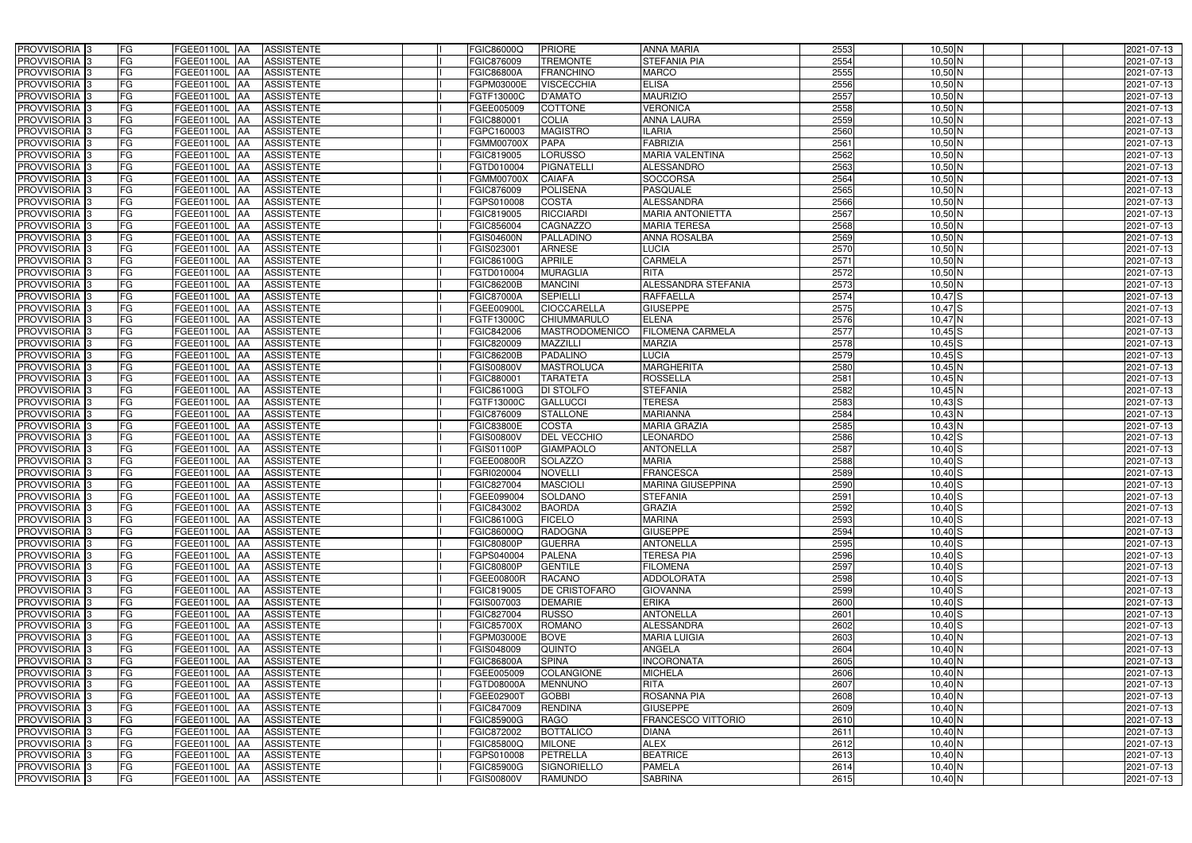| | | | | | | | | | | | | | | | |
|---|---|---|---|---|---|---|---|---|---|---|---|---|---|---|---|
| PROVVISORIA 3 | FG | FGEE01100L | AA | ASSISTENTE | | I | FGIC86000Q | PRIORE | ANNA MARIA | 2553 | 10,50 | N | | | 2021-07-13 |
| PROVVISORIA 3 | FG | FGEE01100L | AA | ASSISTENTE | | I | FGIC876009 | TREMONTE | STEFANIA PIA | 2554 | 10,50 | N | | | 2021-07-13 |
| PROVVISORIA 3 | FG | FGEE01100L | AA | ASSISTENTE | | I | FGIC86800A | FRANCHINO | MARCO | 2555 | 10,50 | N | | | 2021-07-13 |
| PROVVISORIA 3 | FG | FGEE01100L | AA | ASSISTENTE | | I | FGPM03000E | VISCECCHIA | ELISA | 2556 | 10,50 | N | | | 2021-07-13 |
| PROVVISORIA 3 | FG | FGEE01100L | AA | ASSISTENTE | | I | FGTF13000C | D'AMATO | MAURIZIO | 2557 | 10,50 | N | | | 2021-07-13 |
| PROVVISORIA 3 | FG | FGEE01100L | AA | ASSISTENTE | | I | FGEE005009 | COTTONE | VERONICA | 2558 | 10,50 | N | | | 2021-07-13 |
| PROVVISORIA 3 | FG | FGEE01100L | AA | ASSISTENTE | | I | FGIC880001 | COLIA | ANNA LAURA | 2559 | 10,50 | N | | | 2021-07-13 |
| PROVVISORIA 3 | FG | FGEE01100L | AA | ASSISTENTE | | I | FGPC160003 | MAGISTRO | ILARIA | 2560 | 10,50 | N | | | 2021-07-13 |
| PROVVISORIA 3 | FG | FGEE01100L | AA | ASSISTENTE | | I | FGMM00700X | PAPA | FABRIZIA | 2561 | 10,50 | N | | | 2021-07-13 |
| PROVVISORIA 3 | FG | FGEE01100L | AA | ASSISTENTE | | I | FGIC819005 | LORUSSO | MARIA VALENTINA | 2562 | 10,50 | N | | | 2021-07-13 |
| PROVVISORIA 3 | FG | FGEE01100L | AA | ASSISTENTE | | I | FGTD010004 | PIGNATELLI | ALESSANDRO | 2563 | 10,50 | N | | | 2021-07-13 |
| PROVVISORIA 3 | FG | FGEE01100L | AA | ASSISTENTE | | I | FGMM00700X | CAIAFA | SOCCORSA | 2564 | 10,50 | N | | | 2021-07-13 |
| PROVVISORIA 3 | FG | FGEE01100L | AA | ASSISTENTE | | I | FGIC876009 | POLISENA | PASQUALE | 2565 | 10,50 | N | | | 2021-07-13 |
| PROVVISORIA 3 | FG | FGEE01100L | AA | ASSISTENTE | | I | FGPS010008 | COSTA | ALESSANDRA | 2566 | 10,50 | N | | | 2021-07-13 |
| PROVVISORIA 3 | FG | FGEE01100L | AA | ASSISTENTE | | I | FGIC819005 | RICCIARDI | MARIA ANTONIETTA | 2567 | 10,50 | N | | | 2021-07-13 |
| PROVVISORIA 3 | FG | FGEE01100L | AA | ASSISTENTE | | I | FGIC856004 | CAGNAZZO | MARIA TERESA | 2568 | 10,50 | N | | | 2021-07-13 |
| PROVVISORIA 3 | FG | FGEE01100L | AA | ASSISTENTE | | I | FGIS04600N | PALLADINO | ANNA ROSALBA | 2569 | 10,50 | N | | | 2021-07-13 |
| PROVVISORIA 3 | FG | FGEE01100L | AA | ASSISTENTE | | I | FGIS023001 | ARNESE | LUCIA | 2570 | 10,50 | N | | | 2021-07-13 |
| PROVVISORIA 3 | FG | FGEE01100L | AA | ASSISTENTE | | I | FGIC86100G | APRILE | CARMELA | 2571 | 10,50 | N | | | 2021-07-13 |
| PROVVISORIA 3 | FG | FGEE01100L | AA | ASSISTENTE | | I | FGTD010004 | MURAGLIA | RITA | 2572 | 10,50 | N | | | 2021-07-13 |
| PROVVISORIA 3 | FG | FGEE01100L | AA | ASSISTENTE | | I | FGIC86200B | MANCINI | ALESSANDRA STEFANIA | 2573 | 10,50 | N | | | 2021-07-13 |
| PROVVISORIA 3 | FG | FGEE01100L | AA | ASSISTENTE | | I | FGIC87000A | SEPIELLI | RAFFAELLA | 2574 | 10,47 | S | | | 2021-07-13 |
| PROVVISORIA 3 | FG | FGEE01100L | AA | ASSISTENTE | | I | FGEE00900L | CIOCCARELLA | GIUSEPPE | 2575 | 10,47 | S | | | 2021-07-13 |
| PROVVISORIA 3 | FG | FGEE01100L | AA | ASSISTENTE | | I | FGTF13000C | CHIUMMARULO | ELENA | 2576 | 10,47 | N | | | 2021-07-13 |
| PROVVISORIA 3 | FG | FGEE01100L | AA | ASSISTENTE | | I | FGIC842006 | MASTRODOMENICO | FILOMENA CARMELA | 2577 | 10,45 | S | | | 2021-07-13 |
| PROVVISORIA 3 | FG | FGEE01100L | AA | ASSISTENTE | | I | FGIC820009 | MAZZILLI | MARZIA | 2578 | 10,45 | S | | | 2021-07-13 |
| PROVVISORIA 3 | FG | FGEE01100L | AA | ASSISTENTE | | I | FGIC86200B | PADALINO | LUCIA | 2579 | 10,45 | S | | | 2021-07-13 |
| PROVVISORIA 3 | FG | FGEE01100L | AA | ASSISTENTE | | I | FGIS00800V | MASTROLUCA | MARGHERITA | 2580 | 10,45 | N | | | 2021-07-13 |
| PROVVISORIA 3 | FG | FGEE01100L | AA | ASSISTENTE | | I | FGIC880001 | TARATETA | ROSSELLA | 2581 | 10,45 | N | | | 2021-07-13 |
| PROVVISORIA 3 | FG | FGEE01100L | AA | ASSISTENTE | | I | FGIC86100G | DI STOLFO | STEFANIA | 2582 | 10,45 | N | | | 2021-07-13 |
| PROVVISORIA 3 | FG | FGEE01100L | AA | ASSISTENTE | | I | FGTF13000C | GALLUCCI | TERESA | 2583 | 10,43 | S | | | 2021-07-13 |
| PROVVISORIA 3 | FG | FGEE01100L | AA | ASSISTENTE | | I | FGIC876009 | STALLONE | MARIANNA | 2584 | 10,43 | N | | | 2021-07-13 |
| PROVVISORIA 3 | FG | FGEE01100L | AA | ASSISTENTE | | I | FGIC83800E | COSTA | MARIA GRAZIA | 2585 | 10,43 | N | | | 2021-07-13 |
| PROVVISORIA 3 | FG | FGEE01100L | AA | ASSISTENTE | | I | FGIS00800V | DEL VECCHIO | LEONARDO | 2586 | 10,42 | S | | | 2021-07-13 |
| PROVVISORIA 3 | FG | FGEE01100L | AA | ASSISTENTE | | I | FGIS01100P | GIAMPAOLO | ANTONELLA | 2587 | 10,40 | S | | | 2021-07-13 |
| PROVVISORIA 3 | FG | FGEE01100L | AA | ASSISTENTE | | I | FGEE00800R | SOLAZZO | MARIA | 2588 | 10,40 | S | | | 2021-07-13 |
| PROVVISORIA 3 | FG | FGEE01100L | AA | ASSISTENTE | | I | FGRI020004 | NOVELLI | FRANCESCA | 2589 | 10,40 | S | | | 2021-07-13 |
| PROVVISORIA 3 | FG | FGEE01100L | AA | ASSISTENTE | | I | FGIC827004 | MASCIOLI | MARINA GIUSEPPINA | 2590 | 10,40 | S | | | 2021-07-13 |
| PROVVISORIA 3 | FG | FGEE01100L | AA | ASSISTENTE | | I | FGEE099004 | SOLDANO | STEFANIA | 2591 | 10,40 | S | | | 2021-07-13 |
| PROVVISORIA 3 | FG | FGEE01100L | AA | ASSISTENTE | | I | FGIC843002 | BAORDA | GRAZIA | 2592 | 10,40 | S | | | 2021-07-13 |
| PROVVISORIA 3 | FG | FGEE01100L | AA | ASSISTENTE | | I | FGIC86100G | FICELO | MARINA | 2593 | 10,40 | S | | | 2021-07-13 |
| PROVVISORIA 3 | FG | FGEE01100L | AA | ASSISTENTE | | I | FGIC86000Q | RADOGNA | GIUSEPPE | 2594 | 10,40 | S | | | 2021-07-13 |
| PROVVISORIA 3 | FG | FGEE01100L | AA | ASSISTENTE | | I | FGIC80800P | GUERRA | ANTONELLA | 2595 | 10,40 | S | | | 2021-07-13 |
| PROVVISORIA 3 | FG | FGEE01100L | AA | ASSISTENTE | | I | FGPS040004 | PALENA | TERESA PIA | 2596 | 10,40 | S | | | 2021-07-13 |
| PROVVISORIA 3 | FG | FGEE01100L | AA | ASSISTENTE | | I | FGIC80800P | GENTILE | FILOMENA | 2597 | 10,40 | S | | | 2021-07-13 |
| PROVVISORIA 3 | FG | FGEE01100L | AA | ASSISTENTE | | I | FGEE00800R | RACANO | ADDOLORATA | 2598 | 10,40 | S | | | 2021-07-13 |
| PROVVISORIA 3 | FG | FGEE01100L | AA | ASSISTENTE | | I | FGIC819005 | DE CRISTOFARO | GIOVANNA | 2599 | 10,40 | S | | | 2021-07-13 |
| PROVVISORIA 3 | FG | FGEE01100L | AA | ASSISTENTE | | I | FGIS007003 | DEMARIE | ERIKA | 2600 | 10,40 | S | | | 2021-07-13 |
| PROVVISORIA 3 | FG | FGEE01100L | AA | ASSISTENTE | | I | FGIC827004 | RUSSO | ANTONELLA | 2601 | 10,40 | S | | | 2021-07-13 |
| PROVVISORIA 3 | FG | FGEE01100L | AA | ASSISTENTE | | I | FGIC85700X | ROMANO | ALESSANDRA | 2602 | 10,40 | S | | | 2021-07-13 |
| PROVVISORIA 3 | FG | FGEE01100L | AA | ASSISTENTE | | I | FGPM03000E | BOVE | MARIA LUIGIA | 2603 | 10,40 | N | | | 2021-07-13 |
| PROVVISORIA 3 | FG | FGEE01100L | AA | ASSISTENTE | | I | FGIS048009 | QUINTO | ANGELA | 2604 | 10,40 | N | | | 2021-07-13 |
| PROVVISORIA 3 | FG | FGEE01100L | AA | ASSISTENTE | | I | FGIC86800A | SPINA | INCORONATA | 2605 | 10,40 | N | | | 2021-07-13 |
| PROVVISORIA 3 | FG | FGEE01100L | AA | ASSISTENTE | | I | FGEE005009 | COLANGIONE | MICHELA | 2606 | 10,40 | N | | | 2021-07-13 |
| PROVVISORIA 3 | FG | FGEE01100L | AA | ASSISTENTE | | I | FGTD08000A | MENNUNO | RITA | 2607 | 10,40 | N | | | 2021-07-13 |
| PROVVISORIA 3 | FG | FGEE01100L | AA | ASSISTENTE | | I | FGEE02900T | GOBBI | ROSANNA PIA | 2608 | 10,40 | N | | | 2021-07-13 |
| PROVVISORIA 3 | FG | FGEE01100L | AA | ASSISTENTE | | I | FGIC847009 | RENDINA | GIUSEPPE | 2609 | 10,40 | N | | | 2021-07-13 |
| PROVVISORIA 3 | FG | FGEE01100L | AA | ASSISTENTE | | I | FGIC85900G | RAGO | FRANCESCO VITTORIO | 2610 | 10,40 | N | | | 2021-07-13 |
| PROVVISORIA 3 | FG | FGEE01100L | AA | ASSISTENTE | | I | FGIC872002 | BOTTALICO | DIANA | 2611 | 10,40 | N | | | 2021-07-13 |
| PROVVISORIA 3 | FG | FGEE01100L | AA | ASSISTENTE | | I | FGIC85800Q | MILONE | ALEX | 2612 | 10,40 | N | | | 2021-07-13 |
| PROVVISORIA 3 | FG | FGEE01100L | AA | ASSISTENTE | | I | FGPS010008 | PETRELLA | BEATRICE | 2613 | 10,40 | N | | | 2021-07-13 |
| PROVVISORIA 3 | FG | FGEE01100L | AA | ASSISTENTE | | I | FGIC85900G | SIGNORIELLO | PAMELA | 2614 | 10,40 | N | | | 2021-07-13 |
| PROVVISORIA 3 | FG | FGEE01100L | AA | ASSISTENTE | | I | FGIS00800V | RAMUNDO | SABRINA | 2615 | 10,40 | N | | | 2021-07-13 |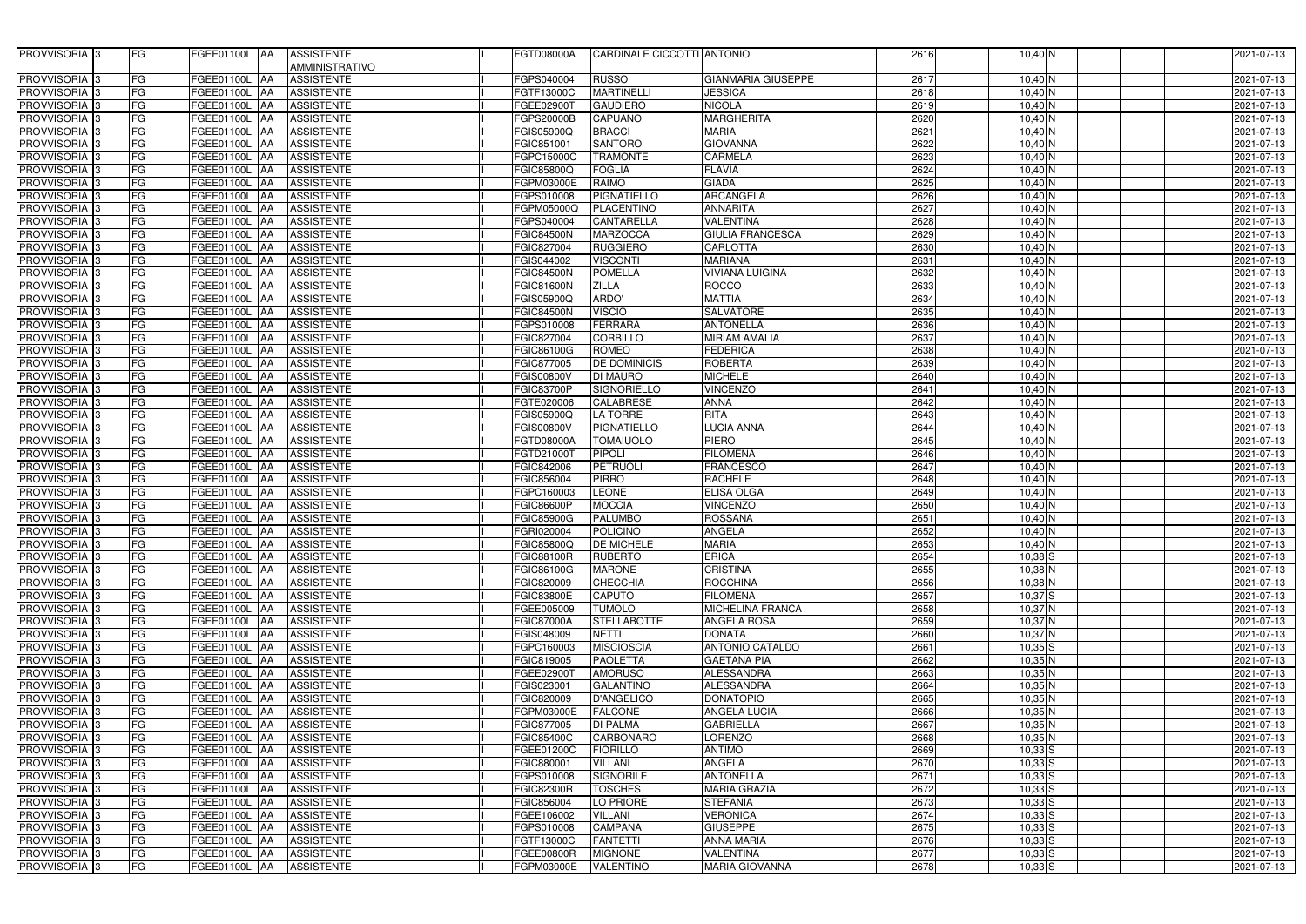| PROVVISORIA | 3 | FG | FGEE01100L | AA | ASSISTENTE AMMINISTRATIVO | | | FGTD08000A | CARDINALE CICCOTTI | ANTONIO | 2616 | 10,40 | N | | | | 2021-07-13 |
|---|---|---|---|---|---|---|---|---|---|---|---|---|---|---|---|---|---|
| PROVVISORIA | 3 | FG | FGEE01100L | AA | ASSISTENTE | | | FGPS040004 | RUSSO | GIANMARIA GIUSEPPE | 2617 | 10,40 | N | | | | 2021-07-13 |
| PROVVISORIA | 3 | FG | FGEE01100L | AA | ASSISTENTE | | | FGTF13000C | MARTINELLI | JESSICA | 2618 | 10,40 | N | | | | 2021-07-13 |
| PROVVISORIA | 3 | FG | FGEE01100L | AA | ASSISTENTE | | | FGEE02900T | GAUDIERO | NICOLA | 2619 | 10,40 | N | | | | 2021-07-13 |
| PROVVISORIA | 3 | FG | FGEE01100L | AA | ASSISTENTE | | | FGPS20000B | CAPUANO | MARGHERITA | 2620 | 10,40 | N | | | | 2021-07-13 |
| PROVVISORIA | 3 | FG | FGEE01100L | AA | ASSISTENTE | | | FGIS05900Q | BRACCI | MARIA | 2621 | 10,40 | N | | | | 2021-07-13 |
| PROVVISORIA | 3 | FG | FGEE01100L | AA | ASSISTENTE | | | FGIC851001 | SANTORO | GIOVANNA | 2622 | 10,40 | N | | | | 2021-07-13 |
| PROVVISORIA | 3 | FG | FGEE01100L | AA | ASSISTENTE | | | FGPC15000C | TRAMONTE | CARMELA | 2623 | 10,40 | N | | | | 2021-07-13 |
| PROVVISORIA | 3 | FG | FGEE01100L | AA | ASSISTENTE | | | FGIC85800Q | FOGLIA | FLAVIA | 2624 | 10,40 | N | | | | 2021-07-13 |
| PROVVISORIA | 3 | FG | FGEE01100L | AA | ASSISTENTE | | | FGPM03000E | RAIMO | GIADA | 2625 | 10,40 | N | | | | 2021-07-13 |
| PROVVISORIA | 3 | FG | FGEE01100L | AA | ASSISTENTE | | | FGPS010008 | PIGNATIELLO | ARCANGELA | 2626 | 10,40 | N | | | | 2021-07-13 |
| PROVVISORIA | 3 | FG | FGEE01100L | AA | ASSISTENTE | | | FGPM05000Q | PLACENTINO | ANNARITA | 2627 | 10,40 | N | | | | 2021-07-13 |
| PROVVISORIA | 3 | FG | FGEE01100L | AA | ASSISTENTE | | | FGPS040004 | CANTARELLA | VALENTINA | 2628 | 10,40 | N | | | | 2021-07-13 |
| PROVVISORIA | 3 | FG | FGEE01100L | AA | ASSISTENTE | | | FGIC84500N | MARZOCCA | GIULIA FRANCESCA | 2629 | 10,40 | N | | | | 2021-07-13 |
| PROVVISORIA | 3 | FG | FGEE01100L | AA | ASSISTENTE | | | FGIC827004 | RUGGIERO | CARLOTTA | 2630 | 10,40 | N | | | | 2021-07-13 |
| PROVVISORIA | 3 | FG | FGEE01100L | AA | ASSISTENTE | | | FGIS044002 | VISCONTI | MARIANA | 2631 | 10,40 | N | | | | 2021-07-13 |
| PROVVISORIA | 3 | FG | FGEE01100L | AA | ASSISTENTE | | | FGIC84500N | POMELLA | VIVIANA LUIGINA | 2632 | 10,40 | N | | | | 2021-07-13 |
| PROVVISORIA | 3 | FG | FGEE01100L | AA | ASSISTENTE | | | FGIC81600N | ZILLA | ROCCO | 2633 | 10,40 | N | | | | 2021-07-13 |
| PROVVISORIA | 3 | FG | FGEE01100L | AA | ASSISTENTE | | | FGIS05900Q | ARDO' | MATTIA | 2634 | 10,40 | N | | | | 2021-07-13 |
| PROVVISORIA | 3 | FG | FGEE01100L | AA | ASSISTENTE | | | FGIC84500N | VISCIO | SALVATORE | 2635 | 10,40 | N | | | | 2021-07-13 |
| PROVVISORIA | 3 | FG | FGEE01100L | AA | ASSISTENTE | | | FGPS010008 | FERRARA | ANTONELLA | 2636 | 10,40 | N | | | | 2021-07-13 |
| PROVVISORIA | 3 | FG | FGEE01100L | AA | ASSISTENTE | | | FGIC827004 | CORBILLO | MIRIAM AMALIA | 2637 | 10,40 | N | | | | 2021-07-13 |
| PROVVISORIA | 3 | FG | FGEE01100L | AA | ASSISTENTE | | | FGIC86100G | ROMEO | FEDERICA | 2638 | 10,40 | N | | | | 2021-07-13 |
| PROVVISORIA | 3 | FG | FGEE01100L | AA | ASSISTENTE | | | FGIC877005 | DE DOMINICIS | ROBERTA | 2639 | 10,40 | N | | | | 2021-07-13 |
| PROVVISORIA | 3 | FG | FGEE01100L | AA | ASSISTENTE | | | FGIS00800V | DI MAURO | MICHELE | 2640 | 10,40 | N | | | | 2021-07-13 |
| PROVVISORIA | 3 | FG | FGEE01100L | AA | ASSISTENTE | | | FGIC83700P | SIGNORIELLO | VINCENZO | 2641 | 10,40 | N | | | | 2021-07-13 |
| PROVVISORIA | 3 | FG | FGEE01100L | AA | ASSISTENTE | | | FGTE020006 | CALABRESE | ANNA | 2642 | 10,40 | N | | | | 2021-07-13 |
| PROVVISORIA | 3 | FG | FGEE01100L | AA | ASSISTENTE | | | FGIS05900Q | LA TORRE | RITA | 2643 | 10,40 | N | | | | 2021-07-13 |
| PROVVISORIA | 3 | FG | FGEE01100L | AA | ASSISTENTE | | | FGIS00800V | PIGNATIELLO | LUCIA ANNA | 2644 | 10,40 | N | | | | 2021-07-13 |
| PROVVISORIA | 3 | FG | FGEE01100L | AA | ASSISTENTE | | | FGTD08000A | TOMAIUOLO | PIERO | 2645 | 10,40 | N | | | | 2021-07-13 |
| PROVVISORIA | 3 | FG | FGEE01100L | AA | ASSISTENTE | | | FGTD21000T | PIPOLI | FILOMENA | 2646 | 10,40 | N | | | | 2021-07-13 |
| PROVVISORIA | 3 | FG | FGEE01100L | AA | ASSISTENTE | | | FGIC842006 | PETRUOLI | FRANCESCO | 2647 | 10,40 | N | | | | 2021-07-13 |
| PROVVISORIA | 3 | FG | FGEE01100L | AA | ASSISTENTE | | | FGIC856004 | PIRRO | RACHELE | 2648 | 10,40 | N | | | | 2021-07-13 |
| PROVVISORIA | 3 | FG | FGEE01100L | AA | ASSISTENTE | | | FGPC160003 | LEONE | ELISA OLGA | 2649 | 10,40 | N | | | | 2021-07-13 |
| PROVVISORIA | 3 | FG | FGEE01100L | AA | ASSISTENTE | | | FGIC86600P | MOCCIA | VINCENZO | 2650 | 10,40 | N | | | | 2021-07-13 |
| PROVVISORIA | 3 | FG | FGEE01100L | AA | ASSISTENTE | | | FGIC85900G | PALUMBO | ROSSANA | 2651 | 10,40 | N | | | | 2021-07-13 |
| PROVVISORIA | 3 | FG | FGEE01100L | AA | ASSISTENTE | | | FGRI020004 | POLICINO | ANGELA | 2652 | 10,40 | N | | | | 2021-07-13 |
| PROVVISORIA | 3 | FG | FGEE01100L | AA | ASSISTENTE | | | FGIC85800Q | DE MICHELE | MARIA | 2653 | 10,40 | N | | | | 2021-07-13 |
| PROVVISORIA | 3 | FG | FGEE01100L | AA | ASSISTENTE | | | FGIC88100R | RUBERTO | ERICA | 2654 | 10,38 | S | | | | 2021-07-13 |
| PROVVISORIA | 3 | FG | FGEE01100L | AA | ASSISTENTE | | | FGIC86100G | MARONE | CRISTINA | 2655 | 10,38 | N | | | | 2021-07-13 |
| PROVVISORIA | 3 | FG | FGEE01100L | AA | ASSISTENTE | | | FGIC820009 | CHECCHIA | ROCCHINA | 2656 | 10,38 | N | | | | 2021-07-13 |
| PROVVISORIA | 3 | FG | FGEE01100L | AA | ASSISTENTE | | | FGIC83800E | CAPUTO | FILOMENA | 2657 | 10,37 | S | | | | 2021-07-13 |
| PROVVISORIA | 3 | FG | FGEE01100L | AA | ASSISTENTE | | | FGEE005009 | TUMOLO | MICHELINA FRANCA | 2658 | 10,37 | N | | | | 2021-07-13 |
| PROVVISORIA | 3 | FG | FGEE01100L | AA | ASSISTENTE | | | FGIC87000A | STELLABOTTE | ANGELA ROSA | 2659 | 10,37 | N | | | | 2021-07-13 |
| PROVVISORIA | 3 | FG | FGEE01100L | AA | ASSISTENTE | | | FGIS048009 | NETTI | DONATA | 2660 | 10,37 | N | | | | 2021-07-13 |
| PROVVISORIA | 3 | FG | FGEE01100L | AA | ASSISTENTE | | | FGPC160003 | MISCIOSCIA | ANTONIO CATALDO | 2661 | 10,35 | S | | | | 2021-07-13 |
| PROVVISORIA | 3 | FG | FGEE01100L | AA | ASSISTENTE | | | FGIC819005 | PAOLETTA | GAETANA PIA | 2662 | 10,35 | N | | | | 2021-07-13 |
| PROVVISORIA | 3 | FG | FGEE01100L | AA | ASSISTENTE | | | FGEE02900T | AMORUSO | ALESSANDRA | 2663 | 10,35 | N | | | | 2021-07-13 |
| PROVVISORIA | 3 | FG | FGEE01100L | AA | ASSISTENTE | | | FGIS023001 | GALANTINO | ALESSANDRA | 2664 | 10,35 | N | | | | 2021-07-13 |
| PROVVISORIA | 3 | FG | FGEE01100L | AA | ASSISTENTE | | | FGIC820009 | D'ANGELICO | DONATOPIO | 2665 | 10,35 | N | | | | 2021-07-13 |
| PROVVISORIA | 3 | FG | FGEE01100L | AA | ASSISTENTE | | | FGPM03000E | FALCONE | ANGELA LUCIA | 2666 | 10,35 | N | | | | 2021-07-13 |
| PROVVISORIA | 3 | FG | FGEE01100L | AA | ASSISTENTE | | | FGIC877005 | DI PALMA | GABRIELLA | 2667 | 10,35 | N | | | | 2021-07-13 |
| PROVVISORIA | 3 | FG | FGEE01100L | AA | ASSISTENTE | | | FGIC85400C | CARBONARO | LORENZO | 2668 | 10,35 | N | | | | 2021-07-13 |
| PROVVISORIA | 3 | FG | FGEE01100L | AA | ASSISTENTE | | | FGEE01200C | FIORILLO | ANTIMO | 2669 | 10,33 | S | | | | 2021-07-13 |
| PROVVISORIA | 3 | FG | FGEE01100L | AA | ASSISTENTE | | | FGIC880001 | VILLANI | ANGELA | 2670 | 10,33 | S | | | | 2021-07-13 |
| PROVVISORIA | 3 | FG | FGEE01100L | AA | ASSISTENTE | | | FGPS010008 | SIGNORILE | ANTONELLA | 2671 | 10,33 | S | | | | 2021-07-13 |
| PROVVISORIA | 3 | FG | FGEE01100L | AA | ASSISTENTE | | | FGIC82300R | TOSCHES | MARIA GRAZIA | 2672 | 10,33 | S | | | | 2021-07-13 |
| PROVVISORIA | 3 | FG | FGEE01100L | AA | ASSISTENTE | | | FGIC856004 | LO PRIORE | STEFANIA | 2673 | 10,33 | S | | | | 2021-07-13 |
| PROVVISORIA | 3 | FG | FGEE01100L | AA | ASSISTENTE | | | FGEE106002 | VILLANI | VERONICA | 2674 | 10,33 | S | | | | 2021-07-13 |
| PROVVISORIA | 3 | FG | FGEE01100L | AA | ASSISTENTE | | | FGPS010008 | CAMPANA | GIUSEPPE | 2675 | 10,33 | S | | | | 2021-07-13 |
| PROVVISORIA | 3 | FG | FGEE01100L | AA | ASSISTENTE | | | FGTF13000C | FANTETTI | ANNA MARIA | 2676 | 10,33 | S | | | | 2021-07-13 |
| PROVVISORIA | 3 | FG | FGEE01100L | AA | ASSISTENTE | | | FGEE00800R | MIGNONE | VALENTINA | 2677 | 10,33 | S | | | | 2021-07-13 |
| PROVVISORIA | 3 | FG | FGEE01100L | AA | ASSISTENTE | | | FGPM03000E | VALENTINO | MARIA GIOVANNA | 2678 | 10,33 | S | | | | 2021-07-13 |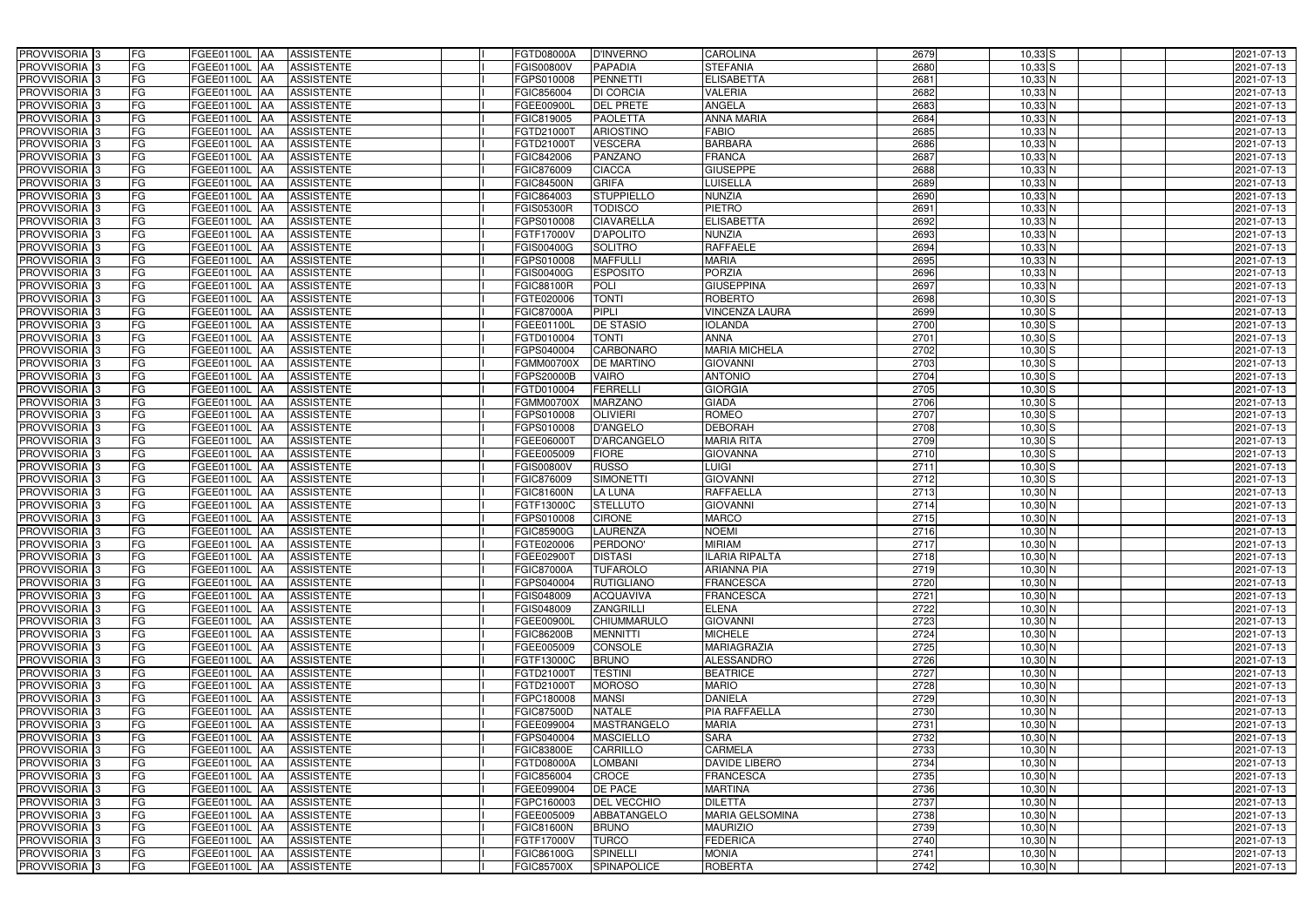| PROVVISORIA | 3 | FG | FGEE01100L | AA | ASSISTENTE | | I | FGTD08000A | D'INVERNO | CAROLINA | 2679 | 10,33 | S | | | 2021-07-13 |
|---|---|---|---|---|---|---|---|---|---|---|---|---|---|---|---|---|
| PROVVISORIA | 3 | FG | FGEE01100L | AA | ASSISTENTE | | I | FGIS00800V | PAPADIA | STEFANIA | 2680 | 10,33 | S | | | 2021-07-13 |
| PROVVISORIA | 3 | FG | FGEE01100L | AA | ASSISTENTE | | I | FGPS010008 | PENNETTI | ELISABETTA | 2681 | 10,33 | N | | | 2021-07-13 |
| PROVVISORIA | 3 | FG | FGEE01100L | AA | ASSISTENTE | | I | FGIC856004 | DI CORCIA | VALERIA | 2682 | 10,33 | N | | | 2021-07-13 |
| PROVVISORIA | 3 | FG | FGEE01100L | AA | ASSISTENTE | | I | FGEE00900L | DEL PRETE | ANGELA | 2683 | 10,33 | N | | | 2021-07-13 |
| PROVVISORIA | 3 | FG | FGEE01100L | AA | ASSISTENTE | | I | FGIC819005 | PAOLETTA | ANNA MARIA | 2684 | 10,33 | N | | | 2021-07-13 |
| PROVVISORIA | 3 | FG | FGEE01100L | AA | ASSISTENTE | | I | FGTD21000T | ARIOSTINO | FABIO | 2685 | 10,33 | N | | | 2021-07-13 |
| PROVVISORIA | 3 | FG | FGEE01100L | AA | ASSISTENTE | | I | FGTD21000T | VESCERA | BARBARA | 2686 | 10,33 | N | | | 2021-07-13 |
| PROVVISORIA | 3 | FG | FGEE01100L | AA | ASSISTENTE | | I | FGIC842006 | PANZANO | FRANCA | 2687 | 10,33 | N | | | 2021-07-13 |
| PROVVISORIA | 3 | FG | FGEE01100L | AA | ASSISTENTE | | I | FGIC876009 | CIACCA | GIUSEPPE | 2688 | 10,33 | N | | | 2021-07-13 |
| PROVVISORIA | 3 | FG | FGEE01100L | AA | ASSISTENTE | | I | FGIC84500N | GRIFA | LUISELLA | 2689 | 10,33 | N | | | 2021-07-13 |
| PROVVISORIA | 3 | FG | FGEE01100L | AA | ASSISTENTE | | I | FGIC864003 | STUPPIELLO | NUNZIA | 2690 | 10,33 | N | | | 2021-07-13 |
| PROVVISORIA | 3 | FG | FGEE01100L | AA | ASSISTENTE | | I | FGIS05300R | TODISCO | PIETRO | 2691 | 10,33 | N | | | 2021-07-13 |
| PROVVISORIA | 3 | FG | FGEE01100L | AA | ASSISTENTE | | I | FGPS010008 | CIAVARELLA | ELISABETTA | 2692 | 10,33 | N | | | 2021-07-13 |
| PROVVISORIA | 3 | FG | FGEE01100L | AA | ASSISTENTE | | I | FGTF17000V | D'APOLITO | NUNZIA | 2693 | 10,33 | N | | | 2021-07-13 |
| PROVVISORIA | 3 | FG | FGEE01100L | AA | ASSISTENTE | | I | FGIS00400G | SOLITRO | RAFFAELE | 2694 | 10,33 | N | | | 2021-07-13 |
| PROVVISORIA | 3 | FG | FGEE01100L | AA | ASSISTENTE | | I | FGPS010008 | MAFFULLI | MARIA | 2695 | 10,33 | N | | | 2021-07-13 |
| PROVVISORIA | 3 | FG | FGEE01100L | AA | ASSISTENTE | | I | FGIS00400G | ESPOSITO | PORZIA | 2696 | 10,33 | N | | | 2021-07-13 |
| PROVVISORIA | 3 | FG | FGEE01100L | AA | ASSISTENTE | | I | FGIC88100R | POLI | GIUSEPPINA | 2697 | 10,33 | N | | | 2021-07-13 |
| PROVVISORIA | 3 | FG | FGEE01100L | AA | ASSISTENTE | | I | FGTE020006 | TONTI | ROBERTO | 2698 | 10,30 | S | | | 2021-07-13 |
| PROVVISORIA | 3 | FG | FGEE01100L | AA | ASSISTENTE | | I | FGIC87000A | PIPLI | VINCENZA LAURA | 2699 | 10,30 | S | | | 2021-07-13 |
| PROVVISORIA | 3 | FG | FGEE01100L | AA | ASSISTENTE | | I | FGEE01100L | DE STASIO | IOLANDA | 2700 | 10,30 | S | | | 2021-07-13 |
| PROVVISORIA | 3 | FG | FGEE01100L | AA | ASSISTENTE | | I | FGTD010004 | TONTI | ANNA | 2701 | 10,30 | S | | | 2021-07-13 |
| PROVVISORIA | 3 | FG | FGEE01100L | AA | ASSISTENTE | | I | FGPS040004 | CARBONARO | MARIA MICHELA | 2702 | 10,30 | S | | | 2021-07-13 |
| PROVVISORIA | 3 | FG | FGEE01100L | AA | ASSISTENTE | | I | FGMM00700X | DE MARTINO | GIOVANNI | 2703 | 10,30 | S | | | 2021-07-13 |
| PROVVISORIA | 3 | FG | FGEE01100L | AA | ASSISTENTE | | I | FGPS20000B | VAIRO | ANTONIO | 2704 | 10,30 | S | | | 2021-07-13 |
| PROVVISORIA | 3 | FG | FGEE01100L | AA | ASSISTENTE | | I | FGTD010004 | FERRELLI | GIORGIA | 2705 | 10,30 | S | | | 2021-07-13 |
| PROVVISORIA | 3 | FG | FGEE01100L | AA | ASSISTENTE | | I | FGMM00700X | MARZANO | GIADA | 2706 | 10,30 | S | | | 2021-07-13 |
| PROVVISORIA | 3 | FG | FGEE01100L | AA | ASSISTENTE | | I | FGPS010008 | OLIVIERI | ROMEO | 2707 | 10,30 | S | | | 2021-07-13 |
| PROVVISORIA | 3 | FG | FGEE01100L | AA | ASSISTENTE | | I | FGPS010008 | D'ANGELO | DEBORAH | 2708 | 10,30 | S | | | 2021-07-13 |
| PROVVISORIA | 3 | FG | FGEE01100L | AA | ASSISTENTE | | I | FGEE06000T | D'ARCANGELO | MARIA RITA | 2709 | 10,30 | S | | | 2021-07-13 |
| PROVVISORIA | 3 | FG | FGEE01100L | AA | ASSISTENTE | | I | FGEE005009 | FIORE | GIOVANNA | 2710 | 10,30 | S | | | 2021-07-13 |
| PROVVISORIA | 3 | FG | FGEE01100L | AA | ASSISTENTE | | I | FGIS00800V | RUSSO | LUIGI | 2711 | 10,30 | S | | | 2021-07-13 |
| PROVVISORIA | 3 | FG | FGEE01100L | AA | ASSISTENTE | | I | FGIC876009 | SIMONETTI | GIOVANNI | 2712 | 10,30 | S | | | 2021-07-13 |
| PROVVISORIA | 3 | FG | FGEE01100L | AA | ASSISTENTE | | I | FGIC81600N | LA LUNA | RAFFAELLA | 2713 | 10,30 | N | | | 2021-07-13 |
| PROVVISORIA | 3 | FG | FGEE01100L | AA | ASSISTENTE | | I | FGTF13000C | STELLUTO | GIOVANNI | 2714 | 10,30 | N | | | 2021-07-13 |
| PROVVISORIA | 3 | FG | FGEE01100L | AA | ASSISTENTE | | I | FGPS010008 | CIRONE | MARCO | 2715 | 10,30 | N | | | 2021-07-13 |
| PROVVISORIA | 3 | FG | FGEE01100L | AA | ASSISTENTE | | I | FGIC85900G | LAURENZA | NOEMI | 2716 | 10,30 | N | | | 2021-07-13 |
| PROVVISORIA | 3 | FG | FGEE01100L | AA | ASSISTENTE | | I | FGTE020006 | PERDONO' | MIRIAM | 2717 | 10,30 | N | | | 2021-07-13 |
| PROVVISORIA | 3 | FG | FGEE01100L | AA | ASSISTENTE | | I | FGEE02900T | DISTASI | ILARIA RIPALTA | 2718 | 10,30 | N | | | 2021-07-13 |
| PROVVISORIA | 3 | FG | FGEE01100L | AA | ASSISTENTE | | I | FGIC87000A | TUFAROLO | ARIANNA PIA | 2719 | 10,30 | N | | | 2021-07-13 |
| PROVVISORIA | 3 | FG | FGEE01100L | AA | ASSISTENTE | | I | FGPS040004 | RUTIGLIANO | FRANCESCA | 2720 | 10,30 | N | | | 2021-07-13 |
| PROVVISORIA | 3 | FG | FGEE01100L | AA | ASSISTENTE | | I | FGIS048009 | ACQUAVIVA | FRANCESCA | 2721 | 10,30 | N | | | 2021-07-13 |
| PROVVISORIA | 3 | FG | FGEE01100L | AA | ASSISTENTE | | I | FGIS048009 | ZANGRILLI | ELENA | 2722 | 10,30 | N | | | 2021-07-13 |
| PROVVISORIA | 3 | FG | FGEE01100L | AA | ASSISTENTE | | I | FGEE00900L | CHIUMMARULO | GIOVANNI | 2723 | 10,30 | N | | | 2021-07-13 |
| PROVVISORIA | 3 | FG | FGEE01100L | AA | ASSISTENTE | | I | FGIC86200B | MENNITTI | MICHELE | 2724 | 10,30 | N | | | 2021-07-13 |
| PROVVISORIA | 3 | FG | FGEE01100L | AA | ASSISTENTE | | I | FGEE005009 | CONSOLE | MARIAGRAZIA | 2725 | 10,30 | N | | | 2021-07-13 |
| PROVVISORIA | 3 | FG | FGEE01100L | AA | ASSISTENTE | | I | FGTF13000C | BRUNO | ALESSANDRO | 2726 | 10,30 | N | | | 2021-07-13 |
| PROVVISORIA | 3 | FG | FGEE01100L | AA | ASSISTENTE | | I | FGTD21000T | TESTINI | BEATRICE | 2727 | 10,30 | N | | | 2021-07-13 |
| PROVVISORIA | 3 | FG | FGEE01100L | AA | ASSISTENTE | | I | FGTD21000T | MOROSO | MARIO | 2728 | 10,30 | N | | | 2021-07-13 |
| PROVVISORIA | 3 | FG | FGEE01100L | AA | ASSISTENTE | | I | FGPC180008 | MANSI | DANIELA | 2729 | 10,30 | N | | | 2021-07-13 |
| PROVVISORIA | 3 | FG | FGEE01100L | AA | ASSISTENTE | | I | FGIC87500D | NATALE | PIA RAFFAELLA | 2730 | 10,30 | N | | | 2021-07-13 |
| PROVVISORIA | 3 | FG | FGEE01100L | AA | ASSISTENTE | | I | FGEE099004 | MASTRANGELO | MARIA | 2731 | 10,30 | N | | | 2021-07-13 |
| PROVVISORIA | 3 | FG | FGEE01100L | AA | ASSISTENTE | | I | FGPS040004 | MASCIELLO | SARA | 2732 | 10,30 | N | | | 2021-07-13 |
| PROVVISORIA | 3 | FG | FGEE01100L | AA | ASSISTENTE | | I | FGIC83800E | CARRILLO | CARMELA | 2733 | 10,30 | N | | | 2021-07-13 |
| PROVVISORIA | 3 | FG | FGEE01100L | AA | ASSISTENTE | | I | FGTD08000A | LOMBANI | DAVIDE LIBERO | 2734 | 10,30 | N | | | 2021-07-13 |
| PROVVISORIA | 3 | FG | FGEE01100L | AA | ASSISTENTE | | I | FGIC856004 | CROCE | FRANCESCA | 2735 | 10,30 | N | | | 2021-07-13 |
| PROVVISORIA | 3 | FG | FGEE01100L | AA | ASSISTENTE | | I | FGEE099004 | DE PACE | MARTINA | 2736 | 10,30 | N | | | 2021-07-13 |
| PROVVISORIA | 3 | FG | FGEE01100L | AA | ASSISTENTE | | I | FGPC160003 | DEL VECCHIO | DILETTA | 2737 | 10,30 | N | | | 2021-07-13 |
| PROVVISORIA | 3 | FG | FGEE01100L | AA | ASSISTENTE | | I | FGEE005009 | ABBATANGELO | MARIA GELSOMINA | 2738 | 10,30 | N | | | 2021-07-13 |
| PROVVISORIA | 3 | FG | FGEE01100L | AA | ASSISTENTE | | I | FGIC81600N | BRUNO | MAURIZIO | 2739 | 10,30 | N | | | 2021-07-13 |
| PROVVISORIA | 3 | FG | FGEE01100L | AA | ASSISTENTE | | I | FGTF17000V | TURCO | FEDERICA | 2740 | 10,30 | N | | | 2021-07-13 |
| PROVVISORIA | 3 | FG | FGEE01100L | AA | ASSISTENTE | | I | FGIC86100G | SPINELLI | MONIA | 2741 | 10,30 | N | | | 2021-07-13 |
| PROVVISORIA | 3 | FG | FGEE01100L | AA | ASSISTENTE | | I | FGIC85700X | SPINAPOLICE | ROBERTA | 2742 | 10,30 | N | | | 2021-07-13 |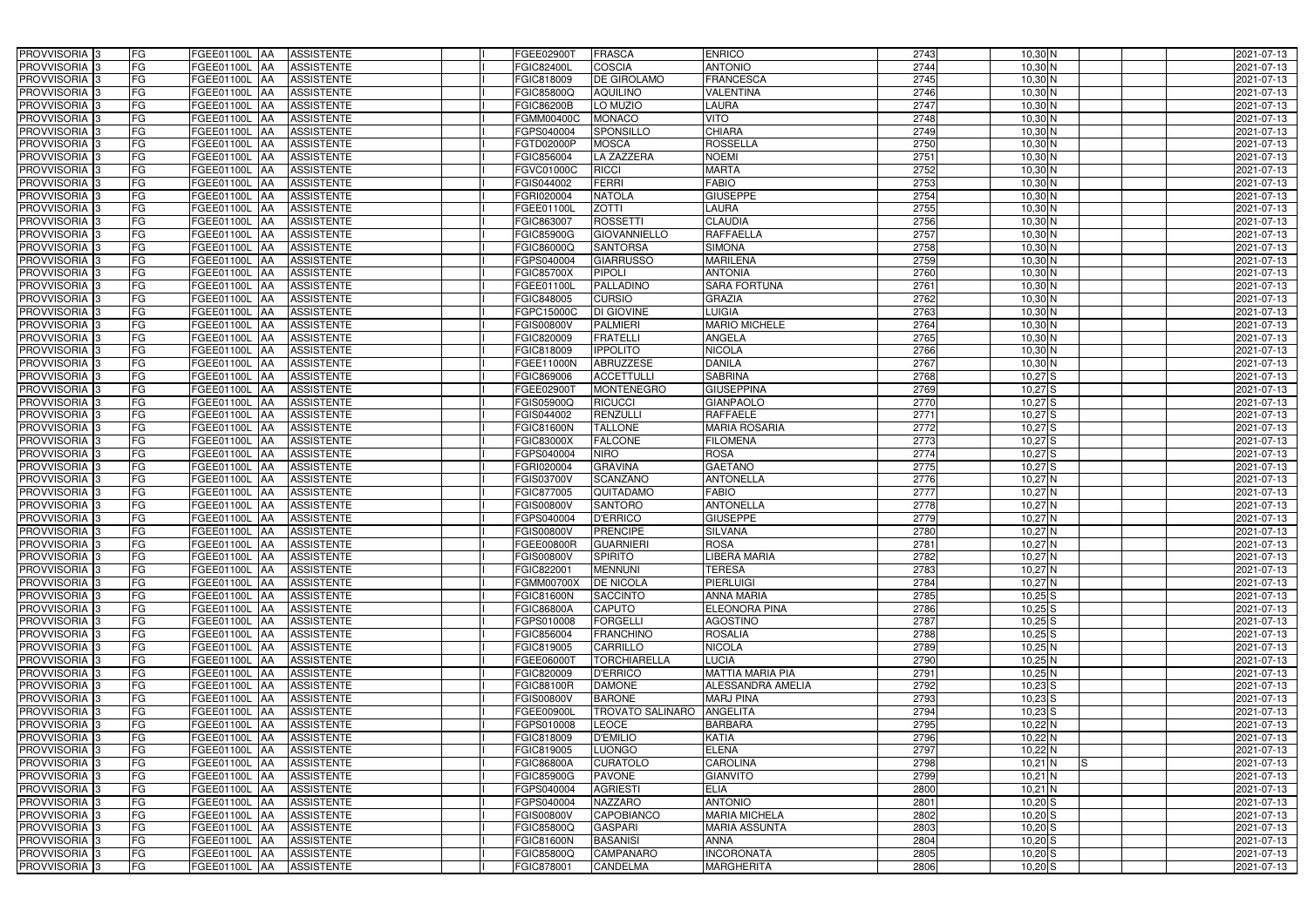| PROVVISORIA | 3 | FG | FGEE01100L | AA | ASSISTENTE | | I | FGEE02900T | FRASCA | ENRICO | 2743 | 10,30 | N | | | 2021-07-13 |
|---|---|---|---|---|---|---|---|---|---|---|---|---|---|---|---|---|
| PROVVISORIA | 3 | FG | FGEE01100L | AA | ASSISTENTE | | I | FGIC82400L | COSCIA | ANTONIO | 2744 | 10,30 | N | | | 2021-07-13 |
| PROVVISORIA | 3 | FG | FGEE01100L | AA | ASSISTENTE | | I | FGIC818009 | DE GIROLAMO | FRANCESCA | 2745 | 10,30 | N | | | 2021-07-13 |
| PROVVISORIA | 3 | FG | FGEE01100L | AA | ASSISTENTE | | I | FGIC85800Q | AQUILINO | VALENTINA | 2746 | 10,30 | N | | | 2021-07-13 |
| PROVVISORIA | 3 | FG | FGEE01100L | AA | ASSISTENTE | | I | FGIC86200B | LO MUZIO | LAURA | 2747 | 10,30 | N | | | 2021-07-13 |
| PROVVISORIA | 3 | FG | FGEE01100L | AA | ASSISTENTE | | I | FGMM00400C | MONACO | VITO | 2748 | 10,30 | N | | | 2021-07-13 |
| PROVVISORIA | 3 | FG | FGEE01100L | AA | ASSISTENTE | | I | FGPS040004 | SPONSILLO | CHIARA | 2749 | 10,30 | N | | | 2021-07-13 |
| PROVVISORIA | 3 | FG | FGEE01100L | AA | ASSISTENTE | | I | FGTD02000P | MOSCA | ROSSELLA | 2750 | 10,30 | N | | | 2021-07-13 |
| PROVVISORIA | 3 | FG | FGEE01100L | AA | ASSISTENTE | | I | FGIC856004 | LA ZAZZERA | NOEMI | 2751 | 10,30 | N | | | 2021-07-13 |
| PROVVISORIA | 3 | FG | FGEE01100L | AA | ASSISTENTE | | I | FGVC01000C | RICCI | MARTA | 2752 | 10,30 | N | | | 2021-07-13 |
| PROVVISORIA | 3 | FG | FGEE01100L | AA | ASSISTENTE | | I | FGIS044002 | FERRI | FABIO | 2753 | 10,30 | N | | | 2021-07-13 |
| PROVVISORIA | 3 | FG | FGEE01100L | AA | ASSISTENTE | | I | FGRI020004 | NATOLA | GIUSEPPE | 2754 | 10,30 | N | | | 2021-07-13 |
| PROVVISORIA | 3 | FG | FGEE01100L | AA | ASSISTENTE | | I | FGEE01100L | ZOTTI | LAURA | 2755 | 10,30 | N | | | 2021-07-13 |
| PROVVISORIA | 3 | FG | FGEE01100L | AA | ASSISTENTE | | I | FGIC863007 | ROSSETTI | CLAUDIA | 2756 | 10,30 | N | | | 2021-07-13 |
| PROVVISORIA | 3 | FG | FGEE01100L | AA | ASSISTENTE | | I | FGIC85900G | GIOVANNIELLO | RAFFAELLA | 2757 | 10,30 | N | | | 2021-07-13 |
| PROVVISORIA | 3 | FG | FGEE01100L | AA | ASSISTENTE | | I | FGIC86000Q | SANTORSA | SIMONA | 2758 | 10,30 | N | | | 2021-07-13 |
| PROVVISORIA | 3 | FG | FGEE01100L | AA | ASSISTENTE | | I | FGPS040004 | GIARRUSSO | MARILENA | 2759 | 10,30 | N | | | 2021-07-13 |
| PROVVISORIA | 3 | FG | FGEE01100L | AA | ASSISTENTE | | I | FGIC85700X | PIPOLI | ANTONIA | 2760 | 10,30 | N | | | 2021-07-13 |
| PROVVISORIA | 3 | FG | FGEE01100L | AA | ASSISTENTE | | I | FGEE01100L | PALLADINO | SARA FORTUNA | 2761 | 10,30 | N | | | 2021-07-13 |
| PROVVISORIA | 3 | FG | FGEE01100L | AA | ASSISTENTE | | I | FGIC848005 | CURSIO | GRAZIA | 2762 | 10,30 | N | | | 2021-07-13 |
| PROVVISORIA | 3 | FG | FGEE01100L | AA | ASSISTENTE | | I | FGPC15000C | DI GIOVINE | LUIGIA | 2763 | 10,30 | N | | | 2021-07-13 |
| PROVVISORIA | 3 | FG | FGEE01100L | AA | ASSISTENTE | | I | FGIS00800V | PALMIERI | MARIO MICHELE | 2764 | 10,30 | N | | | 2021-07-13 |
| PROVVISORIA | 3 | FG | FGEE01100L | AA | ASSISTENTE | | I | FGIC820009 | FRATELLI | ANGELA | 2765 | 10,30 | N | | | 2021-07-13 |
| PROVVISORIA | 3 | FG | FGEE01100L | AA | ASSISTENTE | | I | FGIC818009 | IPPOLITO | NICOLA | 2766 | 10,30 | N | | | 2021-07-13 |
| PROVVISORIA | 3 | FG | FGEE01100L | AA | ASSISTENTE | | I | FGEE11000N | ABRUZZESE | DANILA | 2767 | 10,30 | N | | | 2021-07-13 |
| PROVVISORIA | 3 | FG | FGEE01100L | AA | ASSISTENTE | | I | FGIC869006 | ACCETTULLI | SABRINA | 2768 | 10,27 | S | | | 2021-07-13 |
| PROVVISORIA | 3 | FG | FGEE01100L | AA | ASSISTENTE | | I | FGEE02900T | MONTENEGRO | GIUSEPPINA | 2769 | 10,27 | S | | | 2021-07-13 |
| PROVVISORIA | 3 | FG | FGEE01100L | AA | ASSISTENTE | | I | FGIS05900Q | RICUCCI | GIANPAOLO | 2770 | 10,27 | S | | | 2021-07-13 |
| PROVVISORIA | 3 | FG | FGEE01100L | AA | ASSISTENTE | | I | FGIS044002 | RENZULLI | RAFFAELE | 2771 | 10,27 | S | | | 2021-07-13 |
| PROVVISORIA | 3 | FG | FGEE01100L | AA | ASSISTENTE | | I | FGIC81600N | TALLONE | MARIA ROSARIA | 2772 | 10,27 | S | | | 2021-07-13 |
| PROVVISORIA | 3 | FG | FGEE01100L | AA | ASSISTENTE | | I | FGIC83000X | FALCONE | FILOMENA | 2773 | 10,27 | S | | | 2021-07-13 |
| PROVVISORIA | 3 | FG | FGEE01100L | AA | ASSISTENTE | | I | FGPS040004 | NIRO | ROSA | 2774 | 10,27 | S | | | 2021-07-13 |
| PROVVISORIA | 3 | FG | FGEE01100L | AA | ASSISTENTE | | I | FGRI020004 | GRAVINA | GAETANO | 2775 | 10,27 | S | | | 2021-07-13 |
| PROVVISORIA | 3 | FG | FGEE01100L | AA | ASSISTENTE | | I | FGIS03700V | SCANZANO | ANTONELLA | 2776 | 10,27 | N | | | 2021-07-13 |
| PROVVISORIA | 3 | FG | FGEE01100L | AA | ASSISTENTE | | I | FGIC877005 | QUITADAMO | FABIO | 2777 | 10,27 | N | | | 2021-07-13 |
| PROVVISORIA | 3 | FG | FGEE01100L | AA | ASSISTENTE | | I | FGIS00800V | SANTORO | ANTONELLA | 2778 | 10,27 | N | | | 2021-07-13 |
| PROVVISORIA | 3 | FG | FGEE01100L | AA | ASSISTENTE | | I | FGPS040004 | D'ERRICO | GIUSEPPE | 2779 | 10,27 | N | | | 2021-07-13 |
| PROVVISORIA | 3 | FG | FGEE01100L | AA | ASSISTENTE | | I | FGIS00800V | PRENCIPE | SILVANA | 2780 | 10,27 | N | | | 2021-07-13 |
| PROVVISORIA | 3 | FG | FGEE01100L | AA | ASSISTENTE | | I | FGEE00800R | GUARNIERI | ROSA | 2781 | 10,27 | N | | | 2021-07-13 |
| PROVVISORIA | 3 | FG | FGEE01100L | AA | ASSISTENTE | | I | FGIS00800V | SPIRITO | LIBERA MARIA | 2782 | 10,27 | N | | | 2021-07-13 |
| PROVVISORIA | 3 | FG | FGEE01100L | AA | ASSISTENTE | | I | FGIC822001 | MENNUNI | TERESA | 2783 | 10,27 | N | | | 2021-07-13 |
| PROVVISORIA | 3 | FG | FGEE01100L | AA | ASSISTENTE | | I | FGMM00700X | DE NICOLA | PIERLUIGI | 2784 | 10,27 | N | | | 2021-07-13 |
| PROVVISORIA | 3 | FG | FGEE01100L | AA | ASSISTENTE | | I | FGIC81600N | SACCINTO | ANNA MARIA | 2785 | 10,25 | S | | | 2021-07-13 |
| PROVVISORIA | 3 | FG | FGEE01100L | AA | ASSISTENTE | | I | FGIC86800A | CAPUTO | ELEONORA PINA | 2786 | 10,25 | S | | | 2021-07-13 |
| PROVVISORIA | 3 | FG | FGEE01100L | AA | ASSISTENTE | | I | FGPS010008 | FORGELLI | AGOSTINO | 2787 | 10,25 | S | | | 2021-07-13 |
| PROVVISORIA | 3 | FG | FGEE01100L | AA | ASSISTENTE | | I | FGIC856004 | FRANCHINO | ROSALIA | 2788 | 10,25 | S | | | 2021-07-13 |
| PROVVISORIA | 3 | FG | FGEE01100L | AA | ASSISTENTE | | I | FGIC819005 | CARRILLO | NICOLA | 2789 | 10,25 | N | | | 2021-07-13 |
| PROVVISORIA | 3 | FG | FGEE01100L | AA | ASSISTENTE | | I | FGEE06000T | TORCHIARELLA | LUCIA | 2790 | 10,25 | N | | | 2021-07-13 |
| PROVVISORIA | 3 | FG | FGEE01100L | AA | ASSISTENTE | | I | FGIC820009 | D'ERRICO | MATTIA MARIA PIA | 2791 | 10,25 | N | | | 2021-07-13 |
| PROVVISORIA | 3 | FG | FGEE01100L | AA | ASSISTENTE | | I | FGIC88100R | DAMONE | ALESSANDRA AMELIA | 2792 | 10,23 | S | | | 2021-07-13 |
| PROVVISORIA | 3 | FG | FGEE01100L | AA | ASSISTENTE | | I | FGIS00800V | BARONE | MARJ PINA | 2793 | 10,23 | S | | | 2021-07-13 |
| PROVVISORIA | 3 | FG | FGEE01100L | AA | ASSISTENTE | | I | FGEE00900L | TROVATO SALINARO | ANGELITA | 2794 | 10,23 | S | | | 2021-07-13 |
| PROVVISORIA | 3 | FG | FGEE01100L | AA | ASSISTENTE | | I | FGPS010008 | LEOCE | BARBARA | 2795 | 10,22 | N | | | 2021-07-13 |
| PROVVISORIA | 3 | FG | FGEE01100L | AA | ASSISTENTE | | I | FGIC818009 | D'EMILIO | KATIA | 2796 | 10,22 | N | | | 2021-07-13 |
| PROVVISORIA | 3 | FG | FGEE01100L | AA | ASSISTENTE | | I | FGIC819005 | LUONGO | ELENA | 2797 | 10,22 | N | | | 2021-07-13 |
| PROVVISORIA | 3 | FG | FGEE01100L | AA | ASSISTENTE | | I | FGIC86800A | CURATOLO | CAROLINA | 2798 | 10,21 | N | S | | 2021-07-13 |
| PROVVISORIA | 3 | FG | FGEE01100L | AA | ASSISTENTE | | I | FGIC85900G | PAVONE | GIANVITO | 2799 | 10,21 | N | | | 2021-07-13 |
| PROVVISORIA | 3 | FG | FGEE01100L | AA | ASSISTENTE | | I | FGPS040004 | AGRIESTI | ELIA | 2800 | 10,21 | N | | | 2021-07-13 |
| PROVVISORIA | 3 | FG | FGEE01100L | AA | ASSISTENTE | | I | FGPS040004 | NAZZARO | ANTONIO | 2801 | 10,20 | S | | | 2021-07-13 |
| PROVVISORIA | 3 | FG | FGEE01100L | AA | ASSISTENTE | | I | FGIS00800V | CAPOBIANCO | MARIA MICHELA | 2802 | 10,20 | S | | | 2021-07-13 |
| PROVVISORIA | 3 | FG | FGEE01100L | AA | ASSISTENTE | | I | FGIC85800Q | GASPARI | MARIA ASSUNTA | 2803 | 10,20 | S | | | 2021-07-13 |
| PROVVISORIA | 3 | FG | FGEE01100L | AA | ASSISTENTE | | I | FGIC81600N | BASANISI | ANNA | 2804 | 10,20 | S | | | 2021-07-13 |
| PROVVISORIA | 3 | FG | FGEE01100L | AA | ASSISTENTE | | I | FGIC85800Q | CAMPANARO | INCORONATA | 2805 | 10,20 | S | | | 2021-07-13 |
| PROVVISORIA | 3 | FG | FGEE01100L | AA | ASSISTENTE | | I | FGIC878001 | CANDELMA | MARGHERITA | 2806 | 10,20 | S | | | 2021-07-13 |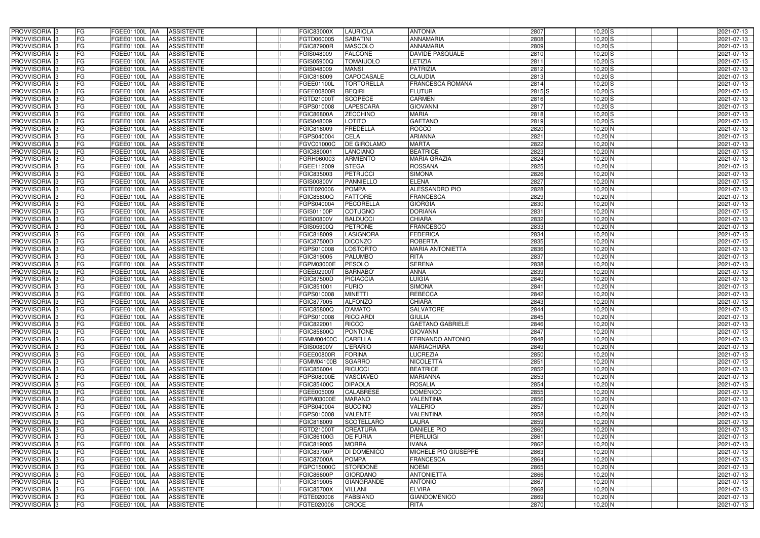| PROVVISORIA | 3 | FG | FGEE01100L | AA | ASSISTENTE | | I | FGIC83000X | LAURIOLA | ANTONIA | 2807 | 10,20 | S | | | 2021-07-13 |
|---|---|---|---|---|---|---|---|---|---|---|---|---|---|---|---|---|
| PROVVISORIA | 3 | FG | FGEE01100L | AA | ASSISTENTE | | I | FGTD060005 | SABATINI | ANNAMARIA | 2808 | 10,20 | S | | | 2021-07-13 |
| PROVVISORIA | 3 | FG | FGEE01100L | AA | ASSISTENTE | | I | FGIC87900R | MASCOLO | ANNAMARIA | 2809 | 10,20 | S | | | 2021-07-13 |
| PROVVISORIA | 3 | FG | FGEE01100L | AA | ASSISTENTE | | I | FGIS048009 | FALCONE | DAVIDE PASQUALE | 2810 | 10,20 | S | | | 2021-07-13 |
| PROVVISORIA | 3 | FG | FGEE01100L | AA | ASSISTENTE | | I | FGIS05900Q | TOMAIUOLO | LETIZIA | 2811 | 10,20 | S | | | 2021-07-13 |
| PROVVISORIA | 3 | FG | FGEE01100L | AA | ASSISTENTE | | I | FGIS048009 | MANSI | PATRIZIA | 2812 | 10,20 | S | | | 2021-07-13 |
| PROVVISORIA | 3 | FG | FGEE01100L | AA | ASSISTENTE | | I | FGIC818009 | CAPOCASALE | CLAUDIA | 2813 | 10,20 | S | | | 2021-07-13 |
| PROVVISORIA | 3 | FG | FGEE01100L | AA | ASSISTENTE | | I | FGEE01100L | TORTORELLA | FRANCESCA ROMANA | 2814 | 10,20 | S | | | 2021-07-13 |
| PROVVISORIA | 3 | FG | FGEE01100L | AA | ASSISTENTE | | I | FGEE00800R | BEQIRI | FLUTUR | 2815 S | 10,20 | S | | | 2021-07-13 |
| PROVVISORIA | 3 | FG | FGEE01100L | AA | ASSISTENTE | | I | FGTD21000T | SCOPECE | CARMEN | 2816 | 10,20 | S | | | 2021-07-13 |
| PROVVISORIA | 3 | FG | FGEE01100L | AA | ASSISTENTE | | I | FGPS010008 | LAPESCARA | GIOVANNI | 2817 | 10,20 | S | | | 2021-07-13 |
| PROVVISORIA | 3 | FG | FGEE01100L | AA | ASSISTENTE | | I | FGIC86800A | ZECCHINO | MARIA | 2818 | 10,20 | S | | | 2021-07-13 |
| PROVVISORIA | 3 | FG | FGEE01100L | AA | ASSISTENTE | | I | FGIS048009 | LOTITO | GAETANO | 2819 | 10,20 | S | | | 2021-07-13 |
| PROVVISORIA | 3 | FG | FGEE01100L | AA | ASSISTENTE | | I | FGIC818009 | FREDELLA | ROCCO | 2820 | 10,20 | N | | | 2021-07-13 |
| PROVVISORIA | 3 | FG | FGEE01100L | AA | ASSISTENTE | | I | FGPS040004 | CELA | ARIANNA | 2821 | 10,20 | N | | | 2021-07-13 |
| PROVVISORIA | 3 | FG | FGEE01100L | AA | ASSISTENTE | | I | FGVC01000C | DE GIROLAMO | MARTA | 2822 | 10,20 | N | | | 2021-07-13 |
| PROVVISORIA | 3 | FG | FGEE01100L | AA | ASSISTENTE | | I | FGIC880001 | LANCIANO | BEATRICE | 2823 | 10,20 | N | | | 2021-07-13 |
| PROVVISORIA | 3 | FG | FGEE01100L | AA | ASSISTENTE | | I | FGRH060003 | ARMIENTO | MARIA GRAZIA | 2824 | 10,20 | N | | | 2021-07-13 |
| PROVVISORIA | 3 | FG | FGEE01100L | AA | ASSISTENTE | | I | FGEE112009 | STEGA | ROSSANA | 2825 | 10,20 | N | | | 2021-07-13 |
| PROVVISORIA | 3 | FG | FGEE01100L | AA | ASSISTENTE | | I | FGIC835003 | PETRUCCI | SIMONA | 2826 | 10,20 | N | | | 2021-07-13 |
| PROVVISORIA | 3 | FG | FGEE01100L | AA | ASSISTENTE | | I | FGIS00800V | PANNIELLO | ELENA | 2827 | 10,20 | N | | | 2021-07-13 |
| PROVVISORIA | 3 | FG | FGEE01100L | AA | ASSISTENTE | | I | FGTE020006 | POMPA | ALESSANDRO PIO | 2828 | 10,20 | N | | | 2021-07-13 |
| PROVVISORIA | 3 | FG | FGEE01100L | AA | ASSISTENTE | | I | FGIC85800Q | FATTORE | FRANCESCA | 2829 | 10,20 | N | | | 2021-07-13 |
| PROVVISORIA | 3 | FG | FGEE01100L | AA | ASSISTENTE | | I | FGPS040004 | PECORELLA | GIORGIA | 2830 | 10,20 | N | | | 2021-07-13 |
| PROVVISORIA | 3 | FG | FGEE01100L | AA | ASSISTENTE | | I | FGIS01100P | COTUGNO | DORIANA | 2831 | 10,20 | N | | | 2021-07-13 |
| PROVVISORIA | 3 | FG | FGEE01100L | AA | ASSISTENTE | | I | FGIS00800V | BALDUCCI | CHIARA | 2832 | 10,20 | N | | | 2021-07-13 |
| PROVVISORIA | 3 | FG | FGEE01100L | AA | ASSISTENTE | | I | FGIS05900Q | PETRONE | FRANCESCO | 2833 | 10,20 | N | | | 2021-07-13 |
| PROVVISORIA | 3 | FG | FGEE01100L | AA | ASSISTENTE | | I | FGIC818009 | LASIGNORA | FEDERICA | 2834 | 10,20 | N | | | 2021-07-13 |
| PROVVISORIA | 3 | FG | FGEE01100L | AA | ASSISTENTE | | I | FGIC87500D | DICONZO | ROBERTA | 2835 | 10,20 | N | | | 2021-07-13 |
| PROVVISORIA | 3 | FG | FGEE01100L | AA | ASSISTENTE | | I | FGPS010008 | LOSTORTO | MARIA ANTONIETTA | 2836 | 10,20 | N | | | 2021-07-13 |
| PROVVISORIA | 3 | FG | FGEE01100L | AA | ASSISTENTE | | I | FGIC819005 | PALUMBO | RITA | 2837 | 10,20 | N | | | 2021-07-13 |
| PROVVISORIA | 3 | FG | FGEE01100L | AA | ASSISTENTE | | I | FGPM03000E | PESOLO | SERENA | 2838 | 10,20 | N | | | 2021-07-13 |
| PROVVISORIA | 3 | FG | FGEE01100L | AA | ASSISTENTE | | I | FGEE02900T | BARNABO' | ANNA | 2839 | 10,20 | N | | | 2021-07-13 |
| PROVVISORIA | 3 | FG | FGEE01100L | AA | ASSISTENTE | | I | FGIC87500D | PICIACCIA | LUIGIA | 2840 | 10,20 | N | | | 2021-07-13 |
| PROVVISORIA | 3 | FG | FGEE01100L | AA | ASSISTENTE | | I | FGIC851001 | FURIO | SIMONA | 2841 | 10,20 | N | | | 2021-07-13 |
| PROVVISORIA | 3 | FG | FGEE01100L | AA | ASSISTENTE | | I | FGPS010008 | MINETTI | REBECCA | 2842 | 10,20 | N | | | 2021-07-13 |
| PROVVISORIA | 3 | FG | FGEE01100L | AA | ASSISTENTE | | I | FGIC877005 | ALFONZO | CHIARA | 2843 | 10,20 | N | | | 2021-07-13 |
| PROVVISORIA | 3 | FG | FGEE01100L | AA | ASSISTENTE | | I | FGIC85800Q | D'AMATO | SALVATORE | 2844 | 10,20 | N | | | 2021-07-13 |
| PROVVISORIA | 3 | FG | FGEE01100L | AA | ASSISTENTE | | I | FGPS010008 | RICCIARDI | GIULIA | 2845 | 10,20 | N | | | 2021-07-13 |
| PROVVISORIA | 3 | FG | FGEE01100L | AA | ASSISTENTE | | I | FGIC822001 | RICCO | GAETANO GABRIELE | 2846 | 10,20 | N | | | 2021-07-13 |
| PROVVISORIA | 3 | FG | FGEE01100L | AA | ASSISTENTE | | I | FGIC85800Q | PONTONE | GIOVANNI | 2847 | 10,20 | N | | | 2021-07-13 |
| PROVVISORIA | 3 | FG | FGEE01100L | AA | ASSISTENTE | | I | FGMM00400C | CARELLA | FERNANDO ANTONIO | 2848 | 10,20 | N | | | 2021-07-13 |
| PROVVISORIA | 3 | FG | FGEE01100L | AA | ASSISTENTE | | I | FGIS00800V | L'ERARIO | MARIACHIARA | 2849 | 10,20 | N | | | 2021-07-13 |
| PROVVISORIA | 3 | FG | FGEE01100L | AA | ASSISTENTE | | I | FGEE00800R | FORINA | LUCREZIA | 2850 | 10,20 | N | | | 2021-07-13 |
| PROVVISORIA | 3 | FG | FGEE01100L | AA | ASSISTENTE | | I | FGMM04100B | SGARRO | NICOLETTA | 2851 | 10,20 | N | | | 2021-07-13 |
| PROVVISORIA | 3 | FG | FGEE01100L | AA | ASSISTENTE | | I | FGIC856004 | RICUCCI | BEATRICE | 2852 | 10,20 | N | | | 2021-07-13 |
| PROVVISORIA | 3 | FG | FGEE01100L | AA | ASSISTENTE | | I | FGPS08000E | VASCIAVEO | MARIANNA | 2853 | 10,20 | N | | | 2021-07-13 |
| PROVVISORIA | 3 | FG | FGEE01100L | AA | ASSISTENTE | | I | FGIC85400C | DIPAOLA | ROSALIA | 2854 | 10,20 | N | | | 2021-07-13 |
| PROVVISORIA | 3 | FG | FGEE01100L | AA | ASSISTENTE | | I | FGEE005009 | CALABRESE | DOMENICO | 2855 | 10,20 | N | | | 2021-07-13 |
| PROVVISORIA | 3 | FG | FGEE01100L | AA | ASSISTENTE | | I | FGPM03000E | MARANO | VALENTINA | 2856 | 10,20 | N | | | 2021-07-13 |
| PROVVISORIA | 3 | FG | FGEE01100L | AA | ASSISTENTE | | I | FGPS040004 | BUCCINO | VALERIO | 2857 | 10,20 | N | | | 2021-07-13 |
| PROVVISORIA | 3 | FG | FGEE01100L | AA | ASSISTENTE | | I | FGPS010008 | VALENTE | VALENTINA | 2858 | 10,20 | N | | | 2021-07-13 |
| PROVVISORIA | 3 | FG | FGEE01100L | AA | ASSISTENTE | | I | FGIC818009 | SCOTELLARO | LAURA | 2859 | 10,20 | N | | | 2021-07-13 |
| PROVVISORIA | 3 | FG | FGEE01100L | AA | ASSISTENTE | | I | FGTD21000T | CREATURA | DANIELE PIO | 2860 | 10,20 | N | | | 2021-07-13 |
| PROVVISORIA | 3 | FG | FGEE01100L | AA | ASSISTENTE | | I | FGIC86100G | DE FURIA | PIERLUIGI | 2861 | 10,20 | N | | | 2021-07-13 |
| PROVVISORIA | 3 | FG | FGEE01100L | AA | ASSISTENTE | | I | FGIC819005 | MORRA | IVANA | 2862 | 10,20 | N | | | 2021-07-13 |
| PROVVISORIA | 3 | FG | FGEE01100L | AA | ASSISTENTE | | I | FGIC83700P | DI DOMENICO | MICHELE PIO GIUSEPPE | 2863 | 10,20 | N | | | 2021-07-13 |
| PROVVISORIA | 3 | FG | FGEE01100L | AA | ASSISTENTE | | I | FGIC87000A | POMPA | FRANCESCA | 2864 | 10,20 | N | | | 2021-07-13 |
| PROVVISORIA | 3 | FG | FGEE01100L | AA | ASSISTENTE | | I | FGPC15000C | STORDONE | NOEMI | 2865 | 10,20 | N | | | 2021-07-13 |
| PROVVISORIA | 3 | FG | FGEE01100L | AA | ASSISTENTE | | I | FGIC86600P | GIORDANO | ANTONIETTA | 2866 | 10,20 | N | | | 2021-07-13 |
| PROVVISORIA | 3 | FG | FGEE01100L | AA | ASSISTENTE | | I | FGIC819005 | GIANGRANDE | ANTONIO | 2867 | 10,20 | N | | | 2021-07-13 |
| PROVVISORIA | 3 | FG | FGEE01100L | AA | ASSISTENTE | | I | FGIC85700X | VILLANI | ELVIRA | 2868 | 10,20 | N | | | 2021-07-13 |
| PROVVISORIA | 3 | FG | FGEE01100L | AA | ASSISTENTE | | I | FGTE020006 | FABBIANO | GIANDOMENICO | 2869 | 10,20 | N | | | 2021-07-13 |
| PROVVISORIA | 3 | FG | FGEE01100L | AA | ASSISTENTE | | I | FGTE020006 | CROCE | RITA | 2870 | 10,20 | N | | | 2021-07-13 |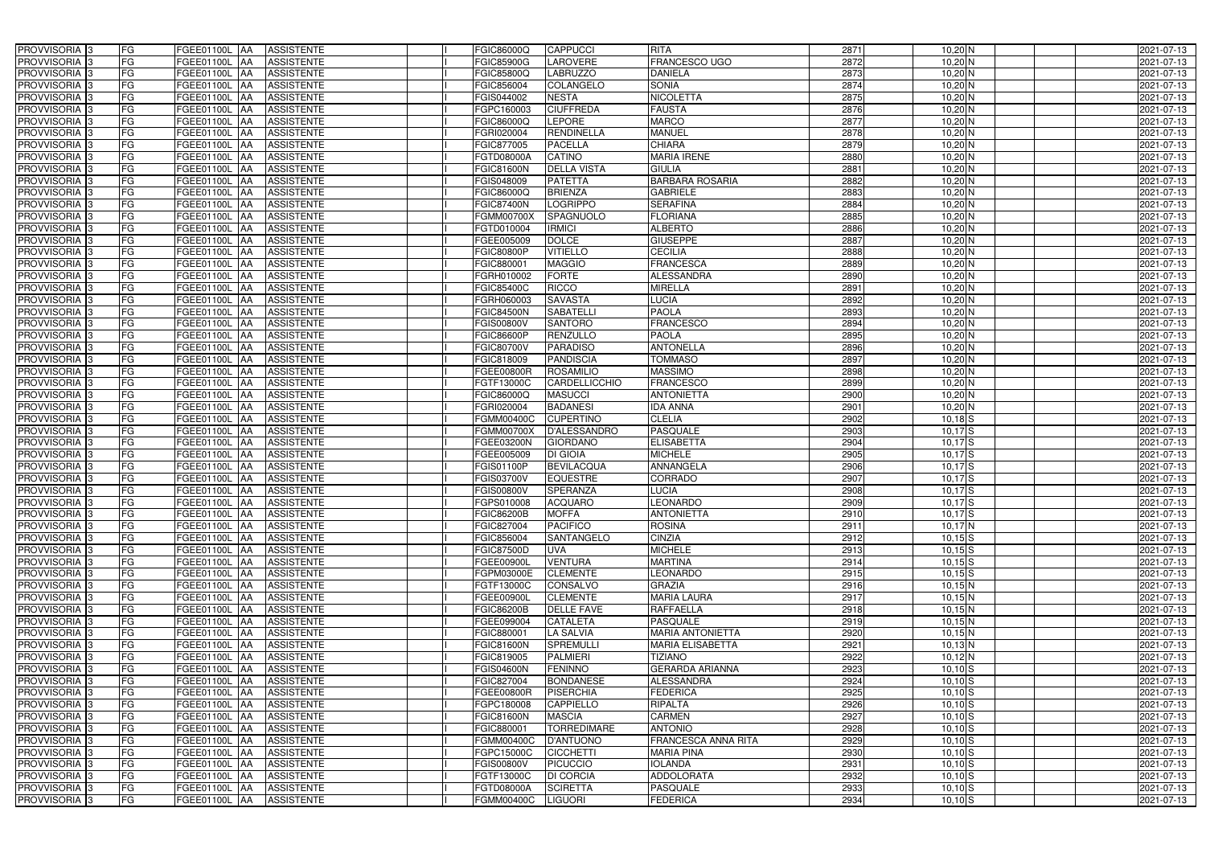| PROVVISORIA | 3 | FG | FGEE01100L | AA | ASSISTENTE | | I | FGIC86000Q | CAPPUCCI | RITA | 2871 | 10,20 | N | | | 2021-07-13 |
|---|---|---|---|---|---|---|---|---|---|---|---|---|---|---|---|---|
| PROVVISORIA | 3 | FG | FGEE01100L | AA | ASSISTENTE | | I | FGIC85900G | LAROVERE | FRANCESCO UGO | 2872 | 10,20 | N | | | 2021-07-13 |
| PROVVISORIA | 3 | FG | FGEE01100L | AA | ASSISTENTE | | I | FGIC85800Q | LABRUZZO | DANIELA | 2873 | 10,20 | N | | | 2021-07-13 |
| PROVVISORIA | 3 | FG | FGEE01100L | AA | ASSISTENTE | | I | FGIC856004 | COLANGELO | SONIA | 2874 | 10,20 | N | | | 2021-07-13 |
| PROVVISORIA | 3 | FG | FGEE01100L | AA | ASSISTENTE | | I | FGIS044002 | NESTA | NICOLETTA | 2875 | 10,20 | N | | | 2021-07-13 |
| PROVVISORIA | 3 | FG | FGEE01100L | AA | ASSISTENTE | | I | FGPC160003 | CIUFFREDA | FAUSTA | 2876 | 10,20 | N | | | 2021-07-13 |
| PROVVISORIA | 3 | FG | FGEE01100L | AA | ASSISTENTE | | I | FGIC86000Q | LEPORE | MARCO | 2877 | 10,20 | N | | | 2021-07-13 |
| PROVVISORIA | 3 | FG | FGEE01100L | AA | ASSISTENTE | | I | FGRI020004 | RENDINELLA | MANUEL | 2878 | 10,20 | N | | | 2021-07-13 |
| PROVVISORIA | 3 | FG | FGEE01100L | AA | ASSISTENTE | | I | FGIC877005 | PACELLA | CHIARA | 2879 | 10,20 | N | | | 2021-07-13 |
| PROVVISORIA | 3 | FG | FGEE01100L | AA | ASSISTENTE | | I | FGTD08000A | CATINO | MARIA IRENE | 2880 | 10,20 | N | | | 2021-07-13 |
| PROVVISORIA | 3 | FG | FGEE01100L | AA | ASSISTENTE | | I | FGIC81600N | DELLA VISTA | GIULIA | 2881 | 10,20 | N | | | 2021-07-13 |
| PROVVISORIA | 3 | FG | FGEE01100L | AA | ASSISTENTE | | I | FGIS048009 | PATETTA | BARBARA ROSARIA | 2882 | 10,20 | N | | | 2021-07-13 |
| PROVVISORIA | 3 | FG | FGEE01100L | AA | ASSISTENTE | | I | FGIC86000Q | BRIENZA | GABRIELE | 2883 | 10,20 | N | | | 2021-07-13 |
| PROVVISORIA | 3 | FG | FGEE01100L | AA | ASSISTENTE | | I | FGIC87400N | LOGRIPPO | SERAFINA | 2884 | 10,20 | N | | | 2021-07-13 |
| PROVVISORIA | 3 | FG | FGEE01100L | AA | ASSISTENTE | | I | FGMM00700X | SPAGNUOLO | FLORIANA | 2885 | 10,20 | N | | | 2021-07-13 |
| PROVVISORIA | 3 | FG | FGEE01100L | AA | ASSISTENTE | | I | FGTD010004 | IRMICI | ALBERTO | 2886 | 10,20 | N | | | 2021-07-13 |
| PROVVISORIA | 3 | FG | FGEE01100L | AA | ASSISTENTE | | I | FGEE005009 | DOLCE | GIUSEPPE | 2887 | 10,20 | N | | | 2021-07-13 |
| PROVVISORIA | 3 | FG | FGEE01100L | AA | ASSISTENTE | | I | FGIC80800P | VITIELLO | CECILIA | 2888 | 10,20 | N | | | 2021-07-13 |
| PROVVISORIA | 3 | FG | FGEE01100L | AA | ASSISTENTE | | I | FGIC880001 | MAGGIO | FRANCESCA | 2889 | 10,20 | N | | | 2021-07-13 |
| PROVVISORIA | 3 | FG | FGEE01100L | AA | ASSISTENTE | | I | FGRH010002 | FORTE | ALESSANDRA | 2890 | 10,20 | N | | | 2021-07-13 |
| PROVVISORIA | 3 | FG | FGEE01100L | AA | ASSISTENTE | | I | FGIC85400C | RICCO | MIRELLA | 2891 | 10,20 | N | | | 2021-07-13 |
| PROVVISORIA | 3 | FG | FGEE01100L | AA | ASSISTENTE | | I | FGRH060003 | SAVASTA | LUCIA | 2892 | 10,20 | N | | | 2021-07-13 |
| PROVVISORIA | 3 | FG | FGEE01100L | AA | ASSISTENTE | | I | FGIC84500N | SABATELLI | PAOLA | 2893 | 10,20 | N | | | 2021-07-13 |
| PROVVISORIA | 3 | FG | FGEE01100L | AA | ASSISTENTE | | I | FGIS00800V | SANTORO | FRANCESCO | 2894 | 10,20 | N | | | 2021-07-13 |
| PROVVISORIA | 3 | FG | FGEE01100L | AA | ASSISTENTE | | I | FGIC86600P | RENZULLO | PAOLA | 2895 | 10,20 | N | | | 2021-07-13 |
| PROVVISORIA | 3 | FG | FGEE01100L | AA | ASSISTENTE | | I | FGIC80700V | PARADISO | ANTONELLA | 2896 | 10,20 | N | | | 2021-07-13 |
| PROVVISORIA | 3 | FG | FGEE01100L | AA | ASSISTENTE | | I | FGIC818009 | PANDISCIA | TOMMASO | 2897 | 10,20 | N | | | 2021-07-13 |
| PROVVISORIA | 3 | FG | FGEE01100L | AA | ASSISTENTE | | I | FGEE00800R | ROSAMILIO | MASSIMO | 2898 | 10,20 | N | | | 2021-07-13 |
| PROVVISORIA | 3 | FG | FGEE01100L | AA | ASSISTENTE | | I | FGTF13000C | CARDELLICCHIO | FRANCESCO | 2899 | 10,20 | N | | | 2021-07-13 |
| PROVVISORIA | 3 | FG | FGEE01100L | AA | ASSISTENTE | | I | FGIC86000Q | MASUCCI | ANTONIETTA | 2900 | 10,20 | N | | | 2021-07-13 |
| PROVVISORIA | 3 | FG | FGEE01100L | AA | ASSISTENTE | | I | FGRI020004 | BADANESI | IDA ANNA | 2901 | 10,20 | N | | | 2021-07-13 |
| PROVVISORIA | 3 | FG | FGEE01100L | AA | ASSISTENTE | | I | FGMM00400C | CUPERTINO | CLELIA | 2902 | 10,18 | S | | | 2021-07-13 |
| PROVVISORIA | 3 | FG | FGEE01100L | AA | ASSISTENTE | | I | FGMM00700X | D'ALESSANDRO | PASQUALE | 2903 | 10,17 | S | | | 2021-07-13 |
| PROVVISORIA | 3 | FG | FGEE01100L | AA | ASSISTENTE | | I | FGEE03200N | GIORDANO | ELISABETTA | 2904 | 10,17 | S | | | 2021-07-13 |
| PROVVISORIA | 3 | FG | FGEE01100L | AA | ASSISTENTE | | I | FGEE005009 | DI GIOIA | MICHELE | 2905 | 10,17 | S | | | 2021-07-13 |
| PROVVISORIA | 3 | FG | FGEE01100L | AA | ASSISTENTE | | I | FGIS01100P | BEVILACQUA | ANNANGELA | 2906 | 10,17 | S | | | 2021-07-13 |
| PROVVISORIA | 3 | FG | FGEE01100L | AA | ASSISTENTE | | I | FGIS03700V | EQUESTRE | CORRADO | 2907 | 10,17 | S | | | 2021-07-13 |
| PROVVISORIA | 3 | FG | FGEE01100L | AA | ASSISTENTE | | I | FGIS00800V | SPERANZA | LUCIA | 2908 | 10,17 | S | | | 2021-07-13 |
| PROVVISORIA | 3 | FG | FGEE01100L | AA | ASSISTENTE | | I | FGPS010008 | ACQUARO | LEONARDO | 2909 | 10,17 | S | | | 2021-07-13 |
| PROVVISORIA | 3 | FG | FGEE01100L | AA | ASSISTENTE | | I | FGIC86200B | MOFFA | ANTONIETTA | 2910 | 10,17 | S | | | 2021-07-13 |
| PROVVISORIA | 3 | FG | FGEE01100L | AA | ASSISTENTE | | I | FGIC827004 | PACIFICO | ROSINA | 2911 | 10,17 | N | | | 2021-07-13 |
| PROVVISORIA | 3 | FG | FGEE01100L | AA | ASSISTENTE | | I | FGIC856004 | SANTANGELO | CINZIA | 2912 | 10,15 | S | | | 2021-07-13 |
| PROVVISORIA | 3 | FG | FGEE01100L | AA | ASSISTENTE | | I | FGIC87500D | UVA | MICHELE | 2913 | 10,15 | S | | | 2021-07-13 |
| PROVVISORIA | 3 | FG | FGEE01100L | AA | ASSISTENTE | | I | FGEE00900L | VENTURA | MARTINA | 2914 | 10,15 | S | | | 2021-07-13 |
| PROVVISORIA | 3 | FG | FGEE01100L | AA | ASSISTENTE | | I | FGPM03000E | CLEMENTE | LEONARDO | 2915 | 10,15 | S | | | 2021-07-13 |
| PROVVISORIA | 3 | FG | FGEE01100L | AA | ASSISTENTE | | I | FGTF13000C | CONSALVO | GRAZIA | 2916 | 10,15 | N | | | 2021-07-13 |
| PROVVISORIA | 3 | FG | FGEE01100L | AA | ASSISTENTE | | I | FGEE00900L | CLEMENTE | MARIA LAURA | 2917 | 10,15 | N | | | 2021-07-13 |
| PROVVISORIA | 3 | FG | FGEE01100L | AA | ASSISTENTE | | I | FGIC86200B | DELLE FAVE | RAFFAELLA | 2918 | 10,15 | N | | | 2021-07-13 |
| PROVVISORIA | 3 | FG | FGEE01100L | AA | ASSISTENTE | | I | FGEE099004 | CATALETA | PASQUALE | 2919 | 10,15 | N | | | 2021-07-13 |
| PROVVISORIA | 3 | FG | FGEE01100L | AA | ASSISTENTE | | I | FGIC880001 | LA SALVIA | MARIA ANTONIETTA | 2920 | 10,15 | N | | | 2021-07-13 |
| PROVVISORIA | 3 | FG | FGEE01100L | AA | ASSISTENTE | | I | FGIC81600N | SPREMULLI | MARIA ELISABETTA | 2921 | 10,13 | N | | | 2021-07-13 |
| PROVVISORIA | 3 | FG | FGEE01100L | AA | ASSISTENTE | | I | FGIC819005 | PALMIERI | TIZIANO | 2922 | 10,12 | N | | | 2021-07-13 |
| PROVVISORIA | 3 | FG | FGEE01100L | AA | ASSISTENTE | | I | FGIS04600N | FENINNO | GERARDA ARIANNA | 2923 | 10,10 | S | | | 2021-07-13 |
| PROVVISORIA | 3 | FG | FGEE01100L | AA | ASSISTENTE | | I | FGIC827004 | BONDANESE | ALESSANDRA | 2924 | 10,10 | S | | | 2021-07-13 |
| PROVVISORIA | 3 | FG | FGEE01100L | AA | ASSISTENTE | | I | FGEE00800R | PISERCHIA | FEDERICA | 2925 | 10,10 | S | | | 2021-07-13 |
| PROVVISORIA | 3 | FG | FGEE01100L | AA | ASSISTENTE | | I | FGPC180008 | CAPPIELLO | RIPALTA | 2926 | 10,10 | S | | | 2021-07-13 |
| PROVVISORIA | 3 | FG | FGEE01100L | AA | ASSISTENTE | | I | FGIC81600N | MASCIA | CARMEN | 2927 | 10,10 | S | | | 2021-07-13 |
| PROVVISORIA | 3 | FG | FGEE01100L | AA | ASSISTENTE | | I | FGIC880001 | TORREDIMARE | ANTONIO | 2928 | 10,10 | S | | | 2021-07-13 |
| PROVVISORIA | 3 | FG | FGEE01100L | AA | ASSISTENTE | | I | FGMM00400C | D'ANTUONO | FRANCESCA ANNA RITA | 2929 | 10,10 | S | | | 2021-07-13 |
| PROVVISORIA | 3 | FG | FGEE01100L | AA | ASSISTENTE | | I | FGPC15000C | CICCHETTI | MARIA PINA | 2930 | 10,10 | S | | | 2021-07-13 |
| PROVVISORIA | 3 | FG | FGEE01100L | AA | ASSISTENTE | | I | FGIS00800V | PICUCCIO | IOLANDA | 2931 | 10,10 | S | | | 2021-07-13 |
| PROVVISORIA | 3 | FG | FGEE01100L | AA | ASSISTENTE | | I | FGTF13000C | DI CORCIA | ADDOLORATA | 2932 | 10,10 | S | | | 2021-07-13 |
| PROVVISORIA | 3 | FG | FGEE01100L | AA | ASSISTENTE | | I | FGTD08000A | SCIRETTA | PASQUALE | 2933 | 10,10 | S | | | 2021-07-13 |
| PROVVISORIA | 3 | FG | FGEE01100L | AA | ASSISTENTE | | I | FGMM00400C | LIGUORI | FEDERICA | 2934 | 10,10 | S | | | 2021-07-13 |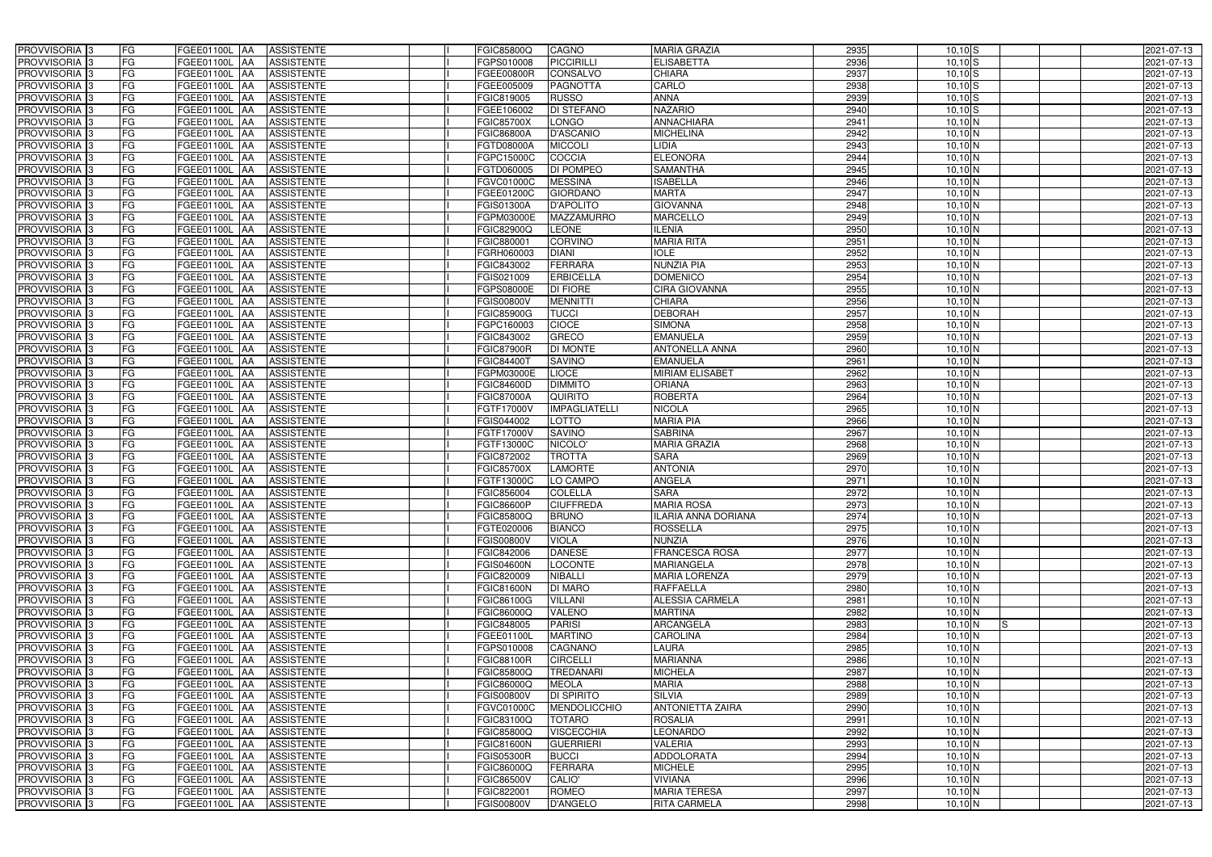| | | | | | | | | | | | | | | | |
|---|---|---|---|---|---|---|---|---|---|---|---|---|---|---|---|
| PROVVISORIA | 3 | FG | FGEE01100L | AA | ASSISTENTE | | I | FGIC85800Q | CAGNO | MARIA GRAZIA | 2935 | 10,10 | S | | 2021-07-13 |
| PROVVISORIA | 3 | FG | FGEE01100L | AA | ASSISTENTE | | I | FGPS010008 | PICCIRILLI | ELISABETTA | 2936 | 10,10 | S | | 2021-07-13 |
| PROVVISORIA | 3 | FG | FGEE01100L | AA | ASSISTENTE | | I | FGEE00800R | CONSALVO | CHIARA | 2937 | 10,10 | S | | 2021-07-13 |
| PROVVISORIA | 3 | FG | FGEE01100L | AA | ASSISTENTE | | I | FGEE005009 | PAGNOTTA | CARLO | 2938 | 10,10 | S | | 2021-07-13 |
| PROVVISORIA | 3 | FG | FGEE01100L | AA | ASSISTENTE | | I | FGIC819005 | RUSSO | ANNA | 2939 | 10,10 | S | | 2021-07-13 |
| PROVVISORIA | 3 | FG | FGEE01100L | AA | ASSISTENTE | | I | FGEE106002 | DI STEFANO | NAZARIO | 2940 | 10,10 | S | | 2021-07-13 |
| PROVVISORIA | 3 | FG | FGEE01100L | AA | ASSISTENTE | | I | FGIC85700X | LONGO | ANNACHIARA | 2941 | 10,10 | N | | 2021-07-13 |
| PROVVISORIA | 3 | FG | FGEE01100L | AA | ASSISTENTE | | I | FGIC86800A | D'ASCANIO | MICHELINA | 2942 | 10,10 | N | | 2021-07-13 |
| PROVVISORIA | 3 | FG | FGEE01100L | AA | ASSISTENTE | | I | FGTD08000A | MICCOLI | LIDIA | 2943 | 10,10 | N | | 2021-07-13 |
| PROVVISORIA | 3 | FG | FGEE01100L | AA | ASSISTENTE | | I | FGPC15000C | COCCIA | ELEONORA | 2944 | 10,10 | N | | 2021-07-13 |
| PROVVISORIA | 3 | FG | FGEE01100L | AA | ASSISTENTE | | I | FGTD060005 | DI POMPEO | SAMANTHA | 2945 | 10,10 | N | | 2021-07-13 |
| PROVVISORIA | 3 | FG | FGEE01100L | AA | ASSISTENTE | | I | FGVC01000C | MESSINA | ISABELLA | 2946 | 10,10 | N | | 2021-07-13 |
| PROVVISORIA | 3 | FG | FGEE01100L | AA | ASSISTENTE | | I | FGEE01200C | GIORDANO | MARTA | 2947 | 10,10 | N | | 2021-07-13 |
| PROVVISORIA | 3 | FG | FGEE01100L | AA | ASSISTENTE | | I | FGIS01300A | D'APOLITO | GIOVANNA | 2948 | 10,10 | N | | 2021-07-13 |
| PROVVISORIA | 3 | FG | FGEE01100L | AA | ASSISTENTE | | I | FGPM03000E | MAZZAMURRO | MARCELLO | 2949 | 10,10 | N | | 2021-07-13 |
| PROVVISORIA | 3 | FG | FGEE01100L | AA | ASSISTENTE | | I | FGIC82900Q | LEONE | ILENIA | 2950 | 10,10 | N | | 2021-07-13 |
| PROVVISORIA | 3 | FG | FGEE01100L | AA | ASSISTENTE | | I | FGIC880001 | CORVINO | MARIA RITA | 2951 | 10,10 | N | | 2021-07-13 |
| PROVVISORIA | 3 | FG | FGEE01100L | AA | ASSISTENTE | | I | FGRH060003 | DIANI | IOLE | 2952 | 10,10 | N | | 2021-07-13 |
| PROVVISORIA | 3 | FG | FGEE01100L | AA | ASSISTENTE | | I | FGIC843002 | FERRARA | NUNZIA PIA | 2953 | 10,10 | N | | 2021-07-13 |
| PROVVISORIA | 3 | FG | FGEE01100L | AA | ASSISTENTE | | I | FGIS021009 | ERBICELLA | DOMENICO | 2954 | 10,10 | N | | 2021-07-13 |
| PROVVISORIA | 3 | FG | FGEE01100L | AA | ASSISTENTE | | I | FGPS08000E | DI FIORE | CIRA GIOVANNA | 2955 | 10,10 | N | | 2021-07-13 |
| PROVVISORIA | 3 | FG | FGEE01100L | AA | ASSISTENTE | | I | FGIS00800V | MENNITTI | CHIARA | 2956 | 10,10 | N | | 2021-07-13 |
| PROVVISORIA | 3 | FG | FGEE01100L | AA | ASSISTENTE | | I | FGIC85900G | TUCCI | DEBORAH | 2957 | 10,10 | N | | 2021-07-13 |
| PROVVISORIA | 3 | FG | FGEE01100L | AA | ASSISTENTE | | I | FGPC160003 | CIOCE | SIMONA | 2958 | 10,10 | N | | 2021-07-13 |
| PROVVISORIA | 3 | FG | FGEE01100L | AA | ASSISTENTE | | I | FGIC843002 | GRECO | EMANUELA | 2959 | 10,10 | N | | 2021-07-13 |
| PROVVISORIA | 3 | FG | FGEE01100L | AA | ASSISTENTE | | I | FGIC87900R | DI MONTE | ANTONELLA ANNA | 2960 | 10,10 | N | | 2021-07-13 |
| PROVVISORIA | 3 | FG | FGEE01100L | AA | ASSISTENTE | | I | FGIC84400T | SAVINO | EMANUELA | 2961 | 10,10 | N | | 2021-07-13 |
| PROVVISORIA | 3 | FG | FGEE01100L | AA | ASSISTENTE | | I | FGPM03000E | LIOCE | MIRIAM ELISABET | 2962 | 10,10 | N | | 2021-07-13 |
| PROVVISORIA | 3 | FG | FGEE01100L | AA | ASSISTENTE | | I | FGIC84600D | DIMMITO | ORIANA | 2963 | 10,10 | N | | 2021-07-13 |
| PROVVISORIA | 3 | FG | FGEE01100L | AA | ASSISTENTE | | I | FGIC87000A | QUIRITO | ROBERTA | 2964 | 10,10 | N | | 2021-07-13 |
| PROVVISORIA | 3 | FG | FGEE01100L | AA | ASSISTENTE | | I | FGTF17000V | IMPAGLIATELLI | NICOLA | 2965 | 10,10 | N | | 2021-07-13 |
| PROVVISORIA | 3 | FG | FGEE01100L | AA | ASSISTENTE | | I | FGIS044002 | LOTTO | MARIA PIA | 2966 | 10,10 | N | | 2021-07-13 |
| PROVVISORIA | 3 | FG | FGEE01100L | AA | ASSISTENTE | | I | FGTF17000V | SAVINO | SABRINA | 2967 | 10,10 | N | | 2021-07-13 |
| PROVVISORIA | 3 | FG | FGEE01100L | AA | ASSISTENTE | | I | FGTF13000C | NICOLO' | MARIA GRAZIA | 2968 | 10,10 | N | | 2021-07-13 |
| PROVVISORIA | 3 | FG | FGEE01100L | AA | ASSISTENTE | | I | FGIC872002 | TROTTA | SARA | 2969 | 10,10 | N | | 2021-07-13 |
| PROVVISORIA | 3 | FG | FGEE01100L | AA | ASSISTENTE | | I | FGIC85700X | LAMORTE | ANTONIA | 2970 | 10,10 | N | | 2021-07-13 |
| PROVVISORIA | 3 | FG | FGEE01100L | AA | ASSISTENTE | | I | FGTF13000C | LO CAMPO | ANGELA | 2971 | 10,10 | N | | 2021-07-13 |
| PROVVISORIA | 3 | FG | FGEE01100L | AA | ASSISTENTE | | I | FGIC856004 | COLELLA | SARA | 2972 | 10,10 | N | | 2021-07-13 |
| PROVVISORIA | 3 | FG | FGEE01100L | AA | ASSISTENTE | | I | FGIC86600P | CIUFFREDA | MARIA ROSA | 2973 | 10,10 | N | | 2021-07-13 |
| PROVVISORIA | 3 | FG | FGEE01100L | AA | ASSISTENTE | | I | FGIC85800Q | BRUNO | ILARIA ANNA DORIANA | 2974 | 10,10 | N | | 2021-07-13 |
| PROVVISORIA | 3 | FG | FGEE01100L | AA | ASSISTENTE | | I | FGTE020006 | BIANCO | ROSSELLA | 2975 | 10,10 | N | | 2021-07-13 |
| PROVVISORIA | 3 | FG | FGEE01100L | AA | ASSISTENTE | | I | FGIS00800V | VIOLA | NUNZIA | 2976 | 10,10 | N | | 2021-07-13 |
| PROVVISORIA | 3 | FG | FGEE01100L | AA | ASSISTENTE | | I | FGIC842006 | DANESE | FRANCESCA ROSA | 2977 | 10,10 | N | | 2021-07-13 |
| PROVVISORIA | 3 | FG | FGEE01100L | AA | ASSISTENTE | | I | FGIS04600N | LOCONTE | MARIANGELA | 2978 | 10,10 | N | | 2021-07-13 |
| PROVVISORIA | 3 | FG | FGEE01100L | AA | ASSISTENTE | | I | FGIC820009 | NIBALLI | MARIA LORENZA | 2979 | 10,10 | N | | 2021-07-13 |
| PROVVISORIA | 3 | FG | FGEE01100L | AA | ASSISTENTE | | I | FGIC81600N | DI MARO | RAFFAELLA | 2980 | 10,10 | N | | 2021-07-13 |
| PROVVISORIA | 3 | FG | FGEE01100L | AA | ASSISTENTE | | I | FGIC86100G | VILLANI | ALESSIA CARMELA | 2981 | 10,10 | N | | 2021-07-13 |
| PROVVISORIA | 3 | FG | FGEE01100L | AA | ASSISTENTE | | I | FGIC86000Q | VALENO | MARTINA | 2982 | 10,10 | N | | 2021-07-13 |
| PROVVISORIA | 3 | FG | FGEE01100L | AA | ASSISTENTE | | I | FGIC848005 | PARISI | ARCANGELA | 2983 | 10,10 | N | S | 2021-07-13 |
| PROVVISORIA | 3 | FG | FGEE01100L | AA | ASSISTENTE | | I | FGEE01100L | MARTINO | CAROLINA | 2984 | 10,10 | N | | 2021-07-13 |
| PROVVISORIA | 3 | FG | FGEE01100L | AA | ASSISTENTE | | I | FGPS010008 | CAGNANO | LAURA | 2985 | 10,10 | N | | 2021-07-13 |
| PROVVISORIA | 3 | FG | FGEE01100L | AA | ASSISTENTE | | I | FGIC88100R | CIRCELLI | MARIANNA | 2986 | 10,10 | N | | 2021-07-13 |
| PROVVISORIA | 3 | FG | FGEE01100L | AA | ASSISTENTE | | I | FGIC85800Q | TREDANARI | MICHELA | 2987 | 10,10 | N | | 2021-07-13 |
| PROVVISORIA | 3 | FG | FGEE01100L | AA | ASSISTENTE | | I | FGIC86000Q | MEOLA | MARIA | 2988 | 10,10 | N | | 2021-07-13 |
| PROVVISORIA | 3 | FG | FGEE01100L | AA | ASSISTENTE | | I | FGIS00800V | DI SPIRITO | SILVIA | 2989 | 10,10 | N | | 2021-07-13 |
| PROVVISORIA | 3 | FG | FGEE01100L | AA | ASSISTENTE | | I | FGVC01000C | MENDOLICCHIO | ANTONIETTA ZAIRA | 2990 | 10,10 | N | | 2021-07-13 |
| PROVVISORIA | 3 | FG | FGEE01100L | AA | ASSISTENTE | | I | FGIC83100Q | TOTARO | ROSALIA | 2991 | 10,10 | N | | 2021-07-13 |
| PROVVISORIA | 3 | FG | FGEE01100L | AA | ASSISTENTE | | I | FGIC85800Q | VISCECCHIA | LEONARDO | 2992 | 10,10 | N | | 2021-07-13 |
| PROVVISORIA | 3 | FG | FGEE01100L | AA | ASSISTENTE | | I | FGIC81600N | GUERRIERI | VALERIA | 2993 | 10,10 | N | | 2021-07-13 |
| PROVVISORIA | 3 | FG | FGEE01100L | AA | ASSISTENTE | | I | FGIS05300R | BUCCI | ADDOLORATA | 2994 | 10,10 | N | | 2021-07-13 |
| PROVVISORIA | 3 | FG | FGEE01100L | AA | ASSISTENTE | | I | FGIC86000Q | FERRARA | MICHELE | 2995 | 10,10 | N | | 2021-07-13 |
| PROVVISORIA | 3 | FG | FGEE01100L | AA | ASSISTENTE | | I | FGIC86500V | CALIO' | VIVIANA | 2996 | 10,10 | N | | 2021-07-13 |
| PROVVISORIA | 3 | FG | FGEE01100L | AA | ASSISTENTE | | I | FGIC822001 | ROMEO | MARIA TERESA | 2997 | 10,10 | N | | 2021-07-13 |
| PROVVISORIA | 3 | FG | FGEE01100L | AA | ASSISTENTE | | I | FGIS00800V | D'ANGELO | RITA CARMELA | 2998 | 10,10 | N | | 2021-07-13 |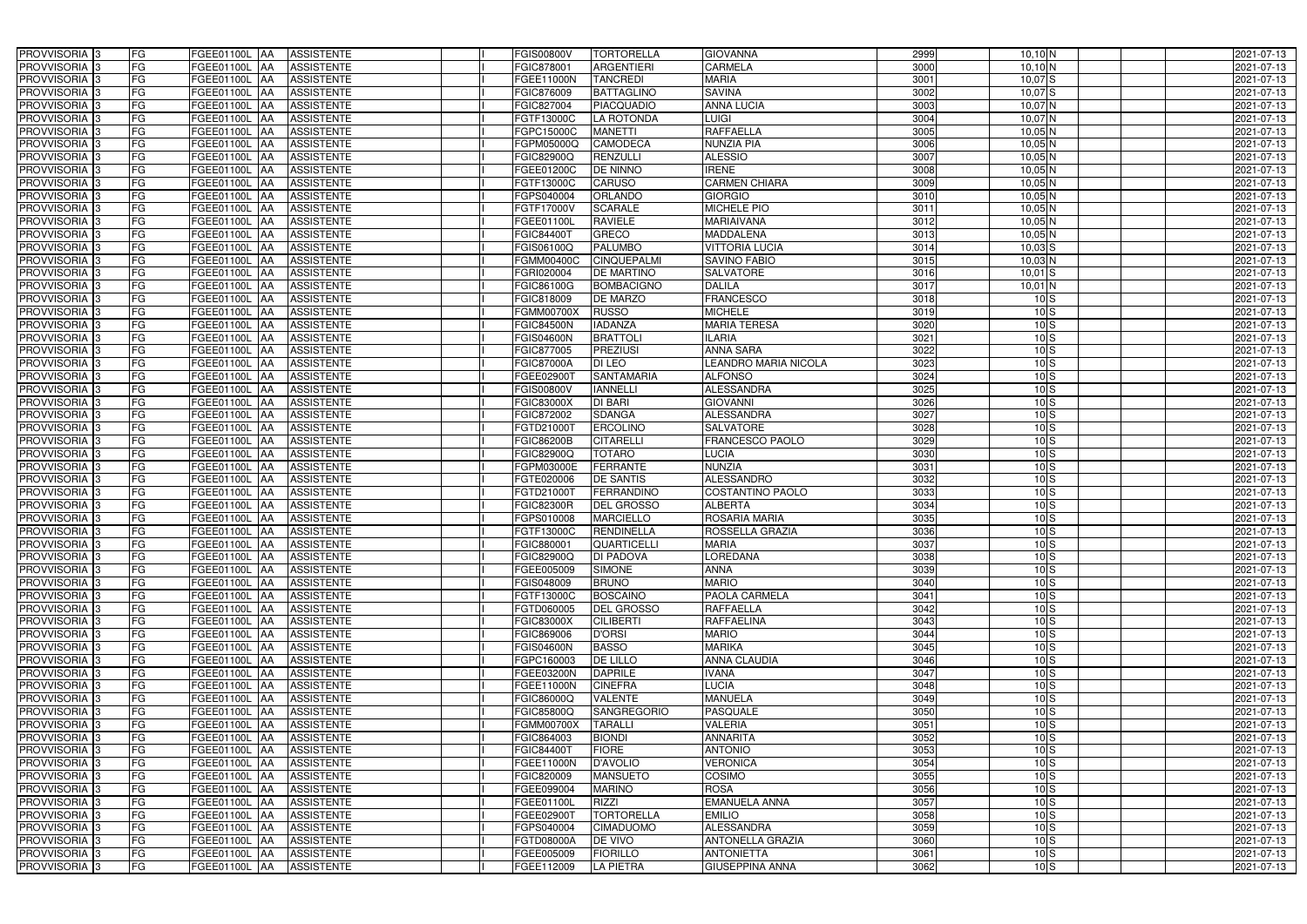| | | | | | | | | | | | | | | | |
|---|---|---|---|---|---|---|---|---|---|---|---|---|---|---|---|
| PROVVISORIA | 3 | FG | FGEE01100L | AA | ASSISTENTE | | I | FGIS00800V | TORTORELLA | GIOVANNA | 2999 | 10,10 | N | | 2021-07-13 |
| PROVVISORIA | 3 | FG | FGEE01100L | AA | ASSISTENTE | | I | FGIC878001 | ARGENTIERI | CARMELA | 3000 | 10,10 | N | | 2021-07-13 |
| PROVVISORIA | 3 | FG | FGEE01100L | AA | ASSISTENTE | | I | FGEE11000N | TANCREDI | MARIA | 3001 | 10,07 | S | | 2021-07-13 |
| PROVVISORIA | 3 | FG | FGEE01100L | AA | ASSISTENTE | | I | FGIC876009 | BATTAGLINO | SAVINA | 3002 | 10,07 | S | | 2021-07-13 |
| PROVVISORIA | 3 | FG | FGEE01100L | AA | ASSISTENTE | | I | FGIC827004 | PIACQUADIO | ANNA LUCIA | 3003 | 10,07 | N | | 2021-07-13 |
| PROVVISORIA | 3 | FG | FGEE01100L | AA | ASSISTENTE | | I | FGTF13000C | LA ROTONDA | LUIGI | 3004 | 10,07 | N | | 2021-07-13 |
| PROVVISORIA | 3 | FG | FGEE01100L | AA | ASSISTENTE | | I | FGPC15000C | MANETTI | RAFFAELLA | 3005 | 10,05 | N | | 2021-07-13 |
| PROVVISORIA | 3 | FG | FGEE01100L | AA | ASSISTENTE | | I | FGPM05000Q | CAMODECA | NUNZIA PIA | 3006 | 10,05 | N | | 2021-07-13 |
| PROVVISORIA | 3 | FG | FGEE01100L | AA | ASSISTENTE | | I | FGIC82900Q | RENZULLI | ALESSIO | 3007 | 10,05 | N | | 2021-07-13 |
| PROVVISORIA | 3 | FG | FGEE01100L | AA | ASSISTENTE | | I | FGEE01200C | DE NINNO | IRENE | 3008 | 10,05 | N | | 2021-07-13 |
| PROVVISORIA | 3 | FG | FGEE01100L | AA | ASSISTENTE | | I | FGTF13000C | CARUSO | CARMEN CHIARA | 3009 | 10,05 | N | | 2021-07-13 |
| PROVVISORIA | 3 | FG | FGEE01100L | AA | ASSISTENTE | | I | FGPS040004 | ORLANDO | GIORGIO | 3010 | 10,05 | N | | 2021-07-13 |
| PROVVISORIA | 3 | FG | FGEE01100L | AA | ASSISTENTE | | I | FGTF17000V | SCARALE | MICHELE PIO | 3011 | 10,05 | N | | 2021-07-13 |
| PROVVISORIA | 3 | FG | FGEE01100L | AA | ASSISTENTE | | I | FGEE01100L | RAVIELE | MARIAIVANA | 3012 | 10,05 | N | | 2021-07-13 |
| PROVVISORIA | 3 | FG | FGEE01100L | AA | ASSISTENTE | | I | FGIC84400T | GRECO | MADDALENA | 3013 | 10,05 | N | | 2021-07-13 |
| PROVVISORIA | 3 | FG | FGEE01100L | AA | ASSISTENTE | | I | FGIS06100Q | PALUMBO | VITTORIA LUCIA | 3014 | 10,03 | S | | 2021-07-13 |
| PROVVISORIA | 3 | FG | FGEE01100L | AA | ASSISTENTE | | I | FGMM00400C | CINQUEPALMI | SAVINO FABIO | 3015 | 10,03 | N | | 2021-07-13 |
| PROVVISORIA | 3 | FG | FGEE01100L | AA | ASSISTENTE | | I | FGRI020004 | DE MARTINO | SALVATORE | 3016 | 10,01 | S | | 2021-07-13 |
| PROVVISORIA | 3 | FG | FGEE01100L | AA | ASSISTENTE | | I | FGIC86100G | BOMBACIGNO | DALILA | 3017 | 10,01 | N | | 2021-07-13 |
| PROVVISORIA | 3 | FG | FGEE01100L | AA | ASSISTENTE | | I | FGIC818009 | DE MARZO | FRANCESCO | 3018 | 10 | S | | 2021-07-13 |
| PROVVISORIA | 3 | FG | FGEE01100L | AA | ASSISTENTE | | I | FGMM00700X | RUSSO | MICHELE | 3019 | 10 | S | | 2021-07-13 |
| PROVVISORIA | 3 | FG | FGEE01100L | AA | ASSISTENTE | | I | FGIC84500N | IADANZA | MARIA TERESA | 3020 | 10 | S | | 2021-07-13 |
| PROVVISORIA | 3 | FG | FGEE01100L | AA | ASSISTENTE | | I | FGIS04600N | BRATTOLI | ILARIA | 3021 | 10 | S | | 2021-07-13 |
| PROVVISORIA | 3 | FG | FGEE01100L | AA | ASSISTENTE | | I | FGIC877005 | PREZIUSI | ANNA SARA | 3022 | 10 | S | | 2021-07-13 |
| PROVVISORIA | 3 | FG | FGEE01100L | AA | ASSISTENTE | | I | FGIC87000A | DI LEO | LEANDRO MARIA NICOLA | 3023 | 10 | S | | 2021-07-13 |
| PROVVISORIA | 3 | FG | FGEE01100L | AA | ASSISTENTE | | I | FGEE02900T | SANTAMARIA | ALFONSO | 3024 | 10 | S | | 2021-07-13 |
| PROVVISORIA | 3 | FG | FGEE01100L | AA | ASSISTENTE | | I | FGIS00800V | IANNELLI | ALESSANDRA | 3025 | 10 | S | | 2021-07-13 |
| PROVVISORIA | 3 | FG | FGEE01100L | AA | ASSISTENTE | | I | FGIC83000X | DI BARI | GIOVANNI | 3026 | 10 | S | | 2021-07-13 |
| PROVVISORIA | 3 | FG | FGEE01100L | AA | ASSISTENTE | | I | FGIC872002 | SDANGA | ALESSANDRA | 3027 | 10 | S | | 2021-07-13 |
| PROVVISORIA | 3 | FG | FGEE01100L | AA | ASSISTENTE | | I | FGTD21000T | ERCOLINO | SALVATORE | 3028 | 10 | S | | 2021-07-13 |
| PROVVISORIA | 3 | FG | FGEE01100L | AA | ASSISTENTE | | I | FGIC86200B | CITARELLI | FRANCESCO PAOLO | 3029 | 10 | S | | 2021-07-13 |
| PROVVISORIA | 3 | FG | FGEE01100L | AA | ASSISTENTE | | I | FGIC82900Q | TOTARO | LUCIA | 3030 | 10 | S | | 2021-07-13 |
| PROVVISORIA | 3 | FG | FGEE01100L | AA | ASSISTENTE | | I | FGPM03000E | FERRANTE | NUNZIA | 3031 | 10 | S | | 2021-07-13 |
| PROVVISORIA | 3 | FG | FGEE01100L | AA | ASSISTENTE | | I | FGTE020006 | DE SANTIS | ALESSANDRO | 3032 | 10 | S | | 2021-07-13 |
| PROVVISORIA | 3 | FG | FGEE01100L | AA | ASSISTENTE | | I | FGTD21000T | FERRANDINO | COSTANTINO PAOLO | 3033 | 10 | S | | 2021-07-13 |
| PROVVISORIA | 3 | FG | FGEE01100L | AA | ASSISTENTE | | I | FGIC82300R | DEL GROSSO | ALBERTA | 3034 | 10 | S | | 2021-07-13 |
| PROVVISORIA | 3 | FG | FGEE01100L | AA | ASSISTENTE | | I | FGPS010008 | MARCIELLO | ROSARIA MARIA | 3035 | 10 | S | | 2021-07-13 |
| PROVVISORIA | 3 | FG | FGEE01100L | AA | ASSISTENTE | | I | FGTF13000C | RENDINELLA | ROSSELLA GRAZIA | 3036 | 10 | S | | 2021-07-13 |
| PROVVISORIA | 3 | FG | FGEE01100L | AA | ASSISTENTE | | I | FGIC880001 | QUARTICELLI | MARIA | 3037 | 10 | S | | 2021-07-13 |
| PROVVISORIA | 3 | FG | FGEE01100L | AA | ASSISTENTE | | I | FGIC82900Q | DI PADOVA | LOREDANA | 3038 | 10 | S | | 2021-07-13 |
| PROVVISORIA | 3 | FG | FGEE01100L | AA | ASSISTENTE | | I | FGEE005009 | SIMONE | ANNA | 3039 | 10 | S | | 2021-07-13 |
| PROVVISORIA | 3 | FG | FGEE01100L | AA | ASSISTENTE | | I | FGIS048009 | BRUNO | MARIO | 3040 | 10 | S | | 2021-07-13 |
| PROVVISORIA | 3 | FG | FGEE01100L | AA | ASSISTENTE | | I | FGTF13000C | BOSCAINO | PAOLA CARMELA | 3041 | 10 | S | | 2021-07-13 |
| PROVVISORIA | 3 | FG | FGEE01100L | AA | ASSISTENTE | | I | FGTD060005 | DEL GROSSO | RAFFAELLA | 3042 | 10 | S | | 2021-07-13 |
| PROVVISORIA | 3 | FG | FGEE01100L | AA | ASSISTENTE | | I | FGIC83000X | CILIBERTI | RAFFAELINA | 3043 | 10 | S | | 2021-07-13 |
| PROVVISORIA | 3 | FG | FGEE01100L | AA | ASSISTENTE | | I | FGIC869006 | D'ORSI | MARIO | 3044 | 10 | S | | 2021-07-13 |
| PROVVISORIA | 3 | FG | FGEE01100L | AA | ASSISTENTE | | I | FGIS04600N | BASSO | MARIKA | 3045 | 10 | S | | 2021-07-13 |
| PROVVISORIA | 3 | FG | FGEE01100L | AA | ASSISTENTE | | I | FGPC160003 | DE LILLO | ANNA CLAUDIA | 3046 | 10 | S | | 2021-07-13 |
| PROVVISORIA | 3 | FG | FGEE01100L | AA | ASSISTENTE | | I | FGEE03200N | DAPRILE | IVANA | 3047 | 10 | S | | 2021-07-13 |
| PROVVISORIA | 3 | FG | FGEE01100L | AA | ASSISTENTE | | I | FGEE11000N | CINEFRA | LUCIA | 3048 | 10 | S | | 2021-07-13 |
| PROVVISORIA | 3 | FG | FGEE01100L | AA | ASSISTENTE | | I | FGIC86000Q | VALENTE | MANUELA | 3049 | 10 | S | | 2021-07-13 |
| PROVVISORIA | 3 | FG | FGEE01100L | AA | ASSISTENTE | | I | FGIC85800Q | SANGREGORIO | PASQUALE | 3050 | 10 | S | | 2021-07-13 |
| PROVVISORIA | 3 | FG | FGEE01100L | AA | ASSISTENTE | | I | FGMM00700X | TARALLI | VALERIA | 3051 | 10 | S | | 2021-07-13 |
| PROVVISORIA | 3 | FG | FGEE01100L | AA | ASSISTENTE | | I | FGIC864003 | BIONDI | ANNARITA | 3052 | 10 | S | | 2021-07-13 |
| PROVVISORIA | 3 | FG | FGEE01100L | AA | ASSISTENTE | | I | FGIC84400T | FIORE | ANTONIO | 3053 | 10 | S | | 2021-07-13 |
| PROVVISORIA | 3 | FG | FGEE01100L | AA | ASSISTENTE | | I | FGEE11000N | D'AVOLIO | VERONICA | 3054 | 10 | S | | 2021-07-13 |
| PROVVISORIA | 3 | FG | FGEE01100L | AA | ASSISTENTE | | I | FGIC820009 | MANSUETO | COSIMO | 3055 | 10 | S | | 2021-07-13 |
| PROVVISORIA | 3 | FG | FGEE01100L | AA | ASSISTENTE | | I | FGEE099004 | MARINO | ROSA | 3056 | 10 | S | | 2021-07-13 |
| PROVVISORIA | 3 | FG | FGEE01100L | AA | ASSISTENTE | | I | FGEE01100L | RIZZI | EMANUELA ANNA | 3057 | 10 | S | | 2021-07-13 |
| PROVVISORIA | 3 | FG | FGEE01100L | AA | ASSISTENTE | | I | FGEE02900T | TORTORELLA | EMILIO | 3058 | 10 | S | | 2021-07-13 |
| PROVVISORIA | 3 | FG | FGEE01100L | AA | ASSISTENTE | | I | FGPS040004 | CIMADUOMO | ALESSANDRA | 3059 | 10 | S | | 2021-07-13 |
| PROVVISORIA | 3 | FG | FGEE01100L | AA | ASSISTENTE | | I | FGTD08000A | DE VIVO | ANTONELLA GRAZIA | 3060 | 10 | S | | 2021-07-13 |
| PROVVISORIA | 3 | FG | FGEE01100L | AA | ASSISTENTE | | I | FGEE005009 | FIORILLO | ANTONIETTA | 3061 | 10 | S | | 2021-07-13 |
| PROVVISORIA | 3 | FG | FGEE01100L | AA | ASSISTENTE | | I | FGEE112009 | LA PIETRA | GIUSEPPINA ANNA | 3062 | 10 | S | | 2021-07-13 |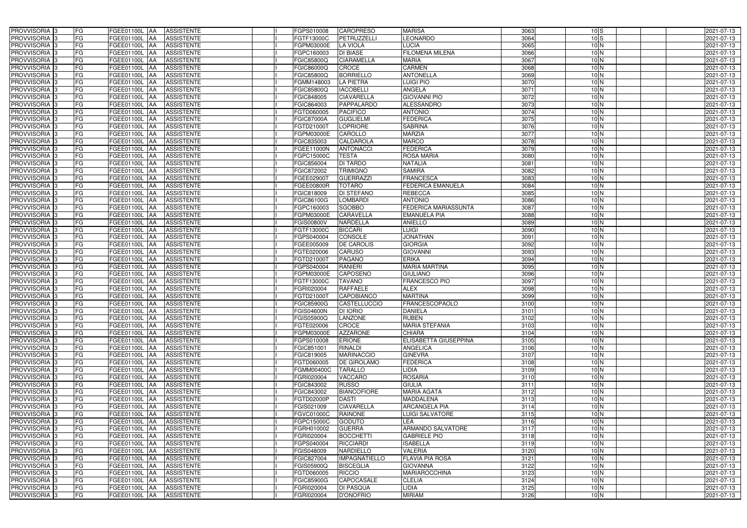| | | | | | | | | | | | | | | |
|---|---|---|---|---|---|---|---|---|---|---|---|---|---|---|
| PROVVISORIA 3 | FG | FGEE01100L | AA | ASSISTENTE | | I | FGPS010008 | CAROPRESO | MARISA | 3063 | 10 | S | | 2021-07-13 |
| PROVVISORIA 3 | FG | FGEE01100L | AA | ASSISTENTE | | I | FGTF13000C | PETRUZZELLI | LEONARDO | 3064 | 10 | S | | 2021-07-13 |
| PROVVISORIA 3 | FG | FGEE01100L | AA | ASSISTENTE | | I | FGPM03000E | LA VIOLA | LUCIA | 3065 | 10 | N | | 2021-07-13 |
| PROVVISORIA 3 | FG | FGEE01100L | AA | ASSISTENTE | | I | FGPC160003 | DI BIASE | FILOMENA MILENA | 3066 | 10 | N | | 2021-07-13 |
| PROVVISORIA 3 | FG | FGEE01100L | AA | ASSISTENTE | | I | FGIC85800Q | CIARAMELLA | MARIA | 3067 | 10 | N | | 2021-07-13 |
| PROVVISORIA 3 | FG | FGEE01100L | AA | ASSISTENTE | | I | FGIC86000Q | CROCE | CARMEN | 3068 | 10 | N | | 2021-07-13 |
| PROVVISORIA 3 | FG | FGEE01100L | AA | ASSISTENTE | | I | FGIC85800Q | BORRIELLO | ANTONELLA | 3069 | 10 | N | | 2021-07-13 |
| PROVVISORIA 3 | FG | FGEE01100L | AA | ASSISTENTE | | I | FGMM148003 | LA PIETRA | LUIGI PIO | 3070 | 10 | N | | 2021-07-13 |
| PROVVISORIA 3 | FG | FGEE01100L | AA | ASSISTENTE | | I | FGIC85800Q | IACOBELLI | ANGELA | 3071 | 10 | N | | 2021-07-13 |
| PROVVISORIA 3 | FG | FGEE01100L | AA | ASSISTENTE | | I | FGIC848005 | CIAVARELLA | GIOVANNI PIO | 3072 | 10 | N | | 2021-07-13 |
| PROVVISORIA 3 | FG | FGEE01100L | AA | ASSISTENTE | | I | FGIC864003 | PAPPALARDO | ALESSANDRO | 3073 | 10 | N | | 2021-07-13 |
| PROVVISORIA 3 | FG | FGEE01100L | AA | ASSISTENTE | | I | FGTD060005 | PACIFICO | ANTONIO | 3074 | 10 | N | | 2021-07-13 |
| PROVVISORIA 3 | FG | FGEE01100L | AA | ASSISTENTE | | I | FGIC87000A | GUGLIELMI | FEDERICA | 3075 | 10 | N | | 2021-07-13 |
| PROVVISORIA 3 | FG | FGEE01100L | AA | ASSISTENTE | | I | FGTD21000T | LOPRIORE | SABRINA | 3076 | 10 | N | | 2021-07-13 |
| PROVVISORIA 3 | FG | FGEE01100L | AA | ASSISTENTE | | I | FGPM03000E | CAROLLO | MARZIA | 3077 | 10 | N | | 2021-07-13 |
| PROVVISORIA 3 | FG | FGEE01100L | AA | ASSISTENTE | | I | FGIC835003 | CALDAROLA | MARCO | 3078 | 10 | N | | 2021-07-13 |
| PROVVISORIA 3 | FG | FGEE01100L | AA | ASSISTENTE | | I | FGEE11000N | ANTONACCI | FEDERICA | 3079 | 10 | N | | 2021-07-13 |
| PROVVISORIA 3 | FG | FGEE01100L | AA | ASSISTENTE | | I | FGPC15000C | TESTA | ROSA MARIA | 3080 | 10 | N | | 2021-07-13 |
| PROVVISORIA 3 | FG | FGEE01100L | AA | ASSISTENTE | | I | FGIC856004 | DI TARDO | NATALIA | 3081 | 10 | N | | 2021-07-13 |
| PROVVISORIA 3 | FG | FGEE01100L | AA | ASSISTENTE | | I | FGIC872002 | TRIMIGNO | SAMIRA | 3082 | 10 | N | | 2021-07-13 |
| PROVVISORIA 3 | FG | FGEE01100L | AA | ASSISTENTE | | I | FGEE02900T | GUERRAZZI | FRANCESCA | 3083 | 10 | N | | 2021-07-13 |
| PROVVISORIA 3 | FG | FGEE01100L | AA | ASSISTENTE | | I | FGEE00800R | TOTARO | FEDERICA EMANUELA | 3084 | 10 | N | | 2021-07-13 |
| PROVVISORIA 3 | FG | FGEE01100L | AA | ASSISTENTE | | I | FGIC818009 | DI STEFANO | REBECCA | 3085 | 10 | N | | 2021-07-13 |
| PROVVISORIA 3 | FG | FGEE01100L | AA | ASSISTENTE | | I | FGIC86100G | LOMBARDI | ANTONIO | 3086 | 10 | N | | 2021-07-13 |
| PROVVISORIA 3 | FG | FGEE01100L | AA | ASSISTENTE | | I | FGPC160003 | SGOBBO | FEDERICA MARIASSUNTA | 3087 | 10 | N | | 2021-07-13 |
| PROVVISORIA 3 | FG | FGEE01100L | AA | ASSISTENTE | | I | FGPM03000E | CARAVELLA | EMANUELA PIA | 3088 | 10 | N | | 2021-07-13 |
| PROVVISORIA 3 | FG | FGEE01100L | AA | ASSISTENTE | | I | FGIS00800V | NARDELLA | ANIELLO | 3089 | 10 | N | | 2021-07-13 |
| PROVVISORIA 3 | FG | FGEE01100L | AA | ASSISTENTE | | I | FGTF13000C | BICCARI | LUIGI | 3090 | 10 | N | | 2021-07-13 |
| PROVVISORIA 3 | FG | FGEE01100L | AA | ASSISTENTE | | I | FGPS040004 | CONSOLE | JONATHAN | 3091 | 10 | N | | 2021-07-13 |
| PROVVISORIA 3 | FG | FGEE01100L | AA | ASSISTENTE | | I | FGEE005009 | DE CAROLIS | GIORGIA | 3092 | 10 | N | | 2021-07-13 |
| PROVVISORIA 3 | FG | FGEE01100L | AA | ASSISTENTE | | I | FGTE020006 | CARUSO | GIOVANNI | 3093 | 10 | N | | 2021-07-13 |
| PROVVISORIA 3 | FG | FGEE01100L | AA | ASSISTENTE | | I | FGTD21000T | PAGANO | ERIKA | 3094 | 10 | N | | 2021-07-13 |
| PROVVISORIA 3 | FG | FGEE01100L | AA | ASSISTENTE | | I | FGPS040004 | RANIERI | MARIA MARTINA | 3095 | 10 | N | | 2021-07-13 |
| PROVVISORIA 3 | FG | FGEE01100L | AA | ASSISTENTE | | I | FGPM03000E | CAPOSENO | GIULIANO | 3096 | 10 | N | | 2021-07-13 |
| PROVVISORIA 3 | FG | FGEE01100L | AA | ASSISTENTE | | I | FGTF13000C | TAVANO | FRANCESCO PIO | 3097 | 10 | N | | 2021-07-13 |
| PROVVISORIA 3 | FG | FGEE01100L | AA | ASSISTENTE | | I | FGRI020004 | RAFFAELE | ALEX | 3098 | 10 | N | | 2021-07-13 |
| PROVVISORIA 3 | FG | FGEE01100L | AA | ASSISTENTE | | I | FGTD21000T | CAPOBIANCO | MARTINA | 3099 | 10 | N | | 2021-07-13 |
| PROVVISORIA 3 | FG | FGEE01100L | AA | ASSISTENTE | | I | FGIC85900G | CASTELLUCCIO | FRANCESCOPAOLO | 3100 | 10 | N | | 2021-07-13 |
| PROVVISORIA 3 | FG | FGEE01100L | AA | ASSISTENTE | | I | FGIS04600N | DI IORIO | DANIELA | 3101 | 10 | N | | 2021-07-13 |
| PROVVISORIA 3 | FG | FGEE01100L | AA | ASSISTENTE | | I | FGIS05900Q | LANZONE | RUBEN | 3102 | 10 | N | | 2021-07-13 |
| PROVVISORIA 3 | FG | FGEE01100L | AA | ASSISTENTE | | I | FGTE020006 | CROCE | MARIA STEFANIA | 3103 | 10 | N | | 2021-07-13 |
| PROVVISORIA 3 | FG | FGEE01100L | AA | ASSISTENTE | | I | FGPM03000E | AZZARONE | CHIARA | 3104 | 10 | N | | 2021-07-13 |
| PROVVISORIA 3 | FG | FGEE01100L | AA | ASSISTENTE | | I | FGPS010008 | ERIONE | ELISABETTA GIUSEPPINA | 3105 | 10 | N | | 2021-07-13 |
| PROVVISORIA 3 | FG | FGEE01100L | AA | ASSISTENTE | | I | FGIC851001 | RINALDI | ANGELICA | 3106 | 10 | N | | 2021-07-13 |
| PROVVISORIA 3 | FG | FGEE01100L | AA | ASSISTENTE | | I | FGIC819005 | MARINACCIO | GINEVRA | 3107 | 10 | N | | 2021-07-13 |
| PROVVISORIA 3 | FG | FGEE01100L | AA | ASSISTENTE | | I | FGTD060005 | DE GIROLAMO | FEDERICA | 3108 | 10 | N | | 2021-07-13 |
| PROVVISORIA 3 | FG | FGEE01100L | AA | ASSISTENTE | | I | FGMM00400C | TARALLO | LIDIA | 3109 | 10 | N | | 2021-07-13 |
| PROVVISORIA 3 | FG | FGEE01100L | AA | ASSISTENTE | | I | FGRI020004 | VACCARO | ROSARIA | 3110 | 10 | N | | 2021-07-13 |
| PROVVISORIA 3 | FG | FGEE01100L | AA | ASSISTENTE | | I | FGIC843002 | RUSSO | GIULIA | 3111 | 10 | N | | 2021-07-13 |
| PROVVISORIA 3 | FG | FGEE01100L | AA | ASSISTENTE | | I | FGIC843002 | BIANCOFIORE | MARIA AGATA | 3112 | 10 | N | | 2021-07-13 |
| PROVVISORIA 3 | FG | FGEE01100L | AA | ASSISTENTE | | I | FGTD02000P | DASTI | MADDALENA | 3113 | 10 | N | | 2021-07-13 |
| PROVVISORIA 3 | FG | FGEE01100L | AA | ASSISTENTE | | I | FGIS021009 | CIAVARELLA | ARCANGELA PIA | 3114 | 10 | N | | 2021-07-13 |
| PROVVISORIA 3 | FG | FGEE01100L | AA | ASSISTENTE | | I | FGVC01000C | RAINONE | LUIGI SALVATORE | 3115 | 10 | N | | 2021-07-13 |
| PROVVISORIA 3 | FG | FGEE01100L | AA | ASSISTENTE | | I | FGPC15000C | GODUTO | LEA | 3116 | 10 | N | | 2021-07-13 |
| PROVVISORIA 3 | FG | FGEE01100L | AA | ASSISTENTE | | I | FGRH010002 | GUERRA | ARMANDO SALVATORE | 3117 | 10 | N | | 2021-07-13 |
| PROVVISORIA 3 | FG | FGEE01100L | AA | ASSISTENTE | | I | FGRI020004 | BOCCHETTI | GABRIELE PIO | 3118 | 10 | N | | 2021-07-13 |
| PROVVISORIA 3 | FG | FGEE01100L | AA | ASSISTENTE | | I | FGPS040004 | RICCIARDI | ISABELLA | 3119 | 10 | N | | 2021-07-13 |
| PROVVISORIA 3 | FG | FGEE01100L | AA | ASSISTENTE | | I | FGIS048009 | NARDIELLO | VALERIA | 3120 | 10 | N | | 2021-07-13 |
| PROVVISORIA 3 | FG | FGEE01100L | AA | ASSISTENTE | | I | FGIC827004 | IMPAGNATIELLO | FLAVIA PIA ROSA | 3121 | 10 | N | | 2021-07-13 |
| PROVVISORIA 3 | FG | FGEE01100L | AA | ASSISTENTE | | I | FGIS05900Q | BISCEGLIA | GIOVANNA | 3122 | 10 | N | | 2021-07-13 |
| PROVVISORIA 3 | FG | FGEE01100L | AA | ASSISTENTE | | I | FGTD060005 | RICCIO | MARIAROCCHINA | 3123 | 10 | N | | 2021-07-13 |
| PROVVISORIA 3 | FG | FGEE01100L | AA | ASSISTENTE | | I | FGIC85900G | CAPOCASALE | CLELIA | 3124 | 10 | N | | 2021-07-13 |
| PROVVISORIA 3 | FG | FGEE01100L | AA | ASSISTENTE | | I | FGRI020004 | DI PASQUA | LIDIA | 3125 | 10 | N | | 2021-07-13 |
| PROVVISORIA 3 | FG | FGEE01100L | AA | ASSISTENTE | | I | FGRI020004 | D'ONOFRIO | MIRIAM | 3126 | 10 | N | | 2021-07-13 |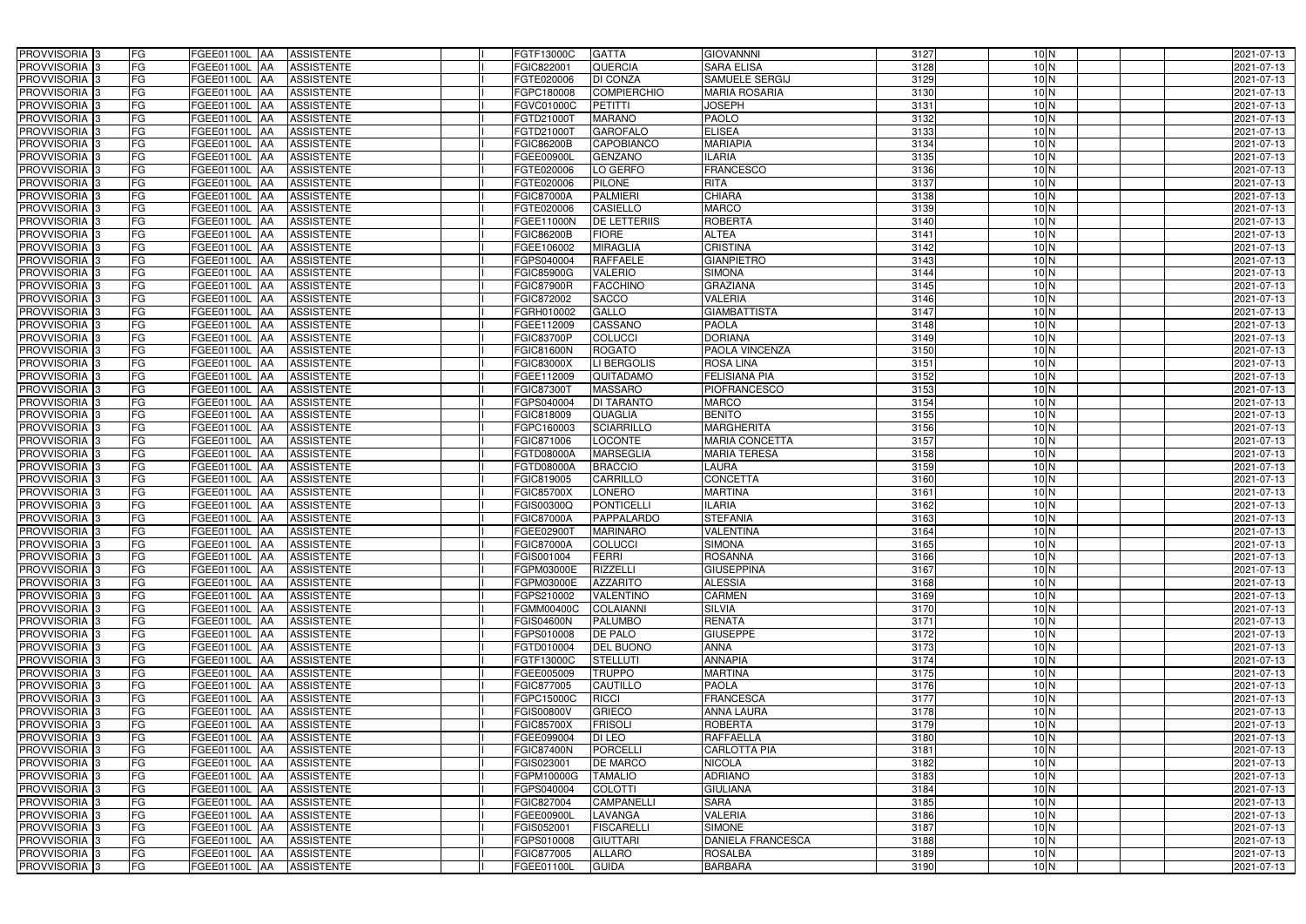| PROVVISORIA | 3 | FG | FGEE01100L | AA | ASSISTENTE | | I | FGTF13000C | GATTA | GIOVANNNI | 3127 | 10 | N | | | 2021-07-13 |
|---|---|---|---|---|---|---|---|---|---|---|---|---|---|---|---|---|
| PROVVISORIA | 3 | FG | FGEE01100L | AA | ASSISTENTE | | I | FGIC822001 | QUERCIA | SARA ELISA | 3128 | 10 | N | | | 2021-07-13 |
| PROVVISORIA | 3 | FG | FGEE01100L | AA | ASSISTENTE | | I | FGTE020006 | DI CONZA | SAMUELE SERGIJ | 3129 | 10 | N | | | 2021-07-13 |
| PROVVISORIA | 3 | FG | FGEE01100L | AA | ASSISTENTE | | I | FGPC180008 | COMPIERCHIO | MARIA ROSARIA | 3130 | 10 | N | | | 2021-07-13 |
| PROVVISORIA | 3 | FG | FGEE01100L | AA | ASSISTENTE | | I | FGVC01000C | PETITTI | JOSEPH | 3131 | 10 | N | | | 2021-07-13 |
| PROVVISORIA | 3 | FG | FGEE01100L | AA | ASSISTENTE | | I | FGTD21000T | MARANO | PAOLO | 3132 | 10 | N | | | 2021-07-13 |
| PROVVISORIA | 3 | FG | FGEE01100L | AA | ASSISTENTE | | I | FGTD21000T | GAROFALO | ELISEA | 3133 | 10 | N | | | 2021-07-13 |
| PROVVISORIA | 3 | FG | FGEE01100L | AA | ASSISTENTE | | I | FGIC86200B | CAPOBIANCO | MARIAPIA | 3134 | 10 | N | | | 2021-07-13 |
| PROVVISORIA | 3 | FG | FGEE01100L | AA | ASSISTENTE | | I | FGEE00900L | GENZANO | ILARIA | 3135 | 10 | N | | | 2021-07-13 |
| PROVVISORIA | 3 | FG | FGEE01100L | AA | ASSISTENTE | | I | FGTE020006 | LO GERFO | FRANCESCO | 3136 | 10 | N | | | 2021-07-13 |
| PROVVISORIA | 3 | FG | FGEE01100L | AA | ASSISTENTE | | I | FGTE020006 | PILONE | RITA | 3137 | 10 | N | | | 2021-07-13 |
| PROVVISORIA | 3 | FG | FGEE01100L | AA | ASSISTENTE | | I | FGIC87000A | PALMIERI | CHIARA | 3138 | 10 | N | | | 2021-07-13 |
| PROVVISORIA | 3 | FG | FGEE01100L | AA | ASSISTENTE | | I | FGTE020006 | CASIELLO | MARCO | 3139 | 10 | N | | | 2021-07-13 |
| PROVVISORIA | 3 | FG | FGEE01100L | AA | ASSISTENTE | | I | FGEE11000N | DE LETTERIIS | ROBERTA | 3140 | 10 | N | | | 2021-07-13 |
| PROVVISORIA | 3 | FG | FGEE01100L | AA | ASSISTENTE | | I | FGIC86200B | FIORE | ALTEA | 3141 | 10 | N | | | 2021-07-13 |
| PROVVISORIA | 3 | FG | FGEE01100L | AA | ASSISTENTE | | I | FGEE106002 | MIRAGLIA | CRISTINA | 3142 | 10 | N | | | 2021-07-13 |
| PROVVISORIA | 3 | FG | FGEE01100L | AA | ASSISTENTE | | I | FGPS040004 | RAFFAELE | GIANPIETRO | 3143 | 10 | N | | | 2021-07-13 |
| PROVVISORIA | 3 | FG | FGEE01100L | AA | ASSISTENTE | | I | FGIC85900G | VALERIO | SIMONA | 3144 | 10 | N | | | 2021-07-13 |
| PROVVISORIA | 3 | FG | FGEE01100L | AA | ASSISTENTE | | I | FGIC87900R | FACCHINO | GRAZIANA | 3145 | 10 | N | | | 2021-07-13 |
| PROVVISORIA | 3 | FG | FGEE01100L | AA | ASSISTENTE | | I | FGIC872002 | SACCO | VALERIA | 3146 | 10 | N | | | 2021-07-13 |
| PROVVISORIA | 3 | FG | FGEE01100L | AA | ASSISTENTE | | I | FGRH010002 | GALLO | GIAMBATTISTA | 3147 | 10 | N | | | 2021-07-13 |
| PROVVISORIA | 3 | FG | FGEE01100L | AA | ASSISTENTE | | I | FGEE112009 | CASSANO | PAOLA | 3148 | 10 | N | | | 2021-07-13 |
| PROVVISORIA | 3 | FG | FGEE01100L | AA | ASSISTENTE | | I | FGIC83700P | COLUCCI | DORIANA | 3149 | 10 | N | | | 2021-07-13 |
| PROVVISORIA | 3 | FG | FGEE01100L | AA | ASSISTENTE | | I | FGIC81600N | ROGATO | PAOLA VINCENZA | 3150 | 10 | N | | | 2021-07-13 |
| PROVVISORIA | 3 | FG | FGEE01100L | AA | ASSISTENTE | | I | FGIC83000X | LI BERGOLIS | ROSA LINA | 3151 | 10 | N | | | 2021-07-13 |
| PROVVISORIA | 3 | FG | FGEE01100L | AA | ASSISTENTE | | I | FGEE112009 | QUITADAMO | FELISIANA PIA | 3152 | 10 | N | | | 2021-07-13 |
| PROVVISORIA | 3 | FG | FGEE01100L | AA | ASSISTENTE | | I | FGIC87300T | MASSARO | PIOFRANCESCO | 3153 | 10 | N | | | 2021-07-13 |
| PROVVISORIA | 3 | FG | FGEE01100L | AA | ASSISTENTE | | I | FGPS040004 | DI TARANTO | MARCO | 3154 | 10 | N | | | 2021-07-13 |
| PROVVISORIA | 3 | FG | FGEE01100L | AA | ASSISTENTE | | I | FGIC818009 | QUAGLIA | BENITO | 3155 | 10 | N | | | 2021-07-13 |
| PROVVISORIA | 3 | FG | FGEE01100L | AA | ASSISTENTE | | I | FGPC160003 | SCIARRILLO | MARGHERITA | 3156 | 10 | N | | | 2021-07-13 |
| PROVVISORIA | 3 | FG | FGEE01100L | AA | ASSISTENTE | | I | FGIC871006 | LOCONTE | MARIA CONCETTA | 3157 | 10 | N | | | 2021-07-13 |
| PROVVISORIA | 3 | FG | FGEE01100L | AA | ASSISTENTE | | I | FGTD08000A | MARSEGLIA | MARIA TERESA | 3158 | 10 | N | | | 2021-07-13 |
| PROVVISORIA | 3 | FG | FGEE01100L | AA | ASSISTENTE | | I | FGTD08000A | BRACCIO | LAURA | 3159 | 10 | N | | | 2021-07-13 |
| PROVVISORIA | 3 | FG | FGEE01100L | AA | ASSISTENTE | | I | FGIC819005 | CARRILLO | CONCETTA | 3160 | 10 | N | | | 2021-07-13 |
| PROVVISORIA | 3 | FG | FGEE01100L | AA | ASSISTENTE | | I | FGIC85700X | LONERO | MARTINA | 3161 | 10 | N | | | 2021-07-13 |
| PROVVISORIA | 3 | FG | FGEE01100L | AA | ASSISTENTE | | I | FGIS00300Q | PONTICELLI | ILARIA | 3162 | 10 | N | | | 2021-07-13 |
| PROVVISORIA | 3 | FG | FGEE01100L | AA | ASSISTENTE | | I | FGIC87000A | PAPPALARDO | STEFANIA | 3163 | 10 | N | | | 2021-07-13 |
| PROVVISORIA | 3 | FG | FGEE01100L | AA | ASSISTENTE | | I | FGEE02900T | MARINARO | VALENTINA | 3164 | 10 | N | | | 2021-07-13 |
| PROVVISORIA | 3 | FG | FGEE01100L | AA | ASSISTENTE | | I | FGIC87000A | COLUCCI | SIMONA | 3165 | 10 | N | | | 2021-07-13 |
| PROVVISORIA | 3 | FG | FGEE01100L | AA | ASSISTENTE | | I | FGIS001004 | FERRI | ROSANNA | 3166 | 10 | N | | | 2021-07-13 |
| PROVVISORIA | 3 | FG | FGEE01100L | AA | ASSISTENTE | | I | FGPM03000E | RIZZELLI | GIUSEPPINA | 3167 | 10 | N | | | 2021-07-13 |
| PROVVISORIA | 3 | FG | FGEE01100L | AA | ASSISTENTE | | I | FGPM03000E | AZZARITO | ALESSIA | 3168 | 10 | N | | | 2021-07-13 |
| PROVVISORIA | 3 | FG | FGEE01100L | AA | ASSISTENTE | | I | FGPS210002 | VALENTINO | CARMEN | 3169 | 10 | N | | | 2021-07-13 |
| PROVVISORIA | 3 | FG | FGEE01100L | AA | ASSISTENTE | | I | FGMM00400C | COLAIANNI | SILVIA | 3170 | 10 | N | | | 2021-07-13 |
| PROVVISORIA | 3 | FG | FGEE01100L | AA | ASSISTENTE | | I | FGIS04600N | PALUMBO | RENATA | 3171 | 10 | N | | | 2021-07-13 |
| PROVVISORIA | 3 | FG | FGEE01100L | AA | ASSISTENTE | | I | FGPS010008 | DE PALO | GIUSEPPE | 3172 | 10 | N | | | 2021-07-13 |
| PROVVISORIA | 3 | FG | FGEE01100L | AA | ASSISTENTE | | I | FGTD010004 | DEL BUONO | ANNA | 3173 | 10 | N | | | 2021-07-13 |
| PROVVISORIA | 3 | FG | FGEE01100L | AA | ASSISTENTE | | I | FGTF13000C | STELLUTI | ANNAPIA | 3174 | 10 | N | | | 2021-07-13 |
| PROVVISORIA | 3 | FG | FGEE01100L | AA | ASSISTENTE | | I | FGEE005009 | TRUPPO | MARTINA | 3175 | 10 | N | | | 2021-07-13 |
| PROVVISORIA | 3 | FG | FGEE01100L | AA | ASSISTENTE | | I | FGIC877005 | CAUTILLO | PAOLA | 3176 | 10 | N | | | 2021-07-13 |
| PROVVISORIA | 3 | FG | FGEE01100L | AA | ASSISTENTE | | I | FGPC15000C | RICCI | FRANCESCA | 3177 | 10 | N | | | 2021-07-13 |
| PROVVISORIA | 3 | FG | FGEE01100L | AA | ASSISTENTE | | I | FGIS00800V | GRIECO | ANNA LAURA | 3178 | 10 | N | | | 2021-07-13 |
| PROVVISORIA | 3 | FG | FGEE01100L | AA | ASSISTENTE | | I | FGIC85700X | FRISOLI | ROBERTA | 3179 | 10 | N | | | 2021-07-13 |
| PROVVISORIA | 3 | FG | FGEE01100L | AA | ASSISTENTE | | I | FGEE099004 | DI LEO | RAFFAELLA | 3180 | 10 | N | | | 2021-07-13 |
| PROVVISORIA | 3 | FG | FGEE01100L | AA | ASSISTENTE | | I | FGIC87400N | PORCELLI | CARLOTTA PIA | 3181 | 10 | N | | | 2021-07-13 |
| PROVVISORIA | 3 | FG | FGEE01100L | AA | ASSISTENTE | | I | FGIS023001 | DE MARCO | NICOLA | 3182 | 10 | N | | | 2021-07-13 |
| PROVVISORIA | 3 | FG | FGEE01100L | AA | ASSISTENTE | | I | FGPM10000G | TAMALIO | ADRIANO | 3183 | 10 | N | | | 2021-07-13 |
| PROVVISORIA | 3 | FG | FGEE01100L | AA | ASSISTENTE | | I | FGPS040004 | COLOTTI | GIULIANA | 3184 | 10 | N | | | 2021-07-13 |
| PROVVISORIA | 3 | FG | FGEE01100L | AA | ASSISTENTE | | I | FGIC827004 | CAMPANELLI | SARA | 3185 | 10 | N | | | 2021-07-13 |
| PROVVISORIA | 3 | FG | FGEE01100L | AA | ASSISTENTE | | I | FGEE00900L | LAVANGA | VALERIA | 3186 | 10 | N | | | 2021-07-13 |
| PROVVISORIA | 3 | FG | FGEE01100L | AA | ASSISTENTE | | I | FGIS052001 | FISCARELLI | SIMONE | 3187 | 10 | N | | | 2021-07-13 |
| PROVVISORIA | 3 | FG | FGEE01100L | AA | ASSISTENTE | | I | FGPS010008 | GIUTTARI | DANIELA FRANCESCA | 3188 | 10 | N | | | 2021-07-13 |
| PROVVISORIA | 3 | FG | FGEE01100L | AA | ASSISTENTE | | I | FGIC877005 | ALLARO | ROSALBA | 3189 | 10 | N | | | 2021-07-13 |
| PROVVISORIA | 3 | FG | FGEE01100L | AA | ASSISTENTE | | I | FGEE01100L | GUIDA | BARBARA | 3190 | 10 | N | | | 2021-07-13 |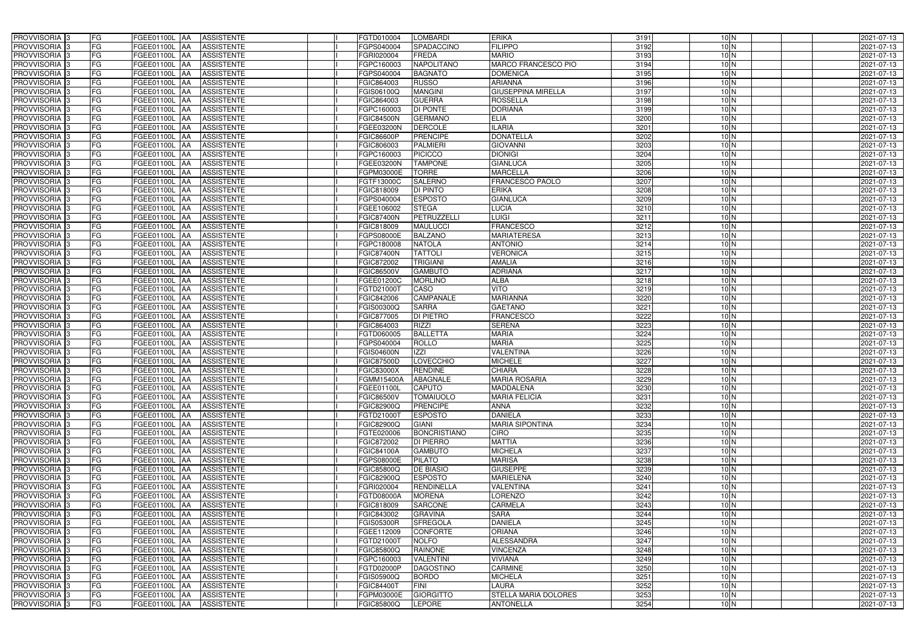| PROVVISORIA | 3 | FG | FGEE01100L | AA | ASSISTENTE | | I | FGTD010004 | LOMBARDI | ERIKA | 3191 | 10 | N | | | 2021-07-13 |
|---|---|---|---|---|---|---|---|---|---|---|---|---|---|---|---|---|
| PROVVISORIA | 3 | FG | FGEE01100L | AA | ASSISTENTE | | I | FGPS040004 | SPADACCINO | FILIPPO | 3192 | 10 | N | | | 2021-07-13 |
| PROVVISORIA | 3 | FG | FGEE01100L | AA | ASSISTENTE | | I | FGRI020004 | FREDA | MARIO | 3193 | 10 | N | | | 2021-07-13 |
| PROVVISORIA | 3 | FG | FGEE01100L | AA | ASSISTENTE | | I | FGPC160003 | NAPOLITANO | MARCO FRANCESCO PIO | 3194 | 10 | N | | | 2021-07-13 |
| PROVVISORIA | 3 | FG | FGEE01100L | AA | ASSISTENTE | | I | FGPS040004 | BAGNATO | DOMENICA | 3195 | 10 | N | | | 2021-07-13 |
| PROVVISORIA | 3 | FG | FGEE01100L | AA | ASSISTENTE | | I | FGIC864003 | RUSSO | ARIANNA | 3196 | 10 | N | | | 2021-07-13 |
| PROVVISORIA | 3 | FG | FGEE01100L | AA | ASSISTENTE | | I | FGIS06100Q | MANGINI | GIUSEPPINA MIRELLA | 3197 | 10 | N | | | 2021-07-13 |
| PROVVISORIA | 3 | FG | FGEE01100L | AA | ASSISTENTE | | I | FGIC864003 | GUERRA | ROSSELLA | 3198 | 10 | N | | | 2021-07-13 |
| PROVVISORIA | 3 | FG | FGEE01100L | AA | ASSISTENTE | | I | FGPC160003 | DI PONTE | DORIANA | 3199 | 10 | N | | | 2021-07-13 |
| PROVVISORIA | 3 | FG | FGEE01100L | AA | ASSISTENTE | | I | FGIC84500N | GERMANO | ELIA | 3200 | 10 | N | | | 2021-07-13 |
| PROVVISORIA | 3 | FG | FGEE01100L | AA | ASSISTENTE | | I | FGEE03200N | DERCOLE | ILARIA | 3201 | 10 | N | | | 2021-07-13 |
| PROVVISORIA | 3 | FG | FGEE01100L | AA | ASSISTENTE | | I | FGIC86600P | PRENCIPE | DONATELLA | 3202 | 10 | N | | | 2021-07-13 |
| PROVVISORIA | 3 | FG | FGEE01100L | AA | ASSISTENTE | | I | FGIC806003 | PALMIERI | GIOVANNI | 3203 | 10 | N | | | 2021-07-13 |
| PROVVISORIA | 3 | FG | FGEE01100L | AA | ASSISTENTE | | I | FGPC160003 | PICICCO | DIONIGI | 3204 | 10 | N | | | 2021-07-13 |
| PROVVISORIA | 3 | FG | FGEE01100L | AA | ASSISTENTE | | I | FGEE03200N | TAMPONE | GIANLUCA | 3205 | 10 | N | | | 2021-07-13 |
| PROVVISORIA | 3 | FG | FGEE01100L | AA | ASSISTENTE | | I | FGPM03000E | TORRE | MARCELLA | 3206 | 10 | N | | | 2021-07-13 |
| PROVVISORIA | 3 | FG | FGEE01100L | AA | ASSISTENTE | | I | FGTF13000C | SALERNO | FRANCESCO PAOLO | 3207 | 10 | N | | | 2021-07-13 |
| PROVVISORIA | 3 | FG | FGEE01100L | AA | ASSISTENTE | | I | FGIC818009 | DI PINTO | ERIKA | 3208 | 10 | N | | | 2021-07-13 |
| PROVVISORIA | 3 | FG | FGEE01100L | AA | ASSISTENTE | | I | FGPS040004 | ESPOSTO | GIANLUCA | 3209 | 10 | N | | | 2021-07-13 |
| PROVVISORIA | 3 | FG | FGEE01100L | AA | ASSISTENTE | | I | FGEE106002 | STEGA | LUCIA | 3210 | 10 | N | | | 2021-07-13 |
| PROVVISORIA | 3 | FG | FGEE01100L | AA | ASSISTENTE | | I | FGIC87400N | PETRUZZELLI | LUIGI | 3211 | 10 | N | | | 2021-07-13 |
| PROVVISORIA | 3 | FG | FGEE01100L | AA | ASSISTENTE | | I | FGIC818009 | MAULUCCI | FRANCESCO | 3212 | 10 | N | | | 2021-07-13 |
| PROVVISORIA | 3 | FG | FGEE01100L | AA | ASSISTENTE | | I | FGPS08000E | BALZANO | MARIATERESA | 3213 | 10 | N | | | 2021-07-13 |
| PROVVISORIA | 3 | FG | FGEE01100L | AA | ASSISTENTE | | I | FGPC180008 | NATOLA | ANTONIO | 3214 | 10 | N | | | 2021-07-13 |
| PROVVISORIA | 3 | FG | FGEE01100L | AA | ASSISTENTE | | I | FGIC87400N | TATTOLI | VERONICA | 3215 | 10 | N | | | 2021-07-13 |
| PROVVISORIA | 3 | FG | FGEE01100L | AA | ASSISTENTE | | I | FGIC872002 | TRIGIANI | AMALIA | 3216 | 10 | N | | | 2021-07-13 |
| PROVVISORIA | 3 | FG | FGEE01100L | AA | ASSISTENTE | | I | FGIC86500V | GAMBUTO | ADRIANA | 3217 | 10 | N | | | 2021-07-13 |
| PROVVISORIA | 3 | FG | FGEE01100L | AA | ASSISTENTE | | I | FGEE01200C | MORLINO | ALBA | 3218 | 10 | N | | | 2021-07-13 |
| PROVVISORIA | 3 | FG | FGEE01100L | AA | ASSISTENTE | | I | FGTD21000T | CASO | VITO | 3219 | 10 | N | | | 2021-07-13 |
| PROVVISORIA | 3 | FG | FGEE01100L | AA | ASSISTENTE | | I | FGIC842006 | CAMPANALE | MARIANNA | 3220 | 10 | N | | | 2021-07-13 |
| PROVVISORIA | 3 | FG | FGEE01100L | AA | ASSISTENTE | | I | FGIS00300Q | SARRA | GAETANO | 3221 | 10 | N | | | 2021-07-13 |
| PROVVISORIA | 3 | FG | FGEE01100L | AA | ASSISTENTE | | I | FGIC877005 | DI PIETRO | FRANCESCO | 3222 | 10 | N | | | 2021-07-13 |
| PROVVISORIA | 3 | FG | FGEE01100L | AA | ASSISTENTE | | I | FGIC864003 | RIZZI | SERENA | 3223 | 10 | N | | | 2021-07-13 |
| PROVVISORIA | 3 | FG | FGEE01100L | AA | ASSISTENTE | | I | FGTD060005 | BALLETTA | MARIA | 3224 | 10 | N | | | 2021-07-13 |
| PROVVISORIA | 3 | FG | FGEE01100L | AA | ASSISTENTE | | I | FGPS040004 | ROLLO | MARIA | 3225 | 10 | N | | | 2021-07-13 |
| PROVVISORIA | 3 | FG | FGEE01100L | AA | ASSISTENTE | | I | FGIS04600N | IZZI | VALENTINA | 3226 | 10 | N | | | 2021-07-13 |
| PROVVISORIA | 3 | FG | FGEE01100L | AA | ASSISTENTE | | I | FGIC87500D | LOVECCHIO | MICHELE | 3227 | 10 | N | | | 2021-07-13 |
| PROVVISORIA | 3 | FG | FGEE01100L | AA | ASSISTENTE | | I | FGIC83000X | RENDINE | CHIARA | 3228 | 10 | N | | | 2021-07-13 |
| PROVVISORIA | 3 | FG | FGEE01100L | AA | ASSISTENTE | | I | FGMM15400A | ABAGNALE | MARIA ROSARIA | 3229 | 10 | N | | | 2021-07-13 |
| PROVVISORIA | 3 | FG | FGEE01100L | AA | ASSISTENTE | | I | FGEE01100L | CAPUTO | MADDALENA | 3230 | 10 | N | | | 2021-07-13 |
| PROVVISORIA | 3 | FG | FGEE01100L | AA | ASSISTENTE | | I | FGIC86500V | TOMAIUOLO | MARIA FELICIA | 3231 | 10 | N | | | 2021-07-13 |
| PROVVISORIA | 3 | FG | FGEE01100L | AA | ASSISTENTE | | I | FGIC82900Q | PRENCIPE | ANNA | 3232 | 10 | N | | | 2021-07-13 |
| PROVVISORIA | 3 | FG | FGEE01100L | AA | ASSISTENTE | | I | FGTD21000T | ESPOSTO | DANIELA | 3233 | 10 | N | | | 2021-07-13 |
| PROVVISORIA | 3 | FG | FGEE01100L | AA | ASSISTENTE | | I | FGIC82900Q | GIANI | MARIA SIPONTINA | 3234 | 10 | N | | | 2021-07-13 |
| PROVVISORIA | 3 | FG | FGEE01100L | AA | ASSISTENTE | | I | FGTE020006 | BONCRISTIANO | CIRO | 3235 | 10 | N | | | 2021-07-13 |
| PROVVISORIA | 3 | FG | FGEE01100L | AA | ASSISTENTE | | I | FGIC872002 | DI PIERRO | MATTIA | 3236 | 10 | N | | | 2021-07-13 |
| PROVVISORIA | 3 | FG | FGEE01100L | AA | ASSISTENTE | | I | FGIC84100A | GAMBUTO | MICHELA | 3237 | 10 | N | | | 2021-07-13 |
| PROVVISORIA | 3 | FG | FGEE01100L | AA | ASSISTENTE | | I | FGPS08000E | PILATO | MARISA | 3238 | 10 | N | | | 2021-07-13 |
| PROVVISORIA | 3 | FG | FGEE01100L | AA | ASSISTENTE | | I | FGIC85800Q | DE BIASIO | GIUSEPPE | 3239 | 10 | N | | | 2021-07-13 |
| PROVVISORIA | 3 | FG | FGEE01100L | AA | ASSISTENTE | | I | FGIC82900Q | ESPOSTO | MARIELENA | 3240 | 10 | N | | | 2021-07-13 |
| PROVVISORIA | 3 | FG | FGEE01100L | AA | ASSISTENTE | | I | FGRI020004 | RENDINELLA | VALENTINA | 3241 | 10 | N | | | 2021-07-13 |
| PROVVISORIA | 3 | FG | FGEE01100L | AA | ASSISTENTE | | I | FGTD08000A | MORENA | LORENZO | 3242 | 10 | N | | | 2021-07-13 |
| PROVVISORIA | 3 | FG | FGEE01100L | AA | ASSISTENTE | | I | FGIC818009 | SARCONE | CARMELA | 3243 | 10 | N | | | 2021-07-13 |
| PROVVISORIA | 3 | FG | FGEE01100L | AA | ASSISTENTE | | I | FGIC843002 | GRAVINA | SARA | 3244 | 10 | N | | | 2021-07-13 |
| PROVVISORIA | 3 | FG | FGEE01100L | AA | ASSISTENTE | | I | FGIS05300R | SFREGOLA | DANIELA | 3245 | 10 | N | | | 2021-07-13 |
| PROVVISORIA | 3 | FG | FGEE01100L | AA | ASSISTENTE | | I | FGEE112009 | CONFORTE | ORIANA | 3246 | 10 | N | | | 2021-07-13 |
| PROVVISORIA | 3 | FG | FGEE01100L | AA | ASSISTENTE | | I | FGTD21000T | NOLFO | ALESSANDRA | 3247 | 10 | N | | | 2021-07-13 |
| PROVVISORIA | 3 | FG | FGEE01100L | AA | ASSISTENTE | | I | FGIC85800Q | RAINONE | VINCENZA | 3248 | 10 | N | | | 2021-07-13 |
| PROVVISORIA | 3 | FG | FGEE01100L | AA | ASSISTENTE | | I | FGPC160003 | VALENTINI | VIVIANA | 3249 | 10 | N | | | 2021-07-13 |
| PROVVISORIA | 3 | FG | FGEE01100L | AA | ASSISTENTE | | I | FGTD02000P | DAGOSTINO | CARMINE | 3250 | 10 | N | | | 2021-07-13 |
| PROVVISORIA | 3 | FG | FGEE01100L | AA | ASSISTENTE | | I | FGIS05900Q | BORDO | MICHELA | 3251 | 10 | N | | | 2021-07-13 |
| PROVVISORIA | 3 | FG | FGEE01100L | AA | ASSISTENTE | | I | FGIC84400T | FINI | LAURA | 3252 | 10 | N | | | 2021-07-13 |
| PROVVISORIA | 3 | FG | FGEE01100L | AA | ASSISTENTE | | I | FGPM03000E | GIORGITTO | STELLA MARIA DOLORES | 3253 | 10 | N | | | 2021-07-13 |
| PROVVISORIA | 3 | FG | FGEE01100L | AA | ASSISTENTE | | I | FGIC85800Q | LEPORE | ANTONELLA | 3254 | 10 | N | | | 2021-07-13 |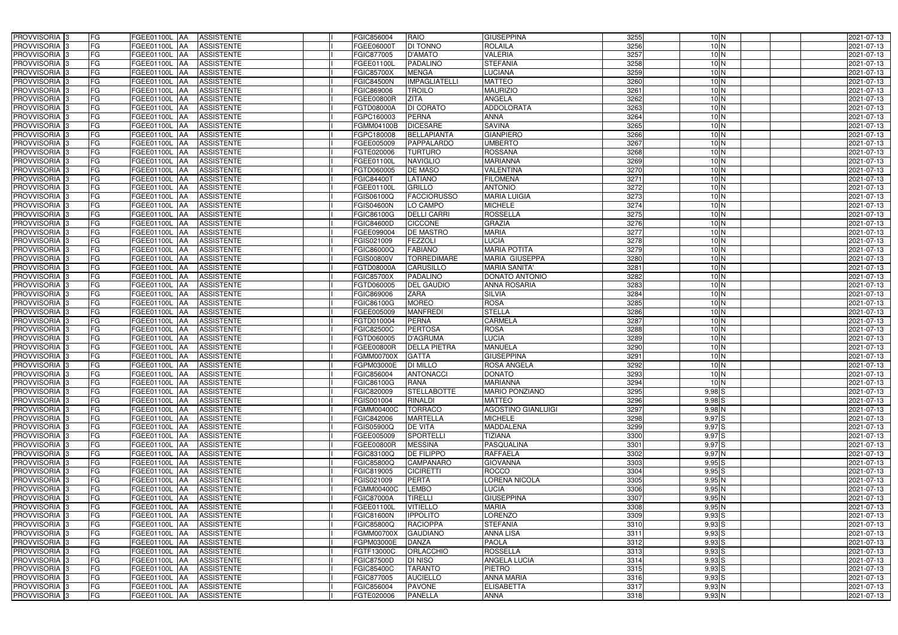| PROVVISORIA | 3 | FG | FGEE01100L | AA | ASSISTENTE | | I | FGIC856004 | RAIO | GIUSEPPINA | 3255 | 10 | N | | | 2021-07-13 |
|---|---|---|---|---|---|---|---|---|---|---|---|---|---|---|---|---|
| PROVVISORIA | 3 | FG | FGEE01100L | AA | ASSISTENTE | | I | FGEE06000T | DI TONNO | ROLAILA | 3256 | 10 | N | | | 2021-07-13 |
| PROVVISORIA | 3 | FG | FGEE01100L | AA | ASSISTENTE | | I | FGIC877005 | D'AMATO | VALERIA | 3257 | 10 | N | | | 2021-07-13 |
| PROVVISORIA | 3 | FG | FGEE01100L | AA | ASSISTENTE | | I | FGEE01100L | PADALINO | STEFANIA | 3258 | 10 | N | | | 2021-07-13 |
| PROVVISORIA | 3 | FG | FGEE01100L | AA | ASSISTENTE | | I | FGIC85700X | MENGA | LUCIANA | 3259 | 10 | N | | | 2021-07-13 |
| PROVVISORIA | 3 | FG | FGEE01100L | AA | ASSISTENTE | | I | FGIC84500N | IMPAGLIATELLI | MATTEO | 3260 | 10 | N | | | 2021-07-13 |
| PROVVISORIA | 3 | FG | FGEE01100L | AA | ASSISTENTE | | I | FGIC869006 | TROILO | MAURIZIO | 3261 | 10 | N | | | 2021-07-13 |
| PROVVISORIA | 3 | FG | FGEE01100L | AA | ASSISTENTE | | I | FGEE00800R | ZITA | ANGELA | 3262 | 10 | N | | | 2021-07-13 |
| PROVVISORIA | 3 | FG | FGEE01100L | AA | ASSISTENTE | | I | FGTD08000A | DI CORATO | ADDOLORATA | 3263 | 10 | N | | | 2021-07-13 |
| PROVVISORIA | 3 | FG | FGEE01100L | AA | ASSISTENTE | | I | FGPC160003 | PERNA | ANNA | 3264 | 10 | N | | | 2021-07-13 |
| PROVVISORIA | 3 | FG | FGEE01100L | AA | ASSISTENTE | | I | FGMM04100B | DICESARE | SAVINA | 3265 | 10 | N | | | 2021-07-13 |
| PROVVISORIA | 3 | FG | FGEE01100L | AA | ASSISTENTE | | I | FGPC180008 | BELLAPIANTA | GIANPIERO | 3266 | 10 | N | | | 2021-07-13 |
| PROVVISORIA | 3 | FG | FGEE01100L | AA | ASSISTENTE | | I | FGEE005009 | PAPPALARDO | UMBERTO | 3267 | 10 | N | | | 2021-07-13 |
| PROVVISORIA | 3 | FG | FGEE01100L | AA | ASSISTENTE | | I | FGTE020006 | TURTURO | ROSSANA | 3268 | 10 | N | | | 2021-07-13 |
| PROVVISORIA | 3 | FG | FGEE01100L | AA | ASSISTENTE | | I | FGEE01100L | NAVIGLIO | MARIANNA | 3269 | 10 | N | | | 2021-07-13 |
| PROVVISORIA | 3 | FG | FGEE01100L | AA | ASSISTENTE | | I | FGTD060005 | DE MASO | VALENTINA | 3270 | 10 | N | | | 2021-07-13 |
| PROVVISORIA | 3 | FG | FGEE01100L | AA | ASSISTENTE | | I | FGIC84400T | LATIANO | FILOMENA | 3271 | 10 | N | | | 2021-07-13 |
| PROVVISORIA | 3 | FG | FGEE01100L | AA | ASSISTENTE | | I | FGEE01100L | GRILLO | ANTONIO | 3272 | 10 | N | | | 2021-07-13 |
| PROVVISORIA | 3 | FG | FGEE01100L | AA | ASSISTENTE | | I | FGIS06100Q | FACCIORUSSO | MARIA LUIGIA | 3273 | 10 | N | | | 2021-07-13 |
| PROVVISORIA | 3 | FG | FGEE01100L | AA | ASSISTENTE | | I | FGIS04600N | LO CAMPO | MICHELE | 3274 | 10 | N | | | 2021-07-13 |
| PROVVISORIA | 3 | FG | FGEE01100L | AA | ASSISTENTE | | I | FGIC86100G | DELLI CARRI | ROSSELLA | 3275 | 10 | N | | | 2021-07-13 |
| PROVVISORIA | 3 | FG | FGEE01100L | AA | ASSISTENTE | | I | FGIC84600D | CICCONE | GRAZIA | 3276 | 10 | N | | | 2021-07-13 |
| PROVVISORIA | 3 | FG | FGEE01100L | AA | ASSISTENTE | | I | FGEE099004 | DE MASTRO | MARIA | 3277 | 10 | N | | | 2021-07-13 |
| PROVVISORIA | 3 | FG | FGEE01100L | AA | ASSISTENTE | | I | FGIS021009 | FEZZOLI | LUCIA | 3278 | 10 | N | | | 2021-07-13 |
| PROVVISORIA | 3 | FG | FGEE01100L | AA | ASSISTENTE | | I | FGIC86000Q | FABIANO | MARIA POTITA | 3279 | 10 | N | | | 2021-07-13 |
| PROVVISORIA | 3 | FG | FGEE01100L | AA | ASSISTENTE | | I | FGIS00800V | TORREDIMARE | MARIA GIUSEPPA | 3280 | 10 | N | | | 2021-07-13 |
| PROVVISORIA | 3 | FG | FGEE01100L | AA | ASSISTENTE | | I | FGTD08000A | CARUSILLO | MARIA SANITA' | 3281 | 10 | N | | | 2021-07-13 |
| PROVVISORIA | 3 | FG | FGEE01100L | AA | ASSISTENTE | | I | FGIC85700X | PADALINO | DONATO ANTONIO | 3282 | 10 | N | | | 2021-07-13 |
| PROVVISORIA | 3 | FG | FGEE01100L | AA | ASSISTENTE | | I | FGTD060005 | DEL GAUDIO | ANNA ROSARIA | 3283 | 10 | N | | | 2021-07-13 |
| PROVVISORIA | 3 | FG | FGEE01100L | AA | ASSISTENTE | | I | FGIC869006 | ZARA | SILVIA | 3284 | 10 | N | | | 2021-07-13 |
| PROVVISORIA | 3 | FG | FGEE01100L | AA | ASSISTENTE | | I | FGIC86100G | MOREO | ROSA | 3285 | 10 | N | | | 2021-07-13 |
| PROVVISORIA | 3 | FG | FGEE01100L | AA | ASSISTENTE | | I | FGEE005009 | MANFREDI | STELLA | 3286 | 10 | N | | | 2021-07-13 |
| PROVVISORIA | 3 | FG | FGEE01100L | AA | ASSISTENTE | | I | FGTD010004 | PERNA | CARMELA | 3287 | 10 | N | | | 2021-07-13 |
| PROVVISORIA | 3 | FG | FGEE01100L | AA | ASSISTENTE | | I | FGIC82500C | PERTOSA | ROSA | 3288 | 10 | N | | | 2021-07-13 |
| PROVVISORIA | 3 | FG | FGEE01100L | AA | ASSISTENTE | | I | FGTD060005 | D'AGRUMA | LUCIA | 3289 | 10 | N | | | 2021-07-13 |
| PROVVISORIA | 3 | FG | FGEE01100L | AA | ASSISTENTE | | I | FGEE00800R | DELLA PIETRA | MANUELA | 3290 | 10 | N | | | 2021-07-13 |
| PROVVISORIA | 3 | FG | FGEE01100L | AA | ASSISTENTE | | I | FGMM00700X | GATTA | GIUSEPPINA | 3291 | 10 | N | | | 2021-07-13 |
| PROVVISORIA | 3 | FG | FGEE01100L | AA | ASSISTENTE | | I | FGPM03000E | DI MILLO | ROSA ANGELA | 3292 | 10 | N | | | 2021-07-13 |
| PROVVISORIA | 3 | FG | FGEE01100L | AA | ASSISTENTE | | I | FGIC856004 | ANTONACCI | DONATO | 3293 | 10 | N | | | 2021-07-13 |
| PROVVISORIA | 3 | FG | FGEE01100L | AA | ASSISTENTE | | I | FGIC86100G | RANA | MARIANNA | 3294 | 10 | N | | | 2021-07-13 |
| PROVVISORIA | 3 | FG | FGEE01100L | AA | ASSISTENTE | | I | FGIC820009 | STELLABOTTE | MARIO PONZIANO | 3295 | 9,98 | S | | | 2021-07-13 |
| PROVVISORIA | 3 | FG | FGEE01100L | AA | ASSISTENTE | | I | FGIS001004 | RINALDI | MATTEO | 3296 | 9,98 | S | | | 2021-07-13 |
| PROVVISORIA | 3 | FG | FGEE01100L | AA | ASSISTENTE | | I | FGMM00400C | TORRACO | AGOSTINO GIANLUIGI | 3297 | 9,98 | N | | | 2021-07-13 |
| PROVVISORIA | 3 | FG | FGEE01100L | AA | ASSISTENTE | | I | FGIC842006 | MARTELLA | MICHELE | 3298 | 9,97 | S | | | 2021-07-13 |
| PROVVISORIA | 3 | FG | FGEE01100L | AA | ASSISTENTE | | I | FGIS05900Q | DE VITA | MADDALENA | 3299 | 9,97 | S | | | 2021-07-13 |
| PROVVISORIA | 3 | FG | FGEE01100L | AA | ASSISTENTE | | I | FGEE005009 | SPORTELLI | TIZIANA | 3300 | 9,97 | S | | | 2021-07-13 |
| PROVVISORIA | 3 | FG | FGEE01100L | AA | ASSISTENTE | | I | FGEE00800R | MESSINA | PASQUALINA | 3301 | 9,97 | S | | | 2021-07-13 |
| PROVVISORIA | 3 | FG | FGEE01100L | AA | ASSISTENTE | | I | FGIC83100Q | DE FILIPPO | RAFFAELA | 3302 | 9,97 | N | | | 2021-07-13 |
| PROVVISORIA | 3 | FG | FGEE01100L | AA | ASSISTENTE | | I | FGIC85800Q | CAMPANARO | GIOVANNA | 3303 | 9,95 | S | | | 2021-07-13 |
| PROVVISORIA | 3 | FG | FGEE01100L | AA | ASSISTENTE | | I | FGIC819005 | CICIRETTI | ROCCO | 3304 | 9,95 | S | | | 2021-07-13 |
| PROVVISORIA | 3 | FG | FGEE01100L | AA | ASSISTENTE | | I | FGIS021009 | PERTA | LORENA NICOLA | 3305 | 9,95 | N | | | 2021-07-13 |
| PROVVISORIA | 3 | FG | FGEE01100L | AA | ASSISTENTE | | I | FGMM00400C | LEMBO | LUCIA | 3306 | 9,95 | N | | | 2021-07-13 |
| PROVVISORIA | 3 | FG | FGEE01100L | AA | ASSISTENTE | | I | FGIC87000A | TIRELLI | GIUSEPPINA | 3307 | 9,95 | N | | | 2021-07-13 |
| PROVVISORIA | 3 | FG | FGEE01100L | AA | ASSISTENTE | | I | FGEE01100L | VITIELLO | MARIA | 3308 | 9,95 | N | | | 2021-07-13 |
| PROVVISORIA | 3 | FG | FGEE01100L | AA | ASSISTENTE | | I | FGIC81600N | IPPOLITO | LORENZO | 3309 | 9,93 | S | | | 2021-07-13 |
| PROVVISORIA | 3 | FG | FGEE01100L | AA | ASSISTENTE | | I | FGIC85800Q | RACIOPPA | STEFANIA | 3310 | 9,93 | S | | | 2021-07-13 |
| PROVVISORIA | 3 | FG | FGEE01100L | AA | ASSISTENTE | | I | FGMM00700X | GAUDIANO | ANNA LISA | 3311 | 9,93 | S | | | 2021-07-13 |
| PROVVISORIA | 3 | FG | FGEE01100L | AA | ASSISTENTE | | I | FGPM03000E | DANZA | PAOLA | 3312 | 9,93 | S | | | 2021-07-13 |
| PROVVISORIA | 3 | FG | FGEE01100L | AA | ASSISTENTE | | I | FGTF13000C | ORLACCHIO | ROSSELLA | 3313 | 9,93 | S | | | 2021-07-13 |
| PROVVISORIA | 3 | FG | FGEE01100L | AA | ASSISTENTE | | I | FGIC87500D | DI NISO | ANGELA LUCIA | 3314 | 9,93 | S | | | 2021-07-13 |
| PROVVISORIA | 3 | FG | FGEE01100L | AA | ASSISTENTE | | I | FGIC85400C | TARANTO | PIETRO | 3315 | 9,93 | S | | | 2021-07-13 |
| PROVVISORIA | 3 | FG | FGEE01100L | AA | ASSISTENTE | | I | FGIC877005 | AUCIELLO | ANNA MARIA | 3316 | 9,93 | S | | | 2021-07-13 |
| PROVVISORIA | 3 | FG | FGEE01100L | AA | ASSISTENTE | | I | FGIC856004 | PAVONE | ELISABETTA | 3317 | 9,93 | N | | | 2021-07-13 |
| PROVVISORIA | 3 | FG | FGEE01100L | AA | ASSISTENTE | | I | FGTE020006 | PANELLA | ANNA | 3318 | 9,93 | N | | | 2021-07-13 |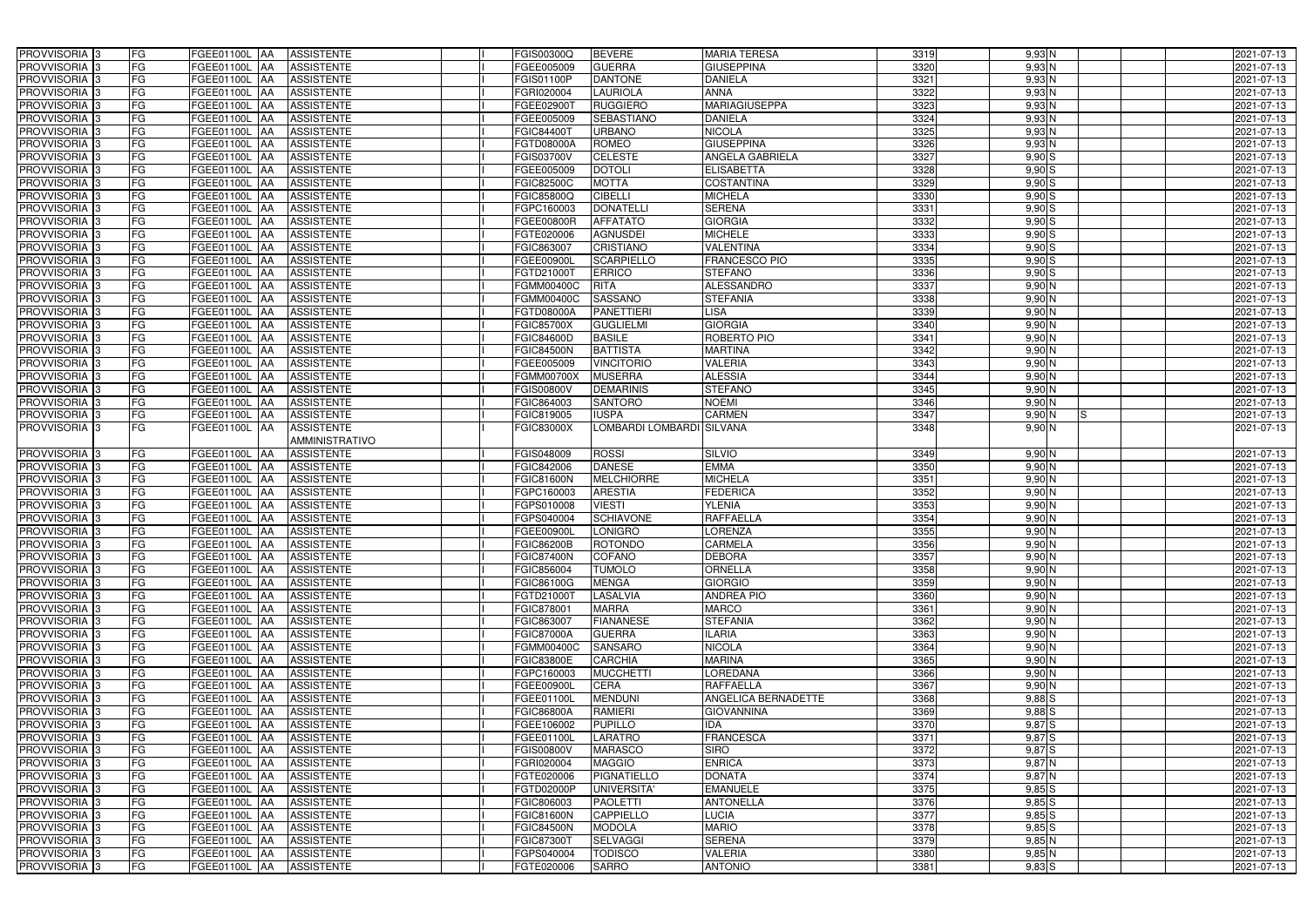| | | | | | | | | | | | | | | | | | |
|---|---|---|---|---|---|---|---|---|---|---|---|---|---|---|---|---|---|
| PROVVISORIA | 3 | FG | FGEE01100L | AA | ASSISTENTE | | I | FGIS00300Q | BEVERE | MARIA TERESA | 3319 | 9,93 | N | | | | 2021-07-13 |
| PROVVISORIA | 3 | FG | FGEE01100L | AA | ASSISTENTE | | I | FGEE005009 | GUERRA | GIUSEPPINA | 3320 | 9,93 | N | | | | 2021-07-13 |
| PROVVISORIA | 3 | FG | FGEE01100L | AA | ASSISTENTE | | I | FGIS01100P | DANTONE | DANIELA | 3321 | 9,93 | N | | | | 2021-07-13 |
| PROVVISORIA | 3 | FG | FGEE01100L | AA | ASSISTENTE | | I | FGRI020004 | LAURIOLA | ANNA | 3322 | 9,93 | N | | | | 2021-07-13 |
| PROVVISORIA | 3 | FG | FGEE01100L | AA | ASSISTENTE | | I | FGEE02900T | RUGGIERO | MARIAGIUSEPPA | 3323 | 9,93 | N | | | | 2021-07-13 |
| PROVVISORIA | 3 | FG | FGEE01100L | AA | ASSISTENTE | | I | FGEE005009 | SEBASTIANO | DANIELA | 3324 | 9,93 | N | | | | 2021-07-13 |
| PROVVISORIA | 3 | FG | FGEE01100L | AA | ASSISTENTE | | I | FGIC84400T | URBANO | NICOLA | 3325 | 9,93 | N | | | | 2021-07-13 |
| PROVVISORIA | 3 | FG | FGEE01100L | AA | ASSISTENTE | | I | FGTD08000A | ROMEO | GIUSEPPINA | 3326 | 9,93 | N | | | | 2021-07-13 |
| PROVVISORIA | 3 | FG | FGEE01100L | AA | ASSISTENTE | | I | FGIS03700V | CELESTE | ANGELA GABRIELA | 3327 | 9,90 | S | | | | 2021-07-13 |
| PROVVISORIA | 3 | FG | FGEE01100L | AA | ASSISTENTE | | I | FGEE005009 | DOTOLI | ELISABETTA | 3328 | 9,90 | S | | | | 2021-07-13 |
| PROVVISORIA | 3 | FG | FGEE01100L | AA | ASSISTENTE | | I | FGIC82500C | MOTTA | COSTANTINA | 3329 | 9,90 | S | | | | 2021-07-13 |
| PROVVISORIA | 3 | FG | FGEE01100L | AA | ASSISTENTE | | I | FGIC85800Q | CIBELLI | MICHELA | 3330 | 9,90 | S | | | | 2021-07-13 |
| PROVVISORIA | 3 | FG | FGEE01100L | AA | ASSISTENTE | | I | FGPC160003 | DONATELLI | SERENA | 3331 | 9,90 | S | | | | 2021-07-13 |
| PROVVISORIA | 3 | FG | FGEE01100L | AA | ASSISTENTE | | I | FGEE00800R | AFFATATO | GIORGIA | 3332 | 9,90 | S | | | | 2021-07-13 |
| PROVVISORIA | 3 | FG | FGEE01100L | AA | ASSISTENTE | | I | FGTE020006 | AGNUSDEI | MICHELE | 3333 | 9,90 | S | | | | 2021-07-13 |
| PROVVISORIA | 3 | FG | FGEE01100L | AA | ASSISTENTE | | I | FGIC863007 | CRISTIANO | VALENTINA | 3334 | 9,90 | S | | | | 2021-07-13 |
| PROVVISORIA | 3 | FG | FGEE01100L | AA | ASSISTENTE | | I | FGEE00900L | SCARPIELLO | FRANCESCO PIO | 3335 | 9,90 | S | | | | 2021-07-13 |
| PROVVISORIA | 3 | FG | FGEE01100L | AA | ASSISTENTE | | I | FGTD21000T | ERRICO | STEFANO | 3336 | 9,90 | S | | | | 2021-07-13 |
| PROVVISORIA | 3 | FG | FGEE01100L | AA | ASSISTENTE | | I | FGMM00400C | RITA | ALESSANDRO | 3337 | 9,90 | N | | | | 2021-07-13 |
| PROVVISORIA | 3 | FG | FGEE01100L | AA | ASSISTENTE | | I | FGMM00400C | SASSANO | STEFANIA | 3338 | 9,90 | N | | | | 2021-07-13 |
| PROVVISORIA | 3 | FG | FGEE01100L | AA | ASSISTENTE | | I | FGTD08000A | PANETTIERI | LISA | 3339 | 9,90 | N | | | | 2021-07-13 |
| PROVVISORIA | 3 | FG | FGEE01100L | AA | ASSISTENTE | | I | FGIC85700X | GUGLIELMI | GIORGIA | 3340 | 9,90 | N | | | | 2021-07-13 |
| PROVVISORIA | 3 | FG | FGEE01100L | AA | ASSISTENTE | | I | FGIC84600D | BASILE | ROBERTO PIO | 3341 | 9,90 | N | | | | 2021-07-13 |
| PROVVISORIA | 3 | FG | FGEE01100L | AA | ASSISTENTE | | I | FGIC84500N | BATTISTA | MARTINA | 3342 | 9,90 | N | | | | 2021-07-13 |
| PROVVISORIA | 3 | FG | FGEE01100L | AA | ASSISTENTE | | I | FGEE005009 | VINCITORIO | VALERIA | 3343 | 9,90 | N | | | | 2021-07-13 |
| PROVVISORIA | 3 | FG | FGEE01100L | AA | ASSISTENTE | | I | FGMM00700X | MUSERRA | ALESSIA | 3344 | 9,90 | N | | | | 2021-07-13 |
| PROVVISORIA | 3 | FG | FGEE01100L | AA | ASSISTENTE | | I | FGIS00800V | DEMARINIS | STEFANO | 3345 | 9,90 | N | | | | 2021-07-13 |
| PROVVISORIA | 3 | FG | FGEE01100L | AA | ASSISTENTE | | I | FGIC864003 | SANTORO | NOEMI | 3346 | 9,90 | N | | | | 2021-07-13 |
| PROVVISORIA | 3 | FG | FGEE01100L | AA | ASSISTENTE | | I | FGIC819005 | IUSPA | CARMEN | 3347 | 9,90 | N | S | | | 2021-07-13 |
| PROVVISORIA | 3 | FG | FGEE01100L | AA | ASSISTENTE AMMINISTRATIVO | | I | FGIC83000X | LOMBARDI LOMBARDI | SILVANA | 3348 | 9,90 | N | | | | 2021-07-13 |
| PROVVISORIA | 3 | FG | FGEE01100L | AA | ASSISTENTE | | I | FGIS048009 | ROSSI | SILVIO | 3349 | 9,90 | N | | | | 2021-07-13 |
| PROVVISORIA | 3 | FG | FGEE01100L | AA | ASSISTENTE | | I | FGIC842006 | DANESE | EMMA | 3350 | 9,90 | N | | | | 2021-07-13 |
| PROVVISORIA | 3 | FG | FGEE01100L | AA | ASSISTENTE | | I | FGIC81600N | MELCHIORRE | MICHELA | 3351 | 9,90 | N | | | | 2021-07-13 |
| PROVVISORIA | 3 | FG | FGEE01100L | AA | ASSISTENTE | | I | FGPC160003 | ARESTIA | FEDERICA | 3352 | 9,90 | N | | | | 2021-07-13 |
| PROVVISORIA | 3 | FG | FGEE01100L | AA | ASSISTENTE | | I | FGPS010008 | VIESTI | YLENIA | 3353 | 9,90 | N | | | | 2021-07-13 |
| PROVVISORIA | 3 | FG | FGEE01100L | AA | ASSISTENTE | | I | FGPS040004 | SCHIAVONE | RAFFAELLA | 3354 | 9,90 | N | | | | 2021-07-13 |
| PROVVISORIA | 3 | FG | FGEE01100L | AA | ASSISTENTE | | I | FGEE00900L | LONIGRO | LORENZA | 3355 | 9,90 | N | | | | 2021-07-13 |
| PROVVISORIA | 3 | FG | FGEE01100L | AA | ASSISTENTE | | I | FGIC86200B | ROTONDO | CARMELA | 3356 | 9,90 | N | | | | 2021-07-13 |
| PROVVISORIA | 3 | FG | FGEE01100L | AA | ASSISTENTE | | I | FGIC87400N | COFANO | DEBORA | 3357 | 9,90 | N | | | | 2021-07-13 |
| PROVVISORIA | 3 | FG | FGEE01100L | AA | ASSISTENTE | | I | FGIC856004 | TUMOLO | ORNELLA | 3358 | 9,90 | N | | | | 2021-07-13 |
| PROVVISORIA | 3 | FG | FGEE01100L | AA | ASSISTENTE | | I | FGIC86100G | MENGA | GIORGIO | 3359 | 9,90 | N | | | | 2021-07-13 |
| PROVVISORIA | 3 | FG | FGEE01100L | AA | ASSISTENTE | | I | FGTD21000T | LASALVIA | ANDREA PIO | 3360 | 9,90 | N | | | | 2021-07-13 |
| PROVVISORIA | 3 | FG | FGEE01100L | AA | ASSISTENTE | | I | FGIC878001 | MARRA | MARCO | 3361 | 9,90 | N | | | | 2021-07-13 |
| PROVVISORIA | 3 | FG | FGEE01100L | AA | ASSISTENTE | | I | FGIC863007 | FIANANESE | STEFANIA | 3362 | 9,90 | N | | | | 2021-07-13 |
| PROVVISORIA | 3 | FG | FGEE01100L | AA | ASSISTENTE | | I | FGIC87000A | GUERRA | ILARIA | 3363 | 9,90 | N | | | | 2021-07-13 |
| PROVVISORIA | 3 | FG | FGEE01100L | AA | ASSISTENTE | | I | FGMM00400C | SANSARO | NICOLA | 3364 | 9,90 | N | | | | 2021-07-13 |
| PROVVISORIA | 3 | FG | FGEE01100L | AA | ASSISTENTE | | I | FGIC83800E | CARCHIA | MARINA | 3365 | 9,90 | N | | | | 2021-07-13 |
| PROVVISORIA | 3 | FG | FGEE01100L | AA | ASSISTENTE | | I | FGPC160003 | MUCCHETTI | LOREDANA | 3366 | 9,90 | N | | | | 2021-07-13 |
| PROVVISORIA | 3 | FG | FGEE01100L | AA | ASSISTENTE | | I | FGEE00900L | CERA | RAFFAELLA | 3367 | 9,90 | N | | | | 2021-07-13 |
| PROVVISORIA | 3 | FG | FGEE01100L | AA | ASSISTENTE | | I | FGEE01100L | MENDUNI | ANGELICA BERNADETTE | 3368 | 9,88 | S | | | | 2021-07-13 |
| PROVVISORIA | 3 | FG | FGEE01100L | AA | ASSISTENTE | | I | FGIC86800A | RAMIERI | GIOVANNINA | 3369 | 9,88 | S | | | | 2021-07-13 |
| PROVVISORIA | 3 | FG | FGEE01100L | AA | ASSISTENTE | | I | FGEE106002 | PUPILLO | IDA | 3370 | 9,87 | S | | | | 2021-07-13 |
| PROVVISORIA | 3 | FG | FGEE01100L | AA | ASSISTENTE | | I | FGEE01100L | LARATRO | FRANCESCA | 3371 | 9,87 | S | | | | 2021-07-13 |
| PROVVISORIA | 3 | FG | FGEE01100L | AA | ASSISTENTE | | I | FGIS00800V | MARASCO | SIRO | 3372 | 9,87 | S | | | | 2021-07-13 |
| PROVVISORIA | 3 | FG | FGEE01100L | AA | ASSISTENTE | | I | FGRI020004 | MAGGIO | ENRICA | 3373 | 9,87 | N | | | | 2021-07-13 |
| PROVVISORIA | 3 | FG | FGEE01100L | AA | ASSISTENTE | | I | FGTE020006 | PIGNATIELLO | DONATA | 3374 | 9,87 | N | | | | 2021-07-13 |
| PROVVISORIA | 3 | FG | FGEE01100L | AA | ASSISTENTE | | I | FGTD02000P | UNIVERSITA' | EMANUELE | 3375 | 9,85 | S | | | | 2021-07-13 |
| PROVVISORIA | 3 | FG | FGEE01100L | AA | ASSISTENTE | | I | FGIC806003 | PAOLETTI | ANTONELLA | 3376 | 9,85 | S | | | | 2021-07-13 |
| PROVVISORIA | 3 | FG | FGEE01100L | AA | ASSISTENTE | | I | FGIC81600N | CAPPIELLO | LUCIA | 3377 | 9,85 | S | | | | 2021-07-13 |
| PROVVISORIA | 3 | FG | FGEE01100L | AA | ASSISTENTE | | I | FGIC84500N | MODOLA | MARIO | 3378 | 9,85 | S | | | | 2021-07-13 |
| PROVVISORIA | 3 | FG | FGEE01100L | AA | ASSISTENTE | | I | FGIC87300T | SELVAGGI | SERENA | 3379 | 9,85 | N | | | | 2021-07-13 |
| PROVVISORIA | 3 | FG | FGEE01100L | AA | ASSISTENTE | | I | FGPS040004 | TODISCO | VALERIA | 3380 | 9,85 | N | | | | 2021-07-13 |
| PROVVISORIA | 3 | FG | FGEE01100L | AA | ASSISTENTE | | I | FGTE020006 | SARRO | ANTONIO | 3381 | 9,83 | S | | | | 2021-07-13 |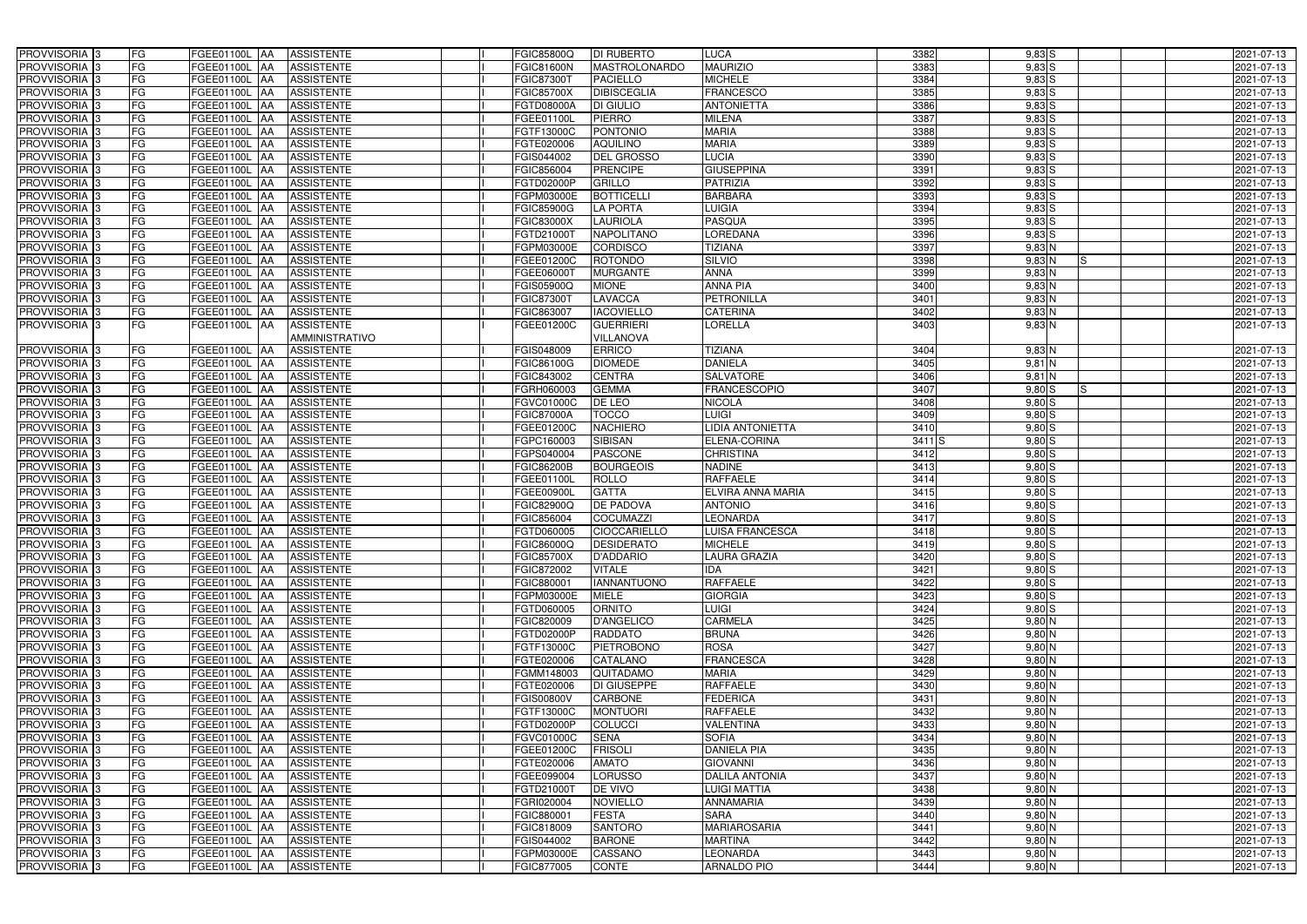| | | | | | | | | | | | | | | | |
|---|---|---|---|---|---|---|---|---|---|---|---|---|---|---|---|
| PROVVISORIA | 3 | FG | FGEE01100L | AA | ASSISTENTE | | I | FGIC85800Q | DI RUBERTO | LUCA | 3382 | | 9,83 | S | | | 2021-07-13 |
| PROVVISORIA | 3 | FG | FGEE01100L | AA | ASSISTENTE | | I | FGIC81600N | MASTROLONARDO | MAURIZIO | 3383 | | 9,83 | S | | | 2021-07-13 |
| PROVVISORIA | 3 | FG | FGEE01100L | AA | ASSISTENTE | | I | FGIC87300T | PACIELLO | MICHELE | 3384 | | 9,83 | S | | | 2021-07-13 |
| PROVVISORIA | 3 | FG | FGEE01100L | AA | ASSISTENTE | | I | FGIC85700X | DIBISCEGLIA | FRANCESCO | 3385 | | 9,83 | S | | | 2021-07-13 |
| PROVVISORIA | 3 | FG | FGEE01100L | AA | ASSISTENTE | | I | FGTD08000A | DI GIULIO | ANTONIETTA | 3386 | | 9,83 | S | | | 2021-07-13 |
| PROVVISORIA | 3 | FG | FGEE01100L | AA | ASSISTENTE | | I | FGEE01100L | PIERRO | MILENA | 3387 | | 9,83 | S | | | 2021-07-13 |
| PROVVISORIA | 3 | FG | FGEE01100L | AA | ASSISTENTE | | I | FGTF13000C | PONTONIO | MARIA | 3388 | | 9,83 | S | | | 2021-07-13 |
| PROVVISORIA | 3 | FG | FGEE01100L | AA | ASSISTENTE | | I | FGTE020006 | AQUILINO | MARIA | 3389 | | 9,83 | S | | | 2021-07-13 |
| PROVVISORIA | 3 | FG | FGEE01100L | AA | ASSISTENTE | | I | FGIS044002 | DEL GROSSO | LUCIA | 3390 | | 9,83 | S | | | 2021-07-13 |
| PROVVISORIA | 3 | FG | FGEE01100L | AA | ASSISTENTE | | I | FGIC856004 | PRENCIPE | GIUSEPPINA | 3391 | | 9,83 | S | | | 2021-07-13 |
| PROVVISORIA | 3 | FG | FGEE01100L | AA | ASSISTENTE | | I | FGTD02000P | GRILLO | PATRIZIA | 3392 | | 9,83 | S | | | 2021-07-13 |
| PROVVISORIA | 3 | FG | FGEE01100L | AA | ASSISTENTE | | I | FGPM03000E | BOTTICELLI | BARBARA | 3393 | | 9,83 | S | | | 2021-07-13 |
| PROVVISORIA | 3 | FG | FGEE01100L | AA | ASSISTENTE | | I | FGIC85900G | LA PORTA | LUIGIA | 3394 | | 9,83 | S | | | 2021-07-13 |
| PROVVISORIA | 3 | FG | FGEE01100L | AA | ASSISTENTE | | I | FGIC83000X | LAURIOLA | PASQUA | 3395 | | 9,83 | S | | | 2021-07-13 |
| PROVVISORIA | 3 | FG | FGEE01100L | AA | ASSISTENTE | | I | FGTD21000T | NAPOLITANO | LOREDANA | 3396 | | 9,83 | S | | | 2021-07-13 |
| PROVVISORIA | 3 | FG | FGEE01100L | AA | ASSISTENTE | | I | FGPM03000E | CORDISCO | TIZIANA | 3397 | | 9,83 | N | | | 2021-07-13 |
| PROVVISORIA | 3 | FG | FGEE01100L | AA | ASSISTENTE | | I | FGEE01200C | ROTONDO | SILVIO | 3398 | | 9,83 | N | S | | 2021-07-13 |
| PROVVISORIA | 3 | FG | FGEE01100L | AA | ASSISTENTE | | I | FGEE06000T | MURGANTE | ANNA | 3399 | | 9,83 | N | | | 2021-07-13 |
| PROVVISORIA | 3 | FG | FGEE01100L | AA | ASSISTENTE | | I | FGIS05900Q | MIONE | ANNA PIA | 3400 | | 9,83 | N | | | 2021-07-13 |
| PROVVISORIA | 3 | FG | FGEE01100L | AA | ASSISTENTE | | I | FGIC87300T | LAVACCA | PETRONILLA | 3401 | | 9,83 | N | | | 2021-07-13 |
| PROVVISORIA | 3 | FG | FGEE01100L | AA | ASSISTENTE | | I | FGIC863007 | IACOVIELLO | CATERINA | 3402 | | 9,83 | N | | | 2021-07-13 |
| PROVVISORIA | 3 | FG | FGEE01100L | AA | ASSISTENTE AMMINISTRATIVO | | I | FGEE01200C | GUERRIERI VILLANOVA | LORELLA | 3403 | | 9,83 | N | | | 2021-07-13 |
| PROVVISORIA | 3 | FG | FGEE01100L | AA | ASSISTENTE | | I | FGIS048009 | ERRICO | TIZIANA | 3404 | | 9,83 | N | | | 2021-07-13 |
| PROVVISORIA | 3 | FG | FGEE01100L | AA | ASSISTENTE | | I | FGIC86100G | DIOMEDE | DANIELA | 3405 | | 9,81 | N | | | 2021-07-13 |
| PROVVISORIA | 3 | FG | FGEE01100L | AA | ASSISTENTE | | I | FGIC843002 | CENTRA | SALVATORE | 3406 | | 9,81 | N | | | 2021-07-13 |
| PROVVISORIA | 3 | FG | FGEE01100L | AA | ASSISTENTE | | I | FGRH060003 | GEMMA | FRANCESCOPIO | 3407 | | 9,80 | S | S | | 2021-07-13 |
| PROVVISORIA | 3 | FG | FGEE01100L | AA | ASSISTENTE | | I | FGVC01000C | DE LEO | NICOLA | 3408 | | 9,80 | S | | | 2021-07-13 |
| PROVVISORIA | 3 | FG | FGEE01100L | AA | ASSISTENTE | | I | FGIC87000A | TOCCO | LUIGI | 3409 | | 9,80 | S | | | 2021-07-13 |
| PROVVISORIA | 3 | FG | FGEE01100L | AA | ASSISTENTE | | I | FGEE01200C | NACHIERO | LIDIA ANTONIETTA | 3410 | | 9,80 | S | | | 2021-07-13 |
| PROVVISORIA | 3 | FG | FGEE01100L | AA | ASSISTENTE | | I | FGPC160003 | SIBISAN | ELENA-CORINA | 3411 | S | 9,80 | S | | | 2021-07-13 |
| PROVVISORIA | 3 | FG | FGEE01100L | AA | ASSISTENTE | | I | FGPS040004 | PASCONE | CHRISTINA | 3412 | | 9,80 | S | | | 2021-07-13 |
| PROVVISORIA | 3 | FG | FGEE01100L | AA | ASSISTENTE | | I | FGIC86200B | BOURGEOIS | NADINE | 3413 | | 9,80 | S | | | 2021-07-13 |
| PROVVISORIA | 3 | FG | FGEE01100L | AA | ASSISTENTE | | I | FGEE01100L | ROLLO | RAFFAELE | 3414 | | 9,80 | S | | | 2021-07-13 |
| PROVVISORIA | 3 | FG | FGEE01100L | AA | ASSISTENTE | | I | FGEE00900L | GATTA | ELVIRA ANNA MARIA | 3415 | | 9,80 | S | | | 2021-07-13 |
| PROVVISORIA | 3 | FG | FGEE01100L | AA | ASSISTENTE | | I | FGIC82900Q | DE PADOVA | ANTONIO | 3416 | | 9,80 | S | | | 2021-07-13 |
| PROVVISORIA | 3 | FG | FGEE01100L | AA | ASSISTENTE | | I | FGIC856004 | COCUMAZZI | LEONARDA | 3417 | | 9,80 | S | | | 2021-07-13 |
| PROVVISORIA | 3 | FG | FGEE01100L | AA | ASSISTENTE | | I | FGTD060005 | CIOCCARIELLO | LUISA FRANCESCA | 3418 | | 9,80 | S | | | 2021-07-13 |
| PROVVISORIA | 3 | FG | FGEE01100L | AA | ASSISTENTE | | I | FGIC86000Q | DESIDERATO | MICHELE | 3419 | | 9,80 | S | | | 2021-07-13 |
| PROVVISORIA | 3 | FG | FGEE01100L | AA | ASSISTENTE | | I | FGIC85700X | D'ADDARIO | LAURA GRAZIA | 3420 | | 9,80 | S | | | 2021-07-13 |
| PROVVISORIA | 3 | FG | FGEE01100L | AA | ASSISTENTE | | I | FGIC872002 | VITALE | IDA | 3421 | | 9,80 | S | | | 2021-07-13 |
| PROVVISORIA | 3 | FG | FGEE01100L | AA | ASSISTENTE | | I | FGIC880001 | IANNANTUONO | RAFFAELE | 3422 | | 9,80 | S | | | 2021-07-13 |
| PROVVISORIA | 3 | FG | FGEE01100L | AA | ASSISTENTE | | I | FGPM03000E | MIELE | GIORGIA | 3423 | | 9,80 | S | | | 2021-07-13 |
| PROVVISORIA | 3 | FG | FGEE01100L | AA | ASSISTENTE | | I | FGTD060005 | ORNITO | LUIGI | 3424 | | 9,80 | S | | | 2021-07-13 |
| PROVVISORIA | 3 | FG | FGEE01100L | AA | ASSISTENTE | | I | FGIC820009 | D'ANGELICO | CARMELA | 3425 | | 9,80 | N | | | 2021-07-13 |
| PROVVISORIA | 3 | FG | FGEE01100L | AA | ASSISTENTE | | I | FGTD02000P | RADDATO | BRUNA | 3426 | | 9,80 | N | | | 2021-07-13 |
| PROVVISORIA | 3 | FG | FGEE01100L | AA | ASSISTENTE | | I | FGTF13000C | PIETROBONO | ROSA | 3427 | | 9,80 | N | | | 2021-07-13 |
| PROVVISORIA | 3 | FG | FGEE01100L | AA | ASSISTENTE | | I | FGTE020006 | CATALANO | FRANCESCA | 3428 | | 9,80 | N | | | 2021-07-13 |
| PROVVISORIA | 3 | FG | FGEE01100L | AA | ASSISTENTE | | I | FGMM148003 | QUITADAMO | MARIA | 3429 | | 9,80 | N | | | 2021-07-13 |
| PROVVISORIA | 3 | FG | FGEE01100L | AA | ASSISTENTE | | I | FGTE020006 | DI GIUSEPPE | RAFFAELE | 3430 | | 9,80 | N | | | 2021-07-13 |
| PROVVISORIA | 3 | FG | FGEE01100L | AA | ASSISTENTE | | I | FGIS00800V | CARBONE | FEDERICA | 3431 | | 9,80 | N | | | 2021-07-13 |
| PROVVISORIA | 3 | FG | FGEE01100L | AA | ASSISTENTE | | I | FGTF13000C | MONTUORI | RAFFAELE | 3432 | | 9,80 | N | | | 2021-07-13 |
| PROVVISORIA | 3 | FG | FGEE01100L | AA | ASSISTENTE | | I | FGTD02000P | COLUCCI | VALENTINA | 3433 | | 9,80 | N | | | 2021-07-13 |
| PROVVISORIA | 3 | FG | FGEE01100L | AA | ASSISTENTE | | I | FGVC01000C | SENA | SOFIA | 3434 | | 9,80 | N | | | 2021-07-13 |
| PROVVISORIA | 3 | FG | FGEE01100L | AA | ASSISTENTE | | I | FGEE01200C | FRISOLI | DANIELA PIA | 3435 | | 9,80 | N | | | 2021-07-13 |
| PROVVISORIA | 3 | FG | FGEE01100L | AA | ASSISTENTE | | I | FGTE020006 | AMATO | GIOVANNI | 3436 | | 9,80 | N | | | 2021-07-13 |
| PROVVISORIA | 3 | FG | FGEE01100L | AA | ASSISTENTE | | I | FGEE099004 | LORUSSO | DALILA ANTONIA | 3437 | | 9,80 | N | | | 2021-07-13 |
| PROVVISORIA | 3 | FG | FGEE01100L | AA | ASSISTENTE | | I | FGTD21000T | DE VIVO | LUIGI MATTIA | 3438 | | 9,80 | N | | | 2021-07-13 |
| PROVVISORIA | 3 | FG | FGEE01100L | AA | ASSISTENTE | | I | FGRI020004 | NOVIELLO | ANNAMARIA | 3439 | | 9,80 | N | | | 2021-07-13 |
| PROVVISORIA | 3 | FG | FGEE01100L | AA | ASSISTENTE | | I | FGIC880001 | FESTA | SARA | 3440 | | 9,80 | N | | | 2021-07-13 |
| PROVVISORIA | 3 | FG | FGEE01100L | AA | ASSISTENTE | | I | FGIC818009 | SANTORO | MARIAROSARIA | 3441 | | 9,80 | N | | | 2021-07-13 |
| PROVVISORIA | 3 | FG | FGEE01100L | AA | ASSISTENTE | | I | FGIS044002 | BARONE | MARTINA | 3442 | | 9,80 | N | | | 2021-07-13 |
| PROVVISORIA | 3 | FG | FGEE01100L | AA | ASSISTENTE | | I | FGPM03000E | CASSANO | LEONARDA | 3443 | | 9,80 | N | | | 2021-07-13 |
| PROVVISORIA | 3 | FG | FGEE01100L | AA | ASSISTENTE | | I | FGIC877005 | CONTE | ARNALDO PIO | 3444 | | 9,80 | N | | | 2021-07-13 |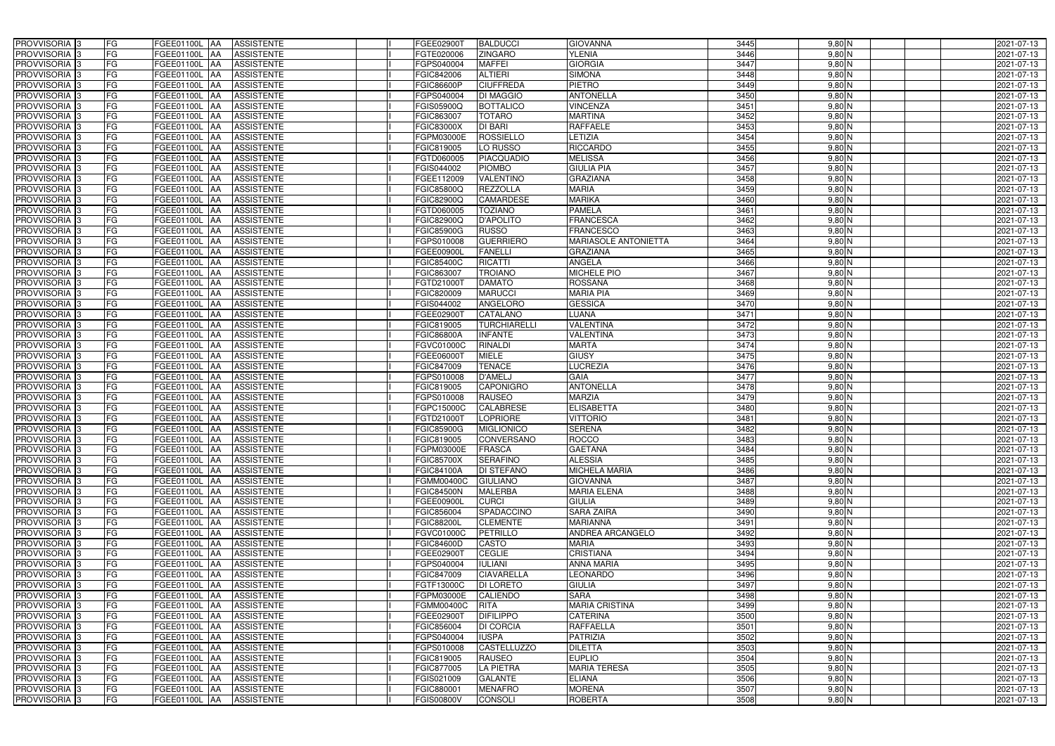| | | | | | | | | | | | | | | |
|---|---|---|---|---|---|---|---|---|---|---|---|---|---|---|
| PROVVISORIA | 3 | FG | FGEE01100L | AA | ASSISTENTE | | I | FGEE02900T | BALDUCCI | GIOVANNA | 3445 | 9,80 | N | | | 2021-07-13 |
| PROVVISORIA | 3 | FG | FGEE01100L | AA | ASSISTENTE | | I | FGTE020006 | ZINGARO | YLENIA | 3446 | 9,80 | N | | | 2021-07-13 |
| PROVVISORIA | 3 | FG | FGEE01100L | AA | ASSISTENTE | | I | FGPS040004 | MAFFEI | GIORGIA | 3447 | 9,80 | N | | | 2021-07-13 |
| PROVVISORIA | 3 | FG | FGEE01100L | AA | ASSISTENTE | | I | FGIC842006 | ALTIERI | SIMONA | 3448 | 9,80 | N | | | 2021-07-13 |
| PROVVISORIA | 3 | FG | FGEE01100L | AA | ASSISTENTE | | I | FGIC86600P | CIUFFREDA | PIETRO | 3449 | 9,80 | N | | | 2021-07-13 |
| PROVVISORIA | 3 | FG | FGEE01100L | AA | ASSISTENTE | | I | FGPS040004 | DI MAGGIO | ANTONELLA | 3450 | 9,80 | N | | | 2021-07-13 |
| PROVVISORIA | 3 | FG | FGEE01100L | AA | ASSISTENTE | | I | FGIS05900Q | BOTTALICO | VINCENZA | 3451 | 9,80 | N | | | 2021-07-13 |
| PROVVISORIA | 3 | FG | FGEE01100L | AA | ASSISTENTE | | I | FGIC863007 | TOTARO | MARTINA | 3452 | 9,80 | N | | | 2021-07-13 |
| PROVVISORIA | 3 | FG | FGEE01100L | AA | ASSISTENTE | | I | FGIC83000X | DI BARI | RAFFAELE | 3453 | 9,80 | N | | | 2021-07-13 |
| PROVVISORIA | 3 | FG | FGEE01100L | AA | ASSISTENTE | | I | FGPM03000E | ROSSIELLO | LETIZIA | 3454 | 9,80 | N | | | 2021-07-13 |
| PROVVISORIA | 3 | FG | FGEE01100L | AA | ASSISTENTE | | I | FGIC819005 | LO RUSSO | RICCARDO | 3455 | 9,80 | N | | | 2021-07-13 |
| PROVVISORIA | 3 | FG | FGEE01100L | AA | ASSISTENTE | | I | FGTD060005 | PIACQUADIO | MELISSA | 3456 | 9,80 | N | | | 2021-07-13 |
| PROVVISORIA | 3 | FG | FGEE01100L | AA | ASSISTENTE | | I | FGIS044002 | PIOMBO | GIULIA PIA | 3457 | 9,80 | N | | | 2021-07-13 |
| PROVVISORIA | 3 | FG | FGEE01100L | AA | ASSISTENTE | | I | FGEE112009 | VALENTINO | GRAZIANA | 3458 | 9,80 | N | | | 2021-07-13 |
| PROVVISORIA | 3 | FG | FGEE01100L | AA | ASSISTENTE | | I | FGIC85800Q | REZZOLLA | MARIA | 3459 | 9,80 | N | | | 2021-07-13 |
| PROVVISORIA | 3 | FG | FGEE01100L | AA | ASSISTENTE | | I | FGIC82900Q | CAMARDESE | MARIKA | 3460 | 9,80 | N | | | 2021-07-13 |
| PROVVISORIA | 3 | FG | FGEE01100L | AA | ASSISTENTE | | I | FGTD060005 | TOZIANO | PAMELA | 3461 | 9,80 | N | | | 2021-07-13 |
| PROVVISORIA | 3 | FG | FGEE01100L | AA | ASSISTENTE | | I | FGIC82900Q | D'APOLITO | FRANCESCA | 3462 | 9,80 | N | | | 2021-07-13 |
| PROVVISORIA | 3 | FG | FGEE01100L | AA | ASSISTENTE | | I | FGIC85900G | RUSSO | FRANCESCO | 3463 | 9,80 | N | | | 2021-07-13 |
| PROVVISORIA | 3 | FG | FGEE01100L | AA | ASSISTENTE | | I | FGPS010008 | GUERRIERO | MARIASOLE ANTONIETTA | 3464 | 9,80 | N | | | 2021-07-13 |
| PROVVISORIA | 3 | FG | FGEE01100L | AA | ASSISTENTE | | I | FGEE00900L | FANELLI | GRAZIANA | 3465 | 9,80 | N | | | 2021-07-13 |
| PROVVISORIA | 3 | FG | FGEE01100L | AA | ASSISTENTE | | I | FGIC85400C | RICATTI | ANGELA | 3466 | 9,80 | N | | | 2021-07-13 |
| PROVVISORIA | 3 | FG | FGEE01100L | AA | ASSISTENTE | | I | FGIC863007 | TROIANO | MICHELE PIO | 3467 | 9,80 | N | | | 2021-07-13 |
| PROVVISORIA | 3 | FG | FGEE01100L | AA | ASSISTENTE | | I | FGTD21000T | DAMATO | ROSSANA | 3468 | 9,80 | N | | | 2021-07-13 |
| PROVVISORIA | 3 | FG | FGEE01100L | AA | ASSISTENTE | | I | FGIC820009 | MARUCCI | MARIA PIA | 3469 | 9,80 | N | | | 2021-07-13 |
| PROVVISORIA | 3 | FG | FGEE01100L | AA | ASSISTENTE | | I | FGIS044002 | ANGELORO | GESSICA | 3470 | 9,80 | N | | | 2021-07-13 |
| PROVVISORIA | 3 | FG | FGEE01100L | AA | ASSISTENTE | | I | FGEE02900T | CATALANO | LUANA | 3471 | 9,80 | N | | | 2021-07-13 |
| PROVVISORIA | 3 | FG | FGEE01100L | AA | ASSISTENTE | | I | FGIC819005 | TURCHIARELLI | VALENTINA | 3472 | 9,80 | N | | | 2021-07-13 |
| PROVVISORIA | 3 | FG | FGEE01100L | AA | ASSISTENTE | | I | FGIC86800A | INFANTE | VALENTINA | 3473 | 9,80 | N | | | 2021-07-13 |
| PROVVISORIA | 3 | FG | FGEE01100L | AA | ASSISTENTE | | I | FGVC01000C | RINALDI | MARTA | 3474 | 9,80 | N | | | 2021-07-13 |
| PROVVISORIA | 3 | FG | FGEE01100L | AA | ASSISTENTE | | I | FGEE06000T | MIELE | GIUSY | 3475 | 9,80 | N | | | 2021-07-13 |
| PROVVISORIA | 3 | FG | FGEE01100L | AA | ASSISTENTE | | I | FGIC847009 | TENACE | LUCREZIA | 3476 | 9,80 | N | | | 2021-07-13 |
| PROVVISORIA | 3 | FG | FGEE01100L | AA | ASSISTENTE | | I | FGPS010008 | D'AMELJ | GAIA | 3477 | 9,80 | N | | | 2021-07-13 |
| PROVVISORIA | 3 | FG | FGEE01100L | AA | ASSISTENTE | | I | FGIC819005 | CAPONIGRO | ANTONELLA | 3478 | 9,80 | N | | | 2021-07-13 |
| PROVVISORIA | 3 | FG | FGEE01100L | AA | ASSISTENTE | | I | FGPS010008 | RAUSEO | MARZIA | 3479 | 9,80 | N | | | 2021-07-13 |
| PROVVISORIA | 3 | FG | FGEE01100L | AA | ASSISTENTE | | I | FGPC15000C | CALABRESE | ELISABETTA | 3480 | 9,80 | N | | | 2021-07-13 |
| PROVVISORIA | 3 | FG | FGEE01100L | AA | ASSISTENTE | | I | FGTD21000T | LOPRIORE | VITTORIO | 3481 | 9,80 | N | | | 2021-07-13 |
| PROVVISORIA | 3 | FG | FGEE01100L | AA | ASSISTENTE | | I | FGIC85900G | MIGLIONICO | SERENA | 3482 | 9,80 | N | | | 2021-07-13 |
| PROVVISORIA | 3 | FG | FGEE01100L | AA | ASSISTENTE | | I | FGIC819005 | CONVERSANO | ROCCO | 3483 | 9,80 | N | | | 2021-07-13 |
| PROVVISORIA | 3 | FG | FGEE01100L | AA | ASSISTENTE | | I | FGPM03000E | FRASCA | GAETANA | 3484 | 9,80 | N | | | 2021-07-13 |
| PROVVISORIA | 3 | FG | FGEE01100L | AA | ASSISTENTE | | I | FGIC85700X | SERAFINO | ALESSIA | 3485 | 9,80 | N | | | 2021-07-13 |
| PROVVISORIA | 3 | FG | FGEE01100L | AA | ASSISTENTE | | I | FGIC84100A | DI STEFANO | MICHELA MARIA | 3486 | 9,80 | N | | | 2021-07-13 |
| PROVVISORIA | 3 | FG | FGEE01100L | AA | ASSISTENTE | | I | FGMM00400C | GIULIANO | GIOVANNA | 3487 | 9,80 | N | | | 2021-07-13 |
| PROVVISORIA | 3 | FG | FGEE01100L | AA | ASSISTENTE | | I | FGIC84500N | MALERBA | MARIA ELENA | 3488 | 9,80 | N | | | 2021-07-13 |
| PROVVISORIA | 3 | FG | FGEE01100L | AA | ASSISTENTE | | I | FGEE00900L | CURCI | GIULIA | 3489 | 9,80 | N | | | 2021-07-13 |
| PROVVISORIA | 3 | FG | FGEE01100L | AA | ASSISTENTE | | I | FGIC856004 | SPADACCINO | SARA ZAIRA | 3490 | 9,80 | N | | | 2021-07-13 |
| PROVVISORIA | 3 | FG | FGEE01100L | AA | ASSISTENTE | | I | FGIC88200L | CLEMENTE | MARIANNA | 3491 | 9,80 | N | | | 2021-07-13 |
| PROVVISORIA | 3 | FG | FGEE01100L | AA | ASSISTENTE | | I | FGVC01000C | PETRILLO | ANDREA ARCANGELO | 3492 | 9,80 | N | | | 2021-07-13 |
| PROVVISORIA | 3 | FG | FGEE01100L | AA | ASSISTENTE | | I | FGIC84600D | CASTO | MARIA | 3493 | 9,80 | N | | | 2021-07-13 |
| PROVVISORIA | 3 | FG | FGEE01100L | AA | ASSISTENTE | | I | FGEE02900T | CEGLIE | CRISTIANA | 3494 | 9,80 | N | | | 2021-07-13 |
| PROVVISORIA | 3 | FG | FGEE01100L | AA | ASSISTENTE | | I | FGPS040004 | IULIANI | ANNA MARIA | 3495 | 9,80 | N | | | 2021-07-13 |
| PROVVISORIA | 3 | FG | FGEE01100L | AA | ASSISTENTE | | I | FGIC847009 | CIAVARELLA | LEONARDO | 3496 | 9,80 | N | | | 2021-07-13 |
| PROVVISORIA | 3 | FG | FGEE01100L | AA | ASSISTENTE | | I | FGTF13000C | DI LORETO | GIULIA | 3497 | 9,80 | N | | | 2021-07-13 |
| PROVVISORIA | 3 | FG | FGEE01100L | AA | ASSISTENTE | | I | FGPM03000E | CALIENDO | SARA | 3498 | 9,80 | N | | | 2021-07-13 |
| PROVVISORIA | 3 | FG | FGEE01100L | AA | ASSISTENTE | | I | FGMM00400C | RITA | MARIA CRISTINA | 3499 | 9,80 | N | | | 2021-07-13 |
| PROVVISORIA | 3 | FG | FGEE01100L | AA | ASSISTENTE | | I | FGEE02900T | DIFILIPPO | CATERINA | 3500 | 9,80 | N | | | 2021-07-13 |
| PROVVISORIA | 3 | FG | FGEE01100L | AA | ASSISTENTE | | I | FGIC856004 | DI CORCIA | RAFFAELLA | 3501 | 9,80 | N | | | 2021-07-13 |
| PROVVISORIA | 3 | FG | FGEE01100L | AA | ASSISTENTE | | I | FGPS040004 | IUSPA | PATRIZIA | 3502 | 9,80 | N | | | 2021-07-13 |
| PROVVISORIA | 3 | FG | FGEE01100L | AA | ASSISTENTE | | I | FGPS010008 | CASTELLUZZO | DILETTA | 3503 | 9,80 | N | | | 2021-07-13 |
| PROVVISORIA | 3 | FG | FGEE01100L | AA | ASSISTENTE | | I | FGIC819005 | RAUSEO | EUPLIO | 3504 | 9,80 | N | | | 2021-07-13 |
| PROVVISORIA | 3 | FG | FGEE01100L | AA | ASSISTENTE | | I | FGIC877005 | LA PIETRA | MARIA TERESA | 3505 | 9,80 | N | | | 2021-07-13 |
| PROVVISORIA | 3 | FG | FGEE01100L | AA | ASSISTENTE | | I | FGIS021009 | GALANTE | ELIANA | 3506 | 9,80 | N | | | 2021-07-13 |
| PROVVISORIA | 3 | FG | FGEE01100L | AA | ASSISTENTE | | I | FGIC880001 | MENAFRO | MORENA | 3507 | 9,80 | N | | | 2021-07-13 |
| PROVVISORIA | 3 | FG | FGEE01100L | AA | ASSISTENTE | | I | FGIS00800V | CONSOLI | ROBERTA | 3508 | 9,80 | N | | | 2021-07-13 |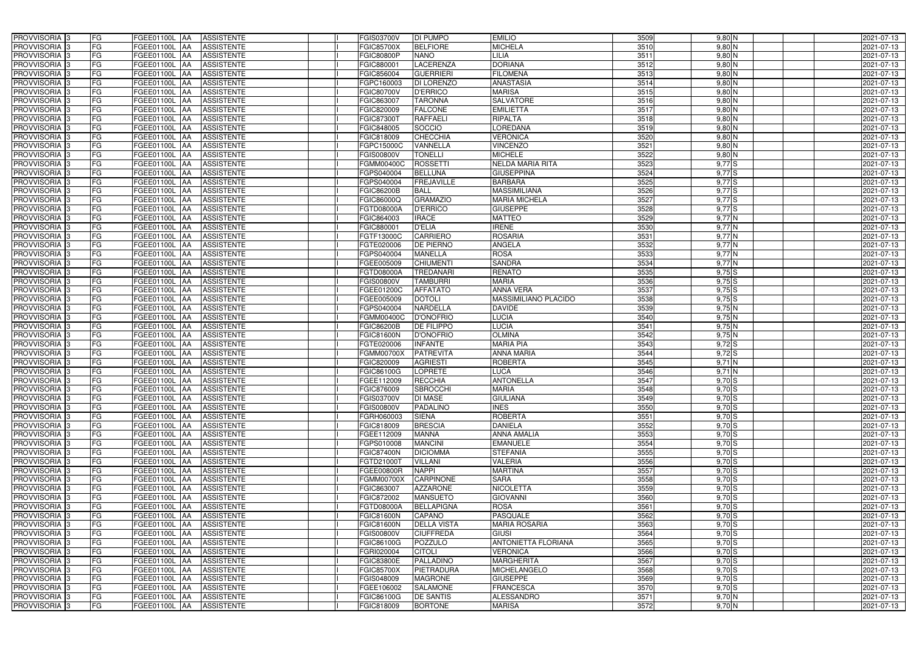| | | | | | | | | | | | | | | | |
|---|---|---|---|---|---|---|---|---|---|---|---|---|---|---|---|
| PROVVISORIA | 3 | FG | FGEE01100L | AA | ASSISTENTE | | I | FGIS03700V | DI PUMPO | EMILIO | 3509 | 9,80 | N | | 2021-07-13 |
| PROVVISORIA | 3 | FG | FGEE01100L | AA | ASSISTENTE | | I | FGIC85700X | BELFIORE | MICHELA | 3510 | 9,80 | N | | 2021-07-13 |
| PROVVISORIA | 3 | FG | FGEE01100L | AA | ASSISTENTE | | I | FGIC80800P | NANO | LILIA | 3511 | 9,80 | N | | 2021-07-13 |
| PROVVISORIA | 3 | FG | FGEE01100L | AA | ASSISTENTE | | I | FGIC880001 | LACERENZA | DORIANA | 3512 | 9,80 | N | | 2021-07-13 |
| PROVVISORIA | 3 | FG | FGEE01100L | AA | ASSISTENTE | | I | FGIC856004 | GUERRIERI | FILOMENA | 3513 | 9,80 | N | | 2021-07-13 |
| PROVVISORIA | 3 | FG | FGEE01100L | AA | ASSISTENTE | | I | FGPC160003 | DI LORENZO | ANASTASIA | 3514 | 9,80 | N | | 2021-07-13 |
| PROVVISORIA | 3 | FG | FGEE01100L | AA | ASSISTENTE | | I | FGIC80700V | D'ERRICO | MARISA | 3515 | 9,80 | N | | 2021-07-13 |
| PROVVISORIA | 3 | FG | FGEE01100L | AA | ASSISTENTE | | I | FGIC863007 | TARONNA | SALVATORE | 3516 | 9,80 | N | | 2021-07-13 |
| PROVVISORIA | 3 | FG | FGEE01100L | AA | ASSISTENTE | | I | FGIC820009 | FALCONE | EMILIETTA | 3517 | 9,80 | N | | 2021-07-13 |
| PROVVISORIA | 3 | FG | FGEE01100L | AA | ASSISTENTE | | I | FGIC87300T | RAFFAELI | RIPALTA | 3518 | 9,80 | N | | 2021-07-13 |
| PROVVISORIA | 3 | FG | FGEE01100L | AA | ASSISTENTE | | I | FGIC848005 | SOCCIO | LOREDANA | 3519 | 9,80 | N | | 2021-07-13 |
| PROVVISORIA | 3 | FG | FGEE01100L | AA | ASSISTENTE | | I | FGIC818009 | CHECCHIA | VERONICA | 3520 | 9,80 | N | | 2021-07-13 |
| PROVVISORIA | 3 | FG | FGEE01100L | AA | ASSISTENTE | | I | FGPC15000C | VANNELLA | VINCENZO | 3521 | 9,80 | N | | 2021-07-13 |
| PROVVISORIA | 3 | FG | FGEE01100L | AA | ASSISTENTE | | I | FGIS00800V | TONELLI | MICHELE | 3522 | 9,80 | N | | 2021-07-13 |
| PROVVISORIA | 3 | FG | FGEE01100L | AA | ASSISTENTE | | I | FGMM00400C | ROSSETTI | NELDA MARIA RITA | 3523 | 9,77 | S | | 2021-07-13 |
| PROVVISORIA | 3 | FG | FGEE01100L | AA | ASSISTENTE | | I | FGPS040004 | BELLUNA | GIUSEPPINA | 3524 | 9,77 | S | | 2021-07-13 |
| PROVVISORIA | 3 | FG | FGEE01100L | AA | ASSISTENTE | | I | FGPS040004 | FREJAVILLE | BARBARA | 3525 | 9,77 | S | | 2021-07-13 |
| PROVVISORIA | 3 | FG | FGEE01100L | AA | ASSISTENTE | | I | FGIC86200B | BALL | MASSIMILIANA | 3526 | 9,77 | S | | 2021-07-13 |
| PROVVISORIA | 3 | FG | FGEE01100L | AA | ASSISTENTE | | I | FGIC86000Q | GRAMAZIO | MARIA MICHELA | 3527 | 9,77 | S | | 2021-07-13 |
| PROVVISORIA | 3 | FG | FGEE01100L | AA | ASSISTENTE | | I | FGTD08000A | D'ERRICO | GIUSEPPE | 3528 | 9,77 | S | | 2021-07-13 |
| PROVVISORIA | 3 | FG | FGEE01100L | AA | ASSISTENTE | | I | FGIC864003 | IRACE | MATTEO | 3529 | 9,77 | N | | 2021-07-13 |
| PROVVISORIA | 3 | FG | FGEE01100L | AA | ASSISTENTE | | I | FGIC880001 | D'ELIA | IRENE | 3530 | 9,77 | N | | 2021-07-13 |
| PROVVISORIA | 3 | FG | FGEE01100L | AA | ASSISTENTE | | I | FGTF13000C | CARRIERO | ROSARIA | 3531 | 9,77 | N | | 2021-07-13 |
| PROVVISORIA | 3 | FG | FGEE01100L | AA | ASSISTENTE | | I | FGTE020006 | DE PIERNO | ANGELA | 3532 | 9,77 | N | | 2021-07-13 |
| PROVVISORIA | 3 | FG | FGEE01100L | AA | ASSISTENTE | | I | FGPS040004 | MANELLA | ROSA | 3533 | 9,77 | N | | 2021-07-13 |
| PROVVISORIA | 3 | FG | FGEE01100L | AA | ASSISTENTE | | I | FGEE005009 | CHIUMENTI | SANDRA | 3534 | 9,77 | N | | 2021-07-13 |
| PROVVISORIA | 3 | FG | FGEE01100L | AA | ASSISTENTE | | I | FGTD08000A | TREDANARI | RENATO | 3535 | 9,75 | S | | 2021-07-13 |
| PROVVISORIA | 3 | FG | FGEE01100L | AA | ASSISTENTE | | I | FGIS00800V | TAMBURRI | MARIA | 3536 | 9,75 | S | | 2021-07-13 |
| PROVVISORIA | 3 | FG | FGEE01100L | AA | ASSISTENTE | | I | FGEE01200C | AFFATATO | ANNA VERA | 3537 | 9,75 | S | | 2021-07-13 |
| PROVVISORIA | 3 | FG | FGEE01100L | AA | ASSISTENTE | | I | FGEE005009 | DOTOLI | MASSIMILIANO PLACIDO | 3538 | 9,75 | S | | 2021-07-13 |
| PROVVISORIA | 3 | FG | FGEE01100L | AA | ASSISTENTE | | I | FGPS040004 | NARDELLA | DAVIDE | 3539 | 9,75 | N | | 2021-07-13 |
| PROVVISORIA | 3 | FG | FGEE01100L | AA | ASSISTENTE | | I | FGMM00400C | D'ONOFRIO | LUCIA | 3540 | 9,75 | N | | 2021-07-13 |
| PROVVISORIA | 3 | FG | FGEE01100L | AA | ASSISTENTE | | I | FGIC86200B | DE FILIPPO | LUCIA | 3541 | 9,75 | N | | 2021-07-13 |
| PROVVISORIA | 3 | FG | FGEE01100L | AA | ASSISTENTE | | I | FGIC81600N | D'ONOFRIO | OLMINA | 3542 | 9,75 | N | | 2021-07-13 |
| PROVVISORIA | 3 | FG | FGEE01100L | AA | ASSISTENTE | | I | FGTE020006 | INFANTE | MARIA PIA | 3543 | 9,72 | S | | 2021-07-13 |
| PROVVISORIA | 3 | FG | FGEE01100L | AA | ASSISTENTE | | I | FGMM00700X | PATREVITA | ANNA MARIA | 3544 | 9,72 | S | | 2021-07-13 |
| PROVVISORIA | 3 | FG | FGEE01100L | AA | ASSISTENTE | | I | FGIC820009 | AGRIESTI | ROBERTA | 3545 | 9,71 | N | | 2021-07-13 |
| PROVVISORIA | 3 | FG | FGEE01100L | AA | ASSISTENTE | | I | FGIC86100G | LOPRETE | LUCA | 3546 | 9,71 | N | | 2021-07-13 |
| PROVVISORIA | 3 | FG | FGEE01100L | AA | ASSISTENTE | | I | FGEE112009 | RECCHIA | ANTONELLA | 3547 | 9,70 | S | | 2021-07-13 |
| PROVVISORIA | 3 | FG | FGEE01100L | AA | ASSISTENTE | | I | FGIC876009 | SBROCCHI | MARIA | 3548 | 9,70 | S | | 2021-07-13 |
| PROVVISORIA | 3 | FG | FGEE01100L | AA | ASSISTENTE | | I | FGIS03700V | DI MASE | GIULIANA | 3549 | 9,70 | S | | 2021-07-13 |
| PROVVISORIA | 3 | FG | FGEE01100L | AA | ASSISTENTE | | I | FGIS00800V | PADALINO | INES | 3550 | 9,70 | S | | 2021-07-13 |
| PROVVISORIA | 3 | FG | FGEE01100L | AA | ASSISTENTE | | I | FGRH060003 | SIENA | ROBERTA | 3551 | 9,70 | S | | 2021-07-13 |
| PROVVISORIA | 3 | FG | FGEE01100L | AA | ASSISTENTE | | I | FGIC818009 | BRESCIA | DANIELA | 3552 | 9,70 | S | | 2021-07-13 |
| PROVVISORIA | 3 | FG | FGEE01100L | AA | ASSISTENTE | | I | FGEE112009 | MANNA | ANNA AMALIA | 3553 | 9,70 | S | | 2021-07-13 |
| PROVVISORIA | 3 | FG | FGEE01100L | AA | ASSISTENTE | | I | FGPS010008 | MANCINI | EMANUELE | 3554 | 9,70 | S | | 2021-07-13 |
| PROVVISORIA | 3 | FG | FGEE01100L | AA | ASSISTENTE | | I | FGIC87400N | DICIOMMA | STEFANIA | 3555 | 9,70 | S | | 2021-07-13 |
| PROVVISORIA | 3 | FG | FGEE01100L | AA | ASSISTENTE | | I | FGTD21000T | VILLANI | VALERIA | 3556 | 9,70 | S | | 2021-07-13 |
| PROVVISORIA | 3 | FG | FGEE01100L | AA | ASSISTENTE | | I | FGEE00800R | NAPPI | MARTINA | 3557 | 9,70 | S | | 2021-07-13 |
| PROVVISORIA | 3 | FG | FGEE01100L | AA | ASSISTENTE | | I | FGMM00700X | CARPINONE | SARA | 3558 | 9,70 | S | | 2021-07-13 |
| PROVVISORIA | 3 | FG | FGEE01100L | AA | ASSISTENTE | | I | FGIC863007 | AZZARONE | NICOLETTA | 3559 | 9,70 | S | | 2021-07-13 |
| PROVVISORIA | 3 | FG | FGEE01100L | AA | ASSISTENTE | | I | FGIC872002 | MANSUETO | GIOVANNI | 3560 | 9,70 | S | | 2021-07-13 |
| PROVVISORIA | 3 | FG | FGEE01100L | AA | ASSISTENTE | | I | FGTD08000A | BELLAPIGNA | ROSA | 3561 | 9,70 | S | | 2021-07-13 |
| PROVVISORIA | 3 | FG | FGEE01100L | AA | ASSISTENTE | | I | FGIC81600N | CAPANO | PASQUALE | 3562 | 9,70 | S | | 2021-07-13 |
| PROVVISORIA | 3 | FG | FGEE01100L | AA | ASSISTENTE | | I | FGIC81600N | DELLA VISTA | MARIA ROSARIA | 3563 | 9,70 | S | | 2021-07-13 |
| PROVVISORIA | 3 | FG | FGEE01100L | AA | ASSISTENTE | | I | FGIS00800V | CIUFFREDA | GIUSI | 3564 | 9,70 | S | | 2021-07-13 |
| PROVVISORIA | 3 | FG | FGEE01100L | AA | ASSISTENTE | | I | FGIC86100G | POZZULO | ANTONIETTA FLORIANA | 3565 | 9,70 | S | | 2021-07-13 |
| PROVVISORIA | 3 | FG | FGEE01100L | AA | ASSISTENTE | | I | FGRI020004 | CITOLI | VERONICA | 3566 | 9,70 | S | | 2021-07-13 |
| PROVVISORIA | 3 | FG | FGEE01100L | AA | ASSISTENTE | | I | FGIC83800E | PALLADINO | MARGHERITA | 3567 | 9,70 | S | | 2021-07-13 |
| PROVVISORIA | 3 | FG | FGEE01100L | AA | ASSISTENTE | | I | FGIC85700X | PIETRADURA | MICHELANGELO | 3568 | 9,70 | S | | 2021-07-13 |
| PROVVISORIA | 3 | FG | FGEE01100L | AA | ASSISTENTE | | I | FGIS048009 | MAGRONE | GIUSEPPE | 3569 | 9,70 | S | | 2021-07-13 |
| PROVVISORIA | 3 | FG | FGEE01100L | AA | ASSISTENTE | | I | FGEE106002 | SALAMONE | FRANCESCA | 3570 | 9,70 | S | | 2021-07-13 |
| PROVVISORIA | 3 | FG | FGEE01100L | AA | ASSISTENTE | | I | FGIC86100G | DE SANTIS | ALESSANDRO | 3571 | 9,70 | N | | 2021-07-13 |
| PROVVISORIA | 3 | FG | FGEE01100L | AA | ASSISTENTE | | I | FGIC818009 | BORTONE | MARISA | 3572 | 9,70 | N | | 2021-07-13 |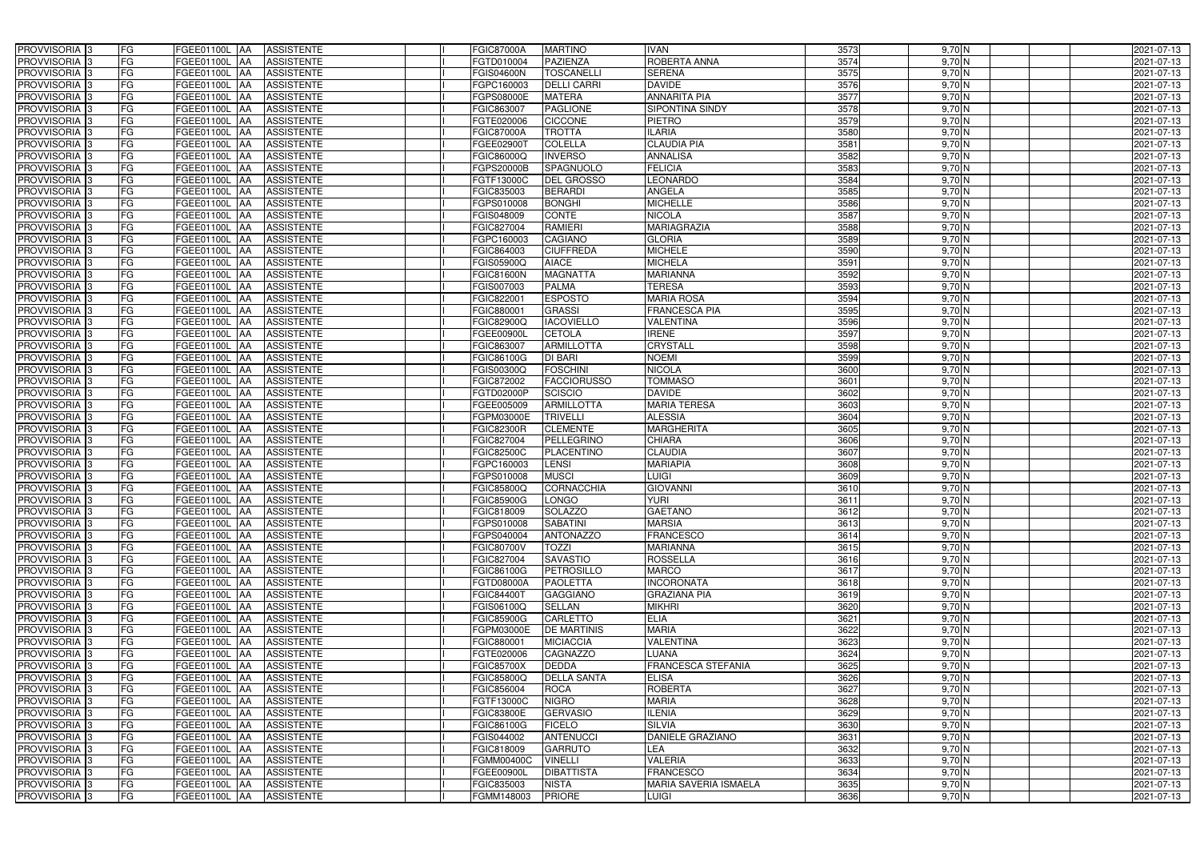| PROVVISORIA | 3 | FG | FGEE01100L | AA | ASSISTENTE | | I | FGIC87000A | MARTINO | IVAN | 3573 | 9,70 | N | | | 2021-07-13 |
|---|---|---|---|---|---|---|---|---|---|---|---|---|---|---|---|---|
| PROVVISORIA | 3 | FG | FGEE01100L | AA | ASSISTENTE | | I | FGTD010004 | PAZIENZA | ROBERTA ANNA | 3574 | 9,70 | N | | | 2021-07-13 |
| PROVVISORIA | 3 | FG | FGEE01100L | AA | ASSISTENTE | | I | FGIS04600N | TOSCANELLI | SERENA | 3575 | 9,70 | N | | | 2021-07-13 |
| PROVVISORIA | 3 | FG | FGEE01100L | AA | ASSISTENTE | | I | FGPC160003 | DELLI CARRI | DAVIDE | 3576 | 9,70 | N | | | 2021-07-13 |
| PROVVISORIA | 3 | FG | FGEE01100L | AA | ASSISTENTE | | I | FGPS08000E | MATERA | ANNARITA PIA | 3577 | 9,70 | N | | | 2021-07-13 |
| PROVVISORIA | 3 | FG | FGEE01100L | AA | ASSISTENTE | | I | FGIC863007 | PAGLIONE | SIPONTINA SINDY | 3578 | 9,70 | N | | | 2021-07-13 |
| PROVVISORIA | 3 | FG | FGEE01100L | AA | ASSISTENTE | | I | FGTE020006 | CICCONE | PIETRO | 3579 | 9,70 | N | | | 2021-07-13 |
| PROVVISORIA | 3 | FG | FGEE01100L | AA | ASSISTENTE | | I | FGIC87000A | TROTTA | ILARIA | 3580 | 9,70 | N | | | 2021-07-13 |
| PROVVISORIA | 3 | FG | FGEE01100L | AA | ASSISTENTE | | I | FGEE02900T | COLELLA | CLAUDIA PIA | 3581 | 9,70 | N | | | 2021-07-13 |
| PROVVISORIA | 3 | FG | FGEE01100L | AA | ASSISTENTE | | I | FGIC86000Q | INVERSO | ANNALISA | 3582 | 9,70 | N | | | 2021-07-13 |
| PROVVISORIA | 3 | FG | FGEE01100L | AA | ASSISTENTE | | I | FGPS20000B | SPAGNUOLO | FELICIA | 3583 | 9,70 | N | | | 2021-07-13 |
| PROVVISORIA | 3 | FG | FGEE01100L | AA | ASSISTENTE | | I | FGTF13000C | DEL GROSSO | LEONARDO | 3584 | 9,70 | N | | | 2021-07-13 |
| PROVVISORIA | 3 | FG | FGEE01100L | AA | ASSISTENTE | | I | FGIC835003 | BERARDI | ANGELA | 3585 | 9,70 | N | | | 2021-07-13 |
| PROVVISORIA | 3 | FG | FGEE01100L | AA | ASSISTENTE | | I | FGPS010008 | BONGHI | MICHELLE | 3586 | 9,70 | N | | | 2021-07-13 |
| PROVVISORIA | 3 | FG | FGEE01100L | AA | ASSISTENTE | | I | FGIS048009 | CONTE | NICOLA | 3587 | 9,70 | N | | | 2021-07-13 |
| PROVVISORIA | 3 | FG | FGEE01100L | AA | ASSISTENTE | | I | FGIC827004 | RAMIERI | MARIAGRAZIA | 3588 | 9,70 | N | | | 2021-07-13 |
| PROVVISORIA | 3 | FG | FGEE01100L | AA | ASSISTENTE | | I | FGPC160003 | CAGIANO | GLORIA | 3589 | 9,70 | N | | | 2021-07-13 |
| PROVVISORIA | 3 | FG | FGEE01100L | AA | ASSISTENTE | | I | FGIC864003 | CIUFFREDA | MICHELE | 3590 | 9,70 | N | | | 2021-07-13 |
| PROVVISORIA | 3 | FG | FGEE01100L | AA | ASSISTENTE | | I | FGIS05900Q | AIACE | MICHELA | 3591 | 9,70 | N | | | 2021-07-13 |
| PROVVISORIA | 3 | FG | FGEE01100L | AA | ASSISTENTE | | I | FGIC81600N | MAGNATTA | MARIANNA | 3592 | 9,70 | N | | | 2021-07-13 |
| PROVVISORIA | 3 | FG | FGEE01100L | AA | ASSISTENTE | | I | FGIS007003 | PALMA | TERESA | 3593 | 9,70 | N | | | 2021-07-13 |
| PROVVISORIA | 3 | FG | FGEE01100L | AA | ASSISTENTE | | I | FGIC822001 | ESPOSTO | MARIA ROSA | 3594 | 9,70 | N | | | 2021-07-13 |
| PROVVISORIA | 3 | FG | FGEE01100L | AA | ASSISTENTE | | I | FGIC880001 | GRASSI | FRANCESCA PIA | 3595 | 9,70 | N | | | 2021-07-13 |
| PROVVISORIA | 3 | FG | FGEE01100L | AA | ASSISTENTE | | I | FGIC82900Q | IACOVIELLO | VALENTINA | 3596 | 9,70 | N | | | 2021-07-13 |
| PROVVISORIA | 3 | FG | FGEE01100L | AA | ASSISTENTE | | I | FGEE00900L | CETOLA | IRENE | 3597 | 9,70 | N | | | 2021-07-13 |
| PROVVISORIA | 3 | FG | FGEE01100L | AA | ASSISTENTE | | I | FGIC863007 | ARMILLOTTA | CRYSTALL | 3598 | 9,70 | N | | | 2021-07-13 |
| PROVVISORIA | 3 | FG | FGEE01100L | AA | ASSISTENTE | | I | FGIC86100G | DI BARI | NOEMI | 3599 | 9,70 | N | | | 2021-07-13 |
| PROVVISORIA | 3 | FG | FGEE01100L | AA | ASSISTENTE | | I | FGIS00300Q | FOSCHINI | NICOLA | 3600 | 9,70 | N | | | 2021-07-13 |
| PROVVISORIA | 3 | FG | FGEE01100L | AA | ASSISTENTE | | I | FGIC872002 | FACCIORUSSO | TOMMASO | 3601 | 9,70 | N | | | 2021-07-13 |
| PROVVISORIA | 3 | FG | FGEE01100L | AA | ASSISTENTE | | I | FGTD02000P | SCISCIO | DAVIDE | 3602 | 9,70 | N | | | 2021-07-13 |
| PROVVISORIA | 3 | FG | FGEE01100L | AA | ASSISTENTE | | I | FGEE005009 | ARMILLOTTA | MARIA TERESA | 3603 | 9,70 | N | | | 2021-07-13 |
| PROVVISORIA | 3 | FG | FGEE01100L | AA | ASSISTENTE | | I | FGPM03000E | TRIVELLI | ALESSIA | 3604 | 9,70 | N | | | 2021-07-13 |
| PROVVISORIA | 3 | FG | FGEE01100L | AA | ASSISTENTE | | I | FGIC82300R | CLEMENTE | MARGHERITA | 3605 | 9,70 | N | | | 2021-07-13 |
| PROVVISORIA | 3 | FG | FGEE01100L | AA | ASSISTENTE | | I | FGIC827004 | PELLEGRINO | CHIARA | 3606 | 9,70 | N | | | 2021-07-13 |
| PROVVISORIA | 3 | FG | FGEE01100L | AA | ASSISTENTE | | I | FGIC82500C | PLACENTINO | CLAUDIA | 3607 | 9,70 | N | | | 2021-07-13 |
| PROVVISORIA | 3 | FG | FGEE01100L | AA | ASSISTENTE | | I | FGPC160003 | LENSI | MARIAPIA | 3608 | 9,70 | N | | | 2021-07-13 |
| PROVVISORIA | 3 | FG | FGEE01100L | AA | ASSISTENTE | | I | FGPS010008 | MUSCI | LUIGI | 3609 | 9,70 | N | | | 2021-07-13 |
| PROVVISORIA | 3 | FG | FGEE01100L | AA | ASSISTENTE | | I | FGIC85800Q | CORNACCHIA | GIOVANNI | 3610 | 9,70 | N | | | 2021-07-13 |
| PROVVISORIA | 3 | FG | FGEE01100L | AA | ASSISTENTE | | I | FGIC85900G | LONGO | YURI | 3611 | 9,70 | N | | | 2021-07-13 |
| PROVVISORIA | 3 | FG | FGEE01100L | AA | ASSISTENTE | | I | FGIC818009 | SOLAZZO | GAETANO | 3612 | 9,70 | N | | | 2021-07-13 |
| PROVVISORIA | 3 | FG | FGEE01100L | AA | ASSISTENTE | | I | FGPS010008 | SABATINI | MARSIA | 3613 | 9,70 | N | | | 2021-07-13 |
| PROVVISORIA | 3 | FG | FGEE01100L | AA | ASSISTENTE | | I | FGPS040004 | ANTONAZZO | FRANCESCO | 3614 | 9,70 | N | | | 2021-07-13 |
| PROVVISORIA | 3 | FG | FGEE01100L | AA | ASSISTENTE | | I | FGIC80700V | TOZZI | MARIANNA | 3615 | 9,70 | N | | | 2021-07-13 |
| PROVVISORIA | 3 | FG | FGEE01100L | AA | ASSISTENTE | | I | FGIC827004 | SAVASTIO | ROSSELLA | 3616 | 9,70 | N | | | 2021-07-13 |
| PROVVISORIA | 3 | FG | FGEE01100L | AA | ASSISTENTE | | I | FGIC86100G | PETROSILLO | MARCO | 3617 | 9,70 | N | | | 2021-07-13 |
| PROVVISORIA | 3 | FG | FGEE01100L | AA | ASSISTENTE | | I | FGTD08000A | PAOLETTA | INCORONATA | 3618 | 9,70 | N | | | 2021-07-13 |
| PROVVISORIA | 3 | FG | FGEE01100L | AA | ASSISTENTE | | I | FGIC84400T | GAGGIANO | GRAZIANA PIA | 3619 | 9,70 | N | | | 2021-07-13 |
| PROVVISORIA | 3 | FG | FGEE01100L | AA | ASSISTENTE | | I | FGIS06100Q | SELLAN | MIKHRI | 3620 | 9,70 | N | | | 2021-07-13 |
| PROVVISORIA | 3 | FG | FGEE01100L | AA | ASSISTENTE | | I | FGIC85900G | CARLETTO | ELIA | 3621 | 9,70 | N | | | 2021-07-13 |
| PROVVISORIA | 3 | FG | FGEE01100L | AA | ASSISTENTE | | I | FGPM03000E | DE MARTINIS | MARIA | 3622 | 9,70 | N | | | 2021-07-13 |
| PROVVISORIA | 3 | FG | FGEE01100L | AA | ASSISTENTE | | I | FGIC880001 | MICIACCIA | VALENTINA | 3623 | 9,70 | N | | | 2021-07-13 |
| PROVVISORIA | 3 | FG | FGEE01100L | AA | ASSISTENTE | | I | FGTE020006 | CAGNAZZO | LUANA | 3624 | 9,70 | N | | | 2021-07-13 |
| PROVVISORIA | 3 | FG | FGEE01100L | AA | ASSISTENTE | | I | FGIC85700X | DEDDA | FRANCESCA STEFANIA | 3625 | 9,70 | N | | | 2021-07-13 |
| PROVVISORIA | 3 | FG | FGEE01100L | AA | ASSISTENTE | | I | FGIC85800Q | DELLA SANTA | ELISA | 3626 | 9,70 | N | | | 2021-07-13 |
| PROVVISORIA | 3 | FG | FGEE01100L | AA | ASSISTENTE | | I | FGIC856004 | ROCA | ROBERTA | 3627 | 9,70 | N | | | 2021-07-13 |
| PROVVISORIA | 3 | FG | FGEE01100L | AA | ASSISTENTE | | I | FGTF13000C | NIGRO | MARIA | 3628 | 9,70 | N | | | 2021-07-13 |
| PROVVISORIA | 3 | FG | FGEE01100L | AA | ASSISTENTE | | I | FGIC83800E | GERVASIO | ILENIA | 3629 | 9,70 | N | | | 2021-07-13 |
| PROVVISORIA | 3 | FG | FGEE01100L | AA | ASSISTENTE | | I | FGIC86100G | FICELO | SILVIA | 3630 | 9,70 | N | | | 2021-07-13 |
| PROVVISORIA | 3 | FG | FGEE01100L | AA | ASSISTENTE | | I | FGIS044002 | ANTENUCCI | DANIELE GRAZIANO | 3631 | 9,70 | N | | | 2021-07-13 |
| PROVVISORIA | 3 | FG | FGEE01100L | AA | ASSISTENTE | | I | FGIC818009 | GARRUTO | LEA | 3632 | 9,70 | N | | | 2021-07-13 |
| PROVVISORIA | 3 | FG | FGEE01100L | AA | ASSISTENTE | | I | FGMM00400C | VINELLI | VALERIA | 3633 | 9,70 | N | | | 2021-07-13 |
| PROVVISORIA | 3 | FG | FGEE01100L | AA | ASSISTENTE | | I | FGEE00900L | DIBATTISTA | FRANCESCO | 3634 | 9,70 | N | | | 2021-07-13 |
| PROVVISORIA | 3 | FG | FGEE01100L | AA | ASSISTENTE | | I | FGIC835003 | NISTA | MARIA SAVERIA ISMAELA | 3635 | 9,70 | N | | | 2021-07-13 |
| PROVVISORIA | 3 | FG | FGEE01100L | AA | ASSISTENTE | | I | FGMM148003 | PRIORE | LUIGI | 3636 | 9,70 | N | | | 2021-07-13 |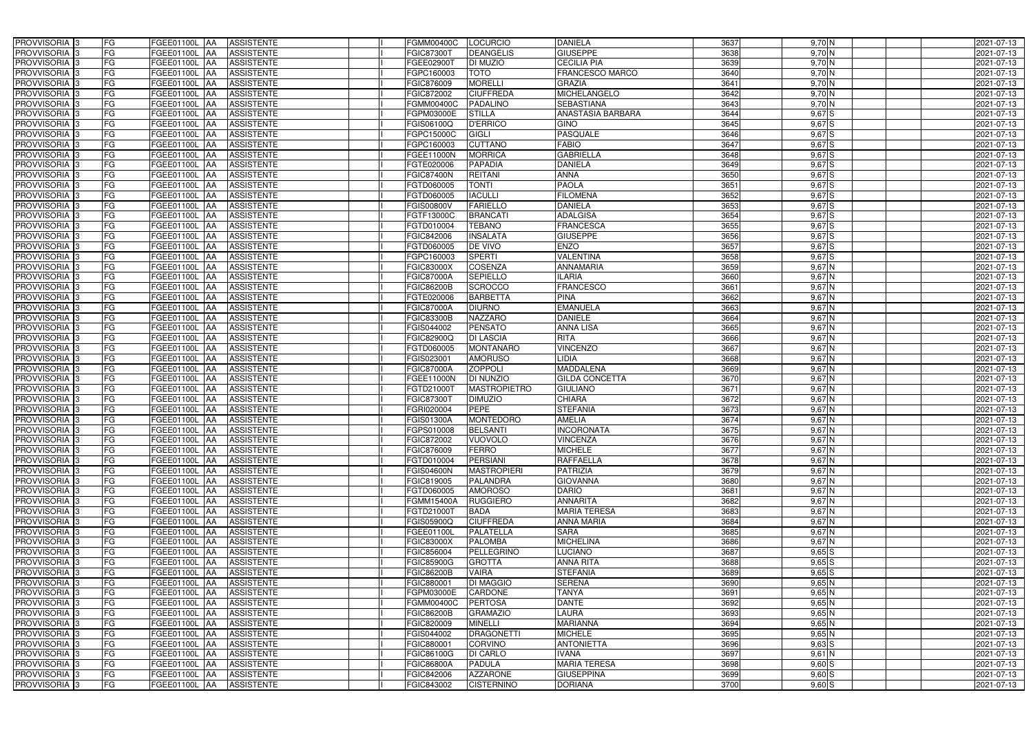| PROVVISORIA | 3 | FG | FGEE01100L | AA | ASSISTENTE | | I | FGMM00400C | LOCURCIO | DANIELA | 3637 | 9,70 | N | | | 2021-07-13 |
|---|---|---|---|---|---|---|---|---|---|---|---|---|---|---|---|---|
| PROVVISORIA | 3 | FG | FGEE01100L | AA | ASSISTENTE | | I | FGIC87300T | DEANGELIS | GIUSEPPE | 3638 | 9,70 | N | | | 2021-07-13 |
| PROVVISORIA | 3 | FG | FGEE01100L | AA | ASSISTENTE | | I | FGEE02900T | DI MUZIO | CECILIA PIA | 3639 | 9,70 | N | | | 2021-07-13 |
| PROVVISORIA | 3 | FG | FGEE01100L | AA | ASSISTENTE | | I | FGPC160003 | TOTO | FRANCESCO MARCO | 3640 | 9,70 | N | | | 2021-07-13 |
| PROVVISORIA | 3 | FG | FGEE01100L | AA | ASSISTENTE | | I | FGIC876009 | MORELLI | GRAZIA | 3641 | 9,70 | N | | | 2021-07-13 |
| PROVVISORIA | 3 | FG | FGEE01100L | AA | ASSISTENTE | | I | FGIC872002 | CIUFFREDA | MICHELANGELO | 3642 | 9,70 | N | | | 2021-07-13 |
| PROVVISORIA | 3 | FG | FGEE01100L | AA | ASSISTENTE | | I | FGMM00400C | PADALINO | SEBASTIANA | 3643 | 9,70 | N | | | 2021-07-13 |
| PROVVISORIA | 3 | FG | FGEE01100L | AA | ASSISTENTE | | I | FGPM03000E | STILLA | ANASTASIA BARBARA | 3644 | 9,67 | S | | | 2021-07-13 |
| PROVVISORIA | 3 | FG | FGEE01100L | AA | ASSISTENTE | | I | FGIS06100Q | D'ERRICO | GINO | 3645 | 9,67 | S | | | 2021-07-13 |
| PROVVISORIA | 3 | FG | FGEE01100L | AA | ASSISTENTE | | I | FGPC15000C | GIGLI | PASQUALE | 3646 | 9,67 | S | | | 2021-07-13 |
| PROVVISORIA | 3 | FG | FGEE01100L | AA | ASSISTENTE | | I | FGPC160003 | CUTTANO | FABIO | 3647 | 9,67 | S | | | 2021-07-13 |
| PROVVISORIA | 3 | FG | FGEE01100L | AA | ASSISTENTE | | I | FGEE11000N | MORRICA | GABRIELLA | 3648 | 9,67 | S | | | 2021-07-13 |
| PROVVISORIA | 3 | FG | FGEE01100L | AA | ASSISTENTE | | I | FGTE020006 | PAPADIA | DANIELA | 3649 | 9,67 | S | | | 2021-07-13 |
| PROVVISORIA | 3 | FG | FGEE01100L | AA | ASSISTENTE | | I | FGIC87400N | REITANI | ANNA | 3650 | 9,67 | S | | | 2021-07-13 |
| PROVVISORIA | 3 | FG | FGEE01100L | AA | ASSISTENTE | | I | FGTD060005 | TONTI | PAOLA | 3651 | 9,67 | S | | | 2021-07-13 |
| PROVVISORIA | 3 | FG | FGEE01100L | AA | ASSISTENTE | | I | FGTD060005 | IACULLI | FILOMENA | 3652 | 9,67 | S | | | 2021-07-13 |
| PROVVISORIA | 3 | FG | FGEE01100L | AA | ASSISTENTE | | I | FGIS00800V | FARIELLO | DANIELA | 3653 | 9,67 | S | | | 2021-07-13 |
| PROVVISORIA | 3 | FG | FGEE01100L | AA | ASSISTENTE | | I | FGTF13000C | BRANCATI | ADALGISA | 3654 | 9,67 | S | | | 2021-07-13 |
| PROVVISORIA | 3 | FG | FGEE01100L | AA | ASSISTENTE | | I | FGTD010004 | TEBANO | FRANCESCA | 3655 | 9,67 | S | | | 2021-07-13 |
| PROVVISORIA | 3 | FG | FGEE01100L | AA | ASSISTENTE | | I | FGIC842006 | INSALATA | GIUSEPPE | 3656 | 9,67 | S | | | 2021-07-13 |
| PROVVISORIA | 3 | FG | FGEE01100L | AA | ASSISTENTE | | I | FGTD060005 | DE VIVO | ENZO | 3657 | 9,67 | S | | | 2021-07-13 |
| PROVVISORIA | 3 | FG | FGEE01100L | AA | ASSISTENTE | | I | FGPC160003 | SPERTI | VALENTINA | 3658 | 9,67 | S | | | 2021-07-13 |
| PROVVISORIA | 3 | FG | FGEE01100L | AA | ASSISTENTE | | I | FGIC83000X | COSENZA | ANNAMARIA | 3659 | 9,67 | N | | | 2021-07-13 |
| PROVVISORIA | 3 | FG | FGEE01100L | AA | ASSISTENTE | | I | FGIC87000A | SEPIELLO | ILARIA | 3660 | 9,67 | N | | | 2021-07-13 |
| PROVVISORIA | 3 | FG | FGEE01100L | AA | ASSISTENTE | | I | FGIC86200B | SCROCCO | FRANCESCO | 3661 | 9,67 | N | | | 2021-07-13 |
| PROVVISORIA | 3 | FG | FGEE01100L | AA | ASSISTENTE | | I | FGTE020006 | BARBETTA | PINA | 3662 | 9,67 | N | | | 2021-07-13 |
| PROVVISORIA | 3 | FG | FGEE01100L | AA | ASSISTENTE | | I | FGIC87000A | DIURNO | EMANUELA | 3663 | 9,67 | N | | | 2021-07-13 |
| PROVVISORIA | 3 | FG | FGEE01100L | AA | ASSISTENTE | | I | FGIC83300B | NAZZARO | DANIELE | 3664 | 9,67 | N | | | 2021-07-13 |
| PROVVISORIA | 3 | FG | FGEE01100L | AA | ASSISTENTE | | I | FGIS044002 | PENSATO | ANNA LISA | 3665 | 9,67 | N | | | 2021-07-13 |
| PROVVISORIA | 3 | FG | FGEE01100L | AA | ASSISTENTE | | I | FGIC82900Q | DI LASCIA | RITA | 3666 | 9,67 | N | | | 2021-07-13 |
| PROVVISORIA | 3 | FG | FGEE01100L | AA | ASSISTENTE | | I | FGTD060005 | MONTANARO | VINCENZO | 3667 | 9,67 | N | | | 2021-07-13 |
| PROVVISORIA | 3 | FG | FGEE01100L | AA | ASSISTENTE | | I | FGIS023001 | AMORUSO | LIDIA | 3668 | 9,67 | N | | | 2021-07-13 |
| PROVVISORIA | 3 | FG | FGEE01100L | AA | ASSISTENTE | | I | FGIC87000A | ZOPPOLI | MADDALENA | 3669 | 9,67 | N | | | 2021-07-13 |
| PROVVISORIA | 3 | FG | FGEE01100L | AA | ASSISTENTE | | I | FGEE11000N | DI NUNZIO | GILDA CONCETTA | 3670 | 9,67 | N | | | 2021-07-13 |
| PROVVISORIA | 3 | FG | FGEE01100L | AA | ASSISTENTE | | I | FGTD21000T | MASTROPIETRO | GIULIANO | 3671 | 9,67 | N | | | 2021-07-13 |
| PROVVISORIA | 3 | FG | FGEE01100L | AA | ASSISTENTE | | I | FGIC87300T | DIMUZIO | CHIARA | 3672 | 9,67 | N | | | 2021-07-13 |
| PROVVISORIA | 3 | FG | FGEE01100L | AA | ASSISTENTE | | I | FGRI020004 | PEPE | STEFANIA | 3673 | 9,67 | N | | | 2021-07-13 |
| PROVVISORIA | 3 | FG | FGEE01100L | AA | ASSISTENTE | | I | FGIS01300A | MONTEDORO | AMELIA | 3674 | 9,67 | N | | | 2021-07-13 |
| PROVVISORIA | 3 | FG | FGEE01100L | AA | ASSISTENTE | | I | FGPS010008 | BELSANTI | INCORONATA | 3675 | 9,67 | N | | | 2021-07-13 |
| PROVVISORIA | 3 | FG | FGEE01100L | AA | ASSISTENTE | | I | FGIC872002 | VUOVOLO | VINCENZA | 3676 | 9,67 | N | | | 2021-07-13 |
| PROVVISORIA | 3 | FG | FGEE01100L | AA | ASSISTENTE | | I | FGIC876009 | FERRO | MICHELE | 3677 | 9,67 | N | | | 2021-07-13 |
| PROVVISORIA | 3 | FG | FGEE01100L | AA | ASSISTENTE | | I | FGTD010004 | PERSIANI | RAFFAELLA | 3678 | 9,67 | N | | | 2021-07-13 |
| PROVVISORIA | 3 | FG | FGEE01100L | AA | ASSISTENTE | | I | FGIS04600N | MASTROPIERI | PATRIZIA | 3679 | 9,67 | N | | | 2021-07-13 |
| PROVVISORIA | 3 | FG | FGEE01100L | AA | ASSISTENTE | | I | FGIC819005 | PALANDRA | GIOVANNA | 3680 | 9,67 | N | | | 2021-07-13 |
| PROVVISORIA | 3 | FG | FGEE01100L | AA | ASSISTENTE | | I | FGTD060005 | AMOROSO | DARIO | 3681 | 9,67 | N | | | 2021-07-13 |
| PROVVISORIA | 3 | FG | FGEE01100L | AA | ASSISTENTE | | I | FGMM15400A | RUGGIERO | ANNARITA | 3682 | 9,67 | N | | | 2021-07-13 |
| PROVVISORIA | 3 | FG | FGEE01100L | AA | ASSISTENTE | | I | FGTD21000T | BADA | MARIA TERESA | 3683 | 9,67 | N | | | 2021-07-13 |
| PROVVISORIA | 3 | FG | FGEE01100L | AA | ASSISTENTE | | I | FGIS05900Q | CIUFFREDA | ANNA MARIA | 3684 | 9,67 | N | | | 2021-07-13 |
| PROVVISORIA | 3 | FG | FGEE01100L | AA | ASSISTENTE | | I | FGEE01100L | PALATELLA | SARA | 3685 | 9,67 | N | | | 2021-07-13 |
| PROVVISORIA | 3 | FG | FGEE01100L | AA | ASSISTENTE | | I | FGIC83000X | PALOMBA | MICHELINA | 3686 | 9,67 | N | | | 2021-07-13 |
| PROVVISORIA | 3 | FG | FGEE01100L | AA | ASSISTENTE | | I | FGIC856004 | PELLEGRINO | LUCIANO | 3687 | 9,65 | S | | | 2021-07-13 |
| PROVVISORIA | 3 | FG | FGEE01100L | AA | ASSISTENTE | | I | FGIC85900G | GROTTA | ANNA RITA | 3688 | 9,65 | S | | | 2021-07-13 |
| PROVVISORIA | 3 | FG | FGEE01100L | AA | ASSISTENTE | | I | FGIC86200B | VAIRA | STEFANIA | 3689 | 9,65 | S | | | 2021-07-13 |
| PROVVISORIA | 3 | FG | FGEE01100L | AA | ASSISTENTE | | I | FGIC880001 | DI MAGGIO | SERENA | 3690 | 9,65 | N | | | 2021-07-13 |
| PROVVISORIA | 3 | FG | FGEE01100L | AA | ASSISTENTE | | I | FGPM03000E | CARDONE | TANYA | 3691 | 9,65 | N | | | 2021-07-13 |
| PROVVISORIA | 3 | FG | FGEE01100L | AA | ASSISTENTE | | I | FGMM00400C | PERTOSA | DANTE | 3692 | 9,65 | N | | | 2021-07-13 |
| PROVVISORIA | 3 | FG | FGEE01100L | AA | ASSISTENTE | | I | FGIC86200B | GRAMAZIO | LAURA | 3693 | 9,65 | N | | | 2021-07-13 |
| PROVVISORIA | 3 | FG | FGEE01100L | AA | ASSISTENTE | | I | FGIC820009 | MINELLI | MARIANNA | 3694 | 9,65 | N | | | 2021-07-13 |
| PROVVISORIA | 3 | FG | FGEE01100L | AA | ASSISTENTE | | I | FGIS044002 | DRAGONETTI | MICHELE | 3695 | 9,65 | N | | | 2021-07-13 |
| PROVVISORIA | 3 | FG | FGEE01100L | AA | ASSISTENTE | | I | FGIC880001 | CORVINO | ANTONIETTA | 3696 | 9,63 | S | | | 2021-07-13 |
| PROVVISORIA | 3 | FG | FGEE01100L | AA | ASSISTENTE | | I | FGIC86100G | DI CARLO | IVANA | 3697 | 9,61 | N | | | 2021-07-13 |
| PROVVISORIA | 3 | FG | FGEE01100L | AA | ASSISTENTE | | I | FGIC86800A | PADULA | MARIA TERESA | 3698 | 9,60 | S | | | 2021-07-13 |
| PROVVISORIA | 3 | FG | FGEE01100L | AA | ASSISTENTE | | I | FGIC842006 | AZZARONE | GIUSEPPINA | 3699 | 9,60 | S | | | 2021-07-13 |
| PROVVISORIA | 3 | FG | FGEE01100L | AA | ASSISTENTE | | I | FGIC843002 | CISTERNINO | DORIANA | 3700 | 9,60 | S | | | 2021-07-13 |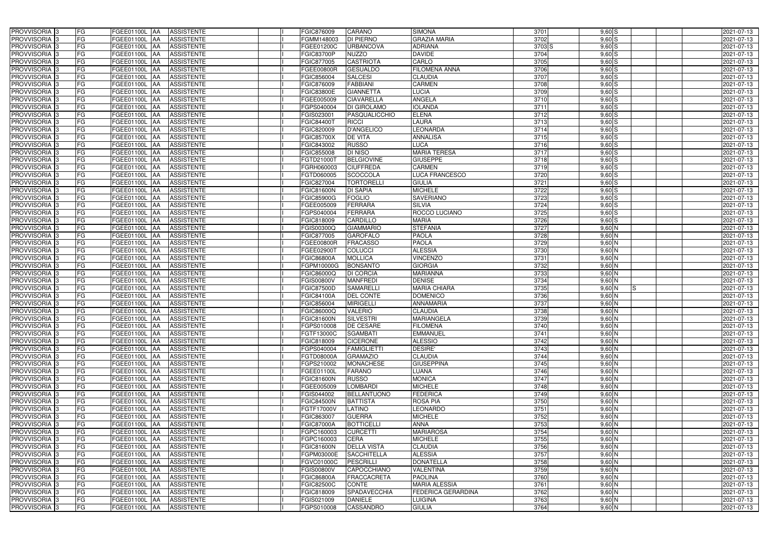| | | | | | | | | | | | | | | | | | |
|---|---|---|---|---|---|---|---|---|---|---|---|---|---|---|---|---|---|
| PROVVISORIA | 3 | FG | FGEE01100L | AA | ASSISTENTE | | I | FGIC876009 | CARANO | SIMONA | 3701 | | 9,60 | S | | | 2021-07-13 |
| PROVVISORIA | 3 | FG | FGEE01100L | AA | ASSISTENTE | | I | FGMM148003 | DI PIERNO | GRAZIA MARIA | 3702 | | 9,60 | S | | | 2021-07-13 |
| PROVVISORIA | 3 | FG | FGEE01100L | AA | ASSISTENTE | | I | FGEE01200C | URBANCOVA | ADRIANA | 3703 | S | 9,60 | S | | | 2021-07-13 |
| PROVVISORIA | 3 | FG | FGEE01100L | AA | ASSISTENTE | | I | FGIC83700P | NUZZO | DAVIDE | 3704 | | 9,60 | S | | | 2021-07-13 |
| PROVVISORIA | 3 | FG | FGEE01100L | AA | ASSISTENTE | | I | FGIC877005 | CASTRIOTA | CARLO | 3705 | | 9,60 | S | | | 2021-07-13 |
| PROVVISORIA | 3 | FG | FGEE01100L | AA | ASSISTENTE | | I | FGEE00800R | GESUALDO | FILOMENA ANNA | 3706 | | 9,60 | S | | | 2021-07-13 |
| PROVVISORIA | 3 | FG | FGEE01100L | AA | ASSISTENTE | | I | FGIC856004 | SALCESI | CLAUDIA | 3707 | | 9,60 | S | | | 2021-07-13 |
| PROVVISORIA | 3 | FG | FGEE01100L | AA | ASSISTENTE | | I | FGIC876009 | FABBIANI | CARMEN | 3708 | | 9,60 | S | | | 2021-07-13 |
| PROVVISORIA | 3 | FG | FGEE01100L | AA | ASSISTENTE | | I | FGIC83800E | GIANNETTA | LUCIA | 3709 | | 9,60 | S | | | 2021-07-13 |
| PROVVISORIA | 3 | FG | FGEE01100L | AA | ASSISTENTE | | I | FGEE005009 | CIAVARELLA | ANGELA | 3710 | | 9,60 | S | | | 2021-07-13 |
| PROVVISORIA | 3 | FG | FGEE01100L | AA | ASSISTENTE | | I | FGPS040004 | DI GIROLAMO | IOLANDA | 3711 | | 9,60 | S | | | 2021-07-13 |
| PROVVISORIA | 3 | FG | FGEE01100L | AA | ASSISTENTE | | I | FGIS023001 | PASQUALICCHIO | ELENA | 3712 | | 9,60 | S | | | 2021-07-13 |
| PROVVISORIA | 3 | FG | FGEE01100L | AA | ASSISTENTE | | I | FGIC84400T | RICCI | LAURA | 3713 | | 9,60 | S | | | 2021-07-13 |
| PROVVISORIA | 3 | FG | FGEE01100L | AA | ASSISTENTE | | I | FGIC820009 | D'ANGELICO | LEONARDA | 3714 | | 9,60 | S | | | 2021-07-13 |
| PROVVISORIA | 3 | FG | FGEE01100L | AA | ASSISTENTE | | I | FGIC85700X | DE VITA | ANNALISA | 3715 | | 9,60 | S | | | 2021-07-13 |
| PROVVISORIA | 3 | FG | FGEE01100L | AA | ASSISTENTE | | I | FGIC843002 | RUSSO | LUCA | 3716 | | 9,60 | S | | | 2021-07-13 |
| PROVVISORIA | 3 | FG | FGEE01100L | AA | ASSISTENTE | | I | FGIC855008 | DI NISO | MARIA TERESA | 3717 | | 9,60 | S | | | 2021-07-13 |
| PROVVISORIA | 3 | FG | FGEE01100L | AA | ASSISTENTE | | I | FGTD21000T | BELGIOVINE | GIUSEPPE | 3718 | | 9,60 | S | | | 2021-07-13 |
| PROVVISORIA | 3 | FG | FGEE01100L | AA | ASSISTENTE | | I | FGRH060003 | CIUFFREDA | CARMEN | 3719 | | 9,60 | S | | | 2021-07-13 |
| PROVVISORIA | 3 | FG | FGEE01100L | AA | ASSISTENTE | | I | FGTD060005 | SCOCCOLA | LUCA FRANCESCO | 3720 | | 9,60 | S | | | 2021-07-13 |
| PROVVISORIA | 3 | FG | FGEE01100L | AA | ASSISTENTE | | I | FGIC827004 | TORTORELLI | GIULIA | 3721 | | 9,60 | S | | | 2021-07-13 |
| PROVVISORIA | 3 | FG | FGEE01100L | AA | ASSISTENTE | | I | FGIC81600N | DI SAPIA | MICHELE | 3722 | | 9,60 | S | | | 2021-07-13 |
| PROVVISORIA | 3 | FG | FGEE01100L | AA | ASSISTENTE | | I | FGIC85900G | FOGLIO | SAVERIANO | 3723 | | 9,60 | S | | | 2021-07-13 |
| PROVVISORIA | 3 | FG | FGEE01100L | AA | ASSISTENTE | | I | FGEE005009 | FERRARA | SILVIA | 3724 | | 9,60 | S | | | 2021-07-13 |
| PROVVISORIA | 3 | FG | FGEE01100L | AA | ASSISTENTE | | I | FGPS040004 | FERRARA | ROCCO LUCIANO | 3725 | | 9,60 | S | | | 2021-07-13 |
| PROVVISORIA | 3 | FG | FGEE01100L | AA | ASSISTENTE | | I | FGIC818009 | CARDILLO | MARIA | 3726 | | 9,60 | S | | | 2021-07-13 |
| PROVVISORIA | 3 | FG | FGEE01100L | AA | ASSISTENTE | | I | FGIS00300Q | GIAMMARIO | STEFANIA | 3727 | | 9,60 | N | | | 2021-07-13 |
| PROVVISORIA | 3 | FG | FGEE01100L | AA | ASSISTENTE | | I | FGIC877005 | GAROFALO | PAOLA | 3728 | | 9,60 | N | | | 2021-07-13 |
| PROVVISORIA | 3 | FG | FGEE01100L | AA | ASSISTENTE | | I | FGEE00800R | FRACASSO | PAOLA | 3729 | | 9,60 | N | | | 2021-07-13 |
| PROVVISORIA | 3 | FG | FGEE01100L | AA | ASSISTENTE | | I | FGEE02900T | COLUCCI | ALESSIA | 3730 | | 9,60 | N | | | 2021-07-13 |
| PROVVISORIA | 3 | FG | FGEE01100L | AA | ASSISTENTE | | I | FGIC86800A | MOLLICA | VINCENZO | 3731 | | 9,60 | N | | | 2021-07-13 |
| PROVVISORIA | 3 | FG | FGEE01100L | AA | ASSISTENTE | | I | FGPM10000G | BONSANTO | GIORGIA | 3732 | | 9,60 | N | | | 2021-07-13 |
| PROVVISORIA | 3 | FG | FGEE01100L | AA | ASSISTENTE | | I | FGIC86000Q | DI CORCIA | MARIANNA | 3733 | | 9,60 | N | | | 2021-07-13 |
| PROVVISORIA | 3 | FG | FGEE01100L | AA | ASSISTENTE | | I | FGIS00800V | MANFREDI | DENISE | 3734 | | 9,60 | N | | | 2021-07-13 |
| PROVVISORIA | 3 | FG | FGEE01100L | AA | ASSISTENTE | | I | FGIC87500D | SAMARELLI | MARIA CHIARA | 3735 | | 9,60 | N | S | | 2021-07-13 |
| PROVVISORIA | 3 | FG | FGEE01100L | AA | ASSISTENTE | | I | FGIC84100A | DEL CONTE | DOMENICO | 3736 | | 9,60 | N | | | 2021-07-13 |
| PROVVISORIA | 3 | FG | FGEE01100L | AA | ASSISTENTE | | I | FGIC856004 | MIRIGELLI | ANNAMARIA | 3737 | | 9,60 | N | | | 2021-07-13 |
| PROVVISORIA | 3 | FG | FGEE01100L | AA | ASSISTENTE | | I | FGIC86000Q | VALERIO | CLAUDIA | 3738 | | 9,60 | N | | | 2021-07-13 |
| PROVVISORIA | 3 | FG | FGEE01100L | AA | ASSISTENTE | | I | FGIC81600N | SILVESTRI | MARIANGELA | 3739 | | 9,60 | N | | | 2021-07-13 |
| PROVVISORIA | 3 | FG | FGEE01100L | AA | ASSISTENTE | | I | FGPS010008 | DE CESARE | FILOMENA | 3740 | | 9,60 | N | | | 2021-07-13 |
| PROVVISORIA | 3 | FG | FGEE01100L | AA | ASSISTENTE | | I | FGTF13000C | SGAMBATI | EMMANUEL | 3741 | | 9,60 | N | | | 2021-07-13 |
| PROVVISORIA | 3 | FG | FGEE01100L | AA | ASSISTENTE | | I | FGIC818009 | CICERONE | ALESSIO | 3742 | | 9,60 | N | | | 2021-07-13 |
| PROVVISORIA | 3 | FG | FGEE01100L | AA | ASSISTENTE | | I | FGPS040004 | FAMIGLIETTI | DESIRE' | 3743 | | 9,60 | N | | | 2021-07-13 |
| PROVVISORIA | 3 | FG | FGEE01100L | AA | ASSISTENTE | | I | FGTD08000A | GRAMAZIO | CLAUDIA | 3744 | | 9,60 | N | | | 2021-07-13 |
| PROVVISORIA | 3 | FG | FGEE01100L | AA | ASSISTENTE | | I | FGPS210002 | MONACHESE | GIUSEPPINA | 3745 | | 9,60 | N | | | 2021-07-13 |
| PROVVISORIA | 3 | FG | FGEE01100L | AA | ASSISTENTE | | I | FGEE01100L | FARANO | LUANA | 3746 | | 9,60 | N | | | 2021-07-13 |
| PROVVISORIA | 3 | FG | FGEE01100L | AA | ASSISTENTE | | I | FGIC81600N | RUSSO | MONICA | 3747 | | 9,60 | N | | | 2021-07-13 |
| PROVVISORIA | 3 | FG | FGEE01100L | AA | ASSISTENTE | | I | FGEE005009 | LOMBARDI | MICHELE | 3748 | | 9,60 | N | | | 2021-07-13 |
| PROVVISORIA | 3 | FG | FGEE01100L | AA | ASSISTENTE | | I | FGIS044002 | BELLANTUONO | FEDERICA | 3749 | | 9,60 | N | | | 2021-07-13 |
| PROVVISORIA | 3 | FG | FGEE01100L | AA | ASSISTENTE | | I | FGIC84500N | BATTISTA | ROSA PIA | 3750 | | 9,60 | N | | | 2021-07-13 |
| PROVVISORIA | 3 | FG | FGEE01100L | AA | ASSISTENTE | | I | FGTF17000V | LATINO | LEONARDO | 3751 | | 9,60 | N | | | 2021-07-13 |
| PROVVISORIA | 3 | FG | FGEE01100L | AA | ASSISTENTE | | I | FGIC863007 | GUERRA | MICHELE | 3752 | | 9,60 | N | | | 2021-07-13 |
| PROVVISORIA | 3 | FG | FGEE01100L | AA | ASSISTENTE | | I | FGIC87000A | BOTTICELLI | ANNA | 3753 | | 9,60 | N | | | 2021-07-13 |
| PROVVISORIA | 3 | FG | FGEE01100L | AA | ASSISTENTE | | I | FGPC160003 | CURCETTI | MARIAROSA | 3754 | | 9,60 | N | | | 2021-07-13 |
| PROVVISORIA | 3 | FG | FGEE01100L | AA | ASSISTENTE | | I | FGPC160003 | CERA | MICHELE | 3755 | | 9,60 | N | | | 2021-07-13 |
| PROVVISORIA | 3 | FG | FGEE01100L | AA | ASSISTENTE | | I | FGIC81600N | DELLA VISTA | CLAUDIA | 3756 | | 9,60 | N | | | 2021-07-13 |
| PROVVISORIA | 3 | FG | FGEE01100L | AA | ASSISTENTE | | I | FGPM03000E | SACCHITELLA | ALESSIA | 3757 | | 9,60 | N | | | 2021-07-13 |
| PROVVISORIA | 3 | FG | FGEE01100L | AA | ASSISTENTE | | I | FGVC01000C | PESCRILLI | DONATELLA | 3758 | | 9,60 | N | | | 2021-07-13 |
| PROVVISORIA | 3 | FG | FGEE01100L | AA | ASSISTENTE | | I | FGIS00800V | CAPOCCHIANO | VALENTINA | 3759 | | 9,60 | N | | | 2021-07-13 |
| PROVVISORIA | 3 | FG | FGEE01100L | AA | ASSISTENTE | | I | FGIC86800A | FRACCACRETA | PAOLINA | 3760 | | 9,60 | N | | | 2021-07-13 |
| PROVVISORIA | 3 | FG | FGEE01100L | AA | ASSISTENTE | | I | FGIC82500C | CONTE | MARIA ALESSIA | 3761 | | 9,60 | N | | | 2021-07-13 |
| PROVVISORIA | 3 | FG | FGEE01100L | AA | ASSISTENTE | | I | FGIC818009 | SPADAVECCHIA | FEDERICA GERARDINA | 3762 | | 9,60 | N | | | 2021-07-13 |
| PROVVISORIA | 3 | FG | FGEE01100L | AA | ASSISTENTE | | I | FGIS021009 | DANIELE | LUIGINA | 3763 | | 9,60 | N | | | 2021-07-13 |
| PROVVISORIA | 3 | FG | FGEE01100L | AA | ASSISTENTE | | I | FGPS010008 | CASSANDRO | GIULIA | 3764 | | 9,60 | N | | | 2021-07-13 |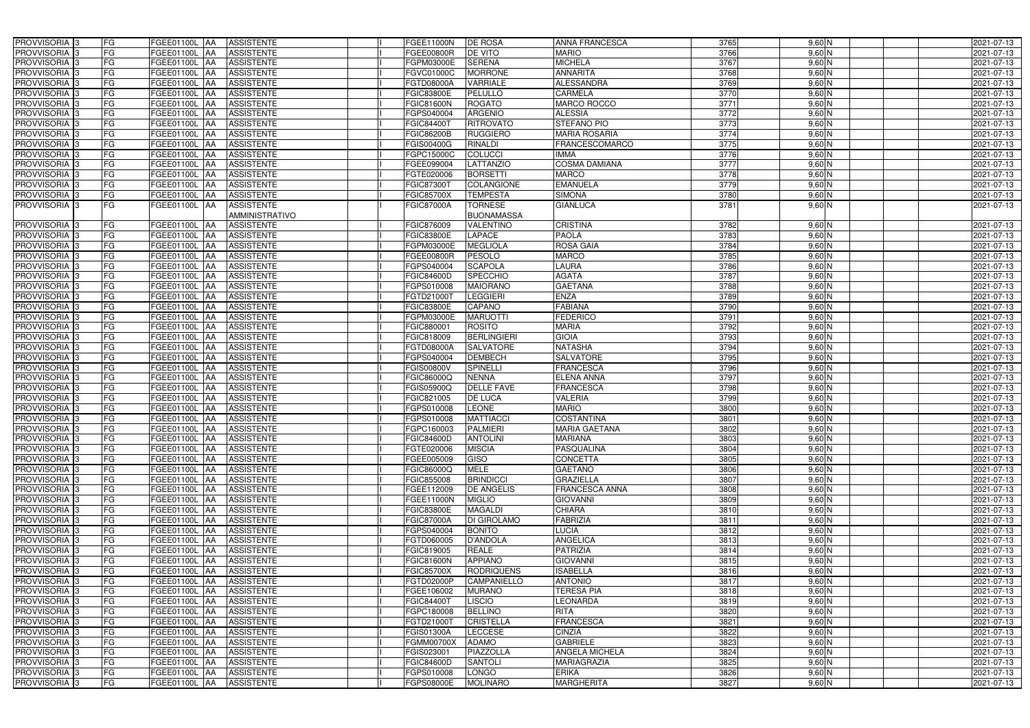| | | | | | | | | | | | | | | |
|---|---|---|---|---|---|---|---|---|---|---|---|---|---|---|
| PROVVISORIA | 3 | FG | FGEE01100L | AA | ASSISTENTE | | I | FGEE11000N | DE ROSA | ANNA FRANCESCA | 3765 | 9,60 | N | | | 2021-07-13 |
| PROVVISORIA | 3 | FG | FGEE01100L | AA | ASSISTENTE | | I | FGEE00800R | DE VITO | MARIO | 3766 | 9,60 | N | | | 2021-07-13 |
| PROVVISORIA | 3 | FG | FGEE01100L | AA | ASSISTENTE | | I | FGPM03000E | SERENA | MICHELA | 3767 | 9,60 | N | | | 2021-07-13 |
| PROVVISORIA | 3 | FG | FGEE01100L | AA | ASSISTENTE | | I | FGVC01000C | MORRONE | ANNARITA | 3768 | 9,60 | N | | | 2021-07-13 |
| PROVVISORIA | 3 | FG | FGEE01100L | AA | ASSISTENTE | | I | FGTD08000A | VARRIALE | ALESSANDRA | 3769 | 9,60 | N | | | 2021-07-13 |
| PROVVISORIA | 3 | FG | FGEE01100L | AA | ASSISTENTE | | I | FGIC83800E | PELULLO | CARMELA | 3770 | 9,60 | N | | | 2021-07-13 |
| PROVVISORIA | 3 | FG | FGEE01100L | AA | ASSISTENTE | | I | FGIC81600N | ROGATO | MARCO ROCCO | 3771 | 9,60 | N | | | 2021-07-13 |
| PROVVISORIA | 3 | FG | FGEE01100L | AA | ASSISTENTE | | I | FGPS040004 | ARGENIO | ALESSIA | 3772 | 9,60 | N | | | 2021-07-13 |
| PROVVISORIA | 3 | FG | FGEE01100L | AA | ASSISTENTE | | I | FGIC84400T | RITROVATO | STEFANO PIO | 3773 | 9,60 | N | | | 2021-07-13 |
| PROVVISORIA | 3 | FG | FGEE01100L | AA | ASSISTENTE | | I | FGIC86200B | RUGGIERO | MARIA ROSARIA | 3774 | 9,60 | N | | | 2021-07-13 |
| PROVVISORIA | 3 | FG | FGEE01100L | AA | ASSISTENTE | | I | FGIS00400G | RINALDI | FRANCESCOMARCO | 3775 | 9,60 | N | | | 2021-07-13 |
| PROVVISORIA | 3 | FG | FGEE01100L | AA | ASSISTENTE | | I | FGPC15000C | COLUCCI | IMMA | 3776 | 9,60 | N | | | 2021-07-13 |
| PROVVISORIA | 3 | FG | FGEE01100L | AA | ASSISTENTE | | I | FGEE099004 | LATTANZIO | COSMA DAMIANA | 3777 | 9,60 | N | | | 2021-07-13 |
| PROVVISORIA | 3 | FG | FGEE01100L | AA | ASSISTENTE | | I | FGTE020006 | BORSETTI | MARCO | 3778 | 9,60 | N | | | 2021-07-13 |
| PROVVISORIA | 3 | FG | FGEE01100L | AA | ASSISTENTE | | I | FGIC87300T | COLANGIONE | EMANUELA | 3779 | 9,60 | N | | | 2021-07-13 |
| PROVVISORIA | 3 | FG | FGEE01100L | AA | ASSISTENTE | | I | FGIC85700X | TEMPESTA | SIMONA | 3780 | 9,60 | N | | | 2021-07-13 |
| PROVVISORIA | 3 | FG | FGEE01100L | AA | ASSISTENTE AMMINISTRATIVO | | I | FGIC87000A | TORNESE BUONAMASSA | GIANLUCA | 3781 | 9,60 | N | | | 2021-07-13 |
| PROVVISORIA | 3 | FG | FGEE01100L | AA | ASSISTENTE | | I | FGIC876009 | VALENTINO | CRISTINA | 3782 | 9,60 | N | | | 2021-07-13 |
| PROVVISORIA | 3 | FG | FGEE01100L | AA | ASSISTENTE | | I | FGIC83800E | LAPACE | PAOLA | 3783 | 9,60 | N | | | 2021-07-13 |
| PROVVISORIA | 3 | FG | FGEE01100L | AA | ASSISTENTE | | I | FGPM03000E | MEGLIOLA | ROSA GAIA | 3784 | 9,60 | N | | | 2021-07-13 |
| PROVVISORIA | 3 | FG | FGEE01100L | AA | ASSISTENTE | | I | FGEE00800R | PESOLO | MARCO | 3785 | 9,60 | N | | | 2021-07-13 |
| PROVVISORIA | 3 | FG | FGEE01100L | AA | ASSISTENTE | | I | FGPS040004 | SCAPOLA | LAURA | 3786 | 9,60 | N | | | 2021-07-13 |
| PROVVISORIA | 3 | FG | FGEE01100L | AA | ASSISTENTE | | I | FGIC84600D | SPECCHIO | AGATA | 3787 | 9,60 | N | | | 2021-07-13 |
| PROVVISORIA | 3 | FG | FGEE01100L | AA | ASSISTENTE | | I | FGPS010008 | MAIORANO | GAETANA | 3788 | 9,60 | N | | | 2021-07-13 |
| PROVVISORIA | 3 | FG | FGEE01100L | AA | ASSISTENTE | | I | FGTD21000T | LEGGIERI | ENZA | 3789 | 9,60 | N | | | 2021-07-13 |
| PROVVISORIA | 3 | FG | FGEE01100L | AA | ASSISTENTE | | I | FGIC83800E | CAPANO | FABIANA | 3790 | 9,60 | N | | | 2021-07-13 |
| PROVVISORIA | 3 | FG | FGEE01100L | AA | ASSISTENTE | | I | FGPM03000E | MARUOTTI | FEDERICO | 3791 | 9,60 | N | | | 2021-07-13 |
| PROVVISORIA | 3 | FG | FGEE01100L | AA | ASSISTENTE | | I | FGIC880001 | ROSITO | MARIA | 3792 | 9,60 | N | | | 2021-07-13 |
| PROVVISORIA | 3 | FG | FGEE01100L | AA | ASSISTENTE | | I | FGIC818009 | BERLINGIERI | GIOIA | 3793 | 9,60 | N | | | 2021-07-13 |
| PROVVISORIA | 3 | FG | FGEE01100L | AA | ASSISTENTE | | I | FGTD08000A | SALVATORE | NATASHA | 3794 | 9,60 | N | | | 2021-07-13 |
| PROVVISORIA | 3 | FG | FGEE01100L | AA | ASSISTENTE | | I | FGPS040004 | DEMBECH | SALVATORE | 3795 | 9,60 | N | | | 2021-07-13 |
| PROVVISORIA | 3 | FG | FGEE01100L | AA | ASSISTENTE | | I | FGIS00800V | SPINELLI | FRANCESCA | 3796 | 9,60 | N | | | 2021-07-13 |
| PROVVISORIA | 3 | FG | FGEE01100L | AA | ASSISTENTE | | I | FGIC86000Q | NENNA | ELENA ANNA | 3797 | 9,60 | N | | | 2021-07-13 |
| PROVVISORIA | 3 | FG | FGEE01100L | AA | ASSISTENTE | | I | FGIS05900Q | DELLE FAVE | FRANCESCA | 3798 | 9,60 | N | | | 2021-07-13 |
| PROVVISORIA | 3 | FG | FGEE01100L | AA | ASSISTENTE | | I | FGIC821005 | DE LUCA | VALERIA | 3799 | 9,60 | N | | | 2021-07-13 |
| PROVVISORIA | 3 | FG | FGEE01100L | AA | ASSISTENTE | | I | FGPS010008 | LEONE | MARIO | 3800 | 9,60 | N | | | 2021-07-13 |
| PROVVISORIA | 3 | FG | FGEE01100L | AA | ASSISTENTE | | I | FGPS010008 | MATTIACCI | COSTANTINA | 3801 | 9,60 | N | | | 2021-07-13 |
| PROVVISORIA | 3 | FG | FGEE01100L | AA | ASSISTENTE | | I | FGPC160003 | PALMIERI | MARIA GAETANA | 3802 | 9,60 | N | | | 2021-07-13 |
| PROVVISORIA | 3 | FG | FGEE01100L | AA | ASSISTENTE | | I | FGIC84600D | ANTOLINI | MARIANA | 3803 | 9,60 | N | | | 2021-07-13 |
| PROVVISORIA | 3 | FG | FGEE01100L | AA | ASSISTENTE | | I | FGTE020006 | MISCIA | PASQUALINA | 3804 | 9,60 | N | | | 2021-07-13 |
| PROVVISORIA | 3 | FG | FGEE01100L | AA | ASSISTENTE | | I | FGEE005009 | GISO | CONCETTA | 3805 | 9,60 | N | | | 2021-07-13 |
| PROVVISORIA | 3 | FG | FGEE01100L | AA | ASSISTENTE | | I | FGIC86000Q | MELE | GAETANO | 3806 | 9,60 | N | | | 2021-07-13 |
| PROVVISORIA | 3 | FG | FGEE01100L | AA | ASSISTENTE | | I | FGIC855008 | BRINDICCI | GRAZIELLA | 3807 | 9,60 | N | | | 2021-07-13 |
| PROVVISORIA | 3 | FG | FGEE01100L | AA | ASSISTENTE | | I | FGEE112009 | DE ANGELIS | FRANCESCA ANNA | 3808 | 9,60 | N | | | 2021-07-13 |
| PROVVISORIA | 3 | FG | FGEE01100L | AA | ASSISTENTE | | I | FGEE11000N | MIGLIO | GIOVANNI | 3809 | 9,60 | N | | | 2021-07-13 |
| PROVVISORIA | 3 | FG | FGEE01100L | AA | ASSISTENTE | | I | FGIC83800E | MAGALDI | CHIARA | 3810 | 9,60 | N | | | 2021-07-13 |
| PROVVISORIA | 3 | FG | FGEE01100L | AA | ASSISTENTE | | I | FGIC87000A | DI GIROLAMO | FABRIZIA | 3811 | 9,60 | N | | | 2021-07-13 |
| PROVVISORIA | 3 | FG | FGEE01100L | AA | ASSISTENTE | | I | FGPS040004 | BONITO | LUCIA | 3812 | 9,60 | N | | | 2021-07-13 |
| PROVVISORIA | 3 | FG | FGEE01100L | AA | ASSISTENTE | | I | FGTD060005 | D'ANDOLA | ANGELICA | 3813 | 9,60 | N | | | 2021-07-13 |
| PROVVISORIA | 3 | FG | FGEE01100L | AA | ASSISTENTE | | I | FGIC819005 | REALE | PATRIZIA | 3814 | 9,60 | N | | | 2021-07-13 |
| PROVVISORIA | 3 | FG | FGEE01100L | AA | ASSISTENTE | | I | FGIC81600N | APPIANO | GIOVANNI | 3815 | 9,60 | N | | | 2021-07-13 |
| PROVVISORIA | 3 | FG | FGEE01100L | AA | ASSISTENTE | | I | FGIC85700X | RODRIQUENS | ISABELLA | 3816 | 9,60 | N | | | 2021-07-13 |
| PROVVISORIA | 3 | FG | FGEE01100L | AA | ASSISTENTE | | I | FGTD02000P | CAMPANIELLO | ANTONIO | 3817 | 9,60 | N | | | 2021-07-13 |
| PROVVISORIA | 3 | FG | FGEE01100L | AA | ASSISTENTE | | I | FGEE106002 | MURANO | TERESA PIA | 3818 | 9,60 | N | | | 2021-07-13 |
| PROVVISORIA | 3 | FG | FGEE01100L | AA | ASSISTENTE | | I | FGIC84400T | LISCIO | LEONARDA | 3819 | 9,60 | N | | | 2021-07-13 |
| PROVVISORIA | 3 | FG | FGEE01100L | AA | ASSISTENTE | | I | FGPC180008 | BELLINO | RITA | 3820 | 9,60 | N | | | 2021-07-13 |
| PROVVISORIA | 3 | FG | FGEE01100L | AA | ASSISTENTE | | I | FGTD21000T | CRISTELLA | FRANCESCA | 3821 | 9,60 | N | | | 2021-07-13 |
| PROVVISORIA | 3 | FG | FGEE01100L | AA | ASSISTENTE | | I | FGIS01300A | LECCESE | CINZIA | 3822 | 9,60 | N | | | 2021-07-13 |
| PROVVISORIA | 3 | FG | FGEE01100L | AA | ASSISTENTE | | I | FGMM00700X | ADAMO | GABRIELE | 3823 | 9,60 | N | | | 2021-07-13 |
| PROVVISORIA | 3 | FG | FGEE01100L | AA | ASSISTENTE | | I | FGIS023001 | PIAZZOLLA | ANGELA MICHELA | 3824 | 9,60 | N | | | 2021-07-13 |
| PROVVISORIA | 3 | FG | FGEE01100L | AA | ASSISTENTE | | I | FGIC84600D | SANTOLI | MARIAGRAZIA | 3825 | 9,60 | N | | | 2021-07-13 |
| PROVVISORIA | 3 | FG | FGEE01100L | AA | ASSISTENTE | | I | FGPS010008 | LONGO | ERIKA | 3826 | 9,60 | N | | | 2021-07-13 |
| PROVVISORIA | 3 | FG | FGEE01100L | AA | ASSISTENTE | | I | FGPS08000E | MOLINARO | MARGHERITA | 3827 | 9,60 | N | | | 2021-07-13 |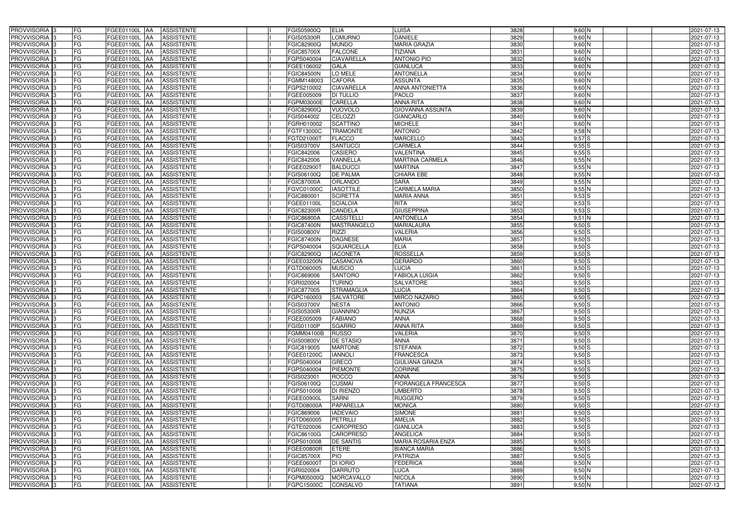| | | | | | | | | | | | | | | | |
|---|---|---|---|---|---|---|---|---|---|---|---|---|---|---|---|
| PROVVISORIA | 3 | FG | FGEE01100L | AA | ASSISTENTE | | I | FGIS05900Q | ELIA | LUISA | 3828 | 9,60 | N | | 2021-07-13 |
| PROVVISORIA | 3 | FG | FGEE01100L | AA | ASSISTENTE | | I | FGIS05300R | LOMURNO | DANIELE | 3829 | 9,60 | N | | 2021-07-13 |
| PROVVISORIA | 3 | FG | FGEE01100L | AA | ASSISTENTE | | I | FGIC82900Q | MUNDO | MARIA GRAZIA | 3830 | 9,60 | N | | 2021-07-13 |
| PROVVISORIA | 3 | FG | FGEE01100L | AA | ASSISTENTE | | I | FGIC85700X | FALCONE | TIZIANA | 3831 | 9,60 | N | | 2021-07-13 |
| PROVVISORIA | 3 | FG | FGEE01100L | AA | ASSISTENTE | | I | FGPS040004 | CIAVARELLA | ANTONIO PIO | 3832 | 9,60 | N | | 2021-07-13 |
| PROVVISORIA | 3 | FG | FGEE01100L | AA | ASSISTENTE | | I | FGEE106002 | GALA | GIANLUCA | 3833 | 9,60 | N | | 2021-07-13 |
| PROVVISORIA | 3 | FG | FGEE01100L | AA | ASSISTENTE | | I | FGIC84500N | LO MELE | ANTONELLA | 3834 | 9,60 | N | | 2021-07-13 |
| PROVVISORIA | 3 | FG | FGEE01100L | AA | ASSISTENTE | | I | FGMM148003 | CAFORA | ASSUNTA | 3835 | 9,60 | N | | 2021-07-13 |
| PROVVISORIA | 3 | FG | FGEE01100L | AA | ASSISTENTE | | I | FGPS210002 | CIAVARELLA | ANNA ANTONIETTA | 3836 | 9,60 | N | | 2021-07-13 |
| PROVVISORIA | 3 | FG | FGEE01100L | AA | ASSISTENTE | | I | FGEE005009 | DI TULLIO | PAOLO | 3837 | 9,60 | N | | 2021-07-13 |
| PROVVISORIA | 3 | FG | FGEE01100L | AA | ASSISTENTE | | I | FGPM03000E | CARELLA | ANNA RITA | 3838 | 9,60 | N | | 2021-07-13 |
| PROVVISORIA | 3 | FG | FGEE01100L | AA | ASSISTENTE | | I | FGIC82900Q | VUOVOLO | GIOVANNA ASSUNTA | 3839 | 9,60 | N | | 2021-07-13 |
| PROVVISORIA | 3 | FG | FGEE01100L | AA | ASSISTENTE | | I | FGIS044002 | CELOZZI | GIANCARLO | 3840 | 9,60 | N | | 2021-07-13 |
| PROVVISORIA | 3 | FG | FGEE01100L | AA | ASSISTENTE | | I | FGRH010002 | SCATTINO | MICHELE | 3841 | 9,60 | N | | 2021-07-13 |
| PROVVISORIA | 3 | FG | FGEE01100L | AA | ASSISTENTE | | I | FGTF13000C | TRAMONTE | ANTONIO | 3842 | 9,58 | N | | 2021-07-13 |
| PROVVISORIA | 3 | FG | FGEE01100L | AA | ASSISTENTE | | I | FGTD21000T | FLACCO | MARCELLO | 3843 | 9,57 | S | | 2021-07-13 |
| PROVVISORIA | 3 | FG | FGEE01100L | AA | ASSISTENTE | | I | FGIS03700V | SANTUCCI | CARMELA | 3844 | 9,55 | S | | 2021-07-13 |
| PROVVISORIA | 3 | FG | FGEE01100L | AA | ASSISTENTE | | I | FGIC842006 | CASIERO | VALENTINA | 3845 | 9,55 | S | | 2021-07-13 |
| PROVVISORIA | 3 | FG | FGEE01100L | AA | ASSISTENTE | | I | FGIC842006 | VANNELLA | MARTINA CARMELA | 3846 | 9,55 | N | | 2021-07-13 |
| PROVVISORIA | 3 | FG | FGEE01100L | AA | ASSISTENTE | | I | FGEE02900T | BALDUCCI | MARTINA | 3847 | 9,55 | N | | 2021-07-13 |
| PROVVISORIA | 3 | FG | FGEE01100L | AA | ASSISTENTE | | I | FGIS06100Q | DE PALMA | CHIARA EBE | 3848 | 9,55 | N | | 2021-07-13 |
| PROVVISORIA | 3 | FG | FGEE01100L | AA | ASSISTENTE | | I | FGIC87000A | ORLANDO | SARA | 3849 | 9,55 | N | | 2021-07-13 |
| PROVVISORIA | 3 | FG | FGEE01100L | AA | ASSISTENTE | | I | FGVC01000C | IASOTTILE | CARMELA MARIA | 3850 | 9,55 | N | | 2021-07-13 |
| PROVVISORIA | 3 | FG | FGEE01100L | AA | ASSISTENTE | | I | FGIC880001 | SCIRETTA | MARIA ANNA | 3851 | 9,53 | S | | 2021-07-13 |
| PROVVISORIA | 3 | FG | FGEE01100L | AA | ASSISTENTE | | I | FGEE01100L | SCIALOIA | RITA | 3852 | 9,53 | S | | 2021-07-13 |
| PROVVISORIA | 3 | FG | FGEE01100L | AA | ASSISTENTE | | I | FGIC82300R | CANDELA | GIUSEPPINA | 3853 | 9,53 | S | | 2021-07-13 |
| PROVVISORIA | 3 | FG | FGEE01100L | AA | ASSISTENTE | | I | FGIC86800A | CASSITELLI | ANTONELLA | 3854 | 9,51 | N | | 2021-07-13 |
| PROVVISORIA | 3 | FG | FGEE01100L | AA | ASSISTENTE | | I | FGIC87400N | MASTRANGELO | MARIALAURA | 3855 | 9,50 | S | | 2021-07-13 |
| PROVVISORIA | 3 | FG | FGEE01100L | AA | ASSISTENTE | | I | FGIS00800V | RIZZI | VALERIA | 3856 | 9,50 | S | | 2021-07-13 |
| PROVVISORIA | 3 | FG | FGEE01100L | AA | ASSISTENTE | | I | FGIC87400N | DAGNESE | MARIA | 3857 | 9,50 | S | | 2021-07-13 |
| PROVVISORIA | 3 | FG | FGEE01100L | AA | ASSISTENTE | | I | FGPS040004 | SQUARCELLA | ELIA | 3858 | 9,50 | S | | 2021-07-13 |
| PROVVISORIA | 3 | FG | FGEE01100L | AA | ASSISTENTE | | I | FGIC82900Q | IACONETA | ROSSELLA | 3859 | 9,50 | S | | 2021-07-13 |
| PROVVISORIA | 3 | FG | FGEE01100L | AA | ASSISTENTE | | I | FGEE03200N | CASANOVA | GERARDO | 3860 | 9,50 | S | | 2021-07-13 |
| PROVVISORIA | 3 | FG | FGEE01100L | AA | ASSISTENTE | | I | FGTD060005 | MUSCIO | LUCIA | 3861 | 9,50 | S | | 2021-07-13 |
| PROVVISORIA | 3 | FG | FGEE01100L | AA | ASSISTENTE | | I | FGIC869006 | SANTORO | FABIOLA LUIGIA | 3862 | 9,50 | S | | 2021-07-13 |
| PROVVISORIA | 3 | FG | FGEE01100L | AA | ASSISTENTE | | I | FGRI020004 | TURINO | SALVATORE | 3863 | 9,50 | S | | 2021-07-13 |
| PROVVISORIA | 3 | FG | FGEE01100L | AA | ASSISTENTE | | I | FGIC877005 | STRAMAGLIA | LUCIA | 3864 | 9,50 | S | | 2021-07-13 |
| PROVVISORIA | 3 | FG | FGEE01100L | AA | ASSISTENTE | | I | FGPC160003 | SALVATORE | MIRCO NAZARIO | 3865 | 9,50 | S | | 2021-07-13 |
| PROVVISORIA | 3 | FG | FGEE01100L | AA | ASSISTENTE | | I | FGIS03700V | NESTA | ANTONIO | 3866 | 9,50 | S | | 2021-07-13 |
| PROVVISORIA | 3 | FG | FGEE01100L | AA | ASSISTENTE | | I | FGIS05300R | GIANNINO | NUNZIA | 3867 | 9,50 | S | | 2021-07-13 |
| PROVVISORIA | 3 | FG | FGEE01100L | AA | ASSISTENTE | | I | FGEE005009 | FABIANO | ANNA | 3868 | 9,50 | S | | 2021-07-13 |
| PROVVISORIA | 3 | FG | FGEE01100L | AA | ASSISTENTE | | I | FGIS01100P | SGARRO | ANNA RITA | 3869 | 9,50 | S | | 2021-07-13 |
| PROVVISORIA | 3 | FG | FGEE01100L | AA | ASSISTENTE | | I | FGMM04100B | RUSSO | VALERIA | 3870 | 9,50 | S | | 2021-07-13 |
| PROVVISORIA | 3 | FG | FGEE01100L | AA | ASSISTENTE | | I | FGIS00800V | DE STASIO | ANNA | 3871 | 9,50 | S | | 2021-07-13 |
| PROVVISORIA | 3 | FG | FGEE01100L | AA | ASSISTENTE | | I | FGIC819005 | MARTONE | STEFANIA | 3872 | 9,50 | S | | 2021-07-13 |
| PROVVISORIA | 3 | FG | FGEE01100L | AA | ASSISTENTE | | I | FGEE01200C | IANNOLI | FRANCESCA | 3873 | 9,50 | S | | 2021-07-13 |
| PROVVISORIA | 3 | FG | FGEE01100L | AA | ASSISTENTE | | I | FGPS040004 | GRECO | GIULIANA GRAZIA | 3874 | 9,50 | S | | 2021-07-13 |
| PROVVISORIA | 3 | FG | FGEE01100L | AA | ASSISTENTE | | I | FGPS040004 | PIEMONTE | CORINNE | 3875 | 9,50 | S | | 2021-07-13 |
| PROVVISORIA | 3 | FG | FGEE01100L | AA | ASSISTENTE | | I | FGIS023001 | ROCCO | ANNA | 3876 | 9,50 | S | | 2021-07-13 |
| PROVVISORIA | 3 | FG | FGEE01100L | AA | ASSISTENTE | | I | FGIS06100Q | CUSMAI | FIORANGELA FRANCESCA | 3877 | 9,50 | S | | 2021-07-13 |
| PROVVISORIA | 3 | FG | FGEE01100L | AA | ASSISTENTE | | I | FGPS010008 | DI RIENZO | UMBERTO | 3878 | 9,50 | S | | 2021-07-13 |
| PROVVISORIA | 3 | FG | FGEE01100L | AA | ASSISTENTE | | I | FGEE00900L | SARNI | RUGGERO | 3879 | 9,50 | S | | 2021-07-13 |
| PROVVISORIA | 3 | FG | FGEE01100L | AA | ASSISTENTE | | I | FGTD08000A | PAPARELLA | MONICA | 3880 | 9,50 | S | | 2021-07-13 |
| PROVVISORIA | 3 | FG | FGEE01100L | AA | ASSISTENTE | | I | FGIC869006 | IADEVAIO | SIMONE | 3881 | 9,50 | S | | 2021-07-13 |
| PROVVISORIA | 3 | FG | FGEE01100L | AA | ASSISTENTE | | I | FGTD060005 | PETRILLI | AMELIA | 3882 | 9,50 | S | | 2021-07-13 |
| PROVVISORIA | 3 | FG | FGEE01100L | AA | ASSISTENTE | | I | FGTE020006 | CAROPRESO | GIANLUCA | 3883 | 9,50 | S | | 2021-07-13 |
| PROVVISORIA | 3 | FG | FGEE01100L | AA | ASSISTENTE | | I | FGIC86100G | CAROPRESO | ANGELICA | 3884 | 9,50 | S | | 2021-07-13 |
| PROVVISORIA | 3 | FG | FGEE01100L | AA | ASSISTENTE | | I | FGPS010008 | DE SANTIS | MARIA ROSARIA ENZA | 3885 | 9,50 | S | | 2021-07-13 |
| PROVVISORIA | 3 | FG | FGEE01100L | AA | ASSISTENTE | | I | FGEE00800R | ETERE | BIANCA MARIA | 3886 | 9,50 | S | | 2021-07-13 |
| PROVVISORIA | 3 | FG | FGEE01100L | AA | ASSISTENTE | | I | FGIC85700X | PIO | PATRIZIA | 3887 | 9,50 | S | | 2021-07-13 |
| PROVVISORIA | 3 | FG | FGEE01100L | AA | ASSISTENTE | | I | FGEE06000T | DI IORIO | FEDERICA | 3888 | 9,50 | N | | 2021-07-13 |
| PROVVISORIA | 3 | FG | FGEE01100L | AA | ASSISTENTE | | I | FGRI020004 | GARRUTO | LUCA | 3889 | 9,50 | N | | 2021-07-13 |
| PROVVISORIA | 3 | FG | FGEE01100L | AA | ASSISTENTE | | I | FGPM05000Q | MORCAVALLO | NICOLA | 3890 | 9,50 | N | | 2021-07-13 |
| PROVVISORIA | 3 | FG | FGEE01100L | AA | ASSISTENTE | | I | FGPC15000C | CONSALVO | TATIANA | 3891 | 9,50 | N | | 2021-07-13 |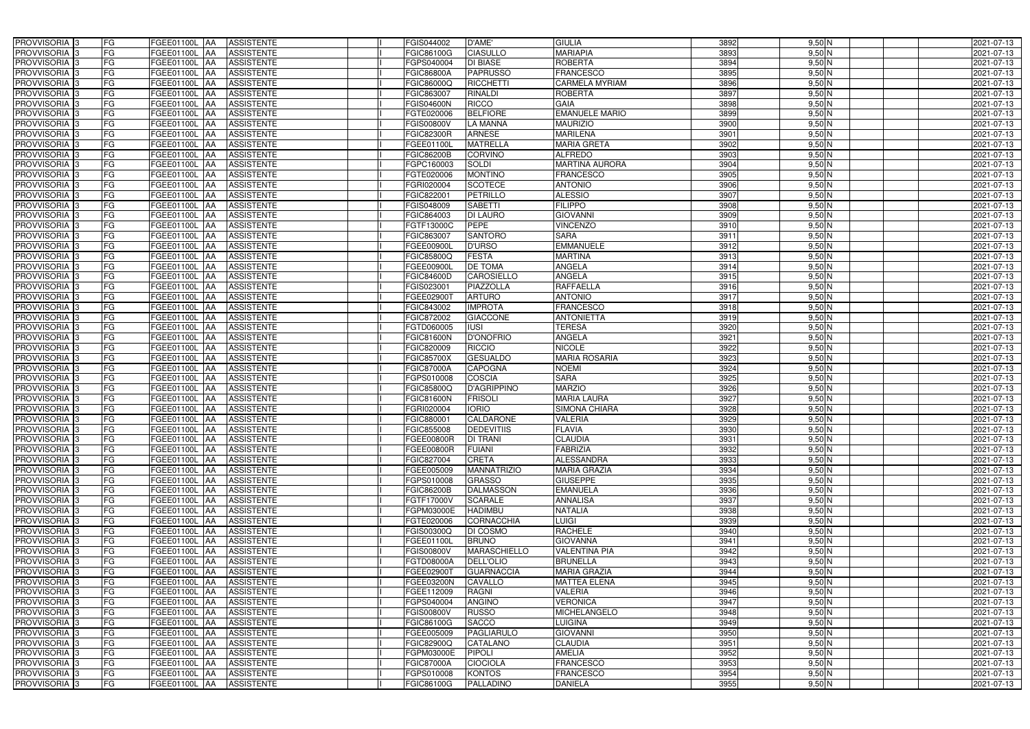| PROVVISORIA | 3 | FG | FGEE01100L | AA | ASSISTENTE | | I | FGIS044002 | D'AME' | GIULIA | 3892 | 9,50 | N | | | 2021-07-13 |
|---|---|---|---|---|---|---|---|---|---|---|---|---|---|---|---|---|
| PROVVISORIA | 3 | FG | FGEE01100L | AA | ASSISTENTE | | I | FGIC86100G | CIASULLO | MARIAPIA | 3893 | 9,50 | N | | | 2021-07-13 |
| PROVVISORIA | 3 | FG | FGEE01100L | AA | ASSISTENTE | | I | FGPS040004 | DI BIASE | ROBERTA | 3894 | 9,50 | N | | | 2021-07-13 |
| PROVVISORIA | 3 | FG | FGEE01100L | AA | ASSISTENTE | | I | FGIC86800A | PAPRUSSO | FRANCESCO | 3895 | 9,50 | N | | | 2021-07-13 |
| PROVVISORIA | 3 | FG | FGEE01100L | AA | ASSISTENTE | | I | FGIC86000Q | RICCHETTI | CARMELA MYRIAM | 3896 | 9,50 | N | | | 2021-07-13 |
| PROVVISORIA | 3 | FG | FGEE01100L | AA | ASSISTENTE | | I | FGIC863007 | RINALDI | ROBERTA | 3897 | 9,50 | N | | | 2021-07-13 |
| PROVVISORIA | 3 | FG | FGEE01100L | AA | ASSISTENTE | | I | FGIS04600N | RICCO | GAIA | 3898 | 9,50 | N | | | 2021-07-13 |
| PROVVISORIA | 3 | FG | FGEE01100L | AA | ASSISTENTE | | I | FGTE020006 | BELFIORE | EMANUELE MARIO | 3899 | 9,50 | N | | | 2021-07-13 |
| PROVVISORIA | 3 | FG | FGEE01100L | AA | ASSISTENTE | | I | FGIS00800V | LA MANNA | MAURIZIO | 3900 | 9,50 | N | | | 2021-07-13 |
| PROVVISORIA | 3 | FG | FGEE01100L | AA | ASSISTENTE | | I | FGIC82300R | ARNESE | MARILENA | 3901 | 9,50 | N | | | 2021-07-13 |
| PROVVISORIA | 3 | FG | FGEE01100L | AA | ASSISTENTE | | I | FGEE01100L | MATRELLA | MARIA GRETA | 3902 | 9,50 | N | | | 2021-07-13 |
| PROVVISORIA | 3 | FG | FGEE01100L | AA | ASSISTENTE | | I | FGIC86200B | CORVINO | ALFREDO | 3903 | 9,50 | N | | | 2021-07-13 |
| PROVVISORIA | 3 | FG | FGEE01100L | AA | ASSISTENTE | | I | FGPC160003 | SOLDI | MARTINA AURORA | 3904 | 9,50 | N | | | 2021-07-13 |
| PROVVISORIA | 3 | FG | FGEE01100L | AA | ASSISTENTE | | I | FGTE020006 | MONTINO | FRANCESCO | 3905 | 9,50 | N | | | 2021-07-13 |
| PROVVISORIA | 3 | FG | FGEE01100L | AA | ASSISTENTE | | I | FGRI020004 | SCOTECE | ANTONIO | 3906 | 9,50 | N | | | 2021-07-13 |
| PROVVISORIA | 3 | FG | FGEE01100L | AA | ASSISTENTE | | I | FGIC822001 | PETRILLO | ALESSIO | 3907 | 9,50 | N | | | 2021-07-13 |
| PROVVISORIA | 3 | FG | FGEE01100L | AA | ASSISTENTE | | I | FGIS048009 | SABETTI | FILIPPO | 3908 | 9,50 | N | | | 2021-07-13 |
| PROVVISORIA | 3 | FG | FGEE01100L | AA | ASSISTENTE | | I | FGIC864003 | DI LAURO | GIOVANNI | 3909 | 9,50 | N | | | 2021-07-13 |
| PROVVISORIA | 3 | FG | FGEE01100L | AA | ASSISTENTE | | I | FGTF13000C | PEPE | VINCENZO | 3910 | 9,50 | N | | | 2021-07-13 |
| PROVVISORIA | 3 | FG | FGEE01100L | AA | ASSISTENTE | | I | FGIC863007 | SANTORO | SARA | 3911 | 9,50 | N | | | 2021-07-13 |
| PROVVISORIA | 3 | FG | FGEE01100L | AA | ASSISTENTE | | I | FGEE00900L | D'URSO | EMMANUELE | 3912 | 9,50 | N | | | 2021-07-13 |
| PROVVISORIA | 3 | FG | FGEE01100L | AA | ASSISTENTE | | I | FGIC85800Q | FESTA | MARTINA | 3913 | 9,50 | N | | | 2021-07-13 |
| PROVVISORIA | 3 | FG | FGEE01100L | AA | ASSISTENTE | | I | FGEE00900L | DE TOMA | ANGELA | 3914 | 9,50 | N | | | 2021-07-13 |
| PROVVISORIA | 3 | FG | FGEE01100L | AA | ASSISTENTE | | I | FGIC84600D | CAROSIELLO | ANGELA | 3915 | 9,50 | N | | | 2021-07-13 |
| PROVVISORIA | 3 | FG | FGEE01100L | AA | ASSISTENTE | | I | FGIS023001 | PIAZZOLLA | RAFFAELLA | 3916 | 9,50 | N | | | 2021-07-13 |
| PROVVISORIA | 3 | FG | FGEE01100L | AA | ASSISTENTE | | I | FGEE02900T | ARTURO | ANTONIO | 3917 | 9,50 | N | | | 2021-07-13 |
| PROVVISORIA | 3 | FG | FGEE01100L | AA | ASSISTENTE | | I | FGIC843002 | IMPROTA | FRANCESCO | 3918 | 9,50 | N | | | 2021-07-13 |
| PROVVISORIA | 3 | FG | FGEE01100L | AA | ASSISTENTE | | I | FGIC872002 | GIACCONE | ANTONIETTA | 3919 | 9,50 | N | | | 2021-07-13 |
| PROVVISORIA | 3 | FG | FGEE01100L | AA | ASSISTENTE | | I | FGTD060005 | IUSI | TERESA | 3920 | 9,50 | N | | | 2021-07-13 |
| PROVVISORIA | 3 | FG | FGEE01100L | AA | ASSISTENTE | | I | FGIC81600N | D'ONOFRIO | ANGELA | 3921 | 9,50 | N | | | 2021-07-13 |
| PROVVISORIA | 3 | FG | FGEE01100L | AA | ASSISTENTE | | I | FGIC820009 | RICCIO | NICOLE | 3922 | 9,50 | N | | | 2021-07-13 |
| PROVVISORIA | 3 | FG | FGEE01100L | AA | ASSISTENTE | | I | FGIC85700X | GESUALDO | MARIA ROSARIA | 3923 | 9,50 | N | | | 2021-07-13 |
| PROVVISORIA | 3 | FG | FGEE01100L | AA | ASSISTENTE | | I | FGIC87000A | CAPOGNA | NOEMI | 3924 | 9,50 | N | | | 2021-07-13 |
| PROVVISORIA | 3 | FG | FGEE01100L | AA | ASSISTENTE | | I | FGPS010008 | COSCIA | SARA | 3925 | 9,50 | N | | | 2021-07-13 |
| PROVVISORIA | 3 | FG | FGEE01100L | AA | ASSISTENTE | | I | FGIC85800Q | D'AGRIPPINO | MARZIO | 3926 | 9,50 | N | | | 2021-07-13 |
| PROVVISORIA | 3 | FG | FGEE01100L | AA | ASSISTENTE | | I | FGIC81600N | FRISOLI | MARIA LAURA | 3927 | 9,50 | N | | | 2021-07-13 |
| PROVVISORIA | 3 | FG | FGEE01100L | AA | ASSISTENTE | | I | FGRI020004 | IORIO | SIMONA CHIARA | 3928 | 9,50 | N | | | 2021-07-13 |
| PROVVISORIA | 3 | FG | FGEE01100L | AA | ASSISTENTE | | I | FGIC880001 | CALDARONE | VALERIA | 3929 | 9,50 | N | | | 2021-07-13 |
| PROVVISORIA | 3 | FG | FGEE01100L | AA | ASSISTENTE | | I | FGIC855008 | DEDEVITIIS | FLAVIA | 3930 | 9,50 | N | | | 2021-07-13 |
| PROVVISORIA | 3 | FG | FGEE01100L | AA | ASSISTENTE | | I | FGEE00800R | DI TRANI | CLAUDIA | 3931 | 9,50 | N | | | 2021-07-13 |
| PROVVISORIA | 3 | FG | FGEE01100L | AA | ASSISTENTE | | I | FGEE00800R | FUIANI | FABRIZIA | 3932 | 9,50 | N | | | 2021-07-13 |
| PROVVISORIA | 3 | FG | FGEE01100L | AA | ASSISTENTE | | I | FGIC827004 | CRETA | ALESSANDRA | 3933 | 9,50 | N | | | 2021-07-13 |
| PROVVISORIA | 3 | FG | FGEE01100L | AA | ASSISTENTE | | I | FGEE005009 | MANNATRIZIO | MARIA GRAZIA | 3934 | 9,50 | N | | | 2021-07-13 |
| PROVVISORIA | 3 | FG | FGEE01100L | AA | ASSISTENTE | | I | FGPS010008 | GRASSO | GIUSEPPE | 3935 | 9,50 | N | | | 2021-07-13 |
| PROVVISORIA | 3 | FG | FGEE01100L | AA | ASSISTENTE | | I | FGIC86200B | DALMASSON | EMANUELA | 3936 | 9,50 | N | | | 2021-07-13 |
| PROVVISORIA | 3 | FG | FGEE01100L | AA | ASSISTENTE | | I | FGTF17000V | SCARALE | ANNALISA | 3937 | 9,50 | N | | | 2021-07-13 |
| PROVVISORIA | 3 | FG | FGEE01100L | AA | ASSISTENTE | | I | FGPM03000E | HADIMBU | NATALIA | 3938 | 9,50 | N | | | 2021-07-13 |
| PROVVISORIA | 3 | FG | FGEE01100L | AA | ASSISTENTE | | I | FGTE020006 | CORNACCHIA | LUIGI | 3939 | 9,50 | N | | | 2021-07-13 |
| PROVVISORIA | 3 | FG | FGEE01100L | AA | ASSISTENTE | | I | FGIS00300Q | DI COSMO | RACHELE | 3940 | 9,50 | N | | | 2021-07-13 |
| PROVVISORIA | 3 | FG | FGEE01100L | AA | ASSISTENTE | | I | FGEE01100L | BRUNO | GIOVANNA | 3941 | 9,50 | N | | | 2021-07-13 |
| PROVVISORIA | 3 | FG | FGEE01100L | AA | ASSISTENTE | | I | FGIS00800V | MARASCHIELLO | VALENTINA PIA | 3942 | 9,50 | N | | | 2021-07-13 |
| PROVVISORIA | 3 | FG | FGEE01100L | AA | ASSISTENTE | | I | FGTD08000A | DELL'OLIO | BRUNELLA | 3943 | 9,50 | N | | | 2021-07-13 |
| PROVVISORIA | 3 | FG | FGEE01100L | AA | ASSISTENTE | | I | FGEE02900T | GUARNACCIA | MARIA GRAZIA | 3944 | 9,50 | N | | | 2021-07-13 |
| PROVVISORIA | 3 | FG | FGEE01100L | AA | ASSISTENTE | | I | FGEE03200N | CAVALLO | MATTEA ELENA | 3945 | 9,50 | N | | | 2021-07-13 |
| PROVVISORIA | 3 | FG | FGEE01100L | AA | ASSISTENTE | | I | FGEE112009 | RAGNI | VALERIA | 3946 | 9,50 | N | | | 2021-07-13 |
| PROVVISORIA | 3 | FG | FGEE01100L | AA | ASSISTENTE | | I | FGPS040004 | ANGINO | VERONICA | 3947 | 9,50 | N | | | 2021-07-13 |
| PROVVISORIA | 3 | FG | FGEE01100L | AA | ASSISTENTE | | I | FGIS00800V | RUSSO | MICHELANGELO | 3948 | 9,50 | N | | | 2021-07-13 |
| PROVVISORIA | 3 | FG | FGEE01100L | AA | ASSISTENTE | | I | FGIC86100G | SACCO | LUIGINA | 3949 | 9,50 | N | | | 2021-07-13 |
| PROVVISORIA | 3 | FG | FGEE01100L | AA | ASSISTENTE | | I | FGEE005009 | PAGLIARULO | GIOVANNI | 3950 | 9,50 | N | | | 2021-07-13 |
| PROVVISORIA | 3 | FG | FGEE01100L | AA | ASSISTENTE | | I | FGIC82900Q | CATALANO | CLAUDIA | 3951 | 9,50 | N | | | 2021-07-13 |
| PROVVISORIA | 3 | FG | FGEE01100L | AA | ASSISTENTE | | I | FGPM03000E | PIPOLI | AMELIA | 3952 | 9,50 | N | | | 2021-07-13 |
| PROVVISORIA | 3 | FG | FGEE01100L | AA | ASSISTENTE | | I | FGIC87000A | CIOCIOLA | FRANCESCO | 3953 | 9,50 | N | | | 2021-07-13 |
| PROVVISORIA | 3 | FG | FGEE01100L | AA | ASSISTENTE | | I | FGPS010008 | KONTOS | FRANCESCO | 3954 | 9,50 | N | | | 2021-07-13 |
| PROVVISORIA | 3 | FG | FGEE01100L | AA | ASSISTENTE | | I | FGIC86100G | PALLADINO | DANIELA | 3955 | 9,50 | N | | | 2021-07-13 |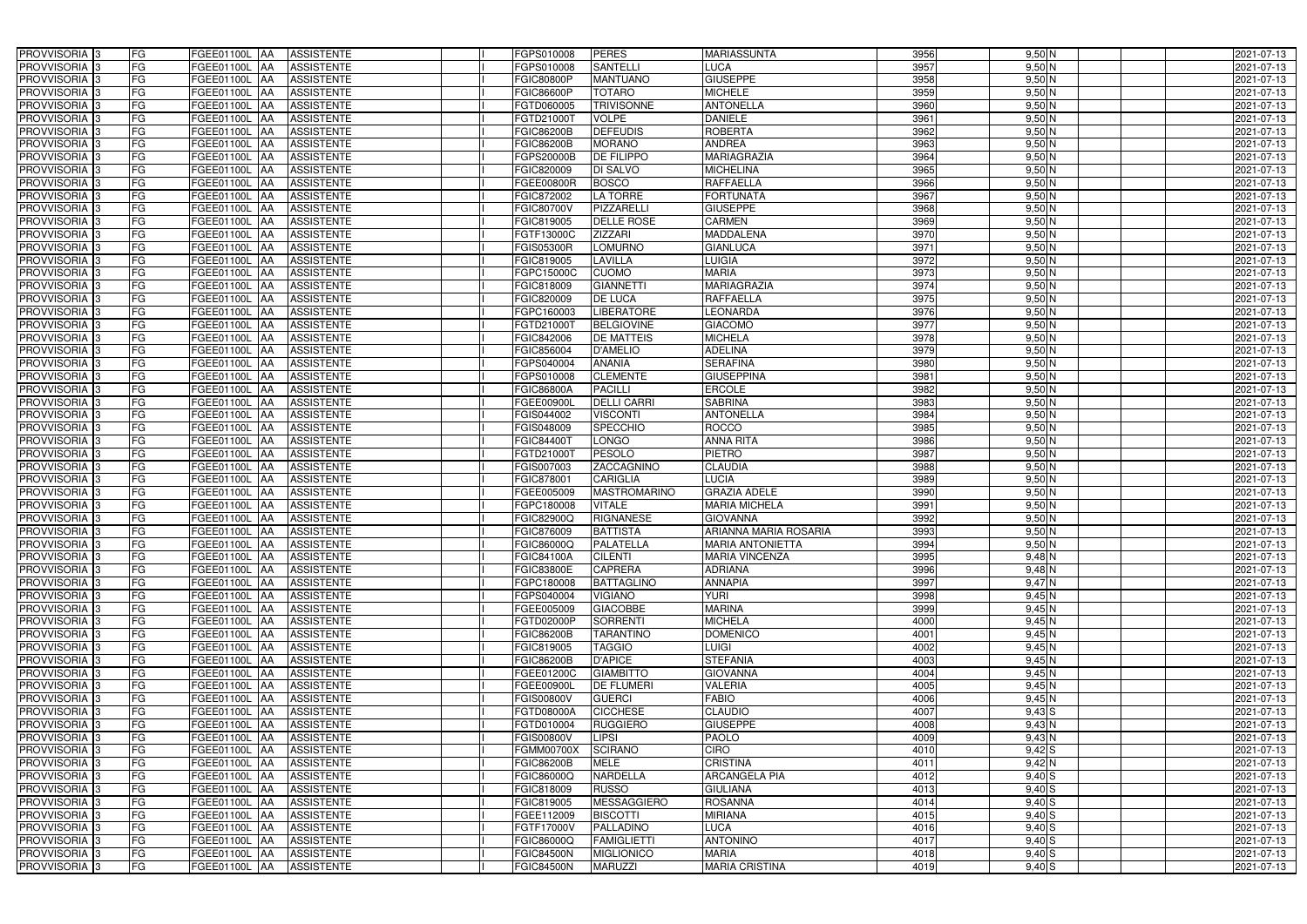| | | | | | | | | | | | | | | | |
|---|---|---|---|---|---|---|---|---|---|---|---|---|---|---|---|
| PROVVISORIA | 3 | FG | FGEE01100L | AA | ASSISTENTE | | I | FGPS010008 | PERES | MARIASSUNTA | 3956 | 9,50 | N | | 2021-07-13 |
| PROVVISORIA | 3 | FG | FGEE01100L | AA | ASSISTENTE | | I | FGPS010008 | SANTELLI | LUCA | 3957 | 9,50 | N | | 2021-07-13 |
| PROVVISORIA | 3 | FG | FGEE01100L | AA | ASSISTENTE | | I | FGIC80800P | MANTUANO | GIUSEPPE | 3958 | 9,50 | N | | 2021-07-13 |
| PROVVISORIA | 3 | FG | FGEE01100L | AA | ASSISTENTE | | I | FGIC86600P | TOTARO | MICHELE | 3959 | 9,50 | N | | 2021-07-13 |
| PROVVISORIA | 3 | FG | FGEE01100L | AA | ASSISTENTE | | I | FGTD060005 | TRIVISONNE | ANTONELLA | 3960 | 9,50 | N | | 2021-07-13 |
| PROVVISORIA | 3 | FG | FGEE01100L | AA | ASSISTENTE | | I | FGTD21000T | VOLPE | DANIELE | 3961 | 9,50 | N | | 2021-07-13 |
| PROVVISORIA | 3 | FG | FGEE01100L | AA | ASSISTENTE | | I | FGIC86200B | DEFEUDIS | ROBERTA | 3962 | 9,50 | N | | 2021-07-13 |
| PROVVISORIA | 3 | FG | FGEE01100L | AA | ASSISTENTE | | I | FGIC86200B | MORANO | ANDREA | 3963 | 9,50 | N | | 2021-07-13 |
| PROVVISORIA | 3 | FG | FGEE01100L | AA | ASSISTENTE | | I | FGPS20000B | DE FILIPPO | MARIAGRAZIA | 3964 | 9,50 | N | | 2021-07-13 |
| PROVVISORIA | 3 | FG | FGEE01100L | AA | ASSISTENTE | | I | FGIC820009 | DI SALVO | MICHELINA | 3965 | 9,50 | N | | 2021-07-13 |
| PROVVISORIA | 3 | FG | FGEE01100L | AA | ASSISTENTE | | I | FGEE00800R | BOSCO | RAFFAELLA | 3966 | 9,50 | N | | 2021-07-13 |
| PROVVISORIA | 3 | FG | FGEE01100L | AA | ASSISTENTE | | I | FGIC872002 | LA TORRE | FORTUNATA | 3967 | 9,50 | N | | 2021-07-13 |
| PROVVISORIA | 3 | FG | FGEE01100L | AA | ASSISTENTE | | I | FGIC80700V | PIZZARELLI | GIUSEPPE | 3968 | 9,50 | N | | 2021-07-13 |
| PROVVISORIA | 3 | FG | FGEE01100L | AA | ASSISTENTE | | I | FGIC819005 | DELLE ROSE | CARMEN | 3969 | 9,50 | N | | 2021-07-13 |
| PROVVISORIA | 3 | FG | FGEE01100L | AA | ASSISTENTE | | I | FGTF13000C | ZIZZARI | MADDALENA | 3970 | 9,50 | N | | 2021-07-13 |
| PROVVISORIA | 3 | FG | FGEE01100L | AA | ASSISTENTE | | I | FGIS05300R | LOMURNO | GIANLUCA | 3971 | 9,50 | N | | 2021-07-13 |
| PROVVISORIA | 3 | FG | FGEE01100L | AA | ASSISTENTE | | I | FGIC819005 | LAVILLA | LUIGIA | 3972 | 9,50 | N | | 2021-07-13 |
| PROVVISORIA | 3 | FG | FGEE01100L | AA | ASSISTENTE | | I | FGPC15000C | CUOMO | MARIA | 3973 | 9,50 | N | | 2021-07-13 |
| PROVVISORIA | 3 | FG | FGEE01100L | AA | ASSISTENTE | | I | FGIC818009 | GIANNETTI | MARIAGRAZIA | 3974 | 9,50 | N | | 2021-07-13 |
| PROVVISORIA | 3 | FG | FGEE01100L | AA | ASSISTENTE | | I | FGIC820009 | DE LUCA | RAFFAELLA | 3975 | 9,50 | N | | 2021-07-13 |
| PROVVISORIA | 3 | FG | FGEE01100L | AA | ASSISTENTE | | I | FGPC160003 | LIBERATORE | LEONARDA | 3976 | 9,50 | N | | 2021-07-13 |
| PROVVISORIA | 3 | FG | FGEE01100L | AA | ASSISTENTE | | I | FGTD21000T | BELGIOVINE | GIACOMO | 3977 | 9,50 | N | | 2021-07-13 |
| PROVVISORIA | 3 | FG | FGEE01100L | AA | ASSISTENTE | | I | FGIC842006 | DE MATTEIS | MICHELA | 3978 | 9,50 | N | | 2021-07-13 |
| PROVVISORIA | 3 | FG | FGEE01100L | AA | ASSISTENTE | | I | FGIC856004 | D'AMELIO | ADELINA | 3979 | 9,50 | N | | 2021-07-13 |
| PROVVISORIA | 3 | FG | FGEE01100L | AA | ASSISTENTE | | I | FGPS040004 | ANANIA | SERAFINA | 3980 | 9,50 | N | | 2021-07-13 |
| PROVVISORIA | 3 | FG | FGEE01100L | AA | ASSISTENTE | | I | FGPS010008 | CLEMENTE | GIUSEPPINA | 3981 | 9,50 | N | | 2021-07-13 |
| PROVVISORIA | 3 | FG | FGEE01100L | AA | ASSISTENTE | | I | FGIC86800A | PACILLI | ERCOLE | 3982 | 9,50 | N | | 2021-07-13 |
| PROVVISORIA | 3 | FG | FGEE01100L | AA | ASSISTENTE | | I | FGEE00900L | DELLI CARRI | SABRINA | 3983 | 9,50 | N | | 2021-07-13 |
| PROVVISORIA | 3 | FG | FGEE01100L | AA | ASSISTENTE | | I | FGIS044002 | VISCONTI | ANTONELLA | 3984 | 9,50 | N | | 2021-07-13 |
| PROVVISORIA | 3 | FG | FGEE01100L | AA | ASSISTENTE | | I | FGIS048009 | SPECCHIO | ROCCO | 3985 | 9,50 | N | | 2021-07-13 |
| PROVVISORIA | 3 | FG | FGEE01100L | AA | ASSISTENTE | | I | FGIC84400T | LONGO | ANNA RITA | 3986 | 9,50 | N | | 2021-07-13 |
| PROVVISORIA | 3 | FG | FGEE01100L | AA | ASSISTENTE | | I | FGTD21000T | PESOLO | PIETRO | 3987 | 9,50 | N | | 2021-07-13 |
| PROVVISORIA | 3 | FG | FGEE01100L | AA | ASSISTENTE | | I | FGIS007003 | ZACCAGNINO | CLAUDIA | 3988 | 9,50 | N | | 2021-07-13 |
| PROVVISORIA | 3 | FG | FGEE01100L | AA | ASSISTENTE | | I | FGIC878001 | CARIGLIA | LUCIA | 3989 | 9,50 | N | | 2021-07-13 |
| PROVVISORIA | 3 | FG | FGEE01100L | AA | ASSISTENTE | | I | FGEE005009 | MASTROMARINO | GRAZIA ADELE | 3990 | 9,50 | N | | 2021-07-13 |
| PROVVISORIA | 3 | FG | FGEE01100L | AA | ASSISTENTE | | I | FGPC180008 | VITALE | MARIA MICHELA | 3991 | 9,50 | N | | 2021-07-13 |
| PROVVISORIA | 3 | FG | FGEE01100L | AA | ASSISTENTE | | I | FGIC82900Q | RIGNANESE | GIOVANNA | 3992 | 9,50 | N | | 2021-07-13 |
| PROVVISORIA | 3 | FG | FGEE01100L | AA | ASSISTENTE | | I | FGIC876009 | BATTISTA | ARIANNA MARIA ROSARIA | 3993 | 9,50 | N | | 2021-07-13 |
| PROVVISORIA | 3 | FG | FGEE01100L | AA | ASSISTENTE | | I | FGIC86000Q | PALATELLA | MARIA ANTONIETTA | 3994 | 9,50 | N | | 2021-07-13 |
| PROVVISORIA | 3 | FG | FGEE01100L | AA | ASSISTENTE | | I | FGIC84100A | CILENTI | MARIA VINCENZA | 3995 | 9,48 | N | | 2021-07-13 |
| PROVVISORIA | 3 | FG | FGEE01100L | AA | ASSISTENTE | | I | FGIC83800E | CAPRERA | ADRIANA | 3996 | 9,48 | N | | 2021-07-13 |
| PROVVISORIA | 3 | FG | FGEE01100L | AA | ASSISTENTE | | I | FGPC180008 | BATTAGLINO | ANNAPIA | 3997 | 9,47 | N | | 2021-07-13 |
| PROVVISORIA | 3 | FG | FGEE01100L | AA | ASSISTENTE | | I | FGPS040004 | VIGIANO | YURI | 3998 | 9,45 | N | | 2021-07-13 |
| PROVVISORIA | 3 | FG | FGEE01100L | AA | ASSISTENTE | | I | FGEE005009 | GIACOBBE | MARINA | 3999 | 9,45 | N | | 2021-07-13 |
| PROVVISORIA | 3 | FG | FGEE01100L | AA | ASSISTENTE | | I | FGTD02000P | SORRENTI | MICHELA | 4000 | 9,45 | N | | 2021-07-13 |
| PROVVISORIA | 3 | FG | FGEE01100L | AA | ASSISTENTE | | I | FGIC86200B | TARANTINO | DOMENICO | 4001 | 9,45 | N | | 2021-07-13 |
| PROVVISORIA | 3 | FG | FGEE01100L | AA | ASSISTENTE | | I | FGIC819005 | TAGGIO | LUIGI | 4002 | 9,45 | N | | 2021-07-13 |
| PROVVISORIA | 3 | FG | FGEE01100L | AA | ASSISTENTE | | I | FGIC86200B | D'APICE | STEFANIA | 4003 | 9,45 | N | | 2021-07-13 |
| PROVVISORIA | 3 | FG | FGEE01100L | AA | ASSISTENTE | | I | FGEE01200C | GIAMBITTO | GIOVANNA | 4004 | 9,45 | N | | 2021-07-13 |
| PROVVISORIA | 3 | FG | FGEE01100L | AA | ASSISTENTE | | I | FGEE00900L | DE FLUMERI | VALERIA | 4005 | 9,45 | N | | 2021-07-13 |
| PROVVISORIA | 3 | FG | FGEE01100L | AA | ASSISTENTE | | I | FGIS00800V | GUERCI | FABIO | 4006 | 9,45 | N | | 2021-07-13 |
| PROVVISORIA | 3 | FG | FGEE01100L | AA | ASSISTENTE | | I | FGTD08000A | CICCHESE | CLAUDIO | 4007 | 9,43 | S | | 2021-07-13 |
| PROVVISORIA | 3 | FG | FGEE01100L | AA | ASSISTENTE | | I | FGTD010004 | RUGGIERO | GIUSEPPE | 4008 | 9,43 | N | | 2021-07-13 |
| PROVVISORIA | 3 | FG | FGEE01100L | AA | ASSISTENTE | | I | FGIS00800V | LIPSI | PAOLO | 4009 | 9,43 | N | | 2021-07-13 |
| PROVVISORIA | 3 | FG | FGEE01100L | AA | ASSISTENTE | | I | FGMM00700X | SCIRANO | CIRO | 4010 | 9,42 | S | | 2021-07-13 |
| PROVVISORIA | 3 | FG | FGEE01100L | AA | ASSISTENTE | | I | FGIC86200B | MELE | CRISTINA | 4011 | 9,42 | N | | 2021-07-13 |
| PROVVISORIA | 3 | FG | FGEE01100L | AA | ASSISTENTE | | I | FGIC86000Q | NARDELLA | ARCANGELA PIA | 4012 | 9,40 | S | | 2021-07-13 |
| PROVVISORIA | 3 | FG | FGEE01100L | AA | ASSISTENTE | | I | FGIC818009 | RUSSO | GIULIANA | 4013 | 9,40 | S | | 2021-07-13 |
| PROVVISORIA | 3 | FG | FGEE01100L | AA | ASSISTENTE | | I | FGIC819005 | MESSAGGIERO | ROSANNA | 4014 | 9,40 | S | | 2021-07-13 |
| PROVVISORIA | 3 | FG | FGEE01100L | AA | ASSISTENTE | | I | FGEE112009 | BISCOTTI | MIRIANA | 4015 | 9,40 | S | | 2021-07-13 |
| PROVVISORIA | 3 | FG | FGEE01100L | AA | ASSISTENTE | | I | FGTF17000V | PALLADINO | LUCA | 4016 | 9,40 | S | | 2021-07-13 |
| PROVVISORIA | 3 | FG | FGEE01100L | AA | ASSISTENTE | | I | FGIC86000Q | FAMIGLIETTI | ANTONINO | 4017 | 9,40 | S | | 2021-07-13 |
| PROVVISORIA | 3 | FG | FGEE01100L | AA | ASSISTENTE | | I | FGIC84500N | MIGLIONICO | MARIA | 4018 | 9,40 | S | | 2021-07-13 |
| PROVVISORIA | 3 | FG | FGEE01100L | AA | ASSISTENTE | | I | FGIC84500N | MARUZZI | MARIA CRISTINA | 4019 | 9,40 | S | | 2021-07-13 |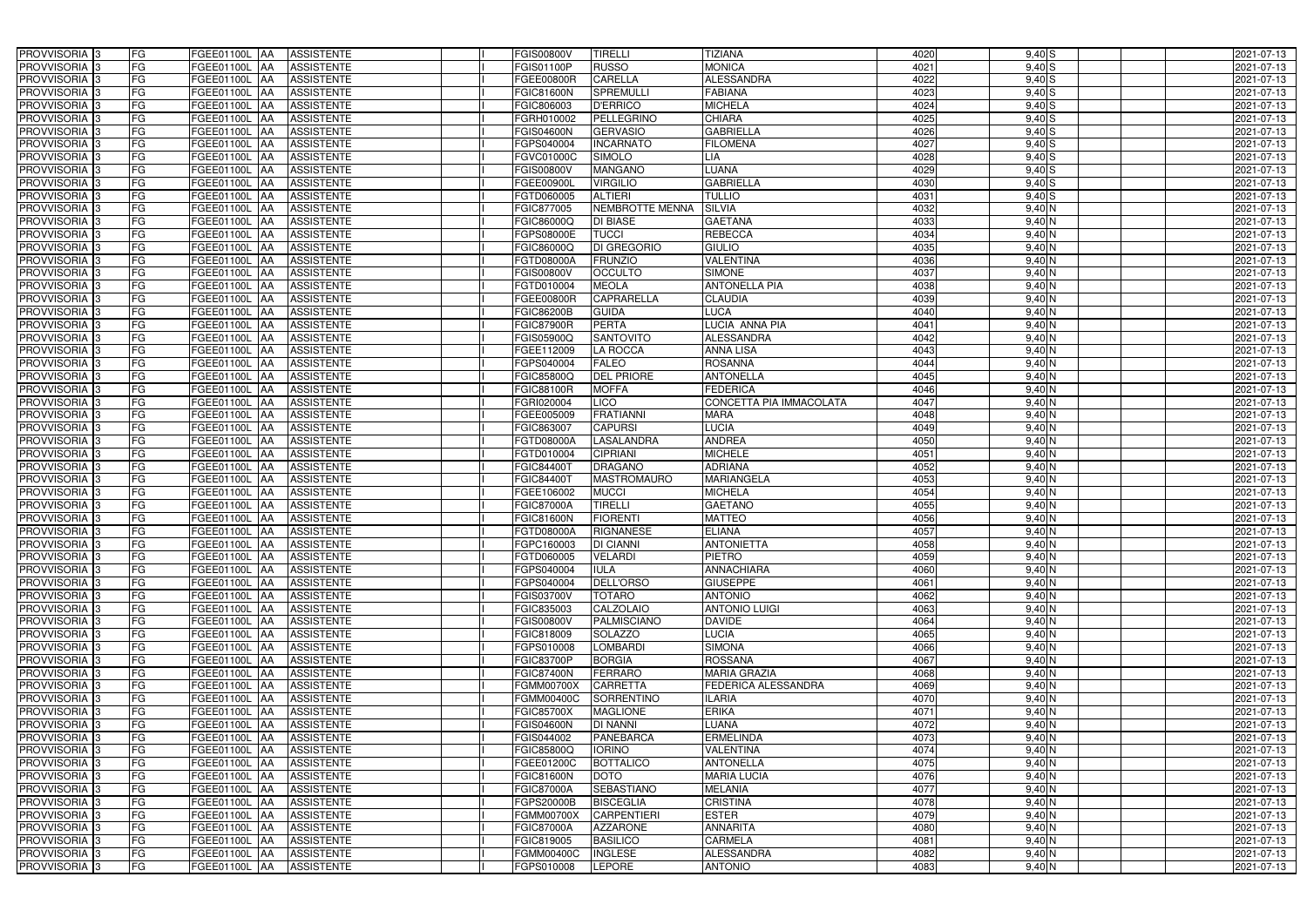| | | | | | | | | | | | | | | |
|---|---|---|---|---|---|---|---|---|---|---|---|---|---|---|
| PROVVISORIA | 3 | FG | FGEE01100L | AA | ASSISTENTE | | I | FGIS00800V | TIRELLI | TIZIANA | 4020 | 9,40 | S | 2021-07-13 |
| PROVVISORIA | 3 | FG | FGEE01100L | AA | ASSISTENTE | | I | FGIS01100P | RUSSO | MONICA | 4021 | 9,40 | S | 2021-07-13 |
| PROVVISORIA | 3 | FG | FGEE01100L | AA | ASSISTENTE | | I | FGEE00800R | CARELLA | ALESSANDRA | 4022 | 9,40 | S | 2021-07-13 |
| PROVVISORIA | 3 | FG | FGEE01100L | AA | ASSISTENTE | | I | FGIC81600N | SPREMULLI | FABIANA | 4023 | 9,40 | S | 2021-07-13 |
| PROVVISORIA | 3 | FG | FGEE01100L | AA | ASSISTENTE | | I | FGIC806003 | D'ERRICO | MICHELA | 4024 | 9,40 | S | 2021-07-13 |
| PROVVISORIA | 3 | FG | FGEE01100L | AA | ASSISTENTE | | I | FGRH010002 | PELLEGRINO | CHIARA | 4025 | 9,40 | S | 2021-07-13 |
| PROVVISORIA | 3 | FG | FGEE01100L | AA | ASSISTENTE | | I | FGIS04600N | GERVASIO | GABRIELLA | 4026 | 9,40 | S | 2021-07-13 |
| PROVVISORIA | 3 | FG | FGEE01100L | AA | ASSISTENTE | | I | FGPS040004 | INCARNATO | FILOMENA | 4027 | 9,40 | S | 2021-07-13 |
| PROVVISORIA | 3 | FG | FGEE01100L | AA | ASSISTENTE | | I | FGVC01000C | SIMOLO | LIA | 4028 | 9,40 | S | 2021-07-13 |
| PROVVISORIA | 3 | FG | FGEE01100L | AA | ASSISTENTE | | I | FGIS00800V | MANGANO | LUANA | 4029 | 9,40 | S | 2021-07-13 |
| PROVVISORIA | 3 | FG | FGEE01100L | AA | ASSISTENTE | | I | FGEE00900L | VIRGILIO | GABRIELLA | 4030 | 9,40 | S | 2021-07-13 |
| PROVVISORIA | 3 | FG | FGEE01100L | AA | ASSISTENTE | | I | FGTD060005 | ALTIERI | TULLIO | 4031 | 9,40 | S | 2021-07-13 |
| PROVVISORIA | 3 | FG | FGEE01100L | AA | ASSISTENTE | | I | FGIC877005 | NEMBROTTE MENNA | SILVIA | 4032 | 9,40 | N | 2021-07-13 |
| PROVVISORIA | 3 | FG | FGEE01100L | AA | ASSISTENTE | | I | FGIC86000Q | DI BIASE | GAETANA | 4033 | 9,40 | N | 2021-07-13 |
| PROVVISORIA | 3 | FG | FGEE01100L | AA | ASSISTENTE | | I | FGPS08000E | TUCCI | REBECCA | 4034 | 9,40 | N | 2021-07-13 |
| PROVVISORIA | 3 | FG | FGEE01100L | AA | ASSISTENTE | | I | FGIC86000Q | DI GREGORIO | GIULIO | 4035 | 9,40 | N | 2021-07-13 |
| PROVVISORIA | 3 | FG | FGEE01100L | AA | ASSISTENTE | | I | FGTD08000A | FRUNZIO | VALENTINA | 4036 | 9,40 | N | 2021-07-13 |
| PROVVISORIA | 3 | FG | FGEE01100L | AA | ASSISTENTE | | I | FGIS00800V | OCCULTO | SIMONE | 4037 | 9,40 | N | 2021-07-13 |
| PROVVISORIA | 3 | FG | FGEE01100L | AA | ASSISTENTE | | I | FGTD010004 | MEOLA | ANTONELLA PIA | 4038 | 9,40 | N | 2021-07-13 |
| PROVVISORIA | 3 | FG | FGEE01100L | AA | ASSISTENTE | | I | FGEE00800R | CAPRARELLA | CLAUDIA | 4039 | 9,40 | N | 2021-07-13 |
| PROVVISORIA | 3 | FG | FGEE01100L | AA | ASSISTENTE | | I | FGIC86200B | GUIDA | LUCA | 4040 | 9,40 | N | 2021-07-13 |
| PROVVISORIA | 3 | FG | FGEE01100L | AA | ASSISTENTE | | I | FGIC87900R | PERTA | LUCIA ANNA PIA | 4041 | 9,40 | N | 2021-07-13 |
| PROVVISORIA | 3 | FG | FGEE01100L | AA | ASSISTENTE | | I | FGIS05900Q | SANTOVITO | ALESSANDRA | 4042 | 9,40 | N | 2021-07-13 |
| PROVVISORIA | 3 | FG | FGEE01100L | AA | ASSISTENTE | | I | FGEE112009 | LA ROCCA | ANNA LISA | 4043 | 9,40 | N | 2021-07-13 |
| PROVVISORIA | 3 | FG | FGEE01100L | AA | ASSISTENTE | | I | FGPS040004 | FALEO | ROSANNA | 4044 | 9,40 | N | 2021-07-13 |
| PROVVISORIA | 3 | FG | FGEE01100L | AA | ASSISTENTE | | I | FGIC85800Q | DEL PRIORE | ANTONELLA | 4045 | 9,40 | N | 2021-07-13 |
| PROVVISORIA | 3 | FG | FGEE01100L | AA | ASSISTENTE | | I | FGIC88100R | MOFFA | FEDERICA | 4046 | 9,40 | N | 2021-07-13 |
| PROVVISORIA | 3 | FG | FGEE01100L | AA | ASSISTENTE | | I | FGRI020004 | LICO | CONCETTA PIA IMMACOLATA | 4047 | 9,40 | N | 2021-07-13 |
| PROVVISORIA | 3 | FG | FGEE01100L | AA | ASSISTENTE | | I | FGEE005009 | FRATIANNI | MARA | 4048 | 9,40 | N | 2021-07-13 |
| PROVVISORIA | 3 | FG | FGEE01100L | AA | ASSISTENTE | | I | FGIC863007 | CAPURSI | LUCIA | 4049 | 9,40 | N | 2021-07-13 |
| PROVVISORIA | 3 | FG | FGEE01100L | AA | ASSISTENTE | | I | FGTD08000A | LASALANDRA | ANDREA | 4050 | 9,40 | N | 2021-07-13 |
| PROVVISORIA | 3 | FG | FGEE01100L | AA | ASSISTENTE | | I | FGTD010004 | CIPRIANI | MICHELE | 4051 | 9,40 | N | 2021-07-13 |
| PROVVISORIA | 3 | FG | FGEE01100L | AA | ASSISTENTE | | I | FGIC84400T | DRAGANO | ADRIANA | 4052 | 9,40 | N | 2021-07-13 |
| PROVVISORIA | 3 | FG | FGEE01100L | AA | ASSISTENTE | | I | FGIC84400T | MASTROMAURO | MARIANGELA | 4053 | 9,40 | N | 2021-07-13 |
| PROVVISORIA | 3 | FG | FGEE01100L | AA | ASSISTENTE | | I | FGEE106002 | MUCCI | MICHELA | 4054 | 9,40 | N | 2021-07-13 |
| PROVVISORIA | 3 | FG | FGEE01100L | AA | ASSISTENTE | | I | FGIC87000A | TIRELLI | GAETANO | 4055 | 9,40 | N | 2021-07-13 |
| PROVVISORIA | 3 | FG | FGEE01100L | AA | ASSISTENTE | | I | FGIC81600N | FIORENTI | MATTEO | 4056 | 9,40 | N | 2021-07-13 |
| PROVVISORIA | 3 | FG | FGEE01100L | AA | ASSISTENTE | | I | FGTD08000A | RIGNANESE | ELIANA | 4057 | 9,40 | N | 2021-07-13 |
| PROVVISORIA | 3 | FG | FGEE01100L | AA | ASSISTENTE | | I | FGPC160003 | DI CIANNI | ANTONIETTA | 4058 | 9,40 | N | 2021-07-13 |
| PROVVISORIA | 3 | FG | FGEE01100L | AA | ASSISTENTE | | I | FGTD060005 | VELARDI | PIETRO | 4059 | 9,40 | N | 2021-07-13 |
| PROVVISORIA | 3 | FG | FGEE01100L | AA | ASSISTENTE | | I | FGPS040004 | IULA | ANNACHIARA | 4060 | 9,40 | N | 2021-07-13 |
| PROVVISORIA | 3 | FG | FGEE01100L | AA | ASSISTENTE | | I | FGPS040004 | DELL'ORSO | GIUSEPPE | 4061 | 9,40 | N | 2021-07-13 |
| PROVVISORIA | 3 | FG | FGEE01100L | AA | ASSISTENTE | | I | FGIS03700V | TOTARO | ANTONIO | 4062 | 9,40 | N | 2021-07-13 |
| PROVVISORIA | 3 | FG | FGEE01100L | AA | ASSISTENTE | | I | FGIC835003 | CALZOLAIO | ANTONIO LUIGI | 4063 | 9,40 | N | 2021-07-13 |
| PROVVISORIA | 3 | FG | FGEE01100L | AA | ASSISTENTE | | I | FGIS00800V | PALMISCIANO | DAVIDE | 4064 | 9,40 | N | 2021-07-13 |
| PROVVISORIA | 3 | FG | FGEE01100L | AA | ASSISTENTE | | I | FGIC818009 | SOLAZZO | LUCIA | 4065 | 9,40 | N | 2021-07-13 |
| PROVVISORIA | 3 | FG | FGEE01100L | AA | ASSISTENTE | | I | FGPS010008 | LOMBARDI | SIMONA | 4066 | 9,40 | N | 2021-07-13 |
| PROVVISORIA | 3 | FG | FGEE01100L | AA | ASSISTENTE | | I | FGIC83700P | BORGIA | ROSSANA | 4067 | 9,40 | N | 2021-07-13 |
| PROVVISORIA | 3 | FG | FGEE01100L | AA | ASSISTENTE | | I | FGIC87400N | FERRARO | MARIA GRAZIA | 4068 | 9,40 | N | 2021-07-13 |
| PROVVISORIA | 3 | FG | FGEE01100L | AA | ASSISTENTE | | I | FGMM00700X | CARRETTA | FEDERICA ALESSANDRA | 4069 | 9,40 | N | 2021-07-13 |
| PROVVISORIA | 3 | FG | FGEE01100L | AA | ASSISTENTE | | I | FGMM00400C | SORRENTINO | ILARIA | 4070 | 9,40 | N | 2021-07-13 |
| PROVVISORIA | 3 | FG | FGEE01100L | AA | ASSISTENTE | | I | FGIC85700X | MAGLIONE | ERIKA | 4071 | 9,40 | N | 2021-07-13 |
| PROVVISORIA | 3 | FG | FGEE01100L | AA | ASSISTENTE | | I | FGIS04600N | DI NANNI | LUANA | 4072 | 9,40 | N | 2021-07-13 |
| PROVVISORIA | 3 | FG | FGEE01100L | AA | ASSISTENTE | | I | FGIS044002 | PANEBARCA | ERMELINDA | 4073 | 9,40 | N | 2021-07-13 |
| PROVVISORIA | 3 | FG | FGEE01100L | AA | ASSISTENTE | | I | FGIC85800Q | IORINO | VALENTINA | 4074 | 9,40 | N | 2021-07-13 |
| PROVVISORIA | 3 | FG | FGEE01100L | AA | ASSISTENTE | | I | FGEE01200C | BOTTALICO | ANTONELLA | 4075 | 9,40 | N | 2021-07-13 |
| PROVVISORIA | 3 | FG | FGEE01100L | AA | ASSISTENTE | | I | FGIC81600N | DOTO | MARIA LUCIA | 4076 | 9,40 | N | 2021-07-13 |
| PROVVISORIA | 3 | FG | FGEE01100L | AA | ASSISTENTE | | I | FGIC87000A | SEBASTIANO | MELANIA | 4077 | 9,40 | N | 2021-07-13 |
| PROVVISORIA | 3 | FG | FGEE01100L | AA | ASSISTENTE | | I | FGPS20000B | BISCEGLIA | CRISTINA | 4078 | 9,40 | N | 2021-07-13 |
| PROVVISORIA | 3 | FG | FGEE01100L | AA | ASSISTENTE | | I | FGMM00700X | CARPENTIERI | ESTER | 4079 | 9,40 | N | 2021-07-13 |
| PROVVISORIA | 3 | FG | FGEE01100L | AA | ASSISTENTE | | I | FGIC87000A | AZZARONE | ANNARITA | 4080 | 9,40 | N | 2021-07-13 |
| PROVVISORIA | 3 | FG | FGEE01100L | AA | ASSISTENTE | | I | FGIC819005 | BASILICO | CARMELA | 4081 | 9,40 | N | 2021-07-13 |
| PROVVISORIA | 3 | FG | FGEE01100L | AA | ASSISTENTE | | I | FGMM00400C | INGLESE | ALESSANDRA | 4082 | 9,40 | N | 2021-07-13 |
| PROVVISORIA | 3 | FG | FGEE01100L | AA | ASSISTENTE | | I | FGPS010008 | LEPORE | ANTONIO | 4083 | 9,40 | N | 2021-07-13 |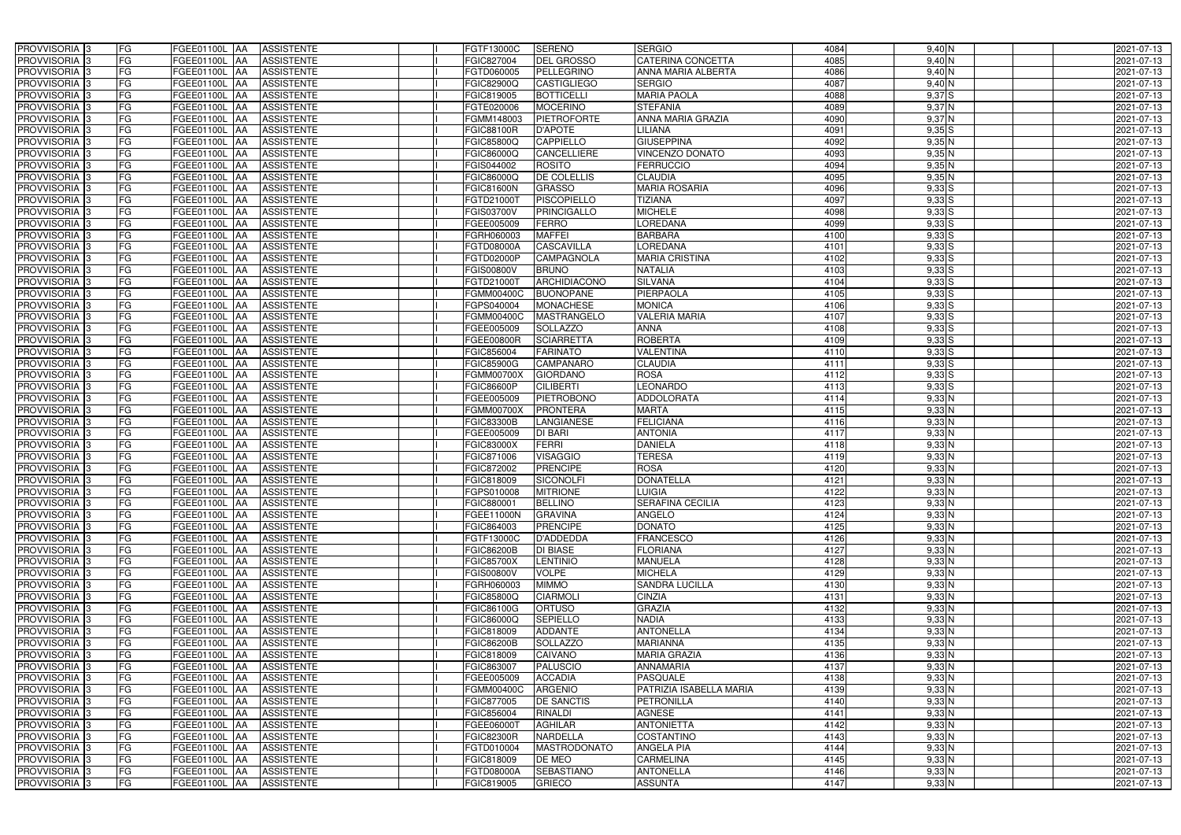| PROVVISORIA | 3 | FG | FGEE01100L | AA | ASSISTENTE | | I | FGTF13000C | SERENO | SERGIO | 4084 | 9,40 | N | | | 2021-07-13 |
|---|---|---|---|---|---|---|---|---|---|---|---|---|---|---|---|---|
| PROVVISORIA | 3 | FG | FGEE01100L | AA | ASSISTENTE | | I | FGIC827004 | DEL GROSSO | CATERINA CONCETTA | 4085 | 9,40 | N | | | 2021-07-13 |
| PROVVISORIA | 3 | FG | FGEE01100L | AA | ASSISTENTE | | I | FGTD060005 | PELLEGRINO | ANNA MARIA ALBERTA | 4086 | 9,40 | N | | | 2021-07-13 |
| PROVVISORIA | 3 | FG | FGEE01100L | AA | ASSISTENTE | | I | FGIC82900Q | CASTIGLIEGO | SERGIO | 4087 | 9,40 | N | | | 2021-07-13 |
| PROVVISORIA | 3 | FG | FGEE01100L | AA | ASSISTENTE | | I | FGIC819005 | BOTTICELLI | MARIA PAOLA | 4088 | 9,37 | S | | | 2021-07-13 |
| PROVVISORIA | 3 | FG | FGEE01100L | AA | ASSISTENTE | | I | FGTE020006 | MOCERINO | STEFANIA | 4089 | 9,37 | N | | | 2021-07-13 |
| PROVVISORIA | 3 | FG | FGEE01100L | AA | ASSISTENTE | | I | FGMM148003 | PIETROFORTE | ANNA MARIA GRAZIA | 4090 | 9,37 | N | | | 2021-07-13 |
| PROVVISORIA | 3 | FG | FGEE01100L | AA | ASSISTENTE | | I | FGIC88100R | D'APOTE | LILIANA | 4091 | 9,35 | S | | | 2021-07-13 |
| PROVVISORIA | 3 | FG | FGEE01100L | AA | ASSISTENTE | | I | FGIC85800Q | CAPPIELLO | GIUSEPPINA | 4092 | 9,35 | N | | | 2021-07-13 |
| PROVVISORIA | 3 | FG | FGEE01100L | AA | ASSISTENTE | | I | FGIC86000Q | CANCELLIERE | VINCENZO DONATO | 4093 | 9,35 | N | | | 2021-07-13 |
| PROVVISORIA | 3 | FG | FGEE01100L | AA | ASSISTENTE | | I | FGIS044002 | ROSITO | FERRUCCIO | 4094 | 9,35 | N | | | 2021-07-13 |
| PROVVISORIA | 3 | FG | FGEE01100L | AA | ASSISTENTE | | I | FGIC86000Q | DE COLELLIS | CLAUDIA | 4095 | 9,35 | N | | | 2021-07-13 |
| PROVVISORIA | 3 | FG | FGEE01100L | AA | ASSISTENTE | | I | FGIC81600N | GRASSO | MARIA ROSARIA | 4096 | 9,33 | S | | | 2021-07-13 |
| PROVVISORIA | 3 | FG | FGEE01100L | AA | ASSISTENTE | | I | FGTD21000T | PISCOPIELLO | TIZIANA | 4097 | 9,33 | S | | | 2021-07-13 |
| PROVVISORIA | 3 | FG | FGEE01100L | AA | ASSISTENTE | | I | FGIS03700V | PRINCIGALLO | MICHELE | 4098 | 9,33 | S | | | 2021-07-13 |
| PROVVISORIA | 3 | FG | FGEE01100L | AA | ASSISTENTE | | I | FGEE005009 | FERRO | LOREDANA | 4099 | 9,33 | S | | | 2021-07-13 |
| PROVVISORIA | 3 | FG | FGEE01100L | AA | ASSISTENTE | | I | FGRH060003 | MAFFEI | BARBARA | 4100 | 9,33 | S | | | 2021-07-13 |
| PROVVISORIA | 3 | FG | FGEE01100L | AA | ASSISTENTE | | I | FGTD08000A | CASCAVILLA | LOREDANA | 4101 | 9,33 | S | | | 2021-07-13 |
| PROVVISORIA | 3 | FG | FGEE01100L | AA | ASSISTENTE | | I | FGTD02000P | CAMPAGNOLA | MARIA CRISTINA | 4102 | 9,33 | S | | | 2021-07-13 |
| PROVVISORIA | 3 | FG | FGEE01100L | AA | ASSISTENTE | | I | FGIS00800V | BRUNO | NATALIA | 4103 | 9,33 | S | | | 2021-07-13 |
| PROVVISORIA | 3 | FG | FGEE01100L | AA | ASSISTENTE | | I | FGTD21000T | ARCHIDIACONO | SILVANA | 4104 | 9,33 | S | | | 2021-07-13 |
| PROVVISORIA | 3 | FG | FGEE01100L | AA | ASSISTENTE | | I | FGMM00400C | BUONOPANE | PIERPAOLA | 4105 | 9,33 | S | | | 2021-07-13 |
| PROVVISORIA | 3 | FG | FGEE01100L | AA | ASSISTENTE | | I | FGPS040004 | MONACHESE | MONICA | 4106 | 9,33 | S | | | 2021-07-13 |
| PROVVISORIA | 3 | FG | FGEE01100L | AA | ASSISTENTE | | I | FGMM00400C | MASTRANGELO | VALERIA MARIA | 4107 | 9,33 | S | | | 2021-07-13 |
| PROVVISORIA | 3 | FG | FGEE01100L | AA | ASSISTENTE | | I | FGEE005009 | SOLLAZZO | ANNA | 4108 | 9,33 | S | | | 2021-07-13 |
| PROVVISORIA | 3 | FG | FGEE01100L | AA | ASSISTENTE | | I | FGEE00800R | SCIARRETTA | ROBERTA | 4109 | 9,33 | S | | | 2021-07-13 |
| PROVVISORIA | 3 | FG | FGEE01100L | AA | ASSISTENTE | | I | FGIC856004 | FARINATO | VALENTINA | 4110 | 9,33 | S | | | 2021-07-13 |
| PROVVISORIA | 3 | FG | FGEE01100L | AA | ASSISTENTE | | I | FGIC85900G | CAMPANARO | CLAUDIA | 4111 | 9,33 | S | | | 2021-07-13 |
| PROVVISORIA | 3 | FG | FGEE01100L | AA | ASSISTENTE | | I | FGMM00700X | GIORDANO | ROSA | 4112 | 9,33 | S | | | 2021-07-13 |
| PROVVISORIA | 3 | FG | FGEE01100L | AA | ASSISTENTE | | I | FGIC86600P | CILIBERTI | LEONARDO | 4113 | 9,33 | S | | | 2021-07-13 |
| PROVVISORIA | 3 | FG | FGEE01100L | AA | ASSISTENTE | | I | FGEE005009 | PIETROBONO | ADDOLORATA | 4114 | 9,33 | N | | | 2021-07-13 |
| PROVVISORIA | 3 | FG | FGEE01100L | AA | ASSISTENTE | | I | FGMM00700X | PRONTERA | MARTA | 4115 | 9,33 | N | | | 2021-07-13 |
| PROVVISORIA | 3 | FG | FGEE01100L | AA | ASSISTENTE | | I | FGIC83300B | LANGIANESE | FELICIANA | 4116 | 9,33 | N | | | 2021-07-13 |
| PROVVISORIA | 3 | FG | FGEE01100L | AA | ASSISTENTE | | I | FGEE005009 | DI BARI | ANTONIA | 4117 | 9,33 | N | | | 2021-07-13 |
| PROVVISORIA | 3 | FG | FGEE01100L | AA | ASSISTENTE | | I | FGIC83000X | FERRI | DANIELA | 4118 | 9,33 | N | | | 2021-07-13 |
| PROVVISORIA | 3 | FG | FGEE01100L | AA | ASSISTENTE | | I | FGIC871006 | VISAGGIO | TERESA | 4119 | 9,33 | N | | | 2021-07-13 |
| PROVVISORIA | 3 | FG | FGEE01100L | AA | ASSISTENTE | | I | FGIC872002 | PRENCIPE | ROSA | 4120 | 9,33 | N | | | 2021-07-13 |
| PROVVISORIA | 3 | FG | FGEE01100L | AA | ASSISTENTE | | I | FGIC818009 | SICONOLFI | DONATELLA | 4121 | 9,33 | N | | | 2021-07-13 |
| PROVVISORIA | 3 | FG | FGEE01100L | AA | ASSISTENTE | | I | FGPS010008 | MITRIONE | LUIGIA | 4122 | 9,33 | N | | | 2021-07-13 |
| PROVVISORIA | 3 | FG | FGEE01100L | AA | ASSISTENTE | | I | FGIC880001 | BELLINO | SERAFINA CECILIA | 4123 | 9,33 | N | | | 2021-07-13 |
| PROVVISORIA | 3 | FG | FGEE01100L | AA | ASSISTENTE | | I | FGEE11000N | GRAVINA | ANGELO | 4124 | 9,33 | N | | | 2021-07-13 |
| PROVVISORIA | 3 | FG | FGEE01100L | AA | ASSISTENTE | | I | FGIC864003 | PRENCIPE | DONATO | 4125 | 9,33 | N | | | 2021-07-13 |
| PROVVISORIA | 3 | FG | FGEE01100L | AA | ASSISTENTE | | I | FGTF13000C | D'ADDEDDA | FRANCESCO | 4126 | 9,33 | N | | | 2021-07-13 |
| PROVVISORIA | 3 | FG | FGEE01100L | AA | ASSISTENTE | | I | FGIC86200B | DI BIASE | FLORIANA | 4127 | 9,33 | N | | | 2021-07-13 |
| PROVVISORIA | 3 | FG | FGEE01100L | AA | ASSISTENTE | | I | FGIC85700X | LENTINIO | MANUELA | 4128 | 9,33 | N | | | 2021-07-13 |
| PROVVISORIA | 3 | FG | FGEE01100L | AA | ASSISTENTE | | I | FGIS00800V | VOLPE | MICHELA | 4129 | 9,33 | N | | | 2021-07-13 |
| PROVVISORIA | 3 | FG | FGEE01100L | AA | ASSISTENTE | | I | FGRH060003 | MIMMO | SANDRA LUCILLA | 4130 | 9,33 | N | | | 2021-07-13 |
| PROVVISORIA | 3 | FG | FGEE01100L | AA | ASSISTENTE | | I | FGIC85800Q | CIARMOLI | CINZIA | 4131 | 9,33 | N | | | 2021-07-13 |
| PROVVISORIA | 3 | FG | FGEE01100L | AA | ASSISTENTE | | I | FGIC86100G | ORTUSO | GRAZIA | 4132 | 9,33 | N | | | 2021-07-13 |
| PROVVISORIA | 3 | FG | FGEE01100L | AA | ASSISTENTE | | I | FGIC86000Q | SEPIELLO | NADIA | 4133 | 9,33 | N | | | 2021-07-13 |
| PROVVISORIA | 3 | FG | FGEE01100L | AA | ASSISTENTE | | I | FGIC818009 | ADDANTE | ANTONELLA | 4134 | 9,33 | N | | | 2021-07-13 |
| PROVVISORIA | 3 | FG | FGEE01100L | AA | ASSISTENTE | | I | FGIC86200B | SOLLAZZO | MARIANNA | 4135 | 9,33 | N | | | 2021-07-13 |
| PROVVISORIA | 3 | FG | FGEE01100L | AA | ASSISTENTE | | I | FGIC818009 | CAIVANO | MARIA GRAZIA | 4136 | 9,33 | N | | | 2021-07-13 |
| PROVVISORIA | 3 | FG | FGEE01100L | AA | ASSISTENTE | | I | FGIC863007 | PALUSCIO | ANNAMARIA | 4137 | 9,33 | N | | | 2021-07-13 |
| PROVVISORIA | 3 | FG | FGEE01100L | AA | ASSISTENTE | | I | FGEE005009 | ACCADIA | PASQUALE | 4138 | 9,33 | N | | | 2021-07-13 |
| PROVVISORIA | 3 | FG | FGEE01100L | AA | ASSISTENTE | | I | FGMM00400C | ARGENIO | PATRIZIA ISABELLA MARIA | 4139 | 9,33 | N | | | 2021-07-13 |
| PROVVISORIA | 3 | FG | FGEE01100L | AA | ASSISTENTE | | I | FGIC877005 | DE SANCTIS | PETRONILLA | 4140 | 9,33 | N | | | 2021-07-13 |
| PROVVISORIA | 3 | FG | FGEE01100L | AA | ASSISTENTE | | I | FGIC856004 | RINALDI | AGNESE | 4141 | 9,33 | N | | | 2021-07-13 |
| PROVVISORIA | 3 | FG | FGEE01100L | AA | ASSISTENTE | | I | FGEE06000T | AGHILAR | ANTONIETTA | 4142 | 9,33 | N | | | 2021-07-13 |
| PROVVISORIA | 3 | FG | FGEE01100L | AA | ASSISTENTE | | I | FGIC82300R | NARDELLA | COSTANTINO | 4143 | 9,33 | N | | | 2021-07-13 |
| PROVVISORIA | 3 | FG | FGEE01100L | AA | ASSISTENTE | | I | FGTD010004 | MASTRODONATO | ANGELA PIA | 4144 | 9,33 | N | | | 2021-07-13 |
| PROVVISORIA | 3 | FG | FGEE01100L | AA | ASSISTENTE | | I | FGIC818009 | DE MEO | CARMELINA | 4145 | 9,33 | N | | | 2021-07-13 |
| PROVVISORIA | 3 | FG | FGEE01100L | AA | ASSISTENTE | | I | FGTD08000A | SEBASTIANO | ANTONELLA | 4146 | 9,33 | N | | | 2021-07-13 |
| PROVVISORIA | 3 | FG | FGEE01100L | AA | ASSISTENTE | | I | FGIC819005 | GRIECO | ASSUNTA | 4147 | 9,33 | N | | | 2021-07-13 |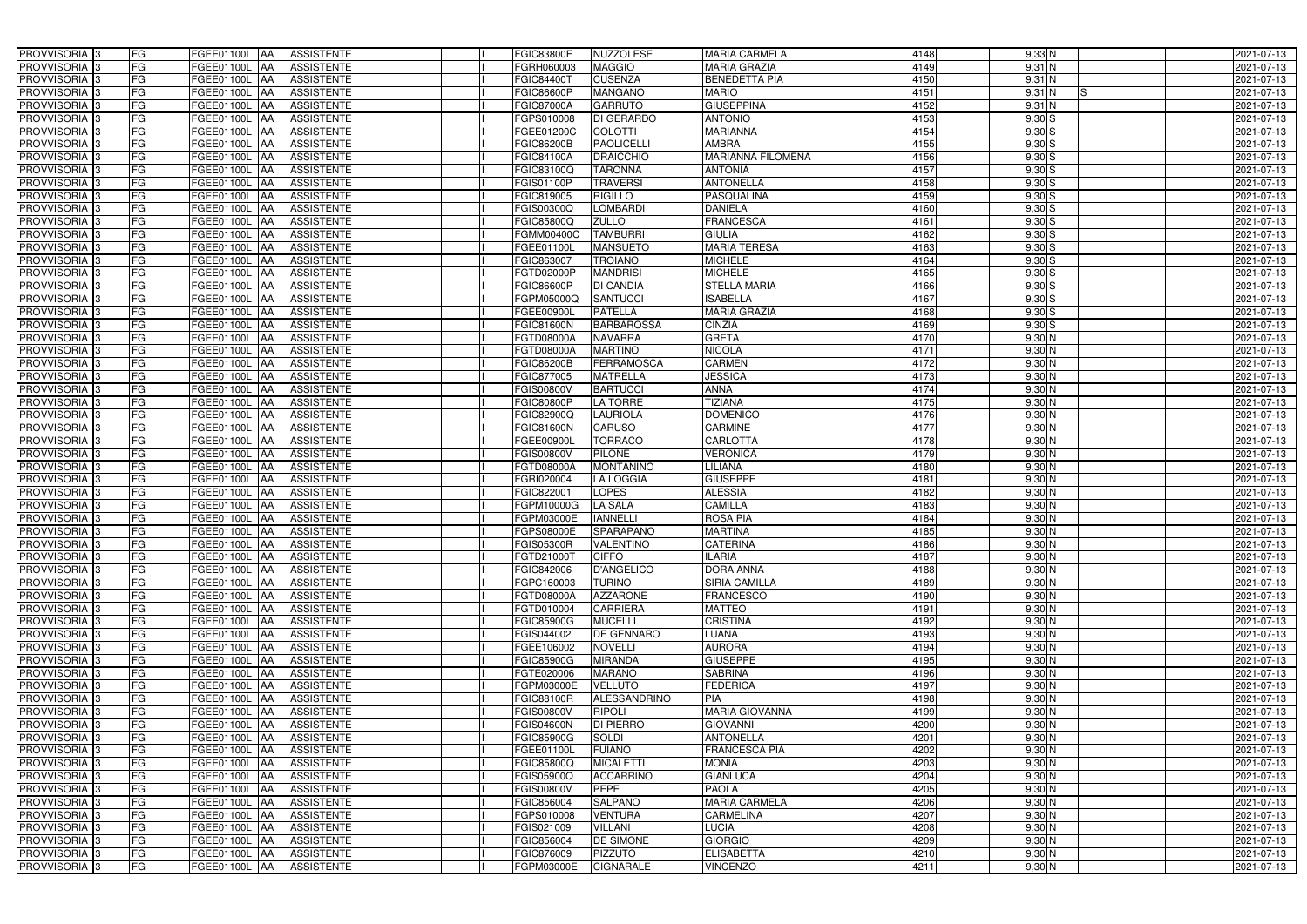| | | | | | | | | | | | | | | | |
|---|---|---|---|---|---|---|---|---|---|---|---|---|---|---|---|
| PROVVISORIA 3 | FG | FGEE01100L | AA | ASSISTENTE | | I | FGIC83800E | NUZZOLESE | MARIA CARMELA | 4148 | 9,33 | N | | | 2021-07-13 |
| PROVVISORIA 3 | FG | FGEE01100L | AA | ASSISTENTE | | I | FGRH060003 | MAGGIO | MARIA GRAZIA | 4149 | 9,31 | N | | | 2021-07-13 |
| PROVVISORIA 3 | FG | FGEE01100L | AA | ASSISTENTE | | I | FGIC84400T | CUSENZA | BENEDETTA PIA | 4150 | 9,31 | N | | | 2021-07-13 |
| PROVVISORIA 3 | FG | FGEE01100L | AA | ASSISTENTE | | I | FGIC86600P | MANGANO | MARIO | 4151 | 9,31 | N | S | | 2021-07-13 |
| PROVVISORIA 3 | FG | FGEE01100L | AA | ASSISTENTE | | I | FGIC87000A | GARRUTO | GIUSEPPINA | 4152 | 9,31 | N | | | 2021-07-13 |
| PROVVISORIA 3 | FG | FGEE01100L | AA | ASSISTENTE | | I | FGPS010008 | DI GERARDO | ANTONIO | 4153 | 9,30 | S | | | 2021-07-13 |
| PROVVISORIA 3 | FG | FGEE01100L | AA | ASSISTENTE | | I | FGEE01200C | COLOTTI | MARIANNA | 4154 | 9,30 | S | | | 2021-07-13 |
| PROVVISORIA 3 | FG | FGEE01100L | AA | ASSISTENTE | | I | FGIC86200B | PAOLICELLI | AMBRA | 4155 | 9,30 | S | | | 2021-07-13 |
| PROVVISORIA 3 | FG | FGEE01100L | AA | ASSISTENTE | | I | FGIC84100A | DRAICCHIO | MARIANNA FILOMENA | 4156 | 9,30 | S | | | 2021-07-13 |
| PROVVISORIA 3 | FG | FGEE01100L | AA | ASSISTENTE | | I | FGIC83100Q | TARONNA | ANTONIA | 4157 | 9,30 | S | | | 2021-07-13 |
| PROVVISORIA 3 | FG | FGEE01100L | AA | ASSISTENTE | | I | FGIS01100P | TRAVERSI | ANTONELLA | 4158 | 9,30 | S | | | 2021-07-13 |
| PROVVISORIA 3 | FG | FGEE01100L | AA | ASSISTENTE | | I | FGIC819005 | RIGILLO | PASQUALINA | 4159 | 9,30 | S | | | 2021-07-13 |
| PROVVISORIA 3 | FG | FGEE01100L | AA | ASSISTENTE | | I | FGIS00300Q | LOMBARDI | DANIELA | 4160 | 9,30 | S | | | 2021-07-13 |
| PROVVISORIA 3 | FG | FGEE01100L | AA | ASSISTENTE | | I | FGIC85800Q | ZULLO | FRANCESCA | 4161 | 9,30 | S | | | 2021-07-13 |
| PROVVISORIA 3 | FG | FGEE01100L | AA | ASSISTENTE | | I | FGMM00400C | TAMBURRI | GIULIA | 4162 | 9,30 | S | | | 2021-07-13 |
| PROVVISORIA 3 | FG | FGEE01100L | AA | ASSISTENTE | | I | FGEE01100L | MANSUETO | MARIA TERESA | 4163 | 9,30 | S | | | 2021-07-13 |
| PROVVISORIA 3 | FG | FGEE01100L | AA | ASSISTENTE | | I | FGIC863007 | TROIANO | MICHELE | 4164 | 9,30 | S | | | 2021-07-13 |
| PROVVISORIA 3 | FG | FGEE01100L | AA | ASSISTENTE | | I | FGTD02000P | MANDRISI | MICHELE | 4165 | 9,30 | S | | | 2021-07-13 |
| PROVVISORIA 3 | FG | FGEE01100L | AA | ASSISTENTE | | I | FGIC86600P | DI CANDIA | STELLA MARIA | 4166 | 9,30 | S | | | 2021-07-13 |
| PROVVISORIA 3 | FG | FGEE01100L | AA | ASSISTENTE | | I | FGPM05000Q | SANTUCCI | ISABELLA | 4167 | 9,30 | S | | | 2021-07-13 |
| PROVVISORIA 3 | FG | FGEE01100L | AA | ASSISTENTE | | I | FGEE00900L | PATELLA | MARIA GRAZIA | 4168 | 9,30 | S | | | 2021-07-13 |
| PROVVISORIA 3 | FG | FGEE01100L | AA | ASSISTENTE | | I | FGIC81600N | BARBAROSSA | CINZIA | 4169 | 9,30 | S | | | 2021-07-13 |
| PROVVISORIA 3 | FG | FGEE01100L | AA | ASSISTENTE | | I | FGTD08000A | NAVARRA | GRETA | 4170 | 9,30 | N | | | 2021-07-13 |
| PROVVISORIA 3 | FG | FGEE01100L | AA | ASSISTENTE | | I | FGTD08000A | MARTINO | NICOLA | 4171 | 9,30 | N | | | 2021-07-13 |
| PROVVISORIA 3 | FG | FGEE01100L | AA | ASSISTENTE | | I | FGIC86200B | FERRAMOSCA | CARMEN | 4172 | 9,30 | N | | | 2021-07-13 |
| PROVVISORIA 3 | FG | FGEE01100L | AA | ASSISTENTE | | I | FGIC877005 | MATRELLA | JESSICA | 4173 | 9,30 | N | | | 2021-07-13 |
| PROVVISORIA 3 | FG | FGEE01100L | AA | ASSISTENTE | | I | FGIS00800V | BARTUCCI | ANNA | 4174 | 9,30 | N | | | 2021-07-13 |
| PROVVISORIA 3 | FG | FGEE01100L | AA | ASSISTENTE | | I | FGIC80800P | LA TORRE | TIZIANA | 4175 | 9,30 | N | | | 2021-07-13 |
| PROVVISORIA 3 | FG | FGEE01100L | AA | ASSISTENTE | | I | FGIC82900Q | LAURIOLA | DOMENICO | 4176 | 9,30 | N | | | 2021-07-13 |
| PROVVISORIA 3 | FG | FGEE01100L | AA | ASSISTENTE | | I | FGIC81600N | CARUSO | CARMINE | 4177 | 9,30 | N | | | 2021-07-13 |
| PROVVISORIA 3 | FG | FGEE01100L | AA | ASSISTENTE | | I | FGEE00900L | TORRACO | CARLOTTA | 4178 | 9,30 | N | | | 2021-07-13 |
| PROVVISORIA 3 | FG | FGEE01100L | AA | ASSISTENTE | | I | FGIS00800V | PILONE | VERONICA | 4179 | 9,30 | N | | | 2021-07-13 |
| PROVVISORIA 3 | FG | FGEE01100L | AA | ASSISTENTE | | I | FGTD08000A | MONTANINO | LILIANA | 4180 | 9,30 | N | | | 2021-07-13 |
| PROVVISORIA 3 | FG | FGEE01100L | AA | ASSISTENTE | | I | FGRI020004 | LA LOGGIA | GIUSEPPE | 4181 | 9,30 | N | | | 2021-07-13 |
| PROVVISORIA 3 | FG | FGEE01100L | AA | ASSISTENTE | | I | FGIC822001 | LOPES | ALESSIA | 4182 | 9,30 | N | | | 2021-07-13 |
| PROVVISORIA 3 | FG | FGEE01100L | AA | ASSISTENTE | | I | FGPM10000G | LA SALA | CAMILLA | 4183 | 9,30 | N | | | 2021-07-13 |
| PROVVISORIA 3 | FG | FGEE01100L | AA | ASSISTENTE | | I | FGPM03000E | IANNELLI | ROSA PIA | 4184 | 9,30 | N | | | 2021-07-13 |
| PROVVISORIA 3 | FG | FGEE01100L | AA | ASSISTENTE | | I | FGPS08000E | SPARAPANO | MARTINA | 4185 | 9,30 | N | | | 2021-07-13 |
| PROVVISORIA 3 | FG | FGEE01100L | AA | ASSISTENTE | | I | FGIS05300R | VALENTINO | CATERINA | 4186 | 9,30 | N | | | 2021-07-13 |
| PROVVISORIA 3 | FG | FGEE01100L | AA | ASSISTENTE | | I | FGTD21000T | CIFFO | ILARIA | 4187 | 9,30 | N | | | 2021-07-13 |
| PROVVISORIA 3 | FG | FGEE01100L | AA | ASSISTENTE | | I | FGIC842006 | D'ANGELICO | DORA ANNA | 4188 | 9,30 | N | | | 2021-07-13 |
| PROVVISORIA 3 | FG | FGEE01100L | AA | ASSISTENTE | | I | FGPC160003 | TURINO | SIRIA CAMILLA | 4189 | 9,30 | N | | | 2021-07-13 |
| PROVVISORIA 3 | FG | FGEE01100L | AA | ASSISTENTE | | I | FGTD08000A | AZZARONE | FRANCESCO | 4190 | 9,30 | N | | | 2021-07-13 |
| PROVVISORIA 3 | FG | FGEE01100L | AA | ASSISTENTE | | I | FGTD010004 | CARRIERA | MATTEO | 4191 | 9,30 | N | | | 2021-07-13 |
| PROVVISORIA 3 | FG | FGEE01100L | AA | ASSISTENTE | | I | FGIC85900G | MUCELLI | CRISTINA | 4192 | 9,30 | N | | | 2021-07-13 |
| PROVVISORIA 3 | FG | FGEE01100L | AA | ASSISTENTE | | I | FGIS044002 | DE GENNARO | LUANA | 4193 | 9,30 | N | | | 2021-07-13 |
| PROVVISORIA 3 | FG | FGEE01100L | AA | ASSISTENTE | | I | FGEE106002 | NOVELLI | AURORA | 4194 | 9,30 | N | | | 2021-07-13 |
| PROVVISORIA 3 | FG | FGEE01100L | AA | ASSISTENTE | | I | FGIC85900G | MIRANDA | GIUSEPPE | 4195 | 9,30 | N | | | 2021-07-13 |
| PROVVISORIA 3 | FG | FGEE01100L | AA | ASSISTENTE | | I | FGTE020006 | MARANO | SABRINA | 4196 | 9,30 | N | | | 2021-07-13 |
| PROVVISORIA 3 | FG | FGEE01100L | AA | ASSISTENTE | | I | FGPM03000E | VELLUTO | FEDERICA | 4197 | 9,30 | N | | | 2021-07-13 |
| PROVVISORIA 3 | FG | FGEE01100L | AA | ASSISTENTE | | I | FGIC88100R | ALESSANDRINO | PIA | 4198 | 9,30 | N | | | 2021-07-13 |
| PROVVISORIA 3 | FG | FGEE01100L | AA | ASSISTENTE | | I | FGIS00800V | RIPOLI | MARIA GIOVANNA | 4199 | 9,30 | N | | | 2021-07-13 |
| PROVVISORIA 3 | FG | FGEE01100L | AA | ASSISTENTE | | I | FGIS04600N | DI PIERRO | GIOVANNI | 4200 | 9,30 | N | | | 2021-07-13 |
| PROVVISORIA 3 | FG | FGEE01100L | AA | ASSISTENTE | | I | FGIC85900G | SOLDI | ANTONELLA | 4201 | 9,30 | N | | | 2021-07-13 |
| PROVVISORIA 3 | FG | FGEE01100L | AA | ASSISTENTE | | I | FGEE01100L | FUIANO | FRANCESCA PIA | 4202 | 9,30 | N | | | 2021-07-13 |
| PROVVISORIA 3 | FG | FGEE01100L | AA | ASSISTENTE | | I | FGIC85800Q | MICALETTI | MONIA | 4203 | 9,30 | N | | | 2021-07-13 |
| PROVVISORIA 3 | FG | FGEE01100L | AA | ASSISTENTE | | I | FGIS05900Q | ACCARRINO | GIANLUCA | 4204 | 9,30 | N | | | 2021-07-13 |
| PROVVISORIA 3 | FG | FGEE01100L | AA | ASSISTENTE | | I | FGIS00800V | PEPE | PAOLA | 4205 | 9,30 | N | | | 2021-07-13 |
| PROVVISORIA 3 | FG | FGEE01100L | AA | ASSISTENTE | | I | FGIC856004 | SALPANO | MARIA CARMELA | 4206 | 9,30 | N | | | 2021-07-13 |
| PROVVISORIA 3 | FG | FGEE01100L | AA | ASSISTENTE | | I | FGPS010008 | VENTURA | CARMELINA | 4207 | 9,30 | N | | | 2021-07-13 |
| PROVVISORIA 3 | FG | FGEE01100L | AA | ASSISTENTE | | I | FGIS021009 | VILLANI | LUCIA | 4208 | 9,30 | N | | | 2021-07-13 |
| PROVVISORIA 3 | FG | FGEE01100L | AA | ASSISTENTE | | I | FGIC856004 | DE SIMONE | GIORGIO | 4209 | 9,30 | N | | | 2021-07-13 |
| PROVVISORIA 3 | FG | FGEE01100L | AA | ASSISTENTE | | I | FGIC876009 | PIZZUTO | ELISABETTA | 4210 | 9,30 | N | | | 2021-07-13 |
| PROVVISORIA 3 | FG | FGEE01100L | AA | ASSISTENTE | | I | FGPM03000E | CIGNARALE | VINCENZO | 4211 | 9,30 | N | | | 2021-07-13 |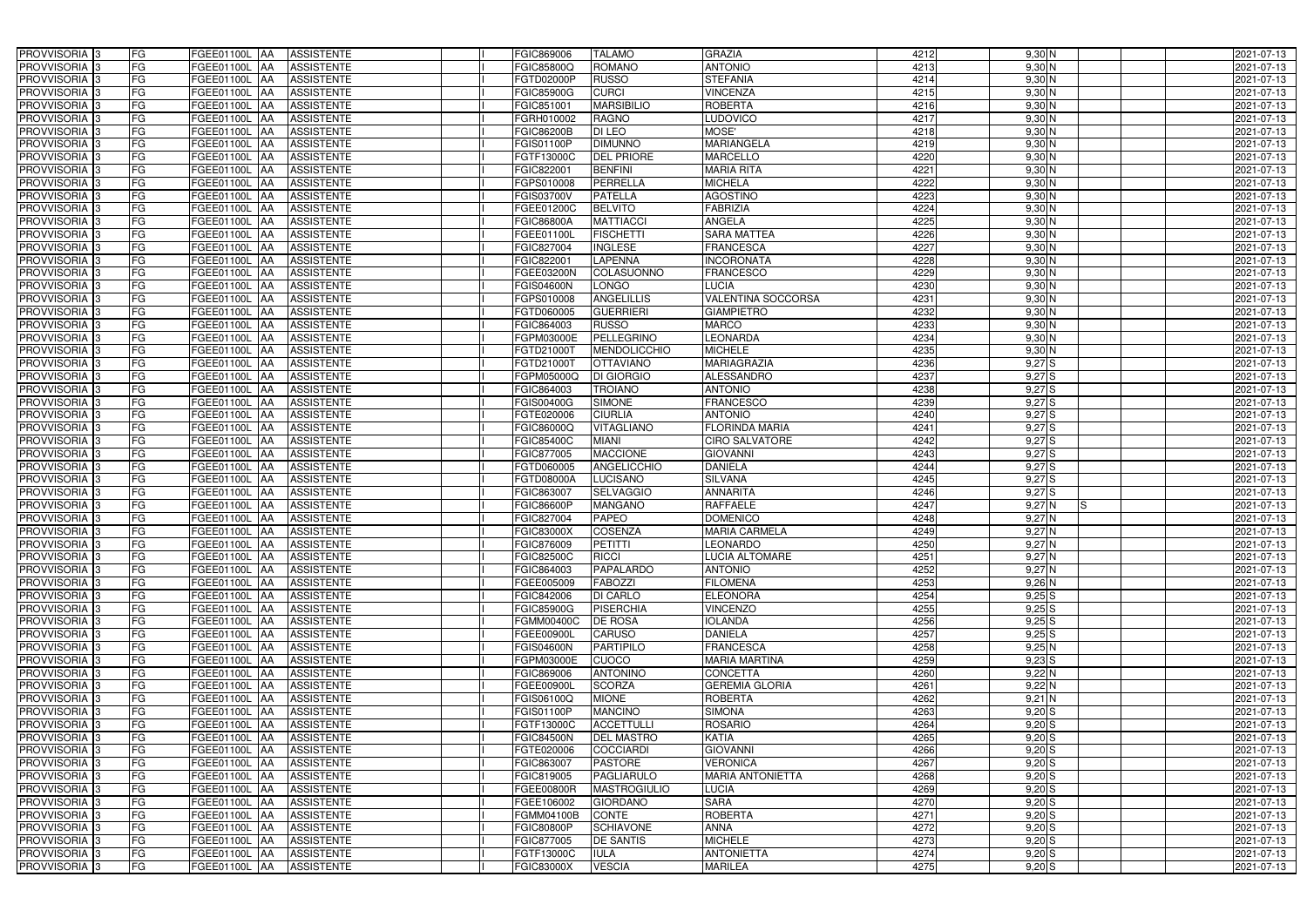| PROVVISORIA | 3 | FG | FGEE01100L | AA | ASSISTENTE | | I | FGIC869006 | TALAMO | GRAZIA | 4212 | 9,30 | N | | | | 2021-07-13 |
|---|---|---|---|---|---|---|---|---|---|---|---|---|---|---|---|---|---|
| PROVVISORIA | 3 | FG | FGEE01100L | AA | ASSISTENTE | | I | FGIC85800Q | ROMANO | ANTONIO | 4213 | 9,30 | N | | | | 2021-07-13 |
| PROVVISORIA | 3 | FG | FGEE01100L | AA | ASSISTENTE | | I | FGTD02000P | RUSSO | STEFANIA | 4214 | 9,30 | N | | | | 2021-07-13 |
| PROVVISORIA | 3 | FG | FGEE01100L | AA | ASSISTENTE | | I | FGIC85900G | CURCI | VINCENZA | 4215 | 9,30 | N | | | | 2021-07-13 |
| PROVVISORIA | 3 | FG | FGEE01100L | AA | ASSISTENTE | | I | FGIC851001 | MARSIBILIO | ROBERTA | 4216 | 9,30 | N | | | | 2021-07-13 |
| PROVVISORIA | 3 | FG | FGEE01100L | AA | ASSISTENTE | | I | FGRH010002 | RAGNO | LUDOVICO | 4217 | 9,30 | N | | | | 2021-07-13 |
| PROVVISORIA | 3 | FG | FGEE01100L | AA | ASSISTENTE | | I | FGIC86200B | DI LEO | MOSE' | 4218 | 9,30 | N | | | | 2021-07-13 |
| PROVVISORIA | 3 | FG | FGEE01100L | AA | ASSISTENTE | | I | FGIS01100P | DIMUNNO | MARIANGELA | 4219 | 9,30 | N | | | | 2021-07-13 |
| PROVVISORIA | 3 | FG | FGEE01100L | AA | ASSISTENTE | | I | FGTF13000C | DEL PRIORE | MARCELLO | 4220 | 9,30 | N | | | | 2021-07-13 |
| PROVVISORIA | 3 | FG | FGEE01100L | AA | ASSISTENTE | | I | FGIC822001 | BENFINI | MARIA RITA | 4221 | 9,30 | N | | | | 2021-07-13 |
| PROVVISORIA | 3 | FG | FGEE01100L | AA | ASSISTENTE | | I | FGPS010008 | PERRELLA | MICHELA | 4222 | 9,30 | N | | | | 2021-07-13 |
| PROVVISORIA | 3 | FG | FGEE01100L | AA | ASSISTENTE | | I | FGIS03700V | PATELLA | AGOSTINO | 4223 | 9,30 | N | | | | 2021-07-13 |
| PROVVISORIA | 3 | FG | FGEE01100L | AA | ASSISTENTE | | I | FGEE01200C | BELVITO | FABRIZIA | 4224 | 9,30 | N | | | | 2021-07-13 |
| PROVVISORIA | 3 | FG | FGEE01100L | AA | ASSISTENTE | | I | FGIC86800A | MATTIACCI | ANGELA | 4225 | 9,30 | N | | | | 2021-07-13 |
| PROVVISORIA | 3 | FG | FGEE01100L | AA | ASSISTENTE | | I | FGEE01100L | FISCHETTI | SARA MATTEA | 4226 | 9,30 | N | | | | 2021-07-13 |
| PROVVISORIA | 3 | FG | FGEE01100L | AA | ASSISTENTE | | I | FGIC827004 | INGLESE | FRANCESCA | 4227 | 9,30 | N | | | | 2021-07-13 |
| PROVVISORIA | 3 | FG | FGEE01100L | AA | ASSISTENTE | | I | FGIC822001 | LAPENNA | INCORONATA | 4228 | 9,30 | N | | | | 2021-07-13 |
| PROVVISORIA | 3 | FG | FGEE01100L | AA | ASSISTENTE | | I | FGEE03200N | COLASUONNO | FRANCESCO | 4229 | 9,30 | N | | | | 2021-07-13 |
| PROVVISORIA | 3 | FG | FGEE01100L | AA | ASSISTENTE | | I | FGIS04600N | LONGO | LUCIA | 4230 | 9,30 | N | | | | 2021-07-13 |
| PROVVISORIA | 3 | FG | FGEE01100L | AA | ASSISTENTE | | I | FGPS010008 | ANGELILLIS | VALENTINA SOCCORSA | 4231 | 9,30 | N | | | | 2021-07-13 |
| PROVVISORIA | 3 | FG | FGEE01100L | AA | ASSISTENTE | | I | FGTD060005 | GUERRIERI | GIAMPIETRO | 4232 | 9,30 | N | | | | 2021-07-13 |
| PROVVISORIA | 3 | FG | FGEE01100L | AA | ASSISTENTE | | I | FGIC864003 | RUSSO | MARCO | 4233 | 9,30 | N | | | | 2021-07-13 |
| PROVVISORIA | 3 | FG | FGEE01100L | AA | ASSISTENTE | | I | FGPM03000E | PELLEGRINO | LEONARDA | 4234 | 9,30 | N | | | | 2021-07-13 |
| PROVVISORIA | 3 | FG | FGEE01100L | AA | ASSISTENTE | | I | FGTD21000T | MENDOLICCHIO | MICHELE | 4235 | 9,30 | N | | | | 2021-07-13 |
| PROVVISORIA | 3 | FG | FGEE01100L | AA | ASSISTENTE | | I | FGTD21000T | OTTAVIANO | MARIAGRAZIA | 4236 | 9,27 | S | | | | 2021-07-13 |
| PROVVISORIA | 3 | FG | FGEE01100L | AA | ASSISTENTE | | I | FGPM05000Q | DI GIORGIO | ALESSANDRO | 4237 | 9,27 | S | | | | 2021-07-13 |
| PROVVISORIA | 3 | FG | FGEE01100L | AA | ASSISTENTE | | I | FGIC864003 | TROIANO | ANTONIO | 4238 | 9,27 | S | | | | 2021-07-13 |
| PROVVISORIA | 3 | FG | FGEE01100L | AA | ASSISTENTE | | I | FGIS00400G | SIMONE | FRANCESCO | 4239 | 9,27 | S | | | | 2021-07-13 |
| PROVVISORIA | 3 | FG | FGEE01100L | AA | ASSISTENTE | | I | FGTE020006 | CIURLIA | ANTONIO | 4240 | 9,27 | S | | | | 2021-07-13 |
| PROVVISORIA | 3 | FG | FGEE01100L | AA | ASSISTENTE | | I | FGIC86000Q | VITAGLIANO | FLORINDA MARIA | 4241 | 9,27 | S | | | | 2021-07-13 |
| PROVVISORIA | 3 | FG | FGEE01100L | AA | ASSISTENTE | | I | FGIC85400C | MIANI | CIRO SALVATORE | 4242 | 9,27 | S | | | | 2021-07-13 |
| PROVVISORIA | 3 | FG | FGEE01100L | AA | ASSISTENTE | | I | FGIC877005 | MACCIONE | GIOVANNI | 4243 | 9,27 | S | | | | 2021-07-13 |
| PROVVISORIA | 3 | FG | FGEE01100L | AA | ASSISTENTE | | I | FGTD060005 | ANGELICCHIO | DANIELA | 4244 | 9,27 | S | | | | 2021-07-13 |
| PROVVISORIA | 3 | FG | FGEE01100L | AA | ASSISTENTE | | I | FGTD08000A | LUCISANO | SILVANA | 4245 | 9,27 | S | | | | 2021-07-13 |
| PROVVISORIA | 3 | FG | FGEE01100L | AA | ASSISTENTE | | I | FGIC863007 | SELVAGGIO | ANNARITA | 4246 | 9,27 | S | | | | 2021-07-13 |
| PROVVISORIA | 3 | FG | FGEE01100L | AA | ASSISTENTE | | I | FGIC86600P | MANGANO | RAFFAELE | 4247 | 9,27 | N | S | | | 2021-07-13 |
| PROVVISORIA | 3 | FG | FGEE01100L | AA | ASSISTENTE | | I | FGIC827004 | PAPEO | DOMENICO | 4248 | 9,27 | N | | | | 2021-07-13 |
| PROVVISORIA | 3 | FG | FGEE01100L | AA | ASSISTENTE | | I | FGIC83000X | COSENZA | MARIA CARMELA | 4249 | 9,27 | N | | | | 2021-07-13 |
| PROVVISORIA | 3 | FG | FGEE01100L | AA | ASSISTENTE | | I | FGIC876009 | PETITTI | LEONARDO | 4250 | 9,27 | N | | | | 2021-07-13 |
| PROVVISORIA | 3 | FG | FGEE01100L | AA | ASSISTENTE | | I | FGIC82500C | RICCI | LUCIA ALTOMARE | 4251 | 9,27 | N | | | | 2021-07-13 |
| PROVVISORIA | 3 | FG | FGEE01100L | AA | ASSISTENTE | | I | FGIC864003 | PAPALARDO | ANTONIO | 4252 | 9,27 | N | | | | 2021-07-13 |
| PROVVISORIA | 3 | FG | FGEE01100L | AA | ASSISTENTE | | I | FGEE005009 | FABOZZI | FILOMENA | 4253 | 9,26 | N | | | | 2021-07-13 |
| PROVVISORIA | 3 | FG | FGEE01100L | AA | ASSISTENTE | | I | FGIC842006 | DI CARLO | ELEONORA | 4254 | 9,25 | S | | | | 2021-07-13 |
| PROVVISORIA | 3 | FG | FGEE01100L | AA | ASSISTENTE | | I | FGIC85900G | PISERCHIA | VINCENZO | 4255 | 9,25 | S | | | | 2021-07-13 |
| PROVVISORIA | 3 | FG | FGEE01100L | AA | ASSISTENTE | | I | FGMM00400C | DE ROSA | IOLANDA | 4256 | 9,25 | S | | | | 2021-07-13 |
| PROVVISORIA | 3 | FG | FGEE01100L | AA | ASSISTENTE | | I | FGEE00900L | CARUSO | DANIELA | 4257 | 9,25 | S | | | | 2021-07-13 |
| PROVVISORIA | 3 | FG | FGEE01100L | AA | ASSISTENTE | | I | FGIS04600N | PARTIPILO | FRANCESCA | 4258 | 9,25 | N | | | | 2021-07-13 |
| PROVVISORIA | 3 | FG | FGEE01100L | AA | ASSISTENTE | | I | FGPM03000E | CUOCO | MARIA MARTINA | 4259 | 9,23 | S | | | | 2021-07-13 |
| PROVVISORIA | 3 | FG | FGEE01100L | AA | ASSISTENTE | | I | FGIC869006 | ANTONINO | CONCETTA | 4260 | 9,22 | N | | | | 2021-07-13 |
| PROVVISORIA | 3 | FG | FGEE01100L | AA | ASSISTENTE | | I | FGEE00900L | SCORZA | GEREMIA GLORIA | 4261 | 9,22 | N | | | | 2021-07-13 |
| PROVVISORIA | 3 | FG | FGEE01100L | AA | ASSISTENTE | | I | FGIS06100Q | MIONE | ROBERTA | 4262 | 9,21 | N | | | | 2021-07-13 |
| PROVVISORIA | 3 | FG | FGEE01100L | AA | ASSISTENTE | | I | FGIS01100P | MANCINO | SIMONA | 4263 | 9,20 | S | | | | 2021-07-13 |
| PROVVISORIA | 3 | FG | FGEE01100L | AA | ASSISTENTE | | I | FGTF13000C | ACCETTULLI | ROSARIO | 4264 | 9,20 | S | | | | 2021-07-13 |
| PROVVISORIA | 3 | FG | FGEE01100L | AA | ASSISTENTE | | I | FGIC84500N | DEL MASTRO | KATIA | 4265 | 9,20 | S | | | | 2021-07-13 |
| PROVVISORIA | 3 | FG | FGEE01100L | AA | ASSISTENTE | | I | FGTE020006 | COCCIARDI | GIOVANNI | 4266 | 9,20 | S | | | | 2021-07-13 |
| PROVVISORIA | 3 | FG | FGEE01100L | AA | ASSISTENTE | | I | FGIC863007 | PASTORE | VERONICA | 4267 | 9,20 | S | | | | 2021-07-13 |
| PROVVISORIA | 3 | FG | FGEE01100L | AA | ASSISTENTE | | I | FGIC819005 | PAGLIARULO | MARIA ANTONIETTA | 4268 | 9,20 | S | | | | 2021-07-13 |
| PROVVISORIA | 3 | FG | FGEE01100L | AA | ASSISTENTE | | I | FGEE00800R | MASTROGIULIO | LUCIA | 4269 | 9,20 | S | | | | 2021-07-13 |
| PROVVISORIA | 3 | FG | FGEE01100L | AA | ASSISTENTE | | I | FGEE106002 | GIORDANO | SARA | 4270 | 9,20 | S | | | | 2021-07-13 |
| PROVVISORIA | 3 | FG | FGEE01100L | AA | ASSISTENTE | | I | FGMM04100B | CONTE | ROBERTA | 4271 | 9,20 | S | | | | 2021-07-13 |
| PROVVISORIA | 3 | FG | FGEE01100L | AA | ASSISTENTE | | I | FGIC80800P | SCHIAVONE | ANNA | 4272 | 9,20 | S | | | | 2021-07-13 |
| PROVVISORIA | 3 | FG | FGEE01100L | AA | ASSISTENTE | | I | FGIC877005 | DE SANTIS | MICHELE | 4273 | 9,20 | S | | | | 2021-07-13 |
| PROVVISORIA | 3 | FG | FGEE01100L | AA | ASSISTENTE | | I | FGTF13000C | IULA | ANTONIETTA | 4274 | 9,20 | S | | | | 2021-07-13 |
| PROVVISORIA | 3 | FG | FGEE01100L | AA | ASSISTENTE | | I | FGIC83000X | VESCIA | MARILEA | 4275 | 9,20 | S | | | | 2021-07-13 |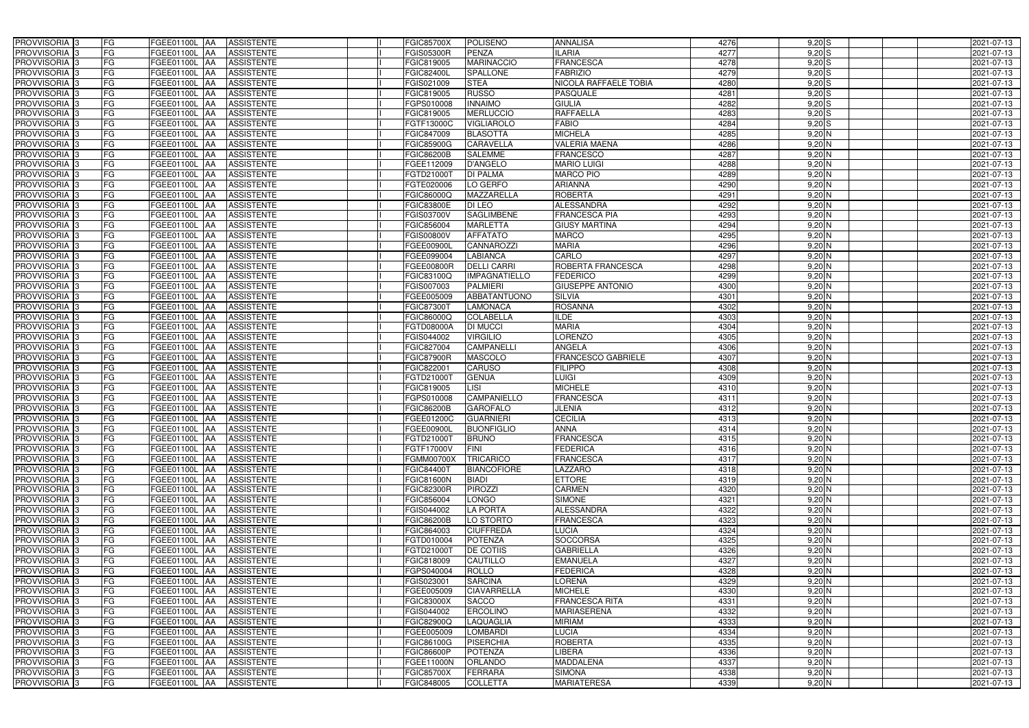| | | | | | | | | | | | | | | |
|---|---|---|---|---|---|---|---|---|---|---|---|---|---|---|
| PROVVISORIA | 3 | FG | FGEE01100L | AA | ASSISTENTE | | I | FGIC85700X | POLISENO | ANNALISA | 4276 | 9,20 | S | 2021-07-13 |
| PROVVISORIA | 3 | FG | FGEE01100L | AA | ASSISTENTE | | I | FGIS05300R | PENZA | ILARIA | 4277 | 9,20 | S | 2021-07-13 |
| PROVVISORIA | 3 | FG | FGEE01100L | AA | ASSISTENTE | | I | FGIC819005 | MARINACCIO | FRANCESCA | 4278 | 9,20 | S | 2021-07-13 |
| PROVVISORIA | 3 | FG | FGEE01100L | AA | ASSISTENTE | | I | FGIC82400L | SPALLONE | FABRIZIO | 4279 | 9,20 | S | 2021-07-13 |
| PROVVISORIA | 3 | FG | FGEE01100L | AA | ASSISTENTE | | I | FGIS021009 | STEA | NICOLA RAFFAELE TOBIA | 4280 | 9,20 | S | 2021-07-13 |
| PROVVISORIA | 3 | FG | FGEE01100L | AA | ASSISTENTE | | I | FGIC819005 | RUSSO | PASQUALE | 4281 | 9,20 | S | 2021-07-13 |
| PROVVISORIA | 3 | FG | FGEE01100L | AA | ASSISTENTE | | I | FGPS010008 | INNAIMO | GIULIA | 4282 | 9,20 | S | 2021-07-13 |
| PROVVISORIA | 3 | FG | FGEE01100L | AA | ASSISTENTE | | I | FGIC819005 | MERLUCCIO | RAFFAELLA | 4283 | 9,20 | S | 2021-07-13 |
| PROVVISORIA | 3 | FG | FGEE01100L | AA | ASSISTENTE | | I | FGTF13000C | VIGLIAROLO | FABIO | 4284 | 9,20 | S | 2021-07-13 |
| PROVVISORIA | 3 | FG | FGEE01100L | AA | ASSISTENTE | | I | FGIC847009 | BLASOTTA | MICHELA | 4285 | 9,20 | N | 2021-07-13 |
| PROVVISORIA | 3 | FG | FGEE01100L | AA | ASSISTENTE | | I | FGIC85900G | CARAVELLA | VALERIA MAENA | 4286 | 9,20 | N | 2021-07-13 |
| PROVVISORIA | 3 | FG | FGEE01100L | AA | ASSISTENTE | | I | FGIC86200B | SALEMME | FRANCESCO | 4287 | 9,20 | N | 2021-07-13 |
| PROVVISORIA | 3 | FG | FGEE01100L | AA | ASSISTENTE | | I | FGEE112009 | D'ANGELO | MARIO LUIGI | 4288 | 9,20 | N | 2021-07-13 |
| PROVVISORIA | 3 | FG | FGEE01100L | AA | ASSISTENTE | | I | FGTD21000T | DI PALMA | MARCO PIO | 4289 | 9,20 | N | 2021-07-13 |
| PROVVISORIA | 3 | FG | FGEE01100L | AA | ASSISTENTE | | I | FGTE020006 | LO GERFO | ARIANNA | 4290 | 9,20 | N | 2021-07-13 |
| PROVVISORIA | 3 | FG | FGEE01100L | AA | ASSISTENTE | | I | FGIC86000Q | MAZZARELLA | ROBERTA | 4291 | 9,20 | N | 2021-07-13 |
| PROVVISORIA | 3 | FG | FGEE01100L | AA | ASSISTENTE | | I | FGIC83800E | DI LEO | ALESSANDRA | 4292 | 9,20 | N | 2021-07-13 |
| PROVVISORIA | 3 | FG | FGEE01100L | AA | ASSISTENTE | | I | FGIS03700V | SAGLIMBENE | FRANCESCA PIA | 4293 | 9,20 | N | 2021-07-13 |
| PROVVISORIA | 3 | FG | FGEE01100L | AA | ASSISTENTE | | I | FGIC856004 | MARLETTA | GIUSY MARTINA | 4294 | 9,20 | N | 2021-07-13 |
| PROVVISORIA | 3 | FG | FGEE01100L | AA | ASSISTENTE | | I | FGIS00800V | AFFATATO | MARCO | 4295 | 9,20 | N | 2021-07-13 |
| PROVVISORIA | 3 | FG | FGEE01100L | AA | ASSISTENTE | | I | FGEE00900L | CANNAROZZI | MARIA | 4296 | 9,20 | N | 2021-07-13 |
| PROVVISORIA | 3 | FG | FGEE01100L | AA | ASSISTENTE | | I | FGEE099004 | LABIANCA | CARLO | 4297 | 9,20 | N | 2021-07-13 |
| PROVVISORIA | 3 | FG | FGEE01100L | AA | ASSISTENTE | | I | FGEE00800R | DELLI CARRI | ROBERTA FRANCESCA | 4298 | 9,20 | N | 2021-07-13 |
| PROVVISORIA | 3 | FG | FGEE01100L | AA | ASSISTENTE | | I | FGIC83100Q | IMPAGNATIELLO | FEDERICO | 4299 | 9,20 | N | 2021-07-13 |
| PROVVISORIA | 3 | FG | FGEE01100L | AA | ASSISTENTE | | I | FGIS007003 | PALMIERI | GIUSEPPE ANTONIO | 4300 | 9,20 | N | 2021-07-13 |
| PROVVISORIA | 3 | FG | FGEE01100L | AA | ASSISTENTE | | I | FGEE005009 | ABBATANTUONO | SILVIA | 4301 | 9,20 | N | 2021-07-13 |
| PROVVISORIA | 3 | FG | FGEE01100L | AA | ASSISTENTE | | I | FGIC87300T | LAMONACA | ROSANNA | 4302 | 9,20 | N | 2021-07-13 |
| PROVVISORIA | 3 | FG | FGEE01100L | AA | ASSISTENTE | | I | FGIC86000Q | COLABELLA | ILDE | 4303 | 9,20 | N | 2021-07-13 |
| PROVVISORIA | 3 | FG | FGEE01100L | AA | ASSISTENTE | | I | FGTD08000A | DI MUCCI | MARIA | 4304 | 9,20 | N | 2021-07-13 |
| PROVVISORIA | 3 | FG | FGEE01100L | AA | ASSISTENTE | | I | FGIS044002 | VIRGILIO | LORENZO | 4305 | 9,20 | N | 2021-07-13 |
| PROVVISORIA | 3 | FG | FGEE01100L | AA | ASSISTENTE | | I | FGIC827004 | CAMPANELLI | ANGELA | 4306 | 9,20 | N | 2021-07-13 |
| PROVVISORIA | 3 | FG | FGEE01100L | AA | ASSISTENTE | | I | FGIC87900R | MASCOLO | FRANCESCO GABRIELE | 4307 | 9,20 | N | 2021-07-13 |
| PROVVISORIA | 3 | FG | FGEE01100L | AA | ASSISTENTE | | I | FGIC822001 | CARUSO | FILIPPO | 4308 | 9,20 | N | 2021-07-13 |
| PROVVISORIA | 3 | FG | FGEE01100L | AA | ASSISTENTE | | I | FGTD21000T | GENUA | LUIGI | 4309 | 9,20 | N | 2021-07-13 |
| PROVVISORIA | 3 | FG | FGEE01100L | AA | ASSISTENTE | | I | FGIC819005 | LISI | MICHELE | 4310 | 9,20 | N | 2021-07-13 |
| PROVVISORIA | 3 | FG | FGEE01100L | AA | ASSISTENTE | | I | FGPS010008 | CAMPANIELLO | FRANCESCA | 4311 | 9,20 | N | 2021-07-13 |
| PROVVISORIA | 3 | FG | FGEE01100L | AA | ASSISTENTE | | I | FGIC86200B | GAROFALO | JLENIA | 4312 | 9,20 | N | 2021-07-13 |
| PROVVISORIA | 3 | FG | FGEE01100L | AA | ASSISTENTE | | I | FGEE01200C | GUARNIERI | CECILIA | 4313 | 9,20 | N | 2021-07-13 |
| PROVVISORIA | 3 | FG | FGEE01100L | AA | ASSISTENTE | | I | FGEE00900L | BUONFIGLIO | ANNA | 4314 | 9,20 | N | 2021-07-13 |
| PROVVISORIA | 3 | FG | FGEE01100L | AA | ASSISTENTE | | I | FGTD21000T | BRUNO | FRANCESCA | 4315 | 9,20 | N | 2021-07-13 |
| PROVVISORIA | 3 | FG | FGEE01100L | AA | ASSISTENTE | | I | FGTF17000V | FINI | FEDERICA | 4316 | 9,20 | N | 2021-07-13 |
| PROVVISORIA | 3 | FG | FGEE01100L | AA | ASSISTENTE | | I | FGMM00700X | TRICARICO | FRANCESCA | 4317 | 9,20 | N | 2021-07-13 |
| PROVVISORIA | 3 | FG | FGEE01100L | AA | ASSISTENTE | | I | FGIC84400T | BIANCOFIORE | LAZZARO | 4318 | 9,20 | N | 2021-07-13 |
| PROVVISORIA | 3 | FG | FGEE01100L | AA | ASSISTENTE | | I | FGIC81600N | BIADI | ETTORE | 4319 | 9,20 | N | 2021-07-13 |
| PROVVISORIA | 3 | FG | FGEE01100L | AA | ASSISTENTE | | I | FGIC82300R | PIROZZI | CARMEN | 4320 | 9,20 | N | 2021-07-13 |
| PROVVISORIA | 3 | FG | FGEE01100L | AA | ASSISTENTE | | I | FGIC856004 | LONGO | SIMONE | 4321 | 9,20 | N | 2021-07-13 |
| PROVVISORIA | 3 | FG | FGEE01100L | AA | ASSISTENTE | | I | FGIS044002 | LA PORTA | ALESSANDRA | 4322 | 9,20 | N | 2021-07-13 |
| PROVVISORIA | 3 | FG | FGEE01100L | AA | ASSISTENTE | | I | FGIC86200B | LO STORTO | FRANCESCA | 4323 | 9,20 | N | 2021-07-13 |
| PROVVISORIA | 3 | FG | FGEE01100L | AA | ASSISTENTE | | I | FGIC864003 | CIUFFREDA | LUCIA | 4324 | 9,20 | N | 2021-07-13 |
| PROVVISORIA | 3 | FG | FGEE01100L | AA | ASSISTENTE | | I | FGTD010004 | POTENZA | SOCCORSA | 4325 | 9,20 | N | 2021-07-13 |
| PROVVISORIA | 3 | FG | FGEE01100L | AA | ASSISTENTE | | I | FGTD21000T | DE COTIIS | GABRIELLA | 4326 | 9,20 | N | 2021-07-13 |
| PROVVISORIA | 3 | FG | FGEE01100L | AA | ASSISTENTE | | I | FGIC818009 | CAUTILLO | EMANUELA | 4327 | 9,20 | N | 2021-07-13 |
| PROVVISORIA | 3 | FG | FGEE01100L | AA | ASSISTENTE | | I | FGPS040004 | ROLLO | FEDERICA | 4328 | 9,20 | N | 2021-07-13 |
| PROVVISORIA | 3 | FG | FGEE01100L | AA | ASSISTENTE | | I | FGIS023001 | SARCINA | LORENA | 4329 | 9,20 | N | 2021-07-13 |
| PROVVISORIA | 3 | FG | FGEE01100L | AA | ASSISTENTE | | I | FGEE005009 | CIAVARRELLA | MICHELE | 4330 | 9,20 | N | 2021-07-13 |
| PROVVISORIA | 3 | FG | FGEE01100L | AA | ASSISTENTE | | I | FGIC83000X | SACCO | FRANCESCA RITA | 4331 | 9,20 | N | 2021-07-13 |
| PROVVISORIA | 3 | FG | FGEE01100L | AA | ASSISTENTE | | I | FGIS044002 | ERCOLINO | MARIASERENA | 4332 | 9,20 | N | 2021-07-13 |
| PROVVISORIA | 3 | FG | FGEE01100L | AA | ASSISTENTE | | I | FGIC82900Q | LAQUAGLIA | MIRIAM | 4333 | 9,20 | N | 2021-07-13 |
| PROVVISORIA | 3 | FG | FGEE01100L | AA | ASSISTENTE | | I | FGEE005009 | LOMBARDI | LUCIA | 4334 | 9,20 | N | 2021-07-13 |
| PROVVISORIA | 3 | FG | FGEE01100L | AA | ASSISTENTE | | I | FGIC86100G | PISERCHIA | ROBERTA | 4335 | 9,20 | N | 2021-07-13 |
| PROVVISORIA | 3 | FG | FGEE01100L | AA | ASSISTENTE | | I | FGIC86600P | POTENZA | LIBERA | 4336 | 9,20 | N | 2021-07-13 |
| PROVVISORIA | 3 | FG | FGEE01100L | AA | ASSISTENTE | | I | FGEE11000N | ORLANDO | MADDALENA | 4337 | 9,20 | N | 2021-07-13 |
| PROVVISORIA | 3 | FG | FGEE01100L | AA | ASSISTENTE | | I | FGIC85700X | FERRARA | SIMONA | 4338 | 9,20 | N | 2021-07-13 |
| PROVVISORIA | 3 | FG | FGEE01100L | AA | ASSISTENTE | | I | FGIC848005 | COLLETTA | MARIATERESA | 4339 | 9,20 | N | 2021-07-13 |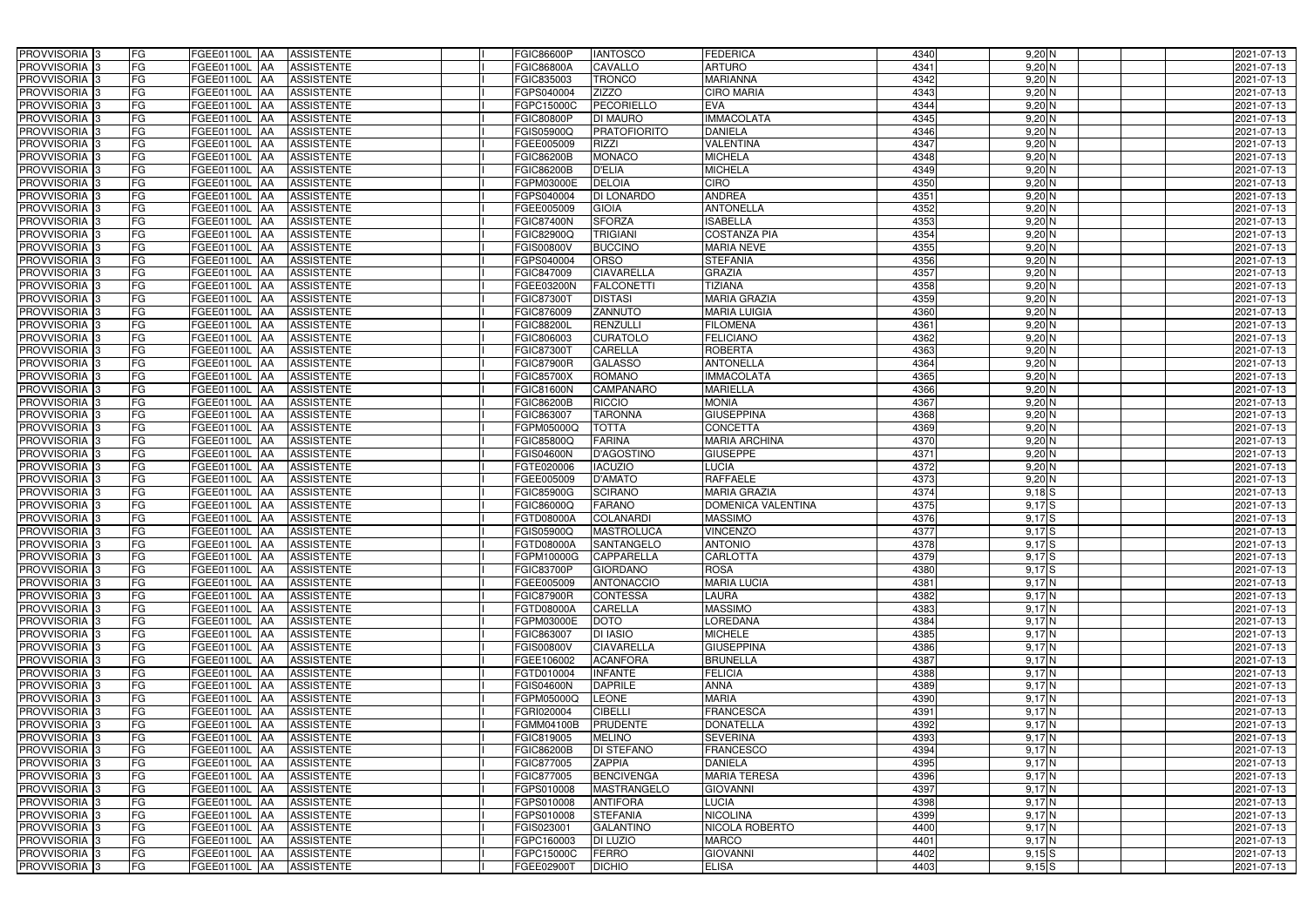| PROVVISORIA 3 | FG | FGEE01100L | AA | ASSISTENTE | | I | FGIC86600P | IANTOSCO | FEDERICA | 4340 | 9,20 | N | | | 2021-07-13 |
|---|---|---|---|---|---|---|---|---|---|---|---|---|---|---|---|
| PROVVISORIA 3 | FG | FGEE01100L | AA | ASSISTENTE | | I | FGIC86800A | CAVALLO | ARTURO | 4341 | 9,20 | N | | | 2021-07-13 |
| PROVVISORIA 3 | FG | FGEE01100L | AA | ASSISTENTE | | I | FGIC835003 | TRONCO | MARIANNA | 4342 | 9,20 | N | | | 2021-07-13 |
| PROVVISORIA 3 | FG | FGEE01100L | AA | ASSISTENTE | | I | FGPS040004 | ZIZZO | CIRO MARIA | 4343 | 9,20 | N | | | 2021-07-13 |
| PROVVISORIA 3 | FG | FGEE01100L | AA | ASSISTENTE | | I | FGPC15000C | PECORIELLO | EVA | 4344 | 9,20 | N | | | 2021-07-13 |
| PROVVISORIA 3 | FG | FGEE01100L | AA | ASSISTENTE | | I | FGIC80800P | DI MAURO | IMMACOLATA | 4345 | 9,20 | N | | | 2021-07-13 |
| PROVVISORIA 3 | FG | FGEE01100L | AA | ASSISTENTE | | I | FGIS05900Q | PRATOFIORITO | DANIELA | 4346 | 9,20 | N | | | 2021-07-13 |
| PROVVISORIA 3 | FG | FGEE01100L | AA | ASSISTENTE | | I | FGEE005009 | RIZZI | VALENTINA | 4347 | 9,20 | N | | | 2021-07-13 |
| PROVVISORIA 3 | FG | FGEE01100L | AA | ASSISTENTE | | I | FGIC86200B | MONACO | MICHELA | 4348 | 9,20 | N | | | 2021-07-13 |
| PROVVISORIA 3 | FG | FGEE01100L | AA | ASSISTENTE | | I | FGIC86200B | D'ELIA | MICHELA | 4349 | 9,20 | N | | | 2021-07-13 |
| PROVVISORIA 3 | FG | FGEE01100L | AA | ASSISTENTE | | I | FGPM03000E | DELOIA | CIRO | 4350 | 9,20 | N | | | 2021-07-13 |
| PROVVISORIA 3 | FG | FGEE01100L | AA | ASSISTENTE | | I | FGPS040004 | DI LONARDO | ANDREA | 4351 | 9,20 | N | | | 2021-07-13 |
| PROVVISORIA 3 | FG | FGEE01100L | AA | ASSISTENTE | | I | FGEE005009 | GIOIA | ANTONELLA | 4352 | 9,20 | N | | | 2021-07-13 |
| PROVVISORIA 3 | FG | FGEE01100L | AA | ASSISTENTE | | I | FGIC87400N | SFORZA | ISABELLA | 4353 | 9,20 | N | | | 2021-07-13 |
| PROVVISORIA 3 | FG | FGEE01100L | AA | ASSISTENTE | | I | FGIC82900Q | TRIGIANI | COSTANZA PIA | 4354 | 9,20 | N | | | 2021-07-13 |
| PROVVISORIA 3 | FG | FGEE01100L | AA | ASSISTENTE | | I | FGIS00800V | BUCCINO | MARIA NEVE | 4355 | 9,20 | N | | | 2021-07-13 |
| PROVVISORIA 3 | FG | FGEE01100L | AA | ASSISTENTE | | I | FGPS040004 | ORSO | STEFANIA | 4356 | 9,20 | N | | | 2021-07-13 |
| PROVVISORIA 3 | FG | FGEE01100L | AA | ASSISTENTE | | I | FGIC847009 | CIAVARELLA | GRAZIA | 4357 | 9,20 | N | | | 2021-07-13 |
| PROVVISORIA 3 | FG | FGEE01100L | AA | ASSISTENTE | | I | FGEE03200N | FALCONETTI | TIZIANA | 4358 | 9,20 | N | | | 2021-07-13 |
| PROVVISORIA 3 | FG | FGEE01100L | AA | ASSISTENTE | | I | FGIC87300T | DISTASI | MARIA GRAZIA | 4359 | 9,20 | N | | | 2021-07-13 |
| PROVVISORIA 3 | FG | FGEE01100L | AA | ASSISTENTE | | I | FGIC876009 | ZANNUTO | MARIA LUIGIA | 4360 | 9,20 | N | | | 2021-07-13 |
| PROVVISORIA 3 | FG | FGEE01100L | AA | ASSISTENTE | | I | FGIC88200L | RENZULLI | FILOMENA | 4361 | 9,20 | N | | | 2021-07-13 |
| PROVVISORIA 3 | FG | FGEE01100L | AA | ASSISTENTE | | I | FGIC806003 | CURATOLO | FELICIANO | 4362 | 9,20 | N | | | 2021-07-13 |
| PROVVISORIA 3 | FG | FGEE01100L | AA | ASSISTENTE | | I | FGIC87300T | CARELLA | ROBERTA | 4363 | 9,20 | N | | | 2021-07-13 |
| PROVVISORIA 3 | FG | FGEE01100L | AA | ASSISTENTE | | I | FGIC87900R | GALASSO | ANTONELLA | 4364 | 9,20 | N | | | 2021-07-13 |
| PROVVISORIA 3 | FG | FGEE01100L | AA | ASSISTENTE | | I | FGIC85700X | ROMANO | IMMACOLATA | 4365 | 9,20 | N | | | 2021-07-13 |
| PROVVISORIA 3 | FG | FGEE01100L | AA | ASSISTENTE | | I | FGIC81600N | CAMPANARO | MARIELLA | 4366 | 9,20 | N | | | 2021-07-13 |
| PROVVISORIA 3 | FG | FGEE01100L | AA | ASSISTENTE | | I | FGIC86200B | RICCIO | MONIA | 4367 | 9,20 | N | | | 2021-07-13 |
| PROVVISORIA 3 | FG | FGEE01100L | AA | ASSISTENTE | | I | FGIC863007 | TARONNA | GIUSEPPINA | 4368 | 9,20 | N | | | 2021-07-13 |
| PROVVISORIA 3 | FG | FGEE01100L | AA | ASSISTENTE | | I | FGPM05000Q | TOTTA | CONCETTA | 4369 | 9,20 | N | | | 2021-07-13 |
| PROVVISORIA 3 | FG | FGEE01100L | AA | ASSISTENTE | | I | FGIC85800Q | FARINA | MARIA ARCHINA | 4370 | 9,20 | N | | | 2021-07-13 |
| PROVVISORIA 3 | FG | FGEE01100L | AA | ASSISTENTE | | I | FGIS04600N | D'AGOSTINO | GIUSEPPE | 4371 | 9,20 | N | | | 2021-07-13 |
| PROVVISORIA 3 | FG | FGEE01100L | AA | ASSISTENTE | | I | FGTE020006 | IACUZIO | LUCIA | 4372 | 9,20 | N | | | 2021-07-13 |
| PROVVISORIA 3 | FG | FGEE01100L | AA | ASSISTENTE | | I | FGEE005009 | D'AMATO | RAFFAELE | 4373 | 9,20 | N | | | 2021-07-13 |
| PROVVISORIA 3 | FG | FGEE01100L | AA | ASSISTENTE | | I | FGIC85900G | SCIRANO | MARIA GRAZIA | 4374 | 9,18 | S | | | 2021-07-13 |
| PROVVISORIA 3 | FG | FGEE01100L | AA | ASSISTENTE | | I | FGIC86000Q | FARANO | DOMENICA VALENTINA | 4375 | 9,17 | S | | | 2021-07-13 |
| PROVVISORIA 3 | FG | FGEE01100L | AA | ASSISTENTE | | I | FGTD08000A | COLANARDI | MASSIMO | 4376 | 9,17 | S | | | 2021-07-13 |
| PROVVISORIA 3 | FG | FGEE01100L | AA | ASSISTENTE | | I | FGIS05900Q | MASTROLUCA | VINCENZO | 4377 | 9,17 | S | | | 2021-07-13 |
| PROVVISORIA 3 | FG | FGEE01100L | AA | ASSISTENTE | | I | FGTD08000A | SANTANGELO | ANTONIO | 4378 | 9,17 | S | | | 2021-07-13 |
| PROVVISORIA 3 | FG | FGEE01100L | AA | ASSISTENTE | | I | FGPM10000G | CAPPARELLA | CARLOTTA | 4379 | 9,17 | S | | | 2021-07-13 |
| PROVVISORIA 3 | FG | FGEE01100L | AA | ASSISTENTE | | I | FGIC83700P | GIORDANO | ROSA | 4380 | 9,17 | S | | | 2021-07-13 |
| PROVVISORIA 3 | FG | FGEE01100L | AA | ASSISTENTE | | I | FGEE005009 | ANTONACCIO | MARIA LUCIA | 4381 | 9,17 | N | | | 2021-07-13 |
| PROVVISORIA 3 | FG | FGEE01100L | AA | ASSISTENTE | | I | FGIC87900R | CONTESSA | LAURA | 4382 | 9,17 | N | | | 2021-07-13 |
| PROVVISORIA 3 | FG | FGEE01100L | AA | ASSISTENTE | | I | FGTD08000A | CARELLA | MASSIMO | 4383 | 9,17 | N | | | 2021-07-13 |
| PROVVISORIA 3 | FG | FGEE01100L | AA | ASSISTENTE | | I | FGPM03000E | DOTO | LOREDANA | 4384 | 9,17 | N | | | 2021-07-13 |
| PROVVISORIA 3 | FG | FGEE01100L | AA | ASSISTENTE | | I | FGIC863007 | DI IASIO | MICHELE | 4385 | 9,17 | N | | | 2021-07-13 |
| PROVVISORIA 3 | FG | FGEE01100L | AA | ASSISTENTE | | I | FGIS00800V | CIAVARELLA | GIUSEPPINA | 4386 | 9,17 | N | | | 2021-07-13 |
| PROVVISORIA 3 | FG | FGEE01100L | AA | ASSISTENTE | | I | FGEE106002 | ACANFORA | BRUNELLA | 4387 | 9,17 | N | | | 2021-07-13 |
| PROVVISORIA 3 | FG | FGEE01100L | AA | ASSISTENTE | | I | FGTD010004 | INFANTE | FELICIA | 4388 | 9,17 | N | | | 2021-07-13 |
| PROVVISORIA 3 | FG | FGEE01100L | AA | ASSISTENTE | | I | FGIS04600N | DAPRILE | ANNA | 4389 | 9,17 | N | | | 2021-07-13 |
| PROVVISORIA 3 | FG | FGEE01100L | AA | ASSISTENTE | | I | FGPM05000Q | LEONE | MARIA | 4390 | 9,17 | N | | | 2021-07-13 |
| PROVVISORIA 3 | FG | FGEE01100L | AA | ASSISTENTE | | I | FGRI020004 | CIBELLI | FRANCESCA | 4391 | 9,17 | N | | | 2021-07-13 |
| PROVVISORIA 3 | FG | FGEE01100L | AA | ASSISTENTE | | I | FGMM04100B | PRUDENTE | DONATELLA | 4392 | 9,17 | N | | | 2021-07-13 |
| PROVVISORIA 3 | FG | FGEE01100L | AA | ASSISTENTE | | I | FGIC819005 | MELINO | SEVERINA | 4393 | 9,17 | N | | | 2021-07-13 |
| PROVVISORIA 3 | FG | FGEE01100L | AA | ASSISTENTE | | I | FGIC86200B | DI STEFANO | FRANCESCO | 4394 | 9,17 | N | | | 2021-07-13 |
| PROVVISORIA 3 | FG | FGEE01100L | AA | ASSISTENTE | | I | FGIC877005 | ZAPPIA | DANIELA | 4395 | 9,17 | N | | | 2021-07-13 |
| PROVVISORIA 3 | FG | FGEE01100L | AA | ASSISTENTE | | I | FGIC877005 | BENCIVENGA | MARIA TERESA | 4396 | 9,17 | N | | | 2021-07-13 |
| PROVVISORIA 3 | FG | FGEE01100L | AA | ASSISTENTE | | I | FGPS010008 | MASTRANGELO | GIOVANNI | 4397 | 9,17 | N | | | 2021-07-13 |
| PROVVISORIA 3 | FG | FGEE01100L | AA | ASSISTENTE | | I | FGPS010008 | ANTIFORA | LUCIA | 4398 | 9,17 | N | | | 2021-07-13 |
| PROVVISORIA 3 | FG | FGEE01100L | AA | ASSISTENTE | | I | FGPS010008 | STEFANIA | NICOLINA | 4399 | 9,17 | N | | | 2021-07-13 |
| PROVVISORIA 3 | FG | FGEE01100L | AA | ASSISTENTE | | I | FGIS023001 | GALANTINO | NICOLA ROBERTO | 4400 | 9,17 | N | | | 2021-07-13 |
| PROVVISORIA 3 | FG | FGEE01100L | AA | ASSISTENTE | | I | FGPC160003 | DI LUZIO | MARCO | 4401 | 9,17 | N | | | 2021-07-13 |
| PROVVISORIA 3 | FG | FGEE01100L | AA | ASSISTENTE | | I | FGPC15000C | FERRO | GIOVANNI | 4402 | 9,15 | S | | | 2021-07-13 |
| PROVVISORIA 3 | FG | FGEE01100L | AA | ASSISTENTE | | I | FGEE02900T | DICHIO | ELISA | 4403 | 9,15 | S | | | 2021-07-13 |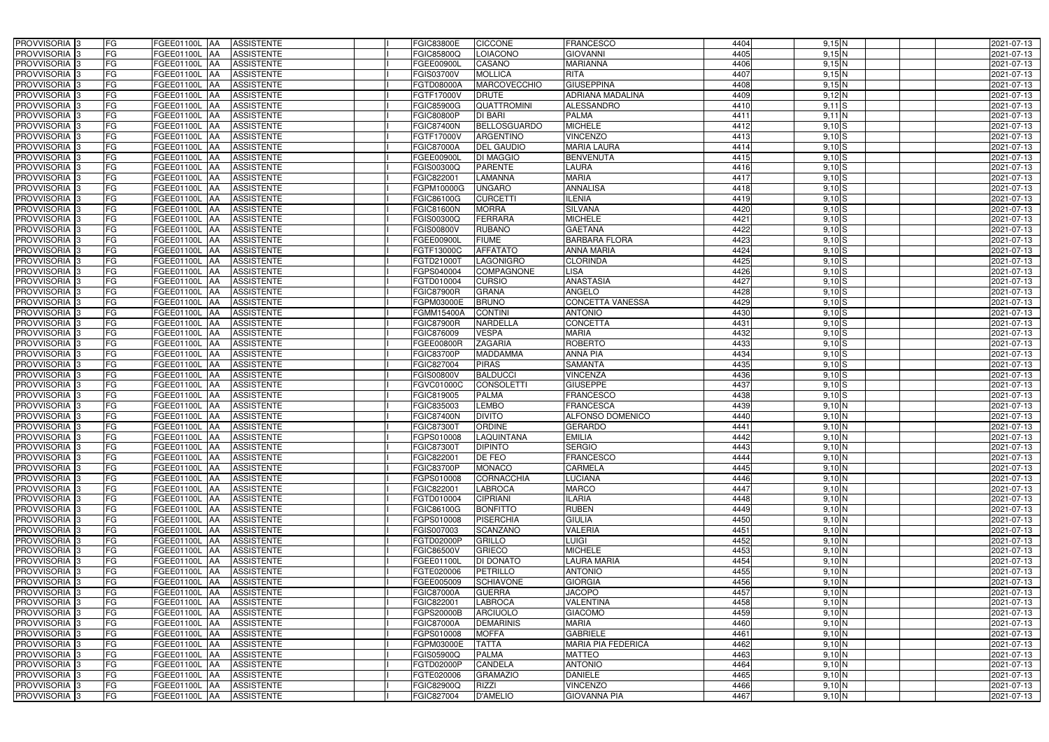| PROVVISORIA | 3 | FG | FGEE01100L | AA | ASSISTENTE | | I | FGIC83800E | CICCONE | FRANCESCO | 4404 | 9,15 | N | | | 2021-07-13 |
|---|---|---|---|---|---|---|---|---|---|---|---|---|---|---|---|---|
| PROVVISORIA | 3 | FG | FGEE01100L | AA | ASSISTENTE | | I | FGIC85800Q | LOIACONO | GIOVANNI | 4405 | 9,15 | N | | | 2021-07-13 |
| PROVVISORIA | 3 | FG | FGEE01100L | AA | ASSISTENTE | | I | FGEE00900L | CASANO | MARIANNA | 4406 | 9,15 | N | | | 2021-07-13 |
| PROVVISORIA | 3 | FG | FGEE01100L | AA | ASSISTENTE | | I | FGIS03700V | MOLLICA | RITA | 4407 | 9,15 | N | | | 2021-07-13 |
| PROVVISORIA | 3 | FG | FGEE01100L | AA | ASSISTENTE | | I | FGTD08000A | MARCOVECCHIO | GIUSEPPINA | 4408 | 9,15 | N | | | 2021-07-13 |
| PROVVISORIA | 3 | FG | FGEE01100L | AA | ASSISTENTE | | I | FGTF17000V | DRUTE | ADRIANA MADALINA | 4409 | 9,12 | N | | | 2021-07-13 |
| PROVVISORIA | 3 | FG | FGEE01100L | AA | ASSISTENTE | | I | FGIC85900G | QUATTROMINI | ALESSANDRO | 4410 | 9,11 | S | | | 2021-07-13 |
| PROVVISORIA | 3 | FG | FGEE01100L | AA | ASSISTENTE | | I | FGIC80800P | DI BARI | PALMA | 4411 | 9,11 | N | | | 2021-07-13 |
| PROVVISORIA | 3 | FG | FGEE01100L | AA | ASSISTENTE | | I | FGIC87400N | BELLOSGUARDO | MICHELE | 4412 | 9,10 | S | | | 2021-07-13 |
| PROVVISORIA | 3 | FG | FGEE01100L | AA | ASSISTENTE | | I | FGTF17000V | ARGENTINO | VINCENZO | 4413 | 9,10 | S | | | 2021-07-13 |
| PROVVISORIA | 3 | FG | FGEE01100L | AA | ASSISTENTE | | I | FGIC87000A | DEL GAUDIO | MARIA LAURA | 4414 | 9,10 | S | | | 2021-07-13 |
| PROVVISORIA | 3 | FG | FGEE01100L | AA | ASSISTENTE | | I | FGEE00900L | DI MAGGIO | BENVENUTA | 4415 | 9,10 | S | | | 2021-07-13 |
| PROVVISORIA | 3 | FG | FGEE01100L | AA | ASSISTENTE | | I | FGIS00300Q | PARENTE | LAURA | 4416 | 9,10 | S | | | 2021-07-13 |
| PROVVISORIA | 3 | FG | FGEE01100L | AA | ASSISTENTE | | I | FGIC822001 | LAMANNA | MARIA | 4417 | 9,10 | S | | | 2021-07-13 |
| PROVVISORIA | 3 | FG | FGEE01100L | AA | ASSISTENTE | | I | FGPM10000G | UNGARO | ANNALISA | 4418 | 9,10 | S | | | 2021-07-13 |
| PROVVISORIA | 3 | FG | FGEE01100L | AA | ASSISTENTE | | I | FGIC86100G | CURCETTI | ILENIA | 4419 | 9,10 | S | | | 2021-07-13 |
| PROVVISORIA | 3 | FG | FGEE01100L | AA | ASSISTENTE | | I | FGIC81600N | MORRA | SILVANA | 4420 | 9,10 | S | | | 2021-07-13 |
| PROVVISORIA | 3 | FG | FGEE01100L | AA | ASSISTENTE | | I | FGIS00300Q | FERRARA | MICHELE | 4421 | 9,10 | S | | | 2021-07-13 |
| PROVVISORIA | 3 | FG | FGEE01100L | AA | ASSISTENTE | | I | FGIS00800V | RUBANO | GAETANA | 4422 | 9,10 | S | | | 2021-07-13 |
| PROVVISORIA | 3 | FG | FGEE01100L | AA | ASSISTENTE | | I | FGEE00900L | FIUME | BARBARA FLORA | 4423 | 9,10 | S | | | 2021-07-13 |
| PROVVISORIA | 3 | FG | FGEE01100L | AA | ASSISTENTE | | I | FGTF13000C | AFFATATO | ANNA MARIA | 4424 | 9,10 | S | | | 2021-07-13 |
| PROVVISORIA | 3 | FG | FGEE01100L | AA | ASSISTENTE | | I | FGTD21000T | LAGONIGRO | CLORINDA | 4425 | 9,10 | S | | | 2021-07-13 |
| PROVVISORIA | 3 | FG | FGEE01100L | AA | ASSISTENTE | | I | FGPS040004 | COMPAGNONE | LISA | 4426 | 9,10 | S | | | 2021-07-13 |
| PROVVISORIA | 3 | FG | FGEE01100L | AA | ASSISTENTE | | I | FGTD010004 | CURSIO | ANASTASIA | 4427 | 9,10 | S | | | 2021-07-13 |
| PROVVISORIA | 3 | FG | FGEE01100L | AA | ASSISTENTE | | I | FGIC87900R | GRANA | ANGELO | 4428 | 9,10 | S | | | 2021-07-13 |
| PROVVISORIA | 3 | FG | FGEE01100L | AA | ASSISTENTE | | I | FGPM03000E | BRUNO | CONCETTA VANESSA | 4429 | 9,10 | S | | | 2021-07-13 |
| PROVVISORIA | 3 | FG | FGEE01100L | AA | ASSISTENTE | | I | FGMM15400A | CONTINI | ANTONIO | 4430 | 9,10 | S | | | 2021-07-13 |
| PROVVISORIA | 3 | FG | FGEE01100L | AA | ASSISTENTE | | I | FGIC87900R | NARDELLA | CONCETTA | 4431 | 9,10 | S | | | 2021-07-13 |
| PROVVISORIA | 3 | FG | FGEE01100L | AA | ASSISTENTE | | I | FGIC876009 | VESPA | MARIA | 4432 | 9,10 | S | | | 2021-07-13 |
| PROVVISORIA | 3 | FG | FGEE01100L | AA | ASSISTENTE | | I | FGEE00800R | ZAGARIA | ROBERTO | 4433 | 9,10 | S | | | 2021-07-13 |
| PROVVISORIA | 3 | FG | FGEE01100L | AA | ASSISTENTE | | I | FGIC83700P | MADDAMMA | ANNA PIA | 4434 | 9,10 | S | | | 2021-07-13 |
| PROVVISORIA | 3 | FG | FGEE01100L | AA | ASSISTENTE | | I | FGIC827004 | PIRAS | SAMANTA | 4435 | 9,10 | S | | | 2021-07-13 |
| PROVVISORIA | 3 | FG | FGEE01100L | AA | ASSISTENTE | | I | FGIS00800V | BALDUCCI | VINCENZA | 4436 | 9,10 | S | | | 2021-07-13 |
| PROVVISORIA | 3 | FG | FGEE01100L | AA | ASSISTENTE | | I | FGVC01000C | CONSOLETTI | GIUSEPPE | 4437 | 9,10 | S | | | 2021-07-13 |
| PROVVISORIA | 3 | FG | FGEE01100L | AA | ASSISTENTE | | I | FGIC819005 | PALMA | FRANCESCO | 4438 | 9,10 | S | | | 2021-07-13 |
| PROVVISORIA | 3 | FG | FGEE01100L | AA | ASSISTENTE | | I | FGIC835003 | LEMBO | FRANCESCA | 4439 | 9,10 | N | | | 2021-07-13 |
| PROVVISORIA | 3 | FG | FGEE01100L | AA | ASSISTENTE | | I | FGIC87400N | DIVITO | ALFONSO DOMENICO | 4440 | 9,10 | N | | | 2021-07-13 |
| PROVVISORIA | 3 | FG | FGEE01100L | AA | ASSISTENTE | | I | FGIC87300T | ORDINE | GERARDO | 4441 | 9,10 | N | | | 2021-07-13 |
| PROVVISORIA | 3 | FG | FGEE01100L | AA | ASSISTENTE | | I | FGPS010008 | LAQUINTANA | EMILIA | 4442 | 9,10 | N | | | 2021-07-13 |
| PROVVISORIA | 3 | FG | FGEE01100L | AA | ASSISTENTE | | I | FGIC87300T | DIPINTO | SERGIO | 4443 | 9,10 | N | | | 2021-07-13 |
| PROVVISORIA | 3 | FG | FGEE01100L | AA | ASSISTENTE | | I | FGIC822001 | DE FEO | FRANCESCO | 4444 | 9,10 | N | | | 2021-07-13 |
| PROVVISORIA | 3 | FG | FGEE01100L | AA | ASSISTENTE | | I | FGIC83700P | MONACO | CARMELA | 4445 | 9,10 | N | | | 2021-07-13 |
| PROVVISORIA | 3 | FG | FGEE01100L | AA | ASSISTENTE | | I | FGPS010008 | CORNACCHIA | LUCIANA | 4446 | 9,10 | N | | | 2021-07-13 |
| PROVVISORIA | 3 | FG | FGEE01100L | AA | ASSISTENTE | | I | FGIC822001 | LABROCA | MARCO | 4447 | 9,10 | N | | | 2021-07-13 |
| PROVVISORIA | 3 | FG | FGEE01100L | AA | ASSISTENTE | | I | FGTD010004 | CIPRIANI | ILARIA | 4448 | 9,10 | N | | | 2021-07-13 |
| PROVVISORIA | 3 | FG | FGEE01100L | AA | ASSISTENTE | | I | FGIC86100G | BONFITTO | RUBEN | 4449 | 9,10 | N | | | 2021-07-13 |
| PROVVISORIA | 3 | FG | FGEE01100L | AA | ASSISTENTE | | I | FGPS010008 | PISERCHIA | GIULIA | 4450 | 9,10 | N | | | 2021-07-13 |
| PROVVISORIA | 3 | FG | FGEE01100L | AA | ASSISTENTE | | I | FGIS007003 | SCANZANO | VALERIA | 4451 | 9,10 | N | | | 2021-07-13 |
| PROVVISORIA | 3 | FG | FGEE01100L | AA | ASSISTENTE | | I | FGTD02000P | GRILLO | LUIGI | 4452 | 9,10 | N | | | 2021-07-13 |
| PROVVISORIA | 3 | FG | FGEE01100L | AA | ASSISTENTE | | I | FGIC86500V | GRIECO | MICHELE | 4453 | 9,10 | N | | | 2021-07-13 |
| PROVVISORIA | 3 | FG | FGEE01100L | AA | ASSISTENTE | | I | FGEE01100L | DI DONATO | LAURA MARIA | 4454 | 9,10 | N | | | 2021-07-13 |
| PROVVISORIA | 3 | FG | FGEE01100L | AA | ASSISTENTE | | I | FGTE020006 | PETRILLO | ANTONIO | 4455 | 9,10 | N | | | 2021-07-13 |
| PROVVISORIA | 3 | FG | FGEE01100L | AA | ASSISTENTE | | I | FGEE005009 | SCHIAVONE | GIORGIA | 4456 | 9,10 | N | | | 2021-07-13 |
| PROVVISORIA | 3 | FG | FGEE01100L | AA | ASSISTENTE | | I | FGIC87000A | GUERRA | JACOPO | 4457 | 9,10 | N | | | 2021-07-13 |
| PROVVISORIA | 3 | FG | FGEE01100L | AA | ASSISTENTE | | I | FGIC822001 | LABROCA | VALENTINA | 4458 | 9,10 | N | | | 2021-07-13 |
| PROVVISORIA | 3 | FG | FGEE01100L | AA | ASSISTENTE | | I | FGPS20000B | ARCIUOLO | GIACOMO | 4459 | 9,10 | N | | | 2021-07-13 |
| PROVVISORIA | 3 | FG | FGEE01100L | AA | ASSISTENTE | | I | FGIC87000A | DEMARINIS | MARIA | 4460 | 9,10 | N | | | 2021-07-13 |
| PROVVISORIA | 3 | FG | FGEE01100L | AA | ASSISTENTE | | I | FGPS010008 | MOFFA | GABRIELE | 4461 | 9,10 | N | | | 2021-07-13 |
| PROVVISORIA | 3 | FG | FGEE01100L | AA | ASSISTENTE | | I | FGPM03000E | TATTA | MARIA PIA FEDERICA | 4462 | 9,10 | N | | | 2021-07-13 |
| PROVVISORIA | 3 | FG | FGEE01100L | AA | ASSISTENTE | | I | FGIS05900Q | PALMA | MATTEO | 4463 | 9,10 | N | | | 2021-07-13 |
| PROVVISORIA | 3 | FG | FGEE01100L | AA | ASSISTENTE | | I | FGTD02000P | CANDELA | ANTONIO | 4464 | 9,10 | N | | | 2021-07-13 |
| PROVVISORIA | 3 | FG | FGEE01100L | AA | ASSISTENTE | | I | FGTE020006 | GRAMAZIO | DANIELE | 4465 | 9,10 | N | | | 2021-07-13 |
| PROVVISORIA | 3 | FG | FGEE01100L | AA | ASSISTENTE | | I | FGIC82900Q | RIZZI | VINCENZO | 4466 | 9,10 | N | | | 2021-07-13 |
| PROVVISORIA | 3 | FG | FGEE01100L | AA | ASSISTENTE | | I | FGIC827004 | D'AMELIO | GIOVANNA PIA | 4467 | 9,10 | N | | | 2021-07-13 |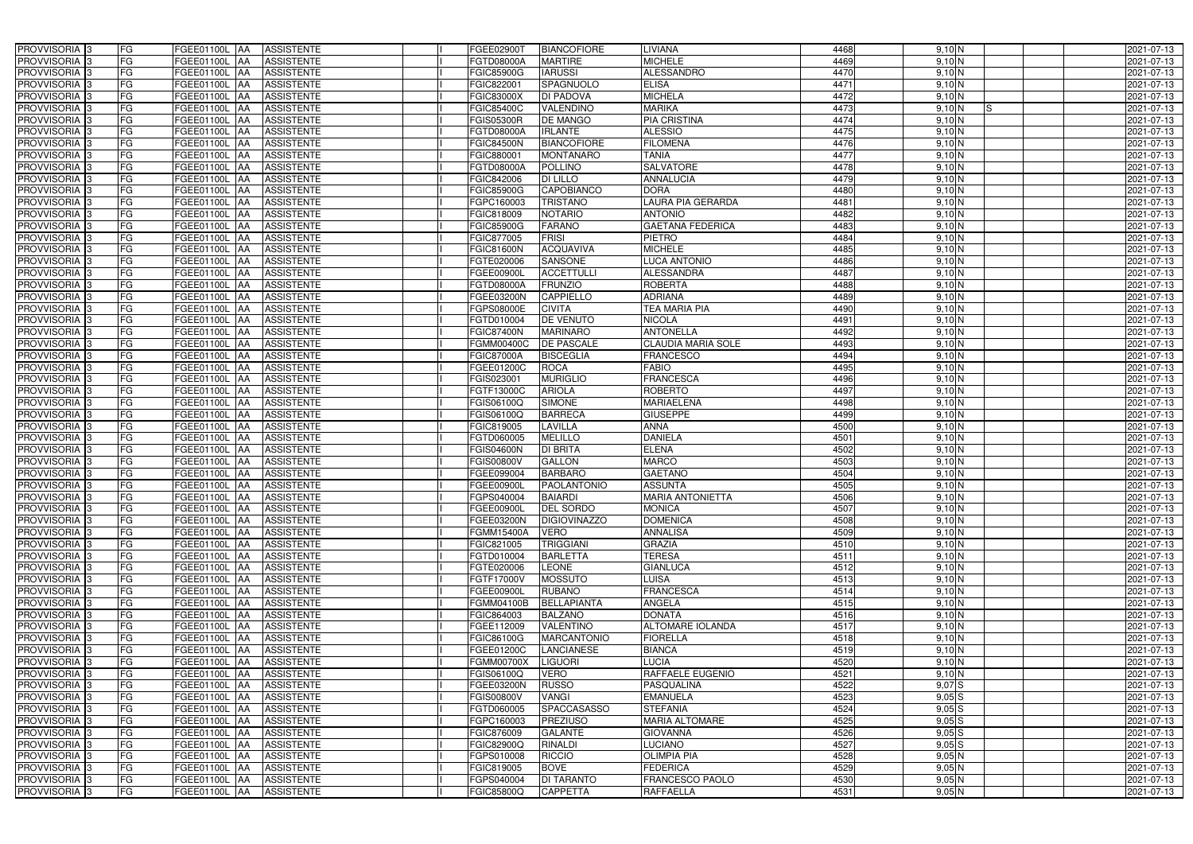| PROVVISORIA | 3 | FG | FGEE01100L | AA | ASSISTENTE | | I | FGEE02900T | BIANCOFIORE | LIVIANA | 4468 | 9,10 | N | | | 2021-07-13 |
|---|---|---|---|---|---|---|---|---|---|---|---|---|---|---|---|---|
| PROVVISORIA | 3 | FG | FGEE01100L | AA | ASSISTENTE | | I | FGTD08000A | MARTIRE | MICHELE | 4469 | 9,10 | N | | | 2021-07-13 |
| PROVVISORIA | 3 | FG | FGEE01100L | AA | ASSISTENTE | | I | FGIC85900G | IARUSSI | ALESSANDRO | 4470 | 9,10 | N | | | 2021-07-13 |
| PROVVISORIA | 3 | FG | FGEE01100L | AA | ASSISTENTE | | I | FGIC822001 | SPAGNUOLO | ELISA | 4471 | 9,10 | N | | | 2021-07-13 |
| PROVVISORIA | 3 | FG | FGEE01100L | AA | ASSISTENTE | | I | FGIC83000X | DI PADOVA | MICHELA | 4472 | 9,10 | N | | | 2021-07-13 |
| PROVVISORIA | 3 | FG | FGEE01100L | AA | ASSISTENTE | | I | FGIC85400C | VALENDINO | MARIKA | 4473 | 9,10 | N | S | | 2021-07-13 |
| PROVVISORIA | 3 | FG | FGEE01100L | AA | ASSISTENTE | | I | FGIS05300R | DE MANGO | PIA CRISTINA | 4474 | 9,10 | N | | | 2021-07-13 |
| PROVVISORIA | 3 | FG | FGEE01100L | AA | ASSISTENTE | | I | FGTD08000A | IRLANTE | ALESSIO | 4475 | 9,10 | N | | | 2021-07-13 |
| PROVVISORIA | 3 | FG | FGEE01100L | AA | ASSISTENTE | | I | FGIC84500N | BIANCOFIORE | FILOMENA | 4476 | 9,10 | N | | | 2021-07-13 |
| PROVVISORIA | 3 | FG | FGEE01100L | AA | ASSISTENTE | | I | FGIC880001 | MONTANARO | TANIA | 4477 | 9,10 | N | | | 2021-07-13 |
| PROVVISORIA | 3 | FG | FGEE01100L | AA | ASSISTENTE | | I | FGTD08000A | POLLINO | SALVATORE | 4478 | 9,10 | N | | | 2021-07-13 |
| PROVVISORIA | 3 | FG | FGEE01100L | AA | ASSISTENTE | | I | FGIC842006 | DI LILLO | ANNALUCIA | 4479 | 9,10 | N | | | 2021-07-13 |
| PROVVISORIA | 3 | FG | FGEE01100L | AA | ASSISTENTE | | I | FGIC85900G | CAPOBIANCO | DORA | 4480 | 9,10 | N | | | 2021-07-13 |
| PROVVISORIA | 3 | FG | FGEE01100L | AA | ASSISTENTE | | I | FGPC160003 | TRISTANO | LAURA PIA GERARDA | 4481 | 9,10 | N | | | 2021-07-13 |
| PROVVISORIA | 3 | FG | FGEE01100L | AA | ASSISTENTE | | I | FGIC818009 | NOTARIO | ANTONIO | 4482 | 9,10 | N | | | 2021-07-13 |
| PROVVISORIA | 3 | FG | FGEE01100L | AA | ASSISTENTE | | I | FGIC85900G | FARANO | GAETANA FEDERICA | 4483 | 9,10 | N | | | 2021-07-13 |
| PROVVISORIA | 3 | FG | FGEE01100L | AA | ASSISTENTE | | I | FGIC877005 | FRISI | PIETRO | 4484 | 9,10 | N | | | 2021-07-13 |
| PROVVISORIA | 3 | FG | FGEE01100L | AA | ASSISTENTE | | I | FGIC81600N | ACQUAVIVA | MICHELE | 4485 | 9,10 | N | | | 2021-07-13 |
| PROVVISORIA | 3 | FG | FGEE01100L | AA | ASSISTENTE | | I | FGTE020006 | SANSONE | LUCA ANTONIO | 4486 | 9,10 | N | | | 2021-07-13 |
| PROVVISORIA | 3 | FG | FGEE01100L | AA | ASSISTENTE | | I | FGEE00900L | ACCETTULLI | ALESSANDRA | 4487 | 9,10 | N | | | 2021-07-13 |
| PROVVISORIA | 3 | FG | FGEE01100L | AA | ASSISTENTE | | I | FGTD08000A | FRUNZIO | ROBERTA | 4488 | 9,10 | N | | | 2021-07-13 |
| PROVVISORIA | 3 | FG | FGEE01100L | AA | ASSISTENTE | | I | FGEE03200N | CAPPIELLO | ADRIANA | 4489 | 9,10 | N | | | 2021-07-13 |
| PROVVISORIA | 3 | FG | FGEE01100L | AA | ASSISTENTE | | I | FGPS08000E | CIVITA | TEA MARIA PIA | 4490 | 9,10 | N | | | 2021-07-13 |
| PROVVISORIA | 3 | FG | FGEE01100L | AA | ASSISTENTE | | I | FGTD010004 | DE VENUTO | NICOLA | 4491 | 9,10 | N | | | 2021-07-13 |
| PROVVISORIA | 3 | FG | FGEE01100L | AA | ASSISTENTE | | I | FGIC87400N | MARINARO | ANTONELLA | 4492 | 9,10 | N | | | 2021-07-13 |
| PROVVISORIA | 3 | FG | FGEE01100L | AA | ASSISTENTE | | I | FGMM00400C | DE PASCALE | CLAUDIA MARIA SOLE | 4493 | 9,10 | N | | | 2021-07-13 |
| PROVVISORIA | 3 | FG | FGEE01100L | AA | ASSISTENTE | | I | FGIC87000A | BISCEGLIA | FRANCESCO | 4494 | 9,10 | N | | | 2021-07-13 |
| PROVVISORIA | 3 | FG | FGEE01100L | AA | ASSISTENTE | | I | FGEE01200C | ROCA | FABIO | 4495 | 9,10 | N | | | 2021-07-13 |
| PROVVISORIA | 3 | FG | FGEE01100L | AA | ASSISTENTE | | I | FGIS023001 | MURIGLIO | FRANCESCA | 4496 | 9,10 | N | | | 2021-07-13 |
| PROVVISORIA | 3 | FG | FGEE01100L | AA | ASSISTENTE | | I | FGTF13000C | ARIOLA | ROBERTO | 4497 | 9,10 | N | | | 2021-07-13 |
| PROVVISORIA | 3 | FG | FGEE01100L | AA | ASSISTENTE | | I | FGIS06100Q | SIMONE | MARIAELENA | 4498 | 9,10 | N | | | 2021-07-13 |
| PROVVISORIA | 3 | FG | FGEE01100L | AA | ASSISTENTE | | I | FGIS06100Q | BARRECA | GIUSEPPE | 4499 | 9,10 | N | | | 2021-07-13 |
| PROVVISORIA | 3 | FG | FGEE01100L | AA | ASSISTENTE | | I | FGIC819005 | LAVILLA | ANNA | 4500 | 9,10 | N | | | 2021-07-13 |
| PROVVISORIA | 3 | FG | FGEE01100L | AA | ASSISTENTE | | I | FGTD060005 | MELILLO | DANIELA | 4501 | 9,10 | N | | | 2021-07-13 |
| PROVVISORIA | 3 | FG | FGEE01100L | AA | ASSISTENTE | | I | FGIS04600N | DI BRITA | ELENA | 4502 | 9,10 | N | | | 2021-07-13 |
| PROVVISORIA | 3 | FG | FGEE01100L | AA | ASSISTENTE | | I | FGIS00800V | GALLON | MARCO | 4503 | 9,10 | N | | | 2021-07-13 |
| PROVVISORIA | 3 | FG | FGEE01100L | AA | ASSISTENTE | | I | FGEE099004 | BARBARO | GAETANO | 4504 | 9,10 | N | | | 2021-07-13 |
| PROVVISORIA | 3 | FG | FGEE01100L | AA | ASSISTENTE | | I | FGEE00900L | PAOLANTONIO | ASSUNTA | 4505 | 9,10 | N | | | 2021-07-13 |
| PROVVISORIA | 3 | FG | FGEE01100L | AA | ASSISTENTE | | I | FGPS040004 | BAIARDI | MARIA ANTONIETTA | 4506 | 9,10 | N | | | 2021-07-13 |
| PROVVISORIA | 3 | FG | FGEE01100L | AA | ASSISTENTE | | I | FGEE00900L | DEL SORDO | MONICA | 4507 | 9,10 | N | | | 2021-07-13 |
| PROVVISORIA | 3 | FG | FGEE01100L | AA | ASSISTENTE | | I | FGEE03200N | DIGIOVINAZZO | DOMENICA | 4508 | 9,10 | N | | | 2021-07-13 |
| PROVVISORIA | 3 | FG | FGEE01100L | AA | ASSISTENTE | | I | FGMM15400A | VERO | ANNALISA | 4509 | 9,10 | N | | | 2021-07-13 |
| PROVVISORIA | 3 | FG | FGEE01100L | AA | ASSISTENTE | | I | FGIC821005 | TRIGGIANI | GRAZIA | 4510 | 9,10 | N | | | 2021-07-13 |
| PROVVISORIA | 3 | FG | FGEE01100L | AA | ASSISTENTE | | I | FGTD010004 | BARLETTA | TERESA | 4511 | 9,10 | N | | | 2021-07-13 |
| PROVVISORIA | 3 | FG | FGEE01100L | AA | ASSISTENTE | | I | FGTE020006 | LEONE | GIANLUCA | 4512 | 9,10 | N | | | 2021-07-13 |
| PROVVISORIA | 3 | FG | FGEE01100L | AA | ASSISTENTE | | I | FGTF17000V | MOSSUTO | LUISA | 4513 | 9,10 | N | | | 2021-07-13 |
| PROVVISORIA | 3 | FG | FGEE01100L | AA | ASSISTENTE | | I | FGEE00900L | RUBANO | FRANCESCA | 4514 | 9,10 | N | | | 2021-07-13 |
| PROVVISORIA | 3 | FG | FGEE01100L | AA | ASSISTENTE | | I | FGMM04100B | BELLAPIANTA | ANGELA | 4515 | 9,10 | N | | | 2021-07-13 |
| PROVVISORIA | 3 | FG | FGEE01100L | AA | ASSISTENTE | | I | FGIC864003 | BALZANO | DONATA | 4516 | 9,10 | N | | | 2021-07-13 |
| PROVVISORIA | 3 | FG | FGEE01100L | AA | ASSISTENTE | | I | FGEE112009 | VALENTINO | ALTOMARE IOLANDA | 4517 | 9,10 | N | | | 2021-07-13 |
| PROVVISORIA | 3 | FG | FGEE01100L | AA | ASSISTENTE | | I | FGIC86100G | MARCANTONIO | FIORELLA | 4518 | 9,10 | N | | | 2021-07-13 |
| PROVVISORIA | 3 | FG | FGEE01100L | AA | ASSISTENTE | | I | FGEE01200C | LANCIANESE | BIANCA | 4519 | 9,10 | N | | | 2021-07-13 |
| PROVVISORIA | 3 | FG | FGEE01100L | AA | ASSISTENTE | | I | FGMM00700X | LIGUORI | LUCIA | 4520 | 9,10 | N | | | 2021-07-13 |
| PROVVISORIA | 3 | FG | FGEE01100L | AA | ASSISTENTE | | I | FGIS06100Q | VERO | RAFFAELE EUGENIO | 4521 | 9,10 | N | | | 2021-07-13 |
| PROVVISORIA | 3 | FG | FGEE01100L | AA | ASSISTENTE | | I | FGEE03200N | RUSSO | PASQUALINA | 4522 | 9,07 | S | | | 2021-07-13 |
| PROVVISORIA | 3 | FG | FGEE01100L | AA | ASSISTENTE | | I | FGIS00800V | VANGI | EMANUELA | 4523 | 9,05 | S | | | 2021-07-13 |
| PROVVISORIA | 3 | FG | FGEE01100L | AA | ASSISTENTE | | I | FGTD060005 | SPACCASASSO | STEFANIA | 4524 | 9,05 | S | | | 2021-07-13 |
| PROVVISORIA | 3 | FG | FGEE01100L | AA | ASSISTENTE | | I | FGPC160003 | PREZIUSO | MARIA ALTOMARE | 4525 | 9,05 | S | | | 2021-07-13 |
| PROVVISORIA | 3 | FG | FGEE01100L | AA | ASSISTENTE | | I | FGIC876009 | GALANTE | GIOVANNA | 4526 | 9,05 | S | | | 2021-07-13 |
| PROVVISORIA | 3 | FG | FGEE01100L | AA | ASSISTENTE | | I | FGIC82900Q | RINALDI | LUCIANO | 4527 | 9,05 | S | | | 2021-07-13 |
| PROVVISORIA | 3 | FG | FGEE01100L | AA | ASSISTENTE | | I | FGPS010008 | RICCIO | OLIMPIA PIA | 4528 | 9,05 | N | | | 2021-07-13 |
| PROVVISORIA | 3 | FG | FGEE01100L | AA | ASSISTENTE | | I | FGIC819005 | BOVE | FEDERICA | 4529 | 9,05 | N | | | 2021-07-13 |
| PROVVISORIA | 3 | FG | FGEE01100L | AA | ASSISTENTE | | I | FGPS040004 | DI TARANTO | FRANCESCO PAOLO | 4530 | 9,05 | N | | | 2021-07-13 |
| PROVVISORIA | 3 | FG | FGEE01100L | AA | ASSISTENTE | | I | FGIC85800Q | CAPPETTA | RAFFAELLA | 4531 | 9,05 | N | | | 2021-07-13 |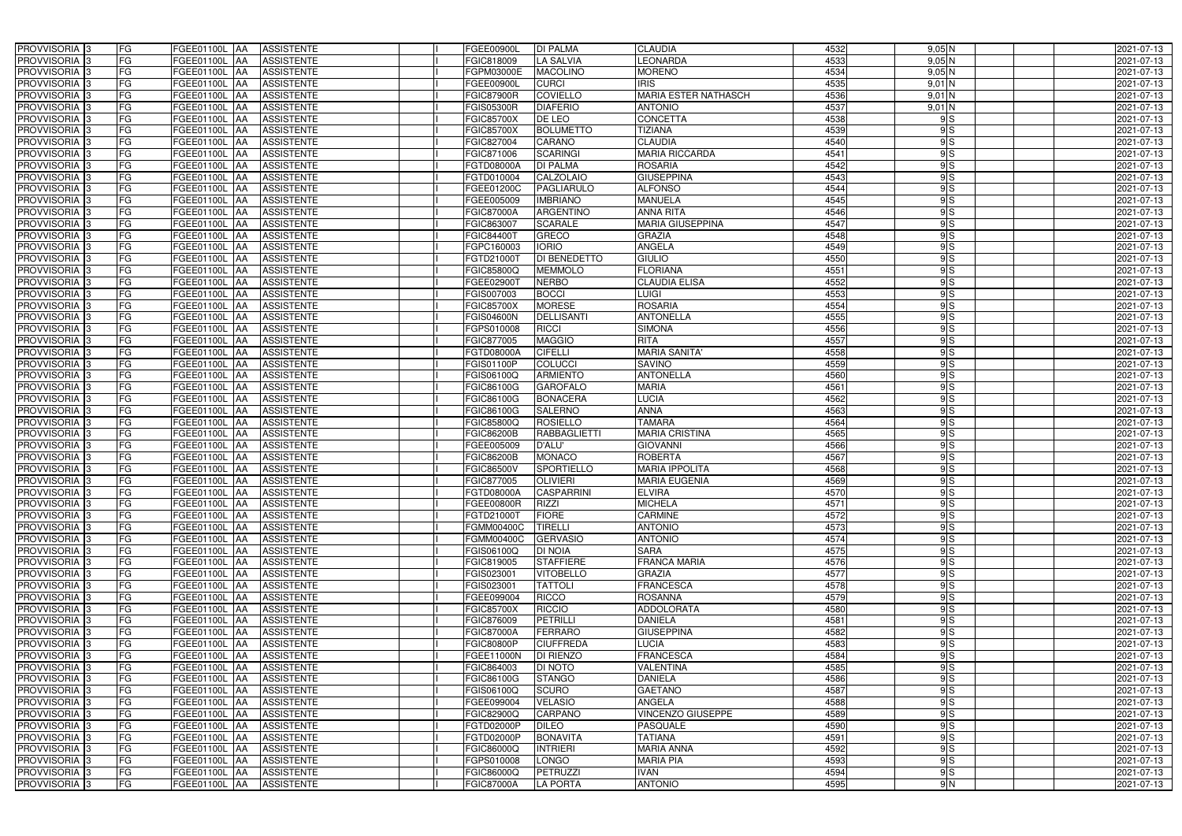| | | | | | | | | | | | | | | | |
|---|---|---|---|---|---|---|---|---|---|---|---|---|---|---|---|
| PROVVISORIA | 3 | FG | FGEE01100L | AA | ASSISTENTE | | I | FGEE00900L | DI PALMA | CLAUDIA | 4532 | 9,05 | N | | 2021-07-13 |
| PROVVISORIA | 3 | FG | FGEE01100L | AA | ASSISTENTE | | I | FGIC818009 | LA SALVIA | LEONARDA | 4533 | 9,05 | N | | 2021-07-13 |
| PROVVISORIA | 3 | FG | FGEE01100L | AA | ASSISTENTE | | I | FGPM03000E | MACOLINO | MORENO | 4534 | 9,05 | N | | 2021-07-13 |
| PROVVISORIA | 3 | FG | FGEE01100L | AA | ASSISTENTE | | I | FGEE00900L | CURCI | IRIS | 4535 | 9,01 | N | | 2021-07-13 |
| PROVVISORIA | 3 | FG | FGEE01100L | AA | ASSISTENTE | | I | FGIC87900R | COVIELLO | MARIA ESTER NATHASCH | 4536 | 9,01 | N | | 2021-07-13 |
| PROVVISORIA | 3 | FG | FGEE01100L | AA | ASSISTENTE | | I | FGIS05300R | DIAFERIO | ANTONIO | 4537 | 9,01 | N | | 2021-07-13 |
| PROVVISORIA | 3 | FG | FGEE01100L | AA | ASSISTENTE | | I | FGIC85700X | DE LEO | CONCETTA | 4538 | 9 | S | | 2021-07-13 |
| PROVVISORIA | 3 | FG | FGEE01100L | AA | ASSISTENTE | | I | FGIC85700X | BOLUMETTO | TIZIANA | 4539 | 9 | S | | 2021-07-13 |
| PROVVISORIA | 3 | FG | FGEE01100L | AA | ASSISTENTE | | I | FGIC827004 | CARANO | CLAUDIA | 4540 | 9 | S | | 2021-07-13 |
| PROVVISORIA | 3 | FG | FGEE01100L | AA | ASSISTENTE | | I | FGIC871006 | SCARINGI | MARIA RICCARDA | 4541 | 9 | S | | 2021-07-13 |
| PROVVISORIA | 3 | FG | FGEE01100L | AA | ASSISTENTE | | I | FGTD08000A | DI PALMA | ROSARIA | 4542 | 9 | S | | 2021-07-13 |
| PROVVISORIA | 3 | FG | FGEE01100L | AA | ASSISTENTE | | I | FGTD010004 | CALZOLAIO | GIUSEPPINA | 4543 | 9 | S | | 2021-07-13 |
| PROVVISORIA | 3 | FG | FGEE01100L | AA | ASSISTENTE | | I | FGEE01200C | PAGLIARULO | ALFONSO | 4544 | 9 | S | | 2021-07-13 |
| PROVVISORIA | 3 | FG | FGEE01100L | AA | ASSISTENTE | | I | FGEE005009 | IMBRIANO | MANUELA | 4545 | 9 | S | | 2021-07-13 |
| PROVVISORIA | 3 | FG | FGEE01100L | AA | ASSISTENTE | | I | FGIC87000A | ARGENTINO | ANNA RITA | 4546 | 9 | S | | 2021-07-13 |
| PROVVISORIA | 3 | FG | FGEE01100L | AA | ASSISTENTE | | I | FGIC863007 | SCARALE | MARIA GIUSEPPINA | 4547 | 9 | S | | 2021-07-13 |
| PROVVISORIA | 3 | FG | FGEE01100L | AA | ASSISTENTE | | I | FGIC84400T | GRECO | GRAZIA | 4548 | 9 | S | | 2021-07-13 |
| PROVVISORIA | 3 | FG | FGEE01100L | AA | ASSISTENTE | | I | FGPC160003 | IORIO | ANGELA | 4549 | 9 | S | | 2021-07-13 |
| PROVVISORIA | 3 | FG | FGEE01100L | AA | ASSISTENTE | | I | FGTD21000T | DI BENEDETTO | GIULIO | 4550 | 9 | S | | 2021-07-13 |
| PROVVISORIA | 3 | FG | FGEE01100L | AA | ASSISTENTE | | I | FGIC85800Q | MEMMOLO | FLORIANA | 4551 | 9 | S | | 2021-07-13 |
| PROVVISORIA | 3 | FG | FGEE01100L | AA | ASSISTENTE | | I | FGEE02900T | NERBO | CLAUDIA ELISA | 4552 | 9 | S | | 2021-07-13 |
| PROVVISORIA | 3 | FG | FGEE01100L | AA | ASSISTENTE | | I | FGIS007003 | BOCCI | LUIGI | 4553 | 9 | S | | 2021-07-13 |
| PROVVISORIA | 3 | FG | FGEE01100L | AA | ASSISTENTE | | I | FGIC85700X | MORESE | ROSARIA | 4554 | 9 | S | | 2021-07-13 |
| PROVVISORIA | 3 | FG | FGEE01100L | AA | ASSISTENTE | | I | FGIS04600N | DELLISANTI | ANTONELLA | 4555 | 9 | S | | 2021-07-13 |
| PROVVISORIA | 3 | FG | FGEE01100L | AA | ASSISTENTE | | I | FGPS010008 | RICCI | SIMONA | 4556 | 9 | S | | 2021-07-13 |
| PROVVISORIA | 3 | FG | FGEE01100L | AA | ASSISTENTE | | I | FGIC877005 | MAGGIO | RITA | 4557 | 9 | S | | 2021-07-13 |
| PROVVISORIA | 3 | FG | FGEE01100L | AA | ASSISTENTE | | I | FGTD08000A | CIFELLI | MARIA SANITA' | 4558 | 9 | S | | 2021-07-13 |
| PROVVISORIA | 3 | FG | FGEE01100L | AA | ASSISTENTE | | I | FGIS01100P | COLUCCI | SAVINO | 4559 | 9 | S | | 2021-07-13 |
| PROVVISORIA | 3 | FG | FGEE01100L | AA | ASSISTENTE | | I | FGIS06100Q | ARMIENTO | ANTONELLA | 4560 | 9 | S | | 2021-07-13 |
| PROVVISORIA | 3 | FG | FGEE01100L | AA | ASSISTENTE | | I | FGIC86100G | GAROFALO | MARIA | 4561 | 9 | S | | 2021-07-13 |
| PROVVISORIA | 3 | FG | FGEE01100L | AA | ASSISTENTE | | I | FGIC86100G | BONACERA | LUCIA | 4562 | 9 | S | | 2021-07-13 |
| PROVVISORIA | 3 | FG | FGEE01100L | AA | ASSISTENTE | | I | FGIC86100G | SALERNO | ANNA | 4563 | 9 | S | | 2021-07-13 |
| PROVVISORIA | 3 | FG | FGEE01100L | AA | ASSISTENTE | | I | FGIC85800Q | ROSIELLO | TAMARA | 4564 | 9 | S | | 2021-07-13 |
| PROVVISORIA | 3 | FG | FGEE01100L | AA | ASSISTENTE | | I | FGIC86200B | RABBAGLIETTI | MARIA CRISTINA | 4565 | 9 | S | | 2021-07-13 |
| PROVVISORIA | 3 | FG | FGEE01100L | AA | ASSISTENTE | | I | FGEE005009 | D'ALU' | GIOVANNI | 4566 | 9 | S | | 2021-07-13 |
| PROVVISORIA | 3 | FG | FGEE01100L | AA | ASSISTENTE | | I | FGIC86200B | MONACO | ROBERTA | 4567 | 9 | S | | 2021-07-13 |
| PROVVISORIA | 3 | FG | FGEE01100L | AA | ASSISTENTE | | I | FGIC86500V | SPORTIELLO | MARIA IPPOLITA | 4568 | 9 | S | | 2021-07-13 |
| PROVVISORIA | 3 | FG | FGEE01100L | AA | ASSISTENTE | | I | FGIC877005 | OLIVIERI | MARIA EUGENIA | 4569 | 9 | S | | 2021-07-13 |
| PROVVISORIA | 3 | FG | FGEE01100L | AA | ASSISTENTE | | I | FGTD08000A | CASPARRINI | ELVIRA | 4570 | 9 | S | | 2021-07-13 |
| PROVVISORIA | 3 | FG | FGEE01100L | AA | ASSISTENTE | | I | FGEE00800R | RIZZI | MICHELA | 4571 | 9 | S | | 2021-07-13 |
| PROVVISORIA | 3 | FG | FGEE01100L | AA | ASSISTENTE | | I | FGTD21000T | FIORE | CARMINE | 4572 | 9 | S | | 2021-07-13 |
| PROVVISORIA | 3 | FG | FGEE01100L | AA | ASSISTENTE | | I | FGMM00400C | TIRELLI | ANTONIO | 4573 | 9 | S | | 2021-07-13 |
| PROVVISORIA | 3 | FG | FGEE01100L | AA | ASSISTENTE | | I | FGMM00400C | GERVASIO | ANTONIO | 4574 | 9 | S | | 2021-07-13 |
| PROVVISORIA | 3 | FG | FGEE01100L | AA | ASSISTENTE | | I | FGIS06100Q | DI NOIA | SARA | 4575 | 9 | S | | 2021-07-13 |
| PROVVISORIA | 3 | FG | FGEE01100L | AA | ASSISTENTE | | I | FGIC819005 | STAFFIERE | FRANCA MARIA | 4576 | 9 | S | | 2021-07-13 |
| PROVVISORIA | 3 | FG | FGEE01100L | AA | ASSISTENTE | | I | FGIS023001 | VITOBELLO | GRAZIA | 4577 | 9 | S | | 2021-07-13 |
| PROVVISORIA | 3 | FG | FGEE01100L | AA | ASSISTENTE | | I | FGIS023001 | TATTOLI | FRANCESCA | 4578 | 9 | S | | 2021-07-13 |
| PROVVISORIA | 3 | FG | FGEE01100L | AA | ASSISTENTE | | I | FGEE099004 | RICCO | ROSANNA | 4579 | 9 | S | | 2021-07-13 |
| PROVVISORIA | 3 | FG | FGEE01100L | AA | ASSISTENTE | | I | FGIC85700X | RICCIO | ADDOLORATA | 4580 | 9 | S | | 2021-07-13 |
| PROVVISORIA | 3 | FG | FGEE01100L | AA | ASSISTENTE | | I | FGIC876009 | PETRILLI | DANIELA | 4581 | 9 | S | | 2021-07-13 |
| PROVVISORIA | 3 | FG | FGEE01100L | AA | ASSISTENTE | | I | FGIC87000A | FERRARO | GIUSEPPINA | 4582 | 9 | S | | 2021-07-13 |
| PROVVISORIA | 3 | FG | FGEE01100L | AA | ASSISTENTE | | I | FGIC80800P | CIUFFREDA | LUCIA | 4583 | 9 | S | | 2021-07-13 |
| PROVVISORIA | 3 | FG | FGEE01100L | AA | ASSISTENTE | | I | FGEE11000N | DI RIENZO | FRANCESCA | 4584 | 9 | S | | 2021-07-13 |
| PROVVISORIA | 3 | FG | FGEE01100L | AA | ASSISTENTE | | I | FGIC864003 | DI NOTO | VALENTINA | 4585 | 9 | S | | 2021-07-13 |
| PROVVISORIA | 3 | FG | FGEE01100L | AA | ASSISTENTE | | I | FGIC86100G | STANGO | DANIELA | 4586 | 9 | S | | 2021-07-13 |
| PROVVISORIA | 3 | FG | FGEE01100L | AA | ASSISTENTE | | I | FGIS06100Q | SCURO | GAETANO | 4587 | 9 | S | | 2021-07-13 |
| PROVVISORIA | 3 | FG | FGEE01100L | AA | ASSISTENTE | | I | FGEE099004 | VELASIO | ANGELA | 4588 | 9 | S | | 2021-07-13 |
| PROVVISORIA | 3 | FG | FGEE01100L | AA | ASSISTENTE | | I | FGIC82900Q | CARPANO | VINCENZO GIUSEPPE | 4589 | 9 | S | | 2021-07-13 |
| PROVVISORIA | 3 | FG | FGEE01100L | AA | ASSISTENTE | | I | FGTD02000P | DILEO | PASQUALE | 4590 | 9 | S | | 2021-07-13 |
| PROVVISORIA | 3 | FG | FGEE01100L | AA | ASSISTENTE | | I | FGTD02000P | BONAVITA | TATIANA | 4591 | 9 | S | | 2021-07-13 |
| PROVVISORIA | 3 | FG | FGEE01100L | AA | ASSISTENTE | | I | FGIC86000Q | INTRIERI | MARIA ANNA | 4592 | 9 | S | | 2021-07-13 |
| PROVVISORIA | 3 | FG | FGEE01100L | AA | ASSISTENTE | | I | FGPS010008 | LONGO | MARIA PIA | 4593 | 9 | S | | 2021-07-13 |
| PROVVISORIA | 3 | FG | FGEE01100L | AA | ASSISTENTE | | I | FGIC86000Q | PETRUZZI | IVAN | 4594 | 9 | S | | 2021-07-13 |
| PROVVISORIA | 3 | FG | FGEE01100L | AA | ASSISTENTE | | I | FGIC87000A | LA PORTA | ANTONIO | 4595 | 9 | N | | 2021-07-13 |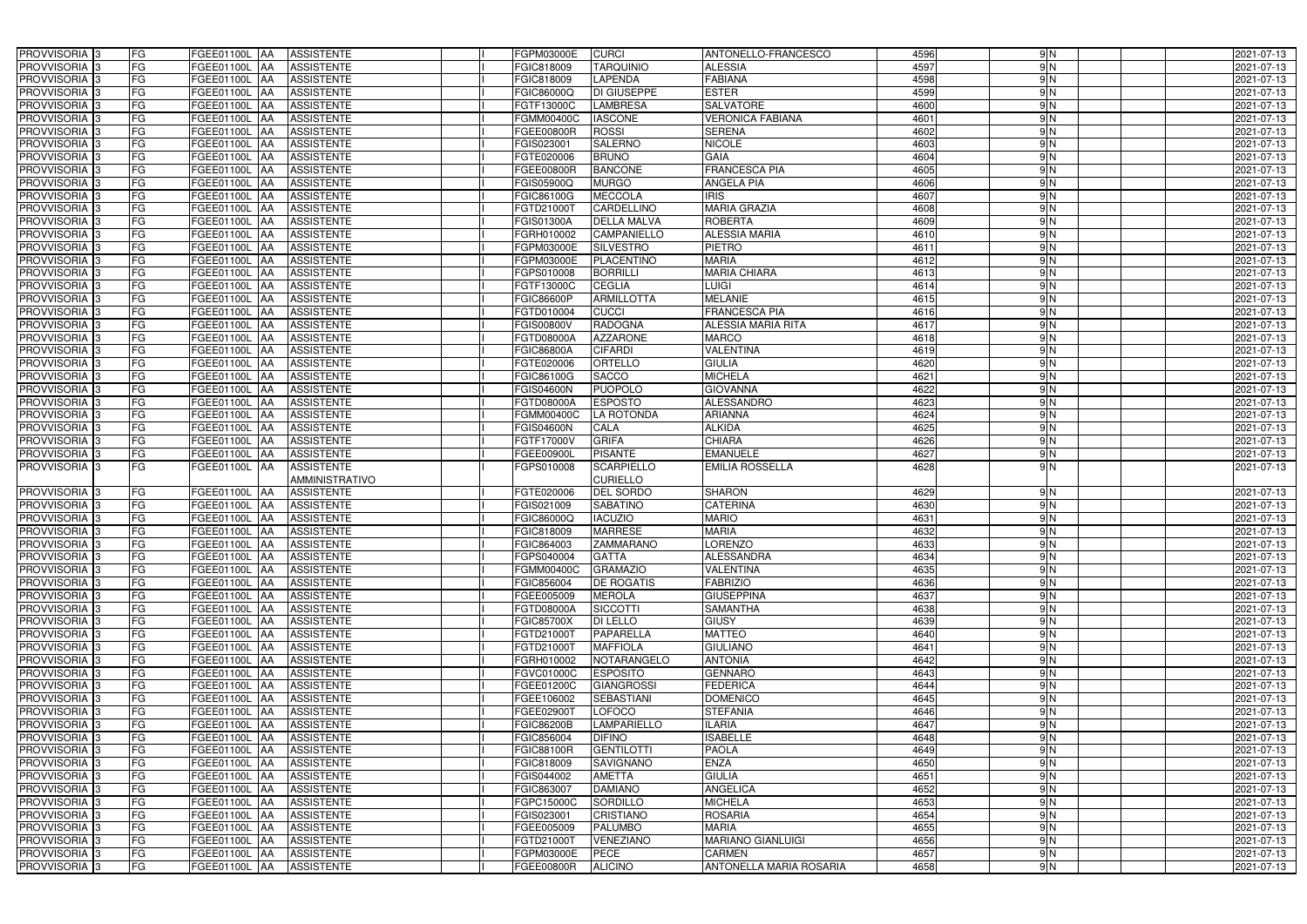| | | | | | | | | | | | | | | |
|---|---|---|---|---|---|---|---|---|---|---|---|---|---|---|
| PROVVISORIA | 3 | FG | FGEE01100L | AA | ASSISTENTE | | FGPM03000E | CURCI | ANTONELLO-FRANCESCO | 4596 | 9 | N | | 2021-07-13 |
| PROVVISORIA | 3 | FG | FGEE01100L | AA | ASSISTENTE | | FGIC818009 | TARQUINIO | ALESSIA | 4597 | 9 | N | | 2021-07-13 |
| PROVVISORIA | 3 | FG | FGEE01100L | AA | ASSISTENTE | | FGIC818009 | LAPENDA | FABIANA | 4598 | 9 | N | | 2021-07-13 |
| PROVVISORIA | 3 | FG | FGEE01100L | AA | ASSISTENTE | | FGIC86000Q | DI GIUSEPPE | ESTER | 4599 | 9 | N | | 2021-07-13 |
| PROVVISORIA | 3 | FG | FGEE01100L | AA | ASSISTENTE | | FGTF13000C | LAMBRESA | SALVATORE | 4600 | 9 | N | | 2021-07-13 |
| PROVVISORIA | 3 | FG | FGEE01100L | AA | ASSISTENTE | | FGMM00400C | IASCONE | VERONICA FABIANA | 4601 | 9 | N | | 2021-07-13 |
| PROVVISORIA | 3 | FG | FGEE01100L | AA | ASSISTENTE | | FGEE00800R | ROSSI | SERENA | 4602 | 9 | N | | 2021-07-13 |
| PROVVISORIA | 3 | FG | FGEE01100L | AA | ASSISTENTE | | FGIS023001 | SALERNO | NICOLE | 4603 | 9 | N | | 2021-07-13 |
| PROVVISORIA | 3 | FG | FGEE01100L | AA | ASSISTENTE | | FGTE020006 | BRUNO | GAIA | 4604 | 9 | N | | 2021-07-13 |
| PROVVISORIA | 3 | FG | FGEE01100L | AA | ASSISTENTE | | FGEE00800R | BANCONE | FRANCESCA PIA | 4605 | 9 | N | | 2021-07-13 |
| PROVVISORIA | 3 | FG | FGEE01100L | AA | ASSISTENTE | | FGIS05900Q | MURGO | ANGELA PIA | 4606 | 9 | N | | 2021-07-13 |
| PROVVISORIA | 3 | FG | FGEE01100L | AA | ASSISTENTE | | FGIC86100G | MECCOLA | IRIS | 4607 | 9 | N | | 2021-07-13 |
| PROVVISORIA | 3 | FG | FGEE01100L | AA | ASSISTENTE | | FGTD21000T | CARDELLINO | MARIA GRAZIA | 4608 | 9 | N | | 2021-07-13 |
| PROVVISORIA | 3 | FG | FGEE01100L | AA | ASSISTENTE | | FGIS01300A | DELLA MALVA | ROBERTA | 4609 | 9 | N | | 2021-07-13 |
| PROVVISORIA | 3 | FG | FGEE01100L | AA | ASSISTENTE | | FGRH010002 | CAMPANIELLO | ALESSIA MARIA | 4610 | 9 | N | | 2021-07-13 |
| PROVVISORIA | 3 | FG | FGEE01100L | AA | ASSISTENTE | | FGPM03000E | SILVESTRO | PIETRO | 4611 | 9 | N | | 2021-07-13 |
| PROVVISORIA | 3 | FG | FGEE01100L | AA | ASSISTENTE | | FGPM03000E | PLACENTINO | MARIA | 4612 | 9 | N | | 2021-07-13 |
| PROVVISORIA | 3 | FG | FGEE01100L | AA | ASSISTENTE | | FGPS010008 | BORRILLI | MARIA CHIARA | 4613 | 9 | N | | 2021-07-13 |
| PROVVISORIA | 3 | FG | FGEE01100L | AA | ASSISTENTE | | FGTF13000C | CEGLIA | LUIGI | 4614 | 9 | N | | 2021-07-13 |
| PROVVISORIA | 3 | FG | FGEE01100L | AA | ASSISTENTE | | FGIC86600P | ARMILLOTTA | MELANIE | 4615 | 9 | N | | 2021-07-13 |
| PROVVISORIA | 3 | FG | FGEE01100L | AA | ASSISTENTE | | FGTD010004 | CUCCI | FRANCESCA PIA | 4616 | 9 | N | | 2021-07-13 |
| PROVVISORIA | 3 | FG | FGEE01100L | AA | ASSISTENTE | | FGIS00800V | RADOGNA | ALESSIA MARIA RITA | 4617 | 9 | N | | 2021-07-13 |
| PROVVISORIA | 3 | FG | FGEE01100L | AA | ASSISTENTE | | FGTD08000A | AZZARONE | MARCO | 4618 | 9 | N | | 2021-07-13 |
| PROVVISORIA | 3 | FG | FGEE01100L | AA | ASSISTENTE | | FGIC86800A | CIFARDI | VALENTINA | 4619 | 9 | N | | 2021-07-13 |
| PROVVISORIA | 3 | FG | FGEE01100L | AA | ASSISTENTE | | FGTE020006 | ORTELLO | GIULIA | 4620 | 9 | N | | 2021-07-13 |
| PROVVISORIA | 3 | FG | FGEE01100L | AA | ASSISTENTE | | FGIC86100G | SACCO | MICHELA | 4621 | 9 | N | | 2021-07-13 |
| PROVVISORIA | 3 | FG | FGEE01100L | AA | ASSISTENTE | | FGIS04600N | PUOPOLO | GIOVANNA | 4622 | 9 | N | | 2021-07-13 |
| PROVVISORIA | 3 | FG | FGEE01100L | AA | ASSISTENTE | | FGTD08000A | ESPOSTO | ALESSANDRO | 4623 | 9 | N | | 2021-07-13 |
| PROVVISORIA | 3 | FG | FGEE01100L | AA | ASSISTENTE | | FGMM00400C | LA ROTONDA | ARIANNA | 4624 | 9 | N | | 2021-07-13 |
| PROVVISORIA | 3 | FG | FGEE01100L | AA | ASSISTENTE | | FGIS04600N | CALA | ALKIDA | 4625 | 9 | N | | 2021-07-13 |
| PROVVISORIA | 3 | FG | FGEE01100L | AA | ASSISTENTE | | FGTF17000V | GRIFA | CHIARA | 4626 | 9 | N | | 2021-07-13 |
| PROVVISORIA | 3 | FG | FGEE01100L | AA | ASSISTENTE | | FGEE00900L | PISANTE | EMANUELE | 4627 | 9 | N | | 2021-07-13 |
| PROVVISORIA | 3 | FG | FGEE01100L | AA | ASSISTENTE AMMINISTRATIVO | | FGPS010008 | SCARPIELLO CURIELLO | EMILIA ROSSELLA | 4628 | 9 | N | | 2021-07-13 |
| PROVVISORIA | 3 | FG | FGEE01100L | AA | ASSISTENTE | | FGTE020006 | DEL SORDO | SHARON | 4629 | 9 | N | | 2021-07-13 |
| PROVVISORIA | 3 | FG | FGEE01100L | AA | ASSISTENTE | | FGIS021009 | SABATINO | CATERINA | 4630 | 9 | N | | 2021-07-13 |
| PROVVISORIA | 3 | FG | FGEE01100L | AA | ASSISTENTE | | FGIC86000Q | IACUZIO | MARIO | 4631 | 9 | N | | 2021-07-13 |
| PROVVISORIA | 3 | FG | FGEE01100L | AA | ASSISTENTE | | FGIC818009 | MARRESE | MARIA | 4632 | 9 | N | | 2021-07-13 |
| PROVVISORIA | 3 | FG | FGEE01100L | AA | ASSISTENTE | | FGIC864003 | ZAMMARANO | LORENZO | 4633 | 9 | N | | 2021-07-13 |
| PROVVISORIA | 3 | FG | FGEE01100L | AA | ASSISTENTE | | FGPS040004 | GATTA | ALESSANDRA | 4634 | 9 | N | | 2021-07-13 |
| PROVVISORIA | 3 | FG | FGEE01100L | AA | ASSISTENTE | | FGMM00400C | GRAMAZIO | VALENTINA | 4635 | 9 | N | | 2021-07-13 |
| PROVVISORIA | 3 | FG | FGEE01100L | AA | ASSISTENTE | | FGIC856004 | DE ROGATIS | FABRIZIO | 4636 | 9 | N | | 2021-07-13 |
| PROVVISORIA | 3 | FG | FGEE01100L | AA | ASSISTENTE | | FGEE005009 | MEROLA | GIUSEPPINA | 4637 | 9 | N | | 2021-07-13 |
| PROVVISORIA | 3 | FG | FGEE01100L | AA | ASSISTENTE | | FGTD08000A | SICCOTTI | SAMANTHA | 4638 | 9 | N | | 2021-07-13 |
| PROVVISORIA | 3 | FG | FGEE01100L | AA | ASSISTENTE | | FGIC85700X | DI LELLO | GIUSY | 4639 | 9 | N | | 2021-07-13 |
| PROVVISORIA | 3 | FG | FGEE01100L | AA | ASSISTENTE | | FGTD21000T | PAPARELLA | MATTEO | 4640 | 9 | N | | 2021-07-13 |
| PROVVISORIA | 3 | FG | FGEE01100L | AA | ASSISTENTE | | FGTD21000T | MAFFIOLA | GIULIANO | 4641 | 9 | N | | 2021-07-13 |
| PROVVISORIA | 3 | FG | FGEE01100L | AA | ASSISTENTE | | FGRH010002 | NOTARANGELO | ANTONIA | 4642 | 9 | N | | 2021-07-13 |
| PROVVISORIA | 3 | FG | FGEE01100L | AA | ASSISTENTE | | FGVC01000C | ESPOSITO | GENNARO | 4643 | 9 | N | | 2021-07-13 |
| PROVVISORIA | 3 | FG | FGEE01100L | AA | ASSISTENTE | | FGEE01200C | GIANGROSSI | FEDERICA | 4644 | 9 | N | | 2021-07-13 |
| PROVVISORIA | 3 | FG | FGEE01100L | AA | ASSISTENTE | | FGEE106002 | SEBASTIANI | DOMENICO | 4645 | 9 | N | | 2021-07-13 |
| PROVVISORIA | 3 | FG | FGEE01100L | AA | ASSISTENTE | | FGEE02900T | LOFOCO | STEFANIA | 4646 | 9 | N | | 2021-07-13 |
| PROVVISORIA | 3 | FG | FGEE01100L | AA | ASSISTENTE | | FGIC86200B | LAMPARIELLO | ILARIA | 4647 | 9 | N | | 2021-07-13 |
| PROVVISORIA | 3 | FG | FGEE01100L | AA | ASSISTENTE | | FGIC856004 | DIFINO | ISABELLE | 4648 | 9 | N | | 2021-07-13 |
| PROVVISORIA | 3 | FG | FGEE01100L | AA | ASSISTENTE | | FGIC88100R | GENTILOTTI | PAOLA | 4649 | 9 | N | | 2021-07-13 |
| PROVVISORIA | 3 | FG | FGEE01100L | AA | ASSISTENTE | | FGIC818009 | SAVIGNANO | ENZA | 4650 | 9 | N | | 2021-07-13 |
| PROVVISORIA | 3 | FG | FGEE01100L | AA | ASSISTENTE | | FGIS044002 | AMETTA | GIULIA | 4651 | 9 | N | | 2021-07-13 |
| PROVVISORIA | 3 | FG | FGEE01100L | AA | ASSISTENTE | | FGIC863007 | DAMIANO | ANGELICA | 4652 | 9 | N | | 2021-07-13 |
| PROVVISORIA | 3 | FG | FGEE01100L | AA | ASSISTENTE | | FGPC15000C | SORDILLO | MICHELA | 4653 | 9 | N | | 2021-07-13 |
| PROVVISORIA | 3 | FG | FGEE01100L | AA | ASSISTENTE | | FGIS023001 | CRISTIANO | ROSARIA | 4654 | 9 | N | | 2021-07-13 |
| PROVVISORIA | 3 | FG | FGEE01100L | AA | ASSISTENTE | | FGEE005009 | PALUMBO | MARIA | 4655 | 9 | N | | 2021-07-13 |
| PROVVISORIA | 3 | FG | FGEE01100L | AA | ASSISTENTE | | FGTD21000T | VENEZIANO | MARIANO GIANLUIGI | 4656 | 9 | N | | 2021-07-13 |
| PROVVISORIA | 3 | FG | FGEE01100L | AA | ASSISTENTE | | FGPM03000E | PECE | CARMEN | 4657 | 9 | N | | 2021-07-13 |
| PROVVISORIA | 3 | FG | FGEE01100L | AA | ASSISTENTE | | FGEE00800R | ALICINO | ANTONELLA MARIA ROSARIA | 4658 | 9 | N | | 2021-07-13 |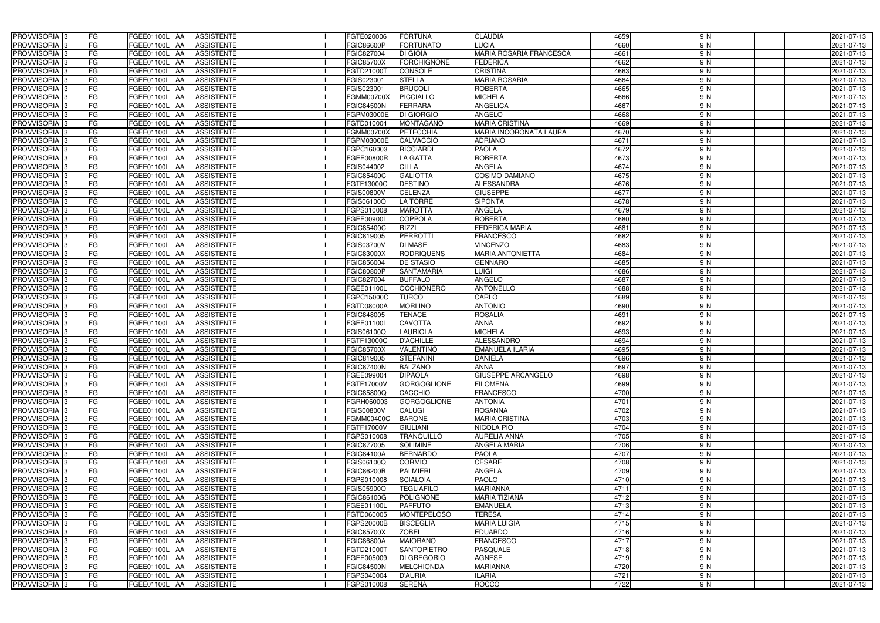| PROVVISORIA | 3 | FG | FGEE01100L | AA | ASSISTENTE | | I | FGTE020006 | FORTUNA | CLAUDIA | 4659 | 9 | N | | | 2021-07-13 |
|---|---|---|---|---|---|---|---|---|---|---|---|---|---|---|---|---|
| PROVVISORIA | 3 | FG | FGEE01100L | AA | ASSISTENTE | | I | FGIC86600P | FORTUNATO | LUCIA | 4660 | 9 | N | | | 2021-07-13 |
| PROVVISORIA | 3 | FG | FGEE01100L | AA | ASSISTENTE | | I | FGIC827004 | DI GIOIA | MARIA ROSARIA FRANCESCA | 4661 | 9 | N | | | 2021-07-13 |
| PROVVISORIA | 3 | FG | FGEE01100L | AA | ASSISTENTE | | I | FGIC85700X | FORCHIGNONE | FEDERICA | 4662 | 9 | N | | | 2021-07-13 |
| PROVVISORIA | 3 | FG | FGEE01100L | AA | ASSISTENTE | | I | FGTD21000T | CONSOLE | CRISTINA | 4663 | 9 | N | | | 2021-07-13 |
| PROVVISORIA | 3 | FG | FGEE01100L | AA | ASSISTENTE | | I | FGIS023001 | STELLA | MARIA ROSARIA | 4664 | 9 | N | | | 2021-07-13 |
| PROVVISORIA | 3 | FG | FGEE01100L | AA | ASSISTENTE | | I | FGIS023001 | BRUCOLI | ROBERTA | 4665 | 9 | N | | | 2021-07-13 |
| PROVVISORIA | 3 | FG | FGEE01100L | AA | ASSISTENTE | | I | FGMM00700X | PICCIALLO | MICHELA | 4666 | 9 | N | | | 2021-07-13 |
| PROVVISORIA | 3 | FG | FGEE01100L | AA | ASSISTENTE | | I | FGIC84500N | FERRARA | ANGELICA | 4667 | 9 | N | | | 2021-07-13 |
| PROVVISORIA | 3 | FG | FGEE01100L | AA | ASSISTENTE | | I | FGPM03000E | DI GIORGIO | ANGELO | 4668 | 9 | N | | | 2021-07-13 |
| PROVVISORIA | 3 | FG | FGEE01100L | AA | ASSISTENTE | | I | FGTD010004 | MONTAGANO | MARIA CRISTINA | 4669 | 9 | N | | | 2021-07-13 |
| PROVVISORIA | 3 | FG | FGEE01100L | AA | ASSISTENTE | | I | FGMM00700X | PETECCHIA | MARIA INCORONATA LAURA | 4670 | 9 | N | | | 2021-07-13 |
| PROVVISORIA | 3 | FG | FGEE01100L | AA | ASSISTENTE | | I | FGPM03000E | CALVACCIO | ADRIANO | 4671 | 9 | N | | | 2021-07-13 |
| PROVVISORIA | 3 | FG | FGEE01100L | AA | ASSISTENTE | | I | FGPC160003 | RICCIARDI | PAOLA | 4672 | 9 | N | | | 2021-07-13 |
| PROVVISORIA | 3 | FG | FGEE01100L | AA | ASSISTENTE | | I | FGEE00800R | LA GATTA | ROBERTA | 4673 | 9 | N | | | 2021-07-13 |
| PROVVISORIA | 3 | FG | FGEE01100L | AA | ASSISTENTE | | I | FGIS044002 | CILLA | ANGELA | 4674 | 9 | N | | | 2021-07-13 |
| PROVVISORIA | 3 | FG | FGEE01100L | AA | ASSISTENTE | | I | FGIC85400C | GALIOTTA | COSIMO DAMIANO | 4675 | 9 | N | | | 2021-07-13 |
| PROVVISORIA | 3 | FG | FGEE01100L | AA | ASSISTENTE | | I | FGTF13000C | DESTINO | ALESSANDRA | 4676 | 9 | N | | | 2021-07-13 |
| PROVVISORIA | 3 | FG | FGEE01100L | AA | ASSISTENTE | | I | FGIS00800V | CELENZA | GIUSEPPE | 4677 | 9 | N | | | 2021-07-13 |
| PROVVISORIA | 3 | FG | FGEE01100L | AA | ASSISTENTE | | I | FGIS06100Q | LA TORRE | SIPONTA | 4678 | 9 | N | | | 2021-07-13 |
| PROVVISORIA | 3 | FG | FGEE01100L | AA | ASSISTENTE | | I | FGPS010008 | MAROTTA | ANGELA | 4679 | 9 | N | | | 2021-07-13 |
| PROVVISORIA | 3 | FG | FGEE01100L | AA | ASSISTENTE | | I | FGEE00900L | COPPOLA | ROBERTA | 4680 | 9 | N | | | 2021-07-13 |
| PROVVISORIA | 3 | FG | FGEE01100L | AA | ASSISTENTE | | I | FGIC85400C | RIZZI | FEDERICA MARIA | 4681 | 9 | N | | | 2021-07-13 |
| PROVVISORIA | 3 | FG | FGEE01100L | AA | ASSISTENTE | | I | FGIC819005 | PERROTTI | FRANCESCO | 4682 | 9 | N | | | 2021-07-13 |
| PROVVISORIA | 3 | FG | FGEE01100L | AA | ASSISTENTE | | I | FGIS03700V | DI MASE | VINCENZO | 4683 | 9 | N | | | 2021-07-13 |
| PROVVISORIA | 3 | FG | FGEE01100L | AA | ASSISTENTE | | I | FGIC83000X | RODRIQUENS | MARIA ANTONIETTA | 4684 | 9 | N | | | 2021-07-13 |
| PROVVISORIA | 3 | FG | FGEE01100L | AA | ASSISTENTE | | I | FGIC856004 | DE STASIO | GENNARO | 4685 | 9 | N | | | 2021-07-13 |
| PROVVISORIA | 3 | FG | FGEE01100L | AA | ASSISTENTE | | I | FGIC80800P | SANTAMARIA | LUIGI | 4686 | 9 | N | | | 2021-07-13 |
| PROVVISORIA | 3 | FG | FGEE01100L | AA | ASSISTENTE | | I | FGIC827004 | BUFFALO | ANGELO | 4687 | 9 | N | | | 2021-07-13 |
| PROVVISORIA | 3 | FG | FGEE01100L | AA | ASSISTENTE | | I | FGEE01100L | OCCHIONERO | ANTONELLO | 4688 | 9 | N | | | 2021-07-13 |
| PROVVISORIA | 3 | FG | FGEE01100L | AA | ASSISTENTE | | I | FGPC15000C | TURCO | CARLO | 4689 | 9 | N | | | 2021-07-13 |
| PROVVISORIA | 3 | FG | FGEE01100L | AA | ASSISTENTE | | I | FGTD08000A | MORLINO | ANTONIO | 4690 | 9 | N | | | 2021-07-13 |
| PROVVISORIA | 3 | FG | FGEE01100L | AA | ASSISTENTE | | I | FGIC848005 | TENACE | ROSALIA | 4691 | 9 | N | | | 2021-07-13 |
| PROVVISORIA | 3 | FG | FGEE01100L | AA | ASSISTENTE | | I | FGEE01100L | CAVOTTA | ANNA | 4692 | 9 | N | | | 2021-07-13 |
| PROVVISORIA | 3 | FG | FGEE01100L | AA | ASSISTENTE | | I | FGIS06100Q | LAURIOLA | MICHELA | 4693 | 9 | N | | | 2021-07-13 |
| PROVVISORIA | 3 | FG | FGEE01100L | AA | ASSISTENTE | | I | FGTF13000C | D'ACHILLE | ALESSANDRO | 4694 | 9 | N | | | 2021-07-13 |
| PROVVISORIA | 3 | FG | FGEE01100L | AA | ASSISTENTE | | I | FGIC85700X | VALENTINO | EMANUELA ILARIA | 4695 | 9 | N | | | 2021-07-13 |
| PROVVISORIA | 3 | FG | FGEE01100L | AA | ASSISTENTE | | I | FGIC819005 | STEFANINI | DANIELA | 4696 | 9 | N | | | 2021-07-13 |
| PROVVISORIA | 3 | FG | FGEE01100L | AA | ASSISTENTE | | I | FGIC87400N | BALZANO | ANNA | 4697 | 9 | N | | | 2021-07-13 |
| PROVVISORIA | 3 | FG | FGEE01100L | AA | ASSISTENTE | | I | FGEE099004 | DIPAOLA | GIUSEPPE ARCANGELO | 4698 | 9 | N | | | 2021-07-13 |
| PROVVISORIA | 3 | FG | FGEE01100L | AA | ASSISTENTE | | I | FGTF17000V | GORGOGLIONE | FILOMENA | 4699 | 9 | N | | | 2021-07-13 |
| PROVVISORIA | 3 | FG | FGEE01100L | AA | ASSISTENTE | | I | FGIC85800Q | CACCHIO | FRANCESCO | 4700 | 9 | N | | | 2021-07-13 |
| PROVVISORIA | 3 | FG | FGEE01100L | AA | ASSISTENTE | | I | FGRH060003 | GORGOGLIONE | ANTONIA | 4701 | 9 | N | | | 2021-07-13 |
| PROVVISORIA | 3 | FG | FGEE01100L | AA | ASSISTENTE | | I | FGIS00800V | CALUGI | ROSANNA | 4702 | 9 | N | | | 2021-07-13 |
| PROVVISORIA | 3 | FG | FGEE01100L | AA | ASSISTENTE | | I | FGMM00400C | BARONE | MARIA CRISTINA | 4703 | 9 | N | | | 2021-07-13 |
| PROVVISORIA | 3 | FG | FGEE01100L | AA | ASSISTENTE | | I | FGTF17000V | GIULIANI | NICOLA PIO | 4704 | 9 | N | | | 2021-07-13 |
| PROVVISORIA | 3 | FG | FGEE01100L | AA | ASSISTENTE | | I | FGPS010008 | TRANQUILLO | AURELIA ANNA | 4705 | 9 | N | | | 2021-07-13 |
| PROVVISORIA | 3 | FG | FGEE01100L | AA | ASSISTENTE | | I | FGIC877005 | SOLIMINE | ANGELA MARIA | 4706 | 9 | N | | | 2021-07-13 |
| PROVVISORIA | 3 | FG | FGEE01100L | AA | ASSISTENTE | | I | FGIC84100A | BERNARDO | PAOLA | 4707 | 9 | N | | | 2021-07-13 |
| PROVVISORIA | 3 | FG | FGEE01100L | AA | ASSISTENTE | | I | FGIS06100Q | CORMIO | CESARE | 4708 | 9 | N | | | 2021-07-13 |
| PROVVISORIA | 3 | FG | FGEE01100L | AA | ASSISTENTE | | I | FGIC86200B | PALMIERI | ANGELA | 4709 | 9 | N | | | 2021-07-13 |
| PROVVISORIA | 3 | FG | FGEE01100L | AA | ASSISTENTE | | I | FGPS010008 | SCIALOIA | PAOLO | 4710 | 9 | N | | | 2021-07-13 |
| PROVVISORIA | 3 | FG | FGEE01100L | AA | ASSISTENTE | | I | FGIS05900Q | TEGLIAFILO | MARIANNA | 4711 | 9 | N | | | 2021-07-13 |
| PROVVISORIA | 3 | FG | FGEE01100L | AA | ASSISTENTE | | I | FGIC86100G | POLIGNONE | MARIA TIZIANA | 4712 | 9 | N | | | 2021-07-13 |
| PROVVISORIA | 3 | FG | FGEE01100L | AA | ASSISTENTE | | I | FGEE01100L | PAFFUTO | EMANUELA | 4713 | 9 | N | | | 2021-07-13 |
| PROVVISORIA | 3 | FG | FGEE01100L | AA | ASSISTENTE | | I | FGTD060005 | MONTEPELOSO | TERESA | 4714 | 9 | N | | | 2021-07-13 |
| PROVVISORIA | 3 | FG | FGEE01100L | AA | ASSISTENTE | | I | FGPS20000B | BISCEGLIA | MARIA LUIGIA | 4715 | 9 | N | | | 2021-07-13 |
| PROVVISORIA | 3 | FG | FGEE01100L | AA | ASSISTENTE | | I | FGIC85700X | ZOBEL | EDUARDO | 4716 | 9 | N | | | 2021-07-13 |
| PROVVISORIA | 3 | FG | FGEE01100L | AA | ASSISTENTE | | I | FGIC86800A | MAIORANO | FRANCESCO | 4717 | 9 | N | | | 2021-07-13 |
| PROVVISORIA | 3 | FG | FGEE01100L | AA | ASSISTENTE | | I | FGTD21000T | SANTOPIETRO | PASQUALE | 4718 | 9 | N | | | 2021-07-13 |
| PROVVISORIA | 3 | FG | FGEE01100L | AA | ASSISTENTE | | I | FGEE005009 | DI GREGORIO | AGNESE | 4719 | 9 | N | | | 2021-07-13 |
| PROVVISORIA | 3 | FG | FGEE01100L | AA | ASSISTENTE | | I | FGIC84500N | MELCHIONDA | MARIANNA | 4720 | 9 | N | | | 2021-07-13 |
| PROVVISORIA | 3 | FG | FGEE01100L | AA | ASSISTENTE | | I | FGPS040004 | D'AURIA | ILARIA | 4721 | 9 | N | | | 2021-07-13 |
| PROVVISORIA | 3 | FG | FGEE01100L | AA | ASSISTENTE | | I | FGPS010008 | SERENA | ROCCO | 4722 | 9 | N | | | 2021-07-13 |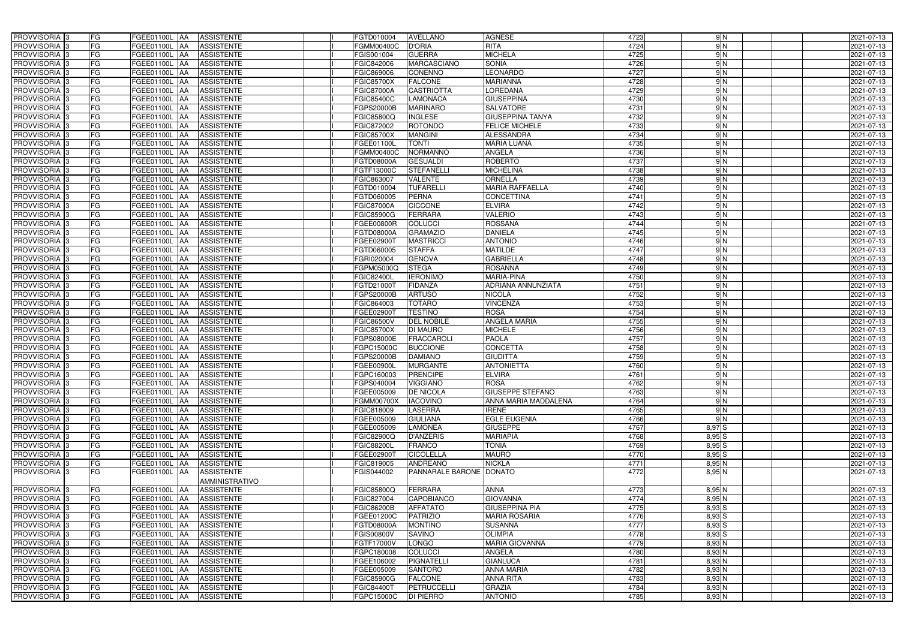| PROVVISORIA | 3 | FG | FGEE01100L | AA | ASSISTENTE | | I | FGTD010004 | AVELLANO | AGNESE | 4723 | | 9 | N | | | 2021-07-13 |
|---|---|---|---|---|---|---|---|---|---|---|---|---|---|---|---|---|---|
| PROVVISORIA | 3 | FG | FGEE01100L | AA | ASSISTENTE | | I | FGMM00400C | D'ORIA | RITA | 4724 | | 9 | N | | | 2021-07-13 |
| PROVVISORIA | 3 | FG | FGEE01100L | AA | ASSISTENTE | | I | FGIS001004 | GUERRA | MICHELA | 4725 | | 9 | N | | | 2021-07-13 |
| PROVVISORIA | 3 | FG | FGEE01100L | AA | ASSISTENTE | | I | FGIC842006 | MARCASCIANO | SONIA | 4726 | | 9 | N | | | 2021-07-13 |
| PROVVISORIA | 3 | FG | FGEE01100L | AA | ASSISTENTE | | I | FGIC869006 | CONENNO | LEONARDO | 4727 | | 9 | N | | | 2021-07-13 |
| PROVVISORIA | 3 | FG | FGEE01100L | AA | ASSISTENTE | | I | FGIC85700X | FALCONE | MARIANNA | 4728 | | 9 | N | | | 2021-07-13 |
| PROVVISORIA | 3 | FG | FGEE01100L | AA | ASSISTENTE | | I | FGIC87000A | CASTRIOTTA | LOREDANA | 4729 | | 9 | N | | | 2021-07-13 |
| PROVVISORIA | 3 | FG | FGEE01100L | AA | ASSISTENTE | | I | FGIC85400C | LAMONACA | GIUSEPPINA | 4730 | | 9 | N | | | 2021-07-13 |
| PROVVISORIA | 3 | FG | FGEE01100L | AA | ASSISTENTE | | I | FGPS20000B | MARINARO | SALVATORE | 4731 | | 9 | N | | | 2021-07-13 |
| PROVVISORIA | 3 | FG | FGEE01100L | AA | ASSISTENTE | | I | FGIC85800Q | INGLESE | GIUSEPPINA TANYA | 4732 | | 9 | N | | | 2021-07-13 |
| PROVVISORIA | 3 | FG | FGEE01100L | AA | ASSISTENTE | | I | FGIC872002 | ROTONDO | FELICE MICHELE | 4733 | | 9 | N | | | 2021-07-13 |
| PROVVISORIA | 3 | FG | FGEE01100L | AA | ASSISTENTE | | I | FGIC85700X | MANGINI | ALESSANDRA | 4734 | | 9 | N | | | 2021-07-13 |
| PROVVISORIA | 3 | FG | FGEE01100L | AA | ASSISTENTE | | I | FGEE01100L | TONTI | MARIA LUANA | 4735 | | 9 | N | | | 2021-07-13 |
| PROVVISORIA | 3 | FG | FGEE01100L | AA | ASSISTENTE | | I | FGMM00400C | NORMANNO | ANGELA | 4736 | | 9 | N | | | 2021-07-13 |
| PROVVISORIA | 3 | FG | FGEE01100L | AA | ASSISTENTE | | I | FGTD08000A | GESUALDI | ROBERTO | 4737 | | 9 | N | | | 2021-07-13 |
| PROVVISORIA | 3 | FG | FGEE01100L | AA | ASSISTENTE | | I | FGTF13000C | STEFANELLI | MICHELINA | 4738 | | 9 | N | | | 2021-07-13 |
| PROVVISORIA | 3 | FG | FGEE01100L | AA | ASSISTENTE | | I | FGIC863007 | VALENTE | ORNELLA | 4739 | | 9 | N | | | 2021-07-13 |
| PROVVISORIA | 3 | FG | FGEE01100L | AA | ASSISTENTE | | I | FGTD010004 | TUFARELLI | MARIA RAFFAELLA | 4740 | | 9 | N | | | 2021-07-13 |
| PROVVISORIA | 3 | FG | FGEE01100L | AA | ASSISTENTE | | I | FGTD060005 | PERNA | CONCETTINA | 4741 | | 9 | N | | | 2021-07-13 |
| PROVVISORIA | 3 | FG | FGEE01100L | AA | ASSISTENTE | | I | FGIC87000A | CICCONE | ELVIRA | 4742 | | 9 | N | | | 2021-07-13 |
| PROVVISORIA | 3 | FG | FGEE01100L | AA | ASSISTENTE | | I | FGIC85900G | FERRARA | VALERIO | 4743 | | 9 | N | | | 2021-07-13 |
| PROVVISORIA | 3 | FG | FGEE01100L | AA | ASSISTENTE | | I | FGEE00800R | COLUCCI | ROSSANA | 4744 | | 9 | N | | | 2021-07-13 |
| PROVVISORIA | 3 | FG | FGEE01100L | AA | ASSISTENTE | | I | FGTD08000A | GRAMAZIO | DANIELA | 4745 | | 9 | N | | | 2021-07-13 |
| PROVVISORIA | 3 | FG | FGEE01100L | AA | ASSISTENTE | | I | FGEE02900T | MASTRICCI | ANTONIO | 4746 | | 9 | N | | | 2021-07-13 |
| PROVVISORIA | 3 | FG | FGEE01100L | AA | ASSISTENTE | | I | FGTD060005 | STAFFA | MATILDE | 4747 | | 9 | N | | | 2021-07-13 |
| PROVVISORIA | 3 | FG | FGEE01100L | AA | ASSISTENTE | | I | FGRI020004 | GENOVA | GABRIELLA | 4748 | | 9 | N | | | 2021-07-13 |
| PROVVISORIA | 3 | FG | FGEE01100L | AA | ASSISTENTE | | I | FGPM05000Q | STEGA | ROSANNA | 4749 | | 9 | N | | | 2021-07-13 |
| PROVVISORIA | 3 | FG | FGEE01100L | AA | ASSISTENTE | | I | FGIC82400L | IERONIMO | MARIA-PINA | 4750 | | 9 | N | | | 2021-07-13 |
| PROVVISORIA | 3 | FG | FGEE01100L | AA | ASSISTENTE | | I | FGTD21000T | FIDANZA | ADRIANA ANNUNZIATA | 4751 | | 9 | N | | | 2021-07-13 |
| PROVVISORIA | 3 | FG | FGEE01100L | AA | ASSISTENTE | | I | FGPS20000B | ARTUSO | NICOLA | 4752 | | 9 | N | | | 2021-07-13 |
| PROVVISORIA | 3 | FG | FGEE01100L | AA | ASSISTENTE | | I | FGIC864003 | TOTARO | VINCENZA | 4753 | | 9 | N | | | 2021-07-13 |
| PROVVISORIA | 3 | FG | FGEE01100L | AA | ASSISTENTE | | I | FGEE02900T | TESTINO | ROSA | 4754 | | 9 | N | | | 2021-07-13 |
| PROVVISORIA | 3 | FG | FGEE01100L | AA | ASSISTENTE | | I | FGIC86500V | DEL NOBILE | ANGELA MARIA | 4755 | | 9 | N | | | 2021-07-13 |
| PROVVISORIA | 3 | FG | FGEE01100L | AA | ASSISTENTE | | I | FGIC85700X | DI MAURO | MICHELE | 4756 | | 9 | N | | | 2021-07-13 |
| PROVVISORIA | 3 | FG | FGEE01100L | AA | ASSISTENTE | | I | FGPS08000E | FRACCAROLI | PAOLA | 4757 | | 9 | N | | | 2021-07-13 |
| PROVVISORIA | 3 | FG | FGEE01100L | AA | ASSISTENTE | | I | FGPC15000C | BUCCIONE | CONCETTA | 4758 | | 9 | N | | | 2021-07-13 |
| PROVVISORIA | 3 | FG | FGEE01100L | AA | ASSISTENTE | | I | FGPS20000B | DAMIANO | GIUDITTA | 4759 | | 9 | N | | | 2021-07-13 |
| PROVVISORIA | 3 | FG | FGEE01100L | AA | ASSISTENTE | | I | FGEE00900L | MURGANTE | ANTONIETTA | 4760 | | 9 | N | | | 2021-07-13 |
| PROVVISORIA | 3 | FG | FGEE01100L | AA | ASSISTENTE | | I | FGPC160003 | PRENCIPE | ELVIRA | 4761 | | 9 | N | | | 2021-07-13 |
| PROVVISORIA | 3 | FG | FGEE01100L | AA | ASSISTENTE | | I | FGPS040004 | VIGGIANO | ROSA | 4762 | | 9 | N | | | 2021-07-13 |
| PROVVISORIA | 3 | FG | FGEE01100L | AA | ASSISTENTE | | I | FGEE005009 | DE NICOLA | GIUSEPPE STEFANO | 4763 | | 9 | N | | | 2021-07-13 |
| PROVVISORIA | 3 | FG | FGEE01100L | AA | ASSISTENTE | | I | FGMM00700X | IACOVINO | ANNA MARIA MADDALENA | 4764 | | 9 | N | | | 2021-07-13 |
| PROVVISORIA | 3 | FG | FGEE01100L | AA | ASSISTENTE | | I | FGIC818009 | LASERRA | IRENE | 4765 | | 9 | N | | | 2021-07-13 |
| PROVVISORIA | 3 | FG | FGEE01100L | AA | ASSISTENTE | | I | FGEE005009 | GIULIANA | EGLE EUGENIA | 4766 | | 9 | N | | | 2021-07-13 |
| PROVVISORIA | 3 | FG | FGEE01100L | AA | ASSISTENTE | | I | FGEE005009 | LAMONEA | GIUSEPPE | 4767 | | 8,97 | S | | | 2021-07-13 |
| PROVVISORIA | 3 | FG | FGEE01100L | AA | ASSISTENTE | | I | FGIC82900Q | D'ANZERIS | MARIAPIA | 4768 | | 8,95 | S | | | 2021-07-13 |
| PROVVISORIA | 3 | FG | FGEE01100L | AA | ASSISTENTE | | I | FGIC88200L | FRANCO | TONIA | 4769 | | 8,95 | S | | | 2021-07-13 |
| PROVVISORIA | 3 | FG | FGEE01100L | AA | ASSISTENTE | | I | FGEE02900T | CICOLELLA | MAURO | 4770 | | 8,95 | S | | | 2021-07-13 |
| PROVVISORIA | 3 | FG | FGEE01100L | AA | ASSISTENTE | | I | FGIC819005 | ANDREANO | NICKLA | 4771 | | 8,95 | N | | | 2021-07-13 |
| PROVVISORIA | 3 | FG | FGEE01100L | AA | ASSISTENTE AMMINISTRATIVO | | I | FGIS044002 | PANNARALE BARONE | DONATO | 4772 | | 8,95 | N | | | 2021-07-13 |
| PROVVISORIA | 3 | FG | FGEE01100L | AA | ASSISTENTE | | I | FGIC85800Q | FERRARA | ANNA | 4773 | | 8,95 | N | | | 2021-07-13 |
| PROVVISORIA | 3 | FG | FGEE01100L | AA | ASSISTENTE | | I | FGIC827004 | CAPOBIANCO | GIOVANNA | 4774 | | 8,95 | N | | | 2021-07-13 |
| PROVVISORIA | 3 | FG | FGEE01100L | AA | ASSISTENTE | | I | FGIC86200B | AFFATATO | GIUSEPPINA PIA | 4775 | | 8,93 | S | | | 2021-07-13 |
| PROVVISORIA | 3 | FG | FGEE01100L | AA | ASSISTENTE | | I | FGEE01200C | PATRIZIO | MARIA ROSARIA | 4776 | | 8,93 | S | | | 2021-07-13 |
| PROVVISORIA | 3 | FG | FGEE01100L | AA | ASSISTENTE | | I | FGTD08000A | MONTINO | SUSANNA | 4777 | | 8,93 | S | | | 2021-07-13 |
| PROVVISORIA | 3 | FG | FGEE01100L | AA | ASSISTENTE | | I | FGIS00800V | SAVINO | OLIMPIA | 4778 | | 8,93 | S | | | 2021-07-13 |
| PROVVISORIA | 3 | FG | FGEE01100L | AA | ASSISTENTE | | I | FGTF17000V | LONGO | MARIA GIOVANNA | 4779 | | 8,93 | N | | | 2021-07-13 |
| PROVVISORIA | 3 | FG | FGEE01100L | AA | ASSISTENTE | | I | FGPC180008 | COLUCCI | ANGELA | 4780 | | 8,93 | N | | | 2021-07-13 |
| PROVVISORIA | 3 | FG | FGEE01100L | AA | ASSISTENTE | | I | FGEE106002 | PIGNATELLI | GIANLUCA | 4781 | | 8,93 | N | | | 2021-07-13 |
| PROVVISORIA | 3 | FG | FGEE01100L | AA | ASSISTENTE | | I | FGEE005009 | SANTORO | ANNA MARIA | 4782 | | 8,93 | N | | | 2021-07-13 |
| PROVVISORIA | 3 | FG | FGEE01100L | AA | ASSISTENTE | | I | FGIC85900G | FALCONE | ANNA RITA | 4783 | | 8,93 | N | | | 2021-07-13 |
| PROVVISORIA | 3 | FG | FGEE01100L | AA | ASSISTENTE | | I | FGIC84400T | PETRUCCELLI | GRAZIA | 4784 | | 8,93 | N | | | 2021-07-13 |
| PROVVISORIA | 3 | FG | FGEE01100L | AA | ASSISTENTE | | I | FGPC15000C | DI PIERRO | ANTONIO | 4785 | | 8,93 | N | | | 2021-07-13 |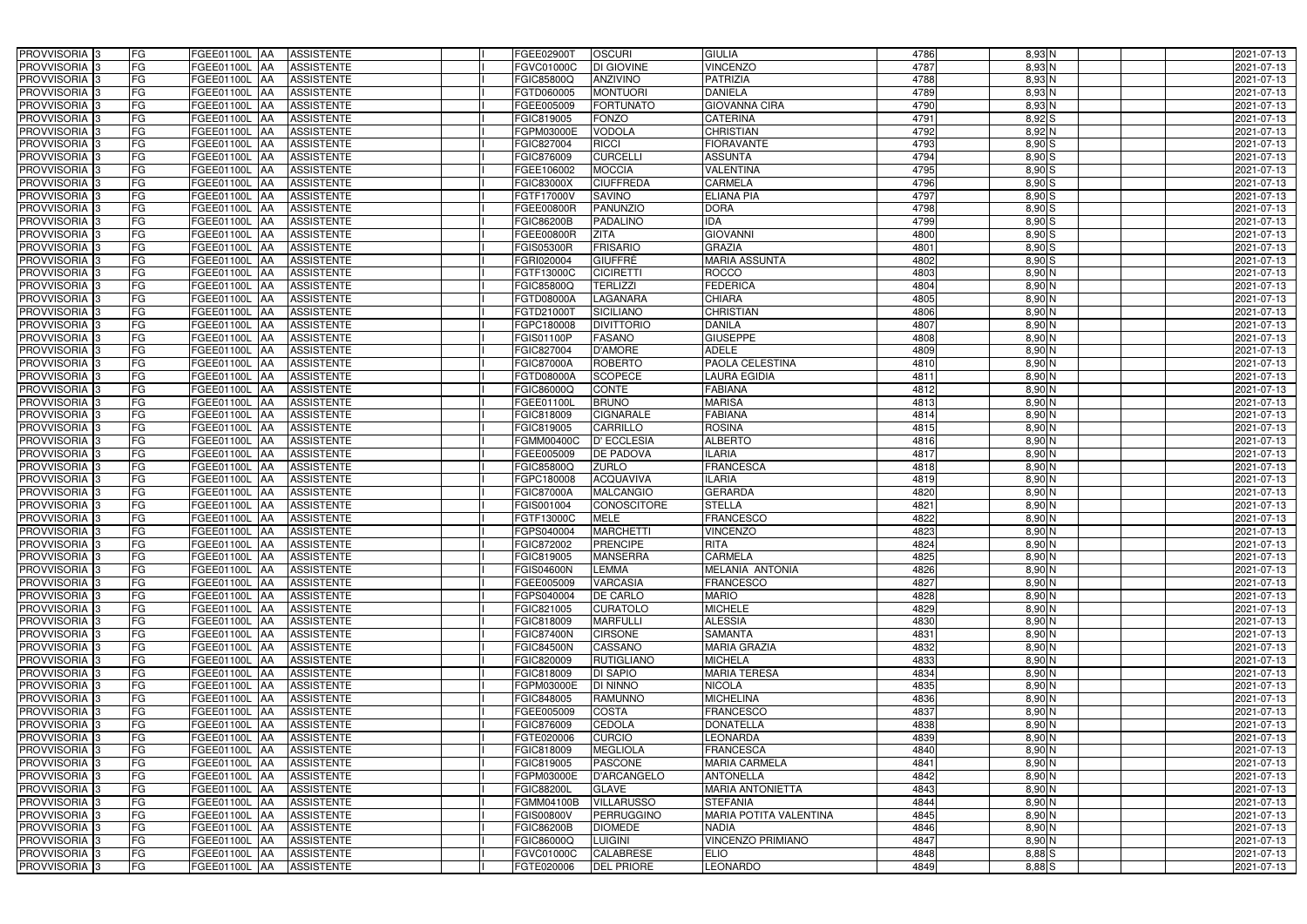| | | | | | | | | | | | | | | | |
|---|---|---|---|---|---|---|---|---|---|---|---|---|---|---|---|
| PROVVISORIA | 3 | FG | FGEE01100L | AA | ASSISTENTE | | I | FGEE02900T | OSCURI | GIULIA | 4786 | 8,93 | N | | 2021-07-13 |
| PROVVISORIA | 3 | FG | FGEE01100L | AA | ASSISTENTE | | I | FGVC01000C | DI GIOVINE | VINCENZO | 4787 | 8,93 | N | | 2021-07-13 |
| PROVVISORIA | 3 | FG | FGEE01100L | AA | ASSISTENTE | | I | FGIC85800Q | ANZIVINO | PATRIZIA | 4788 | 8,93 | N | | 2021-07-13 |
| PROVVISORIA | 3 | FG | FGEE01100L | AA | ASSISTENTE | | I | FGTD060005 | MONTUORI | DANIELA | 4789 | 8,93 | N | | 2021-07-13 |
| PROVVISORIA | 3 | FG | FGEE01100L | AA | ASSISTENTE | | I | FGEE005009 | FORTUNATO | GIOVANNA CIRA | 4790 | 8,93 | N | | 2021-07-13 |
| PROVVISORIA | 3 | FG | FGEE01100L | AA | ASSISTENTE | | I | FGIC819005 | FONZO | CATERINA | 4791 | 8,92 | S | | 2021-07-13 |
| PROVVISORIA | 3 | FG | FGEE01100L | AA | ASSISTENTE | | I | FGPM03000E | VODOLA | CHRISTIAN | 4792 | 8,92 | N | | 2021-07-13 |
| PROVVISORIA | 3 | FG | FGEE01100L | AA | ASSISTENTE | | I | FGIC827004 | RICCI | FIORAVANTE | 4793 | 8,90 | S | | 2021-07-13 |
| PROVVISORIA | 3 | FG | FGEE01100L | AA | ASSISTENTE | | I | FGIC876009 | CURCELLI | ASSUNTA | 4794 | 8,90 | S | | 2021-07-13 |
| PROVVISORIA | 3 | FG | FGEE01100L | AA | ASSISTENTE | | I | FGEE106002 | MOCCIA | VALENTINA | 4795 | 8,90 | S | | 2021-07-13 |
| PROVVISORIA | 3 | FG | FGEE01100L | AA | ASSISTENTE | | I | FGIC83000X | CIUFFREDA | CARMELA | 4796 | 8,90 | S | | 2021-07-13 |
| PROVVISORIA | 3 | FG | FGEE01100L | AA | ASSISTENTE | | I | FGTF17000V | SAVINO | ELIANA PIA | 4797 | 8,90 | S | | 2021-07-13 |
| PROVVISORIA | 3 | FG | FGEE01100L | AA | ASSISTENTE | | I | FGEE00800R | PANUNZIO | DORA | 4798 | 8,90 | S | | 2021-07-13 |
| PROVVISORIA | 3 | FG | FGEE01100L | AA | ASSISTENTE | | I | FGIC86200B | PADALINO | IDA | 4799 | 8,90 | S | | 2021-07-13 |
| PROVVISORIA | 3 | FG | FGEE01100L | AA | ASSISTENTE | | I | FGEE00800R | ZITA | GIOVANNI | 4800 | 8,90 | S | | 2021-07-13 |
| PROVVISORIA | 3 | FG | FGEE01100L | AA | ASSISTENTE | | I | FGIS05300R | FRISARIO | GRAZIA | 4801 | 8,90 | S | | 2021-07-13 |
| PROVVISORIA | 3 | FG | FGEE01100L | AA | ASSISTENTE | | I | FGRI020004 | GIUFFRÈ | MARIA ASSUNTA | 4802 | 8,90 | S | | 2021-07-13 |
| PROVVISORIA | 3 | FG | FGEE01100L | AA | ASSISTENTE | | I | FGTF13000C | CICIRETTI | ROCCO | 4803 | 8,90 | N | | 2021-07-13 |
| PROVVISORIA | 3 | FG | FGEE01100L | AA | ASSISTENTE | | I | FGIC85800Q | TERLIZZI | FEDERICA | 4804 | 8,90 | N | | 2021-07-13 |
| PROVVISORIA | 3 | FG | FGEE01100L | AA | ASSISTENTE | | I | FGTD08000A | LAGANARA | CHIARA | 4805 | 8,90 | N | | 2021-07-13 |
| PROVVISORIA | 3 | FG | FGEE01100L | AA | ASSISTENTE | | I | FGTD21000T | SICILIANO | CHRISTIAN | 4806 | 8,90 | N | | 2021-07-13 |
| PROVVISORIA | 3 | FG | FGEE01100L | AA | ASSISTENTE | | I | FGPC180008 | DIVITTORIO | DANILA | 4807 | 8,90 | N | | 2021-07-13 |
| PROVVISORIA | 3 | FG | FGEE01100L | AA | ASSISTENTE | | I | FGIS01100P | FASANO | GIUSEPPE | 4808 | 8,90 | N | | 2021-07-13 |
| PROVVISORIA | 3 | FG | FGEE01100L | AA | ASSISTENTE | | I | FGIC827004 | D'AMORE | ADELE | 4809 | 8,90 | N | | 2021-07-13 |
| PROVVISORIA | 3 | FG | FGEE01100L | AA | ASSISTENTE | | I | FGIC87000A | ROBERTO | PAOLA CELESTINA | 4810 | 8,90 | N | | 2021-07-13 |
| PROVVISORIA | 3 | FG | FGEE01100L | AA | ASSISTENTE | | I | FGTD08000A | SCOPECE | LAURA EGIDIA | 4811 | 8,90 | N | | 2021-07-13 |
| PROVVISORIA | 3 | FG | FGEE01100L | AA | ASSISTENTE | | I | FGIC86000Q | CONTE | FABIANA | 4812 | 8,90 | N | | 2021-07-13 |
| PROVVISORIA | 3 | FG | FGEE01100L | AA | ASSISTENTE | | I | FGEE01100L | BRUNO | MARISA | 4813 | 8,90 | N | | 2021-07-13 |
| PROVVISORIA | 3 | FG | FGEE01100L | AA | ASSISTENTE | | I | FGIC818009 | CIGNARALE | FABIANA | 4814 | 8,90 | N | | 2021-07-13 |
| PROVVISORIA | 3 | FG | FGEE01100L | AA | ASSISTENTE | | I | FGIC819005 | CARRILLO | ROSINA | 4815 | 8,90 | N | | 2021-07-13 |
| PROVVISORIA | 3 | FG | FGEE01100L | AA | ASSISTENTE | | I | FGMM00400C | D' ECCLESIA | ALBERTO | 4816 | 8,90 | N | | 2021-07-13 |
| PROVVISORIA | 3 | FG | FGEE01100L | AA | ASSISTENTE | | I | FGEE005009 | DE PADOVA | ILARIA | 4817 | 8,90 | N | | 2021-07-13 |
| PROVVISORIA | 3 | FG | FGEE01100L | AA | ASSISTENTE | | I | FGIC85800Q | ZURLO | FRANCESCA | 4818 | 8,90 | N | | 2021-07-13 |
| PROVVISORIA | 3 | FG | FGEE01100L | AA | ASSISTENTE | | I | FGPC180008 | ACQUAVIVA | ILARIA | 4819 | 8,90 | N | | 2021-07-13 |
| PROVVISORIA | 3 | FG | FGEE01100L | AA | ASSISTENTE | | I | FGIC87000A | MALCANGIO | GERARDA | 4820 | 8,90 | N | | 2021-07-13 |
| PROVVISORIA | 3 | FG | FGEE01100L | AA | ASSISTENTE | | I | FGIS001004 | CONOSCITORE | STELLA | 4821 | 8,90 | N | | 2021-07-13 |
| PROVVISORIA | 3 | FG | FGEE01100L | AA | ASSISTENTE | | I | FGTF13000C | MELE | FRANCESCO | 4822 | 8,90 | N | | 2021-07-13 |
| PROVVISORIA | 3 | FG | FGEE01100L | AA | ASSISTENTE | | I | FGPS040004 | MARCHETTI | VINCENZO | 4823 | 8,90 | N | | 2021-07-13 |
| PROVVISORIA | 3 | FG | FGEE01100L | AA | ASSISTENTE | | I | FGIC872002 | PRENCIPE | RITA | 4824 | 8,90 | N | | 2021-07-13 |
| PROVVISORIA | 3 | FG | FGEE01100L | AA | ASSISTENTE | | I | FGIC819005 | MANSERRA | CARMELA | 4825 | 8,90 | N | | 2021-07-13 |
| PROVVISORIA | 3 | FG | FGEE01100L | AA | ASSISTENTE | | I | FGIS04600N | LEMMA | MELANIA ANTONIA | 4826 | 8,90 | N | | 2021-07-13 |
| PROVVISORIA | 3 | FG | FGEE01100L | AA | ASSISTENTE | | I | FGEE005009 | VARCASIA | FRANCESCO | 4827 | 8,90 | N | | 2021-07-13 |
| PROVVISORIA | 3 | FG | FGEE01100L | AA | ASSISTENTE | | I | FGPS040004 | DE CARLO | MARIO | 4828 | 8,90 | N | | 2021-07-13 |
| PROVVISORIA | 3 | FG | FGEE01100L | AA | ASSISTENTE | | I | FGIC821005 | CURATOLO | MICHELE | 4829 | 8,90 | N | | 2021-07-13 |
| PROVVISORIA | 3 | FG | FGEE01100L | AA | ASSISTENTE | | I | FGIC818009 | MARFULLI | ALESSIA | 4830 | 8,90 | N | | 2021-07-13 |
| PROVVISORIA | 3 | FG | FGEE01100L | AA | ASSISTENTE | | I | FGIC87400N | CIRSONE | SAMANTA | 4831 | 8,90 | N | | 2021-07-13 |
| PROVVISORIA | 3 | FG | FGEE01100L | AA | ASSISTENTE | | I | FGIC84500N | CASSANO | MARIA GRAZIA | 4832 | 8,90 | N | | 2021-07-13 |
| PROVVISORIA | 3 | FG | FGEE01100L | AA | ASSISTENTE | | I | FGIC820009 | RUTIGLIANO | MICHELA | 4833 | 8,90 | N | | 2021-07-13 |
| PROVVISORIA | 3 | FG | FGEE01100L | AA | ASSISTENTE | | I | FGIC818009 | DI SAPIO | MARIA TERESA | 4834 | 8,90 | N | | 2021-07-13 |
| PROVVISORIA | 3 | FG | FGEE01100L | AA | ASSISTENTE | | I | FGPM03000E | DI NINNO | NICOLA | 4835 | 8,90 | N | | 2021-07-13 |
| PROVVISORIA | 3 | FG | FGEE01100L | AA | ASSISTENTE | | I | FGIC848005 | RAMUNNO | MICHELINA | 4836 | 8,90 | N | | 2021-07-13 |
| PROVVISORIA | 3 | FG | FGEE01100L | AA | ASSISTENTE | | I | FGEE005009 | COSTA | FRANCESCO | 4837 | 8,90 | N | | 2021-07-13 |
| PROVVISORIA | 3 | FG | FGEE01100L | AA | ASSISTENTE | | I | FGIC876009 | CEDOLA | DONATELLA | 4838 | 8,90 | N | | 2021-07-13 |
| PROVVISORIA | 3 | FG | FGEE01100L | AA | ASSISTENTE | | I | FGTE020006 | CURCIO | LEONARDA | 4839 | 8,90 | N | | 2021-07-13 |
| PROVVISORIA | 3 | FG | FGEE01100L | AA | ASSISTENTE | | I | FGIC818009 | MEGLIOLA | FRANCESCA | 4840 | 8,90 | N | | 2021-07-13 |
| PROVVISORIA | 3 | FG | FGEE01100L | AA | ASSISTENTE | | I | FGIC819005 | PASCONE | MARIA CARMELA | 4841 | 8,90 | N | | 2021-07-13 |
| PROVVISORIA | 3 | FG | FGEE01100L | AA | ASSISTENTE | | I | FGPM03000E | D'ARCANGELO | ANTONELLA | 4842 | 8,90 | N | | 2021-07-13 |
| PROVVISORIA | 3 | FG | FGEE01100L | AA | ASSISTENTE | | I | FGIC88200L | GLAVE | MARIA ANTONIETTA | 4843 | 8,90 | N | | 2021-07-13 |
| PROVVISORIA | 3 | FG | FGEE01100L | AA | ASSISTENTE | | I | FGMM04100B | VILLARUSSO | STEFANIA | 4844 | 8,90 | N | | 2021-07-13 |
| PROVVISORIA | 3 | FG | FGEE01100L | AA | ASSISTENTE | | I | FGIS00800V | PERRUGGINO | MARIA POTITA VALENTINA | 4845 | 8,90 | N | | 2021-07-13 |
| PROVVISORIA | 3 | FG | FGEE01100L | AA | ASSISTENTE | | I | FGIC86200B | DIOMEDE | NADIA | 4846 | 8,90 | N | | 2021-07-13 |
| PROVVISORIA | 3 | FG | FGEE01100L | AA | ASSISTENTE | | I | FGIC86000Q | LUIGINI | VINCENZO PRIMIANO | 4847 | 8,90 | N | | 2021-07-13 |
| PROVVISORIA | 3 | FG | FGEE01100L | AA | ASSISTENTE | | I | FGVC01000C | CALABRESE | ELIO | 4848 | 8,88 | S | | 2021-07-13 |
| PROVVISORIA | 3 | FG | FGEE01100L | AA | ASSISTENTE | | I | FGTE020006 | DEL PRIORE | LEONARDO | 4849 | 8,88 | S | | 2021-07-13 |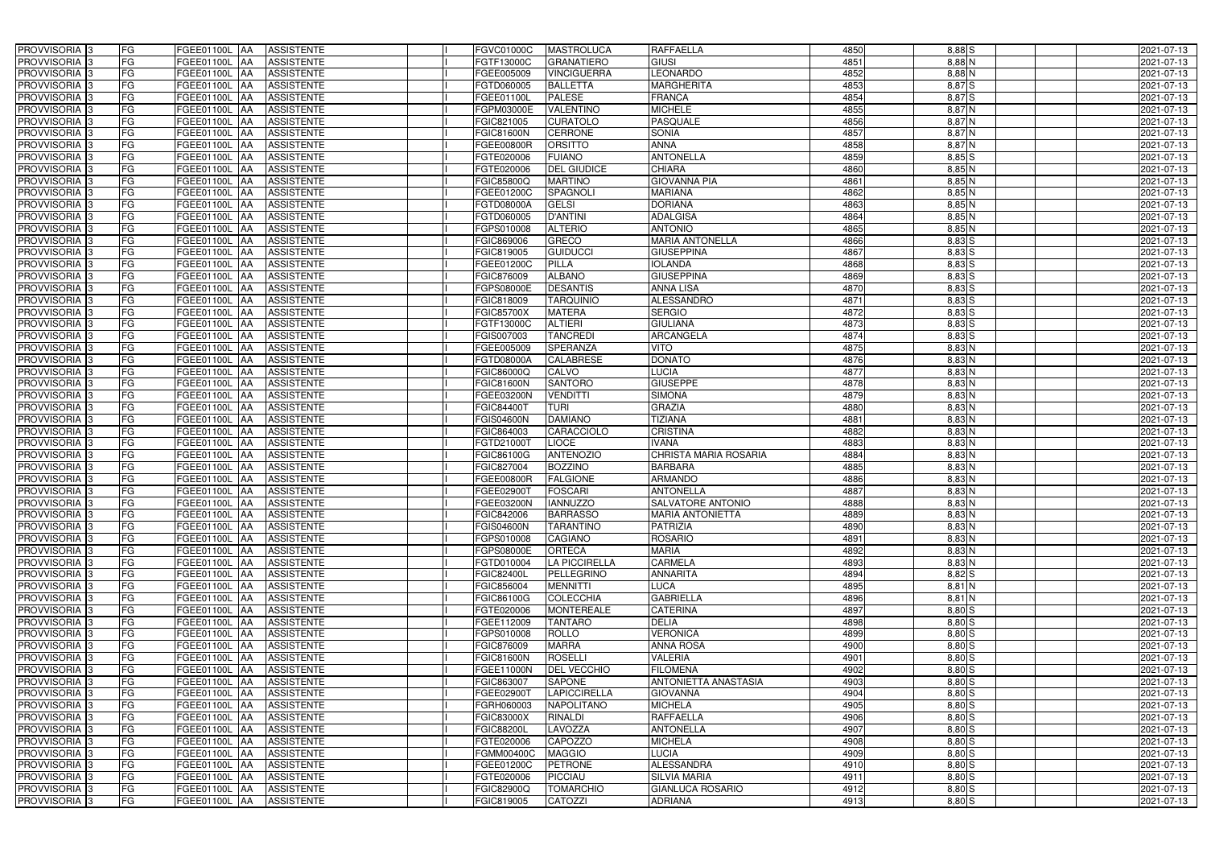| | | | | | | | | | | | | | | | |
|---|---|---|---|---|---|---|---|---|---|---|---|---|---|---|---|
| PROVVISORIA | 3 | FG | FGEE01100L | AA | ASSISTENTE | | I | FGVC01000C | MASTROLUCA | RAFFAELLA | 4850 | 8,88 | S | | 2021-07-13 |
| PROVVISORIA | 3 | FG | FGEE01100L | AA | ASSISTENTE | | I | FGTF13000C | GRANATIERO | GIUSI | 4851 | 8,88 | N | | 2021-07-13 |
| PROVVISORIA | 3 | FG | FGEE01100L | AA | ASSISTENTE | | I | FGEE005009 | VINCIGUERRA | LEONARDO | 4852 | 8,88 | N | | 2021-07-13 |
| PROVVISORIA | 3 | FG | FGEE01100L | AA | ASSISTENTE | | I | FGTD060005 | BALLETTA | MARGHERITA | 4853 | 8,87 | S | | 2021-07-13 |
| PROVVISORIA | 3 | FG | FGEE01100L | AA | ASSISTENTE | | I | FGEE01100L | PALESE | FRANCA | 4854 | 8,87 | S | | 2021-07-13 |
| PROVVISORIA | 3 | FG | FGEE01100L | AA | ASSISTENTE | | I | FGPM03000E | VALENTINO | MICHELE | 4855 | 8,87 | N | | 2021-07-13 |
| PROVVISORIA | 3 | FG | FGEE01100L | AA | ASSISTENTE | | I | FGIC821005 | CURATOLO | PASQUALE | 4856 | 8,87 | N | | 2021-07-13 |
| PROVVISORIA | 3 | FG | FGEE01100L | AA | ASSISTENTE | | I | FGIC81600N | CERRONE | SONIA | 4857 | 8,87 | N | | 2021-07-13 |
| PROVVISORIA | 3 | FG | FGEE01100L | AA | ASSISTENTE | | I | FGEE00800R | ORSITTO | ANNA | 4858 | 8,87 | N | | 2021-07-13 |
| PROVVISORIA | 3 | FG | FGEE01100L | AA | ASSISTENTE | | I | FGTE020006 | FUIANO | ANTONELLA | 4859 | 8,85 | S | | 2021-07-13 |
| PROVVISORIA | 3 | FG | FGEE01100L | AA | ASSISTENTE | | I | FGTE020006 | DEL GIUDICE | CHIARA | 4860 | 8,85 | N | | 2021-07-13 |
| PROVVISORIA | 3 | FG | FGEE01100L | AA | ASSISTENTE | | I | FGIC85800Q | MARTINO | GIOVANNA PIA | 4861 | 8,85 | N | | 2021-07-13 |
| PROVVISORIA | 3 | FG | FGEE01100L | AA | ASSISTENTE | | I | FGEE01200C | SPAGNOLI | MARIANA | 4862 | 8,85 | N | | 2021-07-13 |
| PROVVISORIA | 3 | FG | FGEE01100L | AA | ASSISTENTE | | I | FGTD08000A | GELSI | DORIANA | 4863 | 8,85 | N | | 2021-07-13 |
| PROVVISORIA | 3 | FG | FGEE01100L | AA | ASSISTENTE | | I | FGTD060005 | D'ANTINI | ADALGISA | 4864 | 8,85 | N | | 2021-07-13 |
| PROVVISORIA | 3 | FG | FGEE01100L | AA | ASSISTENTE | | I | FGPS010008 | ALTERIO | ANTONIO | 4865 | 8,85 | N | | 2021-07-13 |
| PROVVISORIA | 3 | FG | FGEE01100L | AA | ASSISTENTE | | I | FGIC869006 | GRECO | MARIA ANTONELLA | 4866 | 8,83 | S | | 2021-07-13 |
| PROVVISORIA | 3 | FG | FGEE01100L | AA | ASSISTENTE | | I | FGIC819005 | GUIDUCCI | GIUSEPPINA | 4867 | 8,83 | S | | 2021-07-13 |
| PROVVISORIA | 3 | FG | FGEE01100L | AA | ASSISTENTE | | I | FGEE01200C | PILLA | IOLANDA | 4868 | 8,83 | S | | 2021-07-13 |
| PROVVISORIA | 3 | FG | FGEE01100L | AA | ASSISTENTE | | I | FGIC876009 | ALBANO | GIUSEPPINA | 4869 | 8,83 | S | | 2021-07-13 |
| PROVVISORIA | 3 | FG | FGEE01100L | AA | ASSISTENTE | | I | FGPS08000E | DESANTIS | ANNA LISA | 4870 | 8,83 | S | | 2021-07-13 |
| PROVVISORIA | 3 | FG | FGEE01100L | AA | ASSISTENTE | | I | FGIC818009 | TARQUINIO | ALESSANDRO | 4871 | 8,83 | S | | 2021-07-13 |
| PROVVISORIA | 3 | FG | FGEE01100L | AA | ASSISTENTE | | I | FGIC85700X | MATERA | SERGIO | 4872 | 8,83 | S | | 2021-07-13 |
| PROVVISORIA | 3 | FG | FGEE01100L | AA | ASSISTENTE | | I | FGTF13000C | ALTIERI | GIULIANA | 4873 | 8,83 | S | | 2021-07-13 |
| PROVVISORIA | 3 | FG | FGEE01100L | AA | ASSISTENTE | | I | FGIS007003 | TANCREDI | ARCANGELA | 4874 | 8,83 | S | | 2021-07-13 |
| PROVVISORIA | 3 | FG | FGEE01100L | AA | ASSISTENTE | | I | FGEE005009 | SPERANZA | VITO | 4875 | 8,83 | N | | 2021-07-13 |
| PROVVISORIA | 3 | FG | FGEE01100L | AA | ASSISTENTE | | I | FGTD08000A | CALABRESE | DONATO | 4876 | 8,83 | N | | 2021-07-13 |
| PROVVISORIA | 3 | FG | FGEE01100L | AA | ASSISTENTE | | I | FGIC86000Q | CALVO | LUCIA | 4877 | 8,83 | N | | 2021-07-13 |
| PROVVISORIA | 3 | FG | FGEE01100L | AA | ASSISTENTE | | I | FGIC81600N | SANTORO | GIUSEPPE | 4878 | 8,83 | N | | 2021-07-13 |
| PROVVISORIA | 3 | FG | FGEE01100L | AA | ASSISTENTE | | I | FGEE03200N | VENDITTI | SIMONA | 4879 | 8,83 | N | | 2021-07-13 |
| PROVVISORIA | 3 | FG | FGEE01100L | AA | ASSISTENTE | | I | FGIC84400T | TURI | GRAZIA | 4880 | 8,83 | N | | 2021-07-13 |
| PROVVISORIA | 3 | FG | FGEE01100L | AA | ASSISTENTE | | I | FGIS04600N | DAMIANO | TIZIANA | 4881 | 8,83 | N | | 2021-07-13 |
| PROVVISORIA | 3 | FG | FGEE01100L | AA | ASSISTENTE | | I | FGIC864003 | CARACCIOLO | CRISTINA | 4882 | 8,83 | N | | 2021-07-13 |
| PROVVISORIA | 3 | FG | FGEE01100L | AA | ASSISTENTE | | I | FGTD21000T | LIOCE | IVANA | 4883 | 8,83 | N | | 2021-07-13 |
| PROVVISORIA | 3 | FG | FGEE01100L | AA | ASSISTENTE | | I | FGIC86100G | ANTENOZIO | CHRISTA MARIA ROSARIA | 4884 | 8,83 | N | | 2021-07-13 |
| PROVVISORIA | 3 | FG | FGEE01100L | AA | ASSISTENTE | | I | FGIC827004 | BOZZINO | BARBARA | 4885 | 8,83 | N | | 2021-07-13 |
| PROVVISORIA | 3 | FG | FGEE01100L | AA | ASSISTENTE | | I | FGEE00800R | FALGIONE | ARMANDO | 4886 | 8,83 | N | | 2021-07-13 |
| PROVVISORIA | 3 | FG | FGEE01100L | AA | ASSISTENTE | | I | FGEE02900T | FOSCARI | ANTONELLA | 4887 | 8,83 | N | | 2021-07-13 |
| PROVVISORIA | 3 | FG | FGEE01100L | AA | ASSISTENTE | | I | FGEE03200N | IANNUZZO | SALVATORE ANTONIO | 4888 | 8,83 | N | | 2021-07-13 |
| PROVVISORIA | 3 | FG | FGEE01100L | AA | ASSISTENTE | | I | FGIC842006 | BARRASSO | MARIA ANTONIETTA | 4889 | 8,83 | N | | 2021-07-13 |
| PROVVISORIA | 3 | FG | FGEE01100L | AA | ASSISTENTE | | I | FGIS04600N | TARANTINO | PATRIZIA | 4890 | 8,83 | N | | 2021-07-13 |
| PROVVISORIA | 3 | FG | FGEE01100L | AA | ASSISTENTE | | I | FGPS010008 | CAGIANO | ROSARIO | 4891 | 8,83 | N | | 2021-07-13 |
| PROVVISORIA | 3 | FG | FGEE01100L | AA | ASSISTENTE | | I | FGPS08000E | ORTECA | MARIA | 4892 | 8,83 | N | | 2021-07-13 |
| PROVVISORIA | 3 | FG | FGEE01100L | AA | ASSISTENTE | | I | FGTD010004 | LA PICCIRELLA | CARMELA | 4893 | 8,83 | N | | 2021-07-13 |
| PROVVISORIA | 3 | FG | FGEE01100L | AA | ASSISTENTE | | I | FGIC82400L | PELLEGRINO | ANNARITA | 4894 | 8,82 | S | | 2021-07-13 |
| PROVVISORIA | 3 | FG | FGEE01100L | AA | ASSISTENTE | | I | FGIC856004 | MENNITTI | LUCA | 4895 | 8,81 | N | | 2021-07-13 |
| PROVVISORIA | 3 | FG | FGEE01100L | AA | ASSISTENTE | | I | FGIC86100G | COLECCHIA | GABRIELLA | 4896 | 8,81 | N | | 2021-07-13 |
| PROVVISORIA | 3 | FG | FGEE01100L | AA | ASSISTENTE | | I | FGTE020006 | MONTEREALE | CATERINA | 4897 | 8,80 | S | | 2021-07-13 |
| PROVVISORIA | 3 | FG | FGEE01100L | AA | ASSISTENTE | | I | FGEE112009 | TANTARO | DELIA | 4898 | 8,80 | S | | 2021-07-13 |
| PROVVISORIA | 3 | FG | FGEE01100L | AA | ASSISTENTE | | I | FGPS010008 | ROLLO | VERONICA | 4899 | 8,80 | S | | 2021-07-13 |
| PROVVISORIA | 3 | FG | FGEE01100L | AA | ASSISTENTE | | I | FGIC876009 | MARRA | ANNA ROSA | 4900 | 8,80 | S | | 2021-07-13 |
| PROVVISORIA | 3 | FG | FGEE01100L | AA | ASSISTENTE | | I | FGIC81600N | ROSELLI | VALERIA | 4901 | 8,80 | S | | 2021-07-13 |
| PROVVISORIA | 3 | FG | FGEE01100L | AA | ASSISTENTE | | I | FGEE11000N | DEL VECCHIO | FILOMENA | 4902 | 8,80 | S | | 2021-07-13 |
| PROVVISORIA | 3 | FG | FGEE01100L | AA | ASSISTENTE | | I | FGIC863007 | SAPONE | ANTONIETTA ANASTASIA | 4903 | 8,80 | S | | 2021-07-13 |
| PROVVISORIA | 3 | FG | FGEE01100L | AA | ASSISTENTE | | I | FGEE02900T | LAPICCIRELLA | GIOVANNA | 4904 | 8,80 | S | | 2021-07-13 |
| PROVVISORIA | 3 | FG | FGEE01100L | AA | ASSISTENTE | | I | FGRH060003 | NAPOLITANO | MICHELA | 4905 | 8,80 | S | | 2021-07-13 |
| PROVVISORIA | 3 | FG | FGEE01100L | AA | ASSISTENTE | | I | FGIC83000X | RINALDI | RAFFAELLA | 4906 | 8,80 | S | | 2021-07-13 |
| PROVVISORIA | 3 | FG | FGEE01100L | AA | ASSISTENTE | | I | FGIC88200L | LAVOZZA | ANTONELLA | 4907 | 8,80 | S | | 2021-07-13 |
| PROVVISORIA | 3 | FG | FGEE01100L | AA | ASSISTENTE | | I | FGTE020006 | CAPOZZO | MICHELA | 4908 | 8,80 | S | | 2021-07-13 |
| PROVVISORIA | 3 | FG | FGEE01100L | AA | ASSISTENTE | | I | FGMM00400C | MAGGIO | LUCIA | 4909 | 8,80 | S | | 2021-07-13 |
| PROVVISORIA | 3 | FG | FGEE01100L | AA | ASSISTENTE | | I | FGEE01200C | PETRONE | ALESSANDRA | 4910 | 8,80 | S | | 2021-07-13 |
| PROVVISORIA | 3 | FG | FGEE01100L | AA | ASSISTENTE | | I | FGTE020006 | PICCIAU | SILVIA MARIA | 4911 | 8,80 | S | | 2021-07-13 |
| PROVVISORIA | 3 | FG | FGEE01100L | AA | ASSISTENTE | | I | FGIC82900Q | TOMARCHIO | GIANLUCA ROSARIO | 4912 | 8,80 | S | | 2021-07-13 |
| PROVVISORIA | 3 | FG | FGEE01100L | AA | ASSISTENTE | | I | FGIC819005 | CATOZZI | ADRIANA | 4913 | 8,80 | S | | 2021-07-13 |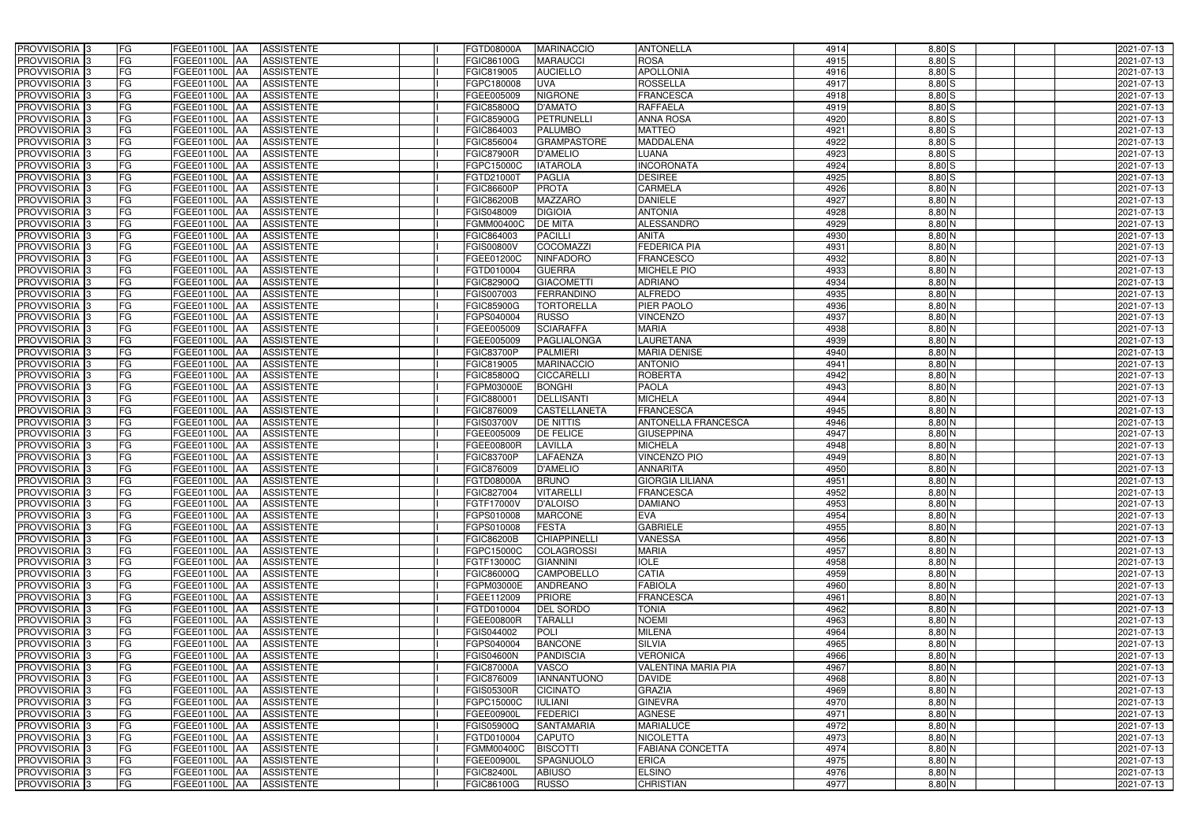| PROVVISORIA 3 | FG | FGEE01100L | AA | ASSISTENTE | I | FGTD08000A | MARINACCIO | ANTONELLA | 4914 | 8,80 | S | | | 2021-07-13 |
|---|---|---|---|---|---|---|---|---|---|---|---|---|---|---|
| PROVVISORIA 3 | FG | FGEE01100L | AA | ASSISTENTE | I | FGIC86100G | MARAUCCI | ROSA | 4915 | 8,80 | S | | | 2021-07-13 |
| PROVVISORIA 3 | FG | FGEE01100L | AA | ASSISTENTE | I | FGIC819005 | AUCIELLO | APOLLONIA | 4916 | 8,80 | S | | | 2021-07-13 |
| PROVVISORIA 3 | FG | FGEE01100L | AA | ASSISTENTE | I | FGPC180008 | UVA | ROSSELLA | 4917 | 8,80 | S | | | 2021-07-13 |
| PROVVISORIA 3 | FG | FGEE01100L | AA | ASSISTENTE | I | FGEE005009 | NIGRONE | FRANCESCA | 4918 | 8,80 | S | | | 2021-07-13 |
| PROVVISORIA 3 | FG | FGEE01100L | AA | ASSISTENTE | I | FGIC85800Q | D'AMATO | RAFFAELA | 4919 | 8,80 | S | | | 2021-07-13 |
| PROVVISORIA 3 | FG | FGEE01100L | AA | ASSISTENTE | I | FGIC85900G | PETRUNELLI | ANNA ROSA | 4920 | 8,80 | S | | | 2021-07-13 |
| PROVVISORIA 3 | FG | FGEE01100L | AA | ASSISTENTE | I | FGIC864003 | PALUMBO | MATTEO | 4921 | 8,80 | S | | | 2021-07-13 |
| PROVVISORIA 3 | FG | FGEE01100L | AA | ASSISTENTE | I | FGIC856004 | GRAMPASTORE | MADDALENA | 4922 | 8,80 | S | | | 2021-07-13 |
| PROVVISORIA 3 | FG | FGEE01100L | AA | ASSISTENTE | I | FGIC87900R | D'AMELIO | LUANA | 4923 | 8,80 | S | | | 2021-07-13 |
| PROVVISORIA 3 | FG | FGEE01100L | AA | ASSISTENTE | I | FGPC15000C | IATAROLA | INCORONATA | 4924 | 8,80 | S | | | 2021-07-13 |
| PROVVISORIA 3 | FG | FGEE01100L | AA | ASSISTENTE | I | FGTD21000T | PAGLIA | DESIREE | 4925 | 8,80 | S | | | 2021-07-13 |
| PROVVISORIA 3 | FG | FGEE01100L | AA | ASSISTENTE | I | FGIC86600P | PROTA | CARMELA | 4926 | 8,80 | N | | | 2021-07-13 |
| PROVVISORIA 3 | FG | FGEE01100L | AA | ASSISTENTE | I | FGIC86200B | MAZZARO | DANIELE | 4927 | 8,80 | N | | | 2021-07-13 |
| PROVVISORIA 3 | FG | FGEE01100L | AA | ASSISTENTE | I | FGIS048009 | DIGIOIA | ANTONIA | 4928 | 8,80 | N | | | 2021-07-13 |
| PROVVISORIA 3 | FG | FGEE01100L | AA | ASSISTENTE | I | FGMM00400C | DE MITA | ALESSANDRO | 4929 | 8,80 | N | | | 2021-07-13 |
| PROVVISORIA 3 | FG | FGEE01100L | AA | ASSISTENTE | I | FGIC864003 | PACILLI | ANITA | 4930 | 8,80 | N | | | 2021-07-13 |
| PROVVISORIA 3 | FG | FGEE01100L | AA | ASSISTENTE | I | FGIS00800V | COCOMAZZI | FEDERICA PIA | 4931 | 8,80 | N | | | 2021-07-13 |
| PROVVISORIA 3 | FG | FGEE01100L | AA | ASSISTENTE | I | FGEE01200C | NINFADORO | FRANCESCO | 4932 | 8,80 | N | | | 2021-07-13 |
| PROVVISORIA 3 | FG | FGEE01100L | AA | ASSISTENTE | I | FGTD010004 | GUERRA | MICHELE PIO | 4933 | 8,80 | N | | | 2021-07-13 |
| PROVVISORIA 3 | FG | FGEE01100L | AA | ASSISTENTE | I | FGIC82900Q | GIACOMETTI | ADRIANO | 4934 | 8,80 | N | | | 2021-07-13 |
| PROVVISORIA 3 | FG | FGEE01100L | AA | ASSISTENTE | I | FGIS007003 | FERRANDINO | ALFREDO | 4935 | 8,80 | N | | | 2021-07-13 |
| PROVVISORIA 3 | FG | FGEE01100L | AA | ASSISTENTE | I | FGIC85900G | TORTORELLA | PIER PAOLO | 4936 | 8,80 | N | | | 2021-07-13 |
| PROVVISORIA 3 | FG | FGEE01100L | AA | ASSISTENTE | I | FGPS040004 | RUSSO | VINCENZO | 4937 | 8,80 | N | | | 2021-07-13 |
| PROVVISORIA 3 | FG | FGEE01100L | AA | ASSISTENTE | I | FGEE005009 | SCIARAFFA | MARIA | 4938 | 8,80 | N | | | 2021-07-13 |
| PROVVISORIA 3 | FG | FGEE01100L | AA | ASSISTENTE | I | FGEE005009 | PAGLIALONGA | LAURETANA | 4939 | 8,80 | N | | | 2021-07-13 |
| PROVVISORIA 3 | FG | FGEE01100L | AA | ASSISTENTE | I | FGIC83700P | PALMIERI | MARIA DENISE | 4940 | 8,80 | N | | | 2021-07-13 |
| PROVVISORIA 3 | FG | FGEE01100L | AA | ASSISTENTE | I | FGIC819005 | MARINACCIO | ANTONIO | 4941 | 8,80 | N | | | 2021-07-13 |
| PROVVISORIA 3 | FG | FGEE01100L | AA | ASSISTENTE | I | FGIC85800Q | CICCARELLI | ROBERTA | 4942 | 8,80 | N | | | 2021-07-13 |
| PROVVISORIA 3 | FG | FGEE01100L | AA | ASSISTENTE | I | FGPM03000E | BONGHI | PAOLA | 4943 | 8,80 | N | | | 2021-07-13 |
| PROVVISORIA 3 | FG | FGEE01100L | AA | ASSISTENTE | I | FGIC880001 | DELLISANTI | MICHELA | 4944 | 8,80 | N | | | 2021-07-13 |
| PROVVISORIA 3 | FG | FGEE01100L | AA | ASSISTENTE | I | FGIC876009 | CASTELLANETA | FRANCESCA | 4945 | 8,80 | N | | | 2021-07-13 |
| PROVVISORIA 3 | FG | FGEE01100L | AA | ASSISTENTE | I | FGIS03700V | DE NITTIS | ANTONELLA FRANCESCA | 4946 | 8,80 | N | | | 2021-07-13 |
| PROVVISORIA 3 | FG | FGEE01100L | AA | ASSISTENTE | I | FGEE005009 | DE FELICE | GIUSEPPINA | 4947 | 8,80 | N | | | 2021-07-13 |
| PROVVISORIA 3 | FG | FGEE01100L | AA | ASSISTENTE | I | FGEE00800R | LAVILLA | MICHELA | 4948 | 8,80 | N | | | 2021-07-13 |
| PROVVISORIA 3 | FG | FGEE01100L | AA | ASSISTENTE | I | FGIC83700P | LAFAENZA | VINCENZO PIO | 4949 | 8,80 | N | | | 2021-07-13 |
| PROVVISORIA 3 | FG | FGEE01100L | AA | ASSISTENTE | I | FGIC876009 | D'AMELIO | ANNARITA | 4950 | 8,80 | N | | | 2021-07-13 |
| PROVVISORIA 3 | FG | FGEE01100L | AA | ASSISTENTE | I | FGTD08000A | BRUNO | GIORGIA LILIANA | 4951 | 8,80 | N | | | 2021-07-13 |
| PROVVISORIA 3 | FG | FGEE01100L | AA | ASSISTENTE | I | FGIC827004 | VITARELLI | FRANCESCA | 4952 | 8,80 | N | | | 2021-07-13 |
| PROVVISORIA 3 | FG | FGEE01100L | AA | ASSISTENTE | I | FGTF17000V | D'ALOISO | DAMIANO | 4953 | 8,80 | N | | | 2021-07-13 |
| PROVVISORIA 3 | FG | FGEE01100L | AA | ASSISTENTE | I | FGPS010008 | MARCONE | EVA | 4954 | 8,80 | N | | | 2021-07-13 |
| PROVVISORIA 3 | FG | FGEE01100L | AA | ASSISTENTE | I | FGPS010008 | FESTA | GABRIELE | 4955 | 8,80 | N | | | 2021-07-13 |
| PROVVISORIA 3 | FG | FGEE01100L | AA | ASSISTENTE | I | FGIC86200B | CHIAPPINELLI | VANESSA | 4956 | 8,80 | N | | | 2021-07-13 |
| PROVVISORIA 3 | FG | FGEE01100L | AA | ASSISTENTE | I | FGPC15000C | COLAGROSSI | MARIA | 4957 | 8,80 | N | | | 2021-07-13 |
| PROVVISORIA 3 | FG | FGEE01100L | AA | ASSISTENTE | I | FGTF13000C | GIANNINI | IOLE | 4958 | 8,80 | N | | | 2021-07-13 |
| PROVVISORIA 3 | FG | FGEE01100L | AA | ASSISTENTE | I | FGIC86000Q | CAMPOBELLO | CATIA | 4959 | 8,80 | N | | | 2021-07-13 |
| PROVVISORIA 3 | FG | FGEE01100L | AA | ASSISTENTE | I | FGPM03000E | ANDREANO | FABIOLA | 4960 | 8,80 | N | | | 2021-07-13 |
| PROVVISORIA 3 | FG | FGEE01100L | AA | ASSISTENTE | I | FGEE112009 | PRIORE | FRANCESCA | 4961 | 8,80 | N | | | 2021-07-13 |
| PROVVISORIA 3 | FG | FGEE01100L | AA | ASSISTENTE | I | FGTD010004 | DEL SORDO | TONIA | 4962 | 8,80 | N | | | 2021-07-13 |
| PROVVISORIA 3 | FG | FGEE01100L | AA | ASSISTENTE | I | FGEE00800R | TARALLI | NOEMI | 4963 | 8,80 | N | | | 2021-07-13 |
| PROVVISORIA 3 | FG | FGEE01100L | AA | ASSISTENTE | I | FGIS044002 | POLI | MILENA | 4964 | 8,80 | N | | | 2021-07-13 |
| PROVVISORIA 3 | FG | FGEE01100L | AA | ASSISTENTE | I | FGPS040004 | BANCONE | SILVIA | 4965 | 8,80 | N | | | 2021-07-13 |
| PROVVISORIA 3 | FG | FGEE01100L | AA | ASSISTENTE | I | FGIS04600N | PANDISCIA | VERONICA | 4966 | 8,80 | N | | | 2021-07-13 |
| PROVVISORIA 3 | FG | FGEE01100L | AA | ASSISTENTE | I | FGIC87000A | VASCO | VALENTINA MARIA PIA | 4967 | 8,80 | N | | | 2021-07-13 |
| PROVVISORIA 3 | FG | FGEE01100L | AA | ASSISTENTE | I | FGIC876009 | IANNANTUONO | DAVIDE | 4968 | 8,80 | N | | | 2021-07-13 |
| PROVVISORIA 3 | FG | FGEE01100L | AA | ASSISTENTE | I | FGIS05300R | CICINATO | GRAZIA | 4969 | 8,80 | N | | | 2021-07-13 |
| PROVVISORIA 3 | FG | FGEE01100L | AA | ASSISTENTE | I | FGPC15000C | IULIANI | GINEVRA | 4970 | 8,80 | N | | | 2021-07-13 |
| PROVVISORIA 3 | FG | FGEE01100L | AA | ASSISTENTE | I | FGEE00900L | FEDERICI | AGNESE | 4971 | 8,80 | N | | | 2021-07-13 |
| PROVVISORIA 3 | FG | FGEE01100L | AA | ASSISTENTE | I | FGIS05900Q | SANTAMARIA | MARIALUCE | 4972 | 8,80 | N | | | 2021-07-13 |
| PROVVISORIA 3 | FG | FGEE01100L | AA | ASSISTENTE | I | FGTD010004 | CAPUTO | NICOLETTA | 4973 | 8,80 | N | | | 2021-07-13 |
| PROVVISORIA 3 | FG | FGEE01100L | AA | ASSISTENTE | I | FGMM00400C | BISCOTTI | FABIANA CONCETTA | 4974 | 8,80 | N | | | 2021-07-13 |
| PROVVISORIA 3 | FG | FGEE01100L | AA | ASSISTENTE | I | FGEE00900L | SPAGNUOLO | ERICA | 4975 | 8,80 | N | | | 2021-07-13 |
| PROVVISORIA 3 | FG | FGEE01100L | AA | ASSISTENTE | I | FGIC82400L | ABIUSO | ELSINO | 4976 | 8,80 | N | | | 2021-07-13 |
| PROVVISORIA 3 | FG | FGEE01100L | AA | ASSISTENTE | I | FGIC86100G | RUSSO | CHRISTIAN | 4977 | 8,80 | N | | | 2021-07-13 |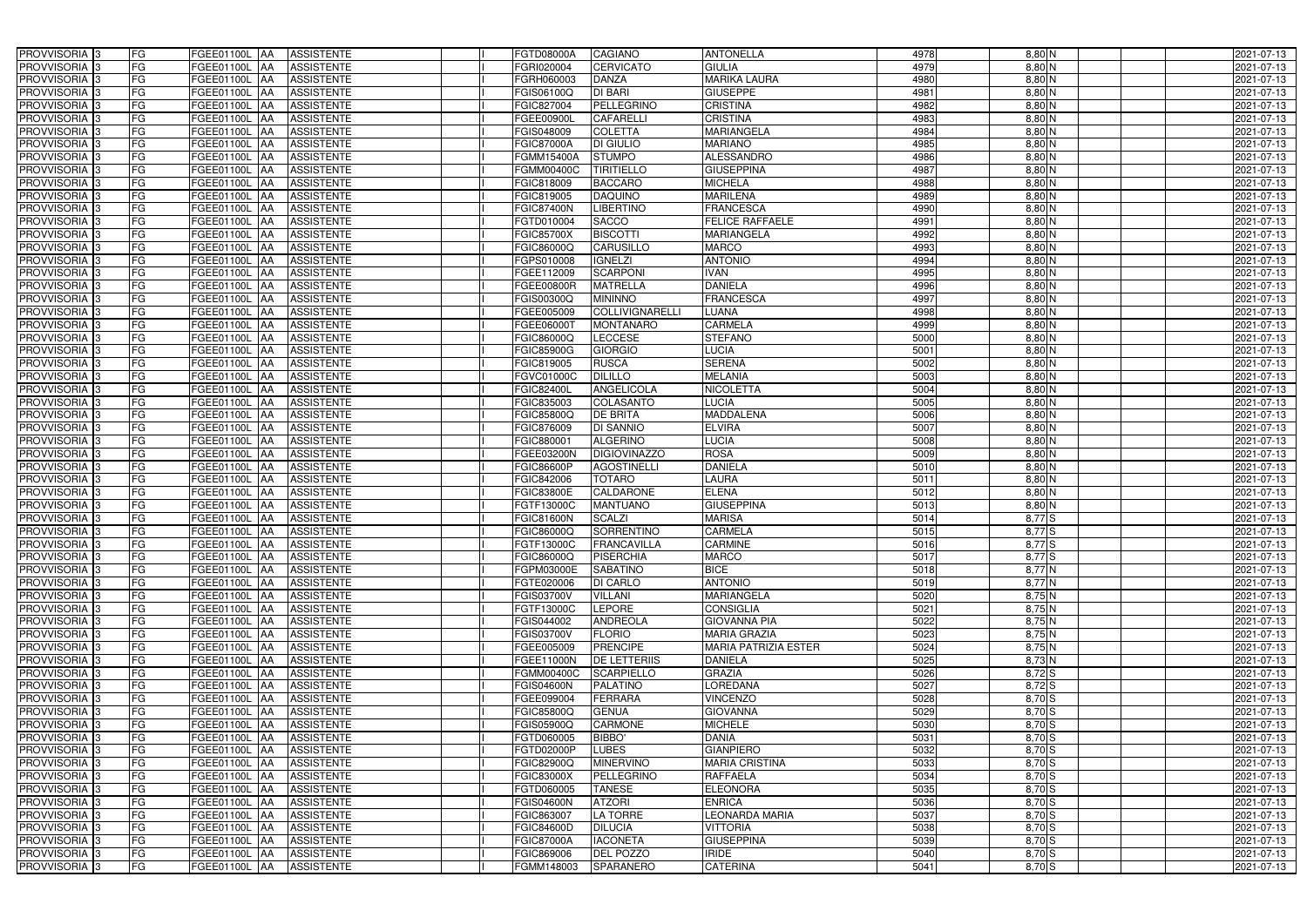| PROVVISORIA | 3 | FG | FGEE01100L | AA | ASSISTENTE | | I | FGTD08000A | CAGIANO | ANTONELLA | 4978 | 8,80 | N | | | 2021-07-13 |
|---|---|---|---|---|---|---|---|---|---|---|---|---|---|---|---|---|
| PROVVISORIA | 3 | FG | FGEE01100L | AA | ASSISTENTE | | I | FGRI020004 | CERVICATO | GIULIA | 4979 | 8,80 | N | | | 2021-07-13 |
| PROVVISORIA | 3 | FG | FGEE01100L | AA | ASSISTENTE | | I | FGRH060003 | DANZA | MARIKA LAURA | 4980 | 8,80 | N | | | 2021-07-13 |
| PROVVISORIA | 3 | FG | FGEE01100L | AA | ASSISTENTE | | I | FGIS06100Q | DI BARI | GIUSEPPE | 4981 | 8,80 | N | | | 2021-07-13 |
| PROVVISORIA | 3 | FG | FGEE01100L | AA | ASSISTENTE | | I | FGIC827004 | PELLEGRINO | CRISTINA | 4982 | 8,80 | N | | | 2021-07-13 |
| PROVVISORIA | 3 | FG | FGEE01100L | AA | ASSISTENTE | | I | FGEE00900L | CAFARELLI | CRISTINA | 4983 | 8,80 | N | | | 2021-07-13 |
| PROVVISORIA | 3 | FG | FGEE01100L | AA | ASSISTENTE | | I | FGIS048009 | COLETTA | MARIANGELA | 4984 | 8,80 | N | | | 2021-07-13 |
| PROVVISORIA | 3 | FG | FGEE01100L | AA | ASSISTENTE | | I | FGIC87000A | DI GIULIO | MARIANO | 4985 | 8,80 | N | | | 2021-07-13 |
| PROVVISORIA | 3 | FG | FGEE01100L | AA | ASSISTENTE | | I | FGMM15400A | STUMPO | ALESSANDRO | 4986 | 8,80 | N | | | 2021-07-13 |
| PROVVISORIA | 3 | FG | FGEE01100L | AA | ASSISTENTE | | I | FGMM00400C | TIRITIELLO | GIUSEPPINA | 4987 | 8,80 | N | | | 2021-07-13 |
| PROVVISORIA | 3 | FG | FGEE01100L | AA | ASSISTENTE | | I | FGIC818009 | BACCARO | MICHELA | 4988 | 8,80 | N | | | 2021-07-13 |
| PROVVISORIA | 3 | FG | FGEE01100L | AA | ASSISTENTE | | I | FGIC819005 | DAQUINO | MARILENA | 4989 | 8,80 | N | | | 2021-07-13 |
| PROVVISORIA | 3 | FG | FGEE01100L | AA | ASSISTENTE | | I | FGIC87400N | LIBERTINO | FRANCESCA | 4990 | 8,80 | N | | | 2021-07-13 |
| PROVVISORIA | 3 | FG | FGEE01100L | AA | ASSISTENTE | | I | FGTD010004 | SACCO | FELICE RAFFAELE | 4991 | 8,80 | N | | | 2021-07-13 |
| PROVVISORIA | 3 | FG | FGEE01100L | AA | ASSISTENTE | | I | FGIC85700X | BISCOTTI | MARIANGELA | 4992 | 8,80 | N | | | 2021-07-13 |
| PROVVISORIA | 3 | FG | FGEE01100L | AA | ASSISTENTE | | I | FGIC86000Q | CARUSILLO | MARCO | 4993 | 8,80 | N | | | 2021-07-13 |
| PROVVISORIA | 3 | FG | FGEE01100L | AA | ASSISTENTE | | I | FGPS010008 | IGNELZI | ANTONIO | 4994 | 8,80 | N | | | 2021-07-13 |
| PROVVISORIA | 3 | FG | FGEE01100L | AA | ASSISTENTE | | I | FGEE112009 | SCARPONI | IVAN | 4995 | 8,80 | N | | | 2021-07-13 |
| PROVVISORIA | 3 | FG | FGEE01100L | AA | ASSISTENTE | | I | FGEE00800R | MATRELLA | DANIELA | 4996 | 8,80 | N | | | 2021-07-13 |
| PROVVISORIA | 3 | FG | FGEE01100L | AA | ASSISTENTE | | I | FGIS00300Q | MININNO | FRANCESCA | 4997 | 8,80 | N | | | 2021-07-13 |
| PROVVISORIA | 3 | FG | FGEE01100L | AA | ASSISTENTE | | I | FGEE005009 | COLLIVIGNARELLI | LUANA | 4998 | 8,80 | N | | | 2021-07-13 |
| PROVVISORIA | 3 | FG | FGEE01100L | AA | ASSISTENTE | | I | FGEE06000T | MONTANARO | CARMELA | 4999 | 8,80 | N | | | 2021-07-13 |
| PROVVISORIA | 3 | FG | FGEE01100L | AA | ASSISTENTE | | I | FGIC86000Q | LECCESE | STEFANO | 5000 | 8,80 | N | | | 2021-07-13 |
| PROVVISORIA | 3 | FG | FGEE01100L | AA | ASSISTENTE | | I | FGIC85900G | GIORGIO | LUCIA | 5001 | 8,80 | N | | | 2021-07-13 |
| PROVVISORIA | 3 | FG | FGEE01100L | AA | ASSISTENTE | | I | FGIC819005 | RUSCA | SERENA | 5002 | 8,80 | N | | | 2021-07-13 |
| PROVVISORIA | 3 | FG | FGEE01100L | AA | ASSISTENTE | | I | FGVC01000C | DILILLO | MELANIA | 5003 | 8,80 | N | | | 2021-07-13 |
| PROVVISORIA | 3 | FG | FGEE01100L | AA | ASSISTENTE | | I | FGIC82400L | ANGELICOLA | NICOLETTA | 5004 | 8,80 | N | | | 2021-07-13 |
| PROVVISORIA | 3 | FG | FGEE01100L | AA | ASSISTENTE | | I | FGIC835003 | COLASANTO | LUCIA | 5005 | 8,80 | N | | | 2021-07-13 |
| PROVVISORIA | 3 | FG | FGEE01100L | AA | ASSISTENTE | | I | FGIC85800Q | DE BRITA | MADDALENA | 5006 | 8,80 | N | | | 2021-07-13 |
| PROVVISORIA | 3 | FG | FGEE01100L | AA | ASSISTENTE | | I | FGIC876009 | DI SANNIO | ELVIRA | 5007 | 8,80 | N | | | 2021-07-13 |
| PROVVISORIA | 3 | FG | FGEE01100L | AA | ASSISTENTE | | I | FGIC880001 | ALGERINO | LUCIA | 5008 | 8,80 | N | | | 2021-07-13 |
| PROVVISORIA | 3 | FG | FGEE01100L | AA | ASSISTENTE | | I | FGEE03200N | DIGIOVINAZZO | ROSA | 5009 | 8,80 | N | | | 2021-07-13 |
| PROVVISORIA | 3 | FG | FGEE01100L | AA | ASSISTENTE | | I | FGIC86600P | AGOSTINELLI | DANIELA | 5010 | 8,80 | N | | | 2021-07-13 |
| PROVVISORIA | 3 | FG | FGEE01100L | AA | ASSISTENTE | | I | FGIC842006 | TOTARO | LAURA | 5011 | 8,80 | N | | | 2021-07-13 |
| PROVVISORIA | 3 | FG | FGEE01100L | AA | ASSISTENTE | | I | FGIC83800E | CALDARONE | ELENA | 5012 | 8,80 | N | | | 2021-07-13 |
| PROVVISORIA | 3 | FG | FGEE01100L | AA | ASSISTENTE | | I | FGTF13000C | MANTUANO | GIUSEPPINA | 5013 | 8,80 | N | | | 2021-07-13 |
| PROVVISORIA | 3 | FG | FGEE01100L | AA | ASSISTENTE | | I | FGIC81600N | SCALZI | MARISA | 5014 | 8,77 | S | | | 2021-07-13 |
| PROVVISORIA | 3 | FG | FGEE01100L | AA | ASSISTENTE | | I | FGIC86000Q | SORRENTINO | CARMELA | 5015 | 8,77 | S | | | 2021-07-13 |
| PROVVISORIA | 3 | FG | FGEE01100L | AA | ASSISTENTE | | I | FGTF13000C | FRANCAVILLA | CARMINE | 5016 | 8,77 | S | | | 2021-07-13 |
| PROVVISORIA | 3 | FG | FGEE01100L | AA | ASSISTENTE | | I | FGIC86000Q | PISERCHIA | MARCO | 5017 | 8,77 | S | | | 2021-07-13 |
| PROVVISORIA | 3 | FG | FGEE01100L | AA | ASSISTENTE | | I | FGPM03000E | SABATINO | BICE | 5018 | 8,77 | N | | | 2021-07-13 |
| PROVVISORIA | 3 | FG | FGEE01100L | AA | ASSISTENTE | | I | FGTE020006 | DI CARLO | ANTONIO | 5019 | 8,77 | N | | | 2021-07-13 |
| PROVVISORIA | 3 | FG | FGEE01100L | AA | ASSISTENTE | | I | FGIS03700V | VILLANI | MARIANGELA | 5020 | 8,75 | N | | | 2021-07-13 |
| PROVVISORIA | 3 | FG | FGEE01100L | AA | ASSISTENTE | | I | FGTF13000C | LEPORE | CONSIGLIA | 5021 | 8,75 | N | | | 2021-07-13 |
| PROVVISORIA | 3 | FG | FGEE01100L | AA | ASSISTENTE | | I | FGIS044002 | ANDREOLA | GIOVANNA PIA | 5022 | 8,75 | N | | | 2021-07-13 |
| PROVVISORIA | 3 | FG | FGEE01100L | AA | ASSISTENTE | | I | FGIS03700V | FLORIO | MARIA GRAZIA | 5023 | 8,75 | N | | | 2021-07-13 |
| PROVVISORIA | 3 | FG | FGEE01100L | AA | ASSISTENTE | | I | FGEE005009 | PRENCIPE | MARIA PATRIZIA ESTER | 5024 | 8,75 | N | | | 2021-07-13 |
| PROVVISORIA | 3 | FG | FGEE01100L | AA | ASSISTENTE | | I | FGEE11000N | DE LETTERIIS | DANIELA | 5025 | 8,73 | N | | | 2021-07-13 |
| PROVVISORIA | 3 | FG | FGEE01100L | AA | ASSISTENTE | | I | FGMM00400C | SCARPIELLO | GRAZIA | 5026 | 8,72 | S | | | 2021-07-13 |
| PROVVISORIA | 3 | FG | FGEE01100L | AA | ASSISTENTE | | I | FGIS04600N | PALATINO | LOREDANA | 5027 | 8,72 | S | | | 2021-07-13 |
| PROVVISORIA | 3 | FG | FGEE01100L | AA | ASSISTENTE | | I | FGEE099004 | FERRARA | VINCENZO | 5028 | 8,70 | S | | | 2021-07-13 |
| PROVVISORIA | 3 | FG | FGEE01100L | AA | ASSISTENTE | | I | FGIC85800Q | GENUA | GIOVANNA | 5029 | 8,70 | S | | | 2021-07-13 |
| PROVVISORIA | 3 | FG | FGEE01100L | AA | ASSISTENTE | | I | FGIS05900Q | CARMONE | MICHELE | 5030 | 8,70 | S | | | 2021-07-13 |
| PROVVISORIA | 3 | FG | FGEE01100L | AA | ASSISTENTE | | I | FGTD060005 | BIBBO' | DANIA | 5031 | 8,70 | S | | | 2021-07-13 |
| PROVVISORIA | 3 | FG | FGEE01100L | AA | ASSISTENTE | | I | FGTD02000P | LUBES | GIANPIERO | 5032 | 8,70 | S | | | 2021-07-13 |
| PROVVISORIA | 3 | FG | FGEE01100L | AA | ASSISTENTE | | I | FGIC82900Q | MINERVINO | MARIA CRISTINA | 5033 | 8,70 | S | | | 2021-07-13 |
| PROVVISORIA | 3 | FG | FGEE01100L | AA | ASSISTENTE | | I | FGIC83000X | PELLEGRINO | RAFFAELA | 5034 | 8,70 | S | | | 2021-07-13 |
| PROVVISORIA | 3 | FG | FGEE01100L | AA | ASSISTENTE | | I | FGTD060005 | TANESE | ELEONORA | 5035 | 8,70 | S | | | 2021-07-13 |
| PROVVISORIA | 3 | FG | FGEE01100L | AA | ASSISTENTE | | I | FGIS04600N | ATZORI | ENRICA | 5036 | 8,70 | S | | | 2021-07-13 |
| PROVVISORIA | 3 | FG | FGEE01100L | AA | ASSISTENTE | | I | FGIC863007 | LA TORRE | LEONARDA MARIA | 5037 | 8,70 | S | | | 2021-07-13 |
| PROVVISORIA | 3 | FG | FGEE01100L | AA | ASSISTENTE | | I | FGIC84600D | DILUCIA | VITTORIA | 5038 | 8,70 | S | | | 2021-07-13 |
| PROVVISORIA | 3 | FG | FGEE01100L | AA | ASSISTENTE | | I | FGIC87000A | IACONETA | GIUSEPPINA | 5039 | 8,70 | S | | | 2021-07-13 |
| PROVVISORIA | 3 | FG | FGEE01100L | AA | ASSISTENTE | | I | FGIC869006 | DEL POZZO | IRIDE | 5040 | 8,70 | S | | | 2021-07-13 |
| PROVVISORIA | 3 | FG | FGEE01100L | AA | ASSISTENTE | | I | FGMM148003 | SPARANERO | CATERINA | 5041 | 8,70 | S | | | 2021-07-13 |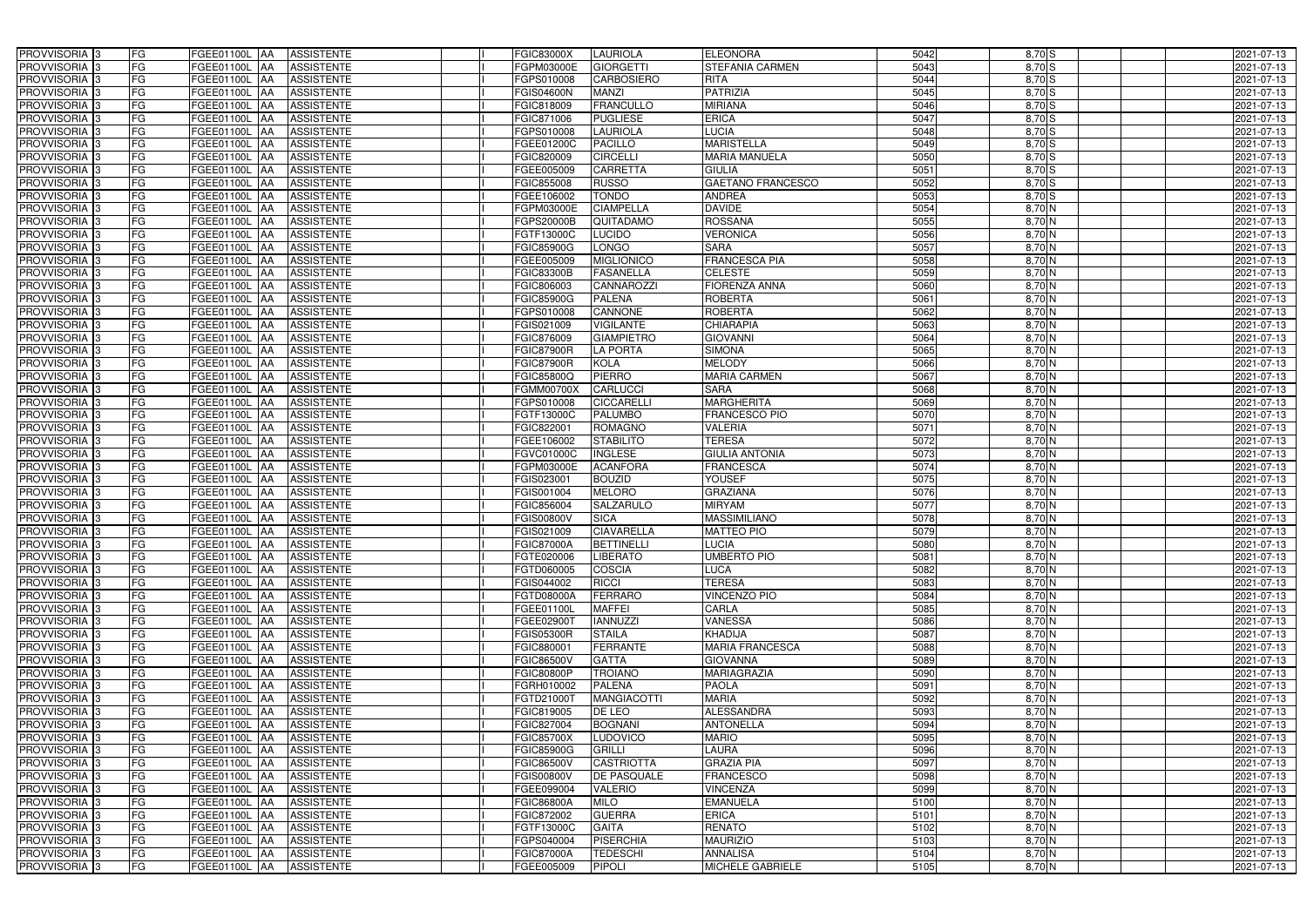| | | | | | | | | | | | | | | |
|---|---|---|---|---|---|---|---|---|---|---|---|---|---|---|
| PROVVISORIA 3 | FG | FGEE01100L | AA | ASSISTENTE | | I | FGIC83000X | LAURIOLA | ELEONORA | 5042 | 8,70 | S | | 2021-07-13 |
| PROVVISORIA 3 | FG | FGEE01100L | AA | ASSISTENTE | | I | FGPM03000E | GIORGETTI | STEFANIA CARMEN | 5043 | 8,70 | S | | 2021-07-13 |
| PROVVISORIA 3 | FG | FGEE01100L | AA | ASSISTENTE | | I | FGPS010008 | CARBOSIERO | RITA | 5044 | 8,70 | S | | 2021-07-13 |
| PROVVISORIA 3 | FG | FGEE01100L | AA | ASSISTENTE | | I | FGIS04600N | MANZI | PATRIZIA | 5045 | 8,70 | S | | 2021-07-13 |
| PROVVISORIA 3 | FG | FGEE01100L | AA | ASSISTENTE | | I | FGIC818009 | FRANCULLO | MIRIANA | 5046 | 8,70 | S | | 2021-07-13 |
| PROVVISORIA 3 | FG | FGEE01100L | AA | ASSISTENTE | | I | FGIC871006 | PUGLIESE | ERICA | 5047 | 8,70 | S | | 2021-07-13 |
| PROVVISORIA 3 | FG | FGEE01100L | AA | ASSISTENTE | | I | FGPS010008 | LAURIOLA | LUCIA | 5048 | 8,70 | S | | 2021-07-13 |
| PROVVISORIA 3 | FG | FGEE01100L | AA | ASSISTENTE | | I | FGEE01200C | PACILLO | MARISTELLA | 5049 | 8,70 | S | | 2021-07-13 |
| PROVVISORIA 3 | FG | FGEE01100L | AA | ASSISTENTE | | I | FGIC820009 | CIRCELLI | MARIA MANUELA | 5050 | 8,70 | S | | 2021-07-13 |
| PROVVISORIA 3 | FG | FGEE01100L | AA | ASSISTENTE | | I | FGEE005009 | CARRETTA | GIULIA | 5051 | 8,70 | S | | 2021-07-13 |
| PROVVISORIA 3 | FG | FGEE01100L | AA | ASSISTENTE | | I | FGIC855008 | RUSSO | GAETANO FRANCESCO | 5052 | 8,70 | S | | 2021-07-13 |
| PROVVISORIA 3 | FG | FGEE01100L | AA | ASSISTENTE | | I | FGEE106002 | TONDO | ANDREA | 5053 | 8,70 | S | | 2021-07-13 |
| PROVVISORIA 3 | FG | FGEE01100L | AA | ASSISTENTE | | I | FGPM03000E | CIAMPELLA | DAVIDE | 5054 | 8,70 | N | | 2021-07-13 |
| PROVVISORIA 3 | FG | FGEE01100L | AA | ASSISTENTE | | I | FGPS20000B | QUITADAMO | ROSSANA | 5055 | 8,70 | N | | 2021-07-13 |
| PROVVISORIA 3 | FG | FGEE01100L | AA | ASSISTENTE | | I | FGTF13000C | LUCIDO | VERONICA | 5056 | 8,70 | N | | 2021-07-13 |
| PROVVISORIA 3 | FG | FGEE01100L | AA | ASSISTENTE | | I | FGIC85900G | LONGO | SARA | 5057 | 8,70 | N | | 2021-07-13 |
| PROVVISORIA 3 | FG | FGEE01100L | AA | ASSISTENTE | | I | FGEE005009 | MIGLIONICO | FRANCESCA PIA | 5058 | 8,70 | N | | 2021-07-13 |
| PROVVISORIA 3 | FG | FGEE01100L | AA | ASSISTENTE | | I | FGIC83300B | FASANELLA | CELESTE | 5059 | 8,70 | N | | 2021-07-13 |
| PROVVISORIA 3 | FG | FGEE01100L | AA | ASSISTENTE | | I | FGIC806003 | CANNAROZZI | FIORENZA ANNA | 5060 | 8,70 | N | | 2021-07-13 |
| PROVVISORIA 3 | FG | FGEE01100L | AA | ASSISTENTE | | I | FGIC85900G | PALENA | ROBERTA | 5061 | 8,70 | N | | 2021-07-13 |
| PROVVISORIA 3 | FG | FGEE01100L | AA | ASSISTENTE | | I | FGPS010008 | CANNONE | ROBERTA | 5062 | 8,70 | N | | 2021-07-13 |
| PROVVISORIA 3 | FG | FGEE01100L | AA | ASSISTENTE | | I | FGIS021009 | VIGILANTE | CHIARAPIA | 5063 | 8,70 | N | | 2021-07-13 |
| PROVVISORIA 3 | FG | FGEE01100L | AA | ASSISTENTE | | I | FGIC876009 | GIAMPIETRO | GIOVANNI | 5064 | 8,70 | N | | 2021-07-13 |
| PROVVISORIA 3 | FG | FGEE01100L | AA | ASSISTENTE | | I | FGIC87900R | LA PORTA | SIMONA | 5065 | 8,70 | N | | 2021-07-13 |
| PROVVISORIA 3 | FG | FGEE01100L | AA | ASSISTENTE | | I | FGIC87900R | KOLA | MELODY | 5066 | 8,70 | N | | 2021-07-13 |
| PROVVISORIA 3 | FG | FGEE01100L | AA | ASSISTENTE | | I | FGIC85800Q | PIERRO | MARIA CARMEN | 5067 | 8,70 | N | | 2021-07-13 |
| PROVVISORIA 3 | FG | FGEE01100L | AA | ASSISTENTE | | I | FGMM00700X | CARLUCCI | SARA | 5068 | 8,70 | N | | 2021-07-13 |
| PROVVISORIA 3 | FG | FGEE01100L | AA | ASSISTENTE | | I | FGPS010008 | CICCARELLI | MARGHERITA | 5069 | 8,70 | N | | 2021-07-13 |
| PROVVISORIA 3 | FG | FGEE01100L | AA | ASSISTENTE | | I | FGTF13000C | PALUMBO | FRANCESCO PIO | 5070 | 8,70 | N | | 2021-07-13 |
| PROVVISORIA 3 | FG | FGEE01100L | AA | ASSISTENTE | | I | FGIC822001 | ROMAGNO | VALERIA | 5071 | 8,70 | N | | 2021-07-13 |
| PROVVISORIA 3 | FG | FGEE01100L | AA | ASSISTENTE | | I | FGEE106002 | STABILITO | TERESA | 5072 | 8,70 | N | | 2021-07-13 |
| PROVVISORIA 3 | FG | FGEE01100L | AA | ASSISTENTE | | I | FGVC01000C | INGLESE | GIULIA ANTONIA | 5073 | 8,70 | N | | 2021-07-13 |
| PROVVISORIA 3 | FG | FGEE01100L | AA | ASSISTENTE | | I | FGPM03000E | ACANFORA | FRANCESCA | 5074 | 8,70 | N | | 2021-07-13 |
| PROVVISORIA 3 | FG | FGEE01100L | AA | ASSISTENTE | | I | FGIS023001 | BOUZID | YOUSEF | 5075 | 8,70 | N | | 2021-07-13 |
| PROVVISORIA 3 | FG | FGEE01100L | AA | ASSISTENTE | | I | FGIS001004 | MELORO | GRAZIANA | 5076 | 8,70 | N | | 2021-07-13 |
| PROVVISORIA 3 | FG | FGEE01100L | AA | ASSISTENTE | | I | FGIC856004 | SALZARULO | MIRYAM | 5077 | 8,70 | N | | 2021-07-13 |
| PROVVISORIA 3 | FG | FGEE01100L | AA | ASSISTENTE | | I | FGIS00800V | SICA | MASSIMILIANO | 5078 | 8,70 | N | | 2021-07-13 |
| PROVVISORIA 3 | FG | FGEE01100L | AA | ASSISTENTE | | I | FGIS021009 | CIAVARELLA | MATTEO PIO | 5079 | 8,70 | N | | 2021-07-13 |
| PROVVISORIA 3 | FG | FGEE01100L | AA | ASSISTENTE | | I | FGIC87000A | BETTINELLI | LUCIA | 5080 | 8,70 | N | | 2021-07-13 |
| PROVVISORIA 3 | FG | FGEE01100L | AA | ASSISTENTE | | I | FGTE020006 | LIBERATO | UMBERTO PIO | 5081 | 8,70 | N | | 2021-07-13 |
| PROVVISORIA 3 | FG | FGEE01100L | AA | ASSISTENTE | | I | FGTD060005 | COSCIA | LUCA | 5082 | 8,70 | N | | 2021-07-13 |
| PROVVISORIA 3 | FG | FGEE01100L | AA | ASSISTENTE | | I | FGIS044002 | RICCI | TERESA | 5083 | 8,70 | N | | 2021-07-13 |
| PROVVISORIA 3 | FG | FGEE01100L | AA | ASSISTENTE | | I | FGTD08000A | FERRARO | VINCENZO PIO | 5084 | 8,70 | N | | 2021-07-13 |
| PROVVISORIA 3 | FG | FGEE01100L | AA | ASSISTENTE | | I | FGEE01100L | MAFFEI | CARLA | 5085 | 8,70 | N | | 2021-07-13 |
| PROVVISORIA 3 | FG | FGEE01100L | AA | ASSISTENTE | | I | FGEE02900T | IANNUZZI | VANESSA | 5086 | 8,70 | N | | 2021-07-13 |
| PROVVISORIA 3 | FG | FGEE01100L | AA | ASSISTENTE | | I | FGIS05300R | STAILA | KHADIJA | 5087 | 8,70 | N | | 2021-07-13 |
| PROVVISORIA 3 | FG | FGEE01100L | AA | ASSISTENTE | | I | FGIC880001 | FERRANTE | MARIA FRANCESCA | 5088 | 8,70 | N | | 2021-07-13 |
| PROVVISORIA 3 | FG | FGEE01100L | AA | ASSISTENTE | | I | FGIC86500V | GATTA | GIOVANNA | 5089 | 8,70 | N | | 2021-07-13 |
| PROVVISORIA 3 | FG | FGEE01100L | AA | ASSISTENTE | | I | FGIC80800P | TROIANO | MARIAGRAZIA | 5090 | 8,70 | N | | 2021-07-13 |
| PROVVISORIA 3 | FG | FGEE01100L | AA | ASSISTENTE | | I | FGRH010002 | PALENA | PAOLA | 5091 | 8,70 | N | | 2021-07-13 |
| PROVVISORIA 3 | FG | FGEE01100L | AA | ASSISTENTE | | I | FGTD21000T | MANGIACOTTI | MARIA | 5092 | 8,70 | N | | 2021-07-13 |
| PROVVISORIA 3 | FG | FGEE01100L | AA | ASSISTENTE | | I | FGIC819005 | DE LEO | ALESSANDRA | 5093 | 8,70 | N | | 2021-07-13 |
| PROVVISORIA 3 | FG | FGEE01100L | AA | ASSISTENTE | | I | FGIC827004 | BOGNANI | ANTONELLA | 5094 | 8,70 | N | | 2021-07-13 |
| PROVVISORIA 3 | FG | FGEE01100L | AA | ASSISTENTE | | I | FGIC85700X | LUDOVICO | MARIO | 5095 | 8,70 | N | | 2021-07-13 |
| PROVVISORIA 3 | FG | FGEE01100L | AA | ASSISTENTE | | I | FGIC85900G | GRILLI | LAURA | 5096 | 8,70 | N | | 2021-07-13 |
| PROVVISORIA 3 | FG | FGEE01100L | AA | ASSISTENTE | | I | FGIC86500V | CASTRIOTTA | GRAZIA PIA | 5097 | 8,70 | N | | 2021-07-13 |
| PROVVISORIA 3 | FG | FGEE01100L | AA | ASSISTENTE | | I | FGIS00800V | DE PASQUALE | FRANCESCO | 5098 | 8,70 | N | | 2021-07-13 |
| PROVVISORIA 3 | FG | FGEE01100L | AA | ASSISTENTE | | I | FGEE099004 | VALERIO | VINCENZA | 5099 | 8,70 | N | | 2021-07-13 |
| PROVVISORIA 3 | FG | FGEE01100L | AA | ASSISTENTE | | I | FGIC86800A | MILO | EMANUELA | 5100 | 8,70 | N | | 2021-07-13 |
| PROVVISORIA 3 | FG | FGEE01100L | AA | ASSISTENTE | | I | FGIC872002 | GUERRA | ERICA | 5101 | 8,70 | N | | 2021-07-13 |
| PROVVISORIA 3 | FG | FGEE01100L | AA | ASSISTENTE | | I | FGTF13000C | GAITA | RENATO | 5102 | 8,70 | N | | 2021-07-13 |
| PROVVISORIA 3 | FG | FGEE01100L | AA | ASSISTENTE | | I | FGPS040004 | PISERCHIA | MAURIZIO | 5103 | 8,70 | N | | 2021-07-13 |
| PROVVISORIA 3 | FG | FGEE01100L | AA | ASSISTENTE | | I | FGIC87000A | TEDESCHI | ANNALISA | 5104 | 8,70 | N | | 2021-07-13 |
| PROVVISORIA 3 | FG | FGEE01100L | AA | ASSISTENTE | | I | FGEE005009 | PIPOLI | MICHELE GABRIELE | 5105 | 8,70 | N | | 2021-07-13 |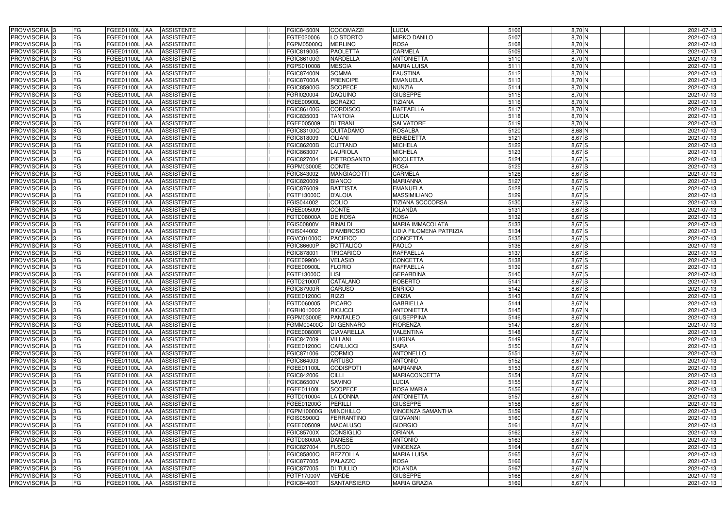| | | | | | | | | | | | | | | | |
|---|---|---|---|---|---|---|---|---|---|---|---|---|---|---|---|
| PROVVISORIA 3 | FG | FGEE01100L | AA | ASSISTENTE | | I | FGIC84500N | COCOMAZZI | LUCIA | 5106 | 8,70 | N | | | 2021-07-13 |
| PROVVISORIA 3 | FG | FGEE01100L | AA | ASSISTENTE | | I | FGTE020006 | LO STORTO | MIRKO DANILO | 5107 | 8,70 | N | | | 2021-07-13 |
| PROVVISORIA 3 | FG | FGEE01100L | AA | ASSISTENTE | | I | FGPM05000Q | MERLINO | ROSA | 5108 | 8,70 | N | | | 2021-07-13 |
| PROVVISORIA 3 | FG | FGEE01100L | AA | ASSISTENTE | | I | FGIC819005 | PAOLETTA | CARMELA | 5109 | 8,70 | N | | | 2021-07-13 |
| PROVVISORIA 3 | FG | FGEE01100L | AA | ASSISTENTE | | I | FGIC86100G | NARDELLA | ANTONIETTA | 5110 | 8,70 | N | | | 2021-07-13 |
| PROVVISORIA 3 | FG | FGEE01100L | AA | ASSISTENTE | | I | FGPS010008 | MESCIA | MARIA LUISA | 5111 | 8,70 | N | | | 2021-07-13 |
| PROVVISORIA 3 | FG | FGEE01100L | AA | ASSISTENTE | | I | FGIC87400N | SOMMA | FAUSTINA | 5112 | 8,70 | N | | | 2021-07-13 |
| PROVVISORIA 3 | FG | FGEE01100L | AA | ASSISTENTE | | I | FGIC87000A | PRENCIPE | EMANUELA | 5113 | 8,70 | N | | | 2021-07-13 |
| PROVVISORIA 3 | FG | FGEE01100L | AA | ASSISTENTE | | I | FGIC85900G | SCOPECE | NUNZIA | 5114 | 8,70 | N | | | 2021-07-13 |
| PROVVISORIA 3 | FG | FGEE01100L | AA | ASSISTENTE | | I | FGRI020004 | DAQUINO | GIUSEPPE | 5115 | 8,70 | N | | | 2021-07-13 |
| PROVVISORIA 3 | FG | FGEE01100L | AA | ASSISTENTE | | I | FGEE00900L | BORAZIO | TIZIANA | 5116 | 8,70 | N | | | 2021-07-13 |
| PROVVISORIA 3 | FG | FGEE01100L | AA | ASSISTENTE | | I | FGIC86100G | CORDISCO | RAFFAELLA | 5117 | 8,70 | N | | | 2021-07-13 |
| PROVVISORIA 3 | FG | FGEE01100L | AA | ASSISTENTE | | I | FGIC835003 | TANTOIA | LUCIA | 5118 | 8,70 | N | | | 2021-07-13 |
| PROVVISORIA 3 | FG | FGEE01100L | AA | ASSISTENTE | | I | FGEE005009 | DI TRANI | SALVATORE | 5119 | 8,70 | N | | | 2021-07-13 |
| PROVVISORIA 3 | FG | FGEE01100L | AA | ASSISTENTE | | I | FGIC83100Q | QUITADAMO | ROSALBA | 5120 | 8,68 | N | | | 2021-07-13 |
| PROVVISORIA 3 | FG | FGEE01100L | AA | ASSISTENTE | | I | FGIC818009 | OLIANI | BENEDETTA | 5121 | 8,67 | S | | | 2021-07-13 |
| PROVVISORIA 3 | FG | FGEE01100L | AA | ASSISTENTE | | I | FGIC86200B | CUTTANO | MICHELA | 5122 | 8,67 | S | | | 2021-07-13 |
| PROVVISORIA 3 | FG | FGEE01100L | AA | ASSISTENTE | | I | FGIC863007 | LAURIOLA | MICHELA | 5123 | 8,67 | S | | | 2021-07-13 |
| PROVVISORIA 3 | FG | FGEE01100L | AA | ASSISTENTE | | I | FGIC827004 | PIETROSANTO | NICOLETTA | 5124 | 8,67 | S | | | 2021-07-13 |
| PROVVISORIA 3 | FG | FGEE01100L | AA | ASSISTENTE | | I | FGPM03000E | CONTE | ROSA | 5125 | 8,67 | S | | | 2021-07-13 |
| PROVVISORIA 3 | FG | FGEE01100L | AA | ASSISTENTE | | I | FGIC843002 | MANGIACOTTI | CARMELA | 5126 | 8,67 | S | | | 2021-07-13 |
| PROVVISORIA 3 | FG | FGEE01100L | AA | ASSISTENTE | | I | FGIC820009 | BIANCO | MARIANNA | 5127 | 8,67 | S | | | 2021-07-13 |
| PROVVISORIA 3 | FG | FGEE01100L | AA | ASSISTENTE | | I | FGIC876009 | BATTISTA | EMANUELA | 5128 | 8,67 | S | | | 2021-07-13 |
| PROVVISORIA 3 | FG | FGEE01100L | AA | ASSISTENTE | | I | FGTF13000C | D'ALOIA | MASSIMILIANO | 5129 | 8,67 | S | | | 2021-07-13 |
| PROVVISORIA 3 | FG | FGEE01100L | AA | ASSISTENTE | | I | FGIS044002 | COLIO | TIZIANA SOCCORSA | 5130 | 8,67 | S | | | 2021-07-13 |
| PROVVISORIA 3 | FG | FGEE01100L | AA | ASSISTENTE | | I | FGEE005009 | CONTE | IOLANDA | 5131 | 8,67 | S | | | 2021-07-13 |
| PROVVISORIA 3 | FG | FGEE01100L | AA | ASSISTENTE | | I | FGTD08000A | DE ROSA | ROSA | 5132 | 8,67 | S | | | 2021-07-13 |
| PROVVISORIA 3 | FG | FGEE01100L | AA | ASSISTENTE | | I | FGIS00800V | RINALDI | MARIA IMMACOLATA | 5133 | 8,67 | S | | | 2021-07-13 |
| PROVVISORIA 3 | FG | FGEE01100L | AA | ASSISTENTE | | I | FGIS044002 | D'AMBROSIO | LIDIA FILOMENA PATRIZIA | 5134 | 8,67 | S | | | 2021-07-13 |
| PROVVISORIA 3 | FG | FGEE01100L | AA | ASSISTENTE | | I | FGVC01000C | PACIFICO | CONCETTA | 5135 | 8,67 | S | | | 2021-07-13 |
| PROVVISORIA 3 | FG | FGEE01100L | AA | ASSISTENTE | | I | FGIC86600P | BOTTALICO | PAOLO | 5136 | 8,67 | S | | | 2021-07-13 |
| PROVVISORIA 3 | FG | FGEE01100L | AA | ASSISTENTE | | I | FGIC878001 | TRICARICO | RAFFAELLA | 5137 | 8,67 | S | | | 2021-07-13 |
| PROVVISORIA 3 | FG | FGEE01100L | AA | ASSISTENTE | | I | FGEE099004 | VELASIO | CONCETTA | 5138 | 8,67 | S | | | 2021-07-13 |
| PROVVISORIA 3 | FG | FGEE01100L | AA | ASSISTENTE | | I | FGEE00900L | FLORIO | RAFFAELLA | 5139 | 8,67 | S | | | 2021-07-13 |
| PROVVISORIA 3 | FG | FGEE01100L | AA | ASSISTENTE | | I | FGTF13000C | LISI | GERARDINA | 5140 | 8,67 | S | | | 2021-07-13 |
| PROVVISORIA 3 | FG | FGEE01100L | AA | ASSISTENTE | | I | FGTD21000T | CATALANO | ROBERTO | 5141 | 8,67 | S | | | 2021-07-13 |
| PROVVISORIA 3 | FG | FGEE01100L | AA | ASSISTENTE | | I | FGIC87900R | CARUSO | ENRICO | 5142 | 8,67 | S | | | 2021-07-13 |
| PROVVISORIA 3 | FG | FGEE01100L | AA | ASSISTENTE | | I | FGEE01200C | RIZZI | CINZIA | 5143 | 8,67 | N | | | 2021-07-13 |
| PROVVISORIA 3 | FG | FGEE01100L | AA | ASSISTENTE | | I | FGTD060005 | PICARO | GABRIELLA | 5144 | 8,67 | N | | | 2021-07-13 |
| PROVVISORIA 3 | FG | FGEE01100L | AA | ASSISTENTE | | I | FGRH010002 | RICUCCI | ANTONIETTA | 5145 | 8,67 | N | | | 2021-07-13 |
| PROVVISORIA 3 | FG | FGEE01100L | AA | ASSISTENTE | | I | FGPM03000E | PANTALEO | GIUSEPPINA | 5146 | 8,67 | N | | | 2021-07-13 |
| PROVVISORIA 3 | FG | FGEE01100L | AA | ASSISTENTE | | I | FGMM00400C | DI GENNARO | FIORENZA | 5147 | 8,67 | N | | | 2021-07-13 |
| PROVVISORIA 3 | FG | FGEE01100L | AA | ASSISTENTE | | I | FGEE00800R | CIAVARELLA | VALENTINA | 5148 | 8,67 | N | | | 2021-07-13 |
| PROVVISORIA 3 | FG | FGEE01100L | AA | ASSISTENTE | | I | FGIC847009 | VILLANI | LUIGINA | 5149 | 8,67 | N | | | 2021-07-13 |
| PROVVISORIA 3 | FG | FGEE01100L | AA | ASSISTENTE | | I | FGEE01200C | CARLUCCI | SARA | 5150 | 8,67 | N | | | 2021-07-13 |
| PROVVISORIA 3 | FG | FGEE01100L | AA | ASSISTENTE | | I | FGIC871006 | CORMIO | ANTONELLO | 5151 | 8,67 | N | | | 2021-07-13 |
| PROVVISORIA 3 | FG | FGEE01100L | AA | ASSISTENTE | | I | FGIC864003 | ARTUSO | ANTONIO | 5152 | 8,67 | N | | | 2021-07-13 |
| PROVVISORIA 3 | FG | FGEE01100L | AA | ASSISTENTE | | I | FGEE01100L | CODISPOTI | MARIANNA | 5153 | 8,67 | N | | | 2021-07-13 |
| PROVVISORIA 3 | FG | FGEE01100L | AA | ASSISTENTE | | I | FGIC842006 | CILLI | MARIACONCETTA | 5154 | 8,67 | N | | | 2021-07-13 |
| PROVVISORIA 3 | FG | FGEE01100L | AA | ASSISTENTE | | I | FGIC86500V | SAVINO | LUCIA | 5155 | 8,67 | N | | | 2021-07-13 |
| PROVVISORIA 3 | FG | FGEE01100L | AA | ASSISTENTE | | I | FGEE01100L | SCOPECE | ROSA MARIA | 5156 | 8,67 | N | | | 2021-07-13 |
| PROVVISORIA 3 | FG | FGEE01100L | AA | ASSISTENTE | | I | FGTD010004 | LA DONNA | ANTONIETTA | 5157 | 8,67 | N | | | 2021-07-13 |
| PROVVISORIA 3 | FG | FGEE01100L | AA | ASSISTENTE | | I | FGEE01200C | PERILLI | GIUSEPPE | 5158 | 8,67 | N | | | 2021-07-13 |
| PROVVISORIA 3 | FG | FGEE01100L | AA | ASSISTENTE | | I | FGPM10000G | MINCHILLO | VINCENZA SAMANTHA | 5159 | 8,67 | N | | | 2021-07-13 |
| PROVVISORIA 3 | FG | FGEE01100L | AA | ASSISTENTE | | I | FGIS05900Q | FERRANTINO | GIOVANNI | 5160 | 8,67 | N | | | 2021-07-13 |
| PROVVISORIA 3 | FG | FGEE01100L | AA | ASSISTENTE | | I | FGEE005009 | MACALUSO | GIORGIO | 5161 | 8,67 | N | | | 2021-07-13 |
| PROVVISORIA 3 | FG | FGEE01100L | AA | ASSISTENTE | | I | FGIC85700X | CONSIGLIO | ORIANA | 5162 | 8,67 | N | | | 2021-07-13 |
| PROVVISORIA 3 | FG | FGEE01100L | AA | ASSISTENTE | | I | FGTD08000A | DANESE | ANTONIO | 5163 | 8,67 | N | | | 2021-07-13 |
| PROVVISORIA 3 | FG | FGEE01100L | AA | ASSISTENTE | | I | FGIC827004 | FUSCO | VINCENZA | 5164 | 8,67 | N | | | 2021-07-13 |
| PROVVISORIA 3 | FG | FGEE01100L | AA | ASSISTENTE | | I | FGIC85800Q | REZZOLLA | MARIA LUISA | 5165 | 8,67 | N | | | 2021-07-13 |
| PROVVISORIA 3 | FG | FGEE01100L | AA | ASSISTENTE | | I | FGIC877005 | PALAZZO | ROSA | 5166 | 8,67 | N | | | 2021-07-13 |
| PROVVISORIA 3 | FG | FGEE01100L | AA | ASSISTENTE | | I | FGIC877005 | DI TULLIO | IOLANDA | 5167 | 8,67 | N | | | 2021-07-13 |
| PROVVISORIA 3 | FG | FGEE01100L | AA | ASSISTENTE | | I | FGTF17000V | VERDE | GIUSEPPE | 5168 | 8,67 | N | | | 2021-07-13 |
| PROVVISORIA 3 | FG | FGEE01100L | AA | ASSISTENTE | | I | FGIC84400T | SANTARSIERO | MARIA GRAZIA | 5169 | 8,67 | N | | | 2021-07-13 |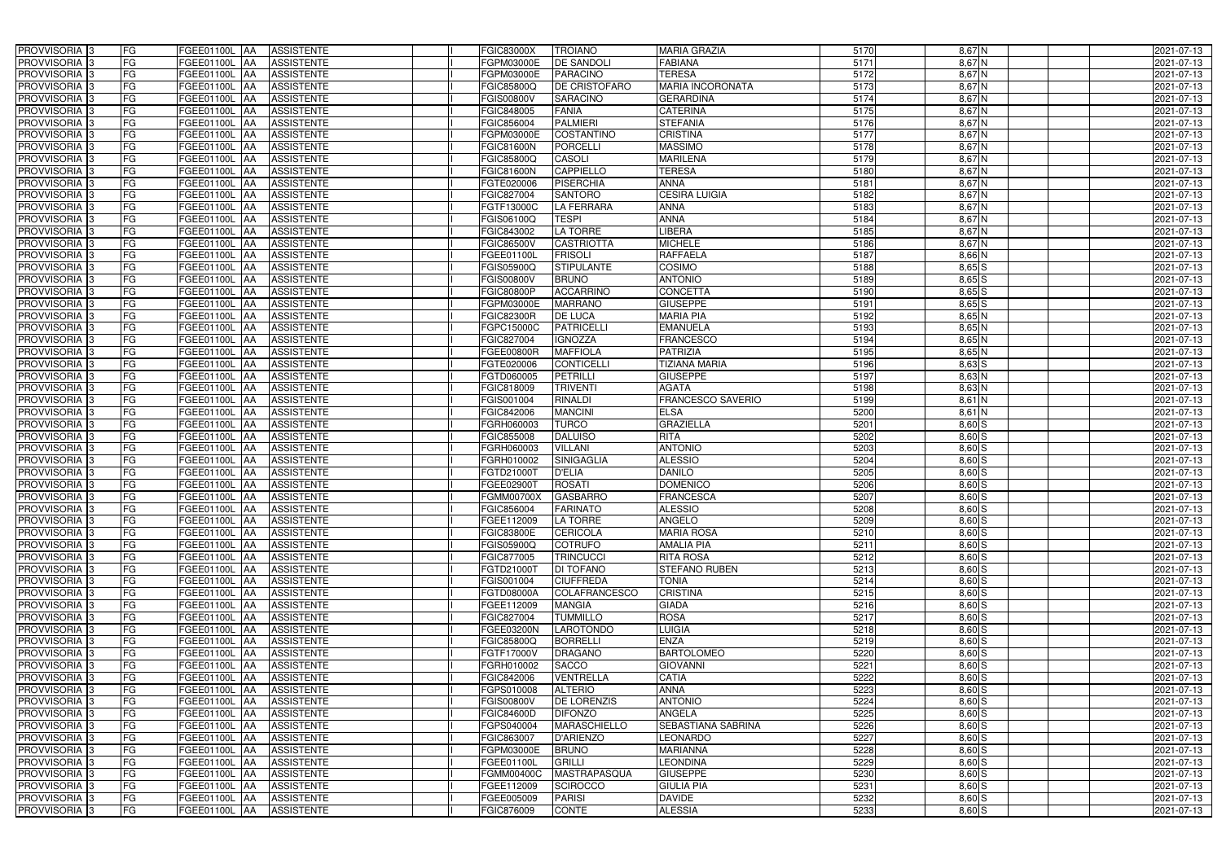| PROVVISORIA | 3 | FG | FGEE01100L | AA | ASSISTENTE | I | FGIC83000X | TROIANO | MARIA GRAZIA | 5170 | 8,67 | N | | | 2021-07-13 |
|---|---|---|---|---|---|---|---|---|---|---|---|---|---|---|---|
| PROVVISORIA | 3 | FG | FGEE01100L | AA | ASSISTENTE | I | FGPM03000E | DE SANDOLI | FABIANA | 5171 | 8,67 | N | | | 2021-07-13 |
| PROVVISORIA | 3 | FG | FGEE01100L | AA | ASSISTENTE | I | FGPM03000E | PARACINO | TERESA | 5172 | 8,67 | N | | | 2021-07-13 |
| PROVVISORIA | 3 | FG | FGEE01100L | AA | ASSISTENTE | I | FGIC85800Q | DE CRISTOFARO | MARIA INCORONATA | 5173 | 8,67 | N | | | 2021-07-13 |
| PROVVISORIA | 3 | FG | FGEE01100L | AA | ASSISTENTE | I | FGIS00800V | SARACINO | GERARDINA | 5174 | 8,67 | N | | | 2021-07-13 |
| PROVVISORIA | 3 | FG | FGEE01100L | AA | ASSISTENTE | I | FGIC848005 | FANIA | CATERINA | 5175 | 8,67 | N | | | 2021-07-13 |
| PROVVISORIA | 3 | FG | FGEE01100L | AA | ASSISTENTE | I | FGIC856004 | PALMIERI | STEFANIA | 5176 | 8,67 | N | | | 2021-07-13 |
| PROVVISORIA | 3 | FG | FGEE01100L | AA | ASSISTENTE | I | FGPM03000E | COSTANTINO | CRISTINA | 5177 | 8,67 | N | | | 2021-07-13 |
| PROVVISORIA | 3 | FG | FGEE01100L | AA | ASSISTENTE | I | FGIC81600N | PORCELLI | MASSIMO | 5178 | 8,67 | N | | | 2021-07-13 |
| PROVVISORIA | 3 | FG | FGEE01100L | AA | ASSISTENTE | I | FGIC85800Q | CASOLI | MARILENA | 5179 | 8,67 | N | | | 2021-07-13 |
| PROVVISORIA | 3 | FG | FGEE01100L | AA | ASSISTENTE | I | FGIC81600N | CAPPIELLO | TERESA | 5180 | 8,67 | N | | | 2021-07-13 |
| PROVVISORIA | 3 | FG | FGEE01100L | AA | ASSISTENTE | I | FGTE020006 | PISERCHIA | ANNA | 5181 | 8,67 | N | | | 2021-07-13 |
| PROVVISORIA | 3 | FG | FGEE01100L | AA | ASSISTENTE | I | FGIC827004 | SANTORO | CESIRA LUIGIA | 5182 | 8,67 | N | | | 2021-07-13 |
| PROVVISORIA | 3 | FG | FGEE01100L | AA | ASSISTENTE | I | FGTF13000C | LA FERRARA | ANNA | 5183 | 8,67 | N | | | 2021-07-13 |
| PROVVISORIA | 3 | FG | FGEE01100L | AA | ASSISTENTE | I | FGIS06100Q | TESPI | ANNA | 5184 | 8,67 | N | | | 2021-07-13 |
| PROVVISORIA | 3 | FG | FGEE01100L | AA | ASSISTENTE | I | FGIC843002 | LA TORRE | LIBERA | 5185 | 8,67 | N | | | 2021-07-13 |
| PROVVISORIA | 3 | FG | FGEE01100L | AA | ASSISTENTE | I | FGIC86500V | CASTRIOTTA | MICHELE | 5186 | 8,67 | N | | | 2021-07-13 |
| PROVVISORIA | 3 | FG | FGEE01100L | AA | ASSISTENTE | I | FGEE01100L | FRISOLI | RAFFAELA | 5187 | 8,66 | N | | | 2021-07-13 |
| PROVVISORIA | 3 | FG | FGEE01100L | AA | ASSISTENTE | I | FGIS05900Q | STIPULANTE | COSIMO | 5188 | 8,65 | S | | | 2021-07-13 |
| PROVVISORIA | 3 | FG | FGEE01100L | AA | ASSISTENTE | I | FGIS00800V | BRUNO | ANTONIO | 5189 | 8,65 | S | | | 2021-07-13 |
| PROVVISORIA | 3 | FG | FGEE01100L | AA | ASSISTENTE | I | FGIC80800P | ACCARRINO | CONCETTA | 5190 | 8,65 | S | | | 2021-07-13 |
| PROVVISORIA | 3 | FG | FGEE01100L | AA | ASSISTENTE | I | FGPM03000E | MARRANO | GIUSEPPE | 5191 | 8,65 | S | | | 2021-07-13 |
| PROVVISORIA | 3 | FG | FGEE01100L | AA | ASSISTENTE | I | FGIC82300R | DE LUCA | MARIA PIA | 5192 | 8,65 | N | | | 2021-07-13 |
| PROVVISORIA | 3 | FG | FGEE01100L | AA | ASSISTENTE | I | FGPC15000C | PATRICELLI | EMANUELA | 5193 | 8,65 | N | | | 2021-07-13 |
| PROVVISORIA | 3 | FG | FGEE01100L | AA | ASSISTENTE | I | FGIC827004 | IGNOZZA | FRANCESCO | 5194 | 8,65 | N | | | 2021-07-13 |
| PROVVISORIA | 3 | FG | FGEE01100L | AA | ASSISTENTE | I | FGEE00800R | MAFFIOLA | PATRIZIA | 5195 | 8,65 | N | | | 2021-07-13 |
| PROVVISORIA | 3 | FG | FGEE01100L | AA | ASSISTENTE | I | FGTE020006 | CONTICELLI | TIZIANA MARIA | 5196 | 8,63 | S | | | 2021-07-13 |
| PROVVISORIA | 3 | FG | FGEE01100L | AA | ASSISTENTE | I | FGTD060005 | PETRILLI | GIUSEPPE | 5197 | 8,63 | N | | | 2021-07-13 |
| PROVVISORIA | 3 | FG | FGEE01100L | AA | ASSISTENTE | I | FGIC818009 | TRIVENTI | AGATA | 5198 | 8,63 | N | | | 2021-07-13 |
| PROVVISORIA | 3 | FG | FGEE01100L | AA | ASSISTENTE | I | FGIS001004 | RINALDI | FRANCESCO SAVERIO | 5199 | 8,61 | N | | | 2021-07-13 |
| PROVVISORIA | 3 | FG | FGEE01100L | AA | ASSISTENTE | I | FGIC842006 | MANCINI | ELSA | 5200 | 8,61 | N | | | 2021-07-13 |
| PROVVISORIA | 3 | FG | FGEE01100L | AA | ASSISTENTE | I | FGRH060003 | TURCO | GRAZIELLA | 5201 | 8,60 | S | | | 2021-07-13 |
| PROVVISORIA | 3 | FG | FGEE01100L | AA | ASSISTENTE | I | FGIC855008 | DALUISO | RITA | 5202 | 8,60 | S | | | 2021-07-13 |
| PROVVISORIA | 3 | FG | FGEE01100L | AA | ASSISTENTE | I | FGRH060003 | VILLANI | ANTONIO | 5203 | 8,60 | S | | | 2021-07-13 |
| PROVVISORIA | 3 | FG | FGEE01100L | AA | ASSISTENTE | I | FGRH010002 | SINIGAGLIA | ALESSIO | 5204 | 8,60 | S | | | 2021-07-13 |
| PROVVISORIA | 3 | FG | FGEE01100L | AA | ASSISTENTE | I | FGTD21000T | D'ELIA | DANILO | 5205 | 8,60 | S | | | 2021-07-13 |
| PROVVISORIA | 3 | FG | FGEE01100L | AA | ASSISTENTE | I | FGEE02900T | ROSATI | DOMENICO | 5206 | 8,60 | S | | | 2021-07-13 |
| PROVVISORIA | 3 | FG | FGEE01100L | AA | ASSISTENTE | I | FGMM00700X | GASBARRO | FRANCESCA | 5207 | 8,60 | S | | | 2021-07-13 |
| PROVVISORIA | 3 | FG | FGEE01100L | AA | ASSISTENTE | I | FGIC856004 | FARINATO | ALESSIO | 5208 | 8,60 | S | | | 2021-07-13 |
| PROVVISORIA | 3 | FG | FGEE01100L | AA | ASSISTENTE | I | FGEE112009 | LA TORRE | ANGELO | 5209 | 8,60 | S | | | 2021-07-13 |
| PROVVISORIA | 3 | FG | FGEE01100L | AA | ASSISTENTE | I | FGIC83800E | CERICOLA | MARIA ROSA | 5210 | 8,60 | S | | | 2021-07-13 |
| PROVVISORIA | 3 | FG | FGEE01100L | AA | ASSISTENTE | I | FGIS05900Q | COTRUFO | AMALIA PIA | 5211 | 8,60 | S | | | 2021-07-13 |
| PROVVISORIA | 3 | FG | FGEE01100L | AA | ASSISTENTE | I | FGIC877005 | TRINCUCCI | RITA ROSA | 5212 | 8,60 | S | | | 2021-07-13 |
| PROVVISORIA | 3 | FG | FGEE01100L | AA | ASSISTENTE | I | FGTD21000T | DI TOFANO | STEFANO RUBEN | 5213 | 8,60 | S | | | 2021-07-13 |
| PROVVISORIA | 3 | FG | FGEE01100L | AA | ASSISTENTE | I | FGIS001004 | CIUFFREDA | TONIA | 5214 | 8,60 | S | | | 2021-07-13 |
| PROVVISORIA | 3 | FG | FGEE01100L | AA | ASSISTENTE | I | FGTD08000A | COLAFRANCESCO | CRISTINA | 5215 | 8,60 | S | | | 2021-07-13 |
| PROVVISORIA | 3 | FG | FGEE01100L | AA | ASSISTENTE | I | FGEE112009 | MANGIA | GIADA | 5216 | 8,60 | S | | | 2021-07-13 |
| PROVVISORIA | 3 | FG | FGEE01100L | AA | ASSISTENTE | I | FGIC827004 | TUMMILLO | ROSA | 5217 | 8,60 | S | | | 2021-07-13 |
| PROVVISORIA | 3 | FG | FGEE01100L | AA | ASSISTENTE | I | FGEE03200N | LAROTONDO | LUIGIA | 5218 | 8,60 | S | | | 2021-07-13 |
| PROVVISORIA | 3 | FG | FGEE01100L | AA | ASSISTENTE | I | FGIC85800Q | BORRELLI | ENZA | 5219 | 8,60 | S | | | 2021-07-13 |
| PROVVISORIA | 3 | FG | FGEE01100L | AA | ASSISTENTE | I | FGTF17000V | DRAGANO | BARTOLOMEO | 5220 | 8,60 | S | | | 2021-07-13 |
| PROVVISORIA | 3 | FG | FGEE01100L | AA | ASSISTENTE | I | FGRH010002 | SACCO | GIOVANNI | 5221 | 8,60 | S | | | 2021-07-13 |
| PROVVISORIA | 3 | FG | FGEE01100L | AA | ASSISTENTE | I | FGIC842006 | VENTRELLA | CATIA | 5222 | 8,60 | S | | | 2021-07-13 |
| PROVVISORIA | 3 | FG | FGEE01100L | AA | ASSISTENTE | I | FGPS010008 | ALTERIO | ANNA | 5223 | 8,60 | S | | | 2021-07-13 |
| PROVVISORIA | 3 | FG | FGEE01100L | AA | ASSISTENTE | I | FGIS00800V | DE LORENZIS | ANTONIO | 5224 | 8,60 | S | | | 2021-07-13 |
| PROVVISORIA | 3 | FG | FGEE01100L | AA | ASSISTENTE | I | FGIC84600D | DIFONZO | ANGELA | 5225 | 8,60 | S | | | 2021-07-13 |
| PROVVISORIA | 3 | FG | FGEE01100L | AA | ASSISTENTE | I | FGPS040004 | MARASCHIELLO | SEBASTIANA SABRINA | 5226 | 8,60 | S | | | 2021-07-13 |
| PROVVISORIA | 3 | FG | FGEE01100L | AA | ASSISTENTE | I | FGIC863007 | D'ARIENZO | LEONARDO | 5227 | 8,60 | S | | | 2021-07-13 |
| PROVVISORIA | 3 | FG | FGEE01100L | AA | ASSISTENTE | I | FGPM03000E | BRUNO | MARIANNA | 5228 | 8,60 | S | | | 2021-07-13 |
| PROVVISORIA | 3 | FG | FGEE01100L | AA | ASSISTENTE | I | FGEE01100L | GRILLI | LEONDINA | 5229 | 8,60 | S | | | 2021-07-13 |
| PROVVISORIA | 3 | FG | FGEE01100L | AA | ASSISTENTE | I | FGMM00400C | MASTRAPASQUA | GIUSEPPE | 5230 | 8,60 | S | | | 2021-07-13 |
| PROVVISORIA | 3 | FG | FGEE01100L | AA | ASSISTENTE | I | FGEE112009 | SCIROCCO | GIULIA PIA | 5231 | 8,60 | S | | | 2021-07-13 |
| PROVVISORIA | 3 | FG | FGEE01100L | AA | ASSISTENTE | I | FGEE005009 | PARISI | DAVIDE | 5232 | 8,60 | S | | | 2021-07-13 |
| PROVVISORIA | 3 | FG | FGEE01100L | AA | ASSISTENTE | I | FGIC876009 | CONTE | ALESSIA | 5233 | 8,60 | S | | | 2021-07-13 |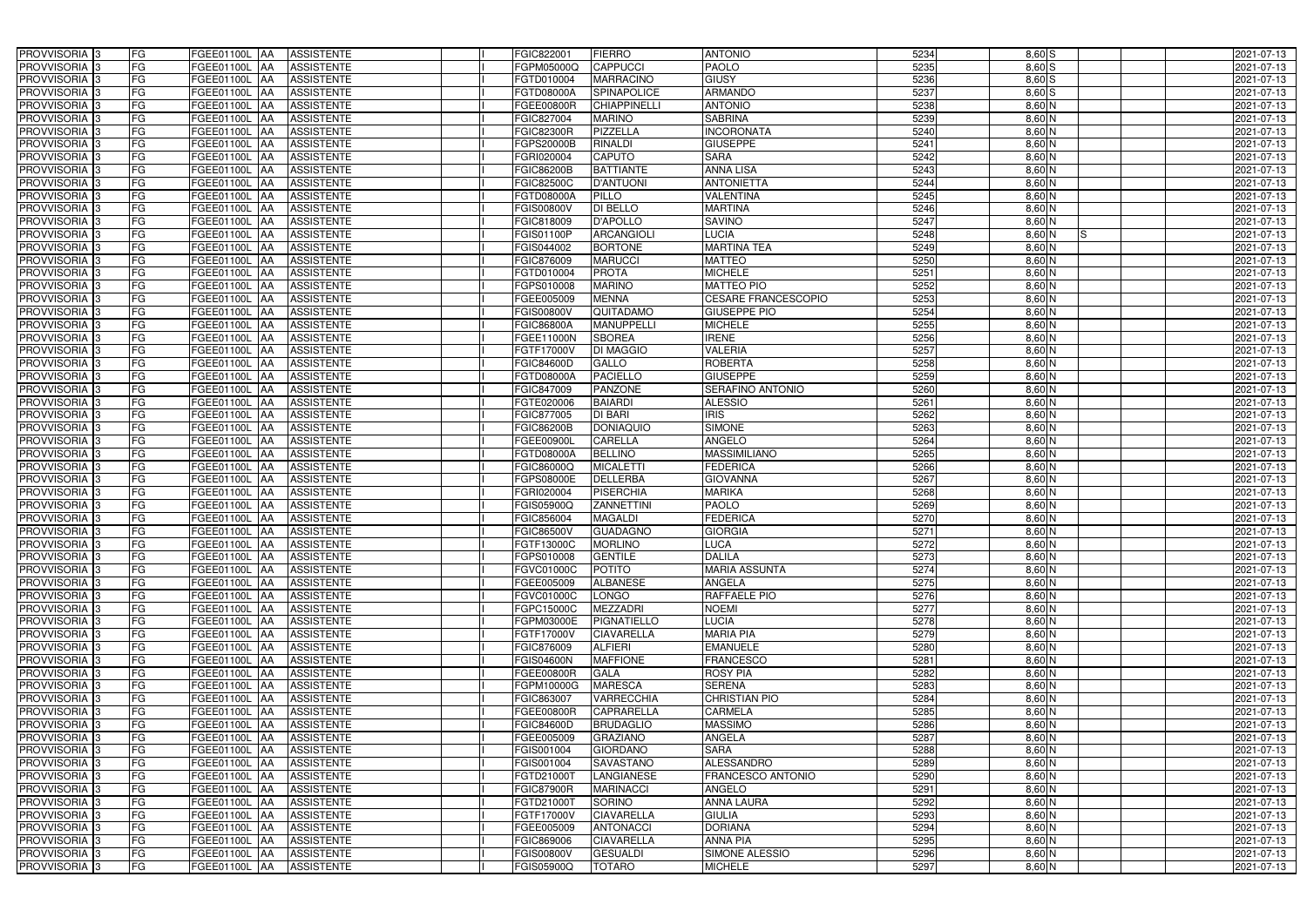| | | | | | | | | | | | | | | |
|---|---|---|---|---|---|---|---|---|---|---|---|---|---|---|
| PROVVISORIA | 3 | FG | FGEE01100L | AA | ASSISTENTE | I | FGIC822001 | FIERRO | ANTONIO | 5234 | 8,60 | S | | 2021-07-13 |
| PROVVISORIA | 3 | FG | FGEE01100L | AA | ASSISTENTE | I | FGPM05000Q | CAPPUCCI | PAOLO | 5235 | 8,60 | S | | 2021-07-13 |
| PROVVISORIA | 3 | FG | FGEE01100L | AA | ASSISTENTE | I | FGTD010004 | MARRACINO | GIUSY | 5236 | 8,60 | S | | 2021-07-13 |
| PROVVISORIA | 3 | FG | FGEE01100L | AA | ASSISTENTE | I | FGTD08000A | SPINAPOLICE | ARMANDO | 5237 | 8,60 | S | | 2021-07-13 |
| PROVVISORIA | 3 | FG | FGEE01100L | AA | ASSISTENTE | I | FGEE00800R | CHIAPPINELLI | ANTONIO | 5238 | 8,60 | N | | 2021-07-13 |
| PROVVISORIA | 3 | FG | FGEE01100L | AA | ASSISTENTE | I | FGIC827004 | MARINO | SABRINA | 5239 | 8,60 | N | | 2021-07-13 |
| PROVVISORIA | 3 | FG | FGEE01100L | AA | ASSISTENTE | I | FGIC82300R | PIZZELLA | INCORONATA | 5240 | 8,60 | N | | 2021-07-13 |
| PROVVISORIA | 3 | FG | FGEE01100L | AA | ASSISTENTE | I | FGPS20000B | RINALDI | GIUSEPPE | 5241 | 8,60 | N | | 2021-07-13 |
| PROVVISORIA | 3 | FG | FGEE01100L | AA | ASSISTENTE | I | FGRI020004 | CAPUTO | SARA | 5242 | 8,60 | N | | 2021-07-13 |
| PROVVISORIA | 3 | FG | FGEE01100L | AA | ASSISTENTE | I | FGIC86200B | BATTIANTE | ANNA LISA | 5243 | 8,60 | N | | 2021-07-13 |
| PROVVISORIA | 3 | FG | FGEE01100L | AA | ASSISTENTE | I | FGIC82500C | D'ANTUONI | ANTONIETTA | 5244 | 8,60 | N | | 2021-07-13 |
| PROVVISORIA | 3 | FG | FGEE01100L | AA | ASSISTENTE | I | FGTD08000A | PILLO | VALENTINA | 5245 | 8,60 | N | | 2021-07-13 |
| PROVVISORIA | 3 | FG | FGEE01100L | AA | ASSISTENTE | I | FGIS00800V | DI BELLO | MARTINA | 5246 | 8,60 | N | | 2021-07-13 |
| PROVVISORIA | 3 | FG | FGEE01100L | AA | ASSISTENTE | I | FGIC818009 | D'APOLLO | SAVINO | 5247 | 8,60 | N | | 2021-07-13 |
| PROVVISORIA | 3 | FG | FGEE01100L | AA | ASSISTENTE | I | FGIS01100P | ARCANGIOLI | LUCIA | 5248 | 8,60 | N | S | 2021-07-13 |
| PROVVISORIA | 3 | FG | FGEE01100L | AA | ASSISTENTE | I | FGIS044002 | BORTONE | MARTINA TEA | 5249 | 8,60 | N | | 2021-07-13 |
| PROVVISORIA | 3 | FG | FGEE01100L | AA | ASSISTENTE | I | FGIC876009 | MARUCCI | MATTEO | 5250 | 8,60 | N | | 2021-07-13 |
| PROVVISORIA | 3 | FG | FGEE01100L | AA | ASSISTENTE | I | FGTD010004 | PROTA | MICHELE | 5251 | 8,60 | N | | 2021-07-13 |
| PROVVISORIA | 3 | FG | FGEE01100L | AA | ASSISTENTE | I | FGPS010008 | MARINO | MATTEO PIO | 5252 | 8,60 | N | | 2021-07-13 |
| PROVVISORIA | 3 | FG | FGEE01100L | AA | ASSISTENTE | I | FGEE005009 | MENNA | CESARE FRANCESCOPIO | 5253 | 8,60 | N | | 2021-07-13 |
| PROVVISORIA | 3 | FG | FGEE01100L | AA | ASSISTENTE | I | FGIS00800V | QUITADAMO | GIUSEPPE PIO | 5254 | 8,60 | N | | 2021-07-13 |
| PROVVISORIA | 3 | FG | FGEE01100L | AA | ASSISTENTE | I | FGIC86800A | MANUPPELLI | MICHELE | 5255 | 8,60 | N | | 2021-07-13 |
| PROVVISORIA | 3 | FG | FGEE01100L | AA | ASSISTENTE | I | FGEE11000N | SBOREA | IRENE | 5256 | 8,60 | N | | 2021-07-13 |
| PROVVISORIA | 3 | FG | FGEE01100L | AA | ASSISTENTE | I | FGTF17000V | DI MAGGIO | VALERIA | 5257 | 8,60 | N | | 2021-07-13 |
| PROVVISORIA | 3 | FG | FGEE01100L | AA | ASSISTENTE | I | FGIC84600D | GALLO | ROBERTA | 5258 | 8,60 | N | | 2021-07-13 |
| PROVVISORIA | 3 | FG | FGEE01100L | AA | ASSISTENTE | I | FGTD08000A | PACIELLO | GIUSEPPE | 5259 | 8,60 | N | | 2021-07-13 |
| PROVVISORIA | 3 | FG | FGEE01100L | AA | ASSISTENTE | I | FGIC847009 | PANZONE | SERAFINO ANTONIO | 5260 | 8,60 | N | | 2021-07-13 |
| PROVVISORIA | 3 | FG | FGEE01100L | AA | ASSISTENTE | I | FGTE020006 | BAIARDI | ALESSIO | 5261 | 8,60 | N | | 2021-07-13 |
| PROVVISORIA | 3 | FG | FGEE01100L | AA | ASSISTENTE | I | FGIC877005 | DI BARI | IRIS | 5262 | 8,60 | N | | 2021-07-13 |
| PROVVISORIA | 3 | FG | FGEE01100L | AA | ASSISTENTE | I | FGIC86200B | DONIAQUIO | SIMONE | 5263 | 8,60 | N | | 2021-07-13 |
| PROVVISORIA | 3 | FG | FGEE01100L | AA | ASSISTENTE | I | FGEE00900L | CARELLA | ANGELO | 5264 | 8,60 | N | | 2021-07-13 |
| PROVVISORIA | 3 | FG | FGEE01100L | AA | ASSISTENTE | I | FGTD08000A | BELLINO | MASSIMILIANO | 5265 | 8,60 | N | | 2021-07-13 |
| PROVVISORIA | 3 | FG | FGEE01100L | AA | ASSISTENTE | I | FGIC86000Q | MICALETTI | FEDERICA | 5266 | 8,60 | N | | 2021-07-13 |
| PROVVISORIA | 3 | FG | FGEE01100L | AA | ASSISTENTE | I | FGPS08000E | DELLERBA | GIOVANNA | 5267 | 8,60 | N | | 2021-07-13 |
| PROVVISORIA | 3 | FG | FGEE01100L | AA | ASSISTENTE | I | FGRI020004 | PISERCHIA | MARIKA | 5268 | 8,60 | N | | 2021-07-13 |
| PROVVISORIA | 3 | FG | FGEE01100L | AA | ASSISTENTE | I | FGIS05900Q | ZANNETTINI | PAOLO | 5269 | 8,60 | N | | 2021-07-13 |
| PROVVISORIA | 3 | FG | FGEE01100L | AA | ASSISTENTE | I | FGIC856004 | MAGALDI | FEDERICA | 5270 | 8,60 | N | | 2021-07-13 |
| PROVVISORIA | 3 | FG | FGEE01100L | AA | ASSISTENTE | I | FGIC86500V | GUADAGNO | GIORGIA | 5271 | 8,60 | N | | 2021-07-13 |
| PROVVISORIA | 3 | FG | FGEE01100L | AA | ASSISTENTE | I | FGTF13000C | MORLINO | LUCA | 5272 | 8,60 | N | | 2021-07-13 |
| PROVVISORIA | 3 | FG | FGEE01100L | AA | ASSISTENTE | I | FGPS010008 | GENTILE | DALILA | 5273 | 8,60 | N | | 2021-07-13 |
| PROVVISORIA | 3 | FG | FGEE01100L | AA | ASSISTENTE | I | FGVC01000C | POTITO | MARIA ASSUNTA | 5274 | 8,60 | N | | 2021-07-13 |
| PROVVISORIA | 3 | FG | FGEE01100L | AA | ASSISTENTE | I | FGEE005009 | ALBANESE | ANGELA | 5275 | 8,60 | N | | 2021-07-13 |
| PROVVISORIA | 3 | FG | FGEE01100L | AA | ASSISTENTE | I | FGVC01000C | LONGO | RAFFAELE PIO | 5276 | 8,60 | N | | 2021-07-13 |
| PROVVISORIA | 3 | FG | FGEE01100L | AA | ASSISTENTE | I | FGPC15000C | MEZZADRI | NOEMI | 5277 | 8,60 | N | | 2021-07-13 |
| PROVVISORIA | 3 | FG | FGEE01100L | AA | ASSISTENTE | I | FGPM03000E | PIGNATIELLO | LUCIA | 5278 | 8,60 | N | | 2021-07-13 |
| PROVVISORIA | 3 | FG | FGEE01100L | AA | ASSISTENTE | I | FGTF17000V | CIAVARELLA | MARIA PIA | 5279 | 8,60 | N | | 2021-07-13 |
| PROVVISORIA | 3 | FG | FGEE01100L | AA | ASSISTENTE | I | FGIC876009 | ALFIERI | EMANUELE | 5280 | 8,60 | N | | 2021-07-13 |
| PROVVISORIA | 3 | FG | FGEE01100L | AA | ASSISTENTE | I | FGIS04600N | MAFFIONE | FRANCESCO | 5281 | 8,60 | N | | 2021-07-13 |
| PROVVISORIA | 3 | FG | FGEE01100L | AA | ASSISTENTE | I | FGEE00800R | GALA | ROSY PIA | 5282 | 8,60 | N | | 2021-07-13 |
| PROVVISORIA | 3 | FG | FGEE01100L | AA | ASSISTENTE | I | FGPM10000G | MARESCA | SERENA | 5283 | 8,60 | N | | 2021-07-13 |
| PROVVISORIA | 3 | FG | FGEE01100L | AA | ASSISTENTE | I | FGIC863007 | VARRECCHIA | CHRISTIAN PIO | 5284 | 8,60 | N | | 2021-07-13 |
| PROVVISORIA | 3 | FG | FGEE01100L | AA | ASSISTENTE | I | FGEE00800R | CAPRARELLA | CARMELA | 5285 | 8,60 | N | | 2021-07-13 |
| PROVVISORIA | 3 | FG | FGEE01100L | AA | ASSISTENTE | I | FGIC84600D | BRUDAGLIO | MASSIMO | 5286 | 8,60 | N | | 2021-07-13 |
| PROVVISORIA | 3 | FG | FGEE01100L | AA | ASSISTENTE | I | FGEE005009 | GRAZIANO | ANGELA | 5287 | 8,60 | N | | 2021-07-13 |
| PROVVISORIA | 3 | FG | FGEE01100L | AA | ASSISTENTE | I | FGIS001004 | GIORDANO | SARA | 5288 | 8,60 | N | | 2021-07-13 |
| PROVVISORIA | 3 | FG | FGEE01100L | AA | ASSISTENTE | I | FGIS001004 | SAVASTANO | ALESSANDRO | 5289 | 8,60 | N | | 2021-07-13 |
| PROVVISORIA | 3 | FG | FGEE01100L | AA | ASSISTENTE | I | FGTD21000T | LANGIANESE | FRANCESCO ANTONIO | 5290 | 8,60 | N | | 2021-07-13 |
| PROVVISORIA | 3 | FG | FGEE01100L | AA | ASSISTENTE | I | FGIC87900R | MARINACCI | ANGELO | 5291 | 8,60 | N | | 2021-07-13 |
| PROVVISORIA | 3 | FG | FGEE01100L | AA | ASSISTENTE | I | FGTD21000T | SORINO | ANNA LAURA | 5292 | 8,60 | N | | 2021-07-13 |
| PROVVISORIA | 3 | FG | FGEE01100L | AA | ASSISTENTE | I | FGTF17000V | CIAVARELLA | GIULIA | 5293 | 8,60 | N | | 2021-07-13 |
| PROVVISORIA | 3 | FG | FGEE01100L | AA | ASSISTENTE | I | FGEE005009 | ANTONACCI | DORIANA | 5294 | 8,60 | N | | 2021-07-13 |
| PROVVISORIA | 3 | FG | FGEE01100L | AA | ASSISTENTE | I | FGIC869006 | CIAVARELLA | ANNA PIA | 5295 | 8,60 | N | | 2021-07-13 |
| PROVVISORIA | 3 | FG | FGEE01100L | AA | ASSISTENTE | I | FGIS00800V | GESUALDI | SIMONE ALESSIO | 5296 | 8,60 | N | | 2021-07-13 |
| PROVVISORIA | 3 | FG | FGEE01100L | AA | ASSISTENTE | I | FGIS05900Q | TOTARO | MICHELE | 5297 | 8,60 | N | | 2021-07-13 |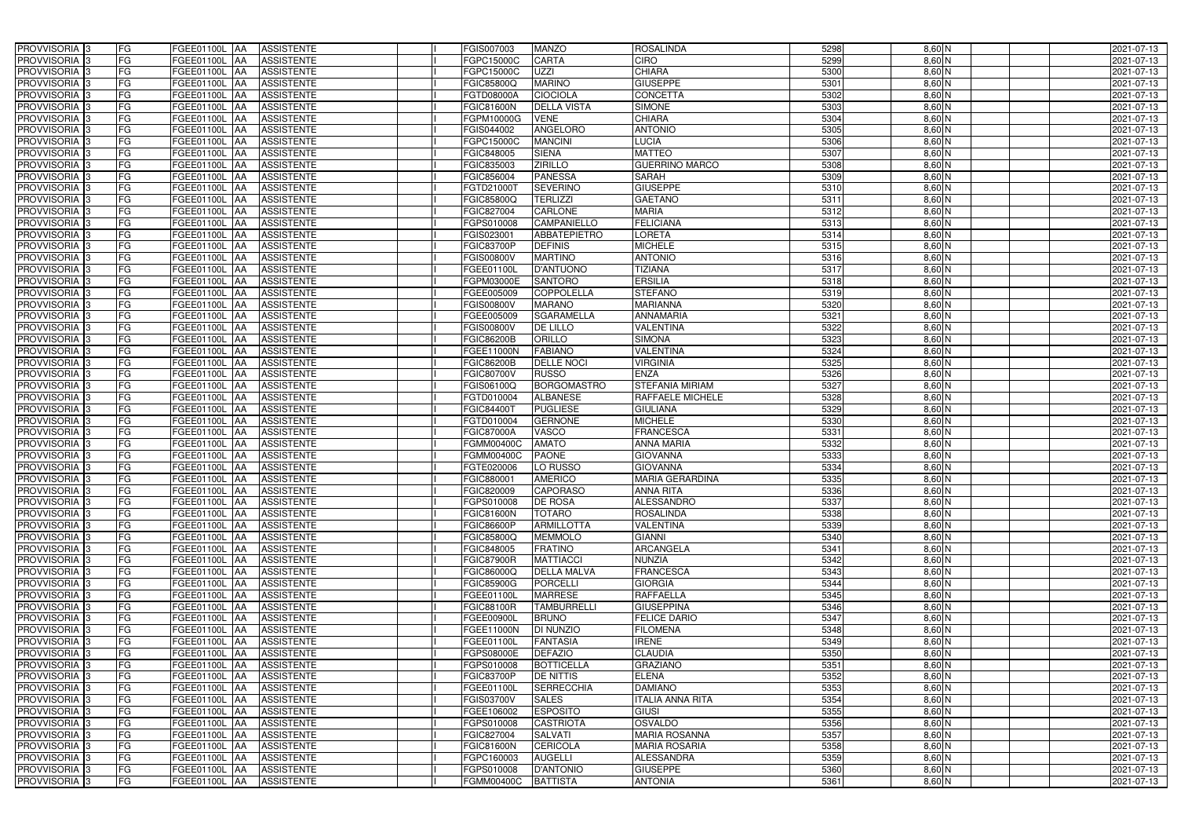| | | | | | | | | | | | | | | | |
|---|---|---|---|---|---|---|---|---|---|---|---|---|---|---|---|
| PROVVISORIA | 3 | FG | FGEE01100L | AA | ASSISTENTE | | I | FGIS007003 | MANZO | ROSALINDA | 5298 | 8,60 | N | | 2021-07-13 |
| PROVVISORIA | 3 | FG | FGEE01100L | AA | ASSISTENTE | | I | FGPC15000C | CARTA | CIRO | 5299 | 8,60 | N | | 2021-07-13 |
| PROVVISORIA | 3 | FG | FGEE01100L | AA | ASSISTENTE | | I | FGPC15000C | UZZI | CHIARA | 5300 | 8,60 | N | | 2021-07-13 |
| PROVVISORIA | 3 | FG | FGEE01100L | AA | ASSISTENTE | | I | FGIC85800Q | MARINO | GIUSEPPE | 5301 | 8,60 | N | | 2021-07-13 |
| PROVVISORIA | 3 | FG | FGEE01100L | AA | ASSISTENTE | | I | FGTD08000A | CIOCIOLA | CONCETTA | 5302 | 8,60 | N | | 2021-07-13 |
| PROVVISORIA | 3 | FG | FGEE01100L | AA | ASSISTENTE | | I | FGIC81600N | DELLA VISTA | SIMONE | 5303 | 8,60 | N | | 2021-07-13 |
| PROVVISORIA | 3 | FG | FGEE01100L | AA | ASSISTENTE | | I | FGPM10000G | VENE | CHIARA | 5304 | 8,60 | N | | 2021-07-13 |
| PROVVISORIA | 3 | FG | FGEE01100L | AA | ASSISTENTE | | I | FGIS044002 | ANGELORO | ANTONIO | 5305 | 8,60 | N | | 2021-07-13 |
| PROVVISORIA | 3 | FG | FGEE01100L | AA | ASSISTENTE | | I | FGPC15000C | MANCINI | LUCIA | 5306 | 8,60 | N | | 2021-07-13 |
| PROVVISORIA | 3 | FG | FGEE01100L | AA | ASSISTENTE | | I | FGIC848005 | SIENA | MATTEO | 5307 | 8,60 | N | | 2021-07-13 |
| PROVVISORIA | 3 | FG | FGEE01100L | AA | ASSISTENTE | | I | FGIC835003 | ZIRILLO | GUERRINO MARCO | 5308 | 8,60 | N | | 2021-07-13 |
| PROVVISORIA | 3 | FG | FGEE01100L | AA | ASSISTENTE | | I | FGIC856004 | PANESSA | SARAH | 5309 | 8,60 | N | | 2021-07-13 |
| PROVVISORIA | 3 | FG | FGEE01100L | AA | ASSISTENTE | | I | FGTD21000T | SEVERINO | GIUSEPPE | 5310 | 8,60 | N | | 2021-07-13 |
| PROVVISORIA | 3 | FG | FGEE01100L | AA | ASSISTENTE | | I | FGIC85800Q | TERLIZZI | GAETANO | 5311 | 8,60 | N | | 2021-07-13 |
| PROVVISORIA | 3 | FG | FGEE01100L | AA | ASSISTENTE | | I | FGIC827004 | CARLONE | MARIA | 5312 | 8,60 | N | | 2021-07-13 |
| PROVVISORIA | 3 | FG | FGEE01100L | AA | ASSISTENTE | | I | FGPS010008 | CAMPANIELLO | FELICIANA | 5313 | 8,60 | N | | 2021-07-13 |
| PROVVISORIA | 3 | FG | FGEE01100L | AA | ASSISTENTE | | I | FGIS023001 | ABBATEPIETRO | LORETA | 5314 | 8,60 | N | | 2021-07-13 |
| PROVVISORIA | 3 | FG | FGEE01100L | AA | ASSISTENTE | | I | FGIC83700P | DEFINIS | MICHELE | 5315 | 8,60 | N | | 2021-07-13 |
| PROVVISORIA | 3 | FG | FGEE01100L | AA | ASSISTENTE | | I | FGIS00800V | MARTINO | ANTONIO | 5316 | 8,60 | N | | 2021-07-13 |
| PROVVISORIA | 3 | FG | FGEE01100L | AA | ASSISTENTE | | I | FGEE01100L | D'ANTUONO | TIZIANA | 5317 | 8,60 | N | | 2021-07-13 |
| PROVVISORIA | 3 | FG | FGEE01100L | AA | ASSISTENTE | | I | FGPM03000E | SANTORO | ERSILIA | 5318 | 8,60 | N | | 2021-07-13 |
| PROVVISORIA | 3 | FG | FGEE01100L | AA | ASSISTENTE | | I | FGEE005009 | COPPOLELLA | STEFANO | 5319 | 8,60 | N | | 2021-07-13 |
| PROVVISORIA | 3 | FG | FGEE01100L | AA | ASSISTENTE | | I | FGIS00800V | MARANO | MARIANNA | 5320 | 8,60 | N | | 2021-07-13 |
| PROVVISORIA | 3 | FG | FGEE01100L | AA | ASSISTENTE | | I | FGEE005009 | SGARAMELLA | ANNAMARIA | 5321 | 8,60 | N | | 2021-07-13 |
| PROVVISORIA | 3 | FG | FGEE01100L | AA | ASSISTENTE | | I | FGIS00800V | DE LILLO | VALENTINA | 5322 | 8,60 | N | | 2021-07-13 |
| PROVVISORIA | 3 | FG | FGEE01100L | AA | ASSISTENTE | | I | FGIC86200B | ORILLO | SIMONA | 5323 | 8,60 | N | | 2021-07-13 |
| PROVVISORIA | 3 | FG | FGEE01100L | AA | ASSISTENTE | | I | FGEE11000N | FABIANO | VALENTINA | 5324 | 8,60 | N | | 2021-07-13 |
| PROVVISORIA | 3 | FG | FGEE01100L | AA | ASSISTENTE | | I | FGIC86200B | DELLE NOCI | VIRGINIA | 5325 | 8,60 | N | | 2021-07-13 |
| PROVVISORIA | 3 | FG | FGEE01100L | AA | ASSISTENTE | | I | FGIC80700V | RUSSO | ENZA | 5326 | 8,60 | N | | 2021-07-13 |
| PROVVISORIA | 3 | FG | FGEE01100L | AA | ASSISTENTE | | I | FGIS06100Q | BORGOMASTRO | STEFANIA MIRIAM | 5327 | 8,60 | N | | 2021-07-13 |
| PROVVISORIA | 3 | FG | FGEE01100L | AA | ASSISTENTE | | I | FGTD010004 | ALBANESE | RAFFAELE MICHELE | 5328 | 8,60 | N | | 2021-07-13 |
| PROVVISORIA | 3 | FG | FGEE01100L | AA | ASSISTENTE | | I | FGIC84400T | PUGLIESE | GIULIANA | 5329 | 8,60 | N | | 2021-07-13 |
| PROVVISORIA | 3 | FG | FGEE01100L | AA | ASSISTENTE | | I | FGTD010004 | GERNONE | MICHELE | 5330 | 8,60 | N | | 2021-07-13 |
| PROVVISORIA | 3 | FG | FGEE01100L | AA | ASSISTENTE | | I | FGIC87000A | VASCO | FRANCESCA | 5331 | 8,60 | N | | 2021-07-13 |
| PROVVISORIA | 3 | FG | FGEE01100L | AA | ASSISTENTE | | I | FGMM00400C | AMATO | ANNA MARIA | 5332 | 8,60 | N | | 2021-07-13 |
| PROVVISORIA | 3 | FG | FGEE01100L | AA | ASSISTENTE | | I | FGMM00400C | PAONE | GIOVANNA | 5333 | 8,60 | N | | 2021-07-13 |
| PROVVISORIA | 3 | FG | FGEE01100L | AA | ASSISTENTE | | I | FGTE020006 | LO RUSSO | GIOVANNA | 5334 | 8,60 | N | | 2021-07-13 |
| PROVVISORIA | 3 | FG | FGEE01100L | AA | ASSISTENTE | | I | FGIC880001 | AMERICO | MARIA GERARDINA | 5335 | 8,60 | N | | 2021-07-13 |
| PROVVISORIA | 3 | FG | FGEE01100L | AA | ASSISTENTE | | I | FGIC820009 | CAPORASO | ANNA RITA | 5336 | 8,60 | N | | 2021-07-13 |
| PROVVISORIA | 3 | FG | FGEE01100L | AA | ASSISTENTE | | I | FGPS010008 | DE ROSA | ALESSANDRO | 5337 | 8,60 | N | | 2021-07-13 |
| PROVVISORIA | 3 | FG | FGEE01100L | AA | ASSISTENTE | | I | FGIC81600N | TOTARO | ROSALINDA | 5338 | 8,60 | N | | 2021-07-13 |
| PROVVISORIA | 3 | FG | FGEE01100L | AA | ASSISTENTE | | I | FGIC86600P | ARMILLOTTA | VALENTINA | 5339 | 8,60 | N | | 2021-07-13 |
| PROVVISORIA | 3 | FG | FGEE01100L | AA | ASSISTENTE | | I | FGIC85800Q | MEMMOLO | GIANNI | 5340 | 8,60 | N | | 2021-07-13 |
| PROVVISORIA | 3 | FG | FGEE01100L | AA | ASSISTENTE | | I | FGIC848005 | FRATINO | ARCANGELA | 5341 | 8,60 | N | | 2021-07-13 |
| PROVVISORIA | 3 | FG | FGEE01100L | AA | ASSISTENTE | | I | FGIC87900R | MATTIACCI | NUNZIA | 5342 | 8,60 | N | | 2021-07-13 |
| PROVVISORIA | 3 | FG | FGEE01100L | AA | ASSISTENTE | | I | FGIC86000Q | DELLA MALVA | FRANCESCA | 5343 | 8,60 | N | | 2021-07-13 |
| PROVVISORIA | 3 | FG | FGEE01100L | AA | ASSISTENTE | | I | FGIC85900G | PORCELLI | GIORGIA | 5344 | 8,60 | N | | 2021-07-13 |
| PROVVISORIA | 3 | FG | FGEE01100L | AA | ASSISTENTE | | I | FGEE01100L | MARRESE | RAFFAELLA | 5345 | 8,60 | N | | 2021-07-13 |
| PROVVISORIA | 3 | FG | FGEE01100L | AA | ASSISTENTE | | I | FGIC88100R | TAMBURRELLI | GIUSEPPINA | 5346 | 8,60 | N | | 2021-07-13 |
| PROVVISORIA | 3 | FG | FGEE01100L | AA | ASSISTENTE | | I | FGEE00900L | BRUNO | FELICE DARIO | 5347 | 8,60 | N | | 2021-07-13 |
| PROVVISORIA | 3 | FG | FGEE01100L | AA | ASSISTENTE | | I | FGEE11000N | DI NUNZIO | FILOMENA | 5348 | 8,60 | N | | 2021-07-13 |
| PROVVISORIA | 3 | FG | FGEE01100L | AA | ASSISTENTE | | I | FGEE01100L | FANTASIA | IRENE | 5349 | 8,60 | N | | 2021-07-13 |
| PROVVISORIA | 3 | FG | FGEE01100L | AA | ASSISTENTE | | I | FGPS08000E | DEFAZIO | CLAUDIA | 5350 | 8,60 | N | | 2021-07-13 |
| PROVVISORIA | 3 | FG | FGEE01100L | AA | ASSISTENTE | | I | FGPS010008 | BOTTICELLA | GRAZIANO | 5351 | 8,60 | N | | 2021-07-13 |
| PROVVISORIA | 3 | FG | FGEE01100L | AA | ASSISTENTE | | I | FGIC83700P | DE NITTIS | ELENA | 5352 | 8,60 | N | | 2021-07-13 |
| PROVVISORIA | 3 | FG | FGEE01100L | AA | ASSISTENTE | | I | FGEE01100L | SERRECCHIA | DAMIANO | 5353 | 8,60 | N | | 2021-07-13 |
| PROVVISORIA | 3 | FG | FGEE01100L | AA | ASSISTENTE | | I | FGIS03700V | SALES | ITALIA ANNA RITA | 5354 | 8,60 | N | | 2021-07-13 |
| PROVVISORIA | 3 | FG | FGEE01100L | AA | ASSISTENTE | | I | FGEE106002 | ESPOSITO | GIUSI | 5355 | 8,60 | N | | 2021-07-13 |
| PROVVISORIA | 3 | FG | FGEE01100L | AA | ASSISTENTE | | I | FGPS010008 | CASTRIOTA | OSVALDO | 5356 | 8,60 | N | | 2021-07-13 |
| PROVVISORIA | 3 | FG | FGEE01100L | AA | ASSISTENTE | | I | FGIC827004 | SALVATI | MARIA ROSANNA | 5357 | 8,60 | N | | 2021-07-13 |
| PROVVISORIA | 3 | FG | FGEE01100L | AA | ASSISTENTE | | I | FGIC81600N | CERICOLA | MARIA ROSARIA | 5358 | 8,60 | N | | 2021-07-13 |
| PROVVISORIA | 3 | FG | FGEE01100L | AA | ASSISTENTE | | I | FGPC160003 | AUGELLI | ALESSANDRA | 5359 | 8,60 | N | | 2021-07-13 |
| PROVVISORIA | 3 | FG | FGEE01100L | AA | ASSISTENTE | | I | FGPS010008 | D'ANTONIO | GIUSEPPE | 5360 | 8,60 | N | | 2021-07-13 |
| PROVVISORIA | 3 | FG | FGEE01100L | AA | ASSISTENTE | | I | FGMM00400C | BATTISTA | ANTONIA | 5361 | 8,60 | N | | 2021-07-13 |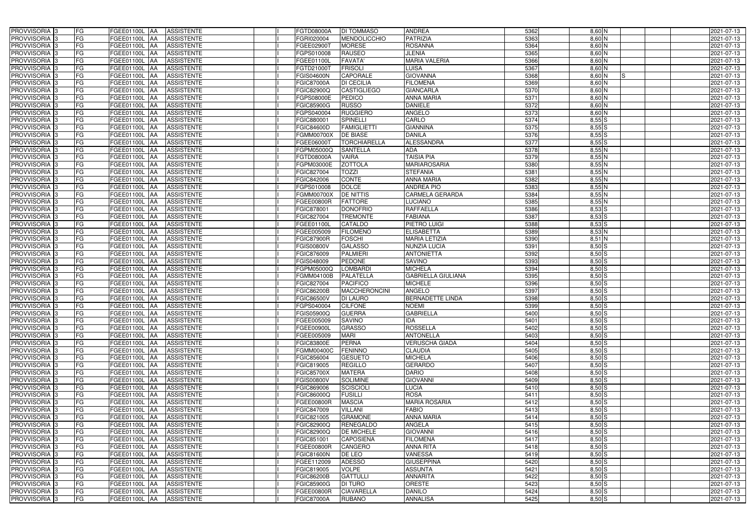| PROVVISORIA | 3 | FG | FGEE01100L | AA | ASSISTENTE | | I | FGTD08000A | DI TOMMASO | ANDREA | 5362 | 8,60 | N | | | | 2021-07-13 |
|---|---|---|---|---|---|---|---|---|---|---|---|---|---|---|---|---|---|
| PROVVISORIA | 3 | FG | FGEE01100L | AA | ASSISTENTE | | I | FGRI020004 | MENDOLICCHIO | PATRIZIA | 5363 | 8,60 | N | | | | 2021-07-13 |
| PROVVISORIA | 3 | FG | FGEE01100L | AA | ASSISTENTE | | I | FGEE02900T | MORESE | ROSANNA | 5364 | 8,60 | N | | | | 2021-07-13 |
| PROVVISORIA | 3 | FG | FGEE01100L | AA | ASSISTENTE | | I | FGPS010008 | RAUSEO | JLENIA | 5365 | 8,60 | N | | | | 2021-07-13 |
| PROVVISORIA | 3 | FG | FGEE01100L | AA | ASSISTENTE | | I | FGEE01100L | FAVATA' | MARIA VALERIA | 5366 | 8,60 | N | | | | 2021-07-13 |
| PROVVISORIA | 3 | FG | FGEE01100L | AA | ASSISTENTE | | I | FGTD21000T | FRISOLI | LUISA | 5367 | 8,60 | N | | | | 2021-07-13 |
| PROVVISORIA | 3 | FG | FGEE01100L | AA | ASSISTENTE | | I | FGIS04600N | CAPORALE | GIOVANNA | 5368 | 8,60 | N | S | | | 2021-07-13 |
| PROVVISORIA | 3 | FG | FGEE01100L | AA | ASSISTENTE | | I | FGIC87000A | DI CECILIA | FILOMENA | 5369 | 8,60 | N | | | | 2021-07-13 |
| PROVVISORIA | 3 | FG | FGEE01100L | AA | ASSISTENTE | | I | FGIC82900Q | CASTIGLIEGO | GIANCARLA | 5370 | 8,60 | N | | | | 2021-07-13 |
| PROVVISORIA | 3 | FG | FGEE01100L | AA | ASSISTENTE | | I | FGPS08000E | PEDICO | ANNA MARIA | 5371 | 8,60 | N | | | | 2021-07-13 |
| PROVVISORIA | 3 | FG | FGEE01100L | AA | ASSISTENTE | | I | FGIC85900G | RUSSO | DANIELE | 5372 | 8,60 | N | | | | 2021-07-13 |
| PROVVISORIA | 3 | FG | FGEE01100L | AA | ASSISTENTE | | I | FGPS040004 | RUGGIERO | ANGELO | 5373 | 8,60 | N | | | | 2021-07-13 |
| PROVVISORIA | 3 | FG | FGEE01100L | AA | ASSISTENTE | | I | FGIC880001 | SPINELLI | CARLO | 5374 | 8,55 | S | | | | 2021-07-13 |
| PROVVISORIA | 3 | FG | FGEE01100L | AA | ASSISTENTE | | I | FGIC84600D | FAMIGLIETTI | GIANNINA | 5375 | 8,55 | S | | | | 2021-07-13 |
| PROVVISORIA | 3 | FG | FGEE01100L | AA | ASSISTENTE | | I | FGMM00700X | DE BIASE | DANILA | 5376 | 8,55 | S | | | | 2021-07-13 |
| PROVVISORIA | 3 | FG | FGEE01100L | AA | ASSISTENTE | | I | FGEE06000T | TORCHIARELLA | ALESSANDRA | 5377 | 8,55 | S | | | | 2021-07-13 |
| PROVVISORIA | 3 | FG | FGEE01100L | AA | ASSISTENTE | | I | FGPM05000Q | SANTELLA | ADA | 5378 | 8,55 | N | | | | 2021-07-13 |
| PROVVISORIA | 3 | FG | FGEE01100L | AA | ASSISTENTE | | I | FGTD08000A | VAIRA | TAISIA PIA | 5379 | 8,55 | N | | | | 2021-07-13 |
| PROVVISORIA | 3 | FG | FGEE01100L | AA | ASSISTENTE | | I | FGPM03000E | ZOTTOLA | MARIAROSARIA | 5380 | 8,55 | N | | | | 2021-07-13 |
| PROVVISORIA | 3 | FG | FGEE01100L | AA | ASSISTENTE | | I | FGIC827004 | TOZZI | STEFANIA | 5381 | 8,55 | N | | | | 2021-07-13 |
| PROVVISORIA | 3 | FG | FGEE01100L | AA | ASSISTENTE | | I | FGIC842006 | CONTE | ANNA MARIA | 5382 | 8,55 | N | | | | 2021-07-13 |
| PROVVISORIA | 3 | FG | FGEE01100L | AA | ASSISTENTE | | I | FGPS010008 | DOLCE | ANDREA PIO | 5383 | 8,55 | N | | | | 2021-07-13 |
| PROVVISORIA | 3 | FG | FGEE01100L | AA | ASSISTENTE | | I | FGMM00700X | DE NITTIS | CARMELA GERARDA | 5384 | 8,55 | N | | | | 2021-07-13 |
| PROVVISORIA | 3 | FG | FGEE01100L | AA | ASSISTENTE | | I | FGEE00800R | FATTORE | LUCIANO | 5385 | 8,55 | N | | | | 2021-07-13 |
| PROVVISORIA | 3 | FG | FGEE01100L | AA | ASSISTENTE | | I | FGIC878001 | DONOFRIO | RAFFAELLA | 5386 | 8,53 | S | | | | 2021-07-13 |
| PROVVISORIA | 3 | FG | FGEE01100L | AA | ASSISTENTE | | I | FGIC827004 | TREMONTE | FABIANA | 5387 | 8,53 | S | | | | 2021-07-13 |
| PROVVISORIA | 3 | FG | FGEE01100L | AA | ASSISTENTE | | I | FGEE01100L | CATALDO | PIETRO LUIGI | 5388 | 8,53 | S | | | | 2021-07-13 |
| PROVVISORIA | 3 | FG | FGEE01100L | AA | ASSISTENTE | | I | FGEE005009 | FILOMENO | ELISABETTA | 5389 | 8,53 | N | | | | 2021-07-13 |
| PROVVISORIA | 3 | FG | FGEE01100L | AA | ASSISTENTE | | I | FGIC87900R | FOSCHI | MARIA LETIZIA | 5390 | 8,51 | N | | | | 2021-07-13 |
| PROVVISORIA | 3 | FG | FGEE01100L | AA | ASSISTENTE | | I | FGIS00800V | GALASSO | NUNZIA LUCIA | 5391 | 8,50 | S | | | | 2021-07-13 |
| PROVVISORIA | 3 | FG | FGEE01100L | AA | ASSISTENTE | | I | FGIC876009 | PALMIERI | ANTONIETTA | 5392 | 8,50 | S | | | | 2021-07-13 |
| PROVVISORIA | 3 | FG | FGEE01100L | AA | ASSISTENTE | | I | FGIS048009 | PEDONE | SAVINO | 5393 | 8,50 | S | | | | 2021-07-13 |
| PROVVISORIA | 3 | FG | FGEE01100L | AA | ASSISTENTE | | I | FGPM05000Q | LOMBARDI | MICHELA | 5394 | 8,50 | S | | | | 2021-07-13 |
| PROVVISORIA | 3 | FG | FGEE01100L | AA | ASSISTENTE | | I | FGMM04100B | PALATELLA | GABRIELLA GIULIANA | 5395 | 8,50 | S | | | | 2021-07-13 |
| PROVVISORIA | 3 | FG | FGEE01100L | AA | ASSISTENTE | | I | FGIC827004 | PACIFICO | MICHELE | 5396 | 8,50 | S | | | | 2021-07-13 |
| PROVVISORIA | 3 | FG | FGEE01100L | AA | ASSISTENTE | | I | FGIC86200B | MACCHERONCINI | ANGELO | 5397 | 8,50 | S | | | | 2021-07-13 |
| PROVVISORIA | 3 | FG | FGEE01100L | AA | ASSISTENTE | | I | FGIC86500V | DI LAURO | BERNADETTE LINDA | 5398 | 8,50 | S | | | | 2021-07-13 |
| PROVVISORIA | 3 | FG | FGEE01100L | AA | ASSISTENTE | | I | FGPS040004 | CILFONE | NOEMI | 5399 | 8,50 | S | | | | 2021-07-13 |
| PROVVISORIA | 3 | FG | FGEE01100L | AA | ASSISTENTE | | I | FGIS05900Q | GUERRA | GABRIELLA | 5400 | 8,50 | S | | | | 2021-07-13 |
| PROVVISORIA | 3 | FG | FGEE01100L | AA | ASSISTENTE | | I | FGEE005009 | SAVINO | IDA | 5401 | 8,50 | S | | | | 2021-07-13 |
| PROVVISORIA | 3 | FG | FGEE01100L | AA | ASSISTENTE | | I | FGEE00900L | GRASSO | ROSSELLA | 5402 | 8,50 | S | | | | 2021-07-13 |
| PROVVISORIA | 3 | FG | FGEE01100L | AA | ASSISTENTE | | I | FGEE005009 | MARI | ANTONELLA | 5403 | 8,50 | S | | | | 2021-07-13 |
| PROVVISORIA | 3 | FG | FGEE01100L | AA | ASSISTENTE | | I | FGIC83800E | PERNA | VERUSCHA GIADA | 5404 | 8,50 | S | | | | 2021-07-13 |
| PROVVISORIA | 3 | FG | FGEE01100L | AA | ASSISTENTE | | I | FGMM00400C | FENINNO | CLAUDIA | 5405 | 8,50 | S | | | | 2021-07-13 |
| PROVVISORIA | 3 | FG | FGEE01100L | AA | ASSISTENTE | | I | FGIC856004 | GESUETO | MICHELA | 5406 | 8,50 | S | | | | 2021-07-13 |
| PROVVISORIA | 3 | FG | FGEE01100L | AA | ASSISTENTE | | I | FGIC819005 | REGILLO | GERARDO | 5407 | 8,50 | S | | | | 2021-07-13 |
| PROVVISORIA | 3 | FG | FGEE01100L | AA | ASSISTENTE | | I | FGIC85700X | MATERA | DARIO | 5408 | 8,50 | S | | | | 2021-07-13 |
| PROVVISORIA | 3 | FG | FGEE01100L | AA | ASSISTENTE | | I | FGIS00800V | SOLIMINE | GIOVANNI | 5409 | 8,50 | S | | | | 2021-07-13 |
| PROVVISORIA | 3 | FG | FGEE01100L | AA | ASSISTENTE | | I | FGIC869006 | SCISCIOLI | LUCIA | 5410 | 8,50 | S | | | | 2021-07-13 |
| PROVVISORIA | 3 | FG | FGEE01100L | AA | ASSISTENTE | | I | FGIC86000Q | FUSILLI | ROSA | 5411 | 8,50 | S | | | | 2021-07-13 |
| PROVVISORIA | 3 | FG | FGEE01100L | AA | ASSISTENTE | | I | FGEE00800R | MASCIA | MARIA ROSARIA | 5412 | 8,50 | S | | | | 2021-07-13 |
| PROVVISORIA | 3 | FG | FGEE01100L | AA | ASSISTENTE | | I | FGIC847009 | VILLANI | FABIO | 5413 | 8,50 | S | | | | 2021-07-13 |
| PROVVISORIA | 3 | FG | FGEE01100L | AA | ASSISTENTE | | I | FGIC821005 | GRAMONE | ANNA MARIA | 5414 | 8,50 | S | | | | 2021-07-13 |
| PROVVISORIA | 3 | FG | FGEE01100L | AA | ASSISTENTE | | I | FGIC82900Q | RENEGALDO | ANGELA | 5415 | 8,50 | S | | | | 2021-07-13 |
| PROVVISORIA | 3 | FG | FGEE01100L | AA | ASSISTENTE | | I | FGIC82900Q | DE MICHELE | GIOVANNI | 5416 | 8,50 | S | | | | 2021-07-13 |
| PROVVISORIA | 3 | FG | FGEE01100L | AA | ASSISTENTE | | I | FGIC851001 | CAPOSIENA | FILOMENA | 5417 | 8,50 | S | | | | 2021-07-13 |
| PROVVISORIA | 3 | FG | FGEE01100L | AA | ASSISTENTE | | I | FGEE00800R | CANGERO | ANNA RITA | 5418 | 8,50 | S | | | | 2021-07-13 |
| PROVVISORIA | 3 | FG | FGEE01100L | AA | ASSISTENTE | | I | FGIC81600N | DE LEO | VANESSA | 5419 | 8,50 | S | | | | 2021-07-13 |
| PROVVISORIA | 3 | FG | FGEE01100L | AA | ASSISTENTE | | I | FGEE112009 | ADESSO | GIUSEPPINA | 5420 | 8,50 | S | | | | 2021-07-13 |
| PROVVISORIA | 3 | FG | FGEE01100L | AA | ASSISTENTE | | I | FGIC819005 | VOLPE | ASSUNTA | 5421 | 8,50 | S | | | | 2021-07-13 |
| PROVVISORIA | 3 | FG | FGEE01100L | AA | ASSISTENTE | | I | FGIC86200B | GATTULLI | ANNARITA | 5422 | 8,50 | S | | | | 2021-07-13 |
| PROVVISORIA | 3 | FG | FGEE01100L | AA | ASSISTENTE | | I | FGIC85900G | DI TURO | ORESTE | 5423 | 8,50 | S | | | | 2021-07-13 |
| PROVVISORIA | 3 | FG | FGEE01100L | AA | ASSISTENTE | | I | FGEE00800R | CIAVARELLA | DANILO | 5424 | 8,50 | S | | | | 2021-07-13 |
| PROVVISORIA | 3 | FG | FGEE01100L | AA | ASSISTENTE | | I | FGIC87000A | RUBANO | ANNALISA | 5425 | 8,50 | S | | | | 2021-07-13 |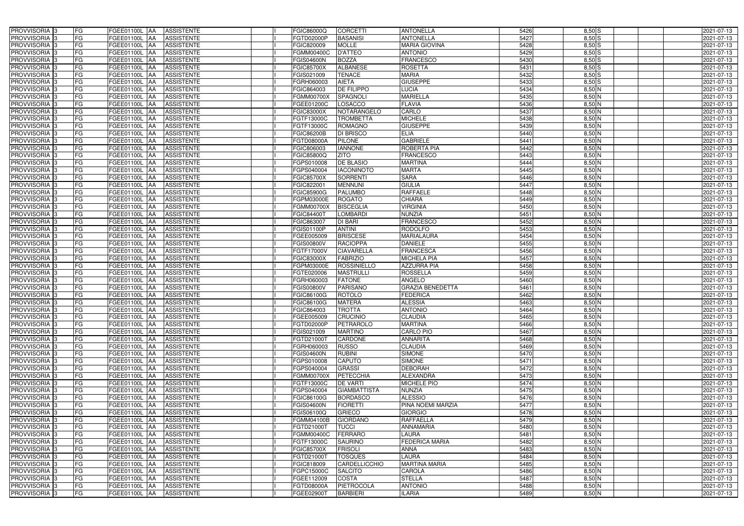| | | | | | | | | | | | | | | |
|---|---|---|---|---|---|---|---|---|---|---|---|---|---|---|
| PROVVISORIA | 3 | FG | FGEE01100L | AA | ASSISTENTE | | I | FGIC86000Q | CORCETTI | ANTONELLA | 5426 | 8,50 | S | | 2021-07-13 |
| PROVVISORIA | 3 | FG | FGEE01100L | AA | ASSISTENTE | | I | FGTD02000P | BASANISI | ANTONELLA | 5427 | 8,50 | S | | 2021-07-13 |
| PROVVISORIA | 3 | FG | FGEE01100L | AA | ASSISTENTE | | I | FGIC820009 | MOLLE | MARIA GIOVINA | 5428 | 8,50 | S | | 2021-07-13 |
| PROVVISORIA | 3 | FG | FGEE01100L | AA | ASSISTENTE | | I | FGMM00400C | D'ATTEO | ANTONIO | 5429 | 8,50 | S | | 2021-07-13 |
| PROVVISORIA | 3 | FG | FGEE01100L | AA | ASSISTENTE | | I | FGIS04600N | BOZZA | FRANCESCO | 5430 | 8,50 | S | | 2021-07-13 |
| PROVVISORIA | 3 | FG | FGEE01100L | AA | ASSISTENTE | | I | FGIC85700X | ALBANESE | ROSETTA | 5431 | 8,50 | S | | 2021-07-13 |
| PROVVISORIA | 3 | FG | FGEE01100L | AA | ASSISTENTE | | I | FGIS021009 | TENACE | MARIA | 5432 | 8,50 | S | | 2021-07-13 |
| PROVVISORIA | 3 | FG | FGEE01100L | AA | ASSISTENTE | | I | FGRH060003 | AIETA | GIUSEPPE | 5433 | 8,50 | S | | 2021-07-13 |
| PROVVISORIA | 3 | FG | FGEE01100L | AA | ASSISTENTE | | I | FGIC864003 | DE FILIPPO | LUCIA | 5434 | 8,50 | N | | 2021-07-13 |
| PROVVISORIA | 3 | FG | FGEE01100L | AA | ASSISTENTE | | I | FGMM00700X | SPAGNOLI | MARIELLA | 5435 | 8,50 | N | | 2021-07-13 |
| PROVVISORIA | 3 | FG | FGEE01100L | AA | ASSISTENTE | | I | FGEE01200C | LOSACCO | FLAVIA | 5436 | 8,50 | N | | 2021-07-13 |
| PROVVISORIA | 3 | FG | FGEE01100L | AA | ASSISTENTE | | I | FGIC83000X | NOTARANGELO | CARLO | 5437 | 8,50 | N | | 2021-07-13 |
| PROVVISORIA | 3 | FG | FGEE01100L | AA | ASSISTENTE | | I | FGTF13000C | TROMBETTA | MICHELE | 5438 | 8,50 | N | | 2021-07-13 |
| PROVVISORIA | 3 | FG | FGEE01100L | AA | ASSISTENTE | | I | FGTF13000C | ROMAGNO | GIUSEPPE | 5439 | 8,50 | N | | 2021-07-13 |
| PROVVISORIA | 3 | FG | FGEE01100L | AA | ASSISTENTE | | I | FGIC86200B | DI BRISCO | ELIA | 5440 | 8,50 | N | | 2021-07-13 |
| PROVVISORIA | 3 | FG | FGEE01100L | AA | ASSISTENTE | | I | FGTD08000A | PILONE | GABRIELE | 5441 | 8,50 | N | | 2021-07-13 |
| PROVVISORIA | 3 | FG | FGEE01100L | AA | ASSISTENTE | | I | FGIC806003 | IANNONE | ROBERTA PIA | 5442 | 8,50 | N | | 2021-07-13 |
| PROVVISORIA | 3 | FG | FGEE01100L | AA | ASSISTENTE | | I | FGIC85800Q | ZITO | FRANCESCO | 5443 | 8,50 | N | | 2021-07-13 |
| PROVVISORIA | 3 | FG | FGEE01100L | AA | ASSISTENTE | | I | FGPS010008 | DE BLASIO | MARTINA | 5444 | 8,50 | N | | 2021-07-13 |
| PROVVISORIA | 3 | FG | FGEE01100L | AA | ASSISTENTE | | I | FGPS040004 | IACONINOTO | MARTA | 5445 | 8,50 | N | | 2021-07-13 |
| PROVVISORIA | 3 | FG | FGEE01100L | AA | ASSISTENTE | | I | FGIC85700X | SORRENTI | SARA | 5446 | 8,50 | N | | 2021-07-13 |
| PROVVISORIA | 3 | FG | FGEE01100L | AA | ASSISTENTE | | I | FGIC822001 | MENNUNI | GIULIA | 5447 | 8,50 | N | | 2021-07-13 |
| PROVVISORIA | 3 | FG | FGEE01100L | AA | ASSISTENTE | | I | FGIC85900G | PALUMBO | RAFFAELE | 5448 | 8,50 | N | | 2021-07-13 |
| PROVVISORIA | 3 | FG | FGEE01100L | AA | ASSISTENTE | | I | FGPM03000E | ROGATO | CHIARA | 5449 | 8,50 | N | | 2021-07-13 |
| PROVVISORIA | 3 | FG | FGEE01100L | AA | ASSISTENTE | | I | FGMM00700X | BISCEGLIA | VIRGINIA | 5450 | 8,50 | N | | 2021-07-13 |
| PROVVISORIA | 3 | FG | FGEE01100L | AA | ASSISTENTE | | I | FGIC84400T | LOMBARDI | NUNZIA | 5451 | 8,50 | N | | 2021-07-13 |
| PROVVISORIA | 3 | FG | FGEE01100L | AA | ASSISTENTE | | I | FGIC863007 | DI BARI | FRANCESCO | 5452 | 8,50 | N | | 2021-07-13 |
| PROVVISORIA | 3 | FG | FGEE01100L | AA | ASSISTENTE | | I | FGIS01100P | ANTINI | RODOLFO | 5453 | 8,50 | N | | 2021-07-13 |
| PROVVISORIA | 3 | FG | FGEE01100L | AA | ASSISTENTE | | I | FGEE005009 | BRISCESE | MARIALAURA | 5454 | 8,50 | N | | 2021-07-13 |
| PROVVISORIA | 3 | FG | FGEE01100L | AA | ASSISTENTE | | I | FGIS00800V | RACIOPPA | DANIELE | 5455 | 8,50 | N | | 2021-07-13 |
| PROVVISORIA | 3 | FG | FGEE01100L | AA | ASSISTENTE | | I | FGTF17000V | CIAVARELLA | FRANCESCA | 5456 | 8,50 | N | | 2021-07-13 |
| PROVVISORIA | 3 | FG | FGEE01100L | AA | ASSISTENTE | | I | FGIC83000X | FABRIZIO | MICHELA PIA | 5457 | 8,50 | N | | 2021-07-13 |
| PROVVISORIA | 3 | FG | FGEE01100L | AA | ASSISTENTE | | I | FGPM03000E | ROSSINIELLO | AZZURRA PIA | 5458 | 8,50 | N | | 2021-07-13 |
| PROVVISORIA | 3 | FG | FGEE01100L | AA | ASSISTENTE | | I | FGTE020006 | MASTRULLI | ROSSELLA | 5459 | 8,50 | N | | 2021-07-13 |
| PROVVISORIA | 3 | FG | FGEE01100L | AA | ASSISTENTE | | I | FGRH060003 | FATONE | ANGELO | 5460 | 8,50 | N | | 2021-07-13 |
| PROVVISORIA | 3 | FG | FGEE01100L | AA | ASSISTENTE | | I | FGIS00800V | PARISANO | GRAZIA BENEDETTA | 5461 | 8,50 | N | | 2021-07-13 |
| PROVVISORIA | 3 | FG | FGEE01100L | AA | ASSISTENTE | | I | FGIC86100G | ROTOLO | FEDERICA | 5462 | 8,50 | N | | 2021-07-13 |
| PROVVISORIA | 3 | FG | FGEE01100L | AA | ASSISTENTE | | I | FGIC86100G | MATERA | ALESSIA | 5463 | 8,50 | N | | 2021-07-13 |
| PROVVISORIA | 3 | FG | FGEE01100L | AA | ASSISTENTE | | I | FGIC864003 | TROTTA | ANTONIO | 5464 | 8,50 | N | | 2021-07-13 |
| PROVVISORIA | 3 | FG | FGEE01100L | AA | ASSISTENTE | | I | FGEE005009 | CRUCINIO | CLAUDIA | 5465 | 8,50 | N | | 2021-07-13 |
| PROVVISORIA | 3 | FG | FGEE01100L | AA | ASSISTENTE | | I | FGTD02000P | PETRAROLO | MARTINA | 5466 | 8,50 | N | | 2021-07-13 |
| PROVVISORIA | 3 | FG | FGEE01100L | AA | ASSISTENTE | | I | FGIS021009 | MARTINO | CARLO PIO | 5467 | 8,50 | N | | 2021-07-13 |
| PROVVISORIA | 3 | FG | FGEE01100L | AA | ASSISTENTE | | I | FGTD21000T | CARDONE | ANNARITA | 5468 | 8,50 | N | | 2021-07-13 |
| PROVVISORIA | 3 | FG | FGEE01100L | AA | ASSISTENTE | | I | FGRH060003 | RUSSO | CLAUDIA | 5469 | 8,50 | N | | 2021-07-13 |
| PROVVISORIA | 3 | FG | FGEE01100L | AA | ASSISTENTE | | I | FGIS04600N | RUBINI | SIMONE | 5470 | 8,50 | N | | 2021-07-13 |
| PROVVISORIA | 3 | FG | FGEE01100L | AA | ASSISTENTE | | I | FGPS010008 | CAPUTO | SIMONE | 5471 | 8,50 | N | | 2021-07-13 |
| PROVVISORIA | 3 | FG | FGEE01100L | AA | ASSISTENTE | | I | FGPS040004 | GRASSI | DEBORAH | 5472 | 8,50 | N | | 2021-07-13 |
| PROVVISORIA | 3 | FG | FGEE01100L | AA | ASSISTENTE | | I | FGMM00700X | PETECCHIA | ALEXANDRA | 5473 | 8,50 | N | | 2021-07-13 |
| PROVVISORIA | 3 | FG | FGEE01100L | AA | ASSISTENTE | | I | FGTF13000C | DE VARTI | MICHELE PIO | 5474 | 8,50 | N | | 2021-07-13 |
| PROVVISORIA | 3 | FG | FGEE01100L | AA | ASSISTENTE | | I | FGPS040004 | GIAMBATTISTA | NUNZIA | 5475 | 8,50 | N | | 2021-07-13 |
| PROVVISORIA | 3 | FG | FGEE01100L | AA | ASSISTENTE | | I | FGIC86100G | BORDASCO | ALESSIO | 5476 | 8,50 | N | | 2021-07-13 |
| PROVVISORIA | 3 | FG | FGEE01100L | AA | ASSISTENTE | | I | FGIS04600N | FIORETTI | PINA NOEMI MARZIA | 5477 | 8,50 | N | | 2021-07-13 |
| PROVVISORIA | 3 | FG | FGEE01100L | AA | ASSISTENTE | | I | FGIS06100Q | GRIECO | GIORGIO | 5478 | 8,50 | N | | 2021-07-13 |
| PROVVISORIA | 3 | FG | FGEE01100L | AA | ASSISTENTE | | I | FGMM04100B | GIORDANO | RAFFAELLA | 5479 | 8,50 | N | | 2021-07-13 |
| PROVVISORIA | 3 | FG | FGEE01100L | AA | ASSISTENTE | | I | FGTD21000T | TUCCI | ANNAMARIA | 5480 | 8,50 | N | | 2021-07-13 |
| PROVVISORIA | 3 | FG | FGEE01100L | AA | ASSISTENTE | | I | FGMM00400C | FERRARO | LAURA | 5481 | 8,50 | N | | 2021-07-13 |
| PROVVISORIA | 3 | FG | FGEE01100L | AA | ASSISTENTE | | I | FGTF13000C | SAURINO | FEDERICA MARIA | 5482 | 8,50 | N | | 2021-07-13 |
| PROVVISORIA | 3 | FG | FGEE01100L | AA | ASSISTENTE | | I | FGIC85700X | FRISOLI | ANNA | 5483 | 8,50 | N | | 2021-07-13 |
| PROVVISORIA | 3 | FG | FGEE01100L | AA | ASSISTENTE | | I | FGTD21000T | TOSQUES | LAURA | 5484 | 8,50 | N | | 2021-07-13 |
| PROVVISORIA | 3 | FG | FGEE01100L | AA | ASSISTENTE | | I | FGIC818009 | CARDELLICCHIO | MARTINA MARIA | 5485 | 8,50 | N | | 2021-07-13 |
| PROVVISORIA | 3 | FG | FGEE01100L | AA | ASSISTENTE | | I | FGPC15000C | SALCITO | CAROLA | 5486 | 8,50 | N | | 2021-07-13 |
| PROVVISORIA | 3 | FG | FGEE01100L | AA | ASSISTENTE | | I | FGEE112009 | COSTA | STELLA | 5487 | 8,50 | N | | 2021-07-13 |
| PROVVISORIA | 3 | FG | FGEE01100L | AA | ASSISTENTE | | I | FGTD08000A | PIETROCOLA | ANTONIO | 5488 | 8,50 | N | | 2021-07-13 |
| PROVVISORIA | 3 | FG | FGEE01100L | AA | ASSISTENTE | | I | FGEE02900T | BARBIERI | ILARIA | 5489 | 8,50 | N | | 2021-07-13 |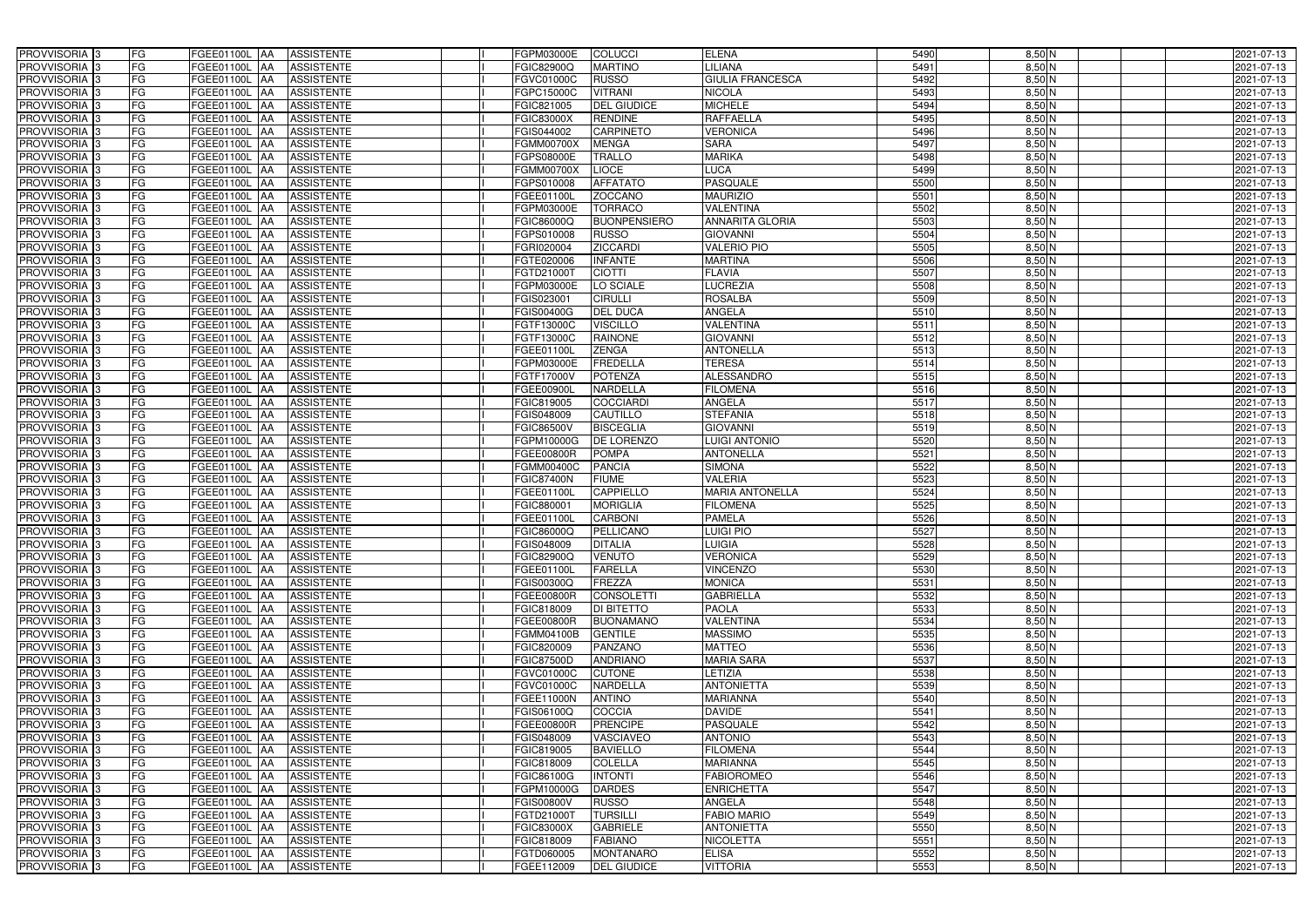| | | | | | | | | | | | | | | | |
|---|---|---|---|---|---|---|---|---|---|---|---|---|---|---|---|
| PROVVISORIA | 3 | FG | FGEE01100L | AA | ASSISTENTE | | I | FGPM03000E | COLUCCI | ELENA | 5490 | 8,50 | N | | 2021-07-13 |
| PROVVISORIA | 3 | FG | FGEE01100L | AA | ASSISTENTE | | I | FGIC82900Q | MARTINO | LILIANA | 5491 | 8,50 | N | | 2021-07-13 |
| PROVVISORIA | 3 | FG | FGEE01100L | AA | ASSISTENTE | | I | FGVC01000C | RUSSO | GIULIA FRANCESCA | 5492 | 8,50 | N | | 2021-07-13 |
| PROVVISORIA | 3 | FG | FGEE01100L | AA | ASSISTENTE | | I | FGPC15000C | VITRANI | NICOLA | 5493 | 8,50 | N | | 2021-07-13 |
| PROVVISORIA | 3 | FG | FGEE01100L | AA | ASSISTENTE | | I | FGIC821005 | DEL GIUDICE | MICHELE | 5494 | 8,50 | N | | 2021-07-13 |
| PROVVISORIA | 3 | FG | FGEE01100L | AA | ASSISTENTE | | I | FGIC83000X | RENDINE | RAFFAELLA | 5495 | 8,50 | N | | 2021-07-13 |
| PROVVISORIA | 3 | FG | FGEE01100L | AA | ASSISTENTE | | I | FGIS044002 | CARPINETO | VERONICA | 5496 | 8,50 | N | | 2021-07-13 |
| PROVVISORIA | 3 | FG | FGEE01100L | AA | ASSISTENTE | | I | FGMM00700X | MENGA | SARA | 5497 | 8,50 | N | | 2021-07-13 |
| PROVVISORIA | 3 | FG | FGEE01100L | AA | ASSISTENTE | | I | FGPS08000E | TRALLO | MARIKA | 5498 | 8,50 | N | | 2021-07-13 |
| PROVVISORIA | 3 | FG | FGEE01100L | AA | ASSISTENTE | | I | FGMM00700X | LIOCE | LUCA | 5499 | 8,50 | N | | 2021-07-13 |
| PROVVISORIA | 3 | FG | FGEE01100L | AA | ASSISTENTE | | I | FGPS010008 | AFFATATO | PASQUALE | 5500 | 8,50 | N | | 2021-07-13 |
| PROVVISORIA | 3 | FG | FGEE01100L | AA | ASSISTENTE | | I | FGEE01100L | ZOCCANO | MAURIZIO | 5501 | 8,50 | N | | 2021-07-13 |
| PROVVISORIA | 3 | FG | FGEE01100L | AA | ASSISTENTE | | I | FGPM03000E | TORRACO | VALENTINA | 5502 | 8,50 | N | | 2021-07-13 |
| PROVVISORIA | 3 | FG | FGEE01100L | AA | ASSISTENTE | | I | FGIC86000Q | BUONPENSIERO | ANNARITA GLORIA | 5503 | 8,50 | N | | 2021-07-13 |
| PROVVISORIA | 3 | FG | FGEE01100L | AA | ASSISTENTE | | I | FGPS010008 | RUSSO | GIOVANNI | 5504 | 8,50 | N | | 2021-07-13 |
| PROVVISORIA | 3 | FG | FGEE01100L | AA | ASSISTENTE | | I | FGRI020004 | ZICCARDI | VALERIO PIO | 5505 | 8,50 | N | | 2021-07-13 |
| PROVVISORIA | 3 | FG | FGEE01100L | AA | ASSISTENTE | | I | FGTE020006 | INFANTE | MARTINA | 5506 | 8,50 | N | | 2021-07-13 |
| PROVVISORIA | 3 | FG | FGEE01100L | AA | ASSISTENTE | | I | FGTD21000T | CIOTTI | FLAVIA | 5507 | 8,50 | N | | 2021-07-13 |
| PROVVISORIA | 3 | FG | FGEE01100L | AA | ASSISTENTE | | I | FGPM03000E | LO SCIALE | LUCREZIA | 5508 | 8,50 | N | | 2021-07-13 |
| PROVVISORIA | 3 | FG | FGEE01100L | AA | ASSISTENTE | | I | FGIS023001 | CIRULLI | ROSALBA | 5509 | 8,50 | N | | 2021-07-13 |
| PROVVISORIA | 3 | FG | FGEE01100L | AA | ASSISTENTE | | I | FGIS00400G | DEL DUCA | ANGELA | 5510 | 8,50 | N | | 2021-07-13 |
| PROVVISORIA | 3 | FG | FGEE01100L | AA | ASSISTENTE | | I | FGTF13000C | VISCILLO | VALENTINA | 5511 | 8,50 | N | | 2021-07-13 |
| PROVVISORIA | 3 | FG | FGEE01100L | AA | ASSISTENTE | | I | FGTF13000C | RAINONE | GIOVANNI | 5512 | 8,50 | N | | 2021-07-13 |
| PROVVISORIA | 3 | FG | FGEE01100L | AA | ASSISTENTE | | I | FGEE01100L | ZENGA | ANTONELLA | 5513 | 8,50 | N | | 2021-07-13 |
| PROVVISORIA | 3 | FG | FGEE01100L | AA | ASSISTENTE | | I | FGPM03000E | FREDELLA | TERESA | 5514 | 8,50 | N | | 2021-07-13 |
| PROVVISORIA | 3 | FG | FGEE01100L | AA | ASSISTENTE | | I | FGTF17000V | POTENZA | ALESSANDRO | 5515 | 8,50 | N | | 2021-07-13 |
| PROVVISORIA | 3 | FG | FGEE01100L | AA | ASSISTENTE | | I | FGEE00900L | NARDELLA | FILOMENA | 5516 | 8,50 | N | | 2021-07-13 |
| PROVVISORIA | 3 | FG | FGEE01100L | AA | ASSISTENTE | | I | FGIC819005 | COCCIARDI | ANGELA | 5517 | 8,50 | N | | 2021-07-13 |
| PROVVISORIA | 3 | FG | FGEE01100L | AA | ASSISTENTE | | I | FGIS048009 | CAUTILLO | STEFANIA | 5518 | 8,50 | N | | 2021-07-13 |
| PROVVISORIA | 3 | FG | FGEE01100L | AA | ASSISTENTE | | I | FGIC86500V | BISCEGLIA | GIOVANNI | 5519 | 8,50 | N | | 2021-07-13 |
| PROVVISORIA | 3 | FG | FGEE01100L | AA | ASSISTENTE | | I | FGPM10000G | DE LORENZO | LUIGI ANTONIO | 5520 | 8,50 | N | | 2021-07-13 |
| PROVVISORIA | 3 | FG | FGEE01100L | AA | ASSISTENTE | | I | FGEE00800R | POMPA | ANTONELLA | 5521 | 8,50 | N | | 2021-07-13 |
| PROVVISORIA | 3 | FG | FGEE01100L | AA | ASSISTENTE | | I | FGMM00400C | PANCIA | SIMONA | 5522 | 8,50 | N | | 2021-07-13 |
| PROVVISORIA | 3 | FG | FGEE01100L | AA | ASSISTENTE | | I | FGIC87400N | FIUME | VALERIA | 5523 | 8,50 | N | | 2021-07-13 |
| PROVVISORIA | 3 | FG | FGEE01100L | AA | ASSISTENTE | | I | FGEE01100L | CAPPIELLO | MARIA ANTONELLA | 5524 | 8,50 | N | | 2021-07-13 |
| PROVVISORIA | 3 | FG | FGEE01100L | AA | ASSISTENTE | | I | FGIC880001 | MORIGLIA | FILOMENA | 5525 | 8,50 | N | | 2021-07-13 |
| PROVVISORIA | 3 | FG | FGEE01100L | AA | ASSISTENTE | | I | FGEE01100L | CARBONI | PAMELA | 5526 | 8,50 | N | | 2021-07-13 |
| PROVVISORIA | 3 | FG | FGEE01100L | AA | ASSISTENTE | | I | FGIC86000Q | PELLICANO | LUIGI PIO | 5527 | 8,50 | N | | 2021-07-13 |
| PROVVISORIA | 3 | FG | FGEE01100L | AA | ASSISTENTE | | I | FGIS048009 | DITALIA | LUIGIA | 5528 | 8,50 | N | | 2021-07-13 |
| PROVVISORIA | 3 | FG | FGEE01100L | AA | ASSISTENTE | | I | FGIC82900Q | VENUTO | VERONICA | 5529 | 8,50 | N | | 2021-07-13 |
| PROVVISORIA | 3 | FG | FGEE01100L | AA | ASSISTENTE | | I | FGEE01100L | FARELLA | VINCENZO | 5530 | 8,50 | N | | 2021-07-13 |
| PROVVISORIA | 3 | FG | FGEE01100L | AA | ASSISTENTE | | I | FGIS00300Q | FREZZA | MONICA | 5531 | 8,50 | N | | 2021-07-13 |
| PROVVISORIA | 3 | FG | FGEE01100L | AA | ASSISTENTE | | I | FGEE00800R | CONSOLETTI | GABRIELLA | 5532 | 8,50 | N | | 2021-07-13 |
| PROVVISORIA | 3 | FG | FGEE01100L | AA | ASSISTENTE | | I | FGIC818009 | DI BITETTO | PAOLA | 5533 | 8,50 | N | | 2021-07-13 |
| PROVVISORIA | 3 | FG | FGEE01100L | AA | ASSISTENTE | | I | FGEE00800R | BUONAMANO | VALENTINA | 5534 | 8,50 | N | | 2021-07-13 |
| PROVVISORIA | 3 | FG | FGEE01100L | AA | ASSISTENTE | | I | FGMM04100B | GENTILE | MASSIMO | 5535 | 8,50 | N | | 2021-07-13 |
| PROVVISORIA | 3 | FG | FGEE01100L | AA | ASSISTENTE | | I | FGIC820009 | PANZANO | MATTEO | 5536 | 8,50 | N | | 2021-07-13 |
| PROVVISORIA | 3 | FG | FGEE01100L | AA | ASSISTENTE | | I | FGIC87500D | ANDRIANO | MARIA SARA | 5537 | 8,50 | N | | 2021-07-13 |
| PROVVISORIA | 3 | FG | FGEE01100L | AA | ASSISTENTE | | I | FGVC01000C | CUTONE | LETIZIA | 5538 | 8,50 | N | | 2021-07-13 |
| PROVVISORIA | 3 | FG | FGEE01100L | AA | ASSISTENTE | | I | FGVC01000C | NARDELLA | ANTONIETTA | 5539 | 8,50 | N | | 2021-07-13 |
| PROVVISORIA | 3 | FG | FGEE01100L | AA | ASSISTENTE | | I | FGEE11000N | ANTINO | MARIANNA | 5540 | 8,50 | N | | 2021-07-13 |
| PROVVISORIA | 3 | FG | FGEE01100L | AA | ASSISTENTE | | I | FGIS06100Q | COCCIA | DAVIDE | 5541 | 8,50 | N | | 2021-07-13 |
| PROVVISORIA | 3 | FG | FGEE01100L | AA | ASSISTENTE | | I | FGEE00800R | PRENCIPE | PASQUALE | 5542 | 8,50 | N | | 2021-07-13 |
| PROVVISORIA | 3 | FG | FGEE01100L | AA | ASSISTENTE | | I | FGIS048009 | VASCIAVEO | ANTONIO | 5543 | 8,50 | N | | 2021-07-13 |
| PROVVISORIA | 3 | FG | FGEE01100L | AA | ASSISTENTE | | I | FGIC819005 | BAVIELLO | FILOMENA | 5544 | 8,50 | N | | 2021-07-13 |
| PROVVISORIA | 3 | FG | FGEE01100L | AA | ASSISTENTE | | I | FGIC818009 | COLELLA | MARIANNA | 5545 | 8,50 | N | | 2021-07-13 |
| PROVVISORIA | 3 | FG | FGEE01100L | AA | ASSISTENTE | | I | FGIC86100G | INTONTI | FABIOROMEO | 5546 | 8,50 | N | | 2021-07-13 |
| PROVVISORIA | 3 | FG | FGEE01100L | AA | ASSISTENTE | | I | FGPM10000G | DARDES | ENRICHETTA | 5547 | 8,50 | N | | 2021-07-13 |
| PROVVISORIA | 3 | FG | FGEE01100L | AA | ASSISTENTE | | I | FGIS00800V | RUSSO | ANGELA | 5548 | 8,50 | N | | 2021-07-13 |
| PROVVISORIA | 3 | FG | FGEE01100L | AA | ASSISTENTE | | I | FGTD21000T | TURSILLI | FABIO MARIO | 5549 | 8,50 | N | | 2021-07-13 |
| PROVVISORIA | 3 | FG | FGEE01100L | AA | ASSISTENTE | | I | FGIC83000X | GABRIELE | ANTONIETTA | 5550 | 8,50 | N | | 2021-07-13 |
| PROVVISORIA | 3 | FG | FGEE01100L | AA | ASSISTENTE | | I | FGIC818009 | FABIANO | NICOLETTA | 5551 | 8,50 | N | | 2021-07-13 |
| PROVVISORIA | 3 | FG | FGEE01100L | AA | ASSISTENTE | | I | FGTD060005 | MONTANARO | ELISA | 5552 | 8,50 | N | | 2021-07-13 |
| PROVVISORIA | 3 | FG | FGEE01100L | AA | ASSISTENTE | | I | FGEE112009 | DEL GIUDICE | VITTORIA | 5553 | 8,50 | N | | 2021-07-13 |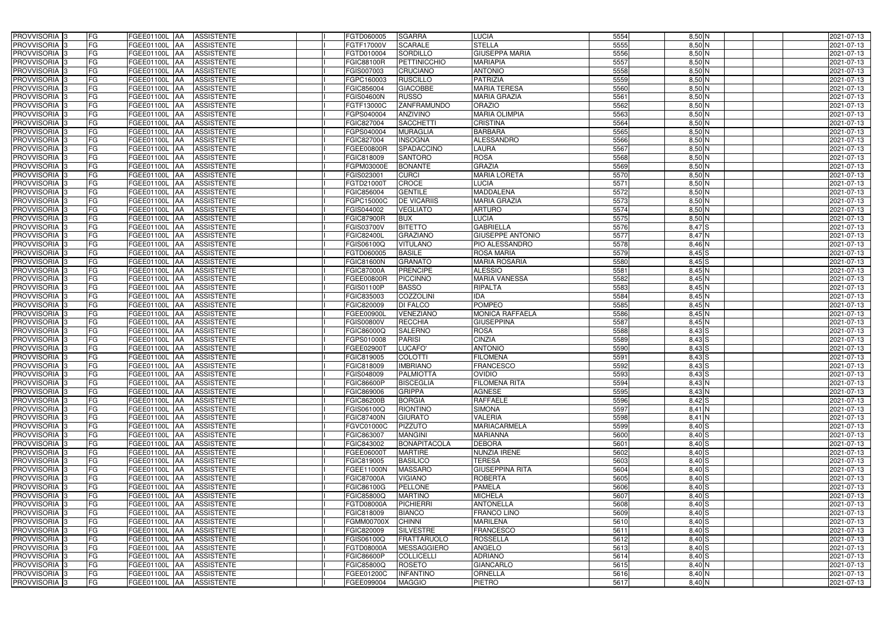| PROVVISORIA | 3 | FG | FGEE01100L | AA | ASSISTENTE | | I | FGTD060005 | SGARRA | LUCIA | 5554 | 8,50 | N | | | 2021-07-13 |
|---|---|---|---|---|---|---|---|---|---|---|---|---|---|---|---|---|
| PROVVISORIA | 3 | FG | FGEE01100L | AA | ASSISTENTE | | I | FGTF17000V | SCARALE | STELLA | 5555 | 8,50 | N | | | 2021-07-13 |
| PROVVISORIA | 3 | FG | FGEE01100L | AA | ASSISTENTE | | I | FGTD010004 | SORDILLO | GIUSEPPA MARIA | 5556 | 8,50 | N | | | 2021-07-13 |
| PROVVISORIA | 3 | FG | FGEE01100L | AA | ASSISTENTE | | I | FGIC88100R | PETTINICCHIO | MARIAPIA | 5557 | 8,50 | N | | | 2021-07-13 |
| PROVVISORIA | 3 | FG | FGEE01100L | AA | ASSISTENTE | | I | FGIS007003 | CRUCIANO | ANTONIO | 5558 | 8,50 | N | | | 2021-07-13 |
| PROVVISORIA | 3 | FG | FGEE01100L | AA | ASSISTENTE | | I | FGPC160003 | RUSCILLO | PATRIZIA | 5559 | 8,50 | N | | | 2021-07-13 |
| PROVVISORIA | 3 | FG | FGEE01100L | AA | ASSISTENTE | | I | FGIC856004 | GIACOBBE | MARIA TERESA | 5560 | 8,50 | N | | | 2021-07-13 |
| PROVVISORIA | 3 | FG | FGEE01100L | AA | ASSISTENTE | | I | FGIS04600N | RUSSO | MARIA GRAZIA | 5561 | 8,50 | N | | | 2021-07-13 |
| PROVVISORIA | 3 | FG | FGEE01100L | AA | ASSISTENTE | | I | FGTF13000C | ZANFRAMUNDO | ORAZIO | 5562 | 8,50 | N | | | 2021-07-13 |
| PROVVISORIA | 3 | FG | FGEE01100L | AA | ASSISTENTE | | I | FGPS040004 | ANZIVINO | MARIA OLIMPIA | 5563 | 8,50 | N | | | 2021-07-13 |
| PROVVISORIA | 3 | FG | FGEE01100L | AA | ASSISTENTE | | I | FGIC827004 | SACCHETTI | CRISTINA | 5564 | 8,50 | N | | | 2021-07-13 |
| PROVVISORIA | 3 | FG | FGEE01100L | AA | ASSISTENTE | | I | FGPS040004 | MURAGLIA | BARBARA | 5565 | 8,50 | N | | | 2021-07-13 |
| PROVVISORIA | 3 | FG | FGEE01100L | AA | ASSISTENTE | | I | FGIC827004 | INSOGNA | ALESSANDRO | 5566 | 8,50 | N | | | 2021-07-13 |
| PROVVISORIA | 3 | FG | FGEE01100L | AA | ASSISTENTE | | I | FGEE00800R | SPADACCINO | LAURA | 5567 | 8,50 | N | | | 2021-07-13 |
| PROVVISORIA | 3 | FG | FGEE01100L | AA | ASSISTENTE | | I | FGIC818009 | SANTORO | ROSA | 5568 | 8,50 | N | | | 2021-07-13 |
| PROVVISORIA | 3 | FG | FGEE01100L | AA | ASSISTENTE | | I | FGPM03000E | BONANTE | GRAZIA | 5569 | 8,50 | N | | | 2021-07-13 |
| PROVVISORIA | 3 | FG | FGEE01100L | AA | ASSISTENTE | | I | FGIS023001 | CURCI | MARIA LORETA | 5570 | 8,50 | N | | | 2021-07-13 |
| PROVVISORIA | 3 | FG | FGEE01100L | AA | ASSISTENTE | | I | FGTD21000T | CROCE | LUCIA | 5571 | 8,50 | N | | | 2021-07-13 |
| PROVVISORIA | 3 | FG | FGEE01100L | AA | ASSISTENTE | | I | FGIC856004 | GENTILE | MADDALENA | 5572 | 8,50 | N | | | 2021-07-13 |
| PROVVISORIA | 3 | FG | FGEE01100L | AA | ASSISTENTE | | I | FGPC15000C | DE VICARIIS | MARIA GRAZIA | 5573 | 8,50 | N | | | 2021-07-13 |
| PROVVISORIA | 3 | FG | FGEE01100L | AA | ASSISTENTE | | I | FGIS044002 | VEGLIATO | ARTURO | 5574 | 8,50 | N | | | 2021-07-13 |
| PROVVISORIA | 3 | FG | FGEE01100L | AA | ASSISTENTE | | I | FGIC87900R | BUX | LUCIA | 5575 | 8,50 | N | | | 2021-07-13 |
| PROVVISORIA | 3 | FG | FGEE01100L | AA | ASSISTENTE | | I | FGIS03700V | BITETTO | GABRIELLA | 5576 | 8,47 | S | | | 2021-07-13 |
| PROVVISORIA | 3 | FG | FGEE01100L | AA | ASSISTENTE | | I | FGIC82400L | GRAZIANO | GIUSEPPE ANTONIO | 5577 | 8,47 | N | | | 2021-07-13 |
| PROVVISORIA | 3 | FG | FGEE01100L | AA | ASSISTENTE | | I | FGIS06100Q | VITULANO | PIO ALESSANDRO | 5578 | 8,46 | N | | | 2021-07-13 |
| PROVVISORIA | 3 | FG | FGEE01100L | AA | ASSISTENTE | | I | FGTD060005 | BASILE | ROSA MARIA | 5579 | 8,45 | S | | | 2021-07-13 |
| PROVVISORIA | 3 | FG | FGEE01100L | AA | ASSISTENTE | | I | FGIC81600N | GRANATO | MARIA ROSARIA | 5580 | 8,45 | S | | | 2021-07-13 |
| PROVVISORIA | 3 | FG | FGEE01100L | AA | ASSISTENTE | | I | FGIC87000A | PRENCIPE | ALESSIO | 5581 | 8,45 | N | | | 2021-07-13 |
| PROVVISORIA | 3 | FG | FGEE01100L | AA | ASSISTENTE | | I | FGEE00800R | PICCINNO | MARIA VANESSA | 5582 | 8,45 | N | | | 2021-07-13 |
| PROVVISORIA | 3 | FG | FGEE01100L | AA | ASSISTENTE | | I | FGIS01100P | BASSO | RIPALTA | 5583 | 8,45 | N | | | 2021-07-13 |
| PROVVISORIA | 3 | FG | FGEE01100L | AA | ASSISTENTE | | I | FGIC835003 | COZZOLINI | IDA | 5584 | 8,45 | N | | | 2021-07-13 |
| PROVVISORIA | 3 | FG | FGEE01100L | AA | ASSISTENTE | | I | FGIC820009 | DI FALCO | POMPEO | 5585 | 8,45 | N | | | 2021-07-13 |
| PROVVISORIA | 3 | FG | FGEE01100L | AA | ASSISTENTE | | I | FGEE00900L | VENEZIANO | MONICA RAFFAELA | 5586 | 8,45 | N | | | 2021-07-13 |
| PROVVISORIA | 3 | FG | FGEE01100L | AA | ASSISTENTE | | I | FGIS00800V | RECCHIA | GIUSEPPINA | 5587 | 8,45 | N | | | 2021-07-13 |
| PROVVISORIA | 3 | FG | FGEE01100L | AA | ASSISTENTE | | I | FGIC86000Q | SALERNO | ROSA | 5588 | 8,43 | S | | | 2021-07-13 |
| PROVVISORIA | 3 | FG | FGEE01100L | AA | ASSISTENTE | | I | FGPS010008 | PARISI | CINZIA | 5589 | 8,43 | S | | | 2021-07-13 |
| PROVVISORIA | 3 | FG | FGEE01100L | AA | ASSISTENTE | | I | FGEE02900T | LUCAFO' | ANTONIO | 5590 | 8,43 | S | | | 2021-07-13 |
| PROVVISORIA | 3 | FG | FGEE01100L | AA | ASSISTENTE | | I | FGIC819005 | COLOTTI | FILOMENA | 5591 | 8,43 | S | | | 2021-07-13 |
| PROVVISORIA | 3 | FG | FGEE01100L | AA | ASSISTENTE | | I | FGIC818009 | IMBRIANO | FRANCESCO | 5592 | 8,43 | S | | | 2021-07-13 |
| PROVVISORIA | 3 | FG | FGEE01100L | AA | ASSISTENTE | | I | FGIS048009 | PALMIOTTA | OVIDIO | 5593 | 8,43 | S | | | 2021-07-13 |
| PROVVISORIA | 3 | FG | FGEE01100L | AA | ASSISTENTE | | I | FGIC86600P | BISCEGLIA | FILOMENA RITA | 5594 | 8,43 | N | | | 2021-07-13 |
| PROVVISORIA | 3 | FG | FGEE01100L | AA | ASSISTENTE | | I | FGIC869006 | GRIPPA | AGNESE | 5595 | 8,43 | N | | | 2021-07-13 |
| PROVVISORIA | 3 | FG | FGEE01100L | AA | ASSISTENTE | | I | FGIC86200B | BORGIA | RAFFAELE | 5596 | 8,42 | S | | | 2021-07-13 |
| PROVVISORIA | 3 | FG | FGEE01100L | AA | ASSISTENTE | | I | FGIS06100Q | RIONTINO | SIMONA | 5597 | 8,41 | N | | | 2021-07-13 |
| PROVVISORIA | 3 | FG | FGEE01100L | AA | ASSISTENTE | | I | FGIC87400N | GIURATO | VALERIA | 5598 | 8,41 | N | | | 2021-07-13 |
| PROVVISORIA | 3 | FG | FGEE01100L | AA | ASSISTENTE | | I | FGVC01000C | PIZZUTO | MARIACARMELA | 5599 | 8,40 | S | | | 2021-07-13 |
| PROVVISORIA | 3 | FG | FGEE01100L | AA | ASSISTENTE | | I | FGIC863007 | MANGINI | MARIANNA | 5600 | 8,40 | S | | | 2021-07-13 |
| PROVVISORIA | 3 | FG | FGEE01100L | AA | ASSISTENTE | | I | FGIC843002 | BONAPITACOLA | DEBORA | 5601 | 8,40 | S | | | 2021-07-13 |
| PROVVISORIA | 3 | FG | FGEE01100L | AA | ASSISTENTE | | I | FGEE06000T | MARTIRE | NUNZIA IRENE | 5602 | 8,40 | S | | | 2021-07-13 |
| PROVVISORIA | 3 | FG | FGEE01100L | AA | ASSISTENTE | | I | FGIC819005 | BASILICO | TERESA | 5603 | 8,40 | S | | | 2021-07-13 |
| PROVVISORIA | 3 | FG | FGEE01100L | AA | ASSISTENTE | | I | FGEE11000N | MASSARO | GIUSEPPINA RITA | 5604 | 8,40 | S | | | 2021-07-13 |
| PROVVISORIA | 3 | FG | FGEE01100L | AA | ASSISTENTE | | I | FGIC87000A | VIGIANO | ROBERTA | 5605 | 8,40 | S | | | 2021-07-13 |
| PROVVISORIA | 3 | FG | FGEE01100L | AA | ASSISTENTE | | I | FGIC86100G | PELLONE | PAMELA | 5606 | 8,40 | S | | | 2021-07-13 |
| PROVVISORIA | 3 | FG | FGEE01100L | AA | ASSISTENTE | | I | FGIC85800Q | MARTINO | MICHELA | 5607 | 8,40 | S | | | 2021-07-13 |
| PROVVISORIA | 3 | FG | FGEE01100L | AA | ASSISTENTE | | I | FGTD08000A | PICHIERRI | ANTONELLA | 5608 | 8,40 | S | | | 2021-07-13 |
| PROVVISORIA | 3 | FG | FGEE01100L | AA | ASSISTENTE | | I | FGIC818009 | BIANCO | FRANCO LINO | 5609 | 8,40 | S | | | 2021-07-13 |
| PROVVISORIA | 3 | FG | FGEE01100L | AA | ASSISTENTE | | I | FGMM00700X | CHINNI | MARILENA | 5610 | 8,40 | S | | | 2021-07-13 |
| PROVVISORIA | 3 | FG | FGEE01100L | AA | ASSISTENTE | | I | FGIC820009 | SILVESTRE | FRANCESCO | 5611 | 8,40 | S | | | 2021-07-13 |
| PROVVISORIA | 3 | FG | FGEE01100L | AA | ASSISTENTE | | I | FGIS06100Q | FRATTARUOLO | ROSSELLA | 5612 | 8,40 | S | | | 2021-07-13 |
| PROVVISORIA | 3 | FG | FGEE01100L | AA | ASSISTENTE | | I | FGTD08000A | MESSAGGIERO | ANGELO | 5613 | 8,40 | S | | | 2021-07-13 |
| PROVVISORIA | 3 | FG | FGEE01100L | AA | ASSISTENTE | | I | FGIC86600P | COLLICELLI | ADRIANO | 5614 | 8,40 | S | | | 2021-07-13 |
| PROVVISORIA | 3 | FG | FGEE01100L | AA | ASSISTENTE | | I | FGIC85800Q | ROSETO | GIANCARLO | 5615 | 8,40 | N | | | 2021-07-13 |
| PROVVISORIA | 3 | FG | FGEE01100L | AA | ASSISTENTE | | I | FGEE01200C | INFANTINO | ORNELLA | 5616 | 8,40 | N | | | 2021-07-13 |
| PROVVISORIA | 3 | FG | FGEE01100L | AA | ASSISTENTE | | I | FGEE099004 | MAGGIO | PIETRO | 5617 | 8,40 | N | | | 2021-07-13 |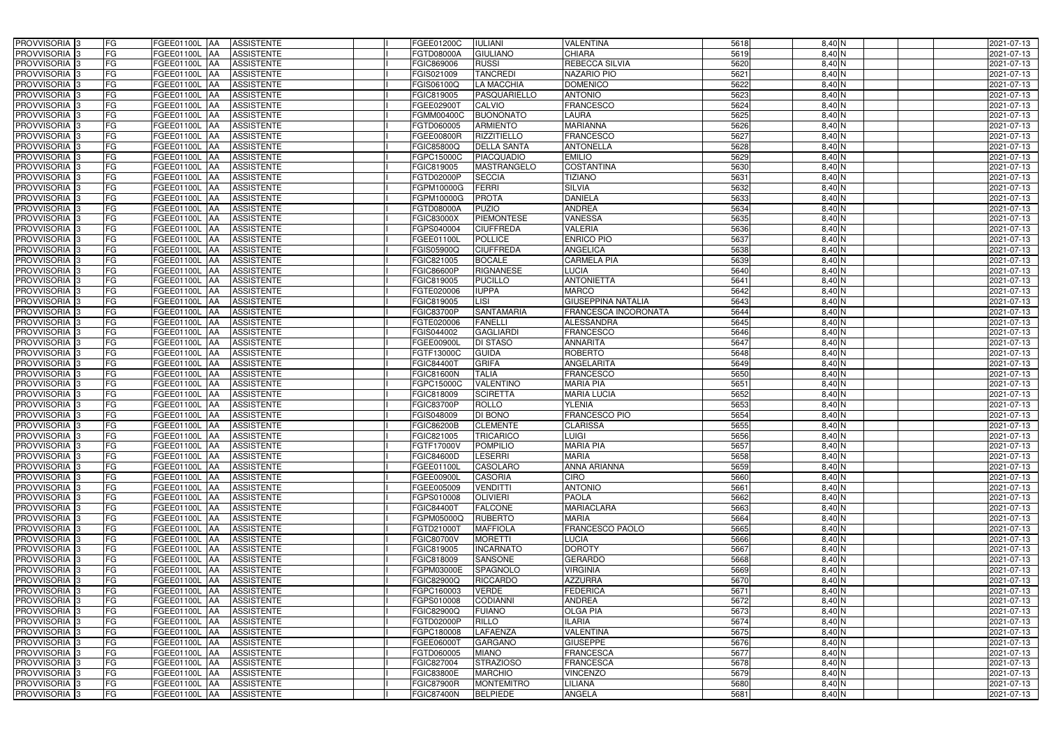| PROVVISORIA | 3 | FG | FGEE01100L | AA | ASSISTENTE | | I | FGEE01200C | IULIANI | VALENTINA | 5618 | 8,40 | N | | | 2021-07-13 |
|---|---|---|---|---|---|---|---|---|---|---|---|---|---|---|---|---|
| PROVVISORIA | 3 | FG | FGEE01100L | AA | ASSISTENTE | | I | FGTD08000A | GIULIANO | CHIARA | 5619 | 8,40 | N | | | 2021-07-13 |
| PROVVISORIA | 3 | FG | FGEE01100L | AA | ASSISTENTE | | I | FGIC869006 | RUSSI | REBECCA SILVIA | 5620 | 8,40 | N | | | 2021-07-13 |
| PROVVISORIA | 3 | FG | FGEE01100L | AA | ASSISTENTE | | I | FGIS021009 | TANCREDI | NAZARIO PIO | 5621 | 8,40 | N | | | 2021-07-13 |
| PROVVISORIA | 3 | FG | FGEE01100L | AA | ASSISTENTE | | I | FGIS06100Q | LA MACCHIA | DOMENICO | 5622 | 8,40 | N | | | 2021-07-13 |
| PROVVISORIA | 3 | FG | FGEE01100L | AA | ASSISTENTE | | I | FGIC819005 | PASQUARIELLO | ANTONIO | 5623 | 8,40 | N | | | 2021-07-13 |
| PROVVISORIA | 3 | FG | FGEE01100L | AA | ASSISTENTE | | I | FGEE02900T | CALVIO | FRANCESCO | 5624 | 8,40 | N | | | 2021-07-13 |
| PROVVISORIA | 3 | FG | FGEE01100L | AA | ASSISTENTE | | I | FGMM00400C | BUONONATO | LAURA | 5625 | 8,40 | N | | | 2021-07-13 |
| PROVVISORIA | 3 | FG | FGEE01100L | AA | ASSISTENTE | | I | FGTD060005 | ARMIENTO | MARIANNA | 5626 | 8,40 | N | | | 2021-07-13 |
| PROVVISORIA | 3 | FG | FGEE01100L | AA | ASSISTENTE | | I | FGEE00800R | RIZZITIELLO | FRANCESCO | 5627 | 8,40 | N | | | 2021-07-13 |
| PROVVISORIA | 3 | FG | FGEE01100L | AA | ASSISTENTE | | I | FGIC85800Q | DELLA SANTA | ANTONELLA | 5628 | 8,40 | N | | | 2021-07-13 |
| PROVVISORIA | 3 | FG | FGEE01100L | AA | ASSISTENTE | | I | FGPC15000C | PIACQUADIO | EMILIO | 5629 | 8,40 | N | | | 2021-07-13 |
| PROVVISORIA | 3 | FG | FGEE01100L | AA | ASSISTENTE | | I | FGIC819005 | MASTRANGELO | COSTANTINA | 5630 | 8,40 | N | | | 2021-07-13 |
| PROVVISORIA | 3 | FG | FGEE01100L | AA | ASSISTENTE | | I | FGTD02000P | SECCIA | TIZIANO | 5631 | 8,40 | N | | | 2021-07-13 |
| PROVVISORIA | 3 | FG | FGEE01100L | AA | ASSISTENTE | | I | FGPM10000G | FERRI | SILVIA | 5632 | 8,40 | N | | | 2021-07-13 |
| PROVVISORIA | 3 | FG | FGEE01100L | AA | ASSISTENTE | | I | FGPM10000G | PROTA | DANIELA | 5633 | 8,40 | N | | | 2021-07-13 |
| PROVVISORIA | 3 | FG | FGEE01100L | AA | ASSISTENTE | | I | FGTD08000A | PUZIO | ANDREA | 5634 | 8,40 | N | | | 2021-07-13 |
| PROVVISORIA | 3 | FG | FGEE01100L | AA | ASSISTENTE | | I | FGIC83000X | PIEMONTESE | VANESSA | 5635 | 8,40 | N | | | 2021-07-13 |
| PROVVISORIA | 3 | FG | FGEE01100L | AA | ASSISTENTE | | I | FGPS040004 | CIUFFREDA | VALERIA | 5636 | 8,40 | N | | | 2021-07-13 |
| PROVVISORIA | 3 | FG | FGEE01100L | AA | ASSISTENTE | | I | FGEE01100L | POLLICE | ENRICO PIO | 5637 | 8,40 | N | | | 2021-07-13 |
| PROVVISORIA | 3 | FG | FGEE01100L | AA | ASSISTENTE | | I | FGIS05900Q | CIUFFREDA | ANGELICA | 5638 | 8,40 | N | | | 2021-07-13 |
| PROVVISORIA | 3 | FG | FGEE01100L | AA | ASSISTENTE | | I | FGIC821005 | BOCALE | CARMELA PIA | 5639 | 8,40 | N | | | 2021-07-13 |
| PROVVISORIA | 3 | FG | FGEE01100L | AA | ASSISTENTE | | I | FGIC86600P | RIGNANESE | LUCIA | 5640 | 8,40 | N | | | 2021-07-13 |
| PROVVISORIA | 3 | FG | FGEE01100L | AA | ASSISTENTE | | I | FGIC819005 | PUCILLO | ANTONIETTA | 5641 | 8,40 | N | | | 2021-07-13 |
| PROVVISORIA | 3 | FG | FGEE01100L | AA | ASSISTENTE | | I | FGTE020006 | IUPPA | MARCO | 5642 | 8,40 | N | | | 2021-07-13 |
| PROVVISORIA | 3 | FG | FGEE01100L | AA | ASSISTENTE | | I | FGIC819005 | LISI | GIUSEPPINA NATALIA | 5643 | 8,40 | N | | | 2021-07-13 |
| PROVVISORIA | 3 | FG | FGEE01100L | AA | ASSISTENTE | | I | FGIC83700P | SANTAMARIA | FRANCESCA INCORONATA | 5644 | 8,40 | N | | | 2021-07-13 |
| PROVVISORIA | 3 | FG | FGEE01100L | AA | ASSISTENTE | | I | FGTE020006 | FANELLI | ALESSANDRA | 5645 | 8,40 | N | | | 2021-07-13 |
| PROVVISORIA | 3 | FG | FGEE01100L | AA | ASSISTENTE | | I | FGIS044002 | GAGLIARDI | FRANCESCO | 5646 | 8,40 | N | | | 2021-07-13 |
| PROVVISORIA | 3 | FG | FGEE01100L | AA | ASSISTENTE | | I | FGEE00900L | DI STASO | ANNARITA | 5647 | 8,40 | N | | | 2021-07-13 |
| PROVVISORIA | 3 | FG | FGEE01100L | AA | ASSISTENTE | | I | FGTF13000C | GUIDA | ROBERTO | 5648 | 8,40 | N | | | 2021-07-13 |
| PROVVISORIA | 3 | FG | FGEE01100L | AA | ASSISTENTE | | I | FGIC84400T | GRIFA | ANGELARITA | 5649 | 8,40 | N | | | 2021-07-13 |
| PROVVISORIA | 3 | FG | FGEE01100L | AA | ASSISTENTE | | I | FGIC81600N | TALIA | FRANCESCO | 5650 | 8,40 | N | | | 2021-07-13 |
| PROVVISORIA | 3 | FG | FGEE01100L | AA | ASSISTENTE | | I | FGPC15000C | VALENTINO | MARIA PIA | 5651 | 8,40 | N | | | 2021-07-13 |
| PROVVISORIA | 3 | FG | FGEE01100L | AA | ASSISTENTE | | I | FGIC818009 | SCIRETTA | MARIA LUCIA | 5652 | 8,40 | N | | | 2021-07-13 |
| PROVVISORIA | 3 | FG | FGEE01100L | AA | ASSISTENTE | | I | FGIC83700P | ROLLO | YLENIA | 5653 | 8,40 | N | | | 2021-07-13 |
| PROVVISORIA | 3 | FG | FGEE01100L | AA | ASSISTENTE | | I | FGIS048009 | DI BONO | FRANCESCO PIO | 5654 | 8,40 | N | | | 2021-07-13 |
| PROVVISORIA | 3 | FG | FGEE01100L | AA | ASSISTENTE | | I | FGIC86200B | CLEMENTE | CLARISSA | 5655 | 8,40 | N | | | 2021-07-13 |
| PROVVISORIA | 3 | FG | FGEE01100L | AA | ASSISTENTE | | I | FGIC821005 | TRICARICO | LUIGI | 5656 | 8,40 | N | | | 2021-07-13 |
| PROVVISORIA | 3 | FG | FGEE01100L | AA | ASSISTENTE | | I | FGTF17000V | POMPILIO | MARIA PIA | 5657 | 8,40 | N | | | 2021-07-13 |
| PROVVISORIA | 3 | FG | FGEE01100L | AA | ASSISTENTE | | I | FGIC84600D | LESERRI | MARIA | 5658 | 8,40 | N | | | 2021-07-13 |
| PROVVISORIA | 3 | FG | FGEE01100L | AA | ASSISTENTE | | I | FGEE01100L | CASOLARO | ANNA ARIANNA | 5659 | 8,40 | N | | | 2021-07-13 |
| PROVVISORIA | 3 | FG | FGEE01100L | AA | ASSISTENTE | | I | FGEE00900L | CASORIA | CIRO | 5660 | 8,40 | N | | | 2021-07-13 |
| PROVVISORIA | 3 | FG | FGEE01100L | AA | ASSISTENTE | | I | FGEE005009 | VENDITTI | ANTONIO | 5661 | 8,40 | N | | | 2021-07-13 |
| PROVVISORIA | 3 | FG | FGEE01100L | AA | ASSISTENTE | | I | FGPS010008 | OLIVIERI | PAOLA | 5662 | 8,40 | N | | | 2021-07-13 |
| PROVVISORIA | 3 | FG | FGEE01100L | AA | ASSISTENTE | | I | FGIC84400T | FALCONE | MARIACLARA | 5663 | 8,40 | N | | | 2021-07-13 |
| PROVVISORIA | 3 | FG | FGEE01100L | AA | ASSISTENTE | | I | FGPM05000Q | RUBERTO | MARIA | 5664 | 8,40 | N | | | 2021-07-13 |
| PROVVISORIA | 3 | FG | FGEE01100L | AA | ASSISTENTE | | I | FGTD21000T | MAFFIOLA | FRANCESCO PAOLO | 5665 | 8,40 | N | | | 2021-07-13 |
| PROVVISORIA | 3 | FG | FGEE01100L | AA | ASSISTENTE | | I | FGIC80700V | MORETTI | LUCIA | 5666 | 8,40 | N | | | 2021-07-13 |
| PROVVISORIA | 3 | FG | FGEE01100L | AA | ASSISTENTE | | I | FGIC819005 | INCARNATO | DOROTY | 5667 | 8,40 | N | | | 2021-07-13 |
| PROVVISORIA | 3 | FG | FGEE01100L | AA | ASSISTENTE | | I | FGIC818009 | SANSONE | GERARDO | 5668 | 8,40 | N | | | 2021-07-13 |
| PROVVISORIA | 3 | FG | FGEE01100L | AA | ASSISTENTE | | I | FGPM03000E | SPAGNOLO | VIRGINIA | 5669 | 8,40 | N | | | 2021-07-13 |
| PROVVISORIA | 3 | FG | FGEE01100L | AA | ASSISTENTE | | I | FGIC82900Q | RICCARDO | AZZURRA | 5670 | 8,40 | N | | | 2021-07-13 |
| PROVVISORIA | 3 | FG | FGEE01100L | AA | ASSISTENTE | | I | FGPC160003 | VERDE | FEDERICA | 5671 | 8,40 | N | | | 2021-07-13 |
| PROVVISORIA | 3 | FG | FGEE01100L | AA | ASSISTENTE | | I | FGPS010008 | CODIANNI | ANDREA | 5672 | 8,40 | N | | | 2021-07-13 |
| PROVVISORIA | 3 | FG | FGEE01100L | AA | ASSISTENTE | | I | FGIC82900Q | FUIANO | OLGA PIA | 5673 | 8,40 | N | | | 2021-07-13 |
| PROVVISORIA | 3 | FG | FGEE01100L | AA | ASSISTENTE | | I | FGTD02000P | RILLO | ILARIA | 5674 | 8,40 | N | | | 2021-07-13 |
| PROVVISORIA | 3 | FG | FGEE01100L | AA | ASSISTENTE | | I | FGPC180008 | LAFAENZA | VALENTINA | 5675 | 8,40 | N | | | 2021-07-13 |
| PROVVISORIA | 3 | FG | FGEE01100L | AA | ASSISTENTE | | I | FGEE06000T | GARGANO | GIUSEPPE | 5676 | 8,40 | N | | | 2021-07-13 |
| PROVVISORIA | 3 | FG | FGEE01100L | AA | ASSISTENTE | | I | FGTD060005 | MIANO | FRANCESCA | 5677 | 8,40 | N | | | 2021-07-13 |
| PROVVISORIA | 3 | FG | FGEE01100L | AA | ASSISTENTE | | I | FGIC827004 | STRAZIOSO | FRANCESCA | 5678 | 8,40 | N | | | 2021-07-13 |
| PROVVISORIA | 3 | FG | FGEE01100L | AA | ASSISTENTE | | I | FGIC83800E | MARCHIO | VINCENZO | 5679 | 8,40 | N | | | 2021-07-13 |
| PROVVISORIA | 3 | FG | FGEE01100L | AA | ASSISTENTE | | I | FGIC87900R | MONTEMITRO | LILIANA | 5680 | 8,40 | N | | | 2021-07-13 |
| PROVVISORIA | 3 | FG | FGEE01100L | AA | ASSISTENTE | | I | FGIC87400N | BELPIEDE | ANGELA | 5681 | 8,40 | N | | | 2021-07-13 |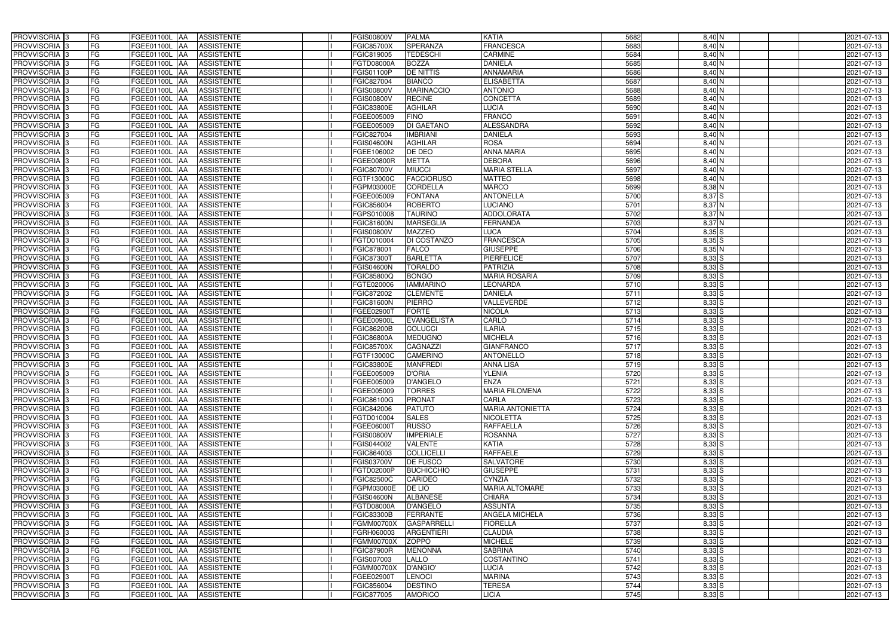| PROVVISORIA 3 | FG | FGEE01100L | AA | ASSISTENTE | I | FGIS00800V | PALMA | KATIA | 5682 | 8,40 | N | | | 2021-07-13 |
|---|---|---|---|---|---|---|---|---|---|---|---|---|---|---|
| PROVVISORIA 3 | FG | FGEE01100L | AA | ASSISTENTE | I | FGIC85700X | SPERANZA | FRANCESCA | 5683 | 8,40 | N | | | 2021-07-13 |
| PROVVISORIA 3 | FG | FGEE01100L | AA | ASSISTENTE | I | FGIC819005 | TEDESCHI | CARMINE | 5684 | 8,40 | N | | | 2021-07-13 |
| PROVVISORIA 3 | FG | FGEE01100L | AA | ASSISTENTE | I | FGTD08000A | BOZZA | DANIELA | 5685 | 8,40 | N | | | 2021-07-13 |
| PROVVISORIA 3 | FG | FGEE01100L | AA | ASSISTENTE | I | FGIS01100P | DE NITTIS | ANNAMARIA | 5686 | 8,40 | N | | | 2021-07-13 |
| PROVVISORIA 3 | FG | FGEE01100L | AA | ASSISTENTE | I | FGIC827004 | BIANCO | ELISABETTA | 5687 | 8,40 | N | | | 2021-07-13 |
| PROVVISORIA 3 | FG | FGEE01100L | AA | ASSISTENTE | I | FGIS00800V | MARINACCIO | ANTONIO | 5688 | 8,40 | N | | | 2021-07-13 |
| PROVVISORIA 3 | FG | FGEE01100L | AA | ASSISTENTE | I | FGIS00800V | RECINE | CONCETTA | 5689 | 8,40 | N | | | 2021-07-13 |
| PROVVISORIA 3 | FG | FGEE01100L | AA | ASSISTENTE | I | FGIC83800E | AGHILAR | LUCIA | 5690 | 8,40 | N | | | 2021-07-13 |
| PROVVISORIA 3 | FG | FGEE01100L | AA | ASSISTENTE | I | FGEE005009 | FINO | FRANCO | 5691 | 8,40 | N | | | 2021-07-13 |
| PROVVISORIA 3 | FG | FGEE01100L | AA | ASSISTENTE | I | FGEE005009 | DI GAETANO | ALESSANDRA | 5692 | 8,40 | N | | | 2021-07-13 |
| PROVVISORIA 3 | FG | FGEE01100L | AA | ASSISTENTE | I | FGIC827004 | IMBRIANI | DANIELA | 5693 | 8,40 | N | | | 2021-07-13 |
| PROVVISORIA 3 | FG | FGEE01100L | AA | ASSISTENTE | I | FGIS04600N | AGHILAR | ROSA | 5694 | 8,40 | N | | | 2021-07-13 |
| PROVVISORIA 3 | FG | FGEE01100L | AA | ASSISTENTE | I | FGEE106002 | DE DEO | ANNA MARIA | 5695 | 8,40 | N | | | 2021-07-13 |
| PROVVISORIA 3 | FG | FGEE01100L | AA | ASSISTENTE | I | FGEE00800R | METTA | DEBORA | 5696 | 8,40 | N | | | 2021-07-13 |
| PROVVISORIA 3 | FG | FGEE01100L | AA | ASSISTENTE | I | FGIC80700V | MIUCCI | MARIA STELLA | 5697 | 8,40 | N | | | 2021-07-13 |
| PROVVISORIA 3 | FG | FGEE01100L | AA | ASSISTENTE | I | FGTF13000C | FACCIORUSO | MATTEO | 5698 | 8,40 | N | | | 2021-07-13 |
| PROVVISORIA 3 | FG | FGEE01100L | AA | ASSISTENTE | I | FGPM03000E | CORDELLA | MARCO | 5699 | 8,38 | N | | | 2021-07-13 |
| PROVVISORIA 3 | FG | FGEE01100L | AA | ASSISTENTE | I | FGEE005009 | FONTANA | ANTONELLA | 5700 | 8,37 | S | | | 2021-07-13 |
| PROVVISORIA 3 | FG | FGEE01100L | AA | ASSISTENTE | I | FGIC856004 | ROBERTO | LUCIANO | 5701 | 8,37 | N | | | 2021-07-13 |
| PROVVISORIA 3 | FG | FGEE01100L | AA | ASSISTENTE | I | FGPS010008 | TAURINO | ADDOLORATA | 5702 | 8,37 | N | | | 2021-07-13 |
| PROVVISORIA 3 | FG | FGEE01100L | AA | ASSISTENTE | I | FGIC81600N | MARSEGLIA | FERNANDA | 5703 | 8,37 | N | | | 2021-07-13 |
| PROVVISORIA 3 | FG | FGEE01100L | AA | ASSISTENTE | I | FGIS00800V | MAZZEO | LUCA | 5704 | 8,35 | S | | | 2021-07-13 |
| PROVVISORIA 3 | FG | FGEE01100L | AA | ASSISTENTE | I | FGTD010004 | DI COSTANZO | FRANCESCA | 5705 | 8,35 | S | | | 2021-07-13 |
| PROVVISORIA 3 | FG | FGEE01100L | AA | ASSISTENTE | I | FGIC878001 | FALCO | GIUSEPPE | 5706 | 8,35 | N | | | 2021-07-13 |
| PROVVISORIA 3 | FG | FGEE01100L | AA | ASSISTENTE | I | FGIC87300T | BARLETTA | PIERFELICE | 5707 | 8,33 | S | | | 2021-07-13 |
| PROVVISORIA 3 | FG | FGEE01100L | AA | ASSISTENTE | I | FGIS04600N | TORALDO | PATRIZIA | 5708 | 8,33 | S | | | 2021-07-13 |
| PROVVISORIA 3 | FG | FGEE01100L | AA | ASSISTENTE | I | FGIC85800Q | BONGO | MARIA ROSARIA | 5709 | 8,33 | S | | | 2021-07-13 |
| PROVVISORIA 3 | FG | FGEE01100L | AA | ASSISTENTE | I | FGTE020006 | IAMMARINO | LEONARDA | 5710 | 8,33 | S | | | 2021-07-13 |
| PROVVISORIA 3 | FG | FGEE01100L | AA | ASSISTENTE | I | FGIC872002 | CLEMENTE | DANIELA | 5711 | 8,33 | S | | | 2021-07-13 |
| PROVVISORIA 3 | FG | FGEE01100L | AA | ASSISTENTE | I | FGIC81600N | PIERRO | VALLEVERDE | 5712 | 8,33 | S | | | 2021-07-13 |
| PROVVISORIA 3 | FG | FGEE01100L | AA | ASSISTENTE | I | FGEE02900T | FORTE | NICOLA | 5713 | 8,33 | S | | | 2021-07-13 |
| PROVVISORIA 3 | FG | FGEE01100L | AA | ASSISTENTE | I | FGEE00900L | EVANGELISTA | CARLO | 5714 | 8,33 | S | | | 2021-07-13 |
| PROVVISORIA 3 | FG | FGEE01100L | AA | ASSISTENTE | I | FGIC86200B | COLUCCI | ILARIA | 5715 | 8,33 | S | | | 2021-07-13 |
| PROVVISORIA 3 | FG | FGEE01100L | AA | ASSISTENTE | I | FGIC86800A | MEDUGNO | MICHELA | 5716 | 8,33 | S | | | 2021-07-13 |
| PROVVISORIA 3 | FG | FGEE01100L | AA | ASSISTENTE | I | FGIC85700X | CAGNAZZI | GIANFRANCO | 5717 | 8,33 | S | | | 2021-07-13 |
| PROVVISORIA 3 | FG | FGEE01100L | AA | ASSISTENTE | I | FGTF13000C | CAMERINO | ANTONELLO | 5718 | 8,33 | S | | | 2021-07-13 |
| PROVVISORIA 3 | FG | FGEE01100L | AA | ASSISTENTE | I | FGIC83800E | MANFREDI | ANNA LISA | 5719 | 8,33 | S | | | 2021-07-13 |
| PROVVISORIA 3 | FG | FGEE01100L | AA | ASSISTENTE | I | FGEE005009 | D'ORIA | YLENIA | 5720 | 8,33 | S | | | 2021-07-13 |
| PROVVISORIA 3 | FG | FGEE01100L | AA | ASSISTENTE | I | FGEE005009 | D'ANGELO | ENZA | 5721 | 8,33 | S | | | 2021-07-13 |
| PROVVISORIA 3 | FG | FGEE01100L | AA | ASSISTENTE | I | FGEE005009 | TORRES | MARIA FILOMENA | 5722 | 8,33 | S | | | 2021-07-13 |
| PROVVISORIA 3 | FG | FGEE01100L | AA | ASSISTENTE | I | FGIC86100G | PRONAT | CARLA | 5723 | 8,33 | S | | | 2021-07-13 |
| PROVVISORIA 3 | FG | FGEE01100L | AA | ASSISTENTE | I | FGIC842006 | PATUTO | MARIA ANTONIETTA | 5724 | 8,33 | S | | | 2021-07-13 |
| PROVVISORIA 3 | FG | FGEE01100L | AA | ASSISTENTE | I | FGTD010004 | SALES | NICOLETTA | 5725 | 8,33 | S | | | 2021-07-13 |
| PROVVISORIA 3 | FG | FGEE01100L | AA | ASSISTENTE | I | FGEE06000T | RUSSO | RAFFAELLA | 5726 | 8,33 | S | | | 2021-07-13 |
| PROVVISORIA 3 | FG | FGEE01100L | AA | ASSISTENTE | I | FGIS00800V | IMPERIALE | ROSANNA | 5727 | 8,33 | S | | | 2021-07-13 |
| PROVVISORIA 3 | FG | FGEE01100L | AA | ASSISTENTE | I | FGIS044002 | VALENTE | KATIA | 5728 | 8,33 | S | | | 2021-07-13 |
| PROVVISORIA 3 | FG | FGEE01100L | AA | ASSISTENTE | I | FGIC864003 | COLLICELLI | RAFFAELE | 5729 | 8,33 | S | | | 2021-07-13 |
| PROVVISORIA 3 | FG | FGEE01100L | AA | ASSISTENTE | I | FGIS03700V | DE FUSCO | SALVATORE | 5730 | 8,33 | S | | | 2021-07-13 |
| PROVVISORIA 3 | FG | FGEE01100L | AA | ASSISTENTE | I | FGTD02000P | BUCHICCHIO | GIUSEPPE | 5731 | 8,33 | S | | | 2021-07-13 |
| PROVVISORIA 3 | FG | FGEE01100L | AA | ASSISTENTE | I | FGIC82500C | CARIDEO | CYNZIA | 5732 | 8,33 | S | | | 2021-07-13 |
| PROVVISORIA 3 | FG | FGEE01100L | AA | ASSISTENTE | I | FGPM03000E | DE LIO | MARIA ALTOMARE | 5733 | 8,33 | S | | | 2021-07-13 |
| PROVVISORIA 3 | FG | FGEE01100L | AA | ASSISTENTE | I | FGIS04600N | ALBANESE | CHIARA | 5734 | 8,33 | S | | | 2021-07-13 |
| PROVVISORIA 3 | FG | FGEE01100L | AA | ASSISTENTE | I | FGTD08000A | D'ANGELO | ASSUNTA | 5735 | 8,33 | S | | | 2021-07-13 |
| PROVVISORIA 3 | FG | FGEE01100L | AA | ASSISTENTE | I | FGIC83300B | FERRANTE | ANGELA MICHELA | 5736 | 8,33 | S | | | 2021-07-13 |
| PROVVISORIA 3 | FG | FGEE01100L | AA | ASSISTENTE | I | FGMM00700X | GASPARRELLI | FIORELLA | 5737 | 8,33 | S | | | 2021-07-13 |
| PROVVISORIA 3 | FG | FGEE01100L | AA | ASSISTENTE | I | FGRH060003 | ARGENTIERI | CLAUDIA | 5738 | 8,33 | S | | | 2021-07-13 |
| PROVVISORIA 3 | FG | FGEE01100L | AA | ASSISTENTE | I | FGMM00700X | ZOPPO | MICHELE | 5739 | 8,33 | S | | | 2021-07-13 |
| PROVVISORIA 3 | FG | FGEE01100L | AA | ASSISTENTE | I | FGIC87900R | MENONNA | SABRINA | 5740 | 8,33 | S | | | 2021-07-13 |
| PROVVISORIA 3 | FG | FGEE01100L | AA | ASSISTENTE | I | FGIS007003 | LALLO | COSTANTINO | 5741 | 8,33 | S | | | 2021-07-13 |
| PROVVISORIA 3 | FG | FGEE01100L | AA | ASSISTENTE | I | FGMM00700X | D'ANGIO' | LUCIA | 5742 | 8,33 | S | | | 2021-07-13 |
| PROVVISORIA 3 | FG | FGEE01100L | AA | ASSISTENTE | I | FGEE02900T | LENOCI | MARINA | 5743 | 8,33 | S | | | 2021-07-13 |
| PROVVISORIA 3 | FG | FGEE01100L | AA | ASSISTENTE | I | FGIC856004 | DESTINO | TERESA | 5744 | 8,33 | S | | | 2021-07-13 |
| PROVVISORIA 3 | FG | FGEE01100L | AA | ASSISTENTE | I | FGIC877005 | AMORICO | LICIA | 5745 | 8,33 | S | | | 2021-07-13 |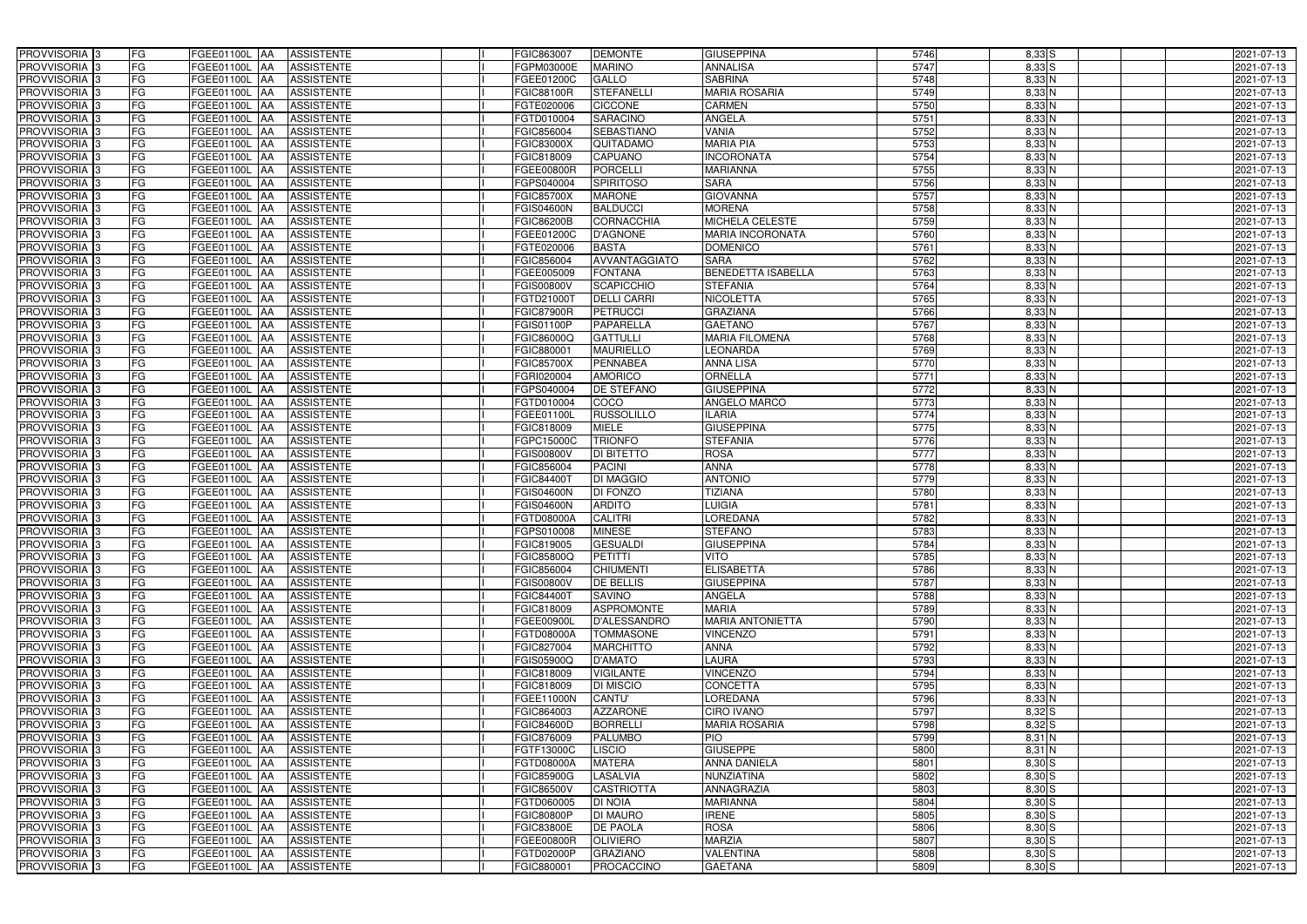| PROVVISORIA | 3 | FG | FGEE01100L | AA | ASSISTENTE | | I | FGIC863007 | DEMONTE | GIUSEPPINA | 5746 | 8,33 | S | | | 2021-07-13 |
|---|---|---|---|---|---|---|---|---|---|---|---|---|---|---|---|---|
| PROVVISORIA | 3 | FG | FGEE01100L | AA | ASSISTENTE | | I | FGPM03000E | MARINO | ANNALISA | 5747 | 8,33 | S | | | 2021-07-13 |
| PROVVISORIA | 3 | FG | FGEE01100L | AA | ASSISTENTE | | I | FGEE01200C | GALLO | SABRINA | 5748 | 8,33 | N | | | 2021-07-13 |
| PROVVISORIA | 3 | FG | FGEE01100L | AA | ASSISTENTE | | I | FGIC88100R | STEFANELLI | MARIA ROSARIA | 5749 | 8,33 | N | | | 2021-07-13 |
| PROVVISORIA | 3 | FG | FGEE01100L | AA | ASSISTENTE | | I | FGTE020006 | CICCONE | CARMEN | 5750 | 8,33 | N | | | 2021-07-13 |
| PROVVISORIA | 3 | FG | FGEE01100L | AA | ASSISTENTE | | I | FGTD010004 | SARACINO | ANGELA | 5751 | 8,33 | N | | | 2021-07-13 |
| PROVVISORIA | 3 | FG | FGEE01100L | AA | ASSISTENTE | | I | FGIC856004 | SEBASTIANO | VANIA | 5752 | 8,33 | N | | | 2021-07-13 |
| PROVVISORIA | 3 | FG | FGEE01100L | AA | ASSISTENTE | | I | FGIC83000X | QUITADAMO | MARIA PIA | 5753 | 8,33 | N | | | 2021-07-13 |
| PROVVISORIA | 3 | FG | FGEE01100L | AA | ASSISTENTE | | I | FGIC818009 | CAPUANO | INCORONATA | 5754 | 8,33 | N | | | 2021-07-13 |
| PROVVISORIA | 3 | FG | FGEE01100L | AA | ASSISTENTE | | I | FGEE00800R | PORCELLI | MARIANNA | 5755 | 8,33 | N | | | 2021-07-13 |
| PROVVISORIA | 3 | FG | FGEE01100L | AA | ASSISTENTE | | I | FGPS040004 | SPIRITOSO | SARA | 5756 | 8,33 | N | | | 2021-07-13 |
| PROVVISORIA | 3 | FG | FGEE01100L | AA | ASSISTENTE | | I | FGIC85700X | MARONE | GIOVANNA | 5757 | 8,33 | N | | | 2021-07-13 |
| PROVVISORIA | 3 | FG | FGEE01100L | AA | ASSISTENTE | | I | FGIS04600N | BALDUCCI | MORENA | 5758 | 8,33 | N | | | 2021-07-13 |
| PROVVISORIA | 3 | FG | FGEE01100L | AA | ASSISTENTE | | I | FGIC86200B | CORNACCHIA | MICHELA CELESTE | 5759 | 8,33 | N | | | 2021-07-13 |
| PROVVISORIA | 3 | FG | FGEE01100L | AA | ASSISTENTE | | I | FGEE01200C | D'AGNONE | MARIA INCORONATA | 5760 | 8,33 | N | | | 2021-07-13 |
| PROVVISORIA | 3 | FG | FGEE01100L | AA | ASSISTENTE | | I | FGTE020006 | BASTA | DOMENICO | 5761 | 8,33 | N | | | 2021-07-13 |
| PROVVISORIA | 3 | FG | FGEE01100L | AA | ASSISTENTE | | I | FGIC856004 | AVVANTAGGIATO | SARA | 5762 | 8,33 | N | | | 2021-07-13 |
| PROVVISORIA | 3 | FG | FGEE01100L | AA | ASSISTENTE | | I | FGEE005009 | FONTANA | BENEDETTA ISABELLA | 5763 | 8,33 | N | | | 2021-07-13 |
| PROVVISORIA | 3 | FG | FGEE01100L | AA | ASSISTENTE | | I | FGIS00800V | SCAPICCHIO | STEFANIA | 5764 | 8,33 | N | | | 2021-07-13 |
| PROVVISORIA | 3 | FG | FGEE01100L | AA | ASSISTENTE | | I | FGTD21000T | DELLI CARRI | NICOLETTA | 5765 | 8,33 | N | | | 2021-07-13 |
| PROVVISORIA | 3 | FG | FGEE01100L | AA | ASSISTENTE | | I | FGIC87900R | PETRUCCI | GRAZIANA | 5766 | 8,33 | N | | | 2021-07-13 |
| PROVVISORIA | 3 | FG | FGEE01100L | AA | ASSISTENTE | | I | FGIS01100P | PAPARELLA | GAETANO | 5767 | 8,33 | N | | | 2021-07-13 |
| PROVVISORIA | 3 | FG | FGEE01100L | AA | ASSISTENTE | | I | FGIC86000Q | GATTULLI | MARIA FILOMENA | 5768 | 8,33 | N | | | 2021-07-13 |
| PROVVISORIA | 3 | FG | FGEE01100L | AA | ASSISTENTE | | I | FGIC880001 | MAURIELLO | LEONARDA | 5769 | 8,33 | N | | | 2021-07-13 |
| PROVVISORIA | 3 | FG | FGEE01100L | AA | ASSISTENTE | | I | FGIC85700X | PENNABEA | ANNA LISA | 5770 | 8,33 | N | | | 2021-07-13 |
| PROVVISORIA | 3 | FG | FGEE01100L | AA | ASSISTENTE | | I | FGRI020004 | AMORICO | ORNELLA | 5771 | 8,33 | N | | | 2021-07-13 |
| PROVVISORIA | 3 | FG | FGEE01100L | AA | ASSISTENTE | | I | FGPS040004 | DE STEFANO | GIUSEPPINA | 5772 | 8,33 | N | | | 2021-07-13 |
| PROVVISORIA | 3 | FG | FGEE01100L | AA | ASSISTENTE | | I | FGTD010004 | COCO | ANGELO MARCO | 5773 | 8,33 | N | | | 2021-07-13 |
| PROVVISORIA | 3 | FG | FGEE01100L | AA | ASSISTENTE | | I | FGEE01100L | RUSSOLILLO | ILARIA | 5774 | 8,33 | N | | | 2021-07-13 |
| PROVVISORIA | 3 | FG | FGEE01100L | AA | ASSISTENTE | | I | FGIC818009 | MIELE | GIUSEPPINA | 5775 | 8,33 | N | | | 2021-07-13 |
| PROVVISORIA | 3 | FG | FGEE01100L | AA | ASSISTENTE | | I | FGPC15000C | TRIONFO | STEFANIA | 5776 | 8,33 | N | | | 2021-07-13 |
| PROVVISORIA | 3 | FG | FGEE01100L | AA | ASSISTENTE | | I | FGIS00800V | DI BITETTO | ROSA | 5777 | 8,33 | N | | | 2021-07-13 |
| PROVVISORIA | 3 | FG | FGEE01100L | AA | ASSISTENTE | | I | FGIC856004 | PACINI | ANNA | 5778 | 8,33 | N | | | 2021-07-13 |
| PROVVISORIA | 3 | FG | FGEE01100L | AA | ASSISTENTE | | I | FGIC84400T | DI MAGGIO | ANTONIO | 5779 | 8,33 | N | | | 2021-07-13 |
| PROVVISORIA | 3 | FG | FGEE01100L | AA | ASSISTENTE | | I | FGIS04600N | DI FONZO | TIZIANA | 5780 | 8,33 | N | | | 2021-07-13 |
| PROVVISORIA | 3 | FG | FGEE01100L | AA | ASSISTENTE | | I | FGIS04600N | ARDITO | LUIGIA | 5781 | 8,33 | N | | | 2021-07-13 |
| PROVVISORIA | 3 | FG | FGEE01100L | AA | ASSISTENTE | | I | FGTD08000A | CALITRI | LOREDANA | 5782 | 8,33 | N | | | 2021-07-13 |
| PROVVISORIA | 3 | FG | FGEE01100L | AA | ASSISTENTE | | I | FGPS010008 | MINESE | STEFANO | 5783 | 8,33 | N | | | 2021-07-13 |
| PROVVISORIA | 3 | FG | FGEE01100L | AA | ASSISTENTE | | I | FGIC819005 | GESUALDI | GIUSEPPINA | 5784 | 8,33 | N | | | 2021-07-13 |
| PROVVISORIA | 3 | FG | FGEE01100L | AA | ASSISTENTE | | I | FGIC85800Q | PETITTI | VITO | 5785 | 8,33 | N | | | 2021-07-13 |
| PROVVISORIA | 3 | FG | FGEE01100L | AA | ASSISTENTE | | I | FGIC856004 | CHIUMENTI | ELISABETTA | 5786 | 8,33 | N | | | 2021-07-13 |
| PROVVISORIA | 3 | FG | FGEE01100L | AA | ASSISTENTE | | I | FGIS00800V | DE BELLIS | GIUSEPPINA | 5787 | 8,33 | N | | | 2021-07-13 |
| PROVVISORIA | 3 | FG | FGEE01100L | AA | ASSISTENTE | | I | FGIC84400T | SAVINO | ANGELA | 5788 | 8,33 | N | | | 2021-07-13 |
| PROVVISORIA | 3 | FG | FGEE01100L | AA | ASSISTENTE | | I | FGIC818009 | ASPROMONTE | MARIA | 5789 | 8,33 | N | | | 2021-07-13 |
| PROVVISORIA | 3 | FG | FGEE01100L | AA | ASSISTENTE | | I | FGEE00900L | D'ALESSANDRO | MARIA ANTONIETTA | 5790 | 8,33 | N | | | 2021-07-13 |
| PROVVISORIA | 3 | FG | FGEE01100L | AA | ASSISTENTE | | I | FGTD08000A | TOMMASONE | VINCENZO | 5791 | 8,33 | N | | | 2021-07-13 |
| PROVVISORIA | 3 | FG | FGEE01100L | AA | ASSISTENTE | | I | FGIC827004 | MARCHITTO | ANNA | 5792 | 8,33 | N | | | 2021-07-13 |
| PROVVISORIA | 3 | FG | FGEE01100L | AA | ASSISTENTE | | I | FGIS05900Q | D'AMATO | LAURA | 5793 | 8,33 | N | | | 2021-07-13 |
| PROVVISORIA | 3 | FG | FGEE01100L | AA | ASSISTENTE | | I | FGIC818009 | VIGILANTE | VINCENZO | 5794 | 8,33 | N | | | 2021-07-13 |
| PROVVISORIA | 3 | FG | FGEE01100L | AA | ASSISTENTE | | I | FGIC818009 | DI MISCIO | CONCETTA | 5795 | 8,33 | N | | | 2021-07-13 |
| PROVVISORIA | 3 | FG | FGEE01100L | AA | ASSISTENTE | | I | FGEE11000N | CANTU' | LOREDANA | 5796 | 8,33 | N | | | 2021-07-13 |
| PROVVISORIA | 3 | FG | FGEE01100L | AA | ASSISTENTE | | I | FGIC864003 | AZZARONE | CIRO IVANO | 5797 | 8,32 | S | | | 2021-07-13 |
| PROVVISORIA | 3 | FG | FGEE01100L | AA | ASSISTENTE | | I | FGIC84600D | BORRELLI | MARIA ROSARIA | 5798 | 8,32 | S | | | 2021-07-13 |
| PROVVISORIA | 3 | FG | FGEE01100L | AA | ASSISTENTE | | I | FGIC876009 | PALUMBO | PIO | 5799 | 8,31 | N | | | 2021-07-13 |
| PROVVISORIA | 3 | FG | FGEE01100L | AA | ASSISTENTE | | I | FGTF13000C | LISCIO | GIUSEPPE | 5800 | 8,31 | N | | | 2021-07-13 |
| PROVVISORIA | 3 | FG | FGEE01100L | AA | ASSISTENTE | | I | FGTD08000A | MATERA | ANNA DANIELA | 5801 | 8,30 | S | | | 2021-07-13 |
| PROVVISORIA | 3 | FG | FGEE01100L | AA | ASSISTENTE | | I | FGIC85900G | LASALVIA | NUNZIATINA | 5802 | 8,30 | S | | | 2021-07-13 |
| PROVVISORIA | 3 | FG | FGEE01100L | AA | ASSISTENTE | | I | FGIC86500V | CASTRIOTTA | ANNAGRAZIA | 5803 | 8,30 | S | | | 2021-07-13 |
| PROVVISORIA | 3 | FG | FGEE01100L | AA | ASSISTENTE | | I | FGTD060005 | DI NOIA | MARIANNA | 5804 | 8,30 | S | | | 2021-07-13 |
| PROVVISORIA | 3 | FG | FGEE01100L | AA | ASSISTENTE | | I | FGIC80800P | DI MAURO | IRENE | 5805 | 8,30 | S | | | 2021-07-13 |
| PROVVISORIA | 3 | FG | FGEE01100L | AA | ASSISTENTE | | I | FGIC83800E | DE PAOLA | ROSA | 5806 | 8,30 | S | | | 2021-07-13 |
| PROVVISORIA | 3 | FG | FGEE01100L | AA | ASSISTENTE | | I | FGEE00800R | OLIVIERO | MARZIA | 5807 | 8,30 | S | | | 2021-07-13 |
| PROVVISORIA | 3 | FG | FGEE01100L | AA | ASSISTENTE | | I | FGTD02000P | GRAZIANO | VALENTINA | 5808 | 8,30 | S | | | 2021-07-13 |
| PROVVISORIA | 3 | FG | FGEE01100L | AA | ASSISTENTE | | I | FGIC880001 | PROCACCINO | GAETANA | 5809 | 8,30 | S | | | 2021-07-13 |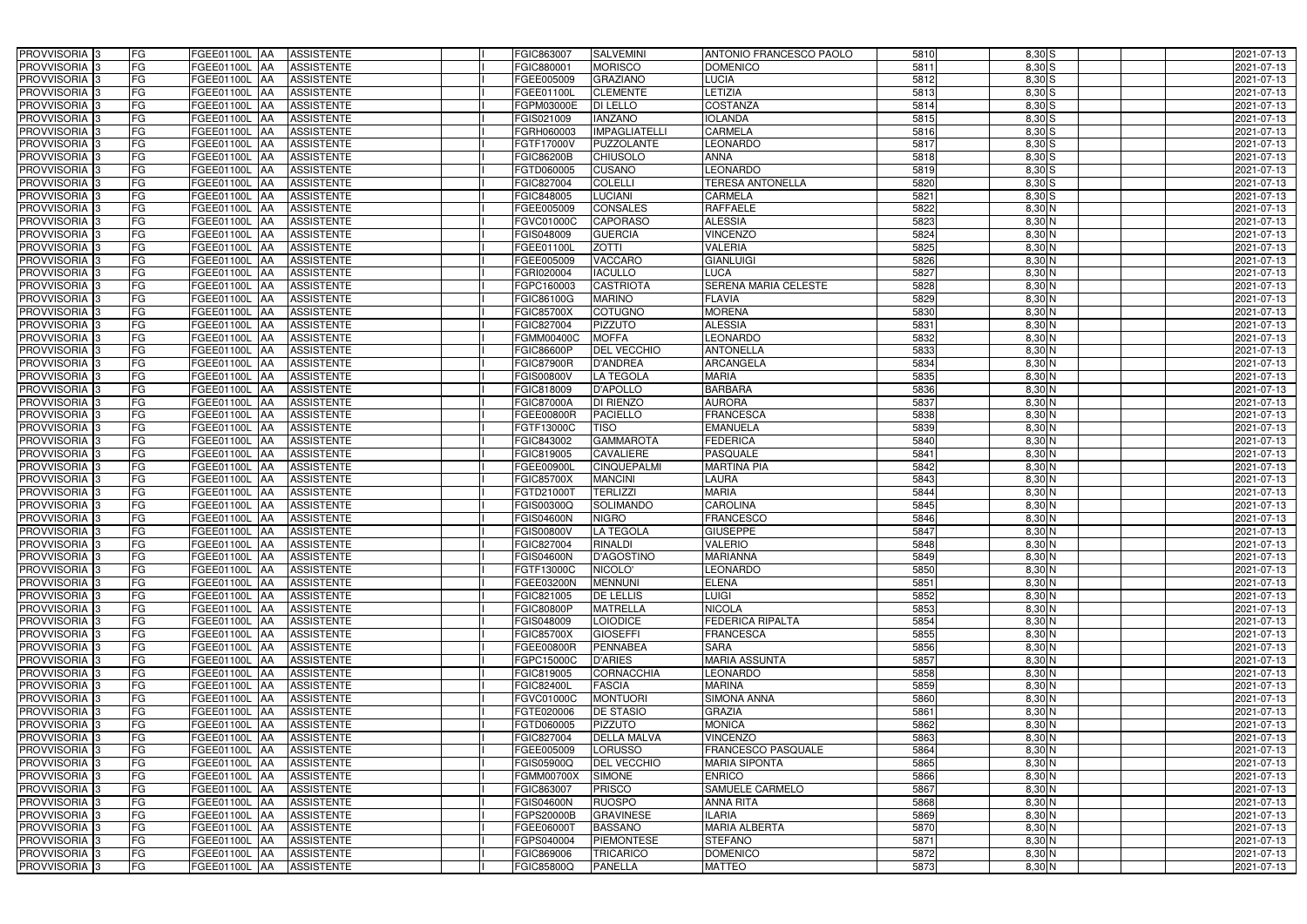| PROVVISORIA 3 | FG | FGEE01100L | AA | ASSISTENTE | | I | FGIC863007 | SALVEMINI | ANTONIO FRANCESCO PAOLO | 5810 | 8,30 | S | | | 2021-07-13 |
|---|---|---|---|---|---|---|---|---|---|---|---|---|---|---|---|
| PROVVISORIA 3 | FG | FGEE01100L | AA | ASSISTENTE | | I | FGIC880001 | MORISCO | DOMENICO | 5811 | 8,30 | S | | | 2021-07-13 |
| PROVVISORIA 3 | FG | FGEE01100L | AA | ASSISTENTE | | I | FGEE005009 | GRAZIANO | LUCIA | 5812 | 8,30 | S | | | 2021-07-13 |
| PROVVISORIA 3 | FG | FGEE01100L | AA | ASSISTENTE | | I | FGEE01100L | CLEMENTE | LETIZIA | 5813 | 8,30 | S | | | 2021-07-13 |
| PROVVISORIA 3 | FG | FGEE01100L | AA | ASSISTENTE | | I | FGPM03000E | DI LELLO | COSTANZA | 5814 | 8,30 | S | | | 2021-07-13 |
| PROVVISORIA 3 | FG | FGEE01100L | AA | ASSISTENTE | | I | FGIS021009 | IANZANO | IOLANDA | 5815 | 8,30 | S | | | 2021-07-13 |
| PROVVISORIA 3 | FG | FGEE01100L | AA | ASSISTENTE | | I | FGRH060003 | IMPAGLIATELLI | CARMELA | 5816 | 8,30 | S | | | 2021-07-13 |
| PROVVISORIA 3 | FG | FGEE01100L | AA | ASSISTENTE | | I | FGTF17000V | PUZZOLANTE | LEONARDO | 5817 | 8,30 | S | | | 2021-07-13 |
| PROVVISORIA 3 | FG | FGEE01100L | AA | ASSISTENTE | | I | FGIC86200B | CHIUSOLO | ANNA | 5818 | 8,30 | S | | | 2021-07-13 |
| PROVVISORIA 3 | FG | FGEE01100L | AA | ASSISTENTE | | I | FGTD060005 | CUSANO | LEONARDO | 5819 | 8,30 | S | | | 2021-07-13 |
| PROVVISORIA 3 | FG | FGEE01100L | AA | ASSISTENTE | | I | FGIC827004 | COLELLI | TERESA ANTONELLA | 5820 | 8,30 | S | | | 2021-07-13 |
| PROVVISORIA 3 | FG | FGEE01100L | AA | ASSISTENTE | | I | FGIC848005 | LUCIANI | CARMELA | 5821 | 8,30 | S | | | 2021-07-13 |
| PROVVISORIA 3 | FG | FGEE01100L | AA | ASSISTENTE | | I | FGEE005009 | CONSALES | RAFFAELE | 5822 | 8,30 | N | | | 2021-07-13 |
| PROVVISORIA 3 | FG | FGEE01100L | AA | ASSISTENTE | | I | FGVC01000C | CAPORASO | ALESSIA | 5823 | 8,30 | N | | | 2021-07-13 |
| PROVVISORIA 3 | FG | FGEE01100L | AA | ASSISTENTE | | I | FGIS048009 | GUERCIA | VINCENZO | 5824 | 8,30 | N | | | 2021-07-13 |
| PROVVISORIA 3 | FG | FGEE01100L | AA | ASSISTENTE | | I | FGEE01100L | ZOTTI | VALERIA | 5825 | 8,30 | N | | | 2021-07-13 |
| PROVVISORIA 3 | FG | FGEE01100L | AA | ASSISTENTE | | I | FGEE005009 | VACCARO | GIANLUIGI | 5826 | 8,30 | N | | | 2021-07-13 |
| PROVVISORIA 3 | FG | FGEE01100L | AA | ASSISTENTE | | I | FGRI020004 | IACULLO | LUCA | 5827 | 8,30 | N | | | 2021-07-13 |
| PROVVISORIA 3 | FG | FGEE01100L | AA | ASSISTENTE | | I | FGPC160003 | CASTRIOTA | SERENA MARIA CELESTE | 5828 | 8,30 | N | | | 2021-07-13 |
| PROVVISORIA 3 | FG | FGEE01100L | AA | ASSISTENTE | | I | FGIC86100G | MARINO | FLAVIA | 5829 | 8,30 | N | | | 2021-07-13 |
| PROVVISORIA 3 | FG | FGEE01100L | AA | ASSISTENTE | | I | FGIC85700X | COTUGNO | MORENA | 5830 | 8,30 | N | | | 2021-07-13 |
| PROVVISORIA 3 | FG | FGEE01100L | AA | ASSISTENTE | | I | FGIC827004 | PIZZUTO | ALESSIA | 5831 | 8,30 | N | | | 2021-07-13 |
| PROVVISORIA 3 | FG | FGEE01100L | AA | ASSISTENTE | | I | FGMM00400C | MOFFA | LEONARDO | 5832 | 8,30 | N | | | 2021-07-13 |
| PROVVISORIA 3 | FG | FGEE01100L | AA | ASSISTENTE | | I | FGIC86600P | DEL VECCHIO | ANTONELLA | 5833 | 8,30 | N | | | 2021-07-13 |
| PROVVISORIA 3 | FG | FGEE01100L | AA | ASSISTENTE | | I | FGIC87900R | D'ANDREA | ARCANGELA | 5834 | 8,30 | N | | | 2021-07-13 |
| PROVVISORIA 3 | FG | FGEE01100L | AA | ASSISTENTE | | I | FGIS00800V | LA TEGOLA | MARIA | 5835 | 8,30 | N | | | 2021-07-13 |
| PROVVISORIA 3 | FG | FGEE01100L | AA | ASSISTENTE | | I | FGIC818009 | D'APOLLO | BARBARA | 5836 | 8,30 | N | | | 2021-07-13 |
| PROVVISORIA 3 | FG | FGEE01100L | AA | ASSISTENTE | | I | FGIC87000A | DI RIENZO | AURORA | 5837 | 8,30 | N | | | 2021-07-13 |
| PROVVISORIA 3 | FG | FGEE01100L | AA | ASSISTENTE | | I | FGEE00800R | PACIELLO | FRANCESCA | 5838 | 8,30 | N | | | 2021-07-13 |
| PROVVISORIA 3 | FG | FGEE01100L | AA | ASSISTENTE | | I | FGTF13000C | TISO | EMANUELA | 5839 | 8,30 | N | | | 2021-07-13 |
| PROVVISORIA 3 | FG | FGEE01100L | AA | ASSISTENTE | | I | FGIC843002 | GAMMAROTA | FEDERICA | 5840 | 8,30 | N | | | 2021-07-13 |
| PROVVISORIA 3 | FG | FGEE01100L | AA | ASSISTENTE | | I | FGIC819005 | CAVALIERE | PASQUALE | 5841 | 8,30 | N | | | 2021-07-13 |
| PROVVISORIA 3 | FG | FGEE01100L | AA | ASSISTENTE | | I | FGEE00900L | CINQUEPALMI | MARTINA PIA | 5842 | 8,30 | N | | | 2021-07-13 |
| PROVVISORIA 3 | FG | FGEE01100L | AA | ASSISTENTE | | I | FGIC85700X | MANCINI | LAURA | 5843 | 8,30 | N | | | 2021-07-13 |
| PROVVISORIA 3 | FG | FGEE01100L | AA | ASSISTENTE | | I | FGTD21000T | TERLIZZI | MARIA | 5844 | 8,30 | N | | | 2021-07-13 |
| PROVVISORIA 3 | FG | FGEE01100L | AA | ASSISTENTE | | I | FGIS00300Q | SOLIMANDO | CAROLINA | 5845 | 8,30 | N | | | 2021-07-13 |
| PROVVISORIA 3 | FG | FGEE01100L | AA | ASSISTENTE | | I | FGIS04600N | NIGRO | FRANCESCO | 5846 | 8,30 | N | | | 2021-07-13 |
| PROVVISORIA 3 | FG | FGEE01100L | AA | ASSISTENTE | | I | FGIS00800V | LA TEGOLA | GIUSEPPE | 5847 | 8,30 | N | | | 2021-07-13 |
| PROVVISORIA 3 | FG | FGEE01100L | AA | ASSISTENTE | | I | FGIC827004 | RINALDI | VALERIO | 5848 | 8,30 | N | | | 2021-07-13 |
| PROVVISORIA 3 | FG | FGEE01100L | AA | ASSISTENTE | | I | FGIS04600N | D'AGOSTINO | MARIANNA | 5849 | 8,30 | N | | | 2021-07-13 |
| PROVVISORIA 3 | FG | FGEE01100L | AA | ASSISTENTE | | I | FGTF13000C | NICOLO' | LEONARDO | 5850 | 8,30 | N | | | 2021-07-13 |
| PROVVISORIA 3 | FG | FGEE01100L | AA | ASSISTENTE | | I | FGEE03200N | MENNUNI | ELENA | 5851 | 8,30 | N | | | 2021-07-13 |
| PROVVISORIA 3 | FG | FGEE01100L | AA | ASSISTENTE | | I | FGIC821005 | DE LELLIS | LUIGI | 5852 | 8,30 | N | | | 2021-07-13 |
| PROVVISORIA 3 | FG | FGEE01100L | AA | ASSISTENTE | | I | FGIC80800P | MATRELLA | NICOLA | 5853 | 8,30 | N | | | 2021-07-13 |
| PROVVISORIA 3 | FG | FGEE01100L | AA | ASSISTENTE | | I | FGIS048009 | LOIODICE | FEDERICA RIPALTA | 5854 | 8,30 | N | | | 2021-07-13 |
| PROVVISORIA 3 | FG | FGEE01100L | AA | ASSISTENTE | | I | FGIC85700X | GIOSEFFI | FRANCESCA | 5855 | 8,30 | N | | | 2021-07-13 |
| PROVVISORIA 3 | FG | FGEE01100L | AA | ASSISTENTE | | I | FGEE00800R | PENNABEA | SARA | 5856 | 8,30 | N | | | 2021-07-13 |
| PROVVISORIA 3 | FG | FGEE01100L | AA | ASSISTENTE | | I | FGPC15000C | D'ARIES | MARIA ASSUNTA | 5857 | 8,30 | N | | | 2021-07-13 |
| PROVVISORIA 3 | FG | FGEE01100L | AA | ASSISTENTE | | I | FGIC819005 | CORNACCHIA | LEONARDO | 5858 | 8,30 | N | | | 2021-07-13 |
| PROVVISORIA 3 | FG | FGEE01100L | AA | ASSISTENTE | | I | FGIC82400L | FASCIA | MARINA | 5859 | 8,30 | N | | | 2021-07-13 |
| PROVVISORIA 3 | FG | FGEE01100L | AA | ASSISTENTE | | I | FGVC01000C | MONTUORI | SIMONA ANNA | 5860 | 8,30 | N | | | 2021-07-13 |
| PROVVISORIA 3 | FG | FGEE01100L | AA | ASSISTENTE | | I | FGTE020006 | DE STASIO | GRAZIA | 5861 | 8,30 | N | | | 2021-07-13 |
| PROVVISORIA 3 | FG | FGEE01100L | AA | ASSISTENTE | | I | FGTD060005 | PIZZUTO | MONICA | 5862 | 8,30 | N | | | 2021-07-13 |
| PROVVISORIA 3 | FG | FGEE01100L | AA | ASSISTENTE | | I | FGIC827004 | DELLA MALVA | VINCENZO | 5863 | 8,30 | N | | | 2021-07-13 |
| PROVVISORIA 3 | FG | FGEE01100L | AA | ASSISTENTE | | I | FGEE005009 | LORUSSO | FRANCESCO PASQUALE | 5864 | 8,30 | N | | | 2021-07-13 |
| PROVVISORIA 3 | FG | FGEE01100L | AA | ASSISTENTE | | I | FGIS05900Q | DEL VECCHIO | MARIA SIPONTA | 5865 | 8,30 | N | | | 2021-07-13 |
| PROVVISORIA 3 | FG | FGEE01100L | AA | ASSISTENTE | | I | FGMM00700X | SIMONE | ENRICO | 5866 | 8,30 | N | | | 2021-07-13 |
| PROVVISORIA 3 | FG | FGEE01100L | AA | ASSISTENTE | | I | FGIC863007 | PRISCO | SAMUELE CARMELO | 5867 | 8,30 | N | | | 2021-07-13 |
| PROVVISORIA 3 | FG | FGEE01100L | AA | ASSISTENTE | | I | FGIS04600N | RUOSPO | ANNA RITA | 5868 | 8,30 | N | | | 2021-07-13 |
| PROVVISORIA 3 | FG | FGEE01100L | AA | ASSISTENTE | | I | FGPS20000B | GRAVINESE | ILARIA | 5869 | 8,30 | N | | | 2021-07-13 |
| PROVVISORIA 3 | FG | FGEE01100L | AA | ASSISTENTE | | I | FGEE06000T | BASSANO | MARIA ALBERTA | 5870 | 8,30 | N | | | 2021-07-13 |
| PROVVISORIA 3 | FG | FGEE01100L | AA | ASSISTENTE | | I | FGPS040004 | PIEMONTESE | STEFANO | 5871 | 8,30 | N | | | 2021-07-13 |
| PROVVISORIA 3 | FG | FGEE01100L | AA | ASSISTENTE | | I | FGIC869006 | TRICARICO | DOMENICO | 5872 | 8,30 | N | | | 2021-07-13 |
| PROVVISORIA 3 | FG | FGEE01100L | AA | ASSISTENTE | | I | FGIC85800Q | PANELLA | MATTEO | 5873 | 8,30 | N | | | 2021-07-13 |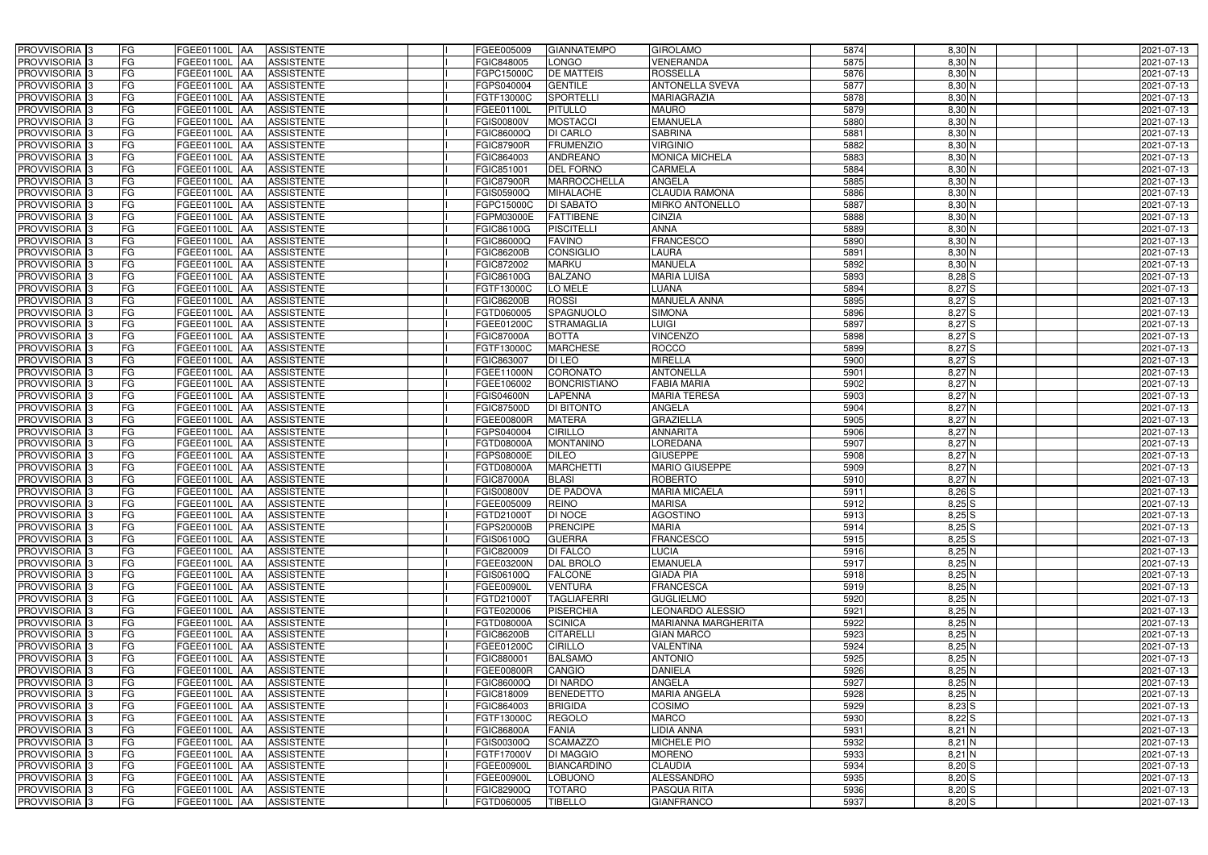| | | | | | | | | | | | | | | | |
|---|---|---|---|---|---|---|---|---|---|---|---|---|---|---|---|
| PROVVISORIA | 3 | FG | FGEE01100L | AA | ASSISTENTE | | I | FGEE005009 | GIANNATEMPO | GIROLAMO | 5874 | 8,30 | N | | 2021-07-13 |
| PROVVISORIA | 3 | FG | FGEE01100L | AA | ASSISTENTE | | I | FGIC848005 | LONGO | VENERANDA | 5875 | 8,30 | N | | 2021-07-13 |
| PROVVISORIA | 3 | FG | FGEE01100L | AA | ASSISTENTE | | I | FGPC15000C | DE MATTEIS | ROSSELLA | 5876 | 8,30 | N | | 2021-07-13 |
| PROVVISORIA | 3 | FG | FGEE01100L | AA | ASSISTENTE | | I | FGPS040004 | GENTILE | ANTONELLA SVEVA | 5877 | 8,30 | N | | 2021-07-13 |
| PROVVISORIA | 3 | FG | FGEE01100L | AA | ASSISTENTE | | I | FGTF13000C | SPORTELLI | MARIAGRAZIA | 5878 | 8,30 | N | | 2021-07-13 |
| PROVVISORIA | 3 | FG | FGEE01100L | AA | ASSISTENTE | | I | FGEE01100L | PITULLO | MAURO | 5879 | 8,30 | N | | 2021-07-13 |
| PROVVISORIA | 3 | FG | FGEE01100L | AA | ASSISTENTE | | I | FGIS00800V | MOSTACCI | EMANUELA | 5880 | 8,30 | N | | 2021-07-13 |
| PROVVISORIA | 3 | FG | FGEE01100L | AA | ASSISTENTE | | I | FGIC86000Q | DI CARLO | SABRINA | 5881 | 8,30 | N | | 2021-07-13 |
| PROVVISORIA | 3 | FG | FGEE01100L | AA | ASSISTENTE | | I | FGIC87900R | FRUMENZIO | VIRGINIO | 5882 | 8,30 | N | | 2021-07-13 |
| PROVVISORIA | 3 | FG | FGEE01100L | AA | ASSISTENTE | | I | FGIC864003 | ANDREANO | MONICA MICHELA | 5883 | 8,30 | N | | 2021-07-13 |
| PROVVISORIA | 3 | FG | FGEE01100L | AA | ASSISTENTE | | I | FGIC851001 | DEL FORNO | CARMELA | 5884 | 8,30 | N | | 2021-07-13 |
| PROVVISORIA | 3 | FG | FGEE01100L | AA | ASSISTENTE | | I | FGIC87900R | MARROCCHELLA | ANGELA | 5885 | 8,30 | N | | 2021-07-13 |
| PROVVISORIA | 3 | FG | FGEE01100L | AA | ASSISTENTE | | I | FGIS05900Q | MIHALACHE | CLAUDIA RAMONA | 5886 | 8,30 | N | | 2021-07-13 |
| PROVVISORIA | 3 | FG | FGEE01100L | AA | ASSISTENTE | | I | FGPC15000C | DI SABATO | MIRKO ANTONELLO | 5887 | 8,30 | N | | 2021-07-13 |
| PROVVISORIA | 3 | FG | FGEE01100L | AA | ASSISTENTE | | I | FGPM03000E | FATTIBENE | CINZIA | 5888 | 8,30 | N | | 2021-07-13 |
| PROVVISORIA | 3 | FG | FGEE01100L | AA | ASSISTENTE | | I | FGIC86100G | PISCITELLI | ANNA | 5889 | 8,30 | N | | 2021-07-13 |
| PROVVISORIA | 3 | FG | FGEE01100L | AA | ASSISTENTE | | I | FGIC86000Q | FAVINO | FRANCESCO | 5890 | 8,30 | N | | 2021-07-13 |
| PROVVISORIA | 3 | FG | FGEE01100L | AA | ASSISTENTE | | I | FGIC86200B | CONSIGLIO | LAURA | 5891 | 8,30 | N | | 2021-07-13 |
| PROVVISORIA | 3 | FG | FGEE01100L | AA | ASSISTENTE | | I | FGIC872002 | MARKU | MANUELA | 5892 | 8,30 | N | | 2021-07-13 |
| PROVVISORIA | 3 | FG | FGEE01100L | AA | ASSISTENTE | | I | FGIC86100G | BALZANO | MARIA LUISA | 5893 | 8,28 | S | | 2021-07-13 |
| PROVVISORIA | 3 | FG | FGEE01100L | AA | ASSISTENTE | | I | FGTF13000C | LO MELE | LUANA | 5894 | 8,27 | S | | 2021-07-13 |
| PROVVISORIA | 3 | FG | FGEE01100L | AA | ASSISTENTE | | I | FGIC86200B | ROSSI | MANUELA ANNA | 5895 | 8,27 | S | | 2021-07-13 |
| PROVVISORIA | 3 | FG | FGEE01100L | AA | ASSISTENTE | | I | FGTD060005 | SPAGNUOLO | SIMONA | 5896 | 8,27 | S | | 2021-07-13 |
| PROVVISORIA | 3 | FG | FGEE01100L | AA | ASSISTENTE | | I | FGEE01200C | STRAMAGLIA | LUIGI | 5897 | 8,27 | S | | 2021-07-13 |
| PROVVISORIA | 3 | FG | FGEE01100L | AA | ASSISTENTE | | I | FGIC87000A | BOTTA | VINCENZO | 5898 | 8,27 | S | | 2021-07-13 |
| PROVVISORIA | 3 | FG | FGEE01100L | AA | ASSISTENTE | | I | FGTF13000C | MARCHESE | ROCCO | 5899 | 8,27 | S | | 2021-07-13 |
| PROVVISORIA | 3 | FG | FGEE01100L | AA | ASSISTENTE | | I | FGIC863007 | DI LEO | MIRELLA | 5900 | 8,27 | S | | 2021-07-13 |
| PROVVISORIA | 3 | FG | FGEE01100L | AA | ASSISTENTE | | I | FGEE11000N | CORONATO | ANTONELLA | 5901 | 8,27 | N | | 2021-07-13 |
| PROVVISORIA | 3 | FG | FGEE01100L | AA | ASSISTENTE | | I | FGEE106002 | BONCRISTIANO | FABIA MARIA | 5902 | 8,27 | N | | 2021-07-13 |
| PROVVISORIA | 3 | FG | FGEE01100L | AA | ASSISTENTE | | I | FGIS04600N | LAPENNA | MARIA TERESA | 5903 | 8,27 | N | | 2021-07-13 |
| PROVVISORIA | 3 | FG | FGEE01100L | AA | ASSISTENTE | | I | FGIC87500D | DI BITONTO | ANGELA | 5904 | 8,27 | N | | 2021-07-13 |
| PROVVISORIA | 3 | FG | FGEE01100L | AA | ASSISTENTE | | I | FGEE00800R | MATERA | GRAZIELLA | 5905 | 8,27 | N | | 2021-07-13 |
| PROVVISORIA | 3 | FG | FGEE01100L | AA | ASSISTENTE | | I | FGPS040004 | CIRILLO | ANNARITA | 5906 | 8,27 | N | | 2021-07-13 |
| PROVVISORIA | 3 | FG | FGEE01100L | AA | ASSISTENTE | | I | FGTD08000A | MONTANINO | LOREDANA | 5907 | 8,27 | N | | 2021-07-13 |
| PROVVISORIA | 3 | FG | FGEE01100L | AA | ASSISTENTE | | I | FGPS08000E | DILEO | GIUSEPPE | 5908 | 8,27 | N | | 2021-07-13 |
| PROVVISORIA | 3 | FG | FGEE01100L | AA | ASSISTENTE | | I | FGTD08000A | MARCHETTI | MARIO GIUSEPPE | 5909 | 8,27 | N | | 2021-07-13 |
| PROVVISORIA | 3 | FG | FGEE01100L | AA | ASSISTENTE | | I | FGIC87000A | BLASI | ROBERTO | 5910 | 8,27 | N | | 2021-07-13 |
| PROVVISORIA | 3 | FG | FGEE01100L | AA | ASSISTENTE | | I | FGIS00800V | DE PADOVA | MARIA MICAELA | 5911 | 8,26 | S | | 2021-07-13 |
| PROVVISORIA | 3 | FG | FGEE01100L | AA | ASSISTENTE | | I | FGEE005009 | REINO | MARISA | 5912 | 8,25 | S | | 2021-07-13 |
| PROVVISORIA | 3 | FG | FGEE01100L | AA | ASSISTENTE | | I | FGTD21000T | DI NOCE | AGOSTINO | 5913 | 8,25 | S | | 2021-07-13 |
| PROVVISORIA | 3 | FG | FGEE01100L | AA | ASSISTENTE | | I | FGPS20000B | PRENCIPE | MARIA | 5914 | 8,25 | S | | 2021-07-13 |
| PROVVISORIA | 3 | FG | FGEE01100L | AA | ASSISTENTE | | I | FGIS06100Q | GUERRA | FRANCESCO | 5915 | 8,25 | S | | 2021-07-13 |
| PROVVISORIA | 3 | FG | FGEE01100L | AA | ASSISTENTE | | I | FGIC820009 | DI FALCO | LUCIA | 5916 | 8,25 | N | | 2021-07-13 |
| PROVVISORIA | 3 | FG | FGEE01100L | AA | ASSISTENTE | | I | FGEE03200N | DAL BROLO | EMANUELA | 5917 | 8,25 | N | | 2021-07-13 |
| PROVVISORIA | 3 | FG | FGEE01100L | AA | ASSISTENTE | | I | FGIS06100Q | FALCONE | GIADA PIA | 5918 | 8,25 | N | | 2021-07-13 |
| PROVVISORIA | 3 | FG | FGEE01100L | AA | ASSISTENTE | | I | FGEE00900L | VENTURA | FRANCESCA | 5919 | 8,25 | N | | 2021-07-13 |
| PROVVISORIA | 3 | FG | FGEE01100L | AA | ASSISTENTE | | I | FGTD21000T | TAGLIAFERRI | GUGLIELMO | 5920 | 8,25 | N | | 2021-07-13 |
| PROVVISORIA | 3 | FG | FGEE01100L | AA | ASSISTENTE | | I | FGTE020006 | PISERCHIA | LEONARDO ALESSIO | 5921 | 8,25 | N | | 2021-07-13 |
| PROVVISORIA | 3 | FG | FGEE01100L | AA | ASSISTENTE | | I | FGTD08000A | SCINICA | MARIANNA MARGHERITA | 5922 | 8,25 | N | | 2021-07-13 |
| PROVVISORIA | 3 | FG | FGEE01100L | AA | ASSISTENTE | | I | FGIC86200B | CITARELLI | GIAN MARCO | 5923 | 8,25 | N | | 2021-07-13 |
| PROVVISORIA | 3 | FG | FGEE01100L | AA | ASSISTENTE | | I | FGEE01200C | CIRILLO | VALENTINA | 5924 | 8,25 | N | | 2021-07-13 |
| PROVVISORIA | 3 | FG | FGEE01100L | AA | ASSISTENTE | | I | FGIC880001 | BALSAMO | ANTONIO | 5925 | 8,25 | N | | 2021-07-13 |
| PROVVISORIA | 3 | FG | FGEE01100L | AA | ASSISTENTE | | I | FGEE00800R | CANGIO | DANIELA | 5926 | 8,25 | N | | 2021-07-13 |
| PROVVISORIA | 3 | FG | FGEE01100L | AA | ASSISTENTE | | I | FGIC86000Q | DI NARDO | ANGELA | 5927 | 8,25 | N | | 2021-07-13 |
| PROVVISORIA | 3 | FG | FGEE01100L | AA | ASSISTENTE | | I | FGIC818009 | BENEDETTO | MARIA ANGELA | 5928 | 8,25 | N | | 2021-07-13 |
| PROVVISORIA | 3 | FG | FGEE01100L | AA | ASSISTENTE | | I | FGIC864003 | BRIGIDA | COSIMO | 5929 | 8,23 | S | | 2021-07-13 |
| PROVVISORIA | 3 | FG | FGEE01100L | AA | ASSISTENTE | | I | FGTF13000C | REGOLO | MARCO | 5930 | 8,22 | S | | 2021-07-13 |
| PROVVISORIA | 3 | FG | FGEE01100L | AA | ASSISTENTE | | I | FGIC86800A | FANIA | LIDIA ANNA | 5931 | 8,21 | N | | 2021-07-13 |
| PROVVISORIA | 3 | FG | FGEE01100L | AA | ASSISTENTE | | I | FGIS00300Q | SCAMAZZO | MICHELE PIO | 5932 | 8,21 | N | | 2021-07-13 |
| PROVVISORIA | 3 | FG | FGEE01100L | AA | ASSISTENTE | | I | FGTF17000V | DI MAGGIO | MORENO | 5933 | 8,21 | N | | 2021-07-13 |
| PROVVISORIA | 3 | FG | FGEE01100L | AA | ASSISTENTE | | I | FGEE00900L | BIANCARDINO | CLAUDIA | 5934 | 8,20 | S | | 2021-07-13 |
| PROVVISORIA | 3 | FG | FGEE01100L | AA | ASSISTENTE | | I | FGEE00900L | LOBUONO | ALESSANDRO | 5935 | 8,20 | S | | 2021-07-13 |
| PROVVISORIA | 3 | FG | FGEE01100L | AA | ASSISTENTE | | I | FGIC82900Q | TOTARO | PASQUA RITA | 5936 | 8,20 | S | | 2021-07-13 |
| PROVVISORIA | 3 | FG | FGEE01100L | AA | ASSISTENTE | | I | FGTD060005 | TIBELLO | GIANFRANCO | 5937 | 8,20 | S | | 2021-07-13 |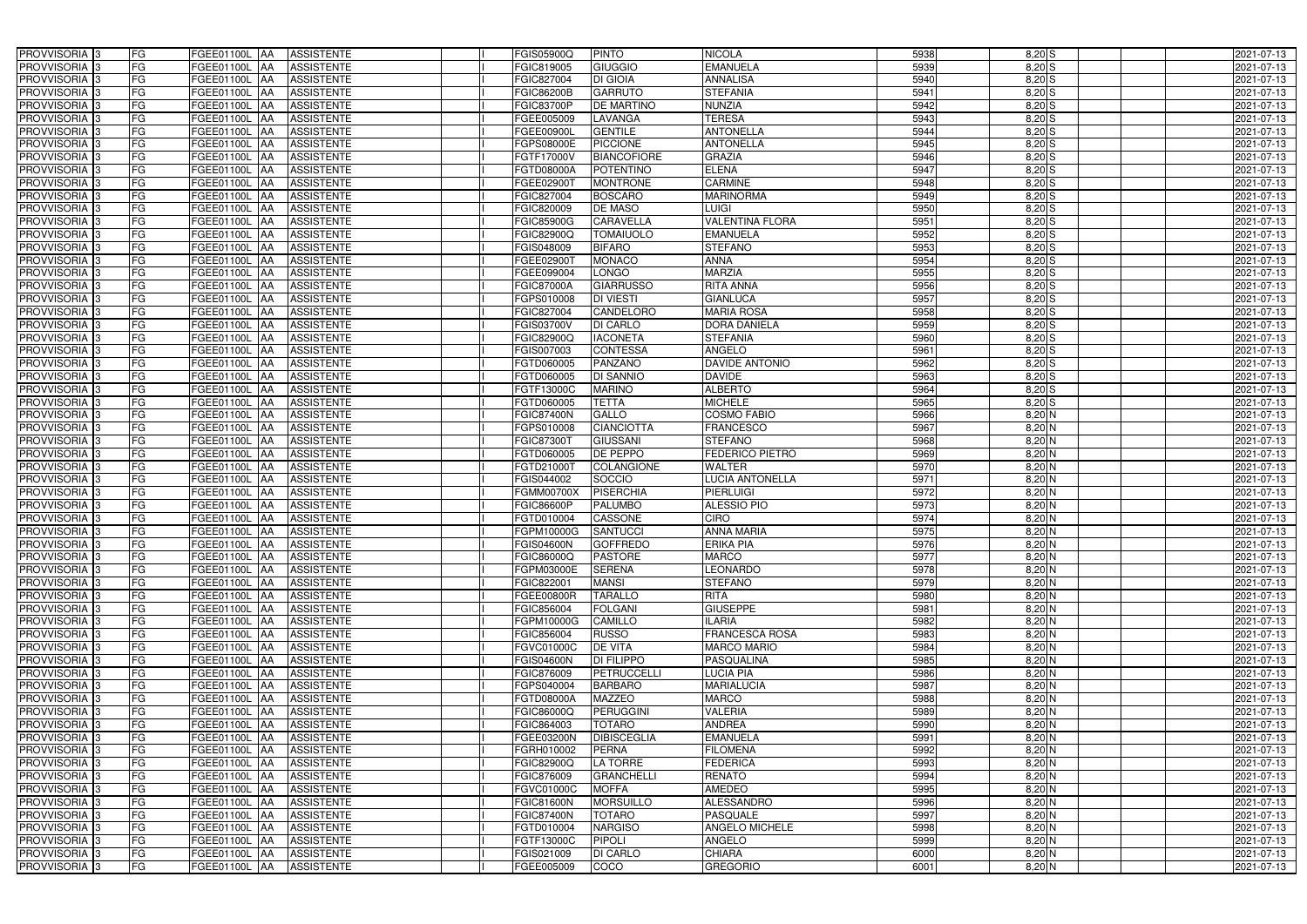| | | | | | | | | | | | | | | | |
|---|---|---|---|---|---|---|---|---|---|---|---|---|---|---|---|
| PROVVISORIA | 3 | FG | FGEE01100L | AA | ASSISTENTE | | I | FGIS05900Q | PINTO | NICOLA | 5938 | 8,20 | S | | 2021-07-13 |
| PROVVISORIA | 3 | FG | FGEE01100L | AA | ASSISTENTE | | I | FGIC819005 | GIUGGIO | EMANUELA | 5939 | 8,20 | S | | 2021-07-13 |
| PROVVISORIA | 3 | FG | FGEE01100L | AA | ASSISTENTE | | I | FGIC827004 | DI GIOIA | ANNALISA | 5940 | 8,20 | S | | 2021-07-13 |
| PROVVISORIA | 3 | FG | FGEE01100L | AA | ASSISTENTE | | I | FGIC86200B | GARRUTO | STEFANIA | 5941 | 8,20 | S | | 2021-07-13 |
| PROVVISORIA | 3 | FG | FGEE01100L | AA | ASSISTENTE | | I | FGIC83700P | DE MARTINO | NUNZIA | 5942 | 8,20 | S | | 2021-07-13 |
| PROVVISORIA | 3 | FG | FGEE01100L | AA | ASSISTENTE | | I | FGEE005009 | LAVANGA | TERESA | 5943 | 8,20 | S | | 2021-07-13 |
| PROVVISORIA | 3 | FG | FGEE01100L | AA | ASSISTENTE | | I | FGEE00900L | GENTILE | ANTONELLA | 5944 | 8,20 | S | | 2021-07-13 |
| PROVVISORIA | 3 | FG | FGEE01100L | AA | ASSISTENTE | | I | FGPS08000E | PICCIONE | ANTONELLA | 5945 | 8,20 | S | | 2021-07-13 |
| PROVVISORIA | 3 | FG | FGEE01100L | AA | ASSISTENTE | | I | FGTF17000V | BIANCOFIORE | GRAZIA | 5946 | 8,20 | S | | 2021-07-13 |
| PROVVISORIA | 3 | FG | FGEE01100L | AA | ASSISTENTE | | I | FGTD08000A | POTENTINO | ELENA | 5947 | 8,20 | S | | 2021-07-13 |
| PROVVISORIA | 3 | FG | FGEE01100L | AA | ASSISTENTE | | I | FGEE02900T | MONTRONE | CARMINE | 5948 | 8,20 | S | | 2021-07-13 |
| PROVVISORIA | 3 | FG | FGEE01100L | AA | ASSISTENTE | | I | FGIC827004 | BOSCARO | MARINORMA | 5949 | 8,20 | S | | 2021-07-13 |
| PROVVISORIA | 3 | FG | FGEE01100L | AA | ASSISTENTE | | I | FGIC820009 | DE MASO | LUIGI | 5950 | 8,20 | S | | 2021-07-13 |
| PROVVISORIA | 3 | FG | FGEE01100L | AA | ASSISTENTE | | I | FGIC85900G | CARAVELLA | VALENTINA FLORA | 5951 | 8,20 | S | | 2021-07-13 |
| PROVVISORIA | 3 | FG | FGEE01100L | AA | ASSISTENTE | | I | FGIC82900Q | TOMAIUOLO | EMANUELA | 5952 | 8,20 | S | | 2021-07-13 |
| PROVVISORIA | 3 | FG | FGEE01100L | AA | ASSISTENTE | | I | FGIS048009 | BIFARO | STEFANO | 5953 | 8,20 | S | | 2021-07-13 |
| PROVVISORIA | 3 | FG | FGEE01100L | AA | ASSISTENTE | | I | FGEE02900T | MONACO | ANNA | 5954 | 8,20 | S | | 2021-07-13 |
| PROVVISORIA | 3 | FG | FGEE01100L | AA | ASSISTENTE | | I | FGEE099004 | LONGO | MARZIA | 5955 | 8,20 | S | | 2021-07-13 |
| PROVVISORIA | 3 | FG | FGEE01100L | AA | ASSISTENTE | | I | FGIC87000A | GIARRUSSO | RITA ANNA | 5956 | 8,20 | S | | 2021-07-13 |
| PROVVISORIA | 3 | FG | FGEE01100L | AA | ASSISTENTE | | I | FGPS010008 | DI VIESTI | GIANLUCA | 5957 | 8,20 | S | | 2021-07-13 |
| PROVVISORIA | 3 | FG | FGEE01100L | AA | ASSISTENTE | | I | FGIC827004 | CANDELORO | MARIA ROSA | 5958 | 8,20 | S | | 2021-07-13 |
| PROVVISORIA | 3 | FG | FGEE01100L | AA | ASSISTENTE | | I | FGIS03700V | DI CARLO | DORA DANIELA | 5959 | 8,20 | S | | 2021-07-13 |
| PROVVISORIA | 3 | FG | FGEE01100L | AA | ASSISTENTE | | I | FGIC82900Q | IACONETA | STEFANIA | 5960 | 8,20 | S | | 2021-07-13 |
| PROVVISORIA | 3 | FG | FGEE01100L | AA | ASSISTENTE | | I | FGIS007003 | CONTESSA | ANGELO | 5961 | 8,20 | S | | 2021-07-13 |
| PROVVISORIA | 3 | FG | FGEE01100L | AA | ASSISTENTE | | I | FGTD060005 | PANZANO | DAVIDE ANTONIO | 5962 | 8,20 | S | | 2021-07-13 |
| PROVVISORIA | 3 | FG | FGEE01100L | AA | ASSISTENTE | | I | FGTD060005 | DI SANNIO | DAVIDE | 5963 | 8,20 | S | | 2021-07-13 |
| PROVVISORIA | 3 | FG | FGEE01100L | AA | ASSISTENTE | | I | FGTF13000C | MARINO | ALBERTO | 5964 | 8,20 | S | | 2021-07-13 |
| PROVVISORIA | 3 | FG | FGEE01100L | AA | ASSISTENTE | | I | FGTD060005 | TETTA | MICHELE | 5965 | 8,20 | S | | 2021-07-13 |
| PROVVISORIA | 3 | FG | FGEE01100L | AA | ASSISTENTE | | I | FGIC87400N | GALLO | COSMO FABIO | 5966 | 8,20 | N | | 2021-07-13 |
| PROVVISORIA | 3 | FG | FGEE01100L | AA | ASSISTENTE | | I | FGPS010008 | CIANCIOTTA | FRANCESCO | 5967 | 8,20 | N | | 2021-07-13 |
| PROVVISORIA | 3 | FG | FGEE01100L | AA | ASSISTENTE | | I | FGIC87300T | GIUSSANI | STEFANO | 5968 | 8,20 | N | | 2021-07-13 |
| PROVVISORIA | 3 | FG | FGEE01100L | AA | ASSISTENTE | | I | FGTD060005 | DE PEPPO | FEDERICO PIETRO | 5969 | 8,20 | N | | 2021-07-13 |
| PROVVISORIA | 3 | FG | FGEE01100L | AA | ASSISTENTE | | I | FGTD21000T | COLANGIONE | WALTER | 5970 | 8,20 | N | | 2021-07-13 |
| PROVVISORIA | 3 | FG | FGEE01100L | AA | ASSISTENTE | | I | FGIS044002 | SOCCIO | LUCIA ANTONELLA | 5971 | 8,20 | N | | 2021-07-13 |
| PROVVISORIA | 3 | FG | FGEE01100L | AA | ASSISTENTE | | I | FGMM00700X | PISERCHIA | PIERLUIGI | 5972 | 8,20 | N | | 2021-07-13 |
| PROVVISORIA | 3 | FG | FGEE01100L | AA | ASSISTENTE | | I | FGIC86600P | PALUMBO | ALESSIO PIO | 5973 | 8,20 | N | | 2021-07-13 |
| PROVVISORIA | 3 | FG | FGEE01100L | AA | ASSISTENTE | | I | FGTD010004 | CASSONE | CIRO | 5974 | 8,20 | N | | 2021-07-13 |
| PROVVISORIA | 3 | FG | FGEE01100L | AA | ASSISTENTE | | I | FGPM10000G | SANTUCCI | ANNA MARIA | 5975 | 8,20 | N | | 2021-07-13 |
| PROVVISORIA | 3 | FG | FGEE01100L | AA | ASSISTENTE | | I | FGIS04600N | GOFFREDO | ERIKA PIA | 5976 | 8,20 | N | | 2021-07-13 |
| PROVVISORIA | 3 | FG | FGEE01100L | AA | ASSISTENTE | | I | FGIC86000Q | PASTORE | MARCO | 5977 | 8,20 | N | | 2021-07-13 |
| PROVVISORIA | 3 | FG | FGEE01100L | AA | ASSISTENTE | | I | FGPM03000E | SERENA | LEONARDO | 5978 | 8,20 | N | | 2021-07-13 |
| PROVVISORIA | 3 | FG | FGEE01100L | AA | ASSISTENTE | | I | FGIC822001 | MANSI | STEFANO | 5979 | 8,20 | N | | 2021-07-13 |
| PROVVISORIA | 3 | FG | FGEE01100L | AA | ASSISTENTE | | I | FGEE00800R | TARALLO | RITA | 5980 | 8,20 | N | | 2021-07-13 |
| PROVVISORIA | 3 | FG | FGEE01100L | AA | ASSISTENTE | | I | FGIC856004 | FOLGANI | GIUSEPPE | 5981 | 8,20 | N | | 2021-07-13 |
| PROVVISORIA | 3 | FG | FGEE01100L | AA | ASSISTENTE | | I | FGPM10000G | CAMILLO | ILARIA | 5982 | 8,20 | N | | 2021-07-13 |
| PROVVISORIA | 3 | FG | FGEE01100L | AA | ASSISTENTE | | I | FGIC856004 | RUSSO | FRANCESCA ROSA | 5983 | 8,20 | N | | 2021-07-13 |
| PROVVISORIA | 3 | FG | FGEE01100L | AA | ASSISTENTE | | I | FGVC01000C | DE VITA | MARCO MARIO | 5984 | 8,20 | N | | 2021-07-13 |
| PROVVISORIA | 3 | FG | FGEE01100L | AA | ASSISTENTE | | I | FGIS04600N | DI FILIPPO | PASQUALINA | 5985 | 8,20 | N | | 2021-07-13 |
| PROVVISORIA | 3 | FG | FGEE01100L | AA | ASSISTENTE | | I | FGIC876009 | PETRUCCELLI | LUCIA PIA | 5986 | 8,20 | N | | 2021-07-13 |
| PROVVISORIA | 3 | FG | FGEE01100L | AA | ASSISTENTE | | I | FGPS040004 | BARBARO | MARIALUCIA | 5987 | 8,20 | N | | 2021-07-13 |
| PROVVISORIA | 3 | FG | FGEE01100L | AA | ASSISTENTE | | I | FGTD08000A | MAZZEO | MARCO | 5988 | 8,20 | N | | 2021-07-13 |
| PROVVISORIA | 3 | FG | FGEE01100L | AA | ASSISTENTE | | I | FGIC86000Q | PERUGGINI | VALERIA | 5989 | 8,20 | N | | 2021-07-13 |
| PROVVISORIA | 3 | FG | FGEE01100L | AA | ASSISTENTE | | I | FGIC864003 | TOTARO | ANDREA | 5990 | 8,20 | N | | 2021-07-13 |
| PROVVISORIA | 3 | FG | FGEE01100L | AA | ASSISTENTE | | I | FGEE03200N | DIBISCEGLIA | EMANUELA | 5991 | 8,20 | N | | 2021-07-13 |
| PROVVISORIA | 3 | FG | FGEE01100L | AA | ASSISTENTE | | I | FGRH010002 | PERNA | FILOMENA | 5992 | 8,20 | N | | 2021-07-13 |
| PROVVISORIA | 3 | FG | FGEE01100L | AA | ASSISTENTE | | I | FGIC82900Q | LA TORRE | FEDERICA | 5993 | 8,20 | N | | 2021-07-13 |
| PROVVISORIA | 3 | FG | FGEE01100L | AA | ASSISTENTE | | I | FGIC876009 | GRANCHELLI | RENATO | 5994 | 8,20 | N | | 2021-07-13 |
| PROVVISORIA | 3 | FG | FGEE01100L | AA | ASSISTENTE | | I | FGVC01000C | MOFFA | AMEDEO | 5995 | 8,20 | N | | 2021-07-13 |
| PROVVISORIA | 3 | FG | FGEE01100L | AA | ASSISTENTE | | I | FGIC81600N | MORSUILLO | ALESSANDRO | 5996 | 8,20 | N | | 2021-07-13 |
| PROVVISORIA | 3 | FG | FGEE01100L | AA | ASSISTENTE | | I | FGIC87400N | TOTARO | PASQUALE | 5997 | 8,20 | N | | 2021-07-13 |
| PROVVISORIA | 3 | FG | FGEE01100L | AA | ASSISTENTE | | I | FGTD010004 | NARGISO | ANGELO MICHELE | 5998 | 8,20 | N | | 2021-07-13 |
| PROVVISORIA | 3 | FG | FGEE01100L | AA | ASSISTENTE | | I | FGTF13000C | PIPOLI | ANGELO | 5999 | 8,20 | N | | 2021-07-13 |
| PROVVISORIA | 3 | FG | FGEE01100L | AA | ASSISTENTE | | I | FGIS021009 | DI CARLO | CHIARA | 6000 | 8,20 | N | | 2021-07-13 |
| PROVVISORIA | 3 | FG | FGEE01100L | AA | ASSISTENTE | | I | FGEE005009 | COCO | GREGORIO | 6001 | 8,20 | N | | 2021-07-13 |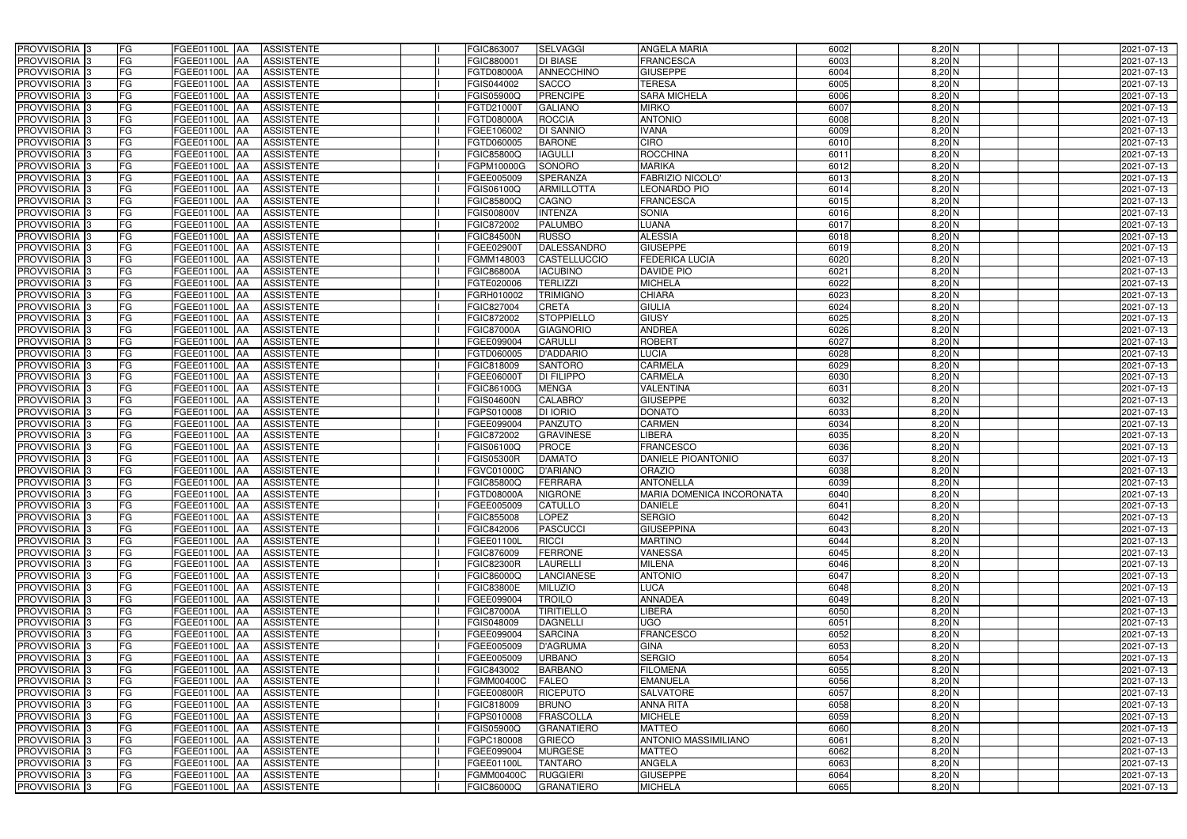| PROVVISORIA | 3 | FG | FGEE01100L | AA | ASSISTENTE | | I | FGIC863007 | SELVAGGI | ANGELA MARIA | 6002 | 8,20 | N | | | 2021-07-13 |
|---|---|---|---|---|---|---|---|---|---|---|---|---|---|---|---|---|
| PROVVISORIA | 3 | FG | FGEE01100L | AA | ASSISTENTE | | I | FGIC880001 | DI BIASE | FRANCESCA | 6003 | 8,20 | N | | | 2021-07-13 |
| PROVVISORIA | 3 | FG | FGEE01100L | AA | ASSISTENTE | | I | FGTD08000A | ANNECCHINO | GIUSEPPE | 6004 | 8,20 | N | | | 2021-07-13 |
| PROVVISORIA | 3 | FG | FGEE01100L | AA | ASSISTENTE | | I | FGIS044002 | SACCO | TERESA | 6005 | 8,20 | N | | | 2021-07-13 |
| PROVVISORIA | 3 | FG | FGEE01100L | AA | ASSISTENTE | | I | FGIS05900Q | PRENCIPE | SARA MICHELA | 6006 | 8,20 | N | | | 2021-07-13 |
| PROVVISORIA | 3 | FG | FGEE01100L | AA | ASSISTENTE | | I | FGTD21000T | GALIANO | MIRKO | 6007 | 8,20 | N | | | 2021-07-13 |
| PROVVISORIA | 3 | FG | FGEE01100L | AA | ASSISTENTE | | I | FGTD08000A | ROCCIA | ANTONIO | 6008 | 8,20 | N | | | 2021-07-13 |
| PROVVISORIA | 3 | FG | FGEE01100L | AA | ASSISTENTE | | I | FGEE106002 | DI SANNIO | IVANA | 6009 | 8,20 | N | | | 2021-07-13 |
| PROVVISORIA | 3 | FG | FGEE01100L | AA | ASSISTENTE | | I | FGTD060005 | BARONE | CIRO | 6010 | 8,20 | N | | | 2021-07-13 |
| PROVVISORIA | 3 | FG | FGEE01100L | AA | ASSISTENTE | | I | FGIC85800Q | IAGULLI | ROCCHINA | 6011 | 8,20 | N | | | 2021-07-13 |
| PROVVISORIA | 3 | FG | FGEE01100L | AA | ASSISTENTE | | I | FGPM10000G | SONORO | MARIKA | 6012 | 8,20 | N | | | 2021-07-13 |
| PROVVISORIA | 3 | FG | FGEE01100L | AA | ASSISTENTE | | I | FGEE005009 | SPERANZA | FABRIZIO NICOLO' | 6013 | 8,20 | N | | | 2021-07-13 |
| PROVVISORIA | 3 | FG | FGEE01100L | AA | ASSISTENTE | | I | FGIS06100Q | ARMILLOTTA | LEONARDO PIO | 6014 | 8,20 | N | | | 2021-07-13 |
| PROVVISORIA | 3 | FG | FGEE01100L | AA | ASSISTENTE | | I | FGIC85800Q | CAGNO | FRANCESCA | 6015 | 8,20 | N | | | 2021-07-13 |
| PROVVISORIA | 3 | FG | FGEE01100L | AA | ASSISTENTE | | I | FGIS00800V | INTENZA | SONIA | 6016 | 8,20 | N | | | 2021-07-13 |
| PROVVISORIA | 3 | FG | FGEE01100L | AA | ASSISTENTE | | I | FGIC872002 | PALUMBO | LUANA | 6017 | 8,20 | N | | | 2021-07-13 |
| PROVVISORIA | 3 | FG | FGEE01100L | AA | ASSISTENTE | | I | FGIC84500N | RUSSO | ALESSIA | 6018 | 8,20 | N | | | 2021-07-13 |
| PROVVISORIA | 3 | FG | FGEE01100L | AA | ASSISTENTE | | I | FGEE02900T | DALESSANDRO | GIUSEPPE | 6019 | 8,20 | N | | | 2021-07-13 |
| PROVVISORIA | 3 | FG | FGEE01100L | AA | ASSISTENTE | | I | FGMM148003 | CASTELLUCCIO | FEDERICA LUCIA | 6020 | 8,20 | N | | | 2021-07-13 |
| PROVVISORIA | 3 | FG | FGEE01100L | AA | ASSISTENTE | | I | FGIC86800A | IACUBINO | DAVIDE PIO | 6021 | 8,20 | N | | | 2021-07-13 |
| PROVVISORIA | 3 | FG | FGEE01100L | AA | ASSISTENTE | | I | FGTE020006 | TERLIZZI | MICHELA | 6022 | 8,20 | N | | | 2021-07-13 |
| PROVVISORIA | 3 | FG | FGEE01100L | AA | ASSISTENTE | | I | FGRH010002 | TRIMIGNO | CHIARA | 6023 | 8,20 | N | | | 2021-07-13 |
| PROVVISORIA | 3 | FG | FGEE01100L | AA | ASSISTENTE | | I | FGIC827004 | CRETA | GIULIA | 6024 | 8,20 | N | | | 2021-07-13 |
| PROVVISORIA | 3 | FG | FGEE01100L | AA | ASSISTENTE | | I | FGIC872002 | STOPPIELLO | GIUSY | 6025 | 8,20 | N | | | 2021-07-13 |
| PROVVISORIA | 3 | FG | FGEE01100L | AA | ASSISTENTE | | I | FGIC87000A | GIAGNORIO | ANDREA | 6026 | 8,20 | N | | | 2021-07-13 |
| PROVVISORIA | 3 | FG | FGEE01100L | AA | ASSISTENTE | | I | FGEE099004 | CARULLI | ROBERT | 6027 | 8,20 | N | | | 2021-07-13 |
| PROVVISORIA | 3 | FG | FGEE01100L | AA | ASSISTENTE | | I | FGTD060005 | D'ADDARIO | LUCIA | 6028 | 8,20 | N | | | 2021-07-13 |
| PROVVISORIA | 3 | FG | FGEE01100L | AA | ASSISTENTE | | I | FGIC818009 | SANTORO | CARMELA | 6029 | 8,20 | N | | | 2021-07-13 |
| PROVVISORIA | 3 | FG | FGEE01100L | AA | ASSISTENTE | | I | FGEE06000T | DI FILIPPO | CARMELA | 6030 | 8,20 | N | | | 2021-07-13 |
| PROVVISORIA | 3 | FG | FGEE01100L | AA | ASSISTENTE | | I | FGIC86100G | MENGA | VALENTINA | 6031 | 8,20 | N | | | 2021-07-13 |
| PROVVISORIA | 3 | FG | FGEE01100L | AA | ASSISTENTE | | I | FGIS04600N | CALABRO' | GIUSEPPE | 6032 | 8,20 | N | | | 2021-07-13 |
| PROVVISORIA | 3 | FG | FGEE01100L | AA | ASSISTENTE | | I | FGPS010008 | DI IORIO | DONATO | 6033 | 8,20 | N | | | 2021-07-13 |
| PROVVISORIA | 3 | FG | FGEE01100L | AA | ASSISTENTE | | I | FGEE099004 | PANZUTO | CARMEN | 6034 | 8,20 | N | | | 2021-07-13 |
| PROVVISORIA | 3 | FG | FGEE01100L | AA | ASSISTENTE | | I | FGIC872002 | GRAVINESE | LIBERA | 6035 | 8,20 | N | | | 2021-07-13 |
| PROVVISORIA | 3 | FG | FGEE01100L | AA | ASSISTENTE | | I | FGIS06100Q | PROCE | FRANCESCO | 6036 | 8,20 | N | | | 2021-07-13 |
| PROVVISORIA | 3 | FG | FGEE01100L | AA | ASSISTENTE | | I | FGIS05300R | DAMATO | DANIELE PIOANTONIO | 6037 | 8,20 | N | | | 2021-07-13 |
| PROVVISORIA | 3 | FG | FGEE01100L | AA | ASSISTENTE | | I | FGVC01000C | D'ARIANO | ORAZIO | 6038 | 8,20 | N | | | 2021-07-13 |
| PROVVISORIA | 3 | FG | FGEE01100L | AA | ASSISTENTE | | I | FGIC85800Q | FERRARA | ANTONELLA | 6039 | 8,20 | N | | | 2021-07-13 |
| PROVVISORIA | 3 | FG | FGEE01100L | AA | ASSISTENTE | | I | FGTD08000A | NIGRONE | MARIA DOMENICA INCORONATA | 6040 | 8,20 | N | | | 2021-07-13 |
| PROVVISORIA | 3 | FG | FGEE01100L | AA | ASSISTENTE | | I | FGEE005009 | CATULLO | DANIELE | 6041 | 8,20 | N | | | 2021-07-13 |
| PROVVISORIA | 3 | FG | FGEE01100L | AA | ASSISTENTE | | I | FGIC855008 | LOPEZ | SERGIO | 6042 | 8,20 | N | | | 2021-07-13 |
| PROVVISORIA | 3 | FG | FGEE01100L | AA | ASSISTENTE | | I | FGIC842006 | PASCUCCI | GIUSEPPINA | 6043 | 8,20 | N | | | 2021-07-13 |
| PROVVISORIA | 3 | FG | FGEE01100L | AA | ASSISTENTE | | I | FGEE01100L | RICCI | MARTINO | 6044 | 8,20 | N | | | 2021-07-13 |
| PROVVISORIA | 3 | FG | FGEE01100L | AA | ASSISTENTE | | I | FGIC876009 | FERRONE | VANESSA | 6045 | 8,20 | N | | | 2021-07-13 |
| PROVVISORIA | 3 | FG | FGEE01100L | AA | ASSISTENTE | | I | FGIC82300R | LAURELLI | MILENA | 6046 | 8,20 | N | | | 2021-07-13 |
| PROVVISORIA | 3 | FG | FGEE01100L | AA | ASSISTENTE | | I | FGIC86000Q | LANCIANESE | ANTONIO | 6047 | 8,20 | N | | | 2021-07-13 |
| PROVVISORIA | 3 | FG | FGEE01100L | AA | ASSISTENTE | | I | FGIC83800E | MILUZIO | LUCA | 6048 | 8,20 | N | | | 2021-07-13 |
| PROVVISORIA | 3 | FG | FGEE01100L | AA | ASSISTENTE | | I | FGEE099004 | TROILO | ANNADEA | 6049 | 8,20 | N | | | 2021-07-13 |
| PROVVISORIA | 3 | FG | FGEE01100L | AA | ASSISTENTE | | I | FGIC87000A | TIRITIELLO | LIBERA | 6050 | 8,20 | N | | | 2021-07-13 |
| PROVVISORIA | 3 | FG | FGEE01100L | AA | ASSISTENTE | | I | FGIS048009 | DAGNELLI | UGO | 6051 | 8,20 | N | | | 2021-07-13 |
| PROVVISORIA | 3 | FG | FGEE01100L | AA | ASSISTENTE | | I | FGEE099004 | SARCINA | FRANCESCO | 6052 | 8,20 | N | | | 2021-07-13 |
| PROVVISORIA | 3 | FG | FGEE01100L | AA | ASSISTENTE | | I | FGEE005009 | D'AGRUMA | GINA | 6053 | 8,20 | N | | | 2021-07-13 |
| PROVVISORIA | 3 | FG | FGEE01100L | AA | ASSISTENTE | | I | FGEE005009 | URBANO | SERGIO | 6054 | 8,20 | N | | | 2021-07-13 |
| PROVVISORIA | 3 | FG | FGEE01100L | AA | ASSISTENTE | | I | FGIC843002 | BARBANO | FILOMENA | 6055 | 8,20 | N | | | 2021-07-13 |
| PROVVISORIA | 3 | FG | FGEE01100L | AA | ASSISTENTE | | I | FGMM00400C | FALEO | EMANUELA | 6056 | 8,20 | N | | | 2021-07-13 |
| PROVVISORIA | 3 | FG | FGEE01100L | AA | ASSISTENTE | | I | FGEE00800R | RICEPUTO | SALVATORE | 6057 | 8,20 | N | | | 2021-07-13 |
| PROVVISORIA | 3 | FG | FGEE01100L | AA | ASSISTENTE | | I | FGIC818009 | BRUNO | ANNA RITA | 6058 | 8,20 | N | | | 2021-07-13 |
| PROVVISORIA | 3 | FG | FGEE01100L | AA | ASSISTENTE | | I | FGPS010008 | FRASCOLLA | MICHELE | 6059 | 8,20 | N | | | 2021-07-13 |
| PROVVISORIA | 3 | FG | FGEE01100L | AA | ASSISTENTE | | I | FGIS05900Q | GRANATIERO | MATTEO | 6060 | 8,20 | N | | | 2021-07-13 |
| PROVVISORIA | 3 | FG | FGEE01100L | AA | ASSISTENTE | | I | FGPC180008 | GRIECO | ANTONIO MASSIMILIANO | 6061 | 8,20 | N | | | 2021-07-13 |
| PROVVISORIA | 3 | FG | FGEE01100L | AA | ASSISTENTE | | I | FGEE099004 | MURGESE | MATTEO | 6062 | 8,20 | N | | | 2021-07-13 |
| PROVVISORIA | 3 | FG | FGEE01100L | AA | ASSISTENTE | | I | FGEE01100L | TANTARO | ANGELA | 6063 | 8,20 | N | | | 2021-07-13 |
| PROVVISORIA | 3 | FG | FGEE01100L | AA | ASSISTENTE | | I | FGMM00400C | RUGGIERI | GIUSEPPE | 6064 | 8,20 | N | | | 2021-07-13 |
| PROVVISORIA | 3 | FG | FGEE01100L | AA | ASSISTENTE | | I | FGIC86000Q | GRANATIERO | MICHELA | 6065 | 8,20 | N | | | 2021-07-13 |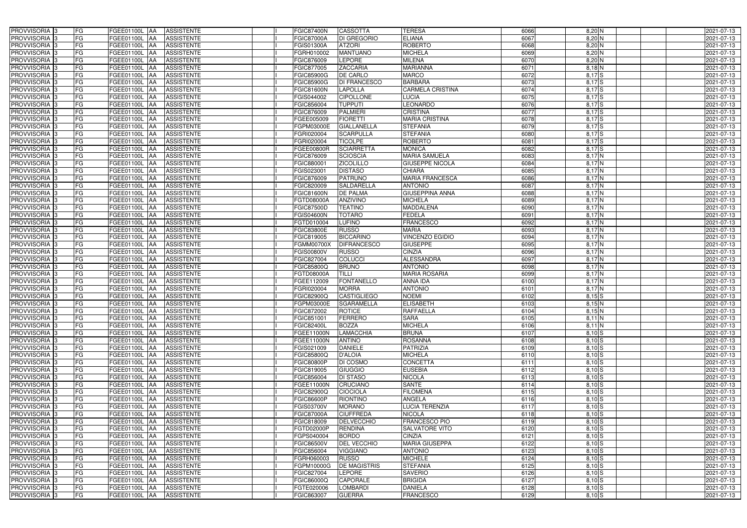| PROVVISORIA 3 | FG | FGEE01100L | AA | ASSISTENTE | I | FGIC87400N | CASSOTTA | TERESA | 6066 | 8,20 | N | | | 2021-07-13 |
|---|---|---|---|---|---|---|---|---|---|---|---|---|---|---|
| PROVVISORIA 3 | FG | FGEE01100L | AA | ASSISTENTE | I | FGIC87000A | DI GREGORIO | ELIANA | 6067 | 8,20 | N | | | 2021-07-13 |
| PROVVISORIA 3 | FG | FGEE01100L | AA | ASSISTENTE | I | FGIS01300A | ATZORI | ROBERTO | 6068 | 8,20 | N | | | 2021-07-13 |
| PROVVISORIA 3 | FG | FGEE01100L | AA | ASSISTENTE | I | FGRH010002 | MANTUANO | MICHELA | 6069 | 8,20 | N | | | 2021-07-13 |
| PROVVISORIA 3 | FG | FGEE01100L | AA | ASSISTENTE | I | FGIC876009 | LEPORE | MILENA | 6070 | 8,20 | N | | | 2021-07-13 |
| PROVVISORIA 3 | FG | FGEE01100L | AA | ASSISTENTE | I | FGIC877005 | ZACCARIA | MARIANNA | 6071 | 8,18 | N | | | 2021-07-13 |
| PROVVISORIA 3 | FG | FGEE01100L | AA | ASSISTENTE | I | FGIC85900G | DE CARLO | MARCO | 6072 | 8,17 | S | | | 2021-07-13 |
| PROVVISORIA 3 | FG | FGEE01100L | AA | ASSISTENTE | I | FGIC85900G | DI FRANCESCO | BARBARA | 6073 | 8,17 | S | | | 2021-07-13 |
| PROVVISORIA 3 | FG | FGEE01100L | AA | ASSISTENTE | I | FGIC81600N | LAPOLLA | CARMELA CRISTINA | 6074 | 8,17 | S | | | 2021-07-13 |
| PROVVISORIA 3 | FG | FGEE01100L | AA | ASSISTENTE | I | FGIS044002 | CIPOLLONE | LUCIA | 6075 | 8,17 | S | | | 2021-07-13 |
| PROVVISORIA 3 | FG | FGEE01100L | AA | ASSISTENTE | I | FGIC856004 | TUPPUTI | LEONARDO | 6076 | 8,17 | S | | | 2021-07-13 |
| PROVVISORIA 3 | FG | FGEE01100L | AA | ASSISTENTE | I | FGIC876009 | PALMIERI | CRISTINA | 6077 | 8,17 | S | | | 2021-07-13 |
| PROVVISORIA 3 | FG | FGEE01100L | AA | ASSISTENTE | I | FGEE005009 | FIORETTI | MARIA CRISTINA | 6078 | 8,17 | S | | | 2021-07-13 |
| PROVVISORIA 3 | FG | FGEE01100L | AA | ASSISTENTE | I | FGPM03000E | GIALLANELLA | STEFANIA | 6079 | 8,17 | S | | | 2021-07-13 |
| PROVVISORIA 3 | FG | FGEE01100L | AA | ASSISTENTE | I | FGRI020004 | SCARPULLA | STEFANIA | 6080 | 8,17 | S | | | 2021-07-13 |
| PROVVISORIA 3 | FG | FGEE01100L | AA | ASSISTENTE | I | FGRI020004 | TICOLPE | ROBERTO | 6081 | 8,17 | S | | | 2021-07-13 |
| PROVVISORIA 3 | FG | FGEE01100L | AA | ASSISTENTE | I | FGEE00800R | SCIARRETTA | MONICA | 6082 | 8,17 | S | | | 2021-07-13 |
| PROVVISORIA 3 | FG | FGEE01100L | AA | ASSISTENTE | I | FGIC876009 | SCIOSCIA | MARIA SAMUELA | 6083 | 8,17 | N | | | 2021-07-13 |
| PROVVISORIA 3 | FG | FGEE01100L | AA | ASSISTENTE | I | FGIC880001 | ZICOLILLO | GIUSEPPE NICOLA | 6084 | 8,17 | N | | | 2021-07-13 |
| PROVVISORIA 3 | FG | FGEE01100L | AA | ASSISTENTE | I | FGIS023001 | DISTASO | CHIARA | 6085 | 8,17 | N | | | 2021-07-13 |
| PROVVISORIA 3 | FG | FGEE01100L | AA | ASSISTENTE | I | FGIC876009 | PATRUNO | MARIA FRANCESCA | 6086 | 8,17 | N | | | 2021-07-13 |
| PROVVISORIA 3 | FG | FGEE01100L | AA | ASSISTENTE | I | FGIC820009 | SALDARELLA | ANTONIO | 6087 | 8,17 | N | | | 2021-07-13 |
| PROVVISORIA 3 | FG | FGEE01100L | AA | ASSISTENTE | I | FGIC81600N | DE PALMA | GIUSEPPINA ANNA | 6088 | 8,17 | N | | | 2021-07-13 |
| PROVVISORIA 3 | FG | FGEE01100L | AA | ASSISTENTE | I | FGTD08000A | ANZIVINO | MICHELA | 6089 | 8,17 | N | | | 2021-07-13 |
| PROVVISORIA 3 | FG | FGEE01100L | AA | ASSISTENTE | I | FGIC87500D | TEATINO | MADDALENA | 6090 | 8,17 | N | | | 2021-07-13 |
| PROVVISORIA 3 | FG | FGEE01100L | AA | ASSISTENTE | I | FGIS04600N | TOTARO | FEDELA | 6091 | 8,17 | N | | | 2021-07-13 |
| PROVVISORIA 3 | FG | FGEE01100L | AA | ASSISTENTE | I | FGTD010004 | LUFINO | FRANCESCO | 6092 | 8,17 | N | | | 2021-07-13 |
| PROVVISORIA 3 | FG | FGEE01100L | AA | ASSISTENTE | I | FGIC83800E | RUSSO | MARIA | 6093 | 8,17 | N | | | 2021-07-13 |
| PROVVISORIA 3 | FG | FGEE01100L | AA | ASSISTENTE | I | FGIC819005 | BICCARINO | VINCENZO EGIDIO | 6094 | 8,17 | N | | | 2021-07-13 |
| PROVVISORIA 3 | FG | FGEE01100L | AA | ASSISTENTE | I | FGMM00700X | DIFRANCESCO | GIUSEPPE | 6095 | 8,17 | N | | | 2021-07-13 |
| PROVVISORIA 3 | FG | FGEE01100L | AA | ASSISTENTE | I | FGIS00800V | RUSSO | CINZIA | 6096 | 8,17 | N | | | 2021-07-13 |
| PROVVISORIA 3 | FG | FGEE01100L | AA | ASSISTENTE | I | FGIC827004 | COLUCCI | ALESSANDRA | 6097 | 8,17 | N | | | 2021-07-13 |
| PROVVISORIA 3 | FG | FGEE01100L | AA | ASSISTENTE | I | FGIC85800Q | BRUNO | ANTONIO | 6098 | 8,17 | N | | | 2021-07-13 |
| PROVVISORIA 3 | FG | FGEE01100L | AA | ASSISTENTE | I | FGTD08000A | TILLI | MARIA ROSARIA | 6099 | 8,17 | N | | | 2021-07-13 |
| PROVVISORIA 3 | FG | FGEE01100L | AA | ASSISTENTE | I | FGEE112009 | FONTANELLO | ANNA IDA | 6100 | 8,17 | N | | | 2021-07-13 |
| PROVVISORIA 3 | FG | FGEE01100L | AA | ASSISTENTE | I | FGRI020004 | MORRA | ANTONIO | 6101 | 8,17 | N | | | 2021-07-13 |
| PROVVISORIA 3 | FG | FGEE01100L | AA | ASSISTENTE | I | FGIC82900Q | CASTIGLIEGO | NOEMI | 6102 | 8,15 | S | | | 2021-07-13 |
| PROVVISORIA 3 | FG | FGEE01100L | AA | ASSISTENTE | I | FGPM03000E | SGARAMELLA | ELISABETH | 6103 | 8,15 | N | | | 2021-07-13 |
| PROVVISORIA 3 | FG | FGEE01100L | AA | ASSISTENTE | I | FGIC872002 | ROTICE | RAFFAELLA | 6104 | 8,15 | N | | | 2021-07-13 |
| PROVVISORIA 3 | FG | FGEE01100L | AA | ASSISTENTE | I | FGIC851001 | FERRERO | SARA | 6105 | 8,11 | N | | | 2021-07-13 |
| PROVVISORIA 3 | FG | FGEE01100L | AA | ASSISTENTE | I | FGIC82400L | BOZZA | MICHELA | 6106 | 8,11 | N | | | 2021-07-13 |
| PROVVISORIA 3 | FG | FGEE01100L | AA | ASSISTENTE | I | FGEE11000N | LAMACCHIA | BRUNA | 6107 | 8,10 | S | | | 2021-07-13 |
| PROVVISORIA 3 | FG | FGEE01100L | AA | ASSISTENTE | I | FGEE11000N | ANTINO | ROSANNA | 6108 | 8,10 | S | | | 2021-07-13 |
| PROVVISORIA 3 | FG | FGEE01100L | AA | ASSISTENTE | I | FGIS021009 | DANIELE | PATRIZIA | 6109 | 8,10 | S | | | 2021-07-13 |
| PROVVISORIA 3 | FG | FGEE01100L | AA | ASSISTENTE | I | FGIC85800Q | D'ALOIA | MICHELA | 6110 | 8,10 | S | | | 2021-07-13 |
| PROVVISORIA 3 | FG | FGEE01100L | AA | ASSISTENTE | I | FGIC80800P | DI COSMO | CONCETTA | 6111 | 8,10 | S | | | 2021-07-13 |
| PROVVISORIA 3 | FG | FGEE01100L | AA | ASSISTENTE | I | FGIC819005 | GIUGGIO | EUSEBIA | 6112 | 8,10 | S | | | 2021-07-13 |
| PROVVISORIA 3 | FG | FGEE01100L | AA | ASSISTENTE | I | FGIC856004 | DI STASO | NICOLA | 6113 | 8,10 | S | | | 2021-07-13 |
| PROVVISORIA 3 | FG | FGEE01100L | AA | ASSISTENTE | I | FGEE11000N | CRUCIANO | SANTE | 6114 | 8,10 | S | | | 2021-07-13 |
| PROVVISORIA 3 | FG | FGEE01100L | AA | ASSISTENTE | I | FGIC82900Q | CIOCIOLA | FILOMENA | 6115 | 8,10 | S | | | 2021-07-13 |
| PROVVISORIA 3 | FG | FGEE01100L | AA | ASSISTENTE | I | FGIC86600P | RIONTINO | ANGELA | 6116 | 8,10 | S | | | 2021-07-13 |
| PROVVISORIA 3 | FG | FGEE01100L | AA | ASSISTENTE | I | FGIS03700V | MORANO | LUCIA TERENZIA | 6117 | 8,10 | S | | | 2021-07-13 |
| PROVVISORIA 3 | FG | FGEE01100L | AA | ASSISTENTE | I | FGIC87000A | CIUFFREDA | NICOLA | 6118 | 8,10 | S | | | 2021-07-13 |
| PROVVISORIA 3 | FG | FGEE01100L | AA | ASSISTENTE | I | FGIC818009 | DELVECCHIO | FRANCESCO PIO | 6119 | 8,10 | S | | | 2021-07-13 |
| PROVVISORIA 3 | FG | FGEE01100L | AA | ASSISTENTE | I | FGTD02000P | RENDINA | SALVATORE VITO | 6120 | 8,10 | S | | | 2021-07-13 |
| PROVVISORIA 3 | FG | FGEE01100L | AA | ASSISTENTE | I | FGPS040004 | BORDO | CINZIA | 6121 | 8,10 | S | | | 2021-07-13 |
| PROVVISORIA 3 | FG | FGEE01100L | AA | ASSISTENTE | I | FGIC86500V | DEL VECCHIO | MARIA GIUSEPPA | 6122 | 8,10 | S | | | 2021-07-13 |
| PROVVISORIA 3 | FG | FGEE01100L | AA | ASSISTENTE | I | FGIC856004 | VIGGIANO | ANTONIO | 6123 | 8,10 | S | | | 2021-07-13 |
| PROVVISORIA 3 | FG | FGEE01100L | AA | ASSISTENTE | I | FGRH060003 | RUSSO | MICHELE | 6124 | 8,10 | S | | | 2021-07-13 |
| PROVVISORIA 3 | FG | FGEE01100L | AA | ASSISTENTE | I | FGPM10000G | DE MAGISTRIS | STEFANIA | 6125 | 8,10 | S | | | 2021-07-13 |
| PROVVISORIA 3 | FG | FGEE01100L | AA | ASSISTENTE | I | FGIC827004 | LEPORE | SAVERIO | 6126 | 8,10 | S | | | 2021-07-13 |
| PROVVISORIA 3 | FG | FGEE01100L | AA | ASSISTENTE | I | FGIC86000Q | CAPORALE | BRIGIDA | 6127 | 8,10 | S | | | 2021-07-13 |
| PROVVISORIA 3 | FG | FGEE01100L | AA | ASSISTENTE | I | FGTE020006 | LOMBARDI | DANIELA | 6128 | 8,10 | S | | | 2021-07-13 |
| PROVVISORIA 3 | FG | FGEE01100L | AA | ASSISTENTE | I | FGIC863007 | GUERRA | FRANCESCO | 6129 | 8,10 | S | | | 2021-07-13 |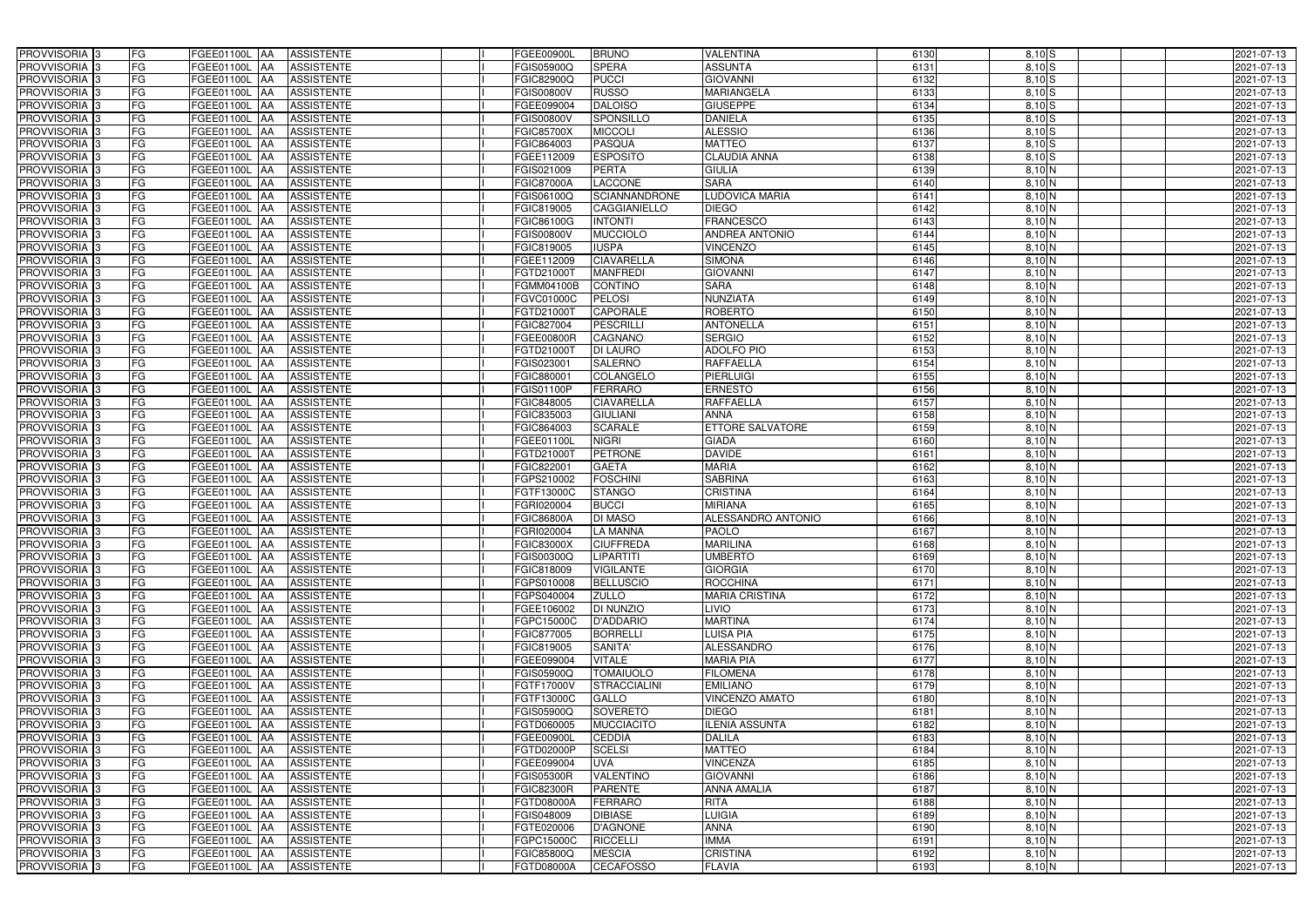| | | | | | | | | | | | | | | |
|---|---|---|---|---|---|---|---|---|---|---|---|---|---|---|
| PROVVISORIA | 3 | FG | FGEE01100L | AA | ASSISTENTE | | I | FGEE00900L | BRUNO | VALENTINA | 6130 | 8,10 | S | 2021-07-13 |
| PROVVISORIA | 3 | FG | FGEE01100L | AA | ASSISTENTE | | I | FGIS05900Q | SPERA | ASSUNTA | 6131 | 8,10 | S | 2021-07-13 |
| PROVVISORIA | 3 | FG | FGEE01100L | AA | ASSISTENTE | | I | FGIC82900Q | PUCCI | GIOVANNI | 6132 | 8,10 | S | 2021-07-13 |
| PROVVISORIA | 3 | FG | FGEE01100L | AA | ASSISTENTE | | I | FGIS00800V | RUSSO | MARIANGELA | 6133 | 8,10 | S | 2021-07-13 |
| PROVVISORIA | 3 | FG | FGEE01100L | AA | ASSISTENTE | | I | FGEE099004 | DALOISO | GIUSEPPE | 6134 | 8,10 | S | 2021-07-13 |
| PROVVISORIA | 3 | FG | FGEE01100L | AA | ASSISTENTE | | I | FGIS00800V | SPONSILLO | DANIELA | 6135 | 8,10 | S | 2021-07-13 |
| PROVVISORIA | 3 | FG | FGEE01100L | AA | ASSISTENTE | | I | FGIC85700X | MICCOLI | ALESSIO | 6136 | 8,10 | S | 2021-07-13 |
| PROVVISORIA | 3 | FG | FGEE01100L | AA | ASSISTENTE | | I | FGIC864003 | PASQUA | MATTEO | 6137 | 8,10 | S | 2021-07-13 |
| PROVVISORIA | 3 | FG | FGEE01100L | AA | ASSISTENTE | | I | FGEE112009 | ESPOSITO | CLAUDIA ANNA | 6138 | 8,10 | S | 2021-07-13 |
| PROVVISORIA | 3 | FG | FGEE01100L | AA | ASSISTENTE | | I | FGIS021009 | PERTA | GIULIA | 6139 | 8,10 | N | 2021-07-13 |
| PROVVISORIA | 3 | FG | FGEE01100L | AA | ASSISTENTE | | I | FGIC87000A | LACCONE | SARA | 6140 | 8,10 | N | 2021-07-13 |
| PROVVISORIA | 3 | FG | FGEE01100L | AA | ASSISTENTE | | I | FGIS06100Q | SCIANNANDRONE | LUDOVICA MARIA | 6141 | 8,10 | N | 2021-07-13 |
| PROVVISORIA | 3 | FG | FGEE01100L | AA | ASSISTENTE | | I | FGIC819005 | CAGGIANIELLO | DIEGO | 6142 | 8,10 | N | 2021-07-13 |
| PROVVISORIA | 3 | FG | FGEE01100L | AA | ASSISTENTE | | I | FGIC86100G | INTONTI | FRANCESCO | 6143 | 8,10 | N | 2021-07-13 |
| PROVVISORIA | 3 | FG | FGEE01100L | AA | ASSISTENTE | | I | FGIS00800V | MUCCIOLO | ANDREA ANTONIO | 6144 | 8,10 | N | 2021-07-13 |
| PROVVISORIA | 3 | FG | FGEE01100L | AA | ASSISTENTE | | I | FGIC819005 | IUSPA | VINCENZO | 6145 | 8,10 | N | 2021-07-13 |
| PROVVISORIA | 3 | FG | FGEE01100L | AA | ASSISTENTE | | I | FGEE112009 | CIAVARELLA | SIMONA | 6146 | 8,10 | N | 2021-07-13 |
| PROVVISORIA | 3 | FG | FGEE01100L | AA | ASSISTENTE | | I | FGTD21000T | MANFREDI | GIOVANNI | 6147 | 8,10 | N | 2021-07-13 |
| PROVVISORIA | 3 | FG | FGEE01100L | AA | ASSISTENTE | | I | FGMM04100B | CONTINO | SARA | 6148 | 8,10 | N | 2021-07-13 |
| PROVVISORIA | 3 | FG | FGEE01100L | AA | ASSISTENTE | | I | FGVC01000C | PELOSI | NUNZIATA | 6149 | 8,10 | N | 2021-07-13 |
| PROVVISORIA | 3 | FG | FGEE01100L | AA | ASSISTENTE | | I | FGTD21000T | CAPORALE | ROBERTO | 6150 | 8,10 | N | 2021-07-13 |
| PROVVISORIA | 3 | FG | FGEE01100L | AA | ASSISTENTE | | I | FGIC827004 | PESCRILLI | ANTONELLA | 6151 | 8,10 | N | 2021-07-13 |
| PROVVISORIA | 3 | FG | FGEE01100L | AA | ASSISTENTE | | I | FGEE00800R | CAGNANO | SERGIO | 6152 | 8,10 | N | 2021-07-13 |
| PROVVISORIA | 3 | FG | FGEE01100L | AA | ASSISTENTE | | I | FGTD21000T | DI LAURO | ADOLFO PIO | 6153 | 8,10 | N | 2021-07-13 |
| PROVVISORIA | 3 | FG | FGEE01100L | AA | ASSISTENTE | | I | FGIS023001 | SALERNO | RAFFAELLA | 6154 | 8,10 | N | 2021-07-13 |
| PROVVISORIA | 3 | FG | FGEE01100L | AA | ASSISTENTE | | I | FGIC880001 | COLANGELO | PIERLUIGI | 6155 | 8,10 | N | 2021-07-13 |
| PROVVISORIA | 3 | FG | FGEE01100L | AA | ASSISTENTE | | I | FGIS01100P | FERRARO | ERNESTO | 6156 | 8,10 | N | 2021-07-13 |
| PROVVISORIA | 3 | FG | FGEE01100L | AA | ASSISTENTE | | I | FGIC848005 | CIAVARELLA | RAFFAELLA | 6157 | 8,10 | N | 2021-07-13 |
| PROVVISORIA | 3 | FG | FGEE01100L | AA | ASSISTENTE | | I | FGIC835003 | GIULIANI | ANNA | 6158 | 8,10 | N | 2021-07-13 |
| PROVVISORIA | 3 | FG | FGEE01100L | AA | ASSISTENTE | | I | FGIC864003 | SCARALE | ETTORE SALVATORE | 6159 | 8,10 | N | 2021-07-13 |
| PROVVISORIA | 3 | FG | FGEE01100L | AA | ASSISTENTE | | I | FGEE01100L | NIGRI | GIADA | 6160 | 8,10 | N | 2021-07-13 |
| PROVVISORIA | 3 | FG | FGEE01100L | AA | ASSISTENTE | | I | FGTD21000T | PETRONE | DAVIDE | 6161 | 8,10 | N | 2021-07-13 |
| PROVVISORIA | 3 | FG | FGEE01100L | AA | ASSISTENTE | | I | FGIC822001 | GAETA | MARIA | 6162 | 8,10 | N | 2021-07-13 |
| PROVVISORIA | 3 | FG | FGEE01100L | AA | ASSISTENTE | | I | FGPS210002 | FOSCHINI | SABRINA | 6163 | 8,10 | N | 2021-07-13 |
| PROVVISORIA | 3 | FG | FGEE01100L | AA | ASSISTENTE | | I | FGTF13000C | STANGO | CRISTINA | 6164 | 8,10 | N | 2021-07-13 |
| PROVVISORIA | 3 | FG | FGEE01100L | AA | ASSISTENTE | | I | FGRI020004 | BUCCI | MIRIANA | 6165 | 8,10 | N | 2021-07-13 |
| PROVVISORIA | 3 | FG | FGEE01100L | AA | ASSISTENTE | | I | FGIC86800A | DI MASO | ALESSANDRO ANTONIO | 6166 | 8,10 | N | 2021-07-13 |
| PROVVISORIA | 3 | FG | FGEE01100L | AA | ASSISTENTE | | I | FGRI020004 | LA MANNA | PAOLO | 6167 | 8,10 | N | 2021-07-13 |
| PROVVISORIA | 3 | FG | FGEE01100L | AA | ASSISTENTE | | I | FGIC83000X | CIUFFREDA | MARILINA | 6168 | 8,10 | N | 2021-07-13 |
| PROVVISORIA | 3 | FG | FGEE01100L | AA | ASSISTENTE | | I | FGIS00300Q | LIPARTITI | UMBERTO | 6169 | 8,10 | N | 2021-07-13 |
| PROVVISORIA | 3 | FG | FGEE01100L | AA | ASSISTENTE | | I | FGIC818009 | VIGILANTE | GIORGIA | 6170 | 8,10 | N | 2021-07-13 |
| PROVVISORIA | 3 | FG | FGEE01100L | AA | ASSISTENTE | | I | FGPS010008 | BELLUSCIO | ROCCHINA | 6171 | 8,10 | N | 2021-07-13 |
| PROVVISORIA | 3 | FG | FGEE01100L | AA | ASSISTENTE | | I | FGPS040004 | ZULLO | MARIA CRISTINA | 6172 | 8,10 | N | 2021-07-13 |
| PROVVISORIA | 3 | FG | FGEE01100L | AA | ASSISTENTE | | I | FGEE106002 | DI NUNZIO | LIVIO | 6173 | 8,10 | N | 2021-07-13 |
| PROVVISORIA | 3 | FG | FGEE01100L | AA | ASSISTENTE | | I | FGPC15000C | D'ADDARIO | MARTINA | 6174 | 8,10 | N | 2021-07-13 |
| PROVVISORIA | 3 | FG | FGEE01100L | AA | ASSISTENTE | | I | FGIC877005 | BORRELLI | LUISA PIA | 6175 | 8,10 | N | 2021-07-13 |
| PROVVISORIA | 3 | FG | FGEE01100L | AA | ASSISTENTE | | I | FGIC819005 | SANITA' | ALESSANDRO | 6176 | 8,10 | N | 2021-07-13 |
| PROVVISORIA | 3 | FG | FGEE01100L | AA | ASSISTENTE | | I | FGEE099004 | VITALE | MARIA PIA | 6177 | 8,10 | N | 2021-07-13 |
| PROVVISORIA | 3 | FG | FGEE01100L | AA | ASSISTENTE | | I | FGIS05900Q | TOMAIUOLO | FILOMENA | 6178 | 8,10 | N | 2021-07-13 |
| PROVVISORIA | 3 | FG | FGEE01100L | AA | ASSISTENTE | | I | FGTF17000V | STRACCIALINI | EMILIANO | 6179 | 8,10 | N | 2021-07-13 |
| PROVVISORIA | 3 | FG | FGEE01100L | AA | ASSISTENTE | | I | FGTF13000C | GALLO | VINCENZO AMATO | 6180 | 8,10 | N | 2021-07-13 |
| PROVVISORIA | 3 | FG | FGEE01100L | AA | ASSISTENTE | | I | FGIS05900Q | SOVERETO | DIEGO | 6181 | 8,10 | N | 2021-07-13 |
| PROVVISORIA | 3 | FG | FGEE01100L | AA | ASSISTENTE | | I | FGTD060005 | MUCCIACITO | ILENIA ASSUNTA | 6182 | 8,10 | N | 2021-07-13 |
| PROVVISORIA | 3 | FG | FGEE01100L | AA | ASSISTENTE | | I | FGEE00900L | CEDDIA | DALILA | 6183 | 8,10 | N | 2021-07-13 |
| PROVVISORIA | 3 | FG | FGEE01100L | AA | ASSISTENTE | | I | FGTD02000P | SCELSI | MATTEO | 6184 | 8,10 | N | 2021-07-13 |
| PROVVISORIA | 3 | FG | FGEE01100L | AA | ASSISTENTE | | I | FGEE099004 | UVA | VINCENZA | 6185 | 8,10 | N | 2021-07-13 |
| PROVVISORIA | 3 | FG | FGEE01100L | AA | ASSISTENTE | | I | FGIS05300R | VALENTINO | GIOVANNI | 6186 | 8,10 | N | 2021-07-13 |
| PROVVISORIA | 3 | FG | FGEE01100L | AA | ASSISTENTE | | I | FGIC82300R | PARENTE | ANNA AMALIA | 6187 | 8,10 | N | 2021-07-13 |
| PROVVISORIA | 3 | FG | FGEE01100L | AA | ASSISTENTE | | I | FGTD08000A | FERRARO | RITA | 6188 | 8,10 | N | 2021-07-13 |
| PROVVISORIA | 3 | FG | FGEE01100L | AA | ASSISTENTE | | I | FGIS048009 | DIBIASE | LUIGIA | 6189 | 8,10 | N | 2021-07-13 |
| PROVVISORIA | 3 | FG | FGEE01100L | AA | ASSISTENTE | | I | FGTE020006 | D'AGNONE | ANNA | 6190 | 8,10 | N | 2021-07-13 |
| PROVVISORIA | 3 | FG | FGEE01100L | AA | ASSISTENTE | | I | FGPC15000C | RICCELLI | IMMA | 6191 | 8,10 | N | 2021-07-13 |
| PROVVISORIA | 3 | FG | FGEE01100L | AA | ASSISTENTE | | I | FGIC85800Q | MESCIA | CRISTINA | 6192 | 8,10 | N | 2021-07-13 |
| PROVVISORIA | 3 | FG | FGEE01100L | AA | ASSISTENTE | | I | FGTD08000A | CECAFOSSO | FLAVIA | 6193 | 8,10 | N | 2021-07-13 |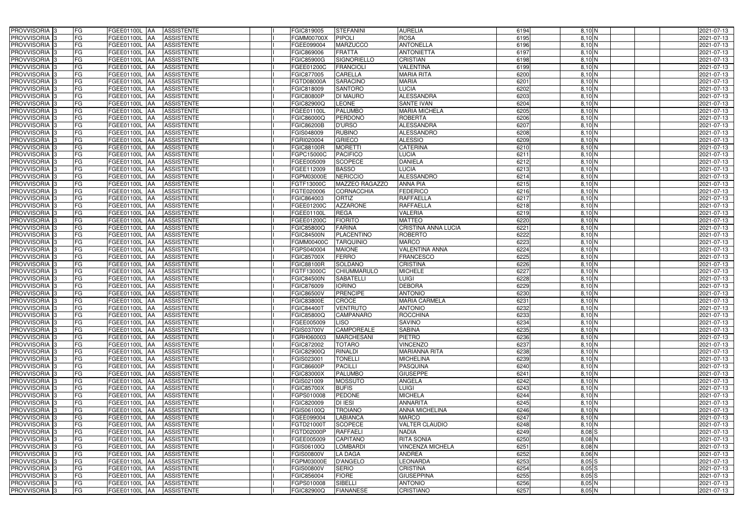| | | | | | | | | | | | | | | |
|---|---|---|---|---|---|---|---|---|---|---|---|---|---|---|
| PROVVISORIA 3 | FG | FGEE01100L AA | ASSISTENTE | | I | FGIC819005 | STEFANINI | AURELIA | 6194 | 8,10 N | | | | 2021-07-13 |
| PROVVISORIA 3 | FG | FGEE01100L AA | ASSISTENTE | | I | FGMM00700X | PIPOLI | ROSA | 6195 | 8,10 N | | | | 2021-07-13 |
| PROVVISORIA 3 | FG | FGEE01100L AA | ASSISTENTE | | I | FGEE099004 | MARZUCCO | ANTONELLA | 6196 | 8,10 N | | | | 2021-07-13 |
| PROVVISORIA 3 | FG | FGEE01100L AA | ASSISTENTE | | I | FGIC869006 | FRATTA | ANTONIETTA | 6197 | 8,10 N | | | | 2021-07-13 |
| PROVVISORIA 3 | FG | FGEE01100L AA | ASSISTENTE | | I | FGIC85900G | SIGNORIELLO | CRISTIAN | 6198 | 8,10 N | | | | 2021-07-13 |
| PROVVISORIA 3 | FG | FGEE01100L AA | ASSISTENTE | | I | FGEE01200C | FRANCIOLI | VALENTINA | 6199 | 8,10 N | | | | 2021-07-13 |
| PROVVISORIA 3 | FG | FGEE01100L AA | ASSISTENTE | | I | FGIC877005 | CARELLA | MARIA RITA | 6200 | 8,10 N | | | | 2021-07-13 |
| PROVVISORIA 3 | FG | FGEE01100L AA | ASSISTENTE | | I | FGTD08000A | SARACINO | MARIA | 6201 | 8,10 N | | | | 2021-07-13 |
| PROVVISORIA 3 | FG | FGEE01100L AA | ASSISTENTE | | I | FGIC818009 | SANTORO | LUCIA | 6202 | 8,10 N | | | | 2021-07-13 |
| PROVVISORIA 3 | FG | FGEE01100L AA | ASSISTENTE | | I | FGIC80800P | DI MAURO | ALESSANDRA | 6203 | 8,10 N | | | | 2021-07-13 |
| PROVVISORIA 3 | FG | FGEE01100L AA | ASSISTENTE | | I | FGIC82900Q | LEONE | SANTE IVAN | 6204 | 8,10 N | | | | 2021-07-13 |
| PROVVISORIA 3 | FG | FGEE01100L AA | ASSISTENTE | | I | FGEE01100L | PALUMBO | MARIA MICHELA | 6205 | 8,10 N | | | | 2021-07-13 |
| PROVVISORIA 3 | FG | FGEE01100L AA | ASSISTENTE | | I | FGIC86000Q | PERDONÒ | ROBERTA | 6206 | 8,10 N | | | | 2021-07-13 |
| PROVVISORIA 3 | FG | FGEE01100L AA | ASSISTENTE | | I | FGIC86200B | D'URSO | ALESSANDRA | 6207 | 8,10 N | | | | 2021-07-13 |
| PROVVISORIA 3 | FG | FGEE01100L AA | ASSISTENTE | | I | FGIS048009 | RUBINO | ALESSANDRO | 6208 | 8,10 N | | | | 2021-07-13 |
| PROVVISORIA 3 | FG | FGEE01100L AA | ASSISTENTE | | I | FGRI020004 | GRIECO | ALESSIO | 6209 | 8,10 N | | | | 2021-07-13 |
| PROVVISORIA 3 | FG | FGEE01100L AA | ASSISTENTE | | I | FGIC88100R | MORETTI | CATERINA | 6210 | 8,10 N | | | | 2021-07-13 |
| PROVVISORIA 3 | FG | FGEE01100L AA | ASSISTENTE | | I | FGPC15000C | PACIFICO | LUCIA | 6211 | 8,10 N | | | | 2021-07-13 |
| PROVVISORIA 3 | FG | FGEE01100L AA | ASSISTENTE | | I | FGEE005009 | SCOPECE | DANIELA | 6212 | 8,10 N | | | | 2021-07-13 |
| PROVVISORIA 3 | FG | FGEE01100L AA | ASSISTENTE | | I | FGEE112009 | BASSO | LUCIA | 6213 | 8,10 N | | | | 2021-07-13 |
| PROVVISORIA 3 | FG | FGEE01100L AA | ASSISTENTE | | I | FGPM03000E | NERICCIO | ALESSANDRO | 6214 | 8,10 N | | | | 2021-07-13 |
| PROVVISORIA 3 | FG | FGEE01100L AA | ASSISTENTE | | I | FGTF13000C | MAZZEO RAGAZZO | ANNA PIA | 6215 | 8,10 N | | | | 2021-07-13 |
| PROVVISORIA 3 | FG | FGEE01100L AA | ASSISTENTE | | I | FGTE020006 | CORNACCHIA | FEDERICO | 6216 | 8,10 N | | | | 2021-07-13 |
| PROVVISORIA 3 | FG | FGEE01100L AA | ASSISTENTE | | I | FGIC864003 | ORTIZ | RAFFAELLA | 6217 | 8,10 N | | | | 2021-07-13 |
| PROVVISORIA 3 | FG | FGEE01100L AA | ASSISTENTE | | I | FGEE01200C | AZZARONE | RAFFAELLA | 6218 | 8,10 N | | | | 2021-07-13 |
| PROVVISORIA 3 | FG | FGEE01100L AA | ASSISTENTE | | I | FGEE01100L | REGA | VALERIA | 6219 | 8,10 N | | | | 2021-07-13 |
| PROVVISORIA 3 | FG | FGEE01100L AA | ASSISTENTE | | I | FGEE01200C | FIORITO | MATTEO | 6220 | 8,10 N | | | | 2021-07-13 |
| PROVVISORIA 3 | FG | FGEE01100L AA | ASSISTENTE | | I | FGIC85800Q | FARINA | CRISTINA ANNA LUCIA | 6221 | 8,10 N | | | | 2021-07-13 |
| PROVVISORIA 3 | FG | FGEE01100L AA | ASSISTENTE | | I | FGIC84500N | PLACENTINO | ROBERTO | 6222 | 8,10 N | | | | 2021-07-13 |
| PROVVISORIA 3 | FG | FGEE01100L AA | ASSISTENTE | | I | FGMM00400C | TARQUINIO | MARCO | 6223 | 8,10 N | | | | 2021-07-13 |
| PROVVISORIA 3 | FG | FGEE01100L AA | ASSISTENTE | | I | FGPS040004 | MAIONE | VALENTINA ANNA | 6224 | 8,10 N | | | | 2021-07-13 |
| PROVVISORIA 3 | FG | FGEE01100L AA | ASSISTENTE | | I | FGIC85700X | FERRO | FRANCESCO | 6225 | 8,10 N | | | | 2021-07-13 |
| PROVVISORIA 3 | FG | FGEE01100L AA | ASSISTENTE | | I | FGIC88100R | SOLDANO | CRISTINA | 6226 | 8,10 N | | | | 2021-07-13 |
| PROVVISORIA 3 | FG | FGEE01100L AA | ASSISTENTE | | I | FGTF13000C | CHIUMMARULO | MICHELE | 6227 | 8,10 N | | | | 2021-07-13 |
| PROVVISORIA 3 | FG | FGEE01100L AA | ASSISTENTE | | I | FGIC84500N | SABATELLI | LUIGI | 6228 | 8,10 N | | | | 2021-07-13 |
| PROVVISORIA 3 | FG | FGEE01100L AA | ASSISTENTE | | I | FGIC876009 | IORINO | DEBORA | 6229 | 8,10 N | | | | 2021-07-13 |
| PROVVISORIA 3 | FG | FGEE01100L AA | ASSISTENTE | | I | FGIC86500V | PRENCIPE | ANTONIO | 6230 | 8,10 N | | | | 2021-07-13 |
| PROVVISORIA 3 | FG | FGEE01100L AA | ASSISTENTE | | I | FGIC83800E | CROCE | MARIA CARMELA | 6231 | 8,10 N | | | | 2021-07-13 |
| PROVVISORIA 3 | FG | FGEE01100L AA | ASSISTENTE | | I | FGIC84400T | VENTRUTO | ANTONIO | 6232 | 8,10 N | | | | 2021-07-13 |
| PROVVISORIA 3 | FG | FGEE01100L AA | ASSISTENTE | | I | FGIC85800Q | CAMPANARO | ROCCHINA | 6233 | 8,10 N | | | | 2021-07-13 |
| PROVVISORIA 3 | FG | FGEE01100L AA | ASSISTENTE | | I | FGEE005009 | LISO | SAVINO | 6234 | 8,10 N | | | | 2021-07-13 |
| PROVVISORIA 3 | FG | FGEE01100L AA | ASSISTENTE | | I | FGIS03700V | CAMPOREALE | SABINA | 6235 | 8,10 N | | | | 2021-07-13 |
| PROVVISORIA 3 | FG | FGEE01100L AA | ASSISTENTE | | I | FGRH060003 | MARCHESANI | PIETRO | 6236 | 8,10 N | | | | 2021-07-13 |
| PROVVISORIA 3 | FG | FGEE01100L AA | ASSISTENTE | | I | FGIC872002 | TOTARO | VINCENZO | 6237 | 8,10 N | | | | 2021-07-13 |
| PROVVISORIA 3 | FG | FGEE01100L AA | ASSISTENTE | | I | FGIC82900Q | RINALDI | MARIANNA RITA | 6238 | 8,10 N | | | | 2021-07-13 |
| PROVVISORIA 3 | FG | FGEE01100L AA | ASSISTENTE | | I | FGIS023001 | TONELLI | MICHELINA | 6239 | 8,10 N | | | | 2021-07-13 |
| PROVVISORIA 3 | FG | FGEE01100L AA | ASSISTENTE | | I | FGIC86600P | PACILLI | PASQUINA | 6240 | 8,10 N | | | | 2021-07-13 |
| PROVVISORIA 3 | FG | FGEE01100L AA | ASSISTENTE | | I | FGIC83000X | PALUMBO | GIUSEPPE | 6241 | 8,10 N | | | | 2021-07-13 |
| PROVVISORIA 3 | FG | FGEE01100L AA | ASSISTENTE | | I | FGIS021009 | MOSSUTO | ANGELA | 6242 | 8,10 N | | | | 2021-07-13 |
| PROVVISORIA 3 | FG | FGEE01100L AA | ASSISTENTE | | I | FGIC85700X | BUFIS | LUIGI | 6243 | 8,10 N | | | | 2021-07-13 |
| PROVVISORIA 3 | FG | FGEE01100L AA | ASSISTENTE | | I | FGPS010008 | PEDONE | MICHELA | 6244 | 8,10 N | | | | 2021-07-13 |
| PROVVISORIA 3 | FG | FGEE01100L AA | ASSISTENTE | | I | FGIC820009 | DI IESI | ANNARITA | 6245 | 8,10 N | | | | 2021-07-13 |
| PROVVISORIA 3 | FG | FGEE01100L AA | ASSISTENTE | | I | FGIS06100Q | TROIANO | ANNA MICHELINA | 6246 | 8,10 N | | | | 2021-07-13 |
| PROVVISORIA 3 | FG | FGEE01100L AA | ASSISTENTE | | I | FGEE099004 | LABIANCA | MARCO | 6247 | 8,10 N | | | | 2021-07-13 |
| PROVVISORIA 3 | FG | FGEE01100L AA | ASSISTENTE | | I | FGTD21000T | SCOPECE | VALTER CLAUDIO | 6248 | 8,10 N | | | | 2021-07-13 |
| PROVVISORIA 3 | FG | FGEE01100L AA | ASSISTENTE | | I | FGTD02000P | RAFFAELI | NADIA | 6249 | 8,08 S | | | | 2021-07-13 |
| PROVVISORIA 3 | FG | FGEE01100L AA | ASSISTENTE | | I | FGEE005009 | CAPITANO | RITA SONIA | 6250 | 8,08 N | | | | 2021-07-13 |
| PROVVISORIA 3 | FG | FGEE01100L AA | ASSISTENTE | | I | FGIS06100Q | LOMBARDI | VINCENZA MICHELA | 6251 | 8,08 N | | | | 2021-07-13 |
| PROVVISORIA 3 | FG | FGEE01100L AA | ASSISTENTE | | I | FGIS00800V | LA DAGA | ANDREA | 6252 | 8,06 N | | | | 2021-07-13 |
| PROVVISORIA 3 | FG | FGEE01100L AA | ASSISTENTE | | I | FGPM03000E | D'ANGELO | LEONARDA | 6253 | 8,05 S | | | | 2021-07-13 |
| PROVVISORIA 3 | FG | FGEE01100L AA | ASSISTENTE | | I | FGIS00800V | SERIO | CRISTINA | 6254 | 8,05 S | | | | 2021-07-13 |
| PROVVISORIA 3 | FG | FGEE01100L AA | ASSISTENTE | | I | FGIC856004 | FIORE | GIUSEPPINA | 6255 | 8,05 S | | | | 2021-07-13 |
| PROVVISORIA 3 | FG | FGEE01100L AA | ASSISTENTE | | I | FGPS010008 | SIBELLI | ANTONIO | 6256 | 8,05 N | | | | 2021-07-13 |
| PROVVISORIA 3 | FG | FGEE01100L AA | ASSISTENTE | | I | FGIC82900Q | FIANANESE | CRISTIANO | 6257 | 8,05 N | | | | 2021-07-13 |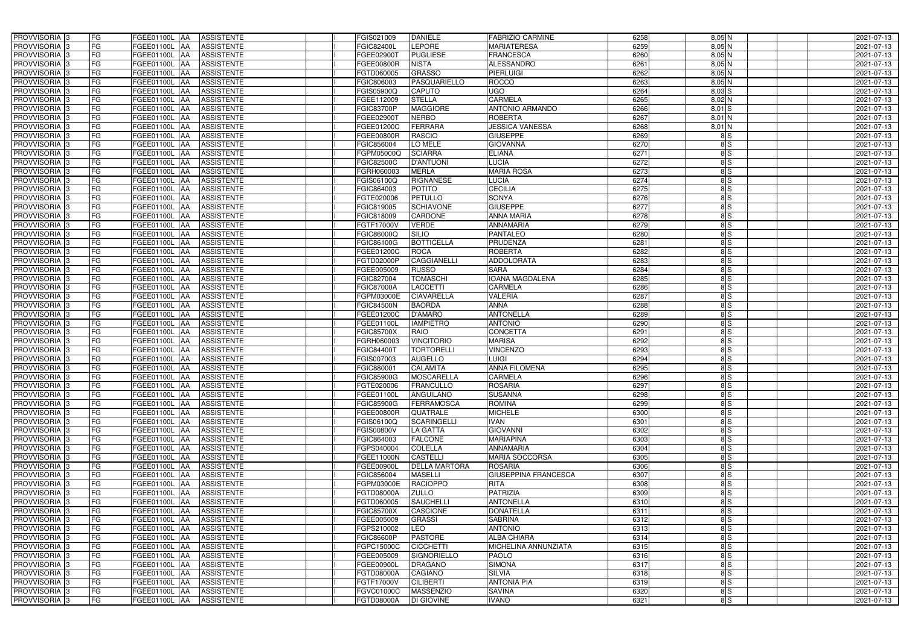| | | | | | | | | | | | | | | | |
|---|---|---|---|---|---|---|---|---|---|---|---|---|---|---|---|
| PROVVISORIA | 3 | FG | FGEE01100L | AA | ASSISTENTE | | I | FGIS021009 | DANIELE | FABRIZIO CARMINE | 6258 | 8,05 | N | | 2021-07-13 |
| PROVVISORIA | 3 | FG | FGEE01100L | AA | ASSISTENTE | | I | FGIC82400L | LEPORE | MARIATERESA | 6259 | 8,05 | N | | 2021-07-13 |
| PROVVISORIA | 3 | FG | FGEE01100L | AA | ASSISTENTE | | I | FGEE02900T | PUGLIESE | FRANCESCA | 6260 | 8,05 | N | | 2021-07-13 |
| PROVVISORIA | 3 | FG | FGEE01100L | AA | ASSISTENTE | | I | FGEE00800R | NISTA | ALESSANDRO | 6261 | 8,05 | N | | 2021-07-13 |
| PROVVISORIA | 3 | FG | FGEE01100L | AA | ASSISTENTE | | I | FGTD060005 | GRASSO | PIERLUIGI | 6262 | 8,05 | N | | 2021-07-13 |
| PROVVISORIA | 3 | FG | FGEE01100L | AA | ASSISTENTE | | I | FGIC806003 | PASQUARIELLO | ROCCO | 6263 | 8,05 | N | | 2021-07-13 |
| PROVVISORIA | 3 | FG | FGEE01100L | AA | ASSISTENTE | | I | FGIS05900Q | CAPUTO | UGO | 6264 | 8,03 | S | | 2021-07-13 |
| PROVVISORIA | 3 | FG | FGEE01100L | AA | ASSISTENTE | | I | FGEE112009 | STELLA | CARMELA | 6265 | 8,02 | N | | 2021-07-13 |
| PROVVISORIA | 3 | FG | FGEE01100L | AA | ASSISTENTE | | I | FGIC83700P | MAGGIORE | ANTONIO ARMANDO | 6266 | 8,01 | S | | 2021-07-13 |
| PROVVISORIA | 3 | FG | FGEE01100L | AA | ASSISTENTE | | I | FGEE02900T | NERBO | ROBERTA | 6267 | 8,01 | N | | 2021-07-13 |
| PROVVISORIA | 3 | FG | FGEE01100L | AA | ASSISTENTE | | I | FGEE01200C | FERRARA | JESSICA VANESSA | 6268 | 8,01 | N | | 2021-07-13 |
| PROVVISORIA | 3 | FG | FGEE01100L | AA | ASSISTENTE | | I | FGEE00800R | RASCIO | GIUSEPPE | 6269 | 8 | S | | 2021-07-13 |
| PROVVISORIA | 3 | FG | FGEE01100L | AA | ASSISTENTE | | I | FGIC856004 | LO MELE | GIOVANNA | 6270 | 8 | S | | 2021-07-13 |
| PROVVISORIA | 3 | FG | FGEE01100L | AA | ASSISTENTE | | I | FGPM05000Q | SCIARRA | ELIANA | 6271 | 8 | S | | 2021-07-13 |
| PROVVISORIA | 3 | FG | FGEE01100L | AA | ASSISTENTE | | I | FGIC82500C | D'ANTUONI | LUCIA | 6272 | 8 | S | | 2021-07-13 |
| PROVVISORIA | 3 | FG | FGEE01100L | AA | ASSISTENTE | | I | FGRH060003 | MERLA | MARIA ROSA | 6273 | 8 | S | | 2021-07-13 |
| PROVVISORIA | 3 | FG | FGEE01100L | AA | ASSISTENTE | | I | FGIS06100Q | RIGNANESE | LUCIA | 6274 | 8 | S | | 2021-07-13 |
| PROVVISORIA | 3 | FG | FGEE01100L | AA | ASSISTENTE | | I | FGIC864003 | POTITO | CECILIA | 6275 | 8 | S | | 2021-07-13 |
| PROVVISORIA | 3 | FG | FGEE01100L | AA | ASSISTENTE | | I | FGTE020006 | PETULLO | SONYA | 6276 | 8 | S | | 2021-07-13 |
| PROVVISORIA | 3 | FG | FGEE01100L | AA | ASSISTENTE | | I | FGIC819005 | SCHIAVONE | GIUSEPPE | 6277 | 8 | S | | 2021-07-13 |
| PROVVISORIA | 3 | FG | FGEE01100L | AA | ASSISTENTE | | I | FGIC818009 | CARDONE | ANNA MARIA | 6278 | 8 | S | | 2021-07-13 |
| PROVVISORIA | 3 | FG | FGEE01100L | AA | ASSISTENTE | | I | FGTF17000V | VERDE | ANNAMARIA | 6279 | 8 | S | | 2021-07-13 |
| PROVVISORIA | 3 | FG | FGEE01100L | AA | ASSISTENTE | | I | FGIC86000Q | SILIO | PANTALEO | 6280 | 8 | S | | 2021-07-13 |
| PROVVISORIA | 3 | FG | FGEE01100L | AA | ASSISTENTE | | I | FGIC86100G | BOTTICELLA | PRUDENZA | 6281 | 8 | S | | 2021-07-13 |
| PROVVISORIA | 3 | FG | FGEE01100L | AA | ASSISTENTE | | I | FGEE01200C | ROCA | ROBERTA | 6282 | 8 | S | | 2021-07-13 |
| PROVVISORIA | 3 | FG | FGEE01100L | AA | ASSISTENTE | | I | FGTD02000P | CAGGIANELLI | ADDOLORATA | 6283 | 8 | S | | 2021-07-13 |
| PROVVISORIA | 3 | FG | FGEE01100L | AA | ASSISTENTE | | I | FGEE005009 | RUSSO | SARA | 6284 | 8 | S | | 2021-07-13 |
| PROVVISORIA | 3 | FG | FGEE01100L | AA | ASSISTENTE | | I | FGIC827004 | TOMASCHI | IOANA MAGDALENA | 6285 | 8 | S | | 2021-07-13 |
| PROVVISORIA | 3 | FG | FGEE01100L | AA | ASSISTENTE | | I | FGIC87000A | LACCETTI | CARMELA | 6286 | 8 | S | | 2021-07-13 |
| PROVVISORIA | 3 | FG | FGEE01100L | AA | ASSISTENTE | | I | FGPM03000E | CIAVARELLA | VALERIA | 6287 | 8 | S | | 2021-07-13 |
| PROVVISORIA | 3 | FG | FGEE01100L | AA | ASSISTENTE | | I | FGIC84500N | BAORDA | ANNA | 6288 | 8 | S | | 2021-07-13 |
| PROVVISORIA | 3 | FG | FGEE01100L | AA | ASSISTENTE | | I | FGEE01200C | D'AMARO | ANTONELLA | 6289 | 8 | S | | 2021-07-13 |
| PROVVISORIA | 3 | FG | FGEE01100L | AA | ASSISTENTE | | I | FGEE01100L | IAMPIETRO | ANTONIO | 6290 | 8 | S | | 2021-07-13 |
| PROVVISORIA | 3 | FG | FGEE01100L | AA | ASSISTENTE | | I | FGIC85700X | RAIO | CONCETTA | 6291 | 8 | S | | 2021-07-13 |
| PROVVISORIA | 3 | FG | FGEE01100L | AA | ASSISTENTE | | I | FGRH060003 | VINCITORIO | MARISA | 6292 | 8 | S | | 2021-07-13 |
| PROVVISORIA | 3 | FG | FGEE01100L | AA | ASSISTENTE | | I | FGIC84400T | TORTORELLI | VINCENZO | 6293 | 8 | S | | 2021-07-13 |
| PROVVISORIA | 3 | FG | FGEE01100L | AA | ASSISTENTE | | I | FGIS007003 | AUGELLO | LUIGI | 6294 | 8 | S | | 2021-07-13 |
| PROVVISORIA | 3 | FG | FGEE01100L | AA | ASSISTENTE | | I | FGIC880001 | CALAMITA | ANNA FILOMENA | 6295 | 8 | S | | 2021-07-13 |
| PROVVISORIA | 3 | FG | FGEE01100L | AA | ASSISTENTE | | I | FGIC85900G | MOSCARELLA | CARMELA | 6296 | 8 | S | | 2021-07-13 |
| PROVVISORIA | 3 | FG | FGEE01100L | AA | ASSISTENTE | | I | FGTE020006 | FRANCULLO | ROSARIA | 6297 | 8 | S | | 2021-07-13 |
| PROVVISORIA | 3 | FG | FGEE01100L | AA | ASSISTENTE | | I | FGEE01100L | ANGUILANO | SUSANNA | 6298 | 8 | S | | 2021-07-13 |
| PROVVISORIA | 3 | FG | FGEE01100L | AA | ASSISTENTE | | I | FGIC85900G | FERRAMOSCA | ROMINA | 6299 | 8 | S | | 2021-07-13 |
| PROVVISORIA | 3 | FG | FGEE01100L | AA | ASSISTENTE | | I | FGEE00800R | QUATRALE | MICHELE | 6300 | 8 | S | | 2021-07-13 |
| PROVVISORIA | 3 | FG | FGEE01100L | AA | ASSISTENTE | | I | FGIS06100Q | SCARINGELLI | IVAN | 6301 | 8 | S | | 2021-07-13 |
| PROVVISORIA | 3 | FG | FGEE01100L | AA | ASSISTENTE | | I | FGIS00800V | LA GATTA | GIOVANNI | 6302 | 8 | S | | 2021-07-13 |
| PROVVISORIA | 3 | FG | FGEE01100L | AA | ASSISTENTE | | I | FGIC864003 | FALCONE | MARIAPINA | 6303 | 8 | S | | 2021-07-13 |
| PROVVISORIA | 3 | FG | FGEE01100L | AA | ASSISTENTE | | I | FGPS040004 | COLELLA | ANNAMARIA | 6304 | 8 | S | | 2021-07-13 |
| PROVVISORIA | 3 | FG | FGEE01100L | AA | ASSISTENTE | | I | FGEE11000N | CASTELLI | MARIA SOCCORSA | 6305 | 8 | S | | 2021-07-13 |
| PROVVISORIA | 3 | FG | FGEE01100L | AA | ASSISTENTE | | I | FGEE00900L | DELLA MARTORA | ROSARIA | 6306 | 8 | S | | 2021-07-13 |
| PROVVISORIA | 3 | FG | FGEE01100L | AA | ASSISTENTE | | I | FGIC856004 | MASELLI | GIUSEPPINA FRANCESCA | 6307 | 8 | S | | 2021-07-13 |
| PROVVISORIA | 3 | FG | FGEE01100L | AA | ASSISTENTE | | I | FGPM03000E | RACIOPPO | RITA | 6308 | 8 | S | | 2021-07-13 |
| PROVVISORIA | 3 | FG | FGEE01100L | AA | ASSISTENTE | | I | FGTD08000A | ZULLO | PATRIZIA | 6309 | 8 | S | | 2021-07-13 |
| PROVVISORIA | 3 | FG | FGEE01100L | AA | ASSISTENTE | | I | FGTD060005 | SAUCHELLI | ANTONELLA | 6310 | 8 | S | | 2021-07-13 |
| PROVVISORIA | 3 | FG | FGEE01100L | AA | ASSISTENTE | | I | FGIC85700X | CASCIONE | DONATELLA | 6311 | 8 | S | | 2021-07-13 |
| PROVVISORIA | 3 | FG | FGEE01100L | AA | ASSISTENTE | | I | FGEE005009 | GRASSI | SABRINA | 6312 | 8 | S | | 2021-07-13 |
| PROVVISORIA | 3 | FG | FGEE01100L | AA | ASSISTENTE | | I | FGPS210002 | LEO | ANTONIO | 6313 | 8 | S | | 2021-07-13 |
| PROVVISORIA | 3 | FG | FGEE01100L | AA | ASSISTENTE | | I | FGIC86600P | PASTORE | ALBA CHIARA | 6314 | 8 | S | | 2021-07-13 |
| PROVVISORIA | 3 | FG | FGEE01100L | AA | ASSISTENTE | | I | FGPC15000C | CICCHETTI | MICHELINA ANNUNZIATA | 6315 | 8 | S | | 2021-07-13 |
| PROVVISORIA | 3 | FG | FGEE01100L | AA | ASSISTENTE | | I | FGEE005009 | SIGNORIELLO | PAOLO | 6316 | 8 | S | | 2021-07-13 |
| PROVVISORIA | 3 | FG | FGEE01100L | AA | ASSISTENTE | | I | FGEE00900L | DRAGANO | SIMONA | 6317 | 8 | S | | 2021-07-13 |
| PROVVISORIA | 3 | FG | FGEE01100L | AA | ASSISTENTE | | I | FGTD08000A | CAGIANO | SILVIA | 6318 | 8 | S | | 2021-07-13 |
| PROVVISORIA | 3 | FG | FGEE01100L | AA | ASSISTENTE | | I | FGTF17000V | CILIBERTI | ANTONIA PIA | 6319 | 8 | S | | 2021-07-13 |
| PROVVISORIA | 3 | FG | FGEE01100L | AA | ASSISTENTE | | I | FGVC01000C | MASSENZIO | SAVINA | 6320 | 8 | S | | 2021-07-13 |
| PROVVISORIA | 3 | FG | FGEE01100L | AA | ASSISTENTE | | I | FGTD08000A | DI GIOVINE | IVANO | 6321 | 8 | S | | 2021-07-13 |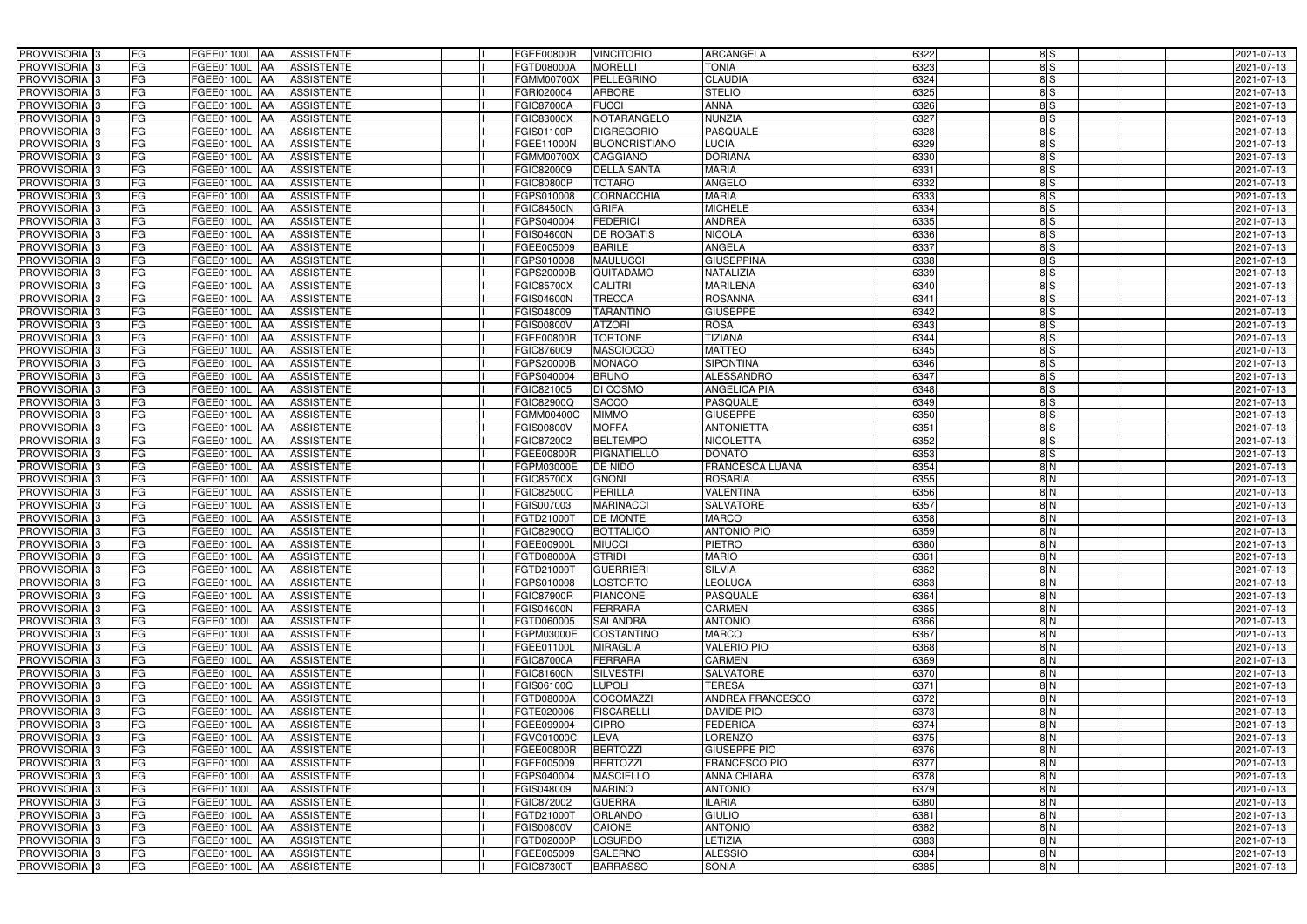| PROVVISORIA | 3 | FG | FGEE01100L | AA | ASSISTENTE | | I | FGEE00800R | VINCITORIO | ARCANGELA | 6322 | 8 | S | | | 2021-07-13 |
|---|---|---|---|---|---|---|---|---|---|---|---|---|---|---|---|---|
| PROVVISORIA | 3 | FG | FGEE01100L | AA | ASSISTENTE | | I | FGTD08000A | MORELLI | TONIA | 6323 | 8 | S | | | 2021-07-13 |
| PROVVISORIA | 3 | FG | FGEE01100L | AA | ASSISTENTE | | I | FGMM00700X | PELLEGRINO | CLAUDIA | 6324 | 8 | S | | | 2021-07-13 |
| PROVVISORIA | 3 | FG | FGEE01100L | AA | ASSISTENTE | | I | FGRI020004 | ARBORE | STELIO | 6325 | 8 | S | | | 2021-07-13 |
| PROVVISORIA | 3 | FG | FGEE01100L | AA | ASSISTENTE | | I | FGIC87000A | FUCCI | ANNA | 6326 | 8 | S | | | 2021-07-13 |
| PROVVISORIA | 3 | FG | FGEE01100L | AA | ASSISTENTE | | I | FGIC83000X | NOTARANGELO | NUNZIA | 6327 | 8 | S | | | 2021-07-13 |
| PROVVISORIA | 3 | FG | FGEE01100L | AA | ASSISTENTE | | I | FGIS01100P | DIGREGORIO | PASQUALE | 6328 | 8 | S | | | 2021-07-13 |
| PROVVISORIA | 3 | FG | FGEE01100L | AA | ASSISTENTE | | I | FGEE11000N | BUONCRISTIANO | LUCIA | 6329 | 8 | S | | | 2021-07-13 |
| PROVVISORIA | 3 | FG | FGEE01100L | AA | ASSISTENTE | | I | FGMM00700X | CAGGIANO | DORIANA | 6330 | 8 | S | | | 2021-07-13 |
| PROVVISORIA | 3 | FG | FGEE01100L | AA | ASSISTENTE | | I | FGIC820009 | DELLA SANTA | MARIA | 6331 | 8 | S | | | 2021-07-13 |
| PROVVISORIA | 3 | FG | FGEE01100L | AA | ASSISTENTE | | I | FGIC80800P | TOTARO | ANGELO | 6332 | 8 | S | | | 2021-07-13 |
| PROVVISORIA | 3 | FG | FGEE01100L | AA | ASSISTENTE | | I | FGPS010008 | CORNACCHIA | MARIA | 6333 | 8 | S | | | 2021-07-13 |
| PROVVISORIA | 3 | FG | FGEE01100L | AA | ASSISTENTE | | I | FGIC84500N | GRIFA | MICHELE | 6334 | 8 | S | | | 2021-07-13 |
| PROVVISORIA | 3 | FG | FGEE01100L | AA | ASSISTENTE | | I | FGPS040004 | FEDERICI | ANDREA | 6335 | 8 | S | | | 2021-07-13 |
| PROVVISORIA | 3 | FG | FGEE01100L | AA | ASSISTENTE | | I | FGIS04600N | DE ROGATIS | NICOLA | 6336 | 8 | S | | | 2021-07-13 |
| PROVVISORIA | 3 | FG | FGEE01100L | AA | ASSISTENTE | | I | FGEE005009 | BARILE | ANGELA | 6337 | 8 | S | | | 2021-07-13 |
| PROVVISORIA | 3 | FG | FGEE01100L | AA | ASSISTENTE | | I | FGPS010008 | MAULUCCI | GIUSEPPINA | 6338 | 8 | S | | | 2021-07-13 |
| PROVVISORIA | 3 | FG | FGEE01100L | AA | ASSISTENTE | | I | FGPS20000B | QUITADAMO | NATALIZIA | 6339 | 8 | S | | | 2021-07-13 |
| PROVVISORIA | 3 | FG | FGEE01100L | AA | ASSISTENTE | | I | FGIC85700X | CALITRI | MARILENA | 6340 | 8 | S | | | 2021-07-13 |
| PROVVISORIA | 3 | FG | FGEE01100L | AA | ASSISTENTE | | I | FGIS04600N | TRECCA | ROSANNA | 6341 | 8 | S | | | 2021-07-13 |
| PROVVISORIA | 3 | FG | FGEE01100L | AA | ASSISTENTE | | I | FGIS048009 | TARANTINO | GIUSEPPE | 6342 | 8 | S | | | 2021-07-13 |
| PROVVISORIA | 3 | FG | FGEE01100L | AA | ASSISTENTE | | I | FGIS00800V | ATZORI | ROSA | 6343 | 8 | S | | | 2021-07-13 |
| PROVVISORIA | 3 | FG | FGEE01100L | AA | ASSISTENTE | | I | FGEE00800R | TORTONE | TIZIANA | 6344 | 8 | S | | | 2021-07-13 |
| PROVVISORIA | 3 | FG | FGEE01100L | AA | ASSISTENTE | | I | FGIC876009 | MASCIOCCO | MATTEO | 6345 | 8 | S | | | 2021-07-13 |
| PROVVISORIA | 3 | FG | FGEE01100L | AA | ASSISTENTE | | I | FGPS20000B | MONACO | SIPONTINA | 6346 | 8 | S | | | 2021-07-13 |
| PROVVISORIA | 3 | FG | FGEE01100L | AA | ASSISTENTE | | I | FGPS040004 | BRUNO | ALESSANDRO | 6347 | 8 | S | | | 2021-07-13 |
| PROVVISORIA | 3 | FG | FGEE01100L | AA | ASSISTENTE | | I | FGIC821005 | DI COSMO | ANGELICA PIA | 6348 | 8 | S | | | 2021-07-13 |
| PROVVISORIA | 3 | FG | FGEE01100L | AA | ASSISTENTE | | I | FGIC82900Q | SACCO | PASQUALE | 6349 | 8 | S | | | 2021-07-13 |
| PROVVISORIA | 3 | FG | FGEE01100L | AA | ASSISTENTE | | I | FGMM00400C | MIMMO | GIUSEPPE | 6350 | 8 | S | | | 2021-07-13 |
| PROVVISORIA | 3 | FG | FGEE01100L | AA | ASSISTENTE | | I | FGIS00800V | MOFFA | ANTONIETTA | 6351 | 8 | S | | | 2021-07-13 |
| PROVVISORIA | 3 | FG | FGEE01100L | AA | ASSISTENTE | | I | FGIC872002 | BELTEMPO | NICOLETTA | 6352 | 8 | S | | | 2021-07-13 |
| PROVVISORIA | 3 | FG | FGEE01100L | AA | ASSISTENTE | | I | FGEE00800R | PIGNATIELLO | DONATO | 6353 | 8 | S | | | 2021-07-13 |
| PROVVISORIA | 3 | FG | FGEE01100L | AA | ASSISTENTE | | I | FGPM03000E | DE NIDO | FRANCESCA LUANA | 6354 | 8 | N | | | 2021-07-13 |
| PROVVISORIA | 3 | FG | FGEE01100L | AA | ASSISTENTE | | I | FGIC85700X | GNONI | ROSARIA | 6355 | 8 | N | | | 2021-07-13 |
| PROVVISORIA | 3 | FG | FGEE01100L | AA | ASSISTENTE | | I | FGIC82500C | PERILLA | VALENTINA | 6356 | 8 | N | | | 2021-07-13 |
| PROVVISORIA | 3 | FG | FGEE01100L | AA | ASSISTENTE | | I | FGIS007003 | MARINACCI | SALVATORE | 6357 | 8 | N | | | 2021-07-13 |
| PROVVISORIA | 3 | FG | FGEE01100L | AA | ASSISTENTE | | I | FGTD21000T | DE MONTE | MARCO | 6358 | 8 | N | | | 2021-07-13 |
| PROVVISORIA | 3 | FG | FGEE01100L | AA | ASSISTENTE | | I | FGIC82900Q | BOTTALICO | ANTONIO PIO | 6359 | 8 | N | | | 2021-07-13 |
| PROVVISORIA | 3 | FG | FGEE01100L | AA | ASSISTENTE | | I | FGEE00900L | MIUCCI | PIETRO | 6360 | 8 | N | | | 2021-07-13 |
| PROVVISORIA | 3 | FG | FGEE01100L | AA | ASSISTENTE | | I | FGTD08000A | STRIDI | MARIO | 6361 | 8 | N | | | 2021-07-13 |
| PROVVISORIA | 3 | FG | FGEE01100L | AA | ASSISTENTE | | I | FGTD21000T | GUERRIERI | SILVIA | 6362 | 8 | N | | | 2021-07-13 |
| PROVVISORIA | 3 | FG | FGEE01100L | AA | ASSISTENTE | | I | FGPS010008 | LOSTORTO | LEOLUCA | 6363 | 8 | N | | | 2021-07-13 |
| PROVVISORIA | 3 | FG | FGEE01100L | AA | ASSISTENTE | | I | FGIC87900R | PIANCONE | PASQUALE | 6364 | 8 | N | | | 2021-07-13 |
| PROVVISORIA | 3 | FG | FGEE01100L | AA | ASSISTENTE | | I | FGIS04600N | FERRARA | CARMEN | 6365 | 8 | N | | | 2021-07-13 |
| PROVVISORIA | 3 | FG | FGEE01100L | AA | ASSISTENTE | | I | FGTD060005 | SALANDRA | ANTONIO | 6366 | 8 | N | | | 2021-07-13 |
| PROVVISORIA | 3 | FG | FGEE01100L | AA | ASSISTENTE | | I | FGPM03000E | COSTANTINO | MARCO | 6367 | 8 | N | | | 2021-07-13 |
| PROVVISORIA | 3 | FG | FGEE01100L | AA | ASSISTENTE | | I | FGEE01100L | MIRAGLIA | VALERIO PIO | 6368 | 8 | N | | | 2021-07-13 |
| PROVVISORIA | 3 | FG | FGEE01100L | AA | ASSISTENTE | | I | FGIC87000A | FERRARA | CARMEN | 6369 | 8 | N | | | 2021-07-13 |
| PROVVISORIA | 3 | FG | FGEE01100L | AA | ASSISTENTE | | I | FGIC81600N | SILVESTRI | SALVATORE | 6370 | 8 | N | | | 2021-07-13 |
| PROVVISORIA | 3 | FG | FGEE01100L | AA | ASSISTENTE | | I | FGIS06100Q | LUPOLI | TERESA | 6371 | 8 | N | | | 2021-07-13 |
| PROVVISORIA | 3 | FG | FGEE01100L | AA | ASSISTENTE | | I | FGTD08000A | COCOMAZZI | ANDREA FRANCESCO | 6372 | 8 | N | | | 2021-07-13 |
| PROVVISORIA | 3 | FG | FGEE01100L | AA | ASSISTENTE | | I | FGTE020006 | FISCARELLI | DAVIDE PIO | 6373 | 8 | N | | | 2021-07-13 |
| PROVVISORIA | 3 | FG | FGEE01100L | AA | ASSISTENTE | | I | FGEE099004 | CIPRO | FEDERICA | 6374 | 8 | N | | | 2021-07-13 |
| PROVVISORIA | 3 | FG | FGEE01100L | AA | ASSISTENTE | | I | FGVC01000C | LEVA | LORENZO | 6375 | 8 | N | | | 2021-07-13 |
| PROVVISORIA | 3 | FG | FGEE01100L | AA | ASSISTENTE | | I | FGEE00800R | BERTOZZI | GIUSEPPE PIO | 6376 | 8 | N | | | 2021-07-13 |
| PROVVISORIA | 3 | FG | FGEE01100L | AA | ASSISTENTE | | I | FGEE005009 | BERTOZZI | FRANCESCO PIO | 6377 | 8 | N | | | 2021-07-13 |
| PROVVISORIA | 3 | FG | FGEE01100L | AA | ASSISTENTE | | I | FGPS040004 | MASCIELLO | ANNA CHIARA | 6378 | 8 | N | | | 2021-07-13 |
| PROVVISORIA | 3 | FG | FGEE01100L | AA | ASSISTENTE | | I | FGIS048009 | MARINO | ANTONIO | 6379 | 8 | N | | | 2021-07-13 |
| PROVVISORIA | 3 | FG | FGEE01100L | AA | ASSISTENTE | | I | FGIC872002 | GUERRA | ILARIA | 6380 | 8 | N | | | 2021-07-13 |
| PROVVISORIA | 3 | FG | FGEE01100L | AA | ASSISTENTE | | I | FGTD21000T | ORLANDO | GIULIO | 6381 | 8 | N | | | 2021-07-13 |
| PROVVISORIA | 3 | FG | FGEE01100L | AA | ASSISTENTE | | I | FGIS00800V | CAIONE | ANTONIO | 6382 | 8 | N | | | 2021-07-13 |
| PROVVISORIA | 3 | FG | FGEE01100L | AA | ASSISTENTE | | I | FGTD02000P | LOSURDO | LETIZIA | 6383 | 8 | N | | | 2021-07-13 |
| PROVVISORIA | 3 | FG | FGEE01100L | AA | ASSISTENTE | | I | FGEE005009 | SALERNO | ALESSIO | 6384 | 8 | N | | | 2021-07-13 |
| PROVVISORIA | 3 | FG | FGEE01100L | AA | ASSISTENTE | | I | FGIC87300T | BARRASSO | SONIA | 6385 | 8 | N | | | 2021-07-13 |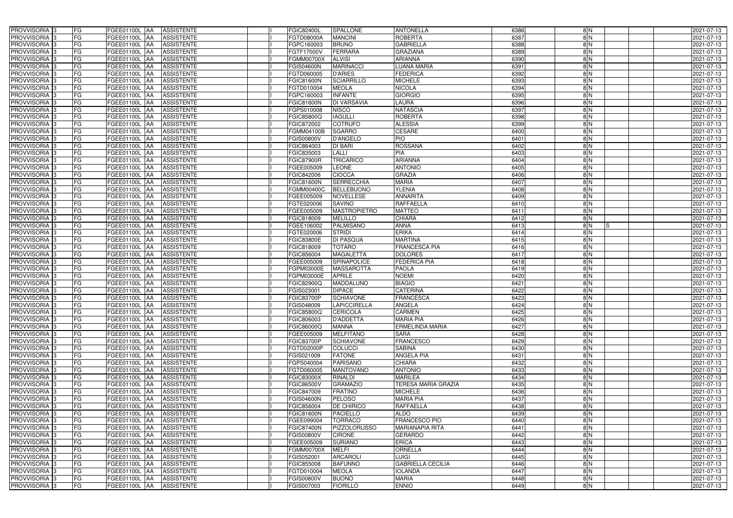| PROVVISORIA | 3 | FG | FGEE01100L | AA | ASSISTENTE | | I | FGIC82400L | SPALLONE | ANTONELLA | 6386 | | 8 | N | | | | 2021-07-13 |
|---|---|---|---|---|---|---|---|---|---|---|---|---|---|---|---|---|---|---|
| PROVVISORIA | 3 | FG | FGEE01100L | AA | ASSISTENTE | | I | FGTD08000A | MANCINI | ROBERTA | 6387 | | 8 | N | | | | 2021-07-13 |
| PROVVISORIA | 3 | FG | FGEE01100L | AA | ASSISTENTE | | I | FGPC160003 | BRUNO | GABRIELLA | 6388 | | 8 | N | | | | 2021-07-13 |
| PROVVISORIA | 3 | FG | FGEE01100L | AA | ASSISTENTE | | I | FGTF17000V | FERRARA | GRAZIANA | 6389 | | 8 | N | | | | 2021-07-13 |
| PROVVISORIA | 3 | FG | FGEE01100L | AA | ASSISTENTE | | I | FGMM00700X | ALVISI | ARIANNA | 6390 | | 8 | N | | | | 2021-07-13 |
| PROVVISORIA | 3 | FG | FGEE01100L | AA | ASSISTENTE | | I | FGIS04600N | MARINACCI | LUANA MARIA | 6391 | | 8 | N | | | | 2021-07-13 |
| PROVVISORIA | 3 | FG | FGEE01100L | AA | ASSISTENTE | | I | FGTD060005 | D'ARIES | FEDERICA | 6392 | | 8 | N | | | | 2021-07-13 |
| PROVVISORIA | 3 | FG | FGEE01100L | AA | ASSISTENTE | | I | FGIC81600N | SCIARRILLO | MICHELE | 6393 | | 8 | N | | | | 2021-07-13 |
| PROVVISORIA | 3 | FG | FGEE01100L | AA | ASSISTENTE | | I | FGTD010004 | MEOLA | NICOLA | 6394 | | 8 | N | | | | 2021-07-13 |
| PROVVISORIA | 3 | FG | FGEE01100L | AA | ASSISTENTE | | I | FGPC160003 | INFANTE | GIORGIO | 6395 | | 8 | N | | | | 2021-07-13 |
| PROVVISORIA | 3 | FG | FGEE01100L | AA | ASSISTENTE | | I | FGIC81600N | DI VARSAVIA | LAURA | 6396 | | 8 | N | | | | 2021-07-13 |
| PROVVISORIA | 3 | FG | FGEE01100L | AA | ASSISTENTE | | I | FGPS010008 | NISCO | NATASCIA | 6397 | | 8 | N | | | | 2021-07-13 |
| PROVVISORIA | 3 | FG | FGEE01100L | AA | ASSISTENTE | | I | FGIC85800Q | IAGULLI | ROBERTA | 6398 | | 8 | N | | | | 2021-07-13 |
| PROVVISORIA | 3 | FG | FGEE01100L | AA | ASSISTENTE | | I | FGIC872002 | COTRUFO | ALESSIA | 6399 | | 8 | N | | | | 2021-07-13 |
| PROVVISORIA | 3 | FG | FGEE01100L | AA | ASSISTENTE | | I | FGMM04100B | SGARRO | CESARE | 6400 | | 8 | N | | | | 2021-07-13 |
| PROVVISORIA | 3 | FG | FGEE01100L | AA | ASSISTENTE | | I | FGIS00800V | D'ANGELO | PIO | 6401 | | 8 | N | | | | 2021-07-13 |
| PROVVISORIA | 3 | FG | FGEE01100L | AA | ASSISTENTE | | I | FGIC864003 | DI BARI | ROSSANA | 6402 | | 8 | N | | | | 2021-07-13 |
| PROVVISORIA | 3 | FG | FGEE01100L | AA | ASSISTENTE | | I | FGIC835003 | LALLI | PIA | 6403 | | 8 | N | | | | 2021-07-13 |
| PROVVISORIA | 3 | FG | FGEE01100L | AA | ASSISTENTE | | I | FGIC87900R | TRICARICO | ARIANNA | 6404 | | 8 | N | | | | 2021-07-13 |
| PROVVISORIA | 3 | FG | FGEE01100L | AA | ASSISTENTE | | I | FGEE005009 | LEONE | ANTONIO | 6405 | | 8 | N | | | | 2021-07-13 |
| PROVVISORIA | 3 | FG | FGEE01100L | AA | ASSISTENTE | | I | FGIC842006 | CIOCCA | GRAZIA | 6406 | | 8 | N | | | | 2021-07-13 |
| PROVVISORIA | 3 | FG | FGEE01100L | AA | ASSISTENTE | | I | FGIC81600N | SERRECCHIA | MARIA | 6407 | | 8 | N | | | | 2021-07-13 |
| PROVVISORIA | 3 | FG | FGEE01100L | AA | ASSISTENTE | | I | FGMM00400C | BELLEBUONO | YLENIA | 6408 | | 8 | N | | | | 2021-07-13 |
| PROVVISORIA | 3 | FG | FGEE01100L | AA | ASSISTENTE | | I | FGEE005009 | NOVELLESE | ANNARITA | 6409 | | 8 | N | | | | 2021-07-13 |
| PROVVISORIA | 3 | FG | FGEE01100L | AA | ASSISTENTE | | I | FGTE020006 | SAVINO | RAFFAELLA | 6410 | | 8 | N | | | | 2021-07-13 |
| PROVVISORIA | 3 | FG | FGEE01100L | AA | ASSISTENTE | | I | FGEE005009 | MASTROPIETRO | MATTEO | 6411 | | 8 | N | | | | 2021-07-13 |
| PROVVISORIA | 3 | FG | FGEE01100L | AA | ASSISTENTE | | I | FGIC818009 | MELILLO | CHIARA | 6412 | | 8 | N | | | | 2021-07-13 |
| PROVVISORIA | 3 | FG | FGEE01100L | AA | ASSISTENTE | | I | FGEE106002 | PALMISANO | ANNA | 6413 | | 8 | N | S | | | 2021-07-13 |
| PROVVISORIA | 3 | FG | FGEE01100L | AA | ASSISTENTE | | I | FGTE020006 | STRIDI | ERIKA | 6414 | | 8 | N | | | | 2021-07-13 |
| PROVVISORIA | 3 | FG | FGEE01100L | AA | ASSISTENTE | | I | FGIC83800E | DI PASQUA | MARTINA | 6415 | | 8 | N | | | | 2021-07-13 |
| PROVVISORIA | 3 | FG | FGEE01100L | AA | ASSISTENTE | | I | FGIC818009 | TOTARO | FRANCESCA PIA | 6416 | | 8 | N | | | | 2021-07-13 |
| PROVVISORIA | 3 | FG | FGEE01100L | AA | ASSISTENTE | | I | FGIC856004 | MAGALETTA | DOLORES | 6417 | | 8 | N | | | | 2021-07-13 |
| PROVVISORIA | 3 | FG | FGEE01100L | AA | ASSISTENTE | | I | FGEE005009 | SPINAPOLICE | FEDERICA PIA | 6418 | | 8 | N | | | | 2021-07-13 |
| PROVVISORIA | 3 | FG | FGEE01100L | AA | ASSISTENTE | | I | FGPM03000E | MASSAROTTA | PAOLA | 6419 | | 8 | N | | | | 2021-07-13 |
| PROVVISORIA | 3 | FG | FGEE01100L | AA | ASSISTENTE | | I | FGPM03000E | APRILE | NOEMI | 6420 | | 8 | N | | | | 2021-07-13 |
| PROVVISORIA | 3 | FG | FGEE01100L | AA | ASSISTENTE | | I | FGIC82900Q | MADDALUNO | BIAGIO | 6421 | | 8 | N | | | | 2021-07-13 |
| PROVVISORIA | 3 | FG | FGEE01100L | AA | ASSISTENTE | | I | FGIS023001 | DIPACE | CATERINA | 6422 | | 8 | N | | | | 2021-07-13 |
| PROVVISORIA | 3 | FG | FGEE01100L | AA | ASSISTENTE | | I | FGIC83700P | SCHIAVONE | FRANCESCA | 6423 | | 8 | N | | | | 2021-07-13 |
| PROVVISORIA | 3 | FG | FGEE01100L | AA | ASSISTENTE | | I | FGIS048009 | LAPICCIRELLA | ANGELA | 6424 | | 8 | N | | | | 2021-07-13 |
| PROVVISORIA | 3 | FG | FGEE01100L | AA | ASSISTENTE | | I | FGIC85800Q | CERICOLA | CARMEN | 6425 | | 8 | N | | | | 2021-07-13 |
| PROVVISORIA | 3 | FG | FGEE01100L | AA | ASSISTENTE | | I | FGIC806003 | D'ADDETTA | MARIA PIA | 6426 | | 8 | N | | | | 2021-07-13 |
| PROVVISORIA | 3 | FG | FGEE01100L | AA | ASSISTENTE | | I | FGIC86000Q | MANNA | ERMELINDA MARIA | 6427 | | 8 | N | | | | 2021-07-13 |
| PROVVISORIA | 3 | FG | FGEE01100L | AA | ASSISTENTE | | I | FGEE005009 | MELFITANO | SARA | 6428 | | 8 | N | | | | 2021-07-13 |
| PROVVISORIA | 3 | FG | FGEE01100L | AA | ASSISTENTE | | I | FGIC83700P | SCHIAVONE | FRANCESCO | 6429 | | 8 | N | | | | 2021-07-13 |
| PROVVISORIA | 3 | FG | FGEE01100L | AA | ASSISTENTE | | I | FGTD02000P | COLUCCI | SABINA | 6430 | | 8 | N | | | | 2021-07-13 |
| PROVVISORIA | 3 | FG | FGEE01100L | AA | ASSISTENTE | | I | FGIS021009 | FATONE | ANGELA PIA | 6431 | | 8 | N | | | | 2021-07-13 |
| PROVVISORIA | 3 | FG | FGEE01100L | AA | ASSISTENTE | | I | FGPS040004 | PARISANO | CHIARA | 6432 | | 8 | N | | | | 2021-07-13 |
| PROVVISORIA | 3 | FG | FGEE01100L | AA | ASSISTENTE | | I | FGTD060005 | MANTOVANO | ANTONIO | 6433 | | 8 | N | | | | 2021-07-13 |
| PROVVISORIA | 3 | FG | FGEE01100L | AA | ASSISTENTE | | I | FGIC83000X | RINALDI | MARILEA | 6434 | | 8 | N | | | | 2021-07-13 |
| PROVVISORIA | 3 | FG | FGEE01100L | AA | ASSISTENTE | | I | FGIC86500V | GRAMAZIO | TERESA MARIA GRAZIA | 6435 | | 8 | N | | | | 2021-07-13 |
| PROVVISORIA | 3 | FG | FGEE01100L | AA | ASSISTENTE | | I | FGIC847009 | FRATINO | MICHELE | 6436 | | 8 | N | | | | 2021-07-13 |
| PROVVISORIA | 3 | FG | FGEE01100L | AA | ASSISTENTE | | I | FGIS04600N | PELOSO | MARIA PIA | 6437 | | 8 | N | | | | 2021-07-13 |
| PROVVISORIA | 3 | FG | FGEE01100L | AA | ASSISTENTE | | I | FGIC856004 | DE CHIRICO | RAFFAELLA | 6438 | | 8 | N | | | | 2021-07-13 |
| PROVVISORIA | 3 | FG | FGEE01100L | AA | ASSISTENTE | | I | FGIC81600N | PACIELLO | ALDO | 6439 | | 8 | N | | | | 2021-07-13 |
| PROVVISORIA | 3 | FG | FGEE01100L | AA | ASSISTENTE | | I | FGEE099004 | TORRACO | FRANCESCO PIO | 6440 | | 8 | N | | | | 2021-07-13 |
| PROVVISORIA | 3 | FG | FGEE01100L | AA | ASSISTENTE | | I | FGIC87400N | PIZZOLORUSSO | MARIANAPIA RITA | 6441 | | 8 | N | | | | 2021-07-13 |
| PROVVISORIA | 3 | FG | FGEE01100L | AA | ASSISTENTE | | I | FGIS00800V | CIRONE | GERARDO | 6442 | | 8 | N | | | | 2021-07-13 |
| PROVVISORIA | 3 | FG | FGEE01100L | AA | ASSISTENTE | | I | FGEE005009 | SURIANO | ERICA | 6443 | | 8 | N | | | | 2021-07-13 |
| PROVVISORIA | 3 | FG | FGEE01100L | AA | ASSISTENTE | | I | FGMM00700X | MELFI | ORNELLA | 6444 | | 8 | N | | | | 2021-07-13 |
| PROVVISORIA | 3 | FG | FGEE01100L | AA | ASSISTENTE | | I | FGIS052001 | ARCAROLI | LUIGI | 6445 | | 8 | N | | | | 2021-07-13 |
| PROVVISORIA | 3 | FG | FGEE01100L | AA | ASSISTENTE | | I | FGIC855008 | BAFUNNO | GABRIELLA CECILIA | 6446 | | 8 | N | | | | 2021-07-13 |
| PROVVISORIA | 3 | FG | FGEE01100L | AA | ASSISTENTE | | I | FGTD010004 | MEOLA | IOLANDA | 6447 | | 8 | N | | | | 2021-07-13 |
| PROVVISORIA | 3 | FG | FGEE01100L | AA | ASSISTENTE | | I | FGIS00800V | BUONO | MARIA | 6448 | | 8 | N | | | | 2021-07-13 |
| PROVVISORIA | 3 | FG | FGEE01100L | AA | ASSISTENTE | | I | FGIS007003 | FIORILLO | ENNIO | 6449 | | 8 | N | | | | 2021-07-13 |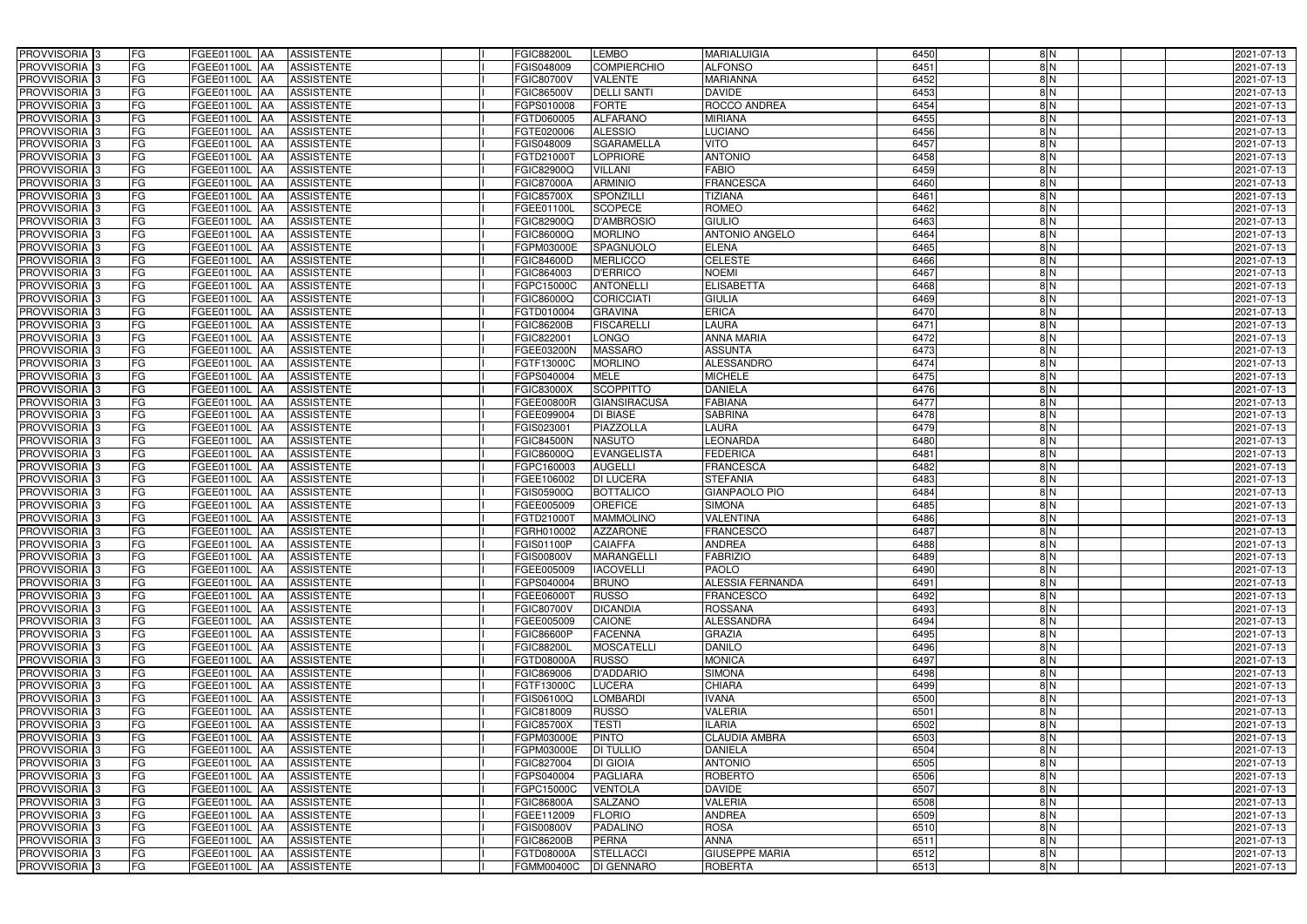| PROVVISORIA | 3 | FG | FGEE01100L | AA | ASSISTENTE | I | FGIC88200L | LEMBO | MARIALUIGIA | 6450 | 8 | N | | | 2021-07-13 |
|---|---|---|---|---|---|---|---|---|---|---|---|---|---|---|---|
| PROVVISORIA | 3 | FG | FGEE01100L | AA | ASSISTENTE | I | FGIS048009 | COMPIERCHIO | ALFONSO | 6451 | 8 | N | | | 2021-07-13 |
| PROVVISORIA | 3 | FG | FGEE01100L | AA | ASSISTENTE | I | FGIC80700V | VALENTE | MARIANNA | 6452 | 8 | N | | | 2021-07-13 |
| PROVVISORIA | 3 | FG | FGEE01100L | AA | ASSISTENTE | I | FGIC86500V | DELLI SANTI | DAVIDE | 6453 | 8 | N | | | 2021-07-13 |
| PROVVISORIA | 3 | FG | FGEE01100L | AA | ASSISTENTE | I | FGPS010008 | FORTE | ROCCO ANDREA | 6454 | 8 | N | | | 2021-07-13 |
| PROVVISORIA | 3 | FG | FGEE01100L | AA | ASSISTENTE | I | FGTD060005 | ALFARANO | MIRIANA | 6455 | 8 | N | | | 2021-07-13 |
| PROVVISORIA | 3 | FG | FGEE01100L | AA | ASSISTENTE | I | FGTE020006 | ALESSIO | LUCIANO | 6456 | 8 | N | | | 2021-07-13 |
| PROVVISORIA | 3 | FG | FGEE01100L | AA | ASSISTENTE | I | FGIS048009 | SGARAMELLA | VITO | 6457 | 8 | N | | | 2021-07-13 |
| PROVVISORIA | 3 | FG | FGEE01100L | AA | ASSISTENTE | I | FGTD21000T | LOPRIORE | ANTONIO | 6458 | 8 | N | | | 2021-07-13 |
| PROVVISORIA | 3 | FG | FGEE01100L | AA | ASSISTENTE | I | FGIC82900Q | VILLANI | FABIO | 6459 | 8 | N | | | 2021-07-13 |
| PROVVISORIA | 3 | FG | FGEE01100L | AA | ASSISTENTE | I | FGIC87000A | ARMINIO | FRANCESCA | 6460 | 8 | N | | | 2021-07-13 |
| PROVVISORIA | 3 | FG | FGEE01100L | AA | ASSISTENTE | I | FGIC85700X | SPONZILLI | TIZIANA | 6461 | 8 | N | | | 2021-07-13 |
| PROVVISORIA | 3 | FG | FGEE01100L | AA | ASSISTENTE | I | FGEE01100L | SCOPECE | ROMEO | 6462 | 8 | N | | | 2021-07-13 |
| PROVVISORIA | 3 | FG | FGEE01100L | AA | ASSISTENTE | I | FGIC82900Q | D'AMBROSIO | GIULIO | 6463 | 8 | N | | | 2021-07-13 |
| PROVVISORIA | 3 | FG | FGEE01100L | AA | ASSISTENTE | I | FGIC86000Q | MORLINO | ANTONIO ANGELO | 6464 | 8 | N | | | 2021-07-13 |
| PROVVISORIA | 3 | FG | FGEE01100L | AA | ASSISTENTE | I | FGPM03000E | SPAGNUOLO | ELENA | 6465 | 8 | N | | | 2021-07-13 |
| PROVVISORIA | 3 | FG | FGEE01100L | AA | ASSISTENTE | I | FGIC84600D | MERLICCO | CELESTE | 6466 | 8 | N | | | 2021-07-13 |
| PROVVISORIA | 3 | FG | FGEE01100L | AA | ASSISTENTE | I | FGIC864003 | D'ERRICO | NOEMI | 6467 | 8 | N | | | 2021-07-13 |
| PROVVISORIA | 3 | FG | FGEE01100L | AA | ASSISTENTE | I | FGPC15000C | ANTONELLI | ELISABETTA | 6468 | 8 | N | | | 2021-07-13 |
| PROVVISORIA | 3 | FG | FGEE01100L | AA | ASSISTENTE | I | FGIC86000Q | CORICCIATI | GIULIA | 6469 | 8 | N | | | 2021-07-13 |
| PROVVISORIA | 3 | FG | FGEE01100L | AA | ASSISTENTE | I | FGTD010004 | GRAVINA | ERICA | 6470 | 8 | N | | | 2021-07-13 |
| PROVVISORIA | 3 | FG | FGEE01100L | AA | ASSISTENTE | I | FGIC86200B | FISCARELLI | LAURA | 6471 | 8 | N | | | 2021-07-13 |
| PROVVISORIA | 3 | FG | FGEE01100L | AA | ASSISTENTE | I | FGIC822001 | LONGO | ANNA MARIA | 6472 | 8 | N | | | 2021-07-13 |
| PROVVISORIA | 3 | FG | FGEE01100L | AA | ASSISTENTE | I | FGEE03200N | MASSARO | ASSUNTA | 6473 | 8 | N | | | 2021-07-13 |
| PROVVISORIA | 3 | FG | FGEE01100L | AA | ASSISTENTE | I | FGTF13000C | MORLINO | ALESSANDRO | 6474 | 8 | N | | | 2021-07-13 |
| PROVVISORIA | 3 | FG | FGEE01100L | AA | ASSISTENTE | I | FGPS040004 | MELE | MICHELE | 6475 | 8 | N | | | 2021-07-13 |
| PROVVISORIA | 3 | FG | FGEE01100L | AA | ASSISTENTE | I | FGIC83000X | SCOPPITTO | DANIELA | 6476 | 8 | N | | | 2021-07-13 |
| PROVVISORIA | 3 | FG | FGEE01100L | AA | ASSISTENTE | I | FGEE00800R | GIANSIRACUSA | FABIANA | 6477 | 8 | N | | | 2021-07-13 |
| PROVVISORIA | 3 | FG | FGEE01100L | AA | ASSISTENTE | I | FGEE099004 | DI BIASE | SABRINA | 6478 | 8 | N | | | 2021-07-13 |
| PROVVISORIA | 3 | FG | FGEE01100L | AA | ASSISTENTE | I | FGIS023001 | PIAZZOLLA | LAURA | 6479 | 8 | N | | | 2021-07-13 |
| PROVVISORIA | 3 | FG | FGEE01100L | AA | ASSISTENTE | I | FGIC84500N | NASUTO | LEONARDA | 6480 | 8 | N | | | 2021-07-13 |
| PROVVISORIA | 3 | FG | FGEE01100L | AA | ASSISTENTE | I | FGIC86000Q | EVANGELISTA | FEDERICA | 6481 | 8 | N | | | 2021-07-13 |
| PROVVISORIA | 3 | FG | FGEE01100L | AA | ASSISTENTE | I | FGPC160003 | AUGELLI | FRANCESCA | 6482 | 8 | N | | | 2021-07-13 |
| PROVVISORIA | 3 | FG | FGEE01100L | AA | ASSISTENTE | I | FGEE106002 | DI LUCERA | STEFANIA | 6483 | 8 | N | | | 2021-07-13 |
| PROVVISORIA | 3 | FG | FGEE01100L | AA | ASSISTENTE | I | FGIS05900Q | BOTTALICO | GIANPAOLO PIO | 6484 | 8 | N | | | 2021-07-13 |
| PROVVISORIA | 3 | FG | FGEE01100L | AA | ASSISTENTE | I | FGEE005009 | OREFICE | SIMONA | 6485 | 8 | N | | | 2021-07-13 |
| PROVVISORIA | 3 | FG | FGEE01100L | AA | ASSISTENTE | I | FGTD21000T | MAMMOLINO | VALENTINA | 6486 | 8 | N | | | 2021-07-13 |
| PROVVISORIA | 3 | FG | FGEE01100L | AA | ASSISTENTE | I | FGRH010002 | AZZARONE | FRANCESCO | 6487 | 8 | N | | | 2021-07-13 |
| PROVVISORIA | 3 | FG | FGEE01100L | AA | ASSISTENTE | I | FGIS01100P | CAIAFFA | ANDREA | 6488 | 8 | N | | | 2021-07-13 |
| PROVVISORIA | 3 | FG | FGEE01100L | AA | ASSISTENTE | I | FGIS00800V | MARANGELLI | FABRIZIO | 6489 | 8 | N | | | 2021-07-13 |
| PROVVISORIA | 3 | FG | FGEE01100L | AA | ASSISTENTE | I | FGEE005009 | IACOVELLI | PAOLO | 6490 | 8 | N | | | 2021-07-13 |
| PROVVISORIA | 3 | FG | FGEE01100L | AA | ASSISTENTE | I | FGPS040004 | BRUNO | ALESSIA FERNANDA | 6491 | 8 | N | | | 2021-07-13 |
| PROVVISORIA | 3 | FG | FGEE01100L | AA | ASSISTENTE | I | FGEE06000T | RUSSO | FRANCESCO | 6492 | 8 | N | | | 2021-07-13 |
| PROVVISORIA | 3 | FG | FGEE01100L | AA | ASSISTENTE | I | FGIC80700V | DICANDIA | ROSSANA | 6493 | 8 | N | | | 2021-07-13 |
| PROVVISORIA | 3 | FG | FGEE01100L | AA | ASSISTENTE | I | FGEE005009 | CAIONE | ALESSANDRA | 6494 | 8 | N | | | 2021-07-13 |
| PROVVISORIA | 3 | FG | FGEE01100L | AA | ASSISTENTE | I | FGIC86600P | FACENNA | GRAZIA | 6495 | 8 | N | | | 2021-07-13 |
| PROVVISORIA | 3 | FG | FGEE01100L | AA | ASSISTENTE | I | FGIC88200L | MOSCATELLI | DANILO | 6496 | 8 | N | | | 2021-07-13 |
| PROVVISORIA | 3 | FG | FGEE01100L | AA | ASSISTENTE | I | FGTD08000A | RUSSO | MONICA | 6497 | 8 | N | | | 2021-07-13 |
| PROVVISORIA | 3 | FG | FGEE01100L | AA | ASSISTENTE | I | FGIC869006 | D'ADDARIO | SIMONA | 6498 | 8 | N | | | 2021-07-13 |
| PROVVISORIA | 3 | FG | FGEE01100L | AA | ASSISTENTE | I | FGTF13000C | LUCERA | CHIARA | 6499 | 8 | N | | | 2021-07-13 |
| PROVVISORIA | 3 | FG | FGEE01100L | AA | ASSISTENTE | I | FGIS06100Q | LOMBARDI | IVANA | 6500 | 8 | N | | | 2021-07-13 |
| PROVVISORIA | 3 | FG | FGEE01100L | AA | ASSISTENTE | I | FGIC818009 | RUSSO | VALERIA | 6501 | 8 | N | | | 2021-07-13 |
| PROVVISORIA | 3 | FG | FGEE01100L | AA | ASSISTENTE | I | FGIC85700X | TESTI | ILARIA | 6502 | 8 | N | | | 2021-07-13 |
| PROVVISORIA | 3 | FG | FGEE01100L | AA | ASSISTENTE | I | FGPM03000E | PINTO | CLAUDIA AMBRA | 6503 | 8 | N | | | 2021-07-13 |
| PROVVISORIA | 3 | FG | FGEE01100L | AA | ASSISTENTE | I | FGPM03000E | DI TULLIO | DANIELA | 6504 | 8 | N | | | 2021-07-13 |
| PROVVISORIA | 3 | FG | FGEE01100L | AA | ASSISTENTE | I | FGIC827004 | DI GIOIA | ANTONIO | 6505 | 8 | N | | | 2021-07-13 |
| PROVVISORIA | 3 | FG | FGEE01100L | AA | ASSISTENTE | I | FGPS040004 | PAGLIARA | ROBERTO | 6506 | 8 | N | | | 2021-07-13 |
| PROVVISORIA | 3 | FG | FGEE01100L | AA | ASSISTENTE | I | FGPC15000C | VENTOLA | DAVIDE | 6507 | 8 | N | | | 2021-07-13 |
| PROVVISORIA | 3 | FG | FGEE01100L | AA | ASSISTENTE | I | FGIC86800A | SALZANO | VALERIA | 6508 | 8 | N | | | 2021-07-13 |
| PROVVISORIA | 3 | FG | FGEE01100L | AA | ASSISTENTE | I | FGEE112009 | FLORIO | ANDREA | 6509 | 8 | N | | | 2021-07-13 |
| PROVVISORIA | 3 | FG | FGEE01100L | AA | ASSISTENTE | I | FGIS00800V | PADALINO | ROSA | 6510 | 8 | N | | | 2021-07-13 |
| PROVVISORIA | 3 | FG | FGEE01100L | AA | ASSISTENTE | I | FGIC86200B | PERNA | ANNA | 6511 | 8 | N | | | 2021-07-13 |
| PROVVISORIA | 3 | FG | FGEE01100L | AA | ASSISTENTE | I | FGTD08000A | STELLACCI | GIUSEPPE MARIA | 6512 | 8 | N | | | 2021-07-13 |
| PROVVISORIA | 3 | FG | FGEE01100L | AA | ASSISTENTE | I | FGMM00400C | DI GENNARO | ROBERTA | 6513 | 8 | N | | | 2021-07-13 |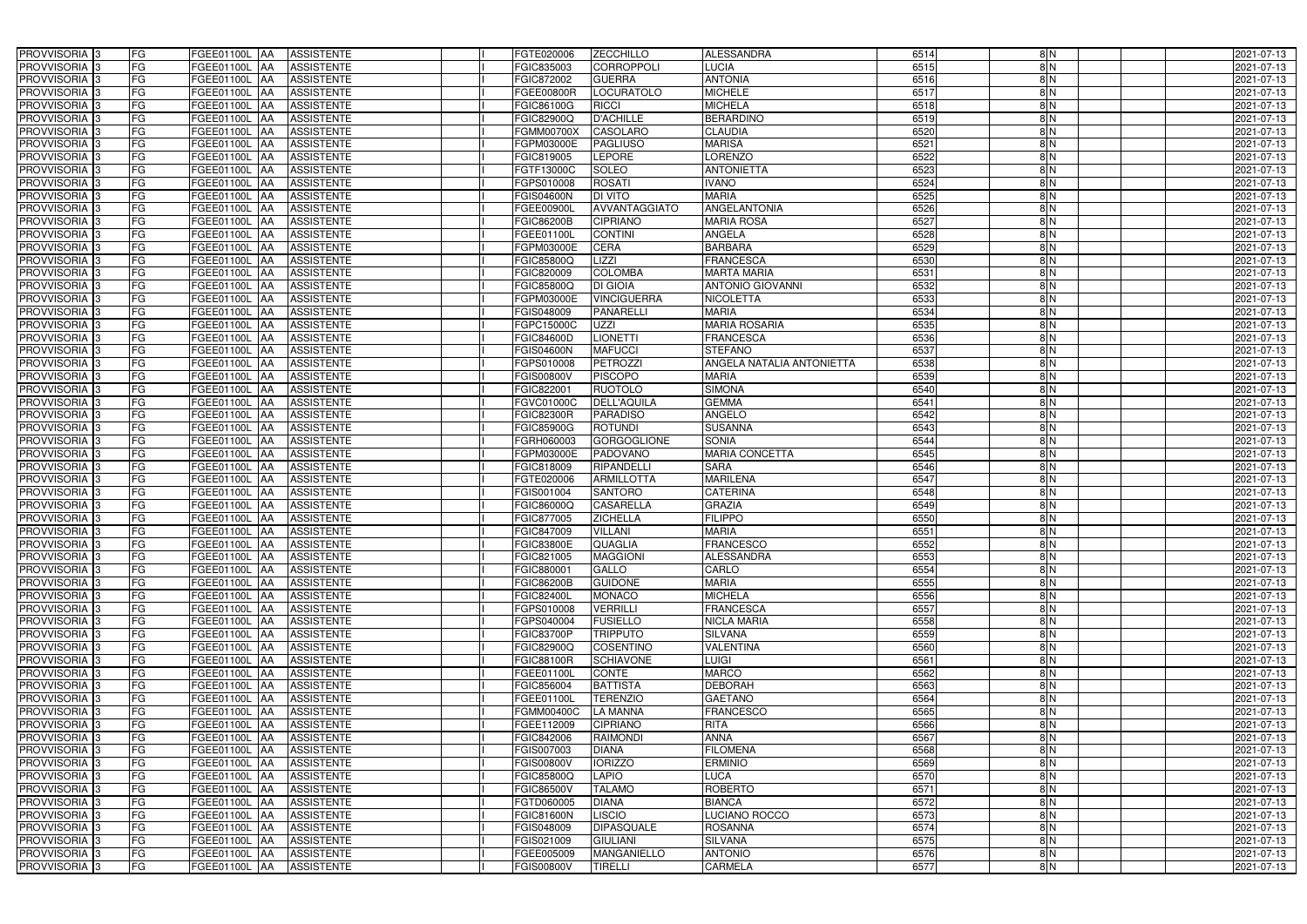| PROVVISORIA | 3 | FG | FGEE01100L | AA | ASSISTENTE | | I | FGTE020006 | ZECCHILLO | ALESSANDRA | 6514 | 8 | N | | | 2021-07-13 |
|---|---|---|---|---|---|---|---|---|---|---|---|---|---|---|---|---|
| PROVVISORIA | 3 | FG | FGEE01100L | AA | ASSISTENTE | | I | FGIC835003 | CORROPPOLI | LUCIA | 6515 | 8 | N | | | 2021-07-13 |
| PROVVISORIA | 3 | FG | FGEE01100L | AA | ASSISTENTE | | I | FGIC872002 | GUERRA | ANTONIA | 6516 | 8 | N | | | 2021-07-13 |
| PROVVISORIA | 3 | FG | FGEE01100L | AA | ASSISTENTE | | I | FGEE00800R | LOCURATOLO | MICHELE | 6517 | 8 | N | | | 2021-07-13 |
| PROVVISORIA | 3 | FG | FGEE01100L | AA | ASSISTENTE | | I | FGIC86100G | RICCI | MICHELA | 6518 | 8 | N | | | 2021-07-13 |
| PROVVISORIA | 3 | FG | FGEE01100L | AA | ASSISTENTE | | I | FGIC82900Q | D'ACHILLE | BERARDINO | 6519 | 8 | N | | | 2021-07-13 |
| PROVVISORIA | 3 | FG | FGEE01100L | AA | ASSISTENTE | | I | FGMM00700X | CASOLARO | CLAUDIA | 6520 | 8 | N | | | 2021-07-13 |
| PROVVISORIA | 3 | FG | FGEE01100L | AA | ASSISTENTE | | I | FGPM03000E | PAGLIUSO | MARISA | 6521 | 8 | N | | | 2021-07-13 |
| PROVVISORIA | 3 | FG | FGEE01100L | AA | ASSISTENTE | | I | FGIC819005 | LEPORE | LORENZO | 6522 | 8 | N | | | 2021-07-13 |
| PROVVISORIA | 3 | FG | FGEE01100L | AA | ASSISTENTE | | I | FGTF13000C | SOLEO | ANTONIETTA | 6523 | 8 | N | | | 2021-07-13 |
| PROVVISORIA | 3 | FG | FGEE01100L | AA | ASSISTENTE | | I | FGPS010008 | ROSATI | IVANO | 6524 | 8 | N | | | 2021-07-13 |
| PROVVISORIA | 3 | FG | FGEE01100L | AA | ASSISTENTE | | I | FGIS04600N | DI VITO | MARIA | 6525 | 8 | N | | | 2021-07-13 |
| PROVVISORIA | 3 | FG | FGEE01100L | AA | ASSISTENTE | | I | FGEE00900L | AVVANTAGGIATO | ANGELANTONIA | 6526 | 8 | N | | | 2021-07-13 |
| PROVVISORIA | 3 | FG | FGEE01100L | AA | ASSISTENTE | | I | FGIC86200B | CIPRIANO | MARIA ROSA | 6527 | 8 | N | | | 2021-07-13 |
| PROVVISORIA | 3 | FG | FGEE01100L | AA | ASSISTENTE | | I | FGEE01100L | CONTINI | ANGELA | 6528 | 8 | N | | | 2021-07-13 |
| PROVVISORIA | 3 | FG | FGEE01100L | AA | ASSISTENTE | | I | FGPM03000E | CERA | BARBARA | 6529 | 8 | N | | | 2021-07-13 |
| PROVVISORIA | 3 | FG | FGEE01100L | AA | ASSISTENTE | | I | FGIC85800Q | LIZZI | FRANCESCA | 6530 | 8 | N | | | 2021-07-13 |
| PROVVISORIA | 3 | FG | FGEE01100L | AA | ASSISTENTE | | I | FGIC820009 | COLOMBA | MARTA MARIA | 6531 | 8 | N | | | 2021-07-13 |
| PROVVISORIA | 3 | FG | FGEE01100L | AA | ASSISTENTE | | I | FGIC85800Q | DI GIOIA | ANTONIO GIOVANNI | 6532 | 8 | N | | | 2021-07-13 |
| PROVVISORIA | 3 | FG | FGEE01100L | AA | ASSISTENTE | | I | FGPM03000E | VINCIGUERRA | NICOLETTA | 6533 | 8 | N | | | 2021-07-13 |
| PROVVISORIA | 3 | FG | FGEE01100L | AA | ASSISTENTE | | I | FGIS048009 | PANARELLI | MARIA | 6534 | 8 | N | | | 2021-07-13 |
| PROVVISORIA | 3 | FG | FGEE01100L | AA | ASSISTENTE | | I | FGPC15000C | UZZI | MARIA ROSARIA | 6535 | 8 | N | | | 2021-07-13 |
| PROVVISORIA | 3 | FG | FGEE01100L | AA | ASSISTENTE | | I | FGIC84600D | LIONETTI | FRANCESCA | 6536 | 8 | N | | | 2021-07-13 |
| PROVVISORIA | 3 | FG | FGEE01100L | AA | ASSISTENTE | | I | FGIS04600N | MAFUCCI | STEFANO | 6537 | 8 | N | | | 2021-07-13 |
| PROVVISORIA | 3 | FG | FGEE01100L | AA | ASSISTENTE | | I | FGPS010008 | PETROZZI | ANGELA NATALIA ANTONIETTA | 6538 | 8 | N | | | 2021-07-13 |
| PROVVISORIA | 3 | FG | FGEE01100L | AA | ASSISTENTE | | I | FGIS00800V | PISCOPO | MARIA | 6539 | 8 | N | | | 2021-07-13 |
| PROVVISORIA | 3 | FG | FGEE01100L | AA | ASSISTENTE | | I | FGIC822001 | RUOTOLO | SIMONA | 6540 | 8 | N | | | 2021-07-13 |
| PROVVISORIA | 3 | FG | FGEE01100L | AA | ASSISTENTE | | I | FGVC01000C | DELL'AQUILA | GEMMA | 6541 | 8 | N | | | 2021-07-13 |
| PROVVISORIA | 3 | FG | FGEE01100L | AA | ASSISTENTE | | I | FGIC82300R | PARADISO | ANGELO | 6542 | 8 | N | | | 2021-07-13 |
| PROVVISORIA | 3 | FG | FGEE01100L | AA | ASSISTENTE | | I | FGIC85900G | ROTUNDI | SUSANNA | 6543 | 8 | N | | | 2021-07-13 |
| PROVVISORIA | 3 | FG | FGEE01100L | AA | ASSISTENTE | | I | FGRH060003 | GORGOGLIONE | SONIA | 6544 | 8 | N | | | 2021-07-13 |
| PROVVISORIA | 3 | FG | FGEE01100L | AA | ASSISTENTE | | I | FGPM03000E | PADOVANO | MARIA CONCETTA | 6545 | 8 | N | | | 2021-07-13 |
| PROVVISORIA | 3 | FG | FGEE01100L | AA | ASSISTENTE | | I | FGIC818009 | RIPANDELLI | SARA | 6546 | 8 | N | | | 2021-07-13 |
| PROVVISORIA | 3 | FG | FGEE01100L | AA | ASSISTENTE | | I | FGTE020006 | ARMILLOTTA | MARILENA | 6547 | 8 | N | | | 2021-07-13 |
| PROVVISORIA | 3 | FG | FGEE01100L | AA | ASSISTENTE | | I | FGIS001004 | SANTORO | CATERINA | 6548 | 8 | N | | | 2021-07-13 |
| PROVVISORIA | 3 | FG | FGEE01100L | AA | ASSISTENTE | | I | FGIC86000Q | CASARELLA | GRAZIA | 6549 | 8 | N | | | 2021-07-13 |
| PROVVISORIA | 3 | FG | FGEE01100L | AA | ASSISTENTE | | I | FGIC877005 | ZICHELLA | FILIPPO | 6550 | 8 | N | | | 2021-07-13 |
| PROVVISORIA | 3 | FG | FGEE01100L | AA | ASSISTENTE | | I | FGIC847009 | VILLANI | MARIA | 6551 | 8 | N | | | 2021-07-13 |
| PROVVISORIA | 3 | FG | FGEE01100L | AA | ASSISTENTE | | I | FGIC83800E | QUAGLIA | FRANCESCO | 6552 | 8 | N | | | 2021-07-13 |
| PROVVISORIA | 3 | FG | FGEE01100L | AA | ASSISTENTE | | I | FGIC821005 | MAGGIONI | ALESSANDRA | 6553 | 8 | N | | | 2021-07-13 |
| PROVVISORIA | 3 | FG | FGEE01100L | AA | ASSISTENTE | | I | FGIC880001 | GALLO | CARLO | 6554 | 8 | N | | | 2021-07-13 |
| PROVVISORIA | 3 | FG | FGEE01100L | AA | ASSISTENTE | | I | FGIC86200B | GUIDONE | MARIA | 6555 | 8 | N | | | 2021-07-13 |
| PROVVISORIA | 3 | FG | FGEE01100L | AA | ASSISTENTE | | I | FGIC82400L | MONACO | MICHELA | 6556 | 8 | N | | | 2021-07-13 |
| PROVVISORIA | 3 | FG | FGEE01100L | AA | ASSISTENTE | | I | FGPS010008 | VERRILLI | FRANCESCA | 6557 | 8 | N | | | 2021-07-13 |
| PROVVISORIA | 3 | FG | FGEE01100L | AA | ASSISTENTE | | I | FGPS040004 | FUSIELLO | NICLA MARIA | 6558 | 8 | N | | | 2021-07-13 |
| PROVVISORIA | 3 | FG | FGEE01100L | AA | ASSISTENTE | | I | FGIC83700P | TRIPPUTO | SILVANA | 6559 | 8 | N | | | 2021-07-13 |
| PROVVISORIA | 3 | FG | FGEE01100L | AA | ASSISTENTE | | I | FGIC82900Q | COSENTINO | VALENTINA | 6560 | 8 | N | | | 2021-07-13 |
| PROVVISORIA | 3 | FG | FGEE01100L | AA | ASSISTENTE | | I | FGIC88100R | SCHIAVONE | LUIGI | 6561 | 8 | N | | | 2021-07-13 |
| PROVVISORIA | 3 | FG | FGEE01100L | AA | ASSISTENTE | | I | FGEE01100L | CONTE | MARCO | 6562 | 8 | N | | | 2021-07-13 |
| PROVVISORIA | 3 | FG | FGEE01100L | AA | ASSISTENTE | | I | FGIC856004 | BATTISTA | DEBORAH | 6563 | 8 | N | | | 2021-07-13 |
| PROVVISORIA | 3 | FG | FGEE01100L | AA | ASSISTENTE | | I | FGEE01100L | TERENZIO | GAETANO | 6564 | 8 | N | | | 2021-07-13 |
| PROVVISORIA | 3 | FG | FGEE01100L | AA | ASSISTENTE | | I | FGMM00400C | LA MANNA | FRANCESCO | 6565 | 8 | N | | | 2021-07-13 |
| PROVVISORIA | 3 | FG | FGEE01100L | AA | ASSISTENTE | | I | FGEE112009 | CIPRIANO | RITA | 6566 | 8 | N | | | 2021-07-13 |
| PROVVISORIA | 3 | FG | FGEE01100L | AA | ASSISTENTE | | I | FGIC842006 | RAIMONDI | ANNA | 6567 | 8 | N | | | 2021-07-13 |
| PROVVISORIA | 3 | FG | FGEE01100L | AA | ASSISTENTE | | I | FGIS007003 | DIANA | FILOMENA | 6568 | 8 | N | | | 2021-07-13 |
| PROVVISORIA | 3 | FG | FGEE01100L | AA | ASSISTENTE | | I | FGIS00800V | IORIZZO | ERMINIO | 6569 | 8 | N | | | 2021-07-13 |
| PROVVISORIA | 3 | FG | FGEE01100L | AA | ASSISTENTE | | I | FGIC85800Q | LAPIO | LUCA | 6570 | 8 | N | | | 2021-07-13 |
| PROVVISORIA | 3 | FG | FGEE01100L | AA | ASSISTENTE | | I | FGIC86500V | TALAMO | ROBERTO | 6571 | 8 | N | | | 2021-07-13 |
| PROVVISORIA | 3 | FG | FGEE01100L | AA | ASSISTENTE | | I | FGTD060005 | DIANA | BIANCA | 6572 | 8 | N | | | 2021-07-13 |
| PROVVISORIA | 3 | FG | FGEE01100L | AA | ASSISTENTE | | I | FGIC81600N | LISCIO | LUCIANO ROCCO | 6573 | 8 | N | | | 2021-07-13 |
| PROVVISORIA | 3 | FG | FGEE01100L | AA | ASSISTENTE | | I | FGIS048009 | DIPASQUALE | ROSANNA | 6574 | 8 | N | | | 2021-07-13 |
| PROVVISORIA | 3 | FG | FGEE01100L | AA | ASSISTENTE | | I | FGIS021009 | GIULIANI | SILVANA | 6575 | 8 | N | | | 2021-07-13 |
| PROVVISORIA | 3 | FG | FGEE01100L | AA | ASSISTENTE | | I | FGEE005009 | MANGANIELLO | ANTONIO | 6576 | 8 | N | | | 2021-07-13 |
| PROVVISORIA | 3 | FG | FGEE01100L | AA | ASSISTENTE | | I | FGIS00800V | TIRELLI | CARMELA | 6577 | 8 | N | | | 2021-07-13 |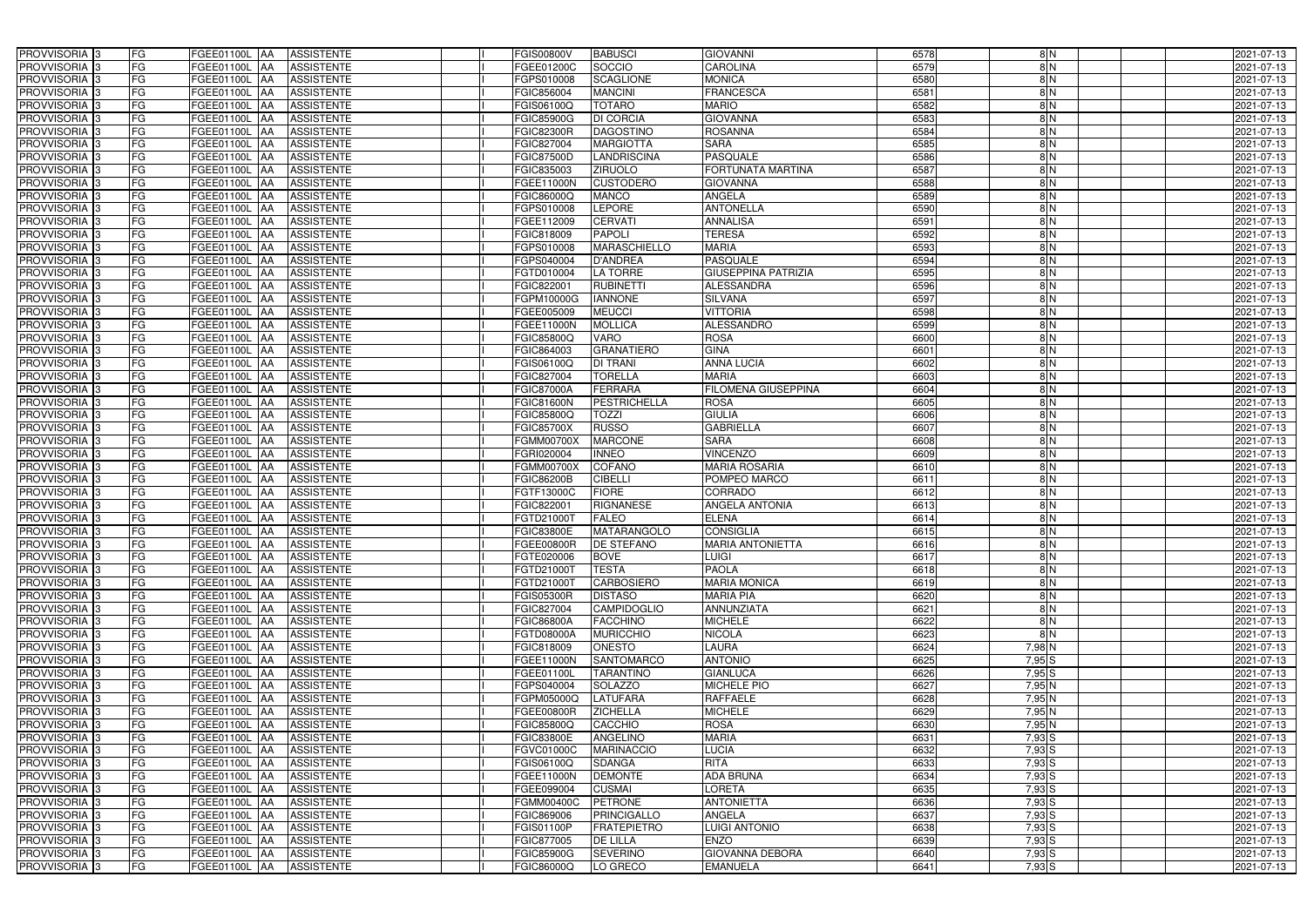| | | | | | | | | | | | | | | | |
|---|---|---|---|---|---|---|---|---|---|---|---|---|---|---|---|
| PROVVISORIA | 3 | FG | FGEE01100L | AA | ASSISTENTE | | I | FGIS00800V | BABUSCI | GIOVANNI | 6578 | 8 | N | | 2021-07-13 |
| PROVVISORIA | 3 | FG | FGEE01100L | AA | ASSISTENTE | | I | FGEE01200C | SOCCIO | CAROLINA | 6579 | 8 | N | | 2021-07-13 |
| PROVVISORIA | 3 | FG | FGEE01100L | AA | ASSISTENTE | | I | FGPS010008 | SCAGLIONE | MONICA | 6580 | 8 | N | | 2021-07-13 |
| PROVVISORIA | 3 | FG | FGEE01100L | AA | ASSISTENTE | | I | FGIC856004 | MANCINI | FRANCESCA | 6581 | 8 | N | | 2021-07-13 |
| PROVVISORIA | 3 | FG | FGEE01100L | AA | ASSISTENTE | | I | FGIS06100Q | TOTARO | MARIO | 6582 | 8 | N | | 2021-07-13 |
| PROVVISORIA | 3 | FG | FGEE01100L | AA | ASSISTENTE | | I | FGIC85900G | DI CORCIA | GIOVANNA | 6583 | 8 | N | | 2021-07-13 |
| PROVVISORIA | 3 | FG | FGEE01100L | AA | ASSISTENTE | | I | FGIC82300R | DAGOSTINO | ROSANNA | 6584 | 8 | N | | 2021-07-13 |
| PROVVISORIA | 3 | FG | FGEE01100L | AA | ASSISTENTE | | I | FGIC827004 | MARGIOTTA | SARA | 6585 | 8 | N | | 2021-07-13 |
| PROVVISORIA | 3 | FG | FGEE01100L | AA | ASSISTENTE | | I | FGIC87500D | LANDRISCINA | PASQUALE | 6586 | 8 | N | | 2021-07-13 |
| PROVVISORIA | 3 | FG | FGEE01100L | AA | ASSISTENTE | | I | FGIC835003 | ZIRUOLO | FORTUNATA MARTINA | 6587 | 8 | N | | 2021-07-13 |
| PROVVISORIA | 3 | FG | FGEE01100L | AA | ASSISTENTE | | I | FGEE11000N | CUSTODERO | GIOVANNA | 6588 | 8 | N | | 2021-07-13 |
| PROVVISORIA | 3 | FG | FGEE01100L | AA | ASSISTENTE | | I | FGIC86000Q | MANCO | ANGELA | 6589 | 8 | N | | 2021-07-13 |
| PROVVISORIA | 3 | FG | FGEE01100L | AA | ASSISTENTE | | I | FGPS010008 | LEPORE | ANTONELLA | 6590 | 8 | N | | 2021-07-13 |
| PROVVISORIA | 3 | FG | FGEE01100L | AA | ASSISTENTE | | I | FGEE112009 | CERVATI | ANNALISA | 6591 | 8 | N | | 2021-07-13 |
| PROVVISORIA | 3 | FG | FGEE01100L | AA | ASSISTENTE | | I | FGIC818009 | PAPOLI | TERESA | 6592 | 8 | N | | 2021-07-13 |
| PROVVISORIA | 3 | FG | FGEE01100L | AA | ASSISTENTE | | I | FGPS010008 | MARASCHIELLO | MARIA | 6593 | 8 | N | | 2021-07-13 |
| PROVVISORIA | 3 | FG | FGEE01100L | AA | ASSISTENTE | | I | FGPS040004 | D'ANDREA | PASQUALE | 6594 | 8 | N | | 2021-07-13 |
| PROVVISORIA | 3 | FG | FGEE01100L | AA | ASSISTENTE | | I | FGTD010004 | LA TORRE | GIUSEPPINA PATRIZIA | 6595 | 8 | N | | 2021-07-13 |
| PROVVISORIA | 3 | FG | FGEE01100L | AA | ASSISTENTE | | I | FGIC822001 | RUBINETTI | ALESSANDRA | 6596 | 8 | N | | 2021-07-13 |
| PROVVISORIA | 3 | FG | FGEE01100L | AA | ASSISTENTE | | I | FGPM10000G | IANNONE | SILVANA | 6597 | 8 | N | | 2021-07-13 |
| PROVVISORIA | 3 | FG | FGEE01100L | AA | ASSISTENTE | | I | FGEE005009 | MEUCCI | VITTORIA | 6598 | 8 | N | | 2021-07-13 |
| PROVVISORIA | 3 | FG | FGEE01100L | AA | ASSISTENTE | | I | FGEE11000N | MOLLICA | ALESSANDRO | 6599 | 8 | N | | 2021-07-13 |
| PROVVISORIA | 3 | FG | FGEE01100L | AA | ASSISTENTE | | I | FGIC85800Q | VARO | ROSA | 6600 | 8 | N | | 2021-07-13 |
| PROVVISORIA | 3 | FG | FGEE01100L | AA | ASSISTENTE | | I | FGIC864003 | GRANATIERO | GINA | 6601 | 8 | N | | 2021-07-13 |
| PROVVISORIA | 3 | FG | FGEE01100L | AA | ASSISTENTE | | I | FGIS06100Q | DI TRANI | ANNA LUCIA | 6602 | 8 | N | | 2021-07-13 |
| PROVVISORIA | 3 | FG | FGEE01100L | AA | ASSISTENTE | | I | FGIC827004 | TORELLA | MARIA | 6603 | 8 | N | | 2021-07-13 |
| PROVVISORIA | 3 | FG | FGEE01100L | AA | ASSISTENTE | | I | FGIC87000A | FERRARA | FILOMENA GIUSEPPINA | 6604 | 8 | N | | 2021-07-13 |
| PROVVISORIA | 3 | FG | FGEE01100L | AA | ASSISTENTE | | I | FGIC81600N | PESTRICHELLA | ROSA | 6605 | 8 | N | | 2021-07-13 |
| PROVVISORIA | 3 | FG | FGEE01100L | AA | ASSISTENTE | | I | FGIC85800Q | TOZZI | GIULIA | 6606 | 8 | N | | 2021-07-13 |
| PROVVISORIA | 3 | FG | FGEE01100L | AA | ASSISTENTE | | I | FGIC85700X | RUSSO | GABRIELLA | 6607 | 8 | N | | 2021-07-13 |
| PROVVISORIA | 3 | FG | FGEE01100L | AA | ASSISTENTE | | I | FGMM00700X | MARCONE | SARA | 6608 | 8 | N | | 2021-07-13 |
| PROVVISORIA | 3 | FG | FGEE01100L | AA | ASSISTENTE | | I | FGRI020004 | INNEO | VINCENZO | 6609 | 8 | N | | 2021-07-13 |
| PROVVISORIA | 3 | FG | FGEE01100L | AA | ASSISTENTE | | I | FGMM00700X | COFANO | MARIA ROSARIA | 6610 | 8 | N | | 2021-07-13 |
| PROVVISORIA | 3 | FG | FGEE01100L | AA | ASSISTENTE | | I | FGIC86200B | CIBELLI | POMPEO MARCO | 6611 | 8 | N | | 2021-07-13 |
| PROVVISORIA | 3 | FG | FGEE01100L | AA | ASSISTENTE | | I | FGTF13000C | FIORE | CORRADO | 6612 | 8 | N | | 2021-07-13 |
| PROVVISORIA | 3 | FG | FGEE01100L | AA | ASSISTENTE | | I | FGIC822001 | RIGNANESE | ANGELA ANTONIA | 6613 | 8 | N | | 2021-07-13 |
| PROVVISORIA | 3 | FG | FGEE01100L | AA | ASSISTENTE | | I | FGTD21000T | FALEO | ELENA | 6614 | 8 | N | | 2021-07-13 |
| PROVVISORIA | 3 | FG | FGEE01100L | AA | ASSISTENTE | | I | FGIC83800E | MATARANGOLO | CONSIGLIA | 6615 | 8 | N | | 2021-07-13 |
| PROVVISORIA | 3 | FG | FGEE01100L | AA | ASSISTENTE | | I | FGEE00800R | DE STEFANO | MARIA ANTONIETTA | 6616 | 8 | N | | 2021-07-13 |
| PROVVISORIA | 3 | FG | FGEE01100L | AA | ASSISTENTE | | I | FGTE020006 | BOVE | LUIGI | 6617 | 8 | N | | 2021-07-13 |
| PROVVISORIA | 3 | FG | FGEE01100L | AA | ASSISTENTE | | I | FGTD21000T | TESTA | PAOLA | 6618 | 8 | N | | 2021-07-13 |
| PROVVISORIA | 3 | FG | FGEE01100L | AA | ASSISTENTE | | I | FGTD21000T | CARBOSIERO | MARIA MONICA | 6619 | 8 | N | | 2021-07-13 |
| PROVVISORIA | 3 | FG | FGEE01100L | AA | ASSISTENTE | | I | FGIS05300R | DISTASO | MARIA PIA | 6620 | 8 | N | | 2021-07-13 |
| PROVVISORIA | 3 | FG | FGEE01100L | AA | ASSISTENTE | | I | FGIC827004 | CAMPIDOGLIO | ANNUNZIATA | 6621 | 8 | N | | 2021-07-13 |
| PROVVISORIA | 3 | FG | FGEE01100L | AA | ASSISTENTE | | I | FGIC86800A | FACCHINO | MICHELE | 6622 | 8 | N | | 2021-07-13 |
| PROVVISORIA | 3 | FG | FGEE01100L | AA | ASSISTENTE | | I | FGTD08000A | MURICCHIO | NICOLA | 6623 | 8 | N | | 2021-07-13 |
| PROVVISORIA | 3 | FG | FGEE01100L | AA | ASSISTENTE | | I | FGIC818009 | ONESTO | LAURA | 6624 | 7,98 | N | | 2021-07-13 |
| PROVVISORIA | 3 | FG | FGEE01100L | AA | ASSISTENTE | | I | FGEE11000N | SANTOMARCO | ANTONIO | 6625 | 7,95 | S | | 2021-07-13 |
| PROVVISORIA | 3 | FG | FGEE01100L | AA | ASSISTENTE | | I | FGEE01100L | TARANTINO | GIANLUCA | 6626 | 7,95 | S | | 2021-07-13 |
| PROVVISORIA | 3 | FG | FGEE01100L | AA | ASSISTENTE | | I | FGPS040004 | SOLAZZO | MICHELE PIO | 6627 | 7,95 | N | | 2021-07-13 |
| PROVVISORIA | 3 | FG | FGEE01100L | AA | ASSISTENTE | | I | FGPM05000Q | LATUFARA | RAFFAELE | 6628 | 7,95 | N | | 2021-07-13 |
| PROVVISORIA | 3 | FG | FGEE01100L | AA | ASSISTENTE | | I | FGEE00800R | ZICHELLA | MICHELE | 6629 | 7,95 | N | | 2021-07-13 |
| PROVVISORIA | 3 | FG | FGEE01100L | AA | ASSISTENTE | | I | FGIC85800Q | CACCHIO | ROSA | 6630 | 7,95 | N | | 2021-07-13 |
| PROVVISORIA | 3 | FG | FGEE01100L | AA | ASSISTENTE | | I | FGIC83800E | ANGELINO | MARIA | 6631 | 7,93 | S | | 2021-07-13 |
| PROVVISORIA | 3 | FG | FGEE01100L | AA | ASSISTENTE | | I | FGVC01000C | MARINACCIO | LUCIA | 6632 | 7,93 | S | | 2021-07-13 |
| PROVVISORIA | 3 | FG | FGEE01100L | AA | ASSISTENTE | | I | FGIS06100Q | SDANGA | RITA | 6633 | 7,93 | S | | 2021-07-13 |
| PROVVISORIA | 3 | FG | FGEE01100L | AA | ASSISTENTE | | I | FGEE11000N | DEMONTE | ADA BRUNA | 6634 | 7,93 | S | | 2021-07-13 |
| PROVVISORIA | 3 | FG | FGEE01100L | AA | ASSISTENTE | | I | FGEE099004 | CUSMAI | LORETA | 6635 | 7,93 | S | | 2021-07-13 |
| PROVVISORIA | 3 | FG | FGEE01100L | AA | ASSISTENTE | | I | FGMM00400C | PETRONE | ANTONIETTA | 6636 | 7,93 | S | | 2021-07-13 |
| PROVVISORIA | 3 | FG | FGEE01100L | AA | ASSISTENTE | | I | FGIC869006 | PRINCIGALLO | ANGELA | 6637 | 7,93 | S | | 2021-07-13 |
| PROVVISORIA | 3 | FG | FGEE01100L | AA | ASSISTENTE | | I | FGIS01100P | FRATEPIETRO | LUIGI ANTONIO | 6638 | 7,93 | S | | 2021-07-13 |
| PROVVISORIA | 3 | FG | FGEE01100L | AA | ASSISTENTE | | I | FGIC877005 | DE LILLA | ENZO | 6639 | 7,93 | S | | 2021-07-13 |
| PROVVISORIA | 3 | FG | FGEE01100L | AA | ASSISTENTE | | I | FGIC85900G | SEVERINO | GIOVANNA DEBORA | 6640 | 7,93 | S | | 2021-07-13 |
| PROVVISORIA | 3 | FG | FGEE01100L | AA | ASSISTENTE | | I | FGIC86000Q | LO GRECO | EMANUELA | 6641 | 7,93 | S | | 2021-07-13 |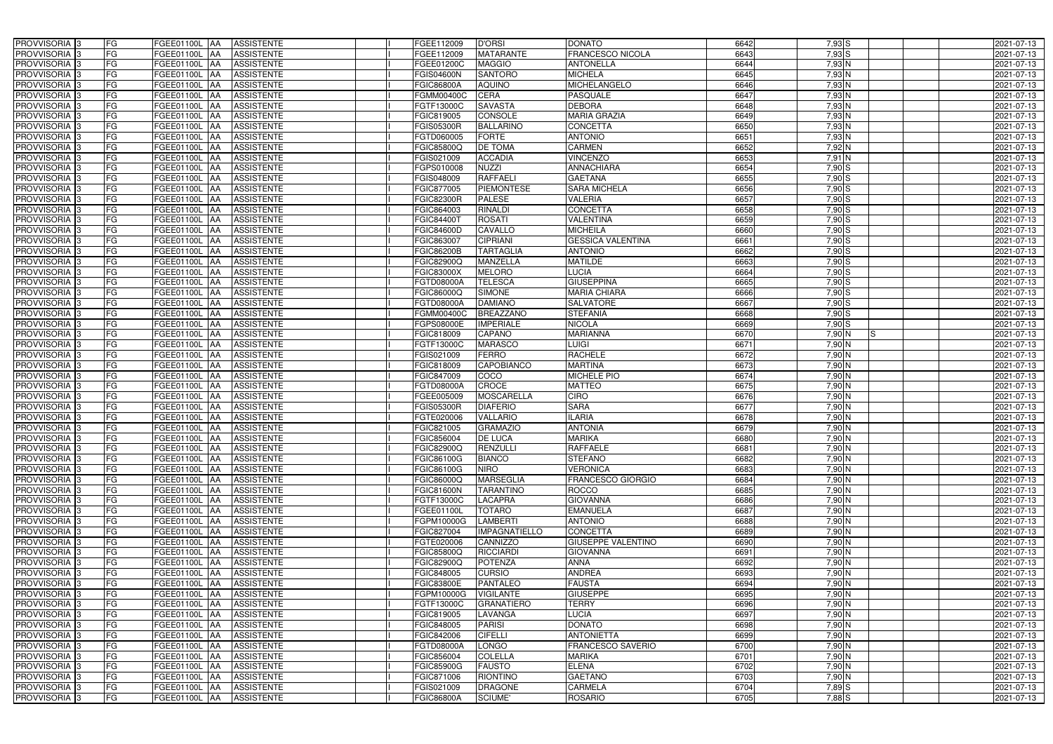| PROVVISORIA 3 | FG | FGEE01100L | AA | ASSISTENTE | I | FGEE112009 | D'ORSI | DONATO | 6642 | 7,93 | S | | | 2021-07-13 |
|---|---|---|---|---|---|---|---|---|---|---|---|---|---|---|
| PROVVISORIA 3 | FG | FGEE01100L | AA | ASSISTENTE | I | FGEE112009 | MATARANTE | FRANCESCO NICOLA | 6643 | 7,93 | S | | | 2021-07-13 |
| PROVVISORIA 3 | FG | FGEE01100L | AA | ASSISTENTE | I | FGEE01200C | MAGGIO | ANTONELLA | 6644 | 7,93 | N | | | 2021-07-13 |
| PROVVISORIA 3 | FG | FGEE01100L | AA | ASSISTENTE | I | FGIS04600N | SANTORO | MICHELA | 6645 | 7,93 | N | | | 2021-07-13 |
| PROVVISORIA 3 | FG | FGEE01100L | AA | ASSISTENTE | I | FGIC86800A | AQUINO | MICHELANGELO | 6646 | 7,93 | N | | | 2021-07-13 |
| PROVVISORIA 3 | FG | FGEE01100L | AA | ASSISTENTE | I | FGMM00400C | CERA | PASQUALE | 6647 | 7,93 | N | | | 2021-07-13 |
| PROVVISORIA 3 | FG | FGEE01100L | AA | ASSISTENTE | I | FGTF13000C | SAVASTA | DEBORA | 6648 | 7,93 | N | | | 2021-07-13 |
| PROVVISORIA 3 | FG | FGEE01100L | AA | ASSISTENTE | I | FGIC819005 | CONSOLE | MARIA GRAZIA | 6649 | 7,93 | N | | | 2021-07-13 |
| PROVVISORIA 3 | FG | FGEE01100L | AA | ASSISTENTE | I | FGIS05300R | BALLARINO | CONCETTA | 6650 | 7,93 | N | | | 2021-07-13 |
| PROVVISORIA 3 | FG | FGEE01100L | AA | ASSISTENTE | I | FGTD060005 | FORTE | ANTONIO | 6651 | 7,93 | N | | | 2021-07-13 |
| PROVVISORIA 3 | FG | FGEE01100L | AA | ASSISTENTE | I | FGIC85800Q | DE TOMA | CARMEN | 6652 | 7,92 | N | | | 2021-07-13 |
| PROVVISORIA 3 | FG | FGEE01100L | AA | ASSISTENTE | I | FGIS021009 | ACCADIA | VINCENZO | 6653 | 7,91 | N | | | 2021-07-13 |
| PROVVISORIA 3 | FG | FGEE01100L | AA | ASSISTENTE | I | FGPS010008 | NUZZI | ANNACHIARA | 6654 | 7,90 | S | | | 2021-07-13 |
| PROVVISORIA 3 | FG | FGEE01100L | AA | ASSISTENTE | I | FGIS048009 | RAFFAELI | GAETANA | 6655 | 7,90 | S | | | 2021-07-13 |
| PROVVISORIA 3 | FG | FGEE01100L | AA | ASSISTENTE | I | FGIC877005 | PIEMONTESE | SARA MICHELA | 6656 | 7,90 | S | | | 2021-07-13 |
| PROVVISORIA 3 | FG | FGEE01100L | AA | ASSISTENTE | I | FGIC82300R | PALESE | VALERIA | 6657 | 7,90 | S | | | 2021-07-13 |
| PROVVISORIA 3 | FG | FGEE01100L | AA | ASSISTENTE | I | FGIC864003 | RINALDI | CONCETTA | 6658 | 7,90 | S | | | 2021-07-13 |
| PROVVISORIA 3 | FG | FGEE01100L | AA | ASSISTENTE | I | FGIC84400T | ROSATI | VALENTINA | 6659 | 7,90 | S | | | 2021-07-13 |
| PROVVISORIA 3 | FG | FGEE01100L | AA | ASSISTENTE | I | FGIC84600D | CAVALLO | MICHEILA | 6660 | 7,90 | S | | | 2021-07-13 |
| PROVVISORIA 3 | FG | FGEE01100L | AA | ASSISTENTE | I | FGIC863007 | CIPRIANI | GESSICA VALENTINA | 6661 | 7,90 | S | | | 2021-07-13 |
| PROVVISORIA 3 | FG | FGEE01100L | AA | ASSISTENTE | I | FGIC86200B | TARTAGLIA | ANTONIO | 6662 | 7,90 | S | | | 2021-07-13 |
| PROVVISORIA 3 | FG | FGEE01100L | AA | ASSISTENTE | I | FGIC82900Q | MANZELLA | MATILDE | 6663 | 7,90 | S | | | 2021-07-13 |
| PROVVISORIA 3 | FG | FGEE01100L | AA | ASSISTENTE | I | FGIC83000X | MELORO | LUCIA | 6664 | 7,90 | S | | | 2021-07-13 |
| PROVVISORIA 3 | FG | FGEE01100L | AA | ASSISTENTE | I | FGTD08000A | TELESCA | GIUSEPPINA | 6665 | 7,90 | S | | | 2021-07-13 |
| PROVVISORIA 3 | FG | FGEE01100L | AA | ASSISTENTE | I | FGIC86000Q | SIMONE | MARIA CHIARA | 6666 | 7,90 | S | | | 2021-07-13 |
| PROVVISORIA 3 | FG | FGEE01100L | AA | ASSISTENTE | I | FGTD08000A | DAMIANO | SALVATORE | 6667 | 7,90 | S | | | 2021-07-13 |
| PROVVISORIA 3 | FG | FGEE01100L | AA | ASSISTENTE | I | FGMM00400C | BREAZZANO | STEFANIA | 6668 | 7,90 | S | | | 2021-07-13 |
| PROVVISORIA 3 | FG | FGEE01100L | AA | ASSISTENTE | I | FGPS08000E | IMPERIALE | NICOLA | 6669 | 7,90 | S | | | 2021-07-13 |
| PROVVISORIA 3 | FG | FGEE01100L | AA | ASSISTENTE | I | FGIC818009 | CAPANO | MARIANNA | 6670 | 7,90 | N | S | | 2021-07-13 |
| PROVVISORIA 3 | FG | FGEE01100L | AA | ASSISTENTE | I | FGTF13000C | MARASCO | LUIGI | 6671 | 7,90 | N | | | 2021-07-13 |
| PROVVISORIA 3 | FG | FGEE01100L | AA | ASSISTENTE | I | FGIS021009 | FERRO | RACHELE | 6672 | 7,90 | N | | | 2021-07-13 |
| PROVVISORIA 3 | FG | FGEE01100L | AA | ASSISTENTE | I | FGIC818009 | CAPOBIANCO | MARTINA | 6673 | 7,90 | N | | | 2021-07-13 |
| PROVVISORIA 3 | FG | FGEE01100L | AA | ASSISTENTE | I | FGIC847009 | COCO | MICHELE PIO | 6674 | 7,90 | N | | | 2021-07-13 |
| PROVVISORIA 3 | FG | FGEE01100L | AA | ASSISTENTE | I | FGTD08000A | CROCE | MATTEO | 6675 | 7,90 | N | | | 2021-07-13 |
| PROVVISORIA 3 | FG | FGEE01100L | AA | ASSISTENTE | I | FGEE005009 | MOSCARELLA | CIRO | 6676 | 7,90 | N | | | 2021-07-13 |
| PROVVISORIA 3 | FG | FGEE01100L | AA | ASSISTENTE | I | FGIS05300R | DIAFERIO | SARA | 6677 | 7,90 | N | | | 2021-07-13 |
| PROVVISORIA 3 | FG | FGEE01100L | AA | ASSISTENTE | I | FGTE020006 | VALLARIO | ILARIA | 6678 | 7,90 | N | | | 2021-07-13 |
| PROVVISORIA 3 | FG | FGEE01100L | AA | ASSISTENTE | I | FGIC821005 | GRAMAZIO | ANTONIA | 6679 | 7,90 | N | | | 2021-07-13 |
| PROVVISORIA 3 | FG | FGEE01100L | AA | ASSISTENTE | I | FGIC856004 | DE LUCA | MARIKA | 6680 | 7,90 | N | | | 2021-07-13 |
| PROVVISORIA 3 | FG | FGEE01100L | AA | ASSISTENTE | I | FGIC82900Q | RENZULLI | RAFFAELE | 6681 | 7,90 | N | | | 2021-07-13 |
| PROVVISORIA 3 | FG | FGEE01100L | AA | ASSISTENTE | I | FGIC86100G | BIANCO | STEFANO | 6682 | 7,90 | N | | | 2021-07-13 |
| PROVVISORIA 3 | FG | FGEE01100L | AA | ASSISTENTE | I | FGIC86100G | NIRO | VERONICA | 6683 | 7,90 | N | | | 2021-07-13 |
| PROVVISORIA 3 | FG | FGEE01100L | AA | ASSISTENTE | I | FGIC86000Q | MARSEGLIA | FRANCESCO GIORGIO | 6684 | 7,90 | N | | | 2021-07-13 |
| PROVVISORIA 3 | FG | FGEE01100L | AA | ASSISTENTE | I | FGIC81600N | TARANTINO | ROCCO | 6685 | 7,90 | N | | | 2021-07-13 |
| PROVVISORIA 3 | FG | FGEE01100L | AA | ASSISTENTE | I | FGTF13000C | LACAPRA | GIOVANNA | 6686 | 7,90 | N | | | 2021-07-13 |
| PROVVISORIA 3 | FG | FGEE01100L | AA | ASSISTENTE | I | FGEE01100L | TOTARO | EMANUELA | 6687 | 7,90 | N | | | 2021-07-13 |
| PROVVISORIA 3 | FG | FGEE01100L | AA | ASSISTENTE | I | FGPM10000G | LAMBERTI | ANTONIO | 6688 | 7,90 | N | | | 2021-07-13 |
| PROVVISORIA 3 | FG | FGEE01100L | AA | ASSISTENTE | I | FGIC827004 | IMPAGNATIELLO | CONCETTA | 6689 | 7,90 | N | | | 2021-07-13 |
| PROVVISORIA 3 | FG | FGEE01100L | AA | ASSISTENTE | I | FGTE020006 | CANNIZZO | GIUSEPPE VALENTINO | 6690 | 7,90 | N | | | 2021-07-13 |
| PROVVISORIA 3 | FG | FGEE01100L | AA | ASSISTENTE | I | FGIC85800Q | RICCIARDI | GIOVANNA | 6691 | 7,90 | N | | | 2021-07-13 |
| PROVVISORIA 3 | FG | FGEE01100L | AA | ASSISTENTE | I | FGIC82900Q | POTENZA | ANNA | 6692 | 7,90 | N | | | 2021-07-13 |
| PROVVISORIA 3 | FG | FGEE01100L | AA | ASSISTENTE | I | FGIC848005 | CURSIO | ANDREA | 6693 | 7,90 | N | | | 2021-07-13 |
| PROVVISORIA 3 | FG | FGEE01100L | AA | ASSISTENTE | I | FGIC83800E | PANTALEO | FAUSTA | 6694 | 7,90 | N | | | 2021-07-13 |
| PROVVISORIA 3 | FG | FGEE01100L | AA | ASSISTENTE | I | FGPM10000G | VIGILANTE | GIUSEPPE | 6695 | 7,90 | N | | | 2021-07-13 |
| PROVVISORIA 3 | FG | FGEE01100L | AA | ASSISTENTE | I | FGTF13000C | GRANATIERO | TERRY | 6696 | 7,90 | N | | | 2021-07-13 |
| PROVVISORIA 3 | FG | FGEE01100L | AA | ASSISTENTE | I | FGIC819005 | LAVANGA | LUCIA | 6697 | 7,90 | N | | | 2021-07-13 |
| PROVVISORIA 3 | FG | FGEE01100L | AA | ASSISTENTE | I | FGIC848005 | PARISI | DONATO | 6698 | 7,90 | N | | | 2021-07-13 |
| PROVVISORIA 3 | FG | FGEE01100L | AA | ASSISTENTE | I | FGIC842006 | CIFELLI | ANTONIETTA | 6699 | 7,90 | N | | | 2021-07-13 |
| PROVVISORIA 3 | FG | FGEE01100L | AA | ASSISTENTE | I | FGTD08000A | LONGO | FRANCESCO SAVERIO | 6700 | 7,90 | N | | | 2021-07-13 |
| PROVVISORIA 3 | FG | FGEE01100L | AA | ASSISTENTE | I | FGIC856004 | COLELLA | MARIKA | 6701 | 7,90 | N | | | 2021-07-13 |
| PROVVISORIA 3 | FG | FGEE01100L | AA | ASSISTENTE | I | FGIC85900G | FAUSTO | ELENA | 6702 | 7,90 | N | | | 2021-07-13 |
| PROVVISORIA 3 | FG | FGEE01100L | AA | ASSISTENTE | I | FGIC871006 | RIONTINO | GAETANO | 6703 | 7,90 | N | | | 2021-07-13 |
| PROVVISORIA 3 | FG | FGEE01100L | AA | ASSISTENTE | I | FGIS021009 | DRAGONE | CARMELA | 6704 | 7,89 | S | | | 2021-07-13 |
| PROVVISORIA 3 | FG | FGEE01100L | AA | ASSISTENTE | I | FGIC86800A | SCIUME' | ROSARIO | 6705 | 7,88 | S | | | 2021-07-13 |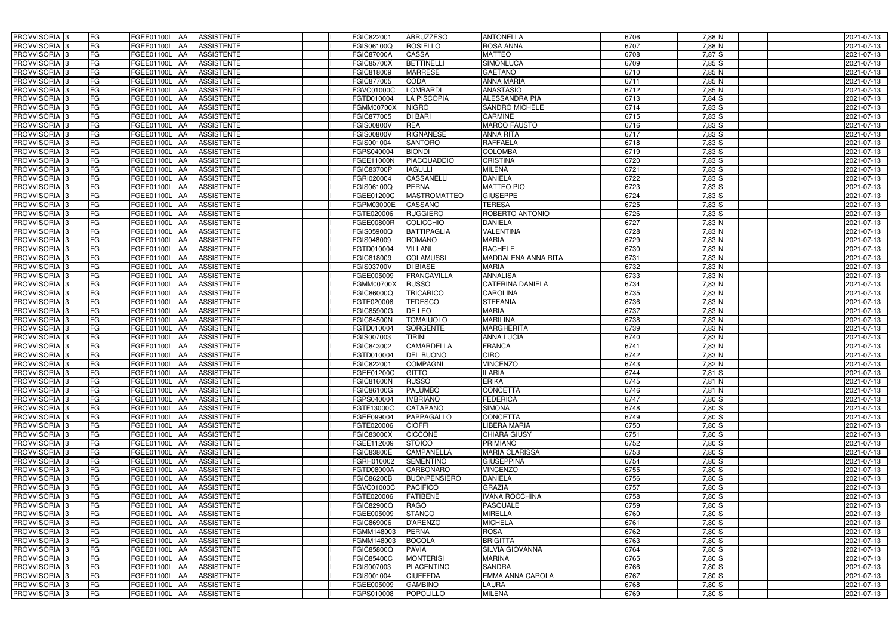| PROVVISORIA | 3 | FG | FGEE01100L | AA | ASSISTENTE | | I | FGIC822001 | ABRUZZESO | ANTONELLA | 6706 | 7,88 | N | | | 2021-07-13 |
|---|---|---|---|---|---|---|---|---|---|---|---|---|---|---|---|---|
| PROVVISORIA | 3 | FG | FGEE01100L | AA | ASSISTENTE | | I | FGIS06100Q | ROSIELLO | ROSA ANNA | 6707 | 7,88 | N | | | 2021-07-13 |
| PROVVISORIA | 3 | FG | FGEE01100L | AA | ASSISTENTE | | I | FGIC87000A | CASSA | MATTEO | 6708 | 7,87 | S | | | 2021-07-13 |
| PROVVISORIA | 3 | FG | FGEE01100L | AA | ASSISTENTE | | I | FGIC85700X | BETTINELLI | SIMONLUCA | 6709 | 7,85 | S | | | 2021-07-13 |
| PROVVISORIA | 3 | FG | FGEE01100L | AA | ASSISTENTE | | I | FGIC818009 | MARRESE | GAETANO | 6710 | 7,85 | N | | | 2021-07-13 |
| PROVVISORIA | 3 | FG | FGEE01100L | AA | ASSISTENTE | | I | FGIC877005 | CODA | ANNA MARIA | 6711 | 7,85 | N | | | 2021-07-13 |
| PROVVISORIA | 3 | FG | FGEE01100L | AA | ASSISTENTE | | I | FGVC01000C | LOMBARDI | ANASTASIO | 6712 | 7,85 | N | | | 2021-07-13 |
| PROVVISORIA | 3 | FG | FGEE01100L | AA | ASSISTENTE | | I | FGTD010004 | LA PISCOPIA | ALESSANDRA PIA | 6713 | 7,84 | S | | | 2021-07-13 |
| PROVVISORIA | 3 | FG | FGEE01100L | AA | ASSISTENTE | | I | FGMM00700X | NIGRO | SANDRO MICHELE | 6714 | 7,83 | S | | | 2021-07-13 |
| PROVVISORIA | 3 | FG | FGEE01100L | AA | ASSISTENTE | | I | FGIC877005 | DI BARI | CARMINE | 6715 | 7,83 | S | | | 2021-07-13 |
| PROVVISORIA | 3 | FG | FGEE01100L | AA | ASSISTENTE | | I | FGIS00800V | REA | MARCO FAUSTO | 6716 | 7,83 | S | | | 2021-07-13 |
| PROVVISORIA | 3 | FG | FGEE01100L | AA | ASSISTENTE | | I | FGIS00800V | RIGNANESE | ANNA RITA | 6717 | 7,83 | S | | | 2021-07-13 |
| PROVVISORIA | 3 | FG | FGEE01100L | AA | ASSISTENTE | | I | FGIS001004 | SANTORO | RAFFAELA | 6718 | 7,83 | S | | | 2021-07-13 |
| PROVVISORIA | 3 | FG | FGEE01100L | AA | ASSISTENTE | | I | FGPS040004 | BIONDI | COLOMBA | 6719 | 7,83 | S | | | 2021-07-13 |
| PROVVISORIA | 3 | FG | FGEE01100L | AA | ASSISTENTE | | I | FGEE11000N | PIACQUADDIO | CRISTINA | 6720 | 7,83 | S | | | 2021-07-13 |
| PROVVISORIA | 3 | FG | FGEE01100L | AA | ASSISTENTE | | I | FGIC83700P | IAGULLI | MILENA | 6721 | 7,83 | S | | | 2021-07-13 |
| PROVVISORIA | 3 | FG | FGEE01100L | AA | ASSISTENTE | | I | FGRI020004 | CASSANELLI | DANIELA | 6722 | 7,83 | S | | | 2021-07-13 |
| PROVVISORIA | 3 | FG | FGEE01100L | AA | ASSISTENTE | | I | FGIS06100Q | PERNA | MATTEO PIO | 6723 | 7,83 | S | | | 2021-07-13 |
| PROVVISORIA | 3 | FG | FGEE01100L | AA | ASSISTENTE | | I | FGEE01200C | MASTROMATTEO | GIUSEPPE | 6724 | 7,83 | S | | | 2021-07-13 |
| PROVVISORIA | 3 | FG | FGEE01100L | AA | ASSISTENTE | | I | FGPM03000E | CASSANO | TERESA | 6725 | 7,83 | S | | | 2021-07-13 |
| PROVVISORIA | 3 | FG | FGEE01100L | AA | ASSISTENTE | | I | FGTE020006 | RUGGIERO | ROBERTO ANTONIO | 6726 | 7,83 | S | | | 2021-07-13 |
| PROVVISORIA | 3 | FG | FGEE01100L | AA | ASSISTENTE | | I | FGEE00800R | COLICCHIO | DANIELA | 6727 | 7,83 | N | | | 2021-07-13 |
| PROVVISORIA | 3 | FG | FGEE01100L | AA | ASSISTENTE | | I | FGIS05900Q | BATTIPAGLIA | VALENTINA | 6728 | 7,83 | N | | | 2021-07-13 |
| PROVVISORIA | 3 | FG | FGEE01100L | AA | ASSISTENTE | | I | FGIS048009 | ROMANO | MARIA | 6729 | 7,83 | N | | | 2021-07-13 |
| PROVVISORIA | 3 | FG | FGEE01100L | AA | ASSISTENTE | | I | FGTD010004 | VILLANI | RACHELE | 6730 | 7,83 | N | | | 2021-07-13 |
| PROVVISORIA | 3 | FG | FGEE01100L | AA | ASSISTENTE | | I | FGIC818009 | COLAMUSSI | MADDALENA ANNA RITA | 6731 | 7,83 | N | | | 2021-07-13 |
| PROVVISORIA | 3 | FG | FGEE01100L | AA | ASSISTENTE | | I | FGIS03700V | DI BIASE | MARIA | 6732 | 7,83 | N | | | 2021-07-13 |
| PROVVISORIA | 3 | FG | FGEE01100L | AA | ASSISTENTE | | I | FGEE005009 | FRANCAVILLA | ANNALISA | 6733 | 7,83 | N | | | 2021-07-13 |
| PROVVISORIA | 3 | FG | FGEE01100L | AA | ASSISTENTE | | I | FGMM00700X | RUSSO | CATERINA DANIELA | 6734 | 7,83 | N | | | 2021-07-13 |
| PROVVISORIA | 3 | FG | FGEE01100L | AA | ASSISTENTE | | I | FGIC86000Q | TRICARICO | CAROLINA | 6735 | 7,83 | N | | | 2021-07-13 |
| PROVVISORIA | 3 | FG | FGEE01100L | AA | ASSISTENTE | | I | FGTE020006 | TEDESCO | STEFANIA | 6736 | 7,83 | N | | | 2021-07-13 |
| PROVVISORIA | 3 | FG | FGEE01100L | AA | ASSISTENTE | | I | FGIC85900G | DE LEO | MARIA | 6737 | 7,83 | N | | | 2021-07-13 |
| PROVVISORIA | 3 | FG | FGEE01100L | AA | ASSISTENTE | | I | FGIC84500N | TOMAIUOLO | MARILINA | 6738 | 7,83 | N | | | 2021-07-13 |
| PROVVISORIA | 3 | FG | FGEE01100L | AA | ASSISTENTE | | I | FGTD010004 | SORGENTE | MARGHERITA | 6739 | 7,83 | N | | | 2021-07-13 |
| PROVVISORIA | 3 | FG | FGEE01100L | AA | ASSISTENTE | | I | FGIS007003 | TIRINI | ANNA LUCIA | 6740 | 7,83 | N | | | 2021-07-13 |
| PROVVISORIA | 3 | FG | FGEE01100L | AA | ASSISTENTE | | I | FGIC843002 | CAMARDELLA | FRANCA | 6741 | 7,83 | N | | | 2021-07-13 |
| PROVVISORIA | 3 | FG | FGEE01100L | AA | ASSISTENTE | | I | FGTD010004 | DEL BUONO | CIRO | 6742 | 7,83 | N | | | 2021-07-13 |
| PROVVISORIA | 3 | FG | FGEE01100L | AA | ASSISTENTE | | I | FGIC822001 | COMPAGNI | VINCENZO | 6743 | 7,82 | N | | | 2021-07-13 |
| PROVVISORIA | 3 | FG | FGEE01100L | AA | ASSISTENTE | | I | FGEE01200C | GITTO | ILARIA | 6744 | 7,81 | S | | | 2021-07-13 |
| PROVVISORIA | 3 | FG | FGEE01100L | AA | ASSISTENTE | | I | FGIC81600N | RUSSO | ERIKA | 6745 | 7,81 | N | | | 2021-07-13 |
| PROVVISORIA | 3 | FG | FGEE01100L | AA | ASSISTENTE | | I | FGIC86100G | PALUMBO | CONCETTA | 6746 | 7,81 | N | | | 2021-07-13 |
| PROVVISORIA | 3 | FG | FGEE01100L | AA | ASSISTENTE | | I | FGPS040004 | IMBRIANO | FEDERICA | 6747 | 7,80 | S | | | 2021-07-13 |
| PROVVISORIA | 3 | FG | FGEE01100L | AA | ASSISTENTE | | I | FGTF13000C | CATAPANO | SIMONA | 6748 | 7,80 | S | | | 2021-07-13 |
| PROVVISORIA | 3 | FG | FGEE01100L | AA | ASSISTENTE | | I | FGEE099004 | PAPPAGALLO | CONCETTA | 6749 | 7,80 | S | | | 2021-07-13 |
| PROVVISORIA | 3 | FG | FGEE01100L | AA | ASSISTENTE | | I | FGTE020006 | CIOFFI | LIBERA MARIA | 6750 | 7,80 | S | | | 2021-07-13 |
| PROVVISORIA | 3 | FG | FGEE01100L | AA | ASSISTENTE | | I | FGIC83000X | CICCONE | CHIARA GIUSY | 6751 | 7,80 | S | | | 2021-07-13 |
| PROVVISORIA | 3 | FG | FGEE01100L | AA | ASSISTENTE | | I | FGEE112009 | STOICO | PRIMIANO | 6752 | 7,80 | S | | | 2021-07-13 |
| PROVVISORIA | 3 | FG | FGEE01100L | AA | ASSISTENTE | | I | FGIC83800E | CAMPANELLA | MARIA CLARISSA | 6753 | 7,80 | S | | | 2021-07-13 |
| PROVVISORIA | 3 | FG | FGEE01100L | AA | ASSISTENTE | | I | FGRH010002 | SEMENTINO | GIUSEPPINA | 6754 | 7,80 | S | | | 2021-07-13 |
| PROVVISORIA | 3 | FG | FGEE01100L | AA | ASSISTENTE | | I | FGTD08000A | CARBONARO | VINCENZO | 6755 | 7,80 | S | | | 2021-07-13 |
| PROVVISORIA | 3 | FG | FGEE01100L | AA | ASSISTENTE | | I | FGIC86200B | BUONPENSIERO | DANIELA | 6756 | 7,80 | S | | | 2021-07-13 |
| PROVVISORIA | 3 | FG | FGEE01100L | AA | ASSISTENTE | | I | FGVC01000C | PACIFICO | GRAZIA | 6757 | 7,80 | S | | | 2021-07-13 |
| PROVVISORIA | 3 | FG | FGEE01100L | AA | ASSISTENTE | | I | FGTE020006 | FATIBENE | IVANA ROCCHINA | 6758 | 7,80 | S | | | 2021-07-13 |
| PROVVISORIA | 3 | FG | FGEE01100L | AA | ASSISTENTE | | I | FGIC82900Q | RAGO | PASQUALE | 6759 | 7,80 | S | | | 2021-07-13 |
| PROVVISORIA | 3 | FG | FGEE01100L | AA | ASSISTENTE | | I | FGEE005009 | STANCO | MIRELLA | 6760 | 7,80 | S | | | 2021-07-13 |
| PROVVISORIA | 3 | FG | FGEE01100L | AA | ASSISTENTE | | I | FGIC869006 | D'ARENZO | MICHELA | 6761 | 7,80 | S | | | 2021-07-13 |
| PROVVISORIA | 3 | FG | FGEE01100L | AA | ASSISTENTE | | I | FGMM148003 | PERNA | ROSA | 6762 | 7,80 | S | | | 2021-07-13 |
| PROVVISORIA | 3 | FG | FGEE01100L | AA | ASSISTENTE | | I | FGMM148003 | BOCOLA | BRIGITTA | 6763 | 7,80 | S | | | 2021-07-13 |
| PROVVISORIA | 3 | FG | FGEE01100L | AA | ASSISTENTE | | I | FGIC85800Q | PAVIA | SILVIA GIOVANNA | 6764 | 7,80 | S | | | 2021-07-13 |
| PROVVISORIA | 3 | FG | FGEE01100L | AA | ASSISTENTE | | I | FGIC85400C | MONTERISI | MARINA | 6765 | 7,80 | S | | | 2021-07-13 |
| PROVVISORIA | 3 | FG | FGEE01100L | AA | ASSISTENTE | | I | FGIS007003 | PLACENTINO | SANDRA | 6766 | 7,80 | S | | | 2021-07-13 |
| PROVVISORIA | 3 | FG | FGEE01100L | AA | ASSISTENTE | | I | FGIS001004 | CIUFFEDA | EMMA ANNA CAROLA | 6767 | 7,80 | S | | | 2021-07-13 |
| PROVVISORIA | 3 | FG | FGEE01100L | AA | ASSISTENTE | | I | FGEE005009 | GAMBINO | LAURA | 6768 | 7,80 | S | | | 2021-07-13 |
| PROVVISORIA | 3 | FG | FGEE01100L | AA | ASSISTENTE | | I | FGPS010008 | POPOLILLO | MILENA | 6769 | 7,80 | S | | | 2021-07-13 |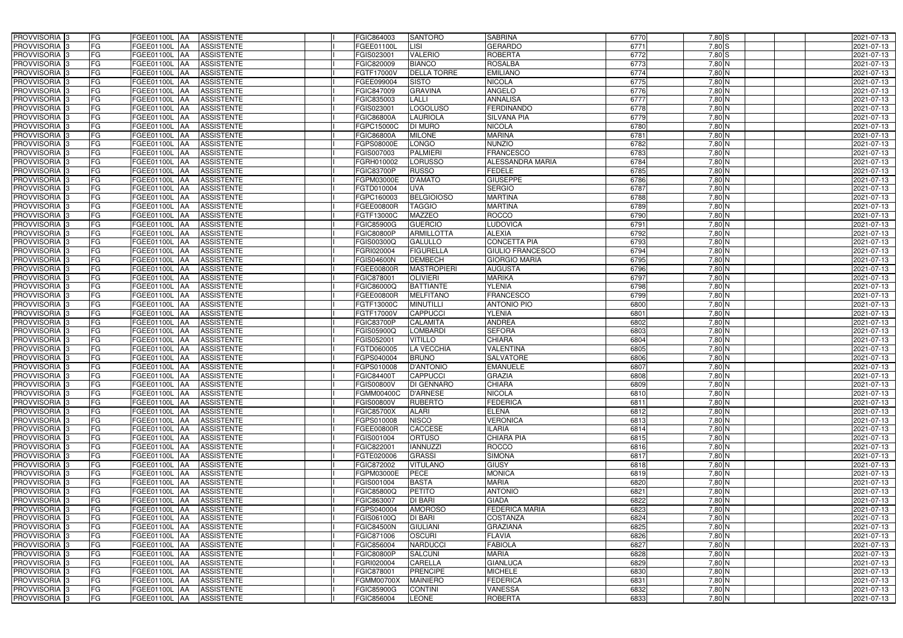| | | | | | | | | | | | | | | |
|---|---|---|---|---|---|---|---|---|---|---|---|---|---|---|
| PROVVISORIA | 3 | FG | FGEE01100L | AA | ASSISTENTE | | I | FGIC864003 | SANTORO | SABRINA | 6770 | 7,80 | S | 2021-07-13 |
| PROVVISORIA | 3 | FG | FGEE01100L | AA | ASSISTENTE | | I | FGEE01100L | LISI | GERARDO | 6771 | 7,80 | S | 2021-07-13 |
| PROVVISORIA | 3 | FG | FGEE01100L | AA | ASSISTENTE | | I | FGIS023001 | VALERIO | ROBERTA | 6772 | 7,80 | S | 2021-07-13 |
| PROVVISORIA | 3 | FG | FGEE01100L | AA | ASSISTENTE | | I | FGIC820009 | BIANCO | ROSALBA | 6773 | 7,80 | N | 2021-07-13 |
| PROVVISORIA | 3 | FG | FGEE01100L | AA | ASSISTENTE | | I | FGTF17000V | DELLA TORRE | EMILIANO | 6774 | 7,80 | N | 2021-07-13 |
| PROVVISORIA | 3 | FG | FGEE01100L | AA | ASSISTENTE | | I | FGEE099004 | SISTO | NICOLA | 6775 | 7,80 | N | 2021-07-13 |
| PROVVISORIA | 3 | FG | FGEE01100L | AA | ASSISTENTE | | I | FGIC847009 | GRAVINA | ANGELO | 6776 | 7,80 | N | 2021-07-13 |
| PROVVISORIA | 3 | FG | FGEE01100L | AA | ASSISTENTE | | I | FGIC835003 | LALLI | ANNALISA | 6777 | 7,80 | N | 2021-07-13 |
| PROVVISORIA | 3 | FG | FGEE01100L | AA | ASSISTENTE | | I | FGIS023001 | LOGOLUSO | FERDINANDO | 6778 | 7,80 | N | 2021-07-13 |
| PROVVISORIA | 3 | FG | FGEE01100L | AA | ASSISTENTE | | I | FGIC86800A | LAURIOLA | SILVANA PIA | 6779 | 7,80 | N | 2021-07-13 |
| PROVVISORIA | 3 | FG | FGEE01100L | AA | ASSISTENTE | | I | FGPC15000C | DI MURO | NICOLA | 6780 | 7,80 | N | 2021-07-13 |
| PROVVISORIA | 3 | FG | FGEE01100L | AA | ASSISTENTE | | I | FGIC86800A | MILONE | MARINA | 6781 | 7,80 | N | 2021-07-13 |
| PROVVISORIA | 3 | FG | FGEE01100L | AA | ASSISTENTE | | I | FGPS08000E | LONGO | NUNZIO | 6782 | 7,80 | N | 2021-07-13 |
| PROVVISORIA | 3 | FG | FGEE01100L | AA | ASSISTENTE | | I | FGIS007003 | PALMIERI | FRANCESCO | 6783 | 7,80 | N | 2021-07-13 |
| PROVVISORIA | 3 | FG | FGEE01100L | AA | ASSISTENTE | | I | FGRH010002 | LORUSSO | ALESSANDRA MARIA | 6784 | 7,80 | N | 2021-07-13 |
| PROVVISORIA | 3 | FG | FGEE01100L | AA | ASSISTENTE | | I | FGIC83700P | RUSSO | FEDELE | 6785 | 7,80 | N | 2021-07-13 |
| PROVVISORIA | 3 | FG | FGEE01100L | AA | ASSISTENTE | | I | FGPM03000E | D'AMATO | GIUSEPPE | 6786 | 7,80 | N | 2021-07-13 |
| PROVVISORIA | 3 | FG | FGEE01100L | AA | ASSISTENTE | | I | FGTD010004 | UVA | SERGIO | 6787 | 7,80 | N | 2021-07-13 |
| PROVVISORIA | 3 | FG | FGEE01100L | AA | ASSISTENTE | | I | FGPC160003 | BELGIOIOSO | MARTINA | 6788 | 7,80 | N | 2021-07-13 |
| PROVVISORIA | 3 | FG | FGEE01100L | AA | ASSISTENTE | | I | FGEE00800R | TAGGIO | MARTINA | 6789 | 7,80 | N | 2021-07-13 |
| PROVVISORIA | 3 | FG | FGEE01100L | AA | ASSISTENTE | | I | FGTF13000C | MAZZEO | ROCCO | 6790 | 7,80 | N | 2021-07-13 |
| PROVVISORIA | 3 | FG | FGEE01100L | AA | ASSISTENTE | | I | FGIC85900G | GUERCIO | LUDOVICA | 6791 | 7,80 | N | 2021-07-13 |
| PROVVISORIA | 3 | FG | FGEE01100L | AA | ASSISTENTE | | I | FGIC80800P | ARMILLOTTA | ALEXIA | 6792 | 7,80 | N | 2021-07-13 |
| PROVVISORIA | 3 | FG | FGEE01100L | AA | ASSISTENTE | | I | FGIS00300Q | GALULLO | CONCETTA PIA | 6793 | 7,80 | N | 2021-07-13 |
| PROVVISORIA | 3 | FG | FGEE01100L | AA | ASSISTENTE | | I | FGRI020004 | FIGURELLA | GIULIO FRANCESCO | 6794 | 7,80 | N | 2021-07-13 |
| PROVVISORIA | 3 | FG | FGEE01100L | AA | ASSISTENTE | | I | FGIS04600N | DEMBECH | GIORGIO MARIA | 6795 | 7,80 | N | 2021-07-13 |
| PROVVISORIA | 3 | FG | FGEE01100L | AA | ASSISTENTE | | I | FGEE00800R | MASTROPIERI | AUGUSTA | 6796 | 7,80 | N | 2021-07-13 |
| PROVVISORIA | 3 | FG | FGEE01100L | AA | ASSISTENTE | | I | FGIC878001 | OLIVIERI | MARIKA | 6797 | 7,80 | N | 2021-07-13 |
| PROVVISORIA | 3 | FG | FGEE01100L | AA | ASSISTENTE | | I | FGIC86000Q | BATTIANTE | YLENIA | 6798 | 7,80 | N | 2021-07-13 |
| PROVVISORIA | 3 | FG | FGEE01100L | AA | ASSISTENTE | | I | FGEE00800R | MELFITANO | FRANCESCO | 6799 | 7,80 | N | 2021-07-13 |
| PROVVISORIA | 3 | FG | FGEE01100L | AA | ASSISTENTE | | I | FGTF13000C | MINUTILLI | ANTONIO PIO | 6800 | 7,80 | N | 2021-07-13 |
| PROVVISORIA | 3 | FG | FGEE01100L | AA | ASSISTENTE | | I | FGTF17000V | CAPPUCCI | YLENIA | 6801 | 7,80 | N | 2021-07-13 |
| PROVVISORIA | 3 | FG | FGEE01100L | AA | ASSISTENTE | | I | FGIC83700P | CALAMITA | ANDREA | 6802 | 7,80 | N | 2021-07-13 |
| PROVVISORIA | 3 | FG | FGEE01100L | AA | ASSISTENTE | | I | FGIS05900Q | LOMBARDI | SEFORA | 6803 | 7,80 | N | 2021-07-13 |
| PROVVISORIA | 3 | FG | FGEE01100L | AA | ASSISTENTE | | I | FGIS052001 | VITILLO | CHIARA | 6804 | 7,80 | N | 2021-07-13 |
| PROVVISORIA | 3 | FG | FGEE01100L | AA | ASSISTENTE | | I | FGTD060005 | LA VECCHIA | VALENTINA | 6805 | 7,80 | N | 2021-07-13 |
| PROVVISORIA | 3 | FG | FGEE01100L | AA | ASSISTENTE | | I | FGPS040004 | BRUNO | SALVATORE | 6806 | 7,80 | N | 2021-07-13 |
| PROVVISORIA | 3 | FG | FGEE01100L | AA | ASSISTENTE | | I | FGPS010008 | D'ANTONIO | EMANUELE | 6807 | 7,80 | N | 2021-07-13 |
| PROVVISORIA | 3 | FG | FGEE01100L | AA | ASSISTENTE | | I | FGIC84400T | CAPPUCCI | GRAZIA | 6808 | 7,80 | N | 2021-07-13 |
| PROVVISORIA | 3 | FG | FGEE01100L | AA | ASSISTENTE | | I | FGIS00800V | DI GENNARO | CHIARA | 6809 | 7,80 | N | 2021-07-13 |
| PROVVISORIA | 3 | FG | FGEE01100L | AA | ASSISTENTE | | I | FGMM00400C | D'ARNESE | NICOLA | 6810 | 7,80 | N | 2021-07-13 |
| PROVVISORIA | 3 | FG | FGEE01100L | AA | ASSISTENTE | | I | FGIS00800V | RUBERTO | FEDERICA | 6811 | 7,80 | N | 2021-07-13 |
| PROVVISORIA | 3 | FG | FGEE01100L | AA | ASSISTENTE | | I | FGIC85700X | ALARI | ELENA | 6812 | 7,80 | N | 2021-07-13 |
| PROVVISORIA | 3 | FG | FGEE01100L | AA | ASSISTENTE | | I | FGPS010008 | NISCO | VERONICA | 6813 | 7,80 | N | 2021-07-13 |
| PROVVISORIA | 3 | FG | FGEE01100L | AA | ASSISTENTE | | I | FGEE00800R | CACCESE | ILARIA | 6814 | 7,80 | N | 2021-07-13 |
| PROVVISORIA | 3 | FG | FGEE01100L | AA | ASSISTENTE | | I | FGIS001004 | ORTUSO | CHIARA PIA | 6815 | 7,80 | N | 2021-07-13 |
| PROVVISORIA | 3 | FG | FGEE01100L | AA | ASSISTENTE | | I | FGIC822001 | IANNUZZI | ROCCO | 6816 | 7,80 | N | 2021-07-13 |
| PROVVISORIA | 3 | FG | FGEE01100L | AA | ASSISTENTE | | I | FGTE020006 | GRASSI | SIMONA | 6817 | 7,80 | N | 2021-07-13 |
| PROVVISORIA | 3 | FG | FGEE01100L | AA | ASSISTENTE | | I | FGIC872002 | VITULANO | GIUSY | 6818 | 7,80 | N | 2021-07-13 |
| PROVVISORIA | 3 | FG | FGEE01100L | AA | ASSISTENTE | | I | FGPM03000E | PECE | MONICA | 6819 | 7,80 | N | 2021-07-13 |
| PROVVISORIA | 3 | FG | FGEE01100L | AA | ASSISTENTE | | I | FGIS001004 | BASTA | MARIA | 6820 | 7,80 | N | 2021-07-13 |
| PROVVISORIA | 3 | FG | FGEE01100L | AA | ASSISTENTE | | I | FGIC85800Q | PETITO | ANTONIO | 6821 | 7,80 | N | 2021-07-13 |
| PROVVISORIA | 3 | FG | FGEE01100L | AA | ASSISTENTE | | I | FGIC863007 | DI BARI | GIADA | 6822 | 7,80 | N | 2021-07-13 |
| PROVVISORIA | 3 | FG | FGEE01100L | AA | ASSISTENTE | | I | FGPS040004 | AMOROSO | FEDERICA MARIA | 6823 | 7,80 | N | 2021-07-13 |
| PROVVISORIA | 3 | FG | FGEE01100L | AA | ASSISTENTE | | I | FGIS06100Q | DI BARI | COSTANZA | 6824 | 7,80 | N | 2021-07-13 |
| PROVVISORIA | 3 | FG | FGEE01100L | AA | ASSISTENTE | | I | FGIC84500N | GIULIANI | GRAZIANA | 6825 | 7,80 | N | 2021-07-13 |
| PROVVISORIA | 3 | FG | FGEE01100L | AA | ASSISTENTE | | I | FGIC871006 | OSCURI | FLAVIA | 6826 | 7,80 | N | 2021-07-13 |
| PROVVISORIA | 3 | FG | FGEE01100L | AA | ASSISTENTE | | I | FGIC856004 | NARDUCCI | FABIOLA | 6827 | 7,80 | N | 2021-07-13 |
| PROVVISORIA | 3 | FG | FGEE01100L | AA | ASSISTENTE | | I | FGIC80800P | SALCUNI | MARIA | 6828 | 7,80 | N | 2021-07-13 |
| PROVVISORIA | 3 | FG | FGEE01100L | AA | ASSISTENTE | | I | FGRI020004 | CARELLA | GIANLUCA | 6829 | 7,80 | N | 2021-07-13 |
| PROVVISORIA | 3 | FG | FGEE01100L | AA | ASSISTENTE | | I | FGIC878001 | PRENCIPE | MICHELE | 6830 | 7,80 | N | 2021-07-13 |
| PROVVISORIA | 3 | FG | FGEE01100L | AA | ASSISTENTE | | I | FGMM00700X | MAINIERO | FEDERICA | 6831 | 7,80 | N | 2021-07-13 |
| PROVVISORIA | 3 | FG | FGEE01100L | AA | ASSISTENTE | | I | FGIC85900G | CONTINI | VANESSA | 6832 | 7,80 | N | 2021-07-13 |
| PROVVISORIA | 3 | FG | FGEE01100L | AA | ASSISTENTE | | I | FGIC856004 | LEONE | ROBERTA | 6833 | 7,80 | N | 2021-07-13 |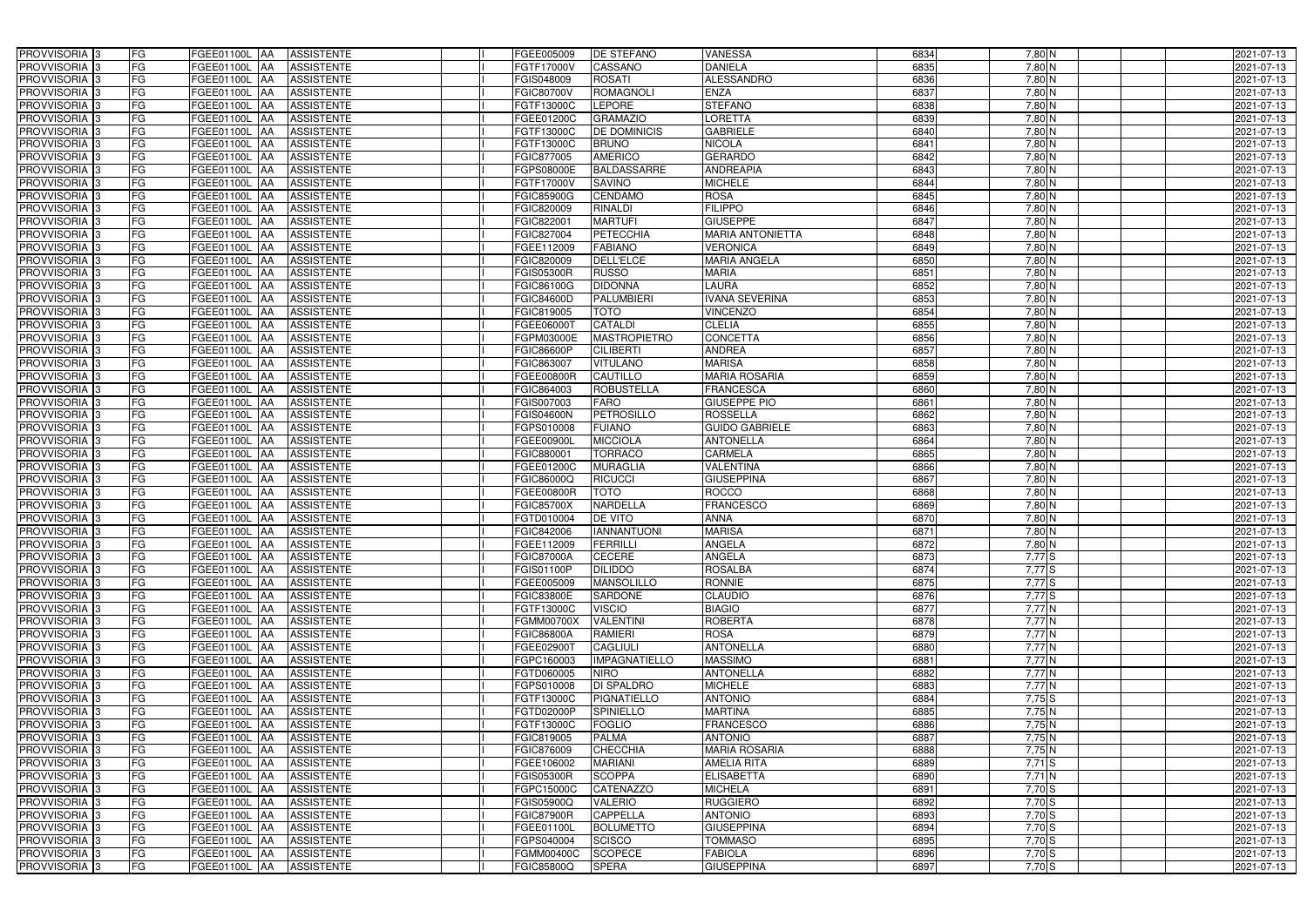| PROVVISORIA | 3 | FG | FGEE01100L | AA | ASSISTENTE | | I | FGEE005009 | DE STEFANO | VANESSA | 6834 | 7,80 | N | | | 2021-07-13 |
|---|---|---|---|---|---|---|---|---|---|---|---|---|---|---|---|---|
| PROVVISORIA | 3 | FG | FGEE01100L | AA | ASSISTENTE | | I | FGTF17000V | CASSANO | DANIELA | 6835 | 7,80 | N | | | 2021-07-13 |
| PROVVISORIA | 3 | FG | FGEE01100L | AA | ASSISTENTE | | I | FGIS048009 | ROSATI | ALESSANDRO | 6836 | 7,80 | N | | | 2021-07-13 |
| PROVVISORIA | 3 | FG | FGEE01100L | AA | ASSISTENTE | | I | FGIC80700V | ROMAGNOLI | ENZA | 6837 | 7,80 | N | | | 2021-07-13 |
| PROVVISORIA | 3 | FG | FGEE01100L | AA | ASSISTENTE | | I | FGTF13000C | LEPORE | STEFANO | 6838 | 7,80 | N | | | 2021-07-13 |
| PROVVISORIA | 3 | FG | FGEE01100L | AA | ASSISTENTE | | I | FGEE01200C | GRAMAZIO | LORETTA | 6839 | 7,80 | N | | | 2021-07-13 |
| PROVVISORIA | 3 | FG | FGEE01100L | AA | ASSISTENTE | | I | FGTF13000C | DE DOMINICIS | GABRIELE | 6840 | 7,80 | N | | | 2021-07-13 |
| PROVVISORIA | 3 | FG | FGEE01100L | AA | ASSISTENTE | | I | FGTF13000C | BRUNO | NICOLA | 6841 | 7,80 | N | | | 2021-07-13 |
| PROVVISORIA | 3 | FG | FGEE01100L | AA | ASSISTENTE | | I | FGIC877005 | AMERICO | GERARDO | 6842 | 7,80 | N | | | 2021-07-13 |
| PROVVISORIA | 3 | FG | FGEE01100L | AA | ASSISTENTE | | I | FGPS08000E | BALDASSARRE | ANDREAPIA | 6843 | 7,80 | N | | | 2021-07-13 |
| PROVVISORIA | 3 | FG | FGEE01100L | AA | ASSISTENTE | | I | FGTF17000V | SAVINO | MICHELE | 6844 | 7,80 | N | | | 2021-07-13 |
| PROVVISORIA | 3 | FG | FGEE01100L | AA | ASSISTENTE | | I | FGIC85900G | CENDAMO | ROSA | 6845 | 7,80 | N | | | 2021-07-13 |
| PROVVISORIA | 3 | FG | FGEE01100L | AA | ASSISTENTE | | I | FGIC820009 | RINALDI | FILIPPO | 6846 | 7,80 | N | | | 2021-07-13 |
| PROVVISORIA | 3 | FG | FGEE01100L | AA | ASSISTENTE | | I | FGIC822001 | MARTUFI | GIUSEPPE | 6847 | 7,80 | N | | | 2021-07-13 |
| PROVVISORIA | 3 | FG | FGEE01100L | AA | ASSISTENTE | | I | FGIC827004 | PETECCHIA | MARIA ANTONIETTA | 6848 | 7,80 | N | | | 2021-07-13 |
| PROVVISORIA | 3 | FG | FGEE01100L | AA | ASSISTENTE | | I | FGEE112009 | FABIANO | VERONICA | 6849 | 7,80 | N | | | 2021-07-13 |
| PROVVISORIA | 3 | FG | FGEE01100L | AA | ASSISTENTE | | I | FGIC820009 | DELL'ELCE | MARIA ANGELA | 6850 | 7,80 | N | | | 2021-07-13 |
| PROVVISORIA | 3 | FG | FGEE01100L | AA | ASSISTENTE | | I | FGIS05300R | RUSSO | MARIA | 6851 | 7,80 | N | | | 2021-07-13 |
| PROVVISORIA | 3 | FG | FGEE01100L | AA | ASSISTENTE | | I | FGIC86100G | DIDONNA | LAURA | 6852 | 7,80 | N | | | 2021-07-13 |
| PROVVISORIA | 3 | FG | FGEE01100L | AA | ASSISTENTE | | I | FGIC84600D | PALUMBIERI | IVANA SEVERINA | 6853 | 7,80 | N | | | 2021-07-13 |
| PROVVISORIA | 3 | FG | FGEE01100L | AA | ASSISTENTE | | I | FGIC819005 | TOTO | VINCENZO | 6854 | 7,80 | N | | | 2021-07-13 |
| PROVVISORIA | 3 | FG | FGEE01100L | AA | ASSISTENTE | | I | FGEE06000T | CATALDI | CLELIA | 6855 | 7,80 | N | | | 2021-07-13 |
| PROVVISORIA | 3 | FG | FGEE01100L | AA | ASSISTENTE | | I | FGPM03000E | MASTROPIETRO | CONCETTA | 6856 | 7,80 | N | | | 2021-07-13 |
| PROVVISORIA | 3 | FG | FGEE01100L | AA | ASSISTENTE | | I | FGIC86600P | CILIBERTI | ANDREA | 6857 | 7,80 | N | | | 2021-07-13 |
| PROVVISORIA | 3 | FG | FGEE01100L | AA | ASSISTENTE | | I | FGIC863007 | VITULANO | MARISA | 6858 | 7,80 | N | | | 2021-07-13 |
| PROVVISORIA | 3 | FG | FGEE01100L | AA | ASSISTENTE | | I | FGEE00800R | CAUTILLO | MARIA ROSARIA | 6859 | 7,80 | N | | | 2021-07-13 |
| PROVVISORIA | 3 | FG | FGEE01100L | AA | ASSISTENTE | | I | FGIC864003 | ROBUSTELLA | FRANCESCA | 6860 | 7,80 | N | | | 2021-07-13 |
| PROVVISORIA | 3 | FG | FGEE01100L | AA | ASSISTENTE | | I | FGIS007003 | FARO | GIUSEPPE PIO | 6861 | 7,80 | N | | | 2021-07-13 |
| PROVVISORIA | 3 | FG | FGEE01100L | AA | ASSISTENTE | | I | FGIS04600N | PETROSILLO | ROSSELLA | 6862 | 7,80 | N | | | 2021-07-13 |
| PROVVISORIA | 3 | FG | FGEE01100L | AA | ASSISTENTE | | I | FGPS010008 | FUIANO | GUIDO GABRIELE | 6863 | 7,80 | N | | | 2021-07-13 |
| PROVVISORIA | 3 | FG | FGEE01100L | AA | ASSISTENTE | | I | FGEE00900L | MICCIOLA | ANTONELLA | 6864 | 7,80 | N | | | 2021-07-13 |
| PROVVISORIA | 3 | FG | FGEE01100L | AA | ASSISTENTE | | I | FGIC880001 | TORRACO | CARMELA | 6865 | 7,80 | N | | | 2021-07-13 |
| PROVVISORIA | 3 | FG | FGEE01100L | AA | ASSISTENTE | | I | FGEE01200C | MURAGLIA | VALENTINA | 6866 | 7,80 | N | | | 2021-07-13 |
| PROVVISORIA | 3 | FG | FGEE01100L | AA | ASSISTENTE | | I | FGIC86000Q | RICUCCI | GIUSEPPINA | 6867 | 7,80 | N | | | 2021-07-13 |
| PROVVISORIA | 3 | FG | FGEE01100L | AA | ASSISTENTE | | I | FGEE00800R | TOTO | ROCCO | 6868 | 7,80 | N | | | 2021-07-13 |
| PROVVISORIA | 3 | FG | FGEE01100L | AA | ASSISTENTE | | I | FGIC85700X | NARDELLA | FRANCESCO | 6869 | 7,80 | N | | | 2021-07-13 |
| PROVVISORIA | 3 | FG | FGEE01100L | AA | ASSISTENTE | | I | FGTD010004 | DE VITO | ANNA | 6870 | 7,80 | N | | | 2021-07-13 |
| PROVVISORIA | 3 | FG | FGEE01100L | AA | ASSISTENTE | | I | FGIC842006 | IANNANTUONI | MARISA | 6871 | 7,80 | N | | | 2021-07-13 |
| PROVVISORIA | 3 | FG | FGEE01100L | AA | ASSISTENTE | | I | FGEE112009 | FERRILLI | ANGELA | 6872 | 7,80 | N | | | 2021-07-13 |
| PROVVISORIA | 3 | FG | FGEE01100L | AA | ASSISTENTE | | I | FGIC87000A | CECERE | ANGELA | 6873 | 7,77 | S | | | 2021-07-13 |
| PROVVISORIA | 3 | FG | FGEE01100L | AA | ASSISTENTE | | I | FGIS01100P | DILIDDO | ROSALBA | 6874 | 7,77 | S | | | 2021-07-13 |
| PROVVISORIA | 3 | FG | FGEE01100L | AA | ASSISTENTE | | I | FGEE005009 | MANSOLILLO | RONNIE | 6875 | 7,77 | S | | | 2021-07-13 |
| PROVVISORIA | 3 | FG | FGEE01100L | AA | ASSISTENTE | | I | FGIC83800E | SARDONE | CLAUDIO | 6876 | 7,77 | S | | | 2021-07-13 |
| PROVVISORIA | 3 | FG | FGEE01100L | AA | ASSISTENTE | | I | FGTF13000C | VISCIO | BIAGIO | 6877 | 7,77 | N | | | 2021-07-13 |
| PROVVISORIA | 3 | FG | FGEE01100L | AA | ASSISTENTE | | I | FGMM00700X | VALENTINI | ROBERTA | 6878 | 7,77 | N | | | 2021-07-13 |
| PROVVISORIA | 3 | FG | FGEE01100L | AA | ASSISTENTE | | I | FGIC86800A | RAMIERI | ROSA | 6879 | 7,77 | N | | | 2021-07-13 |
| PROVVISORIA | 3 | FG | FGEE01100L | AA | ASSISTENTE | | I | FGEE02900T | CAGLIULI | ANTONELLA | 6880 | 7,77 | N | | | 2021-07-13 |
| PROVVISORIA | 3 | FG | FGEE01100L | AA | ASSISTENTE | | I | FGPC160003 | IMPAGNATIELLO | MASSIMO | 6881 | 7,77 | N | | | 2021-07-13 |
| PROVVISORIA | 3 | FG | FGEE01100L | AA | ASSISTENTE | | I | FGTD060005 | NIRO | ANTONELLA | 6882 | 7,77 | N | | | 2021-07-13 |
| PROVVISORIA | 3 | FG | FGEE01100L | AA | ASSISTENTE | | I | FGPS010008 | DI SPALDRO | MICHELE | 6883 | 7,77 | N | | | 2021-07-13 |
| PROVVISORIA | 3 | FG | FGEE01100L | AA | ASSISTENTE | | I | FGTF13000C | PIGNATIELLO | ANTONIO | 6884 | 7,75 | S | | | 2021-07-13 |
| PROVVISORIA | 3 | FG | FGEE01100L | AA | ASSISTENTE | | I | FGTD02000P | SPINIELLO | MARTINA | 6885 | 7,75 | N | | | 2021-07-13 |
| PROVVISORIA | 3 | FG | FGEE01100L | AA | ASSISTENTE | | I | FGTF13000C | FOGLIO | FRANCESCO | 6886 | 7,75 | N | | | 2021-07-13 |
| PROVVISORIA | 3 | FG | FGEE01100L | AA | ASSISTENTE | | I | FGIC819005 | PALMA | ANTONIO | 6887 | 7,75 | N | | | 2021-07-13 |
| PROVVISORIA | 3 | FG | FGEE01100L | AA | ASSISTENTE | | I | FGIC876009 | CHECCHIA | MARIA ROSARIA | 6888 | 7,75 | N | | | 2021-07-13 |
| PROVVISORIA | 3 | FG | FGEE01100L | AA | ASSISTENTE | | I | FGEE106002 | MARIANI | AMELIA RITA | 6889 | 7,71 | S | | | 2021-07-13 |
| PROVVISORIA | 3 | FG | FGEE01100L | AA | ASSISTENTE | | I | FGIS05300R | SCOPPA | ELISABETTA | 6890 | 7,71 | N | | | 2021-07-13 |
| PROVVISORIA | 3 | FG | FGEE01100L | AA | ASSISTENTE | | I | FGPC15000C | CATENAZZO | MICHELA | 6891 | 7,70 | S | | | 2021-07-13 |
| PROVVISORIA | 3 | FG | FGEE01100L | AA | ASSISTENTE | | I | FGIS05900Q | VALERIO | RUGGIERO | 6892 | 7,70 | S | | | 2021-07-13 |
| PROVVISORIA | 3 | FG | FGEE01100L | AA | ASSISTENTE | | I | FGIC87900R | CAPPELLA | ANTONIO | 6893 | 7,70 | S | | | 2021-07-13 |
| PROVVISORIA | 3 | FG | FGEE01100L | AA | ASSISTENTE | | I | FGEE01100L | BOLUMETTO | GIUSEPPINA | 6894 | 7,70 | S | | | 2021-07-13 |
| PROVVISORIA | 3 | FG | FGEE01100L | AA | ASSISTENTE | | I | FGPS040004 | SCISCO | TOMMASO | 6895 | 7,70 | S | | | 2021-07-13 |
| PROVVISORIA | 3 | FG | FGEE01100L | AA | ASSISTENTE | | I | FGMM00400C | SCOPECE | FABIOLA | 6896 | 7,70 | S | | | 2021-07-13 |
| PROVVISORIA | 3 | FG | FGEE01100L | AA | ASSISTENTE | | I | FGIC85800Q | SPERA | GIUSEPPINA | 6897 | 7,70 | S | | | 2021-07-13 |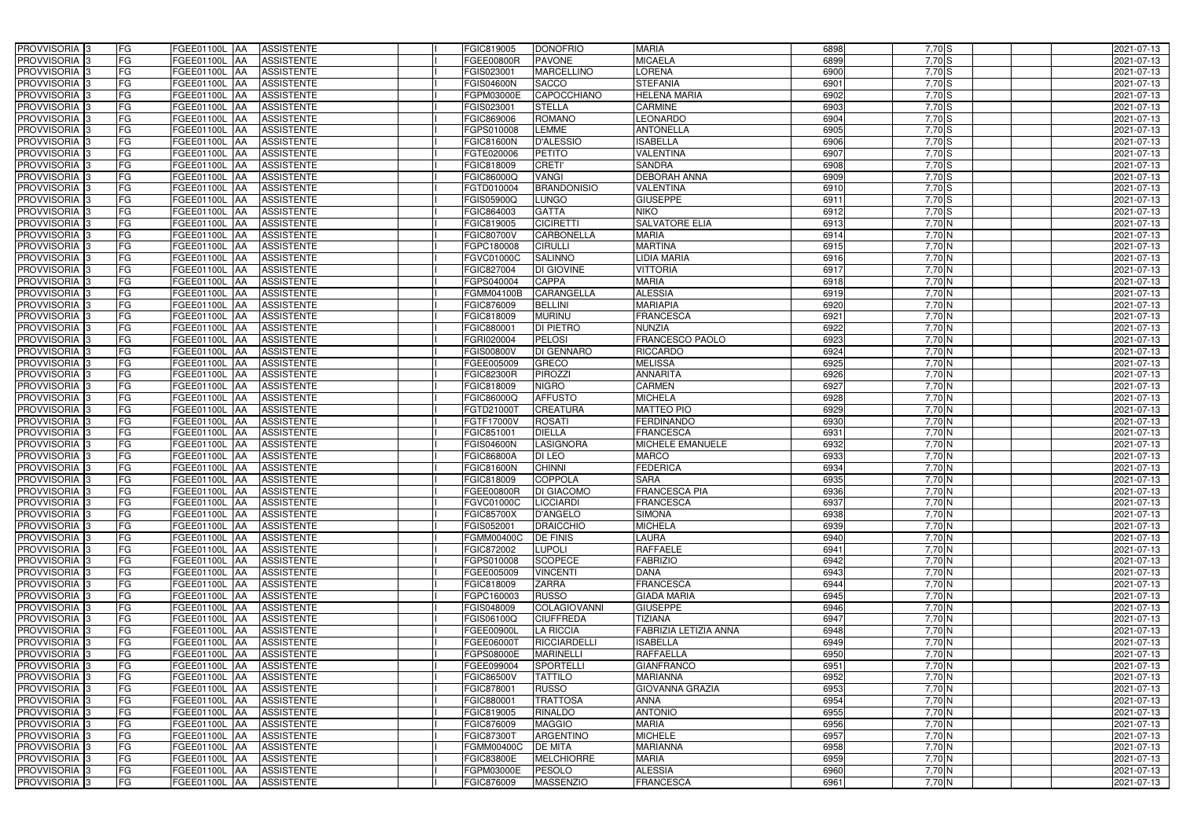| | | | | | | | | | | | | | | |
|---|---|---|---|---|---|---|---|---|---|---|---|---|---|---|
| PROVVISORIA 3 | FG | FGEE01100L | AA | ASSISTENTE | | I | FGIC819005 | DONOFRIO | MARIA | 6898 | 7,70 | S | | 2021-07-13 |
| PROVVISORIA 3 | FG | FGEE01100L | AA | ASSISTENTE | | I | FGEE00800R | PAVONE | MICAELA | 6899 | 7,70 | S | | 2021-07-13 |
| PROVVISORIA 3 | FG | FGEE01100L | AA | ASSISTENTE | | I | FGIS023001 | MARCELLINO | LORENA | 6900 | 7,70 | S | | 2021-07-13 |
| PROVVISORIA 3 | FG | FGEE01100L | AA | ASSISTENTE | | I | FGIS04600N | SACCO | STEFANIA | 6901 | 7,70 | S | | 2021-07-13 |
| PROVVISORIA 3 | FG | FGEE01100L | AA | ASSISTENTE | | I | FGPM03000E | CAPOCCHIANO | HELENA MARIA | 6902 | 7,70 | S | | 2021-07-13 |
| PROVVISORIA 3 | FG | FGEE01100L | AA | ASSISTENTE | | I | FGIS023001 | STELLA | CARMINE | 6903 | 7,70 | S | | 2021-07-13 |
| PROVVISORIA 3 | FG | FGEE01100L | AA | ASSISTENTE | | I | FGIC869006 | ROMANO | LEONARDO | 6904 | 7,70 | S | | 2021-07-13 |
| PROVVISORIA 3 | FG | FGEE01100L | AA | ASSISTENTE | | I | FGPS010008 | LEMME | ANTONELLA | 6905 | 7,70 | S | | 2021-07-13 |
| PROVVISORIA 3 | FG | FGEE01100L | AA | ASSISTENTE | | I | FGIC81600N | D'ALESSIO | ISABELLA | 6906 | 7,70 | S | | 2021-07-13 |
| PROVVISORIA 3 | FG | FGEE01100L | AA | ASSISTENTE | | I | FGTE020006 | PETITO | VALENTINA | 6907 | 7,70 | S | | 2021-07-13 |
| PROVVISORIA 3 | FG | FGEE01100L | AA | ASSISTENTE | | I | FGIC818009 | CRETI' | SANDRA | 6908 | 7,70 | S | | 2021-07-13 |
| PROVVISORIA 3 | FG | FGEE01100L | AA | ASSISTENTE | | I | FGIC86000Q | VANGI | DEBORAH ANNA | 6909 | 7,70 | S | | 2021-07-13 |
| PROVVISORIA 3 | FG | FGEE01100L | AA | ASSISTENTE | | I | FGTD010004 | BRANDONISIO | VALENTINA | 6910 | 7,70 | S | | 2021-07-13 |
| PROVVISORIA 3 | FG | FGEE01100L | AA | ASSISTENTE | | I | FGIS05900Q | LUNGO | GIUSEPPE | 6911 | 7,70 | S | | 2021-07-13 |
| PROVVISORIA 3 | FG | FGEE01100L | AA | ASSISTENTE | | I | FGIC864003 | GATTA | NIKO | 6912 | 7,70 | S | | 2021-07-13 |
| PROVVISORIA 3 | FG | FGEE01100L | AA | ASSISTENTE | | I | FGIC819005 | CICIRETTI | SALVATORE ELIA | 6913 | 7,70 | N | | 2021-07-13 |
| PROVVISORIA 3 | FG | FGEE01100L | AA | ASSISTENTE | | I | FGIC80700V | CARBONELLA | MARIA | 6914 | 7,70 | N | | 2021-07-13 |
| PROVVISORIA 3 | FG | FGEE01100L | AA | ASSISTENTE | | I | FGPC180008 | CIRULLI | MARTINA | 6915 | 7,70 | N | | 2021-07-13 |
| PROVVISORIA 3 | FG | FGEE01100L | AA | ASSISTENTE | | I | FGVC01000C | SALINNO | LIDIA MARIA | 6916 | 7,70 | N | | 2021-07-13 |
| PROVVISORIA 3 | FG | FGEE01100L | AA | ASSISTENTE | | I | FGIC827004 | DI GIOVINE | VITTORIA | 6917 | 7,70 | N | | 2021-07-13 |
| PROVVISORIA 3 | FG | FGEE01100L | AA | ASSISTENTE | | I | FGPS040004 | CAPPA | MARIA | 6918 | 7,70 | N | | 2021-07-13 |
| PROVVISORIA 3 | FG | FGEE01100L | AA | ASSISTENTE | | I | FGMM04100B | CARANGELLA | ALESSIA | 6919 | 7,70 | N | | 2021-07-13 |
| PROVVISORIA 3 | FG | FGEE01100L | AA | ASSISTENTE | | I | FGIC876009 | BELLINI | MARIAPIA | 6920 | 7,70 | N | | 2021-07-13 |
| PROVVISORIA 3 | FG | FGEE01100L | AA | ASSISTENTE | | I | FGIC818009 | MURINU | FRANCESCA | 6921 | 7,70 | N | | 2021-07-13 |
| PROVVISORIA 3 | FG | FGEE01100L | AA | ASSISTENTE | | I | FGIC880001 | DI PIETRO | NUNZIA | 6922 | 7,70 | N | | 2021-07-13 |
| PROVVISORIA 3 | FG | FGEE01100L | AA | ASSISTENTE | | I | FGRI020004 | PELOSI | FRANCESCO PAOLO | 6923 | 7,70 | N | | 2021-07-13 |
| PROVVISORIA 3 | FG | FGEE01100L | AA | ASSISTENTE | | I | FGIS00800V | DI GENNARO | RICCARDO | 6924 | 7,70 | N | | 2021-07-13 |
| PROVVISORIA 3 | FG | FGEE01100L | AA | ASSISTENTE | | I | FGEE005009 | GRECO | MELISSA | 6925 | 7,70 | N | | 2021-07-13 |
| PROVVISORIA 3 | FG | FGEE01100L | AA | ASSISTENTE | | I | FGIC82300R | PIROZZI | ANNARITA | 6926 | 7,70 | N | | 2021-07-13 |
| PROVVISORIA 3 | FG | FGEE01100L | AA | ASSISTENTE | | I | FGIC818009 | NIGRO | CARMEN | 6927 | 7,70 | N | | 2021-07-13 |
| PROVVISORIA 3 | FG | FGEE01100L | AA | ASSISTENTE | | I | FGIC86000Q | AFFUSTO | MICHELA | 6928 | 7,70 | N | | 2021-07-13 |
| PROVVISORIA 3 | FG | FGEE01100L | AA | ASSISTENTE | | I | FGTD21000T | CREATURA | MATTEO PIO | 6929 | 7,70 | N | | 2021-07-13 |
| PROVVISORIA 3 | FG | FGEE01100L | AA | ASSISTENTE | | I | FGTF17000V | ROSATI | FERDINANDO | 6930 | 7,70 | N | | 2021-07-13 |
| PROVVISORIA 3 | FG | FGEE01100L | AA | ASSISTENTE | | I | FGIC851001 | DIELLA | FRANCESCA | 6931 | 7,70 | N | | 2021-07-13 |
| PROVVISORIA 3 | FG | FGEE01100L | AA | ASSISTENTE | | I | FGIS04600N | LASIGNORA | MICHELE EMANUELE | 6932 | 7,70 | N | | 2021-07-13 |
| PROVVISORIA 3 | FG | FGEE01100L | AA | ASSISTENTE | | I | FGIC86800A | DI LEO | MARCO | 6933 | 7,70 | N | | 2021-07-13 |
| PROVVISORIA 3 | FG | FGEE01100L | AA | ASSISTENTE | | I | FGIC81600N | CHINNI | FEDERICA | 6934 | 7,70 | N | | 2021-07-13 |
| PROVVISORIA 3 | FG | FGEE01100L | AA | ASSISTENTE | | I | FGIC818009 | COPPOLA | SARA | 6935 | 7,70 | N | | 2021-07-13 |
| PROVVISORIA 3 | FG | FGEE01100L | AA | ASSISTENTE | | I | FGEE00800R | DI GIACOMO | FRANCESCA PIA | 6936 | 7,70 | N | | 2021-07-13 |
| PROVVISORIA 3 | FG | FGEE01100L | AA | ASSISTENTE | | I | FGVC01000C | LICCIARDI | FRANCESCA | 6937 | 7,70 | N | | 2021-07-13 |
| PROVVISORIA 3 | FG | FGEE01100L | AA | ASSISTENTE | | I | FGIC85700X | D'ANGELO | SIMONA | 6938 | 7,70 | N | | 2021-07-13 |
| PROVVISORIA 3 | FG | FGEE01100L | AA | ASSISTENTE | | I | FGIS052001 | DRAICCHIO | MICHELA | 6939 | 7,70 | N | | 2021-07-13 |
| PROVVISORIA 3 | FG | FGEE01100L | AA | ASSISTENTE | | I | FGMM00400C | DE FINIS | LAURA | 6940 | 7,70 | N | | 2021-07-13 |
| PROVVISORIA 3 | FG | FGEE01100L | AA | ASSISTENTE | | I | FGIC872002 | LUPOLI | RAFFAELE | 6941 | 7,70 | N | | 2021-07-13 |
| PROVVISORIA 3 | FG | FGEE01100L | AA | ASSISTENTE | | I | FGPS010008 | SCOPECE | FABRIZIO | 6942 | 7,70 | N | | 2021-07-13 |
| PROVVISORIA 3 | FG | FGEE01100L | AA | ASSISTENTE | | I | FGEE005009 | VINCENTI | DANA | 6943 | 7,70 | N | | 2021-07-13 |
| PROVVISORIA 3 | FG | FGEE01100L | AA | ASSISTENTE | | I | FGIC818009 | ZARRA | FRANCESCA | 6944 | 7,70 | N | | 2021-07-13 |
| PROVVISORIA 3 | FG | FGEE01100L | AA | ASSISTENTE | | I | FGPC160003 | RUSSO | GIADA MARIA | 6945 | 7,70 | N | | 2021-07-13 |
| PROVVISORIA 3 | FG | FGEE01100L | AA | ASSISTENTE | | I | FGIS048009 | COLAGIOVANNI | GIUSEPPE | 6946 | 7,70 | N | | 2021-07-13 |
| PROVVISORIA 3 | FG | FGEE01100L | AA | ASSISTENTE | | I | FGIS06100Q | CIUFFREDA | TIZIANA | 6947 | 7,70 | N | | 2021-07-13 |
| PROVVISORIA 3 | FG | FGEE01100L | AA | ASSISTENTE | | I | FGEE00900L | LA RICCIA | FABRIZIA LETIZIA ANNA | 6948 | 7,70 | N | | 2021-07-13 |
| PROVVISORIA 3 | FG | FGEE01100L | AA | ASSISTENTE | | I | FGEE06000T | RICCIARDELLI | ISABELLA | 6949 | 7,70 | N | | 2021-07-13 |
| PROVVISORIA 3 | FG | FGEE01100L | AA | ASSISTENTE | | I | FGPS08000E | MARINELLI | RAFFAELLA | 6950 | 7,70 | N | | 2021-07-13 |
| PROVVISORIA 3 | FG | FGEE01100L | AA | ASSISTENTE | | I | FGEE099004 | SPORTELLI | GIANFRANCO | 6951 | 7,70 | N | | 2021-07-13 |
| PROVVISORIA 3 | FG | FGEE01100L | AA | ASSISTENTE | | I | FGIC86500V | TATTILO | MARIANNA | 6952 | 7,70 | N | | 2021-07-13 |
| PROVVISORIA 3 | FG | FGEE01100L | AA | ASSISTENTE | | I | FGIC878001 | RUSSO | GIOVANNA GRAZIA | 6953 | 7,70 | N | | 2021-07-13 |
| PROVVISORIA 3 | FG | FGEE01100L | AA | ASSISTENTE | | I | FGIC880001 | TRATTOSA | ANNA | 6954 | 7,70 | N | | 2021-07-13 |
| PROVVISORIA 3 | FG | FGEE01100L | AA | ASSISTENTE | | I | FGIC819005 | RINALDO | ANTONIO | 6955 | 7,70 | N | | 2021-07-13 |
| PROVVISORIA 3 | FG | FGEE01100L | AA | ASSISTENTE | | I | FGIC876009 | MAGGIO | MARIA | 6956 | 7,70 | N | | 2021-07-13 |
| PROVVISORIA 3 | FG | FGEE01100L | AA | ASSISTENTE | | I | FGIC87300T | ARGENTINO | MICHELE | 6957 | 7,70 | N | | 2021-07-13 |
| PROVVISORIA 3 | FG | FGEE01100L | AA | ASSISTENTE | | I | FGMM00400C | DE MITA | MARIANNA | 6958 | 7,70 | N | | 2021-07-13 |
| PROVVISORIA 3 | FG | FGEE01100L | AA | ASSISTENTE | | I | FGIC83800E | MELCHIORRE | MARIA | 6959 | 7,70 | N | | 2021-07-13 |
| PROVVISORIA 3 | FG | FGEE01100L | AA | ASSISTENTE | | I | FGPM03000E | PESOLO | ALESSIA | 6960 | 7,70 | N | | 2021-07-13 |
| PROVVISORIA 3 | FG | FGEE01100L | AA | ASSISTENTE | | I | FGIC876009 | MASSENZIO | FRANCESCA | 6961 | 7,70 | N | | 2021-07-13 |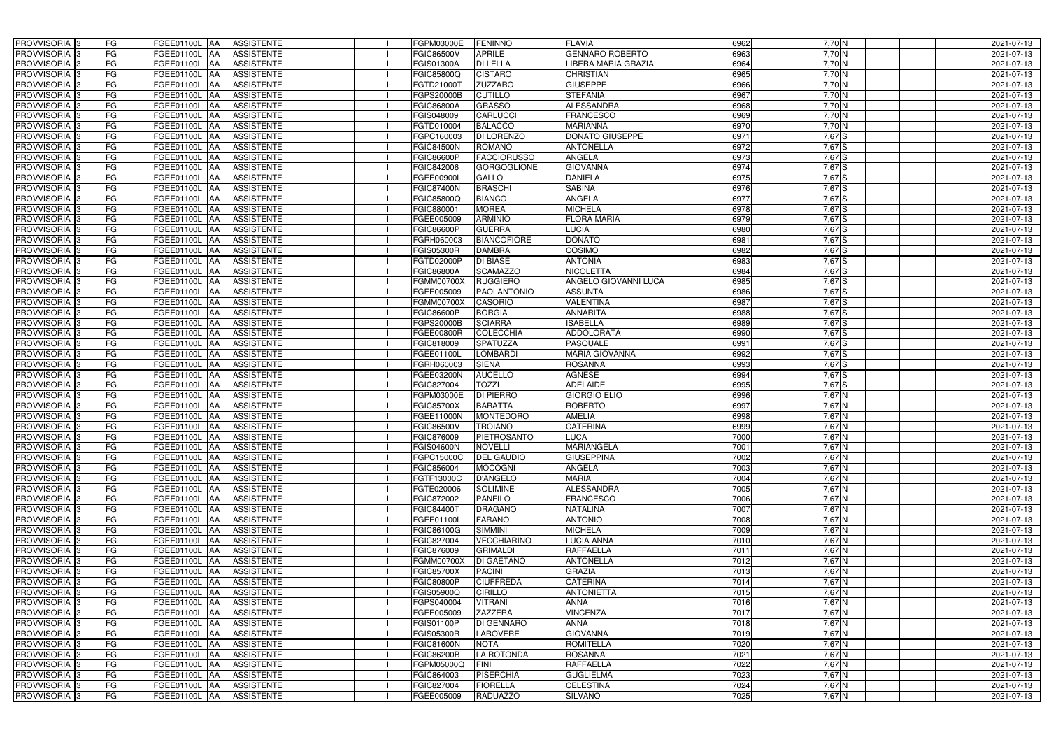| PROVVISORIA | 3 | FG | FGEE01100L | AA | ASSISTENTE | | I | FGPM03000E | FENINNO | FLAVIA | 6962 | 7,70 | N | | | 2021-07-13 |
|---|---|---|---|---|---|---|---|---|---|---|---|---|---|---|---|---|
| PROVVISORIA | 3 | FG | FGEE01100L | AA | ASSISTENTE | | I | FGIC86500V | APRILE | GENNARO ROBERTO | 6963 | 7,70 | N | | | 2021-07-13 |
| PROVVISORIA | 3 | FG | FGEE01100L | AA | ASSISTENTE | | I | FGIS01300A | DI LELLA | LIBERA MARIA GRAZIA | 6964 | 7,70 | N | | | 2021-07-13 |
| PROVVISORIA | 3 | FG | FGEE01100L | AA | ASSISTENTE | | I | FGIC85800Q | CISTARO | CHRISTIAN | 6965 | 7,70 | N | | | 2021-07-13 |
| PROVVISORIA | 3 | FG | FGEE01100L | AA | ASSISTENTE | | I | FGTD21000T | ZUZZARO | GIUSEPPE | 6966 | 7,70 | N | | | 2021-07-13 |
| PROVVISORIA | 3 | FG | FGEE01100L | AA | ASSISTENTE | | I | FGPS20000B | CUTILLO | STEFANIA | 6967 | 7,70 | N | | | 2021-07-13 |
| PROVVISORIA | 3 | FG | FGEE01100L | AA | ASSISTENTE | | I | FGIC86800A | GRASSO | ALESSANDRA | 6968 | 7,70 | N | | | 2021-07-13 |
| PROVVISORIA | 3 | FG | FGEE01100L | AA | ASSISTENTE | | I | FGIS048009 | CARLUCCI | FRANCESCO | 6969 | 7,70 | N | | | 2021-07-13 |
| PROVVISORIA | 3 | FG | FGEE01100L | AA | ASSISTENTE | | I | FGTD010004 | BALACCO | MARIANNA | 6970 | 7,70 | N | | | 2021-07-13 |
| PROVVISORIA | 3 | FG | FGEE01100L | AA | ASSISTENTE | | I | FGPC160003 | DI LORENZO | DONATO GIUSEPPE | 6971 | 7,67 | S | | | 2021-07-13 |
| PROVVISORIA | 3 | FG | FGEE01100L | AA | ASSISTENTE | | I | FGIC84500N | ROMANO | ANTONELLA | 6972 | 7,67 | S | | | 2021-07-13 |
| PROVVISORIA | 3 | FG | FGEE01100L | AA | ASSISTENTE | | I | FGIC86600P | FACCIORUSSO | ANGELA | 6973 | 7,67 | S | | | 2021-07-13 |
| PROVVISORIA | 3 | FG | FGEE01100L | AA | ASSISTENTE | | I | FGIC842006 | GORGOGLIONE | GIOVANNA | 6974 | 7,67 | S | | | 2021-07-13 |
| PROVVISORIA | 3 | FG | FGEE01100L | AA | ASSISTENTE | | I | FGEE00900L | GALLO | DANIELA | 6975 | 7,67 | S | | | 2021-07-13 |
| PROVVISORIA | 3 | FG | FGEE01100L | AA | ASSISTENTE | | I | FGIC87400N | BRASCHI | SABINA | 6976 | 7,67 | S | | | 2021-07-13 |
| PROVVISORIA | 3 | FG | FGEE01100L | AA | ASSISTENTE | | I | FGIC85800Q | BIANCO | ANGELA | 6977 | 7,67 | S | | | 2021-07-13 |
| PROVVISORIA | 3 | FG | FGEE01100L | AA | ASSISTENTE | | I | FGIC880001 | MOREA | MICHELA | 6978 | 7,67 | S | | | 2021-07-13 |
| PROVVISORIA | 3 | FG | FGEE01100L | AA | ASSISTENTE | | I | FGEE005009 | ARMINIO | FLORA MARIA | 6979 | 7,67 | S | | | 2021-07-13 |
| PROVVISORIA | 3 | FG | FGEE01100L | AA | ASSISTENTE | | I | FGIC86600P | GUERRA | LUCIA | 6980 | 7,67 | S | | | 2021-07-13 |
| PROVVISORIA | 3 | FG | FGEE01100L | AA | ASSISTENTE | | I | FGRH060003 | BIANCOFIORE | DONATO | 6981 | 7,67 | S | | | 2021-07-13 |
| PROVVISORIA | 3 | FG | FGEE01100L | AA | ASSISTENTE | | I | FGIS05300R | DAMBRA | COSIMO | 6982 | 7,67 | S | | | 2021-07-13 |
| PROVVISORIA | 3 | FG | FGEE01100L | AA | ASSISTENTE | | I | FGTD02000P | DI BIASE | ANTONIA | 6983 | 7,67 | S | | | 2021-07-13 |
| PROVVISORIA | 3 | FG | FGEE01100L | AA | ASSISTENTE | | I | FGIC86800A | SCAMAZZO | NICOLETTA | 6984 | 7,67 | S | | | 2021-07-13 |
| PROVVISORIA | 3 | FG | FGEE01100L | AA | ASSISTENTE | | I | FGMM00700X | RUGGIERO | ANGELO GIOVANNI LUCA | 6985 | 7,67 | S | | | 2021-07-13 |
| PROVVISORIA | 3 | FG | FGEE01100L | AA | ASSISTENTE | | I | FGEE005009 | PAOLANTONIO | ASSUNTA | 6986 | 7,67 | S | | | 2021-07-13 |
| PROVVISORIA | 3 | FG | FGEE01100L | AA | ASSISTENTE | | I | FGMM00700X | CASORIO | VALENTINA | 6987 | 7,67 | S | | | 2021-07-13 |
| PROVVISORIA | 3 | FG | FGEE01100L | AA | ASSISTENTE | | I | FGIC86600P | BORGIA | ANNARITA | 6988 | 7,67 | S | | | 2021-07-13 |
| PROVVISORIA | 3 | FG | FGEE01100L | AA | ASSISTENTE | | I | FGPS20000B | SCIARRA | ISABELLA | 6989 | 7,67 | S | | | 2021-07-13 |
| PROVVISORIA | 3 | FG | FGEE01100L | AA | ASSISTENTE | | I | FGEE00800R | COLECCHIA | ADDOLORATA | 6990 | 7,67 | S | | | 2021-07-13 |
| PROVVISORIA | 3 | FG | FGEE01100L | AA | ASSISTENTE | | I | FGIC818009 | SPATUZZA | PASQUALE | 6991 | 7,67 | S | | | 2021-07-13 |
| PROVVISORIA | 3 | FG | FGEE01100L | AA | ASSISTENTE | | I | FGEE01100L | LOMBARDI | MARIA GIOVANNA | 6992 | 7,67 | S | | | 2021-07-13 |
| PROVVISORIA | 3 | FG | FGEE01100L | AA | ASSISTENTE | | I | FGRH060003 | SIENA | ROSANNA | 6993 | 7,67 | S | | | 2021-07-13 |
| PROVVISORIA | 3 | FG | FGEE01100L | AA | ASSISTENTE | | I | FGEE03200N | AUCELLO | AGNESE | 6994 | 7,67 | S | | | 2021-07-13 |
| PROVVISORIA | 3 | FG | FGEE01100L | AA | ASSISTENTE | | I | FGIC827004 | TOZZI | ADELAIDE | 6995 | 7,67 | S | | | 2021-07-13 |
| PROVVISORIA | 3 | FG | FGEE01100L | AA | ASSISTENTE | | I | FGPM03000E | DI PIERRO | GIORGIO ELIO | 6996 | 7,67 | N | | | 2021-07-13 |
| PROVVISORIA | 3 | FG | FGEE01100L | AA | ASSISTENTE | | I | FGIC85700X | BARATTA | ROBERTO | 6997 | 7,67 | N | | | 2021-07-13 |
| PROVVISORIA | 3 | FG | FGEE01100L | AA | ASSISTENTE | | I | FGEE11000N | MONTEDORO | AMELIA | 6998 | 7,67 | N | | | 2021-07-13 |
| PROVVISORIA | 3 | FG | FGEE01100L | AA | ASSISTENTE | | I | FGIC86500V | TROIANO | CATERINA | 6999 | 7,67 | N | | | 2021-07-13 |
| PROVVISORIA | 3 | FG | FGEE01100L | AA | ASSISTENTE | | I | FGIC876009 | PIETROSANTO | LUCA | 7000 | 7,67 | N | | | 2021-07-13 |
| PROVVISORIA | 3 | FG | FGEE01100L | AA | ASSISTENTE | | I | FGIS04600N | NOVELLI | MARIANGELA | 7001 | 7,67 | N | | | 2021-07-13 |
| PROVVISORIA | 3 | FG | FGEE01100L | AA | ASSISTENTE | | I | FGPC15000C | DEL GAUDIO | GIUSEPPINA | 7002 | 7,67 | N | | | 2021-07-13 |
| PROVVISORIA | 3 | FG | FGEE01100L | AA | ASSISTENTE | | I | FGIC856004 | MOCOGNI | ANGELA | 7003 | 7,67 | N | | | 2021-07-13 |
| PROVVISORIA | 3 | FG | FGEE01100L | AA | ASSISTENTE | | I | FGTF13000C | D'ANGELO | MARIA | 7004 | 7,67 | N | | | 2021-07-13 |
| PROVVISORIA | 3 | FG | FGEE01100L | AA | ASSISTENTE | | I | FGTE020006 | SOLIMINE | ALESSANDRA | 7005 | 7,67 | N | | | 2021-07-13 |
| PROVVISORIA | 3 | FG | FGEE01100L | AA | ASSISTENTE | | I | FGIC872002 | PANFILO | FRANCESCO | 7006 | 7,67 | N | | | 2021-07-13 |
| PROVVISORIA | 3 | FG | FGEE01100L | AA | ASSISTENTE | | I | FGIC84400T | DRAGANO | NATALINA | 7007 | 7,67 | N | | | 2021-07-13 |
| PROVVISORIA | 3 | FG | FGEE01100L | AA | ASSISTENTE | | I | FGEE01100L | FARANO | ANTONIO | 7008 | 7,67 | N | | | 2021-07-13 |
| PROVVISORIA | 3 | FG | FGEE01100L | AA | ASSISTENTE | | I | FGIC86100G | SIMMINI | MICHELA | 7009 | 7,67 | N | | | 2021-07-13 |
| PROVVISORIA | 3 | FG | FGEE01100L | AA | ASSISTENTE | | I | FGIC827004 | VECCHIARINO | LUCIA ANNA | 7010 | 7,67 | N | | | 2021-07-13 |
| PROVVISORIA | 3 | FG | FGEE01100L | AA | ASSISTENTE | | I | FGIC876009 | GRIMALDI | RAFFAELLA | 7011 | 7,67 | N | | | 2021-07-13 |
| PROVVISORIA | 3 | FG | FGEE01100L | AA | ASSISTENTE | | I | FGMM00700X | DI GAETANO | ANTONELLA | 7012 | 7,67 | N | | | 2021-07-13 |
| PROVVISORIA | 3 | FG | FGEE01100L | AA | ASSISTENTE | | I | FGIC85700X | PACINI | GRAZIA | 7013 | 7,67 | N | | | 2021-07-13 |
| PROVVISORIA | 3 | FG | FGEE01100L | AA | ASSISTENTE | | I | FGIC80800P | CIUFFREDA | CATERINA | 7014 | 7,67 | N | | | 2021-07-13 |
| PROVVISORIA | 3 | FG | FGEE01100L | AA | ASSISTENTE | | I | FGIS05900Q | CIRILLO | ANTONIETTA | 7015 | 7,67 | N | | | 2021-07-13 |
| PROVVISORIA | 3 | FG | FGEE01100L | AA | ASSISTENTE | | I | FGPS040004 | VITRANI | ANNA | 7016 | 7,67 | N | | | 2021-07-13 |
| PROVVISORIA | 3 | FG | FGEE01100L | AA | ASSISTENTE | | I | FGEE005009 | ZAZZERA | VINCENZA | 7017 | 7,67 | N | | | 2021-07-13 |
| PROVVISORIA | 3 | FG | FGEE01100L | AA | ASSISTENTE | | I | FGIS01100P | DI GENNARO | ANNA | 7018 | 7,67 | N | | | 2021-07-13 |
| PROVVISORIA | 3 | FG | FGEE01100L | AA | ASSISTENTE | | I | FGIS05300R | LAROVERE | GIOVANNA | 7019 | 7,67 | N | | | 2021-07-13 |
| PROVVISORIA | 3 | FG | FGEE01100L | AA | ASSISTENTE | | I | FGIC81600N | NOTA | ROMITELLA | 7020 | 7,67 | N | | | 2021-07-13 |
| PROVVISORIA | 3 | FG | FGEE01100L | AA | ASSISTENTE | | I | FGIC86200B | LA ROTONDA | ROSANNA | 7021 | 7,67 | N | | | 2021-07-13 |
| PROVVISORIA | 3 | FG | FGEE01100L | AA | ASSISTENTE | | I | FGPM05000Q | FINI | RAFFAELLA | 7022 | 7,67 | N | | | 2021-07-13 |
| PROVVISORIA | 3 | FG | FGEE01100L | AA | ASSISTENTE | | I | FGIC864003 | PISERCHIA | GUGLIELMA | 7023 | 7,67 | N | | | 2021-07-13 |
| PROVVISORIA | 3 | FG | FGEE01100L | AA | ASSISTENTE | | I | FGIC827004 | FIORELLA | CELESTINA | 7024 | 7,67 | N | | | 2021-07-13 |
| PROVVISORIA | 3 | FG | FGEE01100L | AA | ASSISTENTE | | I | FGEE005009 | RADUAZZO | SILVANO | 7025 | 7,67 | N | | | 2021-07-13 |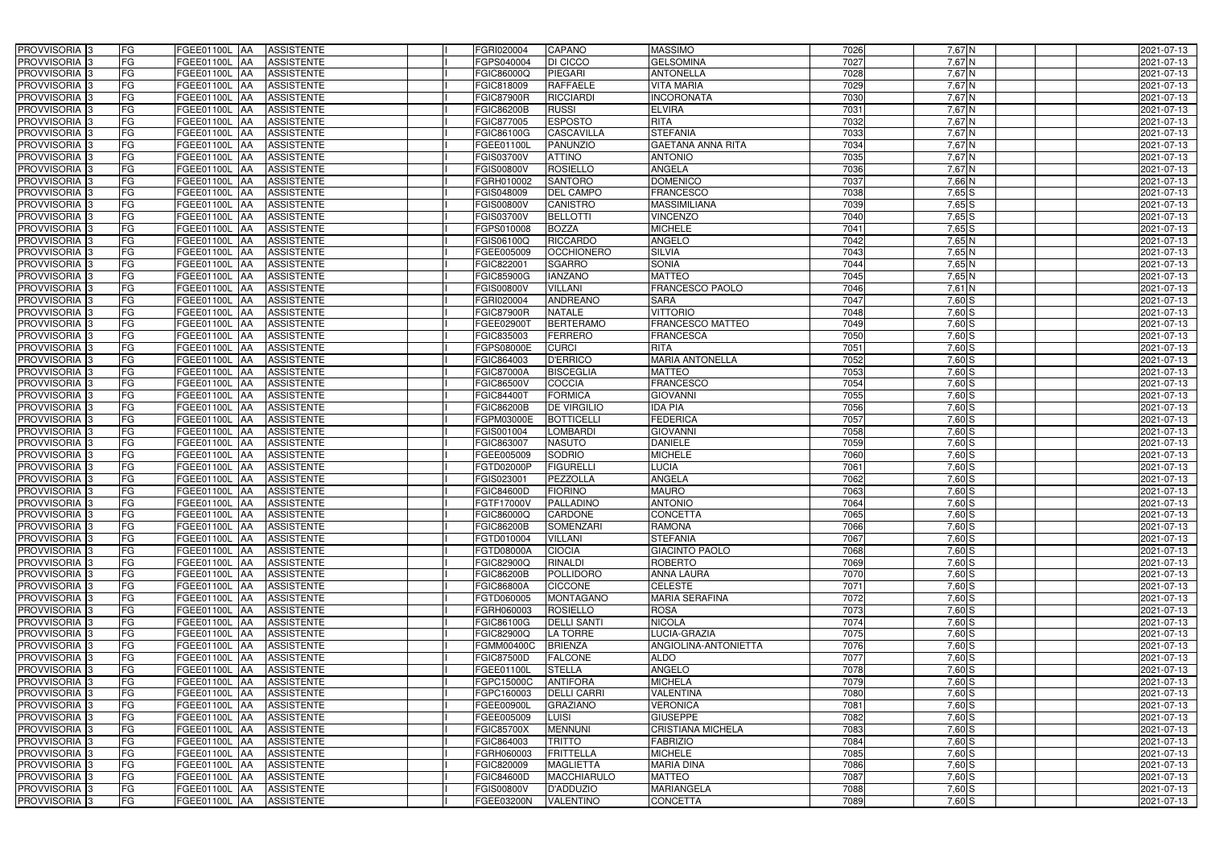| PROVVISORIA | 3 | FG | FGEE01100L | AA | ASSISTENTE | | I | FGRI020004 | CAPANO | MASSIMO | 7026 | 7,67 | N | | | 2021-07-13 |
|---|---|---|---|---|---|---|---|---|---|---|---|---|---|---|---|---|
| PROVVISORIA | 3 | FG | FGEE01100L | AA | ASSISTENTE | | I | FGPS040004 | DI CICCO | GELSOMINA | 7027 | 7,67 | N | | | 2021-07-13 |
| PROVVISORIA | 3 | FG | FGEE01100L | AA | ASSISTENTE | | I | FGIC86000Q | PIEGARI | ANTONELLA | 7028 | 7,67 | N | | | 2021-07-13 |
| PROVVISORIA | 3 | FG | FGEE01100L | AA | ASSISTENTE | | I | FGIC818009 | RAFFAELE | VITA MARIA | 7029 | 7,67 | N | | | 2021-07-13 |
| PROVVISORIA | 3 | FG | FGEE01100L | AA | ASSISTENTE | | I | FGIC87900R | RICCIARDI | INCORONATA | 7030 | 7,67 | N | | | 2021-07-13 |
| PROVVISORIA | 3 | FG | FGEE01100L | AA | ASSISTENTE | | I | FGIC86200B | RUSSI | ELVIRA | 7031 | 7,67 | N | | | 2021-07-13 |
| PROVVISORIA | 3 | FG | FGEE01100L | AA | ASSISTENTE | | I | FGIC877005 | ESPOSTO | RITA | 7032 | 7,67 | N | | | 2021-07-13 |
| PROVVISORIA | 3 | FG | FGEE01100L | AA | ASSISTENTE | | I | FGIC86100G | CASCAVILLA | STEFANIA | 7033 | 7,67 | N | | | 2021-07-13 |
| PROVVISORIA | 3 | FG | FGEE01100L | AA | ASSISTENTE | | I | FGEE01100L | PANUNZIO | GAETANA ANNA RITA | 7034 | 7,67 | N | | | 2021-07-13 |
| PROVVISORIA | 3 | FG | FGEE01100L | AA | ASSISTENTE | | I | FGIS03700V | ATTINO | ANTONIO | 7035 | 7,67 | N | | | 2021-07-13 |
| PROVVISORIA | 3 | FG | FGEE01100L | AA | ASSISTENTE | | I | FGIS00800V | ROSIELLO | ANGELA | 7036 | 7,67 | N | | | 2021-07-13 |
| PROVVISORIA | 3 | FG | FGEE01100L | AA | ASSISTENTE | | I | FGRH010002 | SANTORO | DOMENICO | 7037 | 7,66 | N | | | 2021-07-13 |
| PROVVISORIA | 3 | FG | FGEE01100L | AA | ASSISTENTE | | I | FGIS048009 | DEL CAMPO | FRANCESCO | 7038 | 7,65 | S | | | 2021-07-13 |
| PROVVISORIA | 3 | FG | FGEE01100L | AA | ASSISTENTE | | I | FGIS00800V | CANISTRO | MASSIMILIANA | 7039 | 7,65 | S | | | 2021-07-13 |
| PROVVISORIA | 3 | FG | FGEE01100L | AA | ASSISTENTE | | I | FGIS03700V | BELLOTTI | VINCENZO | 7040 | 7,65 | S | | | 2021-07-13 |
| PROVVISORIA | 3 | FG | FGEE01100L | AA | ASSISTENTE | | I | FGPS010008 | BOZZA | MICHELE | 7041 | 7,65 | S | | | 2021-07-13 |
| PROVVISORIA | 3 | FG | FGEE01100L | AA | ASSISTENTE | | I | FGIS06100Q | RICCARDO | ANGELO | 7042 | 7,65 | N | | | 2021-07-13 |
| PROVVISORIA | 3 | FG | FGEE01100L | AA | ASSISTENTE | | I | FGEE005009 | OCCHIONERO | SILVIA | 7043 | 7,65 | N | | | 2021-07-13 |
| PROVVISORIA | 3 | FG | FGEE01100L | AA | ASSISTENTE | | I | FGIC822001 | SGARRO | SONIA | 7044 | 7,65 | N | | | 2021-07-13 |
| PROVVISORIA | 3 | FG | FGEE01100L | AA | ASSISTENTE | | I | FGIC85900G | IANZANO | MATTEO | 7045 | 7,65 | N | | | 2021-07-13 |
| PROVVISORIA | 3 | FG | FGEE01100L | AA | ASSISTENTE | | I | FGIS00800V | VILLANI | FRANCESCO PAOLO | 7046 | 7,61 | N | | | 2021-07-13 |
| PROVVISORIA | 3 | FG | FGEE01100L | AA | ASSISTENTE | | I | FGRI020004 | ANDREANO | SARA | 7047 | 7,60 | S | | | 2021-07-13 |
| PROVVISORIA | 3 | FG | FGEE01100L | AA | ASSISTENTE | | I | FGIC87900R | NATALE | VITTORIO | 7048 | 7,60 | S | | | 2021-07-13 |
| PROVVISORIA | 3 | FG | FGEE01100L | AA | ASSISTENTE | | I | FGEE02900T | BERTERAMO | FRANCESCO MATTEO | 7049 | 7,60 | S | | | 2021-07-13 |
| PROVVISORIA | 3 | FG | FGEE01100L | AA | ASSISTENTE | | I | FGIC835003 | FERRERO | FRANCESCA | 7050 | 7,60 | S | | | 2021-07-13 |
| PROVVISORIA | 3 | FG | FGEE01100L | AA | ASSISTENTE | | I | FGPS08000E | CURCI | RITA | 7051 | 7,60 | S | | | 2021-07-13 |
| PROVVISORIA | 3 | FG | FGEE01100L | AA | ASSISTENTE | | I | FGIC864003 | D'ERRICO | MARIA ANTONELLA | 7052 | 7,60 | S | | | 2021-07-13 |
| PROVVISORIA | 3 | FG | FGEE01100L | AA | ASSISTENTE | | I | FGIC87000A | BISCEGLIA | MATTEO | 7053 | 7,60 | S | | | 2021-07-13 |
| PROVVISORIA | 3 | FG | FGEE01100L | AA | ASSISTENTE | | I | FGIC86500V | COCCIA | FRANCESCO | 7054 | 7,60 | S | | | 2021-07-13 |
| PROVVISORIA | 3 | FG | FGEE01100L | AA | ASSISTENTE | | I | FGIC84400T | FORMICA | GIOVANNI | 7055 | 7,60 | S | | | 2021-07-13 |
| PROVVISORIA | 3 | FG | FGEE01100L | AA | ASSISTENTE | | I | FGIC86200B | DE VIRGILIO | IDA PIA | 7056 | 7,60 | S | | | 2021-07-13 |
| PROVVISORIA | 3 | FG | FGEE01100L | AA | ASSISTENTE | | I | FGPM03000E | BOTTICELLI | FEDERICA | 7057 | 7,60 | S | | | 2021-07-13 |
| PROVVISORIA | 3 | FG | FGEE01100L | AA | ASSISTENTE | | I | FGIS001004 | LOMBARDI | GIOVANNI | 7058 | 7,60 | S | | | 2021-07-13 |
| PROVVISORIA | 3 | FG | FGEE01100L | AA | ASSISTENTE | | I | FGIC863007 | NASUTO | DANIELE | 7059 | 7,60 | S | | | 2021-07-13 |
| PROVVISORIA | 3 | FG | FGEE01100L | AA | ASSISTENTE | | I | FGEE005009 | SODRIO | MICHELE | 7060 | 7,60 | S | | | 2021-07-13 |
| PROVVISORIA | 3 | FG | FGEE01100L | AA | ASSISTENTE | | I | FGTD02000P | FIGURELLI | LUCIA | 7061 | 7,60 | S | | | 2021-07-13 |
| PROVVISORIA | 3 | FG | FGEE01100L | AA | ASSISTENTE | | I | FGIS023001 | PEZZOLLA | ANGELA | 7062 | 7,60 | S | | | 2021-07-13 |
| PROVVISORIA | 3 | FG | FGEE01100L | AA | ASSISTENTE | | I | FGIC84600D | FIORINO | MAURO | 7063 | 7,60 | S | | | 2021-07-13 |
| PROVVISORIA | 3 | FG | FGEE01100L | AA | ASSISTENTE | | I | FGTF17000V | PALLADINO | ANTONIO | 7064 | 7,60 | S | | | 2021-07-13 |
| PROVVISORIA | 3 | FG | FGEE01100L | AA | ASSISTENTE | | I | FGIC86000Q | CARDONE | CONCETTA | 7065 | 7,60 | S | | | 2021-07-13 |
| PROVVISORIA | 3 | FG | FGEE01100L | AA | ASSISTENTE | | I | FGIC86200B | SOMENZARI | RAMONA | 7066 | 7,60 | S | | | 2021-07-13 |
| PROVVISORIA | 3 | FG | FGEE01100L | AA | ASSISTENTE | | I | FGTD010004 | VILLANI | STEFANIA | 7067 | 7,60 | S | | | 2021-07-13 |
| PROVVISORIA | 3 | FG | FGEE01100L | AA | ASSISTENTE | | I | FGTD08000A | CIOCIA | GIACINTO PAOLO | 7068 | 7,60 | S | | | 2021-07-13 |
| PROVVISORIA | 3 | FG | FGEE01100L | AA | ASSISTENTE | | I | FGIC82900Q | RINALDI | ROBERTO | 7069 | 7,60 | S | | | 2021-07-13 |
| PROVVISORIA | 3 | FG | FGEE01100L | AA | ASSISTENTE | | I | FGIC86200B | POLLIDORO | ANNA LAURA | 7070 | 7,60 | S | | | 2021-07-13 |
| PROVVISORIA | 3 | FG | FGEE01100L | AA | ASSISTENTE | | I | FGIC86800A | CICCONE | CELESTE | 7071 | 7,60 | S | | | 2021-07-13 |
| PROVVISORIA | 3 | FG | FGEE01100L | AA | ASSISTENTE | | I | FGTD060005 | MONTAGANO | MARIA SERAFINA | 7072 | 7,60 | S | | | 2021-07-13 |
| PROVVISORIA | 3 | FG | FGEE01100L | AA | ASSISTENTE | | I | FGRH060003 | ROSIELLO | ROSA | 7073 | 7,60 | S | | | 2021-07-13 |
| PROVVISORIA | 3 | FG | FGEE01100L | AA | ASSISTENTE | | I | FGIC86100G | DELLI SANTI | NICOLA | 7074 | 7,60 | S | | | 2021-07-13 |
| PROVVISORIA | 3 | FG | FGEE01100L | AA | ASSISTENTE | | I | FGIC82900Q | LA TORRE | LUCIA-GRAZIA | 7075 | 7,60 | S | | | 2021-07-13 |
| PROVVISORIA | 3 | FG | FGEE01100L | AA | ASSISTENTE | | I | FGMM00400C | BRIENZA | ANGIOLINA-ANTONIETTA | 7076 | 7,60 | S | | | 2021-07-13 |
| PROVVISORIA | 3 | FG | FGEE01100L | AA | ASSISTENTE | | I | FGIC87500D | FALCONE | ALDO | 7077 | 7,60 | S | | | 2021-07-13 |
| PROVVISORIA | 3 | FG | FGEE01100L | AA | ASSISTENTE | | I | FGEE01100L | STELLA | ANGELO | 7078 | 7,60 | S | | | 2021-07-13 |
| PROVVISORIA | 3 | FG | FGEE01100L | AA | ASSISTENTE | | I | FGPC15000C | ANTIFORA | MICHELA | 7079 | 7,60 | S | | | 2021-07-13 |
| PROVVISORIA | 3 | FG | FGEE01100L | AA | ASSISTENTE | | I | FGPC160003 | DELLI CARRI | VALENTINA | 7080 | 7,60 | S | | | 2021-07-13 |
| PROVVISORIA | 3 | FG | FGEE01100L | AA | ASSISTENTE | | I | FGEE00900L | GRAZIANO | VERONICA | 7081 | 7,60 | S | | | 2021-07-13 |
| PROVVISORIA | 3 | FG | FGEE01100L | AA | ASSISTENTE | | I | FGEE005009 | LUISI | GIUSEPPE | 7082 | 7,60 | S | | | 2021-07-13 |
| PROVVISORIA | 3 | FG | FGEE01100L | AA | ASSISTENTE | | I | FGIC85700X | MENNUNI | CRISTIANA MICHELA | 7083 | 7,60 | S | | | 2021-07-13 |
| PROVVISORIA | 3 | FG | FGEE01100L | AA | ASSISTENTE | | I | FGIC864003 | TRITTO | FABRIZIO | 7084 | 7,60 | S | | | 2021-07-13 |
| PROVVISORIA | 3 | FG | FGEE01100L | AA | ASSISTENTE | | I | FGRH060003 | FRITTELLA | MICHELE | 7085 | 7,60 | S | | | 2021-07-13 |
| PROVVISORIA | 3 | FG | FGEE01100L | AA | ASSISTENTE | | I | FGIC820009 | MAGLIETTA | MARIA DINA | 7086 | 7,60 | S | | | 2021-07-13 |
| PROVVISORIA | 3 | FG | FGEE01100L | AA | ASSISTENTE | | I | FGIC84600D | MACCHIARULO | MATTEO | 7087 | 7,60 | S | | | 2021-07-13 |
| PROVVISORIA | 3 | FG | FGEE01100L | AA | ASSISTENTE | | I | FGIS00800V | D'ADDUZIO | MARIANGELA | 7088 | 7,60 | S | | | 2021-07-13 |
| PROVVISORIA | 3 | FG | FGEE01100L | AA | ASSISTENTE | | I | FGEE03200N | VALENTINO | CONCETTA | 7089 | 7,60 | S | | | 2021-07-13 |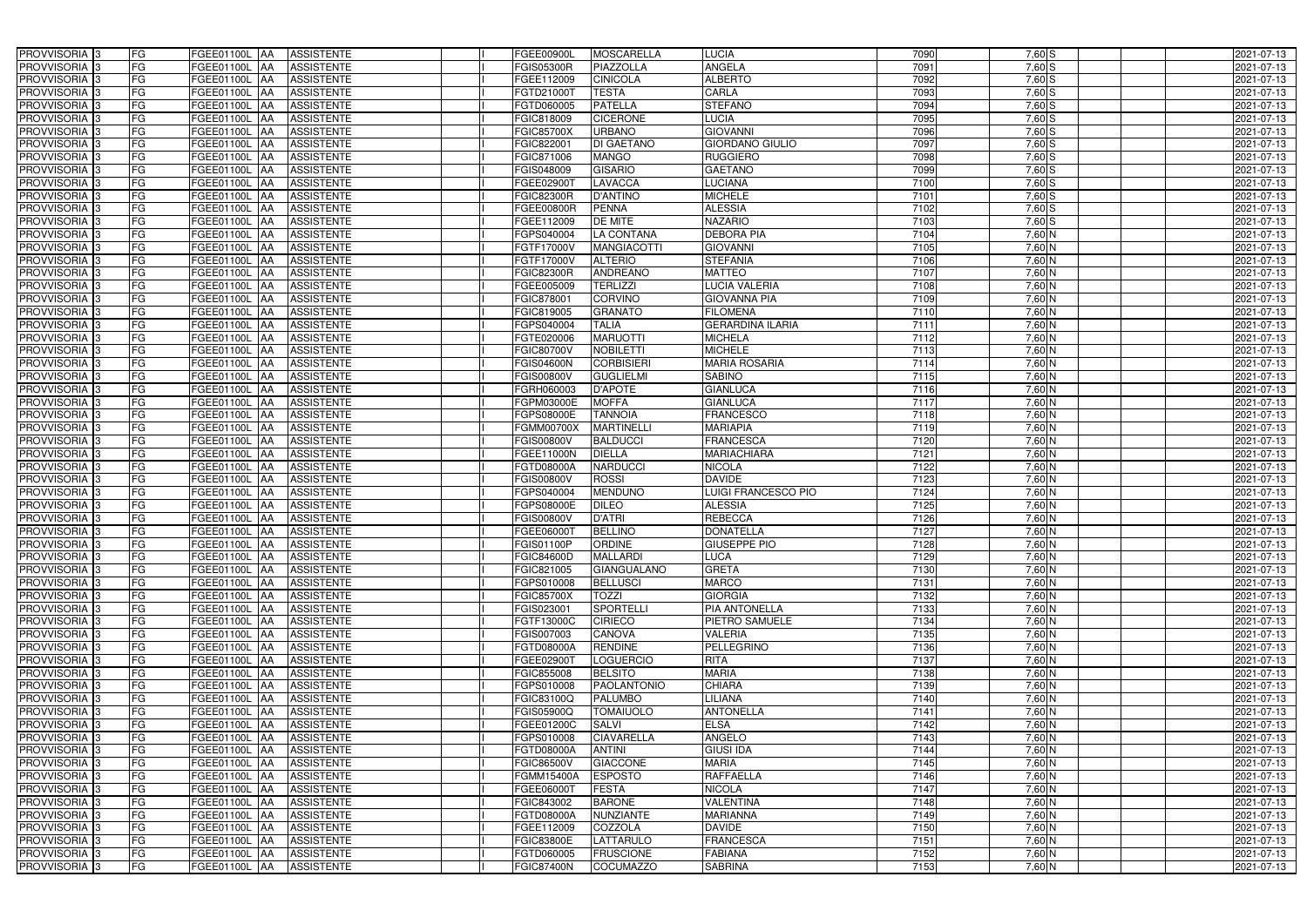| | | | | | | | | | | | | | | |
|---|---|---|---|---|---|---|---|---|---|---|---|---|---|---|
| PROVVISORIA | 3 | FG | FGEE01100L | AA | ASSISTENTE | | I | FGEE00900L | MOSCARELLA | LUCIA | 7090 | 7,60 | S | 2021-07-13 |
| PROVVISORIA | 3 | FG | FGEE01100L | AA | ASSISTENTE | | I | FGIS05300R | PIAZZOLLA | ANGELA | 7091 | 7,60 | S | 2021-07-13 |
| PROVVISORIA | 3 | FG | FGEE01100L | AA | ASSISTENTE | | I | FGEE112009 | CINICOLA | ALBERTO | 7092 | 7,60 | S | 2021-07-13 |
| PROVVISORIA | 3 | FG | FGEE01100L | AA | ASSISTENTE | | I | FGTD21000T | TESTA | CARLA | 7093 | 7,60 | S | 2021-07-13 |
| PROVVISORIA | 3 | FG | FGEE01100L | AA | ASSISTENTE | | I | FGTD060005 | PATELLA | STEFANO | 7094 | 7,60 | S | 2021-07-13 |
| PROVVISORIA | 3 | FG | FGEE01100L | AA | ASSISTENTE | | I | FGIC818009 | CICERONE | LUCIA | 7095 | 7,60 | S | 2021-07-13 |
| PROVVISORIA | 3 | FG | FGEE01100L | AA | ASSISTENTE | | I | FGIC85700X | URBANO | GIOVANNI | 7096 | 7,60 | S | 2021-07-13 |
| PROVVISORIA | 3 | FG | FGEE01100L | AA | ASSISTENTE | | I | FGIC822001 | DI GAETANO | GIORDANO GIULIO | 7097 | 7,60 | S | 2021-07-13 |
| PROVVISORIA | 3 | FG | FGEE01100L | AA | ASSISTENTE | | I | FGIC871006 | MANGO | RUGGIERO | 7098 | 7,60 | S | 2021-07-13 |
| PROVVISORIA | 3 | FG | FGEE01100L | AA | ASSISTENTE | | I | FGIS048009 | GISARIO | GAETANO | 7099 | 7,60 | S | 2021-07-13 |
| PROVVISORIA | 3 | FG | FGEE01100L | AA | ASSISTENTE | | I | FGEE02900T | LAVACCA | LUCIANA | 7100 | 7,60 | S | 2021-07-13 |
| PROVVISORIA | 3 | FG | FGEE01100L | AA | ASSISTENTE | | I | FGIC82300R | D'ANTINO | MICHELE | 7101 | 7,60 | S | 2021-07-13 |
| PROVVISORIA | 3 | FG | FGEE01100L | AA | ASSISTENTE | | I | FGEE00800R | PENNA | ALESSIA | 7102 | 7,60 | S | 2021-07-13 |
| PROVVISORIA | 3 | FG | FGEE01100L | AA | ASSISTENTE | | I | FGEE112009 | DE MITE | NAZARIO | 7103 | 7,60 | S | 2021-07-13 |
| PROVVISORIA | 3 | FG | FGEE01100L | AA | ASSISTENTE | | I | FGPS040004 | LA CONTANA | DEBORA PIA | 7104 | 7,60 | N | 2021-07-13 |
| PROVVISORIA | 3 | FG | FGEE01100L | AA | ASSISTENTE | | I | FGTF17000V | MANGIACOTTI | GIOVANNI | 7105 | 7,60 | N | 2021-07-13 |
| PROVVISORIA | 3 | FG | FGEE01100L | AA | ASSISTENTE | | I | FGTF17000V | ALTERIO | STEFANIA | 7106 | 7,60 | N | 2021-07-13 |
| PROVVISORIA | 3 | FG | FGEE01100L | AA | ASSISTENTE | | I | FGIC82300R | ANDREANO | MATTEO | 7107 | 7,60 | N | 2021-07-13 |
| PROVVISORIA | 3 | FG | FGEE01100L | AA | ASSISTENTE | | I | FGEE005009 | TERLIZZI | LUCIA VALERIA | 7108 | 7,60 | N | 2021-07-13 |
| PROVVISORIA | 3 | FG | FGEE01100L | AA | ASSISTENTE | | I | FGIC878001 | CORVINO | GIOVANNA PIA | 7109 | 7,60 | N | 2021-07-13 |
| PROVVISORIA | 3 | FG | FGEE01100L | AA | ASSISTENTE | | I | FGIC819005 | GRANATO | FILOMENA | 7110 | 7,60 | N | 2021-07-13 |
| PROVVISORIA | 3 | FG | FGEE01100L | AA | ASSISTENTE | | I | FGPS040004 | TALIA | GERARDINA ILARIA | 7111 | 7,60 | N | 2021-07-13 |
| PROVVISORIA | 3 | FG | FGEE01100L | AA | ASSISTENTE | | I | FGTE020006 | MARUOTTI | MICHELA | 7112 | 7,60 | N | 2021-07-13 |
| PROVVISORIA | 3 | FG | FGEE01100L | AA | ASSISTENTE | | I | FGIC80700V | NOBILETTI | MICHELE | 7113 | 7,60 | N | 2021-07-13 |
| PROVVISORIA | 3 | FG | FGEE01100L | AA | ASSISTENTE | | I | FGIS04600N | CORBISIERI | MARIA ROSARIA | 7114 | 7,60 | N | 2021-07-13 |
| PROVVISORIA | 3 | FG | FGEE01100L | AA | ASSISTENTE | | I | FGIS00800V | GUGLIELMI | SABINO | 7115 | 7,60 | N | 2021-07-13 |
| PROVVISORIA | 3 | FG | FGEE01100L | AA | ASSISTENTE | | I | FGRH060003 | D'APOTE | GIANLUCA | 7116 | 7,60 | N | 2021-07-13 |
| PROVVISORIA | 3 | FG | FGEE01100L | AA | ASSISTENTE | | I | FGPM03000E | MOFFA | GIANLUCA | 7117 | 7,60 | N | 2021-07-13 |
| PROVVISORIA | 3 | FG | FGEE01100L | AA | ASSISTENTE | | I | FGPS08000E | TANNOIA | FRANCESCO | 7118 | 7,60 | N | 2021-07-13 |
| PROVVISORIA | 3 | FG | FGEE01100L | AA | ASSISTENTE | | I | FGMM00700X | MARTINELLI | MARIAPIA | 7119 | 7,60 | N | 2021-07-13 |
| PROVVISORIA | 3 | FG | FGEE01100L | AA | ASSISTENTE | | I | FGIS00800V | BALDUCCI | FRANCESCA | 7120 | 7,60 | N | 2021-07-13 |
| PROVVISORIA | 3 | FG | FGEE01100L | AA | ASSISTENTE | | I | FGEE11000N | DIELLA | MARIACHIARA | 7121 | 7,60 | N | 2021-07-13 |
| PROVVISORIA | 3 | FG | FGEE01100L | AA | ASSISTENTE | | I | FGTD08000A | NARDUCCI | NICOLA | 7122 | 7,60 | N | 2021-07-13 |
| PROVVISORIA | 3 | FG | FGEE01100L | AA | ASSISTENTE | | I | FGIS00800V | ROSSI | DAVIDE | 7123 | 7,60 | N | 2021-07-13 |
| PROVVISORIA | 3 | FG | FGEE01100L | AA | ASSISTENTE | | I | FGPS040004 | MENDUNO | LUIGI FRANCESCO PIO | 7124 | 7,60 | N | 2021-07-13 |
| PROVVISORIA | 3 | FG | FGEE01100L | AA | ASSISTENTE | | I | FGPS08000E | DILEO | ALESSIA | 7125 | 7,60 | N | 2021-07-13 |
| PROVVISORIA | 3 | FG | FGEE01100L | AA | ASSISTENTE | | I | FGIS00800V | D'ATRI | REBECCA | 7126 | 7,60 | N | 2021-07-13 |
| PROVVISORIA | 3 | FG | FGEE01100L | AA | ASSISTENTE | | I | FGEE06000T | BELLINO | DONATELLA | 7127 | 7,60 | N | 2021-07-13 |
| PROVVISORIA | 3 | FG | FGEE01100L | AA | ASSISTENTE | | I | FGIS01100P | ORDINE | GIUSEPPE PIO | 7128 | 7,60 | N | 2021-07-13 |
| PROVVISORIA | 3 | FG | FGEE01100L | AA | ASSISTENTE | | I | FGIC84600D | MALLARDI | LUCA | 7129 | 7,60 | N | 2021-07-13 |
| PROVVISORIA | 3 | FG | FGEE01100L | AA | ASSISTENTE | | I | FGIC821005 | GIANGUALANO | GRETA | 7130 | 7,60 | N | 2021-07-13 |
| PROVVISORIA | 3 | FG | FGEE01100L | AA | ASSISTENTE | | I | FGPS010008 | BELLUSCI | MARCO | 7131 | 7,60 | N | 2021-07-13 |
| PROVVISORIA | 3 | FG | FGEE01100L | AA | ASSISTENTE | | I | FGIC85700X | TOZZI | GIORGIA | 7132 | 7,60 | N | 2021-07-13 |
| PROVVISORIA | 3 | FG | FGEE01100L | AA | ASSISTENTE | | I | FGIS023001 | SPORTELLI | PIA ANTONELLA | 7133 | 7,60 | N | 2021-07-13 |
| PROVVISORIA | 3 | FG | FGEE01100L | AA | ASSISTENTE | | I | FGTF13000C | CIRIECO | PIETRO SAMUELE | 7134 | 7,60 | N | 2021-07-13 |
| PROVVISORIA | 3 | FG | FGEE01100L | AA | ASSISTENTE | | I | FGIS007003 | CANOVA | VALERIA | 7135 | 7,60 | N | 2021-07-13 |
| PROVVISORIA | 3 | FG | FGEE01100L | AA | ASSISTENTE | | I | FGTD08000A | RENDINE | PELLEGRINO | 7136 | 7,60 | N | 2021-07-13 |
| PROVVISORIA | 3 | FG | FGEE01100L | AA | ASSISTENTE | | I | FGEE02900T | LOGUERCIO | RITA | 7137 | 7,60 | N | 2021-07-13 |
| PROVVISORIA | 3 | FG | FGEE01100L | AA | ASSISTENTE | | I | FGIC855008 | BELSITO | MARIA | 7138 | 7,60 | N | 2021-07-13 |
| PROVVISORIA | 3 | FG | FGEE01100L | AA | ASSISTENTE | | I | FGPS010008 | PAOLANTONIO | CHIARA | 7139 | 7,60 | N | 2021-07-13 |
| PROVVISORIA | 3 | FG | FGEE01100L | AA | ASSISTENTE | | I | FGIC83100Q | PALUMBO | LILIANA | 7140 | 7,60 | N | 2021-07-13 |
| PROVVISORIA | 3 | FG | FGEE01100L | AA | ASSISTENTE | | I | FGIS05900Q | TOMAIUOLO | ANTONELLA | 7141 | 7,60 | N | 2021-07-13 |
| PROVVISORIA | 3 | FG | FGEE01100L | AA | ASSISTENTE | | I | FGEE01200C | SALVI | ELSA | 7142 | 7,60 | N | 2021-07-13 |
| PROVVISORIA | 3 | FG | FGEE01100L | AA | ASSISTENTE | | I | FGPS010008 | CIAVARELLA | ANGELO | 7143 | 7,60 | N | 2021-07-13 |
| PROVVISORIA | 3 | FG | FGEE01100L | AA | ASSISTENTE | | I | FGTD08000A | ANTINI | GIUSI IDA | 7144 | 7,60 | N | 2021-07-13 |
| PROVVISORIA | 3 | FG | FGEE01100L | AA | ASSISTENTE | | I | FGIC86500V | GIACCONE | MARIA | 7145 | 7,60 | N | 2021-07-13 |
| PROVVISORIA | 3 | FG | FGEE01100L | AA | ASSISTENTE | | I | FGMM15400A | ESPOSTO | RAFFAELLA | 7146 | 7,60 | N | 2021-07-13 |
| PROVVISORIA | 3 | FG | FGEE01100L | AA | ASSISTENTE | | I | FGEE06000T | FESTA | NICOLA | 7147 | 7,60 | N | 2021-07-13 |
| PROVVISORIA | 3 | FG | FGEE01100L | AA | ASSISTENTE | | I | FGIC843002 | BARONE | VALENTINA | 7148 | 7,60 | N | 2021-07-13 |
| PROVVISORIA | 3 | FG | FGEE01100L | AA | ASSISTENTE | | I | FGTD08000A | NUNZIANTE | MARIANNA | 7149 | 7,60 | N | 2021-07-13 |
| PROVVISORIA | 3 | FG | FGEE01100L | AA | ASSISTENTE | | I | FGEE112009 | COZZOLA | DAVIDE | 7150 | 7,60 | N | 2021-07-13 |
| PROVVISORIA | 3 | FG | FGEE01100L | AA | ASSISTENTE | | I | FGIC83800E | LATTARULO | FRANCESCA | 7151 | 7,60 | N | 2021-07-13 |
| PROVVISORIA | 3 | FG | FGEE01100L | AA | ASSISTENTE | | I | FGTD060005 | FRUSCIONE | FABIANA | 7152 | 7,60 | N | 2021-07-13 |
| PROVVISORIA | 3 | FG | FGEE01100L | AA | ASSISTENTE | | I | FGIC87400N | COCUMAZZO | SABRINA | 7153 | 7,60 | N | 2021-07-13 |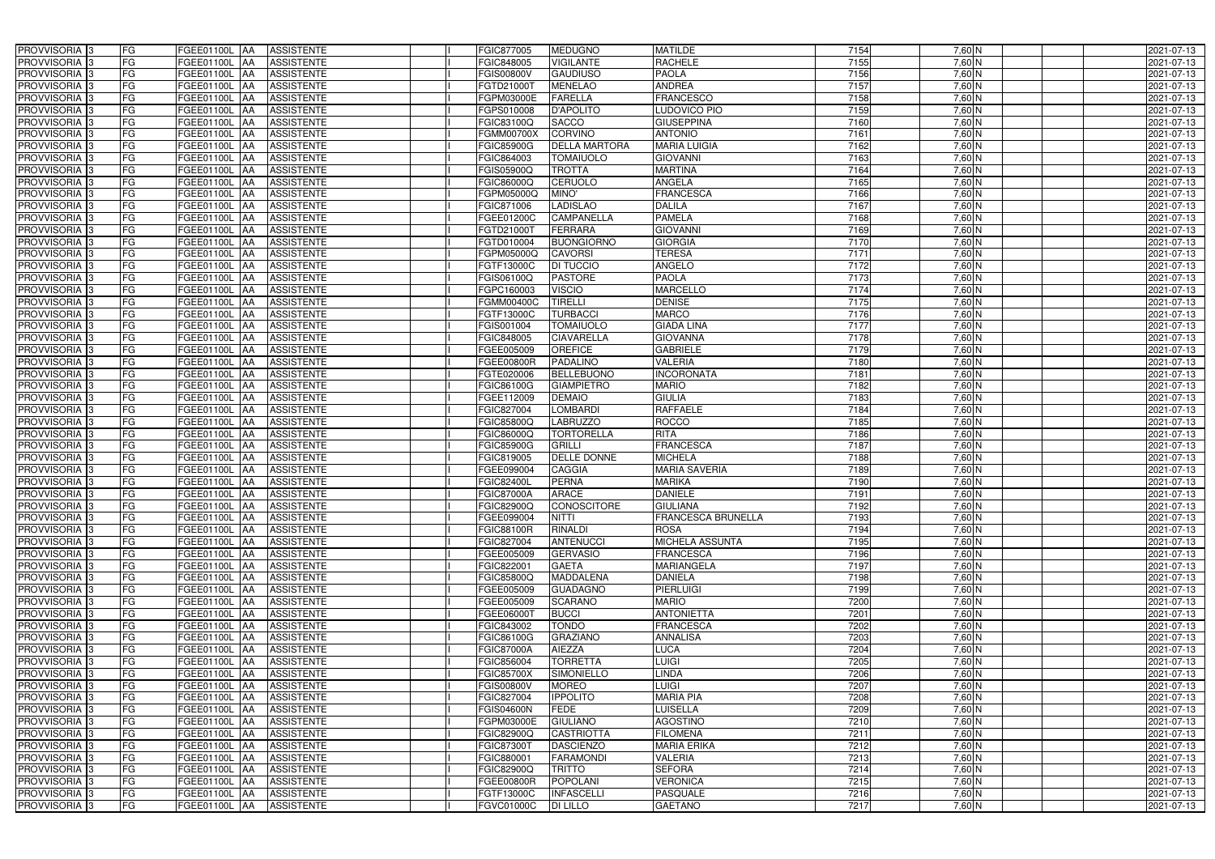| | | | | | | | | | | | | | | |
|---|---|---|---|---|---|---|---|---|---|---|---|---|---|---|
| PROVVISORIA | 3 | FG | FGEE01100L | AA | ASSISTENTE | | I | FGIC877005 | MEDUGNO | MATILDE | 7154 | 7,60 | N | 2021-07-13 |
| PROVVISORIA | 3 | FG | FGEE01100L | AA | ASSISTENTE | | I | FGIC848005 | VIGILANTE | RACHELE | 7155 | 7,60 | N | 2021-07-13 |
| PROVVISORIA | 3 | FG | FGEE01100L | AA | ASSISTENTE | | I | FGIS00800V | GAUDIUSO | PAOLA | 7156 | 7,60 | N | 2021-07-13 |
| PROVVISORIA | 3 | FG | FGEE01100L | AA | ASSISTENTE | | I | FGTD21000T | MENELAO | ANDREA | 7157 | 7,60 | N | 2021-07-13 |
| PROVVISORIA | 3 | FG | FGEE01100L | AA | ASSISTENTE | | I | FGPM03000E | FARELLA | FRANCESCO | 7158 | 7,60 | N | 2021-07-13 |
| PROVVISORIA | 3 | FG | FGEE01100L | AA | ASSISTENTE | | I | FGPS010008 | D'APOLITO | LUDOVICO PIO | 7159 | 7,60 | N | 2021-07-13 |
| PROVVISORIA | 3 | FG | FGEE01100L | AA | ASSISTENTE | | I | FGIC83100Q | SACCO | GIUSEPPINA | 7160 | 7,60 | N | 2021-07-13 |
| PROVVISORIA | 3 | FG | FGEE01100L | AA | ASSISTENTE | | I | FGMM00700X | CORVINO | ANTONIO | 7161 | 7,60 | N | 2021-07-13 |
| PROVVISORIA | 3 | FG | FGEE01100L | AA | ASSISTENTE | | I | FGIC85900G | DELLA MARTORA | MARIA LUIGIA | 7162 | 7,60 | N | 2021-07-13 |
| PROVVISORIA | 3 | FG | FGEE01100L | AA | ASSISTENTE | | I | FGIC864003 | TOMAIUOLO | GIOVANNI | 7163 | 7,60 | N | 2021-07-13 |
| PROVVISORIA | 3 | FG | FGEE01100L | AA | ASSISTENTE | | I | FGIS05900Q | TROTTA | MARTINA | 7164 | 7,60 | N | 2021-07-13 |
| PROVVISORIA | 3 | FG | FGEE01100L | AA | ASSISTENTE | | I | FGIC86000Q | CERUOLO | ANGELA | 7165 | 7,60 | N | 2021-07-13 |
| PROVVISORIA | 3 | FG | FGEE01100L | AA | ASSISTENTE | | I | FGPM05000Q | MINO' | FRANCESCA | 7166 | 7,60 | N | 2021-07-13 |
| PROVVISORIA | 3 | FG | FGEE01100L | AA | ASSISTENTE | | I | FGIC871006 | LADISLAO | DALILA | 7167 | 7,60 | N | 2021-07-13 |
| PROVVISORIA | 3 | FG | FGEE01100L | AA | ASSISTENTE | | I | FGEE01200C | CAMPANELLA | PAMELA | 7168 | 7,60 | N | 2021-07-13 |
| PROVVISORIA | 3 | FG | FGEE01100L | AA | ASSISTENTE | | I | FGTD21000T | FERRARA | GIOVANNI | 7169 | 7,60 | N | 2021-07-13 |
| PROVVISORIA | 3 | FG | FGEE01100L | AA | ASSISTENTE | | I | FGTD010004 | BUONGIORNO | GIORGIA | 7170 | 7,60 | N | 2021-07-13 |
| PROVVISORIA | 3 | FG | FGEE01100L | AA | ASSISTENTE | | I | FGPM05000Q | CAVORSI | TERESA | 7171 | 7,60 | N | 2021-07-13 |
| PROVVISORIA | 3 | FG | FGEE01100L | AA | ASSISTENTE | | I | FGTF13000C | DI TUCCIO | ANGELO | 7172 | 7,60 | N | 2021-07-13 |
| PROVVISORIA | 3 | FG | FGEE01100L | AA | ASSISTENTE | | I | FGIS06100Q | PASTORE | PAOLA | 7173 | 7,60 | N | 2021-07-13 |
| PROVVISORIA | 3 | FG | FGEE01100L | AA | ASSISTENTE | | I | FGPC160003 | VISCIO | MARCELLO | 7174 | 7,60 | N | 2021-07-13 |
| PROVVISORIA | 3 | FG | FGEE01100L | AA | ASSISTENTE | | I | FGMM00400C | TIRELLI | DENISE | 7175 | 7,60 | N | 2021-07-13 |
| PROVVISORIA | 3 | FG | FGEE01100L | AA | ASSISTENTE | | I | FGTF13000C | TURBACCI | MARCO | 7176 | 7,60 | N | 2021-07-13 |
| PROVVISORIA | 3 | FG | FGEE01100L | AA | ASSISTENTE | | I | FGIS001004 | TOMAIUOLO | GIADA LINA | 7177 | 7,60 | N | 2021-07-13 |
| PROVVISORIA | 3 | FG | FGEE01100L | AA | ASSISTENTE | | I | FGIC848005 | CIAVARELLA | GIOVANNA | 7178 | 7,60 | N | 2021-07-13 |
| PROVVISORIA | 3 | FG | FGEE01100L | AA | ASSISTENTE | | I | FGEE005009 | OREFICE | GABRIELE | 7179 | 7,60 | N | 2021-07-13 |
| PROVVISORIA | 3 | FG | FGEE01100L | AA | ASSISTENTE | | I | FGEE00800R | PADALINO | VALERIA | 7180 | 7,60 | N | 2021-07-13 |
| PROVVISORIA | 3 | FG | FGEE01100L | AA | ASSISTENTE | | I | FGTE020006 | BELLEBUONO | INCORONATA | 7181 | 7,60 | N | 2021-07-13 |
| PROVVISORIA | 3 | FG | FGEE01100L | AA | ASSISTENTE | | I | FGIC86100G | GIAMPIETRO | MARIO | 7182 | 7,60 | N | 2021-07-13 |
| PROVVISORIA | 3 | FG | FGEE01100L | AA | ASSISTENTE | | I | FGEE112009 | DEMAIO | GIULIA | 7183 | 7,60 | N | 2021-07-13 |
| PROVVISORIA | 3 | FG | FGEE01100L | AA | ASSISTENTE | | I | FGIC827004 | LOMBARDI | RAFFAELE | 7184 | 7,60 | N | 2021-07-13 |
| PROVVISORIA | 3 | FG | FGEE01100L | AA | ASSISTENTE | | I | FGIC85800Q | LABRUZZO | ROCCO | 7185 | 7,60 | N | 2021-07-13 |
| PROVVISORIA | 3 | FG | FGEE01100L | AA | ASSISTENTE | | I | FGIC86000Q | TORTORELLA | RITA | 7186 | 7,60 | N | 2021-07-13 |
| PROVVISORIA | 3 | FG | FGEE01100L | AA | ASSISTENTE | | I | FGIC85900G | GRILLI | FRANCESCA | 7187 | 7,60 | N | 2021-07-13 |
| PROVVISORIA | 3 | FG | FGEE01100L | AA | ASSISTENTE | | I | FGIC819005 | DELLE DONNE | MICHELA | 7188 | 7,60 | N | 2021-07-13 |
| PROVVISORIA | 3 | FG | FGEE01100L | AA | ASSISTENTE | | I | FGEE099004 | CAGGIA | MARIA SAVERIA | 7189 | 7,60 | N | 2021-07-13 |
| PROVVISORIA | 3 | FG | FGEE01100L | AA | ASSISTENTE | | I | FGIC82400L | PERNA | MARIKA | 7190 | 7,60 | N | 2021-07-13 |
| PROVVISORIA | 3 | FG | FGEE01100L | AA | ASSISTENTE | | I | FGIC87000A | ARACE | DANIELE | 7191 | 7,60 | N | 2021-07-13 |
| PROVVISORIA | 3 | FG | FGEE01100L | AA | ASSISTENTE | | I | FGIC82900Q | CONOSCITORE | GIULIANA | 7192 | 7,60 | N | 2021-07-13 |
| PROVVISORIA | 3 | FG | FGEE01100L | AA | ASSISTENTE | | I | FGEE099004 | NITTI | FRANCESCA BRUNELLA | 7193 | 7,60 | N | 2021-07-13 |
| PROVVISORIA | 3 | FG | FGEE01100L | AA | ASSISTENTE | | I | FGIC88100R | RINALDI | ROSA | 7194 | 7,60 | N | 2021-07-13 |
| PROVVISORIA | 3 | FG | FGEE01100L | AA | ASSISTENTE | | I | FGIC827004 | ANTENUCCI | MICHELA ASSUNTA | 7195 | 7,60 | N | 2021-07-13 |
| PROVVISORIA | 3 | FG | FGEE01100L | AA | ASSISTENTE | | I | FGEE005009 | GERVASIO | FRANCESCA | 7196 | 7,60 | N | 2021-07-13 |
| PROVVISORIA | 3 | FG | FGEE01100L | AA | ASSISTENTE | | I | FGIC822001 | GAETA | MARIANGELA | 7197 | 7,60 | N | 2021-07-13 |
| PROVVISORIA | 3 | FG | FGEE01100L | AA | ASSISTENTE | | I | FGIC85800Q | MADDALENA | DANIELA | 7198 | 7,60 | N | 2021-07-13 |
| PROVVISORIA | 3 | FG | FGEE01100L | AA | ASSISTENTE | | I | FGEE005009 | GUADAGNO | PIERLUIGI | 7199 | 7,60 | N | 2021-07-13 |
| PROVVISORIA | 3 | FG | FGEE01100L | AA | ASSISTENTE | | I | FGEE005009 | SCARANO | MARIO | 7200 | 7,60 | N | 2021-07-13 |
| PROVVISORIA | 3 | FG | FGEE01100L | AA | ASSISTENTE | | I | FGEE06000T | BUCCI | ANTONIETTA | 7201 | 7,60 | N | 2021-07-13 |
| PROVVISORIA | 3 | FG | FGEE01100L | AA | ASSISTENTE | | I | FGIC843002 | TONDO | FRANCESCA | 7202 | 7,60 | N | 2021-07-13 |
| PROVVISORIA | 3 | FG | FGEE01100L | AA | ASSISTENTE | | I | FGIC86100G | GRAZIANO | ANNALISA | 7203 | 7,60 | N | 2021-07-13 |
| PROVVISORIA | 3 | FG | FGEE01100L | AA | ASSISTENTE | | I | FGIC87000A | AIEZZA | LUCA | 7204 | 7,60 | N | 2021-07-13 |
| PROVVISORIA | 3 | FG | FGEE01100L | AA | ASSISTENTE | | I | FGIC856004 | TORRETTA | LUIGI | 7205 | 7,60 | N | 2021-07-13 |
| PROVVISORIA | 3 | FG | FGEE01100L | AA | ASSISTENTE | | I | FGIC85700X | SIMONIELLO | LINDA | 7206 | 7,60 | N | 2021-07-13 |
| PROVVISORIA | 3 | FG | FGEE01100L | AA | ASSISTENTE | | I | FGIS00800V | MOREO | LUIGI | 7207 | 7,60 | N | 2021-07-13 |
| PROVVISORIA | 3 | FG | FGEE01100L | AA | ASSISTENTE | | I | FGIC827004 | IPPOLITO | MARIA PIA | 7208 | 7,60 | N | 2021-07-13 |
| PROVVISORIA | 3 | FG | FGEE01100L | AA | ASSISTENTE | | I | FGIS04600N | FEDE | LUISELLA | 7209 | 7,60 | N | 2021-07-13 |
| PROVVISORIA | 3 | FG | FGEE01100L | AA | ASSISTENTE | | I | FGPM03000E | GIULIANO | AGOSTINO | 7210 | 7,60 | N | 2021-07-13 |
| PROVVISORIA | 3 | FG | FGEE01100L | AA | ASSISTENTE | | I | FGIC82900Q | CASTRIOTTA | FILOMENA | 7211 | 7,60 | N | 2021-07-13 |
| PROVVISORIA | 3 | FG | FGEE01100L | AA | ASSISTENTE | | I | FGIC87300T | DASCIENZO | MARIA ERIKA | 7212 | 7,60 | N | 2021-07-13 |
| PROVVISORIA | 3 | FG | FGEE01100L | AA | ASSISTENTE | | I | FGIC880001 | FARAMONDI | VALERIA | 7213 | 7,60 | N | 2021-07-13 |
| PROVVISORIA | 3 | FG | FGEE01100L | AA | ASSISTENTE | | I | FGIC82900Q | TRITTO | SEFORA | 7214 | 7,60 | N | 2021-07-13 |
| PROVVISORIA | 3 | FG | FGEE01100L | AA | ASSISTENTE | | I | FGEE00800R | POPOLANI | VERONICA | 7215 | 7,60 | N | 2021-07-13 |
| PROVVISORIA | 3 | FG | FGEE01100L | AA | ASSISTENTE | | I | FGTF13000C | INFASCELLI | PASQUALE | 7216 | 7,60 | N | 2021-07-13 |
| PROVVISORIA | 3 | FG | FGEE01100L | AA | ASSISTENTE | | I | FGVC01000C | DI LILLO | GAETANO | 7217 | 7,60 | N | 2021-07-13 |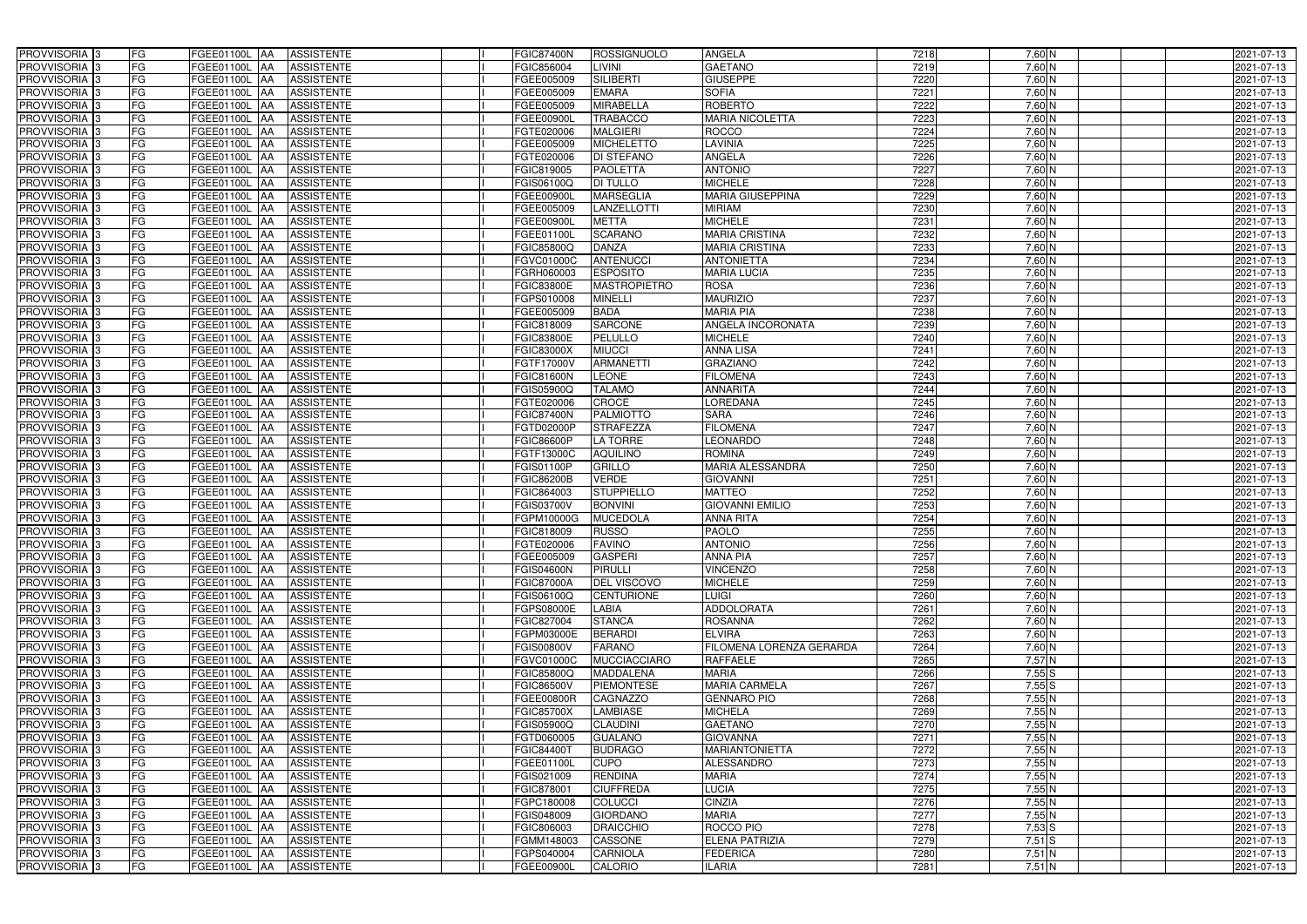| PROVVISORIA | 3 | FG | FGEE01100L | AA | ASSISTENTE | | I | FGIC87400N | ROSSIGNUOLO | ANGELA | 7218 | 7,60 | N | | | 2021-07-13 |
|---|---|---|---|---|---|---|---|---|---|---|---|---|---|---|---|---|
| PROVVISORIA | 3 | FG | FGEE01100L | AA | ASSISTENTE | | I | FGIC856004 | LIVINI | GAETANO | 7219 | 7,60 | N | | | 2021-07-13 |
| PROVVISORIA | 3 | FG | FGEE01100L | AA | ASSISTENTE | | I | FGEE005009 | SILIBERTI | GIUSEPPE | 7220 | 7,60 | N | | | 2021-07-13 |
| PROVVISORIA | 3 | FG | FGEE01100L | AA | ASSISTENTE | | I | FGEE005009 | EMARA | SOFIA | 7221 | 7,60 | N | | | 2021-07-13 |
| PROVVISORIA | 3 | FG | FGEE01100L | AA | ASSISTENTE | | I | FGEE005009 | MIRABELLA | ROBERTO | 7222 | 7,60 | N | | | 2021-07-13 |
| PROVVISORIA | 3 | FG | FGEE01100L | AA | ASSISTENTE | | I | FGEE00900L | TRABACCO | MARIA NICOLETTA | 7223 | 7,60 | N | | | 2021-07-13 |
| PROVVISORIA | 3 | FG | FGEE01100L | AA | ASSISTENTE | | I | FGTE020006 | MALGIERI | ROCCO | 7224 | 7,60 | N | | | 2021-07-13 |
| PROVVISORIA | 3 | FG | FGEE01100L | AA | ASSISTENTE | | I | FGEE005009 | MICHELETTO | LAVINIA | 7225 | 7,60 | N | | | 2021-07-13 |
| PROVVISORIA | 3 | FG | FGEE01100L | AA | ASSISTENTE | | I | FGTE020006 | DI STEFANO | ANGELA | 7226 | 7,60 | N | | | 2021-07-13 |
| PROVVISORIA | 3 | FG | FGEE01100L | AA | ASSISTENTE | | I | FGIC819005 | PAOLETTA | ANTONIO | 7227 | 7,60 | N | | | 2021-07-13 |
| PROVVISORIA | 3 | FG | FGEE01100L | AA | ASSISTENTE | | I | FGIS06100Q | DI TULLO | MICHELE | 7228 | 7,60 | N | | | 2021-07-13 |
| PROVVISORIA | 3 | FG | FGEE01100L | AA | ASSISTENTE | | I | FGEE00900L | MARSEGLIA | MARIA GIUSEPPINA | 7229 | 7,60 | N | | | 2021-07-13 |
| PROVVISORIA | 3 | FG | FGEE01100L | AA | ASSISTENTE | | I | FGEE005009 | LANZELLOTTI | MIRIAM | 7230 | 7,60 | N | | | 2021-07-13 |
| PROVVISORIA | 3 | FG | FGEE01100L | AA | ASSISTENTE | | I | FGEE00900L | METTA | MICHELE | 7231 | 7,60 | N | | | 2021-07-13 |
| PROVVISORIA | 3 | FG | FGEE01100L | AA | ASSISTENTE | | I | FGEE01100L | SCARANO | MARIA CRISTINA | 7232 | 7,60 | N | | | 2021-07-13 |
| PROVVISORIA | 3 | FG | FGEE01100L | AA | ASSISTENTE | | I | FGIC85800Q | DANZA | MARIA CRISTINA | 7233 | 7,60 | N | | | 2021-07-13 |
| PROVVISORIA | 3 | FG | FGEE01100L | AA | ASSISTENTE | | I | FGVC01000C | ANTENUCCI | ANTONIETTA | 7234 | 7,60 | N | | | 2021-07-13 |
| PROVVISORIA | 3 | FG | FGEE01100L | AA | ASSISTENTE | | I | FGRH060003 | ESPOSITO | MARIA LUCIA | 7235 | 7,60 | N | | | 2021-07-13 |
| PROVVISORIA | 3 | FG | FGEE01100L | AA | ASSISTENTE | | I | FGIC83800E | MASTROPIETRO | ROSA | 7236 | 7,60 | N | | | 2021-07-13 |
| PROVVISORIA | 3 | FG | FGEE01100L | AA | ASSISTENTE | | I | FGPS010008 | MINELLI | MAURIZIO | 7237 | 7,60 | N | | | 2021-07-13 |
| PROVVISORIA | 3 | FG | FGEE01100L | AA | ASSISTENTE | | I | FGEE005009 | BADA | MARIA PIA | 7238 | 7,60 | N | | | 2021-07-13 |
| PROVVISORIA | 3 | FG | FGEE01100L | AA | ASSISTENTE | | I | FGIC818009 | SARCONE | ANGELA INCORONATA | 7239 | 7,60 | N | | | 2021-07-13 |
| PROVVISORIA | 3 | FG | FGEE01100L | AA | ASSISTENTE | | I | FGIC83800E | PELULLO | MICHELE | 7240 | 7,60 | N | | | 2021-07-13 |
| PROVVISORIA | 3 | FG | FGEE01100L | AA | ASSISTENTE | | I | FGIC83000X | MIUCCI | ANNA LISA | 7241 | 7,60 | N | | | 2021-07-13 |
| PROVVISORIA | 3 | FG | FGEE01100L | AA | ASSISTENTE | | I | FGTF17000V | ARMANETTI | GRAZIANO | 7242 | 7,60 | N | | | 2021-07-13 |
| PROVVISORIA | 3 | FG | FGEE01100L | AA | ASSISTENTE | | I | FGIC81600N | LEONE | FILOMENA | 7243 | 7,60 | N | | | 2021-07-13 |
| PROVVISORIA | 3 | FG | FGEE01100L | AA | ASSISTENTE | | I | FGIS05900Q | TALAMO | ANNARITA | 7244 | 7,60 | N | | | 2021-07-13 |
| PROVVISORIA | 3 | FG | FGEE01100L | AA | ASSISTENTE | | I | FGTE020006 | CROCE | LOREDANA | 7245 | 7,60 | N | | | 2021-07-13 |
| PROVVISORIA | 3 | FG | FGEE01100L | AA | ASSISTENTE | | I | FGIC87400N | PALMIOTTO | SARA | 7246 | 7,60 | N | | | 2021-07-13 |
| PROVVISORIA | 3 | FG | FGEE01100L | AA | ASSISTENTE | | I | FGTD02000P | STRAFEZZA | FILOMENA | 7247 | 7,60 | N | | | 2021-07-13 |
| PROVVISORIA | 3 | FG | FGEE01100L | AA | ASSISTENTE | | I | FGIC86600P | LA TORRE | LEONARDO | 7248 | 7,60 | N | | | 2021-07-13 |
| PROVVISORIA | 3 | FG | FGEE01100L | AA | ASSISTENTE | | I | FGTF13000C | AQUILINO | ROMINA | 7249 | 7,60 | N | | | 2021-07-13 |
| PROVVISORIA | 3 | FG | FGEE01100L | AA | ASSISTENTE | | I | FGIS01100P | GRILLO | MARIA ALESSANDRA | 7250 | 7,60 | N | | | 2021-07-13 |
| PROVVISORIA | 3 | FG | FGEE01100L | AA | ASSISTENTE | | I | FGIC86200B | VERDE | GIOVANNI | 7251 | 7,60 | N | | | 2021-07-13 |
| PROVVISORIA | 3 | FG | FGEE01100L | AA | ASSISTENTE | | I | FGIC864003 | STUPPIELLO | MATTEO | 7252 | 7,60 | N | | | 2021-07-13 |
| PROVVISORIA | 3 | FG | FGEE01100L | AA | ASSISTENTE | | I | FGIS03700V | BONVINI | GIOVANNI EMILIO | 7253 | 7,60 | N | | | 2021-07-13 |
| PROVVISORIA | 3 | FG | FGEE01100L | AA | ASSISTENTE | | I | FGPM10000G | MUCEDOLA | ANNA RITA | 7254 | 7,60 | N | | | 2021-07-13 |
| PROVVISORIA | 3 | FG | FGEE01100L | AA | ASSISTENTE | | I | FGIC818009 | RUSSO | PAOLO | 7255 | 7,60 | N | | | 2021-07-13 |
| PROVVISORIA | 3 | FG | FGEE01100L | AA | ASSISTENTE | | I | FGTE020006 | FAVINO | ANTONIO | 7256 | 7,60 | N | | | 2021-07-13 |
| PROVVISORIA | 3 | FG | FGEE01100L | AA | ASSISTENTE | | I | FGEE005009 | GASPERI | ANNA PIA | 7257 | 7,60 | N | | | 2021-07-13 |
| PROVVISORIA | 3 | FG | FGEE01100L | AA | ASSISTENTE | | I | FGIS04600N | PIRULLI | VINCENZO | 7258 | 7,60 | N | | | 2021-07-13 |
| PROVVISORIA | 3 | FG | FGEE01100L | AA | ASSISTENTE | | I | FGIC87000A | DEL VISCOVO | MICHELE | 7259 | 7,60 | N | | | 2021-07-13 |
| PROVVISORIA | 3 | FG | FGEE01100L | AA | ASSISTENTE | | I | FGIS06100Q | CENTURIONE | LUIGI | 7260 | 7,60 | N | | | 2021-07-13 |
| PROVVISORIA | 3 | FG | FGEE01100L | AA | ASSISTENTE | | I | FGPS08000E | LABIA | ADDOLORATA | 7261 | 7,60 | N | | | 2021-07-13 |
| PROVVISORIA | 3 | FG | FGEE01100L | AA | ASSISTENTE | | I | FGIC827004 | STANCA | ROSANNA | 7262 | 7,60 | N | | | 2021-07-13 |
| PROVVISORIA | 3 | FG | FGEE01100L | AA | ASSISTENTE | | I | FGPM03000E | BERARDI | ELVIRA | 7263 | 7,60 | N | | | 2021-07-13 |
| PROVVISORIA | 3 | FG | FGEE01100L | AA | ASSISTENTE | | I | FGIS00800V | FARANO | FILOMENA LORENZA GERARDA | 7264 | 7,60 | N | | | 2021-07-13 |
| PROVVISORIA | 3 | FG | FGEE01100L | AA | ASSISTENTE | | I | FGVC01000C | MUCCIACCIARO | RAFFAELE | 7265 | 7,57 | N | | | 2021-07-13 |
| PROVVISORIA | 3 | FG | FGEE01100L | AA | ASSISTENTE | | I | FGIC85800Q | MADDALENA | MARIA | 7266 | 7,55 | S | | | 2021-07-13 |
| PROVVISORIA | 3 | FG | FGEE01100L | AA | ASSISTENTE | | I | FGIC86500V | PIEMONTESE | MARIA CARMELA | 7267 | 7,55 | S | | | 2021-07-13 |
| PROVVISORIA | 3 | FG | FGEE01100L | AA | ASSISTENTE | | I | FGEE00800R | CAGNAZZO | GENNARO PIO | 7268 | 7,55 | N | | | 2021-07-13 |
| PROVVISORIA | 3 | FG | FGEE01100L | AA | ASSISTENTE | | I | FGIC85700X | LAMBIASE | MICHELA | 7269 | 7,55 | N | | | 2021-07-13 |
| PROVVISORIA | 3 | FG | FGEE01100L | AA | ASSISTENTE | | I | FGIS05900Q | CLAUDINI | GAETANO | 7270 | 7,55 | N | | | 2021-07-13 |
| PROVVISORIA | 3 | FG | FGEE01100L | AA | ASSISTENTE | | I | FGTD060005 | GUALANO | GIOVANNA | 7271 | 7,55 | N | | | 2021-07-13 |
| PROVVISORIA | 3 | FG | FGEE01100L | AA | ASSISTENTE | | I | FGIC84400T | BUDRAGO | MARIANTONIETTA | 7272 | 7,55 | N | | | 2021-07-13 |
| PROVVISORIA | 3 | FG | FGEE01100L | AA | ASSISTENTE | | I | FGEE01100L | CUPO | ALESSANDRO | 7273 | 7,55 | N | | | 2021-07-13 |
| PROVVISORIA | 3 | FG | FGEE01100L | AA | ASSISTENTE | | I | FGIS021009 | RENDINA | MARIA | 7274 | 7,55 | N | | | 2021-07-13 |
| PROVVISORIA | 3 | FG | FGEE01100L | AA | ASSISTENTE | | I | FGIC878001 | CIUFFREDA | LUCIA | 7275 | 7,55 | N | | | 2021-07-13 |
| PROVVISORIA | 3 | FG | FGEE01100L | AA | ASSISTENTE | | I | FGPC180008 | COLUCCI | CINZIA | 7276 | 7,55 | N | | | 2021-07-13 |
| PROVVISORIA | 3 | FG | FGEE01100L | AA | ASSISTENTE | | I | FGIS048009 | GIORDANO | MARIA | 7277 | 7,55 | N | | | 2021-07-13 |
| PROVVISORIA | 3 | FG | FGEE01100L | AA | ASSISTENTE | | I | FGIC806003 | DRAICCHIO | ROCCO PIO | 7278 | 7,53 | S | | | 2021-07-13 |
| PROVVISORIA | 3 | FG | FGEE01100L | AA | ASSISTENTE | | I | FGMM148003 | CASSONE | ELENA PATRIZIA | 7279 | 7,51 | S | | | 2021-07-13 |
| PROVVISORIA | 3 | FG | FGEE01100L | AA | ASSISTENTE | | I | FGPS040004 | CARNIOLA | FEDERICA | 7280 | 7,51 | N | | | 2021-07-13 |
| PROVVISORIA | 3 | FG | FGEE01100L | AA | ASSISTENTE | | I | FGEE00900L | CALORIO | ILARIA | 7281 | 7,51 | N | | | 2021-07-13 |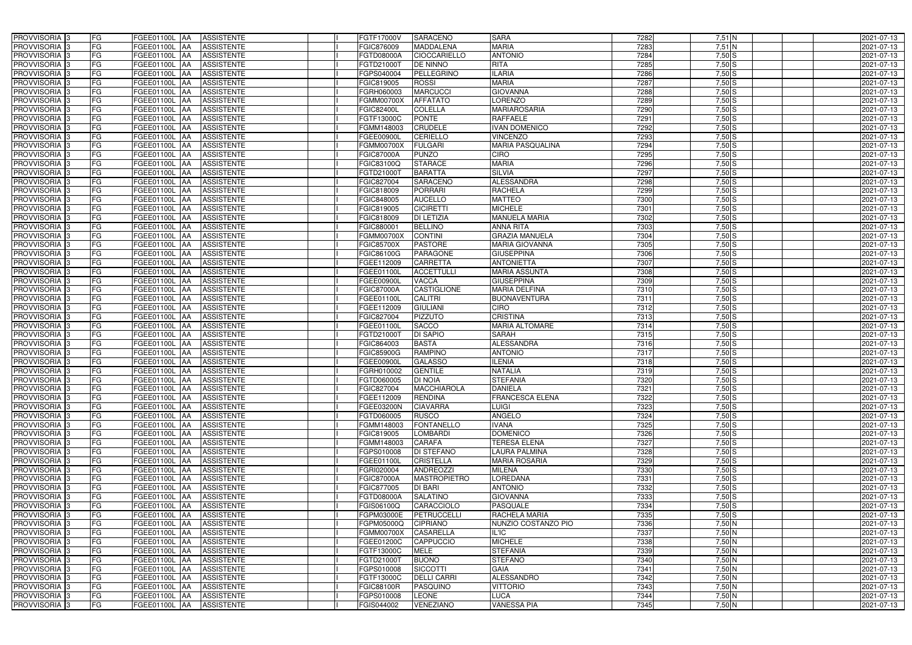| | | | | | | | | | | | | | | | |
|---|---|---|---|---|---|---|---|---|---|---|---|---|---|---|---|
| PROVVISORIA | 3 | FG | FGEE01100L | AA | ASSISTENTE | | I | FGTF17000V | SARACENO | SARA | 7282 | 7,51 | N | | 2021-07-13 |
| PROVVISORIA | 3 | FG | FGEE01100L | AA | ASSISTENTE | | I | FGIC876009 | MADDALENA | MARIA | 7283 | 7,51 | N | | 2021-07-13 |
| PROVVISORIA | 3 | FG | FGEE01100L | AA | ASSISTENTE | | I | FGTD08000A | CIOCCARIELLO | ANTONIO | 7284 | 7,50 | S | | 2021-07-13 |
| PROVVISORIA | 3 | FG | FGEE01100L | AA | ASSISTENTE | | I | FGTD21000T | DE NINNO | RITA | 7285 | 7,50 | S | | 2021-07-13 |
| PROVVISORIA | 3 | FG | FGEE01100L | AA | ASSISTENTE | | I | FGPS040004 | PELLEGRINO | ILARIA | 7286 | 7,50 | S | | 2021-07-13 |
| PROVVISORIA | 3 | FG | FGEE01100L | AA | ASSISTENTE | | I | FGIC819005 | ROSSI | MARIA | 7287 | 7,50 | S | | 2021-07-13 |
| PROVVISORIA | 3 | FG | FGEE01100L | AA | ASSISTENTE | | I | FGRH060003 | MARCUCCI | GIOVANNA | 7288 | 7,50 | S | | 2021-07-13 |
| PROVVISORIA | 3 | FG | FGEE01100L | AA | ASSISTENTE | | I | FGMM00700X | AFFATATO | LORENZO | 7289 | 7,50 | S | | 2021-07-13 |
| PROVVISORIA | 3 | FG | FGEE01100L | AA | ASSISTENTE | | I | FGIC82400L | COLELLA | MARIAROSARIA | 7290 | 7,50 | S | | 2021-07-13 |
| PROVVISORIA | 3 | FG | FGEE01100L | AA | ASSISTENTE | | I | FGTF13000C | PONTE | RAFFAELE | 7291 | 7,50 | S | | 2021-07-13 |
| PROVVISORIA | 3 | FG | FGEE01100L | AA | ASSISTENTE | | I | FGMM148003 | CRUDELE | IVAN DOMENICO | 7292 | 7,50 | S | | 2021-07-13 |
| PROVVISORIA | 3 | FG | FGEE01100L | AA | ASSISTENTE | | I | FGEE00900L | CERIELLO | VINCENZO | 7293 | 7,50 | S | | 2021-07-13 |
| PROVVISORIA | 3 | FG | FGEE01100L | AA | ASSISTENTE | | I | FGMM00700X | FULGARI | MARIA PASQUALINA | 7294 | 7,50 | S | | 2021-07-13 |
| PROVVISORIA | 3 | FG | FGEE01100L | AA | ASSISTENTE | | I | FGIC87000A | PUNZO | CIRO | 7295 | 7,50 | S | | 2021-07-13 |
| PROVVISORIA | 3 | FG | FGEE01100L | AA | ASSISTENTE | | I | FGIC83100Q | STARACE | MARIA | 7296 | 7,50 | S | | 2021-07-13 |
| PROVVISORIA | 3 | FG | FGEE01100L | AA | ASSISTENTE | | I | FGTD21000T | BARATTA | SILVIA | 7297 | 7,50 | S | | 2021-07-13 |
| PROVVISORIA | 3 | FG | FGEE01100L | AA | ASSISTENTE | | I | FGIC827004 | SARACENO | ALESSANDRA | 7298 | 7,50 | S | | 2021-07-13 |
| PROVVISORIA | 3 | FG | FGEE01100L | AA | ASSISTENTE | | I | FGIC818009 | PORRARI | RACHELA | 7299 | 7,50 | S | | 2021-07-13 |
| PROVVISORIA | 3 | FG | FGEE01100L | AA | ASSISTENTE | | I | FGIC848005 | AUCELLO | MATTEO | 7300 | 7,50 | S | | 2021-07-13 |
| PROVVISORIA | 3 | FG | FGEE01100L | AA | ASSISTENTE | | I | FGIC819005 | CICIRETTI | MICHELE | 7301 | 7,50 | S | | 2021-07-13 |
| PROVVISORIA | 3 | FG | FGEE01100L | AA | ASSISTENTE | | I | FGIC818009 | DI LETIZIA | MANUELA MARIA | 7302 | 7,50 | S | | 2021-07-13 |
| PROVVISORIA | 3 | FG | FGEE01100L | AA | ASSISTENTE | | I | FGIC880001 | BELLINO | ANNA RITA | 7303 | 7,50 | S | | 2021-07-13 |
| PROVVISORIA | 3 | FG | FGEE01100L | AA | ASSISTENTE | | I | FGMM00700X | CONTINI | GRAZIA MANUELA | 7304 | 7,50 | S | | 2021-07-13 |
| PROVVISORIA | 3 | FG | FGEE01100L | AA | ASSISTENTE | | I | FGIC85700X | PASTORE | MARIA GIOVANNA | 7305 | 7,50 | S | | 2021-07-13 |
| PROVVISORIA | 3 | FG | FGEE01100L | AA | ASSISTENTE | | I | FGIC86100G | PARAGONE | GIUSEPPINA | 7306 | 7,50 | S | | 2021-07-13 |
| PROVVISORIA | 3 | FG | FGEE01100L | AA | ASSISTENTE | | I | FGEE112009 | CARRETTA | ANTONIETTA | 7307 | 7,50 | S | | 2021-07-13 |
| PROVVISORIA | 3 | FG | FGEE01100L | AA | ASSISTENTE | | I | FGEE01100L | ACCETTULLI | MARIA ASSUNTA | 7308 | 7,50 | S | | 2021-07-13 |
| PROVVISORIA | 3 | FG | FGEE01100L | AA | ASSISTENTE | | I | FGEE00900L | VACCA | GIUSEPPINA | 7309 | 7,50 | S | | 2021-07-13 |
| PROVVISORIA | 3 | FG | FGEE01100L | AA | ASSISTENTE | | I | FGIC87000A | CASTIGLIONE | MARIA DELFINA | 7310 | 7,50 | S | | 2021-07-13 |
| PROVVISORIA | 3 | FG | FGEE01100L | AA | ASSISTENTE | | I | FGEE01100L | CALITRI | BUONAVENTURA | 7311 | 7,50 | S | | 2021-07-13 |
| PROVVISORIA | 3 | FG | FGEE01100L | AA | ASSISTENTE | | I | FGEE112009 | GIULIANI | CIRO | 7312 | 7,50 | S | | 2021-07-13 |
| PROVVISORIA | 3 | FG | FGEE01100L | AA | ASSISTENTE | | I | FGIC827004 | PIZZUTO | CRISTINA | 7313 | 7,50 | S | | 2021-07-13 |
| PROVVISORIA | 3 | FG | FGEE01100L | AA | ASSISTENTE | | I | FGEE01100L | SACCO | MARIA ALTOMARE | 7314 | 7,50 | S | | 2021-07-13 |
| PROVVISORIA | 3 | FG | FGEE01100L | AA | ASSISTENTE | | I | FGTD21000T | DI SAPIO | SARAH | 7315 | 7,50 | S | | 2021-07-13 |
| PROVVISORIA | 3 | FG | FGEE01100L | AA | ASSISTENTE | | I | FGIC864003 | BASTA | ALESSANDRA | 7316 | 7,50 | S | | 2021-07-13 |
| PROVVISORIA | 3 | FG | FGEE01100L | AA | ASSISTENTE | | I | FGIC85900G | RAMPINO | ANTONIO | 7317 | 7,50 | S | | 2021-07-13 |
| PROVVISORIA | 3 | FG | FGEE01100L | AA | ASSISTENTE | | I | FGEE00900L | GALASSO | ILENIA | 7318 | 7,50 | S | | 2021-07-13 |
| PROVVISORIA | 3 | FG | FGEE01100L | AA | ASSISTENTE | | I | FGRH010002 | GENTILE | NATALIA | 7319 | 7,50 | S | | 2021-07-13 |
| PROVVISORIA | 3 | FG | FGEE01100L | AA | ASSISTENTE | | I | FGTD060005 | DI NOIA | STEFANIA | 7320 | 7,50 | S | | 2021-07-13 |
| PROVVISORIA | 3 | FG | FGEE01100L | AA | ASSISTENTE | | I | FGIC827004 | MACCHIAROLA | DANIELA | 7321 | 7,50 | S | | 2021-07-13 |
| PROVVISORIA | 3 | FG | FGEE01100L | AA | ASSISTENTE | | I | FGEE112009 | RENDINA | FRANCESCA ELENA | 7322 | 7,50 | S | | 2021-07-13 |
| PROVVISORIA | 3 | FG | FGEE01100L | AA | ASSISTENTE | | I | FGEE03200N | CIAVARRA | LUIGI | 7323 | 7,50 | S | | 2021-07-13 |
| PROVVISORIA | 3 | FG | FGEE01100L | AA | ASSISTENTE | | I | FGTD060005 | RUSCO | ANGELO | 7324 | 7,50 | S | | 2021-07-13 |
| PROVVISORIA | 3 | FG | FGEE01100L | AA | ASSISTENTE | | I | FGMM148003 | FONTANELLO | IVANA | 7325 | 7,50 | S | | 2021-07-13 |
| PROVVISORIA | 3 | FG | FGEE01100L | AA | ASSISTENTE | | I | FGIC819005 | LOMBARDI | DOMENICO | 7326 | 7,50 | S | | 2021-07-13 |
| PROVVISORIA | 3 | FG | FGEE01100L | AA | ASSISTENTE | | I | FGMM148003 | CARAFA | TERESA ELENA | 7327 | 7,50 | S | | 2021-07-13 |
| PROVVISORIA | 3 | FG | FGEE01100L | AA | ASSISTENTE | | I | FGPS010008 | DI STEFANO | LAURA PALMINA | 7328 | 7,50 | S | | 2021-07-13 |
| PROVVISORIA | 3 | FG | FGEE01100L | AA | ASSISTENTE | | I | FGEE01100L | CRISTELLA | MARIA ROSARIA | 7329 | 7,50 | S | | 2021-07-13 |
| PROVVISORIA | 3 | FG | FGEE01100L | AA | ASSISTENTE | | I | FGRI020004 | ANDREOZZI | MILENA | 7330 | 7,50 | S | | 2021-07-13 |
| PROVVISORIA | 3 | FG | FGEE01100L | AA | ASSISTENTE | | I | FGIC87000A | MASTROPIETRO | LOREDANA | 7331 | 7,50 | S | | 2021-07-13 |
| PROVVISORIA | 3 | FG | FGEE01100L | AA | ASSISTENTE | | I | FGIC877005 | DI BARI | ANTONIO | 7332 | 7,50 | S | | 2021-07-13 |
| PROVVISORIA | 3 | FG | FGEE01100L | AA | ASSISTENTE | | I | FGTD08000A | SALATINO | GIOVANNA | 7333 | 7,50 | S | | 2021-07-13 |
| PROVVISORIA | 3 | FG | FGEE01100L | AA | ASSISTENTE | | I | FGIS06100Q | CARACCIOLO | PASQUALE | 7334 | 7,50 | S | | 2021-07-13 |
| PROVVISORIA | 3 | FG | FGEE01100L | AA | ASSISTENTE | | I | FGPM03000E | PETRUCCELLI | RACHELA MARIA | 7335 | 7,50 | S | | 2021-07-13 |
| PROVVISORIA | 3 | FG | FGEE01100L | AA | ASSISTENTE | | I | FGPM05000Q | CIPRIANO | NUNZIO COSTANZO PIO | 7336 | 7,50 | N | | 2021-07-13 |
| PROVVISORIA | 3 | FG | FGEE01100L | AA | ASSISTENTE | | I | FGMM00700X | CASARELLA | IL'IC | 7337 | 7,50 | N | | 2021-07-13 |
| PROVVISORIA | 3 | FG | FGEE01100L | AA | ASSISTENTE | | I | FGEE01200C | CAPPUCCIO | MICHELE | 7338 | 7,50 | N | | 2021-07-13 |
| PROVVISORIA | 3 | FG | FGEE01100L | AA | ASSISTENTE | | I | FGTF13000C | MELE | STEFANIA | 7339 | 7,50 | N | | 2021-07-13 |
| PROVVISORIA | 3 | FG | FGEE01100L | AA | ASSISTENTE | | I | FGTD21000T | BUONO | STEFANO | 7340 | 7,50 | N | | 2021-07-13 |
| PROVVISORIA | 3 | FG | FGEE01100L | AA | ASSISTENTE | | I | FGPS010008 | SICCOTTI | GAIA | 7341 | 7,50 | N | | 2021-07-13 |
| PROVVISORIA | 3 | FG | FGEE01100L | AA | ASSISTENTE | | I | FGTF13000C | DELLI CARRI | ALESSANDRO | 7342 | 7,50 | N | | 2021-07-13 |
| PROVVISORIA | 3 | FG | FGEE01100L | AA | ASSISTENTE | | I | FGIC88100R | PASQUINO | VITTORIO | 7343 | 7,50 | N | | 2021-07-13 |
| PROVVISORIA | 3 | FG | FGEE01100L | AA | ASSISTENTE | | I | FGPS010008 | LEONE | LUCA | 7344 | 7,50 | N | | 2021-07-13 |
| PROVVISORIA | 3 | FG | FGEE01100L | AA | ASSISTENTE | | I | FGIS044002 | VENEZIANO | VANESSA PIA | 7345 | 7,50 | N | | 2021-07-13 |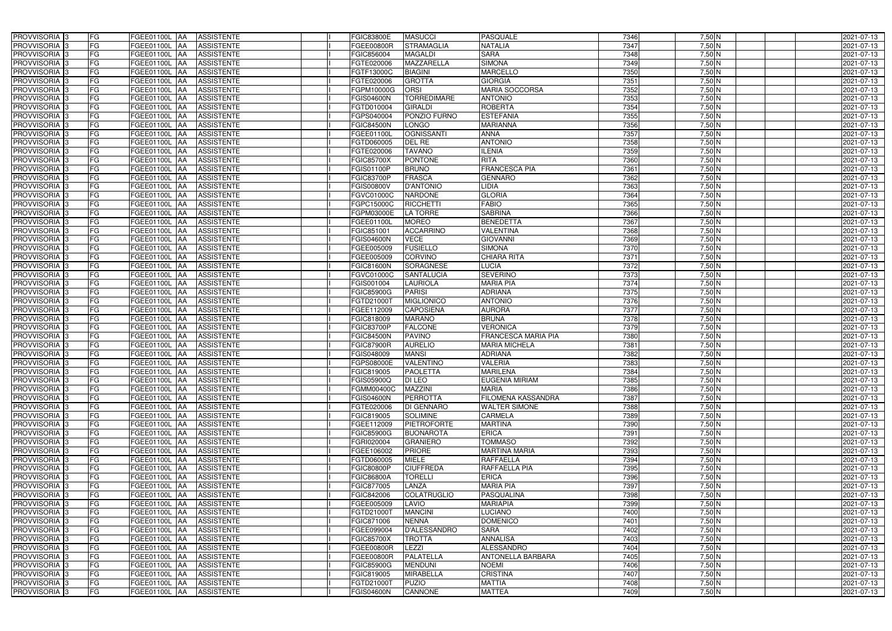| PROVVISORIA | 3 | FG | FGEE01100L | AA | ASSISTENTE | | I | FGIC83800E | MASUCCI | PASQUALE | 7346 | 7,50 | N | | | 2021-07-13 |
|---|---|---|---|---|---|---|---|---|---|---|---|---|---|---|---|---|
| PROVVISORIA | 3 | FG | FGEE01100L | AA | ASSISTENTE | | I | FGEE00800R | STRAMAGLIA | NATALIA | 7347 | 7,50 | N | | | 2021-07-13 |
| PROVVISORIA | 3 | FG | FGEE01100L | AA | ASSISTENTE | | I | FGIC856004 | MAGALDI | SARA | 7348 | 7,50 | N | | | 2021-07-13 |
| PROVVISORIA | 3 | FG | FGEE01100L | AA | ASSISTENTE | | I | FGTE020006 | MAZZARELLA | SIMONA | 7349 | 7,50 | N | | | 2021-07-13 |
| PROVVISORIA | 3 | FG | FGEE01100L | AA | ASSISTENTE | | I | FGTF13000C | BIAGINI | MARCELLO | 7350 | 7,50 | N | | | 2021-07-13 |
| PROVVISORIA | 3 | FG | FGEE01100L | AA | ASSISTENTE | | I | FGTE020006 | GROTTA | GIORGIA | 7351 | 7,50 | N | | | 2021-07-13 |
| PROVVISORIA | 3 | FG | FGEE01100L | AA | ASSISTENTE | | I | FGPM10000G | ORSI | MARIA SOCCORSA | 7352 | 7,50 | N | | | 2021-07-13 |
| PROVVISORIA | 3 | FG | FGEE01100L | AA | ASSISTENTE | | I | FGIS04600N | TORREDIMARE | ANTONIO | 7353 | 7,50 | N | | | 2021-07-13 |
| PROVVISORIA | 3 | FG | FGEE01100L | AA | ASSISTENTE | | I | FGTD010004 | GIRALDI | ROBERTA | 7354 | 7,50 | N | | | 2021-07-13 |
| PROVVISORIA | 3 | FG | FGEE01100L | AA | ASSISTENTE | | I | FGPS040004 | PONZIO FURNO | ESTEFANIA | 7355 | 7,50 | N | | | 2021-07-13 |
| PROVVISORIA | 3 | FG | FGEE01100L | AA | ASSISTENTE | | I | FGIC84500N | LONGO | MARIANNA | 7356 | 7,50 | N | | | 2021-07-13 |
| PROVVISORIA | 3 | FG | FGEE01100L | AA | ASSISTENTE | | I | FGEE01100L | OGNISSANTI | ANNA | 7357 | 7,50 | N | | | 2021-07-13 |
| PROVVISORIA | 3 | FG | FGEE01100L | AA | ASSISTENTE | | I | FGTD060005 | DEL RE | ANTONIO | 7358 | 7,50 | N | | | 2021-07-13 |
| PROVVISORIA | 3 | FG | FGEE01100L | AA | ASSISTENTE | | I | FGTE020006 | TAVANO | ILENIA | 7359 | 7,50 | N | | | 2021-07-13 |
| PROVVISORIA | 3 | FG | FGEE01100L | AA | ASSISTENTE | | I | FGIC85700X | PONTONE | RITA | 7360 | 7,50 | N | | | 2021-07-13 |
| PROVVISORIA | 3 | FG | FGEE01100L | AA | ASSISTENTE | | I | FGIS01100P | BRUNO | FRANCESCA PIA | 7361 | 7,50 | N | | | 2021-07-13 |
| PROVVISORIA | 3 | FG | FGEE01100L | AA | ASSISTENTE | | I | FGIC83700P | FRASCA | GENNARO | 7362 | 7,50 | N | | | 2021-07-13 |
| PROVVISORIA | 3 | FG | FGEE01100L | AA | ASSISTENTE | | I | FGIS00800V | D'ANTONIO | LIDIA | 7363 | 7,50 | N | | | 2021-07-13 |
| PROVVISORIA | 3 | FG | FGEE01100L | AA | ASSISTENTE | | I | FGVC01000C | NARDONE | GLORIA | 7364 | 7,50 | N | | | 2021-07-13 |
| PROVVISORIA | 3 | FG | FGEE01100L | AA | ASSISTENTE | | I | FGPC15000C | RICCHETTI | FABIO | 7365 | 7,50 | N | | | 2021-07-13 |
| PROVVISORIA | 3 | FG | FGEE01100L | AA | ASSISTENTE | | I | FGPM03000E | LA TORRE | SABRINA | 7366 | 7,50 | N | | | 2021-07-13 |
| PROVVISORIA | 3 | FG | FGEE01100L | AA | ASSISTENTE | | I | FGEE01100L | MOREO | BENEDETTA | 7367 | 7,50 | N | | | 2021-07-13 |
| PROVVISORIA | 3 | FG | FGEE01100L | AA | ASSISTENTE | | I | FGIC851001 | ACCARRINO | VALENTINA | 7368 | 7,50 | N | | | 2021-07-13 |
| PROVVISORIA | 3 | FG | FGEE01100L | AA | ASSISTENTE | | I | FGIS04600N | VECE | GIOVANNI | 7369 | 7,50 | N | | | 2021-07-13 |
| PROVVISORIA | 3 | FG | FGEE01100L | AA | ASSISTENTE | | I | FGEE005009 | FUSIELLO | SIMONA | 7370 | 7,50 | N | | | 2021-07-13 |
| PROVVISORIA | 3 | FG | FGEE01100L | AA | ASSISTENTE | | I | FGEE005009 | CORVINO | CHIARA RITA | 7371 | 7,50 | N | | | 2021-07-13 |
| PROVVISORIA | 3 | FG | FGEE01100L | AA | ASSISTENTE | | I | FGIC81600N | SORAGNESE | LUCIA | 7372 | 7,50 | N | | | 2021-07-13 |
| PROVVISORIA | 3 | FG | FGEE01100L | AA | ASSISTENTE | | I | FGVC01000C | SANTALUCIA | SEVERINO | 7373 | 7,50 | N | | | 2021-07-13 |
| PROVVISORIA | 3 | FG | FGEE01100L | AA | ASSISTENTE | | I | FGIS001004 | LAURIOLA | MARIA PIA | 7374 | 7,50 | N | | | 2021-07-13 |
| PROVVISORIA | 3 | FG | FGEE01100L | AA | ASSISTENTE | | I | FGIC85900G | PARISI | ADRIANA | 7375 | 7,50 | N | | | 2021-07-13 |
| PROVVISORIA | 3 | FG | FGEE01100L | AA | ASSISTENTE | | I | FGTD21000T | MIGLIONICO | ANTONIO | 7376 | 7,50 | N | | | 2021-07-13 |
| PROVVISORIA | 3 | FG | FGEE01100L | AA | ASSISTENTE | | I | FGEE112009 | CAPOSIENA | AURORA | 7377 | 7,50 | N | | | 2021-07-13 |
| PROVVISORIA | 3 | FG | FGEE01100L | AA | ASSISTENTE | | I | FGIC818009 | MARANO | BRUNA | 7378 | 7,50 | N | | | 2021-07-13 |
| PROVVISORIA | 3 | FG | FGEE01100L | AA | ASSISTENTE | | I | FGIC83700P | FALCONE | VERONICA | 7379 | 7,50 | N | | | 2021-07-13 |
| PROVVISORIA | 3 | FG | FGEE01100L | AA | ASSISTENTE | | I | FGIC84500N | PAVINO | FRANCESCA MARIA PIA | 7380 | 7,50 | N | | | 2021-07-13 |
| PROVVISORIA | 3 | FG | FGEE01100L | AA | ASSISTENTE | | I | FGIC87900R | AURELIO | MARIA MICHELA | 7381 | 7,50 | N | | | 2021-07-13 |
| PROVVISORIA | 3 | FG | FGEE01100L | AA | ASSISTENTE | | I | FGIS048009 | MANSI | ADRIANA | 7382 | 7,50 | N | | | 2021-07-13 |
| PROVVISORIA | 3 | FG | FGEE01100L | AA | ASSISTENTE | | I | FGPS08000E | VALENTINO | VALERIA | 7383 | 7,50 | N | | | 2021-07-13 |
| PROVVISORIA | 3 | FG | FGEE01100L | AA | ASSISTENTE | | I | FGIC819005 | PAOLETTA | MARILENA | 7384 | 7,50 | N | | | 2021-07-13 |
| PROVVISORIA | 3 | FG | FGEE01100L | AA | ASSISTENTE | | I | FGIS05900Q | DI LEO | EUGENIA MIRIAM | 7385 | 7,50 | N | | | 2021-07-13 |
| PROVVISORIA | 3 | FG | FGEE01100L | AA | ASSISTENTE | | I | FGMM00400C | MAZZINI | MARIA | 7386 | 7,50 | N | | | 2021-07-13 |
| PROVVISORIA | 3 | FG | FGEE01100L | AA | ASSISTENTE | | I | FGIS04600N | PERROTTA | FILOMENA KASSANDRA | 7387 | 7,50 | N | | | 2021-07-13 |
| PROVVISORIA | 3 | FG | FGEE01100L | AA | ASSISTENTE | | I | FGTE020006 | DI GENNARO | WALTER SIMONE | 7388 | 7,50 | N | | | 2021-07-13 |
| PROVVISORIA | 3 | FG | FGEE01100L | AA | ASSISTENTE | | I | FGIC819005 | SOLIMINE | CARMELA | 7389 | 7,50 | N | | | 2021-07-13 |
| PROVVISORIA | 3 | FG | FGEE01100L | AA | ASSISTENTE | | I | FGEE112009 | PIETROFORTE | MARTINA | 7390 | 7,50 | N | | | 2021-07-13 |
| PROVVISORIA | 3 | FG | FGEE01100L | AA | ASSISTENTE | | I | FGIC85900G | BUONAROTA | ERICA | 7391 | 7,50 | N | | | 2021-07-13 |
| PROVVISORIA | 3 | FG | FGEE01100L | AA | ASSISTENTE | | I | FGRI020004 | GRANIERO | TOMMASO | 7392 | 7,50 | N | | | 2021-07-13 |
| PROVVISORIA | 3 | FG | FGEE01100L | AA | ASSISTENTE | | I | FGEE106002 | PRIORE | MARTINA MARIA | 7393 | 7,50 | N | | | 2021-07-13 |
| PROVVISORIA | 3 | FG | FGEE01100L | AA | ASSISTENTE | | I | FGTD060005 | MIELE | RAFFAELLA | 7394 | 7,50 | N | | | 2021-07-13 |
| PROVVISORIA | 3 | FG | FGEE01100L | AA | ASSISTENTE | | I | FGIC80800P | CIUFFREDA | RAFFAELLA PIA | 7395 | 7,50 | N | | | 2021-07-13 |
| PROVVISORIA | 3 | FG | FGEE01100L | AA | ASSISTENTE | | I | FGIC86800A | TORELLI | ERICA | 7396 | 7,50 | N | | | 2021-07-13 |
| PROVVISORIA | 3 | FG | FGEE01100L | AA | ASSISTENTE | | I | FGIC877005 | LANZA | MARIA PIA | 7397 | 7,50 | N | | | 2021-07-13 |
| PROVVISORIA | 3 | FG | FGEE01100L | AA | ASSISTENTE | | I | FGIC842006 | COLATRUGLIO | PASQUALINA | 7398 | 7,50 | N | | | 2021-07-13 |
| PROVVISORIA | 3 | FG | FGEE01100L | AA | ASSISTENTE | | I | FGEE005009 | LAVIO | MARIAPIA | 7399 | 7,50 | N | | | 2021-07-13 |
| PROVVISORIA | 3 | FG | FGEE01100L | AA | ASSISTENTE | | I | FGTD21000T | MANCINI | LUCIANO | 7400 | 7,50 | N | | | 2021-07-13 |
| PROVVISORIA | 3 | FG | FGEE01100L | AA | ASSISTENTE | | I | FGIC871006 | NENNA | DOMENICO | 7401 | 7,50 | N | | | 2021-07-13 |
| PROVVISORIA | 3 | FG | FGEE01100L | AA | ASSISTENTE | | I | FGEE099004 | D'ALESSANDRO | SARA | 7402 | 7,50 | N | | | 2021-07-13 |
| PROVVISORIA | 3 | FG | FGEE01100L | AA | ASSISTENTE | | I | FGIC85700X | TROTTA | ANNALISA | 7403 | 7,50 | N | | | 2021-07-13 |
| PROVVISORIA | 3 | FG | FGEE01100L | AA | ASSISTENTE | | I | FGEE00800R | LEZZI | ALESSANDRO | 7404 | 7,50 | N | | | 2021-07-13 |
| PROVVISORIA | 3 | FG | FGEE01100L | AA | ASSISTENTE | | I | FGEE00800R | PALATELLA | ANTONELLA BARBARA | 7405 | 7,50 | N | | | 2021-07-13 |
| PROVVISORIA | 3 | FG | FGEE01100L | AA | ASSISTENTE | | I | FGIC85900G | MENDUNI | NOEMI | 7406 | 7,50 | N | | | 2021-07-13 |
| PROVVISORIA | 3 | FG | FGEE01100L | AA | ASSISTENTE | | I | FGIC819005 | MIRABELLA | CRISTINA | 7407 | 7,50 | N | | | 2021-07-13 |
| PROVVISORIA | 3 | FG | FGEE01100L | AA | ASSISTENTE | | I | FGTD21000T | PUZIO | MATTIA | 7408 | 7,50 | N | | | 2021-07-13 |
| PROVVISORIA | 3 | FG | FGEE01100L | AA | ASSISTENTE | | I | FGIS04600N | CANNONE | MATTEA | 7409 | 7,50 | N | | | 2021-07-13 |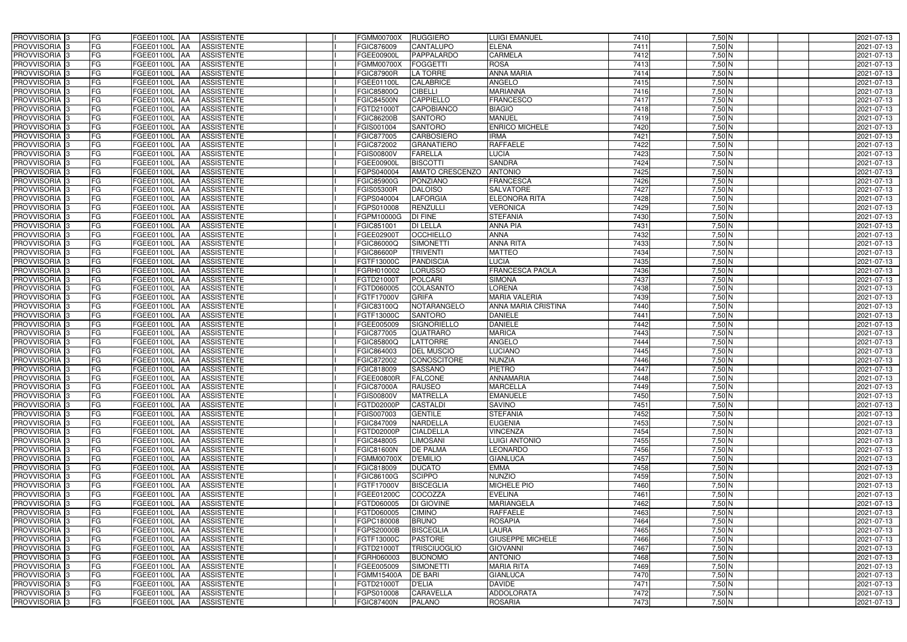| | | | | | | | | | | | | | | |
|---|---|---|---|---|---|---|---|---|---|---|---|---|---|---|
| PROVVISORIA 3 | FG | FGEE01100L | AA | ASSISTENTE | | FGMM00700X | RUGGIERO | LUIGI EMANUEL | 7410 | 7,50 | N | | | 2021-07-13 |
| PROVVISORIA 3 | FG | FGEE01100L | AA | ASSISTENTE | | FGIC876009 | CANTALUPO | ELENA | 7411 | 7,50 | N | | | 2021-07-13 |
| PROVVISORIA 3 | FG | FGEE01100L | AA | ASSISTENTE | | FGEE00900L | PAPPALARDO | CARMELA | 7412 | 7,50 | N | | | 2021-07-13 |
| PROVVISORIA 3 | FG | FGEE01100L | AA | ASSISTENTE | | FGMM00700X | FOGGETTI | ROSA | 7413 | 7,50 | N | | | 2021-07-13 |
| PROVVISORIA 3 | FG | FGEE01100L | AA | ASSISTENTE | | FGIC87900R | LA TORRE | ANNA MARIA | 7414 | 7,50 | N | | | 2021-07-13 |
| PROVVISORIA 3 | FG | FGEE01100L | AA | ASSISTENTE | | FGEE01100L | CALABRICE | ANGELO | 7415 | 7,50 | N | | | 2021-07-13 |
| PROVVISORIA 3 | FG | FGEE01100L | AA | ASSISTENTE | | FGIC85800Q | CIBELLI | MARIANNA | 7416 | 7,50 | N | | | 2021-07-13 |
| PROVVISORIA 3 | FG | FGEE01100L | AA | ASSISTENTE | | FGIC84500N | CAPPIELLO | FRANCESCO | 7417 | 7,50 | N | | | 2021-07-13 |
| PROVVISORIA 3 | FG | FGEE01100L | AA | ASSISTENTE | | FGTD21000T | CAPOBIANCO | BIAGIO | 7418 | 7,50 | N | | | 2021-07-13 |
| PROVVISORIA 3 | FG | FGEE01100L | AA | ASSISTENTE | | FGIC86200B | SANTORO | MANUEL | 7419 | 7,50 | N | | | 2021-07-13 |
| PROVVISORIA 3 | FG | FGEE01100L | AA | ASSISTENTE | | FGIS001004 | SANTORO | ENRICO MICHELE | 7420 | 7,50 | N | | | 2021-07-13 |
| PROVVISORIA 3 | FG | FGEE01100L | AA | ASSISTENTE | | FGIC877005 | CARBOSIERO | IRMA | 7421 | 7,50 | N | | | 2021-07-13 |
| PROVVISORIA 3 | FG | FGEE01100L | AA | ASSISTENTE | | FGIC872002 | GRANATIERO | RAFFAELE | 7422 | 7,50 | N | | | 2021-07-13 |
| PROVVISORIA 3 | FG | FGEE01100L | AA | ASSISTENTE | | FGIS00800V | FARELLA | LUCIA | 7423 | 7,50 | N | | | 2021-07-13 |
| PROVVISORIA 3 | FG | FGEE01100L | AA | ASSISTENTE | | FGEE00900L | BISCOTTI | SANDRA | 7424 | 7,50 | N | | | 2021-07-13 |
| PROVVISORIA 3 | FG | FGEE01100L | AA | ASSISTENTE | | FGPS040004 | AMATO CRESCENZO | ANTONIO | 7425 | 7,50 | N | | | 2021-07-13 |
| PROVVISORIA 3 | FG | FGEE01100L | AA | ASSISTENTE | | FGIC85900G | PONZIANO | FRANCESCA | 7426 | 7,50 | N | | | 2021-07-13 |
| PROVVISORIA 3 | FG | FGEE01100L | AA | ASSISTENTE | | FGIS05300R | DALOISO | SALVATORE | 7427 | 7,50 | N | | | 2021-07-13 |
| PROVVISORIA 3 | FG | FGEE01100L | AA | ASSISTENTE | | FGPS040004 | LAFORGIA | ELEONORA RITA | 7428 | 7,50 | N | | | 2021-07-13 |
| PROVVISORIA 3 | FG | FGEE01100L | AA | ASSISTENTE | | FGPS010008 | RENZULLI | VERONICA | 7429 | 7,50 | N | | | 2021-07-13 |
| PROVVISORIA 3 | FG | FGEE01100L | AA | ASSISTENTE | | FGPM10000G | DI FINE | STEFANIA | 7430 | 7,50 | N | | | 2021-07-13 |
| PROVVISORIA 3 | FG | FGEE01100L | AA | ASSISTENTE | | FGIC851001 | DI LELLA | ANNA PIA | 7431 | 7,50 | N | | | 2021-07-13 |
| PROVVISORIA 3 | FG | FGEE01100L | AA | ASSISTENTE | | FGEE02900T | OCCHIELLO | ANNA | 7432 | 7,50 | N | | | 2021-07-13 |
| PROVVISORIA 3 | FG | FGEE01100L | AA | ASSISTENTE | | FGIC86000Q | SIMONETTI | ANNA RITA | 7433 | 7,50 | N | | | 2021-07-13 |
| PROVVISORIA 3 | FG | FGEE01100L | AA | ASSISTENTE | | FGIC86600P | TRIVENTI | MATTEO | 7434 | 7,50 | N | | | 2021-07-13 |
| PROVVISORIA 3 | FG | FGEE01100L | AA | ASSISTENTE | | FGTF13000C | PANDISCIA | LUCIA | 7435 | 7,50 | N | | | 2021-07-13 |
| PROVVISORIA 3 | FG | FGEE01100L | AA | ASSISTENTE | | FGRH010002 | LORUSSO | FRANCESCA PAOLA | 7436 | 7,50 | N | | | 2021-07-13 |
| PROVVISORIA 3 | FG | FGEE01100L | AA | ASSISTENTE | | FGTD21000T | POLCARI | SIMONA | 7437 | 7,50 | N | | | 2021-07-13 |
| PROVVISORIA 3 | FG | FGEE01100L | AA | ASSISTENTE | | FGTD060005 | COLASANTO | LORENA | 7438 | 7,50 | N | | | 2021-07-13 |
| PROVVISORIA 3 | FG | FGEE01100L | AA | ASSISTENTE | | FGTF17000V | GRIFA | MARIA VALERIA | 7439 | 7,50 | N | | | 2021-07-13 |
| PROVVISORIA 3 | FG | FGEE01100L | AA | ASSISTENTE | | FGIC83100Q | NOTARANGELO | ANNA MARIA CRISTINA | 7440 | 7,50 | N | | | 2021-07-13 |
| PROVVISORIA 3 | FG | FGEE01100L | AA | ASSISTENTE | | FGTF13000C | SANTORO | DANIELE | 7441 | 7,50 | N | | | 2021-07-13 |
| PROVVISORIA 3 | FG | FGEE01100L | AA | ASSISTENTE | | FGEE005009 | SIGNORIELLO | DANIELE | 7442 | 7,50 | N | | | 2021-07-13 |
| PROVVISORIA 3 | FG | FGEE01100L | AA | ASSISTENTE | | FGIC877005 | QUATRARO | MARICA | 7443 | 7,50 | N | | | 2021-07-13 |
| PROVVISORIA 3 | FG | FGEE01100L | AA | ASSISTENTE | | FGIC85800Q | LATTORRE | ANGELO | 7444 | 7,50 | N | | | 2021-07-13 |
| PROVVISORIA 3 | FG | FGEE01100L | AA | ASSISTENTE | | FGIC864003 | DEL MUSCIO | LUCIANO | 7445 | 7,50 | N | | | 2021-07-13 |
| PROVVISORIA 3 | FG | FGEE01100L | AA | ASSISTENTE | | FGIC872002 | CONOSCITORE | NUNZIA | 7446 | 7,50 | N | | | 2021-07-13 |
| PROVVISORIA 3 | FG | FGEE01100L | AA | ASSISTENTE | | FGIC818009 | SASSANO | PIETRO | 7447 | 7,50 | N | | | 2021-07-13 |
| PROVVISORIA 3 | FG | FGEE01100L | AA | ASSISTENTE | | FGEE00800R | FALCONE | ANNAMARIA | 7448 | 7,50 | N | | | 2021-07-13 |
| PROVVISORIA 3 | FG | FGEE01100L | AA | ASSISTENTE | | FGIC87000A | RAUSEO | MARCELLA | 7449 | 7,50 | N | | | 2021-07-13 |
| PROVVISORIA 3 | FG | FGEE01100L | AA | ASSISTENTE | | FGIS00800V | MATRELLA | EMANUELE | 7450 | 7,50 | N | | | 2021-07-13 |
| PROVVISORIA 3 | FG | FGEE01100L | AA | ASSISTENTE | | FGTD02000P | CASTALDI | SAVINO | 7451 | 7,50 | N | | | 2021-07-13 |
| PROVVISORIA 3 | FG | FGEE01100L | AA | ASSISTENTE | | FGIS007003 | GENTILE | STEFANIA | 7452 | 7,50 | N | | | 2021-07-13 |
| PROVVISORIA 3 | FG | FGEE01100L | AA | ASSISTENTE | | FGIC847009 | NARDELLA | EUGENIA | 7453 | 7,50 | N | | | 2021-07-13 |
| PROVVISORIA 3 | FG | FGEE01100L | AA | ASSISTENTE | | FGTD02000P | CIALDELLA | VINCENZA | 7454 | 7,50 | N | | | 2021-07-13 |
| PROVVISORIA 3 | FG | FGEE01100L | AA | ASSISTENTE | | FGIC848005 | LIMOSANI | LUIGI ANTONIO | 7455 | 7,50 | N | | | 2021-07-13 |
| PROVVISORIA 3 | FG | FGEE01100L | AA | ASSISTENTE | | FGIC81600N | DE PALMA | LEONARDO | 7456 | 7,50 | N | | | 2021-07-13 |
| PROVVISORIA 3 | FG | FGEE01100L | AA | ASSISTENTE | | FGMM00700X | D'EMILIO | GIANLUCA | 7457 | 7,50 | N | | | 2021-07-13 |
| PROVVISORIA 3 | FG | FGEE01100L | AA | ASSISTENTE | | FGIC818009 | DUCATO | EMMA | 7458 | 7,50 | N | | | 2021-07-13 |
| PROVVISORIA 3 | FG | FGEE01100L | AA | ASSISTENTE | | FGIC86100G | SCIPPO | NUNZIO | 7459 | 7,50 | N | | | 2021-07-13 |
| PROVVISORIA 3 | FG | FGEE01100L | AA | ASSISTENTE | | FGTF17000V | BISCEGLIA | MICHELE PIO | 7460 | 7,50 | N | | | 2021-07-13 |
| PROVVISORIA 3 | FG | FGEE01100L | AA | ASSISTENTE | | FGEE01200C | COCOZZA | EVELINA | 7461 | 7,50 | N | | | 2021-07-13 |
| PROVVISORIA 3 | FG | FGEE01100L | AA | ASSISTENTE | | FGTD060005 | DI GIOVINE | MARIANGELA | 7462 | 7,50 | N | | | 2021-07-13 |
| PROVVISORIA 3 | FG | FGEE01100L | AA | ASSISTENTE | | FGTD060005 | CIMINO | RAFFAELE | 7463 | 7,50 | N | | | 2021-07-13 |
| PROVVISORIA 3 | FG | FGEE01100L | AA | ASSISTENTE | | FGPC180008 | BRUNO | ROSAPIA | 7464 | 7,50 | N | | | 2021-07-13 |
| PROVVISORIA 3 | FG | FGEE01100L | AA | ASSISTENTE | | FGPS20000B | BISCEGLIA | LAURA | 7465 | 7,50 | N | | | 2021-07-13 |
| PROVVISORIA 3 | FG | FGEE01100L | AA | ASSISTENTE | | FGTF13000C | PASTORE | GIUSEPPE MICHELE | 7466 | 7,50 | N | | | 2021-07-13 |
| PROVVISORIA 3 | FG | FGEE01100L | AA | ASSISTENTE | | FGTD21000T | TRISCIUOGLIO | GIOVANNI | 7467 | 7,50 | N | | | 2021-07-13 |
| PROVVISORIA 3 | FG | FGEE01100L | AA | ASSISTENTE | | FGRH060003 | BUONOMO | ANTONIO | 7468 | 7,50 | N | | | 2021-07-13 |
| PROVVISORIA 3 | FG | FGEE01100L | AA | ASSISTENTE | | FGEE005009 | SIMONETTI | MARIA RITA | 7469 | 7,50 | N | | | 2021-07-13 |
| PROVVISORIA 3 | FG | FGEE01100L | AA | ASSISTENTE | | FGMM15400A | DE BARI | GIANLUCA | 7470 | 7,50 | N | | | 2021-07-13 |
| PROVVISORIA 3 | FG | FGEE01100L | AA | ASSISTENTE | | FGTD21000T | D'ELIA | DAVIDE | 7471 | 7,50 | N | | | 2021-07-13 |
| PROVVISORIA 3 | FG | FGEE01100L | AA | ASSISTENTE | | FGPS010008 | CARAVELLA | ADDOLORATA | 7472 | 7,50 | N | | | 2021-07-13 |
| PROVVISORIA 3 | FG | FGEE01100L | AA | ASSISTENTE | | FGIC87400N | PALANO | ROSARIA | 7473 | 7,50 | N | | | 2021-07-13 |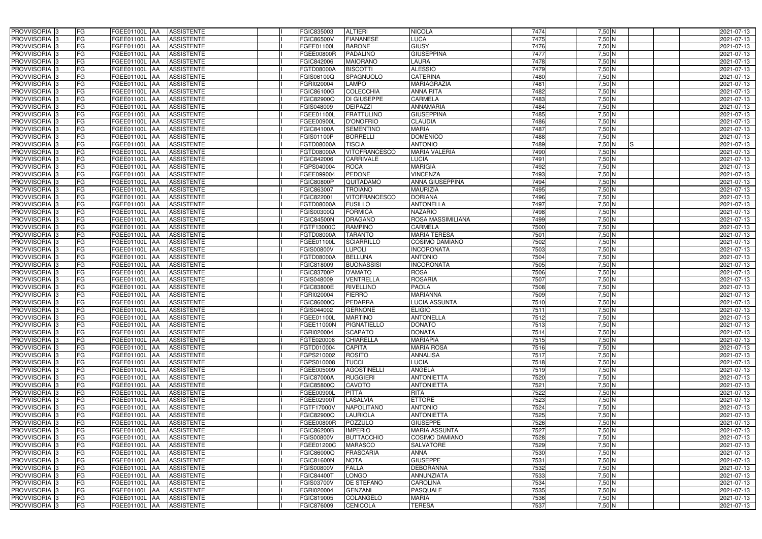| | | | | | | | | | | | | | | | |
|---|---|---|---|---|---|---|---|---|---|---|---|---|---|---|---|
| PROVVISORIA | 3 | FG | FGEE01100L | AA | ASSISTENTE | | I | FGIC835003 | ALTIERI | NICOLA | 7474 | 7,50 | N | | 2021-07-13 |
| PROVVISORIA | 3 | FG | FGEE01100L | AA | ASSISTENTE | | I | FGIC86500V | FIANANESE | LUCA | 7475 | 7,50 | N | | 2021-07-13 |
| PROVVISORIA | 3 | FG | FGEE01100L | AA | ASSISTENTE | | I | FGEE01100L | BARONE | GIUSY | 7476 | 7,50 | N | | 2021-07-13 |
| PROVVISORIA | 3 | FG | FGEE01100L | AA | ASSISTENTE | | I | FGEE00800R | PADALINO | GIUSEPPINA | 7477 | 7,50 | N | | 2021-07-13 |
| PROVVISORIA | 3 | FG | FGEE01100L | AA | ASSISTENTE | | I | FGIC842006 | MAIORANO | LAURA | 7478 | 7,50 | N | | 2021-07-13 |
| PROVVISORIA | 3 | FG | FGEE01100L | AA | ASSISTENTE | | I | FGTD08000A | BISCOTTI | ALESSIO | 7479 | 7,50 | N | | 2021-07-13 |
| PROVVISORIA | 3 | FG | FGEE01100L | AA | ASSISTENTE | | I | FGIS06100Q | SPAGNUOLO | CATERINA | 7480 | 7,50 | N | | 2021-07-13 |
| PROVVISORIA | 3 | FG | FGEE01100L | AA | ASSISTENTE | | I | FGRI020004 | LAMPO | MARIAGRAZIA | 7481 | 7,50 | N | | 2021-07-13 |
| PROVVISORIA | 3 | FG | FGEE01100L | AA | ASSISTENTE | | I | FGIC86100G | COLECCHIA | ANNA RITA | 7482 | 7,50 | N | | 2021-07-13 |
| PROVVISORIA | 3 | FG | FGEE01100L | AA | ASSISTENTE | | I | FGIC82900Q | DI GIUSEPPE | CARMELA | 7483 | 7,50 | N | | 2021-07-13 |
| PROVVISORIA | 3 | FG | FGEE01100L | AA | ASSISTENTE | | I | FGIS048009 | DEIPAZZI | ANNAMARIA | 7484 | 7,50 | N | | 2021-07-13 |
| PROVVISORIA | 3 | FG | FGEE01100L | AA | ASSISTENTE | | I | FGEE01100L | FRATTULINO | GIUSEPPINA | 7485 | 7,50 | N | | 2021-07-13 |
| PROVVISORIA | 3 | FG | FGEE01100L | AA | ASSISTENTE | | I | FGEE00900L | D'ONOFRIO | CLAUDIA | 7486 | 7,50 | N | | 2021-07-13 |
| PROVVISORIA | 3 | FG | FGEE01100L | AA | ASSISTENTE | | I | FGIC84100A | SEMENTINO | MARIA | 7487 | 7,50 | N | | 2021-07-13 |
| PROVVISORIA | 3 | FG | FGEE01100L | AA | ASSISTENTE | | I | FGIS01100P | BORRELLI | DOMENICO | 7488 | 7,50 | N | | 2021-07-13 |
| PROVVISORIA | 3 | FG | FGEE01100L | AA | ASSISTENTE | | I | FGTD08000A | TISCIA | ANTONIO | 7489 | 7,50 | N | S | 2021-07-13 |
| PROVVISORIA | 3 | FG | FGEE01100L | AA | ASSISTENTE | | I | FGTD08000A | VITOFRANCESCO | MARIA VALERIA | 7490 | 7,50 | N | | 2021-07-13 |
| PROVVISORIA | 3 | FG | FGEE01100L | AA | ASSISTENTE | | I | FGIC842006 | CARRIVALE | LUCIA | 7491 | 7,50 | N | | 2021-07-13 |
| PROVVISORIA | 3 | FG | FGEE01100L | AA | ASSISTENTE | | I | FGPS040004 | ROCA | MARIGIA | 7492 | 7,50 | N | | 2021-07-13 |
| PROVVISORIA | 3 | FG | FGEE01100L | AA | ASSISTENTE | | I | FGEE099004 | PEDONE | VINCENZA | 7493 | 7,50 | N | | 2021-07-13 |
| PROVVISORIA | 3 | FG | FGEE01100L | AA | ASSISTENTE | | I | FGIC80800P | QUITADAMO | ANNA GIUSEPPINA | 7494 | 7,50 | N | | 2021-07-13 |
| PROVVISORIA | 3 | FG | FGEE01100L | AA | ASSISTENTE | | I | FGIC863007 | TROIANO | MAURIZIA | 7495 | 7,50 | N | | 2021-07-13 |
| PROVVISORIA | 3 | FG | FGEE01100L | AA | ASSISTENTE | | I | FGIC822001 | VITOFRANCESCO | DORIANA | 7496 | 7,50 | N | | 2021-07-13 |
| PROVVISORIA | 3 | FG | FGEE01100L | AA | ASSISTENTE | | I | FGTD08000A | FUSILLO | ANTONELLA | 7497 | 7,50 | N | | 2021-07-13 |
| PROVVISORIA | 3 | FG | FGEE01100L | AA | ASSISTENTE | | I | FGIS00300Q | FORMICA | NAZARIO | 7498 | 7,50 | N | | 2021-07-13 |
| PROVVISORIA | 3 | FG | FGEE01100L | AA | ASSISTENTE | | I | FGIC84500N | DRAGANO | ROSA MASSIMILIANA | 7499 | 7,50 | N | | 2021-07-13 |
| PROVVISORIA | 3 | FG | FGEE01100L | AA | ASSISTENTE | | I | FGTF13000C | RAMPINO | CARMELA | 7500 | 7,50 | N | | 2021-07-13 |
| PROVVISORIA | 3 | FG | FGEE01100L | AA | ASSISTENTE | | I | FGTD08000A | TARANTO | MARIA TERESA | 7501 | 7,50 | N | | 2021-07-13 |
| PROVVISORIA | 3 | FG | FGEE01100L | AA | ASSISTENTE | | I | FGEE01100L | SCIARRILLO | COSIMO DAMIANO | 7502 | 7,50 | N | | 2021-07-13 |
| PROVVISORIA | 3 | FG | FGEE01100L | AA | ASSISTENTE | | I | FGIS00800V | LUPOLI | INCORONATA | 7503 | 7,50 | N | | 2021-07-13 |
| PROVVISORIA | 3 | FG | FGEE01100L | AA | ASSISTENTE | | I | FGTD08000A | BELLUNA | ANTONIO | 7504 | 7,50 | N | | 2021-07-13 |
| PROVVISORIA | 3 | FG | FGEE01100L | AA | ASSISTENTE | | I | FGIC818009 | BUONASSISI | INCORONATA | 7505 | 7,50 | N | | 2021-07-13 |
| PROVVISORIA | 3 | FG | FGEE01100L | AA | ASSISTENTE | | I | FGIC83700P | D'AMATO | ROSA | 7506 | 7,50 | N | | 2021-07-13 |
| PROVVISORIA | 3 | FG | FGEE01100L | AA | ASSISTENTE | | I | FGIS048009 | VENTRELLA | ROSARIA | 7507 | 7,50 | N | | 2021-07-13 |
| PROVVISORIA | 3 | FG | FGEE01100L | AA | ASSISTENTE | | I | FGIC83800E | RIVELLINO | PAOLA | 7508 | 7,50 | N | | 2021-07-13 |
| PROVVISORIA | 3 | FG | FGEE01100L | AA | ASSISTENTE | | I | FGRI020004 | FIERRO | MARIANNA | 7509 | 7,50 | N | | 2021-07-13 |
| PROVVISORIA | 3 | FG | FGEE01100L | AA | ASSISTENTE | | I | FGIC86000Q | PEDARRA | LUCIA ASSUNTA | 7510 | 7,50 | N | | 2021-07-13 |
| PROVVISORIA | 3 | FG | FGEE01100L | AA | ASSISTENTE | | I | FGIS044002 | GERNONE | ELIGIO | 7511 | 7,50 | N | | 2021-07-13 |
| PROVVISORIA | 3 | FG | FGEE01100L | AA | ASSISTENTE | | I | FGEE01100L | MARTINO | ANTONELLA | 7512 | 7,50 | N | | 2021-07-13 |
| PROVVISORIA | 3 | FG | FGEE01100L | AA | ASSISTENTE | | I | FGEE11000N | PIGNATIELLO | DONATO | 7513 | 7,50 | N | | 2021-07-13 |
| PROVVISORIA | 3 | FG | FGEE01100L | AA | ASSISTENTE | | I | FGRI020004 | SCAPATO | DONATA | 7514 | 7,50 | N | | 2021-07-13 |
| PROVVISORIA | 3 | FG | FGEE01100L | AA | ASSISTENTE | | I | FGTE020006 | CHIARELLA | MARIAPIA | 7515 | 7,50 | N | | 2021-07-13 |
| PROVVISORIA | 3 | FG | FGEE01100L | AA | ASSISTENTE | | I | FGTD010004 | CAPITA | MARIA ROSA | 7516 | 7,50 | N | | 2021-07-13 |
| PROVVISORIA | 3 | FG | FGEE01100L | AA | ASSISTENTE | | I | FGPS210002 | ROSITO | ANNALISA | 7517 | 7,50 | N | | 2021-07-13 |
| PROVVISORIA | 3 | FG | FGEE01100L | AA | ASSISTENTE | | I | FGPS010008 | TUCCI | LUCIA | 7518 | 7,50 | N | | 2021-07-13 |
| PROVVISORIA | 3 | FG | FGEE01100L | AA | ASSISTENTE | | I | FGEE005009 | AGOSTINELLI | ANGELA | 7519 | 7,50 | N | | 2021-07-13 |
| PROVVISORIA | 3 | FG | FGEE01100L | AA | ASSISTENTE | | I | FGIC87000A | RUGGIERI | ANTONIETTA | 7520 | 7,50 | N | | 2021-07-13 |
| PROVVISORIA | 3 | FG | FGEE01100L | AA | ASSISTENTE | | I | FGIC85800Q | CAVOTO | ANTONIETTA | 7521 | 7,50 | N | | 2021-07-13 |
| PROVVISORIA | 3 | FG | FGEE01100L | AA | ASSISTENTE | | I | FGEE00900L | PITTA | RITA | 7522 | 7,50 | N | | 2021-07-13 |
| PROVVISORIA | 3 | FG | FGEE01100L | AA | ASSISTENTE | | I | FGEE02900T | LASALVIA | ETTORE | 7523 | 7,50 | N | | 2021-07-13 |
| PROVVISORIA | 3 | FG | FGEE01100L | AA | ASSISTENTE | | I | FGTF17000V | NAPOLITANO | ANTONIO | 7524 | 7,50 | N | | 2021-07-13 |
| PROVVISORIA | 3 | FG | FGEE01100L | AA | ASSISTENTE | | I | FGIC82900Q | LAURIOLA | ANTONIETTA | 7525 | 7,50 | N | | 2021-07-13 |
| PROVVISORIA | 3 | FG | FGEE01100L | AA | ASSISTENTE | | I | FGEE00800R | POZZULO | GIUSEPPE | 7526 | 7,50 | N | | 2021-07-13 |
| PROVVISORIA | 3 | FG | FGEE01100L | AA | ASSISTENTE | | I | FGIC86200B | IMPERIO | MARIA ASSUNTA | 7527 | 7,50 | N | | 2021-07-13 |
| PROVVISORIA | 3 | FG | FGEE01100L | AA | ASSISTENTE | | I | FGIS00800V | BUTTACCHIO | COSIMO DAMIANO | 7528 | 7,50 | N | | 2021-07-13 |
| PROVVISORIA | 3 | FG | FGEE01100L | AA | ASSISTENTE | | I | FGEE01200C | MARASCO | SALVATORE | 7529 | 7,50 | N | | 2021-07-13 |
| PROVVISORIA | 3 | FG | FGEE01100L | AA | ASSISTENTE | | I | FGIC86000Q | FRASCARIA | ANNA | 7530 | 7,50 | N | | 2021-07-13 |
| PROVVISORIA | 3 | FG | FGEE01100L | AA | ASSISTENTE | | I | FGIC81600N | NOTA | GIUSEPPE | 7531 | 7,50 | N | | 2021-07-13 |
| PROVVISORIA | 3 | FG | FGEE01100L | AA | ASSISTENTE | | I | FGIS00800V | FALLA | DEBORANNA | 7532 | 7,50 | N | | 2021-07-13 |
| PROVVISORIA | 3 | FG | FGEE01100L | AA | ASSISTENTE | | I | FGIC84400T | LONGO | ANNUNZIATA | 7533 | 7,50 | N | | 2021-07-13 |
| PROVVISORIA | 3 | FG | FGEE01100L | AA | ASSISTENTE | | I | FGIS03700V | DE STEFANO | CAROLINA | 7534 | 7,50 | N | | 2021-07-13 |
| PROVVISORIA | 3 | FG | FGEE01100L | AA | ASSISTENTE | | I | FGRI020004 | GENZANI | PASQUALE | 7535 | 7,50 | N | | 2021-07-13 |
| PROVVISORIA | 3 | FG | FGEE01100L | AA | ASSISTENTE | | I | FGIC819005 | COLANGELO | MARIA | 7536 | 7,50 | N | | 2021-07-13 |
| PROVVISORIA | 3 | FG | FGEE01100L | AA | ASSISTENTE | | I | FGIC876009 | CENICOLA | TERESA | 7537 | 7,50 | N | | 2021-07-13 |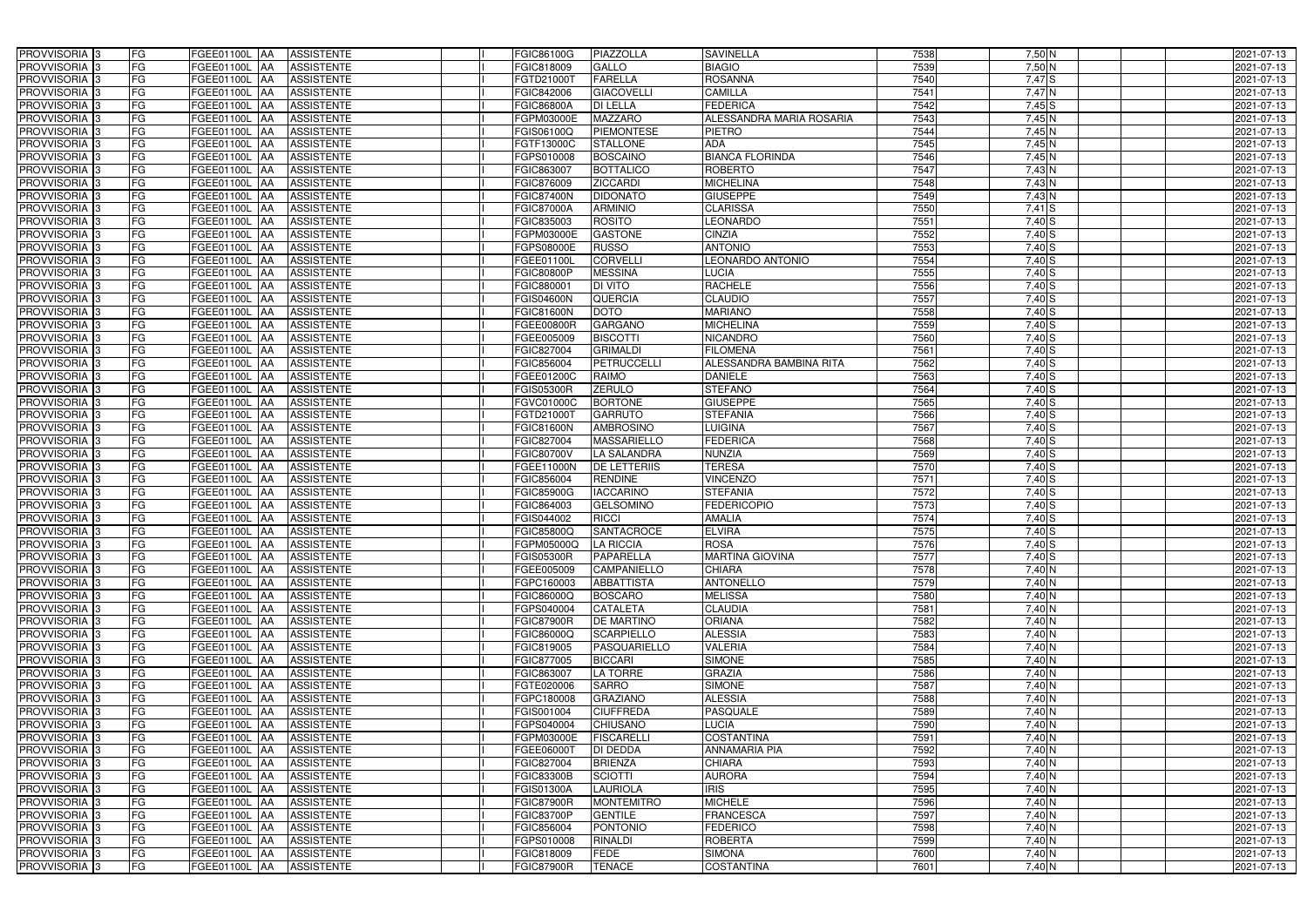| | | | | | | | | | | | | | | |
|---|---|---|---|---|---|---|---|---|---|---|---|---|---|---|
| PROVVISORIA 3 | FG | FGEE01100L | AA | ASSISTENTE | I | FGIC86100G | PIAZZOLLA | SAVINELLA | 7538 | 7,50 | N | | | 2021-07-13 |
| PROVVISORIA 3 | FG | FGEE01100L | AA | ASSISTENTE | I | FGIC818009 | GALLO | BIAGIO | 7539 | 7,50 | N | | | 2021-07-13 |
| PROVVISORIA 3 | FG | FGEE01100L | AA | ASSISTENTE | I | FGTD21000T | FARELLA | ROSANNA | 7540 | 7,47 | S | | | 2021-07-13 |
| PROVVISORIA 3 | FG | FGEE01100L | AA | ASSISTENTE | I | FGIC842006 | GIACOVELLI | CAMILLA | 7541 | 7,47 | N | | | 2021-07-13 |
| PROVVISORIA 3 | FG | FGEE01100L | AA | ASSISTENTE | I | FGIC86800A | DI LELLA | FEDERICA | 7542 | 7,45 | S | | | 2021-07-13 |
| PROVVISORIA 3 | FG | FGEE01100L | AA | ASSISTENTE | I | FGPM03000E | MAZZARO | ALESSANDRA MARIA ROSARIA | 7543 | 7,45 | N | | | 2021-07-13 |
| PROVVISORIA 3 | FG | FGEE01100L | AA | ASSISTENTE | I | FGIS06100Q | PIEMONTESE | PIETRO | 7544 | 7,45 | N | | | 2021-07-13 |
| PROVVISORIA 3 | FG | FGEE01100L | AA | ASSISTENTE | I | FGTF13000C | STALLONE | ADA | 7545 | 7,45 | N | | | 2021-07-13 |
| PROVVISORIA 3 | FG | FGEE01100L | AA | ASSISTENTE | I | FGPS010008 | BOSCAINO | BIANCA FLORINDA | 7546 | 7,45 | N | | | 2021-07-13 |
| PROVVISORIA 3 | FG | FGEE01100L | AA | ASSISTENTE | I | FGIC863007 | BOTTALICO | ROBERTO | 7547 | 7,43 | N | | | 2021-07-13 |
| PROVVISORIA 3 | FG | FGEE01100L | AA | ASSISTENTE | I | FGIC876009 | ZICCARDI | MICHELINA | 7548 | 7,43 | N | | | 2021-07-13 |
| PROVVISORIA 3 | FG | FGEE01100L | AA | ASSISTENTE | I | FGIC87400N | DIDONATO | GIUSEPPE | 7549 | 7,43 | N | | | 2021-07-13 |
| PROVVISORIA 3 | FG | FGEE01100L | AA | ASSISTENTE | I | FGIC87000A | ARMINIO | CLARISSA | 7550 | 7,41 | S | | | 2021-07-13 |
| PROVVISORIA 3 | FG | FGEE01100L | AA | ASSISTENTE | I | FGIC835003 | ROSITO | LEONARDO | 7551 | 7,40 | S | | | 2021-07-13 |
| PROVVISORIA 3 | FG | FGEE01100L | AA | ASSISTENTE | I | FGPM03000E | GASTONE | CINZIA | 7552 | 7,40 | S | | | 2021-07-13 |
| PROVVISORIA 3 | FG | FGEE01100L | AA | ASSISTENTE | I | FGPS08000E | RUSSO | ANTONIO | 7553 | 7,40 | S | | | 2021-07-13 |
| PROVVISORIA 3 | FG | FGEE01100L | AA | ASSISTENTE | I | FGEE01100L | CORVELLI | LEONARDO ANTONIO | 7554 | 7,40 | S | | | 2021-07-13 |
| PROVVISORIA 3 | FG | FGEE01100L | AA | ASSISTENTE | I | FGIC80800P | MESSINA | LUCIA | 7555 | 7,40 | S | | | 2021-07-13 |
| PROVVISORIA 3 | FG | FGEE01100L | AA | ASSISTENTE | I | FGIC880001 | DI VITO | RACHELE | 7556 | 7,40 | S | | | 2021-07-13 |
| PROVVISORIA 3 | FG | FGEE01100L | AA | ASSISTENTE | I | FGIS04600N | QUERCIA | CLAUDIO | 7557 | 7,40 | S | | | 2021-07-13 |
| PROVVISORIA 3 | FG | FGEE01100L | AA | ASSISTENTE | I | FGIC81600N | DOTO | MARIANO | 7558 | 7,40 | S | | | 2021-07-13 |
| PROVVISORIA 3 | FG | FGEE01100L | AA | ASSISTENTE | I | FGEE00800R | GARGANO | MICHELINA | 7559 | 7,40 | S | | | 2021-07-13 |
| PROVVISORIA 3 | FG | FGEE01100L | AA | ASSISTENTE | I | FGEE005009 | BISCOTTI | NICANDRO | 7560 | 7,40 | S | | | 2021-07-13 |
| PROVVISORIA 3 | FG | FGEE01100L | AA | ASSISTENTE | I | FGIC827004 | GRIMALDI | FILOMENA | 7561 | 7,40 | S | | | 2021-07-13 |
| PROVVISORIA 3 | FG | FGEE01100L | AA | ASSISTENTE | I | FGIC856004 | PETRUCCELLI | ALESSANDRA BAMBINA RITA | 7562 | 7,40 | S | | | 2021-07-13 |
| PROVVISORIA 3 | FG | FGEE01100L | AA | ASSISTENTE | I | FGEE01200C | RAIMO | DANIELE | 7563 | 7,40 | S | | | 2021-07-13 |
| PROVVISORIA 3 | FG | FGEE01100L | AA | ASSISTENTE | I | FGIS05300R | ZERULO | STEFANO | 7564 | 7,40 | S | | | 2021-07-13 |
| PROVVISORIA 3 | FG | FGEE01100L | AA | ASSISTENTE | I | FGVC01000C | BORTONE | GIUSEPPE | 7565 | 7,40 | S | | | 2021-07-13 |
| PROVVISORIA 3 | FG | FGEE01100L | AA | ASSISTENTE | I | FGTD21000T | GARRUTO | STEFANIA | 7566 | 7,40 | S | | | 2021-07-13 |
| PROVVISORIA 3 | FG | FGEE01100L | AA | ASSISTENTE | I | FGIC81600N | AMBROSINO | LUIGINA | 7567 | 7,40 | S | | | 2021-07-13 |
| PROVVISORIA 3 | FG | FGEE01100L | AA | ASSISTENTE | I | FGIC827004 | MASSARIELLO | FEDERICA | 7568 | 7,40 | S | | | 2021-07-13 |
| PROVVISORIA 3 | FG | FGEE01100L | AA | ASSISTENTE | I | FGIC80700V | LA SALANDRA | NUNZIA | 7569 | 7,40 | S | | | 2021-07-13 |
| PROVVISORIA 3 | FG | FGEE01100L | AA | ASSISTENTE | I | FGEE11000N | DE LETTERIIS | TERESA | 7570 | 7,40 | S | | | 2021-07-13 |
| PROVVISORIA 3 | FG | FGEE01100L | AA | ASSISTENTE | I | FGIC856004 | RENDINE | VINCENZO | 7571 | 7,40 | S | | | 2021-07-13 |
| PROVVISORIA 3 | FG | FGEE01100L | AA | ASSISTENTE | I | FGIC85900G | IACCARINO | STEFANIA | 7572 | 7,40 | S | | | 2021-07-13 |
| PROVVISORIA 3 | FG | FGEE01100L | AA | ASSISTENTE | I | FGIC864003 | GELSOMINO | FEDERICOPIO | 7573 | 7,40 | S | | | 2021-07-13 |
| PROVVISORIA 3 | FG | FGEE01100L | AA | ASSISTENTE | I | FGIS044002 | RICCI | AMALIA | 7574 | 7,40 | S | | | 2021-07-13 |
| PROVVISORIA 3 | FG | FGEE01100L | AA | ASSISTENTE | I | FGIC85800Q | SANTACROCE | ELVIRA | 7575 | 7,40 | S | | | 2021-07-13 |
| PROVVISORIA 3 | FG | FGEE01100L | AA | ASSISTENTE | I | FGPM05000Q | LA RICCIA | ROSA | 7576 | 7,40 | S | | | 2021-07-13 |
| PROVVISORIA 3 | FG | FGEE01100L | AA | ASSISTENTE | I | FGIS05300R | PAPARELLA | MARTINA GIOVINA | 7577 | 7,40 | S | | | 2021-07-13 |
| PROVVISORIA 3 | FG | FGEE01100L | AA | ASSISTENTE | I | FGEE005009 | CAMPANIELLO | CHIARA | 7578 | 7,40 | N | | | 2021-07-13 |
| PROVVISORIA 3 | FG | FGEE01100L | AA | ASSISTENTE | I | FGPC160003 | ABBATTISTA | ANTONELLO | 7579 | 7,40 | N | | | 2021-07-13 |
| PROVVISORIA 3 | FG | FGEE01100L | AA | ASSISTENTE | I | FGIC86000Q | BOSCARO | MELISSA | 7580 | 7,40 | N | | | 2021-07-13 |
| PROVVISORIA 3 | FG | FGEE01100L | AA | ASSISTENTE | I | FGPS040004 | CATALETA | CLAUDIA | 7581 | 7,40 | N | | | 2021-07-13 |
| PROVVISORIA 3 | FG | FGEE01100L | AA | ASSISTENTE | I | FGIC87900R | DE MARTINO | ORIANA | 7582 | 7,40 | N | | | 2021-07-13 |
| PROVVISORIA 3 | FG | FGEE01100L | AA | ASSISTENTE | I | FGIC86000Q | SCARPIELLO | ALESSIA | 7583 | 7,40 | N | | | 2021-07-13 |
| PROVVISORIA 3 | FG | FGEE01100L | AA | ASSISTENTE | I | FGIC819005 | PASQUARIELLO | VALERIA | 7584 | 7,40 | N | | | 2021-07-13 |
| PROVVISORIA 3 | FG | FGEE01100L | AA | ASSISTENTE | I | FGIC877005 | BICCARI | SIMONE | 7585 | 7,40 | N | | | 2021-07-13 |
| PROVVISORIA 3 | FG | FGEE01100L | AA | ASSISTENTE | I | FGIC863007 | LA TORRE | GRAZIA | 7586 | 7,40 | N | | | 2021-07-13 |
| PROVVISORIA 3 | FG | FGEE01100L | AA | ASSISTENTE | I | FGTE020006 | SARRO | SIMONE | 7587 | 7,40 | N | | | 2021-07-13 |
| PROVVISORIA 3 | FG | FGEE01100L | AA | ASSISTENTE | I | FGPC180008 | GRAZIANO | ALESSIA | 7588 | 7,40 | N | | | 2021-07-13 |
| PROVVISORIA 3 | FG | FGEE01100L | AA | ASSISTENTE | I | FGIS001004 | CIUFFREDA | PASQUALE | 7589 | 7,40 | N | | | 2021-07-13 |
| PROVVISORIA 3 | FG | FGEE01100L | AA | ASSISTENTE | I | FGPS040004 | CHIUSANO | LUCIA | 7590 | 7,40 | N | | | 2021-07-13 |
| PROVVISORIA 3 | FG | FGEE01100L | AA | ASSISTENTE | I | FGPM03000E | FISCARELLI | COSTANTINA | 7591 | 7,40 | N | | | 2021-07-13 |
| PROVVISORIA 3 | FG | FGEE01100L | AA | ASSISTENTE | I | FGEE06000T | DI DEDDA | ANNAMARIA PIA | 7592 | 7,40 | N | | | 2021-07-13 |
| PROVVISORIA 3 | FG | FGEE01100L | AA | ASSISTENTE | I | FGIC827004 | BRIENZA | CHIARA | 7593 | 7,40 | N | | | 2021-07-13 |
| PROVVISORIA 3 | FG | FGEE01100L | AA | ASSISTENTE | I | FGIC83300B | SCIOTTI | AURORA | 7594 | 7,40 | N | | | 2021-07-13 |
| PROVVISORIA 3 | FG | FGEE01100L | AA | ASSISTENTE | I | FGIS01300A | LAURIOLA | IRIS | 7595 | 7,40 | N | | | 2021-07-13 |
| PROVVISORIA 3 | FG | FGEE01100L | AA | ASSISTENTE | I | FGIC87900R | MONTEMITRO | MICHELE | 7596 | 7,40 | N | | | 2021-07-13 |
| PROVVISORIA 3 | FG | FGEE01100L | AA | ASSISTENTE | I | FGIC83700P | GENTILE | FRANCESCA | 7597 | 7,40 | N | | | 2021-07-13 |
| PROVVISORIA 3 | FG | FGEE01100L | AA | ASSISTENTE | I | FGIC856004 | PONTONIO | FEDERICO | 7598 | 7,40 | N | | | 2021-07-13 |
| PROVVISORIA 3 | FG | FGEE01100L | AA | ASSISTENTE | I | FGPS010008 | RINALDI | ROBERTA | 7599 | 7,40 | N | | | 2021-07-13 |
| PROVVISORIA 3 | FG | FGEE01100L | AA | ASSISTENTE | I | FGIC818009 | FEDE | SIMONA | 7600 | 7,40 | N | | | 2021-07-13 |
| PROVVISORIA 3 | FG | FGEE01100L | AA | ASSISTENTE | I | FGIC87900R | TENACE | COSTANTINA | 7601 | 7,40 | N | | | 2021-07-13 |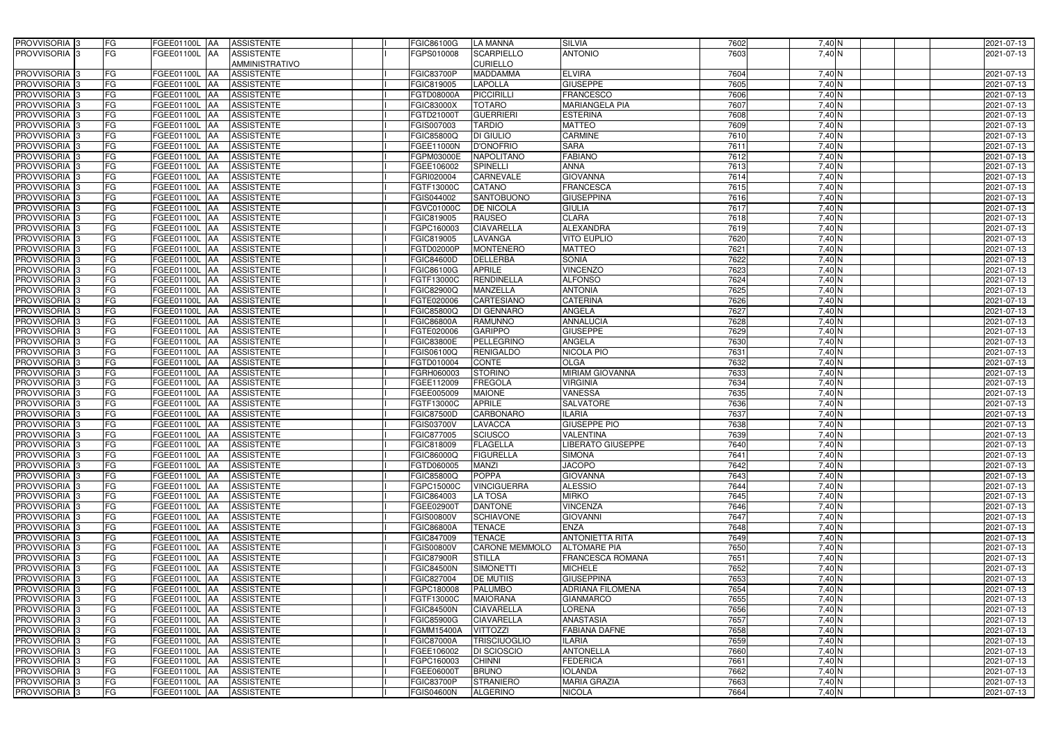| PROVVISORIA | 3 | FG | FGEE01100L | AA | ASSISTENTE | | I | FGIC86100G | LA MANNA | SILVIA | 7602 | 7,40 | N | | | 2021-07-13 |
|---|---|---|---|---|---|---|---|---|---|---|---|---|---|---|---|---|
| PROVVISORIA | 3 | FG | FGEE01100L | AA | ASSISTENTE AMMINISTRATIVO | | I | FGPS010008 | SCARPIELLO CURIELLO | ANTONIO | 7603 | 7,40 | N | | | 2021-07-13 |
| PROVVISORIA | 3 | FG | FGEE01100L | AA | ASSISTENTE | | I | FGIC83700P | MADDAMMA | ELVIRA | 7604 | 7,40 | N | | | 2021-07-13 |
| PROVVISORIA | 3 | FG | FGEE01100L | AA | ASSISTENTE | | I | FGIC819005 | LAPOLLA | GIUSEPPE | 7605 | 7,40 | N | | | 2021-07-13 |
| PROVVISORIA | 3 | FG | FGEE01100L | AA | ASSISTENTE | | I | FGTD08000A | PICCIRILLI | FRANCESCO | 7606 | 7,40 | N | | | 2021-07-13 |
| PROVVISORIA | 3 | FG | FGEE01100L | AA | ASSISTENTE | | I | FGIC83000X | TOTARO | MARIANGELA PIA | 7607 | 7,40 | N | | | 2021-07-13 |
| PROVVISORIA | 3 | FG | FGEE01100L | AA | ASSISTENTE | | I | FGTD21000T | GUERRIERI | ESTERINA | 7608 | 7,40 | N | | | 2021-07-13 |
| PROVVISORIA | 3 | FG | FGEE01100L | AA | ASSISTENTE | | I | FGIS007003 | TARDIO | MATTEO | 7609 | 7,40 | N | | | 2021-07-13 |
| PROVVISORIA | 3 | FG | FGEE01100L | AA | ASSISTENTE | | I | FGIC85800Q | DI GIULIO | CARMINE | 7610 | 7,40 | N | | | 2021-07-13 |
| PROVVISORIA | 3 | FG | FGEE01100L | AA | ASSISTENTE | | I | FGEE11000N | D'ONOFRIO | SARA | 7611 | 7,40 | N | | | 2021-07-13 |
| PROVVISORIA | 3 | FG | FGEE01100L | AA | ASSISTENTE | | I | FGPM03000E | NAPOLITANO | FABIANO | 7612 | 7,40 | N | | | 2021-07-13 |
| PROVVISORIA | 3 | FG | FGEE01100L | AA | ASSISTENTE | | I | FGEE106002 | SPINELLI | ANNA | 7613 | 7,40 | N | | | 2021-07-13 |
| PROVVISORIA | 3 | FG | FGEE01100L | AA | ASSISTENTE | | I | FGRI020004 | CARNEVALE | GIOVANNA | 7614 | 7,40 | N | | | 2021-07-13 |
| PROVVISORIA | 3 | FG | FGEE01100L | AA | ASSISTENTE | | I | FGTF13000C | CATANO | FRANCESCA | 7615 | 7,40 | N | | | 2021-07-13 |
| PROVVISORIA | 3 | FG | FGEE01100L | AA | ASSISTENTE | | I | FGIS044002 | SANTOBUONO | GIUSEPPINA | 7616 | 7,40 | N | | | 2021-07-13 |
| PROVVISORIA | 3 | FG | FGEE01100L | AA | ASSISTENTE | | I | FGVC01000C | DE NICOLA | GIULIA | 7617 | 7,40 | N | | | 2021-07-13 |
| PROVVISORIA | 3 | FG | FGEE01100L | AA | ASSISTENTE | | I | FGIC819005 | RAUSEO | CLARA | 7618 | 7,40 | N | | | 2021-07-13 |
| PROVVISORIA | 3 | FG | FGEE01100L | AA | ASSISTENTE | | I | FGPC160003 | CIAVARELLA | ALEXANDRA | 7619 | 7,40 | N | | | 2021-07-13 |
| PROVVISORIA | 3 | FG | FGEE01100L | AA | ASSISTENTE | | I | FGIC819005 | LAVANGA | VITO EUPLIO | 7620 | 7,40 | N | | | 2021-07-13 |
| PROVVISORIA | 3 | FG | FGEE01100L | AA | ASSISTENTE | | I | FGTD02000P | MONTENERO | MATTEO | 7621 | 7,40 | N | | | 2021-07-13 |
| PROVVISORIA | 3 | FG | FGEE01100L | AA | ASSISTENTE | | I | FGIC84600D | DELLERBA | SONIA | 7622 | 7,40 | N | | | 2021-07-13 |
| PROVVISORIA | 3 | FG | FGEE01100L | AA | ASSISTENTE | | I | FGIC86100G | APRILE | VINCENZO | 7623 | 7,40 | N | | | 2021-07-13 |
| PROVVISORIA | 3 | FG | FGEE01100L | AA | ASSISTENTE | | I | FGTF13000C | RENDINELLA | ALFONSO | 7624 | 7,40 | N | | | 2021-07-13 |
| PROVVISORIA | 3 | FG | FGEE01100L | AA | ASSISTENTE | | I | FGIC82900Q | MANZELLA | ANTONIA | 7625 | 7,40 | N | | | 2021-07-13 |
| PROVVISORIA | 3 | FG | FGEE01100L | AA | ASSISTENTE | | I | FGTE020006 | CARTESIANO | CATERINA | 7626 | 7,40 | N | | | 2021-07-13 |
| PROVVISORIA | 3 | FG | FGEE01100L | AA | ASSISTENTE | | I | FGIC85800Q | DI GENNARO | ANGELA | 7627 | 7,40 | N | | | 2021-07-13 |
| PROVVISORIA | 3 | FG | FGEE01100L | AA | ASSISTENTE | | I | FGIC86800A | RAMUNNO | ANNALUCIA | 7628 | 7,40 | N | | | 2021-07-13 |
| PROVVISORIA | 3 | FG | FGEE01100L | AA | ASSISTENTE | | I | FGTE020006 | GARIPPO | GIUSEPPE | 7629 | 7,40 | N | | | 2021-07-13 |
| PROVVISORIA | 3 | FG | FGEE01100L | AA | ASSISTENTE | | I | FGIC83800E | PELLEGRINO | ANGELA | 7630 | 7,40 | N | | | 2021-07-13 |
| PROVVISORIA | 3 | FG | FGEE01100L | AA | ASSISTENTE | | I | FGIS06100Q | RENIGALDO | NICOLA PIO | 7631 | 7,40 | N | | | 2021-07-13 |
| PROVVISORIA | 3 | FG | FGEE01100L | AA | ASSISTENTE | | I | FGTD010004 | CONTE | OLGA | 7632 | 7,40 | N | | | 2021-07-13 |
| PROVVISORIA | 3 | FG | FGEE01100L | AA | ASSISTENTE | | I | FGRH060003 | STORINO | MIRIAM GIOVANNA | 7633 | 7,40 | N | | | 2021-07-13 |
| PROVVISORIA | 3 | FG | FGEE01100L | AA | ASSISTENTE | | I | FGEE112009 | FREGOLA | VIRGINIA | 7634 | 7,40 | N | | | 2021-07-13 |
| PROVVISORIA | 3 | FG | FGEE01100L | AA | ASSISTENTE | | I | FGEE005009 | MAIONE | VANESSA | 7635 | 7,40 | N | | | 2021-07-13 |
| PROVVISORIA | 3 | FG | FGEE01100L | AA | ASSISTENTE | | I | FGTF13000C | APRILE | SALVATORE | 7636 | 7,40 | N | | | 2021-07-13 |
| PROVVISORIA | 3 | FG | FGEE01100L | AA | ASSISTENTE | | I | FGIC87500D | CARBONARO | ILARIA | 7637 | 7,40 | N | | | 2021-07-13 |
| PROVVISORIA | 3 | FG | FGEE01100L | AA | ASSISTENTE | | I | FGIS03700V | LAVACCA | GIUSEPPE PIO | 7638 | 7,40 | N | | | 2021-07-13 |
| PROVVISORIA | 3 | FG | FGEE01100L | AA | ASSISTENTE | | I | FGIC877005 | SCIUSCO | VALENTINA | 7639 | 7,40 | N | | | 2021-07-13 |
| PROVVISORIA | 3 | FG | FGEE01100L | AA | ASSISTENTE | | I | FGIC818009 | FLAGELLA | LIBERATO GIUSEPPE | 7640 | 7,40 | N | | | 2021-07-13 |
| PROVVISORIA | 3 | FG | FGEE01100L | AA | ASSISTENTE | | I | FGIC86000Q | FIGURELLA | SIMONA | 7641 | 7,40 | N | | | 2021-07-13 |
| PROVVISORIA | 3 | FG | FGEE01100L | AA | ASSISTENTE | | I | FGTD060005 | MANZI | JACOPO | 7642 | 7,40 | N | | | 2021-07-13 |
| PROVVISORIA | 3 | FG | FGEE01100L | AA | ASSISTENTE | | I | FGIC85800Q | POPPA | GIOVANNA | 7643 | 7,40 | N | | | 2021-07-13 |
| PROVVISORIA | 3 | FG | FGEE01100L | AA | ASSISTENTE | | I | FGPC15000C | VINCIGUERRA | ALESSIO | 7644 | 7,40 | N | | | 2021-07-13 |
| PROVVISORIA | 3 | FG | FGEE01100L | AA | ASSISTENTE | | I | FGIC864003 | LA TOSA | MIRKO | 7645 | 7,40 | N | | | 2021-07-13 |
| PROVVISORIA | 3 | FG | FGEE01100L | AA | ASSISTENTE | | I | FGEE02900T | DANTONE | VINCENZA | 7646 | 7,40 | N | | | 2021-07-13 |
| PROVVISORIA | 3 | FG | FGEE01100L | AA | ASSISTENTE | | I | FGIS00800V | SCHIAVONE | GIOVANNI | 7647 | 7,40 | N | | | 2021-07-13 |
| PROVVISORIA | 3 | FG | FGEE01100L | AA | ASSISTENTE | | I | FGIC86800A | TENACE | ENZA | 7648 | 7,40 | N | | | 2021-07-13 |
| PROVVISORIA | 3 | FG | FGEE01100L | AA | ASSISTENTE | | I | FGIC847009 | TENACE | ANTONIETTA RITA | 7649 | 7,40 | N | | | 2021-07-13 |
| PROVVISORIA | 3 | FG | FGEE01100L | AA | ASSISTENTE | | I | FGIS00800V | CARONE MEMMOLO | ALTOMARE PIA | 7650 | 7,40 | N | | | 2021-07-13 |
| PROVVISORIA | 3 | FG | FGEE01100L | AA | ASSISTENTE | | I | FGIC87900R | STILLA | FRANCESCA ROMANA | 7651 | 7,40 | N | | | 2021-07-13 |
| PROVVISORIA | 3 | FG | FGEE01100L | AA | ASSISTENTE | | I | FGIC84500N | SIMONETTI | MICHELE | 7652 | 7,40 | N | | | 2021-07-13 |
| PROVVISORIA | 3 | FG | FGEE01100L | AA | ASSISTENTE | | I | FGIC827004 | DE MUTIIS | GIUSEPPINA | 7653 | 7,40 | N | | | 2021-07-13 |
| PROVVISORIA | 3 | FG | FGEE01100L | AA | ASSISTENTE | | I | FGPC180008 | PALUMBO | ADRIANA FILOMENA | 7654 | 7,40 | N | | | 2021-07-13 |
| PROVVISORIA | 3 | FG | FGEE01100L | AA | ASSISTENTE | | I | FGTF13000C | MAIORANA | GIANMARCO | 7655 | 7,40 | N | | | 2021-07-13 |
| PROVVISORIA | 3 | FG | FGEE01100L | AA | ASSISTENTE | | I | FGIC84500N | CIAVARELLA | LORENA | 7656 | 7,40 | N | | | 2021-07-13 |
| PROVVISORIA | 3 | FG | FGEE01100L | AA | ASSISTENTE | | I | FGIC85900G | CIAVARELLA | ANASTASIA | 7657 | 7,40 | N | | | 2021-07-13 |
| PROVVISORIA | 3 | FG | FGEE01100L | AA | ASSISTENTE | | I | FGMM15400A | VITTOZZI | FABIANA DAFNE | 7658 | 7,40 | N | | | 2021-07-13 |
| PROVVISORIA | 3 | FG | FGEE01100L | AA | ASSISTENTE | | I | FGIC87000A | TRISCIUOGLIO | ILARIA | 7659 | 7,40 | N | | | 2021-07-13 |
| PROVVISORIA | 3 | FG | FGEE01100L | AA | ASSISTENTE | | I | FGEE106002 | DI SCIOSCIO | ANTONELLA | 7660 | 7,40 | N | | | 2021-07-13 |
| PROVVISORIA | 3 | FG | FGEE01100L | AA | ASSISTENTE | | I | FGPC160003 | CHINNI | FEDERICA | 7661 | 7,40 | N | | | 2021-07-13 |
| PROVVISORIA | 3 | FG | FGEE01100L | AA | ASSISTENTE | | I | FGEE06000T | BRUNO | IOLANDA | 7662 | 7,40 | N | | | 2021-07-13 |
| PROVVISORIA | 3 | FG | FGEE01100L | AA | ASSISTENTE | | I | FGIC83700P | STRANIERO | MARIA GRAZIA | 7663 | 7,40 | N | | | 2021-07-13 |
| PROVVISORIA | 3 | FG | FGEE01100L | AA | ASSISTENTE | | I | FGIS04600N | ALGERINO | NICOLA | 7664 | 7,40 | N | | | 2021-07-13 |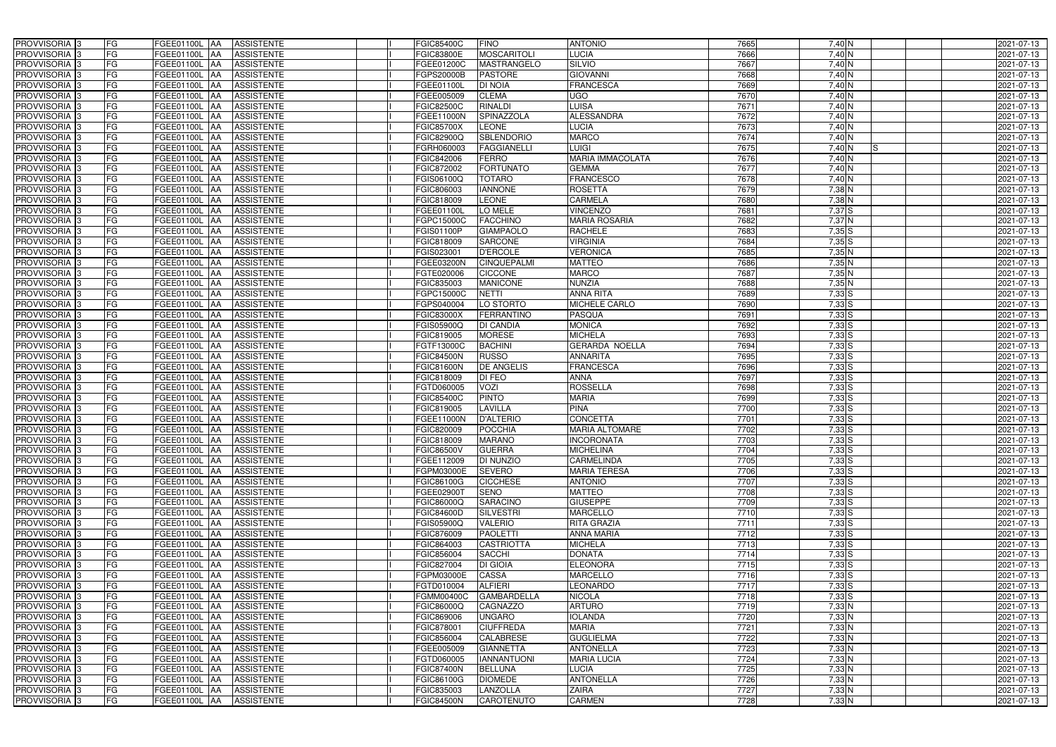| PROVVISORIA | 3 | FG | FGEE01100L | AA | ASSISTENTE | | I | FGIC85400C | FINO | ANTONIO | 7665 | 7,40 | N | | | 2021-07-13 |
|---|---|---|---|---|---|---|---|---|---|---|---|---|---|---|---|---|
| PROVVISORIA | 3 | FG | FGEE01100L | AA | ASSISTENTE | | I | FGIC83800E | MOSCARITOLI | LUCIA | 7666 | 7,40 | N | | | 2021-07-13 |
| PROVVISORIA | 3 | FG | FGEE01100L | AA | ASSISTENTE | | I | FGEE01200C | MASTRANGELO | SILVIO | 7667 | 7,40 | N | | | 2021-07-13 |
| PROVVISORIA | 3 | FG | FGEE01100L | AA | ASSISTENTE | | I | FGPS20000B | PASTORE | GIOVANNI | 7668 | 7,40 | N | | | 2021-07-13 |
| PROVVISORIA | 3 | FG | FGEE01100L | AA | ASSISTENTE | | I | FGEE01100L | DI NOIA | FRANCESCA | 7669 | 7,40 | N | | | 2021-07-13 |
| PROVVISORIA | 3 | FG | FGEE01100L | AA | ASSISTENTE | | I | FGEE005009 | CLEMA | UGO | 7670 | 7,40 | N | | | 2021-07-13 |
| PROVVISORIA | 3 | FG | FGEE01100L | AA | ASSISTENTE | | I | FGIC82500C | RINALDI | LUISA | 7671 | 7,40 | N | | | 2021-07-13 |
| PROVVISORIA | 3 | FG | FGEE01100L | AA | ASSISTENTE | | I | FGEE11000N | SPINAZZOLA | ALESSANDRA | 7672 | 7,40 | N | | | 2021-07-13 |
| PROVVISORIA | 3 | FG | FGEE01100L | AA | ASSISTENTE | | I | FGIC85700X | LEONE | LUCIA | 7673 | 7,40 | N | | | 2021-07-13 |
| PROVVISORIA | 3 | FG | FGEE01100L | AA | ASSISTENTE | | I | FGIC82900Q | SBLENDORIO | MARCO | 7674 | 7,40 | N | | | 2021-07-13 |
| PROVVISORIA | 3 | FG | FGEE01100L | AA | ASSISTENTE | | I | FGRH060003 | FAGGIANELLI | LUIGI | 7675 | 7,40 | N | S | | 2021-07-13 |
| PROVVISORIA | 3 | FG | FGEE01100L | AA | ASSISTENTE | | I | FGIC842006 | FERRO | MARIA IMMACOLATA | 7676 | 7,40 | N | | | 2021-07-13 |
| PROVVISORIA | 3 | FG | FGEE01100L | AA | ASSISTENTE | | I | FGIC872002 | FORTUNATO | GEMMA | 7677 | 7,40 | N | | | 2021-07-13 |
| PROVVISORIA | 3 | FG | FGEE01100L | AA | ASSISTENTE | | I | FGIS06100Q | TOTARO | FRANCESCO | 7678 | 7,40 | N | | | 2021-07-13 |
| PROVVISORIA | 3 | FG | FGEE01100L | AA | ASSISTENTE | | I | FGIC806003 | IANNONE | ROSETTA | 7679 | 7,38 | N | | | 2021-07-13 |
| PROVVISORIA | 3 | FG | FGEE01100L | AA | ASSISTENTE | | I | FGIC818009 | LEONE | CARMELA | 7680 | 7,38 | N | | | 2021-07-13 |
| PROVVISORIA | 3 | FG | FGEE01100L | AA | ASSISTENTE | | I | FGEE01100L | LO MELE | VINCENZO | 7681 | 7,37 | S | | | 2021-07-13 |
| PROVVISORIA | 3 | FG | FGEE01100L | AA | ASSISTENTE | | I | FGPC15000C | FACCHINO | MARIA ROSARIA | 7682 | 7,37 | N | | | 2021-07-13 |
| PROVVISORIA | 3 | FG | FGEE01100L | AA | ASSISTENTE | | I | FGIS01100P | GIAMPAOLO | RACHELE | 7683 | 7,35 | S | | | 2021-07-13 |
| PROVVISORIA | 3 | FG | FGEE01100L | AA | ASSISTENTE | | I | FGIC818009 | SARCONE | VIRGINIA | 7684 | 7,35 | S | | | 2021-07-13 |
| PROVVISORIA | 3 | FG | FGEE01100L | AA | ASSISTENTE | | I | FGIS023001 | D'ERCOLE | VERONICA | 7685 | 7,35 | N | | | 2021-07-13 |
| PROVVISORIA | 3 | FG | FGEE01100L | AA | ASSISTENTE | | I | FGEE03200N | CINQUEPALMI | MATTEO | 7686 | 7,35 | N | | | 2021-07-13 |
| PROVVISORIA | 3 | FG | FGEE01100L | AA | ASSISTENTE | | I | FGTE020006 | CICCONE | MARCO | 7687 | 7,35 | N | | | 2021-07-13 |
| PROVVISORIA | 3 | FG | FGEE01100L | AA | ASSISTENTE | | I | FGIC835003 | MANICONE | NUNZIA | 7688 | 7,35 | N | | | 2021-07-13 |
| PROVVISORIA | 3 | FG | FGEE01100L | AA | ASSISTENTE | | I | FGPC15000C | NETTI | ANNA RITA | 7689 | 7,33 | S | | | 2021-07-13 |
| PROVVISORIA | 3 | FG | FGEE01100L | AA | ASSISTENTE | | I | FGPS040004 | LO STORTO | MICHELE CARLO | 7690 | 7,33 | S | | | 2021-07-13 |
| PROVVISORIA | 3 | FG | FGEE01100L | AA | ASSISTENTE | | I | FGIC83000X | FERRANTINO | PASQUA | 7691 | 7,33 | S | | | 2021-07-13 |
| PROVVISORIA | 3 | FG | FGEE01100L | AA | ASSISTENTE | | I | FGIS05900Q | DI CANDIA | MONICA | 7692 | 7,33 | S | | | 2021-07-13 |
| PROVVISORIA | 3 | FG | FGEE01100L | AA | ASSISTENTE | | I | FGIC819005 | MORESE | MICHELA | 7693 | 7,33 | S | | | 2021-07-13 |
| PROVVISORIA | 3 | FG | FGEE01100L | AA | ASSISTENTE | | I | FGTF13000C | BACHINI | GERARDA NOELLA | 7694 | 7,33 | S | | | 2021-07-13 |
| PROVVISORIA | 3 | FG | FGEE01100L | AA | ASSISTENTE | | I | FGIC84500N | RUSSO | ANNARITA | 7695 | 7,33 | S | | | 2021-07-13 |
| PROVVISORIA | 3 | FG | FGEE01100L | AA | ASSISTENTE | | I | FGIC81600N | DE ANGELIS | FRANCESCA | 7696 | 7,33 | S | | | 2021-07-13 |
| PROVVISORIA | 3 | FG | FGEE01100L | AA | ASSISTENTE | | I | FGIC818009 | DI FEO | ANNA | 7697 | 7,33 | S | | | 2021-07-13 |
| PROVVISORIA | 3 | FG | FGEE01100L | AA | ASSISTENTE | | I | FGTD060005 | VOZI | ROSSELLA | 7698 | 7,33 | S | | | 2021-07-13 |
| PROVVISORIA | 3 | FG | FGEE01100L | AA | ASSISTENTE | | I | FGIC85400C | PINTO | MARIA | 7699 | 7,33 | S | | | 2021-07-13 |
| PROVVISORIA | 3 | FG | FGEE01100L | AA | ASSISTENTE | | I | FGIC819005 | LAVILLA | PINA | 7700 | 7,33 | S | | | 2021-07-13 |
| PROVVISORIA | 3 | FG | FGEE01100L | AA | ASSISTENTE | | I | FGEE11000N | D'ALTERIO | CONCETTA | 7701 | 7,33 | S | | | 2021-07-13 |
| PROVVISORIA | 3 | FG | FGEE01100L | AA | ASSISTENTE | | I | FGIC820009 | POCCHIA | MARIA ALTOMARE | 7702 | 7,33 | S | | | 2021-07-13 |
| PROVVISORIA | 3 | FG | FGEE01100L | AA | ASSISTENTE | | I | FGIC818009 | MARANO | INCORONATA | 7703 | 7,33 | S | | | 2021-07-13 |
| PROVVISORIA | 3 | FG | FGEE01100L | AA | ASSISTENTE | | I | FGIC86500V | GUERRA | MICHELINA | 7704 | 7,33 | S | | | 2021-07-13 |
| PROVVISORIA | 3 | FG | FGEE01100L | AA | ASSISTENTE | | I | FGEE112009 | DI NUNZIO | CARMELINDA | 7705 | 7,33 | S | | | 2021-07-13 |
| PROVVISORIA | 3 | FG | FGEE01100L | AA | ASSISTENTE | | I | FGPM03000E | SEVERO | MARIA TERESA | 7706 | 7,33 | S | | | 2021-07-13 |
| PROVVISORIA | 3 | FG | FGEE01100L | AA | ASSISTENTE | | I | FGIC86100G | CICCHESE | ANTONIO | 7707 | 7,33 | S | | | 2021-07-13 |
| PROVVISORIA | 3 | FG | FGEE01100L | AA | ASSISTENTE | | I | FGEE02900T | SENO | MATTEO | 7708 | 7,33 | S | | | 2021-07-13 |
| PROVVISORIA | 3 | FG | FGEE01100L | AA | ASSISTENTE | | I | FGIC86000Q | SARACINO | GIUSEPPE | 7709 | 7,33 | S | | | 2021-07-13 |
| PROVVISORIA | 3 | FG | FGEE01100L | AA | ASSISTENTE | | I | FGIC84600D | SILVESTRI | MARCELLO | 7710 | 7,33 | S | | | 2021-07-13 |
| PROVVISORIA | 3 | FG | FGEE01100L | AA | ASSISTENTE | | I | FGIS05900Q | VALERIO | RITA GRAZIA | 7711 | 7,33 | S | | | 2021-07-13 |
| PROVVISORIA | 3 | FG | FGEE01100L | AA | ASSISTENTE | | I | FGIC876009 | PAOLETTI | ANNA MARIA | 7712 | 7,33 | S | | | 2021-07-13 |
| PROVVISORIA | 3 | FG | FGEE01100L | AA | ASSISTENTE | | I | FGIC864003 | CASTRIOTTA | MICHELA | 7713 | 7,33 | S | | | 2021-07-13 |
| PROVVISORIA | 3 | FG | FGEE01100L | AA | ASSISTENTE | | I | FGIC856004 | SACCHI | DONATA | 7714 | 7,33 | S | | | 2021-07-13 |
| PROVVISORIA | 3 | FG | FGEE01100L | AA | ASSISTENTE | | I | FGIC827004 | DI GIOIA | ELEONORA | 7715 | 7,33 | S | | | 2021-07-13 |
| PROVVISORIA | 3 | FG | FGEE01100L | AA | ASSISTENTE | | I | FGPM03000E | CASSA | MARCELLO | 7716 | 7,33 | S | | | 2021-07-13 |
| PROVVISORIA | 3 | FG | FGEE01100L | AA | ASSISTENTE | | I | FGTD010004 | ALFIERI | LEONARDO | 7717 | 7,33 | S | | | 2021-07-13 |
| PROVVISORIA | 3 | FG | FGEE01100L | AA | ASSISTENTE | | I | FGMM00400C | GAMBARDELLA | NICOLA | 7718 | 7,33 | S | | | 2021-07-13 |
| PROVVISORIA | 3 | FG | FGEE01100L | AA | ASSISTENTE | | I | FGIC86000Q | CAGNAZZO | ARTURO | 7719 | 7,33 | N | | | 2021-07-13 |
| PROVVISORIA | 3 | FG | FGEE01100L | AA | ASSISTENTE | | I | FGIC869006 | UNGARO | IOLANDA | 7720 | 7,33 | N | | | 2021-07-13 |
| PROVVISORIA | 3 | FG | FGEE01100L | AA | ASSISTENTE | | I | FGIC878001 | CIUFFREDA | MARIA | 7721 | 7,33 | N | | | 2021-07-13 |
| PROVVISORIA | 3 | FG | FGEE01100L | AA | ASSISTENTE | | I | FGIC856004 | CALABRESE | GUGLIELMA | 7722 | 7,33 | N | | | 2021-07-13 |
| PROVVISORIA | 3 | FG | FGEE01100L | AA | ASSISTENTE | | I | FGEE005009 | GIANNETTA | ANTONELLA | 7723 | 7,33 | N | | | 2021-07-13 |
| PROVVISORIA | 3 | FG | FGEE01100L | AA | ASSISTENTE | | I | FGTD060005 | IANNANTUONI | MARIA LUCIA | 7724 | 7,33 | N | | | 2021-07-13 |
| PROVVISORIA | 3 | FG | FGEE01100L | AA | ASSISTENTE | | I | FGIC87400N | BELLUNA | LUCIA | 7725 | 7,33 | N | | | 2021-07-13 |
| PROVVISORIA | 3 | FG | FGEE01100L | AA | ASSISTENTE | | I | FGIC86100G | DIOMEDE | ANTONELLA | 7726 | 7,33 | N | | | 2021-07-13 |
| PROVVISORIA | 3 | FG | FGEE01100L | AA | ASSISTENTE | | I | FGIC835003 | LANZOLLA | ZAIRA | 7727 | 7,33 | N | | | 2021-07-13 |
| PROVVISORIA | 3 | FG | FGEE01100L | AA | ASSISTENTE | | I | FGIC84500N | CAROTENUTO | CARMEN | 7728 | 7,33 | N | | | 2021-07-13 |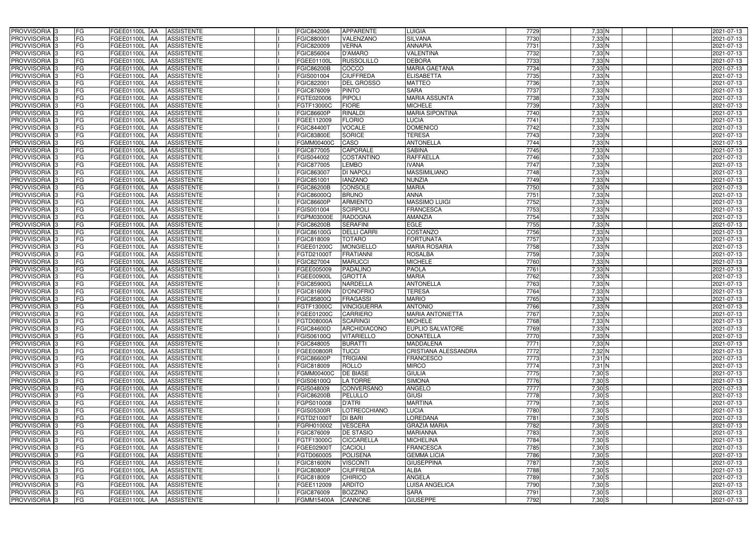| | | | | | | | | | | | | | | | |
|---|---|---|---|---|---|---|---|---|---|---|---|---|---|---|---|
| PROVVISORIA | 3 | FG | FGEE01100L | AA | ASSISTENTE | | I | FGIC842006 | APPARENTE | LUIGIA | 7729 | 7,33 | N | | 2021-07-13 |
| PROVVISORIA | 3 | FG | FGEE01100L | AA | ASSISTENTE | | I | FGIC880001 | VALENZANO | SILVANA | 7730 | 7,33 | N | | 2021-07-13 |
| PROVVISORIA | 3 | FG | FGEE01100L | AA | ASSISTENTE | | I | FGIC820009 | VERNA | ANNAPIA | 7731 | 7,33 | N | | 2021-07-13 |
| PROVVISORIA | 3 | FG | FGEE01100L | AA | ASSISTENTE | | I | FGIC856004 | D'AMARO | VALENTINA | 7732 | 7,33 | N | | 2021-07-13 |
| PROVVISORIA | 3 | FG | FGEE01100L | AA | ASSISTENTE | | I | FGEE01100L | RUSSOLILLO | DEBORA | 7733 | 7,33 | N | | 2021-07-13 |
| PROVVISORIA | 3 | FG | FGEE01100L | AA | ASSISTENTE | | I | FGIC86200B | COCCO | MARIA GAETANA | 7734 | 7,33 | N | | 2021-07-13 |
| PROVVISORIA | 3 | FG | FGEE01100L | AA | ASSISTENTE | | I | FGIS001004 | CIUFFREDA | ELISABETTA | 7735 | 7,33 | N | | 2021-07-13 |
| PROVVISORIA | 3 | FG | FGEE01100L | AA | ASSISTENTE | | I | FGIC822001 | DEL GROSSO | MATTEO | 7736 | 7,33 | N | | 2021-07-13 |
| PROVVISORIA | 3 | FG | FGEE01100L | AA | ASSISTENTE | | I | FGIC876009 | PINTO | SARA | 7737 | 7,33 | N | | 2021-07-13 |
| PROVVISORIA | 3 | FG | FGEE01100L | AA | ASSISTENTE | | I | FGTE020006 | PIPOLI | MARIA ASSUNTA | 7738 | 7,33 | N | | 2021-07-13 |
| PROVVISORIA | 3 | FG | FGEE01100L | AA | ASSISTENTE | | I | FGTF13000C | FIORE | MICHELE | 7739 | 7,33 | N | | 2021-07-13 |
| PROVVISORIA | 3 | FG | FGEE01100L | AA | ASSISTENTE | | I | FGIC86600P | RINALDI | MARIA SIPONTINA | 7740 | 7,33 | N | | 2021-07-13 |
| PROVVISORIA | 3 | FG | FGEE01100L | AA | ASSISTENTE | | I | FGEE112009 | FLORIO | LUCIA | 7741 | 7,33 | N | | 2021-07-13 |
| PROVVISORIA | 3 | FG | FGEE01100L | AA | ASSISTENTE | | I | FGIC84400T | VOCALE | DOMENICO | 7742 | 7,33 | N | | 2021-07-13 |
| PROVVISORIA | 3 | FG | FGEE01100L | AA | ASSISTENTE | | I | FGIC83800E | SORICE | TERESA | 7743 | 7,33 | N | | 2021-07-13 |
| PROVVISORIA | 3 | FG | FGEE01100L | AA | ASSISTENTE | | I | FGMM00400C | CASO | ANTONELLA | 7744 | 7,33 | N | | 2021-07-13 |
| PROVVISORIA | 3 | FG | FGEE01100L | AA | ASSISTENTE | | I | FGIC877005 | CAPORALE | SABINA | 7745 | 7,33 | N | | 2021-07-13 |
| PROVVISORIA | 3 | FG | FGEE01100L | AA | ASSISTENTE | | I | FGIS044002 | COSTANTINO | RAFFAELLA | 7746 | 7,33 | N | | 2021-07-13 |
| PROVVISORIA | 3 | FG | FGEE01100L | AA | ASSISTENTE | | I | FGIC877005 | LEMBO | IVANA | 7747 | 7,33 | N | | 2021-07-13 |
| PROVVISORIA | 3 | FG | FGEE01100L | AA | ASSISTENTE | | I | FGIC863007 | DI NAPOLI | MASSIMILIANO | 7748 | 7,33 | N | | 2021-07-13 |
| PROVVISORIA | 3 | FG | FGEE01100L | AA | ASSISTENTE | | I | FGIC851001 | IANZANO | NUNZIA | 7749 | 7,33 | N | | 2021-07-13 |
| PROVVISORIA | 3 | FG | FGEE01100L | AA | ASSISTENTE | | I | FGIC86200B | CONSOLE | MARIA | 7750 | 7,33 | N | | 2021-07-13 |
| PROVVISORIA | 3 | FG | FGEE01100L | AA | ASSISTENTE | | I | FGIC86000Q | BRUNO | ANNA | 7751 | 7,33 | N | | 2021-07-13 |
| PROVVISORIA | 3 | FG | FGEE01100L | AA | ASSISTENTE | | I | FGIC86600P | ARMIENTO | MASSIMO LUIGI | 7752 | 7,33 | N | | 2021-07-13 |
| PROVVISORIA | 3 | FG | FGEE01100L | AA | ASSISTENTE | | I | FGIS001004 | SCIRPOLI | FRANCESCA | 7753 | 7,33 | N | | 2021-07-13 |
| PROVVISORIA | 3 | FG | FGEE01100L | AA | ASSISTENTE | | I | FGPM03000E | RADOGNA | AMANZIA | 7754 | 7,33 | N | | 2021-07-13 |
| PROVVISORIA | 3 | FG | FGEE01100L | AA | ASSISTENTE | | I | FGIC86200B | SERAFINI | EGLE | 7755 | 7,33 | N | | 2021-07-13 |
| PROVVISORIA | 3 | FG | FGEE01100L | AA | ASSISTENTE | | I | FGIC86100G | DELLI CARRI | COSTANZO | 7756 | 7,33 | N | | 2021-07-13 |
| PROVVISORIA | 3 | FG | FGEE01100L | AA | ASSISTENTE | | I | FGIC818009 | TOTARO | FORTUNATA | 7757 | 7,33 | N | | 2021-07-13 |
| PROVVISORIA | 3 | FG | FGEE01100L | AA | ASSISTENTE | | I | FGEE01200C | MONGIELLO | MARIA ROSARIA | 7758 | 7,33 | N | | 2021-07-13 |
| PROVVISORIA | 3 | FG | FGEE01100L | AA | ASSISTENTE | | I | FGTD21000T | FRATIANNI | ROSALBA | 7759 | 7,33 | N | | 2021-07-13 |
| PROVVISORIA | 3 | FG | FGEE01100L | AA | ASSISTENTE | | I | FGIC827004 | MARUCCI | MICHELE | 7760 | 7,33 | N | | 2021-07-13 |
| PROVVISORIA | 3 | FG | FGEE01100L | AA | ASSISTENTE | | I | FGEE005009 | PADALINO | PAOLA | 7761 | 7,33 | N | | 2021-07-13 |
| PROVVISORIA | 3 | FG | FGEE01100L | AA | ASSISTENTE | | I | FGEE00900L | GROTTA | MARIA | 7762 | 7,33 | N | | 2021-07-13 |
| PROVVISORIA | 3 | FG | FGEE01100L | AA | ASSISTENTE | | I | FGIC85900G | NARDELLA | ANTONELLA | 7763 | 7,33 | N | | 2021-07-13 |
| PROVVISORIA | 3 | FG | FGEE01100L | AA | ASSISTENTE | | I | FGIC81600N | D'ONOFRIO | TERESA | 7764 | 7,33 | N | | 2021-07-13 |
| PROVVISORIA | 3 | FG | FGEE01100L | AA | ASSISTENTE | | I | FGIC85800Q | FRAGASSI | MARIO | 7765 | 7,33 | N | | 2021-07-13 |
| PROVVISORIA | 3 | FG | FGEE01100L | AA | ASSISTENTE | | I | FGTF13000C | VINCIGUERRA | ANTONIO | 7766 | 7,33 | N | | 2021-07-13 |
| PROVVISORIA | 3 | FG | FGEE01100L | AA | ASSISTENTE | | I | FGEE01200C | CARRIERO | MARIA ANTONIETTA | 7767 | 7,33 | N | | 2021-07-13 |
| PROVVISORIA | 3 | FG | FGEE01100L | AA | ASSISTENTE | | I | FGTD08000A | SCARINGI | MICHELE | 7768 | 7,33 | N | | 2021-07-13 |
| PROVVISORIA | 3 | FG | FGEE01100L | AA | ASSISTENTE | | I | FGIC84600D | ARCHIDIACONO | EUPLIO SALVATORE | 7769 | 7,33 | N | | 2021-07-13 |
| PROVVISORIA | 3 | FG | FGEE01100L | AA | ASSISTENTE | | I | FGIS06100Q | VITARIELLO | DONATELLA | 7770 | 7,33 | N | | 2021-07-13 |
| PROVVISORIA | 3 | FG | FGEE01100L | AA | ASSISTENTE | | I | FGIC848005 | BURATTI | MADDALENA | 7771 | 7,33 | N | | 2021-07-13 |
| PROVVISORIA | 3 | FG | FGEE01100L | AA | ASSISTENTE | | I | FGEE00800R | TUCCI | CRISTIANA ALESSANDRA | 7772 | 7,32 | N | | 2021-07-13 |
| PROVVISORIA | 3 | FG | FGEE01100L | AA | ASSISTENTE | | I | FGIC86600P | TRIGIANI | FRANCESCO | 7773 | 7,31 | N | | 2021-07-13 |
| PROVVISORIA | 3 | FG | FGEE01100L | AA | ASSISTENTE | | I | FGIC818009 | ROLLO | MIRCO | 7774 | 7,31 | N | | 2021-07-13 |
| PROVVISORIA | 3 | FG | FGEE01100L | AA | ASSISTENTE | | I | FGMM00400C | DE BIASE | GIULIA | 7775 | 7,30 | S | | 2021-07-13 |
| PROVVISORIA | 3 | FG | FGEE01100L | AA | ASSISTENTE | | I | FGIS06100Q | LA TORRE | SIMONA | 7776 | 7,30 | S | | 2021-07-13 |
| PROVVISORIA | 3 | FG | FGEE01100L | AA | ASSISTENTE | | I | FGIS048009 | CONVERSANO | ANGELO | 7777 | 7,30 | S | | 2021-07-13 |
| PROVVISORIA | 3 | FG | FGEE01100L | AA | ASSISTENTE | | I | FGIC86200B | PELULLO | GIUSI | 7778 | 7,30 | S | | 2021-07-13 |
| PROVVISORIA | 3 | FG | FGEE01100L | AA | ASSISTENTE | | I | FGPS010008 | D'ATRI | MARTINA | 7779 | 7,30 | S | | 2021-07-13 |
| PROVVISORIA | 3 | FG | FGEE01100L | AA | ASSISTENTE | | I | FGIS05300R | LOTRECCHIANO | LUCIA | 7780 | 7,30 | S | | 2021-07-13 |
| PROVVISORIA | 3 | FG | FGEE01100L | AA | ASSISTENTE | | I | FGTD21000T | DI BARI | LOREDANA | 7781 | 7,30 | S | | 2021-07-13 |
| PROVVISORIA | 3 | FG | FGEE01100L | AA | ASSISTENTE | | I | FGRH010002 | VESCERA | GRAZIA MARIA | 7782 | 7,30 | S | | 2021-07-13 |
| PROVVISORIA | 3 | FG | FGEE01100L | AA | ASSISTENTE | | I | FGIC876009 | DE STASIO | MARIANNA | 7783 | 7,30 | S | | 2021-07-13 |
| PROVVISORIA | 3 | FG | FGEE01100L | AA | ASSISTENTE | | I | FGTF13000C | CICCARELLA | MICHELINA | 7784 | 7,30 | S | | 2021-07-13 |
| PROVVISORIA | 3 | FG | FGEE01100L | AA | ASSISTENTE | | I | FGEE02900T | CACIOLI | FRANCESCA | 7785 | 7,30 | S | | 2021-07-13 |
| PROVVISORIA | 3 | FG | FGEE01100L | AA | ASSISTENTE | | I | FGTD060005 | POLISENA | GEMMA LICIA | 7786 | 7,30 | S | | 2021-07-13 |
| PROVVISORIA | 3 | FG | FGEE01100L | AA | ASSISTENTE | | I | FGIC81600N | VISCONTI | GIUSEPPINA | 7787 | 7,30 | S | | 2021-07-13 |
| PROVVISORIA | 3 | FG | FGEE01100L | AA | ASSISTENTE | | I | FGIC80800P | CIUFFREDA | ALBA | 7788 | 7,30 | S | | 2021-07-13 |
| PROVVISORIA | 3 | FG | FGEE01100L | AA | ASSISTENTE | | I | FGIC818009 | CHIRICO | ANGELA | 7789 | 7,30 | S | | 2021-07-13 |
| PROVVISORIA | 3 | FG | FGEE01100L | AA | ASSISTENTE | | I | FGEE112009 | ARDITO | LUISA ANGELICA | 7790 | 7,30 | S | | 2021-07-13 |
| PROVVISORIA | 3 | FG | FGEE01100L | AA | ASSISTENTE | | I | FGIC876009 | BOZZINO | SARA | 7791 | 7,30 | S | | 2021-07-13 |
| PROVVISORIA | 3 | FG | FGEE01100L | AA | ASSISTENTE | | I | FGMM15400A | CANNONE | GIUSEPPE | 7792 | 7,30 | S | | 2021-07-13 |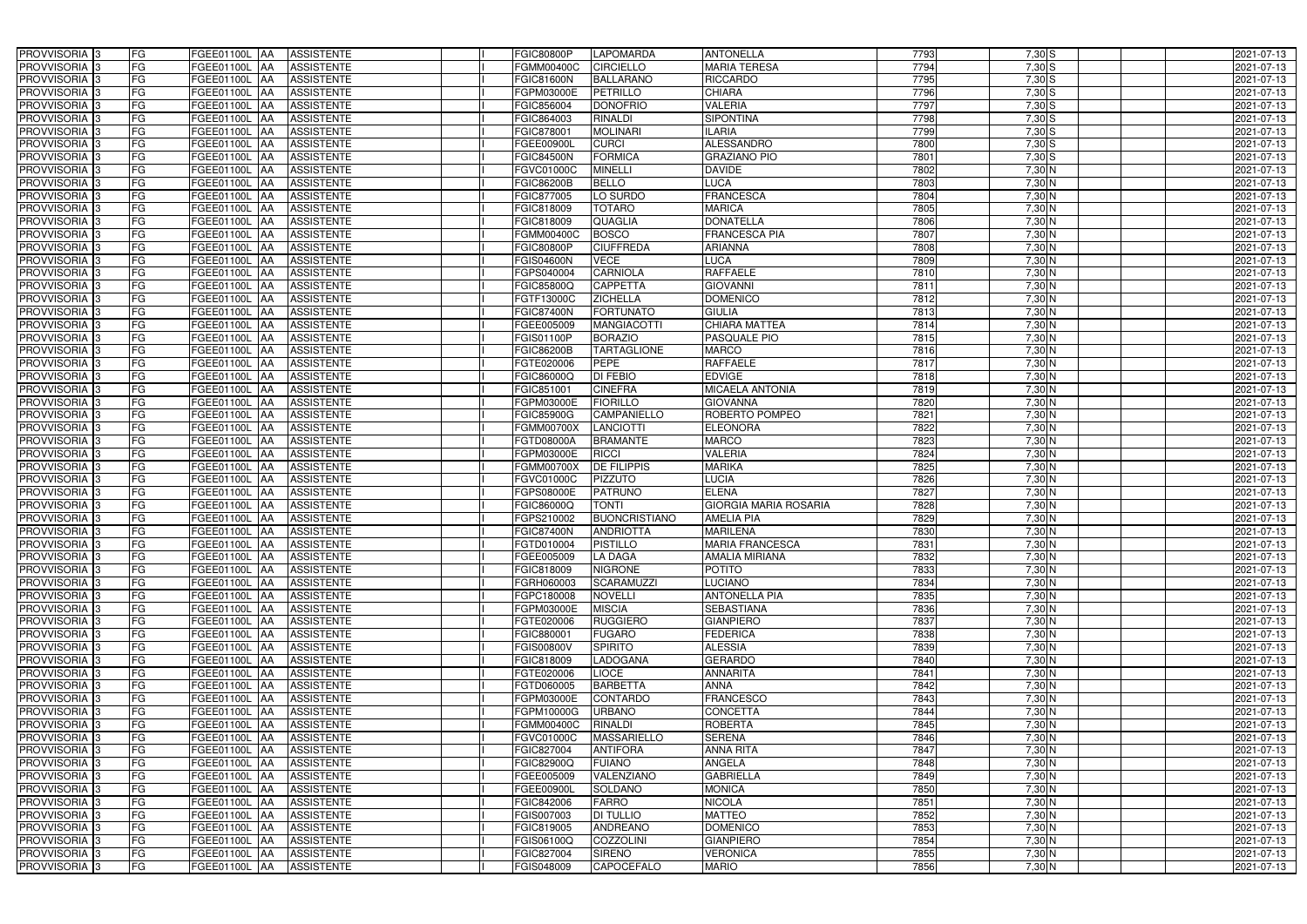| PROVVISORIA | 3 | FG | FGEE01100L | AA | ASSISTENTE | | I | FGIC80800P | LAPOMARDA | ANTONELLA | 7793 | 7,30 | S | | | 2021-07-13 |
|---|---|---|---|---|---|---|---|---|---|---|---|---|---|---|---|---|
| PROVVISORIA | 3 | FG | FGEE01100L | AA | ASSISTENTE | | I | FGMM00400C | CIRCIELLO | MARIA TERESA | 7794 | 7,30 | S | | | 2021-07-13 |
| PROVVISORIA | 3 | FG | FGEE01100L | AA | ASSISTENTE | | I | FGIC81600N | BALLARANO | RICCARDO | 7795 | 7,30 | S | | | 2021-07-13 |
| PROVVISORIA | 3 | FG | FGEE01100L | AA | ASSISTENTE | | I | FGPM03000E | PETRILLO | CHIARA | 7796 | 7,30 | S | | | 2021-07-13 |
| PROVVISORIA | 3 | FG | FGEE01100L | AA | ASSISTENTE | | I | FGIC856004 | DONOFRIO | VALERIA | 7797 | 7,30 | S | | | 2021-07-13 |
| PROVVISORIA | 3 | FG | FGEE01100L | AA | ASSISTENTE | | I | FGIC864003 | RINALDI | SIPONTINA | 7798 | 7,30 | S | | | 2021-07-13 |
| PROVVISORIA | 3 | FG | FGEE01100L | AA | ASSISTENTE | | I | FGIC878001 | MOLINARI | ILARIA | 7799 | 7,30 | S | | | 2021-07-13 |
| PROVVISORIA | 3 | FG | FGEE01100L | AA | ASSISTENTE | | I | FGEE00900L | CURCI | ALESSANDRO | 7800 | 7,30 | S | | | 2021-07-13 |
| PROVVISORIA | 3 | FG | FGEE01100L | AA | ASSISTENTE | | I | FGIC84500N | FORMICA | GRAZIANO PIO | 7801 | 7,30 | S | | | 2021-07-13 |
| PROVVISORIA | 3 | FG | FGEE01100L | AA | ASSISTENTE | | I | FGVC01000C | MINELLI | DAVIDE | 7802 | 7,30 | N | | | 2021-07-13 |
| PROVVISORIA | 3 | FG | FGEE01100L | AA | ASSISTENTE | | I | FGIC86200B | BELLO | LUCA | 7803 | 7,30 | N | | | 2021-07-13 |
| PROVVISORIA | 3 | FG | FGEE01100L | AA | ASSISTENTE | | I | FGIC877005 | LO SURDO | FRANCESCA | 7804 | 7,30 | N | | | 2021-07-13 |
| PROVVISORIA | 3 | FG | FGEE01100L | AA | ASSISTENTE | | I | FGIC818009 | TOTARO | MARICA | 7805 | 7,30 | N | | | 2021-07-13 |
| PROVVISORIA | 3 | FG | FGEE01100L | AA | ASSISTENTE | | I | FGIC818009 | QUAGLIA | DONATELLA | 7806 | 7,30 | N | | | 2021-07-13 |
| PROVVISORIA | 3 | FG | FGEE01100L | AA | ASSISTENTE | | I | FGMM00400C | BOSCO | FRANCESCA PIA | 7807 | 7,30 | N | | | 2021-07-13 |
| PROVVISORIA | 3 | FG | FGEE01100L | AA | ASSISTENTE | | I | FGIC80800P | CIUFFREDA | ARIANNA | 7808 | 7,30 | N | | | 2021-07-13 |
| PROVVISORIA | 3 | FG | FGEE01100L | AA | ASSISTENTE | | I | FGIS04600N | VECE | LUCA | 7809 | 7,30 | N | | | 2021-07-13 |
| PROVVISORIA | 3 | FG | FGEE01100L | AA | ASSISTENTE | | I | FGPS040004 | CARNIOLA | RAFFAELE | 7810 | 7,30 | N | | | 2021-07-13 |
| PROVVISORIA | 3 | FG | FGEE01100L | AA | ASSISTENTE | | I | FGIC85800Q | CAPPETTA | GIOVANNI | 7811 | 7,30 | N | | | 2021-07-13 |
| PROVVISORIA | 3 | FG | FGEE01100L | AA | ASSISTENTE | | I | FGTF13000C | ZICHELLA | DOMENICO | 7812 | 7,30 | N | | | 2021-07-13 |
| PROVVISORIA | 3 | FG | FGEE01100L | AA | ASSISTENTE | | I | FGIC87400N | FORTUNATO | GIULIA | 7813 | 7,30 | N | | | 2021-07-13 |
| PROVVISORIA | 3 | FG | FGEE01100L | AA | ASSISTENTE | | I | FGEE005009 | MANGIACOTTI | CHIARA MATTEA | 7814 | 7,30 | N | | | 2021-07-13 |
| PROVVISORIA | 3 | FG | FGEE01100L | AA | ASSISTENTE | | I | FGIS01100P | BORAZIO | PASQUALE PIO | 7815 | 7,30 | N | | | 2021-07-13 |
| PROVVISORIA | 3 | FG | FGEE01100L | AA | ASSISTENTE | | I | FGIC86200B | TARTAGLIONE | MARCO | 7816 | 7,30 | N | | | 2021-07-13 |
| PROVVISORIA | 3 | FG | FGEE01100L | AA | ASSISTENTE | | I | FGTE020006 | PEPE | RAFFAELE | 7817 | 7,30 | N | | | 2021-07-13 |
| PROVVISORIA | 3 | FG | FGEE01100L | AA | ASSISTENTE | | I | FGIC86000Q | DI FEBIO | EDVIGE | 7818 | 7,30 | N | | | 2021-07-13 |
| PROVVISORIA | 3 | FG | FGEE01100L | AA | ASSISTENTE | | I | FGIC851001 | CINEFRA | MICAELA ANTONIA | 7819 | 7,30 | N | | | 2021-07-13 |
| PROVVISORIA | 3 | FG | FGEE01100L | AA | ASSISTENTE | | I | FGPM03000E | FIORILLO | GIOVANNA | 7820 | 7,30 | N | | | 2021-07-13 |
| PROVVISORIA | 3 | FG | FGEE01100L | AA | ASSISTENTE | | I | FGIC85900G | CAMPANIELLO | ROBERTO POMPEO | 7821 | 7,30 | N | | | 2021-07-13 |
| PROVVISORIA | 3 | FG | FGEE01100L | AA | ASSISTENTE | | I | FGMM00700X | LANCIOTTI | ELEONORA | 7822 | 7,30 | N | | | 2021-07-13 |
| PROVVISORIA | 3 | FG | FGEE01100L | AA | ASSISTENTE | | I | FGTD08000A | BRAMANTE | MARCO | 7823 | 7,30 | N | | | 2021-07-13 |
| PROVVISORIA | 3 | FG | FGEE01100L | AA | ASSISTENTE | | I | FGPM03000E | RICCI | VALERIA | 7824 | 7,30 | N | | | 2021-07-13 |
| PROVVISORIA | 3 | FG | FGEE01100L | AA | ASSISTENTE | | I | FGMM00700X | DE FILIPPIS | MARIKA | 7825 | 7,30 | N | | | 2021-07-13 |
| PROVVISORIA | 3 | FG | FGEE01100L | AA | ASSISTENTE | | I | FGVC01000C | PIZZUTO | LUCIA | 7826 | 7,30 | N | | | 2021-07-13 |
| PROVVISORIA | 3 | FG | FGEE01100L | AA | ASSISTENTE | | I | FGPS08000E | PATRUNO | ELENA | 7827 | 7,30 | N | | | 2021-07-13 |
| PROVVISORIA | 3 | FG | FGEE01100L | AA | ASSISTENTE | | I | FGIC86000Q | TONTI | GIORGIA MARIA ROSARIA | 7828 | 7,30 | N | | | 2021-07-13 |
| PROVVISORIA | 3 | FG | FGEE01100L | AA | ASSISTENTE | | I | FGPS210002 | BUONCRISTIANO | AMELIA PIA | 7829 | 7,30 | N | | | 2021-07-13 |
| PROVVISORIA | 3 | FG | FGEE01100L | AA | ASSISTENTE | | I | FGIC87400N | ANDRIOTTA | MARILENA | 7830 | 7,30 | N | | | 2021-07-13 |
| PROVVISORIA | 3 | FG | FGEE01100L | AA | ASSISTENTE | | I | FGTD010004 | PISTILLO | MARIA FRANCESCA | 7831 | 7,30 | N | | | 2021-07-13 |
| PROVVISORIA | 3 | FG | FGEE01100L | AA | ASSISTENTE | | I | FGEE005009 | LA DAGA | AMALIA MIRIANA | 7832 | 7,30 | N | | | 2021-07-13 |
| PROVVISORIA | 3 | FG | FGEE01100L | AA | ASSISTENTE | | I | FGIC818009 | NIGRONE | POTITO | 7833 | 7,30 | N | | | 2021-07-13 |
| PROVVISORIA | 3 | FG | FGEE01100L | AA | ASSISTENTE | | I | FGRH060003 | SCARAMUZZI | LUCIANO | 7834 | 7,30 | N | | | 2021-07-13 |
| PROVVISORIA | 3 | FG | FGEE01100L | AA | ASSISTENTE | | I | FGPC180008 | NOVELLI | ANTONELLA PIA | 7835 | 7,30 | N | | | 2021-07-13 |
| PROVVISORIA | 3 | FG | FGEE01100L | AA | ASSISTENTE | | I | FGPM03000E | MISCIA | SEBASTIANA | 7836 | 7,30 | N | | | 2021-07-13 |
| PROVVISORIA | 3 | FG | FGEE01100L | AA | ASSISTENTE | | I | FGTE020006 | RUGGIERO | GIANPIERO | 7837 | 7,30 | N | | | 2021-07-13 |
| PROVVISORIA | 3 | FG | FGEE01100L | AA | ASSISTENTE | | I | FGIC880001 | FUGARO | FEDERICA | 7838 | 7,30 | N | | | 2021-07-13 |
| PROVVISORIA | 3 | FG | FGEE01100L | AA | ASSISTENTE | | I | FGIS00800V | SPIRITO | ALESSIA | 7839 | 7,30 | N | | | 2021-07-13 |
| PROVVISORIA | 3 | FG | FGEE01100L | AA | ASSISTENTE | | I | FGIC818009 | LADOGANA | GERARDO | 7840 | 7,30 | N | | | 2021-07-13 |
| PROVVISORIA | 3 | FG | FGEE01100L | AA | ASSISTENTE | | I | FGTE020006 | LIOCE | ANNARITA | 7841 | 7,30 | N | | | 2021-07-13 |
| PROVVISORIA | 3 | FG | FGEE01100L | AA | ASSISTENTE | | I | FGTD060005 | BARBETTA | ANNA | 7842 | 7,30 | N | | | 2021-07-13 |
| PROVVISORIA | 3 | FG | FGEE01100L | AA | ASSISTENTE | | I | FGPM03000E | CONTARDO | FRANCESCO | 7843 | 7,30 | N | | | 2021-07-13 |
| PROVVISORIA | 3 | FG | FGEE01100L | AA | ASSISTENTE | | I | FGPM10000G | URBANO | CONCETTA | 7844 | 7,30 | N | | | 2021-07-13 |
| PROVVISORIA | 3 | FG | FGEE01100L | AA | ASSISTENTE | | I | FGMM00400C | RINALDI | ROBERTA | 7845 | 7,30 | N | | | 2021-07-13 |
| PROVVISORIA | 3 | FG | FGEE01100L | AA | ASSISTENTE | | I | FGVC01000C | MASSARIELLO | SERENA | 7846 | 7,30 | N | | | 2021-07-13 |
| PROVVISORIA | 3 | FG | FGEE01100L | AA | ASSISTENTE | | I | FGIC827004 | ANTIFORA | ANNA RITA | 7847 | 7,30 | N | | | 2021-07-13 |
| PROVVISORIA | 3 | FG | FGEE01100L | AA | ASSISTENTE | | I | FGIC82900Q | FUIANO | ANGELA | 7848 | 7,30 | N | | | 2021-07-13 |
| PROVVISORIA | 3 | FG | FGEE01100L | AA | ASSISTENTE | | I | FGEE005009 | VALENZIANO | GABRIELLA | 7849 | 7,30 | N | | | 2021-07-13 |
| PROVVISORIA | 3 | FG | FGEE01100L | AA | ASSISTENTE | | I | FGEE00900L | SOLDANO | MONICA | 7850 | 7,30 | N | | | 2021-07-13 |
| PROVVISORIA | 3 | FG | FGEE01100L | AA | ASSISTENTE | | I | FGIC842006 | FARRO | NICOLA | 7851 | 7,30 | N | | | 2021-07-13 |
| PROVVISORIA | 3 | FG | FGEE01100L | AA | ASSISTENTE | | I | FGIS007003 | DI TULLIO | MATTEO | 7852 | 7,30 | N | | | 2021-07-13 |
| PROVVISORIA | 3 | FG | FGEE01100L | AA | ASSISTENTE | | I | FGIC819005 | ANDREANO | DOMENICO | 7853 | 7,30 | N | | | 2021-07-13 |
| PROVVISORIA | 3 | FG | FGEE01100L | AA | ASSISTENTE | | I | FGIS06100Q | COZZOLINI | GIANPIERO | 7854 | 7,30 | N | | | 2021-07-13 |
| PROVVISORIA | 3 | FG | FGEE01100L | AA | ASSISTENTE | | I | FGIC827004 | SIRENO | VERONICA | 7855 | 7,30 | N | | | 2021-07-13 |
| PROVVISORIA | 3 | FG | FGEE01100L | AA | ASSISTENTE | | I | FGIS048009 | CAPOCEFALO | MARIO | 7856 | 7,30 | N | | | 2021-07-13 |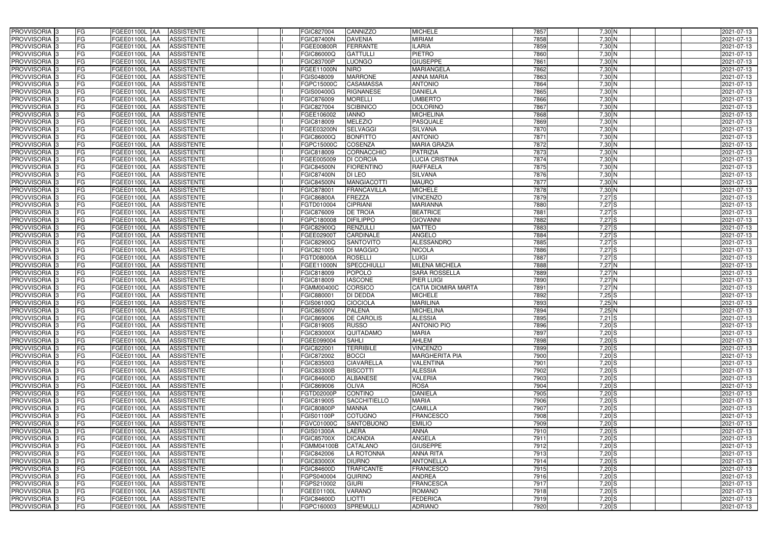| | | | | | | | | | | | | | | |
|---|---|---|---|---|---|---|---|---|---|---|---|---|---|---|
| PROVVISORIA 3 | FG | FGEE01100L | AA | ASSISTENTE | | I | FGIC827004 | CANNIZZO | MICHELE | 7857 | 7,30 | N | | 2021-07-13 |
| PROVVISORIA 3 | FG | FGEE01100L | AA | ASSISTENTE | | I | FGIC87400N | DAVENIA | MIRIAM | 7858 | 7,30 | N | | 2021-07-13 |
| PROVVISORIA 3 | FG | FGEE01100L | AA | ASSISTENTE | | I | FGEE00800R | FERRANTE | ILARIA | 7859 | 7,30 | N | | 2021-07-13 |
| PROVVISORIA 3 | FG | FGEE01100L | AA | ASSISTENTE | | I | FGIC86000Q | GATTULLI | PIETRO | 7860 | 7,30 | N | | 2021-07-13 |
| PROVVISORIA 3 | FG | FGEE01100L | AA | ASSISTENTE | | I | FGIC83700P | LUONGO | GIUSEPPE | 7861 | 7,30 | N | | 2021-07-13 |
| PROVVISORIA 3 | FG | FGEE01100L | AA | ASSISTENTE | | I | FGEE11000N | NIRO | MARIANGELA | 7862 | 7,30 | N | | 2021-07-13 |
| PROVVISORIA 3 | FG | FGEE01100L | AA | ASSISTENTE | | I | FGIS048009 | MARRONE | ANNA MARIA | 7863 | 7,30 | N | | 2021-07-13 |
| PROVVISORIA 3 | FG | FGEE01100L | AA | ASSISTENTE | | I | FGPC15000C | CASAMASSA | ANTONIO | 7864 | 7,30 | N | | 2021-07-13 |
| PROVVISORIA 3 | FG | FGEE01100L | AA | ASSISTENTE | | I | FGIS00400G | RIGNANESE | DANIELA | 7865 | 7,30 | N | | 2021-07-13 |
| PROVVISORIA 3 | FG | FGEE01100L | AA | ASSISTENTE | | I | FGIC876009 | MORELLI | UMBERTO | 7866 | 7,30 | N | | 2021-07-13 |
| PROVVISORIA 3 | FG | FGEE01100L | AA | ASSISTENTE | | I | FGIC827004 | SCIBINICO | DOLORINO | 7867 | 7,30 | N | | 2021-07-13 |
| PROVVISORIA 3 | FG | FGEE01100L | AA | ASSISTENTE | | I | FGEE106002 | IANNO | MICHELINA | 7868 | 7,30 | N | | 2021-07-13 |
| PROVVISORIA 3 | FG | FGEE01100L | AA | ASSISTENTE | | I | FGIC818009 | MELEZIO | PASQUALE | 7869 | 7,30 | N | | 2021-07-13 |
| PROVVISORIA 3 | FG | FGEE01100L | AA | ASSISTENTE | | I | FGEE03200N | SELVAGGI | SILVANA | 7870 | 7,30 | N | | 2021-07-13 |
| PROVVISORIA 3 | FG | FGEE01100L | AA | ASSISTENTE | | I | FGIC86000Q | BONFITTO | ANTONIO | 7871 | 7,30 | N | | 2021-07-13 |
| PROVVISORIA 3 | FG | FGEE01100L | AA | ASSISTENTE | | I | FGPC15000C | COSENZA | MARIA GRAZIA | 7872 | 7,30 | N | | 2021-07-13 |
| PROVVISORIA 3 | FG | FGEE01100L | AA | ASSISTENTE | | I | FGIC818009 | CORNACCHIO | PATRIZIA | 7873 | 7,30 | N | | 2021-07-13 |
| PROVVISORIA 3 | FG | FGEE01100L | AA | ASSISTENTE | | I | FGEE005009 | DI CORCIA | LUCIA CRISTINA | 7874 | 7,30 | N | | 2021-07-13 |
| PROVVISORIA 3 | FG | FGEE01100L | AA | ASSISTENTE | | I | FGIC84500N | FIORENTINO | RAFFAELA | 7875 | 7,30 | N | | 2021-07-13 |
| PROVVISORIA 3 | FG | FGEE01100L | AA | ASSISTENTE | | I | FGIC87400N | DI LEO | SILVANA | 7876 | 7,30 | N | | 2021-07-13 |
| PROVVISORIA 3 | FG | FGEE01100L | AA | ASSISTENTE | | I | FGIC84500N | MANGIACOTTI | MAURO | 7877 | 7,30 | N | | 2021-07-13 |
| PROVVISORIA 3 | FG | FGEE01100L | AA | ASSISTENTE | | I | FGIC878001 | FRANCAVILLA | MICHELE | 7878 | 7,30 | N | | 2021-07-13 |
| PROVVISORIA 3 | FG | FGEE01100L | AA | ASSISTENTE | | I | FGIC86800A | FREZZA | VINCENZO | 7879 | 7,27 | S | | 2021-07-13 |
| PROVVISORIA 3 | FG | FGEE01100L | AA | ASSISTENTE | | I | FGTD010004 | CIPRIANI | MARIANNA | 7880 | 7,27 | S | | 2021-07-13 |
| PROVVISORIA 3 | FG | FGEE01100L | AA | ASSISTENTE | | I | FGIC876009 | DE TROIA | BEATRICE | 7881 | 7,27 | S | | 2021-07-13 |
| PROVVISORIA 3 | FG | FGEE01100L | AA | ASSISTENTE | | I | FGPC180008 | DIFILIPPO | GIOVANNI | 7882 | 7,27 | S | | 2021-07-13 |
| PROVVISORIA 3 | FG | FGEE01100L | AA | ASSISTENTE | | I | FGIC82900Q | RENZULLI | MATTEO | 7883 | 7,27 | S | | 2021-07-13 |
| PROVVISORIA 3 | FG | FGEE01100L | AA | ASSISTENTE | | I | FGEE02900T | CARDINALE | ANGELO | 7884 | 7,27 | S | | 2021-07-13 |
| PROVVISORIA 3 | FG | FGEE01100L | AA | ASSISTENTE | | I | FGIC82900Q | SANTOVITO | ALESSANDRO | 7885 | 7,27 | S | | 2021-07-13 |
| PROVVISORIA 3 | FG | FGEE01100L | AA | ASSISTENTE | | I | FGIC821005 | DI MAGGIO | NICOLA | 7886 | 7,27 | S | | 2021-07-13 |
| PROVVISORIA 3 | FG | FGEE01100L | AA | ASSISTENTE | | I | FGTD08000A | ROSELLI | LUIGI | 7887 | 7,27 | S | | 2021-07-13 |
| PROVVISORIA 3 | FG | FGEE01100L | AA | ASSISTENTE | | I | FGEE11000N | SPECCHIULLI | MILENA MICHELA | 7888 | 7,27 | N | | 2021-07-13 |
| PROVVISORIA 3 | FG | FGEE01100L | AA | ASSISTENTE | | I | FGIC818009 | POPOLO | SARA ROSSELLA | 7889 | 7,27 | N | | 2021-07-13 |
| PROVVISORIA 3 | FG | FGEE01100L | AA | ASSISTENTE | | I | FGIC818009 | IASCONE | PIER LUIGI | 7890 | 7,27 | N | | 2021-07-13 |
| PROVVISORIA 3 | FG | FGEE01100L | AA | ASSISTENTE | | I | FGMM00400C | CORSICO | CATIA DIOMIRA MARTA | 7891 | 7,27 | N | | 2021-07-13 |
| PROVVISORIA 3 | FG | FGEE01100L | AA | ASSISTENTE | | I | FGIC880001 | DI DEDDA | MICHELE | 7892 | 7,25 | S | | 2021-07-13 |
| PROVVISORIA 3 | FG | FGEE01100L | AA | ASSISTENTE | | I | FGIS06100Q | CIOCIOLA | MARILINA | 7893 | 7,25 | N | | 2021-07-13 |
| PROVVISORIA 3 | FG | FGEE01100L | AA | ASSISTENTE | | I | FGIC86500V | PALENA | MICHELINA | 7894 | 7,25 | N | | 2021-07-13 |
| PROVVISORIA 3 | FG | FGEE01100L | AA | ASSISTENTE | | I | FGIC869006 | DE CAROLIS | ALESSIA | 7895 | 7,21 | S | | 2021-07-13 |
| PROVVISORIA 3 | FG | FGEE01100L | AA | ASSISTENTE | | I | FGIC819005 | RUSSO | ANTONIO PIO | 7896 | 7,20 | S | | 2021-07-13 |
| PROVVISORIA 3 | FG | FGEE01100L | AA | ASSISTENTE | | I | FGIC83000X | QUITADAMO | MARIA | 7897 | 7,20 | S | | 2021-07-13 |
| PROVVISORIA 3 | FG | FGEE01100L | AA | ASSISTENTE | | I | FGEE099004 | SAHLI | AHLEM | 7898 | 7,20 | S | | 2021-07-13 |
| PROVVISORIA 3 | FG | FGEE01100L | AA | ASSISTENTE | | I | FGIC822001 | TERRIBILE | VINCENZO | 7899 | 7,20 | S | | 2021-07-13 |
| PROVVISORIA 3 | FG | FGEE01100L | AA | ASSISTENTE | | I | FGIC872002 | BOCCI | MARGHERITA PIA | 7900 | 7,20 | S | | 2021-07-13 |
| PROVVISORIA 3 | FG | FGEE01100L | AA | ASSISTENTE | | I | FGIC835003 | CIAVARELLA | VALENTINA | 7901 | 7,20 | S | | 2021-07-13 |
| PROVVISORIA 3 | FG | FGEE01100L | AA | ASSISTENTE | | I | FGIC83300B | BISCOTTI | ALESSIA | 7902 | 7,20 | S | | 2021-07-13 |
| PROVVISORIA 3 | FG | FGEE01100L | AA | ASSISTENTE | | I | FGIC84600D | ALBANESE | VALERIA | 7903 | 7,20 | S | | 2021-07-13 |
| PROVVISORIA 3 | FG | FGEE01100L | AA | ASSISTENTE | | I | FGIC869006 | OLIVA | ROSA | 7904 | 7,20 | S | | 2021-07-13 |
| PROVVISORIA 3 | FG | FGEE01100L | AA | ASSISTENTE | | I | FGTD02000P | CONTINO | DANIELA | 7905 | 7,20 | S | | 2021-07-13 |
| PROVVISORIA 3 | FG | FGEE01100L | AA | ASSISTENTE | | I | FGIC819005 | SACCHITIELLO | MARIA | 7906 | 7,20 | S | | 2021-07-13 |
| PROVVISORIA 3 | FG | FGEE01100L | AA | ASSISTENTE | | I | FGIC80800P | MANNA | CAMILLA | 7907 | 7,20 | S | | 2021-07-13 |
| PROVVISORIA 3 | FG | FGEE01100L | AA | ASSISTENTE | | I | FGIS01100P | COTUGNO | FRANCESCO | 7908 | 7,20 | S | | 2021-07-13 |
| PROVVISORIA 3 | FG | FGEE01100L | AA | ASSISTENTE | | I | FGVC01000C | SANTOBUONO | EMILIO | 7909 | 7,20 | S | | 2021-07-13 |
| PROVVISORIA 3 | FG | FGEE01100L | AA | ASSISTENTE | | I | FGIS01300A | LAERA | ANNA | 7910 | 7,20 | S | | 2021-07-13 |
| PROVVISORIA 3 | FG | FGEE01100L | AA | ASSISTENTE | | I | FGIC85700X | DICANDIA | ANGELA | 7911 | 7,20 | S | | 2021-07-13 |
| PROVVISORIA 3 | FG | FGEE01100L | AA | ASSISTENTE | | I | FGMM04100B | CATALANO | GIUSEPPE | 7912 | 7,20 | S | | 2021-07-13 |
| PROVVISORIA 3 | FG | FGEE01100L | AA | ASSISTENTE | | I | FGIC842006 | LA ROTONNA | ANNA RITA | 7913 | 7,20 | S | | 2021-07-13 |
| PROVVISORIA 3 | FG | FGEE01100L | AA | ASSISTENTE | | I | FGIC83000X | DIURNO | ANTONELLA | 7914 | 7,20 | S | | 2021-07-13 |
| PROVVISORIA 3 | FG | FGEE01100L | AA | ASSISTENTE | | I | FGIC84600D | TRAFICANTE | FRANCESCO | 7915 | 7,20 | S | | 2021-07-13 |
| PROVVISORIA 3 | FG | FGEE01100L | AA | ASSISTENTE | | I | FGPS040004 | QUIRINO | ANDREA | 7916 | 7,20 | S | | 2021-07-13 |
| PROVVISORIA 3 | FG | FGEE01100L | AA | ASSISTENTE | | I | FGPS210002 | GIURI | FRANCESCA | 7917 | 7,20 | S | | 2021-07-13 |
| PROVVISORIA 3 | FG | FGEE01100L | AA | ASSISTENTE | | I | FGEE01100L | VARANO | ROMANO | 7918 | 7,20 | S | | 2021-07-13 |
| PROVVISORIA 3 | FG | FGEE01100L | AA | ASSISTENTE | | I | FGIC84600D | LIOTTI | FEDERICA | 7919 | 7,20 | S | | 2021-07-13 |
| PROVVISORIA 3 | FG | FGEE01100L | AA | ASSISTENTE | | I | FGPC160003 | SPREMULLI | ADRIANO | 7920 | 7,20 | S | | 2021-07-13 |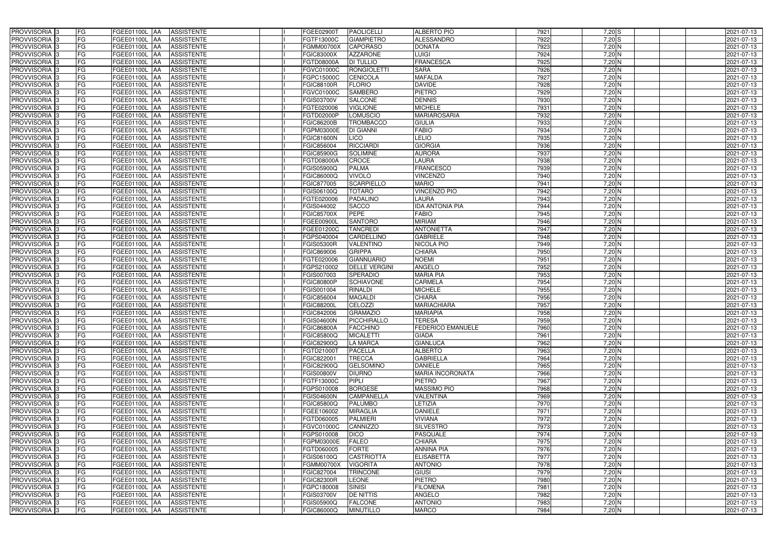| | | | | | | | | | | | | | | |
|---|---|---|---|---|---|---|---|---|---|---|---|---|---|---|
| PROVVISORIA 3 | FG | FGEE01100L | AA | ASSISTENTE | | I | FGEE02900T | PAOLICELLI | ALBERTO PIO | 7921 | 7,20 | S | | 2021-07-13 |
| PROVVISORIA 3 | FG | FGEE01100L | AA | ASSISTENTE | | I | FGTF13000C | GIAMPIETRO | ALESSANDRO | 7922 | 7,20 | S | | 2021-07-13 |
| PROVVISORIA 3 | FG | FGEE01100L | AA | ASSISTENTE | | I | FGMM00700X | CAPORASO | DONATA | 7923 | 7,20 | N | | 2021-07-13 |
| PROVVISORIA 3 | FG | FGEE01100L | AA | ASSISTENTE | | I | FGIC83000X | AZZARONE | LUIGI | 7924 | 7,20 | N | | 2021-07-13 |
| PROVVISORIA 3 | FG | FGEE01100L | AA | ASSISTENTE | | I | FGTD08000A | DI TULLIO | FRANCESCA | 7925 | 7,20 | N | | 2021-07-13 |
| PROVVISORIA 3 | FG | FGEE01100L | AA | ASSISTENTE | | I | FGVC01000C | RONGIOLETTI | SARA | 7926 | 7,20 | N | | 2021-07-13 |
| PROVVISORIA 3 | FG | FGEE01100L | AA | ASSISTENTE | | I | FGPC15000C | CENICOLA | MAFALDA | 7927 | 7,20 | N | | 2021-07-13 |
| PROVVISORIA 3 | FG | FGEE01100L | AA | ASSISTENTE | | I | FGIC88100R | FLORIO | DAVIDE | 7928 | 7,20 | N | | 2021-07-13 |
| PROVVISORIA 3 | FG | FGEE01100L | AA | ASSISTENTE | | I | FGVC01000C | SAMBERO | PIETRO | 7929 | 7,20 | N | | 2021-07-13 |
| PROVVISORIA 3 | FG | FGEE01100L | AA | ASSISTENTE | | I | FGIS03700V | SALCONE | DENNIS | 7930 | 7,20 | N | | 2021-07-13 |
| PROVVISORIA 3 | FG | FGEE01100L | AA | ASSISTENTE | | I | FGTE020006 | VIGLIONE | MICHELE | 7931 | 7,20 | N | | 2021-07-13 |
| PROVVISORIA 3 | FG | FGEE01100L | AA | ASSISTENTE | | I | FGTD02000P | LOMUSCIO | MARIAROSARIA | 7932 | 7,20 | N | | 2021-07-13 |
| PROVVISORIA 3 | FG | FGEE01100L | AA | ASSISTENTE | | I | FGIC86200B | TROMBACCO | GIULIA | 7933 | 7,20 | N | | 2021-07-13 |
| PROVVISORIA 3 | FG | FGEE01100L | AA | ASSISTENTE | | I | FGPM03000E | DI GIANNI | FABIO | 7934 | 7,20 | N | | 2021-07-13 |
| PROVVISORIA 3 | FG | FGEE01100L | AA | ASSISTENTE | | I | FGIC81600N | LICO | LELIO | 7935 | 7,20 | N | | 2021-07-13 |
| PROVVISORIA 3 | FG | FGEE01100L | AA | ASSISTENTE | | I | FGIC856004 | RICCIARDI | GIORGIA | 7936 | 7,20 | N | | 2021-07-13 |
| PROVVISORIA 3 | FG | FGEE01100L | AA | ASSISTENTE | | I | FGIC85900G | SOLIMINE | AURORA | 7937 | 7,20 | N | | 2021-07-13 |
| PROVVISORIA 3 | FG | FGEE01100L | AA | ASSISTENTE | | I | FGTD08000A | CROCE | LAURA | 7938 | 7,20 | N | | 2021-07-13 |
| PROVVISORIA 3 | FG | FGEE01100L | AA | ASSISTENTE | | I | FGIS05900Q | PALMA | FRANCESCO | 7939 | 7,20 | N | | 2021-07-13 |
| PROVVISORIA 3 | FG | FGEE01100L | AA | ASSISTENTE | | I | FGIC86000Q | VIVOLO | VINCENZO | 7940 | 7,20 | N | | 2021-07-13 |
| PROVVISORIA 3 | FG | FGEE01100L | AA | ASSISTENTE | | I | FGIC877005 | SCARPIELLO | MARIO | 7941 | 7,20 | N | | 2021-07-13 |
| PROVVISORIA 3 | FG | FGEE01100L | AA | ASSISTENTE | | I | FGIS06100Q | TOTARO | VINCENZO PIO | 7942 | 7,20 | N | | 2021-07-13 |
| PROVVISORIA 3 | FG | FGEE01100L | AA | ASSISTENTE | | I | FGTE020006 | PADALINO | LAURA | 7943 | 7,20 | N | | 2021-07-13 |
| PROVVISORIA 3 | FG | FGEE01100L | AA | ASSISTENTE | | I | FGIS044002 | SACCO | IDA ANTONIA PIA | 7944 | 7,20 | N | | 2021-07-13 |
| PROVVISORIA 3 | FG | FGEE01100L | AA | ASSISTENTE | | I | FGIC85700X | PEPE | FABIO | 7945 | 7,20 | N | | 2021-07-13 |
| PROVVISORIA 3 | FG | FGEE01100L | AA | ASSISTENTE | | I | FGEE00900L | SANTORO | MIRIAM | 7946 | 7,20 | N | | 2021-07-13 |
| PROVVISORIA 3 | FG | FGEE01100L | AA | ASSISTENTE | | I | FGEE01200C | TANCREDI | ANTONIETTA | 7947 | 7,20 | N | | 2021-07-13 |
| PROVVISORIA 3 | FG | FGEE01100L | AA | ASSISTENTE | | I | FGPS040004 | CARDELLINO | GABRIELE | 7948 | 7,20 | N | | 2021-07-13 |
| PROVVISORIA 3 | FG | FGEE01100L | AA | ASSISTENTE | | I | FGIS05300R | VALENTINO | NICOLA PIO | 7949 | 7,20 | N | | 2021-07-13 |
| PROVVISORIA 3 | FG | FGEE01100L | AA | ASSISTENTE | | I | FGIC869006 | GRIPPA | CHIARA | 7950 | 7,20 | N | | 2021-07-13 |
| PROVVISORIA 3 | FG | FGEE01100L | AA | ASSISTENTE | | I | FGTE020006 | GIANNUARIO | NOEMI | 7951 | 7,20 | N | | 2021-07-13 |
| PROVVISORIA 3 | FG | FGEE01100L | AA | ASSISTENTE | | I | FGPS210002 | DELLE VERGINI | ANGELO | 7952 | 7,20 | N | | 2021-07-13 |
| PROVVISORIA 3 | FG | FGEE01100L | AA | ASSISTENTE | | I | FGIS007003 | SPERADIO | MARIA PIA | 7953 | 7,20 | N | | 2021-07-13 |
| PROVVISORIA 3 | FG | FGEE01100L | AA | ASSISTENTE | | I | FGIC80800P | SCHIAVONE | CARMELA | 7954 | 7,20 | N | | 2021-07-13 |
| PROVVISORIA 3 | FG | FGEE01100L | AA | ASSISTENTE | | I | FGIS001004 | RINALDI | MICHELE | 7955 | 7,20 | N | | 2021-07-13 |
| PROVVISORIA 3 | FG | FGEE01100L | AA | ASSISTENTE | | I | FGIC856004 | MAGALDI | CHIARA | 7956 | 7,20 | N | | 2021-07-13 |
| PROVVISORIA 3 | FG | FGEE01100L | AA | ASSISTENTE | | I | FGIC88200L | CELOZZI | MARIACHIARA | 7957 | 7,20 | N | | 2021-07-13 |
| PROVVISORIA 3 | FG | FGEE01100L | AA | ASSISTENTE | | I | FGIC842006 | GRAMAZIO | MARIAPIA | 7958 | 7,20 | N | | 2021-07-13 |
| PROVVISORIA 3 | FG | FGEE01100L | AA | ASSISTENTE | | I | FGIS04600N | PICCHIRALLO | TERESA | 7959 | 7,20 | N | | 2021-07-13 |
| PROVVISORIA 3 | FG | FGEE01100L | AA | ASSISTENTE | | I | FGIC86800A | FACCHINO | FEDERICO EMANUELE | 7960 | 7,20 | N | | 2021-07-13 |
| PROVVISORIA 3 | FG | FGEE01100L | AA | ASSISTENTE | | I | FGIC85800Q | MICALETTI | GIADA | 7961 | 7,20 | N | | 2021-07-13 |
| PROVVISORIA 3 | FG | FGEE01100L | AA | ASSISTENTE | | I | FGIC82900Q | LA MARCA | GIANLUCA | 7962 | 7,20 | N | | 2021-07-13 |
| PROVVISORIA 3 | FG | FGEE01100L | AA | ASSISTENTE | | I | FGTD21000T | PACELLA | ALBERTO | 7963 | 7,20 | N | | 2021-07-13 |
| PROVVISORIA 3 | FG | FGEE01100L | AA | ASSISTENTE | | I | FGIC822001 | TRECCA | GABRIELLA | 7964 | 7,20 | N | | 2021-07-13 |
| PROVVISORIA 3 | FG | FGEE01100L | AA | ASSISTENTE | | I | FGIC82900Q | GELSOMINO | DANIELE | 7965 | 7,20 | N | | 2021-07-13 |
| PROVVISORIA 3 | FG | FGEE01100L | AA | ASSISTENTE | | I | FGIS00800V | DIURNO | MARIA INCORONATA | 7966 | 7,20 | N | | 2021-07-13 |
| PROVVISORIA 3 | FG | FGEE01100L | AA | ASSISTENTE | | I | FGTF13000C | PIPLI | PIETRO | 7967 | 7,20 | N | | 2021-07-13 |
| PROVVISORIA 3 | FG | FGEE01100L | AA | ASSISTENTE | | I | FGPS010008 | BORGESE | MASSIMO PIO | 7968 | 7,20 | N | | 2021-07-13 |
| PROVVISORIA 3 | FG | FGEE01100L | AA | ASSISTENTE | | I | FGIS04600N | CAMPANELLA | VALENTINA | 7969 | 7,20 | N | | 2021-07-13 |
| PROVVISORIA 3 | FG | FGEE01100L | AA | ASSISTENTE | | I | FGIC85800Q | PALUMBO | LETIZIA | 7970 | 7,20 | N | | 2021-07-13 |
| PROVVISORIA 3 | FG | FGEE01100L | AA | ASSISTENTE | | I | FGEE106002 | MIRAGLIA | DANIELE | 7971 | 7,20 | N | | 2021-07-13 |
| PROVVISORIA 3 | FG | FGEE01100L | AA | ASSISTENTE | | I | FGTD060005 | PALMIERI | VIVIANA | 7972 | 7,20 | N | | 2021-07-13 |
| PROVVISORIA 3 | FG | FGEE01100L | AA | ASSISTENTE | | I | FGVC01000C | CANNIZZO | SILVESTRO | 7973 | 7,20 | N | | 2021-07-13 |
| PROVVISORIA 3 | FG | FGEE01100L | AA | ASSISTENTE | | I | FGPS010008 | DICO | PASQUALE | 7974 | 7,20 | N | | 2021-07-13 |
| PROVVISORIA 3 | FG | FGEE01100L | AA | ASSISTENTE | | I | FGPM03000E | FALEO | CHIARA | 7975 | 7,20 | N | | 2021-07-13 |
| PROVVISORIA 3 | FG | FGEE01100L | AA | ASSISTENTE | | I | FGTD060005 | FORTE | ANNINA PIA | 7976 | 7,20 | N | | 2021-07-13 |
| PROVVISORIA 3 | FG | FGEE01100L | AA | ASSISTENTE | | I | FGIS06100Q | CASTRIOTTA | ELISABETTA | 7977 | 7,20 | N | | 2021-07-13 |
| PROVVISORIA 3 | FG | FGEE01100L | AA | ASSISTENTE | | I | FGMM00700X | VIGORITA | ANTONIO | 7978 | 7,20 | N | | 2021-07-13 |
| PROVVISORIA 3 | FG | FGEE01100L | AA | ASSISTENTE | | I | FGIC827004 | TRINCONE | GIUSI | 7979 | 7,20 | N | | 2021-07-13 |
| PROVVISORIA 3 | FG | FGEE01100L | AA | ASSISTENTE | | I | FGIC82300R | LEONE | PIETRO | 7980 | 7,20 | N | | 2021-07-13 |
| PROVVISORIA 3 | FG | FGEE01100L | AA | ASSISTENTE | | I | FGPC180008 | SINISI | FILOMENA | 7981 | 7,20 | N | | 2021-07-13 |
| PROVVISORIA 3 | FG | FGEE01100L | AA | ASSISTENTE | | I | FGIS03700V | DE NITTIS | ANGELO | 7982 | 7,20 | N | | 2021-07-13 |
| PROVVISORIA 3 | FG | FGEE01100L | AA | ASSISTENTE | | I | FGIS05900Q | FALCONE | ANTONIO | 7983 | 7,20 | N | | 2021-07-13 |
| PROVVISORIA 3 | FG | FGEE01100L | AA | ASSISTENTE | | I | FGIC86000Q | MINUTILLO | MARCO | 7984 | 7,20 | N | | 2021-07-13 |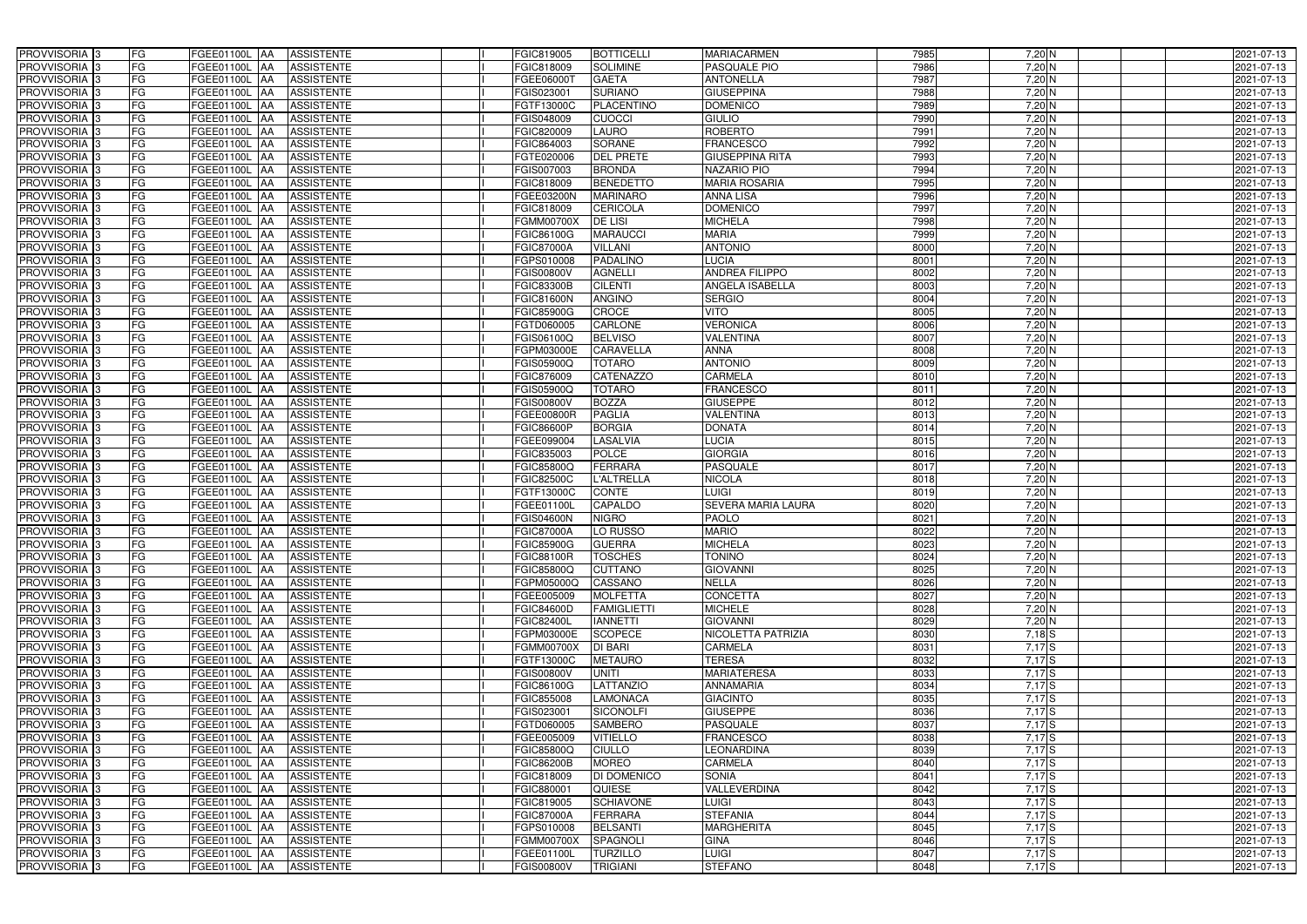| PROVVISORIA 3 | FG | FGEE01100L | AA | ASSISTENTE | | I | FGIC819005 | BOTTICELLI | MARIACARMEN | 7985 | 7,20 | N | | | 2021-07-13 |
|---|---|---|---|---|---|---|---|---|---|---|---|---|---|---|---|
| PROVVISORIA 3 | FG | FGEE01100L | AA | ASSISTENTE | | I | FGIC818009 | SOLIMINE | PASQUALE PIO | 7986 | 7,20 | N | | | 2021-07-13 |
| PROVVISORIA 3 | FG | FGEE01100L | AA | ASSISTENTE | | I | FGEE06000T | GAETA | ANTONELLA | 7987 | 7,20 | N | | | 2021-07-13 |
| PROVVISORIA 3 | FG | FGEE01100L | AA | ASSISTENTE | | I | FGIS023001 | SURIANO | GIUSEPPINA | 7988 | 7,20 | N | | | 2021-07-13 |
| PROVVISORIA 3 | FG | FGEE01100L | AA | ASSISTENTE | | I | FGTF13000C | PLACENTINO | DOMENICO | 7989 | 7,20 | N | | | 2021-07-13 |
| PROVVISORIA 3 | FG | FGEE01100L | AA | ASSISTENTE | | I | FGIS048009 | CUOCCI | GIULIO | 7990 | 7,20 | N | | | 2021-07-13 |
| PROVVISORIA 3 | FG | FGEE01100L | AA | ASSISTENTE | | I | FGIC820009 | LAURO | ROBERTO | 7991 | 7,20 | N | | | 2021-07-13 |
| PROVVISORIA 3 | FG | FGEE01100L | AA | ASSISTENTE | | I | FGIC864003 | SORANE | FRANCESCO | 7992 | 7,20 | N | | | 2021-07-13 |
| PROVVISORIA 3 | FG | FGEE01100L | AA | ASSISTENTE | | I | FGTE020006 | DEL PRETE | GIUSEPPINA RITA | 7993 | 7,20 | N | | | 2021-07-13 |
| PROVVISORIA 3 | FG | FGEE01100L | AA | ASSISTENTE | | I | FGIS007003 | BRONDA | NAZARIO PIO | 7994 | 7,20 | N | | | 2021-07-13 |
| PROVVISORIA 3 | FG | FGEE01100L | AA | ASSISTENTE | | I | FGIC818009 | BENEDETTO | MARIA ROSARIA | 7995 | 7,20 | N | | | 2021-07-13 |
| PROVVISORIA 3 | FG | FGEE01100L | AA | ASSISTENTE | | I | FGEE03200N | MARINARO | ANNA LISA | 7996 | 7,20 | N | | | 2021-07-13 |
| PROVVISORIA 3 | FG | FGEE01100L | AA | ASSISTENTE | | I | FGIC818009 | CERICOLA | DOMENICO | 7997 | 7,20 | N | | | 2021-07-13 |
| PROVVISORIA 3 | FG | FGEE01100L | AA | ASSISTENTE | | I | FGMM00700X | DE LISI | MICHELA | 7998 | 7,20 | N | | | 2021-07-13 |
| PROVVISORIA 3 | FG | FGEE01100L | AA | ASSISTENTE | | I | FGIC86100G | MARAUCCI | MARIA | 7999 | 7,20 | N | | | 2021-07-13 |
| PROVVISORIA 3 | FG | FGEE01100L | AA | ASSISTENTE | | I | FGIC87000A | VILLANI | ANTONIO | 8000 | 7,20 | N | | | 2021-07-13 |
| PROVVISORIA 3 | FG | FGEE01100L | AA | ASSISTENTE | | I | FGPS010008 | PADALINO | LUCIA | 8001 | 7,20 | N | | | 2021-07-13 |
| PROVVISORIA 3 | FG | FGEE01100L | AA | ASSISTENTE | | I | FGIS00800V | AGNELLI | ANDREA FILIPPO | 8002 | 7,20 | N | | | 2021-07-13 |
| PROVVISORIA 3 | FG | FGEE01100L | AA | ASSISTENTE | | I | FGIC83300B | CILENTI | ANGELA ISABELLA | 8003 | 7,20 | N | | | 2021-07-13 |
| PROVVISORIA 3 | FG | FGEE01100L | AA | ASSISTENTE | | I | FGIC81600N | ANGINO | SERGIO | 8004 | 7,20 | N | | | 2021-07-13 |
| PROVVISORIA 3 | FG | FGEE01100L | AA | ASSISTENTE | | I | FGIC85900G | CROCE | VITO | 8005 | 7,20 | N | | | 2021-07-13 |
| PROVVISORIA 3 | FG | FGEE01100L | AA | ASSISTENTE | | I | FGTD060005 | CARLONE | VERONICA | 8006 | 7,20 | N | | | 2021-07-13 |
| PROVVISORIA 3 | FG | FGEE01100L | AA | ASSISTENTE | | I | FGIS06100Q | BELVISO | VALENTINA | 8007 | 7,20 | N | | | 2021-07-13 |
| PROVVISORIA 3 | FG | FGEE01100L | AA | ASSISTENTE | | I | FGPM03000E | CARAVELLA | ANNA | 8008 | 7,20 | N | | | 2021-07-13 |
| PROVVISORIA 3 | FG | FGEE01100L | AA | ASSISTENTE | | I | FGIS05900Q | TOTARO | ANTONIO | 8009 | 7,20 | N | | | 2021-07-13 |
| PROVVISORIA 3 | FG | FGEE01100L | AA | ASSISTENTE | | I | FGIC876009 | CATENAZZO | CARMELA | 8010 | 7,20 | N | | | 2021-07-13 |
| PROVVISORIA 3 | FG | FGEE01100L | AA | ASSISTENTE | | I | FGIS05900Q | TOTARO | FRANCESCO | 8011 | 7,20 | N | | | 2021-07-13 |
| PROVVISORIA 3 | FG | FGEE01100L | AA | ASSISTENTE | | I | FGIS00800V | BOZZA | GIUSEPPE | 8012 | 7,20 | N | | | 2021-07-13 |
| PROVVISORIA 3 | FG | FGEE01100L | AA | ASSISTENTE | | I | FGEE00800R | PAGLIA | VALENTINA | 8013 | 7,20 | N | | | 2021-07-13 |
| PROVVISORIA 3 | FG | FGEE01100L | AA | ASSISTENTE | | I | FGIC86600P | BORGIA | DONATA | 8014 | 7,20 | N | | | 2021-07-13 |
| PROVVISORIA 3 | FG | FGEE01100L | AA | ASSISTENTE | | I | FGEE099004 | LASALVIA | LUCIA | 8015 | 7,20 | N | | | 2021-07-13 |
| PROVVISORIA 3 | FG | FGEE01100L | AA | ASSISTENTE | | I | FGIC835003 | POLCE | GIORGIA | 8016 | 7,20 | N | | | 2021-07-13 |
| PROVVISORIA 3 | FG | FGEE01100L | AA | ASSISTENTE | | I | FGIC85800Q | FERRARA | PASQUALE | 8017 | 7,20 | N | | | 2021-07-13 |
| PROVVISORIA 3 | FG | FGEE01100L | AA | ASSISTENTE | | I | FGIC82500C | L'ALTRELLA | NICOLA | 8018 | 7,20 | N | | | 2021-07-13 |
| PROVVISORIA 3 | FG | FGEE01100L | AA | ASSISTENTE | | I | FGTF13000C | CONTE | LUIGI | 8019 | 7,20 | N | | | 2021-07-13 |
| PROVVISORIA 3 | FG | FGEE01100L | AA | ASSISTENTE | | I | FGEE01100L | CAPALDO | SEVERA MARIA LAURA | 8020 | 7,20 | N | | | 2021-07-13 |
| PROVVISORIA 3 | FG | FGEE01100L | AA | ASSISTENTE | | I | FGIS04600N | NIGRO | PAOLO | 8021 | 7,20 | N | | | 2021-07-13 |
| PROVVISORIA 3 | FG | FGEE01100L | AA | ASSISTENTE | | I | FGIC87000A | LO RUSSO | MARIO | 8022 | 7,20 | N | | | 2021-07-13 |
| PROVVISORIA 3 | FG | FGEE01100L | AA | ASSISTENTE | | I | FGIC85900G | GUERRA | MICHELA | 8023 | 7,20 | N | | | 2021-07-13 |
| PROVVISORIA 3 | FG | FGEE01100L | AA | ASSISTENTE | | I | FGIC88100R | TOSCHES | TONINO | 8024 | 7,20 | N | | | 2021-07-13 |
| PROVVISORIA 3 | FG | FGEE01100L | AA | ASSISTENTE | | I | FGIC85800Q | CUTTANO | GIOVANNI | 8025 | 7,20 | N | | | 2021-07-13 |
| PROVVISORIA 3 | FG | FGEE01100L | AA | ASSISTENTE | | I | FGPM05000Q | CASSANO | NELLA | 8026 | 7,20 | N | | | 2021-07-13 |
| PROVVISORIA 3 | FG | FGEE01100L | AA | ASSISTENTE | | I | FGEE005009 | MOLFETTA | CONCETTA | 8027 | 7,20 | N | | | 2021-07-13 |
| PROVVISORIA 3 | FG | FGEE01100L | AA | ASSISTENTE | | I | FGIC84600D | FAMIGLIETTI | MICHELE | 8028 | 7,20 | N | | | 2021-07-13 |
| PROVVISORIA 3 | FG | FGEE01100L | AA | ASSISTENTE | | I | FGIC82400L | IANNETTI | GIOVANNI | 8029 | 7,20 | N | | | 2021-07-13 |
| PROVVISORIA 3 | FG | FGEE01100L | AA | ASSISTENTE | | I | FGPM03000E | SCOPECE | NICOLETTA PATRIZIA | 8030 | 7,18 | S | | | 2021-07-13 |
| PROVVISORIA 3 | FG | FGEE01100L | AA | ASSISTENTE | | I | FGMM00700X | DI BARI | CARMELA | 8031 | 7,17 | S | | | 2021-07-13 |
| PROVVISORIA 3 | FG | FGEE01100L | AA | ASSISTENTE | | I | FGTF13000C | METAURO | TERESA | 8032 | 7,17 | S | | | 2021-07-13 |
| PROVVISORIA 3 | FG | FGEE01100L | AA | ASSISTENTE | | I | FGIS00800V | UNITI | MARIATERESA | 8033 | 7,17 | S | | | 2021-07-13 |
| PROVVISORIA 3 | FG | FGEE01100L | AA | ASSISTENTE | | I | FGIC86100G | LATTANZIO | ANNAMARIA | 8034 | 7,17 | S | | | 2021-07-13 |
| PROVVISORIA 3 | FG | FGEE01100L | AA | ASSISTENTE | | I | FGIC855008 | LAMONACA | GIACINTO | 8035 | 7,17 | S | | | 2021-07-13 |
| PROVVISORIA 3 | FG | FGEE01100L | AA | ASSISTENTE | | I | FGIS023001 | SICONOLFI | GIUSEPPE | 8036 | 7,17 | S | | | 2021-07-13 |
| PROVVISORIA 3 | FG | FGEE01100L | AA | ASSISTENTE | | I | FGTD060005 | SAMBERO | PASQUALE | 8037 | 7,17 | S | | | 2021-07-13 |
| PROVVISORIA 3 | FG | FGEE01100L | AA | ASSISTENTE | | I | FGEE005009 | VITIELLO | FRANCESCO | 8038 | 7,17 | S | | | 2021-07-13 |
| PROVVISORIA 3 | FG | FGEE01100L | AA | ASSISTENTE | | I | FGIC85800Q | CIULLO | LEONARDINA | 8039 | 7,17 | S | | | 2021-07-13 |
| PROVVISORIA 3 | FG | FGEE01100L | AA | ASSISTENTE | | I | FGIC86200B | MOREO | CARMELA | 8040 | 7,17 | S | | | 2021-07-13 |
| PROVVISORIA 3 | FG | FGEE01100L | AA | ASSISTENTE | | I | FGIC818009 | DI DOMENICO | SONIA | 8041 | 7,17 | S | | | 2021-07-13 |
| PROVVISORIA 3 | FG | FGEE01100L | AA | ASSISTENTE | | I | FGIC880001 | QUIESE | VALLEVERDINA | 8042 | 7,17 | S | | | 2021-07-13 |
| PROVVISORIA 3 | FG | FGEE01100L | AA | ASSISTENTE | | I | FGIC819005 | SCHIAVONE | LUIGI | 8043 | 7,17 | S | | | 2021-07-13 |
| PROVVISORIA 3 | FG | FGEE01100L | AA | ASSISTENTE | | I | FGIC87000A | FERRARA | STEFANIA | 8044 | 7,17 | S | | | 2021-07-13 |
| PROVVISORIA 3 | FG | FGEE01100L | AA | ASSISTENTE | | I | FGPS010008 | BELSANTI | MARGHERITA | 8045 | 7,17 | S | | | 2021-07-13 |
| PROVVISORIA 3 | FG | FGEE01100L | AA | ASSISTENTE | | I | FGMM00700X | SPAGNOLI | GINA | 8046 | 7,17 | S | | | 2021-07-13 |
| PROVVISORIA 3 | FG | FGEE01100L | AA | ASSISTENTE | | I | FGEE01100L | TURZILLO | LUIGI | 8047 | 7,17 | S | | | 2021-07-13 |
| PROVVISORIA 3 | FG | FGEE01100L | AA | ASSISTENTE | | I | FGIS00800V | TRIGIANI | STEFANO | 8048 | 7,17 | S | | | 2021-07-13 |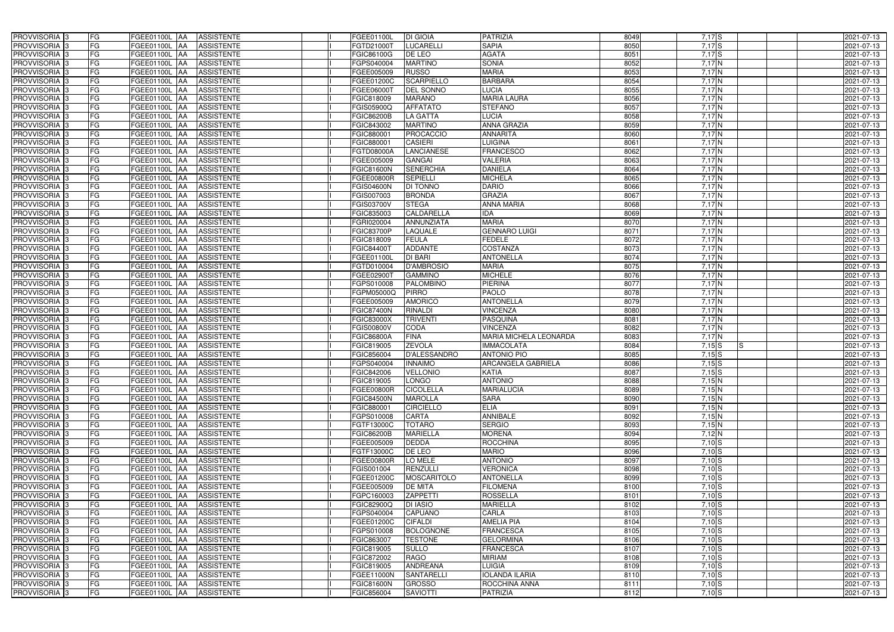| | | | | | | | | | | | | | | |
|---|---|---|---|---|---|---|---|---|---|---|---|---|---|---|
| PROVVISORIA 3 | FG | FGEE01100L | AA | ASSISTENTE | | I | FGEE01100L | DI GIOIA | PATRIZIA | 8049 | 7,17 | S | | 2021-07-13 |
| PROVVISORIA 3 | FG | FGEE01100L | AA | ASSISTENTE | | I | FGTD21000T | LUCARELLI | SAPIA | 8050 | 7,17 | S | | 2021-07-13 |
| PROVVISORIA 3 | FG | FGEE01100L | AA | ASSISTENTE | | I | FGIC86100G | DE LEO | AGATA | 8051 | 7,17 | S | | 2021-07-13 |
| PROVVISORIA 3 | FG | FGEE01100L | AA | ASSISTENTE | | I | FGPS040004 | MARTINO | SONIA | 8052 | 7,17 | N | | 2021-07-13 |
| PROVVISORIA 3 | FG | FGEE01100L | AA | ASSISTENTE | | I | FGEE005009 | RUSSO | MARIA | 8053 | 7,17 | N | | 2021-07-13 |
| PROVVISORIA 3 | FG | FGEE01100L | AA | ASSISTENTE | | I | FGEE01200C | SCARPIELLO | BARBARA | 8054 | 7,17 | N | | 2021-07-13 |
| PROVVISORIA 3 | FG | FGEE01100L | AA | ASSISTENTE | | I | FGEE06000T | DEL SONNO | LUCIA | 8055 | 7,17 | N | | 2021-07-13 |
| PROVVISORIA 3 | FG | FGEE01100L | AA | ASSISTENTE | | I | FGIC818009 | MARANO | MARIA LAURA | 8056 | 7,17 | N | | 2021-07-13 |
| PROVVISORIA 3 | FG | FGEE01100L | AA | ASSISTENTE | | I | FGIS05900Q | AFFATATO | STEFANO | 8057 | 7,17 | N | | 2021-07-13 |
| PROVVISORIA 3 | FG | FGEE01100L | AA | ASSISTENTE | | I | FGIC86200B | LA GATTA | LUCIA | 8058 | 7,17 | N | | 2021-07-13 |
| PROVVISORIA 3 | FG | FGEE01100L | AA | ASSISTENTE | | I | FGIC843002 | MARTINO | ANNA GRAZIA | 8059 | 7,17 | N | | 2021-07-13 |
| PROVVISORIA 3 | FG | FGEE01100L | AA | ASSISTENTE | | I | FGIC880001 | PROCACCIO | ANNARITA | 8060 | 7,17 | N | | 2021-07-13 |
| PROVVISORIA 3 | FG | FGEE01100L | AA | ASSISTENTE | | I | FGIC880001 | CASIERI | LUIGINA | 8061 | 7,17 | N | | 2021-07-13 |
| PROVVISORIA 3 | FG | FGEE01100L | AA | ASSISTENTE | | I | FGTD08000A | LANCIANESE | FRANCESCO | 8062 | 7,17 | N | | 2021-07-13 |
| PROVVISORIA 3 | FG | FGEE01100L | AA | ASSISTENTE | | I | FGEE005009 | GANGAI | VALERIA | 8063 | 7,17 | N | | 2021-07-13 |
| PROVVISORIA 3 | FG | FGEE01100L | AA | ASSISTENTE | | I | FGIC81600N | SENERCHIA | DANIELA | 8064 | 7,17 | N | | 2021-07-13 |
| PROVVISORIA 3 | FG | FGEE01100L | AA | ASSISTENTE | | I | FGEE00800R | SEPIELLI | MICHELA | 8065 | 7,17 | N | | 2021-07-13 |
| PROVVISORIA 3 | FG | FGEE01100L | AA | ASSISTENTE | | I | FGIS04600N | DI TONNO | DARIO | 8066 | 7,17 | N | | 2021-07-13 |
| PROVVISORIA 3 | FG | FGEE01100L | AA | ASSISTENTE | | I | FGIS007003 | BRONDA | GRAZIA | 8067 | 7,17 | N | | 2021-07-13 |
| PROVVISORIA 3 | FG | FGEE01100L | AA | ASSISTENTE | | I | FGIS03700V | STEGA | ANNA MARIA | 8068 | 7,17 | N | | 2021-07-13 |
| PROVVISORIA 3 | FG | FGEE01100L | AA | ASSISTENTE | | I | FGIC835003 | CALDARELLA | IDA | 8069 | 7,17 | N | | 2021-07-13 |
| PROVVISORIA 3 | FG | FGEE01100L | AA | ASSISTENTE | | I | FGRI020004 | ANNUNZIATA | MARIA | 8070 | 7,17 | N | | 2021-07-13 |
| PROVVISORIA 3 | FG | FGEE01100L | AA | ASSISTENTE | | I | FGIC83700P | LAQUALE | GENNARO LUIGI | 8071 | 7,17 | N | | 2021-07-13 |
| PROVVISORIA 3 | FG | FGEE01100L | AA | ASSISTENTE | | I | FGIC818009 | FEULA | FEDELE | 8072 | 7,17 | N | | 2021-07-13 |
| PROVVISORIA 3 | FG | FGEE01100L | AA | ASSISTENTE | | I | FGIC84400T | ADDANTE | COSTANZA | 8073 | 7,17 | N | | 2021-07-13 |
| PROVVISORIA 3 | FG | FGEE01100L | AA | ASSISTENTE | | I | FGEE01100L | DI BARI | ANTONELLA | 8074 | 7,17 | N | | 2021-07-13 |
| PROVVISORIA 3 | FG | FGEE01100L | AA | ASSISTENTE | | I | FGTD010004 | D'AMBROSIO | MARIA | 8075 | 7,17 | N | | 2021-07-13 |
| PROVVISORIA 3 | FG | FGEE01100L | AA | ASSISTENTE | | I | FGEE02900T | GAMMINO | MICHELE | 8076 | 7,17 | N | | 2021-07-13 |
| PROVVISORIA 3 | FG | FGEE01100L | AA | ASSISTENTE | | I | FGPS010008 | PALOMBINO | PIERINA | 8077 | 7,17 | N | | 2021-07-13 |
| PROVVISORIA 3 | FG | FGEE01100L | AA | ASSISTENTE | | I | FGPM05000Q | PIRRO | PAOLO | 8078 | 7,17 | N | | 2021-07-13 |
| PROVVISORIA 3 | FG | FGEE01100L | AA | ASSISTENTE | | I | FGEE005009 | AMORICO | ANTONELLA | 8079 | 7,17 | N | | 2021-07-13 |
| PROVVISORIA 3 | FG | FGEE01100L | AA | ASSISTENTE | | I | FGIC87400N | RINALDI | VINCENZA | 8080 | 7,17 | N | | 2021-07-13 |
| PROVVISORIA 3 | FG | FGEE01100L | AA | ASSISTENTE | | I | FGIC83000X | TRIVENTI | PASQUINA | 8081 | 7,17 | N | | 2021-07-13 |
| PROVVISORIA 3 | FG | FGEE01100L | AA | ASSISTENTE | | I | FGIS00800V | CODA | VINCENZA | 8082 | 7,17 | N | | 2021-07-13 |
| PROVVISORIA 3 | FG | FGEE01100L | AA | ASSISTENTE | | I | FGIC86800A | FINA | MARIA MICHELA LEONARDA | 8083 | 7,17 | N | | 2021-07-13 |
| PROVVISORIA 3 | FG | FGEE01100L | AA | ASSISTENTE | | I | FGIC819005 | ZEVOLA | IMMACOLATA | 8084 | 7,15 | S | S | 2021-07-13 |
| PROVVISORIA 3 | FG | FGEE01100L | AA | ASSISTENTE | | I | FGIC856004 | D'ALESSANDRO | ANTONIO PIO | 8085 | 7,15 | S | | 2021-07-13 |
| PROVVISORIA 3 | FG | FGEE01100L | AA | ASSISTENTE | | I | FGPS040004 | INNAIMO | ARCANGELA GABRIELA | 8086 | 7,15 | S | | 2021-07-13 |
| PROVVISORIA 3 | FG | FGEE01100L | AA | ASSISTENTE | | I | FGIC842006 | VELLONIO | KATIA | 8087 | 7,15 | S | | 2021-07-13 |
| PROVVISORIA 3 | FG | FGEE01100L | AA | ASSISTENTE | | I | FGIC819005 | LONGO | ANTONIO | 8088 | 7,15 | N | | 2021-07-13 |
| PROVVISORIA 3 | FG | FGEE01100L | AA | ASSISTENTE | | I | FGEE00800R | CICOLELLA | MARIALUCIA | 8089 | 7,15 | N | | 2021-07-13 |
| PROVVISORIA 3 | FG | FGEE01100L | AA | ASSISTENTE | | I | FGIC84500N | MAROLLA | SARA | 8090 | 7,15 | N | | 2021-07-13 |
| PROVVISORIA 3 | FG | FGEE01100L | AA | ASSISTENTE | | I | FGIC880001 | CIRCIELLO | ELIA | 8091 | 7,15 | N | | 2021-07-13 |
| PROVVISORIA 3 | FG | FGEE01100L | AA | ASSISTENTE | | I | FGPS010008 | CARTA | ANNIBALE | 8092 | 7,15 | N | | 2021-07-13 |
| PROVVISORIA 3 | FG | FGEE01100L | AA | ASSISTENTE | | I | FGTF13000C | TOTARO | SERGIO | 8093 | 7,15 | N | | 2021-07-13 |
| PROVVISORIA 3 | FG | FGEE01100L | AA | ASSISTENTE | | I | FGIC86200B | MARIELLA | MORENA | 8094 | 7,12 | N | | 2021-07-13 |
| PROVVISORIA 3 | FG | FGEE01100L | AA | ASSISTENTE | | I | FGEE005009 | DEDDA | ROCCHINA | 8095 | 7,10 | S | | 2021-07-13 |
| PROVVISORIA 3 | FG | FGEE01100L | AA | ASSISTENTE | | I | FGTF13000C | DE LEO | MARIO | 8096 | 7,10 | S | | 2021-07-13 |
| PROVVISORIA 3 | FG | FGEE01100L | AA | ASSISTENTE | | I | FGEE00800R | LO MELE | ANTONIO | 8097 | 7,10 | S | | 2021-07-13 |
| PROVVISORIA 3 | FG | FGEE01100L | AA | ASSISTENTE | | I | FGIS001004 | RENZULLI | VERONICA | 8098 | 7,10 | S | | 2021-07-13 |
| PROVVISORIA 3 | FG | FGEE01100L | AA | ASSISTENTE | | I | FGEE01200C | MOSCARITOLO | ANTONELLA | 8099 | 7,10 | S | | 2021-07-13 |
| PROVVISORIA 3 | FG | FGEE01100L | AA | ASSISTENTE | | I | FGEE005009 | DE MITA | FILOMENA | 8100 | 7,10 | S | | 2021-07-13 |
| PROVVISORIA 3 | FG | FGEE01100L | AA | ASSISTENTE | | I | FGPC160003 | ZAPPETTI | ROSSELLA | 8101 | 7,10 | S | | 2021-07-13 |
| PROVVISORIA 3 | FG | FGEE01100L | AA | ASSISTENTE | | I | FGIC82900Q | DI IASIO | MARIELLA | 8102 | 7,10 | S | | 2021-07-13 |
| PROVVISORIA 3 | FG | FGEE01100L | AA | ASSISTENTE | | I | FGPS040004 | CAPUANO | CARLA | 8103 | 7,10 | S | | 2021-07-13 |
| PROVVISORIA 3 | FG | FGEE01100L | AA | ASSISTENTE | | I | FGEE01200C | CIFALDI | AMELIA PIA | 8104 | 7,10 | S | | 2021-07-13 |
| PROVVISORIA 3 | FG | FGEE01100L | AA | ASSISTENTE | | I | FGPS010008 | BOLOGNONE | FRANCESCA | 8105 | 7,10 | S | | 2021-07-13 |
| PROVVISORIA 3 | FG | FGEE01100L | AA | ASSISTENTE | | I | FGIC863007 | TESTONE | GELORMINA | 8106 | 7,10 | S | | 2021-07-13 |
| PROVVISORIA 3 | FG | FGEE01100L | AA | ASSISTENTE | | I | FGIC819005 | SULLO | FRANCESCA | 8107 | 7,10 | S | | 2021-07-13 |
| PROVVISORIA 3 | FG | FGEE01100L | AA | ASSISTENTE | | I | FGIC872002 | RAGO | MIRIAM | 8108 | 7,10 | S | | 2021-07-13 |
| PROVVISORIA 3 | FG | FGEE01100L | AA | ASSISTENTE | | I | FGIC819005 | ANDREANA | LUIGIA | 8109 | 7,10 | S | | 2021-07-13 |
| PROVVISORIA 3 | FG | FGEE01100L | AA | ASSISTENTE | | I | FGEE11000N | SANTARELLI | IOLANDA ILARIA | 8110 | 7,10 | S | | 2021-07-13 |
| PROVVISORIA 3 | FG | FGEE01100L | AA | ASSISTENTE | | I | FGIC81600N | GROSSO | ROCCHINA ANNA | 8111 | 7,10 | S | | 2021-07-13 |
| PROVVISORIA 3 | FG | FGEE01100L | AA | ASSISTENTE | | I | FGIC856004 | SAVIOTTI | PATRIZIA | 8112 | 7,10 | S | | 2021-07-13 |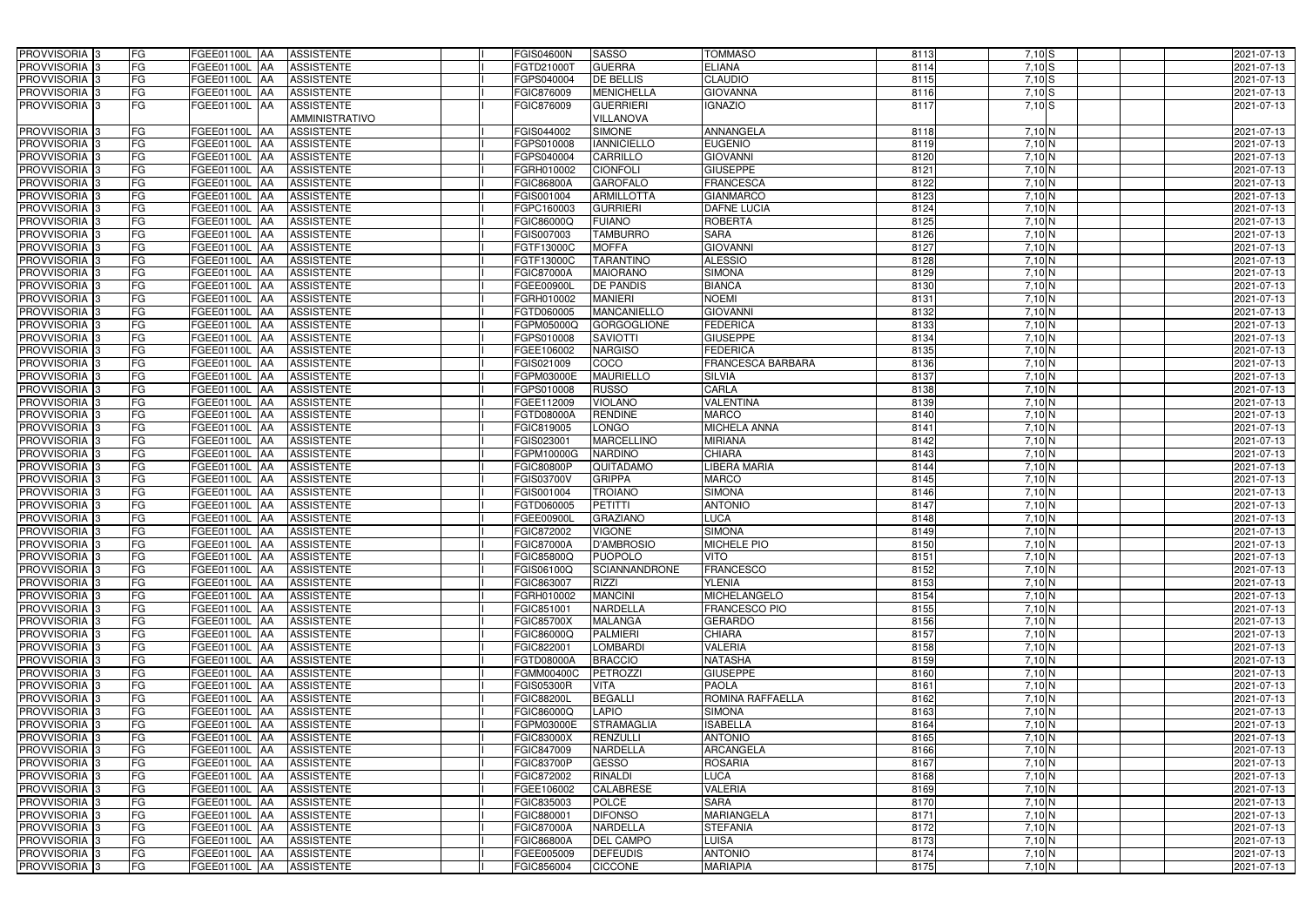| PROVVISORIA | 3 | FG | FGEE01100L | AA | ASSISTENTE | | I | FGIS04600N | SASSO | TOMMASO | 8113 | 7,10 | S | | | 2021-07-13 |
|---|---|---|---|---|---|---|---|---|---|---|---|---|---|---|---|---|
| PROVVISORIA | 3 | FG | FGEE01100L | AA | ASSISTENTE | | I | FGTD21000T | GUERRA | ELIANA | 8114 | 7,10 | S | | | 2021-07-13 |
| PROVVISORIA | 3 | FG | FGEE01100L | AA | ASSISTENTE | | I | FGPS040004 | DE BELLIS | CLAUDIO | 8115 | 7,10 | S | | | 2021-07-13 |
| PROVVISORIA | 3 | FG | FGEE01100L | AA | ASSISTENTE | | I | FGIC876009 | MENICHELLA | GIOVANNA | 8116 | 7,10 | S | | | 2021-07-13 |
| PROVVISORIA | 3 | FG | FGEE01100L | AA | ASSISTENTE AMMINISTRATIVO | | I | FGIC876009 | GUERRIERI VILLANOVA | IGNAZIO | 8117 | 7,10 | S | | | 2021-07-13 |
| PROVVISORIA | 3 | FG | FGEE01100L | AA | ASSISTENTE | | I | FGIS044002 | SIMONE | ANNANGELA | 8118 | 7,10 | N | | | 2021-07-13 |
| PROVVISORIA | 3 | FG | FGEE01100L | AA | ASSISTENTE | | I | FGPS010008 | IANNICIELLO | EUGENIO | 8119 | 7,10 | N | | | 2021-07-13 |
| PROVVISORIA | 3 | FG | FGEE01100L | AA | ASSISTENTE | | I | FGPS040004 | CARRILLO | GIOVANNI | 8120 | 7,10 | N | | | 2021-07-13 |
| PROVVISORIA | 3 | FG | FGEE01100L | AA | ASSISTENTE | | I | FGRH010002 | CIONFOLI | GIUSEPPE | 8121 | 7,10 | N | | | 2021-07-13 |
| PROVVISORIA | 3 | FG | FGEE01100L | AA | ASSISTENTE | | I | FGIC86800A | GAROFALO | FRANCESCA | 8122 | 7,10 | N | | | 2021-07-13 |
| PROVVISORIA | 3 | FG | FGEE01100L | AA | ASSISTENTE | | I | FGIS001004 | ARMILLOTTA | GIANMARCO | 8123 | 7,10 | N | | | 2021-07-13 |
| PROVVISORIA | 3 | FG | FGEE01100L | AA | ASSISTENTE | | I | FGPC160003 | GURRIERI | DAFNE LUCIA | 8124 | 7,10 | N | | | 2021-07-13 |
| PROVVISORIA | 3 | FG | FGEE01100L | AA | ASSISTENTE | | I | FGIC86000Q | FUIANO | ROBERTA | 8125 | 7,10 | N | | | 2021-07-13 |
| PROVVISORIA | 3 | FG | FGEE01100L | AA | ASSISTENTE | | I | FGIS007003 | TAMBURRO | SARA | 8126 | 7,10 | N | | | 2021-07-13 |
| PROVVISORIA | 3 | FG | FGEE01100L | AA | ASSISTENTE | | I | FGTF13000C | MOFFA | GIOVANNI | 8127 | 7,10 | N | | | 2021-07-13 |
| PROVVISORIA | 3 | FG | FGEE01100L | AA | ASSISTENTE | | I | FGTF13000C | TARANTINO | ALESSIO | 8128 | 7,10 | N | | | 2021-07-13 |
| PROVVISORIA | 3 | FG | FGEE01100L | AA | ASSISTENTE | | I | FGIC87000A | MAIORANO | SIMONA | 8129 | 7,10 | N | | | 2021-07-13 |
| PROVVISORIA | 3 | FG | FGEE01100L | AA | ASSISTENTE | | I | FGEE00900L | DE PANDIS | BIANCA | 8130 | 7,10 | N | | | 2021-07-13 |
| PROVVISORIA | 3 | FG | FGEE01100L | AA | ASSISTENTE | | I | FGRH010002 | MANIERI | NOEMI | 8131 | 7,10 | N | | | 2021-07-13 |
| PROVVISORIA | 3 | FG | FGEE01100L | AA | ASSISTENTE | | I | FGTD060005 | MANCANIELLO | GIOVANNI | 8132 | 7,10 | N | | | 2021-07-13 |
| PROVVISORIA | 3 | FG | FGEE01100L | AA | ASSISTENTE | | I | FGPM05000Q | GORGOGLIONE | FEDERICA | 8133 | 7,10 | N | | | 2021-07-13 |
| PROVVISORIA | 3 | FG | FGEE01100L | AA | ASSISTENTE | | I | FGPS010008 | SAVIOTTI | GIUSEPPE | 8134 | 7,10 | N | | | 2021-07-13 |
| PROVVISORIA | 3 | FG | FGEE01100L | AA | ASSISTENTE | | I | FGEE106002 | NARGISO | FEDERICA | 8135 | 7,10 | N | | | 2021-07-13 |
| PROVVISORIA | 3 | FG | FGEE01100L | AA | ASSISTENTE | | I | FGIS021009 | COCO | FRANCESCA BARBARA | 8136 | 7,10 | N | | | 2021-07-13 |
| PROVVISORIA | 3 | FG | FGEE01100L | AA | ASSISTENTE | | I | FGPM03000E | MAURIELLO | SILVIA | 8137 | 7,10 | N | | | 2021-07-13 |
| PROVVISORIA | 3 | FG | FGEE01100L | AA | ASSISTENTE | | I | FGPS010008 | RUSSO | CARLA | 8138 | 7,10 | N | | | 2021-07-13 |
| PROVVISORIA | 3 | FG | FGEE01100L | AA | ASSISTENTE | | I | FGEE112009 | VIOLANO | VALENTINA | 8139 | 7,10 | N | | | 2021-07-13 |
| PROVVISORIA | 3 | FG | FGEE01100L | AA | ASSISTENTE | | I | FGTD08000A | RENDINE | MARCO | 8140 | 7,10 | N | | | 2021-07-13 |
| PROVVISORIA | 3 | FG | FGEE01100L | AA | ASSISTENTE | | I | FGIC819005 | LONGO | MICHELA ANNA | 8141 | 7,10 | N | | | 2021-07-13 |
| PROVVISORIA | 3 | FG | FGEE01100L | AA | ASSISTENTE | | I | FGIS023001 | MARCELLINO | MIRIANA | 8142 | 7,10 | N | | | 2021-07-13 |
| PROVVISORIA | 3 | FG | FGEE01100L | AA | ASSISTENTE | | I | FGPM10000G | NARDINO | CHIARA | 8143 | 7,10 | N | | | 2021-07-13 |
| PROVVISORIA | 3 | FG | FGEE01100L | AA | ASSISTENTE | | I | FGIC80800P | QUITADAMO | LIBERA MARIA | 8144 | 7,10 | N | | | 2021-07-13 |
| PROVVISORIA | 3 | FG | FGEE01100L | AA | ASSISTENTE | | I | FGIS03700V | GRIPPA | MARCO | 8145 | 7,10 | N | | | 2021-07-13 |
| PROVVISORIA | 3 | FG | FGEE01100L | AA | ASSISTENTE | | I | FGIS001004 | TROIANO | SIMONA | 8146 | 7,10 | N | | | 2021-07-13 |
| PROVVISORIA | 3 | FG | FGEE01100L | AA | ASSISTENTE | | I | FGTD060005 | PETITTI | ANTONIO | 8147 | 7,10 | N | | | 2021-07-13 |
| PROVVISORIA | 3 | FG | FGEE01100L | AA | ASSISTENTE | | I | FGEE00900L | GRAZIANO | LUCA | 8148 | 7,10 | N | | | 2021-07-13 |
| PROVVISORIA | 3 | FG | FGEE01100L | AA | ASSISTENTE | | I | FGIC872002 | VIGONE | SIMONA | 8149 | 7,10 | N | | | 2021-07-13 |
| PROVVISORIA | 3 | FG | FGEE01100L | AA | ASSISTENTE | | I | FGIC87000A | D'AMBROSIO | MICHELE PIO | 8150 | 7,10 | N | | | 2021-07-13 |
| PROVVISORIA | 3 | FG | FGEE01100L | AA | ASSISTENTE | | I | FGIC85800Q | PUOPOLO | VITO | 8151 | 7,10 | N | | | 2021-07-13 |
| PROVVISORIA | 3 | FG | FGEE01100L | AA | ASSISTENTE | | I | FGIS06100Q | SCIANNANDRONE | FRANCESCO | 8152 | 7,10 | N | | | 2021-07-13 |
| PROVVISORIA | 3 | FG | FGEE01100L | AA | ASSISTENTE | | I | FGIC863007 | RIZZI | YLENIA | 8153 | 7,10 | N | | | 2021-07-13 |
| PROVVISORIA | 3 | FG | FGEE01100L | AA | ASSISTENTE | | I | FGRH010002 | MANCINI | MICHELANGELO | 8154 | 7,10 | N | | | 2021-07-13 |
| PROVVISORIA | 3 | FG | FGEE01100L | AA | ASSISTENTE | | I | FGIC851001 | NARDELLA | FRANCESCO PIO | 8155 | 7,10 | N | | | 2021-07-13 |
| PROVVISORIA | 3 | FG | FGEE01100L | AA | ASSISTENTE | | I | FGIC85700X | MALANGA | GERARDO | 8156 | 7,10 | N | | | 2021-07-13 |
| PROVVISORIA | 3 | FG | FGEE01100L | AA | ASSISTENTE | | I | FGIC86000Q | PALMIERI | CHIARA | 8157 | 7,10 | N | | | 2021-07-13 |
| PROVVISORIA | 3 | FG | FGEE01100L | AA | ASSISTENTE | | I | FGIC822001 | LOMBARDI | VALERIA | 8158 | 7,10 | N | | | 2021-07-13 |
| PROVVISORIA | 3 | FG | FGEE01100L | AA | ASSISTENTE | | I | FGTD08000A | BRACCIO | NATASHA | 8159 | 7,10 | N | | | 2021-07-13 |
| PROVVISORIA | 3 | FG | FGEE01100L | AA | ASSISTENTE | | I | FGMM00400C | PETROZZI | GIUSEPPE | 8160 | 7,10 | N | | | 2021-07-13 |
| PROVVISORIA | 3 | FG | FGEE01100L | AA | ASSISTENTE | | I | FGIS05300R | VITA | PAOLA | 8161 | 7,10 | N | | | 2021-07-13 |
| PROVVISORIA | 3 | FG | FGEE01100L | AA | ASSISTENTE | | I | FGIC88200L | BEGALLI | ROMINA RAFFAELLA | 8162 | 7,10 | N | | | 2021-07-13 |
| PROVVISORIA | 3 | FG | FGEE01100L | AA | ASSISTENTE | | I | FGIC86000Q | LAPIO | SIMONA | 8163 | 7,10 | N | | | 2021-07-13 |
| PROVVISORIA | 3 | FG | FGEE01100L | AA | ASSISTENTE | | I | FGPM03000E | STRAMAGLIA | ISABELLA | 8164 | 7,10 | N | | | 2021-07-13 |
| PROVVISORIA | 3 | FG | FGEE01100L | AA | ASSISTENTE | | I | FGIC83000X | RENZULLI | ANTONIO | 8165 | 7,10 | N | | | 2021-07-13 |
| PROVVISORIA | 3 | FG | FGEE01100L | AA | ASSISTENTE | | I | FGIC847009 | NARDELLA | ARCANGELA | 8166 | 7,10 | N | | | 2021-07-13 |
| PROVVISORIA | 3 | FG | FGEE01100L | AA | ASSISTENTE | | I | FGIC83700P | GESSO | ROSARIA | 8167 | 7,10 | N | | | 2021-07-13 |
| PROVVISORIA | 3 | FG | FGEE01100L | AA | ASSISTENTE | | I | FGIC872002 | RINALDI | LUCA | 8168 | 7,10 | N | | | 2021-07-13 |
| PROVVISORIA | 3 | FG | FGEE01100L | AA | ASSISTENTE | | I | FGEE106002 | CALABRESE | VALERIA | 8169 | 7,10 | N | | | 2021-07-13 |
| PROVVISORIA | 3 | FG | FGEE01100L | AA | ASSISTENTE | | I | FGIC835003 | POLCE | SARA | 8170 | 7,10 | N | | | 2021-07-13 |
| PROVVISORIA | 3 | FG | FGEE01100L | AA | ASSISTENTE | | I | FGIC880001 | DIFONSO | MARIANGELA | 8171 | 7,10 | N | | | 2021-07-13 |
| PROVVISORIA | 3 | FG | FGEE01100L | AA | ASSISTENTE | | I | FGIC87000A | NARDELLA | STEFANIA | 8172 | 7,10 | N | | | 2021-07-13 |
| PROVVISORIA | 3 | FG | FGEE01100L | AA | ASSISTENTE | | I | FGIC86800A | DEL CAMPO | LUISA | 8173 | 7,10 | N | | | 2021-07-13 |
| PROVVISORIA | 3 | FG | FGEE01100L | AA | ASSISTENTE | | I | FGEE005009 | DEFEUDIS | ANTONIO | 8174 | 7,10 | N | | | 2021-07-13 |
| PROVVISORIA | 3 | FG | FGEE01100L | AA | ASSISTENTE | | I | FGIC856004 | CICCONE | MARIAPIA | 8175 | 7,10 | N | | | 2021-07-13 |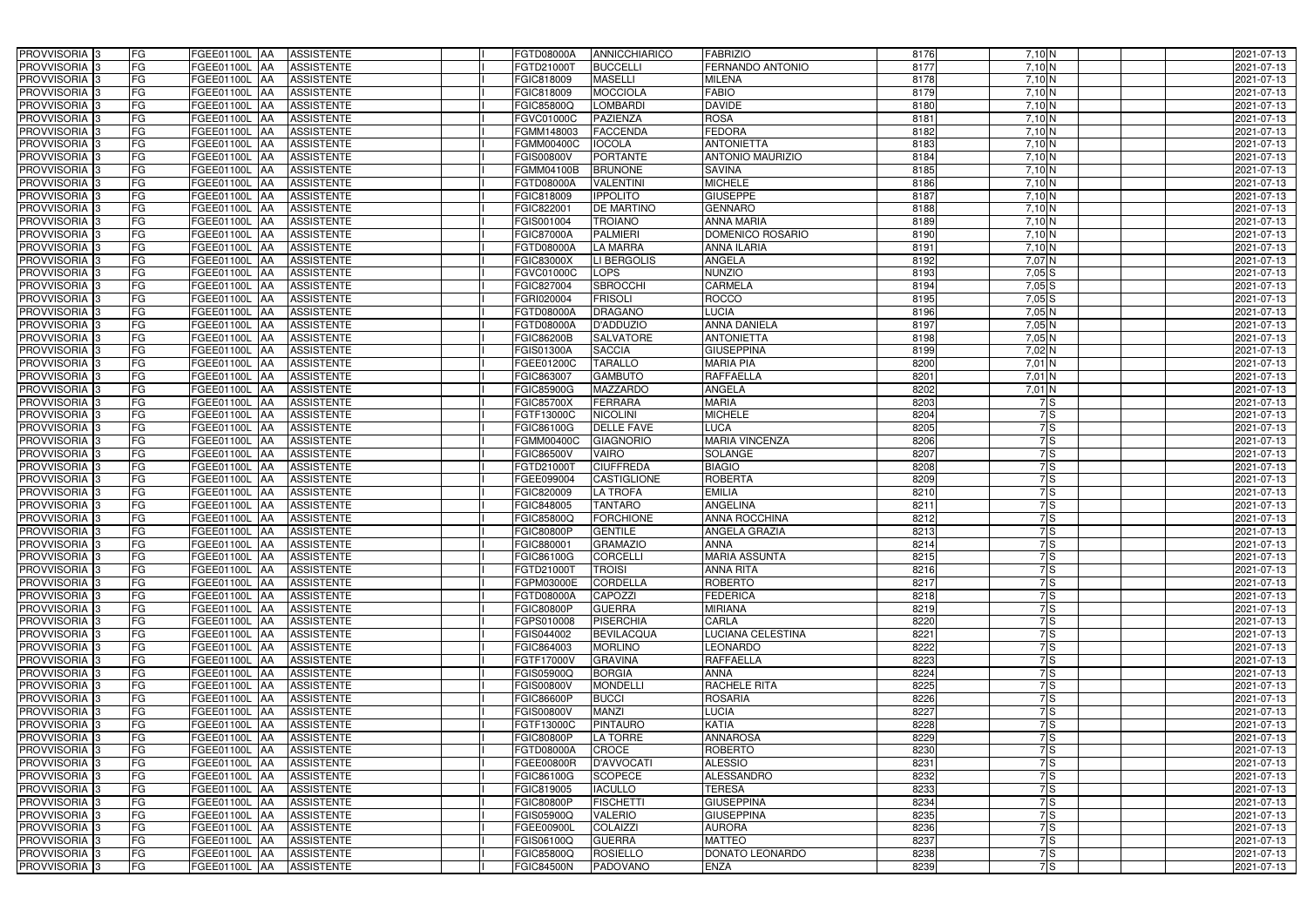| PROVVISORIA | 3 | FG | FGEE01100L | AA | ASSISTENTE | | I | FGTD08000A | ANNICCHIARICO | FABRIZIO | 8176 | 7,10 | N | | | 2021-07-13 |
|---|---|---|---|---|---|---|---|---|---|---|---|---|---|---|---|---|
| PROVVISORIA | 3 | FG | FGEE01100L | AA | ASSISTENTE | | I | FGTD21000T | BUCCELLI | FERNANDO ANTONIO | 8177 | 7,10 | N | | | 2021-07-13 |
| PROVVISORIA | 3 | FG | FGEE01100L | AA | ASSISTENTE | | I | FGIC818009 | MASELLI | MILENA | 8178 | 7,10 | N | | | 2021-07-13 |
| PROVVISORIA | 3 | FG | FGEE01100L | AA | ASSISTENTE | | I | FGIC818009 | MOCCIOLA | FABIO | 8179 | 7,10 | N | | | 2021-07-13 |
| PROVVISORIA | 3 | FG | FGEE01100L | AA | ASSISTENTE | | I | FGIC85800Q | LOMBARDI | DAVIDE | 8180 | 7,10 | N | | | 2021-07-13 |
| PROVVISORIA | 3 | FG | FGEE01100L | AA | ASSISTENTE | | I | FGVC01000C | PAZIENZA | ROSA | 8181 | 7,10 | N | | | 2021-07-13 |
| PROVVISORIA | 3 | FG | FGEE01100L | AA | ASSISTENTE | | I | FGMM148003 | FACCENDA | FEDORA | 8182 | 7,10 | N | | | 2021-07-13 |
| PROVVISORIA | 3 | FG | FGEE01100L | AA | ASSISTENTE | | I | FGMM00400C | IOCOLA | ANTONIETTA | 8183 | 7,10 | N | | | 2021-07-13 |
| PROVVISORIA | 3 | FG | FGEE01100L | AA | ASSISTENTE | | I | FGIS00800V | PORTANTE | ANTONIO MAURIZIO | 8184 | 7,10 | N | | | 2021-07-13 |
| PROVVISORIA | 3 | FG | FGEE01100L | AA | ASSISTENTE | | I | FGMM04100B | BRUNONE | SAVINA | 8185 | 7,10 | N | | | 2021-07-13 |
| PROVVISORIA | 3 | FG | FGEE01100L | AA | ASSISTENTE | | I | FGTD08000A | VALENTINI | MICHELE | 8186 | 7,10 | N | | | 2021-07-13 |
| PROVVISORIA | 3 | FG | FGEE01100L | AA | ASSISTENTE | | I | FGIC818009 | IPPOLITO | GIUSEPPE | 8187 | 7,10 | N | | | 2021-07-13 |
| PROVVISORIA | 3 | FG | FGEE01100L | AA | ASSISTENTE | | I | FGIC822001 | DE MARTINO | GENNARO | 8188 | 7,10 | N | | | 2021-07-13 |
| PROVVISORIA | 3 | FG | FGEE01100L | AA | ASSISTENTE | | I | FGIS001004 | TROIANO | ANNA MARIA | 8189 | 7,10 | N | | | 2021-07-13 |
| PROVVISORIA | 3 | FG | FGEE01100L | AA | ASSISTENTE | | I | FGIC87000A | PALMIERI | DOMENICO ROSARIO | 8190 | 7,10 | N | | | 2021-07-13 |
| PROVVISORIA | 3 | FG | FGEE01100L | AA | ASSISTENTE | | I | FGTD08000A | LA MARRA | ANNA ILARIA | 8191 | 7,10 | N | | | 2021-07-13 |
| PROVVISORIA | 3 | FG | FGEE01100L | AA | ASSISTENTE | | I | FGIC83000X | LI BERGOLIS | ANGELA | 8192 | 7,07 | N | | | 2021-07-13 |
| PROVVISORIA | 3 | FG | FGEE01100L | AA | ASSISTENTE | | I | FGVC01000C | LOPS | NUNZIO | 8193 | 7,05 | S | | | 2021-07-13 |
| PROVVISORIA | 3 | FG | FGEE01100L | AA | ASSISTENTE | | I | FGIC827004 | SBROCCHI | CARMELA | 8194 | 7,05 | S | | | 2021-07-13 |
| PROVVISORIA | 3 | FG | FGEE01100L | AA | ASSISTENTE | | I | FGRI020004 | FRISOLI | ROCCO | 8195 | 7,05 | S | | | 2021-07-13 |
| PROVVISORIA | 3 | FG | FGEE01100L | AA | ASSISTENTE | | I | FGTD08000A | DRAGANO | LUCIA | 8196 | 7,05 | N | | | 2021-07-13 |
| PROVVISORIA | 3 | FG | FGEE01100L | AA | ASSISTENTE | | I | FGTD08000A | D'ADDUZIO | ANNA DANIELA | 8197 | 7,05 | N | | | 2021-07-13 |
| PROVVISORIA | 3 | FG | FGEE01100L | AA | ASSISTENTE | | I | FGIC86200B | SALVATORE | ANTONIETTA | 8198 | 7,05 | N | | | 2021-07-13 |
| PROVVISORIA | 3 | FG | FGEE01100L | AA | ASSISTENTE | | I | FGIS01300A | SACCIA | GIUSEPPINA | 8199 | 7,02 | N | | | 2021-07-13 |
| PROVVISORIA | 3 | FG | FGEE01100L | AA | ASSISTENTE | | I | FGEE01200C | TARALLO | MARIA PIA | 8200 | 7,01 | N | | | 2021-07-13 |
| PROVVISORIA | 3 | FG | FGEE01100L | AA | ASSISTENTE | | I | FGIC863007 | GAMBUTO | RAFFAELLA | 8201 | 7,01 | N | | | 2021-07-13 |
| PROVVISORIA | 3 | FG | FGEE01100L | AA | ASSISTENTE | | I | FGIC85900G | MAZZARDO | ANGELA | 8202 | 7,01 | N | | | 2021-07-13 |
| PROVVISORIA | 3 | FG | FGEE01100L | AA | ASSISTENTE | | I | FGIC85700X | FERRARA | MARIA | 8203 | 7 | S | | | 2021-07-13 |
| PROVVISORIA | 3 | FG | FGEE01100L | AA | ASSISTENTE | | I | FGTF13000C | NICOLINI | MICHELE | 8204 | 7 | S | | | 2021-07-13 |
| PROVVISORIA | 3 | FG | FGEE01100L | AA | ASSISTENTE | | I | FGIC86100G | DELLE FAVE | LUCA | 8205 | 7 | S | | | 2021-07-13 |
| PROVVISORIA | 3 | FG | FGEE01100L | AA | ASSISTENTE | | I | FGMM00400C | GIAGNORIO | MARIA VINCENZA | 8206 | 7 | S | | | 2021-07-13 |
| PROVVISORIA | 3 | FG | FGEE01100L | AA | ASSISTENTE | | I | FGIC86500V | VAIRO | SOLANGE | 8207 | 7 | S | | | 2021-07-13 |
| PROVVISORIA | 3 | FG | FGEE01100L | AA | ASSISTENTE | | I | FGTD21000T | CIUFFREDA | BIAGIO | 8208 | 7 | S | | | 2021-07-13 |
| PROVVISORIA | 3 | FG | FGEE01100L | AA | ASSISTENTE | | I | FGEE099004 | CASTIGLIONE | ROBERTA | 8209 | 7 | S | | | 2021-07-13 |
| PROVVISORIA | 3 | FG | FGEE01100L | AA | ASSISTENTE | | I | FGIC820009 | LA TROFA | EMILIA | 8210 | 7 | S | | | 2021-07-13 |
| PROVVISORIA | 3 | FG | FGEE01100L | AA | ASSISTENTE | | I | FGIC848005 | TANTARO | ANGELINA | 8211 | 7 | S | | | 2021-07-13 |
| PROVVISORIA | 3 | FG | FGEE01100L | AA | ASSISTENTE | | I | FGIC85800Q | FORCHIONE | ANNA ROCCHINA | 8212 | 7 | S | | | 2021-07-13 |
| PROVVISORIA | 3 | FG | FGEE01100L | AA | ASSISTENTE | | I | FGIC80800P | GENTILE | ANGELA GRAZIA | 8213 | 7 | S | | | 2021-07-13 |
| PROVVISORIA | 3 | FG | FGEE01100L | AA | ASSISTENTE | | I | FGIC880001 | GRAMAZIO | ANNA | 8214 | 7 | S | | | 2021-07-13 |
| PROVVISORIA | 3 | FG | FGEE01100L | AA | ASSISTENTE | | I | FGIC86100G | CORCELLI | MARIA ASSUNTA | 8215 | 7 | S | | | 2021-07-13 |
| PROVVISORIA | 3 | FG | FGEE01100L | AA | ASSISTENTE | | I | FGTD21000T | TROISI | ANNA RITA | 8216 | 7 | S | | | 2021-07-13 |
| PROVVISORIA | 3 | FG | FGEE01100L | AA | ASSISTENTE | | I | FGPM03000E | CORDELLA | ROBERTO | 8217 | 7 | S | | | 2021-07-13 |
| PROVVISORIA | 3 | FG | FGEE01100L | AA | ASSISTENTE | | I | FGTD08000A | CAPOZZI | FEDERICA | 8218 | 7 | S | | | 2021-07-13 |
| PROVVISORIA | 3 | FG | FGEE01100L | AA | ASSISTENTE | | I | FGIC80800P | GUERRA | MIRIANA | 8219 | 7 | S | | | 2021-07-13 |
| PROVVISORIA | 3 | FG | FGEE01100L | AA | ASSISTENTE | | I | FGPS010008 | PISERCHIA | CARLA | 8220 | 7 | S | | | 2021-07-13 |
| PROVVISORIA | 3 | FG | FGEE01100L | AA | ASSISTENTE | | I | FGIS044002 | BEVILACQUA | LUCIANA CELESTINA | 8221 | 7 | S | | | 2021-07-13 |
| PROVVISORIA | 3 | FG | FGEE01100L | AA | ASSISTENTE | | I | FGIC864003 | MORLINO | LEONARDO | 8222 | 7 | S | | | 2021-07-13 |
| PROVVISORIA | 3 | FG | FGEE01100L | AA | ASSISTENTE | | I | FGTF17000V | GRAVINA | RAFFAELLA | 8223 | 7 | S | | | 2021-07-13 |
| PROVVISORIA | 3 | FG | FGEE01100L | AA | ASSISTENTE | | I | FGIS05900Q | BORGIA | ANNA | 8224 | 7 | S | | | 2021-07-13 |
| PROVVISORIA | 3 | FG | FGEE01100L | AA | ASSISTENTE | | I | FGIS00800V | MONDELLI | RACHELE RITA | 8225 | 7 | S | | | 2021-07-13 |
| PROVVISORIA | 3 | FG | FGEE01100L | AA | ASSISTENTE | | I | FGIC86600P | BUCCI | ROSARIA | 8226 | 7 | S | | | 2021-07-13 |
| PROVVISORIA | 3 | FG | FGEE01100L | AA | ASSISTENTE | | I | FGIS00800V | MANZI | LUCIA | 8227 | 7 | S | | | 2021-07-13 |
| PROVVISORIA | 3 | FG | FGEE01100L | AA | ASSISTENTE | | I | FGTF13000C | PINTAURO | KATIA | 8228 | 7 | S | | | 2021-07-13 |
| PROVVISORIA | 3 | FG | FGEE01100L | AA | ASSISTENTE | | I | FGIC80800P | LA TORRE | ANNAROSA | 8229 | 7 | S | | | 2021-07-13 |
| PROVVISORIA | 3 | FG | FGEE01100L | AA | ASSISTENTE | | I | FGTD08000A | CROCE | ROBERTO | 8230 | 7 | S | | | 2021-07-13 |
| PROVVISORIA | 3 | FG | FGEE01100L | AA | ASSISTENTE | | I | FGEE00800R | D'AVVOCATI | ALESSIO | 8231 | 7 | S | | | 2021-07-13 |
| PROVVISORIA | 3 | FG | FGEE01100L | AA | ASSISTENTE | | I | FGIC86100G | SCOPECE | ALESSANDRO | 8232 | 7 | S | | | 2021-07-13 |
| PROVVISORIA | 3 | FG | FGEE01100L | AA | ASSISTENTE | | I | FGIC819005 | IACULLO | TERESA | 8233 | 7 | S | | | 2021-07-13 |
| PROVVISORIA | 3 | FG | FGEE01100L | AA | ASSISTENTE | | I | FGIC80800P | FISCHETTI | GIUSEPPINA | 8234 | 7 | S | | | 2021-07-13 |
| PROVVISORIA | 3 | FG | FGEE01100L | AA | ASSISTENTE | | I | FGIS05900Q | VALERIO | GIUSEPPINA | 8235 | 7 | S | | | 2021-07-13 |
| PROVVISORIA | 3 | FG | FGEE01100L | AA | ASSISTENTE | | I | FGEE00900L | COLAIZZI | AURORA | 8236 | 7 | S | | | 2021-07-13 |
| PROVVISORIA | 3 | FG | FGEE01100L | AA | ASSISTENTE | | I | FGIS06100Q | GUERRA | MATTEO | 8237 | 7 | S | | | 2021-07-13 |
| PROVVISORIA | 3 | FG | FGEE01100L | AA | ASSISTENTE | | I | FGIC85800Q | ROSIELLO | DONATO LEONARDO | 8238 | 7 | S | | | 2021-07-13 |
| PROVVISORIA | 3 | FG | FGEE01100L | AA | ASSISTENTE | | I | FGIC84500N | PADOVANO | ENZA | 8239 | 7 | S | | | 2021-07-13 |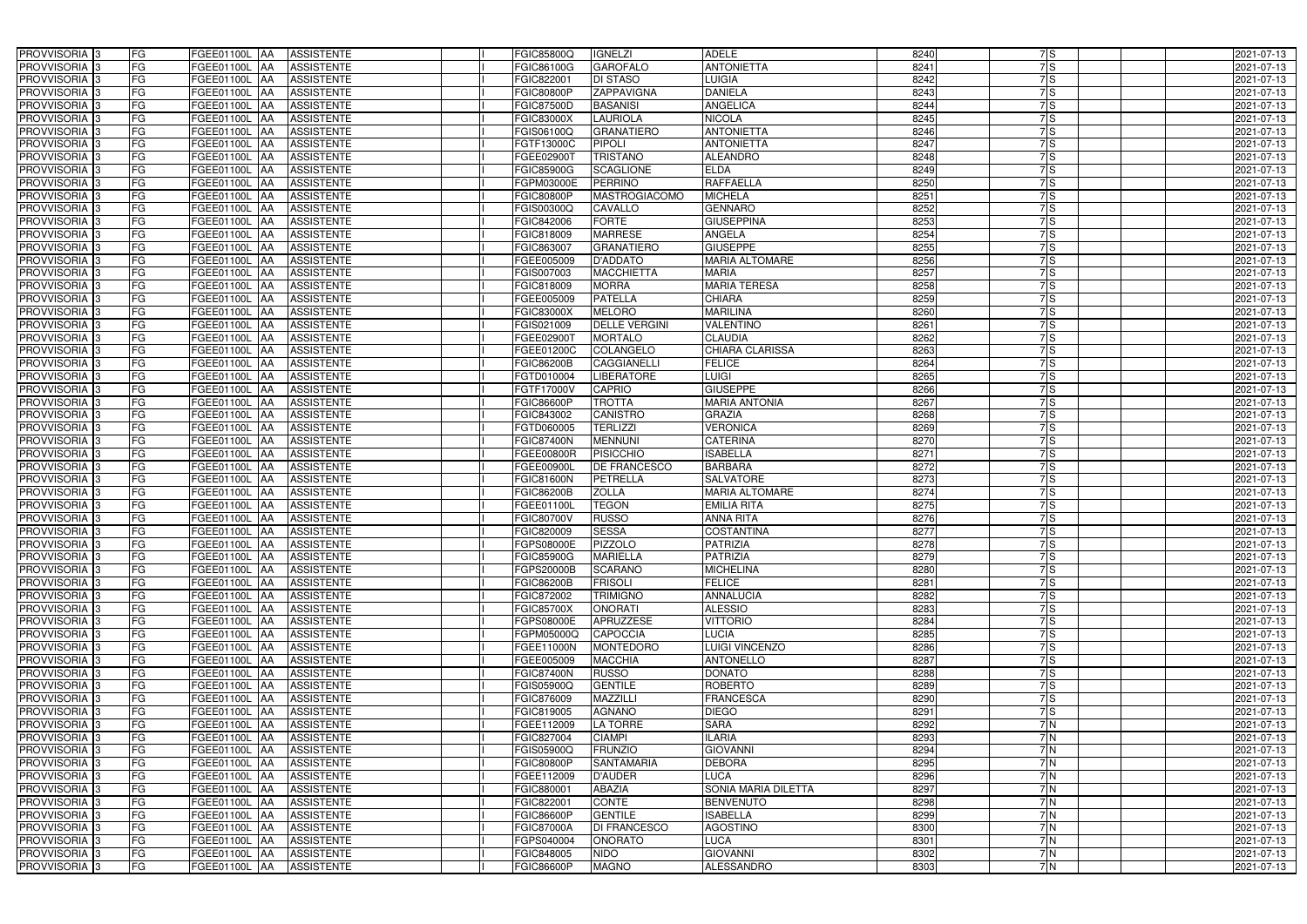| PROVVISORIA | 3 | FG | FGEE01100L | AA | ASSISTENTE | | I | FGIC85800Q | IGNELZI | ADELE | 8240 | 7 | S | | | 2021-07-13 |
|---|---|---|---|---|---|---|---|---|---|---|---|---|---|---|---|---|
| PROVVISORIA | 3 | FG | FGEE01100L | AA | ASSISTENTE | | I | FGIC86100G | GAROFALO | ANTONIETTA | 8241 | 7 | S | | | 2021-07-13 |
| PROVVISORIA | 3 | FG | FGEE01100L | AA | ASSISTENTE | | I | FGIC822001 | DI STASO | LUIGIA | 8242 | 7 | S | | | 2021-07-13 |
| PROVVISORIA | 3 | FG | FGEE01100L | AA | ASSISTENTE | | I | FGIC80800P | ZAPPAVIGNA | DANIELA | 8243 | 7 | S | | | 2021-07-13 |
| PROVVISORIA | 3 | FG | FGEE01100L | AA | ASSISTENTE | | I | FGIC87500D | BASANISI | ANGELICA | 8244 | 7 | S | | | 2021-07-13 |
| PROVVISORIA | 3 | FG | FGEE01100L | AA | ASSISTENTE | | I | FGIC83000X | LAURIOLA | NICOLA | 8245 | 7 | S | | | 2021-07-13 |
| PROVVISORIA | 3 | FG | FGEE01100L | AA | ASSISTENTE | | I | FGIS06100Q | GRANATIERO | ANTONIETTA | 8246 | 7 | S | | | 2021-07-13 |
| PROVVISORIA | 3 | FG | FGEE01100L | AA | ASSISTENTE | | I | FGTF13000C | PIPOLI | ANTONIETTA | 8247 | 7 | S | | | 2021-07-13 |
| PROVVISORIA | 3 | FG | FGEE01100L | AA | ASSISTENTE | | I | FGEE02900T | TRISTANO | ALEANDRO | 8248 | 7 | S | | | 2021-07-13 |
| PROVVISORIA | 3 | FG | FGEE01100L | AA | ASSISTENTE | | I | FGIC85900G | SCAGLIONE | ELDA | 8249 | 7 | S | | | 2021-07-13 |
| PROVVISORIA | 3 | FG | FGEE01100L | AA | ASSISTENTE | | I | FGPM03000E | PERRINO | RAFFAELLA | 8250 | 7 | S | | | 2021-07-13 |
| PROVVISORIA | 3 | FG | FGEE01100L | AA | ASSISTENTE | | I | FGIC80800P | MASTROGIACOMO | MICHELA | 8251 | 7 | S | | | 2021-07-13 |
| PROVVISORIA | 3 | FG | FGEE01100L | AA | ASSISTENTE | | I | FGIS00300Q | CAVALLO | GENNARO | 8252 | 7 | S | | | 2021-07-13 |
| PROVVISORIA | 3 | FG | FGEE01100L | AA | ASSISTENTE | | I | FGIC842006 | FORTE | GIUSEPPINA | 8253 | 7 | S | | | 2021-07-13 |
| PROVVISORIA | 3 | FG | FGEE01100L | AA | ASSISTENTE | | I | FGIC818009 | MARRESE | ANGELA | 8254 | 7 | S | | | 2021-07-13 |
| PROVVISORIA | 3 | FG | FGEE01100L | AA | ASSISTENTE | | I | FGIC863007 | GRANATIERO | GIUSEPPE | 8255 | 7 | S | | | 2021-07-13 |
| PROVVISORIA | 3 | FG | FGEE01100L | AA | ASSISTENTE | | I | FGEE005009 | D'ADDATO | MARIA ALTOMARE | 8256 | 7 | S | | | 2021-07-13 |
| PROVVISORIA | 3 | FG | FGEE01100L | AA | ASSISTENTE | | I | FGIS007003 | MACCHIETTA | MARIA | 8257 | 7 | S | | | 2021-07-13 |
| PROVVISORIA | 3 | FG | FGEE01100L | AA | ASSISTENTE | | I | FGIC818009 | MORRA | MARIA TERESA | 8258 | 7 | S | | | 2021-07-13 |
| PROVVISORIA | 3 | FG | FGEE01100L | AA | ASSISTENTE | | I | FGEE005009 | PATELLA | CHIARA | 8259 | 7 | S | | | 2021-07-13 |
| PROVVISORIA | 3 | FG | FGEE01100L | AA | ASSISTENTE | | I | FGIC83000X | MELORO | MARILINA | 8260 | 7 | S | | | 2021-07-13 |
| PROVVISORIA | 3 | FG | FGEE01100L | AA | ASSISTENTE | | I | FGIS021009 | DELLE VERGINI | VALENTINO | 8261 | 7 | S | | | 2021-07-13 |
| PROVVISORIA | 3 | FG | FGEE01100L | AA | ASSISTENTE | | I | FGEE02900T | MORTALO | CLAUDIA | 8262 | 7 | S | | | 2021-07-13 |
| PROVVISORIA | 3 | FG | FGEE01100L | AA | ASSISTENTE | | I | FGEE01200C | COLANGELO | CHIARA CLARISSA | 8263 | 7 | S | | | 2021-07-13 |
| PROVVISORIA | 3 | FG | FGEE01100L | AA | ASSISTENTE | | I | FGIC86200B | CAGGIANELLI | FELICE | 8264 | 7 | S | | | 2021-07-13 |
| PROVVISORIA | 3 | FG | FGEE01100L | AA | ASSISTENTE | | I | FGTD010004 | LIBERATORE | LUIGI | 8265 | 7 | S | | | 2021-07-13 |
| PROVVISORIA | 3 | FG | FGEE01100L | AA | ASSISTENTE | | I | FGTF17000V | CAPRIO | GIUSEPPE | 8266 | 7 | S | | | 2021-07-13 |
| PROVVISORIA | 3 | FG | FGEE01100L | AA | ASSISTENTE | | I | FGIC86600P | TROTTA | MARIA ANTONIA | 8267 | 7 | S | | | 2021-07-13 |
| PROVVISORIA | 3 | FG | FGEE01100L | AA | ASSISTENTE | | I | FGIC843002 | CANISTRO | GRAZIA | 8268 | 7 | S | | | 2021-07-13 |
| PROVVISORIA | 3 | FG | FGEE01100L | AA | ASSISTENTE | | I | FGTD060005 | TERLIZZI | VERONICA | 8269 | 7 | S | | | 2021-07-13 |
| PROVVISORIA | 3 | FG | FGEE01100L | AA | ASSISTENTE | | I | FGIC87400N | MENNUNI | CATERINA | 8270 | 7 | S | | | 2021-07-13 |
| PROVVISORIA | 3 | FG | FGEE01100L | AA | ASSISTENTE | | I | FGEE00800R | PISICCHIO | ISABELLA | 8271 | 7 | S | | | 2021-07-13 |
| PROVVISORIA | 3 | FG | FGEE01100L | AA | ASSISTENTE | | I | FGEE00900L | DE FRANCESCO | BARBARA | 8272 | 7 | S | | | 2021-07-13 |
| PROVVISORIA | 3 | FG | FGEE01100L | AA | ASSISTENTE | | I | FGIC81600N | PETRELLA | SALVATORE | 8273 | 7 | S | | | 2021-07-13 |
| PROVVISORIA | 3 | FG | FGEE01100L | AA | ASSISTENTE | | I | FGIC86200B | ZOLLA | MARIA ALTOMARE | 8274 | 7 | S | | | 2021-07-13 |
| PROVVISORIA | 3 | FG | FGEE01100L | AA | ASSISTENTE | | I | FGEE01100L | TEGON | EMILIA RITA | 8275 | 7 | S | | | 2021-07-13 |
| PROVVISORIA | 3 | FG | FGEE01100L | AA | ASSISTENTE | | I | FGIC80700V | RUSSO | ANNA RITA | 8276 | 7 | S | | | 2021-07-13 |
| PROVVISORIA | 3 | FG | FGEE01100L | AA | ASSISTENTE | | I | FGIC820009 | SESSA | COSTANTINA | 8277 | 7 | S | | | 2021-07-13 |
| PROVVISORIA | 3 | FG | FGEE01100L | AA | ASSISTENTE | | I | FGPS08000E | PIZZOLO | PATRIZIA | 8278 | 7 | S | | | 2021-07-13 |
| PROVVISORIA | 3 | FG | FGEE01100L | AA | ASSISTENTE | | I | FGIC85900G | MARIELLA | PATRIZIA | 8279 | 7 | S | | | 2021-07-13 |
| PROVVISORIA | 3 | FG | FGEE01100L | AA | ASSISTENTE | | I | FGPS20000B | SCARANO | MICHELINA | 8280 | 7 | S | | | 2021-07-13 |
| PROVVISORIA | 3 | FG | FGEE01100L | AA | ASSISTENTE | | I | FGIC86200B | FRISOLI | FELICE | 8281 | 7 | S | | | 2021-07-13 |
| PROVVISORIA | 3 | FG | FGEE01100L | AA | ASSISTENTE | | I | FGIC872002 | TRIMIGNO | ANNALUCIA | 8282 | 7 | S | | | 2021-07-13 |
| PROVVISORIA | 3 | FG | FGEE01100L | AA | ASSISTENTE | | I | FGIC85700X | ONORATI | ALESSIO | 8283 | 7 | S | | | 2021-07-13 |
| PROVVISORIA | 3 | FG | FGEE01100L | AA | ASSISTENTE | | I | FGPS08000E | APRUZZESE | VITTORIO | 8284 | 7 | S | | | 2021-07-13 |
| PROVVISORIA | 3 | FG | FGEE01100L | AA | ASSISTENTE | | I | FGPM05000Q | CAPOCCIA | LUCIA | 8285 | 7 | S | | | 2021-07-13 |
| PROVVISORIA | 3 | FG | FGEE01100L | AA | ASSISTENTE | | I | FGEE11000N | MONTEDORO | LUIGI VINCENZO | 8286 | 7 | S | | | 2021-07-13 |
| PROVVISORIA | 3 | FG | FGEE01100L | AA | ASSISTENTE | | I | FGEE005009 | MACCHIA | ANTONELLO | 8287 | 7 | S | | | 2021-07-13 |
| PROVVISORIA | 3 | FG | FGEE01100L | AA | ASSISTENTE | | I | FGIC87400N | RUSSO | DONATO | 8288 | 7 | S | | | 2021-07-13 |
| PROVVISORIA | 3 | FG | FGEE01100L | AA | ASSISTENTE | | I | FGIS05900Q | GENTILE | ROBERTO | 8289 | 7 | S | | | 2021-07-13 |
| PROVVISORIA | 3 | FG | FGEE01100L | AA | ASSISTENTE | | I | FGIC876009 | MAZZILLI | FRANCESCA | 8290 | 7 | S | | | 2021-07-13 |
| PROVVISORIA | 3 | FG | FGEE01100L | AA | ASSISTENTE | | I | FGIC819005 | AGNANO | DIEGO | 8291 | 7 | S | | | 2021-07-13 |
| PROVVISORIA | 3 | FG | FGEE01100L | AA | ASSISTENTE | | I | FGEE112009 | LA TORRE | SARA | 8292 | 7 | N | | | 2021-07-13 |
| PROVVISORIA | 3 | FG | FGEE01100L | AA | ASSISTENTE | | I | FGIC827004 | CIAMPI | ILARIA | 8293 | 7 | N | | | 2021-07-13 |
| PROVVISORIA | 3 | FG | FGEE01100L | AA | ASSISTENTE | | I | FGIS05900Q | FRUNZIO | GIOVANNI | 8294 | 7 | N | | | 2021-07-13 |
| PROVVISORIA | 3 | FG | FGEE01100L | AA | ASSISTENTE | | I | FGIC80800P | SANTAMARIA | DEBORA | 8295 | 7 | N | | | 2021-07-13 |
| PROVVISORIA | 3 | FG | FGEE01100L | AA | ASSISTENTE | | I | FGEE112009 | D'AUDER | LUCA | 8296 | 7 | N | | | 2021-07-13 |
| PROVVISORIA | 3 | FG | FGEE01100L | AA | ASSISTENTE | | I | FGIC880001 | ABAZIA | SONIA MARIA DILETTA | 8297 | 7 | N | | | 2021-07-13 |
| PROVVISORIA | 3 | FG | FGEE01100L | AA | ASSISTENTE | | I | FGIC822001 | CONTE | BENVENUTO | 8298 | 7 | N | | | 2021-07-13 |
| PROVVISORIA | 3 | FG | FGEE01100L | AA | ASSISTENTE | | I | FGIC86600P | GENTILE | ISABELLA | 8299 | 7 | N | | | 2021-07-13 |
| PROVVISORIA | 3 | FG | FGEE01100L | AA | ASSISTENTE | | I | FGIC87000A | DI FRANCESCO | AGOSTINO | 8300 | 7 | N | | | 2021-07-13 |
| PROVVISORIA | 3 | FG | FGEE01100L | AA | ASSISTENTE | | I | FGPS040004 | ONORATO | LUCA | 8301 | 7 | N | | | 2021-07-13 |
| PROVVISORIA | 3 | FG | FGEE01100L | AA | ASSISTENTE | | I | FGIC848005 | NIDO | GIOVANNI | 8302 | 7 | N | | | 2021-07-13 |
| PROVVISORIA | 3 | FG | FGEE01100L | AA | ASSISTENTE | | I | FGIC86600P | MAGNO | ALESSANDRO | 8303 | 7 | N | | | 2021-07-13 |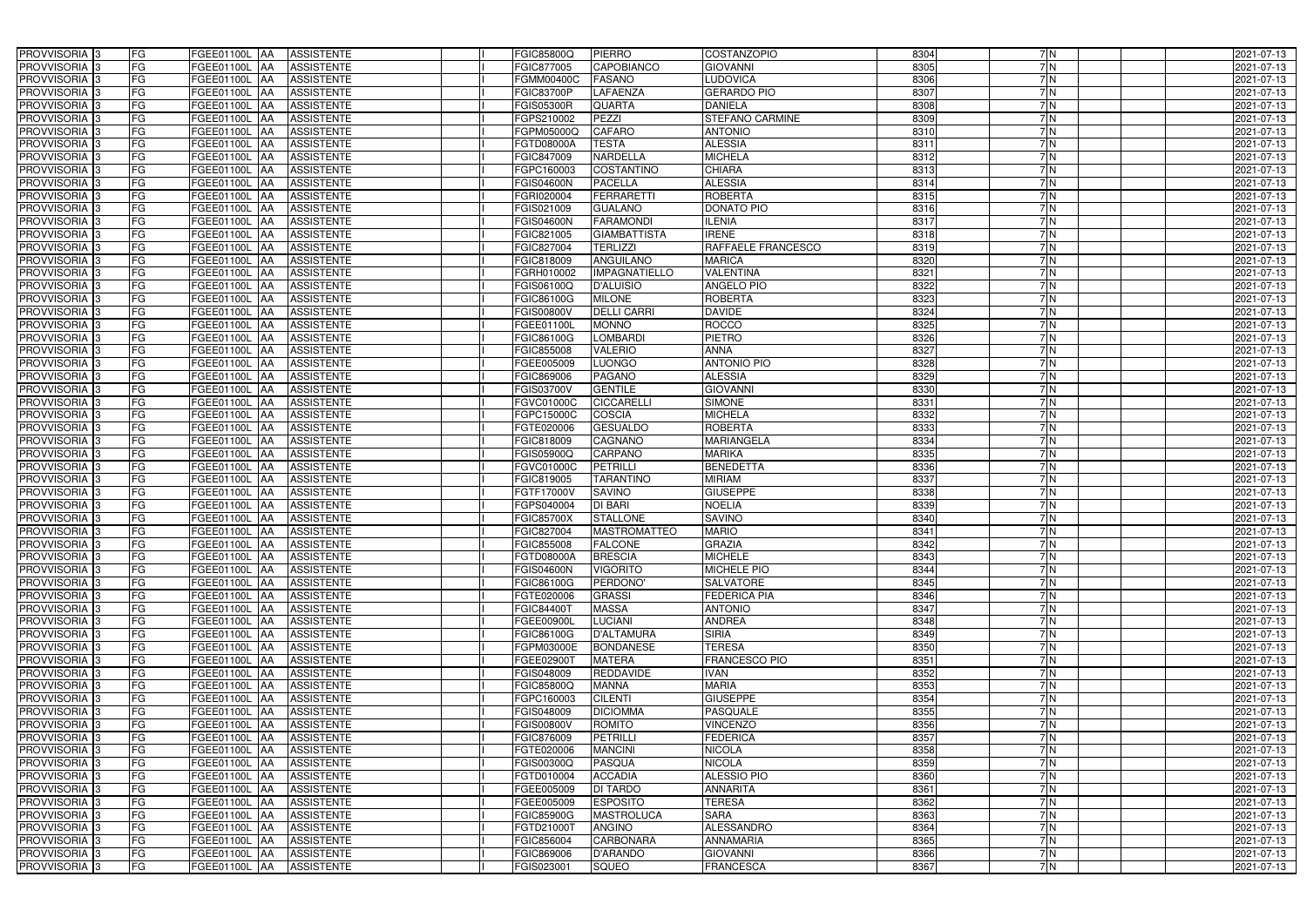| PROVVISORIA | 3 | FG | FGEE01100L | AA | ASSISTENTE | | I | FGIC85800Q | PIERRO | COSTANZOPIO | 8304 | 7 | N | | | 2021-07-13 |
|---|---|---|---|---|---|---|---|---|---|---|---|---|---|---|---|---|
| PROVVISORIA | 3 | FG | FGEE01100L | AA | ASSISTENTE | | I | FGIC877005 | CAPOBIANCO | GIOVANNI | 8305 | 7 | N | | | 2021-07-13 |
| PROVVISORIA | 3 | FG | FGEE01100L | AA | ASSISTENTE | | I | FGMM00400C | FASANO | LUDOVICA | 8306 | 7 | N | | | 2021-07-13 |
| PROVVISORIA | 3 | FG | FGEE01100L | AA | ASSISTENTE | | I | FGIC83700P | LAFAENZA | GERARDO PIO | 8307 | 7 | N | | | 2021-07-13 |
| PROVVISORIA | 3 | FG | FGEE01100L | AA | ASSISTENTE | | I | FGIS05300R | QUARTA | DANIELA | 8308 | 7 | N | | | 2021-07-13 |
| PROVVISORIA | 3 | FG | FGEE01100L | AA | ASSISTENTE | | I | FGPS210002 | PEZZI | STEFANO CARMINE | 8309 | 7 | N | | | 2021-07-13 |
| PROVVISORIA | 3 | FG | FGEE01100L | AA | ASSISTENTE | | I | FGPM05000Q | CAFARO | ANTONIO | 8310 | 7 | N | | | 2021-07-13 |
| PROVVISORIA | 3 | FG | FGEE01100L | AA | ASSISTENTE | | I | FGTD08000A | TESTA | ALESSIA | 8311 | 7 | N | | | 2021-07-13 |
| PROVVISORIA | 3 | FG | FGEE01100L | AA | ASSISTENTE | | I | FGIC847009 | NARDELLA | MICHELA | 8312 | 7 | N | | | 2021-07-13 |
| PROVVISORIA | 3 | FG | FGEE01100L | AA | ASSISTENTE | | I | FGPC160003 | COSTANTINO | CHIARA | 8313 | 7 | N | | | 2021-07-13 |
| PROVVISORIA | 3 | FG | FGEE01100L | AA | ASSISTENTE | | I | FGIS04600N | PACELLA | ALESSIA | 8314 | 7 | N | | | 2021-07-13 |
| PROVVISORIA | 3 | FG | FGEE01100L | AA | ASSISTENTE | | I | FGRI020004 | FERRARETTI | ROBERTA | 8315 | 7 | N | | | 2021-07-13 |
| PROVVISORIA | 3 | FG | FGEE01100L | AA | ASSISTENTE | | I | FGIS021009 | GUALANO | DONATO PIO | 8316 | 7 | N | | | 2021-07-13 |
| PROVVISORIA | 3 | FG | FGEE01100L | AA | ASSISTENTE | | I | FGIS04600N | FARAMONDI | ILENIA | 8317 | 7 | N | | | 2021-07-13 |
| PROVVISORIA | 3 | FG | FGEE01100L | AA | ASSISTENTE | | I | FGIC821005 | GIAMBATTISTA | IRENE | 8318 | 7 | N | | | 2021-07-13 |
| PROVVISORIA | 3 | FG | FGEE01100L | AA | ASSISTENTE | | I | FGIC827004 | TERLIZZI | RAFFAELE FRANCESCO | 8319 | 7 | N | | | 2021-07-13 |
| PROVVISORIA | 3 | FG | FGEE01100L | AA | ASSISTENTE | | I | FGIC818009 | ANGUILANO | MARICA | 8320 | 7 | N | | | 2021-07-13 |
| PROVVISORIA | 3 | FG | FGEE01100L | AA | ASSISTENTE | | I | FGRH010002 | IMPAGNATIELLO | VALENTINA | 8321 | 7 | N | | | 2021-07-13 |
| PROVVISORIA | 3 | FG | FGEE01100L | AA | ASSISTENTE | | I | FGIS06100Q | D'ALUISIO | ANGELO PIO | 8322 | 7 | N | | | 2021-07-13 |
| PROVVISORIA | 3 | FG | FGEE01100L | AA | ASSISTENTE | | I | FGIC86100G | MILONE | ROBERTA | 8323 | 7 | N | | | 2021-07-13 |
| PROVVISORIA | 3 | FG | FGEE01100L | AA | ASSISTENTE | | I | FGIS00800V | DELLI CARRI | DAVIDE | 8324 | 7 | N | | | 2021-07-13 |
| PROVVISORIA | 3 | FG | FGEE01100L | AA | ASSISTENTE | | I | FGEE01100L | MONNO | ROCCO | 8325 | 7 | N | | | 2021-07-13 |
| PROVVISORIA | 3 | FG | FGEE01100L | AA | ASSISTENTE | | I | FGIC86100G | LOMBARDI | PIETRO | 8326 | 7 | N | | | 2021-07-13 |
| PROVVISORIA | 3 | FG | FGEE01100L | AA | ASSISTENTE | | I | FGIC855008 | VALERIO | ANNA | 8327 | 7 | N | | | 2021-07-13 |
| PROVVISORIA | 3 | FG | FGEE01100L | AA | ASSISTENTE | | I | FGEE005009 | LUONGO | ANTONIO PIO | 8328 | 7 | N | | | 2021-07-13 |
| PROVVISORIA | 3 | FG | FGEE01100L | AA | ASSISTENTE | | I | FGIC869006 | PAGANO | ALESSIA | 8329 | 7 | N | | | 2021-07-13 |
| PROVVISORIA | 3 | FG | FGEE01100L | AA | ASSISTENTE | | I | FGIS03700V | GENTILE | GIOVANNI | 8330 | 7 | N | | | 2021-07-13 |
| PROVVISORIA | 3 | FG | FGEE01100L | AA | ASSISTENTE | | I | FGVC01000C | CICCARELLI | SIMONE | 8331 | 7 | N | | | 2021-07-13 |
| PROVVISORIA | 3 | FG | FGEE01100L | AA | ASSISTENTE | | I | FGPC15000C | COSCIA | MICHELA | 8332 | 7 | N | | | 2021-07-13 |
| PROVVISORIA | 3 | FG | FGEE01100L | AA | ASSISTENTE | | I | FGTE020006 | GESUALDO | ROBERTA | 8333 | 7 | N | | | 2021-07-13 |
| PROVVISORIA | 3 | FG | FGEE01100L | AA | ASSISTENTE | | I | FGIC818009 | CAGNANO | MARIANGELA | 8334 | 7 | N | | | 2021-07-13 |
| PROVVISORIA | 3 | FG | FGEE01100L | AA | ASSISTENTE | | I | FGIS05900Q | CARPANO | MARIKA | 8335 | 7 | N | | | 2021-07-13 |
| PROVVISORIA | 3 | FG | FGEE01100L | AA | ASSISTENTE | | I | FGVC01000C | PETRILLI | BENEDETTA | 8336 | 7 | N | | | 2021-07-13 |
| PROVVISORIA | 3 | FG | FGEE01100L | AA | ASSISTENTE | | I | FGIC819005 | TARANTINO | MIRIAM | 8337 | 7 | N | | | 2021-07-13 |
| PROVVISORIA | 3 | FG | FGEE01100L | AA | ASSISTENTE | | I | FGTF17000V | SAVINO | GIUSEPPE | 8338 | 7 | N | | | 2021-07-13 |
| PROVVISORIA | 3 | FG | FGEE01100L | AA | ASSISTENTE | | I | FGPS040004 | DI BARI | NOELIA | 8339 | 7 | N | | | 2021-07-13 |
| PROVVISORIA | 3 | FG | FGEE01100L | AA | ASSISTENTE | | I | FGIC85700X | STALLONE | SAVINO | 8340 | 7 | N | | | 2021-07-13 |
| PROVVISORIA | 3 | FG | FGEE01100L | AA | ASSISTENTE | | I | FGIC827004 | MASTROMATTEO | MARIO | 8341 | 7 | N | | | 2021-07-13 |
| PROVVISORIA | 3 | FG | FGEE01100L | AA | ASSISTENTE | | I | FGIC855008 | FALCONE | GRAZIA | 8342 | 7 | N | | | 2021-07-13 |
| PROVVISORIA | 3 | FG | FGEE01100L | AA | ASSISTENTE | | I | FGTD08000A | BRESCIA | MICHELE | 8343 | 7 | N | | | 2021-07-13 |
| PROVVISORIA | 3 | FG | FGEE01100L | AA | ASSISTENTE | | I | FGIS04600N | VIGORITO | MICHELE PIO | 8344 | 7 | N | | | 2021-07-13 |
| PROVVISORIA | 3 | FG | FGEE01100L | AA | ASSISTENTE | | I | FGIC86100G | PERDONO' | SALVATORE | 8345 | 7 | N | | | 2021-07-13 |
| PROVVISORIA | 3 | FG | FGEE01100L | AA | ASSISTENTE | | I | FGTE020006 | GRASSI | FEDERICA PIA | 8346 | 7 | N | | | 2021-07-13 |
| PROVVISORIA | 3 | FG | FGEE01100L | AA | ASSISTENTE | | I | FGIC84400T | MASSA | ANTONIO | 8347 | 7 | N | | | 2021-07-13 |
| PROVVISORIA | 3 | FG | FGEE01100L | AA | ASSISTENTE | | I | FGEE00900L | LUCIANI | ANDREA | 8348 | 7 | N | | | 2021-07-13 |
| PROVVISORIA | 3 | FG | FGEE01100L | AA | ASSISTENTE | | I | FGIC86100G | D'ALTAMURA | SIRIA | 8349 | 7 | N | | | 2021-07-13 |
| PROVVISORIA | 3 | FG | FGEE01100L | AA | ASSISTENTE | | I | FGPM03000E | BONDANESE | TERESA | 8350 | 7 | N | | | 2021-07-13 |
| PROVVISORIA | 3 | FG | FGEE01100L | AA | ASSISTENTE | | I | FGEE02900T | MATERA | FRANCESCO PIO | 8351 | 7 | N | | | 2021-07-13 |
| PROVVISORIA | 3 | FG | FGEE01100L | AA | ASSISTENTE | | I | FGIS048009 | REDDAVIDE | IVAN | 8352 | 7 | N | | | 2021-07-13 |
| PROVVISORIA | 3 | FG | FGEE01100L | AA | ASSISTENTE | | I | FGIC85800Q | MANNA | MARIA | 8353 | 7 | N | | | 2021-07-13 |
| PROVVISORIA | 3 | FG | FGEE01100L | AA | ASSISTENTE | | I | FGPC160003 | CILENTI | GIUSEPPE | 8354 | 7 | N | | | 2021-07-13 |
| PROVVISORIA | 3 | FG | FGEE01100L | AA | ASSISTENTE | | I | FGIS048009 | DICIOMMA | PASQUALE | 8355 | 7 | N | | | 2021-07-13 |
| PROVVISORIA | 3 | FG | FGEE01100L | AA | ASSISTENTE | | I | FGIS00800V | ROMITO | VINCENZO | 8356 | 7 | N | | | 2021-07-13 |
| PROVVISORIA | 3 | FG | FGEE01100L | AA | ASSISTENTE | | I | FGIC876009 | PETRILLI | FEDERICA | 8357 | 7 | N | | | 2021-07-13 |
| PROVVISORIA | 3 | FG | FGEE01100L | AA | ASSISTENTE | | I | FGTE020006 | MANCINI | NICOLA | 8358 | 7 | N | | | 2021-07-13 |
| PROVVISORIA | 3 | FG | FGEE01100L | AA | ASSISTENTE | | I | FGIS00300Q | PASQUA | NICOLA | 8359 | 7 | N | | | 2021-07-13 |
| PROVVISORIA | 3 | FG | FGEE01100L | AA | ASSISTENTE | | I | FGTD010004 | ACCADIA | ALESSIO PIO | 8360 | 7 | N | | | 2021-07-13 |
| PROVVISORIA | 3 | FG | FGEE01100L | AA | ASSISTENTE | | I | FGEE005009 | DI TARDO | ANNARITA | 8361 | 7 | N | | | 2021-07-13 |
| PROVVISORIA | 3 | FG | FGEE01100L | AA | ASSISTENTE | | I | FGEE005009 | ESPOSITO | TERESA | 8362 | 7 | N | | | 2021-07-13 |
| PROVVISORIA | 3 | FG | FGEE01100L | AA | ASSISTENTE | | I | FGIC85900G | MASTROLUCA | SARA | 8363 | 7 | N | | | 2021-07-13 |
| PROVVISORIA | 3 | FG | FGEE01100L | AA | ASSISTENTE | | I | FGTD21000T | ANGINO | ALESSANDRO | 8364 | 7 | N | | | 2021-07-13 |
| PROVVISORIA | 3 | FG | FGEE01100L | AA | ASSISTENTE | | I | FGIC856004 | CARBONARA | ANNAMARIA | 8365 | 7 | N | | | 2021-07-13 |
| PROVVISORIA | 3 | FG | FGEE01100L | AA | ASSISTENTE | | I | FGIC869006 | D'ARANDO | GIOVANNI | 8366 | 7 | N | | | 2021-07-13 |
| PROVVISORIA | 3 | FG | FGEE01100L | AA | ASSISTENTE | | I | FGIS023001 | SQUEO | FRANCESCA | 8367 | 7 | N | | | 2021-07-13 |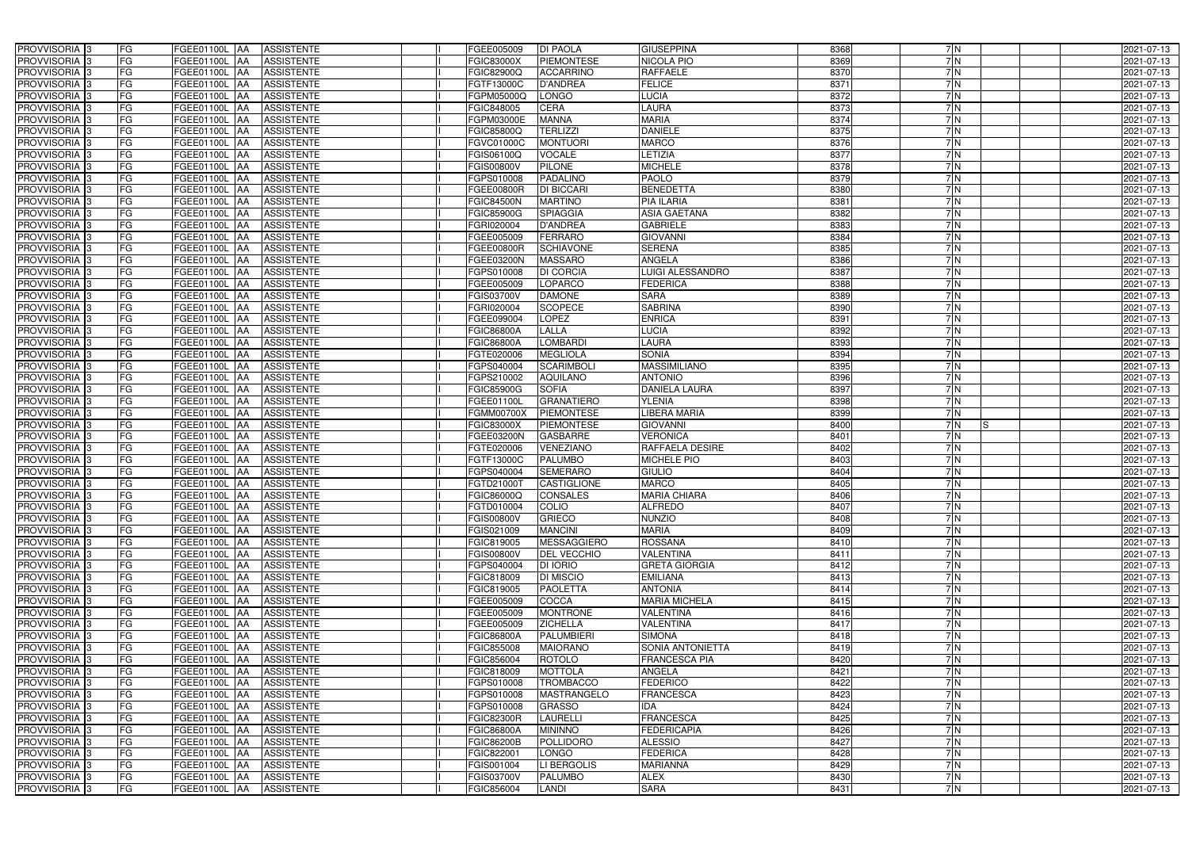| | | | | | | | | | | | | | | | |
|---|---|---|---|---|---|---|---|---|---|---|---|---|---|---|---|
| PROVVISORIA | 3 | FG | FGEE01100L | AA | ASSISTENTE | | I | FGEE005009 | DI PAOLA | GIUSEPPINA | 8368 | 7 | N | | 2021-07-13 |
| PROVVISORIA | 3 | FG | FGEE01100L | AA | ASSISTENTE | | I | FGIC83000X | PIEMONTESE | NICOLA PIO | 8369 | 7 | N | | 2021-07-13 |
| PROVVISORIA | 3 | FG | FGEE01100L | AA | ASSISTENTE | | I | FGIC82900Q | ACCARRINO | RAFFAELE | 8370 | 7 | N | | 2021-07-13 |
| PROVVISORIA | 3 | FG | FGEE01100L | AA | ASSISTENTE | | I | FGTF13000C | D'ANDREA | FELICE | 8371 | 7 | N | | 2021-07-13 |
| PROVVISORIA | 3 | FG | FGEE01100L | AA | ASSISTENTE | | I | FGPM05000Q | LONGO | LUCIA | 8372 | 7 | N | | 2021-07-13 |
| PROVVISORIA | 3 | FG | FGEE01100L | AA | ASSISTENTE | | I | FGIC848005 | CERA | LAURA | 8373 | 7 | N | | 2021-07-13 |
| PROVVISORIA | 3 | FG | FGEE01100L | AA | ASSISTENTE | | I | FGPM03000E | MANNA | MARIA | 8374 | 7 | N | | 2021-07-13 |
| PROVVISORIA | 3 | FG | FGEE01100L | AA | ASSISTENTE | | I | FGIC85800Q | TERLIZZI | DANIELE | 8375 | 7 | N | | 2021-07-13 |
| PROVVISORIA | 3 | FG | FGEE01100L | AA | ASSISTENTE | | I | FGVC01000C | MONTUORI | MARCO | 8376 | 7 | N | | 2021-07-13 |
| PROVVISORIA | 3 | FG | FGEE01100L | AA | ASSISTENTE | | I | FGIS06100Q | VOCALE | LETIZIA | 8377 | 7 | N | | 2021-07-13 |
| PROVVISORIA | 3 | FG | FGEE01100L | AA | ASSISTENTE | | I | FGIS00800V | PILONE | MICHELE | 8378 | 7 | N | | 2021-07-13 |
| PROVVISORIA | 3 | FG | FGEE01100L | AA | ASSISTENTE | | I | FGPS010008 | PADALINO | PAOLO | 8379 | 7 | N | | 2021-07-13 |
| PROVVISORIA | 3 | FG | FGEE01100L | AA | ASSISTENTE | | I | FGEE00800R | DI BICCARI | BENEDETTA | 8380 | 7 | N | | 2021-07-13 |
| PROVVISORIA | 3 | FG | FGEE01100L | AA | ASSISTENTE | | I | FGIC84500N | MARTINO | PIA ILARIA | 8381 | 7 | N | | 2021-07-13 |
| PROVVISORIA | 3 | FG | FGEE01100L | AA | ASSISTENTE | | I | FGIC85900G | SPIAGGIA | ASIA GAETANA | 8382 | 7 | N | | 2021-07-13 |
| PROVVISORIA | 3 | FG | FGEE01100L | AA | ASSISTENTE | | I | FGRI020004 | D'ANDREA | GABRIELE | 8383 | 7 | N | | 2021-07-13 |
| PROVVISORIA | 3 | FG | FGEE01100L | AA | ASSISTENTE | | I | FGEE005009 | FERRARO | GIOVANNI | 8384 | 7 | N | | 2021-07-13 |
| PROVVISORIA | 3 | FG | FGEE01100L | AA | ASSISTENTE | | I | FGEE00800R | SCHIAVONE | SERENA | 8385 | 7 | N | | 2021-07-13 |
| PROVVISORIA | 3 | FG | FGEE01100L | AA | ASSISTENTE | | I | FGEE03200N | MASSARO | ANGELA | 8386 | 7 | N | | 2021-07-13 |
| PROVVISORIA | 3 | FG | FGEE01100L | AA | ASSISTENTE | | I | FGPS010008 | DI CORCIA | LUIGI ALESSANDRO | 8387 | 7 | N | | 2021-07-13 |
| PROVVISORIA | 3 | FG | FGEE01100L | AA | ASSISTENTE | | I | FGEE005009 | LOPARCO | FEDERICA | 8388 | 7 | N | | 2021-07-13 |
| PROVVISORIA | 3 | FG | FGEE01100L | AA | ASSISTENTE | | I | FGIS03700V | DAMONE | SARA | 8389 | 7 | N | | 2021-07-13 |
| PROVVISORIA | 3 | FG | FGEE01100L | AA | ASSISTENTE | | I | FGRI020004 | SCOPECE | SABRINA | 8390 | 7 | N | | 2021-07-13 |
| PROVVISORIA | 3 | FG | FGEE01100L | AA | ASSISTENTE | | I | FGEE099004 | LOPEZ | ENRICA | 8391 | 7 | N | | 2021-07-13 |
| PROVVISORIA | 3 | FG | FGEE01100L | AA | ASSISTENTE | | I | FGIC86800A | LALLA | LUCIA | 8392 | 7 | N | | 2021-07-13 |
| PROVVISORIA | 3 | FG | FGEE01100L | AA | ASSISTENTE | | I | FGIC86800A | LOMBARDI | LAURA | 8393 | 7 | N | | 2021-07-13 |
| PROVVISORIA | 3 | FG | FGEE01100L | AA | ASSISTENTE | | I | FGTE020006 | MEGLIOLA | SONIA | 8394 | 7 | N | | 2021-07-13 |
| PROVVISORIA | 3 | FG | FGEE01100L | AA | ASSISTENTE | | I | FGPS040004 | SCARIMBOLI | MASSIMILIANO | 8395 | 7 | N | | 2021-07-13 |
| PROVVISORIA | 3 | FG | FGEE01100L | AA | ASSISTENTE | | I | FGPS210002 | AQUILANO | ANTONIO | 8396 | 7 | N | | 2021-07-13 |
| PROVVISORIA | 3 | FG | FGEE01100L | AA | ASSISTENTE | | I | FGIC85900G | SOFIA | DANIELA LAURA | 8397 | 7 | N | | 2021-07-13 |
| PROVVISORIA | 3 | FG | FGEE01100L | AA | ASSISTENTE | | I | FGEE01100L | GRANATIERO | YLENIA | 8398 | 7 | N | | 2021-07-13 |
| PROVVISORIA | 3 | FG | FGEE01100L | AA | ASSISTENTE | | I | FGMM00700X | PIEMONTESE | LIBERA MARIA | 8399 | 7 | N | | 2021-07-13 |
| PROVVISORIA | 3 | FG | FGEE01100L | AA | ASSISTENTE | | I | FGIC83000X | PIEMONTESE | GIOVANNI | 8400 | 7 | N | S | 2021-07-13 |
| PROVVISORIA | 3 | FG | FGEE01100L | AA | ASSISTENTE | | I | FGEE03200N | GASBARRE | VERONICA | 8401 | 7 | N | | 2021-07-13 |
| PROVVISORIA | 3 | FG | FGEE01100L | AA | ASSISTENTE | | I | FGTE020006 | VENEZIANO | RAFFAELA DESIRE | 8402 | 7 | N | | 2021-07-13 |
| PROVVISORIA | 3 | FG | FGEE01100L | AA | ASSISTENTE | | I | FGTF13000C | PALUMBO | MICHELE PIO | 8403 | 7 | N | | 2021-07-13 |
| PROVVISORIA | 3 | FG | FGEE01100L | AA | ASSISTENTE | | I | FGPS040004 | SEMERARO | GIULIO | 8404 | 7 | N | | 2021-07-13 |
| PROVVISORIA | 3 | FG | FGEE01100L | AA | ASSISTENTE | | I | FGTD21000T | CASTIGLIONE | MARCO | 8405 | 7 | N | | 2021-07-13 |
| PROVVISORIA | 3 | FG | FGEE01100L | AA | ASSISTENTE | | I | FGIC86000Q | CONSALES | MARIA CHIARA | 8406 | 7 | N | | 2021-07-13 |
| PROVVISORIA | 3 | FG | FGEE01100L | AA | ASSISTENTE | | I | FGTD010004 | COLIO | ALFREDO | 8407 | 7 | N | | 2021-07-13 |
| PROVVISORIA | 3 | FG | FGEE01100L | AA | ASSISTENTE | | I | FGIS00800V | GRIECO | NUNZIO | 8408 | 7 | N | | 2021-07-13 |
| PROVVISORIA | 3 | FG | FGEE01100L | AA | ASSISTENTE | | I | FGIS021009 | MANCINI | MARIA | 8409 | 7 | N | | 2021-07-13 |
| PROVVISORIA | 3 | FG | FGEE01100L | AA | ASSISTENTE | | I | FGIC819005 | MESSAGGIERO | ROSSANA | 8410 | 7 | N | | 2021-07-13 |
| PROVVISORIA | 3 | FG | FGEE01100L | AA | ASSISTENTE | | I | FGIS00800V | DEL VECCHIO | VALENTINA | 8411 | 7 | N | | 2021-07-13 |
| PROVVISORIA | 3 | FG | FGEE01100L | AA | ASSISTENTE | | I | FGPS040004 | DI IORIO | GRETA GIORGIA | 8412 | 7 | N | | 2021-07-13 |
| PROVVISORIA | 3 | FG | FGEE01100L | AA | ASSISTENTE | | I | FGIC818009 | DI MISCIO | EMILIANA | 8413 | 7 | N | | 2021-07-13 |
| PROVVISORIA | 3 | FG | FGEE01100L | AA | ASSISTENTE | | I | FGIC819005 | PAOLETTA | ANTONIA | 8414 | 7 | N | | 2021-07-13 |
| PROVVISORIA | 3 | FG | FGEE01100L | AA | ASSISTENTE | | I | FGEE005009 | COCCA | MARIA MICHELA | 8415 | 7 | N | | 2021-07-13 |
| PROVVISORIA | 3 | FG | FGEE01100L | AA | ASSISTENTE | | I | FGEE005009 | MONTRONE | VALENTINA | 8416 | 7 | N | | 2021-07-13 |
| PROVVISORIA | 3 | FG | FGEE01100L | AA | ASSISTENTE | | I | FGEE005009 | ZICHELLA | VALENTINA | 8417 | 7 | N | | 2021-07-13 |
| PROVVISORIA | 3 | FG | FGEE01100L | AA | ASSISTENTE | | I | FGIC86800A | PALUMBIERI | SIMONA | 8418 | 7 | N | | 2021-07-13 |
| PROVVISORIA | 3 | FG | FGEE01100L | AA | ASSISTENTE | | I | FGIC855008 | MAIORANO | SONIA ANTONIETTA | 8419 | 7 | N | | 2021-07-13 |
| PROVVISORIA | 3 | FG | FGEE01100L | AA | ASSISTENTE | | I | FGIC856004 | ROTOLO | FRANCESCA PIA | 8420 | 7 | N | | 2021-07-13 |
| PROVVISORIA | 3 | FG | FGEE01100L | AA | ASSISTENTE | | I | FGIC818009 | MOTTOLA | ANGELA | 8421 | 7 | N | | 2021-07-13 |
| PROVVISORIA | 3 | FG | FGEE01100L | AA | ASSISTENTE | | I | FGPS010008 | TROMBACCO | FEDERICO | 8422 | 7 | N | | 2021-07-13 |
| PROVVISORIA | 3 | FG | FGEE01100L | AA | ASSISTENTE | | I | FGPS010008 | MASTRANGELO | FRANCESCA | 8423 | 7 | N | | 2021-07-13 |
| PROVVISORIA | 3 | FG | FGEE01100L | AA | ASSISTENTE | | I | FGPS010008 | GRASSO | IDA | 8424 | 7 | N | | 2021-07-13 |
| PROVVISORIA | 3 | FG | FGEE01100L | AA | ASSISTENTE | | I | FGIC82300R | LAURELLI | FRANCESCA | 8425 | 7 | N | | 2021-07-13 |
| PROVVISORIA | 3 | FG | FGEE01100L | AA | ASSISTENTE | | I | FGIC86800A | MININNO | FEDERICAPIA | 8426 | 7 | N | | 2021-07-13 |
| PROVVISORIA | 3 | FG | FGEE01100L | AA | ASSISTENTE | | I | FGIC86200B | POLLIDORO | ALESSIO | 8427 | 7 | N | | 2021-07-13 |
| PROVVISORIA | 3 | FG | FGEE01100L | AA | ASSISTENTE | | I | FGIC822001 | LONGO | FEDERICA | 8428 | 7 | N | | 2021-07-13 |
| PROVVISORIA | 3 | FG | FGEE01100L | AA | ASSISTENTE | | I | FGIS001004 | LI BERGOLIS | MARIANNA | 8429 | 7 | N | | 2021-07-13 |
| PROVVISORIA | 3 | FG | FGEE01100L | AA | ASSISTENTE | | I | FGIS03700V | PALUMBO | ALEX | 8430 | 7 | N | | 2021-07-13 |
| PROVVISORIA | 3 | FG | FGEE01100L | AA | ASSISTENTE | | I | FGIC856004 | LANDI | SARA | 8431 | 7 | N | | 2021-07-13 |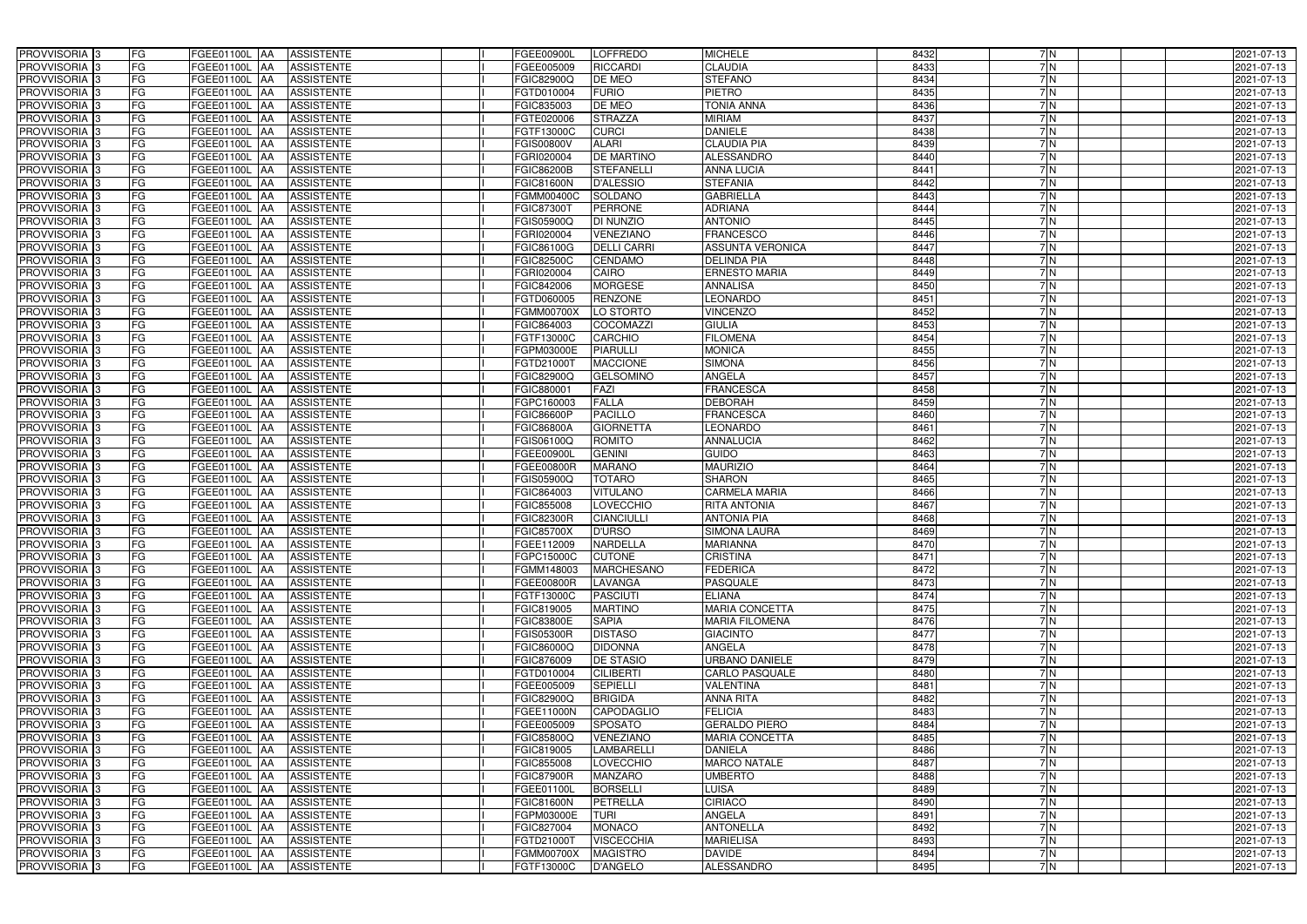| | | | | | | | | | | | | | | |
|---|---|---|---|---|---|---|---|---|---|---|---|---|---|---|
| PROVVISORIA | 3 | FG | FGEE01100L | AA | ASSISTENTE | | I | FGEE00900L | LOFFREDO | MICHELE | 8432 | 7 | N | | | 2021-07-13 |
| PROVVISORIA | 3 | FG | FGEE01100L | AA | ASSISTENTE | | I | FGEE005009 | RICCARDI | CLAUDIA | 8433 | 7 | N | | | 2021-07-13 |
| PROVVISORIA | 3 | FG | FGEE01100L | AA | ASSISTENTE | | I | FGIC82900Q | DE MEO | STEFANO | 8434 | 7 | N | | | 2021-07-13 |
| PROVVISORIA | 3 | FG | FGEE01100L | AA | ASSISTENTE | | I | FGTD010004 | FURIO | PIETRO | 8435 | 7 | N | | | 2021-07-13 |
| PROVVISORIA | 3 | FG | FGEE01100L | AA | ASSISTENTE | | I | FGIC835003 | DE MEO | TONIA ANNA | 8436 | 7 | N | | | 2021-07-13 |
| PROVVISORIA | 3 | FG | FGEE01100L | AA | ASSISTENTE | | I | FGTE020006 | STRAZZA | MIRIAM | 8437 | 7 | N | | | 2021-07-13 |
| PROVVISORIA | 3 | FG | FGEE01100L | AA | ASSISTENTE | | I | FGTF13000C | CURCI | DANIELE | 8438 | 7 | N | | | 2021-07-13 |
| PROVVISORIA | 3 | FG | FGEE01100L | AA | ASSISTENTE | | I | FGIS00800V | ALARI | CLAUDIA PIA | 8439 | 7 | N | | | 2021-07-13 |
| PROVVISORIA | 3 | FG | FGEE01100L | AA | ASSISTENTE | | I | FGRI020004 | DE MARTINO | ALESSANDRO | 8440 | 7 | N | | | 2021-07-13 |
| PROVVISORIA | 3 | FG | FGEE01100L | AA | ASSISTENTE | | I | FGIC86200B | STEFANELLI | ANNA LUCIA | 8441 | 7 | N | | | 2021-07-13 |
| PROVVISORIA | 3 | FG | FGEE01100L | AA | ASSISTENTE | | I | FGIC81600N | D'ALESSIO | STEFANIA | 8442 | 7 | N | | | 2021-07-13 |
| PROVVISORIA | 3 | FG | FGEE01100L | AA | ASSISTENTE | | I | FGMM00400C | SOLDANO | GABRIELLA | 8443 | 7 | N | | | 2021-07-13 |
| PROVVISORIA | 3 | FG | FGEE01100L | AA | ASSISTENTE | | I | FGIC87300T | PERRONE | ADRIANA | 8444 | 7 | N | | | 2021-07-13 |
| PROVVISORIA | 3 | FG | FGEE01100L | AA | ASSISTENTE | | I | FGIS05900Q | DI NUNZIO | ANTONIO | 8445 | 7 | N | | | 2021-07-13 |
| PROVVISORIA | 3 | FG | FGEE01100L | AA | ASSISTENTE | | I | FGRI020004 | VENEZIANO | FRANCESCO | 8446 | 7 | N | | | 2021-07-13 |
| PROVVISORIA | 3 | FG | FGEE01100L | AA | ASSISTENTE | | I | FGIC86100G | DELLI CARRI | ASSUNTA VERONICA | 8447 | 7 | N | | | 2021-07-13 |
| PROVVISORIA | 3 | FG | FGEE01100L | AA | ASSISTENTE | | I | FGIC82500C | CENDAMO | DELINDA PIA | 8448 | 7 | N | | | 2021-07-13 |
| PROVVISORIA | 3 | FG | FGEE01100L | AA | ASSISTENTE | | I | FGRI020004 | CAIRO | ERNESTO MARIA | 8449 | 7 | N | | | 2021-07-13 |
| PROVVISORIA | 3 | FG | FGEE01100L | AA | ASSISTENTE | | I | FGIC842006 | MORGESE | ANNALISA | 8450 | 7 | N | | | 2021-07-13 |
| PROVVISORIA | 3 | FG | FGEE01100L | AA | ASSISTENTE | | I | FGTD060005 | RENZONE | LEONARDO | 8451 | 7 | N | | | 2021-07-13 |
| PROVVISORIA | 3 | FG | FGEE01100L | AA | ASSISTENTE | | I | FGMM00700X | LO STORTO | VINCENZO | 8452 | 7 | N | | | 2021-07-13 |
| PROVVISORIA | 3 | FG | FGEE01100L | AA | ASSISTENTE | | I | FGIC864003 | COCOMAZZI | GIULIA | 8453 | 7 | N | | | 2021-07-13 |
| PROVVISORIA | 3 | FG | FGEE01100L | AA | ASSISTENTE | | I | FGTF13000C | CARCHIO | FILOMENA | 8454 | 7 | N | | | 2021-07-13 |
| PROVVISORIA | 3 | FG | FGEE01100L | AA | ASSISTENTE | | I | FGPM03000E | PIARULLI | MONICA | 8455 | 7 | N | | | 2021-07-13 |
| PROVVISORIA | 3 | FG | FGEE01100L | AA | ASSISTENTE | | I | FGTD21000T | MACCIONE | SIMONA | 8456 | 7 | N | | | 2021-07-13 |
| PROVVISORIA | 3 | FG | FGEE01100L | AA | ASSISTENTE | | I | FGIC82900Q | GELSOMINO | ANGELA | 8457 | 7 | N | | | 2021-07-13 |
| PROVVISORIA | 3 | FG | FGEE01100L | AA | ASSISTENTE | | I | FGIC880001 | FAZI | FRANCESCA | 8458 | 7 | N | | | 2021-07-13 |
| PROVVISORIA | 3 | FG | FGEE01100L | AA | ASSISTENTE | | I | FGPC160003 | FALLA | DEBORAH | 8459 | 7 | N | | | 2021-07-13 |
| PROVVISORIA | 3 | FG | FGEE01100L | AA | ASSISTENTE | | I | FGIC86600P | PACILLO | FRANCESCA | 8460 | 7 | N | | | 2021-07-13 |
| PROVVISORIA | 3 | FG | FGEE01100L | AA | ASSISTENTE | | I | FGIC86800A | GIORNETTA | LEONARDO | 8461 | 7 | N | | | 2021-07-13 |
| PROVVISORIA | 3 | FG | FGEE01100L | AA | ASSISTENTE | | I | FGIS06100Q | ROMITO | ANNALUCIA | 8462 | 7 | N | | | 2021-07-13 |
| PROVVISORIA | 3 | FG | FGEE01100L | AA | ASSISTENTE | | I | FGEE00900L | GENINI | GUIDO | 8463 | 7 | N | | | 2021-07-13 |
| PROVVISORIA | 3 | FG | FGEE01100L | AA | ASSISTENTE | | I | FGEE00800R | MARANO | MAURIZIO | 8464 | 7 | N | | | 2021-07-13 |
| PROVVISORIA | 3 | FG | FGEE01100L | AA | ASSISTENTE | | I | FGIS05900Q | TOTARO | SHARON | 8465 | 7 | N | | | 2021-07-13 |
| PROVVISORIA | 3 | FG | FGEE01100L | AA | ASSISTENTE | | I | FGIC864003 | VITULANO | CARMELA MARIA | 8466 | 7 | N | | | 2021-07-13 |
| PROVVISORIA | 3 | FG | FGEE01100L | AA | ASSISTENTE | | I | FGIC855008 | LOVECCHIO | RITA ANTONIA | 8467 | 7 | N | | | 2021-07-13 |
| PROVVISORIA | 3 | FG | FGEE01100L | AA | ASSISTENTE | | I | FGIC82300R | CIANCIULLI | ANTONIA PIA | 8468 | 7 | N | | | 2021-07-13 |
| PROVVISORIA | 3 | FG | FGEE01100L | AA | ASSISTENTE | | I | FGIC85700X | D'URSO | SIMONA LAURA | 8469 | 7 | N | | | 2021-07-13 |
| PROVVISORIA | 3 | FG | FGEE01100L | AA | ASSISTENTE | | I | FGEE112009 | NARDELLA | MARIANNA | 8470 | 7 | N | | | 2021-07-13 |
| PROVVISORIA | 3 | FG | FGEE01100L | AA | ASSISTENTE | | I | FGPC15000C | CUTONE | CRISTINA | 8471 | 7 | N | | | 2021-07-13 |
| PROVVISORIA | 3 | FG | FGEE01100L | AA | ASSISTENTE | | I | FGMM148003 | MARCHESANO | FEDERICA | 8472 | 7 | N | | | 2021-07-13 |
| PROVVISORIA | 3 | FG | FGEE01100L | AA | ASSISTENTE | | I | FGEE00800R | LAVANGA | PASQUALE | 8473 | 7 | N | | | 2021-07-13 |
| PROVVISORIA | 3 | FG | FGEE01100L | AA | ASSISTENTE | | I | FGTF13000C | PASCIUTI | ELIANA | 8474 | 7 | N | | | 2021-07-13 |
| PROVVISORIA | 3 | FG | FGEE01100L | AA | ASSISTENTE | | I | FGIC819005 | MARTINO | MARIA CONCETTA | 8475 | 7 | N | | | 2021-07-13 |
| PROVVISORIA | 3 | FG | FGEE01100L | AA | ASSISTENTE | | I | FGIC83800E | SAPIA | MARIA FILOMENA | 8476 | 7 | N | | | 2021-07-13 |
| PROVVISORIA | 3 | FG | FGEE01100L | AA | ASSISTENTE | | I | FGIS05300R | DISTASO | GIACINTO | 8477 | 7 | N | | | 2021-07-13 |
| PROVVISORIA | 3 | FG | FGEE01100L | AA | ASSISTENTE | | I | FGIC86000Q | DIDONNA | ANGELA | 8478 | 7 | N | | | 2021-07-13 |
| PROVVISORIA | 3 | FG | FGEE01100L | AA | ASSISTENTE | | I | FGIC876009 | DE STASIO | URBANO DANIELE | 8479 | 7 | N | | | 2021-07-13 |
| PROVVISORIA | 3 | FG | FGEE01100L | AA | ASSISTENTE | | I | FGTD010004 | CILIBERTI | CARLO PASQUALE | 8480 | 7 | N | | | 2021-07-13 |
| PROVVISORIA | 3 | FG | FGEE01100L | AA | ASSISTENTE | | I | FGEE005009 | SEPIELLI | VALENTINA | 8481 | 7 | N | | | 2021-07-13 |
| PROVVISORIA | 3 | FG | FGEE01100L | AA | ASSISTENTE | | I | FGIC82900Q | BRIGIDA | ANNA RITA | 8482 | 7 | N | | | 2021-07-13 |
| PROVVISORIA | 3 | FG | FGEE01100L | AA | ASSISTENTE | | I | FGEE11000N | CAPODAGLIO | FELICIA | 8483 | 7 | N | | | 2021-07-13 |
| PROVVISORIA | 3 | FG | FGEE01100L | AA | ASSISTENTE | | I | FGEE005009 | SPOSATO | GERALDO PIERO | 8484 | 7 | N | | | 2021-07-13 |
| PROVVISORIA | 3 | FG | FGEE01100L | AA | ASSISTENTE | | I | FGIC85800Q | VENEZIANO | MARIA CONCETTA | 8485 | 7 | N | | | 2021-07-13 |
| PROVVISORIA | 3 | FG | FGEE01100L | AA | ASSISTENTE | | I | FGIC819005 | LAMBARELLI | DANIELA | 8486 | 7 | N | | | 2021-07-13 |
| PROVVISORIA | 3 | FG | FGEE01100L | AA | ASSISTENTE | | I | FGIC855008 | LOVECCHIO | MARCO NATALE | 8487 | 7 | N | | | 2021-07-13 |
| PROVVISORIA | 3 | FG | FGEE01100L | AA | ASSISTENTE | | I | FGIC87900R | MANZARO | UMBERTO | 8488 | 7 | N | | | 2021-07-13 |
| PROVVISORIA | 3 | FG | FGEE01100L | AA | ASSISTENTE | | I | FGEE01100L | BORSELLI | LUISA | 8489 | 7 | N | | | 2021-07-13 |
| PROVVISORIA | 3 | FG | FGEE01100L | AA | ASSISTENTE | | I | FGIC81600N | PETRELLA | CIRIACO | 8490 | 7 | N | | | 2021-07-13 |
| PROVVISORIA | 3 | FG | FGEE01100L | AA | ASSISTENTE | | I | FGPM03000E | TURI | ANGELA | 8491 | 7 | N | | | 2021-07-13 |
| PROVVISORIA | 3 | FG | FGEE01100L | AA | ASSISTENTE | | I | FGIC827004 | MONACO | ANTONELLA | 8492 | 7 | N | | | 2021-07-13 |
| PROVVISORIA | 3 | FG | FGEE01100L | AA | ASSISTENTE | | I | FGTD21000T | VISCECCHIA | MARIELISA | 8493 | 7 | N | | | 2021-07-13 |
| PROVVISORIA | 3 | FG | FGEE01100L | AA | ASSISTENTE | | I | FGMM00700X | MAGISTRO | DAVIDE | 8494 | 7 | N | | | 2021-07-13 |
| PROVVISORIA | 3 | FG | FGEE01100L | AA | ASSISTENTE | | I | FGTF13000C | D'ANGELO | ALESSANDRO | 8495 | 7 | N | | | 2021-07-13 |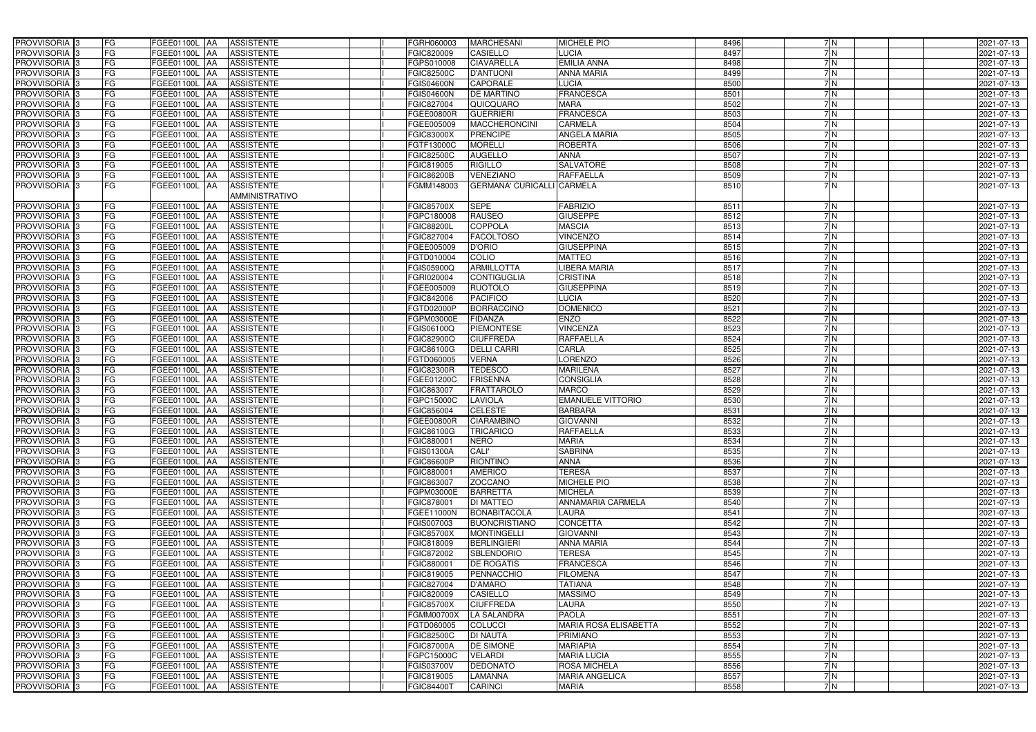| | | | | | | | | | | | | | | | |
|---|---|---|---|---|---|---|---|---|---|---|---|---|---|---|---|
| PROVVISORIA | 3 | FG | FGEE01100L | AA | ASSISTENTE | | I | FGRH060003 | MARCHESANI | MICHELE PIO | 8496 | 7 | N | | 2021-07-13 |
| PROVVISORIA | 3 | FG | FGEE01100L | AA | ASSISTENTE | | I | FGIC820009 | CASIELLO | LUCIA | 8497 | 7 | N | | 2021-07-13 |
| PROVVISORIA | 3 | FG | FGEE01100L | AA | ASSISTENTE | | I | FGPS010008 | CIAVARELLA | EMILIA ANNA | 8498 | 7 | N | | 2021-07-13 |
| PROVVISORIA | 3 | FG | FGEE01100L | AA | ASSISTENTE | | I | FGIC82500C | D'ANTUONI | ANNA MARIA | 8499 | 7 | N | | 2021-07-13 |
| PROVVISORIA | 3 | FG | FGEE01100L | AA | ASSISTENTE | | I | FGIS04600N | CAPORALE | LUCIA | 8500 | 7 | N | | 2021-07-13 |
| PROVVISORIA | 3 | FG | FGEE01100L | AA | ASSISTENTE | | I | FGIS04600N | DE MARTINO | FRANCESCA | 8501 | 7 | N | | 2021-07-13 |
| PROVVISORIA | 3 | FG | FGEE01100L | AA | ASSISTENTE | | I | FGIC827004 | QUICQUARO | MARA | 8502 | 7 | N | | 2021-07-13 |
| PROVVISORIA | 3 | FG | FGEE01100L | AA | ASSISTENTE | | I | FGEE00800R | GUERRIERI | FRANCESCA | 8503 | 7 | N | | 2021-07-13 |
| PROVVISORIA | 3 | FG | FGEE01100L | AA | ASSISTENTE | | I | FGEE005009 | MACCHERONCINI | CARMELA | 8504 | 7 | N | | 2021-07-13 |
| PROVVISORIA | 3 | FG | FGEE01100L | AA | ASSISTENTE | | I | FGIC83000X | PRENCIPE | ANGELA MARIA | 8505 | 7 | N | | 2021-07-13 |
| PROVVISORIA | 3 | FG | FGEE01100L | AA | ASSISTENTE | | I | FGTF13000C | MORELLI | ROBERTA | 8506 | 7 | N | | 2021-07-13 |
| PROVVISORIA | 3 | FG | FGEE01100L | AA | ASSISTENTE | | I | FGIC82500C | AUGELLO | ANNA | 8507 | 7 | N | | 2021-07-13 |
| PROVVISORIA | 3 | FG | FGEE01100L | AA | ASSISTENTE | | I | FGIC819005 | RIGILLO | SALVATORE | 8508 | 7 | N | | 2021-07-13 |
| PROVVISORIA | 3 | FG | FGEE01100L | AA | ASSISTENTE | | I | FGIC86200B | VENEZIANO | RAFFAELLA | 8509 | 7 | N | | 2021-07-13 |
| PROVVISORIA | 3 | FG | FGEE01100L | AA | ASSISTENTE AMMINISTRATIVO | | I | FGMM148003 | GERMANA' CURICALLI | CARMELA | 8510 | 7 | N | | 2021-07-13 |
| PROVVISORIA | 3 | FG | FGEE01100L | AA | ASSISTENTE | | I | FGIC85700X | SEPE | FABRIZIO | 8511 | 7 | N | | 2021-07-13 |
| PROVVISORIA | 3 | FG | FGEE01100L | AA | ASSISTENTE | | I | FGPC180008 | RAUSEO | GIUSEPPE | 8512 | 7 | N | | 2021-07-13 |
| PROVVISORIA | 3 | FG | FGEE01100L | AA | ASSISTENTE | | I | FGIC88200L | COPPOLA | MASCIA | 8513 | 7 | N | | 2021-07-13 |
| PROVVISORIA | 3 | FG | FGEE01100L | AA | ASSISTENTE | | I | FGIC827004 | FACOLTOSO | VINCENZO | 8514 | 7 | N | | 2021-07-13 |
| PROVVISORIA | 3 | FG | FGEE01100L | AA | ASSISTENTE | | I | FGEE005009 | D'ORIO | GIUSEPPINA | 8515 | 7 | N | | 2021-07-13 |
| PROVVISORIA | 3 | FG | FGEE01100L | AA | ASSISTENTE | | I | FGTD010004 | COLIO | MATTEO | 8516 | 7 | N | | 2021-07-13 |
| PROVVISORIA | 3 | FG | FGEE01100L | AA | ASSISTENTE | | I | FGIS05900Q | ARMILLOTTA | LIBERA MARIA | 8517 | 7 | N | | 2021-07-13 |
| PROVVISORIA | 3 | FG | FGEE01100L | AA | ASSISTENTE | | I | FGRI020004 | CONTIGUGLIA | CRISTINA | 8518 | 7 | N | | 2021-07-13 |
| PROVVISORIA | 3 | FG | FGEE01100L | AA | ASSISTENTE | | I | FGEE005009 | RUOTOLO | GIUSEPPINA | 8519 | 7 | N | | 2021-07-13 |
| PROVVISORIA | 3 | FG | FGEE01100L | AA | ASSISTENTE | | I | FGIC842006 | PACIFICO | LUCIA | 8520 | 7 | N | | 2021-07-13 |
| PROVVISORIA | 3 | FG | FGEE01100L | AA | ASSISTENTE | | I | FGTD02000P | BORRACCINO | DOMENICO | 8521 | 7 | N | | 2021-07-13 |
| PROVVISORIA | 3 | FG | FGEE01100L | AA | ASSISTENTE | | I | FGPM03000E | FIDANZA | ENZO | 8522 | 7 | N | | 2021-07-13 |
| PROVVISORIA | 3 | FG | FGEE01100L | AA | ASSISTENTE | | I | FGIS06100Q | PIEMONTESE | VINCENZA | 8523 | 7 | N | | 2021-07-13 |
| PROVVISORIA | 3 | FG | FGEE01100L | AA | ASSISTENTE | | I | FGIC82900Q | CIUFFREDA | RAFFAELLA | 8524 | 7 | N | | 2021-07-13 |
| PROVVISORIA | 3 | FG | FGEE01100L | AA | ASSISTENTE | | I | FGIC86100G | DELLI CARRI | CARLA | 8525 | 7 | N | | 2021-07-13 |
| PROVVISORIA | 3 | FG | FGEE01100L | AA | ASSISTENTE | | I | FGTD060005 | VERNA | LORENZO | 8526 | 7 | N | | 2021-07-13 |
| PROVVISORIA | 3 | FG | FGEE01100L | AA | ASSISTENTE | | I | FGIC82300R | TEDESCO | MARILENA | 8527 | 7 | N | | 2021-07-13 |
| PROVVISORIA | 3 | FG | FGEE01100L | AA | ASSISTENTE | | I | FGEE01200C | FRISENNA | CONSIGLIA | 8528 | 7 | N | | 2021-07-13 |
| PROVVISORIA | 3 | FG | FGEE01100L | AA | ASSISTENTE | | I | FGIC863007 | FRATTAROLO | MARCO | 8529 | 7 | N | | 2021-07-13 |
| PROVVISORIA | 3 | FG | FGEE01100L | AA | ASSISTENTE | | I | FGPC15000C | LAVIOLA | EMANUELE VITTORIO | 8530 | 7 | N | | 2021-07-13 |
| PROVVISORIA | 3 | FG | FGEE01100L | AA | ASSISTENTE | | I | FGIC856004 | CELESTE | BARBARA | 8531 | 7 | N | | 2021-07-13 |
| PROVVISORIA | 3 | FG | FGEE01100L | AA | ASSISTENTE | | I | FGEE00800R | CIARAMBINO | GIOVANNI | 8532 | 7 | N | | 2021-07-13 |
| PROVVISORIA | 3 | FG | FGEE01100L | AA | ASSISTENTE | | I | FGIC86100G | TRICARICO | RAFFAELLA | 8533 | 7 | N | | 2021-07-13 |
| PROVVISORIA | 3 | FG | FGEE01100L | AA | ASSISTENTE | | I | FGIC880001 | NERO | MARIA | 8534 | 7 | N | | 2021-07-13 |
| PROVVISORIA | 3 | FG | FGEE01100L | AA | ASSISTENTE | | I | FGIS01300A | CALI' | SABRINA | 8535 | 7 | N | | 2021-07-13 |
| PROVVISORIA | 3 | FG | FGEE01100L | AA | ASSISTENTE | | I | FGIC86600P | RIONTINO | ANNA | 8536 | 7 | N | | 2021-07-13 |
| PROVVISORIA | 3 | FG | FGEE01100L | AA | ASSISTENTE | | I | FGIC880001 | AMERICO | TERESA | 8537 | 7 | N | | 2021-07-13 |
| PROVVISORIA | 3 | FG | FGEE01100L | AA | ASSISTENTE | | I | FGIC863007 | ZOCCANO | MICHELE PIO | 8538 | 7 | N | | 2021-07-13 |
| PROVVISORIA | 3 | FG | FGEE01100L | AA | ASSISTENTE | | I | FGPM03000E | BARRETTA | MICHELA | 8539 | 7 | N | | 2021-07-13 |
| PROVVISORIA | 3 | FG | FGEE01100L | AA | ASSISTENTE | | I | FGIC878001 | DI MATTEO | ANNAMARIA CARMELA | 8540 | 7 | N | | 2021-07-13 |
| PROVVISORIA | 3 | FG | FGEE01100L | AA | ASSISTENTE | | I | FGEE11000N | BONABITACOLA | LAURA | 8541 | 7 | N | | 2021-07-13 |
| PROVVISORIA | 3 | FG | FGEE01100L | AA | ASSISTENTE | | I | FGIS007003 | BUONCRISTIANO | CONCETTA | 8542 | 7 | N | | 2021-07-13 |
| PROVVISORIA | 3 | FG | FGEE01100L | AA | ASSISTENTE | | I | FGIC85700X | MONTINGELLI | GIOVANNI | 8543 | 7 | N | | 2021-07-13 |
| PROVVISORIA | 3 | FG | FGEE01100L | AA | ASSISTENTE | | I | FGIC818009 | BERLINGIERI | ANNA MARIA | 8544 | 7 | N | | 2021-07-13 |
| PROVVISORIA | 3 | FG | FGEE01100L | AA | ASSISTENTE | | I | FGIC872002 | SBLENDORIO | TERESA | 8545 | 7 | N | | 2021-07-13 |
| PROVVISORIA | 3 | FG | FGEE01100L | AA | ASSISTENTE | | I | FGIC880001 | DE ROGATIS | FRANCESCA | 8546 | 7 | N | | 2021-07-13 |
| PROVVISORIA | 3 | FG | FGEE01100L | AA | ASSISTENTE | | I | FGIC819005 | PENNACCHIO | FILOMENA | 8547 | 7 | N | | 2021-07-13 |
| PROVVISORIA | 3 | FG | FGEE01100L | AA | ASSISTENTE | | I | FGIC827004 | D'AMARO | TATIANA | 8548 | 7 | N | | 2021-07-13 |
| PROVVISORIA | 3 | FG | FGEE01100L | AA | ASSISTENTE | | I | FGIC820009 | CASIELLO | MASSIMO | 8549 | 7 | N | | 2021-07-13 |
| PROVVISORIA | 3 | FG | FGEE01100L | AA | ASSISTENTE | | I | FGIC85700X | CIUFFREDA | LAURA | 8550 | 7 | N | | 2021-07-13 |
| PROVVISORIA | 3 | FG | FGEE01100L | AA | ASSISTENTE | | I | FGMM00700X | LA SALANDRA | PAOLA | 8551 | 7 | N | | 2021-07-13 |
| PROVVISORIA | 3 | FG | FGEE01100L | AA | ASSISTENTE | | I | FGTD060005 | COLUCCI | MARIA ROSA ELISABETTA | 8552 | 7 | N | | 2021-07-13 |
| PROVVISORIA | 3 | FG | FGEE01100L | AA | ASSISTENTE | | I | FGIC82500C | DI NAUTA | PRIMIANO | 8553 | 7 | N | | 2021-07-13 |
| PROVVISORIA | 3 | FG | FGEE01100L | AA | ASSISTENTE | | I | FGIC87000A | DE SIMONE | MARIAPIA | 8554 | 7 | N | | 2021-07-13 |
| PROVVISORIA | 3 | FG | FGEE01100L | AA | ASSISTENTE | | I | FGPC15000C | VELARDI | MARIA LUCIA | 8555 | 7 | N | | 2021-07-13 |
| PROVVISORIA | 3 | FG | FGEE01100L | AA | ASSISTENTE | | I | FGIS03700V | DEDONATO | ROSA MICHELA | 8556 | 7 | N | | 2021-07-13 |
| PROVVISORIA | 3 | FG | FGEE01100L | AA | ASSISTENTE | | I | FGIC819005 | LAMANNA | MARIA ANGELICA | 8557 | 7 | N | | 2021-07-13 |
| PROVVISORIA | 3 | FG | FGEE01100L | AA | ASSISTENTE | | I | FGIC84400T | CARINCI | MARIA | 8558 | 7 | N | | 2021-07-13 |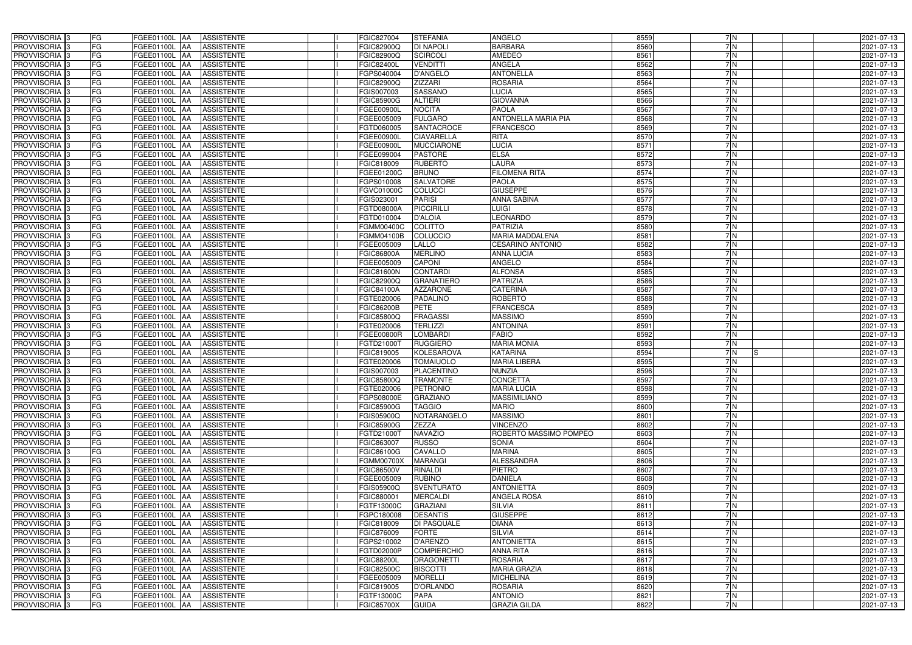| PROVVISORIA | 3 | FG | FGEE01100L | AA | ASSISTENTE | | I | FGIC827004 | STEFANIA | ANGELO | 8559 | 7 | N | | | | 2021-07-13 |
|---|---|---|---|---|---|---|---|---|---|---|---|---|---|---|---|---|---|
| PROVVISORIA | 3 | FG | FGEE01100L | AA | ASSISTENTE | | I | FGIC82900Q | DI NAPOLI | BARBARA | 8560 | 7 | N | | | | 2021-07-13 |
| PROVVISORIA | 3 | FG | FGEE01100L | AA | ASSISTENTE | | I | FGIC82900Q | SCIRCOLI | AMEDEO | 8561 | 7 | N | | | | 2021-07-13 |
| PROVVISORIA | 3 | FG | FGEE01100L | AA | ASSISTENTE | | I | FGIC82400L | VENDITTI | ANGELA | 8562 | 7 | N | | | | 2021-07-13 |
| PROVVISORIA | 3 | FG | FGEE01100L | AA | ASSISTENTE | | I | FGPS040004 | D'ANGELO | ANTONELLA | 8563 | 7 | N | | | | 2021-07-13 |
| PROVVISORIA | 3 | FG | FGEE01100L | AA | ASSISTENTE | | I | FGIC82900Q | ZIZZARI | ROSARIA | 8564 | 7 | N | | | | 2021-07-13 |
| PROVVISORIA | 3 | FG | FGEE01100L | AA | ASSISTENTE | | I | FGIS007003 | SASSANO | LUCIA | 8565 | 7 | N | | | | 2021-07-13 |
| PROVVISORIA | 3 | FG | FGEE01100L | AA | ASSISTENTE | | I | FGIC85900G | ALTIERI | GIOVANNA | 8566 | 7 | N | | | | 2021-07-13 |
| PROVVISORIA | 3 | FG | FGEE01100L | AA | ASSISTENTE | | I | FGEE00900L | NOCITA | PAOLA | 8567 | 7 | N | | | | 2021-07-13 |
| PROVVISORIA | 3 | FG | FGEE01100L | AA | ASSISTENTE | | I | FGEE005009 | FULGARO | ANTONELLA MARIA PIA | 8568 | 7 | N | | | | 2021-07-13 |
| PROVVISORIA | 3 | FG | FGEE01100L | AA | ASSISTENTE | | I | FGTD060005 | SANTACROCE | FRANCESCO | 8569 | 7 | N | | | | 2021-07-13 |
| PROVVISORIA | 3 | FG | FGEE01100L | AA | ASSISTENTE | | I | FGEE00900L | CIAVARELLA | RITA | 8570 | 7 | N | | | | 2021-07-13 |
| PROVVISORIA | 3 | FG | FGEE01100L | AA | ASSISTENTE | | I | FGEE00900L | MUCCIARONE | LUCIA | 8571 | 7 | N | | | | 2021-07-13 |
| PROVVISORIA | 3 | FG | FGEE01100L | AA | ASSISTENTE | | I | FGEE099004 | PASTORE | ELSA | 8572 | 7 | N | | | | 2021-07-13 |
| PROVVISORIA | 3 | FG | FGEE01100L | AA | ASSISTENTE | | I | FGIC818009 | RUBERTO | LAURA | 8573 | 7 | N | | | | 2021-07-13 |
| PROVVISORIA | 3 | FG | FGEE01100L | AA | ASSISTENTE | | I | FGEE01200C | BRUNO | FILOMENA RITA | 8574 | 7 | N | | | | 2021-07-13 |
| PROVVISORIA | 3 | FG | FGEE01100L | AA | ASSISTENTE | | I | FGPS010008 | SALVATORE | PAOLA | 8575 | 7 | N | | | | 2021-07-13 |
| PROVVISORIA | 3 | FG | FGEE01100L | AA | ASSISTENTE | | I | FGVC01000C | COLUCCI | GIUSEPPE | 8576 | 7 | N | | | | 2021-07-13 |
| PROVVISORIA | 3 | FG | FGEE01100L | AA | ASSISTENTE | | I | FGIS023001 | PARISI | ANNA SABINA | 8577 | 7 | N | | | | 2021-07-13 |
| PROVVISORIA | 3 | FG | FGEE01100L | AA | ASSISTENTE | | I | FGTD08000A | PICCIRILLI | LUIGI | 8578 | 7 | N | | | | 2021-07-13 |
| PROVVISORIA | 3 | FG | FGEE01100L | AA | ASSISTENTE | | I | FGTD010004 | D'ALOIA | LEONARDO | 8579 | 7 | N | | | | 2021-07-13 |
| PROVVISORIA | 3 | FG | FGEE01100L | AA | ASSISTENTE | | I | FGMM00400C | COLITTO | PATRIZIA | 8580 | 7 | N | | | | 2021-07-13 |
| PROVVISORIA | 3 | FG | FGEE01100L | AA | ASSISTENTE | | I | FGMM04100B | COLUCCIO | MARIA MADDALENA | 8581 | 7 | N | | | | 2021-07-13 |
| PROVVISORIA | 3 | FG | FGEE01100L | AA | ASSISTENTE | | I | FGEE005009 | LALLO | CESARINO ANTONIO | 8582 | 7 | N | | | | 2021-07-13 |
| PROVVISORIA | 3 | FG | FGEE01100L | AA | ASSISTENTE | | I | FGIC86800A | MERLINO | ANNA LUCIA | 8583 | 7 | N | | | | 2021-07-13 |
| PROVVISORIA | 3 | FG | FGEE01100L | AA | ASSISTENTE | | I | FGEE005009 | CAPONI | ANGELO | 8584 | 7 | N | | | | 2021-07-13 |
| PROVVISORIA | 3 | FG | FGEE01100L | AA | ASSISTENTE | | I | FGIC81600N | CONTARDI | ALFONSA | 8585 | 7 | N | | | | 2021-07-13 |
| PROVVISORIA | 3 | FG | FGEE01100L | AA | ASSISTENTE | | I | FGIC82900Q | GRANATIERO | PATRIZIA | 8586 | 7 | N | | | | 2021-07-13 |
| PROVVISORIA | 3 | FG | FGEE01100L | AA | ASSISTENTE | | I | FGIC84100A | AZZARONE | CATERINA | 8587 | 7 | N | | | | 2021-07-13 |
| PROVVISORIA | 3 | FG | FGEE01100L | AA | ASSISTENTE | | I | FGTE020006 | PADALINO | ROBERTO | 8588 | 7 | N | | | | 2021-07-13 |
| PROVVISORIA | 3 | FG | FGEE01100L | AA | ASSISTENTE | | I | FGIC86200B | PETE | FRANCESCA | 8589 | 7 | N | | | | 2021-07-13 |
| PROVVISORIA | 3 | FG | FGEE01100L | AA | ASSISTENTE | | I | FGIC85800Q | FRAGASSI | MASSIMO | 8590 | 7 | N | | | | 2021-07-13 |
| PROVVISORIA | 3 | FG | FGEE01100L | AA | ASSISTENTE | | I | FGTE020006 | TERLIZZI | ANTONINA | 8591 | 7 | N | | | | 2021-07-13 |
| PROVVISORIA | 3 | FG | FGEE01100L | AA | ASSISTENTE | | I | FGEE00800R | LOMBARDI | FABIO | 8592 | 7 | N | | | | 2021-07-13 |
| PROVVISORIA | 3 | FG | FGEE01100L | AA | ASSISTENTE | | I | FGTD21000T | RUGGIERO | MARIA MONIA | 8593 | 7 | N | | | | 2021-07-13 |
| PROVVISORIA | 3 | FG | FGEE01100L | AA | ASSISTENTE | | I | FGIC819005 | KOLESAROVA | KATARINA | 8594 | 7 | N | S | | | 2021-07-13 |
| PROVVISORIA | 3 | FG | FGEE01100L | AA | ASSISTENTE | | I | FGTE020006 | TOMAIUOLO | MARIA LIBERA | 8595 | 7 | N | | | | 2021-07-13 |
| PROVVISORIA | 3 | FG | FGEE01100L | AA | ASSISTENTE | | I | FGIS007003 | PLACENTINO | NUNZIA | 8596 | 7 | N | | | | 2021-07-13 |
| PROVVISORIA | 3 | FG | FGEE01100L | AA | ASSISTENTE | | I | FGIC85800Q | TRAMONTE | CONCETTA | 8597 | 7 | N | | | | 2021-07-13 |
| PROVVISORIA | 3 | FG | FGEE01100L | AA | ASSISTENTE | | I | FGTE020006 | PETRONIO | MARIA LUCIA | 8598 | 7 | N | | | | 2021-07-13 |
| PROVVISORIA | 3 | FG | FGEE01100L | AA | ASSISTENTE | | I | FGPS08000E | GRAZIANO | MASSIMILIANO | 8599 | 7 | N | | | | 2021-07-13 |
| PROVVISORIA | 3 | FG | FGEE01100L | AA | ASSISTENTE | | I | FGIC85900G | TAGGIO | MARIO | 8600 | 7 | N | | | | 2021-07-13 |
| PROVVISORIA | 3 | FG | FGEE01100L | AA | ASSISTENTE | | I | FGIS05900Q | NOTARANGELO | MASSIMO | 8601 | 7 | N | | | | 2021-07-13 |
| PROVVISORIA | 3 | FG | FGEE01100L | AA | ASSISTENTE | | I | FGIC85900G | ZEZZA | VINCENZO | 8602 | 7 | N | | | | 2021-07-13 |
| PROVVISORIA | 3 | FG | FGEE01100L | AA | ASSISTENTE | | I | FGTD21000T | NAVAZIO | ROBERTO MASSIMO POMPEO | 8603 | 7 | N | | | | 2021-07-13 |
| PROVVISORIA | 3 | FG | FGEE01100L | AA | ASSISTENTE | | I | FGIC863007 | RUSSO | SONIA | 8604 | 7 | N | | | | 2021-07-13 |
| PROVVISORIA | 3 | FG | FGEE01100L | AA | ASSISTENTE | | I | FGIC86100G | CAVALLO | MARINA | 8605 | 7 | N | | | | 2021-07-13 |
| PROVVISORIA | 3 | FG | FGEE01100L | AA | ASSISTENTE | | I | FGMM00700X | MARANGI | ALESSANDRA | 8606 | 7 | N | | | | 2021-07-13 |
| PROVVISORIA | 3 | FG | FGEE01100L | AA | ASSISTENTE | | I | FGIC86500V | RINALDI | PIETRO | 8607 | 7 | N | | | | 2021-07-13 |
| PROVVISORIA | 3 | FG | FGEE01100L | AA | ASSISTENTE | | I | FGEE005009 | RUBINO | DANIELA | 8608 | 7 | N | | | | 2021-07-13 |
| PROVVISORIA | 3 | FG | FGEE01100L | AA | ASSISTENTE | | I | FGIS05900Q | SVENTURATO | ANTONIETTA | 8609 | 7 | N | | | | 2021-07-13 |
| PROVVISORIA | 3 | FG | FGEE01100L | AA | ASSISTENTE | | I | FGIC880001 | MERCALDI | ANGELA ROSA | 8610 | 7 | N | | | | 2021-07-13 |
| PROVVISORIA | 3 | FG | FGEE01100L | AA | ASSISTENTE | | I | FGTF13000C | GRAZIANI | SILVIA | 8611 | 7 | N | | | | 2021-07-13 |
| PROVVISORIA | 3 | FG | FGEE01100L | AA | ASSISTENTE | | I | FGPC180008 | DESANTIS | GIUSEPPE | 8612 | 7 | N | | | | 2021-07-13 |
| PROVVISORIA | 3 | FG | FGEE01100L | AA | ASSISTENTE | | I | FGIC818009 | DI PASQUALE | DIANA | 8613 | 7 | N | | | | 2021-07-13 |
| PROVVISORIA | 3 | FG | FGEE01100L | AA | ASSISTENTE | | I | FGIC876009 | FORTE | SILVIA | 8614 | 7 | N | | | | 2021-07-13 |
| PROVVISORIA | 3 | FG | FGEE01100L | AA | ASSISTENTE | | I | FGPS210002 | D'ARENZO | ANTONIETTA | 8615 | 7 | N | | | | 2021-07-13 |
| PROVVISORIA | 3 | FG | FGEE01100L | AA | ASSISTENTE | | I | FGTD02000P | COMPIERCHIO | ANNA RITA | 8616 | 7 | N | | | | 2021-07-13 |
| PROVVISORIA | 3 | FG | FGEE01100L | AA | ASSISTENTE | | I | FGIC88200L | DRAGONETTI | ROSARIA | 8617 | 7 | N | | | | 2021-07-13 |
| PROVVISORIA | 3 | FG | FGEE01100L | AA | ASSISTENTE | | I | FGIC82500C | BISCOTTI | MARIA GRAZIA | 8618 | 7 | N | | | | 2021-07-13 |
| PROVVISORIA | 3 | FG | FGEE01100L | AA | ASSISTENTE | | I | FGEE005009 | MORELLI | MICHELINA | 8619 | 7 | N | | | | 2021-07-13 |
| PROVVISORIA | 3 | FG | FGEE01100L | AA | ASSISTENTE | | I | FGIC819005 | D'ORLANDO | ROSARIA | 8620 | 7 | N | | | | 2021-07-13 |
| PROVVISORIA | 3 | FG | FGEE01100L | AA | ASSISTENTE | | I | FGTF13000C | PAPA | ANTONIO | 8621 | 7 | N | | | | 2021-07-13 |
| PROVVISORIA | 3 | FG | FGEE01100L | AA | ASSISTENTE | | I | FGIC85700X | GUIDA | GRAZIA GILDA | 8622 | 7 | N | | | | 2021-07-13 |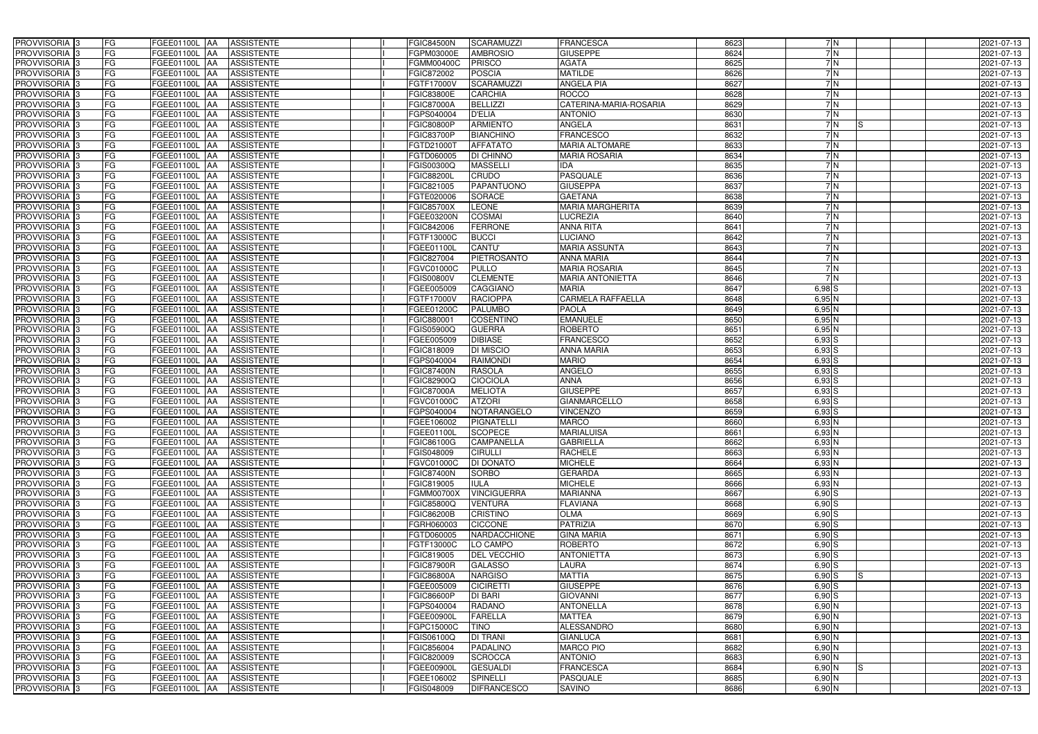| | | | | | | | | | | | | | | | |
|---|---|---|---|---|---|---|---|---|---|---|---|---|---|---|---|
| PROVVISORIA | 3 | FG | FGEE01100L | AA | ASSISTENTE | | I | FGIC84500N | SCARAMUZZI | FRANCESCA | 8623 | 7 | N | | | 2021-07-13 |
| PROVVISORIA | 3 | FG | FGEE01100L | AA | ASSISTENTE | | I | FGPM03000E | AMBROSIO | GIUSEPPE | 8624 | 7 | N | | | 2021-07-13 |
| PROVVISORIA | 3 | FG | FGEE01100L | AA | ASSISTENTE | | I | FGMM00400C | PRISCO | AGATA | 8625 | 7 | N | | | 2021-07-13 |
| PROVVISORIA | 3 | FG | FGEE01100L | AA | ASSISTENTE | | I | FGIC872002 | POSCIA | MATILDE | 8626 | 7 | N | | | 2021-07-13 |
| PROVVISORIA | 3 | FG | FGEE01100L | AA | ASSISTENTE | | I | FGTF17000V | SCARAMUZZI | ANGELA PIA | 8627 | 7 | N | | | 2021-07-13 |
| PROVVISORIA | 3 | FG | FGEE01100L | AA | ASSISTENTE | | I | FGIC83800E | CARCHIA | ROCCO | 8628 | 7 | N | | | 2021-07-13 |
| PROVVISORIA | 3 | FG | FGEE01100L | AA | ASSISTENTE | | I | FGIC87000A | BELLIZZI | CATERINA-MARIA-ROSARIA | 8629 | 7 | N | | | 2021-07-13 |
| PROVVISORIA | 3 | FG | FGEE01100L | AA | ASSISTENTE | | I | FGPS040004 | D'ELIA | ANTONIO | 8630 | 7 | N | | | 2021-07-13 |
| PROVVISORIA | 3 | FG | FGEE01100L | AA | ASSISTENTE | | I | FGIC80800P | ARMIENTO | ANGELA | 8631 | 7 | N | S | | 2021-07-13 |
| PROVVISORIA | 3 | FG | FGEE01100L | AA | ASSISTENTE | | I | FGIC83700P | BIANCHINO | FRANCESCO | 8632 | 7 | N | | | 2021-07-13 |
| PROVVISORIA | 3 | FG | FGEE01100L | AA | ASSISTENTE | | I | FGTD21000T | AFFATATO | MARIA ALTOMARE | 8633 | 7 | N | | | 2021-07-13 |
| PROVVISORIA | 3 | FG | FGEE01100L | AA | ASSISTENTE | | I | FGTD060005 | DI CHINNO | MARIA ROSARIA | 8634 | 7 | N | | | 2021-07-13 |
| PROVVISORIA | 3 | FG | FGEE01100L | AA | ASSISTENTE | | I | FGIS00300Q | MASSELLI | IDA | 8635 | 7 | N | | | 2021-07-13 |
| PROVVISORIA | 3 | FG | FGEE01100L | AA | ASSISTENTE | | I | FGIC88200L | CRUDO | PASQUALE | 8636 | 7 | N | | | 2021-07-13 |
| PROVVISORIA | 3 | FG | FGEE01100L | AA | ASSISTENTE | | I | FGIC821005 | PAPANTUONO | GIUSEPPA | 8637 | 7 | N | | | 2021-07-13 |
| PROVVISORIA | 3 | FG | FGEE01100L | AA | ASSISTENTE | | I | FGTE020006 | SORACE | GAETANA | 8638 | 7 | N | | | 2021-07-13 |
| PROVVISORIA | 3 | FG | FGEE01100L | AA | ASSISTENTE | | I | FGIC85700X | LEONE | MARIA MARGHERITA | 8639 | 7 | N | | | 2021-07-13 |
| PROVVISORIA | 3 | FG | FGEE01100L | AA | ASSISTENTE | | I | FGEE03200N | COSMAI | LUCREZIA | 8640 | 7 | N | | | 2021-07-13 |
| PROVVISORIA | 3 | FG | FGEE01100L | AA | ASSISTENTE | | I | FGIC842006 | FERRONE | ANNA RITA | 8641 | 7 | N | | | 2021-07-13 |
| PROVVISORIA | 3 | FG | FGEE01100L | AA | ASSISTENTE | | I | FGTF13000C | BUCCI | LUCIANO | 8642 | 7 | N | | | 2021-07-13 |
| PROVVISORIA | 3 | FG | FGEE01100L | AA | ASSISTENTE | | I | FGEE01100L | CANTU' | MARIA ASSUNTA | 8643 | 7 | N | | | 2021-07-13 |
| PROVVISORIA | 3 | FG | FGEE01100L | AA | ASSISTENTE | | I | FGIC827004 | PIETROSANTO | ANNA MARIA | 8644 | 7 | N | | | 2021-07-13 |
| PROVVISORIA | 3 | FG | FGEE01100L | AA | ASSISTENTE | | I | FGVC01000C | PULLO | MARIA ROSARIA | 8645 | 7 | N | | | 2021-07-13 |
| PROVVISORIA | 3 | FG | FGEE01100L | AA | ASSISTENTE | | I | FGIS00800V | CLEMENTE | MARIA ANTONIETTA | 8646 | 7 | N | | | 2021-07-13 |
| PROVVISORIA | 3 | FG | FGEE01100L | AA | ASSISTENTE | | I | FGEE005009 | CAGGIANO | MARIA | 8647 | 6,98 | S | | | 2021-07-13 |
| PROVVISORIA | 3 | FG | FGEE01100L | AA | ASSISTENTE | | I | FGTF17000V | RACIOPPA | CARMELA RAFFAELLA | 8648 | 6,95 | N | | | 2021-07-13 |
| PROVVISORIA | 3 | FG | FGEE01100L | AA | ASSISTENTE | | I | FGEE01200C | PALUMBO | PAOLA | 8649 | 6,95 | N | | | 2021-07-13 |
| PROVVISORIA | 3 | FG | FGEE01100L | AA | ASSISTENTE | | I | FGIC880001 | COSENTINO | EMANUELE | 8650 | 6,95 | N | | | 2021-07-13 |
| PROVVISORIA | 3 | FG | FGEE01100L | AA | ASSISTENTE | | I | FGIS05900Q | GUERRA | ROBERTO | 8651 | 6,95 | N | | | 2021-07-13 |
| PROVVISORIA | 3 | FG | FGEE01100L | AA | ASSISTENTE | | I | FGEE005009 | DIBIASE | FRANCESCO | 8652 | 6,93 | S | | | 2021-07-13 |
| PROVVISORIA | 3 | FG | FGEE01100L | AA | ASSISTENTE | | I | FGIC818009 | DI MISCIO | ANNA MARIA | 8653 | 6,93 | S | | | 2021-07-13 |
| PROVVISORIA | 3 | FG | FGEE01100L | AA | ASSISTENTE | | I | FGPS040004 | RAIMONDI | MARIO | 8654 | 6,93 | S | | | 2021-07-13 |
| PROVVISORIA | 3 | FG | FGEE01100L | AA | ASSISTENTE | | I | FGIC87400N | RASOLA | ANGELO | 8655 | 6,93 | S | | | 2021-07-13 |
| PROVVISORIA | 3 | FG | FGEE01100L | AA | ASSISTENTE | | I | FGIC82900Q | CIOCIOLA | ANNA | 8656 | 6,93 | S | | | 2021-07-13 |
| PROVVISORIA | 3 | FG | FGEE01100L | AA | ASSISTENTE | | I | FGIC87000A | MELIOTA | GIUSEPPE | 8657 | 6,93 | S | | | 2021-07-13 |
| PROVVISORIA | 3 | FG | FGEE01100L | AA | ASSISTENTE | | I | FGVC01000C | ATZORI | GIANMARCELLO | 8658 | 6,93 | S | | | 2021-07-13 |
| PROVVISORIA | 3 | FG | FGEE01100L | AA | ASSISTENTE | | I | FGPS040004 | NOTARANGELO | VINCENZO | 8659 | 6,93 | S | | | 2021-07-13 |
| PROVVISORIA | 3 | FG | FGEE01100L | AA | ASSISTENTE | | I | FGEE106002 | PIGNATELLI | MARCO | 8660 | 6,93 | N | | | 2021-07-13 |
| PROVVISORIA | 3 | FG | FGEE01100L | AA | ASSISTENTE | | I | FGEE01100L | SCOPECE | MARIALUISA | 8661 | 6,93 | N | | | 2021-07-13 |
| PROVVISORIA | 3 | FG | FGEE01100L | AA | ASSISTENTE | | I | FGIC86100G | CAMPANELLA | GABRIELLA | 8662 | 6,93 | N | | | 2021-07-13 |
| PROVVISORIA | 3 | FG | FGEE01100L | AA | ASSISTENTE | | I | FGIS048009 | CIRULLI | RACHELE | 8663 | 6,93 | N | | | 2021-07-13 |
| PROVVISORIA | 3 | FG | FGEE01100L | AA | ASSISTENTE | | I | FGVC01000C | DI DONATO | MICHELE | 8664 | 6,93 | N | | | 2021-07-13 |
| PROVVISORIA | 3 | FG | FGEE01100L | AA | ASSISTENTE | | I | FGIC87400N | SORBO | GERARDA | 8665 | 6,93 | N | | | 2021-07-13 |
| PROVVISORIA | 3 | FG | FGEE01100L | AA | ASSISTENTE | | I | FGIC819005 | IULA | MICHELE | 8666 | 6,93 | N | | | 2021-07-13 |
| PROVVISORIA | 3 | FG | FGEE01100L | AA | ASSISTENTE | | I | FGMM00700X | VINCIGUERRA | MARIANNA | 8667 | 6,90 | S | | | 2021-07-13 |
| PROVVISORIA | 3 | FG | FGEE01100L | AA | ASSISTENTE | | I | FGIC85800Q | VENTURA | FLAVIANA | 8668 | 6,90 | S | | | 2021-07-13 |
| PROVVISORIA | 3 | FG | FGEE01100L | AA | ASSISTENTE | | I | FGIC86200B | CRISTINO | OLMA | 8669 | 6,90 | S | | | 2021-07-13 |
| PROVVISORIA | 3 | FG | FGEE01100L | AA | ASSISTENTE | | I | FGRH060003 | CICCONE | PATRIZIA | 8670 | 6,90 | S | | | 2021-07-13 |
| PROVVISORIA | 3 | FG | FGEE01100L | AA | ASSISTENTE | | I | FGTD060005 | NARDACCHIONE | GINA MARIA | 8671 | 6,90 | S | | | 2021-07-13 |
| PROVVISORIA | 3 | FG | FGEE01100L | AA | ASSISTENTE | | I | FGTF13000C | LO CAMPO | ROBERTO | 8672 | 6,90 | S | | | 2021-07-13 |
| PROVVISORIA | 3 | FG | FGEE01100L | AA | ASSISTENTE | | I | FGIC819005 | DEL VECCHIO | ANTONIETTA | 8673 | 6,90 | S | | | 2021-07-13 |
| PROVVISORIA | 3 | FG | FGEE01100L | AA | ASSISTENTE | | I | FGIC87900R | GALASSO | LAURA | 8674 | 6,90 | S | | | 2021-07-13 |
| PROVVISORIA | 3 | FG | FGEE01100L | AA | ASSISTENTE | | I | FGIC86800A | NARGISO | MATTIA | 8675 | 6,90 | S | S | | 2021-07-13 |
| PROVVISORIA | 3 | FG | FGEE01100L | AA | ASSISTENTE | | I | FGEE005009 | CICIRETTI | GIUSEPPE | 8676 | 6,90 | S | | | 2021-07-13 |
| PROVVISORIA | 3 | FG | FGEE01100L | AA | ASSISTENTE | | I | FGIC86600P | DI BARI | GIOVANNI | 8677 | 6,90 | S | | | 2021-07-13 |
| PROVVISORIA | 3 | FG | FGEE01100L | AA | ASSISTENTE | | I | FGPS040004 | RADANO | ANTONELLA | 8678 | 6,90 | N | | | 2021-07-13 |
| PROVVISORIA | 3 | FG | FGEE01100L | AA | ASSISTENTE | | I | FGEE00900L | FARELLA | MATTEA | 8679 | 6,90 | N | | | 2021-07-13 |
| PROVVISORIA | 3 | FG | FGEE01100L | AA | ASSISTENTE | | I | FGPC15000C | TINO | ALESSANDRO | 8680 | 6,90 | N | | | 2021-07-13 |
| PROVVISORIA | 3 | FG | FGEE01100L | AA | ASSISTENTE | | I | FGIS06100Q | DI TRANI | GIANLUCA | 8681 | 6,90 | N | | | 2021-07-13 |
| PROVVISORIA | 3 | FG | FGEE01100L | AA | ASSISTENTE | | I | FGIC856004 | PADALINO | MARCO PIO | 8682 | 6,90 | N | | | 2021-07-13 |
| PROVVISORIA | 3 | FG | FGEE01100L | AA | ASSISTENTE | | I | FGIC820009 | SCROCCA | ANTONIO | 8683 | 6,90 | N | | | 2021-07-13 |
| PROVVISORIA | 3 | FG | FGEE01100L | AA | ASSISTENTE | | I | FGEE00900L | GESUALDI | FRANCESCA | 8684 | 6,90 | N | S | | 2021-07-13 |
| PROVVISORIA | 3 | FG | FGEE01100L | AA | ASSISTENTE | | I | FGEE106002 | SPINELLI | PASQUALE | 8685 | 6,90 | N | | | 2021-07-13 |
| PROVVISORIA | 3 | FG | FGEE01100L | AA | ASSISTENTE | | I | FGIS048009 | DIFRANCESCO | SAVINO | 8686 | 6,90 | N | | | 2021-07-13 |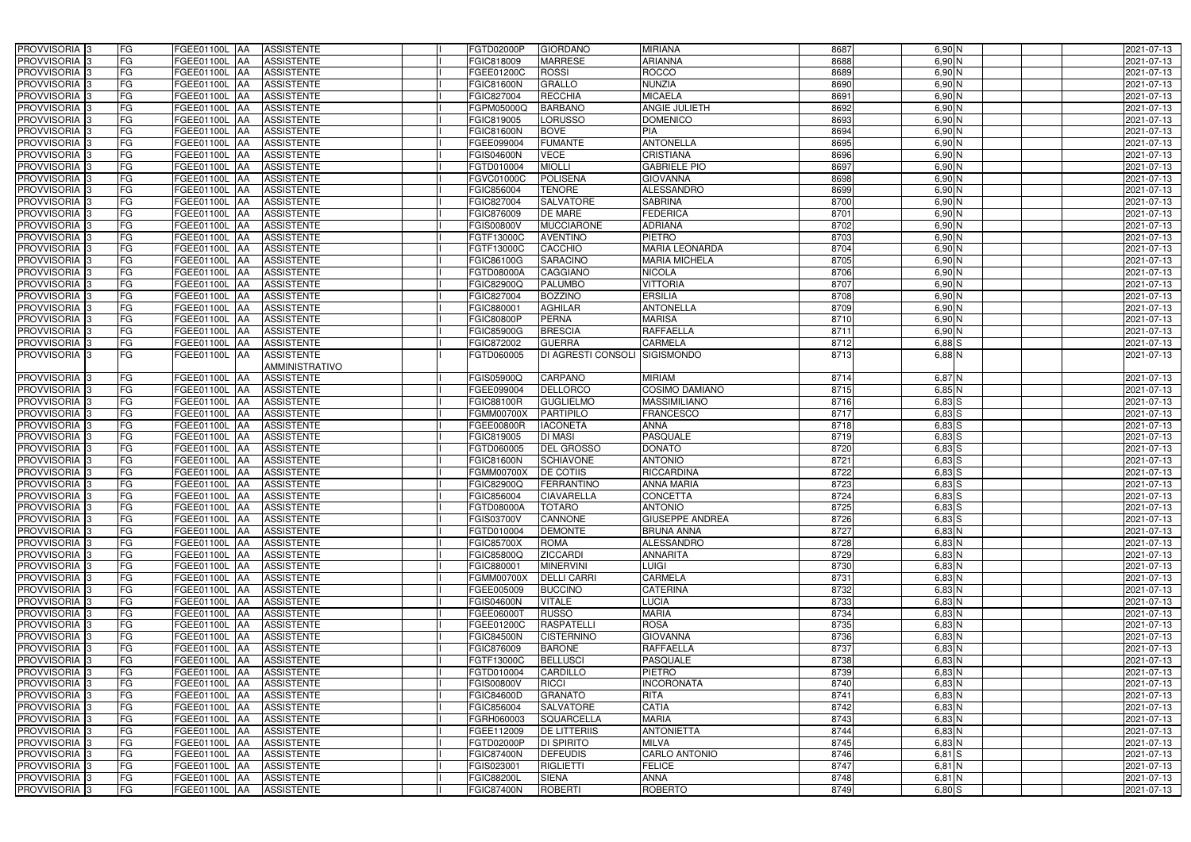| PROVVISORIA | 3 | FG | FGEE01100L | AA | ASSISTENTE | | I | FGTD02000P | GIORDANO | MIRIANA | 8687 | 6,90 | N | | | 2021-07-13 |
|---|---|---|---|---|---|---|---|---|---|---|---|---|---|---|---|---|
| PROVVISORIA | 3 | FG | FGEE01100L | AA | ASSISTENTE | | I | FGIC818009 | MARRESE | ARIANNA | 8688 | 6,90 | N | | | 2021-07-13 |
| PROVVISORIA | 3 | FG | FGEE01100L | AA | ASSISTENTE | | I | FGEE01200C | ROSSI | ROCCO | 8689 | 6,90 | N | | | 2021-07-13 |
| PROVVISORIA | 3 | FG | FGEE01100L | AA | ASSISTENTE | | I | FGIC81600N | GRALLO | NUNZIA | 8690 | 6,90 | N | | | 2021-07-13 |
| PROVVISORIA | 3 | FG | FGEE01100L | AA | ASSISTENTE | | I | FGIC827004 | RECCHIA | MICAELA | 8691 | 6,90 | N | | | 2021-07-13 |
| PROVVISORIA | 3 | FG | FGEE01100L | AA | ASSISTENTE | | I | FGPM05000Q | BARBANO | ANGIE JULIETH | 8692 | 6,90 | N | | | 2021-07-13 |
| PROVVISORIA | 3 | FG | FGEE01100L | AA | ASSISTENTE | | I | FGIC819005 | LORUSSO | DOMENICO | 8693 | 6,90 | N | | | 2021-07-13 |
| PROVVISORIA | 3 | FG | FGEE01100L | AA | ASSISTENTE | | I | FGIC81600N | BOVE | PIA | 8694 | 6,90 | N | | | 2021-07-13 |
| PROVVISORIA | 3 | FG | FGEE01100L | AA | ASSISTENTE | | I | FGEE099004 | FUMANTE | ANTONELLA | 8695 | 6,90 | N | | | 2021-07-13 |
| PROVVISORIA | 3 | FG | FGEE01100L | AA | ASSISTENTE | | I | FGIS04600N | VECE | CRISTIANA | 8696 | 6,90 | N | | | 2021-07-13 |
| PROVVISORIA | 3 | FG | FGEE01100L | AA | ASSISTENTE | | I | FGTD010004 | MIOLLI | GABRIELE PIO | 8697 | 6,90 | N | | | 2021-07-13 |
| PROVVISORIA | 3 | FG | FGEE01100L | AA | ASSISTENTE | | I | FGVC01000C | POLISENA | GIOVANNA | 8698 | 6,90 | N | | | 2021-07-13 |
| PROVVISORIA | 3 | FG | FGEE01100L | AA | ASSISTENTE | | I | FGIC856004 | TENORE | ALESSANDRO | 8699 | 6,90 | N | | | 2021-07-13 |
| PROVVISORIA | 3 | FG | FGEE01100L | AA | ASSISTENTE | | I | FGIC827004 | SALVATORE | SABRINA | 8700 | 6,90 | N | | | 2021-07-13 |
| PROVVISORIA | 3 | FG | FGEE01100L | AA | ASSISTENTE | | I | FGIC876009 | DE MARE | FEDERICA | 8701 | 6,90 | N | | | 2021-07-13 |
| PROVVISORIA | 3 | FG | FGEE01100L | AA | ASSISTENTE | | I | FGIS00800V | MUCCIARONE | ADRIANA | 8702 | 6,90 | N | | | 2021-07-13 |
| PROVVISORIA | 3 | FG | FGEE01100L | AA | ASSISTENTE | | I | FGTF13000C | AVENTINO | PIETRO | 8703 | 6,90 | N | | | 2021-07-13 |
| PROVVISORIA | 3 | FG | FGEE01100L | AA | ASSISTENTE | | I | FGTF13000C | CACCHIO | MARIA LEONARDA | 8704 | 6,90 | N | | | 2021-07-13 |
| PROVVISORIA | 3 | FG | FGEE01100L | AA | ASSISTENTE | | I | FGIC86100G | SARACINO | MARIA MICHELA | 8705 | 6,90 | N | | | 2021-07-13 |
| PROVVISORIA | 3 | FG | FGEE01100L | AA | ASSISTENTE | | I | FGTD08000A | CAGGIANO | NICOLA | 8706 | 6,90 | N | | | 2021-07-13 |
| PROVVISORIA | 3 | FG | FGEE01100L | AA | ASSISTENTE | | I | FGIC82900Q | PALUMBO | VITTORIA | 8707 | 6,90 | N | | | 2021-07-13 |
| PROVVISORIA | 3 | FG | FGEE01100L | AA | ASSISTENTE | | I | FGIC827004 | BOZZINO | ERSILIA | 8708 | 6,90 | N | | | 2021-07-13 |
| PROVVISORIA | 3 | FG | FGEE01100L | AA | ASSISTENTE | | I | FGIC880001 | AGHILAR | ANTONELLA | 8709 | 6,90 | N | | | 2021-07-13 |
| PROVVISORIA | 3 | FG | FGEE01100L | AA | ASSISTENTE | | I | FGIC80800P | PERNA | MARISA | 8710 | 6,90 | N | | | 2021-07-13 |
| PROVVISORIA | 3 | FG | FGEE01100L | AA | ASSISTENTE | | I | FGIC85900G | BRESCIA | RAFFAELLA | 8711 | 6,90 | N | | | 2021-07-13 |
| PROVVISORIA | 3 | FG | FGEE01100L | AA | ASSISTENTE | | I | FGIC872002 | GUERRA | CARMELA | 8712 | 6,88 | S | | | 2021-07-13 |
| PROVVISORIA | 3 | FG | FGEE01100L | AA | ASSISTENTE AMMINISTRATIVO | | I | FGTD060005 | DI AGRESTI CONSOLI | SIGISMONDO | 8713 | 6,88 | N | | | 2021-07-13 |
| PROVVISORIA | 3 | FG | FGEE01100L | AA | ASSISTENTE | | I | FGIS05900Q | CARPANO | MIRIAM | 8714 | 6,87 | N | | | 2021-07-13 |
| PROVVISORIA | 3 | FG | FGEE01100L | AA | ASSISTENTE | | I | FGEE099004 | DELLORCO | COSIMO DAMIANO | 8715 | 6,85 | N | | | 2021-07-13 |
| PROVVISORIA | 3 | FG | FGEE01100L | AA | ASSISTENTE | | I | FGIC88100R | GUGLIELMO | MASSIMILIANO | 8716 | 6,83 | S | | | 2021-07-13 |
| PROVVISORIA | 3 | FG | FGEE01100L | AA | ASSISTENTE | | I | FGMM00700X | PARTIPILO | FRANCESCO | 8717 | 6,83 | S | | | 2021-07-13 |
| PROVVISORIA | 3 | FG | FGEE01100L | AA | ASSISTENTE | | I | FGEE00800R | IACONETA | ANNA | 8718 | 6,83 | S | | | 2021-07-13 |
| PROVVISORIA | 3 | FG | FGEE01100L | AA | ASSISTENTE | | I | FGIC819005 | DI MASI | PASQUALE | 8719 | 6,83 | S | | | 2021-07-13 |
| PROVVISORIA | 3 | FG | FGEE01100L | AA | ASSISTENTE | | I | FGTD060005 | DEL GROSSO | DONATO | 8720 | 6,83 | S | | | 2021-07-13 |
| PROVVISORIA | 3 | FG | FGEE01100L | AA | ASSISTENTE | | I | FGIC81600N | SCHIAVONE | ANTONIO | 8721 | 6,83 | S | | | 2021-07-13 |
| PROVVISORIA | 3 | FG | FGEE01100L | AA | ASSISTENTE | | I | FGMM00700X | DE COTIIS | RICCARDINA | 8722 | 6,83 | S | | | 2021-07-13 |
| PROVVISORIA | 3 | FG | FGEE01100L | AA | ASSISTENTE | | I | FGIC82900Q | FERRANTINO | ANNA MARIA | 8723 | 6,83 | S | | | 2021-07-13 |
| PROVVISORIA | 3 | FG | FGEE01100L | AA | ASSISTENTE | | I | FGIC856004 | CIAVARELLA | CONCETTA | 8724 | 6,83 | S | | | 2021-07-13 |
| PROVVISORIA | 3 | FG | FGEE01100L | AA | ASSISTENTE | | I | FGTD08000A | TOTARO | ANTONIO | 8725 | 6,83 | S | | | 2021-07-13 |
| PROVVISORIA | 3 | FG | FGEE01100L | AA | ASSISTENTE | | I | FGIS03700V | CANNONE | GIUSEPPE ANDREA | 8726 | 6,83 | S | | | 2021-07-13 |
| PROVVISORIA | 3 | FG | FGEE01100L | AA | ASSISTENTE | | I | FGTD010004 | DEMONTE | BRUNA ANNA | 8727 | 6,83 | N | | | 2021-07-13 |
| PROVVISORIA | 3 | FG | FGEE01100L | AA | ASSISTENTE | | I | FGIC85700X | ROMA | ALESSANDRO | 8728 | 6,83 | N | | | 2021-07-13 |
| PROVVISORIA | 3 | FG | FGEE01100L | AA | ASSISTENTE | | I | FGIC85800Q | ZICCARDI | ANNARITA | 8729 | 6,83 | N | | | 2021-07-13 |
| PROVVISORIA | 3 | FG | FGEE01100L | AA | ASSISTENTE | | I | FGIC880001 | MINERVINI | LUIGI | 8730 | 6,83 | N | | | 2021-07-13 |
| PROVVISORIA | 3 | FG | FGEE01100L | AA | ASSISTENTE | | I | FGMM00700X | DELLI CARRI | CARMELA | 8731 | 6,83 | N | | | 2021-07-13 |
| PROVVISORIA | 3 | FG | FGEE01100L | AA | ASSISTENTE | | I | FGEE005009 | BUCCINO | CATERINA | 8732 | 6,83 | N | | | 2021-07-13 |
| PROVVISORIA | 3 | FG | FGEE01100L | AA | ASSISTENTE | | I | FGIS04600N | VITALE | LUCIA | 8733 | 6,83 | N | | | 2021-07-13 |
| PROVVISORIA | 3 | FG | FGEE01100L | AA | ASSISTENTE | | I | FGEE06000T | RUSSO | MARIA | 8734 | 6,83 | N | | | 2021-07-13 |
| PROVVISORIA | 3 | FG | FGEE01100L | AA | ASSISTENTE | | I | FGEE01200C | RASPATELLI | ROSA | 8735 | 6,83 | N | | | 2021-07-13 |
| PROVVISORIA | 3 | FG | FGEE01100L | AA | ASSISTENTE | | I | FGIC84500N | CISTERNINO | GIOVANNA | 8736 | 6,83 | N | | | 2021-07-13 |
| PROVVISORIA | 3 | FG | FGEE01100L | AA | ASSISTENTE | | I | FGIC876009 | BARONE | RAFFAELLA | 8737 | 6,83 | N | | | 2021-07-13 |
| PROVVISORIA | 3 | FG | FGEE01100L | AA | ASSISTENTE | | I | FGTF13000C | BELLUSCI | PASQUALE | 8738 | 6,83 | N | | | 2021-07-13 |
| PROVVISORIA | 3 | FG | FGEE01100L | AA | ASSISTENTE | | I | FGTD010004 | CARDILLO | PIETRO | 8739 | 6,83 | N | | | 2021-07-13 |
| PROVVISORIA | 3 | FG | FGEE01100L | AA | ASSISTENTE | | I | FGIS00800V | RICCI | INCORONATA | 8740 | 6,83 | N | | | 2021-07-13 |
| PROVVISORIA | 3 | FG | FGEE01100L | AA | ASSISTENTE | | I | FGIC84600D | GRANATO | RITA | 8741 | 6,83 | N | | | 2021-07-13 |
| PROVVISORIA | 3 | FG | FGEE01100L | AA | ASSISTENTE | | I | FGIC856004 | SALVATORE | CATIA | 8742 | 6,83 | N | | | 2021-07-13 |
| PROVVISORIA | 3 | FG | FGEE01100L | AA | ASSISTENTE | | I | FGRH060003 | SQUARCELLA | MARIA | 8743 | 6,83 | N | | | 2021-07-13 |
| PROVVISORIA | 3 | FG | FGEE01100L | AA | ASSISTENTE | | I | FGEE112009 | DE LITTERIIS | ANTONIETTA | 8744 | 6,83 | N | | | 2021-07-13 |
| PROVVISORIA | 3 | FG | FGEE01100L | AA | ASSISTENTE | | I | FGTD02000P | DI SPIRITO | MILVA | 8745 | 6,83 | N | | | 2021-07-13 |
| PROVVISORIA | 3 | FG | FGEE01100L | AA | ASSISTENTE | | I | FGIC87400N | DEFEUDIS | CARLO ANTONIO | 8746 | 6,81 | S | | | 2021-07-13 |
| PROVVISORIA | 3 | FG | FGEE01100L | AA | ASSISTENTE | | I | FGIS023001 | RIGLIETTI | FELICE | 8747 | 6,81 | N | | | 2021-07-13 |
| PROVVISORIA | 3 | FG | FGEE01100L | AA | ASSISTENTE | | I | FGIC88200L | SIENA | ANNA | 8748 | 6,81 | N | | | 2021-07-13 |
| PROVVISORIA | 3 | FG | FGEE01100L | AA | ASSISTENTE | | I | FGIC87400N | ROBERTI | ROBERTO | 8749 | 6,80 | S | | | 2021-07-13 |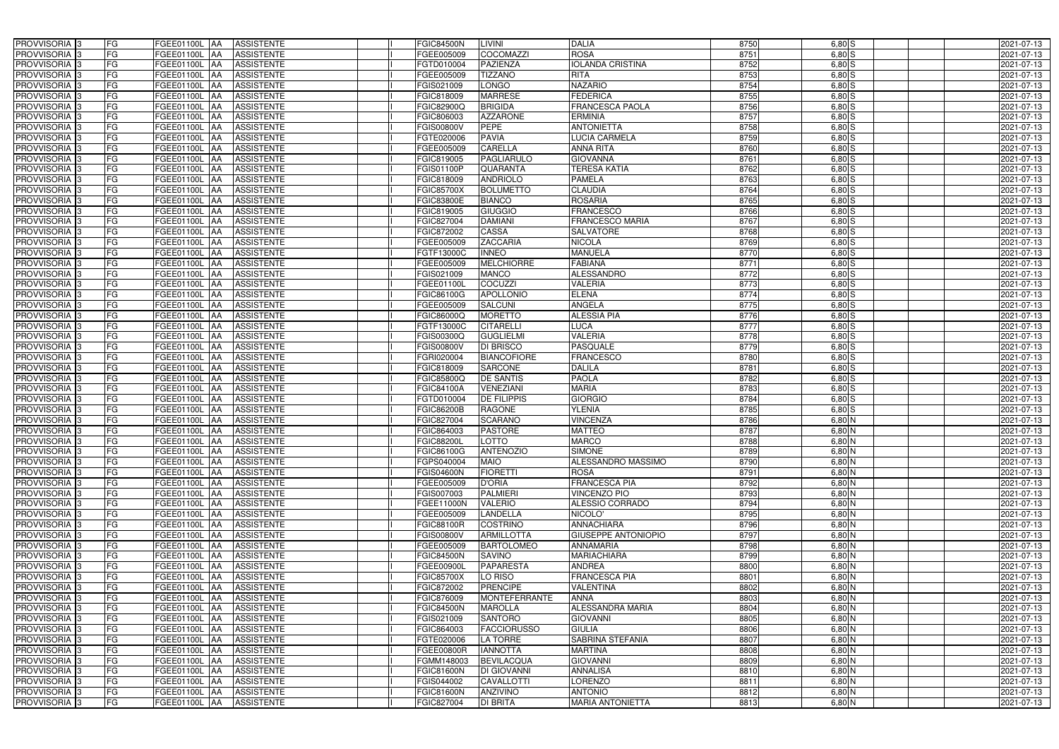| PROVVISORIA | 3 | FG | FGEE01100L | AA | ASSISTENTE | | I | FGIC84500N | LIVINI | DALIA | 8750 | 6,80 | S | | | 2021-07-13 |
|---|---|---|---|---|---|---|---|---|---|---|---|---|---|---|---|---|
| PROVVISORIA | 3 | FG | FGEE01100L | AA | ASSISTENTE | | I | FGEE005009 | COCOMAZZI | ROSA | 8751 | 6,80 | S | | | 2021-07-13 |
| PROVVISORIA | 3 | FG | FGEE01100L | AA | ASSISTENTE | | I | FGTD010004 | PAZIENZA | IOLANDA CRISTINA | 8752 | 6,80 | S | | | 2021-07-13 |
| PROVVISORIA | 3 | FG | FGEE01100L | AA | ASSISTENTE | | I | FGEE005009 | TIZZANO | RITA | 8753 | 6,80 | S | | | 2021-07-13 |
| PROVVISORIA | 3 | FG | FGEE01100L | AA | ASSISTENTE | | I | FGIS021009 | LONGO | NAZARIO | 8754 | 6,80 | S | | | 2021-07-13 |
| PROVVISORIA | 3 | FG | FGEE01100L | AA | ASSISTENTE | | I | FGIC818009 | MARRESE | FEDERICA | 8755 | 6,80 | S | | | 2021-07-13 |
| PROVVISORIA | 3 | FG | FGEE01100L | AA | ASSISTENTE | | I | FGIC82900Q | BRIGIDA | FRANCESCA PAOLA | 8756 | 6,80 | S | | | 2021-07-13 |
| PROVVISORIA | 3 | FG | FGEE01100L | AA | ASSISTENTE | | I | FGIC806003 | AZZARONE | ERMINIA | 8757 | 6,80 | S | | | 2021-07-13 |
| PROVVISORIA | 3 | FG | FGEE01100L | AA | ASSISTENTE | | I | FGIS00800V | PEPE | ANTONIETTA | 8758 | 6,80 | S | | | 2021-07-13 |
| PROVVISORIA | 3 | FG | FGEE01100L | AA | ASSISTENTE | | I | FGTE020006 | PAVIA | LUCIA CARMELA | 8759 | 6,80 | S | | | 2021-07-13 |
| PROVVISORIA | 3 | FG | FGEE01100L | AA | ASSISTENTE | | I | FGEE005009 | CARELLA | ANNA RITA | 8760 | 6,80 | S | | | 2021-07-13 |
| PROVVISORIA | 3 | FG | FGEE01100L | AA | ASSISTENTE | | I | FGIC819005 | PAGLIARULO | GIOVANNA | 8761 | 6,80 | S | | | 2021-07-13 |
| PROVVISORIA | 3 | FG | FGEE01100L | AA | ASSISTENTE | | I | FGIS01100P | QUARANTA | TERESA KATIA | 8762 | 6,80 | S | | | 2021-07-13 |
| PROVVISORIA | 3 | FG | FGEE01100L | AA | ASSISTENTE | | I | FGIC818009 | ANDRIOLO | PAMELA | 8763 | 6,80 | S | | | 2021-07-13 |
| PROVVISORIA | 3 | FG | FGEE01100L | AA | ASSISTENTE | | I | FGIC85700X | BOLUMETTO | CLAUDIA | 8764 | 6,80 | S | | | 2021-07-13 |
| PROVVISORIA | 3 | FG | FGEE01100L | AA | ASSISTENTE | | I | FGIC83800E | BIANCO | ROSARIA | 8765 | 6,80 | S | | | 2021-07-13 |
| PROVVISORIA | 3 | FG | FGEE01100L | AA | ASSISTENTE | | I | FGIC819005 | GIUGGIO | FRANCESCO | 8766 | 6,80 | S | | | 2021-07-13 |
| PROVVISORIA | 3 | FG | FGEE01100L | AA | ASSISTENTE | | I | FGIC827004 | DAMIANI | FRANCESCO MARIA | 8767 | 6,80 | S | | | 2021-07-13 |
| PROVVISORIA | 3 | FG | FGEE01100L | AA | ASSISTENTE | | I | FGIC872002 | CASSA | SALVATORE | 8768 | 6,80 | S | | | 2021-07-13 |
| PROVVISORIA | 3 | FG | FGEE01100L | AA | ASSISTENTE | | I | FGEE005009 | ZACCARIA | NICOLA | 8769 | 6,80 | S | | | 2021-07-13 |
| PROVVISORIA | 3 | FG | FGEE01100L | AA | ASSISTENTE | | I | FGTF13000C | INNEO | MANUELA | 8770 | 6,80 | S | | | 2021-07-13 |
| PROVVISORIA | 3 | FG | FGEE01100L | AA | ASSISTENTE | | I | FGEE005009 | MELCHIORRE | FABIANA | 8771 | 6,80 | S | | | 2021-07-13 |
| PROVVISORIA | 3 | FG | FGEE01100L | AA | ASSISTENTE | | I | FGIS021009 | MANCO | ALESSANDRO | 8772 | 6,80 | S | | | 2021-07-13 |
| PROVVISORIA | 3 | FG | FGEE01100L | AA | ASSISTENTE | | I | FGEE01100L | COCUZZI | VALERIA | 8773 | 6,80 | S | | | 2021-07-13 |
| PROVVISORIA | 3 | FG | FGEE01100L | AA | ASSISTENTE | | I | FGIC86100G | APOLLONIO | ELENA | 8774 | 6,80 | S | | | 2021-07-13 |
| PROVVISORIA | 3 | FG | FGEE01100L | AA | ASSISTENTE | | I | FGEE005009 | SALCUNI | ANGELA | 8775 | 6,80 | S | | | 2021-07-13 |
| PROVVISORIA | 3 | FG | FGEE01100L | AA | ASSISTENTE | | I | FGIC86000Q | MORETTO | ALESSIA PIA | 8776 | 6,80 | S | | | 2021-07-13 |
| PROVVISORIA | 3 | FG | FGEE01100L | AA | ASSISTENTE | | I | FGTF13000C | CITARELLI | LUCA | 8777 | 6,80 | S | | | 2021-07-13 |
| PROVVISORIA | 3 | FG | FGEE01100L | AA | ASSISTENTE | | I | FGIS00300Q | GUGLIELMI | VALERIA | 8778 | 6,80 | S | | | 2021-07-13 |
| PROVVISORIA | 3 | FG | FGEE01100L | AA | ASSISTENTE | | I | FGIS00800V | DI BRISCO | PASQUALE | 8779 | 6,80 | S | | | 2021-07-13 |
| PROVVISORIA | 3 | FG | FGEE01100L | AA | ASSISTENTE | | I | FGRI020004 | BIANCOFIORE | FRANCESCO | 8780 | 6,80 | S | | | 2021-07-13 |
| PROVVISORIA | 3 | FG | FGEE01100L | AA | ASSISTENTE | | I | FGIC818009 | SARCONE | DALILA | 8781 | 6,80 | S | | | 2021-07-13 |
| PROVVISORIA | 3 | FG | FGEE01100L | AA | ASSISTENTE | | I | FGIC85800Q | DE SANTIS | PAOLA | 8782 | 6,80 | S | | | 2021-07-13 |
| PROVVISORIA | 3 | FG | FGEE01100L | AA | ASSISTENTE | | I | FGIC84100A | VENEZIANI | MARIA | 8783 | 6,80 | S | | | 2021-07-13 |
| PROVVISORIA | 3 | FG | FGEE01100L | AA | ASSISTENTE | | I | FGTD010004 | DE FILIPPIS | GIORGIO | 8784 | 6,80 | S | | | 2021-07-13 |
| PROVVISORIA | 3 | FG | FGEE01100L | AA | ASSISTENTE | | I | FGIC86200B | RAGONE | YLENIA | 8785 | 6,80 | S | | | 2021-07-13 |
| PROVVISORIA | 3 | FG | FGEE01100L | AA | ASSISTENTE | | I | FGIC827004 | SCARANO | VINCENZA | 8786 | 6,80 | N | | | 2021-07-13 |
| PROVVISORIA | 3 | FG | FGEE01100L | AA | ASSISTENTE | | I | FGIC864003 | PASTORE | MATTEO | 8787 | 6,80 | N | | | 2021-07-13 |
| PROVVISORIA | 3 | FG | FGEE01100L | AA | ASSISTENTE | | I | FGIC88200L | LOTTO | MARCO | 8788 | 6,80 | N | | | 2021-07-13 |
| PROVVISORIA | 3 | FG | FGEE01100L | AA | ASSISTENTE | | I | FGIC86100G | ANTENOZIO | SIMONE | 8789 | 6,80 | N | | | 2021-07-13 |
| PROVVISORIA | 3 | FG | FGEE01100L | AA | ASSISTENTE | | I | FGPS040004 | MAIO | ALESSANDRO MASSIMO | 8790 | 6,80 | N | | | 2021-07-13 |
| PROVVISORIA | 3 | FG | FGEE01100L | AA | ASSISTENTE | | I | FGIS04600N | FIORETTI | ROSA | 8791 | 6,80 | N | | | 2021-07-13 |
| PROVVISORIA | 3 | FG | FGEE01100L | AA | ASSISTENTE | | I | FGEE005009 | D'ORIA | FRANCESCA PIA | 8792 | 6,80 | N | | | 2021-07-13 |
| PROVVISORIA | 3 | FG | FGEE01100L | AA | ASSISTENTE | | I | FGIS007003 | PALMIERI | VINCENZO PIO | 8793 | 6,80 | N | | | 2021-07-13 |
| PROVVISORIA | 3 | FG | FGEE01100L | AA | ASSISTENTE | | I | FGEE11000N | VALERIO | ALESSIO CORRADO | 8794 | 6,80 | N | | | 2021-07-13 |
| PROVVISORIA | 3 | FG | FGEE01100L | AA | ASSISTENTE | | I | FGEE005009 | LANDELLA | NICOLO' | 8795 | 6,80 | N | | | 2021-07-13 |
| PROVVISORIA | 3 | FG | FGEE01100L | AA | ASSISTENTE | | I | FGIC88100R | COSTRINO | ANNACHIARA | 8796 | 6,80 | N | | | 2021-07-13 |
| PROVVISORIA | 3 | FG | FGEE01100L | AA | ASSISTENTE | | I | FGIS00800V | ARMILLOTTA | GIUSEPPE ANTONIOPIO | 8797 | 6,80 | N | | | 2021-07-13 |
| PROVVISORIA | 3 | FG | FGEE01100L | AA | ASSISTENTE | | I | FGEE005009 | BARTOLOMEO | ANNAMARIA | 8798 | 6,80 | N | | | 2021-07-13 |
| PROVVISORIA | 3 | FG | FGEE01100L | AA | ASSISTENTE | | I | FGIC84500N | SAVINO | MARIACHIARA | 8799 | 6,80 | N | | | 2021-07-13 |
| PROVVISORIA | 3 | FG | FGEE01100L | AA | ASSISTENTE | | I | FGEE00900L | PAPARESTA | ANDREA | 8800 | 6,80 | N | | | 2021-07-13 |
| PROVVISORIA | 3 | FG | FGEE01100L | AA | ASSISTENTE | | I | FGIC85700X | LO RISO | FRANCESCA PIA | 8801 | 6,80 | N | | | 2021-07-13 |
| PROVVISORIA | 3 | FG | FGEE01100L | AA | ASSISTENTE | | I | FGIC872002 | PRENCIPE | VALENTINA | 8802 | 6,80 | N | | | 2021-07-13 |
| PROVVISORIA | 3 | FG | FGEE01100L | AA | ASSISTENTE | | I | FGIC876009 | MONTEFERRANTE | ANNA | 8803 | 6,80 | N | | | 2021-07-13 |
| PROVVISORIA | 3 | FG | FGEE01100L | AA | ASSISTENTE | | I | FGIC84500N | MAROLLA | ALESSANDRA MARIA | 8804 | 6,80 | N | | | 2021-07-13 |
| PROVVISORIA | 3 | FG | FGEE01100L | AA | ASSISTENTE | | I | FGIS021009 | SANTORO | GIOVANNI | 8805 | 6,80 | N | | | 2021-07-13 |
| PROVVISORIA | 3 | FG | FGEE01100L | AA | ASSISTENTE | | I | FGIC864003 | FACCIORUSSO | GIULIA | 8806 | 6,80 | N | | | 2021-07-13 |
| PROVVISORIA | 3 | FG | FGEE01100L | AA | ASSISTENTE | | I | FGTE020006 | LA TORRE | SABRINA STEFANIA | 8807 | 6,80 | N | | | 2021-07-13 |
| PROVVISORIA | 3 | FG | FGEE01100L | AA | ASSISTENTE | | I | FGEE00800R | IANNOTTA | MARTINA | 8808 | 6,80 | N | | | 2021-07-13 |
| PROVVISORIA | 3 | FG | FGEE01100L | AA | ASSISTENTE | | I | FGMM148003 | BEVILACQUA | GIOVANNI | 8809 | 6,80 | N | | | 2021-07-13 |
| PROVVISORIA | 3 | FG | FGEE01100L | AA | ASSISTENTE | | I | FGIC81600N | DI GIOVANNI | ANNALISA | 8810 | 6,80 | N | | | 2021-07-13 |
| PROVVISORIA | 3 | FG | FGEE01100L | AA | ASSISTENTE | | I | FGIS044002 | CAVALLOTTI | LORENZO | 8811 | 6,80 | N | | | 2021-07-13 |
| PROVVISORIA | 3 | FG | FGEE01100L | AA | ASSISTENTE | | I | FGIC81600N | ANZIVINO | ANTONIO | 8812 | 6,80 | N | | | 2021-07-13 |
| PROVVISORIA | 3 | FG | FGEE01100L | AA | ASSISTENTE | | I | FGIC827004 | DI BRITA | MARIA ANTONIETTA | 8813 | 6,80 | N | | | 2021-07-13 |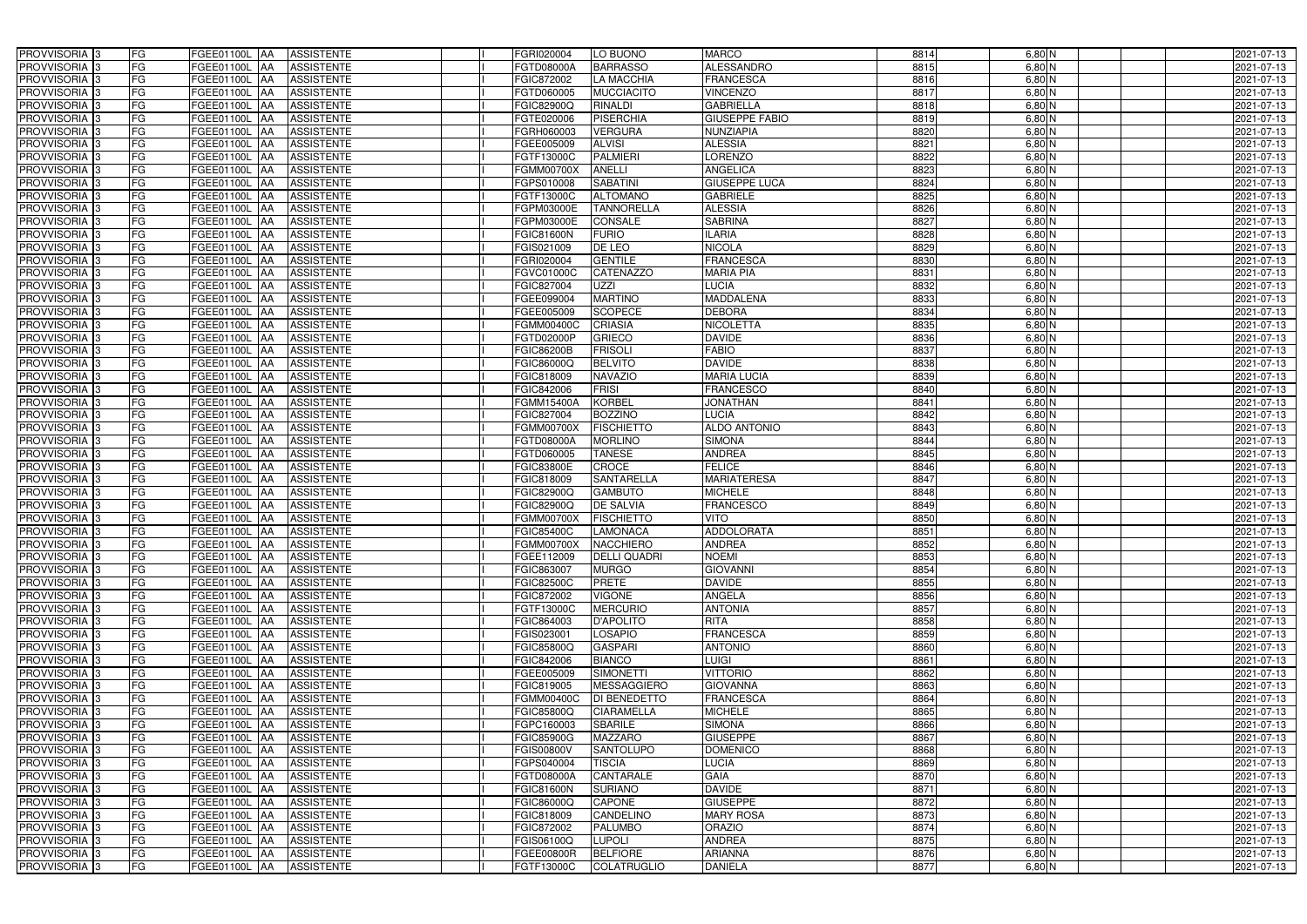| | | | | | | | | | | | | | | | |
|---|---|---|---|---|---|---|---|---|---|---|---|---|---|---|---|
| PROVVISORIA | 3 | FG | FGEE01100L | AA | ASSISTENTE | | I | FGRI020004 | LO BUONO | MARCO | 8814 | 6,80 | N | | 2021-07-13 |
| PROVVISORIA | 3 | FG | FGEE01100L | AA | ASSISTENTE | | I | FGTD08000A | BARRASSO | ALESSANDRO | 8815 | 6,80 | N | | 2021-07-13 |
| PROVVISORIA | 3 | FG | FGEE01100L | AA | ASSISTENTE | | I | FGIC872002 | LA MACCHIA | FRANCESCA | 8816 | 6,80 | N | | 2021-07-13 |
| PROVVISORIA | 3 | FG | FGEE01100L | AA | ASSISTENTE | | I | FGTD060005 | MUCCIACITO | VINCENZO | 8817 | 6,80 | N | | 2021-07-13 |
| PROVVISORIA | 3 | FG | FGEE01100L | AA | ASSISTENTE | | I | FGIC82900Q | RINALDI | GABRIELLA | 8818 | 6,80 | N | | 2021-07-13 |
| PROVVISORIA | 3 | FG | FGEE01100L | AA | ASSISTENTE | | I | FGTE020006 | PISERCHIA | GIUSEPPE FABIO | 8819 | 6,80 | N | | 2021-07-13 |
| PROVVISORIA | 3 | FG | FGEE01100L | AA | ASSISTENTE | | I | FGRH060003 | VERGURA | NUNZIAPIA | 8820 | 6,80 | N | | 2021-07-13 |
| PROVVISORIA | 3 | FG | FGEE01100L | AA | ASSISTENTE | | I | FGEE005009 | ALVISI | ALESSIA | 8821 | 6,80 | N | | 2021-07-13 |
| PROVVISORIA | 3 | FG | FGEE01100L | AA | ASSISTENTE | | I | FGTF13000C | PALMIERI | LORENZO | 8822 | 6,80 | N | | 2021-07-13 |
| PROVVISORIA | 3 | FG | FGEE01100L | AA | ASSISTENTE | | I | FGMM00700X | ANELLI | ANGELICA | 8823 | 6,80 | N | | 2021-07-13 |
| PROVVISORIA | 3 | FG | FGEE01100L | AA | ASSISTENTE | | I | FGPS010008 | SABATINI | GIUSEPPE LUCA | 8824 | 6,80 | N | | 2021-07-13 |
| PROVVISORIA | 3 | FG | FGEE01100L | AA | ASSISTENTE | | I | FGTF13000C | ALTOMANO | GABRIELE | 8825 | 6,80 | N | | 2021-07-13 |
| PROVVISORIA | 3 | FG | FGEE01100L | AA | ASSISTENTE | | I | FGPM03000E | TANNORELLA | ALESSIA | 8826 | 6,80 | N | | 2021-07-13 |
| PROVVISORIA | 3 | FG | FGEE01100L | AA | ASSISTENTE | | I | FGPM03000E | CONSALE | SABRINA | 8827 | 6,80 | N | | 2021-07-13 |
| PROVVISORIA | 3 | FG | FGEE01100L | AA | ASSISTENTE | | I | FGIC81600N | FURIO | ILARIA | 8828 | 6,80 | N | | 2021-07-13 |
| PROVVISORIA | 3 | FG | FGEE01100L | AA | ASSISTENTE | | I | FGIS021009 | DE LEO | NICOLA | 8829 | 6,80 | N | | 2021-07-13 |
| PROVVISORIA | 3 | FG | FGEE01100L | AA | ASSISTENTE | | I | FGRI020004 | GENTILE | FRANCESCA | 8830 | 6,80 | N | | 2021-07-13 |
| PROVVISORIA | 3 | FG | FGEE01100L | AA | ASSISTENTE | | I | FGVC01000C | CATENAZZO | MARIA PIA | 8831 | 6,80 | N | | 2021-07-13 |
| PROVVISORIA | 3 | FG | FGEE01100L | AA | ASSISTENTE | | I | FGIC827004 | UZZI | LUCIA | 8832 | 6,80 | N | | 2021-07-13 |
| PROVVISORIA | 3 | FG | FGEE01100L | AA | ASSISTENTE | | I | FGEE099004 | MARTINO | MADDALENA | 8833 | 6,80 | N | | 2021-07-13 |
| PROVVISORIA | 3 | FG | FGEE01100L | AA | ASSISTENTE | | I | FGEE005009 | SCOPECE | DEBORA | 8834 | 6,80 | N | | 2021-07-13 |
| PROVVISORIA | 3 | FG | FGEE01100L | AA | ASSISTENTE | | I | FGMM00400C | CRIASIA | NICOLETTA | 8835 | 6,80 | N | | 2021-07-13 |
| PROVVISORIA | 3 | FG | FGEE01100L | AA | ASSISTENTE | | I | FGTD02000P | GRIECO | DAVIDE | 8836 | 6,80 | N | | 2021-07-13 |
| PROVVISORIA | 3 | FG | FGEE01100L | AA | ASSISTENTE | | I | FGIC86200B | FRISOLI | FABIO | 8837 | 6,80 | N | | 2021-07-13 |
| PROVVISORIA | 3 | FG | FGEE01100L | AA | ASSISTENTE | | I | FGIC86000Q | BELVITO | DAVIDE | 8838 | 6,80 | N | | 2021-07-13 |
| PROVVISORIA | 3 | FG | FGEE01100L | AA | ASSISTENTE | | I | FGIC818009 | NAVAZIO | MARIA LUCIA | 8839 | 6,80 | N | | 2021-07-13 |
| PROVVISORIA | 3 | FG | FGEE01100L | AA | ASSISTENTE | | I | FGIC842006 | FRISI | FRANCESCO | 8840 | 6,80 | N | | 2021-07-13 |
| PROVVISORIA | 3 | FG | FGEE01100L | AA | ASSISTENTE | | I | FGMM15400A | KORBEL | JONATHAN | 8841 | 6,80 | N | | 2021-07-13 |
| PROVVISORIA | 3 | FG | FGEE01100L | AA | ASSISTENTE | | I | FGIC827004 | BOZZINO | LUCIA | 8842 | 6,80 | N | | 2021-07-13 |
| PROVVISORIA | 3 | FG | FGEE01100L | AA | ASSISTENTE | | I | FGMM00700X | FISCHIETTO | ALDO ANTONIO | 8843 | 6,80 | N | | 2021-07-13 |
| PROVVISORIA | 3 | FG | FGEE01100L | AA | ASSISTENTE | | I | FGTD08000A | MORLINO | SIMONA | 8844 | 6,80 | N | | 2021-07-13 |
| PROVVISORIA | 3 | FG | FGEE01100L | AA | ASSISTENTE | | I | FGTD060005 | TANESE | ANDREA | 8845 | 6,80 | N | | 2021-07-13 |
| PROVVISORIA | 3 | FG | FGEE01100L | AA | ASSISTENTE | | I | FGIC83800E | CROCE | FELICE | 8846 | 6,80 | N | | 2021-07-13 |
| PROVVISORIA | 3 | FG | FGEE01100L | AA | ASSISTENTE | | I | FGIC818009 | SANTARELLA | MARIATERESA | 8847 | 6,80 | N | | 2021-07-13 |
| PROVVISORIA | 3 | FG | FGEE01100L | AA | ASSISTENTE | | I | FGIC82900Q | GAMBUTO | MICHELE | 8848 | 6,80 | N | | 2021-07-13 |
| PROVVISORIA | 3 | FG | FGEE01100L | AA | ASSISTENTE | | I | FGIC82900Q | DE SALVIA | FRANCESCO | 8849 | 6,80 | N | | 2021-07-13 |
| PROVVISORIA | 3 | FG | FGEE01100L | AA | ASSISTENTE | | I | FGMM00700X | FISCHIETTO | VITO | 8850 | 6,80 | N | | 2021-07-13 |
| PROVVISORIA | 3 | FG | FGEE01100L | AA | ASSISTENTE | | I | FGIC85400C | LAMONACA | ADDOLORATA | 8851 | 6,80 | N | | 2021-07-13 |
| PROVVISORIA | 3 | FG | FGEE01100L | AA | ASSISTENTE | | I | FGMM00700X | NACCHIERO | ANDREA | 8852 | 6,80 | N | | 2021-07-13 |
| PROVVISORIA | 3 | FG | FGEE01100L | AA | ASSISTENTE | | I | FGEE112009 | DELLI QUADRI | NOEMI | 8853 | 6,80 | N | | 2021-07-13 |
| PROVVISORIA | 3 | FG | FGEE01100L | AA | ASSISTENTE | | I | FGIC863007 | MURGO | GIOVANNI | 8854 | 6,80 | N | | 2021-07-13 |
| PROVVISORIA | 3 | FG | FGEE01100L | AA | ASSISTENTE | | I | FGIC82500C | PRETE | DAVIDE | 8855 | 6,80 | N | | 2021-07-13 |
| PROVVISORIA | 3 | FG | FGEE01100L | AA | ASSISTENTE | | I | FGIC872002 | VIGONE | ANGELA | 8856 | 6,80 | N | | 2021-07-13 |
| PROVVISORIA | 3 | FG | FGEE01100L | AA | ASSISTENTE | | I | FGTF13000C | MERCURIO | ANTONIA | 8857 | 6,80 | N | | 2021-07-13 |
| PROVVISORIA | 3 | FG | FGEE01100L | AA | ASSISTENTE | | I | FGIC864003 | D'APOLITO | RITA | 8858 | 6,80 | N | | 2021-07-13 |
| PROVVISORIA | 3 | FG | FGEE01100L | AA | ASSISTENTE | | I | FGIS023001 | LOSAPIO | FRANCESCA | 8859 | 6,80 | N | | 2021-07-13 |
| PROVVISORIA | 3 | FG | FGEE01100L | AA | ASSISTENTE | | I | FGIC85800Q | GASPARI | ANTONIO | 8860 | 6,80 | N | | 2021-07-13 |
| PROVVISORIA | 3 | FG | FGEE01100L | AA | ASSISTENTE | | I | FGIC842006 | BIANCO | LUIGI | 8861 | 6,80 | N | | 2021-07-13 |
| PROVVISORIA | 3 | FG | FGEE01100L | AA | ASSISTENTE | | I | FGEE005009 | SIMONETTI | VITTORIO | 8862 | 6,80 | N | | 2021-07-13 |
| PROVVISORIA | 3 | FG | FGEE01100L | AA | ASSISTENTE | | I | FGIC819005 | MESSAGGIERO | GIOVANNA | 8863 | 6,80 | N | | 2021-07-13 |
| PROVVISORIA | 3 | FG | FGEE01100L | AA | ASSISTENTE | | I | FGMM00400C | DI BENEDETTO | FRANCESCA | 8864 | 6,80 | N | | 2021-07-13 |
| PROVVISORIA | 3 | FG | FGEE01100L | AA | ASSISTENTE | | I | FGIC85800Q | CIARAMELLA | MICHELE | 8865 | 6,80 | N | | 2021-07-13 |
| PROVVISORIA | 3 | FG | FGEE01100L | AA | ASSISTENTE | | I | FGPC160003 | SBARILE | SIMONA | 8866 | 6,80 | N | | 2021-07-13 |
| PROVVISORIA | 3 | FG | FGEE01100L | AA | ASSISTENTE | | I | FGIC85900G | MAZZARO | GIUSEPPE | 8867 | 6,80 | N | | 2021-07-13 |
| PROVVISORIA | 3 | FG | FGEE01100L | AA | ASSISTENTE | | I | FGIS00800V | SANTOLUPO | DOMENICO | 8868 | 6,80 | N | | 2021-07-13 |
| PROVVISORIA | 3 | FG | FGEE01100L | AA | ASSISTENTE | | I | FGPS040004 | TISCIA | LUCIA | 8869 | 6,80 | N | | 2021-07-13 |
| PROVVISORIA | 3 | FG | FGEE01100L | AA | ASSISTENTE | | I | FGTD08000A | CANTARALE | GAIA | 8870 | 6,80 | N | | 2021-07-13 |
| PROVVISORIA | 3 | FG | FGEE01100L | AA | ASSISTENTE | | I | FGIC81600N | SURIANO | DAVIDE | 8871 | 6,80 | N | | 2021-07-13 |
| PROVVISORIA | 3 | FG | FGEE01100L | AA | ASSISTENTE | | I | FGIC86000Q | CAPONE | GIUSEPPE | 8872 | 6,80 | N | | 2021-07-13 |
| PROVVISORIA | 3 | FG | FGEE01100L | AA | ASSISTENTE | | I | FGIC818009 | CANDELINO | MARY ROSA | 8873 | 6,80 | N | | 2021-07-13 |
| PROVVISORIA | 3 | FG | FGEE01100L | AA | ASSISTENTE | | I | FGIC872002 | PALUMBO | ORAZIO | 8874 | 6,80 | N | | 2021-07-13 |
| PROVVISORIA | 3 | FG | FGEE01100L | AA | ASSISTENTE | | I | FGIS06100Q | LUPOLI | ANDREA | 8875 | 6,80 | N | | 2021-07-13 |
| PROVVISORIA | 3 | FG | FGEE01100L | AA | ASSISTENTE | | I | FGEE00800R | BELFIORE | ARIANNA | 8876 | 6,80 | N | | 2021-07-13 |
| PROVVISORIA | 3 | FG | FGEE01100L | AA | ASSISTENTE | | I | FGTF13000C | COLATRUGLIO | DANIELA | 8877 | 6,80 | N | | 2021-07-13 |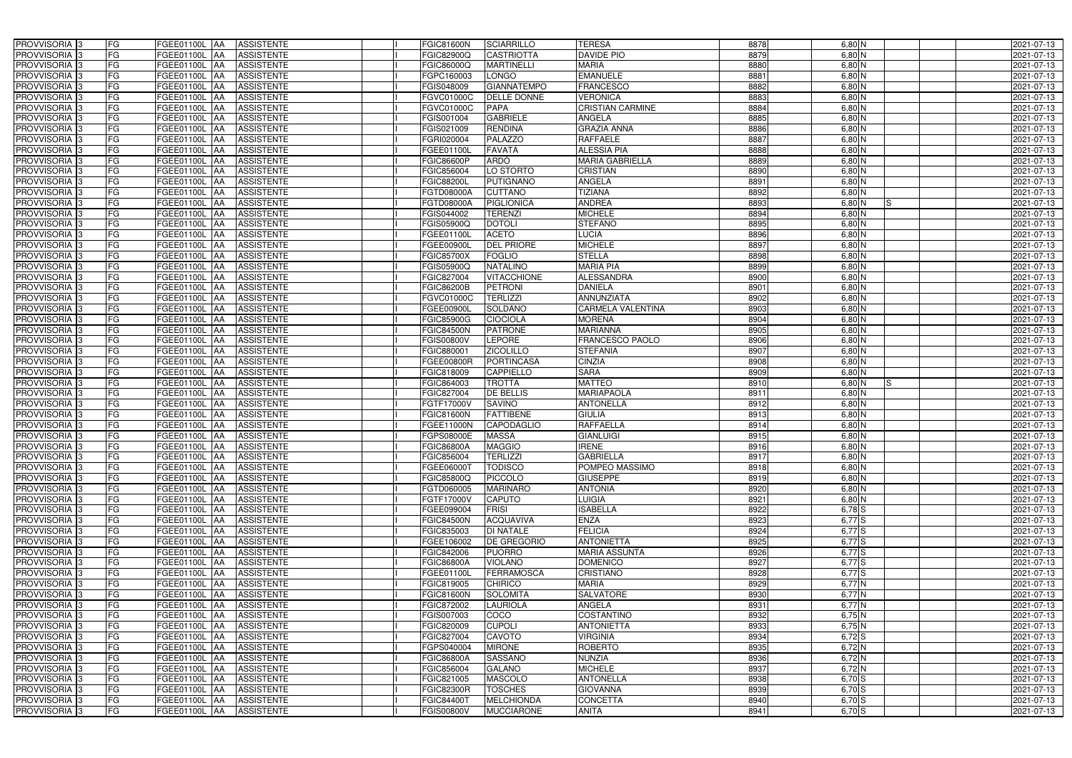| | | | | | | | | | | | | | | | | |
|---|---|---|---|---|---|---|---|---|---|---|---|---|---|---|---|---|
| PROVVISORIA | 3 | FG | FGEE01100L | AA | ASSISTENTE | | I | FGIC81600N | SCIARRILLO | TERESA | 8878 | 6,80 | N | | | 2021-07-13 |
| PROVVISORIA | 3 | FG | FGEE01100L | AA | ASSISTENTE | | I | FGIC82900Q | CASTRIOTTA | DAVIDE PIO | 8879 | 6,80 | N | | | 2021-07-13 |
| PROVVISORIA | 3 | FG | FGEE01100L | AA | ASSISTENTE | | I | FGIC86000Q | MARTINELLI | MARIA | 8880 | 6,80 | N | | | 2021-07-13 |
| PROVVISORIA | 3 | FG | FGEE01100L | AA | ASSISTENTE | | I | FGPC160003 | LONGO | EMANUELE | 8881 | 6,80 | N | | | 2021-07-13 |
| PROVVISORIA | 3 | FG | FGEE01100L | AA | ASSISTENTE | | I | FGIS048009 | GIANNATEMPO | FRANCESCO | 8882 | 6,80 | N | | | 2021-07-13 |
| PROVVISORIA | 3 | FG | FGEE01100L | AA | ASSISTENTE | | I | FGVC01000C | DELLE DONNE | VERONICA | 8883 | 6,80 | N | | | 2021-07-13 |
| PROVVISORIA | 3 | FG | FGEE01100L | AA | ASSISTENTE | | I | FGVC01000C | PAPA | CRISTIAN CARMINE | 8884 | 6,80 | N | | | 2021-07-13 |
| PROVVISORIA | 3 | FG | FGEE01100L | AA | ASSISTENTE | | I | FGIS001004 | GABRIELE | ANGELA | 8885 | 6,80 | N | | | 2021-07-13 |
| PROVVISORIA | 3 | FG | FGEE01100L | AA | ASSISTENTE | | I | FGIS021009 | RENDINA | GRAZIA ANNA | 8886 | 6,80 | N | | | 2021-07-13 |
| PROVVISORIA | 3 | FG | FGEE01100L | AA | ASSISTENTE | | I | FGRI020004 | PALAZZO | RAFFAELE | 8887 | 6,80 | N | | | 2021-07-13 |
| PROVVISORIA | 3 | FG | FGEE01100L | AA | ASSISTENTE | | I | FGEE01100L | FAVATÀ | ALESSIA PIA | 8888 | 6,80 | N | | | 2021-07-13 |
| PROVVISORIA | 3 | FG | FGEE01100L | AA | ASSISTENTE | | I | FGIC86600P | ARDÒ | MARIA GABRIELLA | 8889 | 6,80 | N | | | 2021-07-13 |
| PROVVISORIA | 3 | FG | FGEE01100L | AA | ASSISTENTE | | I | FGIC856004 | LO STORTO | CRISTIAN | 8890 | 6,80 | N | | | 2021-07-13 |
| PROVVISORIA | 3 | FG | FGEE01100L | AA | ASSISTENTE | | I | FGIC88200L | PUTIGNANO | ANGELA | 8891 | 6,80 | N | | | 2021-07-13 |
| PROVVISORIA | 3 | FG | FGEE01100L | AA | ASSISTENTE | | I | FGTD08000A | CUTTANO | TIZIANA | 8892 | 6,80 | N | | | 2021-07-13 |
| PROVVISORIA | 3 | FG | FGEE01100L | AA | ASSISTENTE | | I | FGTD08000A | PIGLIONICA | ANDREA | 8893 | 6,80 | N | S | | 2021-07-13 |
| PROVVISORIA | 3 | FG | FGEE01100L | AA | ASSISTENTE | | I | FGIS044002 | TERENZI | MICHELE | 8894 | 6,80 | N | | | 2021-07-13 |
| PROVVISORIA | 3 | FG | FGEE01100L | AA | ASSISTENTE | | I | FGIS05900Q | DOTOLI | STEFANO | 8895 | 6,80 | N | | | 2021-07-13 |
| PROVVISORIA | 3 | FG | FGEE01100L | AA | ASSISTENTE | | I | FGEE01100L | ACETO | LUCIA | 8896 | 6,80 | N | | | 2021-07-13 |
| PROVVISORIA | 3 | FG | FGEE01100L | AA | ASSISTENTE | | I | FGEE00900L | DEL PRIORE | MICHELE | 8897 | 6,80 | N | | | 2021-07-13 |
| PROVVISORIA | 3 | FG | FGEE01100L | AA | ASSISTENTE | | I | FGIC85700X | FOGLIO | STELLA | 8898 | 6,80 | N | | | 2021-07-13 |
| PROVVISORIA | 3 | FG | FGEE01100L | AA | ASSISTENTE | | I | FGIS05900Q | NATALINO | MARIA PIA | 8899 | 6,80 | N | | | 2021-07-13 |
| PROVVISORIA | 3 | FG | FGEE01100L | AA | ASSISTENTE | | I | FGIC827004 | VITACCHIONE | ALESSANDRA | 8900 | 6,80 | N | | | 2021-07-13 |
| PROVVISORIA | 3 | FG | FGEE01100L | AA | ASSISTENTE | | I | FGIC86200B | PETRONI | DANIELA | 8901 | 6,80 | N | | | 2021-07-13 |
| PROVVISORIA | 3 | FG | FGEE01100L | AA | ASSISTENTE | | I | FGVC01000C | TERLIZZI | ANNUNZIATA | 8902 | 6,80 | N | | | 2021-07-13 |
| PROVVISORIA | 3 | FG | FGEE01100L | AA | ASSISTENTE | | I | FGEE00900L | SOLDANO | CARMELA VALENTINA | 8903 | 6,80 | N | | | 2021-07-13 |
| PROVVISORIA | 3 | FG | FGEE01100L | AA | ASSISTENTE | | I | FGIC85900G | CIOCIOLA | MORENA | 8904 | 6,80 | N | | | 2021-07-13 |
| PROVVISORIA | 3 | FG | FGEE01100L | AA | ASSISTENTE | | I | FGIC84500N | PATRONE | MARIANNA | 8905 | 6,80 | N | | | 2021-07-13 |
| PROVVISORIA | 3 | FG | FGEE01100L | AA | ASSISTENTE | | I | FGIS00800V | LEPORE | FRANCESCO PAOLO | 8906 | 6,80 | N | | | 2021-07-13 |
| PROVVISORIA | 3 | FG | FGEE01100L | AA | ASSISTENTE | | I | FGIC880001 | ZICOLILLO | STEFANIA | 8907 | 6,80 | N | | | 2021-07-13 |
| PROVVISORIA | 3 | FG | FGEE01100L | AA | ASSISTENTE | | I | FGEE00800R | PORTINCASA | CINZIA | 8908 | 6,80 | N | | | 2021-07-13 |
| PROVVISORIA | 3 | FG | FGEE01100L | AA | ASSISTENTE | | I | FGIC818009 | CAPPIELLO | SARA | 8909 | 6,80 | N | | | 2021-07-13 |
| PROVVISORIA | 3 | FG | FGEE01100L | AA | ASSISTENTE | | I | FGIC864003 | TROTTA | MATTEO | 8910 | 6,80 | N | S | | 2021-07-13 |
| PROVVISORIA | 3 | FG | FGEE01100L | AA | ASSISTENTE | | I | FGIC827004 | DE BELLIS | MARIAPAOLA | 8911 | 6,80 | N | | | 2021-07-13 |
| PROVVISORIA | 3 | FG | FGEE01100L | AA | ASSISTENTE | | I | FGTF17000V | SAVINO | ANTONELLA | 8912 | 6,80 | N | | | 2021-07-13 |
| PROVVISORIA | 3 | FG | FGEE01100L | AA | ASSISTENTE | | I | FGIC81600N | FATTIBENE | GIULIA | 8913 | 6,80 | N | | | 2021-07-13 |
| PROVVISORIA | 3 | FG | FGEE01100L | AA | ASSISTENTE | | I | FGEE11000N | CAPODAGLIO | RAFFAELLA | 8914 | 6,80 | N | | | 2021-07-13 |
| PROVVISORIA | 3 | FG | FGEE01100L | AA | ASSISTENTE | | I | FGPS08000E | MASSA | GIANLUIGI | 8915 | 6,80 | N | | | 2021-07-13 |
| PROVVISORIA | 3 | FG | FGEE01100L | AA | ASSISTENTE | | I | FGIC86800A | MAGGIO | IRENE | 8916 | 6,80 | N | | | 2021-07-13 |
| PROVVISORIA | 3 | FG | FGEE01100L | AA | ASSISTENTE | | I | FGIC856004 | TERLIZZI | GABRIELLA | 8917 | 6,80 | N | | | 2021-07-13 |
| PROVVISORIA | 3 | FG | FGEE01100L | AA | ASSISTENTE | | I | FGEE06000T | TODISCO | POMPEO MASSIMO | 8918 | 6,80 | N | | | 2021-07-13 |
| PROVVISORIA | 3 | FG | FGEE01100L | AA | ASSISTENTE | | I | FGIC85800Q | PICCOLO | GIUSEPPE | 8919 | 6,80 | N | | | 2021-07-13 |
| PROVVISORIA | 3 | FG | FGEE01100L | AA | ASSISTENTE | | I | FGTD060005 | MARINARO | ANTONIA | 8920 | 6,80 | N | | | 2021-07-13 |
| PROVVISORIA | 3 | FG | FGEE01100L | AA | ASSISTENTE | | I | FGTF17000V | CAPUTO | LUIGIA | 8921 | 6,80 | N | | | 2021-07-13 |
| PROVVISORIA | 3 | FG | FGEE01100L | AA | ASSISTENTE | | I | FGEE099004 | FRISI | ISABELLA | 8922 | 6,78 | S | | | 2021-07-13 |
| PROVVISORIA | 3 | FG | FGEE01100L | AA | ASSISTENTE | | I | FGIC84500N | ACQUAVIVA | ENZA | 8923 | 6,77 | S | | | 2021-07-13 |
| PROVVISORIA | 3 | FG | FGEE01100L | AA | ASSISTENTE | | I | FGIC835003 | DI NATALE | FELICIA | 8924 | 6,77 | S | | | 2021-07-13 |
| PROVVISORIA | 3 | FG | FGEE01100L | AA | ASSISTENTE | | I | FGEE106002 | DE GREGORIO | ANTONIETTA | 8925 | 6,77 | S | | | 2021-07-13 |
| PROVVISORIA | 3 | FG | FGEE01100L | AA | ASSISTENTE | | I | FGIC842006 | PUORRO | MARIA ASSUNTA | 8926 | 6,77 | S | | | 2021-07-13 |
| PROVVISORIA | 3 | FG | FGEE01100L | AA | ASSISTENTE | | I | FGIC86800A | VIOLANO | DOMENICO | 8927 | 6,77 | S | | | 2021-07-13 |
| PROVVISORIA | 3 | FG | FGEE01100L | AA | ASSISTENTE | | I | FGEE01100L | FERRAMOSCA | CRISTIANO | 8928 | 6,77 | S | | | 2021-07-13 |
| PROVVISORIA | 3 | FG | FGEE01100L | AA | ASSISTENTE | | I | FGIC819005 | CHIRICO | MARIA | 8929 | 6,77 | N | | | 2021-07-13 |
| PROVVISORIA | 3 | FG | FGEE01100L | AA | ASSISTENTE | | I | FGIC81600N | SOLOMITA | SALVATORE | 8930 | 6,77 | N | | | 2021-07-13 |
| PROVVISORIA | 3 | FG | FGEE01100L | AA | ASSISTENTE | | I | FGIC872002 | LAURIOLA | ANGELA | 8931 | 6,77 | N | | | 2021-07-13 |
| PROVVISORIA | 3 | FG | FGEE01100L | AA | ASSISTENTE | | I | FGIS007003 | COCO | COSTANTINO | 8932 | 6,75 | N | | | 2021-07-13 |
| PROVVISORIA | 3 | FG | FGEE01100L | AA | ASSISTENTE | | I | FGIC820009 | CUPOLI | ANTONIETTA | 8933 | 6,75 | N | | | 2021-07-13 |
| PROVVISORIA | 3 | FG | FGEE01100L | AA | ASSISTENTE | | I | FGIC827004 | CAVOTO | VIRGINIA | 8934 | 6,72 | S | | | 2021-07-13 |
| PROVVISORIA | 3 | FG | FGEE01100L | AA | ASSISTENTE | | I | FGPS040004 | MIRONE | ROBERTO | 8935 | 6,72 | N | | | 2021-07-13 |
| PROVVISORIA | 3 | FG | FGEE01100L | AA | ASSISTENTE | | I | FGIC86800A | SASSANO | NUNZIA | 8936 | 6,72 | N | | | 2021-07-13 |
| PROVVISORIA | 3 | FG | FGEE01100L | AA | ASSISTENTE | | I | FGIC856004 | GALANO | MICHELE | 8937 | 6,72 | N | | | 2021-07-13 |
| PROVVISORIA | 3 | FG | FGEE01100L | AA | ASSISTENTE | | I | FGIC821005 | MASCOLO | ANTONELLA | 8938 | 6,70 | S | | | 2021-07-13 |
| PROVVISORIA | 3 | FG | FGEE01100L | AA | ASSISTENTE | | I | FGIC82300R | TOSCHES | GIOVANNA | 8939 | 6,70 | S | | | 2021-07-13 |
| PROVVISORIA | 3 | FG | FGEE01100L | AA | ASSISTENTE | | I | FGIC84400T | MELCHIONDA | CONCETTA | 8940 | 6,70 | S | | | 2021-07-13 |
| PROVVISORIA | 3 | FG | FGEE01100L | AA | ASSISTENTE | | I | FGIS00800V | MUCCIARONE | ANITA | 8941 | 6,70 | S | | | 2021-07-13 |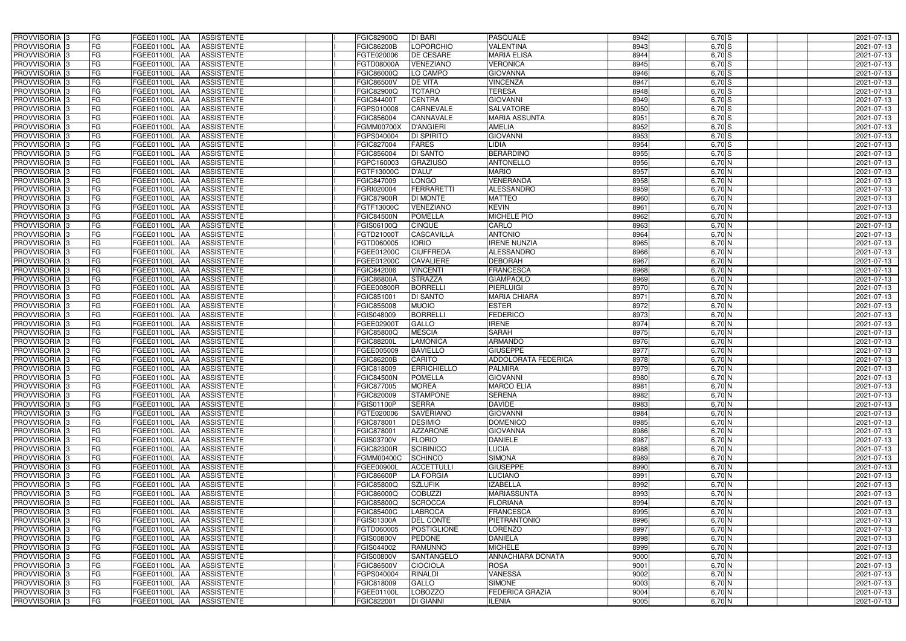| PROVVISORIA | 3 | FG | FGEE01100L | AA | ASSISTENTE | I | FGIC82900Q | DI BARI | PASQUALE | 8942 | 6,70 | S | | | 2021-07-13 |
|---|---|---|---|---|---|---|---|---|---|---|---|---|---|---|---|
| PROVVISORIA | 3 | FG | FGEE01100L | AA | ASSISTENTE | I | FGIC86200B | LOPORCHIO | VALENTINA | 8943 | 6,70 | S | | | 2021-07-13 |
| PROVVISORIA | 3 | FG | FGEE01100L | AA | ASSISTENTE | I | FGTE020006 | DE CESARE | MARIA ELISA | 8944 | 6,70 | S | | | 2021-07-13 |
| PROVVISORIA | 3 | FG | FGEE01100L | AA | ASSISTENTE | I | FGTD08000A | VENEZIANO | VERONICA | 8945 | 6,70 | S | | | 2021-07-13 |
| PROVVISORIA | 3 | FG | FGEE01100L | AA | ASSISTENTE | I | FGIC86000Q | LO CAMPO | GIOVANNA | 8946 | 6,70 | S | | | 2021-07-13 |
| PROVVISORIA | 3 | FG | FGEE01100L | AA | ASSISTENTE | I | FGIC86500V | DE VITA | VINCENZA | 8947 | 6,70 | S | | | 2021-07-13 |
| PROVVISORIA | 3 | FG | FGEE01100L | AA | ASSISTENTE | I | FGIC82900Q | TOTARO | TERESA | 8948 | 6,70 | S | | | 2021-07-13 |
| PROVVISORIA | 3 | FG | FGEE01100L | AA | ASSISTENTE | I | FGIC84400T | CENTRA | GIOVANNI | 8949 | 6,70 | S | | | 2021-07-13 |
| PROVVISORIA | 3 | FG | FGEE01100L | AA | ASSISTENTE | I | FGPS010008 | CARNEVALE | SALVATORE | 8950 | 6,70 | S | | | 2021-07-13 |
| PROVVISORIA | 3 | FG | FGEE01100L | AA | ASSISTENTE | I | FGIC856004 | CANNAVALE | MARIA ASSUNTA | 8951 | 6,70 | S | | | 2021-07-13 |
| PROVVISORIA | 3 | FG | FGEE01100L | AA | ASSISTENTE | I | FGMM00700X | D'ANGIERI | AMELIA | 8952 | 6,70 | S | | | 2021-07-13 |
| PROVVISORIA | 3 | FG | FGEE01100L | AA | ASSISTENTE | I | FGPS040004 | DI SPIRITO | GIOVANNI | 8953 | 6,70 | S | | | 2021-07-13 |
| PROVVISORIA | 3 | FG | FGEE01100L | AA | ASSISTENTE | I | FGIC827004 | FARES | LIDIA | 8954 | 6,70 | S | | | 2021-07-13 |
| PROVVISORIA | 3 | FG | FGEE01100L | AA | ASSISTENTE | I | FGIC856004 | DI SANTO | BERARDINO | 8955 | 6,70 | S | | | 2021-07-13 |
| PROVVISORIA | 3 | FG | FGEE01100L | AA | ASSISTENTE | I | FGPC160003 | GRAZIUSO | ANTONELLO | 8956 | 6,70 | N | | | 2021-07-13 |
| PROVVISORIA | 3 | FG | FGEE01100L | AA | ASSISTENTE | I | FGTF13000C | D'ALU' | MARIO | 8957 | 6,70 | N | | | 2021-07-13 |
| PROVVISORIA | 3 | FG | FGEE01100L | AA | ASSISTENTE | I | FGIC847009 | LONGO | VENERANDA | 8958 | 6,70 | N | | | 2021-07-13 |
| PROVVISORIA | 3 | FG | FGEE01100L | AA | ASSISTENTE | I | FGRI020004 | FERRARETTI | ALESSANDRO | 8959 | 6,70 | N | | | 2021-07-13 |
| PROVVISORIA | 3 | FG | FGEE01100L | AA | ASSISTENTE | I | FGIC87900R | DI MONTE | MATTEO | 8960 | 6,70 | N | | | 2021-07-13 |
| PROVVISORIA | 3 | FG | FGEE01100L | AA | ASSISTENTE | I | FGTF13000C | VENEZIANO | KEVIN | 8961 | 6,70 | N | | | 2021-07-13 |
| PROVVISORIA | 3 | FG | FGEE01100L | AA | ASSISTENTE | I | FGIC84500N | POMELLA | MICHELE PIO | 8962 | 6,70 | N | | | 2021-07-13 |
| PROVVISORIA | 3 | FG | FGEE01100L | AA | ASSISTENTE | I | FGIS06100Q | CINQUE | CARLO | 8963 | 6,70 | N | | | 2021-07-13 |
| PROVVISORIA | 3 | FG | FGEE01100L | AA | ASSISTENTE | I | FGTD21000T | CASCAVILLA | ANTONIO | 8964 | 6,70 | N | | | 2021-07-13 |
| PROVVISORIA | 3 | FG | FGEE01100L | AA | ASSISTENTE | I | FGTD060005 | IORIO | IRENE NUNZIA | 8965 | 6,70 | N | | | 2021-07-13 |
| PROVVISORIA | 3 | FG | FGEE01100L | AA | ASSISTENTE | I | FGEE01200C | CIUFFREDA | ALESSANDRO | 8966 | 6,70 | N | | | 2021-07-13 |
| PROVVISORIA | 3 | FG | FGEE01100L | AA | ASSISTENTE | I | FGEE01200C | CAVALIERE | DEBORAH | 8967 | 6,70 | N | | | 2021-07-13 |
| PROVVISORIA | 3 | FG | FGEE01100L | AA | ASSISTENTE | I | FGIC842006 | VINCENTI | FRANCESCA | 8968 | 6,70 | N | | | 2021-07-13 |
| PROVVISORIA | 3 | FG | FGEE01100L | AA | ASSISTENTE | I | FGIC86800A | STRAZZA | GIAMPAOLO | 8969 | 6,70 | N | | | 2021-07-13 |
| PROVVISORIA | 3 | FG | FGEE01100L | AA | ASSISTENTE | I | FGEE00800R | BORRELLI | PIERLUIGI | 8970 | 6,70 | N | | | 2021-07-13 |
| PROVVISORIA | 3 | FG | FGEE01100L | AA | ASSISTENTE | I | FGIC851001 | DI SANTO | MARIA CHIARA | 8971 | 6,70 | N | | | 2021-07-13 |
| PROVVISORIA | 3 | FG | FGEE01100L | AA | ASSISTENTE | I | FGIC855008 | MUOIO | ESTER | 8972 | 6,70 | N | | | 2021-07-13 |
| PROVVISORIA | 3 | FG | FGEE01100L | AA | ASSISTENTE | I | FGIS048009 | BORRELLI | FEDERICO | 8973 | 6,70 | N | | | 2021-07-13 |
| PROVVISORIA | 3 | FG | FGEE01100L | AA | ASSISTENTE | I | FGEE02900T | GALLO | IRENE | 8974 | 6,70 | N | | | 2021-07-13 |
| PROVVISORIA | 3 | FG | FGEE01100L | AA | ASSISTENTE | I | FGIC85800Q | MESCIA | SARAH | 8975 | 6,70 | N | | | 2021-07-13 |
| PROVVISORIA | 3 | FG | FGEE01100L | AA | ASSISTENTE | I | FGIC88200L | LAMONICA | ARMANDO | 8976 | 6,70 | N | | | 2021-07-13 |
| PROVVISORIA | 3 | FG | FGEE01100L | AA | ASSISTENTE | I | FGEE005009 | BAVIELLO | GIUSEPPE | 8977 | 6,70 | N | | | 2021-07-13 |
| PROVVISORIA | 3 | FG | FGEE01100L | AA | ASSISTENTE | I | FGIC86200B | CARITO | ADDOLORATA FEDERICA | 8978 | 6,70 | N | | | 2021-07-13 |
| PROVVISORIA | 3 | FG | FGEE01100L | AA | ASSISTENTE | I | FGIC818009 | ERRICHIELLO | PALMIRA | 8979 | 6,70 | N | | | 2021-07-13 |
| PROVVISORIA | 3 | FG | FGEE01100L | AA | ASSISTENTE | I | FGIC84500N | POMELLA | GIOVANNI | 8980 | 6,70 | N | | | 2021-07-13 |
| PROVVISORIA | 3 | FG | FGEE01100L | AA | ASSISTENTE | I | FGIC877005 | MOREA | MARCO ELIA | 8981 | 6,70 | N | | | 2021-07-13 |
| PROVVISORIA | 3 | FG | FGEE01100L | AA | ASSISTENTE | I | FGIC820009 | STAMPONE | SERENA | 8982 | 6,70 | N | | | 2021-07-13 |
| PROVVISORIA | 3 | FG | FGEE01100L | AA | ASSISTENTE | I | FGIS01100P | SERRA | DAVIDE | 8983 | 6,70 | N | | | 2021-07-13 |
| PROVVISORIA | 3 | FG | FGEE01100L | AA | ASSISTENTE | I | FGTE020006 | SAVERIANO | GIOVANNI | 8984 | 6,70 | N | | | 2021-07-13 |
| PROVVISORIA | 3 | FG | FGEE01100L | AA | ASSISTENTE | I | FGIC878001 | DESIMIO | DOMENICO | 8985 | 6,70 | N | | | 2021-07-13 |
| PROVVISORIA | 3 | FG | FGEE01100L | AA | ASSISTENTE | I | FGIC878001 | AZZARONE | GIOVANNA | 8986 | 6,70 | N | | | 2021-07-13 |
| PROVVISORIA | 3 | FG | FGEE01100L | AA | ASSISTENTE | I | FGIS03700V | FLORIO | DANIELE | 8987 | 6,70 | N | | | 2021-07-13 |
| PROVVISORIA | 3 | FG | FGEE01100L | AA | ASSISTENTE | I | FGIC82300R | SCIBINICO | LUCIA | 8988 | 6,70 | N | | | 2021-07-13 |
| PROVVISORIA | 3 | FG | FGEE01100L | AA | ASSISTENTE | I | FGMM00400C | SCHINCO | SIMONA | 8989 | 6,70 | N | | | 2021-07-13 |
| PROVVISORIA | 3 | FG | FGEE01100L | AA | ASSISTENTE | I | FGEE00900L | ACCETTULLI | GIUSEPPE | 8990 | 6,70 | N | | | 2021-07-13 |
| PROVVISORIA | 3 | FG | FGEE01100L | AA | ASSISTENTE | I | FGIC86600P | LA FORGIA | LUCIANO | 8991 | 6,70 | N | | | 2021-07-13 |
| PROVVISORIA | 3 | FG | FGEE01100L | AA | ASSISTENTE | I | FGIC85800Q | SZLUFIK | IZABELLA | 8992 | 6,70 | N | | | 2021-07-13 |
| PROVVISORIA | 3 | FG | FGEE01100L | AA | ASSISTENTE | I | FGIC86000Q | COBUZZI | MARIASSUNTA | 8993 | 6,70 | N | | | 2021-07-13 |
| PROVVISORIA | 3 | FG | FGEE01100L | AA | ASSISTENTE | I | FGIC85800Q | SCROCCA | FLORIANA | 8994 | 6,70 | N | | | 2021-07-13 |
| PROVVISORIA | 3 | FG | FGEE01100L | AA | ASSISTENTE | I | FGIC85400C | LABROCA | FRANCESCA | 8995 | 6,70 | N | | | 2021-07-13 |
| PROVVISORIA | 3 | FG | FGEE01100L | AA | ASSISTENTE | I | FGIS01300A | DEL CONTE | PIETRANTONIO | 8996 | 6,70 | N | | | 2021-07-13 |
| PROVVISORIA | 3 | FG | FGEE01100L | AA | ASSISTENTE | I | FGTD060005 | POSTIGLIONE | LORENZO | 8997 | 6,70 | N | | | 2021-07-13 |
| PROVVISORIA | 3 | FG | FGEE01100L | AA | ASSISTENTE | I | FGIS00800V | PEDONE | DANIELA | 8998 | 6,70 | N | | | 2021-07-13 |
| PROVVISORIA | 3 | FG | FGEE01100L | AA | ASSISTENTE | I | FGIS044002 | RAMUNNO | MICHELE | 8999 | 6,70 | N | | | 2021-07-13 |
| PROVVISORIA | 3 | FG | FGEE01100L | AA | ASSISTENTE | I | FGIS00800V | SANTANGELO | ANNACHIARA DONATA | 9000 | 6,70 | N | | | 2021-07-13 |
| PROVVISORIA | 3 | FG | FGEE01100L | AA | ASSISTENTE | I | FGIC86500V | CIOCIOLA | ROSA | 9001 | 6,70 | N | | | 2021-07-13 |
| PROVVISORIA | 3 | FG | FGEE01100L | AA | ASSISTENTE | I | FGPS040004 | RINALDI | VANESSA | 9002 | 6,70 | N | | | 2021-07-13 |
| PROVVISORIA | 3 | FG | FGEE01100L | AA | ASSISTENTE | I | FGIC818009 | GALLO | SIMONE | 9003 | 6,70 | N | | | 2021-07-13 |
| PROVVISORIA | 3 | FG | FGEE01100L | AA | ASSISTENTE | I | FGEE01100L | LOBOZZO | FEDERICA GRAZIA | 9004 | 6,70 | N | | | 2021-07-13 |
| PROVVISORIA | 3 | FG | FGEE01100L | AA | ASSISTENTE | I | FGIC822001 | DI GIANNI | ILENIA | 9005 | 6,70 | N | | | 2021-07-13 |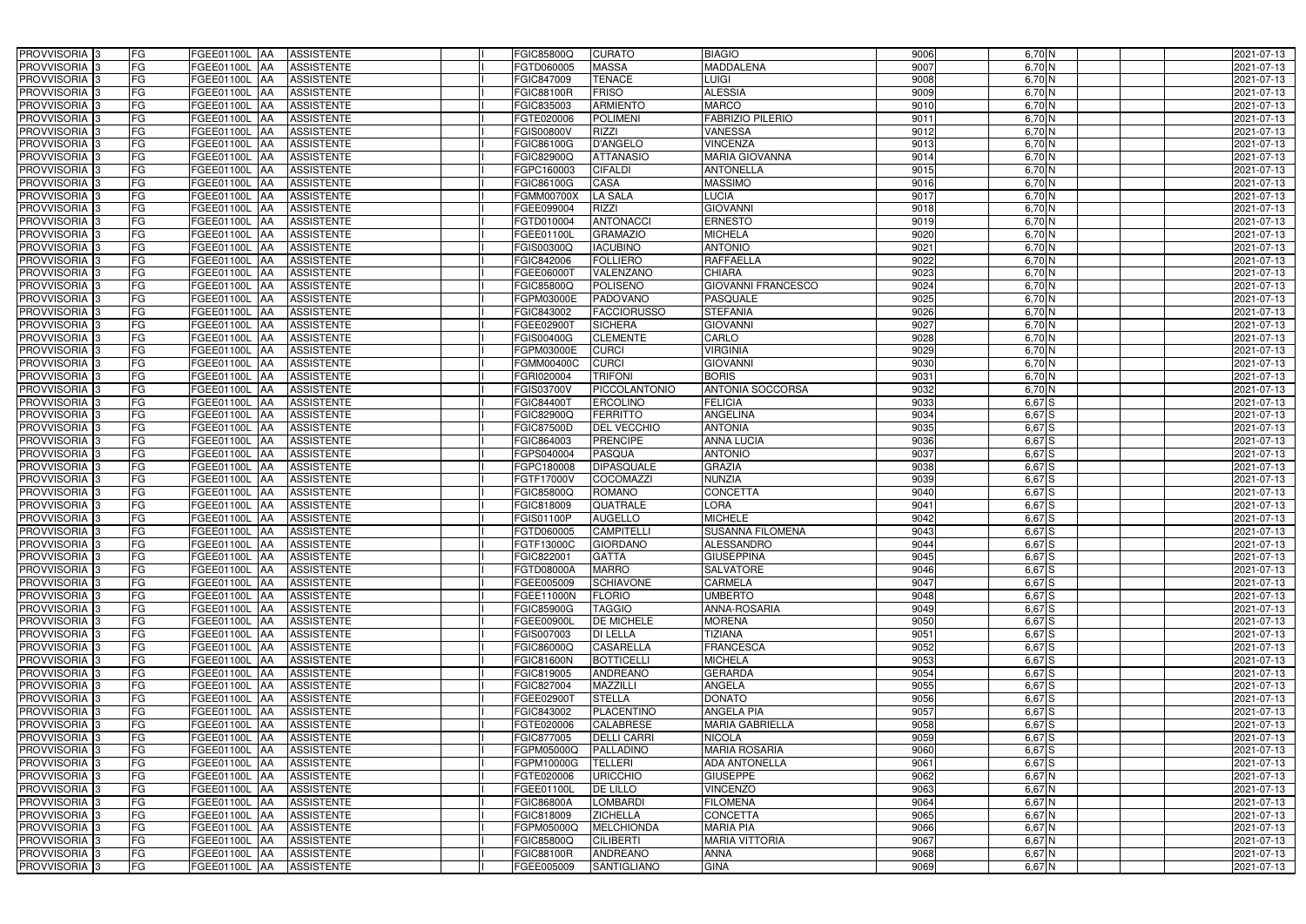| | | | | | | | | | | | | | | | |
|---|---|---|---|---|---|---|---|---|---|---|---|---|---|---|---|
| PROVVISORIA | 3 | FG | FGEE01100L | AA | ASSISTENTE | | I | FGIC85800Q | CURATO | BIAGIO | 9006 | 6,70 | N | | 2021-07-13 |
| PROVVISORIA | 3 | FG | FGEE01100L | AA | ASSISTENTE | | I | FGTD060005 | MASSA | MADDALENA | 9007 | 6,70 | N | | 2021-07-13 |
| PROVVISORIA | 3 | FG | FGEE01100L | AA | ASSISTENTE | | I | FGIC847009 | TENACE | LUIGI | 9008 | 6,70 | N | | 2021-07-13 |
| PROVVISORIA | 3 | FG | FGEE01100L | AA | ASSISTENTE | | I | FGIC88100R | FRISO | ALESSIA | 9009 | 6,70 | N | | 2021-07-13 |
| PROVVISORIA | 3 | FG | FGEE01100L | AA | ASSISTENTE | | I | FGIC835003 | ARMIENTO | MARCO | 9010 | 6,70 | N | | 2021-07-13 |
| PROVVISORIA | 3 | FG | FGEE01100L | AA | ASSISTENTE | | I | FGTE020006 | POLIMENI | FABRIZIO PILERIO | 9011 | 6,70 | N | | 2021-07-13 |
| PROVVISORIA | 3 | FG | FGEE01100L | AA | ASSISTENTE | | I | FGIS00800V | RIZZI | VANESSA | 9012 | 6,70 | N | | 2021-07-13 |
| PROVVISORIA | 3 | FG | FGEE01100L | AA | ASSISTENTE | | I | FGIC86100G | D'ANGELO | VINCENZA | 9013 | 6,70 | N | | 2021-07-13 |
| PROVVISORIA | 3 | FG | FGEE01100L | AA | ASSISTENTE | | I | FGIC82900Q | ATTANASIO | MARIA GIOVANNA | 9014 | 6,70 | N | | 2021-07-13 |
| PROVVISORIA | 3 | FG | FGEE01100L | AA | ASSISTENTE | | I | FGPC160003 | CIFALDI | ANTONELLA | 9015 | 6,70 | N | | 2021-07-13 |
| PROVVISORIA | 3 | FG | FGEE01100L | AA | ASSISTENTE | | I | FGIC86100G | CASA | MASSIMO | 9016 | 6,70 | N | | 2021-07-13 |
| PROVVISORIA | 3 | FG | FGEE01100L | AA | ASSISTENTE | | I | FGMM00700X | LA SALA | LUCIA | 9017 | 6,70 | N | | 2021-07-13 |
| PROVVISORIA | 3 | FG | FGEE01100L | AA | ASSISTENTE | | I | FGEE099004 | RIZZI | GIOVANNI | 9018 | 6,70 | N | | 2021-07-13 |
| PROVVISORIA | 3 | FG | FGEE01100L | AA | ASSISTENTE | | I | FGTD010004 | ANTONACCI | ERNESTO | 9019 | 6,70 | N | | 2021-07-13 |
| PROVVISORIA | 3 | FG | FGEE01100L | AA | ASSISTENTE | | I | FGEE01100L | GRAMAZIO | MICHELA | 9020 | 6,70 | N | | 2021-07-13 |
| PROVVISORIA | 3 | FG | FGEE01100L | AA | ASSISTENTE | | I | FGIS00300Q | IACUBINO | ANTONIO | 9021 | 6,70 | N | | 2021-07-13 |
| PROVVISORIA | 3 | FG | FGEE01100L | AA | ASSISTENTE | | I | FGIC842006 | FOLLIERO | RAFFAELLA | 9022 | 6,70 | N | | 2021-07-13 |
| PROVVISORIA | 3 | FG | FGEE01100L | AA | ASSISTENTE | | I | FGEE06000T | VALENZANO | CHIARA | 9023 | 6,70 | N | | 2021-07-13 |
| PROVVISORIA | 3 | FG | FGEE01100L | AA | ASSISTENTE | | I | FGIC85800Q | POLISENO | GIOVANNI FRANCESCO | 9024 | 6,70 | N | | 2021-07-13 |
| PROVVISORIA | 3 | FG | FGEE01100L | AA | ASSISTENTE | | I | FGPM03000E | PADOVANO | PASQUALE | 9025 | 6,70 | N | | 2021-07-13 |
| PROVVISORIA | 3 | FG | FGEE01100L | AA | ASSISTENTE | | I | FGIC843002 | FACCIORUSSO | STEFANIA | 9026 | 6,70 | N | | 2021-07-13 |
| PROVVISORIA | 3 | FG | FGEE01100L | AA | ASSISTENTE | | I | FGEE02900T | SICHERA | GIOVANNI | 9027 | 6,70 | N | | 2021-07-13 |
| PROVVISORIA | 3 | FG | FGEE01100L | AA | ASSISTENTE | | I | FGIS00400G | CLEMENTE | CARLO | 9028 | 6,70 | N | | 2021-07-13 |
| PROVVISORIA | 3 | FG | FGEE01100L | AA | ASSISTENTE | | I | FGPM03000E | CURCI | VIRGINIA | 9029 | 6,70 | N | | 2021-07-13 |
| PROVVISORIA | 3 | FG | FGEE01100L | AA | ASSISTENTE | | I | FGMM00400C | CURCI | GIOVANNI | 9030 | 6,70 | N | | 2021-07-13 |
| PROVVISORIA | 3 | FG | FGEE01100L | AA | ASSISTENTE | | I | FGRI020004 | TRIFONI | BORIS | 9031 | 6,70 | N | | 2021-07-13 |
| PROVVISORIA | 3 | FG | FGEE01100L | AA | ASSISTENTE | | I | FGIS03700V | PICCOLANTONIO | ANTONIA SOCCORSA | 9032 | 6,70 | N | | 2021-07-13 |
| PROVVISORIA | 3 | FG | FGEE01100L | AA | ASSISTENTE | | I | FGIC84400T | ERCOLINO | FELICIA | 9033 | 6,67 | S | | 2021-07-13 |
| PROVVISORIA | 3 | FG | FGEE01100L | AA | ASSISTENTE | | I | FGIC82900Q | FERRITTO | ANGELINA | 9034 | 6,67 | S | | 2021-07-13 |
| PROVVISORIA | 3 | FG | FGEE01100L | AA | ASSISTENTE | | I | FGIC87500D | DEL VECCHIO | ANTONIA | 9035 | 6,67 | S | | 2021-07-13 |
| PROVVISORIA | 3 | FG | FGEE01100L | AA | ASSISTENTE | | I | FGIC864003 | PRENCIPE | ANNA LUCIA | 9036 | 6,67 | S | | 2021-07-13 |
| PROVVISORIA | 3 | FG | FGEE01100L | AA | ASSISTENTE | | I | FGPS040004 | PASQUA | ANTONIO | 9037 | 6,67 | S | | 2021-07-13 |
| PROVVISORIA | 3 | FG | FGEE01100L | AA | ASSISTENTE | | I | FGPC180008 | DIPASQUALE | GRAZIA | 9038 | 6,67 | S | | 2021-07-13 |
| PROVVISORIA | 3 | FG | FGEE01100L | AA | ASSISTENTE | | I | FGTF17000V | COCOMAZZI | NUNZIA | 9039 | 6,67 | S | | 2021-07-13 |
| PROVVISORIA | 3 | FG | FGEE01100L | AA | ASSISTENTE | | I | FGIC85800Q | ROMANO | CONCETTA | 9040 | 6,67 | S | | 2021-07-13 |
| PROVVISORIA | 3 | FG | FGEE01100L | AA | ASSISTENTE | | I | FGIC818009 | QUATRALE | LORA | 9041 | 6,67 | S | | 2021-07-13 |
| PROVVISORIA | 3 | FG | FGEE01100L | AA | ASSISTENTE | | I | FGIS01100P | AUGELLO | MICHELE | 9042 | 6,67 | S | | 2021-07-13 |
| PROVVISORIA | 3 | FG | FGEE01100L | AA | ASSISTENTE | | I | FGTD060005 | CAMPITELLI | SUSANNA FILOMENA | 9043 | 6,67 | S | | 2021-07-13 |
| PROVVISORIA | 3 | FG | FGEE01100L | AA | ASSISTENTE | | I | FGTF13000C | GIORDANO | ALESSANDRO | 9044 | 6,67 | S | | 2021-07-13 |
| PROVVISORIA | 3 | FG | FGEE01100L | AA | ASSISTENTE | | I | FGIC822001 | GATTA | GIUSEPPINA | 9045 | 6,67 | S | | 2021-07-13 |
| PROVVISORIA | 3 | FG | FGEE01100L | AA | ASSISTENTE | | I | FGTD08000A | MARRO | SALVATORE | 9046 | 6,67 | S | | 2021-07-13 |
| PROVVISORIA | 3 | FG | FGEE01100L | AA | ASSISTENTE | | I | FGEE005009 | SCHIAVONE | CARMELA | 9047 | 6,67 | S | | 2021-07-13 |
| PROVVISORIA | 3 | FG | FGEE01100L | AA | ASSISTENTE | | I | FGEE11000N | FLORIO | UMBERTO | 9048 | 6,67 | S | | 2021-07-13 |
| PROVVISORIA | 3 | FG | FGEE01100L | AA | ASSISTENTE | | I | FGIC85900G | TAGGIO | ANNA-ROSARIA | 9049 | 6,67 | S | | 2021-07-13 |
| PROVVISORIA | 3 | FG | FGEE01100L | AA | ASSISTENTE | | I | FGEE00900L | DE MICHELE | MORENA | 9050 | 6,67 | S | | 2021-07-13 |
| PROVVISORIA | 3 | FG | FGEE01100L | AA | ASSISTENTE | | I | FGIS007003 | DI LELLA | TIZIANA | 9051 | 6,67 | S | | 2021-07-13 |
| PROVVISORIA | 3 | FG | FGEE01100L | AA | ASSISTENTE | | I | FGIC86000Q | CASARELLA | FRANCESCA | 9052 | 6,67 | S | | 2021-07-13 |
| PROVVISORIA | 3 | FG | FGEE01100L | AA | ASSISTENTE | | I | FGIC81600N | BOTTICELLI | MICHELA | 9053 | 6,67 | S | | 2021-07-13 |
| PROVVISORIA | 3 | FG | FGEE01100L | AA | ASSISTENTE | | I | FGIC819005 | ANDREANO | GERARDA | 9054 | 6,67 | S | | 2021-07-13 |
| PROVVISORIA | 3 | FG | FGEE01100L | AA | ASSISTENTE | | I | FGIC827004 | MAZZILLI | ANGELA | 9055 | 6,67 | S | | 2021-07-13 |
| PROVVISORIA | 3 | FG | FGEE01100L | AA | ASSISTENTE | | I | FGEE02900T | STELLA | DONATO | 9056 | 6,67 | S | | 2021-07-13 |
| PROVVISORIA | 3 | FG | FGEE01100L | AA | ASSISTENTE | | I | FGIC843002 | PLACENTINO | ANGELA PIA | 9057 | 6,67 | S | | 2021-07-13 |
| PROVVISORIA | 3 | FG | FGEE01100L | AA | ASSISTENTE | | I | FGTE020006 | CALABRESE | MARIA GABRIELLA | 9058 | 6,67 | S | | 2021-07-13 |
| PROVVISORIA | 3 | FG | FGEE01100L | AA | ASSISTENTE | | I | FGIC877005 | DELLI CARRI | NICOLA | 9059 | 6,67 | S | | 2021-07-13 |
| PROVVISORIA | 3 | FG | FGEE01100L | AA | ASSISTENTE | | I | FGPM05000Q | PALLADINO | MARIA ROSARIA | 9060 | 6,67 | S | | 2021-07-13 |
| PROVVISORIA | 3 | FG | FGEE01100L | AA | ASSISTENTE | | I | FGPM10000G | TELLERI | ADA ANTONELLA | 9061 | 6,67 | S | | 2021-07-13 |
| PROVVISORIA | 3 | FG | FGEE01100L | AA | ASSISTENTE | | I | FGTE020006 | URICCHIO | GIUSEPPE | 9062 | 6,67 | N | | 2021-07-13 |
| PROVVISORIA | 3 | FG | FGEE01100L | AA | ASSISTENTE | | I | FGEE01100L | DE LILLO | VINCENZO | 9063 | 6,67 | N | | 2021-07-13 |
| PROVVISORIA | 3 | FG | FGEE01100L | AA | ASSISTENTE | | I | FGIC86800A | LOMBARDI | FILOMENA | 9064 | 6,67 | N | | 2021-07-13 |
| PROVVISORIA | 3 | FG | FGEE01100L | AA | ASSISTENTE | | I | FGIC818009 | ZICHELLA | CONCETTA | 9065 | 6,67 | N | | 2021-07-13 |
| PROVVISORIA | 3 | FG | FGEE01100L | AA | ASSISTENTE | | I | FGPM05000Q | MELCHIONDA | MARIA PIA | 9066 | 6,67 | N | | 2021-07-13 |
| PROVVISORIA | 3 | FG | FGEE01100L | AA | ASSISTENTE | | I | FGIC85800Q | CILIBERTI | MARIA VITTORIA | 9067 | 6,67 | N | | 2021-07-13 |
| PROVVISORIA | 3 | FG | FGEE01100L | AA | ASSISTENTE | | I | FGIC88100R | ANDREANO | ANNA | 9068 | 6,67 | N | | 2021-07-13 |
| PROVVISORIA | 3 | FG | FGEE01100L | AA | ASSISTENTE | | I | FGEE005009 | SANTIGLIANO | GINA | 9069 | 6,67 | N | | 2021-07-13 |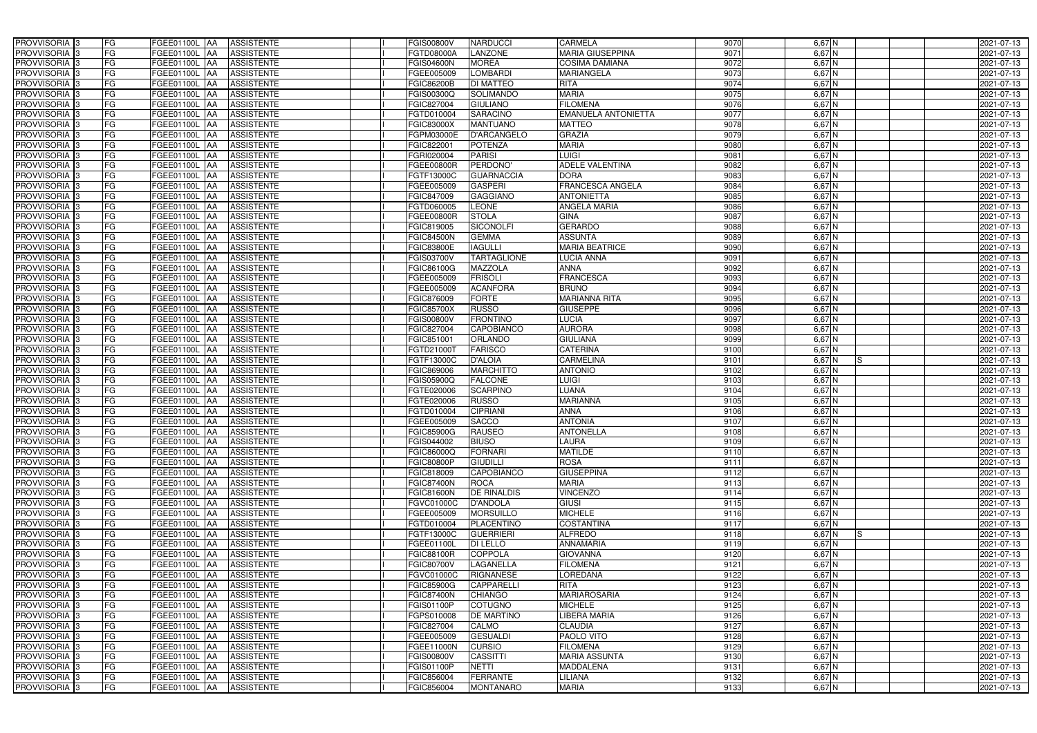| | | | | | | | | | | | | | | | |
|---|---|---|---|---|---|---|---|---|---|---|---|---|---|---|---|
| PROVVISORIA | 3 | FG | FGEE01100L | AA | ASSISTENTE | | I | FGIS00800V | NARDUCCI | CARMELA | 9070 | 6,67 | N | | | 2021-07-13 |
| PROVVISORIA | 3 | FG | FGEE01100L | AA | ASSISTENTE | | I | FGTD08000A | LANZONE | MARIA GIUSEPPINA | 9071 | 6,67 | N | | | 2021-07-13 |
| PROVVISORIA | 3 | FG | FGEE01100L | AA | ASSISTENTE | | I | FGIS04600N | MOREA | COSIMA DAMIANA | 9072 | 6,67 | N | | | 2021-07-13 |
| PROVVISORIA | 3 | FG | FGEE01100L | AA | ASSISTENTE | | I | FGEE005009 | LOMBARDI | MARIANGELA | 9073 | 6,67 | N | | | 2021-07-13 |
| PROVVISORIA | 3 | FG | FGEE01100L | AA | ASSISTENTE | | I | FGIC86200B | DI MATTEO | RITA | 9074 | 6,67 | N | | | 2021-07-13 |
| PROVVISORIA | 3 | FG | FGEE01100L | AA | ASSISTENTE | | I | FGIS00300Q | SOLIMANDO | MARIA | 9075 | 6,67 | N | | | 2021-07-13 |
| PROVVISORIA | 3 | FG | FGEE01100L | AA | ASSISTENTE | | I | FGIC827004 | GIULIANO | FILOMENA | 9076 | 6,67 | N | | | 2021-07-13 |
| PROVVISORIA | 3 | FG | FGEE01100L | AA | ASSISTENTE | | I | FGTD010004 | SARACINO | EMANUELA ANTONIETTA | 9077 | 6,67 | N | | | 2021-07-13 |
| PROVVISORIA | 3 | FG | FGEE01100L | AA | ASSISTENTE | | I | FGIC83000X | MANTUANO | MATTEO | 9078 | 6,67 | N | | | 2021-07-13 |
| PROVVISORIA | 3 | FG | FGEE01100L | AA | ASSISTENTE | | I | FGPM03000E | D'ARCANGELO | GRAZIA | 9079 | 6,67 | N | | | 2021-07-13 |
| PROVVISORIA | 3 | FG | FGEE01100L | AA | ASSISTENTE | | I | FGIC822001 | POTENZA | MARIA | 9080 | 6,67 | N | | | 2021-07-13 |
| PROVVISORIA | 3 | FG | FGEE01100L | AA | ASSISTENTE | | I | FGRI020004 | PARISI | LUIGI | 9081 | 6,67 | N | | | 2021-07-13 |
| PROVVISORIA | 3 | FG | FGEE01100L | AA | ASSISTENTE | | I | FGEE00800R | PERDONO' | ADELE VALENTINA | 9082 | 6,67 | N | | | 2021-07-13 |
| PROVVISORIA | 3 | FG | FGEE01100L | AA | ASSISTENTE | | I | FGTF13000C | GUARNACCIA | DORA | 9083 | 6,67 | N | | | 2021-07-13 |
| PROVVISORIA | 3 | FG | FGEE01100L | AA | ASSISTENTE | | I | FGEE005009 | GASPERI | FRANCESCA ANGELA | 9084 | 6,67 | N | | | 2021-07-13 |
| PROVVISORIA | 3 | FG | FGEE01100L | AA | ASSISTENTE | | I | FGIC847009 | GAGGIANO | ANTONIETTA | 9085 | 6,67 | N | | | 2021-07-13 |
| PROVVISORIA | 3 | FG | FGEE01100L | AA | ASSISTENTE | | I | FGTD060005 | LEONE | ANGELA MARIA | 9086 | 6,67 | N | | | 2021-07-13 |
| PROVVISORIA | 3 | FG | FGEE01100L | AA | ASSISTENTE | | I | FGEE00800R | STOLA | GINA | 9087 | 6,67 | N | | | 2021-07-13 |
| PROVVISORIA | 3 | FG | FGEE01100L | AA | ASSISTENTE | | I | FGIC819005 | SICONOLFI | GERARDO | 9088 | 6,67 | N | | | 2021-07-13 |
| PROVVISORIA | 3 | FG | FGEE01100L | AA | ASSISTENTE | | I | FGIC84500N | GEMMA | ASSUNTA | 9089 | 6,67 | N | | | 2021-07-13 |
| PROVVISORIA | 3 | FG | FGEE01100L | AA | ASSISTENTE | | I | FGIC83800E | IAGULLI | MARIA BEATRICE | 9090 | 6,67 | N | | | 2021-07-13 |
| PROVVISORIA | 3 | FG | FGEE01100L | AA | ASSISTENTE | | I | FGIS03700V | TARTAGLIONE | LUCIA ANNA | 9091 | 6,67 | N | | | 2021-07-13 |
| PROVVISORIA | 3 | FG | FGEE01100L | AA | ASSISTENTE | | I | FGIC86100G | MAZZOLA | ANNA | 9092 | 6,67 | N | | | 2021-07-13 |
| PROVVISORIA | 3 | FG | FGEE01100L | AA | ASSISTENTE | | I | FGEE005009 | FRISOLI | FRANCESCA | 9093 | 6,67 | N | | | 2021-07-13 |
| PROVVISORIA | 3 | FG | FGEE01100L | AA | ASSISTENTE | | I | FGEE005009 | ACANFORA | BRUNO | 9094 | 6,67 | N | | | 2021-07-13 |
| PROVVISORIA | 3 | FG | FGEE01100L | AA | ASSISTENTE | | I | FGIC876009 | FORTE | MARIANNA RITA | 9095 | 6,67 | N | | | 2021-07-13 |
| PROVVISORIA | 3 | FG | FGEE01100L | AA | ASSISTENTE | | I | FGIC85700X | RUSSO | GIUSEPPE | 9096 | 6,67 | N | | | 2021-07-13 |
| PROVVISORIA | 3 | FG | FGEE01100L | AA | ASSISTENTE | | I | FGIS00800V | FRONTINO | LUCIA | 9097 | 6,67 | N | | | 2021-07-13 |
| PROVVISORIA | 3 | FG | FGEE01100L | AA | ASSISTENTE | | I | FGIC827004 | CAPOBIANCO | AURORA | 9098 | 6,67 | N | | | 2021-07-13 |
| PROVVISORIA | 3 | FG | FGEE01100L | AA | ASSISTENTE | | I | FGIC851001 | ORLANDO | GIULIANA | 9099 | 6,67 | N | | | 2021-07-13 |
| PROVVISORIA | 3 | FG | FGEE01100L | AA | ASSISTENTE | | I | FGTD21000T | FARISCO | CATERINA | 9100 | 6,67 | N | | | 2021-07-13 |
| PROVVISORIA | 3 | FG | FGEE01100L | AA | ASSISTENTE | | I | FGTF13000C | D'ALOIA | CARMELINA | 9101 | 6,67 | N | S | | 2021-07-13 |
| PROVVISORIA | 3 | FG | FGEE01100L | AA | ASSISTENTE | | I | FGIC869006 | MARCHITTO | ANTONIO | 9102 | 6,67 | N | | | 2021-07-13 |
| PROVVISORIA | 3 | FG | FGEE01100L | AA | ASSISTENTE | | I | FGIS05900Q | FALCONE | LUIGI | 9103 | 6,67 | N | | | 2021-07-13 |
| PROVVISORIA | 3 | FG | FGEE01100L | AA | ASSISTENTE | | I | FGTE020006 | SCARPINO | LUANA | 9104 | 6,67 | N | | | 2021-07-13 |
| PROVVISORIA | 3 | FG | FGEE01100L | AA | ASSISTENTE | | I | FGTE020006 | RUSSO | MARIANNA | 9105 | 6,67 | N | | | 2021-07-13 |
| PROVVISORIA | 3 | FG | FGEE01100L | AA | ASSISTENTE | | I | FGTD010004 | CIPRIANI | ANNA | 9106 | 6,67 | N | | | 2021-07-13 |
| PROVVISORIA | 3 | FG | FGEE01100L | AA | ASSISTENTE | | I | FGEE005009 | SACCO | ANTONIA | 9107 | 6,67 | N | | | 2021-07-13 |
| PROVVISORIA | 3 | FG | FGEE01100L | AA | ASSISTENTE | | I | FGIC85900G | RAUSEO | ANTONELLA | 9108 | 6,67 | N | | | 2021-07-13 |
| PROVVISORIA | 3 | FG | FGEE01100L | AA | ASSISTENTE | | I | FGIS044002 | BIUSO | LAURA | 9109 | 6,67 | N | | | 2021-07-13 |
| PROVVISORIA | 3 | FG | FGEE01100L | AA | ASSISTENTE | | I | FGIC86000Q | FORNARI | MATILDE | 9110 | 6,67 | N | | | 2021-07-13 |
| PROVVISORIA | 3 | FG | FGEE01100L | AA | ASSISTENTE | | I | FGIC80800P | GIUDILLI | ROSA | 9111 | 6,67 | N | | | 2021-07-13 |
| PROVVISORIA | 3 | FG | FGEE01100L | AA | ASSISTENTE | | I | FGIC818009 | CAPOBIANCO | GIUSEPPINA | 9112 | 6,67 | N | | | 2021-07-13 |
| PROVVISORIA | 3 | FG | FGEE01100L | AA | ASSISTENTE | | I | FGIC87400N | ROCA | MARIA | 9113 | 6,67 | N | | | 2021-07-13 |
| PROVVISORIA | 3 | FG | FGEE01100L | AA | ASSISTENTE | | I | FGIC81600N | DE RINALDIS | VINCENZO | 9114 | 6,67 | N | | | 2021-07-13 |
| PROVVISORIA | 3 | FG | FGEE01100L | AA | ASSISTENTE | | I | FGVC01000C | D'ANDOLA | GIUSI | 9115 | 6,67 | N | | | 2021-07-13 |
| PROVVISORIA | 3 | FG | FGEE01100L | AA | ASSISTENTE | | I | FGEE005009 | MORSUILLO | MICHELE | 9116 | 6,67 | N | | | 2021-07-13 |
| PROVVISORIA | 3 | FG | FGEE01100L | AA | ASSISTENTE | | I | FGTD010004 | PLACENTINO | COSTANTINA | 9117 | 6,67 | N | | | 2021-07-13 |
| PROVVISORIA | 3 | FG | FGEE01100L | AA | ASSISTENTE | | I | FGTF13000C | GUERRIERI | ALFREDO | 9118 | 6,67 | N | S | | 2021-07-13 |
| PROVVISORIA | 3 | FG | FGEE01100L | AA | ASSISTENTE | | I | FGEE01100L | DI LELLO | ANNAMARIA | 9119 | 6,67 | N | | | 2021-07-13 |
| PROVVISORIA | 3 | FG | FGEE01100L | AA | ASSISTENTE | | I | FGIC88100R | COPPOLA | GIOVANNA | 9120 | 6,67 | N | | | 2021-07-13 |
| PROVVISORIA | 3 | FG | FGEE01100L | AA | ASSISTENTE | | I | FGIC80700V | LAGANELLA | FILOMENA | 9121 | 6,67 | N | | | 2021-07-13 |
| PROVVISORIA | 3 | FG | FGEE01100L | AA | ASSISTENTE | | I | FGVC01000C | RIGNANESE | LOREDANA | 9122 | 6,67 | N | | | 2021-07-13 |
| PROVVISORIA | 3 | FG | FGEE01100L | AA | ASSISTENTE | | I | FGIC85900G | CAPPARELLI | RITA | 9123 | 6,67 | N | | | 2021-07-13 |
| PROVVISORIA | 3 | FG | FGEE01100L | AA | ASSISTENTE | | I | FGIC87400N | CHIANGO | MARIAROSARIA | 9124 | 6,67 | N | | | 2021-07-13 |
| PROVVISORIA | 3 | FG | FGEE01100L | AA | ASSISTENTE | | I | FGIS01100P | COTUGNO | MICHELE | 9125 | 6,67 | N | | | 2021-07-13 |
| PROVVISORIA | 3 | FG | FGEE01100L | AA | ASSISTENTE | | I | FGPS010008 | DE MARTINO | LIBERA MARIA | 9126 | 6,67 | N | | | 2021-07-13 |
| PROVVISORIA | 3 | FG | FGEE01100L | AA | ASSISTENTE | | I | FGIC827004 | CALMO | CLAUDIA | 9127 | 6,67 | N | | | 2021-07-13 |
| PROVVISORIA | 3 | FG | FGEE01100L | AA | ASSISTENTE | | I | FGEE005009 | GESUALDI | PAOLO VITO | 9128 | 6,67 | N | | | 2021-07-13 |
| PROVVISORIA | 3 | FG | FGEE01100L | AA | ASSISTENTE | | I | FGEE11000N | CURSIO | FILOMENA | 9129 | 6,67 | N | | | 2021-07-13 |
| PROVVISORIA | 3 | FG | FGEE01100L | AA | ASSISTENTE | | I | FGIS00800V | CASSITTI | MARIA ASSUNTA | 9130 | 6,67 | N | | | 2021-07-13 |
| PROVVISORIA | 3 | FG | FGEE01100L | AA | ASSISTENTE | | I | FGIS01100P | NETTI | MADDALENA | 9131 | 6,67 | N | | | 2021-07-13 |
| PROVVISORIA | 3 | FG | FGEE01100L | AA | ASSISTENTE | | I | FGIC856004 | FERRANTE | LILIANA | 9132 | 6,67 | N | | | 2021-07-13 |
| PROVVISORIA | 3 | FG | FGEE01100L | AA | ASSISTENTE | | I | FGIC856004 | MONTANARO | MARIA | 9133 | 6,67 | N | | | 2021-07-13 |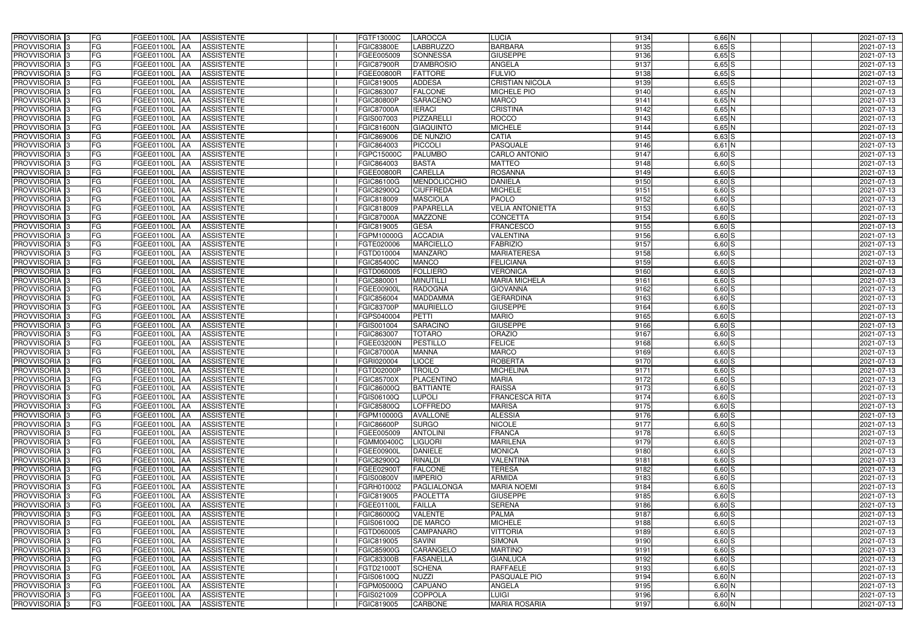| PROVVISORIA | 3 | FG | FGEE01100L | AA | ASSISTENTE | | I | FGTF13000C | LAROCCA | LUCIA | 9134 | 6,66 | N | | | 2021-07-13 |
|---|---|---|---|---|---|---|---|---|---|---|---|---|---|---|---|---|
| PROVVISORIA | 3 | FG | FGEE01100L | AA | ASSISTENTE | | I | FGIC83800E | LABBRUZZO | BARBARA | 9135 | 6,65 | S | | | 2021-07-13 |
| PROVVISORIA | 3 | FG | FGEE01100L | AA | ASSISTENTE | | I | FGEE005009 | SONNESSA | GIUSEPPE | 9136 | 6,65 | S | | | 2021-07-13 |
| PROVVISORIA | 3 | FG | FGEE01100L | AA | ASSISTENTE | | I | FGIC87900R | D'AMBROSIO | ANGELA | 9137 | 6,65 | S | | | 2021-07-13 |
| PROVVISORIA | 3 | FG | FGEE01100L | AA | ASSISTENTE | | I | FGEE00800R | FATTORE | FULVIO | 9138 | 6,65 | S | | | 2021-07-13 |
| PROVVISORIA | 3 | FG | FGEE01100L | AA | ASSISTENTE | | I | FGIC819005 | ADDESA | CRISTIAN NICOLA | 9139 | 6,65 | S | | | 2021-07-13 |
| PROVVISORIA | 3 | FG | FGEE01100L | AA | ASSISTENTE | | I | FGIC863007 | FALCONE | MICHELE PIO | 9140 | 6,65 | N | | | 2021-07-13 |
| PROVVISORIA | 3 | FG | FGEE01100L | AA | ASSISTENTE | | I | FGIC80800P | SARACENO | MARCO | 9141 | 6,65 | N | | | 2021-07-13 |
| PROVVISORIA | 3 | FG | FGEE01100L | AA | ASSISTENTE | | I | FGIC87000A | IERACI | CRISTINA | 9142 | 6,65 | N | | | 2021-07-13 |
| PROVVISORIA | 3 | FG | FGEE01100L | AA | ASSISTENTE | | I | FGIS007003 | PIZZARELLI | ROCCO | 9143 | 6,65 | N | | | 2021-07-13 |
| PROVVISORIA | 3 | FG | FGEE01100L | AA | ASSISTENTE | | I | FGIC81600N | GIAQUINTO | MICHELE | 9144 | 6,65 | N | | | 2021-07-13 |
| PROVVISORIA | 3 | FG | FGEE01100L | AA | ASSISTENTE | | I | FGIC869006 | DE NUNZIO | CATIA | 9145 | 6,63 | S | | | 2021-07-13 |
| PROVVISORIA | 3 | FG | FGEE01100L | AA | ASSISTENTE | | I | FGIC864003 | PICCOLI | PASQUALE | 9146 | 6,61 | N | | | 2021-07-13 |
| PROVVISORIA | 3 | FG | FGEE01100L | AA | ASSISTENTE | | I | FGPC15000C | PALUMBO | CARLO ANTONIO | 9147 | 6,60 | S | | | 2021-07-13 |
| PROVVISORIA | 3 | FG | FGEE01100L | AA | ASSISTENTE | | I | FGIC864003 | BASTA | MATTEO | 9148 | 6,60 | S | | | 2021-07-13 |
| PROVVISORIA | 3 | FG | FGEE01100L | AA | ASSISTENTE | | I | FGEE00800R | CARELLA | ROSANNA | 9149 | 6,60 | S | | | 2021-07-13 |
| PROVVISORIA | 3 | FG | FGEE01100L | AA | ASSISTENTE | | I | FGIC86100G | MENDOLICCHIO | DANIELA | 9150 | 6,60 | S | | | 2021-07-13 |
| PROVVISORIA | 3 | FG | FGEE01100L | AA | ASSISTENTE | | I | FGIC82900Q | CIUFFREDA | MICHELE | 9151 | 6,60 | S | | | 2021-07-13 |
| PROVVISORIA | 3 | FG | FGEE01100L | AA | ASSISTENTE | | I | FGIC818009 | MASCIOLA | PAOLO | 9152 | 6,60 | S | | | 2021-07-13 |
| PROVVISORIA | 3 | FG | FGEE01100L | AA | ASSISTENTE | | I | FGIC818009 | PAPARELLA | VELIA ANTONIETTA | 9153 | 6,60 | S | | | 2021-07-13 |
| PROVVISORIA | 3 | FG | FGEE01100L | AA | ASSISTENTE | | I | FGIC87000A | MAZZONE | CONCETTA | 9154 | 6,60 | S | | | 2021-07-13 |
| PROVVISORIA | 3 | FG | FGEE01100L | AA | ASSISTENTE | | I | FGIC819005 | GESA | FRANCESCO | 9155 | 6,60 | S | | | 2021-07-13 |
| PROVVISORIA | 3 | FG | FGEE01100L | AA | ASSISTENTE | | I | FGPM10000G | ACCADIA | VALENTINA | 9156 | 6,60 | S | | | 2021-07-13 |
| PROVVISORIA | 3 | FG | FGEE01100L | AA | ASSISTENTE | | I | FGTE020006 | MARCIELLO | FABRIZIO | 9157 | 6,60 | S | | | 2021-07-13 |
| PROVVISORIA | 3 | FG | FGEE01100L | AA | ASSISTENTE | | I | FGTD010004 | MANZARO | MARIATERESA | 9158 | 6,60 | S | | | 2021-07-13 |
| PROVVISORIA | 3 | FG | FGEE01100L | AA | ASSISTENTE | | I | FGIC85400C | MANCO | FELICIANA | 9159 | 6,60 | S | | | 2021-07-13 |
| PROVVISORIA | 3 | FG | FGEE01100L | AA | ASSISTENTE | | I | FGTD060005 | FOLLIERO | VERONICA | 9160 | 6,60 | S | | | 2021-07-13 |
| PROVVISORIA | 3 | FG | FGEE01100L | AA | ASSISTENTE | | I | FGIC880001 | MINUTILLI | MARIA MICHELA | 9161 | 6,60 | S | | | 2021-07-13 |
| PROVVISORIA | 3 | FG | FGEE01100L | AA | ASSISTENTE | | I | FGEE00900L | RADOGNA | GIOVANNA | 9162 | 6,60 | S | | | 2021-07-13 |
| PROVVISORIA | 3 | FG | FGEE01100L | AA | ASSISTENTE | | I | FGIC856004 | MADDAMMA | GERARDINA | 9163 | 6,60 | S | | | 2021-07-13 |
| PROVVISORIA | 3 | FG | FGEE01100L | AA | ASSISTENTE | | I | FGIC83700P | MAURIELLO | GIUSEPPE | 9164 | 6,60 | S | | | 2021-07-13 |
| PROVVISORIA | 3 | FG | FGEE01100L | AA | ASSISTENTE | | I | FGPS040004 | PETTI | MARIO | 9165 | 6,60 | S | | | 2021-07-13 |
| PROVVISORIA | 3 | FG | FGEE01100L | AA | ASSISTENTE | | I | FGIS001004 | SARACINO | GIUSEPPE | 9166 | 6,60 | S | | | 2021-07-13 |
| PROVVISORIA | 3 | FG | FGEE01100L | AA | ASSISTENTE | | I | FGIC863007 | TOTARO | ORAZIO | 9167 | 6,60 | S | | | 2021-07-13 |
| PROVVISORIA | 3 | FG | FGEE01100L | AA | ASSISTENTE | | I | FGEE03200N | PESTILLO | FELICE | 9168 | 6,60 | S | | | 2021-07-13 |
| PROVVISORIA | 3 | FG | FGEE01100L | AA | ASSISTENTE | | I | FGIC87000A | MANNA | MARCO | 9169 | 6,60 | S | | | 2021-07-13 |
| PROVVISORIA | 3 | FG | FGEE01100L | AA | ASSISTENTE | | I | FGRI020004 | LIOCE | ROBERTA | 9170 | 6,60 | S | | | 2021-07-13 |
| PROVVISORIA | 3 | FG | FGEE01100L | AA | ASSISTENTE | | I | FGTD02000P | TROILO | MICHELINA | 9171 | 6,60 | S | | | 2021-07-13 |
| PROVVISORIA | 3 | FG | FGEE01100L | AA | ASSISTENTE | | I | FGIC85700X | PLACENTINO | MARIA | 9172 | 6,60 | S | | | 2021-07-13 |
| PROVVISORIA | 3 | FG | FGEE01100L | AA | ASSISTENTE | | I | FGIC86000Q | BATTIANTE | RAISSA | 9173 | 6,60 | S | | | 2021-07-13 |
| PROVVISORIA | 3 | FG | FGEE01100L | AA | ASSISTENTE | | I | FGIS06100Q | LUPOLI | FRANCESCA RITA | 9174 | 6,60 | S | | | 2021-07-13 |
| PROVVISORIA | 3 | FG | FGEE01100L | AA | ASSISTENTE | | I | FGIC85800Q | LOFFREDO | MARISA | 9175 | 6,60 | S | | | 2021-07-13 |
| PROVVISORIA | 3 | FG | FGEE01100L | AA | ASSISTENTE | | I | FGPM10000G | AVALLONE | ALESSIA | 9176 | 6,60 | S | | | 2021-07-13 |
| PROVVISORIA | 3 | FG | FGEE01100L | AA | ASSISTENTE | | I | FGIC86600P | SURGO | NICOLE | 9177 | 6,60 | S | | | 2021-07-13 |
| PROVVISORIA | 3 | FG | FGEE01100L | AA | ASSISTENTE | | I | FGEE005009 | ANTOLINI | FRANCA | 9178 | 6,60 | S | | | 2021-07-13 |
| PROVVISORIA | 3 | FG | FGEE01100L | AA | ASSISTENTE | | I | FGMM00400C | LIGUORI | MARILENA | 9179 | 6,60 | S | | | 2021-07-13 |
| PROVVISORIA | 3 | FG | FGEE01100L | AA | ASSISTENTE | | I | FGEE00900L | DANIELE | MONICA | 9180 | 6,60 | S | | | 2021-07-13 |
| PROVVISORIA | 3 | FG | FGEE01100L | AA | ASSISTENTE | | I | FGIC82900Q | RINALDI | VALENTINA | 9181 | 6,60 | S | | | 2021-07-13 |
| PROVVISORIA | 3 | FG | FGEE01100L | AA | ASSISTENTE | | I | FGEE02900T | FALCONE | TERESA | 9182 | 6,60 | S | | | 2021-07-13 |
| PROVVISORIA | 3 | FG | FGEE01100L | AA | ASSISTENTE | | I | FGIS00800V | IMPERIO | ARMIDA | 9183 | 6,60 | S | | | 2021-07-13 |
| PROVVISORIA | 3 | FG | FGEE01100L | AA | ASSISTENTE | | I | FGRH010002 | PAGLIALONGA | MARIA NOEMI | 9184 | 6,60 | S | | | 2021-07-13 |
| PROVVISORIA | 3 | FG | FGEE01100L | AA | ASSISTENTE | | I | FGIC819005 | PAOLETTA | GIUSEPPE | 9185 | 6,60 | S | | | 2021-07-13 |
| PROVVISORIA | 3 | FG | FGEE01100L | AA | ASSISTENTE | | I | FGEE01100L | FAILLA | SERENA | 9186 | 6,60 | S | | | 2021-07-13 |
| PROVVISORIA | 3 | FG | FGEE01100L | AA | ASSISTENTE | | I | FGIC86000Q | VALENTE | PALMA | 9187 | 6,60 | S | | | 2021-07-13 |
| PROVVISORIA | 3 | FG | FGEE01100L | AA | ASSISTENTE | | I | FGIS06100Q | DE MARCO | MICHELE | 9188 | 6,60 | S | | | 2021-07-13 |
| PROVVISORIA | 3 | FG | FGEE01100L | AA | ASSISTENTE | | I | FGTD060005 | CAMPANARO | VITTORIA | 9189 | 6,60 | S | | | 2021-07-13 |
| PROVVISORIA | 3 | FG | FGEE01100L | AA | ASSISTENTE | | I | FGIC819005 | SAVINI | SIMONA | 9190 | 6,60 | S | | | 2021-07-13 |
| PROVVISORIA | 3 | FG | FGEE01100L | AA | ASSISTENTE | | I | FGIC85900G | CARANGELO | MARTINO | 9191 | 6,60 | S | | | 2021-07-13 |
| PROVVISORIA | 3 | FG | FGEE01100L | AA | ASSISTENTE | | I | FGIC83300B | FASANELLA | GIANLUCA | 9192 | 6,60 | S | | | 2021-07-13 |
| PROVVISORIA | 3 | FG | FGEE01100L | AA | ASSISTENTE | | I | FGTD21000T | SCHENA | RAFFAELE | 9193 | 6,60 | S | | | 2021-07-13 |
| PROVVISORIA | 3 | FG | FGEE01100L | AA | ASSISTENTE | | I | FGIS06100Q | NUZZI | PASQUALE PIO | 9194 | 6,60 | N | | | 2021-07-13 |
| PROVVISORIA | 3 | FG | FGEE01100L | AA | ASSISTENTE | | I | FGPM05000Q | CAPUANO | ANGELA | 9195 | 6,60 | N | | | 2021-07-13 |
| PROVVISORIA | 3 | FG | FGEE01100L | AA | ASSISTENTE | | I | FGIS021009 | COPPOLA | LUIGI | 9196 | 6,60 | N | | | 2021-07-13 |
| PROVVISORIA | 3 | FG | FGEE01100L | AA | ASSISTENTE | | I | FGIC819005 | CARBONE | MARIA ROSARIA | 9197 | 6,60 | N | | | 2021-07-13 |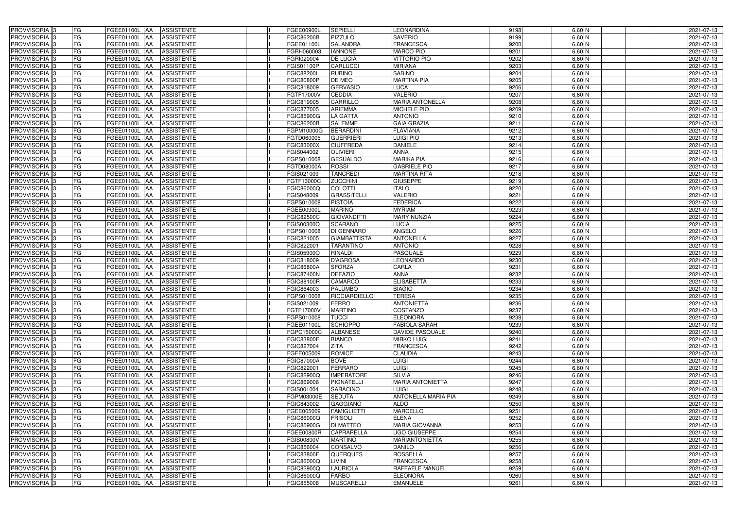| PROVVISORIA | 3 | FG | FGEE01100L | AA | ASSISTENTE | | I | FGEE00900L | SEPIELLI | LEONARDINA | 9198 | 6,60 | N | | | 2021-07-13 |
|---|---|---|---|---|---|---|---|---|---|---|---|---|---|---|---|---|
| PROVVISORIA | 3 | FG | FGEE01100L | AA | ASSISTENTE | | I | FGIC86200B | PIZZULO | SAVERIO | 9199 | 6,60 | N | | | 2021-07-13 |
| PROVVISORIA | 3 | FG | FGEE01100L | AA | ASSISTENTE | | I | FGEE01100L | SALANDRA | FRANCESCA | 9200 | 6,60 | N | | | 2021-07-13 |
| PROVVISORIA | 3 | FG | FGEE01100L | AA | ASSISTENTE | | I | FGRH060003 | IANNONE | MARCO PIO | 9201 | 6,60 | N | | | 2021-07-13 |
| PROVVISORIA | 3 | FG | FGEE01100L | AA | ASSISTENTE | | I | FGRI020004 | DE LUCIA | VITTORIO PIO | 9202 | 6,60 | N | | | 2021-07-13 |
| PROVVISORIA | 3 | FG | FGEE01100L | AA | ASSISTENTE | | I | FGIS01100P | CARLUCCI | MIRIANA | 9203 | 6,60 | N | | | 2021-07-13 |
| PROVVISORIA | 3 | FG | FGEE01100L | AA | ASSISTENTE | | I | FGIC88200L | RUBINO | SABINO | 9204 | 6,60 | N | | | 2021-07-13 |
| PROVVISORIA | 3 | FG | FGEE01100L | AA | ASSISTENTE | | I | FGIC80800P | DE MEO | MARTINA PIA | 9205 | 6,60 | N | | | 2021-07-13 |
| PROVVISORIA | 3 | FG | FGEE01100L | AA | ASSISTENTE | | I | FGIC818009 | GERVASIO | LUCA | 9206 | 6,60 | N | | | 2021-07-13 |
| PROVVISORIA | 3 | FG | FGEE01100L | AA | ASSISTENTE | | I | FGTF17000V | CEDDIA | VALERIO | 9207 | 6,60 | N | | | 2021-07-13 |
| PROVVISORIA | 3 | FG | FGEE01100L | AA | ASSISTENTE | | I | FGIC819005 | CARRILLO | MARIA ANTONELLA | 9208 | 6,60 | N | | | 2021-07-13 |
| PROVVISORIA | 3 | FG | FGEE01100L | AA | ASSISTENTE | | I | FGIC877005 | ARIEMMA | MICHELE PIO | 9209 | 6,60 | N | | | 2021-07-13 |
| PROVVISORIA | 3 | FG | FGEE01100L | AA | ASSISTENTE | | I | FGIC85900G | LA GATTA | ANTONIO | 9210 | 6,60 | N | | | 2021-07-13 |
| PROVVISORIA | 3 | FG | FGEE01100L | AA | ASSISTENTE | | I | FGIC86200B | SALEMME | GAIA GRAZIA | 9211 | 6,60 | N | | | 2021-07-13 |
| PROVVISORIA | 3 | FG | FGEE01100L | AA | ASSISTENTE | | I | FGPM10000G | BERARDINI | FLAVIANA | 9212 | 6,60 | N | | | 2021-07-13 |
| PROVVISORIA | 3 | FG | FGEE01100L | AA | ASSISTENTE | | I | FGTD060005 | GUERRIERI | LUIGI PIO | 9213 | 6,60 | N | | | 2021-07-13 |
| PROVVISORIA | 3 | FG | FGEE01100L | AA | ASSISTENTE | | I | FGIC83000X | CIUFFREDA | DANIELE | 9214 | 6,60 | N | | | 2021-07-13 |
| PROVVISORIA | 3 | FG | FGEE01100L | AA | ASSISTENTE | | I | FGIS044002 | OLIVIERI | ANNA | 9215 | 6,60 | N | | | 2021-07-13 |
| PROVVISORIA | 3 | FG | FGEE01100L | AA | ASSISTENTE | | I | FGPS010008 | GESUALDO | MARIKA PIA | 9216 | 6,60 | N | | | 2021-07-13 |
| PROVVISORIA | 3 | FG | FGEE01100L | AA | ASSISTENTE | | I | FGTD08000A | ROSSI | GABRIELE PIO | 9217 | 6,60 | N | | | 2021-07-13 |
| PROVVISORIA | 3 | FG | FGEE01100L | AA | ASSISTENTE | | I | FGIS021009 | TANCREDI | MARTINA RITA | 9218 | 6,60 | N | | | 2021-07-13 |
| PROVVISORIA | 3 | FG | FGEE01100L | AA | ASSISTENTE | | I | FGTF13000C | ZUCCHINI | GIUSEPPE | 9219 | 6,60 | N | | | 2021-07-13 |
| PROVVISORIA | 3 | FG | FGEE01100L | AA | ASSISTENTE | | I | FGIC86000Q | COLOTTI | ITALO | 9220 | 6,60 | N | | | 2021-07-13 |
| PROVVISORIA | 3 | FG | FGEE01100L | AA | ASSISTENTE | | I | FGIS048009 | GRASSITELLI | VALERIO | 9221 | 6,60 | N | | | 2021-07-13 |
| PROVVISORIA | 3 | FG | FGEE01100L | AA | ASSISTENTE | | I | FGPS010008 | PISTOIA | FEDERICA | 9222 | 6,60 | N | | | 2021-07-13 |
| PROVVISORIA | 3 | FG | FGEE01100L | AA | ASSISTENTE | | I | FGEE00900L | MARINO | MYRIAM | 9223 | 6,60 | N | | | 2021-07-13 |
| PROVVISORIA | 3 | FG | FGEE01100L | AA | ASSISTENTE | | I | FGIC82500C | GIOVANDITTI | MARY NUNZIA | 9224 | 6,60 | N | | | 2021-07-13 |
| PROVVISORIA | 3 | FG | FGEE01100L | AA | ASSISTENTE | | I | FGIS00300Q | SCARANO | LUCIA | 9225 | 6,60 | N | | | 2021-07-13 |
| PROVVISORIA | 3 | FG | FGEE01100L | AA | ASSISTENTE | | I | FGPS010008 | DI GENNARO | ANGELO | 9226 | 6,60 | N | | | 2021-07-13 |
| PROVVISORIA | 3 | FG | FGEE01100L | AA | ASSISTENTE | | I | FGIC821005 | GIAMBATTISTA | ANTONELLA | 9227 | 6,60 | N | | | 2021-07-13 |
| PROVVISORIA | 3 | FG | FGEE01100L | AA | ASSISTENTE | | I | FGIC822001 | TARANTINO | ANTONIO | 9228 | 6,60 | N | | | 2021-07-13 |
| PROVVISORIA | 3 | FG | FGEE01100L | AA | ASSISTENTE | | I | FGIS05900Q | RINALDI | PASQUALE | 9229 | 6,60 | N | | | 2021-07-13 |
| PROVVISORIA | 3 | FG | FGEE01100L | AA | ASSISTENTE | | I | FGIC818009 | D'AGROSA | LEONARDO | 9230 | 6,60 | N | | | 2021-07-13 |
| PROVVISORIA | 3 | FG | FGEE01100L | AA | ASSISTENTE | | I | FGIC86800A | SFORZA | CARLA | 9231 | 6,60 | N | | | 2021-07-13 |
| PROVVISORIA | 3 | FG | FGEE01100L | AA | ASSISTENTE | | I | FGIC87400N | DEFAZIO | ANNA | 9232 | 6,60 | N | | | 2021-07-13 |
| PROVVISORIA | 3 | FG | FGEE01100L | AA | ASSISTENTE | | I | FGIC88100R | CAMARCO | ELISABETTA | 9233 | 6,60 | N | | | 2021-07-13 |
| PROVVISORIA | 3 | FG | FGEE01100L | AA | ASSISTENTE | | I | FGIC864003 | PALUMBO | BIAGIO | 9234 | 6,60 | N | | | 2021-07-13 |
| PROVVISORIA | 3 | FG | FGEE01100L | AA | ASSISTENTE | | I | FGPS010008 | RICCIARDIELLO | TERESA | 9235 | 6,60 | N | | | 2021-07-13 |
| PROVVISORIA | 3 | FG | FGEE01100L | AA | ASSISTENTE | | I | FGIS021009 | FERRO | ANTONIETTA | 9236 | 6,60 | N | | | 2021-07-13 |
| PROVVISORIA | 3 | FG | FGEE01100L | AA | ASSISTENTE | | I | FGTF17000V | MARTINO | COSTANZO | 9237 | 6,60 | N | | | 2021-07-13 |
| PROVVISORIA | 3 | FG | FGEE01100L | AA | ASSISTENTE | | I | FGPS010008 | TUCCI | ELEONORA | 9238 | 6,60 | N | | | 2021-07-13 |
| PROVVISORIA | 3 | FG | FGEE01100L | AA | ASSISTENTE | | I | FGEE01100L | SCHIOPPO | FABIOLA SARAH | 9239 | 6,60 | N | | | 2021-07-13 |
| PROVVISORIA | 3 | FG | FGEE01100L | AA | ASSISTENTE | | I | FGPC15000C | ALBANESE | DAVIDE PASQUALE | 9240 | 6,60 | N | | | 2021-07-13 |
| PROVVISORIA | 3 | FG | FGEE01100L | AA | ASSISTENTE | | I | FGIC83800E | BIANCO | MIRKO LUIGI | 9241 | 6,60 | N | | | 2021-07-13 |
| PROVVISORIA | 3 | FG | FGEE01100L | AA | ASSISTENTE | | I | FGIC827004 | ZITA | FRANCESCA | 9242 | 6,60 | N | | | 2021-07-13 |
| PROVVISORIA | 3 | FG | FGEE01100L | AA | ASSISTENTE | | I | FGEE005009 | ROMICE | CLAUDIA | 9243 | 6,60 | N | | | 2021-07-13 |
| PROVVISORIA | 3 | FG | FGEE01100L | AA | ASSISTENTE | | I | FGIC87000A | BOVE | LUIGI | 9244 | 6,60 | N | | | 2021-07-13 |
| PROVVISORIA | 3 | FG | FGEE01100L | AA | ASSISTENTE | | I | FGIC822001 | FERRARO | LUIGI | 9245 | 6,60 | N | | | 2021-07-13 |
| PROVVISORIA | 3 | FG | FGEE01100L | AA | ASSISTENTE | | I | FGIC82900Q | IMPERATORE | SILVIA | 9246 | 6,60 | N | | | 2021-07-13 |
| PROVVISORIA | 3 | FG | FGEE01100L | AA | ASSISTENTE | | I | FGIC869006 | PIGNATELLI | MARIA ANTONIETTA | 9247 | 6,60 | N | | | 2021-07-13 |
| PROVVISORIA | 3 | FG | FGEE01100L | AA | ASSISTENTE | | I | FGIS001004 | SARACINO | LUIGI | 9248 | 6,60 | N | | | 2021-07-13 |
| PROVVISORIA | 3 | FG | FGEE01100L | AA | ASSISTENTE | | I | FGPM03000E | SEDUTA | ANTONELLA MARIA PIA | 9249 | 6,60 | N | | | 2021-07-13 |
| PROVVISORIA | 3 | FG | FGEE01100L | AA | ASSISTENTE | | I | FGIC843002 | GAGGIANO | ALDO | 9250 | 6,60 | N | | | 2021-07-13 |
| PROVVISORIA | 3 | FG | FGEE01100L | AA | ASSISTENTE | | I | FGEE005009 | FAMIGLIETTI | MARCELLO | 9251 | 6,60 | N | | | 2021-07-13 |
| PROVVISORIA | 3 | FG | FGEE01100L | AA | ASSISTENTE | | I | FGIC86000Q | FRISOLI | ELENA | 9252 | 6,60 | N | | | 2021-07-13 |
| PROVVISORIA | 3 | FG | FGEE01100L | AA | ASSISTENTE | | I | FGIC85900G | DI MATTEO | MARIA GIOVANNA | 9253 | 6,60 | N | | | 2021-07-13 |
| PROVVISORIA | 3 | FG | FGEE01100L | AA | ASSISTENTE | | I | FGEE00800R | CAPRARELLA | UGO GIUSEPPE | 9254 | 6,60 | N | | | 2021-07-13 |
| PROVVISORIA | 3 | FG | FGEE01100L | AA | ASSISTENTE | | I | FGIS00800V | MARTINO | MARIANTONIETTA | 9255 | 6,60 | N | | | 2021-07-13 |
| PROVVISORIA | 3 | FG | FGEE01100L | AA | ASSISTENTE | | I | FGIC856004 | CONSALVO | DANILO | 9256 | 6,60 | N | | | 2021-07-13 |
| PROVVISORIA | 3 | FG | FGEE01100L | AA | ASSISTENTE | | I | FGIC83800E | QUERQUES | ROSSELLA | 9257 | 6,60 | N | | | 2021-07-13 |
| PROVVISORIA | 3 | FG | FGEE01100L | AA | ASSISTENTE | | I | FGIC86000Q | LIVINI | FRANCESCA | 9258 | 6,60 | N | | | 2021-07-13 |
| PROVVISORIA | 3 | FG | FGEE01100L | AA | ASSISTENTE | | I | FGIC82900Q | LAURIOLA | RAFFAELE MANUEL | 9259 | 6,60 | N | | | 2021-07-13 |
| PROVVISORIA | 3 | FG | FGEE01100L | AA | ASSISTENTE | | I | FGIC86000Q | FARBO | ELEONORA | 9260 | 6,60 | N | | | 2021-07-13 |
| PROVVISORIA | 3 | FG | FGEE01100L | AA | ASSISTENTE | | I | FGIC855008 | MUSCARELLI | EMANUELE | 9261 | 6,60 | N | | | 2021-07-13 |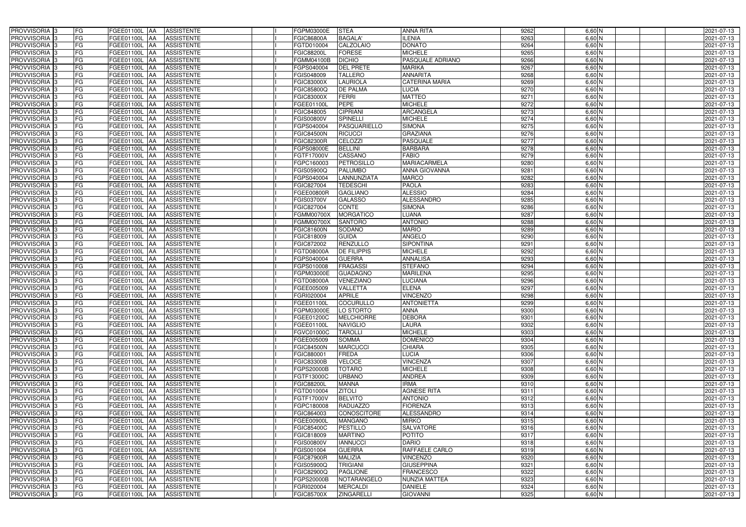| | | | | | | | | | | | | | | | |
|---|---|---|---|---|---|---|---|---|---|---|---|---|---|---|---|
| PROVVISORIA | 3 | FG | FGEE01100L | AA | ASSISTENTE | | I | FGPM03000E | STEA | ANNA RITA | 9262 | 6,60 | N | | 2021-07-13 |
| PROVVISORIA | 3 | FG | FGEE01100L | AA | ASSISTENTE | | I | FGIC86800A | BAGALA' | ILENIA | 9263 | 6,60 | N | | 2021-07-13 |
| PROVVISORIA | 3 | FG | FGEE01100L | AA | ASSISTENTE | | I | FGTD010004 | CALZOLAIO | DONATO | 9264 | 6,60 | N | | 2021-07-13 |
| PROVVISORIA | 3 | FG | FGEE01100L | AA | ASSISTENTE | | I | FGIC88200L | FORESE | MICHELE | 9265 | 6,60 | N | | 2021-07-13 |
| PROVVISORIA | 3 | FG | FGEE01100L | AA | ASSISTENTE | | I | FGMM04100B | DICHIO | PASQUALE ADRIANO | 9266 | 6,60 | N | | 2021-07-13 |
| PROVVISORIA | 3 | FG | FGEE01100L | AA | ASSISTENTE | | I | FGPS040004 | DEL PRETE | MARIKA | 9267 | 6,60 | N | | 2021-07-13 |
| PROVVISORIA | 3 | FG | FGEE01100L | AA | ASSISTENTE | | I | FGIS048009 | TALLERO | ANNARITA | 9268 | 6,60 | N | | 2021-07-13 |
| PROVVISORIA | 3 | FG | FGEE01100L | AA | ASSISTENTE | | I | FGIC83000X | LAURIOLA | CATERINA MARIA | 9269 | 6,60 | N | | 2021-07-13 |
| PROVVISORIA | 3 | FG | FGEE01100L | AA | ASSISTENTE | | I | FGIC85800Q | DE PALMA | LUCIA | 9270 | 6,60 | N | | 2021-07-13 |
| PROVVISORIA | 3 | FG | FGEE01100L | AA | ASSISTENTE | | I | FGIC83000X | FERRI | MATTEO | 9271 | 6,60 | N | | 2021-07-13 |
| PROVVISORIA | 3 | FG | FGEE01100L | AA | ASSISTENTE | | I | FGEE01100L | PEPE | MICHELE | 9272 | 6,60 | N | | 2021-07-13 |
| PROVVISORIA | 3 | FG | FGEE01100L | AA | ASSISTENTE | | I | FGIC848005 | CIPRIANI | ARCANGELA | 9273 | 6,60 | N | | 2021-07-13 |
| PROVVISORIA | 3 | FG | FGEE01100L | AA | ASSISTENTE | | I | FGIS00800V | SPINELLI | MICHELE | 9274 | 6,60 | N | | 2021-07-13 |
| PROVVISORIA | 3 | FG | FGEE01100L | AA | ASSISTENTE | | I | FGPS040004 | PASQUARIELLO | SIMONA | 9275 | 6,60 | N | | 2021-07-13 |
| PROVVISORIA | 3 | FG | FGEE01100L | AA | ASSISTENTE | | I | FGIC84500N | RICUCCI | GRAZIANA | 9276 | 6,60 | N | | 2021-07-13 |
| PROVVISORIA | 3 | FG | FGEE01100L | AA | ASSISTENTE | | I | FGIC82300R | CELOZZI | PASQUALE | 9277 | 6,60 | N | | 2021-07-13 |
| PROVVISORIA | 3 | FG | FGEE01100L | AA | ASSISTENTE | | I | FGPS08000E | BELLINI | BARBARA | 9278 | 6,60 | N | | 2021-07-13 |
| PROVVISORIA | 3 | FG | FGEE01100L | AA | ASSISTENTE | | I | FGTF17000V | CASSANO | FABIO | 9279 | 6,60 | N | | 2021-07-13 |
| PROVVISORIA | 3 | FG | FGEE01100L | AA | ASSISTENTE | | I | FGPC160003 | PETROSILLO | MARIACARMELA | 9280 | 6,60 | N | | 2021-07-13 |
| PROVVISORIA | 3 | FG | FGEE01100L | AA | ASSISTENTE | | I | FGIS05900Q | PALUMBO | ANNA GIOVANNA | 9281 | 6,60 | N | | 2021-07-13 |
| PROVVISORIA | 3 | FG | FGEE01100L | AA | ASSISTENTE | | I | FGPS040004 | LANNUNZIATA | MARCO | 9282 | 6,60 | N | | 2021-07-13 |
| PROVVISORIA | 3 | FG | FGEE01100L | AA | ASSISTENTE | | I | FGIC827004 | TEDESCHI | PAOLA | 9283 | 6,60 | N | | 2021-07-13 |
| PROVVISORIA | 3 | FG | FGEE01100L | AA | ASSISTENTE | | I | FGEE00800R | GAGLIANO | ALESSIO | 9284 | 6,60 | N | | 2021-07-13 |
| PROVVISORIA | 3 | FG | FGEE01100L | AA | ASSISTENTE | | I | FGIS03700V | GALASSO | ALESSANDRO | 9285 | 6,60 | N | | 2021-07-13 |
| PROVVISORIA | 3 | FG | FGEE01100L | AA | ASSISTENTE | | I | FGIC827004 | CONTE | SIMONA | 9286 | 6,60 | N | | 2021-07-13 |
| PROVVISORIA | 3 | FG | FGEE01100L | AA | ASSISTENTE | | I | FGMM00700X | MORGATICO | LUANA | 9287 | 6,60 | N | | 2021-07-13 |
| PROVVISORIA | 3 | FG | FGEE01100L | AA | ASSISTENTE | | I | FGMM00700X | SANTORO | ANTONIO | 9288 | 6,60 | N | | 2021-07-13 |
| PROVVISORIA | 3 | FG | FGEE01100L | AA | ASSISTENTE | | I | FGIC81600N | SODANO | MARIO | 9289 | 6,60 | N | | 2021-07-13 |
| PROVVISORIA | 3 | FG | FGEE01100L | AA | ASSISTENTE | | I | FGIC818009 | GUIDA | ANGELO | 9290 | 6,60 | N | | 2021-07-13 |
| PROVVISORIA | 3 | FG | FGEE01100L | AA | ASSISTENTE | | I | FGIC872002 | RENZULLO | SIPONTINA | 9291 | 6,60 | N | | 2021-07-13 |
| PROVVISORIA | 3 | FG | FGEE01100L | AA | ASSISTENTE | | I | FGTD08000A | DE FILIPPIS | MICHELE | 9292 | 6,60 | N | | 2021-07-13 |
| PROVVISORIA | 3 | FG | FGEE01100L | AA | ASSISTENTE | | I | FGPS040004 | GUERRA | ANNALISA | 9293 | 6,60 | N | | 2021-07-13 |
| PROVVISORIA | 3 | FG | FGEE01100L | AA | ASSISTENTE | | I | FGPS010008 | FRAGASSI | STEFANO | 9294 | 6,60 | N | | 2021-07-13 |
| PROVVISORIA | 3 | FG | FGEE01100L | AA | ASSISTENTE | | I | FGPM03000E | GUADAGNO | MARILENA | 9295 | 6,60 | N | | 2021-07-13 |
| PROVVISORIA | 3 | FG | FGEE01100L | AA | ASSISTENTE | | I | FGTD08000A | VENEZIANO | LUCIANA | 9296 | 6,60 | N | | 2021-07-13 |
| PROVVISORIA | 3 | FG | FGEE01100L | AA | ASSISTENTE | | I | FGEE005009 | VALLETTA | ELENA | 9297 | 6,60 | N | | 2021-07-13 |
| PROVVISORIA | 3 | FG | FGEE01100L | AA | ASSISTENTE | | I | FGRI020004 | APRILE | VINCENZO | 9298 | 6,60 | N | | 2021-07-13 |
| PROVVISORIA | 3 | FG | FGEE01100L | AA | ASSISTENTE | | I | FGEE01100L | COCURULLO | ANTONIETTA | 9299 | 6,60 | N | | 2021-07-13 |
| PROVVISORIA | 3 | FG | FGEE01100L | AA | ASSISTENTE | | I | FGPM03000E | LO STORTO | ANNA | 9300 | 6,60 | N | | 2021-07-13 |
| PROVVISORIA | 3 | FG | FGEE01100L | AA | ASSISTENTE | | I | FGEE01200C | MELCHIORRE | DEBORA | 9301 | 6,60 | N | | 2021-07-13 |
| PROVVISORIA | 3 | FG | FGEE01100L | AA | ASSISTENTE | | I | FGEE01100L | NAVIGLIO | LAURA | 9302 | 6,60 | N | | 2021-07-13 |
| PROVVISORIA | 3 | FG | FGEE01100L | AA | ASSISTENTE | | I | FGVC01000C | TAROLLI | MICHELE | 9303 | 6,60 | N | | 2021-07-13 |
| PROVVISORIA | 3 | FG | FGEE01100L | AA | ASSISTENTE | | I | FGEE005009 | SOMMA | DOMENICO | 9304 | 6,60 | N | | 2021-07-13 |
| PROVVISORIA | 3 | FG | FGEE01100L | AA | ASSISTENTE | | I | FGIC84500N | MARCUCCI | CHIARA | 9305 | 6,60 | N | | 2021-07-13 |
| PROVVISORIA | 3 | FG | FGEE01100L | AA | ASSISTENTE | | I | FGIC880001 | FREDA | LUCIA | 9306 | 6,60 | N | | 2021-07-13 |
| PROVVISORIA | 3 | FG | FGEE01100L | AA | ASSISTENTE | | I | FGIC83300B | VELOCE | VINCENZA | 9307 | 6,60 | N | | 2021-07-13 |
| PROVVISORIA | 3 | FG | FGEE01100L | AA | ASSISTENTE | | I | FGPS20000B | TOTARO | MICHELE | 9308 | 6,60 | N | | 2021-07-13 |
| PROVVISORIA | 3 | FG | FGEE01100L | AA | ASSISTENTE | | I | FGTF13000C | URBANO | ANDREA | 9309 | 6,60 | N | | 2021-07-13 |
| PROVVISORIA | 3 | FG | FGEE01100L | AA | ASSISTENTE | | I | FGIC88200L | MANNA | IRMA | 9310 | 6,60 | N | | 2021-07-13 |
| PROVVISORIA | 3 | FG | FGEE01100L | AA | ASSISTENTE | | I | FGTD010004 | ZITOLI | AGNESE RITA | 9311 | 6,60 | N | | 2021-07-13 |
| PROVVISORIA | 3 | FG | FGEE01100L | AA | ASSISTENTE | | I | FGTF17000V | BELVITO | ANTONIO | 9312 | 6,60 | N | | 2021-07-13 |
| PROVVISORIA | 3 | FG | FGEE01100L | AA | ASSISTENTE | | I | FGPC180008 | RADUAZZO | FIORENZA | 9313 | 6,60 | N | | 2021-07-13 |
| PROVVISORIA | 3 | FG | FGEE01100L | AA | ASSISTENTE | | I | FGIC864003 | CONOSCITORE | ALESSANDRO | 9314 | 6,60 | N | | 2021-07-13 |
| PROVVISORIA | 3 | FG | FGEE01100L | AA | ASSISTENTE | | I | FGEE00900L | MANGANO | MIRKO | 9315 | 6,60 | N | | 2021-07-13 |
| PROVVISORIA | 3 | FG | FGEE01100L | AA | ASSISTENTE | | I | FGIC85400C | PESTILLO | SALVATORE | 9316 | 6,60 | N | | 2021-07-13 |
| PROVVISORIA | 3 | FG | FGEE01100L | AA | ASSISTENTE | | I | FGIC818009 | MARTINO | POTITO | 9317 | 6,60 | N | | 2021-07-13 |
| PROVVISORIA | 3 | FG | FGEE01100L | AA | ASSISTENTE | | I | FGIS00800V | IANNUCCI | DARIO | 9318 | 6,60 | N | | 2021-07-13 |
| PROVVISORIA | 3 | FG | FGEE01100L | AA | ASSISTENTE | | I | FGIS001004 | GUERRA | RAFFAELE CARLO | 9319 | 6,60 | N | | 2021-07-13 |
| PROVVISORIA | 3 | FG | FGEE01100L | AA | ASSISTENTE | | I | FGIC87900R | MALIZIA | VINCENZO | 9320 | 6,60 | N | | 2021-07-13 |
| PROVVISORIA | 3 | FG | FGEE01100L | AA | ASSISTENTE | | I | FGIS05900Q | TRIGIANI | GIUSEPPINA | 9321 | 6,60 | N | | 2021-07-13 |
| PROVVISORIA | 3 | FG | FGEE01100L | AA | ASSISTENTE | | I | FGIC82900Q | PAGLIONE | FRANCESCO | 9322 | 6,60 | N | | 2021-07-13 |
| PROVVISORIA | 3 | FG | FGEE01100L | AA | ASSISTENTE | | I | FGPS20000B | NOTARANGELO | NUNZIA MATTEA | 9323 | 6,60 | N | | 2021-07-13 |
| PROVVISORIA | 3 | FG | FGEE01100L | AA | ASSISTENTE | | I | FGRI020004 | MERCALDI | DANIELE | 9324 | 6,60 | N | | 2021-07-13 |
| PROVVISORIA | 3 | FG | FGEE01100L | AA | ASSISTENTE | | I | FGIC85700X | ZINGARELLI | GIOVANNI | 9325 | 6,60 | N | | 2021-07-13 |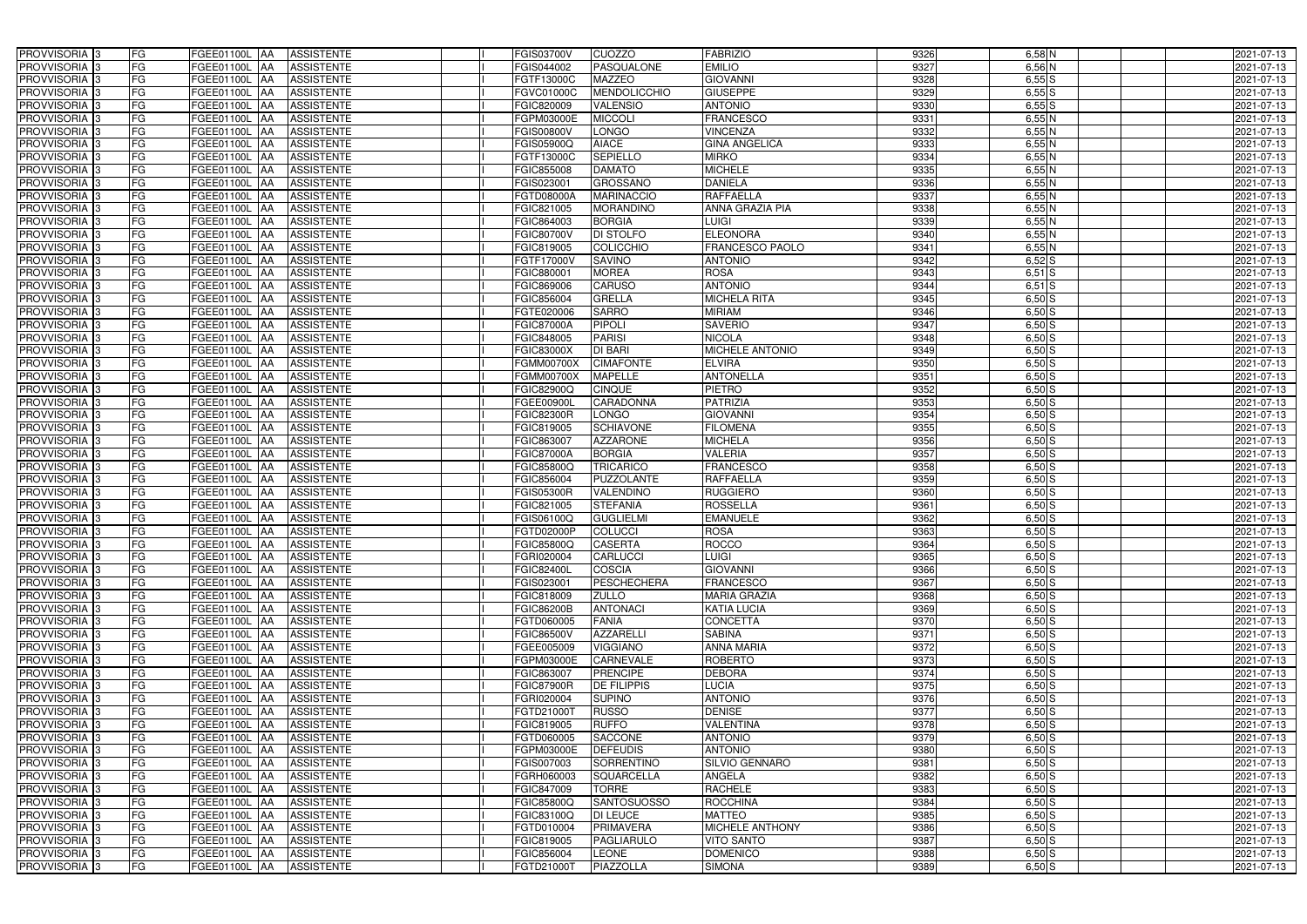| PROVVISORIA | 3 | FG | FGEE01100L | AA | ASSISTENTE | I | FGIS03700V | CUOZZO | FABRIZIO | 9326 | 6,58 | N | | | 2021-07-13 |
|---|---|---|---|---|---|---|---|---|---|---|---|---|---|---|---|
| PROVVISORIA | 3 | FG | FGEE01100L | AA | ASSISTENTE | I | FGIS044002 | PASQUALONE | EMILIO | 9327 | 6,56 | N | | | 2021-07-13 |
| PROVVISORIA | 3 | FG | FGEE01100L | AA | ASSISTENTE | I | FGTF13000C | MAZZEO | GIOVANNI | 9328 | 6,55 | S | | | 2021-07-13 |
| PROVVISORIA | 3 | FG | FGEE01100L | AA | ASSISTENTE | I | FGVC01000C | MENDOLICCHIO | GIUSEPPE | 9329 | 6,55 | S | | | 2021-07-13 |
| PROVVISORIA | 3 | FG | FGEE01100L | AA | ASSISTENTE | I | FGIC820009 | VALENSIO | ANTONIO | 9330 | 6,55 | S | | | 2021-07-13 |
| PROVVISORIA | 3 | FG | FGEE01100L | AA | ASSISTENTE | I | FGPM03000E | MICCOLI | FRANCESCO | 9331 | 6,55 | N | | | 2021-07-13 |
| PROVVISORIA | 3 | FG | FGEE01100L | AA | ASSISTENTE | I | FGIS00800V | LONGO | VINCENZA | 9332 | 6,55 | N | | | 2021-07-13 |
| PROVVISORIA | 3 | FG | FGEE01100L | AA | ASSISTENTE | I | FGIS05900Q | AIACE | GINA ANGELICA | 9333 | 6,55 | N | | | 2021-07-13 |
| PROVVISORIA | 3 | FG | FGEE01100L | AA | ASSISTENTE | I | FGTF13000C | SEPIELLO | MIRKO | 9334 | 6,55 | N | | | 2021-07-13 |
| PROVVISORIA | 3 | FG | FGEE01100L | AA | ASSISTENTE | I | FGIC855008 | DAMATO | MICHELE | 9335 | 6,55 | N | | | 2021-07-13 |
| PROVVISORIA | 3 | FG | FGEE01100L | AA | ASSISTENTE | I | FGIS023001 | GROSSANO | DANIELA | 9336 | 6,55 | N | | | 2021-07-13 |
| PROVVISORIA | 3 | FG | FGEE01100L | AA | ASSISTENTE | I | FGTD08000A | MARINACCIO | RAFFAELLA | 9337 | 6,55 | N | | | 2021-07-13 |
| PROVVISORIA | 3 | FG | FGEE01100L | AA | ASSISTENTE | I | FGIC821005 | MORANDINO | ANNA GRAZIA PIA | 9338 | 6,55 | N | | | 2021-07-13 |
| PROVVISORIA | 3 | FG | FGEE01100L | AA | ASSISTENTE | I | FGIC864003 | BORGIA | LUIGI | 9339 | 6,55 | N | | | 2021-07-13 |
| PROVVISORIA | 3 | FG | FGEE01100L | AA | ASSISTENTE | I | FGIC80700V | DI STOLFO | ELEONORA | 9340 | 6,55 | N | | | 2021-07-13 |
| PROVVISORIA | 3 | FG | FGEE01100L | AA | ASSISTENTE | I | FGIC819005 | COLICCHIO | FRANCESCO PAOLO | 9341 | 6,55 | N | | | 2021-07-13 |
| PROVVISORIA | 3 | FG | FGEE01100L | AA | ASSISTENTE | I | FGTF17000V | SAVINO | ANTONIO | 9342 | 6,52 | S | | | 2021-07-13 |
| PROVVISORIA | 3 | FG | FGEE01100L | AA | ASSISTENTE | I | FGIC880001 | MOREA | ROSA | 9343 | 6,51 | S | | | 2021-07-13 |
| PROVVISORIA | 3 | FG | FGEE01100L | AA | ASSISTENTE | I | FGIC869006 | CARUSO | ANTONIO | 9344 | 6,51 | S | | | 2021-07-13 |
| PROVVISORIA | 3 | FG | FGEE01100L | AA | ASSISTENTE | I | FGIC856004 | GRELLA | MICHELA RITA | 9345 | 6,50 | S | | | 2021-07-13 |
| PROVVISORIA | 3 | FG | FGEE01100L | AA | ASSISTENTE | I | FGTE020006 | SARRO | MIRIAM | 9346 | 6,50 | S | | | 2021-07-13 |
| PROVVISORIA | 3 | FG | FGEE01100L | AA | ASSISTENTE | I | FGIC87000A | PIPOLI | SAVERIO | 9347 | 6,50 | S | | | 2021-07-13 |
| PROVVISORIA | 3 | FG | FGEE01100L | AA | ASSISTENTE | I | FGIC848005 | PARISI | NICOLA | 9348 | 6,50 | S | | | 2021-07-13 |
| PROVVISORIA | 3 | FG | FGEE01100L | AA | ASSISTENTE | I | FGIC83000X | DI BARI | MICHELE ANTONIO | 9349 | 6,50 | S | | | 2021-07-13 |
| PROVVISORIA | 3 | FG | FGEE01100L | AA | ASSISTENTE | I | FGMM00700X | CIMAFONTE | ELVIRA | 9350 | 6,50 | S | | | 2021-07-13 |
| PROVVISORIA | 3 | FG | FGEE01100L | AA | ASSISTENTE | I | FGMM00700X | MAPELLE | ANTONELLA | 9351 | 6,50 | S | | | 2021-07-13 |
| PROVVISORIA | 3 | FG | FGEE01100L | AA | ASSISTENTE | I | FGIC82900Q | CINQUE | PIETRO | 9352 | 6,50 | S | | | 2021-07-13 |
| PROVVISORIA | 3 | FG | FGEE01100L | AA | ASSISTENTE | I | FGEE00900L | CARADONNA | PATRIZIA | 9353 | 6,50 | S | | | 2021-07-13 |
| PROVVISORIA | 3 | FG | FGEE01100L | AA | ASSISTENTE | I | FGIC82300R | LONGO | GIOVANNI | 9354 | 6,50 | S | | | 2021-07-13 |
| PROVVISORIA | 3 | FG | FGEE01100L | AA | ASSISTENTE | I | FGIC819005 | SCHIAVONE | FILOMENA | 9355 | 6,50 | S | | | 2021-07-13 |
| PROVVISORIA | 3 | FG | FGEE01100L | AA | ASSISTENTE | I | FGIC863007 | AZZARONE | MICHELA | 9356 | 6,50 | S | | | 2021-07-13 |
| PROVVISORIA | 3 | FG | FGEE01100L | AA | ASSISTENTE | I | FGIC87000A | BORGIA | VALERIA | 9357 | 6,50 | S | | | 2021-07-13 |
| PROVVISORIA | 3 | FG | FGEE01100L | AA | ASSISTENTE | I | FGIC85800Q | TRICARICO | FRANCESCO | 9358 | 6,50 | S | | | 2021-07-13 |
| PROVVISORIA | 3 | FG | FGEE01100L | AA | ASSISTENTE | I | FGIC856004 | PUZZOLANTE | RAFFAELLA | 9359 | 6,50 | S | | | 2021-07-13 |
| PROVVISORIA | 3 | FG | FGEE01100L | AA | ASSISTENTE | I | FGIS05300R | VALENDINO | RUGGIERO | 9360 | 6,50 | S | | | 2021-07-13 |
| PROVVISORIA | 3 | FG | FGEE01100L | AA | ASSISTENTE | I | FGIC821005 | STEFANIA | ROSSELLA | 9361 | 6,50 | S | | | 2021-07-13 |
| PROVVISORIA | 3 | FG | FGEE01100L | AA | ASSISTENTE | I | FGIS06100Q | GUGLIELMI | EMANUELE | 9362 | 6,50 | S | | | 2021-07-13 |
| PROVVISORIA | 3 | FG | FGEE01100L | AA | ASSISTENTE | I | FGTD02000P | COLUCCI | ROSA | 9363 | 6,50 | S | | | 2021-07-13 |
| PROVVISORIA | 3 | FG | FGEE01100L | AA | ASSISTENTE | I | FGIC85800Q | CASERTA | ROCCO | 9364 | 6,50 | S | | | 2021-07-13 |
| PROVVISORIA | 3 | FG | FGEE01100L | AA | ASSISTENTE | I | FGRI020004 | CARLUCCI | LUIGI | 9365 | 6,50 | S | | | 2021-07-13 |
| PROVVISORIA | 3 | FG | FGEE01100L | AA | ASSISTENTE | I | FGIC82400L | COSCIA | GIOVANNI | 9366 | 6,50 | S | | | 2021-07-13 |
| PROVVISORIA | 3 | FG | FGEE01100L | AA | ASSISTENTE | I | FGIS023001 | PESCHECHERA | FRANCESCO | 9367 | 6,50 | S | | | 2021-07-13 |
| PROVVISORIA | 3 | FG | FGEE01100L | AA | ASSISTENTE | I | FGIC818009 | ZULLO | MARIA GRAZIA | 9368 | 6,50 | S | | | 2021-07-13 |
| PROVVISORIA | 3 | FG | FGEE01100L | AA | ASSISTENTE | I | FGIC86200B | ANTONACI | KATIA LUCIA | 9369 | 6,50 | S | | | 2021-07-13 |
| PROVVISORIA | 3 | FG | FGEE01100L | AA | ASSISTENTE | I | FGTD060005 | FANIA | CONCETTA | 9370 | 6,50 | S | | | 2021-07-13 |
| PROVVISORIA | 3 | FG | FGEE01100L | AA | ASSISTENTE | I | FGIC86500V | AZZARELLI | SABINA | 9371 | 6,50 | S | | | 2021-07-13 |
| PROVVISORIA | 3 | FG | FGEE01100L | AA | ASSISTENTE | I | FGEE005009 | VIGGIANO | ANNA MARIA | 9372 | 6,50 | S | | | 2021-07-13 |
| PROVVISORIA | 3 | FG | FGEE01100L | AA | ASSISTENTE | I | FGPM03000E | CARNEVALE | ROBERTO | 9373 | 6,50 | S | | | 2021-07-13 |
| PROVVISORIA | 3 | FG | FGEE01100L | AA | ASSISTENTE | I | FGIC863007 | PRENCIPE | DEBORA | 9374 | 6,50 | S | | | 2021-07-13 |
| PROVVISORIA | 3 | FG | FGEE01100L | AA | ASSISTENTE | I | FGIC87900R | DE FILIPPIS | LUCIA | 9375 | 6,50 | S | | | 2021-07-13 |
| PROVVISORIA | 3 | FG | FGEE01100L | AA | ASSISTENTE | I | FGRI020004 | SUPINO | ANTONIO | 9376 | 6,50 | S | | | 2021-07-13 |
| PROVVISORIA | 3 | FG | FGEE01100L | AA | ASSISTENTE | I | FGTD21000T | RUSSO | DENISE | 9377 | 6,50 | S | | | 2021-07-13 |
| PROVVISORIA | 3 | FG | FGEE01100L | AA | ASSISTENTE | I | FGIC819005 | RUFFO | VALENTINA | 9378 | 6,50 | S | | | 2021-07-13 |
| PROVVISORIA | 3 | FG | FGEE01100L | AA | ASSISTENTE | I | FGTD060005 | SACCONE | ANTONIO | 9379 | 6,50 | S | | | 2021-07-13 |
| PROVVISORIA | 3 | FG | FGEE01100L | AA | ASSISTENTE | I | FGPM03000E | DEFEUDIS | ANTONIO | 9380 | 6,50 | S | | | 2021-07-13 |
| PROVVISORIA | 3 | FG | FGEE01100L | AA | ASSISTENTE | I | FGIS007003 | SORRENTINO | SILVIO GENNARO | 9381 | 6,50 | S | | | 2021-07-13 |
| PROVVISORIA | 3 | FG | FGEE01100L | AA | ASSISTENTE | I | FGRH060003 | SQUARCELLA | ANGELA | 9382 | 6,50 | S | | | 2021-07-13 |
| PROVVISORIA | 3 | FG | FGEE01100L | AA | ASSISTENTE | I | FGIC847009 | TORRE | RACHELE | 9383 | 6,50 | S | | | 2021-07-13 |
| PROVVISORIA | 3 | FG | FGEE01100L | AA | ASSISTENTE | I | FGIC85800Q | SANTOSUOSSO | ROCCHINA | 9384 | 6,50 | S | | | 2021-07-13 |
| PROVVISORIA | 3 | FG | FGEE01100L | AA | ASSISTENTE | I | FGIC83100Q | DI LEUCE | MATTEO | 9385 | 6,50 | S | | | 2021-07-13 |
| PROVVISORIA | 3 | FG | FGEE01100L | AA | ASSISTENTE | I | FGTD010004 | PRIMAVERA | MICHELE ANTHONY | 9386 | 6,50 | S | | | 2021-07-13 |
| PROVVISORIA | 3 | FG | FGEE01100L | AA | ASSISTENTE | I | FGIC819005 | PAGLIARULO | VITO SANTO | 9387 | 6,50 | S | | | 2021-07-13 |
| PROVVISORIA | 3 | FG | FGEE01100L | AA | ASSISTENTE | I | FGIC856004 | LEONE | DOMENICO | 9388 | 6,50 | S | | | 2021-07-13 |
| PROVVISORIA | 3 | FG | FGEE01100L | AA | ASSISTENTE | I | FGTD21000T | PIAZZOLLA | SIMONA | 9389 | 6,50 | S | | | 2021-07-13 |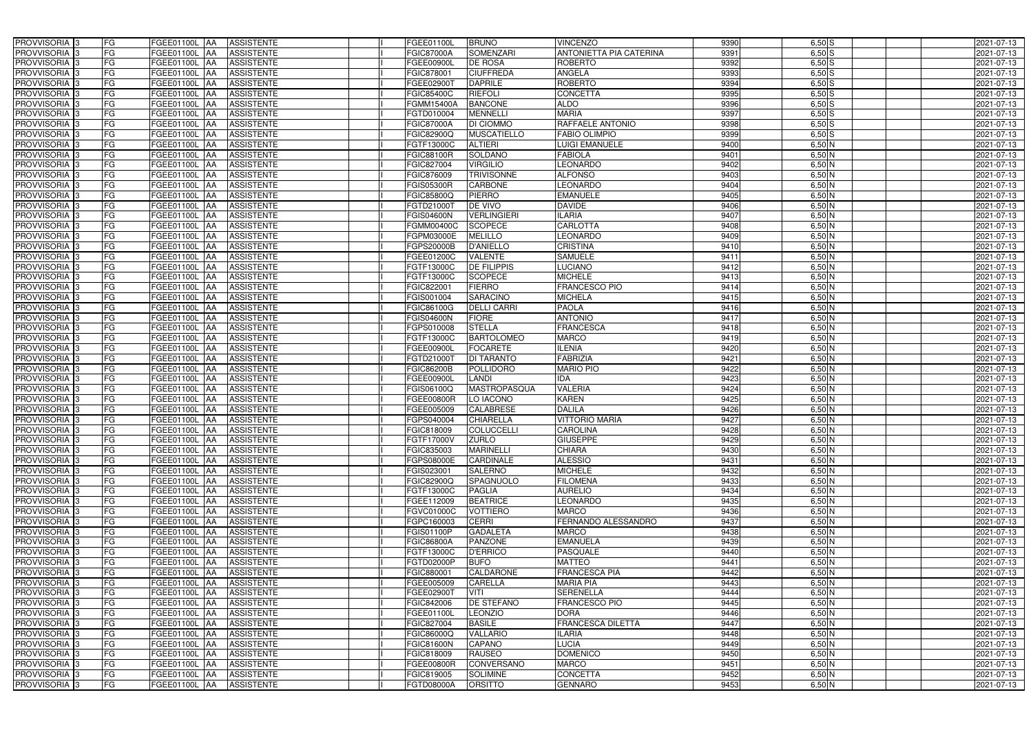| PROVVISORIA | 3 | FG | FGEE01100L | AA | ASSISTENTE | | I | FGEE01100L | BRUNO | VINCENZO | 9390 | 6,50 | S | | | 2021-07-13 |
|---|---|---|---|---|---|---|---|---|---|---|---|---|---|---|---|---|
| PROVVISORIA | 3 | FG | FGEE01100L | AA | ASSISTENTE | | I | FGIC87000A | SOMENZARI | ANTONIETTA PIA CATERINA | 9391 | 6,50 | S | | | 2021-07-13 |
| PROVVISORIA | 3 | FG | FGEE01100L | AA | ASSISTENTE | | I | FGEE00900L | DE ROSA | ROBERTO | 9392 | 6,50 | S | | | 2021-07-13 |
| PROVVISORIA | 3 | FG | FGEE01100L | AA | ASSISTENTE | | I | FGIC878001 | CIUFFREDA | ANGELA | 9393 | 6,50 | S | | | 2021-07-13 |
| PROVVISORIA | 3 | FG | FGEE01100L | AA | ASSISTENTE | | I | FGEE02900T | DAPRILE | ROBERTO | 9394 | 6,50 | S | | | 2021-07-13 |
| PROVVISORIA | 3 | FG | FGEE01100L | AA | ASSISTENTE | | I | FGIC85400C | RIEFOLI | CONCETTA | 9395 | 6,50 | S | | | 2021-07-13 |
| PROVVISORIA | 3 | FG | FGEE01100L | AA | ASSISTENTE | | I | FGMM15400A | BANCONE | ALDO | 9396 | 6,50 | S | | | 2021-07-13 |
| PROVVISORIA | 3 | FG | FGEE01100L | AA | ASSISTENTE | | I | FGTD010004 | MENNELLI | MARIA | 9397 | 6,50 | S | | | 2021-07-13 |
| PROVVISORIA | 3 | FG | FGEE01100L | AA | ASSISTENTE | | I | FGIC87000A | DI CIOMMO | RAFFAELE ANTONIO | 9398 | 6,50 | S | | | 2021-07-13 |
| PROVVISORIA | 3 | FG | FGEE01100L | AA | ASSISTENTE | | I | FGIC82900Q | MUSCATIELLO | FABIO OLIMPIO | 9399 | 6,50 | S | | | 2021-07-13 |
| PROVVISORIA | 3 | FG | FGEE01100L | AA | ASSISTENTE | | I | FGTF13000C | ALTIERI | LUIGI EMANUELE | 9400 | 6,50 | N | | | 2021-07-13 |
| PROVVISORIA | 3 | FG | FGEE01100L | AA | ASSISTENTE | | I | FGIC88100R | SOLDANO | FABIOLA | 9401 | 6,50 | N | | | 2021-07-13 |
| PROVVISORIA | 3 | FG | FGEE01100L | AA | ASSISTENTE | | I | FGIC827004 | VIRGILIO | LEONARDO | 9402 | 6,50 | N | | | 2021-07-13 |
| PROVVISORIA | 3 | FG | FGEE01100L | AA | ASSISTENTE | | I | FGIC876009 | TRIVISONNE | ALFONSO | 9403 | 6,50 | N | | | 2021-07-13 |
| PROVVISORIA | 3 | FG | FGEE01100L | AA | ASSISTENTE | | I | FGIS05300R | CARBONE | LEONARDO | 9404 | 6,50 | N | | | 2021-07-13 |
| PROVVISORIA | 3 | FG | FGEE01100L | AA | ASSISTENTE | | I | FGIC85800Q | PIERRO | EMANUELE | 9405 | 6,50 | N | | | 2021-07-13 |
| PROVVISORIA | 3 | FG | FGEE01100L | AA | ASSISTENTE | | I | FGTD21000T | DE VIVO | DAVIDE | 9406 | 6,50 | N | | | 2021-07-13 |
| PROVVISORIA | 3 | FG | FGEE01100L | AA | ASSISTENTE | | I | FGIS04600N | VERLINGIERI | ILARIA | 9407 | 6,50 | N | | | 2021-07-13 |
| PROVVISORIA | 3 | FG | FGEE01100L | AA | ASSISTENTE | | I | FGMM00400C | SCOPECE | CARLOTTA | 9408 | 6,50 | N | | | 2021-07-13 |
| PROVVISORIA | 3 | FG | FGEE01100L | AA | ASSISTENTE | | I | FGPM03000E | MELILLO | LEONARDO | 9409 | 6,50 | N | | | 2021-07-13 |
| PROVVISORIA | 3 | FG | FGEE01100L | AA | ASSISTENTE | | I | FGPS20000B | D'ANIELLO | CRISTINA | 9410 | 6,50 | N | | | 2021-07-13 |
| PROVVISORIA | 3 | FG | FGEE01100L | AA | ASSISTENTE | | I | FGEE01200C | VALENTE | SAMUELE | 9411 | 6,50 | N | | | 2021-07-13 |
| PROVVISORIA | 3 | FG | FGEE01100L | AA | ASSISTENTE | | I | FGTF13000C | DE FILIPPIS | LUCIANO | 9412 | 6,50 | N | | | 2021-07-13 |
| PROVVISORIA | 3 | FG | FGEE01100L | AA | ASSISTENTE | | I | FGTF13000C | SCOPECE | MICHELE | 9413 | 6,50 | N | | | 2021-07-13 |
| PROVVISORIA | 3 | FG | FGEE01100L | AA | ASSISTENTE | | I | FGIC822001 | FIERRO | FRANCESCO PIO | 9414 | 6,50 | N | | | 2021-07-13 |
| PROVVISORIA | 3 | FG | FGEE01100L | AA | ASSISTENTE | | I | FGIS001004 | SARACINO | MICHELA | 9415 | 6,50 | N | | | 2021-07-13 |
| PROVVISORIA | 3 | FG | FGEE01100L | AA | ASSISTENTE | | I | FGIC86100G | DELLI CARRI | PAOLA | 9416 | 6,50 | N | | | 2021-07-13 |
| PROVVISORIA | 3 | FG | FGEE01100L | AA | ASSISTENTE | | I | FGIS04600N | FIORE | ANTONIO | 9417 | 6,50 | N | | | 2021-07-13 |
| PROVVISORIA | 3 | FG | FGEE01100L | AA | ASSISTENTE | | I | FGPS010008 | STELLA | FRANCESCA | 9418 | 6,50 | N | | | 2021-07-13 |
| PROVVISORIA | 3 | FG | FGEE01100L | AA | ASSISTENTE | | I | FGTF13000C | BARTOLOMEO | MARCO | 9419 | 6,50 | N | | | 2021-07-13 |
| PROVVISORIA | 3 | FG | FGEE01100L | AA | ASSISTENTE | | I | FGEE00900L | FOCARETE | ILENIA | 9420 | 6,50 | N | | | 2021-07-13 |
| PROVVISORIA | 3 | FG | FGEE01100L | AA | ASSISTENTE | | I | FGTD21000T | DI TARANTO | FABRIZIA | 9421 | 6,50 | N | | | 2021-07-13 |
| PROVVISORIA | 3 | FG | FGEE01100L | AA | ASSISTENTE | | I | FGIC86200B | POLLIDORO | MARIO PIO | 9422 | 6,50 | N | | | 2021-07-13 |
| PROVVISORIA | 3 | FG | FGEE01100L | AA | ASSISTENTE | | I | FGEE00900L | LANDI | IDA | 9423 | 6,50 | N | | | 2021-07-13 |
| PROVVISORIA | 3 | FG | FGEE01100L | AA | ASSISTENTE | | I | FGIS06100Q | MASTROPASQUA | VALERIA | 9424 | 6,50 | N | | | 2021-07-13 |
| PROVVISORIA | 3 | FG | FGEE01100L | AA | ASSISTENTE | | I | FGEE00800R | LO IACONO | KAREN | 9425 | 6,50 | N | | | 2021-07-13 |
| PROVVISORIA | 3 | FG | FGEE01100L | AA | ASSISTENTE | | I | FGEE005009 | CALABRESE | DALILA | 9426 | 6,50 | N | | | 2021-07-13 |
| PROVVISORIA | 3 | FG | FGEE01100L | AA | ASSISTENTE | | I | FGPS040004 | CHIARELLA | VITTORIO MARIA | 9427 | 6,50 | N | | | 2021-07-13 |
| PROVVISORIA | 3 | FG | FGEE01100L | AA | ASSISTENTE | | I | FGIC818009 | COLUCCELLI | CAROLINA | 9428 | 6,50 | N | | | 2021-07-13 |
| PROVVISORIA | 3 | FG | FGEE01100L | AA | ASSISTENTE | | I | FGTF17000V | ZURLO | GIUSEPPE | 9429 | 6,50 | N | | | 2021-07-13 |
| PROVVISORIA | 3 | FG | FGEE01100L | AA | ASSISTENTE | | I | FGIC835003 | MARINELLI | CHIARA | 9430 | 6,50 | N | | | 2021-07-13 |
| PROVVISORIA | 3 | FG | FGEE01100L | AA | ASSISTENTE | | I | FGPS08000E | CARDINALE | ALESSIO | 9431 | 6,50 | N | | | 2021-07-13 |
| PROVVISORIA | 3 | FG | FGEE01100L | AA | ASSISTENTE | | I | FGIS023001 | SALERNO | MICHELE | 9432 | 6,50 | N | | | 2021-07-13 |
| PROVVISORIA | 3 | FG | FGEE01100L | AA | ASSISTENTE | | I | FGIC82900Q | SPAGNUOLO | FILOMENA | 9433 | 6,50 | N | | | 2021-07-13 |
| PROVVISORIA | 3 | FG | FGEE01100L | AA | ASSISTENTE | | I | FGTF13000C | PAGLIA | AURELIO | 9434 | 6,50 | N | | | 2021-07-13 |
| PROVVISORIA | 3 | FG | FGEE01100L | AA | ASSISTENTE | | I | FGEE112009 | BEATRICE | LEONARDO | 9435 | 6,50 | N | | | 2021-07-13 |
| PROVVISORIA | 3 | FG | FGEE01100L | AA | ASSISTENTE | | I | FGVC01000C | VOTTIERO | MARCO | 9436 | 6,50 | N | | | 2021-07-13 |
| PROVVISORIA | 3 | FG | FGEE01100L | AA | ASSISTENTE | | I | FGPC160003 | CERRI | FERNANDO ALESSANDRO | 9437 | 6,50 | N | | | 2021-07-13 |
| PROVVISORIA | 3 | FG | FGEE01100L | AA | ASSISTENTE | | I | FGIS01100P | GADALETA | MARCO | 9438 | 6,50 | N | | | 2021-07-13 |
| PROVVISORIA | 3 | FG | FGEE01100L | AA | ASSISTENTE | | I | FGIC86800A | PANZONE | EMANUELA | 9439 | 6,50 | N | | | 2021-07-13 |
| PROVVISORIA | 3 | FG | FGEE01100L | AA | ASSISTENTE | | I | FGTF13000C | D'ERRICO | PASQUALE | 9440 | 6,50 | N | | | 2021-07-13 |
| PROVVISORIA | 3 | FG | FGEE01100L | AA | ASSISTENTE | | I | FGTD02000P | BUFO | MATTEO | 9441 | 6,50 | N | | | 2021-07-13 |
| PROVVISORIA | 3 | FG | FGEE01100L | AA | ASSISTENTE | | I | FGIC880001 | CALDARONE | FRANCESCA PIA | 9442 | 6,50 | N | | | 2021-07-13 |
| PROVVISORIA | 3 | FG | FGEE01100L | AA | ASSISTENTE | | I | FGEE005009 | CARELLA | MARIA PIA | 9443 | 6,50 | N | | | 2021-07-13 |
| PROVVISORIA | 3 | FG | FGEE01100L | AA | ASSISTENTE | | I | FGEE02900T | VITI | SERENELLA | 9444 | 6,50 | N | | | 2021-07-13 |
| PROVVISORIA | 3 | FG | FGEE01100L | AA | ASSISTENTE | | I | FGIC842006 | DE STEFANO | FRANCESCO PIO | 9445 | 6,50 | N | | | 2021-07-13 |
| PROVVISORIA | 3 | FG | FGEE01100L | AA | ASSISTENTE | | I | FGEE01100L | LEONZIO | DORA | 9446 | 6,50 | N | | | 2021-07-13 |
| PROVVISORIA | 3 | FG | FGEE01100L | AA | ASSISTENTE | | I | FGIC827004 | BASILE | FRANCESCA DILETTA | 9447 | 6,50 | N | | | 2021-07-13 |
| PROVVISORIA | 3 | FG | FGEE01100L | AA | ASSISTENTE | | I | FGIC86000Q | VALLARIO | ILARIA | 9448 | 6,50 | N | | | 2021-07-13 |
| PROVVISORIA | 3 | FG | FGEE01100L | AA | ASSISTENTE | | I | FGIC81600N | CAPANO | LUCIA | 9449 | 6,50 | N | | | 2021-07-13 |
| PROVVISORIA | 3 | FG | FGEE01100L | AA | ASSISTENTE | | I | FGIC818009 | RAUSEO | DOMENICO | 9450 | 6,50 | N | | | 2021-07-13 |
| PROVVISORIA | 3 | FG | FGEE01100L | AA | ASSISTENTE | | I | FGEE00800R | CONVERSANO | MARCO | 9451 | 6,50 | N | | | 2021-07-13 |
| PROVVISORIA | 3 | FG | FGEE01100L | AA | ASSISTENTE | | I | FGIC819005 | SOLIMINE | CONCETTA | 9452 | 6,50 | N | | | 2021-07-13 |
| PROVVISORIA | 3 | FG | FGEE01100L | AA | ASSISTENTE | | I | FGTD08000A | ORSITTO | GENNARO | 9453 | 6,50 | N | | | 2021-07-13 |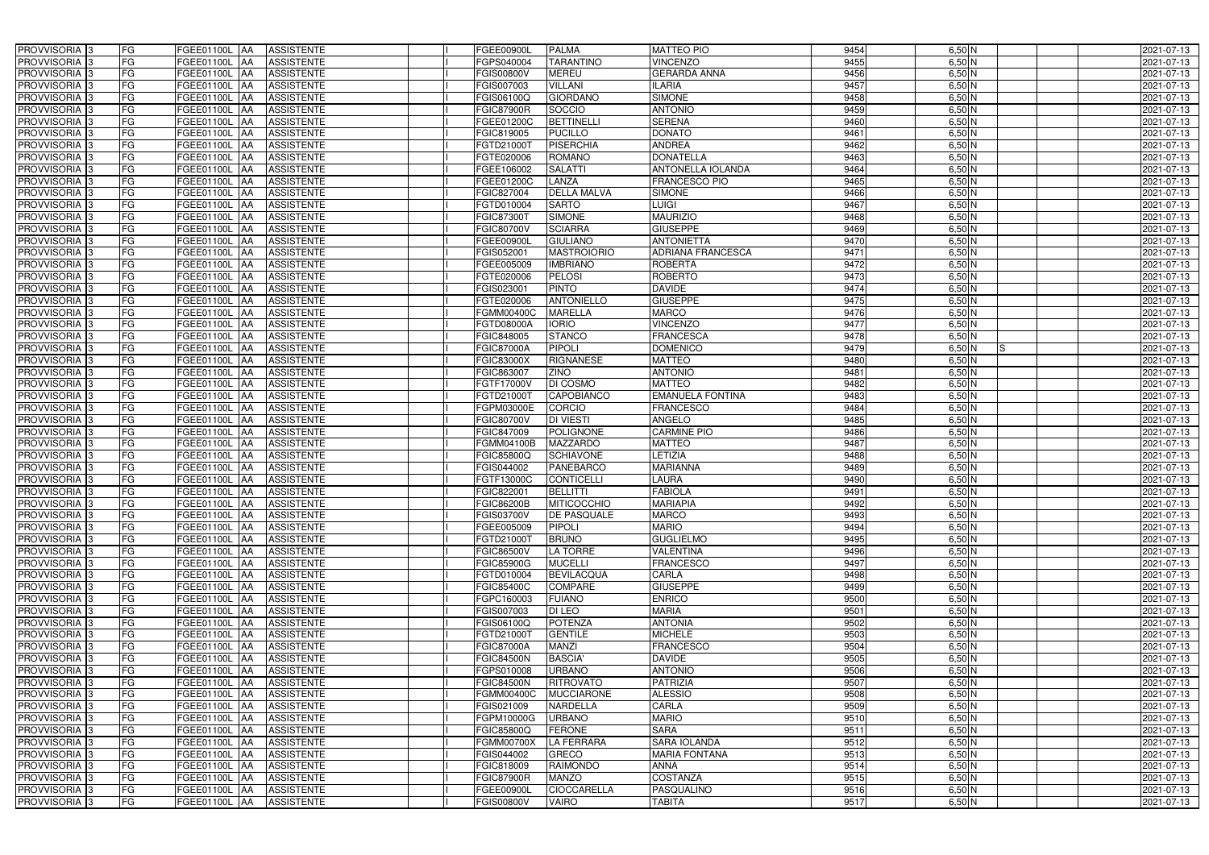| PROVVISORIA | 3 | FG | FGEE01100L | AA | ASSISTENTE | | I | FGEE00900L | PALMA | MATTEO PIO | 9454 | 6,50 | N | | | | 2021-07-13 |
|---|---|---|---|---|---|---|---|---|---|---|---|---|---|---|---|---|---|
| PROVVISORIA | 3 | FG | FGEE01100L | AA | ASSISTENTE | | I | FGPS040004 | TARANTINO | VINCENZO | 9455 | 6,50 | N | | | | 2021-07-13 |
| PROVVISORIA | 3 | FG | FGEE01100L | AA | ASSISTENTE | | I | FGIS00800V | MEREU | GERARDA ANNA | 9456 | 6,50 | N | | | | 2021-07-13 |
| PROVVISORIA | 3 | FG | FGEE01100L | AA | ASSISTENTE | | I | FGIS007003 | VILLANI | ILARIA | 9457 | 6,50 | N | | | | 2021-07-13 |
| PROVVISORIA | 3 | FG | FGEE01100L | AA | ASSISTENTE | | I | FGIS06100Q | GIORDANO | SIMONE | 9458 | 6,50 | N | | | | 2021-07-13 |
| PROVVISORIA | 3 | FG | FGEE01100L | AA | ASSISTENTE | | I | FGIC87900R | SOCCIO | ANTONIO | 9459 | 6,50 | N | | | | 2021-07-13 |
| PROVVISORIA | 3 | FG | FGEE01100L | AA | ASSISTENTE | | I | FGEE01200C | BETTINELLI | SERENA | 9460 | 6,50 | N | | | | 2021-07-13 |
| PROVVISORIA | 3 | FG | FGEE01100L | AA | ASSISTENTE | | I | FGIC819005 | PUCILLO | DONATO | 9461 | 6,50 | N | | | | 2021-07-13 |
| PROVVISORIA | 3 | FG | FGEE01100L | AA | ASSISTENTE | | I | FGTD21000T | PISERCHIA | ANDREA | 9462 | 6,50 | N | | | | 2021-07-13 |
| PROVVISORIA | 3 | FG | FGEE01100L | AA | ASSISTENTE | | I | FGTE020006 | ROMANO | DONATELLA | 9463 | 6,50 | N | | | | 2021-07-13 |
| PROVVISORIA | 3 | FG | FGEE01100L | AA | ASSISTENTE | | I | FGEE106002 | SALATTI | ANTONELLA IOLANDA | 9464 | 6,50 | N | | | | 2021-07-13 |
| PROVVISORIA | 3 | FG | FGEE01100L | AA | ASSISTENTE | | I | FGEE01200C | LANZA | FRANCESCO PIO | 9465 | 6,50 | N | | | | 2021-07-13 |
| PROVVISORIA | 3 | FG | FGEE01100L | AA | ASSISTENTE | | I | FGIC827004 | DELLA MALVA | SIMONE | 9466 | 6,50 | N | | | | 2021-07-13 |
| PROVVISORIA | 3 | FG | FGEE01100L | AA | ASSISTENTE | | I | FGTD010004 | SARTO | LUIGI | 9467 | 6,50 | N | | | | 2021-07-13 |
| PROVVISORIA | 3 | FG | FGEE01100L | AA | ASSISTENTE | | I | FGIC87300T | SIMONE | MAURIZIO | 9468 | 6,50 | N | | | | 2021-07-13 |
| PROVVISORIA | 3 | FG | FGEE01100L | AA | ASSISTENTE | | I | FGIC80700V | SCIARRA | GIUSEPPE | 9469 | 6,50 | N | | | | 2021-07-13 |
| PROVVISORIA | 3 | FG | FGEE01100L | AA | ASSISTENTE | | I | FGEE00900L | GIULIANO | ANTONIETTA | 9470 | 6,50 | N | | | | 2021-07-13 |
| PROVVISORIA | 3 | FG | FGEE01100L | AA | ASSISTENTE | | I | FGIS052001 | MASTROIORIO | ADRIANA FRANCESCA | 9471 | 6,50 | N | | | | 2021-07-13 |
| PROVVISORIA | 3 | FG | FGEE01100L | AA | ASSISTENTE | | I | FGEE005009 | IMBRIANO | ROBERTA | 9472 | 6,50 | N | | | | 2021-07-13 |
| PROVVISORIA | 3 | FG | FGEE01100L | AA | ASSISTENTE | | I | FGTE020006 | PELOSI | ROBERTO | 9473 | 6,50 | N | | | | 2021-07-13 |
| PROVVISORIA | 3 | FG | FGEE01100L | AA | ASSISTENTE | | I | FGIS023001 | PINTO | DAVIDE | 9474 | 6,50 | N | | | | 2021-07-13 |
| PROVVISORIA | 3 | FG | FGEE01100L | AA | ASSISTENTE | | I | FGTE020006 | ANTONIELLO | GIUSEPPE | 9475 | 6,50 | N | | | | 2021-07-13 |
| PROVVISORIA | 3 | FG | FGEE01100L | AA | ASSISTENTE | | I | FGMM00400C | MARELLA | MARCO | 9476 | 6,50 | N | | | | 2021-07-13 |
| PROVVISORIA | 3 | FG | FGEE01100L | AA | ASSISTENTE | | I | FGTD08000A | IORIO | VINCENZO | 9477 | 6,50 | N | | | | 2021-07-13 |
| PROVVISORIA | 3 | FG | FGEE01100L | AA | ASSISTENTE | | I | FGIC848005 | STANCO | FRANCESCA | 9478 | 6,50 | N | | | | 2021-07-13 |
| PROVVISORIA | 3 | FG | FGEE01100L | AA | ASSISTENTE | | I | FGIC87000A | PIPOLI | DOMENICO | 9479 | 6,50 | N | S | | | 2021-07-13 |
| PROVVISORIA | 3 | FG | FGEE01100L | AA | ASSISTENTE | | I | FGIC83000X | RIGNANESE | MATTEO | 9480 | 6,50 | N | | | | 2021-07-13 |
| PROVVISORIA | 3 | FG | FGEE01100L | AA | ASSISTENTE | | I | FGIC863007 | ZINO | ANTONIO | 9481 | 6,50 | N | | | | 2021-07-13 |
| PROVVISORIA | 3 | FG | FGEE01100L | AA | ASSISTENTE | | I | FGTF17000V | DI COSMO | MATTEO | 9482 | 6,50 | N | | | | 2021-07-13 |
| PROVVISORIA | 3 | FG | FGEE01100L | AA | ASSISTENTE | | I | FGTD21000T | CAPOBIANCO | EMANUELA FONTINA | 9483 | 6,50 | N | | | | 2021-07-13 |
| PROVVISORIA | 3 | FG | FGEE01100L | AA | ASSISTENTE | | I | FGPM03000E | CORCIO | FRANCESCO | 9484 | 6,50 | N | | | | 2021-07-13 |
| PROVVISORIA | 3 | FG | FGEE01100L | AA | ASSISTENTE | | I | FGIC80700V | DI VIESTI | ANGELO | 9485 | 6,50 | N | | | | 2021-07-13 |
| PROVVISORIA | 3 | FG | FGEE01100L | AA | ASSISTENTE | | I | FGIC847009 | POLIGNONE | CARMINE PIO | 9486 | 6,50 | N | | | | 2021-07-13 |
| PROVVISORIA | 3 | FG | FGEE01100L | AA | ASSISTENTE | | I | FGMM04100B | MAZZARDO | MATTEO | 9487 | 6,50 | N | | | | 2021-07-13 |
| PROVVISORIA | 3 | FG | FGEE01100L | AA | ASSISTENTE | | I | FGIC85800Q | SCHIAVONE | LETIZIA | 9488 | 6,50 | N | | | | 2021-07-13 |
| PROVVISORIA | 3 | FG | FGEE01100L | AA | ASSISTENTE | | I | FGIS044002 | PANEBARCO | MARIANNA | 9489 | 6,50 | N | | | | 2021-07-13 |
| PROVVISORIA | 3 | FG | FGEE01100L | AA | ASSISTENTE | | I | FGTF13000C | CONTICELLI | LAURA | 9490 | 6,50 | N | | | | 2021-07-13 |
| PROVVISORIA | 3 | FG | FGEE01100L | AA | ASSISTENTE | | I | FGIC822001 | BELLITTI | FABIOLA | 9491 | 6,50 | N | | | | 2021-07-13 |
| PROVVISORIA | 3 | FG | FGEE01100L | AA | ASSISTENTE | | I | FGIC86200B | MITICOCCHIO | MARIAPIA | 9492 | 6,50 | N | | | | 2021-07-13 |
| PROVVISORIA | 3 | FG | FGEE01100L | AA | ASSISTENTE | | I | FGIS03700V | DE PASQUALE | MARCO | 9493 | 6,50 | N | | | | 2021-07-13 |
| PROVVISORIA | 3 | FG | FGEE01100L | AA | ASSISTENTE | | I | FGEE005009 | PIPOLI | MARIO | 9494 | 6,50 | N | | | | 2021-07-13 |
| PROVVISORIA | 3 | FG | FGEE01100L | AA | ASSISTENTE | | I | FGTD21000T | BRUNO | GUGLIELMO | 9495 | 6,50 | N | | | | 2021-07-13 |
| PROVVISORIA | 3 | FG | FGEE01100L | AA | ASSISTENTE | | I | FGIC86500V | LA TORRE | VALENTINA | 9496 | 6,50 | N | | | | 2021-07-13 |
| PROVVISORIA | 3 | FG | FGEE01100L | AA | ASSISTENTE | | I | FGIC85900G | MUCELLI | FRANCESCO | 9497 | 6,50 | N | | | | 2021-07-13 |
| PROVVISORIA | 3 | FG | FGEE01100L | AA | ASSISTENTE | | I | FGTD010004 | BEVILACQUA | CARLA | 9498 | 6,50 | N | | | | 2021-07-13 |
| PROVVISORIA | 3 | FG | FGEE01100L | AA | ASSISTENTE | | I | FGIC85400C | COMPARE | GIUSEPPE | 9499 | 6,50 | N | | | | 2021-07-13 |
| PROVVISORIA | 3 | FG | FGEE01100L | AA | ASSISTENTE | | I | FGPC160003 | FUIANO | ENRICO | 9500 | 6,50 | N | | | | 2021-07-13 |
| PROVVISORIA | 3 | FG | FGEE01100L | AA | ASSISTENTE | | I | FGIS007003 | DI LEO | MARIA | 9501 | 6,50 | N | | | | 2021-07-13 |
| PROVVISORIA | 3 | FG | FGEE01100L | AA | ASSISTENTE | | I | FGIS06100Q | POTENZA | ANTONIA | 9502 | 6,50 | N | | | | 2021-07-13 |
| PROVVISORIA | 3 | FG | FGEE01100L | AA | ASSISTENTE | | I | FGTD21000T | GENTILE | MICHELE | 9503 | 6,50 | N | | | | 2021-07-13 |
| PROVVISORIA | 3 | FG | FGEE01100L | AA | ASSISTENTE | | I | FGIC87000A | MANZI | FRANCESCO | 9504 | 6,50 | N | | | | 2021-07-13 |
| PROVVISORIA | 3 | FG | FGEE01100L | AA | ASSISTENTE | | I | FGIC84500N | BASCIA' | DAVIDE | 9505 | 6,50 | N | | | | 2021-07-13 |
| PROVVISORIA | 3 | FG | FGEE01100L | AA | ASSISTENTE | | I | FGPS010008 | URBANO | ANTONIO | 9506 | 6,50 | N | | | | 2021-07-13 |
| PROVVISORIA | 3 | FG | FGEE01100L | AA | ASSISTENTE | | I | FGIC84500N | RITROVATO | PATRIZIA | 9507 | 6,50 | N | | | | 2021-07-13 |
| PROVVISORIA | 3 | FG | FGEE01100L | AA | ASSISTENTE | | I | FGMM00400C | MUCCIARONE | ALESSIO | 9508 | 6,50 | N | | | | 2021-07-13 |
| PROVVISORIA | 3 | FG | FGEE01100L | AA | ASSISTENTE | | I | FGIS021009 | NARDELLA | CARLA | 9509 | 6,50 | N | | | | 2021-07-13 |
| PROVVISORIA | 3 | FG | FGEE01100L | AA | ASSISTENTE | | I | FGPM10000G | URBANO | MARIO | 9510 | 6,50 | N | | | | 2021-07-13 |
| PROVVISORIA | 3 | FG | FGEE01100L | AA | ASSISTENTE | | I | FGIC85800Q | FERONE | SARA | 9511 | 6,50 | N | | | | 2021-07-13 |
| PROVVISORIA | 3 | FG | FGEE01100L | AA | ASSISTENTE | | I | FGMM00700X | LA FERRARA | SARA IOLANDA | 9512 | 6,50 | N | | | | 2021-07-13 |
| PROVVISORIA | 3 | FG | FGEE01100L | AA | ASSISTENTE | | I | FGIS044002 | GRECO | MARIA FONTANA | 9513 | 6,50 | N | | | | 2021-07-13 |
| PROVVISORIA | 3 | FG | FGEE01100L | AA | ASSISTENTE | | I | FGIC818009 | RAIMONDO | ANNA | 9514 | 6,50 | N | | | | 2021-07-13 |
| PROVVISORIA | 3 | FG | FGEE01100L | AA | ASSISTENTE | | I | FGIC87900R | MANZO | COSTANZA | 9515 | 6,50 | N | | | | 2021-07-13 |
| PROVVISORIA | 3 | FG | FGEE01100L | AA | ASSISTENTE | | I | FGEE00900L | CIOCCARELLA | PASQUALINO | 9516 | 6,50 | N | | | | 2021-07-13 |
| PROVVISORIA | 3 | FG | FGEE01100L | AA | ASSISTENTE | | I | FGIS00800V | VAIRO | TABITA | 9517 | 6,50 | N | | | | 2021-07-13 |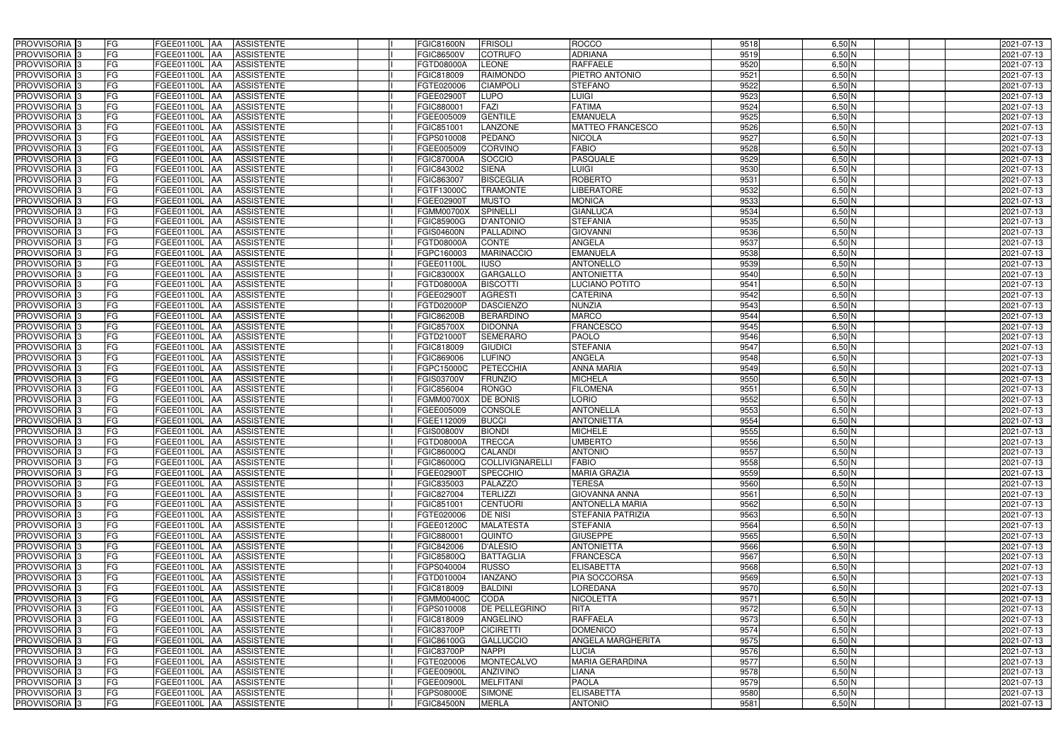| | | | | | | | | | | | | | | |
|---|---|---|---|---|---|---|---|---|---|---|---|---|---|---|
| PROVVISORIA 3 | FG | FGEE01100L | AA | ASSISTENTE | | I | FGIC81600N | FRISOLI | ROCCO | 9518 | 6,50 | N | | 2021-07-13 |
| PROVVISORIA 3 | FG | FGEE01100L | AA | ASSISTENTE | | I | FGIC86500V | COTRUFO | ADRIANA | 9519 | 6,50 | N | | 2021-07-13 |
| PROVVISORIA 3 | FG | FGEE01100L | AA | ASSISTENTE | | I | FGTD08000A | LEONE | RAFFAELE | 9520 | 6,50 | N | | 2021-07-13 |
| PROVVISORIA 3 | FG | FGEE01100L | AA | ASSISTENTE | | I | FGIC818009 | RAIMONDO | PIETRO ANTONIO | 9521 | 6,50 | N | | 2021-07-13 |
| PROVVISORIA 3 | FG | FGEE01100L | AA | ASSISTENTE | | I | FGTE020006 | CIAMPOLI | STEFANO | 9522 | 6,50 | N | | 2021-07-13 |
| PROVVISORIA 3 | FG | FGEE01100L | AA | ASSISTENTE | | I | FGEE02900T | LUPO | LUIGI | 9523 | 6,50 | N | | 2021-07-13 |
| PROVVISORIA 3 | FG | FGEE01100L | AA | ASSISTENTE | | I | FGIC880001 | FAZI | FATIMA | 9524 | 6,50 | N | | 2021-07-13 |
| PROVVISORIA 3 | FG | FGEE01100L | AA | ASSISTENTE | | I | FGEE005009 | GENTILE | EMANUELA | 9525 | 6,50 | N | | 2021-07-13 |
| PROVVISORIA 3 | FG | FGEE01100L | AA | ASSISTENTE | | I | FGIC851001 | LANZONE | MATTEO FRANCESCO | 9526 | 6,50 | N | | 2021-07-13 |
| PROVVISORIA 3 | FG | FGEE01100L | AA | ASSISTENTE | | I | FGPS010008 | PEDANO | NICOLA | 9527 | 6,50 | N | | 2021-07-13 |
| PROVVISORIA 3 | FG | FGEE01100L | AA | ASSISTENTE | | I | FGEE005009 | CORVINO | FABIO | 9528 | 6,50 | N | | 2021-07-13 |
| PROVVISORIA 3 | FG | FGEE01100L | AA | ASSISTENTE | | I | FGIC87000A | SOCCIO | PASQUALE | 9529 | 6,50 | N | | 2021-07-13 |
| PROVVISORIA 3 | FG | FGEE01100L | AA | ASSISTENTE | | I | FGIC843002 | SIENA | LUIGI | 9530 | 6,50 | N | | 2021-07-13 |
| PROVVISORIA 3 | FG | FGEE01100L | AA | ASSISTENTE | | I | FGIC863007 | BISCEGLIA | ROBERTO | 9531 | 6,50 | N | | 2021-07-13 |
| PROVVISORIA 3 | FG | FGEE01100L | AA | ASSISTENTE | | I | FGTF13000C | TRAMONTE | LIBERATORE | 9532 | 6,50 | N | | 2021-07-13 |
| PROVVISORIA 3 | FG | FGEE01100L | AA | ASSISTENTE | | I | FGEE02900T | MUSTO | MONICA | 9533 | 6,50 | N | | 2021-07-13 |
| PROVVISORIA 3 | FG | FGEE01100L | AA | ASSISTENTE | | I | FGMM00700X | SPINELLI | GIANLUCA | 9534 | 6,50 | N | | 2021-07-13 |
| PROVVISORIA 3 | FG | FGEE01100L | AA | ASSISTENTE | | I | FGIC85900G | D'ANTONIO | STEFANIA | 9535 | 6,50 | N | | 2021-07-13 |
| PROVVISORIA 3 | FG | FGEE01100L | AA | ASSISTENTE | | I | FGIS04600N | PALLADINO | GIOVANNI | 9536 | 6,50 | N | | 2021-07-13 |
| PROVVISORIA 3 | FG | FGEE01100L | AA | ASSISTENTE | | I | FGTD08000A | CONTE | ANGELA | 9537 | 6,50 | N | | 2021-07-13 |
| PROVVISORIA 3 | FG | FGEE01100L | AA | ASSISTENTE | | I | FGPC160003 | MARINACCIO | EMANUELA | 9538 | 6,50 | N | | 2021-07-13 |
| PROVVISORIA 3 | FG | FGEE01100L | AA | ASSISTENTE | | I | FGEE01100L | IUSO | ANTONELLO | 9539 | 6,50 | N | | 2021-07-13 |
| PROVVISORIA 3 | FG | FGEE01100L | AA | ASSISTENTE | | I | FGIC83000X | GARGALLO | ANTONIETTA | 9540 | 6,50 | N | | 2021-07-13 |
| PROVVISORIA 3 | FG | FGEE01100L | AA | ASSISTENTE | | I | FGTD08000A | BISCOTTI | LUCIANO POTITO | 9541 | 6,50 | N | | 2021-07-13 |
| PROVVISORIA 3 | FG | FGEE01100L | AA | ASSISTENTE | | I | FGEE02900T | AGRESTI | CATERINA | 9542 | 6,50 | N | | 2021-07-13 |
| PROVVISORIA 3 | FG | FGEE01100L | AA | ASSISTENTE | | I | FGTD02000P | DASCIENZO | NUNZIA | 9543 | 6,50 | N | | 2021-07-13 |
| PROVVISORIA 3 | FG | FGEE01100L | AA | ASSISTENTE | | I | FGIC86200B | BERARDINO | MARCO | 9544 | 6,50 | N | | 2021-07-13 |
| PROVVISORIA 3 | FG | FGEE01100L | AA | ASSISTENTE | | I | FGIC85700X | DIDONNA | FRANCESCO | 9545 | 6,50 | N | | 2021-07-13 |
| PROVVISORIA 3 | FG | FGEE01100L | AA | ASSISTENTE | | I | FGTD21000T | SEMERARO | PAOLO | 9546 | 6,50 | N | | 2021-07-13 |
| PROVVISORIA 3 | FG | FGEE01100L | AA | ASSISTENTE | | I | FGIC818009 | GIUDICI | STEFANIA | 9547 | 6,50 | N | | 2021-07-13 |
| PROVVISORIA 3 | FG | FGEE01100L | AA | ASSISTENTE | | I | FGIC869006 | LUFINO | ANGELA | 9548 | 6,50 | N | | 2021-07-13 |
| PROVVISORIA 3 | FG | FGEE01100L | AA | ASSISTENTE | | I | FGPC15000C | PETECCHIA | ANNA MARIA | 9549 | 6,50 | N | | 2021-07-13 |
| PROVVISORIA 3 | FG | FGEE01100L | AA | ASSISTENTE | | I | FGIS03700V | FRUNZIO | MICHELA | 9550 | 6,50 | N | | 2021-07-13 |
| PROVVISORIA 3 | FG | FGEE01100L | AA | ASSISTENTE | | I | FGIC856004 | RONGO | FILOMENA | 9551 | 6,50 | N | | 2021-07-13 |
| PROVVISORIA 3 | FG | FGEE01100L | AA | ASSISTENTE | | I | FGMM00700X | DE BONIS | LORIO | 9552 | 6,50 | N | | 2021-07-13 |
| PROVVISORIA 3 | FG | FGEE01100L | AA | ASSISTENTE | | I | FGEE005009 | CONSOLE | ANTONELLA | 9553 | 6,50 | N | | 2021-07-13 |
| PROVVISORIA 3 | FG | FGEE01100L | AA | ASSISTENTE | | I | FGEE112009 | BUCCI | ANTONIETTA | 9554 | 6,50 | N | | 2021-07-13 |
| PROVVISORIA 3 | FG | FGEE01100L | AA | ASSISTENTE | | I | FGIS00800V | BIONDI | MICHELE | 9555 | 6,50 | N | | 2021-07-13 |
| PROVVISORIA 3 | FG | FGEE01100L | AA | ASSISTENTE | | I | FGTD08000A | TRECCA | UMBERTO | 9556 | 6,50 | N | | 2021-07-13 |
| PROVVISORIA 3 | FG | FGEE01100L | AA | ASSISTENTE | | I | FGIC86000Q | CALANDI | ANTONIO | 9557 | 6,50 | N | | 2021-07-13 |
| PROVVISORIA 3 | FG | FGEE01100L | AA | ASSISTENTE | | I | FGIC86000Q | COLLIVIGNARELLI | FABIO | 9558 | 6,50 | N | | 2021-07-13 |
| PROVVISORIA 3 | FG | FGEE01100L | AA | ASSISTENTE | | I | FGEE02900T | SPECCHIO | MARIA GRAZIA | 9559 | 6,50 | N | | 2021-07-13 |
| PROVVISORIA 3 | FG | FGEE01100L | AA | ASSISTENTE | | I | FGIC835003 | PALAZZO | TERESA | 9560 | 6,50 | N | | 2021-07-13 |
| PROVVISORIA 3 | FG | FGEE01100L | AA | ASSISTENTE | | I | FGIC827004 | TERLIZZI | GIOVANNA ANNA | 9561 | 6,50 | N | | 2021-07-13 |
| PROVVISORIA 3 | FG | FGEE01100L | AA | ASSISTENTE | | I | FGIC851001 | CENTUORI | ANTONELLA MARIA | 9562 | 6,50 | N | | 2021-07-13 |
| PROVVISORIA 3 | FG | FGEE01100L | AA | ASSISTENTE | | I | FGTE020006 | DE NISI | STEFANIA PATRIZIA | 9563 | 6,50 | N | | 2021-07-13 |
| PROVVISORIA 3 | FG | FGEE01100L | AA | ASSISTENTE | | I | FGEE01200C | MALATESTA | STEFANIA | 9564 | 6,50 | N | | 2021-07-13 |
| PROVVISORIA 3 | FG | FGEE01100L | AA | ASSISTENTE | | I | FGIC880001 | QUINTO | GIUSEPPE | 9565 | 6,50 | N | | 2021-07-13 |
| PROVVISORIA 3 | FG | FGEE01100L | AA | ASSISTENTE | | I | FGIC842006 | D'ALESIO | ANTONIETTA | 9566 | 6,50 | N | | 2021-07-13 |
| PROVVISORIA 3 | FG | FGEE01100L | AA | ASSISTENTE | | I | FGIC85800Q | BATTAGLIA | FRANCESCA | 9567 | 6,50 | N | | 2021-07-13 |
| PROVVISORIA 3 | FG | FGEE01100L | AA | ASSISTENTE | | I | FGPS040004 | RUSSO | ELISABETTA | 9568 | 6,50 | N | | 2021-07-13 |
| PROVVISORIA 3 | FG | FGEE01100L | AA | ASSISTENTE | | I | FGTD010004 | IANZANO | PIA SOCCORSA | 9569 | 6,50 | N | | 2021-07-13 |
| PROVVISORIA 3 | FG | FGEE01100L | AA | ASSISTENTE | | I | FGIC818009 | BALDINI | LOREDANA | 9570 | 6,50 | N | | 2021-07-13 |
| PROVVISORIA 3 | FG | FGEE01100L | AA | ASSISTENTE | | I | FGMM00400C | CODA | NICOLETTA | 9571 | 6,50 | N | | 2021-07-13 |
| PROVVISORIA 3 | FG | FGEE01100L | AA | ASSISTENTE | | I | FGPS010008 | DE PELLEGRINO | RITA | 9572 | 6,50 | N | | 2021-07-13 |
| PROVVISORIA 3 | FG | FGEE01100L | AA | ASSISTENTE | | I | FGIC818009 | ANGELINO | RAFFAELA | 9573 | 6,50 | N | | 2021-07-13 |
| PROVVISORIA 3 | FG | FGEE01100L | AA | ASSISTENTE | | I | FGIC83700P | CICIRETTI | DOMENICO | 9574 | 6,50 | N | | 2021-07-13 |
| PROVVISORIA 3 | FG | FGEE01100L | AA | ASSISTENTE | | I | FGIC86100G | GALLUCCIO | ANGELA MARGHERITA | 9575 | 6,50 | N | | 2021-07-13 |
| PROVVISORIA 3 | FG | FGEE01100L | AA | ASSISTENTE | | I | FGIC83700P | NAPPI | LUCIA | 9576 | 6,50 | N | | 2021-07-13 |
| PROVVISORIA 3 | FG | FGEE01100L | AA | ASSISTENTE | | I | FGTE020006 | MONTECALVO | MARIA GERARDINA | 9577 | 6,50 | N | | 2021-07-13 |
| PROVVISORIA 3 | FG | FGEE01100L | AA | ASSISTENTE | | I | FGEE00900L | ANZIVINO | LIANA | 9578 | 6,50 | N | | 2021-07-13 |
| PROVVISORIA 3 | FG | FGEE01100L | AA | ASSISTENTE | | I | FGEE00900L | MELFITANI | PAOLA | 9579 | 6,50 | N | | 2021-07-13 |
| PROVVISORIA 3 | FG | FGEE01100L | AA | ASSISTENTE | | I | FGPS08000E | SIMONE | ELISABETTA | 9580 | 6,50 | N | | 2021-07-13 |
| PROVVISORIA 3 | FG | FGEE01100L | AA | ASSISTENTE | | I | FGIC84500N | MERLA | ANTONIO | 9581 | 6,50 | N | | 2021-07-13 |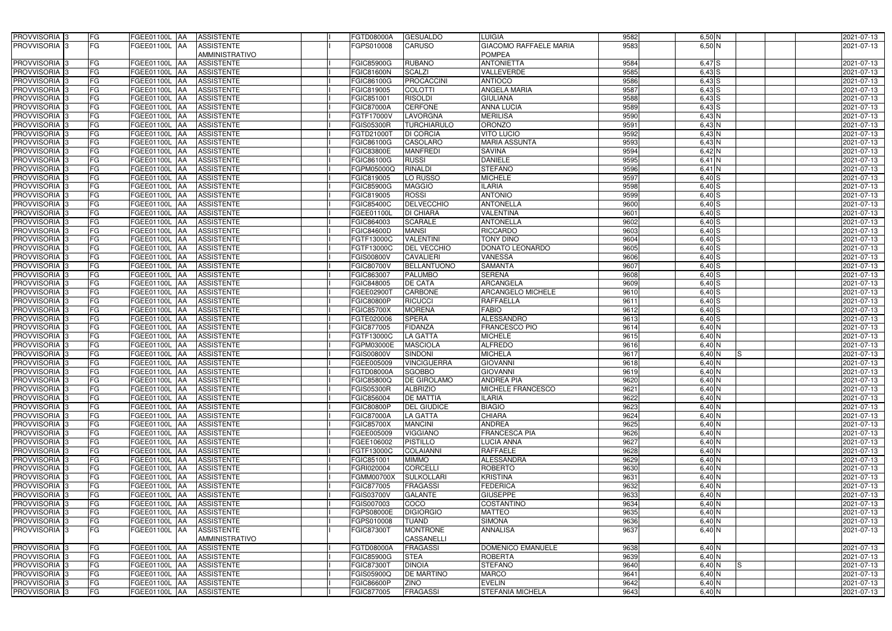| PROVVISORIA | 3 | FG | FGEE01100L | AA | ASSISTENTE | I | FGTD08000A | GESUALDO | LUIGIA | 9582 | 6,50 | N | | | 2021-07-13 |
|---|---|---|---|---|---|---|---|---|---|---|---|---|---|---|---|
| PROVVISORIA | 3 | FG | FGEE01100L | AA | ASSISTENTE AMMINISTRATIVO | I | FGPS010008 | CARUSO | GIACOMO RAFFAELE MARIA POMPEA | 9583 | 6,50 | N | | | 2021-07-13 |
| PROVVISORIA | 3 | FG | FGEE01100L | AA | ASSISTENTE | I | FGIC85900G | RUBANO | ANTONIETTA | 9584 | 6,47 | S | | | 2021-07-13 |
| PROVVISORIA | 3 | FG | FGEE01100L | AA | ASSISTENTE | I | FGIC81600N | SCALZI | VALLEVERDE | 9585 | 6,43 | S | | | 2021-07-13 |
| PROVVISORIA | 3 | FG | FGEE01100L | AA | ASSISTENTE | I | FGIC86100G | PROCACCINI | ANTIOCO | 9586 | 6,43 | S | | | 2021-07-13 |
| PROVVISORIA | 3 | FG | FGEE01100L | AA | ASSISTENTE | I | FGIC819005 | COLOTTI | ANGELA MARIA | 9587 | 6,43 | S | | | 2021-07-13 |
| PROVVISORIA | 3 | FG | FGEE01100L | AA | ASSISTENTE | I | FGIC851001 | RISOLDI | GIULIANA | 9588 | 6,43 | S | | | 2021-07-13 |
| PROVVISORIA | 3 | FG | FGEE01100L | AA | ASSISTENTE | I | FGIC87000A | CERFONE | ANNA LUCIA | 9589 | 6,43 | S | | | 2021-07-13 |
| PROVVISORIA | 3 | FG | FGEE01100L | AA | ASSISTENTE | I | FGTF17000V | LAVORGNA | MERILISA | 9590 | 6,43 | N | | | 2021-07-13 |
| PROVVISORIA | 3 | FG | FGEE01100L | AA | ASSISTENTE | I | FGIS05300R | TURCHIARULO | ORONZO | 9591 | 6,43 | N | | | 2021-07-13 |
| PROVVISORIA | 3 | FG | FGEE01100L | AA | ASSISTENTE | I | FGTD21000T | DI CORCIA | VITO LUCIO | 9592 | 6,43 | N | | | 2021-07-13 |
| PROVVISORIA | 3 | FG | FGEE01100L | AA | ASSISTENTE | I | FGIC86100G | CASOLARO | MARIA ASSUNTA | 9593 | 6,43 | N | | | 2021-07-13 |
| PROVVISORIA | 3 | FG | FGEE01100L | AA | ASSISTENTE | I | FGIC83800E | MANFREDI | SAVINA | 9594 | 6,42 | N | | | 2021-07-13 |
| PROVVISORIA | 3 | FG | FGEE01100L | AA | ASSISTENTE | I | FGIC86100G | RUSSI | DANIELE | 9595 | 6,41 | N | | | 2021-07-13 |
| PROVVISORIA | 3 | FG | FGEE01100L | AA | ASSISTENTE | I | FGPM05000Q | RINALDI | STEFANO | 9596 | 6,41 | N | | | 2021-07-13 |
| PROVVISORIA | 3 | FG | FGEE01100L | AA | ASSISTENTE | I | FGIC819005 | LO RUSSO | MICHELE | 9597 | 6,40 | S | | | 2021-07-13 |
| PROVVISORIA | 3 | FG | FGEE01100L | AA | ASSISTENTE | I | FGIC85900G | MAGGIO | ILARIA | 9598 | 6,40 | S | | | 2021-07-13 |
| PROVVISORIA | 3 | FG | FGEE01100L | AA | ASSISTENTE | I | FGIC819005 | ROSSI | ANTONIO | 9599 | 6,40 | S | | | 2021-07-13 |
| PROVVISORIA | 3 | FG | FGEE01100L | AA | ASSISTENTE | I | FGIC85400C | DELVECCHIO | ANTONELLA | 9600 | 6,40 | S | | | 2021-07-13 |
| PROVVISORIA | 3 | FG | FGEE01100L | AA | ASSISTENTE | I | FGEE01100L | DI CHIARA | VALENTINA | 9601 | 6,40 | S | | | 2021-07-13 |
| PROVVISORIA | 3 | FG | FGEE01100L | AA | ASSISTENTE | I | FGIC864003 | SCARALE | ANTONELLA | 9602 | 6,40 | S | | | 2021-07-13 |
| PROVVISORIA | 3 | FG | FGEE01100L | AA | ASSISTENTE | I | FGIC84600D | MANSI | RICCARDO | 9603 | 6,40 | S | | | 2021-07-13 |
| PROVVISORIA | 3 | FG | FGEE01100L | AA | ASSISTENTE | I | FGTF13000C | VALENTINI | TONY DINO | 9604 | 6,40 | S | | | 2021-07-13 |
| PROVVISORIA | 3 | FG | FGEE01100L | AA | ASSISTENTE | I | FGTF13000C | DEL VECCHIO | DONATO LEONARDO | 9605 | 6,40 | S | | | 2021-07-13 |
| PROVVISORIA | 3 | FG | FGEE01100L | AA | ASSISTENTE | I | FGIS00800V | CAVALIERI | VANESSA | 9606 | 6,40 | S | | | 2021-07-13 |
| PROVVISORIA | 3 | FG | FGEE01100L | AA | ASSISTENTE | I | FGIC80700V | BELLANTUONO | SAMANTA | 9607 | 6,40 | S | | | 2021-07-13 |
| PROVVISORIA | 3 | FG | FGEE01100L | AA | ASSISTENTE | I | FGIC863007 | PALUMBO | SERENA | 9608 | 6,40 | S | | | 2021-07-13 |
| PROVVISORIA | 3 | FG | FGEE01100L | AA | ASSISTENTE | I | FGIC848005 | DE CATA | ARCANGELA | 9609 | 6,40 | S | | | 2021-07-13 |
| PROVVISORIA | 3 | FG | FGEE01100L | AA | ASSISTENTE | I | FGEE02900T | CARBONE | ARCANGELO MICHELE | 9610 | 6,40 | S | | | 2021-07-13 |
| PROVVISORIA | 3 | FG | FGEE01100L | AA | ASSISTENTE | I | FGIC80800P | RICUCCI | RAFFAELLA | 9611 | 6,40 | S | | | 2021-07-13 |
| PROVVISORIA | 3 | FG | FGEE01100L | AA | ASSISTENTE | I | FGIC85700X | MORENA | FABIO | 9612 | 6,40 | S | | | 2021-07-13 |
| PROVVISORIA | 3 | FG | FGEE01100L | AA | ASSISTENTE | I | FGTE020006 | SPERA | ALESSANDRO | 9613 | 6,40 | S | | | 2021-07-13 |
| PROVVISORIA | 3 | FG | FGEE01100L | AA | ASSISTENTE | I | FGIC877005 | FIDANZA | FRANCESCO PIO | 9614 | 6,40 | N | | | 2021-07-13 |
| PROVVISORIA | 3 | FG | FGEE01100L | AA | ASSISTENTE | I | FGTF13000C | LA GATTA | MICHELE | 9615 | 6,40 | N | | | 2021-07-13 |
| PROVVISORIA | 3 | FG | FGEE01100L | AA | ASSISTENTE | I | FGPM03000E | MASCIOLA | ALFREDO | 9616 | 6,40 | N | | | 2021-07-13 |
| PROVVISORIA | 3 | FG | FGEE01100L | AA | ASSISTENTE | I | FGIS00800V | SINDONI | MICHELA | 9617 | 6,40 | N | S | | 2021-07-13 |
| PROVVISORIA | 3 | FG | FGEE01100L | AA | ASSISTENTE | I | FGEE005009 | VINCIGUERRA | GIOVANNI | 9618 | 6,40 | N | | | 2021-07-13 |
| PROVVISORIA | 3 | FG | FGEE01100L | AA | ASSISTENTE | I | FGTD08000A | SGOBBO | GIOVANNI | 9619 | 6,40 | N | | | 2021-07-13 |
| PROVVISORIA | 3 | FG | FGEE01100L | AA | ASSISTENTE | I | FGIC85800Q | DE GIROLAMO | ANDREA PIA | 9620 | 6,40 | N | | | 2021-07-13 |
| PROVVISORIA | 3 | FG | FGEE01100L | AA | ASSISTENTE | I | FGIS05300R | ALBRIZIO | MICHELE FRANCESCO | 9621 | 6,40 | N | | | 2021-07-13 |
| PROVVISORIA | 3 | FG | FGEE01100L | AA | ASSISTENTE | I | FGIC856004 | DE MATTIA | ILARIA | 9622 | 6,40 | N | | | 2021-07-13 |
| PROVVISORIA | 3 | FG | FGEE01100L | AA | ASSISTENTE | I | FGIC80800P | DEL GIUDICE | BIAGIO | 9623 | 6,40 | N | | | 2021-07-13 |
| PROVVISORIA | 3 | FG | FGEE01100L | AA | ASSISTENTE | I | FGIC87000A | LA GATTA | CHIARA | 9624 | 6,40 | N | | | 2021-07-13 |
| PROVVISORIA | 3 | FG | FGEE01100L | AA | ASSISTENTE | I | FGIC85700X | MANCINI | ANDREA | 9625 | 6,40 | N | | | 2021-07-13 |
| PROVVISORIA | 3 | FG | FGEE01100L | AA | ASSISTENTE | I | FGEE005009 | VIGGIANO | FRANCESCA PIA | 9626 | 6,40 | N | | | 2021-07-13 |
| PROVVISORIA | 3 | FG | FGEE01100L | AA | ASSISTENTE | I | FGEE106002 | PISTILLO | LUCIA ANNA | 9627 | 6,40 | N | | | 2021-07-13 |
| PROVVISORIA | 3 | FG | FGEE01100L | AA | ASSISTENTE | I | FGTF13000C | COLAIANNI | RAFFAELE | 9628 | 6,40 | N | | | 2021-07-13 |
| PROVVISORIA | 3 | FG | FGEE01100L | AA | ASSISTENTE | I | FGIC851001 | MIMMO | ALESSANDRA | 9629 | 6,40 | N | | | 2021-07-13 |
| PROVVISORIA | 3 | FG | FGEE01100L | AA | ASSISTENTE | I | FGRI020004 | CORCELLI | ROBERTO | 9630 | 6,40 | N | | | 2021-07-13 |
| PROVVISORIA | 3 | FG | FGEE01100L | AA | ASSISTENTE | I | FGMM00700X | SULKOLLARI | KRISTINA | 9631 | 6,40 | N | | | 2021-07-13 |
| PROVVISORIA | 3 | FG | FGEE01100L | AA | ASSISTENTE | I | FGIC877005 | FRAGASSI | FEDERICA | 9632 | 6,40 | N | | | 2021-07-13 |
| PROVVISORIA | 3 | FG | FGEE01100L | AA | ASSISTENTE | I | FGIS03700V | GALANTE | GIUSEPPE | 9633 | 6,40 | N | | | 2021-07-13 |
| PROVVISORIA | 3 | FG | FGEE01100L | AA | ASSISTENTE | I | FGIS007003 | COCO | COSTANTINO | 9634 | 6,40 | N | | | 2021-07-13 |
| PROVVISORIA | 3 | FG | FGEE01100L | AA | ASSISTENTE | I | FGPS08000E | DIGIORGIO | MATTEO | 9635 | 6,40 | N | | | 2021-07-13 |
| PROVVISORIA | 3 | FG | FGEE01100L | AA | ASSISTENTE | I | FGPS010008 | TUAND | SIMONA | 9636 | 6,40 | N | | | 2021-07-13 |
| PROVVISORIA | 3 | FG | FGEE01100L | AA | ASSISTENTE AMMINISTRATIVO | I | FGIC87300T | MONTRONE CASSANELLI | ANNALISA | 9637 | 6,40 | N | | | 2021-07-13 |
| PROVVISORIA | 3 | FG | FGEE01100L | AA | ASSISTENTE | I | FGTD08000A | FRAGASSI | DOMENICO EMANUELE | 9638 | 6,40 | N | | | 2021-07-13 |
| PROVVISORIA | 3 | FG | FGEE01100L | AA | ASSISTENTE | I | FGIC85900G | STEA | ROBERTA | 9639 | 6,40 | N | | | 2021-07-13 |
| PROVVISORIA | 3 | FG | FGEE01100L | AA | ASSISTENTE | I | FGIC87300T | DINOIA | STEFANO | 9640 | 6,40 | N | S | | 2021-07-13 |
| PROVVISORIA | 3 | FG | FGEE01100L | AA | ASSISTENTE | I | FGIS05900Q | DE MARTINO | MARCO | 9641 | 6,40 | N | | | 2021-07-13 |
| PROVVISORIA | 3 | FG | FGEE01100L | AA | ASSISTENTE | I | FGIC86600P | ZINO | EVELIN | 9642 | 6,40 | N | | | 2021-07-13 |
| PROVVISORIA | 3 | FG | FGEE01100L | AA | ASSISTENTE | I | FGIC877005 | FRAGASSI | STEFANIA MICHELA | 9643 | 6,40 | N | | | 2021-07-13 |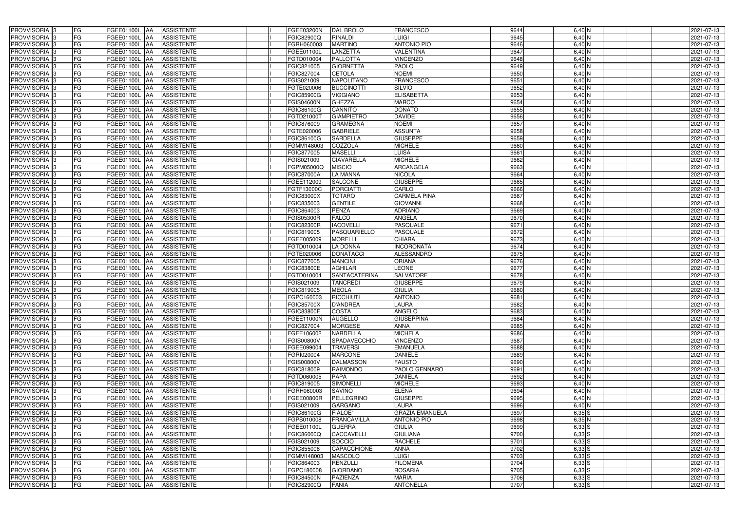| | | | | | | | | | | | | | | | |
|---|---|---|---|---|---|---|---|---|---|---|---|---|---|---|---|
| PROVVISORIA | 3 | FG | FGEE01100L | AA | ASSISTENTE | | I | FGEE03200N | DAL BROLO | FRANCESCO | 9644 | 6,40 | N | | 2021-07-13 |
| PROVVISORIA | 3 | FG | FGEE01100L | AA | ASSISTENTE | | I | FGIC82900Q | RINALDI | LUIGI | 9645 | 6,40 | N | | 2021-07-13 |
| PROVVISORIA | 3 | FG | FGEE01100L | AA | ASSISTENTE | | I | FGRH060003 | MARTINO | ANTONIO PIO | 9646 | 6,40 | N | | 2021-07-13 |
| PROVVISORIA | 3 | FG | FGEE01100L | AA | ASSISTENTE | | I | FGEE01100L | LANZETTA | VALENTINA | 9647 | 6,40 | N | | 2021-07-13 |
| PROVVISORIA | 3 | FG | FGEE01100L | AA | ASSISTENTE | | I | FGTD010004 | PALLOTTA | VINCENZO | 9648 | 6,40 | N | | 2021-07-13 |
| PROVVISORIA | 3 | FG | FGEE01100L | AA | ASSISTENTE | | I | FGIC821005 | GIORNETTA | PAOLO | 9649 | 6,40 | N | | 2021-07-13 |
| PROVVISORIA | 3 | FG | FGEE01100L | AA | ASSISTENTE | | I | FGIC827004 | CETOLA | NOEMI | 9650 | 6,40 | N | | 2021-07-13 |
| PROVVISORIA | 3 | FG | FGEE01100L | AA | ASSISTENTE | | I | FGIS021009 | NAPOLITANO | FRANCESCO | 9651 | 6,40 | N | | 2021-07-13 |
| PROVVISORIA | 3 | FG | FGEE01100L | AA | ASSISTENTE | | I | FGTE020006 | BUCCINOTTI | SILVIO | 9652 | 6,40 | N | | 2021-07-13 |
| PROVVISORIA | 3 | FG | FGEE01100L | AA | ASSISTENTE | | I | FGIC85900G | VIGGIANO | ELISABETTA | 9653 | 6,40 | N | | 2021-07-13 |
| PROVVISORIA | 3 | FG | FGEE01100L | AA | ASSISTENTE | | I | FGIS04600N | GHEZZA | MARCO | 9654 | 6,40 | N | | 2021-07-13 |
| PROVVISORIA | 3 | FG | FGEE01100L | AA | ASSISTENTE | | I | FGIC86100G | CANNITO | DONATO | 9655 | 6,40 | N | | 2021-07-13 |
| PROVVISORIA | 3 | FG | FGEE01100L | AA | ASSISTENTE | | I | FGTD21000T | GIAMPIETRO | DAVIDE | 9656 | 6,40 | N | | 2021-07-13 |
| PROVVISORIA | 3 | FG | FGEE01100L | AA | ASSISTENTE | | I | FGIC876009 | GRAMEGNA | NOEMI | 9657 | 6,40 | N | | 2021-07-13 |
| PROVVISORIA | 3 | FG | FGEE01100L | AA | ASSISTENTE | | I | FGTE020006 | GABRIELE | ASSUNTA | 9658 | 6,40 | N | | 2021-07-13 |
| PROVVISORIA | 3 | FG | FGEE01100L | AA | ASSISTENTE | | I | FGIC86100G | SARDELLA | GIUSEPPE | 9659 | 6,40 | N | | 2021-07-13 |
| PROVVISORIA | 3 | FG | FGEE01100L | AA | ASSISTENTE | | I | FGMM148003 | COZZOLA | MICHELE | 9660 | 6,40 | N | | 2021-07-13 |
| PROVVISORIA | 3 | FG | FGEE01100L | AA | ASSISTENTE | | I | FGIC877005 | MASELLI | LUISA | 9661 | 6,40 | N | | 2021-07-13 |
| PROVVISORIA | 3 | FG | FGEE01100L | AA | ASSISTENTE | | I | FGIS021009 | CIAVARELLA | MICHELE | 9662 | 6,40 | N | | 2021-07-13 |
| PROVVISORIA | 3 | FG | FGEE01100L | AA | ASSISTENTE | | I | FGPM05000Q | MISCIO | ARCANGELA | 9663 | 6,40 | N | | 2021-07-13 |
| PROVVISORIA | 3 | FG | FGEE01100L | AA | ASSISTENTE | | I | FGIC87000A | LA MANNA | NICOLA | 9664 | 6,40 | N | | 2021-07-13 |
| PROVVISORIA | 3 | FG | FGEE01100L | AA | ASSISTENTE | | I | FGEE112009 | SALCONE | GIUSEPPE | 9665 | 6,40 | N | | 2021-07-13 |
| PROVVISORIA | 3 | FG | FGEE01100L | AA | ASSISTENTE | | I | FGTF13000C | PORCIATTI | CARLO | 9666 | 6,40 | N | | 2021-07-13 |
| PROVVISORIA | 3 | FG | FGEE01100L | AA | ASSISTENTE | | I | FGIC83000X | TOTARO | CARMELA PINA | 9667 | 6,40 | N | | 2021-07-13 |
| PROVVISORIA | 3 | FG | FGEE01100L | AA | ASSISTENTE | | I | FGIC835003 | GENTILE | GIOVANNI | 9668 | 6,40 | N | | 2021-07-13 |
| PROVVISORIA | 3 | FG | FGEE01100L | AA | ASSISTENTE | | I | FGIC864003 | PENZA | ADRIANO | 9669 | 6,40 | N | | 2021-07-13 |
| PROVVISORIA | 3 | FG | FGEE01100L | AA | ASSISTENTE | | I | FGIS05300R | FALCO | ANGELA | 9670 | 6,40 | N | | 2021-07-13 |
| PROVVISORIA | 3 | FG | FGEE01100L | AA | ASSISTENTE | | I | FGIC82300R | IACOVELLI | PASQUALE | 9671 | 6,40 | N | | 2021-07-13 |
| PROVVISORIA | 3 | FG | FGEE01100L | AA | ASSISTENTE | | I | FGIC819005 | PASQUARIELLO | PASQUALE | 9672 | 6,40 | N | | 2021-07-13 |
| PROVVISORIA | 3 | FG | FGEE01100L | AA | ASSISTENTE | | I | FGEE005009 | MORELLI | CHIARA | 9673 | 6,40 | N | | 2021-07-13 |
| PROVVISORIA | 3 | FG | FGEE01100L | AA | ASSISTENTE | | I | FGTD010004 | LA DONNA | INCORONATA | 9674 | 6,40 | N | | 2021-07-13 |
| PROVVISORIA | 3 | FG | FGEE01100L | AA | ASSISTENTE | | I | FGTE020006 | DONATACCI | ALESSANDRO | 9675 | 6,40 | N | | 2021-07-13 |
| PROVVISORIA | 3 | FG | FGEE01100L | AA | ASSISTENTE | | I | FGIC877005 | MANCINI | ORIANA | 9676 | 6,40 | N | | 2021-07-13 |
| PROVVISORIA | 3 | FG | FGEE01100L | AA | ASSISTENTE | | I | FGIC83800E | AGHILAR | LEONE | 9677 | 6,40 | N | | 2021-07-13 |
| PROVVISORIA | 3 | FG | FGEE01100L | AA | ASSISTENTE | | I | FGTD010004 | SANTACATERINA | SALVATORE | 9678 | 6,40 | N | | 2021-07-13 |
| PROVVISORIA | 3 | FG | FGEE01100L | AA | ASSISTENTE | | I | FGIS021009 | TANCREDI | GIUSEPPE | 9679 | 6,40 | N | | 2021-07-13 |
| PROVVISORIA | 3 | FG | FGEE01100L | AA | ASSISTENTE | | I | FGIC819005 | MEOLA | GIULIA | 9680 | 6,40 | N | | 2021-07-13 |
| PROVVISORIA | 3 | FG | FGEE01100L | AA | ASSISTENTE | | I | FGPC160003 | RICCHIUTI | ANTONIO | 9681 | 6,40 | N | | 2021-07-13 |
| PROVVISORIA | 3 | FG | FGEE01100L | AA | ASSISTENTE | | I | FGIC85700X | D'ANDREA | LAURA | 9682 | 6,40 | N | | 2021-07-13 |
| PROVVISORIA | 3 | FG | FGEE01100L | AA | ASSISTENTE | | I | FGIC83800E | COSTA | ANGELO | 9683 | 6,40 | N | | 2021-07-13 |
| PROVVISORIA | 3 | FG | FGEE01100L | AA | ASSISTENTE | | I | FGEE11000N | AUGELLO | GIUSEPPINA | 9684 | 6,40 | N | | 2021-07-13 |
| PROVVISORIA | 3 | FG | FGEE01100L | AA | ASSISTENTE | | I | FGIC827004 | MORGESE | ANNA | 9685 | 6,40 | N | | 2021-07-13 |
| PROVVISORIA | 3 | FG | FGEE01100L | AA | ASSISTENTE | | I | FGEE106002 | NARDELLA | MICHELA | 9686 | 6,40 | N | | 2021-07-13 |
| PROVVISORIA | 3 | FG | FGEE01100L | AA | ASSISTENTE | | I | FGIS00800V | SPADAVECCHIO | VINCENZO | 9687 | 6,40 | N | | 2021-07-13 |
| PROVVISORIA | 3 | FG | FGEE01100L | AA | ASSISTENTE | | I | FGEE099004 | TRAVERSI | EMANUELA | 9688 | 6,40 | N | | 2021-07-13 |
| PROVVISORIA | 3 | FG | FGEE01100L | AA | ASSISTENTE | | I | FGRI020004 | MARCONE | DANIELE | 9689 | 6,40 | N | | 2021-07-13 |
| PROVVISORIA | 3 | FG | FGEE01100L | AA | ASSISTENTE | | I | FGIS00800V | DALMASSON | FAUSTO | 9690 | 6,40 | N | | 2021-07-13 |
| PROVVISORIA | 3 | FG | FGEE01100L | AA | ASSISTENTE | | I | FGIC818009 | RAIMONDO | PAOLO GENNARO | 9691 | 6,40 | N | | 2021-07-13 |
| PROVVISORIA | 3 | FG | FGEE01100L | AA | ASSISTENTE | | I | FGTD060005 | PAPA | DANIELA | 9692 | 6,40 | N | | 2021-07-13 |
| PROVVISORIA | 3 | FG | FGEE01100L | AA | ASSISTENTE | | I | FGIC819005 | SIMONELLI | MICHELE | 9693 | 6,40 | N | | 2021-07-13 |
| PROVVISORIA | 3 | FG | FGEE01100L | AA | ASSISTENTE | | I | FGRH060003 | SAVINO | ELENA | 9694 | 6,40 | N | | 2021-07-13 |
| PROVVISORIA | 3 | FG | FGEE01100L | AA | ASSISTENTE | | I | FGEE00800R | PELLEGRINO | GIUSEPPE | 9695 | 6,40 | N | | 2021-07-13 |
| PROVVISORIA | 3 | FG | FGEE01100L | AA | ASSISTENTE | | I | FGIS021009 | GARGANO | LAURA | 9696 | 6,40 | N | | 2021-07-13 |
| PROVVISORIA | 3 | FG | FGEE01100L | AA | ASSISTENTE | | I | FGIC86100G | FIALOE' | GRAZIA EMANUELA | 9697 | 6,35 | S | | 2021-07-13 |
| PROVVISORIA | 3 | FG | FGEE01100L | AA | ASSISTENTE | | I | FGPS010008 | FRANCAVILLA | ANTONIO PIO | 9698 | 6,35 | N | | 2021-07-13 |
| PROVVISORIA | 3 | FG | FGEE01100L | AA | ASSISTENTE | | I | FGEE01100L | GUERRA | GIULIA | 9699 | 6,33 | S | | 2021-07-13 |
| PROVVISORIA | 3 | FG | FGEE01100L | AA | ASSISTENTE | | I | FGIC86000Q | CACCAVELLI | GIULIANA | 9700 | 6,33 | S | | 2021-07-13 |
| PROVVISORIA | 3 | FG | FGEE01100L | AA | ASSISTENTE | | I | FGIS021009 | SOCCIO | RACHELE | 9701 | 6,33 | S | | 2021-07-13 |
| PROVVISORIA | 3 | FG | FGEE01100L | AA | ASSISTENTE | | I | FGIC855008 | CAPACCHIONE | ANNA | 9702 | 6,33 | S | | 2021-07-13 |
| PROVVISORIA | 3 | FG | FGEE01100L | AA | ASSISTENTE | | I | FGMM148003 | MASCOLO | LUIGI | 9703 | 6,33 | S | | 2021-07-13 |
| PROVVISORIA | 3 | FG | FGEE01100L | AA | ASSISTENTE | | I | FGIC864003 | RENZULLI | FILOMENA | 9704 | 6,33 | S | | 2021-07-13 |
| PROVVISORIA | 3 | FG | FGEE01100L | AA | ASSISTENTE | | I | FGPC180008 | GIORDANO | ROSARIA | 9705 | 6,33 | S | | 2021-07-13 |
| PROVVISORIA | 3 | FG | FGEE01100L | AA | ASSISTENTE | | I | FGIC84500N | PAZIENZA | MARIA | 9706 | 6,33 | S | | 2021-07-13 |
| PROVVISORIA | 3 | FG | FGEE01100L | AA | ASSISTENTE | | I | FGIC82900Q | FANIA | ANTONELLA | 9707 | 6,33 | S | | 2021-07-13 |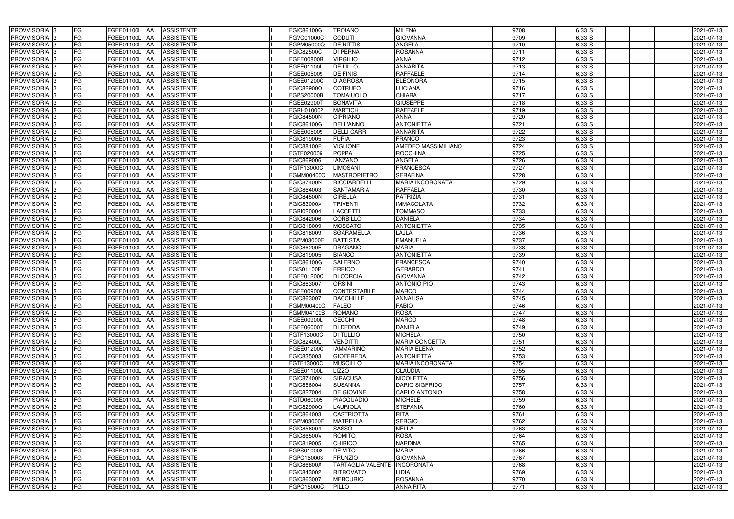| | | | | | | | | | | | | | | |
|---|---|---|---|---|---|---|---|---|---|---|---|---|---|---|
| PROVVISORIA 3 | FG | FGEE01100L | AA | ASSISTENTE | | I | FGIC86100G | TROIANO | MILENA | 9708 | 6,33 | S | | 2021-07-13 |
| PROVVISORIA 3 | FG | FGEE01100L | AA | ASSISTENTE | | I | FGVC01000C | CODUTI | GIOVANNA | 9709 | 6,33 | S | | 2021-07-13 |
| PROVVISORIA 3 | FG | FGEE01100L | AA | ASSISTENTE | | I | FGPM05000Q | DE NITTIS | ANGELA | 9710 | 6,33 | S | | 2021-07-13 |
| PROVVISORIA 3 | FG | FGEE01100L | AA | ASSISTENTE | | I | FGIC82500C | DI PERNA | ROSANNA | 9711 | 6,33 | S | | 2021-07-13 |
| PROVVISORIA 3 | FG | FGEE01100L | AA | ASSISTENTE | | I | FGEE00800R | VIRGILIO | ANNA | 9712 | 6,33 | S | | 2021-07-13 |
| PROVVISORIA 3 | FG | FGEE01100L | AA | ASSISTENTE | | I | FGEE01100L | DE LILLO | ANNARITA | 9713 | 6,33 | S | | 2021-07-13 |
| PROVVISORIA 3 | FG | FGEE01100L | AA | ASSISTENTE | | I | FGEE005009 | DE FINIS | RAFFAELE | 9714 | 6,33 | S | | 2021-07-13 |
| PROVVISORIA 3 | FG | FGEE01100L | AA | ASSISTENTE | | I | FGEE01200C | D AGROSA | ELEONORA | 9715 | 6,33 | S | | 2021-07-13 |
| PROVVISORIA 3 | FG | FGEE01100L | AA | ASSISTENTE | | I | FGIC82900Q | COTRUFO | LUCIANA | 9716 | 6,33 | S | | 2021-07-13 |
| PROVVISORIA 3 | FG | FGEE01100L | AA | ASSISTENTE | | I | FGPS20000B | TOMAIUOLO | CHIARA | 9717 | 6,33 | S | | 2021-07-13 |
| PROVVISORIA 3 | FG | FGEE01100L | AA | ASSISTENTE | | I | FGEE02900T | BONAVITA | GIUSEPPE | 9718 | 6,33 | S | | 2021-07-13 |
| PROVVISORIA 3 | FG | FGEE01100L | AA | ASSISTENTE | | I | FGRH010002 | MARTICH | RAFFAELE | 9719 | 6,33 | S | | 2021-07-13 |
| PROVVISORIA 3 | FG | FGEE01100L | AA | ASSISTENTE | | I | FGIC84500N | CIPRIANO | ANNA | 9720 | 6,33 | S | | 2021-07-13 |
| PROVVISORIA 3 | FG | FGEE01100L | AA | ASSISTENTE | | I | FGIC86100G | DELL'ANNO | ANTONIETTA | 9721 | 6,33 | S | | 2021-07-13 |
| PROVVISORIA 3 | FG | FGEE01100L | AA | ASSISTENTE | | I | FGEE005009 | DELLI CARRI | ANNARITA | 9722 | 6,33 | S | | 2021-07-13 |
| PROVVISORIA 3 | FG | FGEE01100L | AA | ASSISTENTE | | I | FGIC819005 | FURIA | FRANCO | 9723 | 6,33 | S | | 2021-07-13 |
| PROVVISORIA 3 | FG | FGEE01100L | AA | ASSISTENTE | | I | FGIC88100R | VIGLIONE | AMEDEO MASSIMILIANO | 9724 | 6,33 | S | | 2021-07-13 |
| PROVVISORIA 3 | FG | FGEE01100L | AA | ASSISTENTE | | I | FGTE020006 | POPPA | ROCCHINA | 9725 | 6,33 | S | | 2021-07-13 |
| PROVVISORIA 3 | FG | FGEE01100L | AA | ASSISTENTE | | I | FGIC869006 | IANZANO | ANGELA | 9726 | 6,33 | N | | 2021-07-13 |
| PROVVISORIA 3 | FG | FGEE01100L | AA | ASSISTENTE | | I | FGTF13000C | LIMOSANI | FRANCESCA | 9727 | 6,33 | N | | 2021-07-13 |
| PROVVISORIA 3 | FG | FGEE01100L | AA | ASSISTENTE | | I | FGMM00400C | MASTROPIETRO | SERAFINA | 9728 | 6,33 | N | | 2021-07-13 |
| PROVVISORIA 3 | FG | FGEE01100L | AA | ASSISTENTE | | I | FGIC87400N | RICCIARDELLI | MARIA INCORONATA | 9729 | 6,33 | N | | 2021-07-13 |
| PROVVISORIA 3 | FG | FGEE01100L | AA | ASSISTENTE | | I | FGIC864003 | SANTAMARIA | RAFFAELA | 9730 | 6,33 | N | | 2021-07-13 |
| PROVVISORIA 3 | FG | FGEE01100L | AA | ASSISTENTE | | I | FGIC84500N | CIRELLA | PATRIZIA | 9731 | 6,33 | N | | 2021-07-13 |
| PROVVISORIA 3 | FG | FGEE01100L | AA | ASSISTENTE | | I | FGIC83000X | TRIVENTI | IMMACOLATA | 9732 | 6,33 | N | | 2021-07-13 |
| PROVVISORIA 3 | FG | FGEE01100L | AA | ASSISTENTE | | I | FGRI020004 | LACCETTI | TOMMASO | 9733 | 6,33 | N | | 2021-07-13 |
| PROVVISORIA 3 | FG | FGEE01100L | AA | ASSISTENTE | | I | FGIC842006 | CORBILLO | DANIELA | 9734 | 6,33 | N | | 2021-07-13 |
| PROVVISORIA 3 | FG | FGEE01100L | AA | ASSISTENTE | | I | FGIC818009 | MOSCATO | ANTONIETTA | 9735 | 6,33 | N | | 2021-07-13 |
| PROVVISORIA 3 | FG | FGEE01100L | AA | ASSISTENTE | | I | FGIC818009 | SGARAMELLA | LAJLA | 9736 | 6,33 | N | | 2021-07-13 |
| PROVVISORIA 3 | FG | FGEE01100L | AA | ASSISTENTE | | I | FGPM03000E | BATTISTA | EMANUELA | 9737 | 6,33 | N | | 2021-07-13 |
| PROVVISORIA 3 | FG | FGEE01100L | AA | ASSISTENTE | | I | FGIC86200B | DRAGANO | MARIA | 9738 | 6,33 | N | | 2021-07-13 |
| PROVVISORIA 3 | FG | FGEE01100L | AA | ASSISTENTE | | I | FGIC819005 | BIANCO | ANTONIETTA | 9739 | 6,33 | N | | 2021-07-13 |
| PROVVISORIA 3 | FG | FGEE01100L | AA | ASSISTENTE | | I | FGIC86100G | SALERNO | FRANCESCA | 9740 | 6,33 | N | | 2021-07-13 |
| PROVVISORIA 3 | FG | FGEE01100L | AA | ASSISTENTE | | I | FGIS01100P | ERRICO | GERARDO | 9741 | 6,33 | N | | 2021-07-13 |
| PROVVISORIA 3 | FG | FGEE01100L | AA | ASSISTENTE | | I | FGEE01200C | DI CORCIA | GIOVANNA | 9742 | 6,33 | N | | 2021-07-13 |
| PROVVISORIA 3 | FG | FGEE01100L | AA | ASSISTENTE | | I | FGIC863007 | ORSINI | ANTONIO PIO | 9743 | 6,33 | N | | 2021-07-13 |
| PROVVISORIA 3 | FG | FGEE01100L | AA | ASSISTENTE | | I | FGEE00900L | CONTESTABILE | MARCO | 9744 | 6,33 | N | | 2021-07-13 |
| PROVVISORIA 3 | FG | FGEE01100L | AA | ASSISTENTE | | I | FGIC863007 | DACCHILLE | ANNALISA | 9745 | 6,33 | N | | 2021-07-13 |
| PROVVISORIA 3 | FG | FGEE01100L | AA | ASSISTENTE | | I | FGMM00400C | FALEO | FABIO | 9746 | 6,33 | N | | 2021-07-13 |
| PROVVISORIA 3 | FG | FGEE01100L | AA | ASSISTENTE | | I | FGMM04100B | ROMANO | ROSA | 9747 | 6,33 | N | | 2021-07-13 |
| PROVVISORIA 3 | FG | FGEE01100L | AA | ASSISTENTE | | I | FGEE00900L | CECCHI | MARCO | 9748 | 6,33 | N | | 2021-07-13 |
| PROVVISORIA 3 | FG | FGEE01100L | AA | ASSISTENTE | | I | FGEE06000T | DI DEDDA | DANIELA | 9749 | 6,33 | N | | 2021-07-13 |
| PROVVISORIA 3 | FG | FGEE01100L | AA | ASSISTENTE | | I | FGTF13000C | DI TULLIO | MICHELA | 9750 | 6,33 | N | | 2021-07-13 |
| PROVVISORIA 3 | FG | FGEE01100L | AA | ASSISTENTE | | I | FGIC82400L | VENDITTI | MARIA CONCETTA | 9751 | 6,33 | N | | 2021-07-13 |
| PROVVISORIA 3 | FG | FGEE01100L | AA | ASSISTENTE | | I | FGEE01200C | IAMMARINO | MARIA ELENA | 9752 | 6,33 | N | | 2021-07-13 |
| PROVVISORIA 3 | FG | FGEE01100L | AA | ASSISTENTE | | I | FGIC835003 | GIOFFREDA | ANTONIETTA | 9753 | 6,33 | N | | 2021-07-13 |
| PROVVISORIA 3 | FG | FGEE01100L | AA | ASSISTENTE | | I | FGTF13000C | MUSCILLO | MARIA INCORONATA | 9754 | 6,33 | N | | 2021-07-13 |
| PROVVISORIA 3 | FG | FGEE01100L | AA | ASSISTENTE | | I | FGEE01100L | LIZZO | CLAUDIA | 9755 | 6,33 | N | | 2021-07-13 |
| PROVVISORIA 3 | FG | FGEE01100L | AA | ASSISTENTE | | I | FGIC87400N | SIRACUSA | NICOLETTA | 9756 | 6,33 | N | | 2021-07-13 |
| PROVVISORIA 3 | FG | FGEE01100L | AA | ASSISTENTE | | I | FGIC856004 | SUSANNA | DARIO SIGFRIDO | 9757 | 6,33 | N | | 2021-07-13 |
| PROVVISORIA 3 | FG | FGEE01100L | AA | ASSISTENTE | | I | FGIC827004 | DE GIOVINE | CARLO ANTONIO | 9758 | 6,33 | N | | 2021-07-13 |
| PROVVISORIA 3 | FG | FGEE01100L | AA | ASSISTENTE | | I | FGTD060005 | PIACQUADIO | MICHELE | 9759 | 6,33 | N | | 2021-07-13 |
| PROVVISORIA 3 | FG | FGEE01100L | AA | ASSISTENTE | | I | FGIC82900Q | LAURIOLA | STEFANIA | 9760 | 6,33 | N | | 2021-07-13 |
| PROVVISORIA 3 | FG | FGEE01100L | AA | ASSISTENTE | | I | FGIC864003 | CASTRIOTTA | RITA | 9761 | 6,33 | N | | 2021-07-13 |
| PROVVISORIA 3 | FG | FGEE01100L | AA | ASSISTENTE | | I | FGPM03000E | MATRELLA | SERGIO | 9762 | 6,33 | N | | 2021-07-13 |
| PROVVISORIA 3 | FG | FGEE01100L | AA | ASSISTENTE | | I | FGIC856004 | SASSO | NELLA | 9763 | 6,33 | N | | 2021-07-13 |
| PROVVISORIA 3 | FG | FGEE01100L | AA | ASSISTENTE | | I | FGIC86500V | ROMITO | ROSA | 9764 | 6,33 | N | | 2021-07-13 |
| PROVVISORIA 3 | FG | FGEE01100L | AA | ASSISTENTE | | I | FGIC819005 | CHIRICO | NARDINA | 9765 | 6,33 | N | | 2021-07-13 |
| PROVVISORIA 3 | FG | FGEE01100L | AA | ASSISTENTE | | I | FGPS010008 | DE VITO | MARIA | 9766 | 6,33 | N | | 2021-07-13 |
| PROVVISORIA 3 | FG | FGEE01100L | AA | ASSISTENTE | | I | FGPC160003 | FRUNZIO | GIOVANNA | 9767 | 6,33 | N | | 2021-07-13 |
| PROVVISORIA 3 | FG | FGEE01100L | AA | ASSISTENTE | | I | FGIC86800A | TARTAGLIA VALENTE | INCORONATA | 9768 | 6,33 | N | | 2021-07-13 |
| PROVVISORIA 3 | FG | FGEE01100L | AA | ASSISTENTE | | I | FGIC843002 | RITROVATO | LIDIA | 9769 | 6,33 | N | | 2021-07-13 |
| PROVVISORIA 3 | FG | FGEE01100L | AA | ASSISTENTE | | I | FGIC863007 | MERCURIO | ROSANNA | 9770 | 6,33 | N | | 2021-07-13 |
| PROVVISORIA 3 | FG | FGEE01100L | AA | ASSISTENTE | | I | FGPC15000C | PILLO | ANNA RITA | 9771 | 6,33 | N | | 2021-07-13 |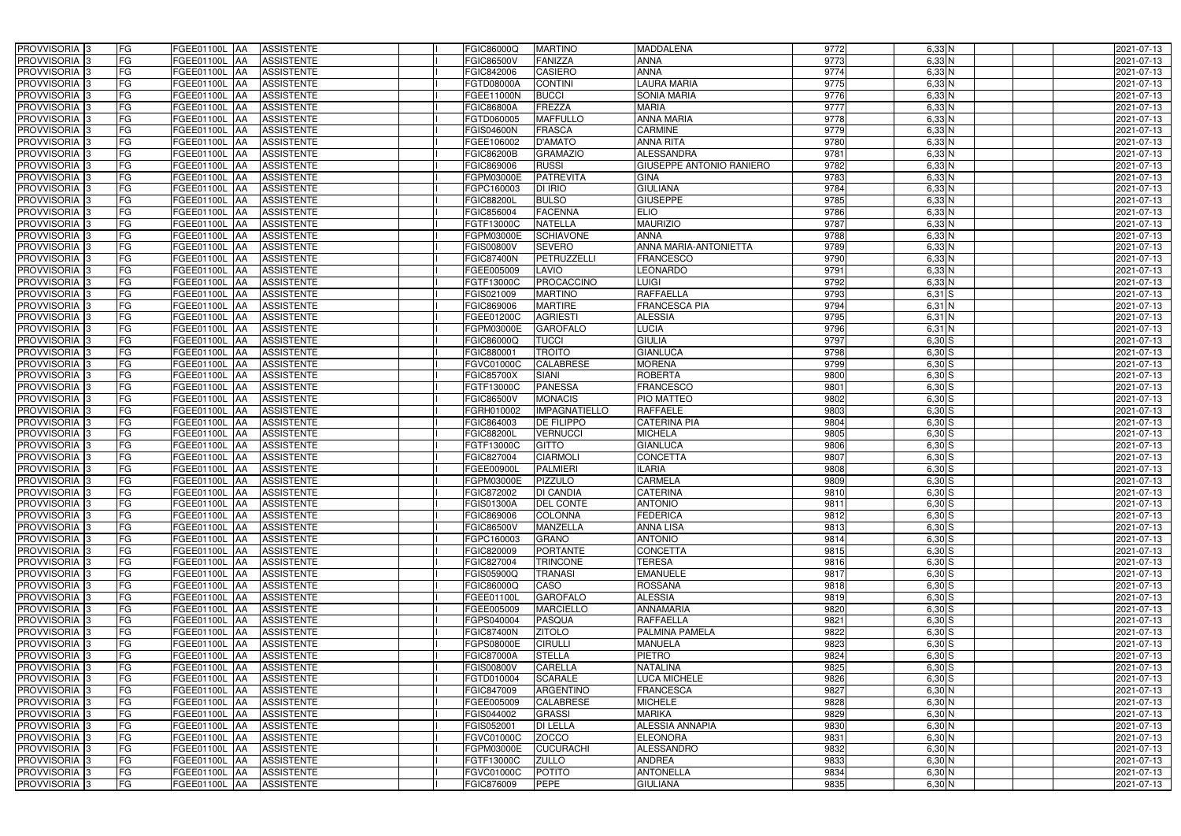| PROVVISORIA | 3 | FG | FGEE01100L | AA | ASSISTENTE | | I | FGIC86000Q | MARTINO | MADDALENA | 9772 | 6,33 | N | | | 2021-07-13 |
|---|---|---|---|---|---|---|---|---|---|---|---|---|---|---|---|---|
| PROVVISORIA | 3 | FG | FGEE01100L | AA | ASSISTENTE | | I | FGIC86500V | FANIZZA | ANNA | 9773 | 6,33 | N | | | 2021-07-13 |
| PROVVISORIA | 3 | FG | FGEE01100L | AA | ASSISTENTE | | I | FGIC842006 | CASIERO | ANNA | 9774 | 6,33 | N | | | 2021-07-13 |
| PROVVISORIA | 3 | FG | FGEE01100L | AA | ASSISTENTE | | I | FGTD08000A | CONTINI | LAURA MARIA | 9775 | 6,33 | N | | | 2021-07-13 |
| PROVVISORIA | 3 | FG | FGEE01100L | AA | ASSISTENTE | | I | FGEE11000N | BUCCI | SONIA MARIA | 9776 | 6,33 | N | | | 2021-07-13 |
| PROVVISORIA | 3 | FG | FGEE01100L | AA | ASSISTENTE | | I | FGIC86800A | FREZZA | MARIA | 9777 | 6,33 | N | | | 2021-07-13 |
| PROVVISORIA | 3 | FG | FGEE01100L | AA | ASSISTENTE | | I | FGTD060005 | MAFFULLO | ANNA MARIA | 9778 | 6,33 | N | | | 2021-07-13 |
| PROVVISORIA | 3 | FG | FGEE01100L | AA | ASSISTENTE | | I | FGIS04600N | FRASCA | CARMINE | 9779 | 6,33 | N | | | 2021-07-13 |
| PROVVISORIA | 3 | FG | FGEE01100L | AA | ASSISTENTE | | I | FGEE106002 | D'AMATO | ANNA RITA | 9780 | 6,33 | N | | | 2021-07-13 |
| PROVVISORIA | 3 | FG | FGEE01100L | AA | ASSISTENTE | | I | FGIC86200B | GRAMAZIO | ALESSANDRA | 9781 | 6,33 | N | | | 2021-07-13 |
| PROVVISORIA | 3 | FG | FGEE01100L | AA | ASSISTENTE | | I | FGIC869006 | RUSSI | GIUSEPPE ANTONIO RANIERO | 9782 | 6,33 | N | | | 2021-07-13 |
| PROVVISORIA | 3 | FG | FGEE01100L | AA | ASSISTENTE | | I | FGPM03000E | PATREVITA | GINA | 9783 | 6,33 | N | | | 2021-07-13 |
| PROVVISORIA | 3 | FG | FGEE01100L | AA | ASSISTENTE | | I | FGPC160003 | DI IRIO | GIULIANA | 9784 | 6,33 | N | | | 2021-07-13 |
| PROVVISORIA | 3 | FG | FGEE01100L | AA | ASSISTENTE | | I | FGIC88200L | BULSO | GIUSEPPE | 9785 | 6,33 | N | | | 2021-07-13 |
| PROVVISORIA | 3 | FG | FGEE01100L | AA | ASSISTENTE | | I | FGIC856004 | FACENNA | ELIO | 9786 | 6,33 | N | | | 2021-07-13 |
| PROVVISORIA | 3 | FG | FGEE01100L | AA | ASSISTENTE | | I | FGTF13000C | NATELLA | MAURIZIO | 9787 | 6,33 | N | | | 2021-07-13 |
| PROVVISORIA | 3 | FG | FGEE01100L | AA | ASSISTENTE | | I | FGPM03000E | SCHIAVONE | ANNA | 9788 | 6,33 | N | | | 2021-07-13 |
| PROVVISORIA | 3 | FG | FGEE01100L | AA | ASSISTENTE | | I | FGIS00800V | SEVERO | ANNA MARIA-ANTONIETTA | 9789 | 6,33 | N | | | 2021-07-13 |
| PROVVISORIA | 3 | FG | FGEE01100L | AA | ASSISTENTE | | I | FGIC87400N | PETRUZZELLI | FRANCESCO | 9790 | 6,33 | N | | | 2021-07-13 |
| PROVVISORIA | 3 | FG | FGEE01100L | AA | ASSISTENTE | | I | FGEE005009 | LAVIO | LEONARDO | 9791 | 6,33 | N | | | 2021-07-13 |
| PROVVISORIA | 3 | FG | FGEE01100L | AA | ASSISTENTE | | I | FGTF13000C | PROCACCINO | LUIGI | 9792 | 6,33 | N | | | 2021-07-13 |
| PROVVISORIA | 3 | FG | FGEE01100L | AA | ASSISTENTE | | I | FGIS021009 | MARTINO | RAFFAELLA | 9793 | 6,31 | S | | | 2021-07-13 |
| PROVVISORIA | 3 | FG | FGEE01100L | AA | ASSISTENTE | | I | FGIC869006 | MARTIRE | FRANCESCA PIA | 9794 | 6,31 | N | | | 2021-07-13 |
| PROVVISORIA | 3 | FG | FGEE01100L | AA | ASSISTENTE | | I | FGEE01200C | AGRIESTI | ALESSIA | 9795 | 6,31 | N | | | 2021-07-13 |
| PROVVISORIA | 3 | FG | FGEE01100L | AA | ASSISTENTE | | I | FGPM03000E | GAROFALO | LUCIA | 9796 | 6,31 | N | | | 2021-07-13 |
| PROVVISORIA | 3 | FG | FGEE01100L | AA | ASSISTENTE | | I | FGIC86000Q | TUCCI | GIULIA | 9797 | 6,30 | S | | | 2021-07-13 |
| PROVVISORIA | 3 | FG | FGEE01100L | AA | ASSISTENTE | | I | FGIC880001 | TROITO | GIANLUCA | 9798 | 6,30 | S | | | 2021-07-13 |
| PROVVISORIA | 3 | FG | FGEE01100L | AA | ASSISTENTE | | I | FGVC01000C | CALABRESE | MORENA | 9799 | 6,30 | S | | | 2021-07-13 |
| PROVVISORIA | 3 | FG | FGEE01100L | AA | ASSISTENTE | | I | FGIC85700X | SIANI | ROBERTA | 9800 | 6,30 | S | | | 2021-07-13 |
| PROVVISORIA | 3 | FG | FGEE01100L | AA | ASSISTENTE | | I | FGTF13000C | PANESSA | FRANCESCO | 9801 | 6,30 | S | | | 2021-07-13 |
| PROVVISORIA | 3 | FG | FGEE01100L | AA | ASSISTENTE | | I | FGIC86500V | MONACIS | PIO MATTEO | 9802 | 6,30 | S | | | 2021-07-13 |
| PROVVISORIA | 3 | FG | FGEE01100L | AA | ASSISTENTE | | I | FGRH010002 | IMPAGNATIELLO | RAFFAELE | 9803 | 6,30 | S | | | 2021-07-13 |
| PROVVISORIA | 3 | FG | FGEE01100L | AA | ASSISTENTE | | I | FGIC864003 | DE FILIPPO | CATERINA PIA | 9804 | 6,30 | S | | | 2021-07-13 |
| PROVVISORIA | 3 | FG | FGEE01100L | AA | ASSISTENTE | | I | FGIC88200L | VERNUCCI | MICHELA | 9805 | 6,30 | S | | | 2021-07-13 |
| PROVVISORIA | 3 | FG | FGEE01100L | AA | ASSISTENTE | | I | FGTF13000C | GITTO | GIANLUCA | 9806 | 6,30 | S | | | 2021-07-13 |
| PROVVISORIA | 3 | FG | FGEE01100L | AA | ASSISTENTE | | I | FGIC827004 | CIARMOLI | CONCETTA | 9807 | 6,30 | S | | | 2021-07-13 |
| PROVVISORIA | 3 | FG | FGEE01100L | AA | ASSISTENTE | | I | FGEE00900L | PALMIERI | ILARIA | 9808 | 6,30 | S | | | 2021-07-13 |
| PROVVISORIA | 3 | FG | FGEE01100L | AA | ASSISTENTE | | I | FGPM03000E | PIZZULO | CARMELA | 9809 | 6,30 | S | | | 2021-07-13 |
| PROVVISORIA | 3 | FG | FGEE01100L | AA | ASSISTENTE | | I | FGIC872002 | DI CANDIA | CATERINA | 9810 | 6,30 | S | | | 2021-07-13 |
| PROVVISORIA | 3 | FG | FGEE01100L | AA | ASSISTENTE | | I | FGIS01300A | DEL CONTE | ANTONIO | 9811 | 6,30 | S | | | 2021-07-13 |
| PROVVISORIA | 3 | FG | FGEE01100L | AA | ASSISTENTE | | I | FGIC869006 | COLONNA | FEDERICA | 9812 | 6,30 | S | | | 2021-07-13 |
| PROVVISORIA | 3 | FG | FGEE01100L | AA | ASSISTENTE | | I | FGIC86500V | MANZELLA | ANNA LISA | 9813 | 6,30 | S | | | 2021-07-13 |
| PROVVISORIA | 3 | FG | FGEE01100L | AA | ASSISTENTE | | I | FGPC160003 | GRANO | ANTONIO | 9814 | 6,30 | S | | | 2021-07-13 |
| PROVVISORIA | 3 | FG | FGEE01100L | AA | ASSISTENTE | | I | FGIC820009 | PORTANTE | CONCETTA | 9815 | 6,30 | S | | | 2021-07-13 |
| PROVVISORIA | 3 | FG | FGEE01100L | AA | ASSISTENTE | | I | FGIC827004 | TRINCONE | TERESA | 9816 | 6,30 | S | | | 2021-07-13 |
| PROVVISORIA | 3 | FG | FGEE01100L | AA | ASSISTENTE | | I | FGIS05900Q | TRANASI | EMANUELE | 9817 | 6,30 | S | | | 2021-07-13 |
| PROVVISORIA | 3 | FG | FGEE01100L | AA | ASSISTENTE | | I | FGIC86000Q | CASO | ROSSANA | 9818 | 6,30 | S | | | 2021-07-13 |
| PROVVISORIA | 3 | FG | FGEE01100L | AA | ASSISTENTE | | I | FGEE01100L | GAROFALO | ALESSIA | 9819 | 6,30 | S | | | 2021-07-13 |
| PROVVISORIA | 3 | FG | FGEE01100L | AA | ASSISTENTE | | I | FGEE005009 | MARCIELLO | ANNAMARIA | 9820 | 6,30 | S | | | 2021-07-13 |
| PROVVISORIA | 3 | FG | FGEE01100L | AA | ASSISTENTE | | I | FGPS040004 | PASQUA | RAFFAELLA | 9821 | 6,30 | S | | | 2021-07-13 |
| PROVVISORIA | 3 | FG | FGEE01100L | AA | ASSISTENTE | | I | FGIC87400N | ZITOLO | PALMINA PAMELA | 9822 | 6,30 | S | | | 2021-07-13 |
| PROVVISORIA | 3 | FG | FGEE01100L | AA | ASSISTENTE | | I | FGPS08000E | CIRULLI | MANUELA | 9823 | 6,30 | S | | | 2021-07-13 |
| PROVVISORIA | 3 | FG | FGEE01100L | AA | ASSISTENTE | | I | FGIC87000A | STELLA | PIETRO | 9824 | 6,30 | S | | | 2021-07-13 |
| PROVVISORIA | 3 | FG | FGEE01100L | AA | ASSISTENTE | | I | FGIS00800V | CARELLA | NATALINA | 9825 | 6,30 | S | | | 2021-07-13 |
| PROVVISORIA | 3 | FG | FGEE01100L | AA | ASSISTENTE | | I | FGTD010004 | SCARALE | LUCA MICHELE | 9826 | 6,30 | S | | | 2021-07-13 |
| PROVVISORIA | 3 | FG | FGEE01100L | AA | ASSISTENTE | | I | FGIC847009 | ARGENTINO | FRANCESCA | 9827 | 6,30 | N | | | 2021-07-13 |
| PROVVISORIA | 3 | FG | FGEE01100L | AA | ASSISTENTE | | I | FGEE005009 | CALABRESE | MICHELE | 9828 | 6,30 | N | | | 2021-07-13 |
| PROVVISORIA | 3 | FG | FGEE01100L | AA | ASSISTENTE | | I | FGIS044002 | GRASSI | MARIKA | 9829 | 6,30 | N | | | 2021-07-13 |
| PROVVISORIA | 3 | FG | FGEE01100L | AA | ASSISTENTE | | I | FGIS052001 | DI LELLA | ALESSIA ANNAPIA | 9830 | 6,30 | N | | | 2021-07-13 |
| PROVVISORIA | 3 | FG | FGEE01100L | AA | ASSISTENTE | | I | FGVC01000C | ZOCCO | ELEONORA | 9831 | 6,30 | N | | | 2021-07-13 |
| PROVVISORIA | 3 | FG | FGEE01100L | AA | ASSISTENTE | | I | FGPM03000E | CUCURACHI | ALESSANDRO | 9832 | 6,30 | N | | | 2021-07-13 |
| PROVVISORIA | 3 | FG | FGEE01100L | AA | ASSISTENTE | | I | FGTF13000C | ZULLO | ANDREA | 9833 | 6,30 | N | | | 2021-07-13 |
| PROVVISORIA | 3 | FG | FGEE01100L | AA | ASSISTENTE | | I | FGVC01000C | POTITO | ANTONELLA | 9834 | 6,30 | N | | | 2021-07-13 |
| PROVVISORIA | 3 | FG | FGEE01100L | AA | ASSISTENTE | | I | FGIC876009 | PEPE | GIULIANA | 9835 | 6,30 | N | | | 2021-07-13 |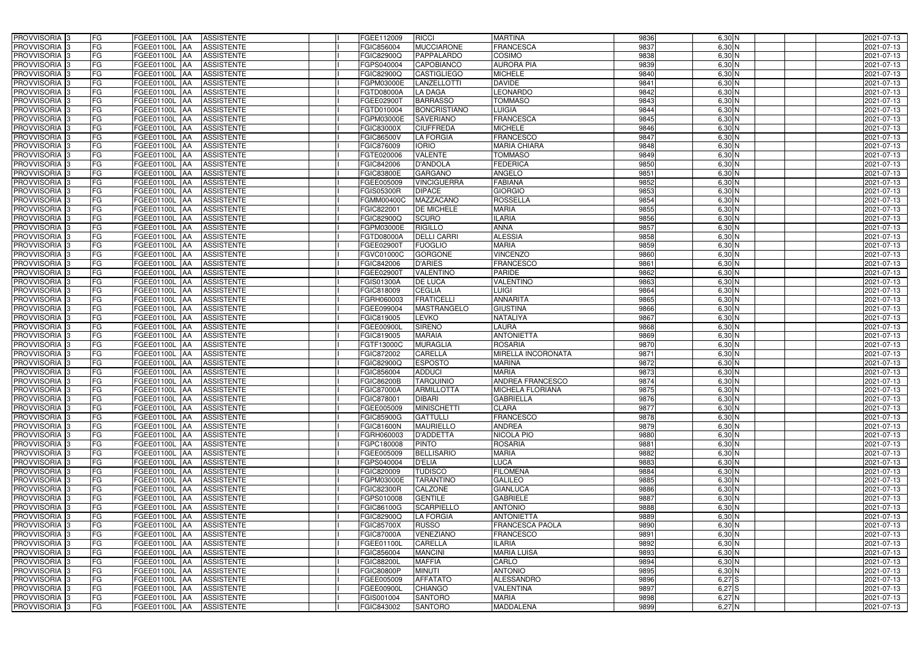| PROVVISORIA | 3 | FG | FGEE01100L | AA | ASSISTENTE | | I | FGEE112009 | RICCI | MARTINA | 9836 | 6,30 | N | | | 2021-07-13 |
|---|---|---|---|---|---|---|---|---|---|---|---|---|---|---|---|---|
| PROVVISORIA | 3 | FG | FGEE01100L | AA | ASSISTENTE | | I | FGIC856004 | MUCCIARONE | FRANCESCA | 9837 | 6,30 | N | | | 2021-07-13 |
| PROVVISORIA | 3 | FG | FGEE01100L | AA | ASSISTENTE | | I | FGIC82900Q | PAPPALARDO | COSIMO | 9838 | 6,30 | N | | | 2021-07-13 |
| PROVVISORIA | 3 | FG | FGEE01100L | AA | ASSISTENTE | | I | FGPS040004 | CAPOBIANCO | AURORA PIA | 9839 | 6,30 | N | | | 2021-07-13 |
| PROVVISORIA | 3 | FG | FGEE01100L | AA | ASSISTENTE | | I | FGIC82900Q | CASTIGLIEGO | MICHELE | 9840 | 6,30 | N | | | 2021-07-13 |
| PROVVISORIA | 3 | FG | FGEE01100L | AA | ASSISTENTE | | I | FGPM03000E | LANZELLOTTI | DAVIDE | 9841 | 6,30 | N | | | 2021-07-13 |
| PROVVISORIA | 3 | FG | FGEE01100L | AA | ASSISTENTE | | I | FGTD08000A | LA DAGA | LEONARDO | 9842 | 6,30 | N | | | 2021-07-13 |
| PROVVISORIA | 3 | FG | FGEE01100L | AA | ASSISTENTE | | I | FGEE02900T | BARRASSO | TOMMASO | 9843 | 6,30 | N | | | 2021-07-13 |
| PROVVISORIA | 3 | FG | FGEE01100L | AA | ASSISTENTE | | I | FGTD010004 | BONCRISTIANO | LUIGIA | 9844 | 6,30 | N | | | 2021-07-13 |
| PROVVISORIA | 3 | FG | FGEE01100L | AA | ASSISTENTE | | I | FGPM03000E | SAVERIANO | FRANCESCA | 9845 | 6,30 | N | | | 2021-07-13 |
| PROVVISORIA | 3 | FG | FGEE01100L | AA | ASSISTENTE | | I | FGIC83000X | CIUFFREDA | MICHELE | 9846 | 6,30 | N | | | 2021-07-13 |
| PROVVISORIA | 3 | FG | FGEE01100L | AA | ASSISTENTE | | I | FGIC86500V | LA FORGIA | FRANCESCO | 9847 | 6,30 | N | | | 2021-07-13 |
| PROVVISORIA | 3 | FG | FGEE01100L | AA | ASSISTENTE | | I | FGIC876009 | IORIO | MARIA CHIARA | 9848 | 6,30 | N | | | 2021-07-13 |
| PROVVISORIA | 3 | FG | FGEE01100L | AA | ASSISTENTE | | I | FGTE020006 | VALENTE | TOMMASO | 9849 | 6,30 | N | | | 2021-07-13 |
| PROVVISORIA | 3 | FG | FGEE01100L | AA | ASSISTENTE | | I | FGIC842006 | D'ANDOLA | FEDERICA | 9850 | 6,30 | N | | | 2021-07-13 |
| PROVVISORIA | 3 | FG | FGEE01100L | AA | ASSISTENTE | | I | FGIC83800E | GARGANO | ANGELO | 9851 | 6,30 | N | | | 2021-07-13 |
| PROVVISORIA | 3 | FG | FGEE01100L | AA | ASSISTENTE | | I | FGEE005009 | VINCIGUERRA | FABIANA | 9852 | 6,30 | N | | | 2021-07-13 |
| PROVVISORIA | 3 | FG | FGEE01100L | AA | ASSISTENTE | | I | FGIS05300R | DIPACE | GIORGIO | 9853 | 6,30 | N | | | 2021-07-13 |
| PROVVISORIA | 3 | FG | FGEE01100L | AA | ASSISTENTE | | I | FGMM00400C | MAZZACANO | ROSSELLA | 9854 | 6,30 | N | | | 2021-07-13 |
| PROVVISORIA | 3 | FG | FGEE01100L | AA | ASSISTENTE | | I | FGIC822001 | DE MICHELE | MARIA | 9855 | 6,30 | N | | | 2021-07-13 |
| PROVVISORIA | 3 | FG | FGEE01100L | AA | ASSISTENTE | | I | FGIC82900Q | SCURO | ILARIA | 9856 | 6,30 | N | | | 2021-07-13 |
| PROVVISORIA | 3 | FG | FGEE01100L | AA | ASSISTENTE | | I | FGPM03000E | RIGILLO | ANNA | 9857 | 6,30 | N | | | 2021-07-13 |
| PROVVISORIA | 3 | FG | FGEE01100L | AA | ASSISTENTE | | I | FGTD08000A | DELLI CARRI | ALESSIA | 9858 | 6,30 | N | | | 2021-07-13 |
| PROVVISORIA | 3 | FG | FGEE01100L | AA | ASSISTENTE | | I | FGEE02900T | FUOGLIO | MARIA | 9859 | 6,30 | N | | | 2021-07-13 |
| PROVVISORIA | 3 | FG | FGEE01100L | AA | ASSISTENTE | | I | FGVC01000C | GORGONE | VINCENZO | 9860 | 6,30 | N | | | 2021-07-13 |
| PROVVISORIA | 3 | FG | FGEE01100L | AA | ASSISTENTE | | I | FGIC842006 | D'ARIES | FRANCESCO | 9861 | 6,30 | N | | | 2021-07-13 |
| PROVVISORIA | 3 | FG | FGEE01100L | AA | ASSISTENTE | | I | FGEE02900T | VALENTINO | PARIDE | 9862 | 6,30 | N | | | 2021-07-13 |
| PROVVISORIA | 3 | FG | FGEE01100L | AA | ASSISTENTE | | I | FGIS01300A | DE LUCA | VALENTINO | 9863 | 6,30 | N | | | 2021-07-13 |
| PROVVISORIA | 3 | FG | FGEE01100L | AA | ASSISTENTE | | I | FGIC818009 | CEGLIA | LUIGI | 9864 | 6,30 | N | | | 2021-07-13 |
| PROVVISORIA | 3 | FG | FGEE01100L | AA | ASSISTENTE | | I | FGRH060003 | FRATICELLI | ANNARITA | 9865 | 6,30 | N | | | 2021-07-13 |
| PROVVISORIA | 3 | FG | FGEE01100L | AA | ASSISTENTE | | I | FGEE099004 | MASTRANGELO | GIUSTINA | 9866 | 6,30 | N | | | 2021-07-13 |
| PROVVISORIA | 3 | FG | FGEE01100L | AA | ASSISTENTE | | I | FGIC819005 | LEVKO | NATALIYA | 9867 | 6,30 | N | | | 2021-07-13 |
| PROVVISORIA | 3 | FG | FGEE01100L | AA | ASSISTENTE | | I | FGEE00900L | SIRENO | LAURA | 9868 | 6,30 | N | | | 2021-07-13 |
| PROVVISORIA | 3 | FG | FGEE01100L | AA | ASSISTENTE | | I | FGIC819005 | MARAIA | ANTONIETTA | 9869 | 6,30 | N | | | 2021-07-13 |
| PROVVISORIA | 3 | FG | FGEE01100L | AA | ASSISTENTE | | I | FGTF13000C | MURAGLIA | ROSARIA | 9870 | 6,30 | N | | | 2021-07-13 |
| PROVVISORIA | 3 | FG | FGEE01100L | AA | ASSISTENTE | | I | FGIC872002 | CARELLA | MIRELLA INCORONATA | 9871 | 6,30 | N | | | 2021-07-13 |
| PROVVISORIA | 3 | FG | FGEE01100L | AA | ASSISTENTE | | I | FGIC82900Q | ESPOSTO | MARINA | 9872 | 6,30 | N | | | 2021-07-13 |
| PROVVISORIA | 3 | FG | FGEE01100L | AA | ASSISTENTE | | I | FGIC856004 | ADDUCI | MARIA | 9873 | 6,30 | N | | | 2021-07-13 |
| PROVVISORIA | 3 | FG | FGEE01100L | AA | ASSISTENTE | | I | FGIC86200B | TARQUINIO | ANDREA FRANCESCO | 9874 | 6,30 | N | | | 2021-07-13 |
| PROVVISORIA | 3 | FG | FGEE01100L | AA | ASSISTENTE | | I | FGIC87000A | ARMILLOTTA | MICHELA FLORIANA | 9875 | 6,30 | N | | | 2021-07-13 |
| PROVVISORIA | 3 | FG | FGEE01100L | AA | ASSISTENTE | | I | FGIC878001 | DIBARI | GABRIELLA | 9876 | 6,30 | N | | | 2021-07-13 |
| PROVVISORIA | 3 | FG | FGEE01100L | AA | ASSISTENTE | | I | FGEE005009 | MINISCHETTI | CLARA | 9877 | 6,30 | N | | | 2021-07-13 |
| PROVVISORIA | 3 | FG | FGEE01100L | AA | ASSISTENTE | | I | FGIC85900G | GATTULLI | FRANCESCO | 9878 | 6,30 | N | | | 2021-07-13 |
| PROVVISORIA | 3 | FG | FGEE01100L | AA | ASSISTENTE | | I | FGIC81600N | MAURIELLO | ANDREA | 9879 | 6,30 | N | | | 2021-07-13 |
| PROVVISORIA | 3 | FG | FGEE01100L | AA | ASSISTENTE | | I | FGRH060003 | D'ADDETTA | NICOLA PIO | 9880 | 6,30 | N | | | 2021-07-13 |
| PROVVISORIA | 3 | FG | FGEE01100L | AA | ASSISTENTE | | I | FGPC180008 | PINTO | ROSARIA | 9881 | 6,30 | N | | | 2021-07-13 |
| PROVVISORIA | 3 | FG | FGEE01100L | AA | ASSISTENTE | | I | FGEE005009 | BELLISARIO | MARIA | 9882 | 6,30 | N | | | 2021-07-13 |
| PROVVISORIA | 3 | FG | FGEE01100L | AA | ASSISTENTE | | I | FGPS040004 | D'ELIA | LUCA | 9883 | 6,30 | N | | | 2021-07-13 |
| PROVVISORIA | 3 | FG | FGEE01100L | AA | ASSISTENTE | | I | FGIC820009 | TUDISCO | FILOMENA | 9884 | 6,30 | N | | | 2021-07-13 |
| PROVVISORIA | 3 | FG | FGEE01100L | AA | ASSISTENTE | | I | FGPM03000E | TARANTINO | GALILEO | 9885 | 6,30 | N | | | 2021-07-13 |
| PROVVISORIA | 3 | FG | FGEE01100L | AA | ASSISTENTE | | I | FGIC82300R | CALZONE | GIANLUCA | 9886 | 6,30 | N | | | 2021-07-13 |
| PROVVISORIA | 3 | FG | FGEE01100L | AA | ASSISTENTE | | I | FGPS010008 | GENTILE | GABRIELE | 9887 | 6,30 | N | | | 2021-07-13 |
| PROVVISORIA | 3 | FG | FGEE01100L | AA | ASSISTENTE | | I | FGIC86100G | SCARPIELLO | ANTONIO | 9888 | 6,30 | N | | | 2021-07-13 |
| PROVVISORIA | 3 | FG | FGEE01100L | AA | ASSISTENTE | | I | FGIC82900Q | LA FORGIA | ANTONIETTA | 9889 | 6,30 | N | | | 2021-07-13 |
| PROVVISORIA | 3 | FG | FGEE01100L | AA | ASSISTENTE | | I | FGIC85700X | RUSSO | FRANCESCA PAOLA | 9890 | 6,30 | N | | | 2021-07-13 |
| PROVVISORIA | 3 | FG | FGEE01100L | AA | ASSISTENTE | | I | FGIC87000A | VENEZIANO | FRANCESCO | 9891 | 6,30 | N | | | 2021-07-13 |
| PROVVISORIA | 3 | FG | FGEE01100L | AA | ASSISTENTE | | I | FGEE01100L | CARELLA | ILARIA | 9892 | 6,30 | N | | | 2021-07-13 |
| PROVVISORIA | 3 | FG | FGEE01100L | AA | ASSISTENTE | | I | FGIC856004 | MANCINI | MARIA LUISA | 9893 | 6,30 | N | | | 2021-07-13 |
| PROVVISORIA | 3 | FG | FGEE01100L | AA | ASSISTENTE | | I | FGIC88200L | MAFFIA | CARLO | 9894 | 6,30 | N | | | 2021-07-13 |
| PROVVISORIA | 3 | FG | FGEE01100L | AA | ASSISTENTE | | I | FGIC80800P | MINUTI | ANTONIO | 9895 | 6,30 | N | | | 2021-07-13 |
| PROVVISORIA | 3 | FG | FGEE01100L | AA | ASSISTENTE | | I | FGEE005009 | AFFATATO | ALESSANDRO | 9896 | 6,27 | S | | | 2021-07-13 |
| PROVVISORIA | 3 | FG | FGEE01100L | AA | ASSISTENTE | | I | FGEE00900L | CHIANGO | VALENTINA | 9897 | 6,27 | S | | | 2021-07-13 |
| PROVVISORIA | 3 | FG | FGEE01100L | AA | ASSISTENTE | | I | FGIS001004 | SANTORO | MARIA | 9898 | 6,27 | N | | | 2021-07-13 |
| PROVVISORIA | 3 | FG | FGEE01100L | AA | ASSISTENTE | | I | FGIC843002 | SANTORO | MADDALENA | 9899 | 6,27 | N | | | 2021-07-13 |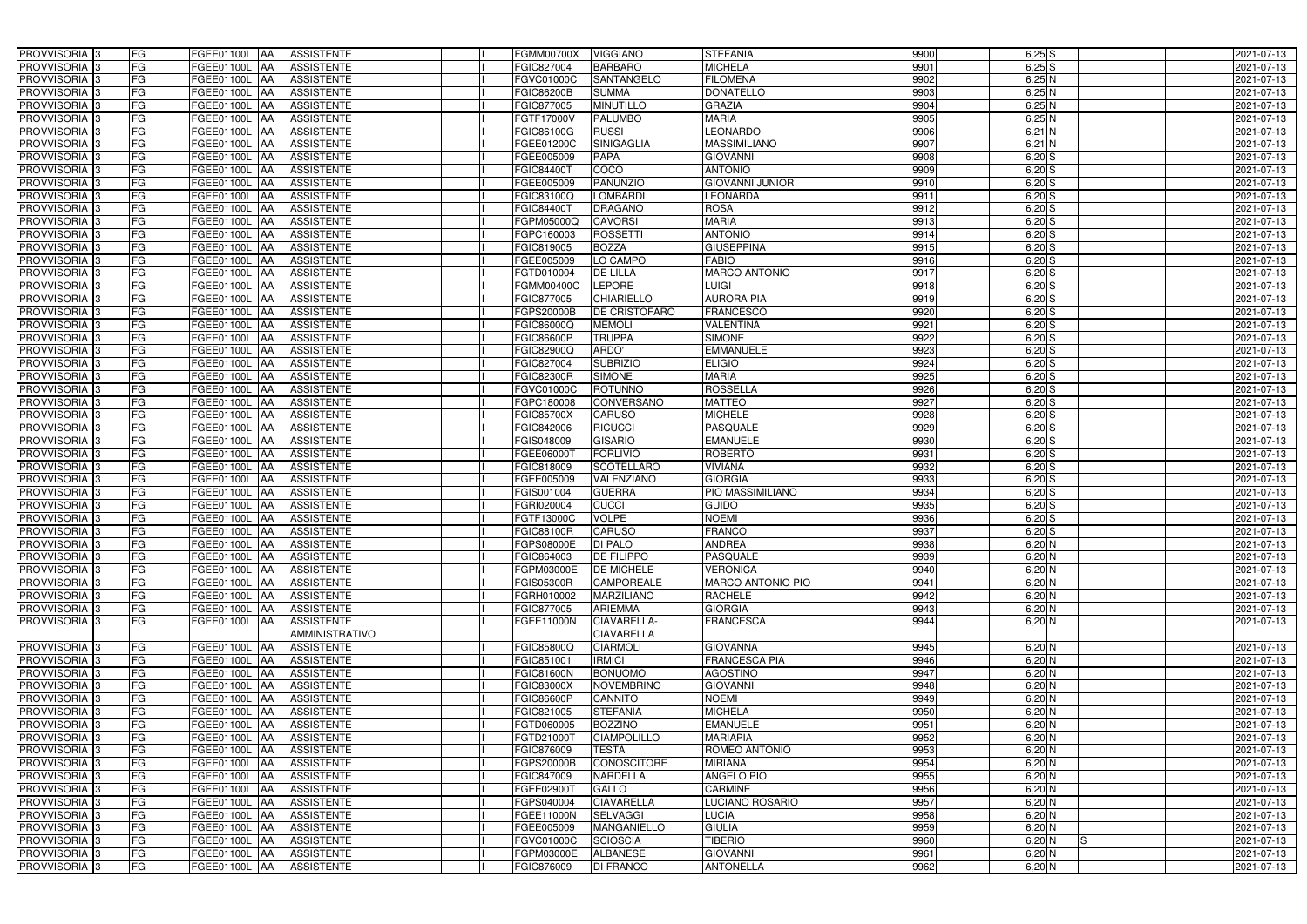| PROVVISORIA | 3 | FG | FGEE01100L | AA | ASSISTENTE | | I | FGMM00700X | VIGGIANO | STEFANIA | 9900 | 6,25 | S | | | 2021-07-13 |
|---|---|---|---|---|---|---|---|---|---|---|---|---|---|---|---|---|
| PROVVISORIA | 3 | FG | FGEE01100L | AA | ASSISTENTE | | I | FGIC827004 | BARBARO | MICHELA | 9901 | 6,25 | S | | | 2021-07-13 |
| PROVVISORIA | 3 | FG | FGEE01100L | AA | ASSISTENTE | | I | FGVC01000C | SANTANGELO | FILOMENA | 9902 | 6,25 | N | | | 2021-07-13 |
| PROVVISORIA | 3 | FG | FGEE01100L | AA | ASSISTENTE | | I | FGIC86200B | SUMMA | DONATELLO | 9903 | 6,25 | N | | | 2021-07-13 |
| PROVVISORIA | 3 | FG | FGEE01100L | AA | ASSISTENTE | | I | FGIC877005 | MINUTILLO | GRAZIA | 9904 | 6,25 | N | | | 2021-07-13 |
| PROVVISORIA | 3 | FG | FGEE01100L | AA | ASSISTENTE | | I | FGTF17000V | PALUMBO | MARIA | 9905 | 6,25 | N | | | 2021-07-13 |
| PROVVISORIA | 3 | FG | FGEE01100L | AA | ASSISTENTE | | I | FGIC86100G | RUSSI | LEONARDO | 9906 | 6,21 | N | | | 2021-07-13 |
| PROVVISORIA | 3 | FG | FGEE01100L | AA | ASSISTENTE | | I | FGEE01200C | SINIGAGLIA | MASSIMILIANO | 9907 | 6,21 | N | | | 2021-07-13 |
| PROVVISORIA | 3 | FG | FGEE01100L | AA | ASSISTENTE | | I | FGEE005009 | PAPA | GIOVANNI | 9908 | 6,20 | S | | | 2021-07-13 |
| PROVVISORIA | 3 | FG | FGEE01100L | AA | ASSISTENTE | | I | FGIC84400T | COCO | ANTONIO | 9909 | 6,20 | S | | | 2021-07-13 |
| PROVVISORIA | 3 | FG | FGEE01100L | AA | ASSISTENTE | | I | FGEE005009 | PANUNZIO | GIOVANNI JUNIOR | 9910 | 6,20 | S | | | 2021-07-13 |
| PROVVISORIA | 3 | FG | FGEE01100L | AA | ASSISTENTE | | I | FGIC83100Q | LOMBARDI | LEONARDA | 9911 | 6,20 | S | | | 2021-07-13 |
| PROVVISORIA | 3 | FG | FGEE01100L | AA | ASSISTENTE | | I | FGIC84400T | DRAGANO | ROSA | 9912 | 6,20 | S | | | 2021-07-13 |
| PROVVISORIA | 3 | FG | FGEE01100L | AA | ASSISTENTE | | I | FGPM05000Q | CAVORSI | MARIA | 9913 | 6,20 | S | | | 2021-07-13 |
| PROVVISORIA | 3 | FG | FGEE01100L | AA | ASSISTENTE | | I | FGPC160003 | ROSSETTI | ANTONIO | 9914 | 6,20 | S | | | 2021-07-13 |
| PROVVISORIA | 3 | FG | FGEE01100L | AA | ASSISTENTE | | I | FGIC819005 | BOZZA | GIUSEPPINA | 9915 | 6,20 | S | | | 2021-07-13 |
| PROVVISORIA | 3 | FG | FGEE01100L | AA | ASSISTENTE | | I | FGEE005009 | LO CAMPO | FABIO | 9916 | 6,20 | S | | | 2021-07-13 |
| PROVVISORIA | 3 | FG | FGEE01100L | AA | ASSISTENTE | | I | FGTD010004 | DE LILLA | MARCO ANTONIO | 9917 | 6,20 | S | | | 2021-07-13 |
| PROVVISORIA | 3 | FG | FGEE01100L | AA | ASSISTENTE | | I | FGMM00400C | LEPORE | LUIGI | 9918 | 6,20 | S | | | 2021-07-13 |
| PROVVISORIA | 3 | FG | FGEE01100L | AA | ASSISTENTE | | I | FGIC877005 | CHIARIELLO | AURORA PIA | 9919 | 6,20 | S | | | 2021-07-13 |
| PROVVISORIA | 3 | FG | FGEE01100L | AA | ASSISTENTE | | I | FGPS20000B | DE CRISTOFARO | FRANCESCO | 9920 | 6,20 | S | | | 2021-07-13 |
| PROVVISORIA | 3 | FG | FGEE01100L | AA | ASSISTENTE | | I | FGIC86000Q | MEMOLI | VALENTINA | 9921 | 6,20 | S | | | 2021-07-13 |
| PROVVISORIA | 3 | FG | FGEE01100L | AA | ASSISTENTE | | I | FGIC86600P | TRUPPA | SIMONE | 9922 | 6,20 | S | | | 2021-07-13 |
| PROVVISORIA | 3 | FG | FGEE01100L | AA | ASSISTENTE | | I | FGIC82900Q | ARDO' | EMMANUELE | 9923 | 6,20 | S | | | 2021-07-13 |
| PROVVISORIA | 3 | FG | FGEE01100L | AA | ASSISTENTE | | I | FGIC827004 | SUBRIZIO | ELIGIO | 9924 | 6,20 | S | | | 2021-07-13 |
| PROVVISORIA | 3 | FG | FGEE01100L | AA | ASSISTENTE | | I | FGIC82300R | SIMONE | MARIA | 9925 | 6,20 | S | | | 2021-07-13 |
| PROVVISORIA | 3 | FG | FGEE01100L | AA | ASSISTENTE | | I | FGVC01000C | ROTUNNO | ROSSELLA | 9926 | 6,20 | S | | | 2021-07-13 |
| PROVVISORIA | 3 | FG | FGEE01100L | AA | ASSISTENTE | | I | FGPC180008 | CONVERSANO | MATTEO | 9927 | 6,20 | S | | | 2021-07-13 |
| PROVVISORIA | 3 | FG | FGEE01100L | AA | ASSISTENTE | | I | FGIC85700X | CARUSO | MICHELE | 9928 | 6,20 | S | | | 2021-07-13 |
| PROVVISORIA | 3 | FG | FGEE01100L | AA | ASSISTENTE | | I | FGIC842006 | RICUCCI | PASQUALE | 9929 | 6,20 | S | | | 2021-07-13 |
| PROVVISORIA | 3 | FG | FGEE01100L | AA | ASSISTENTE | | I | FGIS048009 | GISARIO | EMANUELE | 9930 | 6,20 | S | | | 2021-07-13 |
| PROVVISORIA | 3 | FG | FGEE01100L | AA | ASSISTENTE | | I | FGEE06000T | FORLIVIO | ROBERTO | 9931 | 6,20 | S | | | 2021-07-13 |
| PROVVISORIA | 3 | FG | FGEE01100L | AA | ASSISTENTE | | I | FGIC818009 | SCOTELLARO | VIVIANA | 9932 | 6,20 | S | | | 2021-07-13 |
| PROVVISORIA | 3 | FG | FGEE01100L | AA | ASSISTENTE | | I | FGEE005009 | VALENZIANO | GIORGIA | 9933 | 6,20 | S | | | 2021-07-13 |
| PROVVISORIA | 3 | FG | FGEE01100L | AA | ASSISTENTE | | I | FGIS001004 | GUERRA | PIO MASSIMILIANO | 9934 | 6,20 | S | | | 2021-07-13 |
| PROVVISORIA | 3 | FG | FGEE01100L | AA | ASSISTENTE | | I | FGRI020004 | CUCCI | GUIDO | 9935 | 6,20 | S | | | 2021-07-13 |
| PROVVISORIA | 3 | FG | FGEE01100L | AA | ASSISTENTE | | I | FGTF13000C | VOLPE | NOEMI | 9936 | 6,20 | S | | | 2021-07-13 |
| PROVVISORIA | 3 | FG | FGEE01100L | AA | ASSISTENTE | | I | FGIC88100R | CARUSO | FRANCO | 9937 | 6,20 | S | | | 2021-07-13 |
| PROVVISORIA | 3 | FG | FGEE01100L | AA | ASSISTENTE | | I | FGPS08000E | DI PALO | ANDREA | 9938 | 6,20 | N | | | 2021-07-13 |
| PROVVISORIA | 3 | FG | FGEE01100L | AA | ASSISTENTE | | I | FGIC864003 | DE FILIPPO | PASQUALE | 9939 | 6,20 | N | | | 2021-07-13 |
| PROVVISORIA | 3 | FG | FGEE01100L | AA | ASSISTENTE | | I | FGPM03000E | DE MICHELE | VERONICA | 9940 | 6,20 | N | | | 2021-07-13 |
| PROVVISORIA | 3 | FG | FGEE01100L | AA | ASSISTENTE | | I | FGIS05300R | CAMPOREALE | MARCO ANTONIO PIO | 9941 | 6,20 | N | | | 2021-07-13 |
| PROVVISORIA | 3 | FG | FGEE01100L | AA | ASSISTENTE | | I | FGRH010002 | MARZILIANO | RACHELE | 9942 | 6,20 | N | | | 2021-07-13 |
| PROVVISORIA | 3 | FG | FGEE01100L | AA | ASSISTENTE | | I | FGIC877005 | ARIEMMA | GIORGIA | 9943 | 6,20 | N | | | 2021-07-13 |
| PROVVISORIA | 3 | FG | FGEE01100L | AA | ASSISTENTE AMMINISTRATIVO | | I | FGEE11000N | CIAVARELLA-CIAVARELLA | FRANCESCA | 9944 | 6,20 | N | | | 2021-07-13 |
| PROVVISORIA | 3 | FG | FGEE01100L | AA | ASSISTENTE | | I | FGIC85800Q | CIARMOLI | GIOVANNA | 9945 | 6,20 | N | | | 2021-07-13 |
| PROVVISORIA | 3 | FG | FGEE01100L | AA | ASSISTENTE | | I | FGIC851001 | IRMICI | FRANCESCA PIA | 9946 | 6,20 | N | | | 2021-07-13 |
| PROVVISORIA | 3 | FG | FGEE01100L | AA | ASSISTENTE | | I | FGIC81600N | BONUOMO | AGOSTINO | 9947 | 6,20 | N | | | 2021-07-13 |
| PROVVISORIA | 3 | FG | FGEE01100L | AA | ASSISTENTE | | I | FGIC83000X | NOVEMBRINO | GIOVANNI | 9948 | 6,20 | N | | | 2021-07-13 |
| PROVVISORIA | 3 | FG | FGEE01100L | AA | ASSISTENTE | | I | FGIC86600P | CANNITO | NOEMI | 9949 | 6,20 | N | | | 2021-07-13 |
| PROVVISORIA | 3 | FG | FGEE01100L | AA | ASSISTENTE | | I | FGIC821005 | STEFANIA | MICHELA | 9950 | 6,20 | N | | | 2021-07-13 |
| PROVVISORIA | 3 | FG | FGEE01100L | AA | ASSISTENTE | | I | FGTD060005 | BOZZINO | EMANUELE | 9951 | 6,20 | N | | | 2021-07-13 |
| PROVVISORIA | 3 | FG | FGEE01100L | AA | ASSISTENTE | | I | FGTD21000T | CIAMPOLILLO | MARIAPIA | 9952 | 6,20 | N | | | 2021-07-13 |
| PROVVISORIA | 3 | FG | FGEE01100L | AA | ASSISTENTE | | I | FGIC876009 | TESTA | ROMEO ANTONIO | 9953 | 6,20 | N | | | 2021-07-13 |
| PROVVISORIA | 3 | FG | FGEE01100L | AA | ASSISTENTE | | I | FGPS20000B | CONOSCITORE | MIRIANA | 9954 | 6,20 | N | | | 2021-07-13 |
| PROVVISORIA | 3 | FG | FGEE01100L | AA | ASSISTENTE | | I | FGIC847009 | NARDELLA | ANGELO PIO | 9955 | 6,20 | N | | | 2021-07-13 |
| PROVVISORIA | 3 | FG | FGEE01100L | AA | ASSISTENTE | | I | FGEE02900T | GALLO | CARMINE | 9956 | 6,20 | N | | | 2021-07-13 |
| PROVVISORIA | 3 | FG | FGEE01100L | AA | ASSISTENTE | | I | FGPS040004 | CIAVARELLA | LUCIANO ROSARIO | 9957 | 6,20 | N | | | 2021-07-13 |
| PROVVISORIA | 3 | FG | FGEE01100L | AA | ASSISTENTE | | I | FGEE11000N | SELVAGGI | LUCIA | 9958 | 6,20 | N | | | 2021-07-13 |
| PROVVISORIA | 3 | FG | FGEE01100L | AA | ASSISTENTE | | I | FGEE005009 | MANGANIELLO | GIULIA | 9959 | 6,20 | N | | | 2021-07-13 |
| PROVVISORIA | 3 | FG | FGEE01100L | AA | ASSISTENTE | | I | FGVC01000C | SCIOSCIA | TIBERIO | 9960 | 6,20 | N | S | | 2021-07-13 |
| PROVVISORIA | 3 | FG | FGEE01100L | AA | ASSISTENTE | | I | FGPM03000E | ALBANESE | GIOVANNI | 9961 | 6,20 | N | | | 2021-07-13 |
| PROVVISORIA | 3 | FG | FGEE01100L | AA | ASSISTENTE | | I | FGIC876009 | DI FRANCO | ANTONELLA | 9962 | 6,20 | N | | | 2021-07-13 |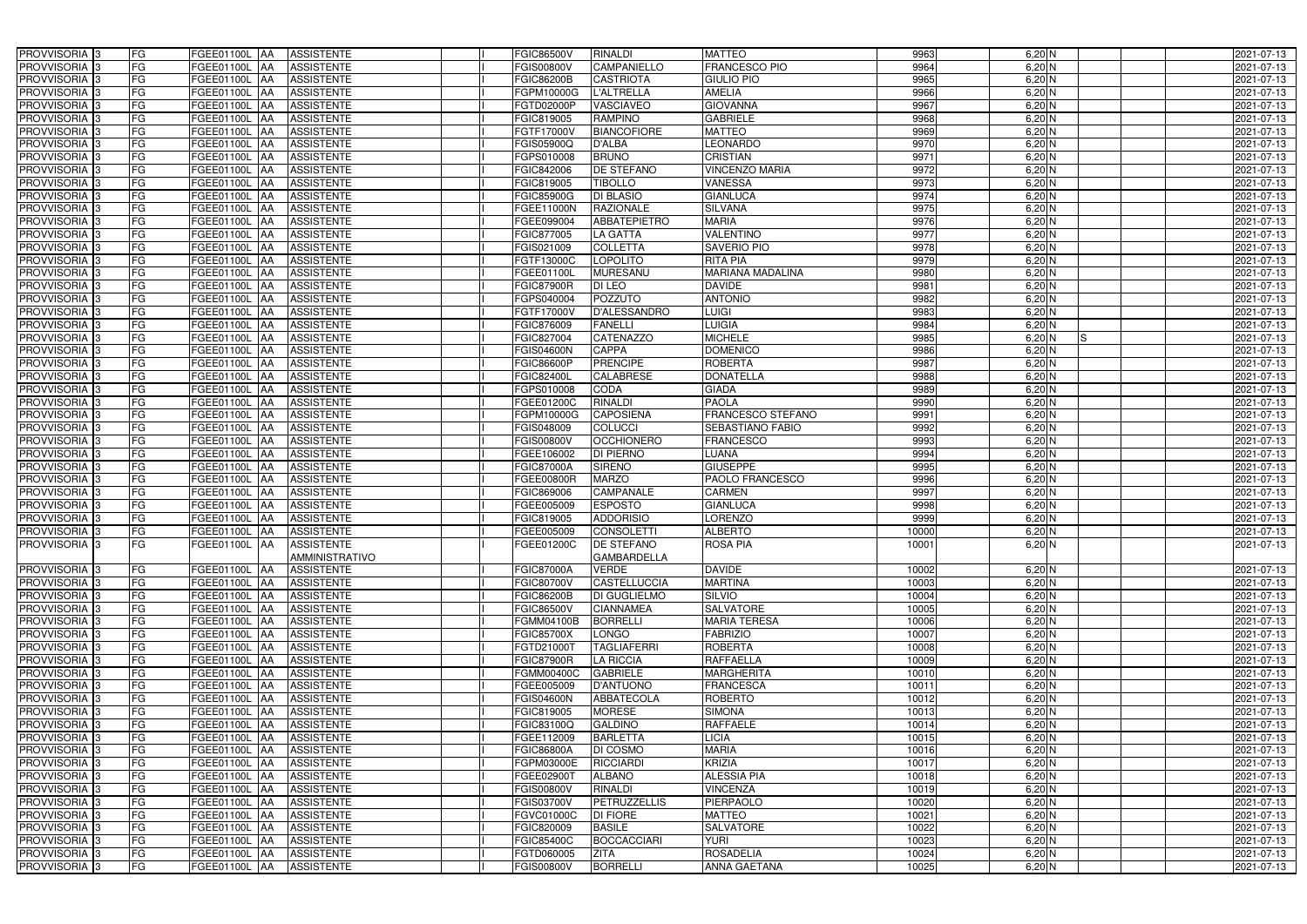| PROVVISORIA | 3 | FG | FGEE01100L | AA | ASSISTENTE | | I | FGIC86500V | RINALDI | MATTEO | 9963 | 6,20 | N | | | | 2021-07-13 |
|---|---|---|---|---|---|---|---|---|---|---|---|---|---|---|---|---|---|
| PROVVISORIA | 3 | FG | FGEE01100L | AA | ASSISTENTE | | I | FGIS00800V | CAMPANIELLO | FRANCESCO PIO | 9964 | 6,20 | N | | | | 2021-07-13 |
| PROVVISORIA | 3 | FG | FGEE01100L | AA | ASSISTENTE | | I | FGIC86200B | CASTRIOTA | GIULIO PIO | 9965 | 6,20 | N | | | | 2021-07-13 |
| PROVVISORIA | 3 | FG | FGEE01100L | AA | ASSISTENTE | | I | FGPM10000G | L'ALTRELLA | AMELIA | 9966 | 6,20 | N | | | | 2021-07-13 |
| PROVVISORIA | 3 | FG | FGEE01100L | AA | ASSISTENTE | | I | FGTD02000P | VASCIAVEO | GIOVANNA | 9967 | 6,20 | N | | | | 2021-07-13 |
| PROVVISORIA | 3 | FG | FGEE01100L | AA | ASSISTENTE | | I | FGIC819005 | RAMPINO | GABRIELE | 9968 | 6,20 | N | | | | 2021-07-13 |
| PROVVISORIA | 3 | FG | FGEE01100L | AA | ASSISTENTE | | I | FGTF17000V | BIANCOFIORE | MATTEO | 9969 | 6,20 | N | | | | 2021-07-13 |
| PROVVISORIA | 3 | FG | FGEE01100L | AA | ASSISTENTE | | I | FGIS05900Q | D'ALBA | LEONARDO | 9970 | 6,20 | N | | | | 2021-07-13 |
| PROVVISORIA | 3 | FG | FGEE01100L | AA | ASSISTENTE | | I | FGPS010008 | BRUNO | CRISTIAN | 9971 | 6,20 | N | | | | 2021-07-13 |
| PROVVISORIA | 3 | FG | FGEE01100L | AA | ASSISTENTE | | I | FGIC842006 | DE STEFANO | VINCENZO MARIA | 9972 | 6,20 | N | | | | 2021-07-13 |
| PROVVISORIA | 3 | FG | FGEE01100L | AA | ASSISTENTE | | I | FGIC819005 | TIBOLLO | VANESSA | 9973 | 6,20 | N | | | | 2021-07-13 |
| PROVVISORIA | 3 | FG | FGEE01100L | AA | ASSISTENTE | | I | FGIC85900G | DI BLASIO | GIANLUCA | 9974 | 6,20 | N | | | | 2021-07-13 |
| PROVVISORIA | 3 | FG | FGEE01100L | AA | ASSISTENTE | | I | FGEE11000N | RAZIONALE | SILVANA | 9975 | 6,20 | N | | | | 2021-07-13 |
| PROVVISORIA | 3 | FG | FGEE01100L | AA | ASSISTENTE | | I | FGEE099004 | ABBATEPIETRO | MARIA | 9976 | 6,20 | N | | | | 2021-07-13 |
| PROVVISORIA | 3 | FG | FGEE01100L | AA | ASSISTENTE | | I | FGIC877005 | LA GATTA | VALENTINO | 9977 | 6,20 | N | | | | 2021-07-13 |
| PROVVISORIA | 3 | FG | FGEE01100L | AA | ASSISTENTE | | I | FGIS021009 | COLLETTA | SAVERIO PIO | 9978 | 6,20 | N | | | | 2021-07-13 |
| PROVVISORIA | 3 | FG | FGEE01100L | AA | ASSISTENTE | | I | FGTF13000C | LOPOLITO | RITA PIA | 9979 | 6,20 | N | | | | 2021-07-13 |
| PROVVISORIA | 3 | FG | FGEE01100L | AA | ASSISTENTE | | I | FGEE01100L | MURESANU | MARIANA MADALINA | 9980 | 6,20 | N | | | | 2021-07-13 |
| PROVVISORIA | 3 | FG | FGEE01100L | AA | ASSISTENTE | | I | FGIC87900R | DI LEO | DAVIDE | 9981 | 6,20 | N | | | | 2021-07-13 |
| PROVVISORIA | 3 | FG | FGEE01100L | AA | ASSISTENTE | | I | FGPS040004 | POZZUTO | ANTONIO | 9982 | 6,20 | N | | | | 2021-07-13 |
| PROVVISORIA | 3 | FG | FGEE01100L | AA | ASSISTENTE | | I | FGTF17000V | D'ALESSANDRO | LUIGI | 9983 | 6,20 | N | | | | 2021-07-13 |
| PROVVISORIA | 3 | FG | FGEE01100L | AA | ASSISTENTE | | I | FGIC876009 | FANELLI | LUIGIA | 9984 | 6,20 | N | | | | 2021-07-13 |
| PROVVISORIA | 3 | FG | FGEE01100L | AA | ASSISTENTE | | I | FGIC827004 | CATENAZZO | MICHELE | 9985 | 6,20 | N | S | | | 2021-07-13 |
| PROVVISORIA | 3 | FG | FGEE01100L | AA | ASSISTENTE | | I | FGIS04600N | CAPPA | DOMENICO | 9986 | 6,20 | N | | | | 2021-07-13 |
| PROVVISORIA | 3 | FG | FGEE01100L | AA | ASSISTENTE | | I | FGIC86600P | PRENCIPE | ROBERTA | 9987 | 6,20 | N | | | | 2021-07-13 |
| PROVVISORIA | 3 | FG | FGEE01100L | AA | ASSISTENTE | | I | FGIC82400L | CALABRESE | DONATELLA | 9988 | 6,20 | N | | | | 2021-07-13 |
| PROVVISORIA | 3 | FG | FGEE01100L | AA | ASSISTENTE | | I | FGPS010008 | CODA | GIADA | 9989 | 6,20 | N | | | | 2021-07-13 |
| PROVVISORIA | 3 | FG | FGEE01100L | AA | ASSISTENTE | | I | FGEE01200C | RINALDI | PAOLA | 9990 | 6,20 | N | | | | 2021-07-13 |
| PROVVISORIA | 3 | FG | FGEE01100L | AA | ASSISTENTE | | I | FGPM10000G | CAPOSIENA | FRANCESCO STEFANO | 9991 | 6,20 | N | | | | 2021-07-13 |
| PROVVISORIA | 3 | FG | FGEE01100L | AA | ASSISTENTE | | I | FGIS048009 | COLUCCI | SEBASTIANO FABIO | 9992 | 6,20 | N | | | | 2021-07-13 |
| PROVVISORIA | 3 | FG | FGEE01100L | AA | ASSISTENTE | | I | FGIS00800V | OCCHIONERO | FRANCESCO | 9993 | 6,20 | N | | | | 2021-07-13 |
| PROVVISORIA | 3 | FG | FGEE01100L | AA | ASSISTENTE | | I | FGEE106002 | DI PIERNO | LUANA | 9994 | 6,20 | N | | | | 2021-07-13 |
| PROVVISORIA | 3 | FG | FGEE01100L | AA | ASSISTENTE | | I | FGIC87000A | SIRENO | GIUSEPPE | 9995 | 6,20 | N | | | | 2021-07-13 |
| PROVVISORIA | 3 | FG | FGEE01100L | AA | ASSISTENTE | | I | FGEE00800R | MARZO | PAOLO FRANCESCO | 9996 | 6,20 | N | | | | 2021-07-13 |
| PROVVISORIA | 3 | FG | FGEE01100L | AA | ASSISTENTE | | I | FGIC869006 | CAMPANALE | CARMEN | 9997 | 6,20 | N | | | | 2021-07-13 |
| PROVVISORIA | 3 | FG | FGEE01100L | AA | ASSISTENTE | | I | FGEE005009 | ESPOSTO | GIANLUCA | 9998 | 6,20 | N | | | | 2021-07-13 |
| PROVVISORIA | 3 | FG | FGEE01100L | AA | ASSISTENTE | | I | FGIC819005 | ADDORISIO | LORENZO | 9999 | 6,20 | N | | | | 2021-07-13 |
| PROVVISORIA | 3 | FG | FGEE01100L | AA | ASSISTENTE | | I | FGEE005009 | CONSOLETTI | ALBERTO | 10000 | 6,20 | N | | | | 2021-07-13 |
| PROVVISORIA | 3 | FG | FGEE01100L | AA | ASSISTENTE AMMINISTRATIVO | | I | FGEE01200C | DE STEFANO GAMBARDELLA | ROSA PIA | 10001 | 6,20 | N | | | | 2021-07-13 |
| PROVVISORIA | 3 | FG | FGEE01100L | AA | ASSISTENTE | | I | FGIC87000A | VERDE | DAVIDE | 10002 | 6,20 | N | | | | 2021-07-13 |
| PROVVISORIA | 3 | FG | FGEE01100L | AA | ASSISTENTE | | I | FGIC80700V | CASTELLUCCIA | MARTINA | 10003 | 6,20 | N | | | | 2021-07-13 |
| PROVVISORIA | 3 | FG | FGEE01100L | AA | ASSISTENTE | | I | FGIC86200B | DI GUGLIELMO | SILVIO | 10004 | 6,20 | N | | | | 2021-07-13 |
| PROVVISORIA | 3 | FG | FGEE01100L | AA | ASSISTENTE | | I | FGIC86500V | CIANNAMEA | SALVATORE | 10005 | 6,20 | N | | | | 2021-07-13 |
| PROVVISORIA | 3 | FG | FGEE01100L | AA | ASSISTENTE | | I | FGMM04100B | BORRELLI | MARIA TERESA | 10006 | 6,20 | N | | | | 2021-07-13 |
| PROVVISORIA | 3 | FG | FGEE01100L | AA | ASSISTENTE | | I | FGIC85700X | LONGO | FABRIZIO | 10007 | 6,20 | N | | | | 2021-07-13 |
| PROVVISORIA | 3 | FG | FGEE01100L | AA | ASSISTENTE | | I | FGTD21000T | TAGLIAFERRI | ROBERTA | 10008 | 6,20 | N | | | | 2021-07-13 |
| PROVVISORIA | 3 | FG | FGEE01100L | AA | ASSISTENTE | | I | FGIC87900R | LA RICCIA | RAFFAELLA | 10009 | 6,20 | N | | | | 2021-07-13 |
| PROVVISORIA | 3 | FG | FGEE01100L | AA | ASSISTENTE | | I | FGMM00400C | GABRIELE | MARGHERITA | 10010 | 6,20 | N | | | | 2021-07-13 |
| PROVVISORIA | 3 | FG | FGEE01100L | AA | ASSISTENTE | | I | FGEE005009 | D'ANTUONO | FRANCESCA | 10011 | 6,20 | N | | | | 2021-07-13 |
| PROVVISORIA | 3 | FG | FGEE01100L | AA | ASSISTENTE | | I | FGIS04600N | ABBATECOLA | ROBERTO | 10012 | 6,20 | N | | | | 2021-07-13 |
| PROVVISORIA | 3 | FG | FGEE01100L | AA | ASSISTENTE | | I | FGIC819005 | MORESE | SIMONA | 10013 | 6,20 | N | | | | 2021-07-13 |
| PROVVISORIA | 3 | FG | FGEE01100L | AA | ASSISTENTE | | I | FGIC83100Q | GALDINO | RAFFAELE | 10014 | 6,20 | N | | | | 2021-07-13 |
| PROVVISORIA | 3 | FG | FGEE01100L | AA | ASSISTENTE | | I | FGEE112009 | BARLETTA | LICIA | 10015 | 6,20 | N | | | | 2021-07-13 |
| PROVVISORIA | 3 | FG | FGEE01100L | AA | ASSISTENTE | | I | FGIC86800A | DI COSMO | MARIA | 10016 | 6,20 | N | | | | 2021-07-13 |
| PROVVISORIA | 3 | FG | FGEE01100L | AA | ASSISTENTE | | I | FGPM03000E | RICCIARDI | KRIZIA | 10017 | 6,20 | N | | | | 2021-07-13 |
| PROVVISORIA | 3 | FG | FGEE01100L | AA | ASSISTENTE | | I | FGEE02900T | ALBANO | ALESSIA PIA | 10018 | 6,20 | N | | | | 2021-07-13 |
| PROVVISORIA | 3 | FG | FGEE01100L | AA | ASSISTENTE | | I | FGIS00800V | RINALDI | VINCENZA | 10019 | 6,20 | N | | | | 2021-07-13 |
| PROVVISORIA | 3 | FG | FGEE01100L | AA | ASSISTENTE | | I | FGIS03700V | PETRUZZELLIS | PIERPAOLO | 10020 | 6,20 | N | | | | 2021-07-13 |
| PROVVISORIA | 3 | FG | FGEE01100L | AA | ASSISTENTE | | I | FGVC01000C | DI FIORE | MATTEO | 10021 | 6,20 | N | | | | 2021-07-13 |
| PROVVISORIA | 3 | FG | FGEE01100L | AA | ASSISTENTE | | I | FGIC820009 | BASILE | SALVATORE | 10022 | 6,20 | N | | | | 2021-07-13 |
| PROVVISORIA | 3 | FG | FGEE01100L | AA | ASSISTENTE | | I | FGIC85400C | BOCCACCIARI | YURI | 10023 | 6,20 | N | | | | 2021-07-13 |
| PROVVISORIA | 3 | FG | FGEE01100L | AA | ASSISTENTE | | I | FGTD060005 | ZITA | ROSADELIA | 10024 | 6,20 | N | | | | 2021-07-13 |
| PROVVISORIA | 3 | FG | FGEE01100L | AA | ASSISTENTE | | I | FGIS00800V | BORRELLI | ANNA GAETANA | 10025 | 6,20 | N | | | | 2021-07-13 |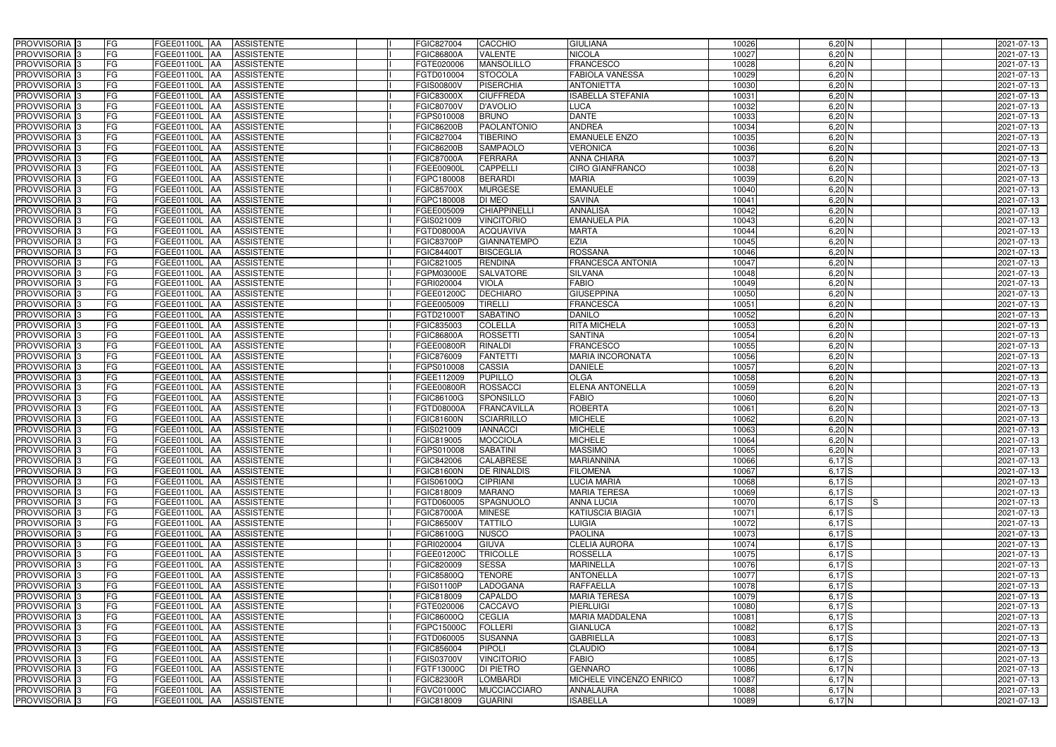| | | | | | | | | | | | | | | | |
|---|---|---|---|---|---|---|---|---|---|---|---|---|---|---|---|
| PROVVISORIA 3 | FG | FGEE01100L | AA | ASSISTENTE | | I | FGIC827004 | CACCHIO | GIULIANA | 10026 | 6,20 | N | | | 2021-07-13 |
| PROVVISORIA 3 | FG | FGEE01100L | AA | ASSISTENTE | | I | FGIC86800A | VALENTE | NICOLA | 10027 | 6,20 | N | | | 2021-07-13 |
| PROVVISORIA 3 | FG | FGEE01100L | AA | ASSISTENTE | | I | FGTE020006 | MANSOLILLO | FRANCESCO | 10028 | 6,20 | N | | | 2021-07-13 |
| PROVVISORIA 3 | FG | FGEE01100L | AA | ASSISTENTE | | I | FGTD010004 | STOCOLA | FABIOLA VANESSA | 10029 | 6,20 | N | | | 2021-07-13 |
| PROVVISORIA 3 | FG | FGEE01100L | AA | ASSISTENTE | | I | FGIS00800V | PISERCHIA | ANTONIETTA | 10030 | 6,20 | N | | | 2021-07-13 |
| PROVVISORIA 3 | FG | FGEE01100L | AA | ASSISTENTE | | I | FGIC83000X | CIUFFREDA | ISABELLA STEFANIA | 10031 | 6,20 | N | | | 2021-07-13 |
| PROVVISORIA 3 | FG | FGEE01100L | AA | ASSISTENTE | | I | FGIC80700V | D'AVOLIO | LUCA | 10032 | 6,20 | N | | | 2021-07-13 |
| PROVVISORIA 3 | FG | FGEE01100L | AA | ASSISTENTE | | I | FGPS010008 | BRUNO | DANTE | 10033 | 6,20 | N | | | 2021-07-13 |
| PROVVISORIA 3 | FG | FGEE01100L | AA | ASSISTENTE | | I | FGIC86200B | PAOLANTONIO | ANDREA | 10034 | 6,20 | N | | | 2021-07-13 |
| PROVVISORIA 3 | FG | FGEE01100L | AA | ASSISTENTE | | I | FGIC827004 | TIBERINO | EMANUELE ENZO | 10035 | 6,20 | N | | | 2021-07-13 |
| PROVVISORIA 3 | FG | FGEE01100L | AA | ASSISTENTE | | I | FGIC86200B | SAMPAOLO | VERONICA | 10036 | 6,20 | N | | | 2021-07-13 |
| PROVVISORIA 3 | FG | FGEE01100L | AA | ASSISTENTE | | I | FGIC87000A | FERRARA | ANNA CHIARA | 10037 | 6,20 | N | | | 2021-07-13 |
| PROVVISORIA 3 | FG | FGEE01100L | AA | ASSISTENTE | | I | FGEE00900L | CAPPELLI | CIRO GIANFRANCO | 10038 | 6,20 | N | | | 2021-07-13 |
| PROVVISORIA 3 | FG | FGEE01100L | AA | ASSISTENTE | | I | FGPC180008 | BERARDI | MARIA | 10039 | 6,20 | N | | | 2021-07-13 |
| PROVVISORIA 3 | FG | FGEE01100L | AA | ASSISTENTE | | I | FGIC85700X | MURGESE | EMANUELE | 10040 | 6,20 | N | | | 2021-07-13 |
| PROVVISORIA 3 | FG | FGEE01100L | AA | ASSISTENTE | | I | FGPC180008 | DI MEO | SAVINA | 10041 | 6,20 | N | | | 2021-07-13 |
| PROVVISORIA 3 | FG | FGEE01100L | AA | ASSISTENTE | | I | FGEE005009 | CHIAPPINELLI | ANNALISA | 10042 | 6,20 | N | | | 2021-07-13 |
| PROVVISORIA 3 | FG | FGEE01100L | AA | ASSISTENTE | | I | FGIS021009 | VINCITORIO | EMANUELA PIA | 10043 | 6,20 | N | | | 2021-07-13 |
| PROVVISORIA 3 | FG | FGEE01100L | AA | ASSISTENTE | | I | FGTD08000A | ACQUAVIVA | MARTA | 10044 | 6,20 | N | | | 2021-07-13 |
| PROVVISORIA 3 | FG | FGEE01100L | AA | ASSISTENTE | | I | FGIC83700P | GIANNATEMPO | EZIA | 10045 | 6,20 | N | | | 2021-07-13 |
| PROVVISORIA 3 | FG | FGEE01100L | AA | ASSISTENTE | | I | FGIC84400T | BISCEGLIA | ROSSANA | 10046 | 6,20 | N | | | 2021-07-13 |
| PROVVISORIA 3 | FG | FGEE01100L | AA | ASSISTENTE | | I | FGIC821005 | RENDINA | FRANCESCA ANTONIA | 10047 | 6,20 | N | | | 2021-07-13 |
| PROVVISORIA 3 | FG | FGEE01100L | AA | ASSISTENTE | | I | FGPM03000E | SALVATORE | SILVANA | 10048 | 6,20 | N | | | 2021-07-13 |
| PROVVISORIA 3 | FG | FGEE01100L | AA | ASSISTENTE | | I | FGRI020004 | VIOLA | FABIO | 10049 | 6,20 | N | | | 2021-07-13 |
| PROVVISORIA 3 | FG | FGEE01100L | AA | ASSISTENTE | | I | FGEE01200C | DECHIARO | GIUSEPPINA | 10050 | 6,20 | N | | | 2021-07-13 |
| PROVVISORIA 3 | FG | FGEE01100L | AA | ASSISTENTE | | I | FGEE005009 | TIRELLI | FRANCESCA | 10051 | 6,20 | N | | | 2021-07-13 |
| PROVVISORIA 3 | FG | FGEE01100L | AA | ASSISTENTE | | I | FGTD21000T | SABATINO | DANILO | 10052 | 6,20 | N | | | 2021-07-13 |
| PROVVISORIA 3 | FG | FGEE01100L | AA | ASSISTENTE | | I | FGIC835003 | COLELLA | RITA MICHELA | 10053 | 6,20 | N | | | 2021-07-13 |
| PROVVISORIA 3 | FG | FGEE01100L | AA | ASSISTENTE | | I | FGIC86800A | ROSSETTI | SANTINA | 10054 | 6,20 | N | | | 2021-07-13 |
| PROVVISORIA 3 | FG | FGEE01100L | AA | ASSISTENTE | | I | FGEE00800R | RINALDI | FRANCESCO | 10055 | 6,20 | N | | | 2021-07-13 |
| PROVVISORIA 3 | FG | FGEE01100L | AA | ASSISTENTE | | I | FGIC876009 | FANTETTI | MARIA INCORONATA | 10056 | 6,20 | N | | | 2021-07-13 |
| PROVVISORIA 3 | FG | FGEE01100L | AA | ASSISTENTE | | I | FGPS010008 | CASSIA | DANIELE | 10057 | 6,20 | N | | | 2021-07-13 |
| PROVVISORIA 3 | FG | FGEE01100L | AA | ASSISTENTE | | I | FGEE112009 | PUPILLO | OLGA | 10058 | 6,20 | N | | | 2021-07-13 |
| PROVVISORIA 3 | FG | FGEE01100L | AA | ASSISTENTE | | I | FGEE00800R | ROSSACCI | ELENA ANTONELLA | 10059 | 6,20 | N | | | 2021-07-13 |
| PROVVISORIA 3 | FG | FGEE01100L | AA | ASSISTENTE | | I | FGIC86100G | SPONSILLO | FABIO | 10060 | 6,20 | N | | | 2021-07-13 |
| PROVVISORIA 3 | FG | FGEE01100L | AA | ASSISTENTE | | I | FGTD08000A | FRANCAVILLA | ROBERTA | 10061 | 6,20 | N | | | 2021-07-13 |
| PROVVISORIA 3 | FG | FGEE01100L | AA | ASSISTENTE | | I | FGIC81600N | SCIARRILLO | MICHELE | 10062 | 6,20 | N | | | 2021-07-13 |
| PROVVISORIA 3 | FG | FGEE01100L | AA | ASSISTENTE | | I | FGIS021009 | IANNACCI | MICHELE | 10063 | 6,20 | N | | | 2021-07-13 |
| PROVVISORIA 3 | FG | FGEE01100L | AA | ASSISTENTE | | I | FGIC819005 | MOCCIOLA | MICHELE | 10064 | 6,20 | N | | | 2021-07-13 |
| PROVVISORIA 3 | FG | FGEE01100L | AA | ASSISTENTE | | I | FGPS010008 | SABATINI | MASSIMO | 10065 | 6,20 | N | | | 2021-07-13 |
| PROVVISORIA 3 | FG | FGEE01100L | AA | ASSISTENTE | | I | FGIC842006 | CALABRESE | MARIANNINA | 10066 | 6,17 | S | | | 2021-07-13 |
| PROVVISORIA 3 | FG | FGEE01100L | AA | ASSISTENTE | | I | FGIC81600N | DE RINALDIS | FILOMENA | 10067 | 6,17 | S | | | 2021-07-13 |
| PROVVISORIA 3 | FG | FGEE01100L | AA | ASSISTENTE | | I | FGIS06100Q | CIPRIANI | LUCIA MARIA | 10068 | 6,17 | S | | | 2021-07-13 |
| PROVVISORIA 3 | FG | FGEE01100L | AA | ASSISTENTE | | I | FGIC818009 | MARANO | MARIA TERESA | 10069 | 6,17 | S | | | 2021-07-13 |
| PROVVISORIA 3 | FG | FGEE01100L | AA | ASSISTENTE | | I | FGTD060005 | SPAGNUOLO | ANNA LUCIA | 10070 | 6,17 | S | S | | 2021-07-13 |
| PROVVISORIA 3 | FG | FGEE01100L | AA | ASSISTENTE | | I | FGIC87000A | MINESE | KATIUSCIA BIAGIA | 10071 | 6,17 | S | | | 2021-07-13 |
| PROVVISORIA 3 | FG | FGEE01100L | AA | ASSISTENTE | | I | FGIC86500V | TATTILO | LUIGIA | 10072 | 6,17 | S | | | 2021-07-13 |
| PROVVISORIA 3 | FG | FGEE01100L | AA | ASSISTENTE | | I | FGIC86100G | NUSCO | PAOLINA | 10073 | 6,17 | S | | | 2021-07-13 |
| PROVVISORIA 3 | FG | FGEE01100L | AA | ASSISTENTE | | I | FGRI020004 | GIUVA | CLELIA AURORA | 10074 | 6,17 | S | | | 2021-07-13 |
| PROVVISORIA 3 | FG | FGEE01100L | AA | ASSISTENTE | | I | FGEE01200C | TRICOLLE | ROSSELLA | 10075 | 6,17 | S | | | 2021-07-13 |
| PROVVISORIA 3 | FG | FGEE01100L | AA | ASSISTENTE | | I | FGIC820009 | SESSA | MARINELLA | 10076 | 6,17 | S | | | 2021-07-13 |
| PROVVISORIA 3 | FG | FGEE01100L | AA | ASSISTENTE | | I | FGIC85800Q | TENORE | ANTONELLA | 10077 | 6,17 | S | | | 2021-07-13 |
| PROVVISORIA 3 | FG | FGEE01100L | AA | ASSISTENTE | | I | FGIS01100P | LADOGANA | RAFFAELLA | 10078 | 6,17 | S | | | 2021-07-13 |
| PROVVISORIA 3 | FG | FGEE01100L | AA | ASSISTENTE | | I | FGIC818009 | CAPALDO | MARIA TERESA | 10079 | 6,17 | S | | | 2021-07-13 |
| PROVVISORIA 3 | FG | FGEE01100L | AA | ASSISTENTE | | I | FGTE020006 | CACCAVO | PIERLUIGI | 10080 | 6,17 | S | | | 2021-07-13 |
| PROVVISORIA 3 | FG | FGEE01100L | AA | ASSISTENTE | | I | FGIC86000Q | CEGLIA | MARIA MADDALENA | 10081 | 6,17 | S | | | 2021-07-13 |
| PROVVISORIA 3 | FG | FGEE01100L | AA | ASSISTENTE | | I | FGPC15000C | FOLLERI | GIANLUCA | 10082 | 6,17 | S | | | 2021-07-13 |
| PROVVISORIA 3 | FG | FGEE01100L | AA | ASSISTENTE | | I | FGTD060005 | SUSANNA | GABRIELLA | 10083 | 6,17 | S | | | 2021-07-13 |
| PROVVISORIA 3 | FG | FGEE01100L | AA | ASSISTENTE | | I | FGIC856004 | PIPOLI | CLAUDIO | 10084 | 6,17 | S | | | 2021-07-13 |
| PROVVISORIA 3 | FG | FGEE01100L | AA | ASSISTENTE | | I | FGIS03700V | VINCITORIO | FABIO | 10085 | 6,17 | S | | | 2021-07-13 |
| PROVVISORIA 3 | FG | FGEE01100L | AA | ASSISTENTE | | I | FGTF13000C | DI PIETRO | GENNARO | 10086 | 6,17 | N | | | 2021-07-13 |
| PROVVISORIA 3 | FG | FGEE01100L | AA | ASSISTENTE | | I | FGIC82300R | LOMBARDI | MICHELE VINCENZO ENRICO | 10087 | 6,17 | N | | | 2021-07-13 |
| PROVVISORIA 3 | FG | FGEE01100L | AA | ASSISTENTE | | I | FGVC01000C | MUCCIACCIARO | ANNALAURA | 10088 | 6,17 | N | | | 2021-07-13 |
| PROVVISORIA 3 | FG | FGEE01100L | AA | ASSISTENTE | | I | FGIC818009 | GUARINI | ISABELLA | 10089 | 6,17 | N | | | 2021-07-13 |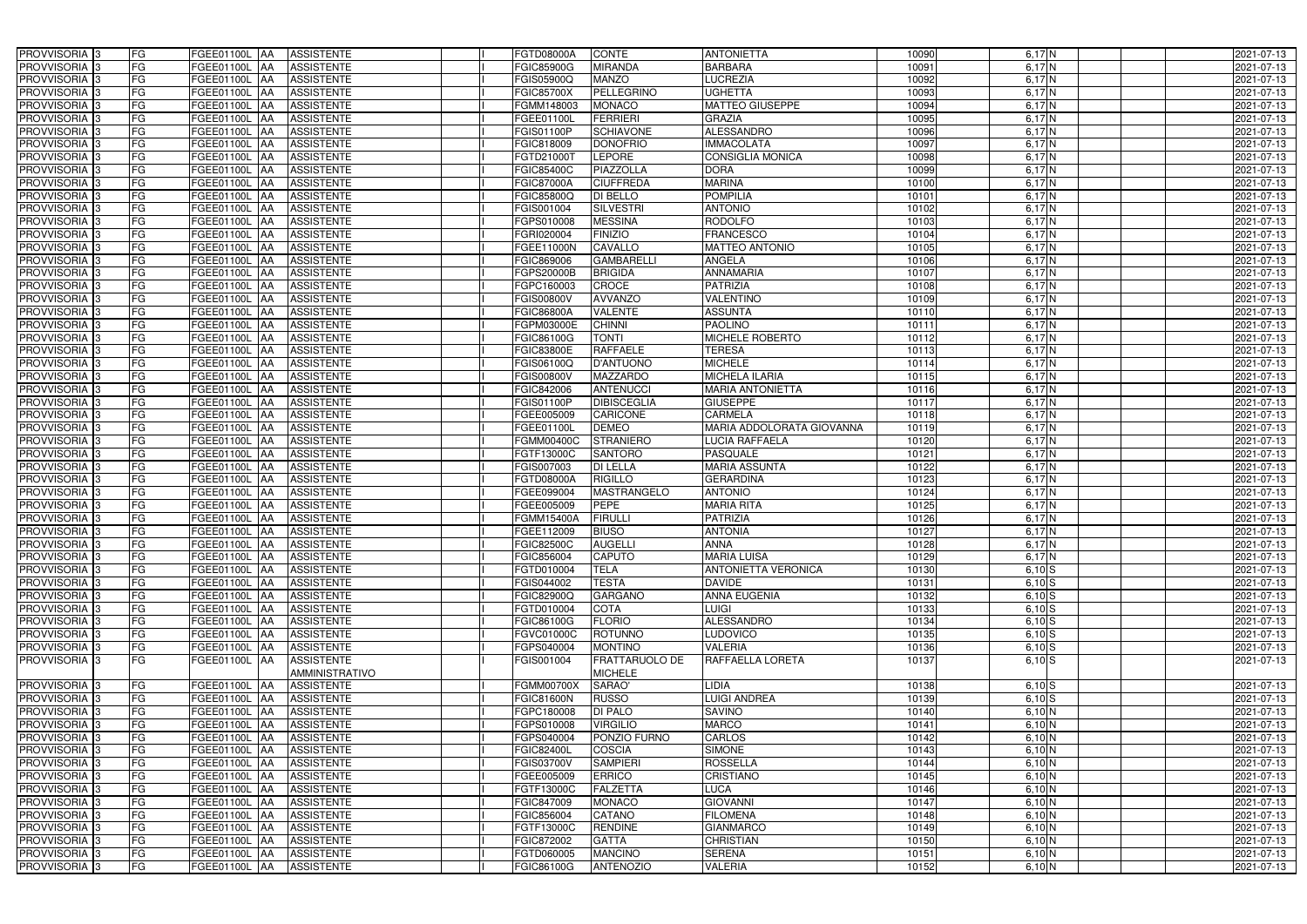| PROVVISORIA | 3 | FG | FGEE01100L | AA | ASSISTENTE | | I | FGTD08000A | CONTE | ANTONIETTA | 10090 | 6,17 | N | | | 2021-07-13 |
|---|---|---|---|---|---|---|---|---|---|---|---|---|---|---|---|---|
| PROVVISORIA | 3 | FG | FGEE01100L | AA | ASSISTENTE | | I | FGIC85900G | MIRANDA | BARBARA | 10091 | 6,17 | N | | | 2021-07-13 |
| PROVVISORIA | 3 | FG | FGEE01100L | AA | ASSISTENTE | | I | FGIS05900Q | MANZO | LUCREZIA | 10092 | 6,17 | N | | | 2021-07-13 |
| PROVVISORIA | 3 | FG | FGEE01100L | AA | ASSISTENTE | | I | FGIC85700X | PELLEGRINO | UGHETTA | 10093 | 6,17 | N | | | 2021-07-13 |
| PROVVISORIA | 3 | FG | FGEE01100L | AA | ASSISTENTE | | I | FGMM148003 | MONACO | MATTEO GIUSEPPE | 10094 | 6,17 | N | | | 2021-07-13 |
| PROVVISORIA | 3 | FG | FGEE01100L | AA | ASSISTENTE | | I | FGEE01100L | FERRIERI | GRAZIA | 10095 | 6,17 | N | | | 2021-07-13 |
| PROVVISORIA | 3 | FG | FGEE01100L | AA | ASSISTENTE | | I | FGIS01100P | SCHIAVONE | ALESSANDRO | 10096 | 6,17 | N | | | 2021-07-13 |
| PROVVISORIA | 3 | FG | FGEE01100L | AA | ASSISTENTE | | I | FGIC818009 | DONOFRIO | IMMACOLATA | 10097 | 6,17 | N | | | 2021-07-13 |
| PROVVISORIA | 3 | FG | FGEE01100L | AA | ASSISTENTE | | I | FGTD21000T | LEPORE | CONSIGLIA MONICA | 10098 | 6,17 | N | | | 2021-07-13 |
| PROVVISORIA | 3 | FG | FGEE01100L | AA | ASSISTENTE | | I | FGIC85400C | PIAZZOLLA | DORA | 10099 | 6,17 | N | | | 2021-07-13 |
| PROVVISORIA | 3 | FG | FGEE01100L | AA | ASSISTENTE | | I | FGIC87000A | CIUFFREDA | MARINA | 10100 | 6,17 | N | | | 2021-07-13 |
| PROVVISORIA | 3 | FG | FGEE01100L | AA | ASSISTENTE | | I | FGIC85800Q | DI BELLO | POMPILIA | 10101 | 6,17 | N | | | 2021-07-13 |
| PROVVISORIA | 3 | FG | FGEE01100L | AA | ASSISTENTE | | I | FGIS001004 | SILVESTRI | ANTONIO | 10102 | 6,17 | N | | | 2021-07-13 |
| PROVVISORIA | 3 | FG | FGEE01100L | AA | ASSISTENTE | | I | FGPS010008 | MESSINA | RODOLFO | 10103 | 6,17 | N | | | 2021-07-13 |
| PROVVISORIA | 3 | FG | FGEE01100L | AA | ASSISTENTE | | I | FGRI020004 | FINIZIO | FRANCESCO | 10104 | 6,17 | N | | | 2021-07-13 |
| PROVVISORIA | 3 | FG | FGEE01100L | AA | ASSISTENTE | | I | FGEE11000N | CAVALLO | MATTEO ANTONIO | 10105 | 6,17 | N | | | 2021-07-13 |
| PROVVISORIA | 3 | FG | FGEE01100L | AA | ASSISTENTE | | I | FGIC869006 | GAMBARELLI | ANGELA | 10106 | 6,17 | N | | | 2021-07-13 |
| PROVVISORIA | 3 | FG | FGEE01100L | AA | ASSISTENTE | | I | FGPS20000B | BRIGIDA | ANNAMARIA | 10107 | 6,17 | N | | | 2021-07-13 |
| PROVVISORIA | 3 | FG | FGEE01100L | AA | ASSISTENTE | | I | FGPC160003 | CROCE | PATRIZIA | 10108 | 6,17 | N | | | 2021-07-13 |
| PROVVISORIA | 3 | FG | FGEE01100L | AA | ASSISTENTE | | I | FGIS00800V | AVVANZO | VALENTINO | 10109 | 6,17 | N | | | 2021-07-13 |
| PROVVISORIA | 3 | FG | FGEE01100L | AA | ASSISTENTE | | I | FGIC86800A | VALENTE | ASSUNTA | 10110 | 6,17 | N | | | 2021-07-13 |
| PROVVISORIA | 3 | FG | FGEE01100L | AA | ASSISTENTE | | I | FGPM03000E | CHINNI | PAOLINO | 10111 | 6,17 | N | | | 2021-07-13 |
| PROVVISORIA | 3 | FG | FGEE01100L | AA | ASSISTENTE | | I | FGIC86100G | TONTI | MICHELE ROBERTO | 10112 | 6,17 | N | | | 2021-07-13 |
| PROVVISORIA | 3 | FG | FGEE01100L | AA | ASSISTENTE | | I | FGIC83800E | RAFFAELE | TERESA | 10113 | 6,17 | N | | | 2021-07-13 |
| PROVVISORIA | 3 | FG | FGEE01100L | AA | ASSISTENTE | | I | FGIS06100Q | D'ANTUONO | MICHELE | 10114 | 6,17 | N | | | 2021-07-13 |
| PROVVISORIA | 3 | FG | FGEE01100L | AA | ASSISTENTE | | I | FGIS00800V | MAZZARDO | MICHELA ILARIA | 10115 | 6,17 | N | | | 2021-07-13 |
| PROVVISORIA | 3 | FG | FGEE01100L | AA | ASSISTENTE | | I | FGIC842006 | ANTENUCCI | MARIA ANTONIETTA | 10116 | 6,17 | N | | | 2021-07-13 |
| PROVVISORIA | 3 | FG | FGEE01100L | AA | ASSISTENTE | | I | FGIS01100P | DIBISCEGLIA | GIUSEPPE | 10117 | 6,17 | N | | | 2021-07-13 |
| PROVVISORIA | 3 | FG | FGEE01100L | AA | ASSISTENTE | | I | FGEE005009 | CARICONE | CARMELA | 10118 | 6,17 | N | | | 2021-07-13 |
| PROVVISORIA | 3 | FG | FGEE01100L | AA | ASSISTENTE | | I | FGEE01100L | DEMEO | MARIA ADDOLORATA GIOVANNA | 10119 | 6,17 | N | | | 2021-07-13 |
| PROVVISORIA | 3 | FG | FGEE01100L | AA | ASSISTENTE | | I | FGMM00400C | STRANIERO | LUCIA RAFFAELA | 10120 | 6,17 | N | | | 2021-07-13 |
| PROVVISORIA | 3 | FG | FGEE01100L | AA | ASSISTENTE | | I | FGTF13000C | SANTORO | PASQUALE | 10121 | 6,17 | N | | | 2021-07-13 |
| PROVVISORIA | 3 | FG | FGEE01100L | AA | ASSISTENTE | | I | FGIS007003 | DI LELLA | MARIA ASSUNTA | 10122 | 6,17 | N | | | 2021-07-13 |
| PROVVISORIA | 3 | FG | FGEE01100L | AA | ASSISTENTE | | I | FGTD08000A | RIGILLO | GERARDINA | 10123 | 6,17 | N | | | 2021-07-13 |
| PROVVISORIA | 3 | FG | FGEE01100L | AA | ASSISTENTE | | I | FGEE099004 | MASTRANGELO | ANTONIO | 10124 | 6,17 | N | | | 2021-07-13 |
| PROVVISORIA | 3 | FG | FGEE01100L | AA | ASSISTENTE | | I | FGEE005009 | PEPE | MARIA RITA | 10125 | 6,17 | N | | | 2021-07-13 |
| PROVVISORIA | 3 | FG | FGEE01100L | AA | ASSISTENTE | | I | FGMM15400A | FIRULLI | PATRIZIA | 10126 | 6,17 | N | | | 2021-07-13 |
| PROVVISORIA | 3 | FG | FGEE01100L | AA | ASSISTENTE | | I | FGEE112009 | BIUSO | ANTONIA | 10127 | 6,17 | N | | | 2021-07-13 |
| PROVVISORIA | 3 | FG | FGEE01100L | AA | ASSISTENTE | | I | FGIC82500C | AUGELLI | ANNA | 10128 | 6,17 | N | | | 2021-07-13 |
| PROVVISORIA | 3 | FG | FGEE01100L | AA | ASSISTENTE | | I | FGIC856004 | CAPUTO | MARIA LUISA | 10129 | 6,17 | N | | | 2021-07-13 |
| PROVVISORIA | 3 | FG | FGEE01100L | AA | ASSISTENTE | | I | FGTD010004 | TELA | ANTONIETTA VERONICA | 10130 | 6,10 | S | | | 2021-07-13 |
| PROVVISORIA | 3 | FG | FGEE01100L | AA | ASSISTENTE | | I | FGIS044002 | TESTA | DAVIDE | 10131 | 6,10 | S | | | 2021-07-13 |
| PROVVISORIA | 3 | FG | FGEE01100L | AA | ASSISTENTE | | I | FGIC82900Q | GARGANO | ANNA EUGENIA | 10132 | 6,10 | S | | | 2021-07-13 |
| PROVVISORIA | 3 | FG | FGEE01100L | AA | ASSISTENTE | | I | FGTD010004 | COTA | LUIGI | 10133 | 6,10 | S | | | 2021-07-13 |
| PROVVISORIA | 3 | FG | FGEE01100L | AA | ASSISTENTE | | I | FGIC86100G | FLORIO | ALESSANDRO | 10134 | 6,10 | S | | | 2021-07-13 |
| PROVVISORIA | 3 | FG | FGEE01100L | AA | ASSISTENTE | | I | FGVC01000C | ROTUNNO | LUDOVICO | 10135 | 6,10 | S | | | 2021-07-13 |
| PROVVISORIA | 3 | FG | FGEE01100L | AA | ASSISTENTE | | I | FGPS040004 | MONTINO | VALERIA | 10136 | 6,10 | S | | | 2021-07-13 |
| PROVVISORIA | 3 | FG | FGEE01100L | AA | ASSISTENTE AMMINISTRATIVO | | I | FGIS001004 | FRATTARUOLO DE MICHELE | RAFFAELLA LORETA | 10137 | 6,10 | S | | | 2021-07-13 |
| PROVVISORIA | 3 | FG | FGEE01100L | AA | ASSISTENTE | | I | FGMM00700X | SARAO' | LIDIA | 10138 | 6,10 | S | | | 2021-07-13 |
| PROVVISORIA | 3 | FG | FGEE01100L | AA | ASSISTENTE | | I | FGIC81600N | RUSSO | LUIGI ANDREA | 10139 | 6,10 | S | | | 2021-07-13 |
| PROVVISORIA | 3 | FG | FGEE01100L | AA | ASSISTENTE | | I | FGPC180008 | DI PALO | SAVINO | 10140 | 6,10 | N | | | 2021-07-13 |
| PROVVISORIA | 3 | FG | FGEE01100L | AA | ASSISTENTE | | I | FGPS010008 | VIRGILIO | MARCO | 10141 | 6,10 | N | | | 2021-07-13 |
| PROVVISORIA | 3 | FG | FGEE01100L | AA | ASSISTENTE | | I | FGPS040004 | PONZIO FURNO | CARLOS | 10142 | 6,10 | N | | | 2021-07-13 |
| PROVVISORIA | 3 | FG | FGEE01100L | AA | ASSISTENTE | | I | FGIC82400L | COSCIA | SIMONE | 10143 | 6,10 | N | | | 2021-07-13 |
| PROVVISORIA | 3 | FG | FGEE01100L | AA | ASSISTENTE | | I | FGIS03700V | SAMPIERI | ROSSELLA | 10144 | 6,10 | N | | | 2021-07-13 |
| PROVVISORIA | 3 | FG | FGEE01100L | AA | ASSISTENTE | | I | FGEE005009 | ERRICO | CRISTIANO | 10145 | 6,10 | N | | | 2021-07-13 |
| PROVVISORIA | 3 | FG | FGEE01100L | AA | ASSISTENTE | | I | FGTF13000C | FALZETTA | LUCA | 10146 | 6,10 | N | | | 2021-07-13 |
| PROVVISORIA | 3 | FG | FGEE01100L | AA | ASSISTENTE | | I | FGIC847009 | MONACO | GIOVANNI | 10147 | 6,10 | N | | | 2021-07-13 |
| PROVVISORIA | 3 | FG | FGEE01100L | AA | ASSISTENTE | | I | FGIC856004 | CATANO | FILOMENA | 10148 | 6,10 | N | | | 2021-07-13 |
| PROVVISORIA | 3 | FG | FGEE01100L | AA | ASSISTENTE | | I | FGTF13000C | RENDINE | GIANMARCO | 10149 | 6,10 | N | | | 2021-07-13 |
| PROVVISORIA | 3 | FG | FGEE01100L | AA | ASSISTENTE | | I | FGIC872002 | GATTA | CHRISTIAN | 10150 | 6,10 | N | | | 2021-07-13 |
| PROVVISORIA | 3 | FG | FGEE01100L | AA | ASSISTENTE | | I | FGTD060005 | MANCINO | SERENA | 10151 | 6,10 | N | | | 2021-07-13 |
| PROVVISORIA | 3 | FG | FGEE01100L | AA | ASSISTENTE | | I | FGIC86100G | ANTENOZIO | VALERIA | 10152 | 6,10 | N | | | 2021-07-13 |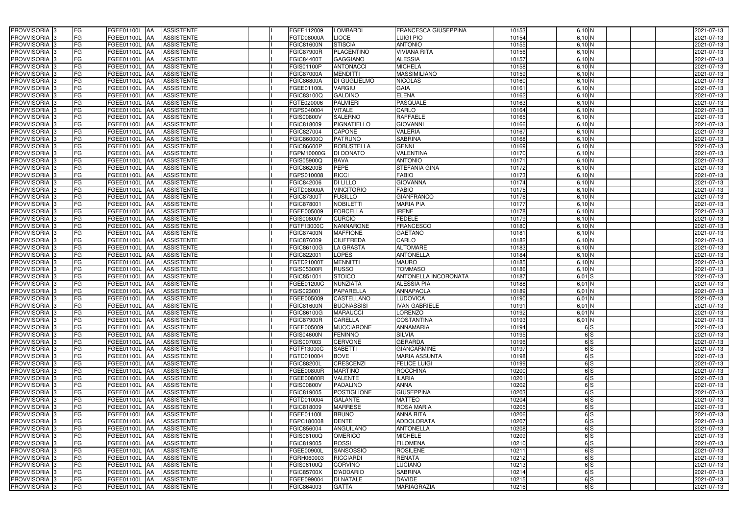| PROVVISORIA | 3 | FG | FGEE01100L | AA | ASSISTENTE | | I | FGEE112009 | LOMBARDI | FRANCESCA GIUSEPPINA | 10153 | 6,10 | N | | | 2021-07-13 |
|---|---|---|---|---|---|---|---|---|---|---|---|---|---|---|---|---|
| PROVVISORIA | 3 | FG | FGEE01100L | AA | ASSISTENTE | | I | FGTD08000A | LIOCE | LUIGI PIO | 10154 | 6,10 | N | | | 2021-07-13 |
| PROVVISORIA | 3 | FG | FGEE01100L | AA | ASSISTENTE | | I | FGIC81600N | STISCIA | ANTONIO | 10155 | 6,10 | N | | | 2021-07-13 |
| PROVVISORIA | 3 | FG | FGEE01100L | AA | ASSISTENTE | | I | FGIC87900R | PLACENTINO | VIVIANA RITA | 10156 | 6,10 | N | | | 2021-07-13 |
| PROVVISORIA | 3 | FG | FGEE01100L | AA | ASSISTENTE | | I | FGIC84400T | GAGGIANO | ALESSIA | 10157 | 6,10 | N | | | 2021-07-13 |
| PROVVISORIA | 3 | FG | FGEE01100L | AA | ASSISTENTE | | I | FGIS01100P | ANTONACCI | MICHELA | 10158 | 6,10 | N | | | 2021-07-13 |
| PROVVISORIA | 3 | FG | FGEE01100L | AA | ASSISTENTE | | I | FGIC87000A | MENDITTI | MASSIMILIANO | 10159 | 6,10 | N | | | 2021-07-13 |
| PROVVISORIA | 3 | FG | FGEE01100L | AA | ASSISTENTE | | I | FGIC86800A | DI GUGLIELMO | NICOLAS | 10160 | 6,10 | N | | | 2021-07-13 |
| PROVVISORIA | 3 | FG | FGEE01100L | AA | ASSISTENTE | | I | FGEE01100L | VARGIU | GAIA | 10161 | 6,10 | N | | | 2021-07-13 |
| PROVVISORIA | 3 | FG | FGEE01100L | AA | ASSISTENTE | | I | FGIC83100Q | GALDINO | ELENA | 10162 | 6,10 | N | | | 2021-07-13 |
| PROVVISORIA | 3 | FG | FGEE01100L | AA | ASSISTENTE | | I | FGTE020006 | PALMIERI | PASQUALE | 10163 | 6,10 | N | | | 2021-07-13 |
| PROVVISORIA | 3 | FG | FGEE01100L | AA | ASSISTENTE | | I | FGPS040004 | VITALE | CARLO | 10164 | 6,10 | N | | | 2021-07-13 |
| PROVVISORIA | 3 | FG | FGEE01100L | AA | ASSISTENTE | | I | FGIS00800V | SALERNO | RAFFAELE | 10165 | 6,10 | N | | | 2021-07-13 |
| PROVVISORIA | 3 | FG | FGEE01100L | AA | ASSISTENTE | | I | FGIC818009 | PIGNATIELLO | GIOVANNI | 10166 | 6,10 | N | | | 2021-07-13 |
| PROVVISORIA | 3 | FG | FGEE01100L | AA | ASSISTENTE | | I | FGIC827004 | CAPONE | VALERIA | 10167 | 6,10 | N | | | 2021-07-13 |
| PROVVISORIA | 3 | FG | FGEE01100L | AA | ASSISTENTE | | I | FGIC86000Q | PATRUNO | SABRINA | 10168 | 6,10 | N | | | 2021-07-13 |
| PROVVISORIA | 3 | FG | FGEE01100L | AA | ASSISTENTE | | I | FGIC86600P | ROBUSTELLA | GENNI | 10169 | 6,10 | N | | | 2021-07-13 |
| PROVVISORIA | 3 | FG | FGEE01100L | AA | ASSISTENTE | | I | FGPM10000G | DI DONATO | VALENTINA | 10170 | 6,10 | N | | | 2021-07-13 |
| PROVVISORIA | 3 | FG | FGEE01100L | AA | ASSISTENTE | | I | FGIS05900Q | BAVA | ANTONIO | 10171 | 6,10 | N | | | 2021-07-13 |
| PROVVISORIA | 3 | FG | FGEE01100L | AA | ASSISTENTE | | I | FGIC86200B | PEPE | STEFANIA GINA | 10172 | 6,10 | N | | | 2021-07-13 |
| PROVVISORIA | 3 | FG | FGEE01100L | AA | ASSISTENTE | | I | FGPS010008 | RICCI | FABIO | 10173 | 6,10 | N | | | 2021-07-13 |
| PROVVISORIA | 3 | FG | FGEE01100L | AA | ASSISTENTE | | I | FGIC842006 | DI LILLO | GIOVANNA | 10174 | 6,10 | N | | | 2021-07-13 |
| PROVVISORIA | 3 | FG | FGEE01100L | AA | ASSISTENTE | | I | FGTD08000A | VINCITORIO | FABIO | 10175 | 6,10 | N | | | 2021-07-13 |
| PROVVISORIA | 3 | FG | FGEE01100L | AA | ASSISTENTE | | I | FGIC87300T | FUSILLO | GIANFRANCO | 10176 | 6,10 | N | | | 2021-07-13 |
| PROVVISORIA | 3 | FG | FGEE01100L | AA | ASSISTENTE | | I | FGIC878001 | NOBILETTI | MARIA PIA | 10177 | 6,10 | N | | | 2021-07-13 |
| PROVVISORIA | 3 | FG | FGEE01100L | AA | ASSISTENTE | | I | FGEE005009 | FORCELLA | IRENE | 10178 | 6,10 | N | | | 2021-07-13 |
| PROVVISORIA | 3 | FG | FGEE01100L | AA | ASSISTENTE | | I | FGIS00800V | CURCIO | FEDELE | 10179 | 6,10 | N | | | 2021-07-13 |
| PROVVISORIA | 3 | FG | FGEE01100L | AA | ASSISTENTE | | I | FGTF13000C | NANNARONE | FRANCESCO | 10180 | 6,10 | N | | | 2021-07-13 |
| PROVVISORIA | 3 | FG | FGEE01100L | AA | ASSISTENTE | | I | FGIC87400N | MAFFIONE | GAETANO | 10181 | 6,10 | N | | | 2021-07-13 |
| PROVVISORIA | 3 | FG | FGEE01100L | AA | ASSISTENTE | | I | FGIC876009 | CIUFFREDA | CARLO | 10182 | 6,10 | N | | | 2021-07-13 |
| PROVVISORIA | 3 | FG | FGEE01100L | AA | ASSISTENTE | | I | FGIC86100G | LA GRASTA | ALTOMARE | 10183 | 6,10 | N | | | 2021-07-13 |
| PROVVISORIA | 3 | FG | FGEE01100L | AA | ASSISTENTE | | I | FGIC822001 | LOPES | ANTONELLA | 10184 | 6,10 | N | | | 2021-07-13 |
| PROVVISORIA | 3 | FG | FGEE01100L | AA | ASSISTENTE | | I | FGTD21000T | MENNITTI | MAURO | 10185 | 6,10 | N | | | 2021-07-13 |
| PROVVISORIA | 3 | FG | FGEE01100L | AA | ASSISTENTE | | I | FGIS05300R | RUSSO | TOMMASO | 10186 | 6,10 | N | | | 2021-07-13 |
| PROVVISORIA | 3 | FG | FGEE01100L | AA | ASSISTENTE | | I | FGIC851001 | STOICO | ANTONELLA INCORONATA | 10187 | 6,01 | S | | | 2021-07-13 |
| PROVVISORIA | 3 | FG | FGEE01100L | AA | ASSISTENTE | | I | FGEE01200C | NUNZIATA | ALESSIA PIA | 10188 | 6,01 | N | | | 2021-07-13 |
| PROVVISORIA | 3 | FG | FGEE01100L | AA | ASSISTENTE | | I | FGIS023001 | PAPARELLA | ANNAPAOLA | 10189 | 6,01 | N | | | 2021-07-13 |
| PROVVISORIA | 3 | FG | FGEE01100L | AA | ASSISTENTE | | I | FGEE005009 | CASTELLANO | LUDOVICA | 10190 | 6,01 | N | | | 2021-07-13 |
| PROVVISORIA | 3 | FG | FGEE01100L | AA | ASSISTENTE | | I | FGIC81600N | BUONASSISI | IVAN GABRIELE | 10191 | 6,01 | N | | | 2021-07-13 |
| PROVVISORIA | 3 | FG | FGEE01100L | AA | ASSISTENTE | | I | FGIC86100G | MARAUCCI | LORENZO | 10192 | 6,01 | N | | | 2021-07-13 |
| PROVVISORIA | 3 | FG | FGEE01100L | AA | ASSISTENTE | | I | FGIC87900R | CARELLA | COSTANTINA | 10193 | 6,01 | N | | | 2021-07-13 |
| PROVVISORIA | 3 | FG | FGEE01100L | AA | ASSISTENTE | | I | FGEE005009 | MUCCIARONE | ANNAMARIA | 10194 | 6 | S | | | 2021-07-13 |
| PROVVISORIA | 3 | FG | FGEE01100L | AA | ASSISTENTE | | I | FGIS04600N | FENINNO | SILVIA | 10195 | 6 | S | | | 2021-07-13 |
| PROVVISORIA | 3 | FG | FGEE01100L | AA | ASSISTENTE | | I | FGIS007003 | CERVONE | GERARDA | 10196 | 6 | S | | | 2021-07-13 |
| PROVVISORIA | 3 | FG | FGEE01100L | AA | ASSISTENTE | | I | FGTF13000C | SABETTI | GIANCARMINE | 10197 | 6 | S | | | 2021-07-13 |
| PROVVISORIA | 3 | FG | FGEE01100L | AA | ASSISTENTE | | I | FGTD010004 | BOVE | MARIA ASSUNTA | 10198 | 6 | S | | | 2021-07-13 |
| PROVVISORIA | 3 | FG | FGEE01100L | AA | ASSISTENTE | | I | FGIC88200L | CRESCENZI | FELICE LUIGI | 10199 | 6 | S | | | 2021-07-13 |
| PROVVISORIA | 3 | FG | FGEE01100L | AA | ASSISTENTE | | I | FGEE00800R | MARTINO | ROCCHINA | 10200 | 6 | S | | | 2021-07-13 |
| PROVVISORIA | 3 | FG | FGEE01100L | AA | ASSISTENTE | | I | FGEE00800R | VALENTE | ILARIA | 10201 | 6 | S | | | 2021-07-13 |
| PROVVISORIA | 3 | FG | FGEE01100L | AA | ASSISTENTE | | I | FGIS00800V | PADALINO | ANNA | 10202 | 6 | S | | | 2021-07-13 |
| PROVVISORIA | 3 | FG | FGEE01100L | AA | ASSISTENTE | | I | FGIC819005 | POSTIGLIONE | GIUSEPPINA | 10203 | 6 | S | | | 2021-07-13 |
| PROVVISORIA | 3 | FG | FGEE01100L | AA | ASSISTENTE | | I | FGTD010004 | GALANTE | MATTEO | 10204 | 6 | S | | | 2021-07-13 |
| PROVVISORIA | 3 | FG | FGEE01100L | AA | ASSISTENTE | | I | FGIC818009 | MARRESE | ROSA MARIA | 10205 | 6 | S | | | 2021-07-13 |
| PROVVISORIA | 3 | FG | FGEE01100L | AA | ASSISTENTE | | I | FGEE01100L | BRUNO | ANNA RITA | 10206 | 6 | S | | | 2021-07-13 |
| PROVVISORIA | 3 | FG | FGEE01100L | AA | ASSISTENTE | | I | FGPC180008 | DENTE | ADDOLORATA | 10207 | 6 | S | | | 2021-07-13 |
| PROVVISORIA | 3 | FG | FGEE01100L | AA | ASSISTENTE | | I | FGIC856004 | ANGUILANO | ANTONELLA | 10208 | 6 | S | | | 2021-07-13 |
| PROVVISORIA | 3 | FG | FGEE01100L | AA | ASSISTENTE | | I | FGIS06100Q | OMERICO | MICHELE | 10209 | 6 | S | | | 2021-07-13 |
| PROVVISORIA | 3 | FG | FGEE01100L | AA | ASSISTENTE | | I | FGIC819005 | ROSSI | FILOMENA | 10210 | 6 | S | | | 2021-07-13 |
| PROVVISORIA | 3 | FG | FGEE01100L | AA | ASSISTENTE | | I | FGEE00900L | SANSOSSIO | ROSILENE | 10211 | 6 | S | | | 2021-07-13 |
| PROVVISORIA | 3 | FG | FGEE01100L | AA | ASSISTENTE | | I | FGRH060003 | RICCIARDI | RENATA | 10212 | 6 | S | | | 2021-07-13 |
| PROVVISORIA | 3 | FG | FGEE01100L | AA | ASSISTENTE | | I | FGIS06100Q | CORVINO | LUCIANO | 10213 | 6 | S | | | 2021-07-13 |
| PROVVISORIA | 3 | FG | FGEE01100L | AA | ASSISTENTE | | I | FGIC85700X | D'ADDARIO | SABRINA | 10214 | 6 | S | | | 2021-07-13 |
| PROVVISORIA | 3 | FG | FGEE01100L | AA | ASSISTENTE | | I | FGEE099004 | DI NATALE | DAVIDE | 10215 | 6 | S | | | 2021-07-13 |
| PROVVISORIA | 3 | FG | FGEE01100L | AA | ASSISTENTE | | I | FGIC864003 | GATTA | MARIAGRAZIA | 10216 | 6 | S | | | 2021-07-13 |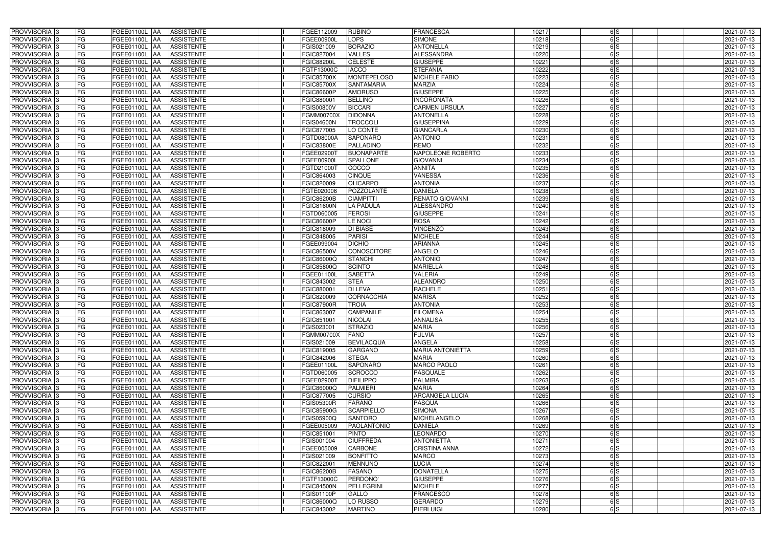| PROVVISORIA | 3 | FG | FGEE01100L | AA | ASSISTENTE | | I | FGEE112009 | RUBINO | FRANCESCA | 10217 | 6 | S | | | 2021-07-13 |
|---|---|---|---|---|---|---|---|---|---|---|---|---|---|---|---|---|
| PROVVISORIA | 3 | FG | FGEE01100L | AA | ASSISTENTE | | I | FGEE00900L | LOPS | SIMONE | 10218 | 6 | S | | | 2021-07-13 |
| PROVVISORIA | 3 | FG | FGEE01100L | AA | ASSISTENTE | | I | FGIS021009 | BORAZIO | ANTONELLA | 10219 | 6 | S | | | 2021-07-13 |
| PROVVISORIA | 3 | FG | FGEE01100L | AA | ASSISTENTE | | I | FGIC827004 | VALLES | ALESSANDRA | 10220 | 6 | S | | | 2021-07-13 |
| PROVVISORIA | 3 | FG | FGEE01100L | AA | ASSISTENTE | | I | FGIC88200L | CELESTE | GIUSEPPE | 10221 | 6 | S | | | 2021-07-13 |
| PROVVISORIA | 3 | FG | FGEE01100L | AA | ASSISTENTE | | I | FGTF13000C | IACCO | STEFANIA | 10222 | 6 | S | | | 2021-07-13 |
| PROVVISORIA | 3 | FG | FGEE01100L | AA | ASSISTENTE | | I | FGIC85700X | MONTEPELOSO | MICHELE FABIO | 10223 | 6 | S | | | 2021-07-13 |
| PROVVISORIA | 3 | FG | FGEE01100L | AA | ASSISTENTE | | I | FGIC85700X | SANTAMARIA | MARZIA | 10224 | 6 | S | | | 2021-07-13 |
| PROVVISORIA | 3 | FG | FGEE01100L | AA | ASSISTENTE | | I | FGIC86600P | AMORUSO | GIUSEPPE | 10225 | 6 | S | | | 2021-07-13 |
| PROVVISORIA | 3 | FG | FGEE01100L | AA | ASSISTENTE | | I | FGIC880001 | BELLINO | INCORONATA | 10226 | 6 | S | | | 2021-07-13 |
| PROVVISORIA | 3 | FG | FGEE01100L | AA | ASSISTENTE | | I | FGIS00800V | BICCARI | CARMEN URSULA | 10227 | 6 | S | | | 2021-07-13 |
| PROVVISORIA | 3 | FG | FGEE01100L | AA | ASSISTENTE | | I | FGMM00700X | DIDONNA | ANTONELLA | 10228 | 6 | S | | | 2021-07-13 |
| PROVVISORIA | 3 | FG | FGEE01100L | AA | ASSISTENTE | | I | FGIS04600N | TROCCOLI | GIUSEPPINA | 10229 | 6 | S | | | 2021-07-13 |
| PROVVISORIA | 3 | FG | FGEE01100L | AA | ASSISTENTE | | I | FGIC877005 | LO CONTE | GIANCARLA | 10230 | 6 | S | | | 2021-07-13 |
| PROVVISORIA | 3 | FG | FGEE01100L | AA | ASSISTENTE | | I | FGTD08000A | SAPONARO | ANTONIO | 10231 | 6 | S | | | 2021-07-13 |
| PROVVISORIA | 3 | FG | FGEE01100L | AA | ASSISTENTE | | I | FGIC83800E | PALLADINO | REMO | 10232 | 6 | S | | | 2021-07-13 |
| PROVVISORIA | 3 | FG | FGEE01100L | AA | ASSISTENTE | | I | FGEE02900T | BUONAPARTE | NAPOLEONE ROBERTO | 10233 | 6 | S | | | 2021-07-13 |
| PROVVISORIA | 3 | FG | FGEE01100L | AA | ASSISTENTE | | I | FGEE00900L | SPALLONE | GIOVANNI | 10234 | 6 | S | | | 2021-07-13 |
| PROVVISORIA | 3 | FG | FGEE01100L | AA | ASSISTENTE | | I | FGTD21000T | COCCO | ANNITA | 10235 | 6 | S | | | 2021-07-13 |
| PROVVISORIA | 3 | FG | FGEE01100L | AA | ASSISTENTE | | I | FGIC864003 | CINQUE | VANESSA | 10236 | 6 | S | | | 2021-07-13 |
| PROVVISORIA | 3 | FG | FGEE01100L | AA | ASSISTENTE | | I | FGIC820009 | OLICARPO | ANTONIA | 10237 | 6 | S | | | 2021-07-13 |
| PROVVISORIA | 3 | FG | FGEE01100L | AA | ASSISTENTE | | I | FGTE020006 | POZZOLANTE | DANIELA | 10238 | 6 | S | | | 2021-07-13 |
| PROVVISORIA | 3 | FG | FGEE01100L | AA | ASSISTENTE | | I | FGIC86200B | CIAMPITTI | RENATO GIOVANNI | 10239 | 6 | S | | | 2021-07-13 |
| PROVVISORIA | 3 | FG | FGEE01100L | AA | ASSISTENTE | | I | FGIC81600N | LA PADULA | ALESSANDRO | 10240 | 6 | S | | | 2021-07-13 |
| PROVVISORIA | 3 | FG | FGEE01100L | AA | ASSISTENTE | | I | FGTD060005 | FEROSI | GIUSEPPE | 10241 | 6 | S | | | 2021-07-13 |
| PROVVISORIA | 3 | FG | FGEE01100L | AA | ASSISTENTE | | I | FGIC86600P | LE NOCI | ROSA | 10242 | 6 | S | | | 2021-07-13 |
| PROVVISORIA | 3 | FG | FGEE01100L | AA | ASSISTENTE | | I | FGIC818009 | DI BIASE | VINCENZO | 10243 | 6 | S | | | 2021-07-13 |
| PROVVISORIA | 3 | FG | FGEE01100L | AA | ASSISTENTE | | I | FGIC848005 | PARISI | MICHELE | 10244 | 6 | S | | | 2021-07-13 |
| PROVVISORIA | 3 | FG | FGEE01100L | AA | ASSISTENTE | | I | FGEE099004 | DICHIO | ARIANNA | 10245 | 6 | S | | | 2021-07-13 |
| PROVVISORIA | 3 | FG | FGEE01100L | AA | ASSISTENTE | | I | FGIC86500V | CONOSCITORE | ANGELO | 10246 | 6 | S | | | 2021-07-13 |
| PROVVISORIA | 3 | FG | FGEE01100L | AA | ASSISTENTE | | I | FGIC86000Q | STANCHI | ANTONIO | 10247 | 6 | S | | | 2021-07-13 |
| PROVVISORIA | 3 | FG | FGEE01100L | AA | ASSISTENTE | | I | FGIC85800Q | SCINTO | MARIELLA | 10248 | 6 | S | | | 2021-07-13 |
| PROVVISORIA | 3 | FG | FGEE01100L | AA | ASSISTENTE | | I | FGEE01100L | SABETTA | VALERIA | 10249 | 6 | S | | | 2021-07-13 |
| PROVVISORIA | 3 | FG | FGEE01100L | AA | ASSISTENTE | | I | FGIC843002 | STEA | ALEANDRO | 10250 | 6 | S | | | 2021-07-13 |
| PROVVISORIA | 3 | FG | FGEE01100L | AA | ASSISTENTE | | I | FGIC880001 | DI LEVA | RACHELE | 10251 | 6 | S | | | 2021-07-13 |
| PROVVISORIA | 3 | FG | FGEE01100L | AA | ASSISTENTE | | I | FGIC820009 | CORNACCHIA | MARISA | 10252 | 6 | S | | | 2021-07-13 |
| PROVVISORIA | 3 | FG | FGEE01100L | AA | ASSISTENTE | | I | FGIC87900R | TROIA | ANTONIA | 10253 | 6 | S | | | 2021-07-13 |
| PROVVISORIA | 3 | FG | FGEE01100L | AA | ASSISTENTE | | I | FGIC863007 | CAMPANILE | FILOMENA | 10254 | 6 | S | | | 2021-07-13 |
| PROVVISORIA | 3 | FG | FGEE01100L | AA | ASSISTENTE | | I | FGIC851001 | NICOLAI | ANNALISA | 10255 | 6 | S | | | 2021-07-13 |
| PROVVISORIA | 3 | FG | FGEE01100L | AA | ASSISTENTE | | I | FGIS023001 | STRAZIO | MARIA | 10256 | 6 | S | | | 2021-07-13 |
| PROVVISORIA | 3 | FG | FGEE01100L | AA | ASSISTENTE | | I | FGMM00700X | FANO | FULVIA | 10257 | 6 | S | | | 2021-07-13 |
| PROVVISORIA | 3 | FG | FGEE01100L | AA | ASSISTENTE | | I | FGIS021009 | BEVILACQUA | ANGELA | 10258 | 6 | S | | | 2021-07-13 |
| PROVVISORIA | 3 | FG | FGEE01100L | AA | ASSISTENTE | | I | FGIC819005 | GARGANO | MARIA ANTONIETTA | 10259 | 6 | S | | | 2021-07-13 |
| PROVVISORIA | 3 | FG | FGEE01100L | AA | ASSISTENTE | | I | FGIC842006 | STEGA | MARIA | 10260 | 6 | S | | | 2021-07-13 |
| PROVVISORIA | 3 | FG | FGEE01100L | AA | ASSISTENTE | | I | FGEE01100L | SAPONARO | MARCO PAOLO | 10261 | 6 | S | | | 2021-07-13 |
| PROVVISORIA | 3 | FG | FGEE01100L | AA | ASSISTENTE | | I | FGTD060005 | SCROCCO | PASQUALE | 10262 | 6 | S | | | 2021-07-13 |
| PROVVISORIA | 3 | FG | FGEE01100L | AA | ASSISTENTE | | I | FGEE02900T | DIFILIPPO | PALMIRA | 10263 | 6 | S | | | 2021-07-13 |
| PROVVISORIA | 3 | FG | FGEE01100L | AA | ASSISTENTE | | I | FGIC86000Q | PALMIERI | MARIA | 10264 | 6 | S | | | 2021-07-13 |
| PROVVISORIA | 3 | FG | FGEE01100L | AA | ASSISTENTE | | I | FGIC877005 | CURSIO | ARCANGELA LUCIA | 10265 | 6 | S | | | 2021-07-13 |
| PROVVISORIA | 3 | FG | FGEE01100L | AA | ASSISTENTE | | I | FGIS05300R | FARANO | PASQUA | 10266 | 6 | S | | | 2021-07-13 |
| PROVVISORIA | 3 | FG | FGEE01100L | AA | ASSISTENTE | | I | FGIC85900G | SCARPIELLO | SIMONA | 10267 | 6 | S | | | 2021-07-13 |
| PROVVISORIA | 3 | FG | FGEE01100L | AA | ASSISTENTE | | I | FGIS05900Q | SANTORO | MICHELANGELO | 10268 | 6 | S | | | 2021-07-13 |
| PROVVISORIA | 3 | FG | FGEE01100L | AA | ASSISTENTE | | I | FGEE005009 | PAOLANTONIO | DANIELA | 10269 | 6 | S | | | 2021-07-13 |
| PROVVISORIA | 3 | FG | FGEE01100L | AA | ASSISTENTE | | I | FGIC851001 | PINTO | LEONARDO | 10270 | 6 | S | | | 2021-07-13 |
| PROVVISORIA | 3 | FG | FGEE01100L | AA | ASSISTENTE | | I | FGIS001004 | CIUFFREDA | ANTONIETTA | 10271 | 6 | S | | | 2021-07-13 |
| PROVVISORIA | 3 | FG | FGEE01100L | AA | ASSISTENTE | | I | FGEE005009 | CARBONE | CRISTINA ANNA | 10272 | 6 | S | | | 2021-07-13 |
| PROVVISORIA | 3 | FG | FGEE01100L | AA | ASSISTENTE | | I | FGIS021009 | BONFITTO | MARCO | 10273 | 6 | S | | | 2021-07-13 |
| PROVVISORIA | 3 | FG | FGEE01100L | AA | ASSISTENTE | | I | FGIC822001 | MENNUNO | LUCIA | 10274 | 6 | S | | | 2021-07-13 |
| PROVVISORIA | 3 | FG | FGEE01100L | AA | ASSISTENTE | | I | FGIC86200B | FASANO | DONATELLA | 10275 | 6 | S | | | 2021-07-13 |
| PROVVISORIA | 3 | FG | FGEE01100L | AA | ASSISTENTE | | I | FGTF13000C | PERDONO' | GIUSEPPE | 10276 | 6 | S | | | 2021-07-13 |
| PROVVISORIA | 3 | FG | FGEE01100L | AA | ASSISTENTE | | I | FGIC84500N | PELLEGRINI | MICHELE | 10277 | 6 | S | | | 2021-07-13 |
| PROVVISORIA | 3 | FG | FGEE01100L | AA | ASSISTENTE | | I | FGIS01100P | GALLO | FRANCESCO | 10278 | 6 | S | | | 2021-07-13 |
| PROVVISORIA | 3 | FG | FGEE01100L | AA | ASSISTENTE | | I | FGIC86000Q | LO RUSSO | GERARDO | 10279 | 6 | S | | | 2021-07-13 |
| PROVVISORIA | 3 | FG | FGEE01100L | AA | ASSISTENTE | | I | FGIC843002 | MARTINO | PIERLUIGI | 10280 | 6 | S | | | 2021-07-13 |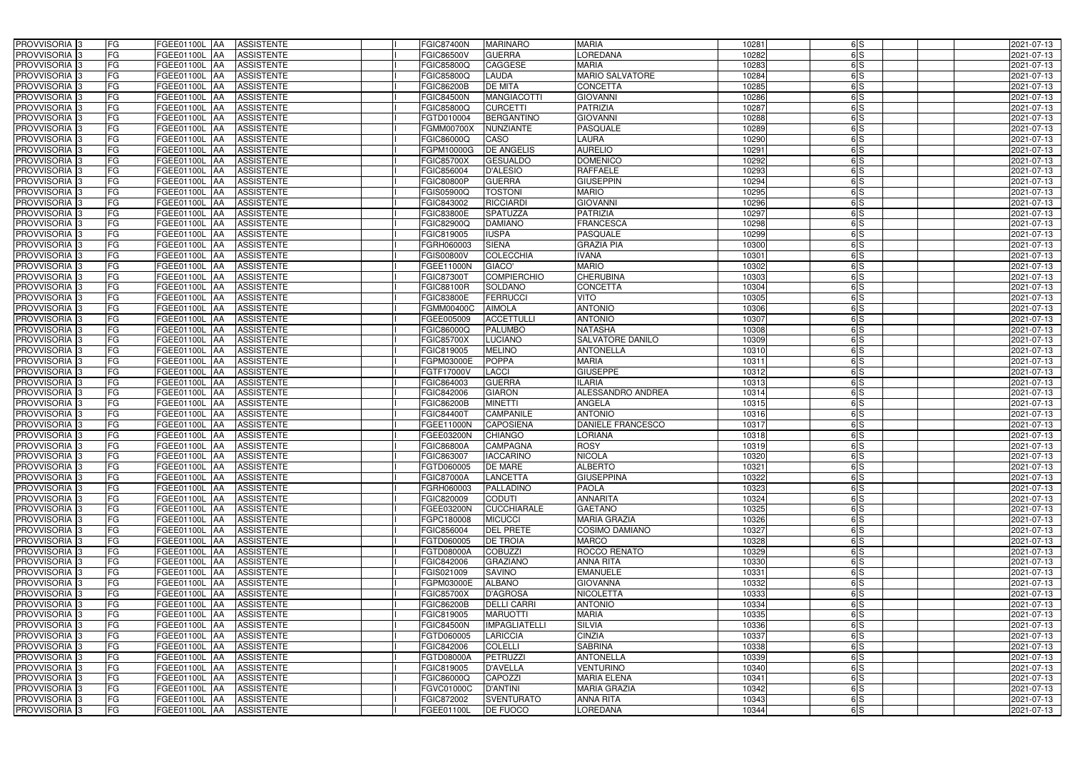| PROVVISORIA 3 | FG | FGEE01100L | AA | ASSISTENTE | I | FGIC87400N | MARINARO | MARIA | 10281 | 6 | S | | | 2021-07-13 |
|---|---|---|---|---|---|---|---|---|---|---|---|---|---|---|
| PROVVISORIA 3 | FG | FGEE01100L | AA | ASSISTENTE | I | FGIC86500V | GUERRA | LOREDANA | 10282 | 6 | S | | | 2021-07-13 |
| PROVVISORIA 3 | FG | FGEE01100L | AA | ASSISTENTE | I | FGIC85800Q | CAGGESE | MARIA | 10283 | 6 | S | | | 2021-07-13 |
| PROVVISORIA 3 | FG | FGEE01100L | AA | ASSISTENTE | I | FGIC85800Q | LAUDA | MARIO SALVATORE | 10284 | 6 | S | | | 2021-07-13 |
| PROVVISORIA 3 | FG | FGEE01100L | AA | ASSISTENTE | I | FGIC86200B | DE MITA | CONCETTA | 10285 | 6 | S | | | 2021-07-13 |
| PROVVISORIA 3 | FG | FGEE01100L | AA | ASSISTENTE | I | FGIC84500N | MANGIACOTTI | GIOVANNI | 10286 | 6 | S | | | 2021-07-13 |
| PROVVISORIA 3 | FG | FGEE01100L | AA | ASSISTENTE | I | FGIC85800Q | CURCETTI | PATRIZIA | 10287 | 6 | S | | | 2021-07-13 |
| PROVVISORIA 3 | FG | FGEE01100L | AA | ASSISTENTE | I | FGTD010004 | BERGANTINO | GIOVANNI | 10288 | 6 | S | | | 2021-07-13 |
| PROVVISORIA 3 | FG | FGEE01100L | AA | ASSISTENTE | I | FGMM00700X | NUNZIANTE | PASQUALE | 10289 | 6 | S | | | 2021-07-13 |
| PROVVISORIA 3 | FG | FGEE01100L | AA | ASSISTENTE | I | FGIC86000Q | CASO | LAURA | 10290 | 6 | S | | | 2021-07-13 |
| PROVVISORIA 3 | FG | FGEE01100L | AA | ASSISTENTE | I | FGPM10000G | DE ANGELIS | AURELIO | 10291 | 6 | S | | | 2021-07-13 |
| PROVVISORIA 3 | FG | FGEE01100L | AA | ASSISTENTE | I | FGIC85700X | GESUALDO | DOMENICO | 10292 | 6 | S | | | 2021-07-13 |
| PROVVISORIA 3 | FG | FGEE01100L | AA | ASSISTENTE | I | FGIC856004 | D'ALESIO | RAFFAELE | 10293 | 6 | S | | | 2021-07-13 |
| PROVVISORIA 3 | FG | FGEE01100L | AA | ASSISTENTE | I | FGIC80800P | GUERRA | GIUSEPPIN | 10294 | 6 | S | | | 2021-07-13 |
| PROVVISORIA 3 | FG | FGEE01100L | AA | ASSISTENTE | I | FGIS05900Q | TOSTONI | MARIO | 10295 | 6 | S | | | 2021-07-13 |
| PROVVISORIA 3 | FG | FGEE01100L | AA | ASSISTENTE | I | FGIC843002 | RICCIARDI | GIOVANNI | 10296 | 6 | S | | | 2021-07-13 |
| PROVVISORIA 3 | FG | FGEE01100L | AA | ASSISTENTE | I | FGIC83800E | SPATUZZA | PATRIZIA | 10297 | 6 | S | | | 2021-07-13 |
| PROVVISORIA 3 | FG | FGEE01100L | AA | ASSISTENTE | I | FGIC82900Q | DAMIANO | FRANCESCA | 10298 | 6 | S | | | 2021-07-13 |
| PROVVISORIA 3 | FG | FGEE01100L | AA | ASSISTENTE | I | FGIC819005 | IUSPA | PASQUALE | 10299 | 6 | S | | | 2021-07-13 |
| PROVVISORIA 3 | FG | FGEE01100L | AA | ASSISTENTE | I | FGRH060003 | SIENA | GRAZIA PIA | 10300 | 6 | S | | | 2021-07-13 |
| PROVVISORIA 3 | FG | FGEE01100L | AA | ASSISTENTE | I | FGIS00800V | COLECCHIA | IVANA | 10301 | 6 | S | | | 2021-07-13 |
| PROVVISORIA 3 | FG | FGEE01100L | AA | ASSISTENTE | I | FGEE11000N | GIACO' | MARIO | 10302 | 6 | S | | | 2021-07-13 |
| PROVVISORIA 3 | FG | FGEE01100L | AA | ASSISTENTE | I | FGIC87300T | COMPIERCHIO | CHERUBINA | 10303 | 6 | S | | | 2021-07-13 |
| PROVVISORIA 3 | FG | FGEE01100L | AA | ASSISTENTE | I | FGIC88100R | SOLDANO | CONCETTA | 10304 | 6 | S | | | 2021-07-13 |
| PROVVISORIA 3 | FG | FGEE01100L | AA | ASSISTENTE | I | FGIC83800E | FERRUCCI | VITO | 10305 | 6 | S | | | 2021-07-13 |
| PROVVISORIA 3 | FG | FGEE01100L | AA | ASSISTENTE | I | FGMM00400C | AIMOLA | ANTONIO | 10306 | 6 | S | | | 2021-07-13 |
| PROVVISORIA 3 | FG | FGEE01100L | AA | ASSISTENTE | I | FGEE005009 | ACCETTULLI | ANTONIO | 10307 | 6 | S | | | 2021-07-13 |
| PROVVISORIA 3 | FG | FGEE01100L | AA | ASSISTENTE | I | FGIC86000Q | PALUMBO | NATASHA | 10308 | 6 | S | | | 2021-07-13 |
| PROVVISORIA 3 | FG | FGEE01100L | AA | ASSISTENTE | I | FGIC85700X | LUCIANO | SALVATORE DANILO | 10309 | 6 | S | | | 2021-07-13 |
| PROVVISORIA 3 | FG | FGEE01100L | AA | ASSISTENTE | I | FGIC819005 | MELINO | ANTONELLA | 10310 | 6 | S | | | 2021-07-13 |
| PROVVISORIA 3 | FG | FGEE01100L | AA | ASSISTENTE | I | FGPM03000E | POPPA | MARIA | 10311 | 6 | S | | | 2021-07-13 |
| PROVVISORIA 3 | FG | FGEE01100L | AA | ASSISTENTE | I | FGTF17000V | LACCI | GIUSEPPE | 10312 | 6 | S | | | 2021-07-13 |
| PROVVISORIA 3 | FG | FGEE01100L | AA | ASSISTENTE | I | FGIC864003 | GUERRA | ILARIA | 10313 | 6 | S | | | 2021-07-13 |
| PROVVISORIA 3 | FG | FGEE01100L | AA | ASSISTENTE | I | FGIC842006 | GIARON | ALESSANDRO ANDREA | 10314 | 6 | S | | | 2021-07-13 |
| PROVVISORIA 3 | FG | FGEE01100L | AA | ASSISTENTE | I | FGIC86200B | MINETTI | ANGELA | 10315 | 6 | S | | | 2021-07-13 |
| PROVVISORIA 3 | FG | FGEE01100L | AA | ASSISTENTE | I | FGIC84400T | CAMPANILE | ANTONIO | 10316 | 6 | S | | | 2021-07-13 |
| PROVVISORIA 3 | FG | FGEE01100L | AA | ASSISTENTE | I | FGEE11000N | CAPOSIENA | DANIELE FRANCESCO | 10317 | 6 | S | | | 2021-07-13 |
| PROVVISORIA 3 | FG | FGEE01100L | AA | ASSISTENTE | I | FGEE03200N | CHIANGO | LORIANA | 10318 | 6 | S | | | 2021-07-13 |
| PROVVISORIA 3 | FG | FGEE01100L | AA | ASSISTENTE | I | FGIC86800A | CAMPAGNA | ROSY | 10319 | 6 | S | | | 2021-07-13 |
| PROVVISORIA 3 | FG | FGEE01100L | AA | ASSISTENTE | I | FGIC863007 | IACCARINO | NICOLA | 10320 | 6 | S | | | 2021-07-13 |
| PROVVISORIA 3 | FG | FGEE01100L | AA | ASSISTENTE | I | FGTD060005 | DE MARE | ALBERTO | 10321 | 6 | S | | | 2021-07-13 |
| PROVVISORIA 3 | FG | FGEE01100L | AA | ASSISTENTE | I | FGIC87000A | LANCETTA | GIUSEPPINA | 10322 | 6 | S | | | 2021-07-13 |
| PROVVISORIA 3 | FG | FGEE01100L | AA | ASSISTENTE | I | FGRH060003 | PALLADINO | PAOLA | 10323 | 6 | S | | | 2021-07-13 |
| PROVVISORIA 3 | FG | FGEE01100L | AA | ASSISTENTE | I | FGIC820009 | CODUTI | ANNARITA | 10324 | 6 | S | | | 2021-07-13 |
| PROVVISORIA 3 | FG | FGEE01100L | AA | ASSISTENTE | I | FGEE03200N | CUCCHIARALE | GAETANO | 10325 | 6 | S | | | 2021-07-13 |
| PROVVISORIA 3 | FG | FGEE01100L | AA | ASSISTENTE | I | FGPC180008 | MICUCCI | MARIA GRAZIA | 10326 | 6 | S | | | 2021-07-13 |
| PROVVISORIA 3 | FG | FGEE01100L | AA | ASSISTENTE | I | FGIC856004 | DEL PRETE | COSIMO DAMIANO | 10327 | 6 | S | | | 2021-07-13 |
| PROVVISORIA 3 | FG | FGEE01100L | AA | ASSISTENTE | I | FGTD060005 | DE TROIA | MARCO | 10328 | 6 | S | | | 2021-07-13 |
| PROVVISORIA 3 | FG | FGEE01100L | AA | ASSISTENTE | I | FGTD08000A | COBUZZI | ROCCO RENATO | 10329 | 6 | S | | | 2021-07-13 |
| PROVVISORIA 3 | FG | FGEE01100L | AA | ASSISTENTE | I | FGIC842006 | GRAZIANO | ANNA RITA | 10330 | 6 | S | | | 2021-07-13 |
| PROVVISORIA 3 | FG | FGEE01100L | AA | ASSISTENTE | I | FGIS021009 | SAVINO | EMANUELE | 10331 | 6 | S | | | 2021-07-13 |
| PROVVISORIA 3 | FG | FGEE01100L | AA | ASSISTENTE | I | FGPM03000E | ALBANO | GIOVANNA | 10332 | 6 | S | | | 2021-07-13 |
| PROVVISORIA 3 | FG | FGEE01100L | AA | ASSISTENTE | I | FGIC85700X | D'AGROSA | NICOLETTA | 10333 | 6 | S | | | 2021-07-13 |
| PROVVISORIA 3 | FG | FGEE01100L | AA | ASSISTENTE | I | FGIC86200B | DELLI CARRI | ANTONIO | 10334 | 6 | S | | | 2021-07-13 |
| PROVVISORIA 3 | FG | FGEE01100L | AA | ASSISTENTE | I | FGIC819005 | MARUOTTI | MARIA | 10335 | 6 | S | | | 2021-07-13 |
| PROVVISORIA 3 | FG | FGEE01100L | AA | ASSISTENTE | I | FGIC84500N | IMPAGLIATELLI | SILVIA | 10336 | 6 | S | | | 2021-07-13 |
| PROVVISORIA 3 | FG | FGEE01100L | AA | ASSISTENTE | I | FGTD060005 | LARICCIA | CINZIA | 10337 | 6 | S | | | 2021-07-13 |
| PROVVISORIA 3 | FG | FGEE01100L | AA | ASSISTENTE | I | FGIC842006 | COLELLI | SABRINA | 10338 | 6 | S | | | 2021-07-13 |
| PROVVISORIA 3 | FG | FGEE01100L | AA | ASSISTENTE | I | FGTD08000A | PETRUZZI | ANTONELLA | 10339 | 6 | S | | | 2021-07-13 |
| PROVVISORIA 3 | FG | FGEE01100L | AA | ASSISTENTE | I | FGIC819005 | D'AVELLA | VENTURINO | 10340 | 6 | S | | | 2021-07-13 |
| PROVVISORIA 3 | FG | FGEE01100L | AA | ASSISTENTE | I | FGIC86000Q | CAPOZZI | MARIA ELENA | 10341 | 6 | S | | | 2021-07-13 |
| PROVVISORIA 3 | FG | FGEE01100L | AA | ASSISTENTE | I | FGVC01000C | D'ANTINI | MARIA GRAZIA | 10342 | 6 | S | | | 2021-07-13 |
| PROVVISORIA 3 | FG | FGEE01100L | AA | ASSISTENTE | I | FGIC872002 | SVENTURATO | ANNA RITA | 10343 | 6 | S | | | 2021-07-13 |
| PROVVISORIA 3 | FG | FGEE01100L | AA | ASSISTENTE | I | FGEE01100L | DE FUOCO | LOREDANA | 10344 | 6 | S | | | 2021-07-13 |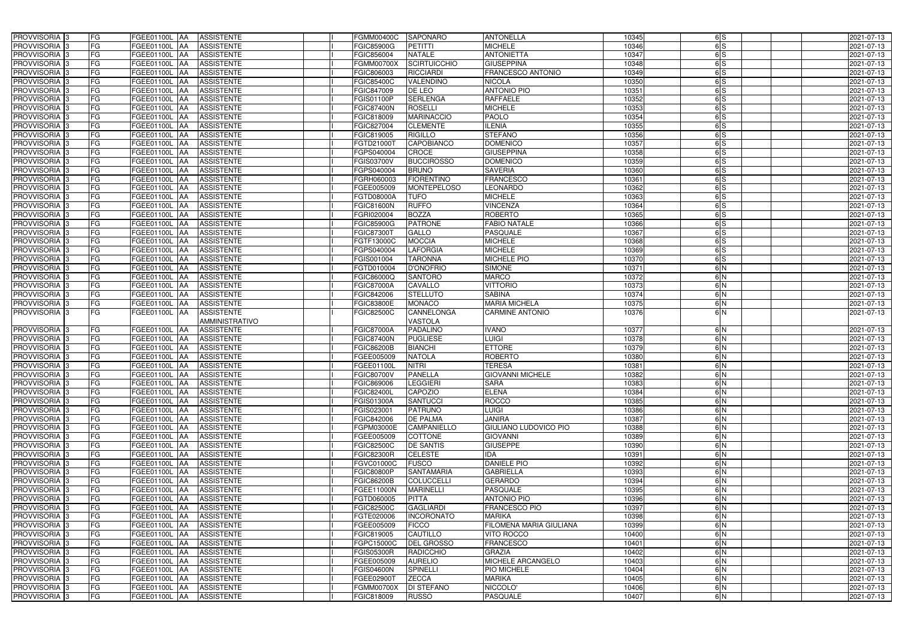| PROVVISORIA | 3 | FG | FGEE01100L | AA | ASSISTENTE | | I | FGMM00400C | SAPONARO | ANTONELLA | 10345 | | 6 | S | | | 2021-07-13 |
|---|---|---|---|---|---|---|---|---|---|---|---|---|---|---|---|---|---|
| PROVVISORIA | 3 | FG | FGEE01100L | AA | ASSISTENTE | | I | FGIC85900G | PETITTI | MICHELE | 10346 | | 6 | S | | | 2021-07-13 |
| PROVVISORIA | 3 | FG | FGEE01100L | AA | ASSISTENTE | | I | FGIC856004 | NATALE | ANTONIETTA | 10347 | | 6 | S | | | 2021-07-13 |
| PROVVISORIA | 3 | FG | FGEE01100L | AA | ASSISTENTE | | I | FGMM00700X | SCIRTUICCHIO | GIUSEPPINA | 10348 | | 6 | S | | | 2021-07-13 |
| PROVVISORIA | 3 | FG | FGEE01100L | AA | ASSISTENTE | | I | FGIC806003 | RICCIARDI | FRANCESCO ANTONIO | 10349 | | 6 | S | | | 2021-07-13 |
| PROVVISORIA | 3 | FG | FGEE01100L | AA | ASSISTENTE | | I | FGIC85400C | VALENDINO | NICOLA | 10350 | | 6 | S | | | 2021-07-13 |
| PROVVISORIA | 3 | FG | FGEE01100L | AA | ASSISTENTE | | I | FGIC847009 | DE LEO | ANTONIO PIO | 10351 | | 6 | S | | | 2021-07-13 |
| PROVVISORIA | 3 | FG | FGEE01100L | AA | ASSISTENTE | | I | FGIS01100P | SERLENGA | RAFFAELE | 10352 | | 6 | S | | | 2021-07-13 |
| PROVVISORIA | 3 | FG | FGEE01100L | AA | ASSISTENTE | | I | FGIC87400N | ROSELLI | MICHELE | 10353 | | 6 | S | | | 2021-07-13 |
| PROVVISORIA | 3 | FG | FGEE01100L | AA | ASSISTENTE | | I | FGIC818009 | MARINACCIO | PAOLO | 10354 | | 6 | S | | | 2021-07-13 |
| PROVVISORIA | 3 | FG | FGEE01100L | AA | ASSISTENTE | | I | FGIC827004 | CLEMENTE | ILENIA | 10355 | | 6 | S | | | 2021-07-13 |
| PROVVISORIA | 3 | FG | FGEE01100L | AA | ASSISTENTE | | I | FGIC819005 | RIGILLO | STEFANO | 10356 | | 6 | S | | | 2021-07-13 |
| PROVVISORIA | 3 | FG | FGEE01100L | AA | ASSISTENTE | | I | FGTD21000T | CAPOBIANCO | DOMENICO | 10357 | | 6 | S | | | 2021-07-13 |
| PROVVISORIA | 3 | FG | FGEE01100L | AA | ASSISTENTE | | I | FGPS040004 | CROCE | GIUSEPPINA | 10358 | | 6 | S | | | 2021-07-13 |
| PROVVISORIA | 3 | FG | FGEE01100L | AA | ASSISTENTE | | I | FGIS03700V | BUCCIROSSO | DOMENICO | 10359 | | 6 | S | | | 2021-07-13 |
| PROVVISORIA | 3 | FG | FGEE01100L | AA | ASSISTENTE | | I | FGPS040004 | BRUNO | SAVERIA | 10360 | | 6 | S | | | 2021-07-13 |
| PROVVISORIA | 3 | FG | FGEE01100L | AA | ASSISTENTE | | I | FGRH060003 | FIORENTINO | FRANCESCO | 10361 | | 6 | S | | | 2021-07-13 |
| PROVVISORIA | 3 | FG | FGEE01100L | AA | ASSISTENTE | | I | FGEE005009 | MONTEPELOSO | LEONARDO | 10362 | | 6 | S | | | 2021-07-13 |
| PROVVISORIA | 3 | FG | FGEE01100L | AA | ASSISTENTE | | I | FGTD08000A | TUFO | MICHELE | 10363 | | 6 | S | | | 2021-07-13 |
| PROVVISORIA | 3 | FG | FGEE01100L | AA | ASSISTENTE | | I | FGIC81600N | RUFFO | VINCENZA | 10364 | | 6 | S | | | 2021-07-13 |
| PROVVISORIA | 3 | FG | FGEE01100L | AA | ASSISTENTE | | I | FGRI020004 | BOZZA | ROBERTO | 10365 | | 6 | S | | | 2021-07-13 |
| PROVVISORIA | 3 | FG | FGEE01100L | AA | ASSISTENTE | | I | FGIC85900G | PATRONE | FABIO NATALE | 10366 | | 6 | S | | | 2021-07-13 |
| PROVVISORIA | 3 | FG | FGEE01100L | AA | ASSISTENTE | | I | FGIC87300T | GALLO | PASQUALE | 10367 | | 6 | S | | | 2021-07-13 |
| PROVVISORIA | 3 | FG | FGEE01100L | AA | ASSISTENTE | | I | FGTF13000C | MOCCIA | MICHELE | 10368 | | 6 | S | | | 2021-07-13 |
| PROVVISORIA | 3 | FG | FGEE01100L | AA | ASSISTENTE | | I | FGPS040004 | LAFORGIA | MICHELE | 10369 | | 6 | S | | | 2021-07-13 |
| PROVVISORIA | 3 | FG | FGEE01100L | AA | ASSISTENTE | | I | FGIS001004 | TARONNA | MICHELE PIO | 10370 | | 6 | S | | | 2021-07-13 |
| PROVVISORIA | 3 | FG | FGEE01100L | AA | ASSISTENTE | | I | FGTD010004 | D'ONOFRIO | SIMONE | 10371 | | 6 | N | | | 2021-07-13 |
| PROVVISORIA | 3 | FG | FGEE01100L | AA | ASSISTENTE | | I | FGIC86000Q | SANTORO | MARCO | 10372 | | 6 | N | | | 2021-07-13 |
| PROVVISORIA | 3 | FG | FGEE01100L | AA | ASSISTENTE | | I | FGIC87000A | CAVALLO | VITTORIO | 10373 | | 6 | N | | | 2021-07-13 |
| PROVVISORIA | 3 | FG | FGEE01100L | AA | ASSISTENTE | | I | FGIC842006 | STELLUTO | SABINA | 10374 | | 6 | N | | | 2021-07-13 |
| PROVVISORIA | 3 | FG | FGEE01100L | AA | ASSISTENTE | | I | FGIC83800E | MONACO | MARIA MICHELA | 10375 | | 6 | N | | | 2021-07-13 |
| PROVVISORIA | 3 | FG | FGEE01100L | AA | ASSISTENTE AMMINISTRATIVO | | I | FGIC82500C | CANNELONGA VASTOLA | CARMINE ANTONIO | 10376 | | 6 | N | | | 2021-07-13 |
| PROVVISORIA | 3 | FG | FGEE01100L | AA | ASSISTENTE | | I | FGIC87000A | PADALINO | IVANO | 10377 | | 6 | N | | | 2021-07-13 |
| PROVVISORIA | 3 | FG | FGEE01100L | AA | ASSISTENTE | | I | FGIC87400N | PUGLIESE | LUIGI | 10378 | | 6 | N | | | 2021-07-13 |
| PROVVISORIA | 3 | FG | FGEE01100L | AA | ASSISTENTE | | I | FGIC86200B | BIANCHI | ETTORE | 10379 | | 6 | N | | | 2021-07-13 |
| PROVVISORIA | 3 | FG | FGEE01100L | AA | ASSISTENTE | | I | FGEE005009 | NATOLA | ROBERTO | 10380 | | 6 | N | | | 2021-07-13 |
| PROVVISORIA | 3 | FG | FGEE01100L | AA | ASSISTENTE | | I | FGEE01100L | NITRI | TERESA | 10381 | | 6 | N | | | 2021-07-13 |
| PROVVISORIA | 3 | FG | FGEE01100L | AA | ASSISTENTE | | I | FGIC80700V | PANELLA | GIOVANNI MICHELE | 10382 | | 6 | N | | | 2021-07-13 |
| PROVVISORIA | 3 | FG | FGEE01100L | AA | ASSISTENTE | | I | FGIC869006 | LEGGIERI | SARA | 10383 | | 6 | N | | | 2021-07-13 |
| PROVVISORIA | 3 | FG | FGEE01100L | AA | ASSISTENTE | | I | FGIC82400L | CAPOZIO | ELENA | 10384 | | 6 | N | | | 2021-07-13 |
| PROVVISORIA | 3 | FG | FGEE01100L | AA | ASSISTENTE | | I | FGIS01300A | SANTUCCI | ROCCO | 10385 | | 6 | N | | | 2021-07-13 |
| PROVVISORIA | 3 | FG | FGEE01100L | AA | ASSISTENTE | | I | FGIS023001 | PATRUNO | LUIGI | 10386 | | 6 | N | | | 2021-07-13 |
| PROVVISORIA | 3 | FG | FGEE01100L | AA | ASSISTENTE | | I | FGIC842006 | DE PALMA | JANIRA | 10387 | | 6 | N | | | 2021-07-13 |
| PROVVISORIA | 3 | FG | FGEE01100L | AA | ASSISTENTE | | I | FGPM03000E | CAMPANIELLO | GIULIANO LUDOVICO PIO | 10388 | | 6 | N | | | 2021-07-13 |
| PROVVISORIA | 3 | FG | FGEE01100L | AA | ASSISTENTE | | I | FGEE005009 | COTTONE | GIOVANNI | 10389 | | 6 | N | | | 2021-07-13 |
| PROVVISORIA | 3 | FG | FGEE01100L | AA | ASSISTENTE | | I | FGIC82500C | DE SANTIS | GIUSEPPE | 10390 | | 6 | N | | | 2021-07-13 |
| PROVVISORIA | 3 | FG | FGEE01100L | AA | ASSISTENTE | | I | FGIC82300R | CELESTE | IDA | 10391 | | 6 | N | | | 2021-07-13 |
| PROVVISORIA | 3 | FG | FGEE01100L | AA | ASSISTENTE | | I | FGVC01000C | FUSCO | DANIELE PIO | 10392 | | 6 | N | | | 2021-07-13 |
| PROVVISORIA | 3 | FG | FGEE01100L | AA | ASSISTENTE | | I | FGIC80800P | SANTAMARIA | GABRIELLA | 10393 | | 6 | N | | | 2021-07-13 |
| PROVVISORIA | 3 | FG | FGEE01100L | AA | ASSISTENTE | | I | FGIC86200B | COLUCCELLI | GERARDO | 10394 | | 6 | N | | | 2021-07-13 |
| PROVVISORIA | 3 | FG | FGEE01100L | AA | ASSISTENTE | | I | FGEE11000N | MARINELLI | PASQUALE | 10395 | | 6 | N | | | 2021-07-13 |
| PROVVISORIA | 3 | FG | FGEE01100L | AA | ASSISTENTE | | I | FGTD060005 | PITTA | ANTONIO PIO | 10396 | | 6 | N | | | 2021-07-13 |
| PROVVISORIA | 3 | FG | FGEE01100L | AA | ASSISTENTE | | I | FGIC82500C | GAGLIARDI | FRANCESCO PIO | 10397 | | 6 | N | | | 2021-07-13 |
| PROVVISORIA | 3 | FG | FGEE01100L | AA | ASSISTENTE | | I | FGTE020006 | INCORONATO | MARIKA | 10398 | | 6 | N | | | 2021-07-13 |
| PROVVISORIA | 3 | FG | FGEE01100L | AA | ASSISTENTE | | I | FGEE005009 | FICCO | FILOMENA MARIA GIULIANA | 10399 | | 6 | N | | | 2021-07-13 |
| PROVVISORIA | 3 | FG | FGEE01100L | AA | ASSISTENTE | | I | FGIC819005 | CAUTILLO | VITO ROCCO | 10400 | | 6 | N | | | 2021-07-13 |
| PROVVISORIA | 3 | FG | FGEE01100L | AA | ASSISTENTE | | I | FGPC15000C | DEL GROSSO | FRANCESCO | 10401 | | 6 | N | | | 2021-07-13 |
| PROVVISORIA | 3 | FG | FGEE01100L | AA | ASSISTENTE | | I | FGIS05300R | RADICCHIO | GRAZIA | 10402 | | 6 | N | | | 2021-07-13 |
| PROVVISORIA | 3 | FG | FGEE01100L | AA | ASSISTENTE | | I | FGEE005009 | AURELIO | MICHELE ARCANGELO | 10403 | | 6 | N | | | 2021-07-13 |
| PROVVISORIA | 3 | FG | FGEE01100L | AA | ASSISTENTE | | I | FGIS04600N | SPINELLI | PIO MICHELE | 10404 | | 6 | N | | | 2021-07-13 |
| PROVVISORIA | 3 | FG | FGEE01100L | AA | ASSISTENTE | | I | FGEE02900T | ZECCA | MARIKA | 10405 | | 6 | N | | | 2021-07-13 |
| PROVVISORIA | 3 | FG | FGEE01100L | AA | ASSISTENTE | | I | FGMM00700X | DI STEFANO | NICCOLO' | 10406 | | 6 | N | | | 2021-07-13 |
| PROVVISORIA | 3 | FG | FGEE01100L | AA | ASSISTENTE | | I | FGIC818009 | RUSSO | PASQUALE | 10407 | | 6 | N | | | 2021-07-13 |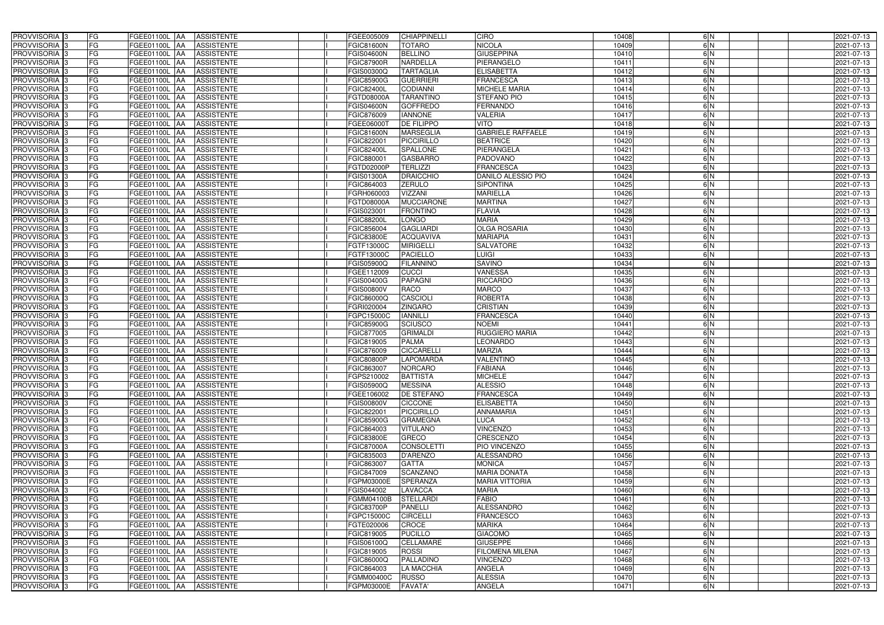| | | | | | | | | | | | | | | | |
|---|---|---|---|---|---|---|---|---|---|---|---|---|---|---|---|
| PROVVISORIA | 3 | FG | FGEE01100L | AA | ASSISTENTE | | I | FGEE005009 | CHIAPPINELLI | CIRO | 10408 | 6 | N | | 2021-07-13 |
| PROVVISORIA | 3 | FG | FGEE01100L | AA | ASSISTENTE | | I | FGIC81600N | TOTARO | NICOLA | 10409 | 6 | N | | 2021-07-13 |
| PROVVISORIA | 3 | FG | FGEE01100L | AA | ASSISTENTE | | I | FGIS04600N | BELLINO | GIUSEPPINA | 10410 | 6 | N | | 2021-07-13 |
| PROVVISORIA | 3 | FG | FGEE01100L | AA | ASSISTENTE | | I | FGIC87900R | NARDELLA | PIERANGELO | 10411 | 6 | N | | 2021-07-13 |
| PROVVISORIA | 3 | FG | FGEE01100L | AA | ASSISTENTE | | I | FGIS00300Q | TARTAGLIA | ELISABETTA | 10412 | 6 | N | | 2021-07-13 |
| PROVVISORIA | 3 | FG | FGEE01100L | AA | ASSISTENTE | | I | FGIC85900G | GUERRIERI | FRANCESCA | 10413 | 6 | N | | 2021-07-13 |
| PROVVISORIA | 3 | FG | FGEE01100L | AA | ASSISTENTE | | I | FGIC82400L | CODIANNI | MICHELE MARIA | 10414 | 6 | N | | 2021-07-13 |
| PROVVISORIA | 3 | FG | FGEE01100L | AA | ASSISTENTE | | I | FGTD08000A | TARANTINO | STEFANO PIO | 10415 | 6 | N | | 2021-07-13 |
| PROVVISORIA | 3 | FG | FGEE01100L | AA | ASSISTENTE | | I | FGIS04600N | GOFFREDO | FERNANDO | 10416 | 6 | N | | 2021-07-13 |
| PROVVISORIA | 3 | FG | FGEE01100L | AA | ASSISTENTE | | I | FGIC876009 | IANNONE | VALERIA | 10417 | 6 | N | | 2021-07-13 |
| PROVVISORIA | 3 | FG | FGEE01100L | AA | ASSISTENTE | | I | FGEE06000T | DE FILIPPO | VITO | 10418 | 6 | N | | 2021-07-13 |
| PROVVISORIA | 3 | FG | FGEE01100L | AA | ASSISTENTE | | I | FGIC81600N | MARSEGLIA | GABRIELE RAFFAELE | 10419 | 6 | N | | 2021-07-13 |
| PROVVISORIA | 3 | FG | FGEE01100L | AA | ASSISTENTE | | I | FGIC822001 | PICCIRILLO | BEATRICE | 10420 | 6 | N | | 2021-07-13 |
| PROVVISORIA | 3 | FG | FGEE01100L | AA | ASSISTENTE | | I | FGIC82400L | SPALLONE | PIERANGELA | 10421 | 6 | N | | 2021-07-13 |
| PROVVISORIA | 3 | FG | FGEE01100L | AA | ASSISTENTE | | I | FGIC880001 | GASBARRO | PADOVANO | 10422 | 6 | N | | 2021-07-13 |
| PROVVISORIA | 3 | FG | FGEE01100L | AA | ASSISTENTE | | I | FGTD02000P | TERLIZZI | FRANCESCA | 10423 | 6 | N | | 2021-07-13 |
| PROVVISORIA | 3 | FG | FGEE01100L | AA | ASSISTENTE | | I | FGIS01300A | DRAICCHIO | DANILO ALESSIO PIO | 10424 | 6 | N | | 2021-07-13 |
| PROVVISORIA | 3 | FG | FGEE01100L | AA | ASSISTENTE | | I | FGIC864003 | ZERULO | SIPONTINA | 10425 | 6 | N | | 2021-07-13 |
| PROVVISORIA | 3 | FG | FGEE01100L | AA | ASSISTENTE | | I | FGRH060003 | VIZZANI | MARIELLA | 10426 | 6 | N | | 2021-07-13 |
| PROVVISORIA | 3 | FG | FGEE01100L | AA | ASSISTENTE | | I | FGTD08000A | MUCCIARONE | MARTINA | 10427 | 6 | N | | 2021-07-13 |
| PROVVISORIA | 3 | FG | FGEE01100L | AA | ASSISTENTE | | I | FGIS023001 | FRONTINO | FLAVIA | 10428 | 6 | N | | 2021-07-13 |
| PROVVISORIA | 3 | FG | FGEE01100L | AA | ASSISTENTE | | I | FGIC88200L | LONGO | MARIA | 10429 | 6 | N | | 2021-07-13 |
| PROVVISORIA | 3 | FG | FGEE01100L | AA | ASSISTENTE | | I | FGIC856004 | GAGLIARDI | OLGA ROSARIA | 10430 | 6 | N | | 2021-07-13 |
| PROVVISORIA | 3 | FG | FGEE01100L | AA | ASSISTENTE | | I | FGIC83800E | ACQUAVIVA | MARIAPIA | 10431 | 6 | N | | 2021-07-13 |
| PROVVISORIA | 3 | FG | FGEE01100L | AA | ASSISTENTE | | I | FGTF13000C | MIRIGELLI | SALVATORE | 10432 | 6 | N | | 2021-07-13 |
| PROVVISORIA | 3 | FG | FGEE01100L | AA | ASSISTENTE | | I | FGTF13000C | PACIELLO | LUIGI | 10433 | 6 | N | | 2021-07-13 |
| PROVVISORIA | 3 | FG | FGEE01100L | AA | ASSISTENTE | | I | FGIS05900Q | FILANNINO | SAVINO | 10434 | 6 | N | | 2021-07-13 |
| PROVVISORIA | 3 | FG | FGEE01100L | AA | ASSISTENTE | | I | FGEE112009 | CUCCI | VANESSA | 10435 | 6 | N | | 2021-07-13 |
| PROVVISORIA | 3 | FG | FGEE01100L | AA | ASSISTENTE | | I | FGIS00400G | PAPAGNI | RICCARDO | 10436 | 6 | N | | 2021-07-13 |
| PROVVISORIA | 3 | FG | FGEE01100L | AA | ASSISTENTE | | I | FGIS00800V | RACO | MARCO | 10437 | 6 | N | | 2021-07-13 |
| PROVVISORIA | 3 | FG | FGEE01100L | AA | ASSISTENTE | | I | FGIC86000Q | CASCIOLI | ROBERTA | 10438 | 6 | N | | 2021-07-13 |
| PROVVISORIA | 3 | FG | FGEE01100L | AA | ASSISTENTE | | I | FGRI020004 | ZINGARO | CRISTIAN | 10439 | 6 | N | | 2021-07-13 |
| PROVVISORIA | 3 | FG | FGEE01100L | AA | ASSISTENTE | | I | FGPC15000C | IANNILLI | FRANCESCA | 10440 | 6 | N | | 2021-07-13 |
| PROVVISORIA | 3 | FG | FGEE01100L | AA | ASSISTENTE | | I | FGIC85900G | SCIUSCO | NOEMI | 10441 | 6 | N | | 2021-07-13 |
| PROVVISORIA | 3 | FG | FGEE01100L | AA | ASSISTENTE | | I | FGIC877005 | GRIMALDI | RUGGIERO MARIA | 10442 | 6 | N | | 2021-07-13 |
| PROVVISORIA | 3 | FG | FGEE01100L | AA | ASSISTENTE | | I | FGIC819005 | PALMA | LEONARDO | 10443 | 6 | N | | 2021-07-13 |
| PROVVISORIA | 3 | FG | FGEE01100L | AA | ASSISTENTE | | I | FGIC876009 | CICCARELLI | MARZIA | 10444 | 6 | N | | 2021-07-13 |
| PROVVISORIA | 3 | FG | FGEE01100L | AA | ASSISTENTE | | I | FGIC80800P | LAPOMARDA | VALENTINO | 10445 | 6 | N | | 2021-07-13 |
| PROVVISORIA | 3 | FG | FGEE01100L | AA | ASSISTENTE | | I | FGIC863007 | NORCARO | FABIANA | 10446 | 6 | N | | 2021-07-13 |
| PROVVISORIA | 3 | FG | FGEE01100L | AA | ASSISTENTE | | I | FGPS210002 | BATTISTA | MICHELE | 10447 | 6 | N | | 2021-07-13 |
| PROVVISORIA | 3 | FG | FGEE01100L | AA | ASSISTENTE | | I | FGIS05900Q | MESSINA | ALESSIO | 10448 | 6 | N | | 2021-07-13 |
| PROVVISORIA | 3 | FG | FGEE01100L | AA | ASSISTENTE | | I | FGEE106002 | DE STEFANO | FRANCESCA | 10449 | 6 | N | | 2021-07-13 |
| PROVVISORIA | 3 | FG | FGEE01100L | AA | ASSISTENTE | | I | FGIS00800V | CICCONE | ELISABETTA | 10450 | 6 | N | | 2021-07-13 |
| PROVVISORIA | 3 | FG | FGEE01100L | AA | ASSISTENTE | | I | FGIC822001 | PICCIRILLO | ANNAMARIA | 10451 | 6 | N | | 2021-07-13 |
| PROVVISORIA | 3 | FG | FGEE01100L | AA | ASSISTENTE | | I | FGIC85900G | GRAMEGNA | LUCA | 10452 | 6 | N | | 2021-07-13 |
| PROVVISORIA | 3 | FG | FGEE01100L | AA | ASSISTENTE | | I | FGIC864003 | VITULANO | VINCENZO | 10453 | 6 | N | | 2021-07-13 |
| PROVVISORIA | 3 | FG | FGEE01100L | AA | ASSISTENTE | | I | FGIC83800E | GRECO | CRESCENZO | 10454 | 6 | N | | 2021-07-13 |
| PROVVISORIA | 3 | FG | FGEE01100L | AA | ASSISTENTE | | I | FGIC87000A | CONSOLETTI | PIO VINCENZO | 10455 | 6 | N | | 2021-07-13 |
| PROVVISORIA | 3 | FG | FGEE01100L | AA | ASSISTENTE | | I | FGIC835003 | D'ARENZO | ALESSANDRO | 10456 | 6 | N | | 2021-07-13 |
| PROVVISORIA | 3 | FG | FGEE01100L | AA | ASSISTENTE | | I | FGIC863007 | GATTA | MONICA | 10457 | 6 | N | | 2021-07-13 |
| PROVVISORIA | 3 | FG | FGEE01100L | AA | ASSISTENTE | | I | FGIC847009 | SCANZANO | MARIA DONATA | 10458 | 6 | N | | 2021-07-13 |
| PROVVISORIA | 3 | FG | FGEE01100L | AA | ASSISTENTE | | I | FGPM03000E | SPERANZA | MARIA VITTORIA | 10459 | 6 | N | | 2021-07-13 |
| PROVVISORIA | 3 | FG | FGEE01100L | AA | ASSISTENTE | | I | FGIS044002 | LAVACCA | MARIA | 10460 | 6 | N | | 2021-07-13 |
| PROVVISORIA | 3 | FG | FGEE01100L | AA | ASSISTENTE | | I | FGMM04100B | STELLARDI | FABIO | 10461 | 6 | N | | 2021-07-13 |
| PROVVISORIA | 3 | FG | FGEE01100L | AA | ASSISTENTE | | I | FGIC83700P | PANELLI | ALESSANDRO | 10462 | 6 | N | | 2021-07-13 |
| PROVVISORIA | 3 | FG | FGEE01100L | AA | ASSISTENTE | | I | FGPC15000C | CIRCELLI | FRANCESCO | 10463 | 6 | N | | 2021-07-13 |
| PROVVISORIA | 3 | FG | FGEE01100L | AA | ASSISTENTE | | I | FGTE020006 | CROCE | MARIKA | 10464 | 6 | N | | 2021-07-13 |
| PROVVISORIA | 3 | FG | FGEE01100L | AA | ASSISTENTE | | I | FGIC819005 | PUCILLO | GIACOMO | 10465 | 6 | N | | 2021-07-13 |
| PROVVISORIA | 3 | FG | FGEE01100L | AA | ASSISTENTE | | I | FGIS06100Q | CELLAMARE | GIUSEPPE | 10466 | 6 | N | | 2021-07-13 |
| PROVVISORIA | 3 | FG | FGEE01100L | AA | ASSISTENTE | | I | FGIC819005 | ROSSI | FILOMENA MILENA | 10467 | 6 | N | | 2021-07-13 |
| PROVVISORIA | 3 | FG | FGEE01100L | AA | ASSISTENTE | | I | FGIC86000Q | PALLADINO | VINCENZO | 10468 | 6 | N | | 2021-07-13 |
| PROVVISORIA | 3 | FG | FGEE01100L | AA | ASSISTENTE | | I | FGIC864003 | LA MACCHIA | ANGELA | 10469 | 6 | N | | 2021-07-13 |
| PROVVISORIA | 3 | FG | FGEE01100L | AA | ASSISTENTE | | I | FGMM00400C | RUSSO | ALESSIA | 10470 | 6 | N | | 2021-07-13 |
| PROVVISORIA | 3 | FG | FGEE01100L | AA | ASSISTENTE | | I | FGPM03000E | FAVATA' | ANGELA | 10471 | 6 | N | | 2021-07-13 |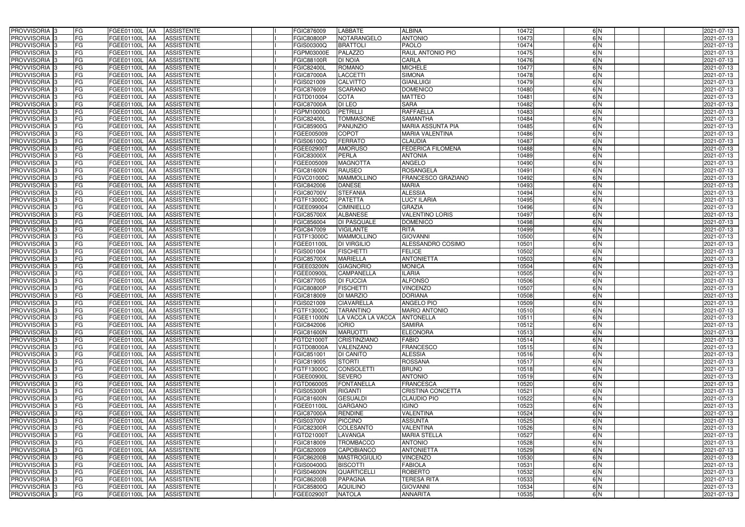| PROVVISORIA | 3 | FG | FGEE01100L | AA | ASSISTENTE | | I | FGIC876009 | LABBATE | ALBINA | 10472 | | 6 | N | | | 2021-07-13 |
|---|---|---|---|---|---|---|---|---|---|---|---|---|---|---|---|---|---|
| PROVVISORIA | 3 | FG | FGEE01100L | AA | ASSISTENTE | | I | FGIC80800P | NOTARANGELO | ANTONIO | 10473 | | 6 | N | | | 2021-07-13 |
| PROVVISORIA | 3 | FG | FGEE01100L | AA | ASSISTENTE | | I | FGIS00300Q | BRATTOLI | PAOLO | 10474 | | 6 | N | | | 2021-07-13 |
| PROVVISORIA | 3 | FG | FGEE01100L | AA | ASSISTENTE | | I | FGPM03000E | PALAZZO | RAUL ANTONIO PIO | 10475 | | 6 | N | | | 2021-07-13 |
| PROVVISORIA | 3 | FG | FGEE01100L | AA | ASSISTENTE | | I | FGIC88100R | DI NOIA | CARLA | 10476 | | 6 | N | | | 2021-07-13 |
| PROVVISORIA | 3 | FG | FGEE01100L | AA | ASSISTENTE | | I | FGIC82400L | ROMANO | MICHELE | 10477 | | 6 | N | | | 2021-07-13 |
| PROVVISORIA | 3 | FG | FGEE01100L | AA | ASSISTENTE | | I | FGIC87000A | LACCETTI | SIMONA | 10478 | | 6 | N | | | 2021-07-13 |
| PROVVISORIA | 3 | FG | FGEE01100L | AA | ASSISTENTE | | I | FGIS021009 | CALVITTO | GIANLUIGI | 10479 | | 6 | N | | | 2021-07-13 |
| PROVVISORIA | 3 | FG | FGEE01100L | AA | ASSISTENTE | | I | FGIC876009 | SCARANO | DOMENICO | 10480 | | 6 | N | | | 2021-07-13 |
| PROVVISORIA | 3 | FG | FGEE01100L | AA | ASSISTENTE | | I | FGTD010004 | COTA | MATTEO | 10481 | | 6 | N | | | 2021-07-13 |
| PROVVISORIA | 3 | FG | FGEE01100L | AA | ASSISTENTE | | I | FGIC87000A | DI LEO | SARA | 10482 | | 6 | N | | | 2021-07-13 |
| PROVVISORIA | 3 | FG | FGEE01100L | AA | ASSISTENTE | | I | FGPM10000G | PETRILLI | RAFFAELLA | 10483 | | 6 | N | | | 2021-07-13 |
| PROVVISORIA | 3 | FG | FGEE01100L | AA | ASSISTENTE | | I | FGIC82400L | TOMMASONE | SAMANTHA | 10484 | | 6 | N | | | 2021-07-13 |
| PROVVISORIA | 3 | FG | FGEE01100L | AA | ASSISTENTE | | I | FGIC85900G | PANUNZIO | MARIA ASSUNTA PIA | 10485 | | 6 | N | | | 2021-07-13 |
| PROVVISORIA | 3 | FG | FGEE01100L | AA | ASSISTENTE | | I | FGEE005009 | COPOT | MARIA VALENTINA | 10486 | | 6 | N | | | 2021-07-13 |
| PROVVISORIA | 3 | FG | FGEE01100L | AA | ASSISTENTE | | I | FGIS06100Q | FERRATO | CLAUDIA | 10487 | | 6 | N | | | 2021-07-13 |
| PROVVISORIA | 3 | FG | FGEE01100L | AA | ASSISTENTE | | I | FGEE02900T | AMORUSO | FEDERICA FILOMENA | 10488 | | 6 | N | | | 2021-07-13 |
| PROVVISORIA | 3 | FG | FGEE01100L | AA | ASSISTENTE | | I | FGIC83000X | PERLA | ANTONIA | 10489 | | 6 | N | | | 2021-07-13 |
| PROVVISORIA | 3 | FG | FGEE01100L | AA | ASSISTENTE | | I | FGEE005009 | MAGNOTTA | ANGELO | 10490 | | 6 | N | | | 2021-07-13 |
| PROVVISORIA | 3 | FG | FGEE01100L | AA | ASSISTENTE | | I | FGIC81600N | RAUSEO | ROSANGELA | 10491 | | 6 | N | | | 2021-07-13 |
| PROVVISORIA | 3 | FG | FGEE01100L | AA | ASSISTENTE | | I | FGVC01000C | MAMMOLLINO | FRANCESCO GRAZIANO | 10492 | | 6 | N | | | 2021-07-13 |
| PROVVISORIA | 3 | FG | FGEE01100L | AA | ASSISTENTE | | I | FGIC842006 | DANESE | MARIA | 10493 | | 6 | N | | | 2021-07-13 |
| PROVVISORIA | 3 | FG | FGEE01100L | AA | ASSISTENTE | | I | FGIC80700V | STEFANIA | ALESSIA | 10494 | | 6 | N | | | 2021-07-13 |
| PROVVISORIA | 3 | FG | FGEE01100L | AA | ASSISTENTE | | I | FGTF13000C | PATETTA | LUCY ILARIA | 10495 | | 6 | N | | | 2021-07-13 |
| PROVVISORIA | 3 | FG | FGEE01100L | AA | ASSISTENTE | | I | FGEE099004 | CIMINIELLO | GRAZIA | 10496 | | 6 | N | | | 2021-07-13 |
| PROVVISORIA | 3 | FG | FGEE01100L | AA | ASSISTENTE | | I | FGIC85700X | ALBANESE | VALENTINO LORIS | 10497 | | 6 | N | | | 2021-07-13 |
| PROVVISORIA | 3 | FG | FGEE01100L | AA | ASSISTENTE | | I | FGIC856004 | DI PASQUALE | DOMENICO | 10498 | | 6 | N | | | 2021-07-13 |
| PROVVISORIA | 3 | FG | FGEE01100L | AA | ASSISTENTE | | I | FGIC847009 | VIGILANTE | RITA | 10499 | | 6 | N | | | 2021-07-13 |
| PROVVISORIA | 3 | FG | FGEE01100L | AA | ASSISTENTE | | I | FGTF13000C | MAMMOLLINO | GIOVANNI | 10500 | | 6 | N | | | 2021-07-13 |
| PROVVISORIA | 3 | FG | FGEE01100L | AA | ASSISTENTE | | I | FGEE01100L | DI VIRGILIO | ALESSANDRO COSIMO | 10501 | | 6 | N | | | 2021-07-13 |
| PROVVISORIA | 3 | FG | FGEE01100L | AA | ASSISTENTE | | I | FGIS001004 | FISCHETTI | FELICE | 10502 | | 6 | N | | | 2021-07-13 |
| PROVVISORIA | 3 | FG | FGEE01100L | AA | ASSISTENTE | | I | FGIC85700X | MARIELLA | ANTONIETTA | 10503 | | 6 | N | | | 2021-07-13 |
| PROVVISORIA | 3 | FG | FGEE01100L | AA | ASSISTENTE | | I | FGEE03200N | GIAGNORIO | MONICA | 10504 | | 6 | N | | | 2021-07-13 |
| PROVVISORIA | 3 | FG | FGEE01100L | AA | ASSISTENTE | | I | FGEE00900L | CAMPANELLA | ILARIA | 10505 | | 6 | N | | | 2021-07-13 |
| PROVVISORIA | 3 | FG | FGEE01100L | AA | ASSISTENTE | | I | FGIC877005 | DI FUCCIA | ALFONSO | 10506 | | 6 | N | | | 2021-07-13 |
| PROVVISORIA | 3 | FG | FGEE01100L | AA | ASSISTENTE | | I | FGIC80800P | FISCHETTI | VINCENZO | 10507 | | 6 | N | | | 2021-07-13 |
| PROVVISORIA | 3 | FG | FGEE01100L | AA | ASSISTENTE | | I | FGIC818009 | DI MARZIO | DORIANA | 10508 | | 6 | N | | | 2021-07-13 |
| PROVVISORIA | 3 | FG | FGEE01100L | AA | ASSISTENTE | | I | FGIS021009 | CIAVARELLA | ANGELO PIO | 10509 | | 6 | N | | | 2021-07-13 |
| PROVVISORIA | 3 | FG | FGEE01100L | AA | ASSISTENTE | | I | FGTF13000C | TARANTINO | MARIO ANTONIO | 10510 | | 6 | N | | | 2021-07-13 |
| PROVVISORIA | 3 | FG | FGEE01100L | AA | ASSISTENTE | | I | FGEE11000N | LA VACCA LA VACCA | ANTONELLA | 10511 | | 6 | N | | | 2021-07-13 |
| PROVVISORIA | 3 | FG | FGEE01100L | AA | ASSISTENTE | | I | FGIC842006 | IORIO | SAMIRA | 10512 | | 6 | N | | | 2021-07-13 |
| PROVVISORIA | 3 | FG | FGEE01100L | AA | ASSISTENTE | | I | FGIC81600N | MARUOTTI | ELEONORA | 10513 | | 6 | N | | | 2021-07-13 |
| PROVVISORIA | 3 | FG | FGEE01100L | AA | ASSISTENTE | | I | FGTD21000T | CRISTINZIANO | FABIO | 10514 | | 6 | N | | | 2021-07-13 |
| PROVVISORIA | 3 | FG | FGEE01100L | AA | ASSISTENTE | | I | FGTD08000A | VALENZANO | FRANCESCO | 10515 | | 6 | N | | | 2021-07-13 |
| PROVVISORIA | 3 | FG | FGEE01100L | AA | ASSISTENTE | | I | FGIC851001 | DI CANITO | ALESSIA | 10516 | | 6 | N | | | 2021-07-13 |
| PROVVISORIA | 3 | FG | FGEE01100L | AA | ASSISTENTE | | I | FGIC819005 | STORTI | ROSSANA | 10517 | | 6 | N | | | 2021-07-13 |
| PROVVISORIA | 3 | FG | FGEE01100L | AA | ASSISTENTE | | I | FGTF13000C | CONSOLETTI | BRUNO | 10518 | | 6 | N | | | 2021-07-13 |
| PROVVISORIA | 3 | FG | FGEE01100L | AA | ASSISTENTE | | I | FGEE00900L | SEVERO | ANTONIO | 10519 | | 6 | N | | | 2021-07-13 |
| PROVVISORIA | 3 | FG | FGEE01100L | AA | ASSISTENTE | | I | FGTD060005 | FONTANELLA | FRANCESCA | 10520 | | 6 | N | | | 2021-07-13 |
| PROVVISORIA | 3 | FG | FGEE01100L | AA | ASSISTENTE | | I | FGIS05300R | RIGANTI | CRISTINA CONCETTA | 10521 | | 6 | N | | | 2021-07-13 |
| PROVVISORIA | 3 | FG | FGEE01100L | AA | ASSISTENTE | | I | FGIC81600N | GESUALDI | CLAUDIO PIO | 10522 | | 6 | N | | | 2021-07-13 |
| PROVVISORIA | 3 | FG | FGEE01100L | AA | ASSISTENTE | | I | FGEE01100L | GARGANO | IGINO | 10523 | | 6 | N | | | 2021-07-13 |
| PROVVISORIA | 3 | FG | FGEE01100L | AA | ASSISTENTE | | I | FGIC87000A | RENDINE | VALENTINA | 10524 | | 6 | N | | | 2021-07-13 |
| PROVVISORIA | 3 | FG | FGEE01100L | AA | ASSISTENTE | | I | FGIS03700V | PICCINO | ASSUNTA | 10525 | | 6 | N | | | 2021-07-13 |
| PROVVISORIA | 3 | FG | FGEE01100L | AA | ASSISTENTE | | I | FGIC82300R | COLESANTO | VALENTINA | 10526 | | 6 | N | | | 2021-07-13 |
| PROVVISORIA | 3 | FG | FGEE01100L | AA | ASSISTENTE | | I | FGTD21000T | LAVANGA | MARIA STELLA | 10527 | | 6 | N | | | 2021-07-13 |
| PROVVISORIA | 3 | FG | FGEE01100L | AA | ASSISTENTE | | I | FGIC818009 | TROMBACCO | ANTONIO | 10528 | | 6 | N | | | 2021-07-13 |
| PROVVISORIA | 3 | FG | FGEE01100L | AA | ASSISTENTE | | I | FGIC820009 | CAPOBIANCO | ANTONIETTA | 10529 | | 6 | N | | | 2021-07-13 |
| PROVVISORIA | 3 | FG | FGEE01100L | AA | ASSISTENTE | | I | FGIC86200B | MASTROGIULIO | VINCENZO | 10530 | | 6 | N | | | 2021-07-13 |
| PROVVISORIA | 3 | FG | FGEE01100L | AA | ASSISTENTE | | I | FGIS00400G | BISCOTTI | FABIOLA | 10531 | | 6 | N | | | 2021-07-13 |
| PROVVISORIA | 3 | FG | FGEE01100L | AA | ASSISTENTE | | I | FGIS04600N | QUARTICELLI | ROBERTO | 10532 | | 6 | N | | | 2021-07-13 |
| PROVVISORIA | 3 | FG | FGEE01100L | AA | ASSISTENTE | | I | FGIC86200B | PAPAGNA | TERESA RITA | 10533 | | 6 | N | | | 2021-07-13 |
| PROVVISORIA | 3 | FG | FGEE01100L | AA | ASSISTENTE | | I | FGIC85800Q | AQUILINO | GIOVANNI | 10534 | | 6 | N | | | 2021-07-13 |
| PROVVISORIA | 3 | FG | FGEE01100L | AA | ASSISTENTE | | I | FGEE02900T | NATOLA | ANNARITA | 10535 | | 6 | N | | | 2021-07-13 |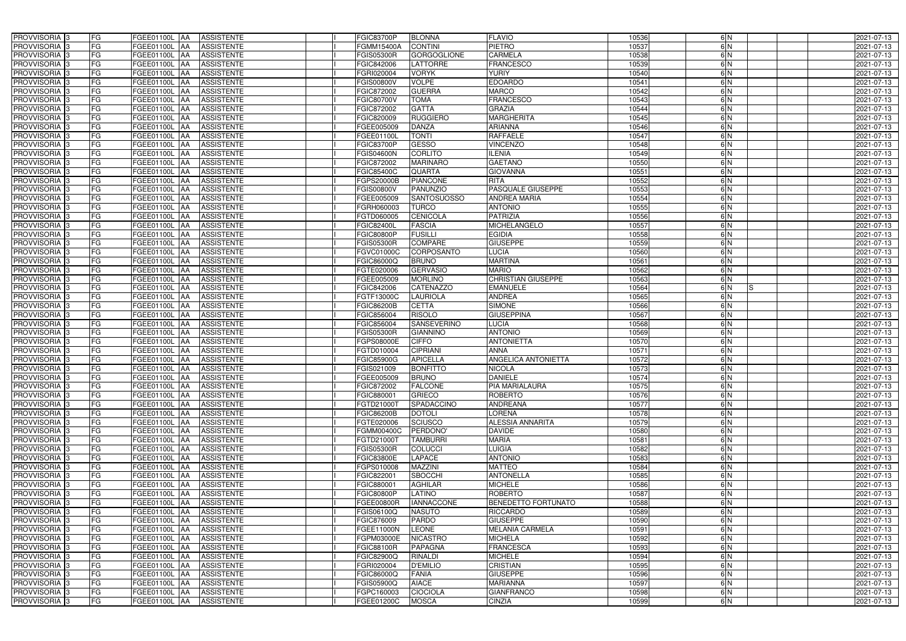| PROVVISORIA | 3 | FG | FGEE01100L | AA | ASSISTENTE | | I | FGIC83700P | BLONNA | FLAVIO | 10536 | | 6 | N | | | | 2021-07-13 |
|---|---|---|---|---|---|---|---|---|---|---|---|---|---|---|---|---|---|---|
| PROVVISORIA | 3 | FG | FGEE01100L | AA | ASSISTENTE | | I | FGMM15400A | CONTINI | PIETRO | 10537 | | 6 | N | | | | 2021-07-13 |
| PROVVISORIA | 3 | FG | FGEE01100L | AA | ASSISTENTE | | I | FGIS05300R | GORGOGLIONE | CARMELA | 10538 | | 6 | N | | | | 2021-07-13 |
| PROVVISORIA | 3 | FG | FGEE01100L | AA | ASSISTENTE | | I | FGIC842006 | LATTORRE | FRANCESCO | 10539 | | 6 | N | | | | 2021-07-13 |
| PROVVISORIA | 3 | FG | FGEE01100L | AA | ASSISTENTE | | I | FGRI020004 | VORYK | YURIY | 10540 | | 6 | N | | | | 2021-07-13 |
| PROVVISORIA | 3 | FG | FGEE01100L | AA | ASSISTENTE | | I | FGIS00800V | VOLPE | EDOARDO | 10541 | | 6 | N | | | | 2021-07-13 |
| PROVVISORIA | 3 | FG | FGEE01100L | AA | ASSISTENTE | | I | FGIC872002 | GUERRA | MARCO | 10542 | | 6 | N | | | | 2021-07-13 |
| PROVVISORIA | 3 | FG | FGEE01100L | AA | ASSISTENTE | | I | FGIC80700V | TOMA | FRANCESCO | 10543 | | 6 | N | | | | 2021-07-13 |
| PROVVISORIA | 3 | FG | FGEE01100L | AA | ASSISTENTE | | I | FGIC872002 | GATTA | GRAZIA | 10544 | | 6 | N | | | | 2021-07-13 |
| PROVVISORIA | 3 | FG | FGEE01100L | AA | ASSISTENTE | | I | FGIC820009 | RUGGIERO | MARGHERITA | 10545 | | 6 | N | | | | 2021-07-13 |
| PROVVISORIA | 3 | FG | FGEE01100L | AA | ASSISTENTE | | I | FGEE005009 | DANZA | ARIANNA | 10546 | | 6 | N | | | | 2021-07-13 |
| PROVVISORIA | 3 | FG | FGEE01100L | AA | ASSISTENTE | | I | FGEE01100L | TONTI | RAFFAELE | 10547 | | 6 | N | | | | 2021-07-13 |
| PROVVISORIA | 3 | FG | FGEE01100L | AA | ASSISTENTE | | I | FGIC83700P | GESSO | VINCENZO | 10548 | | 6 | N | | | | 2021-07-13 |
| PROVVISORIA | 3 | FG | FGEE01100L | AA | ASSISTENTE | | I | FGIS04600N | CORLITO | ILENIA | 10549 | | 6 | N | | | | 2021-07-13 |
| PROVVISORIA | 3 | FG | FGEE01100L | AA | ASSISTENTE | | I | FGIC872002 | MARINARO | GAETANO | 10550 | | 6 | N | | | | 2021-07-13 |
| PROVVISORIA | 3 | FG | FGEE01100L | AA | ASSISTENTE | | I | FGIC85400C | QUARTA | GIOVANNA | 10551 | | 6 | N | | | | 2021-07-13 |
| PROVVISORIA | 3 | FG | FGEE01100L | AA | ASSISTENTE | | I | FGPS20000B | PIANCONE | RITA | 10552 | | 6 | N | | | | 2021-07-13 |
| PROVVISORIA | 3 | FG | FGEE01100L | AA | ASSISTENTE | | I | FGIS00800V | PANUNZIO | PASQUALE GIUSEPPE | 10553 | | 6 | N | | | | 2021-07-13 |
| PROVVISORIA | 3 | FG | FGEE01100L | AA | ASSISTENTE | | I | FGEE005009 | SANTOSUOSSO | ANDREA MARIA | 10554 | | 6 | N | | | | 2021-07-13 |
| PROVVISORIA | 3 | FG | FGEE01100L | AA | ASSISTENTE | | I | FGRH060003 | TURCO | ANTONIO | 10555 | | 6 | N | | | | 2021-07-13 |
| PROVVISORIA | 3 | FG | FGEE01100L | AA | ASSISTENTE | | I | FGTD060005 | CENICOLA | PATRIZIA | 10556 | | 6 | N | | | | 2021-07-13 |
| PROVVISORIA | 3 | FG | FGEE01100L | AA | ASSISTENTE | | I | FGIC82400L | FASCIA | MICHELANGELO | 10557 | | 6 | N | | | | 2021-07-13 |
| PROVVISORIA | 3 | FG | FGEE01100L | AA | ASSISTENTE | | I | FGIC80800P | FUSILLI | EGIDIA | 10558 | | 6 | N | | | | 2021-07-13 |
| PROVVISORIA | 3 | FG | FGEE01100L | AA | ASSISTENTE | | I | FGIS05300R | COMPARE | GIUSEPPE | 10559 | | 6 | N | | | | 2021-07-13 |
| PROVVISORIA | 3 | FG | FGEE01100L | AA | ASSISTENTE | | I | FGVC01000C | CORPOSANTO | LUCIA | 10560 | | 6 | N | | | | 2021-07-13 |
| PROVVISORIA | 3 | FG | FGEE01100L | AA | ASSISTENTE | | I | FGIC86000Q | BRUNO | MARTINA | 10561 | | 6 | N | | | | 2021-07-13 |
| PROVVISORIA | 3 | FG | FGEE01100L | AA | ASSISTENTE | | I | FGTE020006 | GERVASIO | MARIO | 10562 | | 6 | N | | | | 2021-07-13 |
| PROVVISORIA | 3 | FG | FGEE01100L | AA | ASSISTENTE | | I | FGEE005009 | MORLINO | CHRISTIAN GIUSEPPE | 10563 | | 6 | N | | | | 2021-07-13 |
| PROVVISORIA | 3 | FG | FGEE01100L | AA | ASSISTENTE | | I | FGIC842006 | CATENAZZO | EMANUELE | 10564 | | 6 | N | S | | | 2021-07-13 |
| PROVVISORIA | 3 | FG | FGEE01100L | AA | ASSISTENTE | | I | FGTF13000C | LAURIOLA | ANDREA | 10565 | | 6 | N | | | | 2021-07-13 |
| PROVVISORIA | 3 | FG | FGEE01100L | AA | ASSISTENTE | | I | FGIC86200B | CETTA | SIMONE | 10566 | | 6 | N | | | | 2021-07-13 |
| PROVVISORIA | 3 | FG | FGEE01100L | AA | ASSISTENTE | | I | FGIC856004 | RISOLO | GIUSEPPINA | 10567 | | 6 | N | | | | 2021-07-13 |
| PROVVISORIA | 3 | FG | FGEE01100L | AA | ASSISTENTE | | I | FGIC856004 | SANSEVERINO | LUCIA | 10568 | | 6 | N | | | | 2021-07-13 |
| PROVVISORIA | 3 | FG | FGEE01100L | AA | ASSISTENTE | | I | FGIS05300R | GIANNINO | ANTONIO | 10569 | | 6 | N | | | | 2021-07-13 |
| PROVVISORIA | 3 | FG | FGEE01100L | AA | ASSISTENTE | | I | FGPS08000E | CIFFO | ANTONIETTA | 10570 | | 6 | N | | | | 2021-07-13 |
| PROVVISORIA | 3 | FG | FGEE01100L | AA | ASSISTENTE | | I | FGTD010004 | CIPRIANI | ANNA | 10571 | | 6 | N | | | | 2021-07-13 |
| PROVVISORIA | 3 | FG | FGEE01100L | AA | ASSISTENTE | | I | FGIC85900G | APICELLA | ANGELICA ANTONIETTA | 10572 | | 6 | N | | | | 2021-07-13 |
| PROVVISORIA | 3 | FG | FGEE01100L | AA | ASSISTENTE | | I | FGIS021009 | BONFITTO | NICOLA | 10573 | | 6 | N | | | | 2021-07-13 |
| PROVVISORIA | 3 | FG | FGEE01100L | AA | ASSISTENTE | | I | FGEE005009 | BRUNO | DANIELE | 10574 | | 6 | N | | | | 2021-07-13 |
| PROVVISORIA | 3 | FG | FGEE01100L | AA | ASSISTENTE | | I | FGIC872002 | FALCONE | PIA MARIALAURA | 10575 | | 6 | N | | | | 2021-07-13 |
| PROVVISORIA | 3 | FG | FGEE01100L | AA | ASSISTENTE | | I | FGIC880001 | GRIECO | ROBERTO | 10576 | | 6 | N | | | | 2021-07-13 |
| PROVVISORIA | 3 | FG | FGEE01100L | AA | ASSISTENTE | | I | FGTD21000T | SPADACCINO | ANDREANA | 10577 | | 6 | N | | | | 2021-07-13 |
| PROVVISORIA | 3 | FG | FGEE01100L | AA | ASSISTENTE | | I | FGIC86200B | DOTOLI | LORENA | 10578 | | 6 | N | | | | 2021-07-13 |
| PROVVISORIA | 3 | FG | FGEE01100L | AA | ASSISTENTE | | I | FGTE020006 | SCIUSCO | ALESSIA ANNARITA | 10579 | | 6 | N | | | | 2021-07-13 |
| PROVVISORIA | 3 | FG | FGEE01100L | AA | ASSISTENTE | | I | FGMM00400C | PERDONO' | DAVIDE | 10580 | | 6 | N | | | | 2021-07-13 |
| PROVVISORIA | 3 | FG | FGEE01100L | AA | ASSISTENTE | | I | FGTD21000T | TAMBURRI | MARIA | 10581 | | 6 | N | | | | 2021-07-13 |
| PROVVISORIA | 3 | FG | FGEE01100L | AA | ASSISTENTE | | I | FGIS05300R | COLUCCI | LUIGIA | 10582 | | 6 | N | | | | 2021-07-13 |
| PROVVISORIA | 3 | FG | FGEE01100L | AA | ASSISTENTE | | I | FGIC83800E | LAPACE | ANTONIO | 10583 | | 6 | N | | | | 2021-07-13 |
| PROVVISORIA | 3 | FG | FGEE01100L | AA | ASSISTENTE | | I | FGPS010008 | MAZZINI | MATTEO | 10584 | | 6 | N | | | | 2021-07-13 |
| PROVVISORIA | 3 | FG | FGEE01100L | AA | ASSISTENTE | | I | FGIC822001 | SBOCCHI | ANTONELLA | 10585 | | 6 | N | | | | 2021-07-13 |
| PROVVISORIA | 3 | FG | FGEE01100L | AA | ASSISTENTE | | I | FGIC880001 | AGHILAR | MICHELE | 10586 | | 6 | N | | | | 2021-07-13 |
| PROVVISORIA | 3 | FG | FGEE01100L | AA | ASSISTENTE | | I | FGIC80800P | LATINO | ROBERTO | 10587 | | 6 | N | | | | 2021-07-13 |
| PROVVISORIA | 3 | FG | FGEE01100L | AA | ASSISTENTE | | I | FGEE00800R | IANNACCONE | BENEDETTO FORTUNATO | 10588 | | 6 | N | | | | 2021-07-13 |
| PROVVISORIA | 3 | FG | FGEE01100L | AA | ASSISTENTE | | I | FGIS06100Q | NASUTO | RICCARDO | 10589 | | 6 | N | | | | 2021-07-13 |
| PROVVISORIA | 3 | FG | FGEE01100L | AA | ASSISTENTE | | I | FGIC876009 | PARDO | GIUSEPPE | 10590 | | 6 | N | | | | 2021-07-13 |
| PROVVISORIA | 3 | FG | FGEE01100L | AA | ASSISTENTE | | I | FGEE11000N | LEONE | MELANIA CARMELA | 10591 | | 6 | N | | | | 2021-07-13 |
| PROVVISORIA | 3 | FG | FGEE01100L | AA | ASSISTENTE | | I | FGPM03000E | NICASTRO | MICHELA | 10592 | | 6 | N | | | | 2021-07-13 |
| PROVVISORIA | 3 | FG | FGEE01100L | AA | ASSISTENTE | | I | FGIC88100R | PAPAGNA | FRANCESCA | 10593 | | 6 | N | | | | 2021-07-13 |
| PROVVISORIA | 3 | FG | FGEE01100L | AA | ASSISTENTE | | I | FGIC82900Q | RINALDI | MICHELE | 10594 | | 6 | N | | | | 2021-07-13 |
| PROVVISORIA | 3 | FG | FGEE01100L | AA | ASSISTENTE | | I | FGRI020004 | D'EMILIO | CRISTIAN | 10595 | | 6 | N | | | | 2021-07-13 |
| PROVVISORIA | 3 | FG | FGEE01100L | AA | ASSISTENTE | | I | FGIC86000Q | FANIA | GIUSEPPE | 10596 | | 6 | N | | | | 2021-07-13 |
| PROVVISORIA | 3 | FG | FGEE01100L | AA | ASSISTENTE | | I | FGIS05900Q | AIACE | MARIANNA | 10597 | | 6 | N | | | | 2021-07-13 |
| PROVVISORIA | 3 | FG | FGEE01100L | AA | ASSISTENTE | | I | FGPC160003 | CIOCIOLA | GIANFRANCO | 10598 | | 6 | N | | | | 2021-07-13 |
| PROVVISORIA | 3 | FG | FGEE01100L | AA | ASSISTENTE | | I | FGEE01200C | MOSCA | CINZIA | 10599 | | 6 | N | | | | 2021-07-13 |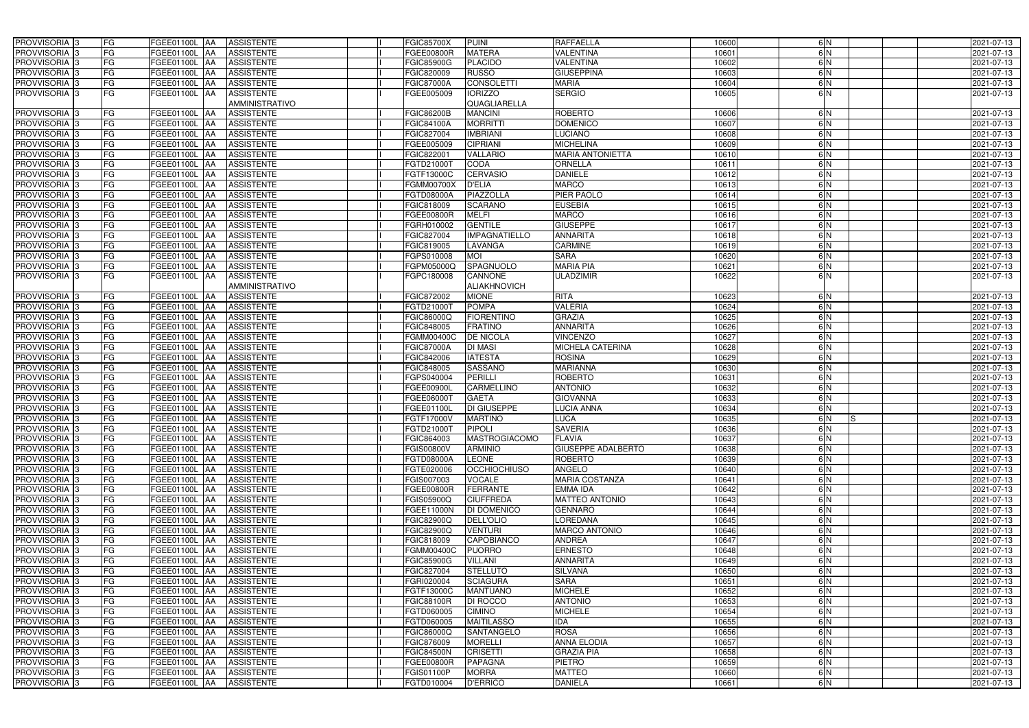| PROVVISORIA | 3 | FG | FGEE01100L | AA | ASSISTENTE | | I | FGIC85700X | PUINI | RAFFAELLA | 10600 | | 6 | N | | | | 2021-07-13 |
|---|---|---|---|---|---|---|---|---|---|---|---|---|---|---|---|---|---|---|
| PROVVISORIA | 3 | FG | FGEE01100L | AA | ASSISTENTE | | I | FGEE00800R | MATERA | VALENTINA | 10601 | | 6 | N | | | | 2021-07-13 |
| PROVVISORIA | 3 | FG | FGEE01100L | AA | ASSISTENTE | | I | FGIC85900G | PLACIDO | VALENTINA | 10602 | | 6 | N | | | | 2021-07-13 |
| PROVVISORIA | 3 | FG | FGEE01100L | AA | ASSISTENTE | | I | FGIC820009 | RUSSO | GIUSEPPINA | 10603 | | 6 | N | | | | 2021-07-13 |
| PROVVISORIA | 3 | FG | FGEE01100L | AA | ASSISTENTE | | I | FGIC87000A | CONSOLETTI | MARIA | 10604 | | 6 | N | | | | 2021-07-13 |
| PROVVISORIA | 3 | FG | FGEE01100L | AA | ASSISTENTE AMMINISTRATIVO | | I | FGEE005009 | IORIZZO QUAGLIARELLA | SERGIO | 10605 | | 6 | N | | | | 2021-07-13 |
| PROVVISORIA | 3 | FG | FGEE01100L | AA | ASSISTENTE | | I | FGIC86200B | MANCINI | ROBERTO | 10606 | | 6 | N | | | | 2021-07-13 |
| PROVVISORIA | 3 | FG | FGEE01100L | AA | ASSISTENTE | | I | FGIC84100A | MORRITTI | DOMENICO | 10607 | | 6 | N | | | | 2021-07-13 |
| PROVVISORIA | 3 | FG | FGEE01100L | AA | ASSISTENTE | | I | FGIC827004 | IMBRIANI | LUCIANO | 10608 | | 6 | N | | | | 2021-07-13 |
| PROVVISORIA | 3 | FG | FGEE01100L | AA | ASSISTENTE | | I | FGEE005009 | CIPRIANI | MICHELINA | 10609 | | 6 | N | | | | 2021-07-13 |
| PROVVISORIA | 3 | FG | FGEE01100L | AA | ASSISTENTE | | I | FGIC822001 | VALLARIO | MARIA ANTONIETTA | 10610 | | 6 | N | | | | 2021-07-13 |
| PROVVISORIA | 3 | FG | FGEE01100L | AA | ASSISTENTE | | I | FGTD21000T | CODA | ORNELLA | 10611 | | 6 | N | | | | 2021-07-13 |
| PROVVISORIA | 3 | FG | FGEE01100L | AA | ASSISTENTE | | I | FGTF13000C | CERVASIO | DANIELE | 10612 | | 6 | N | | | | 2021-07-13 |
| PROVVISORIA | 3 | FG | FGEE01100L | AA | ASSISTENTE | | I | FGMM00700X | D'ELIA | MARCO | 10613 | | 6 | N | | | | 2021-07-13 |
| PROVVISORIA | 3 | FG | FGEE01100L | AA | ASSISTENTE | | I | FGTD08000A | PIAZZOLLA | PIER PAOLO | 10614 | | 6 | N | | | | 2021-07-13 |
| PROVVISORIA | 3 | FG | FGEE01100L | AA | ASSISTENTE | | I | FGIC818009 | SCARANO | EUSEBIA | 10615 | | 6 | N | | | | 2021-07-13 |
| PROVVISORIA | 3 | FG | FGEE01100L | AA | ASSISTENTE | | I | FGEE00800R | MELFI | MARCO | 10616 | | 6 | N | | | | 2021-07-13 |
| PROVVISORIA | 3 | FG | FGEE01100L | AA | ASSISTENTE | | I | FGRH010002 | GENTILE | GIUSEPPE | 10617 | | 6 | N | | | | 2021-07-13 |
| PROVVISORIA | 3 | FG | FGEE01100L | AA | ASSISTENTE | | I | FGIC827004 | IMPAGNATIELLO | ANNARITA | 10618 | | 6 | N | | | | 2021-07-13 |
| PROVVISORIA | 3 | FG | FGEE01100L | AA | ASSISTENTE | | I | FGIC819005 | LAVANGA | CARMINE | 10619 | | 6 | N | | | | 2021-07-13 |
| PROVVISORIA | 3 | FG | FGEE01100L | AA | ASSISTENTE | | I | FGPS010008 | MOI | SARA | 10620 | | 6 | N | | | | 2021-07-13 |
| PROVVISORIA | 3 | FG | FGEE01100L | AA | ASSISTENTE | | I | FGPM05000Q | SPAGNUOLO | MARIA PIA | 10621 | | 6 | N | | | | 2021-07-13 |
| PROVVISORIA | 3 | FG | FGEE01100L | AA | ASSISTENTE AMMINISTRATIVO | | I | FGPC180008 | CANNONE ALIAKHNOVICH | ULADZIMIR | 10622 | | 6 | N | | | | 2021-07-13 |
| PROVVISORIA | 3 | FG | FGEE01100L | AA | ASSISTENTE | | I | FGIC872002 | MIONE | RITA | 10623 | | 6 | N | | | | 2021-07-13 |
| PROVVISORIA | 3 | FG | FGEE01100L | AA | ASSISTENTE | | I | FGTD21000T | POMPA | VALERIA | 10624 | | 6 | N | | | | 2021-07-13 |
| PROVVISORIA | 3 | FG | FGEE01100L | AA | ASSISTENTE | | I | FGIC86000Q | FIORENTINO | GRAZIA | 10625 | | 6 | N | | | | 2021-07-13 |
| PROVVISORIA | 3 | FG | FGEE01100L | AA | ASSISTENTE | | I | FGIC848005 | FRATINO | ANNARITA | 10626 | | 6 | N | | | | 2021-07-13 |
| PROVVISORIA | 3 | FG | FGEE01100L | AA | ASSISTENTE | | I | FGMM00400C | DE NICOLA | VINCENZO | 10627 | | 6 | N | | | | 2021-07-13 |
| PROVVISORIA | 3 | FG | FGEE01100L | AA | ASSISTENTE | | I | FGIC87000A | DI MASI | MICHELA CATERINA | 10628 | | 6 | N | | | | 2021-07-13 |
| PROVVISORIA | 3 | FG | FGEE01100L | AA | ASSISTENTE | | I | FGIC842006 | IATESTA | ROSINA | 10629 | | 6 | N | | | | 2021-07-13 |
| PROVVISORIA | 3 | FG | FGEE01100L | AA | ASSISTENTE | | I | FGIC848005 | SASSANO | MARIANNA | 10630 | | 6 | N | | | | 2021-07-13 |
| PROVVISORIA | 3 | FG | FGEE01100L | AA | ASSISTENTE | | I | FGPS040004 | PERILLI | ROBERTO | 10631 | | 6 | N | | | | 2021-07-13 |
| PROVVISORIA | 3 | FG | FGEE01100L | AA | ASSISTENTE | | I | FGEE00900L | CARMELLINO | ANTONIO | 10632 | | 6 | N | | | | 2021-07-13 |
| PROVVISORIA | 3 | FG | FGEE01100L | AA | ASSISTENTE | | I | FGEE06000T | GAETA | GIOVANNA | 10633 | | 6 | N | | | | 2021-07-13 |
| PROVVISORIA | 3 | FG | FGEE01100L | AA | ASSISTENTE | | I | FGEE01100L | DI GIUSEPPE | LUCIA ANNA | 10634 | | 6 | N | | | | 2021-07-13 |
| PROVVISORIA | 3 | FG | FGEE01100L | AA | ASSISTENTE | | I | FGTF17000V | MARTINO | LUCA | 10635 | | 6 | N | S | | | 2021-07-13 |
| PROVVISORIA | 3 | FG | FGEE01100L | AA | ASSISTENTE | | I | FGTD21000T | PIPOLI | SAVERIA | 10636 | | 6 | N | | | | 2021-07-13 |
| PROVVISORIA | 3 | FG | FGEE01100L | AA | ASSISTENTE | | I | FGIC864003 | MASTROGIACOMO | FLAVIA | 10637 | | 6 | N | | | | 2021-07-13 |
| PROVVISORIA | 3 | FG | FGEE01100L | AA | ASSISTENTE | | I | FGIS00800V | ARMINIO | GIUSEPPE ADALBERTO | 10638 | | 6 | N | | | | 2021-07-13 |
| PROVVISORIA | 3 | FG | FGEE01100L | AA | ASSISTENTE | | I | FGTD08000A | LEONE | ROBERTO | 10639 | | 6 | N | | | | 2021-07-13 |
| PROVVISORIA | 3 | FG | FGEE01100L | AA | ASSISTENTE | | I | FGTE020006 | OCCHIOCHIUSO | ANGELO | 10640 | | 6 | N | | | | 2021-07-13 |
| PROVVISORIA | 3 | FG | FGEE01100L | AA | ASSISTENTE | | I | FGIS007003 | VOCALE | MARIA COSTANZA | 10641 | | 6 | N | | | | 2021-07-13 |
| PROVVISORIA | 3 | FG | FGEE01100L | AA | ASSISTENTE | | I | FGEE00800R | FERRANTE | EMMA IDA | 10642 | | 6 | N | | | | 2021-07-13 |
| PROVVISORIA | 3 | FG | FGEE01100L | AA | ASSISTENTE | | I | FGIS05900Q | CIUFFREDA | MATTEO ANTONIO | 10643 | | 6 | N | | | | 2021-07-13 |
| PROVVISORIA | 3 | FG | FGEE01100L | AA | ASSISTENTE | | I | FGEE11000N | DI DOMENICO | GENNARO | 10644 | | 6 | N | | | | 2021-07-13 |
| PROVVISORIA | 3 | FG | FGEE01100L | AA | ASSISTENTE | | I | FGIC82900Q | DELL'OLIO | LOREDANA | 10645 | | 6 | N | | | | 2021-07-13 |
| PROVVISORIA | 3 | FG | FGEE01100L | AA | ASSISTENTE | | I | FGIC82900Q | VENTURI | MARCO ANTONIO | 10646 | | 6 | N | | | | 2021-07-13 |
| PROVVISORIA | 3 | FG | FGEE01100L | AA | ASSISTENTE | | I | FGIC818009 | CAPOBIANCO | ANDREA | 10647 | | 6 | N | | | | 2021-07-13 |
| PROVVISORIA | 3 | FG | FGEE01100L | AA | ASSISTENTE | | I | FGMM00400C | PUORRO | ERNESTO | 10648 | | 6 | N | | | | 2021-07-13 |
| PROVVISORIA | 3 | FG | FGEE01100L | AA | ASSISTENTE | | I | FGIC85900G | VILLANI | ANNARITA | 10649 | | 6 | N | | | | 2021-07-13 |
| PROVVISORIA | 3 | FG | FGEE01100L | AA | ASSISTENTE | | I | FGIC827004 | STELLUTO | SILVANA | 10650 | | 6 | N | | | | 2021-07-13 |
| PROVVISORIA | 3 | FG | FGEE01100L | AA | ASSISTENTE | | I | FGRI020004 | SCIAGURA | SARA | 10651 | | 6 | N | | | | 2021-07-13 |
| PROVVISORIA | 3 | FG | FGEE01100L | AA | ASSISTENTE | | I | FGTF13000C | MANTUANO | MICHELE | 10652 | | 6 | N | | | | 2021-07-13 |
| PROVVISORIA | 3 | FG | FGEE01100L | AA | ASSISTENTE | | I | FGIC88100R | DI ROCCO | ANTONIO | 10653 | | 6 | N | | | | 2021-07-13 |
| PROVVISORIA | 3 | FG | FGEE01100L | AA | ASSISTENTE | | I | FGTD060005 | CIMINO | MICHELE | 10654 | | 6 | N | | | | 2021-07-13 |
| PROVVISORIA | 3 | FG | FGEE01100L | AA | ASSISTENTE | | I | FGTD060005 | MAITILASSO | IDA | 10655 | | 6 | N | | | | 2021-07-13 |
| PROVVISORIA | 3 | FG | FGEE01100L | AA | ASSISTENTE | | I | FGIC86000Q | SANTANGELO | ROSA | 10656 | | 6 | N | | | | 2021-07-13 |
| PROVVISORIA | 3 | FG | FGEE01100L | AA | ASSISTENTE | | I | FGIC876009 | MORELLI | ANNA ELODIA | 10657 | | 6 | N | | | | 2021-07-13 |
| PROVVISORIA | 3 | FG | FGEE01100L | AA | ASSISTENTE | | I | FGIC84500N | CRISETTI | GRAZIA PIA | 10658 | | 6 | N | | | | 2021-07-13 |
| PROVVISORIA | 3 | FG | FGEE01100L | AA | ASSISTENTE | | I | FGEE00800R | PAPAGNA | PIETRO | 10659 | | 6 | N | | | | 2021-07-13 |
| PROVVISORIA | 3 | FG | FGEE01100L | AA | ASSISTENTE | | I | FGIS01100P | MORRA | MATTEO | 10660 | | 6 | N | | | | 2021-07-13 |
| PROVVISORIA | 3 | FG | FGEE01100L | AA | ASSISTENTE | | I | FGTD010004 | D'ERRICO | DANIELA | 10661 | | 6 | N | | | | 2021-07-13 |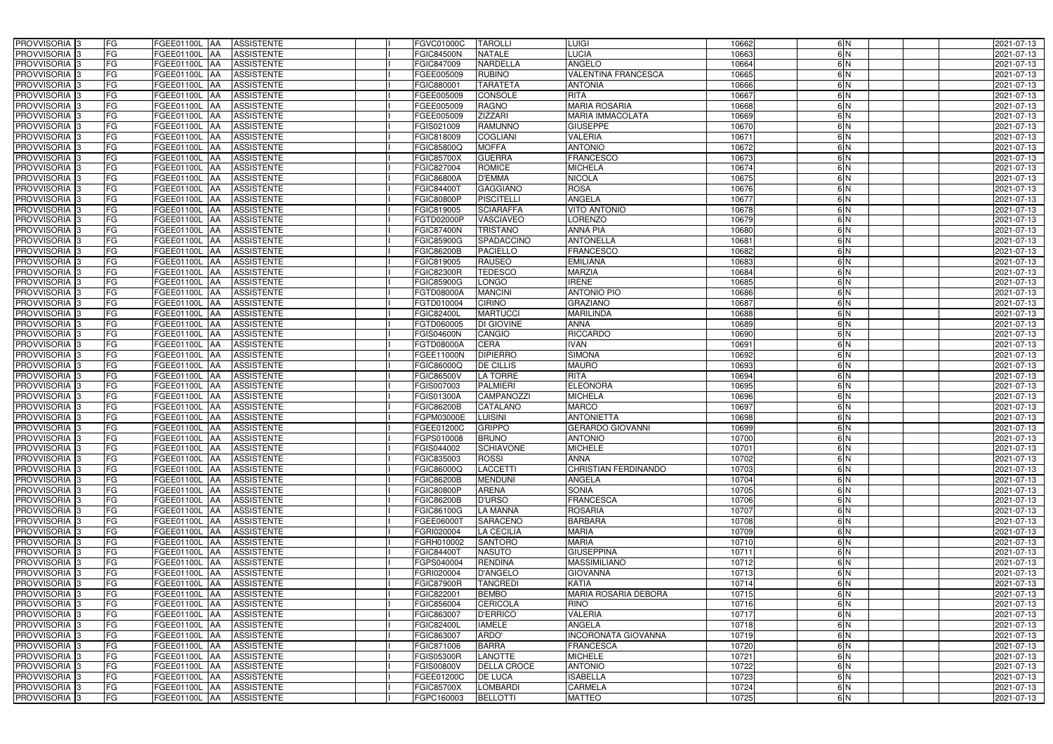| PROVVISORIA | 3 | FG | FGEE01100L | AA | ASSISTENTE | | I | FGVC01000C | TAROLLI | LUIGI | 10662 | 6 | N | | | 2021-07-13 |
|---|---|---|---|---|---|---|---|---|---|---|---|---|---|---|---|---|
| PROVVISORIA | 3 | FG | FGEE01100L | AA | ASSISTENTE | | I | FGIC84500N | NATALE | LUCIA | 10663 | 6 | N | | | 2021-07-13 |
| PROVVISORIA | 3 | FG | FGEE01100L | AA | ASSISTENTE | | I | FGIC847009 | NARDELLA | ANGELO | 10664 | 6 | N | | | 2021-07-13 |
| PROVVISORIA | 3 | FG | FGEE01100L | AA | ASSISTENTE | | I | FGEE005009 | RUBINO | VALENTINA FRANCESCA | 10665 | 6 | N | | | 2021-07-13 |
| PROVVISORIA | 3 | FG | FGEE01100L | AA | ASSISTENTE | | I | FGIC880001 | TARATETA | ANTONIA | 10666 | 6 | N | | | 2021-07-13 |
| PROVVISORIA | 3 | FG | FGEE01100L | AA | ASSISTENTE | | I | FGEE005009 | CONSOLE | RITA | 10667 | 6 | N | | | 2021-07-13 |
| PROVVISORIA | 3 | FG | FGEE01100L | AA | ASSISTENTE | | I | FGEE005009 | RAGNO | MARIA ROSARIA | 10668 | 6 | N | | | 2021-07-13 |
| PROVVISORIA | 3 | FG | FGEE01100L | AA | ASSISTENTE | | I | FGEE005009 | ZIZZARI | MARIA IMMACOLATA | 10669 | 6 | N | | | 2021-07-13 |
| PROVVISORIA | 3 | FG | FGEE01100L | AA | ASSISTENTE | | I | FGIS021009 | RAMUNNO | GIUSEPPE | 10670 | 6 | N | | | 2021-07-13 |
| PROVVISORIA | 3 | FG | FGEE01100L | AA | ASSISTENTE | | I | FGIC818009 | COGLIANI | VALERIA | 10671 | 6 | N | | | 2021-07-13 |
| PROVVISORIA | 3 | FG | FGEE01100L | AA | ASSISTENTE | | I | FGIC85800Q | MOFFA | ANTONIO | 10672 | 6 | N | | | 2021-07-13 |
| PROVVISORIA | 3 | FG | FGEE01100L | AA | ASSISTENTE | | I | FGIC85700X | GUERRA | FRANCESCO | 10673 | 6 | N | | | 2021-07-13 |
| PROVVISORIA | 3 | FG | FGEE01100L | AA | ASSISTENTE | | I | FGIC827004 | ROMICE | MICHELA | 10674 | 6 | N | | | 2021-07-13 |
| PROVVISORIA | 3 | FG | FGEE01100L | AA | ASSISTENTE | | I | FGIC86800A | D'EMMA | NICOLA | 10675 | 6 | N | | | 2021-07-13 |
| PROVVISORIA | 3 | FG | FGEE01100L | AA | ASSISTENTE | | I | FGIC84400T | GAGGIANO | ROSA | 10676 | 6 | N | | | 2021-07-13 |
| PROVVISORIA | 3 | FG | FGEE01100L | AA | ASSISTENTE | | I | FGIC80800P | PISCITELLI | ANGELA | 10677 | 6 | N | | | 2021-07-13 |
| PROVVISORIA | 3 | FG | FGEE01100L | AA | ASSISTENTE | | I | FGIC819005 | SCIARAFFA | VITO ANTONIO | 10678 | 6 | N | | | 2021-07-13 |
| PROVVISORIA | 3 | FG | FGEE01100L | AA | ASSISTENTE | | I | FGTD02000P | VASCIAVEO | LORENZO | 10679 | 6 | N | | | 2021-07-13 |
| PROVVISORIA | 3 | FG | FGEE01100L | AA | ASSISTENTE | | I | FGIC87400N | TRISTANO | ANNA PIA | 10680 | 6 | N | | | 2021-07-13 |
| PROVVISORIA | 3 | FG | FGEE01100L | AA | ASSISTENTE | | I | FGIC85900G | SPADACCINO | ANTONELLA | 10681 | 6 | N | | | 2021-07-13 |
| PROVVISORIA | 3 | FG | FGEE01100L | AA | ASSISTENTE | | I | FGIC86200B | PACIELLO | FRANCESCO | 10682 | 6 | N | | | 2021-07-13 |
| PROVVISORIA | 3 | FG | FGEE01100L | AA | ASSISTENTE | | I | FGIC819005 | RAUSEO | EMILIANA | 10683 | 6 | N | | | 2021-07-13 |
| PROVVISORIA | 3 | FG | FGEE01100L | AA | ASSISTENTE | | I | FGIC82300R | TEDESCO | MARZIA | 10684 | 6 | N | | | 2021-07-13 |
| PROVVISORIA | 3 | FG | FGEE01100L | AA | ASSISTENTE | | I | FGIC85900G | LONGO | IRENE | 10685 | 6 | N | | | 2021-07-13 |
| PROVVISORIA | 3 | FG | FGEE01100L | AA | ASSISTENTE | | I | FGTD08000A | MANCINI | ANTONIO PIO | 10686 | 6 | N | | | 2021-07-13 |
| PROVVISORIA | 3 | FG | FGEE01100L | AA | ASSISTENTE | | I | FGTD010004 | CIRINO | GRAZIANO | 10687 | 6 | N | | | 2021-07-13 |
| PROVVISORIA | 3 | FG | FGEE01100L | AA | ASSISTENTE | | I | FGIC82400L | MARTUCCI | MARILINDA | 10688 | 6 | N | | | 2021-07-13 |
| PROVVISORIA | 3 | FG | FGEE01100L | AA | ASSISTENTE | | I | FGTD060005 | DI GIOVINE | ANNA | 10689 | 6 | N | | | 2021-07-13 |
| PROVVISORIA | 3 | FG | FGEE01100L | AA | ASSISTENTE | | I | FGIS04600N | CANGIO | RICCARDO | 10690 | 6 | N | | | 2021-07-13 |
| PROVVISORIA | 3 | FG | FGEE01100L | AA | ASSISTENTE | | I | FGTD08000A | CERA | IVAN | 10691 | 6 | N | | | 2021-07-13 |
| PROVVISORIA | 3 | FG | FGEE01100L | AA | ASSISTENTE | | I | FGEE11000N | DIPIERRO | SIMONA | 10692 | 6 | N | | | 2021-07-13 |
| PROVVISORIA | 3 | FG | FGEE01100L | AA | ASSISTENTE | | I | FGIC86000Q | DE CILLIS | MAURO | 10693 | 6 | N | | | 2021-07-13 |
| PROVVISORIA | 3 | FG | FGEE01100L | AA | ASSISTENTE | | I | FGIC86500V | LA TORRE | RITA | 10694 | 6 | N | | | 2021-07-13 |
| PROVVISORIA | 3 | FG | FGEE01100L | AA | ASSISTENTE | | I | FGIS007003 | PALMIERI | ELEONORA | 10695 | 6 | N | | | 2021-07-13 |
| PROVVISORIA | 3 | FG | FGEE01100L | AA | ASSISTENTE | | I | FGIS01300A | CAMPANOZZI | MICHELA | 10696 | 6 | N | | | 2021-07-13 |
| PROVVISORIA | 3 | FG | FGEE01100L | AA | ASSISTENTE | | I | FGIC86200B | CATALANO | MARCO | 10697 | 6 | N | | | 2021-07-13 |
| PROVVISORIA | 3 | FG | FGEE01100L | AA | ASSISTENTE | | I | FGPM03000E | LUISINI | ANTONIETTA | 10698 | 6 | N | | | 2021-07-13 |
| PROVVISORIA | 3 | FG | FGEE01100L | AA | ASSISTENTE | | I | FGEE01200C | GRIPPO | GERARDO GIOVANNI | 10699 | 6 | N | | | 2021-07-13 |
| PROVVISORIA | 3 | FG | FGEE01100L | AA | ASSISTENTE | | I | FGPS010008 | BRUNO | ANTONIO | 10700 | 6 | N | | | 2021-07-13 |
| PROVVISORIA | 3 | FG | FGEE01100L | AA | ASSISTENTE | | I | FGIS044002 | SCHIAVONE | MICHELE | 10701 | 6 | N | | | 2021-07-13 |
| PROVVISORIA | 3 | FG | FGEE01100L | AA | ASSISTENTE | | I | FGIC835003 | ROSSI | ANNA | 10702 | 6 | N | | | 2021-07-13 |
| PROVVISORIA | 3 | FG | FGEE01100L | AA | ASSISTENTE | | I | FGIC86000Q | LACCETTI | CHRISTIAN FERDINANDO | 10703 | 6 | N | | | 2021-07-13 |
| PROVVISORIA | 3 | FG | FGEE01100L | AA | ASSISTENTE | | I | FGIC86200B | MENDUNI | ANGELA | 10704 | 6 | N | | | 2021-07-13 |
| PROVVISORIA | 3 | FG | FGEE01100L | AA | ASSISTENTE | | I | FGIC80800P | ARENA | SONIA | 10705 | 6 | N | | | 2021-07-13 |
| PROVVISORIA | 3 | FG | FGEE01100L | AA | ASSISTENTE | | I | FGIC86200B | D'URSO | FRANCESCA | 10706 | 6 | N | | | 2021-07-13 |
| PROVVISORIA | 3 | FG | FGEE01100L | AA | ASSISTENTE | | I | FGIC86100G | LA MANNA | ROSARIA | 10707 | 6 | N | | | 2021-07-13 |
| PROVVISORIA | 3 | FG | FGEE01100L | AA | ASSISTENTE | | I | FGEE06000T | SARACENO | BARBARA | 10708 | 6 | N | | | 2021-07-13 |
| PROVVISORIA | 3 | FG | FGEE01100L | AA | ASSISTENTE | | I | FGRI020004 | LA CECILIA | MARIA | 10709 | 6 | N | | | 2021-07-13 |
| PROVVISORIA | 3 | FG | FGEE01100L | AA | ASSISTENTE | | I | FGRH010002 | SANTORO | MARIA | 10710 | 6 | N | | | 2021-07-13 |
| PROVVISORIA | 3 | FG | FGEE01100L | AA | ASSISTENTE | | I | FGIC84400T | NASUTO | GIUSEPPINA | 10711 | 6 | N | | | 2021-07-13 |
| PROVVISORIA | 3 | FG | FGEE01100L | AA | ASSISTENTE | | I | FGPS040004 | RENDINA | MASSIMILIANO | 10712 | 6 | N | | | 2021-07-13 |
| PROVVISORIA | 3 | FG | FGEE01100L | AA | ASSISTENTE | | I | FGRI020004 | D'ANGELO | GIOVANNA | 10713 | 6 | N | | | 2021-07-13 |
| PROVVISORIA | 3 | FG | FGEE01100L | AA | ASSISTENTE | | I | FGIC87900R | TANCREDI | KATIA | 10714 | 6 | N | | | 2021-07-13 |
| PROVVISORIA | 3 | FG | FGEE01100L | AA | ASSISTENTE | | I | FGIC822001 | BEMBO | MARIA ROSARIA DEBORA | 10715 | 6 | N | | | 2021-07-13 |
| PROVVISORIA | 3 | FG | FGEE01100L | AA | ASSISTENTE | | I | FGIC856004 | CERICOLA | RINO | 10716 | 6 | N | | | 2021-07-13 |
| PROVVISORIA | 3 | FG | FGEE01100L | AA | ASSISTENTE | | I | FGIC863007 | D'ERRICO | VALERIA | 10717 | 6 | N | | | 2021-07-13 |
| PROVVISORIA | 3 | FG | FGEE01100L | AA | ASSISTENTE | | I | FGIC82400L | IAMELE | ANGELA | 10718 | 6 | N | | | 2021-07-13 |
| PROVVISORIA | 3 | FG | FGEE01100L | AA | ASSISTENTE | | I | FGIC863007 | ARDO' | INCORONATA GIOVANNA | 10719 | 6 | N | | | 2021-07-13 |
| PROVVISORIA | 3 | FG | FGEE01100L | AA | ASSISTENTE | | I | FGIC871006 | BARRA | FRANCESCA | 10720 | 6 | N | | | 2021-07-13 |
| PROVVISORIA | 3 | FG | FGEE01100L | AA | ASSISTENTE | | I | FGIS05300R | LANOTTE | MICHELE | 10721 | 6 | N | | | 2021-07-13 |
| PROVVISORIA | 3 | FG | FGEE01100L | AA | ASSISTENTE | | I | FGIS00800V | DELLA CROCE | ANTONIO | 10722 | 6 | N | | | 2021-07-13 |
| PROVVISORIA | 3 | FG | FGEE01100L | AA | ASSISTENTE | | I | FGEE01200C | DE LUCA | ISABELLA | 10723 | 6 | N | | | 2021-07-13 |
| PROVVISORIA | 3 | FG | FGEE01100L | AA | ASSISTENTE | | I | FGIC85700X | LOMBARDI | CARMELA | 10724 | 6 | N | | | 2021-07-13 |
| PROVVISORIA | 3 | FG | FGEE01100L | AA | ASSISTENTE | | I | FGPC160003 | BELLOTTI | MATTEO | 10725 | 6 | N | | | 2021-07-13 |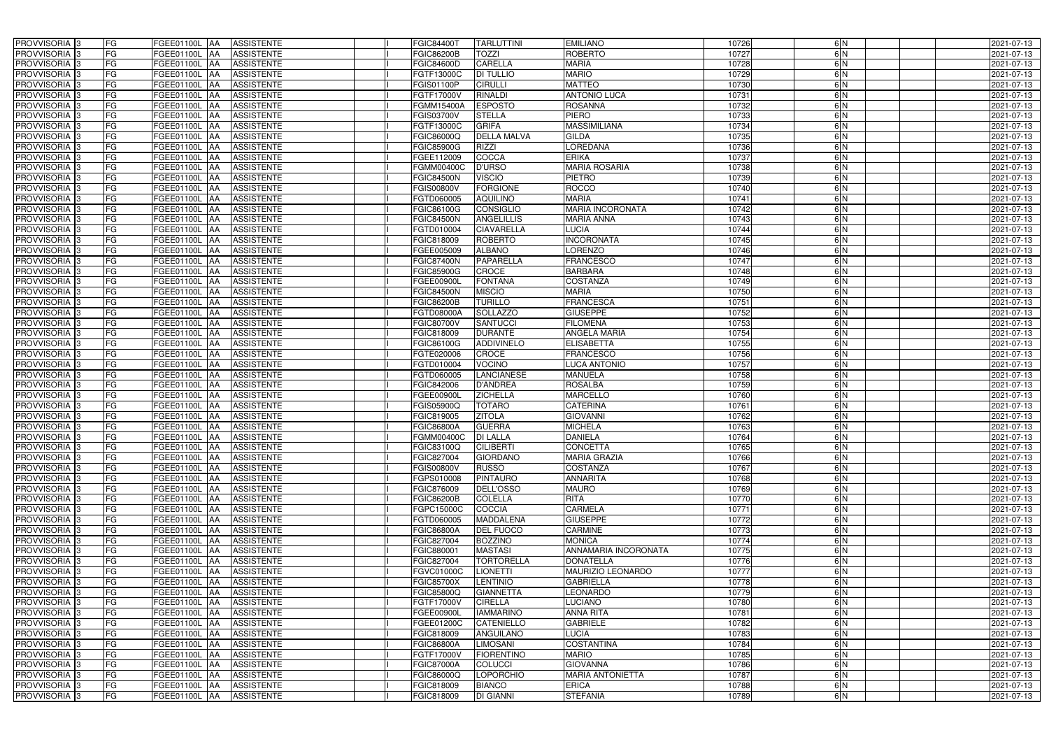| | | | | | | | | | | | | | | | |
|---|---|---|---|---|---|---|---|---|---|---|---|---|---|---|---|
| PROVVISORIA | 3 | FG | FGEE01100L | AA | ASSISTENTE | | I | FGIC84400T | TARLUTTINI | EMILIANO | 10726 | 6 | N | | 2021-07-13 |
| PROVVISORIA | 3 | FG | FGEE01100L | AA | ASSISTENTE | | I | FGIC86200B | TOZZI | ROBERTO | 10727 | 6 | N | | 2021-07-13 |
| PROVVISORIA | 3 | FG | FGEE01100L | AA | ASSISTENTE | | I | FGIC84600D | CARELLA | MARIA | 10728 | 6 | N | | 2021-07-13 |
| PROVVISORIA | 3 | FG | FGEE01100L | AA | ASSISTENTE | | I | FGTF13000C | DI TULLIO | MARIO | 10729 | 6 | N | | 2021-07-13 |
| PROVVISORIA | 3 | FG | FGEE01100L | AA | ASSISTENTE | | I | FGIS01100P | CIRULLI | MATTEO | 10730 | 6 | N | | 2021-07-13 |
| PROVVISORIA | 3 | FG | FGEE01100L | AA | ASSISTENTE | | I | FGTF17000V | RINALDI | ANTONIO LUCA | 10731 | 6 | N | | 2021-07-13 |
| PROVVISORIA | 3 | FG | FGEE01100L | AA | ASSISTENTE | | I | FGMM15400A | ESPOSTO | ROSANNA | 10732 | 6 | N | | 2021-07-13 |
| PROVVISORIA | 3 | FG | FGEE01100L | AA | ASSISTENTE | | I | FGIS03700V | STELLA | PIERO | 10733 | 6 | N | | 2021-07-13 |
| PROVVISORIA | 3 | FG | FGEE01100L | AA | ASSISTENTE | | I | FGTF13000C | GRIFA | MASSIMILIANA | 10734 | 6 | N | | 2021-07-13 |
| PROVVISORIA | 3 | FG | FGEE01100L | AA | ASSISTENTE | | I | FGIC86000Q | DELLA MALVA | GILDA | 10735 | 6 | N | | 2021-07-13 |
| PROVVISORIA | 3 | FG | FGEE01100L | AA | ASSISTENTE | | I | FGIC85900G | RIZZI | LOREDANA | 10736 | 6 | N | | 2021-07-13 |
| PROVVISORIA | 3 | FG | FGEE01100L | AA | ASSISTENTE | | I | FGEE112009 | COCCA | ERIKA | 10737 | 6 | N | | 2021-07-13 |
| PROVVISORIA | 3 | FG | FGEE01100L | AA | ASSISTENTE | | I | FGMM00400C | D'URSO | MARIA ROSARIA | 10738 | 6 | N | | 2021-07-13 |
| PROVVISORIA | 3 | FG | FGEE01100L | AA | ASSISTENTE | | I | FGIC84500N | VISCIO | PIETRO | 10739 | 6 | N | | 2021-07-13 |
| PROVVISORIA | 3 | FG | FGEE01100L | AA | ASSISTENTE | | I | FGIS00800V | FORGIONE | ROCCO | 10740 | 6 | N | | 2021-07-13 |
| PROVVISORIA | 3 | FG | FGEE01100L | AA | ASSISTENTE | | I | FGTD060005 | AQUILINO | MARIA | 10741 | 6 | N | | 2021-07-13 |
| PROVVISORIA | 3 | FG | FGEE01100L | AA | ASSISTENTE | | I | FGIC86100G | CONSIGLIO | MARIA INCORONATA | 10742 | 6 | N | | 2021-07-13 |
| PROVVISORIA | 3 | FG | FGEE01100L | AA | ASSISTENTE | | I | FGIC84500N | ANGELILLIS | MARIA ANNA | 10743 | 6 | N | | 2021-07-13 |
| PROVVISORIA | 3 | FG | FGEE01100L | AA | ASSISTENTE | | I | FGTD010004 | CIAVARELLA | LUCIA | 10744 | 6 | N | | 2021-07-13 |
| PROVVISORIA | 3 | FG | FGEE01100L | AA | ASSISTENTE | | I | FGIC818009 | ROBERTO | INCORONATA | 10745 | 6 | N | | 2021-07-13 |
| PROVVISORIA | 3 | FG | FGEE01100L | AA | ASSISTENTE | | I | FGEE005009 | ALBANO | LORENZO | 10746 | 6 | N | | 2021-07-13 |
| PROVVISORIA | 3 | FG | FGEE01100L | AA | ASSISTENTE | | I | FGIC87400N | PAPARELLA | FRANCESCO | 10747 | 6 | N | | 2021-07-13 |
| PROVVISORIA | 3 | FG | FGEE01100L | AA | ASSISTENTE | | I | FGIC85900G | CROCE | BARBARA | 10748 | 6 | N | | 2021-07-13 |
| PROVVISORIA | 3 | FG | FGEE01100L | AA | ASSISTENTE | | I | FGEE00900L | FONTANA | COSTANZA | 10749 | 6 | N | | 2021-07-13 |
| PROVVISORIA | 3 | FG | FGEE01100L | AA | ASSISTENTE | | I | FGIC84500N | MISCIO | MARIA | 10750 | 6 | N | | 2021-07-13 |
| PROVVISORIA | 3 | FG | FGEE01100L | AA | ASSISTENTE | | I | FGIC86200B | TURILLO | FRANCESCA | 10751 | 6 | N | | 2021-07-13 |
| PROVVISORIA | 3 | FG | FGEE01100L | AA | ASSISTENTE | | I | FGTD08000A | SOLLAZZO | GIUSEPPE | 10752 | 6 | N | | 2021-07-13 |
| PROVVISORIA | 3 | FG | FGEE01100L | AA | ASSISTENTE | | I | FGIC80700V | SANTUCCI | FILOMENA | 10753 | 6 | N | | 2021-07-13 |
| PROVVISORIA | 3 | FG | FGEE01100L | AA | ASSISTENTE | | I | FGIC818009 | DURANTE | ANGELA MARIA | 10754 | 6 | N | | 2021-07-13 |
| PROVVISORIA | 3 | FG | FGEE01100L | AA | ASSISTENTE | | I | FGIC86100G | ADDIVINELO | ELISABETTA | 10755 | 6 | N | | 2021-07-13 |
| PROVVISORIA | 3 | FG | FGEE01100L | AA | ASSISTENTE | | I | FGTE020006 | CROCE | FRANCESCO | 10756 | 6 | N | | 2021-07-13 |
| PROVVISORIA | 3 | FG | FGEE01100L | AA | ASSISTENTE | | I | FGTD010004 | VOCINO | LUCA ANTONIO | 10757 | 6 | N | | 2021-07-13 |
| PROVVISORIA | 3 | FG | FGEE01100L | AA | ASSISTENTE | | I | FGTD060005 | LANCIANESE | MANUELA | 10758 | 6 | N | | 2021-07-13 |
| PROVVISORIA | 3 | FG | FGEE01100L | AA | ASSISTENTE | | I | FGIC842006 | D'ANDREA | ROSALBA | 10759 | 6 | N | | 2021-07-13 |
| PROVVISORIA | 3 | FG | FGEE01100L | AA | ASSISTENTE | | I | FGEE00900L | ZICHELLA | MARCELLO | 10760 | 6 | N | | 2021-07-13 |
| PROVVISORIA | 3 | FG | FGEE01100L | AA | ASSISTENTE | | I | FGIS05900Q | TOTARO | CATERINA | 10761 | 6 | N | | 2021-07-13 |
| PROVVISORIA | 3 | FG | FGEE01100L | AA | ASSISTENTE | | I | FGIC819005 | ZITOLA | GIOVANNI | 10762 | 6 | N | | 2021-07-13 |
| PROVVISORIA | 3 | FG | FGEE01100L | AA | ASSISTENTE | | I | FGIC86800A | GUERRA | MICHELA | 10763 | 6 | N | | 2021-07-13 |
| PROVVISORIA | 3 | FG | FGEE01100L | AA | ASSISTENTE | | I | FGMM00400C | DI LALLA | DANIELA | 10764 | 6 | N | | 2021-07-13 |
| PROVVISORIA | 3 | FG | FGEE01100L | AA | ASSISTENTE | | I | FGIC83100Q | CILIBERTI | CONCETTA | 10765 | 6 | N | | 2021-07-13 |
| PROVVISORIA | 3 | FG | FGEE01100L | AA | ASSISTENTE | | I | FGIC827004 | GIORDANO | MARIA GRAZIA | 10766 | 6 | N | | 2021-07-13 |
| PROVVISORIA | 3 | FG | FGEE01100L | AA | ASSISTENTE | | I | FGIS00800V | RUSSO | COSTANZA | 10767 | 6 | N | | 2021-07-13 |
| PROVVISORIA | 3 | FG | FGEE01100L | AA | ASSISTENTE | | I | FGPS010008 | PINTAURO | ANNARITA | 10768 | 6 | N | | 2021-07-13 |
| PROVVISORIA | 3 | FG | FGEE01100L | AA | ASSISTENTE | | I | FGIC876009 | DELL'OSSO | MAURO | 10769 | 6 | N | | 2021-07-13 |
| PROVVISORIA | 3 | FG | FGEE01100L | AA | ASSISTENTE | | I | FGIC86200B | COLELLA | RITA | 10770 | 6 | N | | 2021-07-13 |
| PROVVISORIA | 3 | FG | FGEE01100L | AA | ASSISTENTE | | I | FGPC15000C | COCCIA | CARMELA | 10771 | 6 | N | | 2021-07-13 |
| PROVVISORIA | 3 | FG | FGEE01100L | AA | ASSISTENTE | | I | FGTD060005 | MADDALENA | GIUSEPPE | 10772 | 6 | N | | 2021-07-13 |
| PROVVISORIA | 3 | FG | FGEE01100L | AA | ASSISTENTE | | I | FGIC86800A | DEL FUOCO | CARMINE | 10773 | 6 | N | | 2021-07-13 |
| PROVVISORIA | 3 | FG | FGEE01100L | AA | ASSISTENTE | | I | FGIC827004 | BOZZINO | MONICA | 10774 | 6 | N | | 2021-07-13 |
| PROVVISORIA | 3 | FG | FGEE01100L | AA | ASSISTENTE | | I | FGIC880001 | MASTASI | ANNAMARIA INCORONATA | 10775 | 6 | N | | 2021-07-13 |
| PROVVISORIA | 3 | FG | FGEE01100L | AA | ASSISTENTE | | I | FGIC827004 | TORTORELLA | DONATELLA | 10776 | 6 | N | | 2021-07-13 |
| PROVVISORIA | 3 | FG | FGEE01100L | AA | ASSISTENTE | | I | FGVC01000C | LIONETTI | MAURIZIO LEONARDO | 10777 | 6 | N | | 2021-07-13 |
| PROVVISORIA | 3 | FG | FGEE01100L | AA | ASSISTENTE | | I | FGIC85700X | LENTINIO | GABRIELLA | 10778 | 6 | N | | 2021-07-13 |
| PROVVISORIA | 3 | FG | FGEE01100L | AA | ASSISTENTE | | I | FGIC85800Q | GIANNETTA | LEONARDO | 10779 | 6 | N | | 2021-07-13 |
| PROVVISORIA | 3 | FG | FGEE01100L | AA | ASSISTENTE | | I | FGTF17000V | CIRELLA | LUCIANO | 10780 | 6 | N | | 2021-07-13 |
| PROVVISORIA | 3 | FG | FGEE01100L | AA | ASSISTENTE | | I | FGEE00900L | IAMMARINO | ANNA RITA | 10781 | 6 | N | | 2021-07-13 |
| PROVVISORIA | 3 | FG | FGEE01100L | AA | ASSISTENTE | | I | FGEE01200C | CATENIELLO | GABRIELE | 10782 | 6 | N | | 2021-07-13 |
| PROVVISORIA | 3 | FG | FGEE01100L | AA | ASSISTENTE | | I | FGIC818009 | ANGUILANO | LUCIA | 10783 | 6 | N | | 2021-07-13 |
| PROVVISORIA | 3 | FG | FGEE01100L | AA | ASSISTENTE | | I | FGIC86800A | LIMOSANI | COSTANTINA | 10784 | 6 | N | | 2021-07-13 |
| PROVVISORIA | 3 | FG | FGEE01100L | AA | ASSISTENTE | | I | FGTF17000V | FIORENTINO | MARIO | 10785 | 6 | N | | 2021-07-13 |
| PROVVISORIA | 3 | FG | FGEE01100L | AA | ASSISTENTE | | I | FGIC87000A | COLUCCI | GIOVANNA | 10786 | 6 | N | | 2021-07-13 |
| PROVVISORIA | 3 | FG | FGEE01100L | AA | ASSISTENTE | | I | FGIC86000Q | LOPORCHIO | MARIA ANTONIETTA | 10787 | 6 | N | | 2021-07-13 |
| PROVVISORIA | 3 | FG | FGEE01100L | AA | ASSISTENTE | | I | FGIC818009 | BIANCO | ERICA | 10788 | 6 | N | | 2021-07-13 |
| PROVVISORIA | 3 | FG | FGEE01100L | AA | ASSISTENTE | | I | FGIC818009 | DI GIANNI | STEFANIA | 10789 | 6 | N | | 2021-07-13 |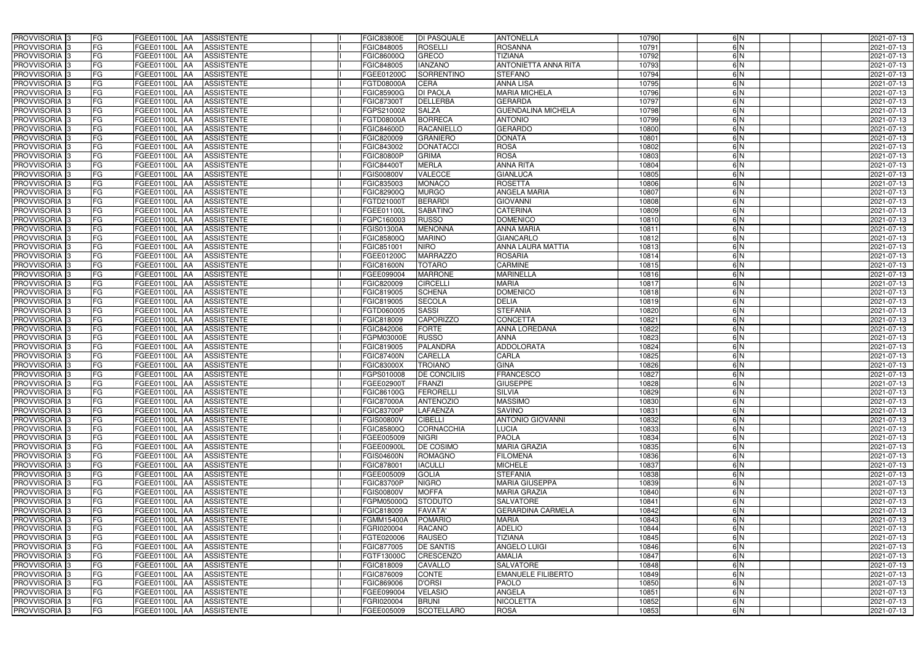| PROVVISORIA | 3 | FG | FGEE01100L | AA | ASSISTENTE | | I | FGIC83800E | DI PASQUALE | ANTONELLA | 10790 | 6 | N | | | 2021-07-13 |
|---|---|---|---|---|---|---|---|---|---|---|---|---|---|---|---|---|
| PROVVISORIA | 3 | FG | FGEE01100L | AA | ASSISTENTE | | I | FGIC848005 | ROSELLI | ROSANNA | 10791 | 6 | N | | | 2021-07-13 |
| PROVVISORIA | 3 | FG | FGEE01100L | AA | ASSISTENTE | | I | FGIC86000Q | GRECO | TIZIANA | 10792 | 6 | N | | | 2021-07-13 |
| PROVVISORIA | 3 | FG | FGEE01100L | AA | ASSISTENTE | | I | FGIC848005 | IANZANO | ANTONIETTA ANNA RITA | 10793 | 6 | N | | | 2021-07-13 |
| PROVVISORIA | 3 | FG | FGEE01100L | AA | ASSISTENTE | | I | FGEE01200C | SORRENTINO | STEFANO | 10794 | 6 | N | | | 2021-07-13 |
| PROVVISORIA | 3 | FG | FGEE01100L | AA | ASSISTENTE | | I | FGTD08000A | CERA | ANNA LISA | 10795 | 6 | N | | | 2021-07-13 |
| PROVVISORIA | 3 | FG | FGEE01100L | AA | ASSISTENTE | | I | FGIC85900G | DI PAOLA | MARIA MICHELA | 10796 | 6 | N | | | 2021-07-13 |
| PROVVISORIA | 3 | FG | FGEE01100L | AA | ASSISTENTE | | I | FGIC87300T | DELLERBA | GERARDA | 10797 | 6 | N | | | 2021-07-13 |
| PROVVISORIA | 3 | FG | FGEE01100L | AA | ASSISTENTE | | I | FGPS210002 | SALZA | GUENDALINA MICHELA | 10798 | 6 | N | | | 2021-07-13 |
| PROVVISORIA | 3 | FG | FGEE01100L | AA | ASSISTENTE | | I | FGTD08000A | BORRECA | ANTONIO | 10799 | 6 | N | | | 2021-07-13 |
| PROVVISORIA | 3 | FG | FGEE01100L | AA | ASSISTENTE | | I | FGIC84600D | RACANIELLO | GERARDO | 10800 | 6 | N | | | 2021-07-13 |
| PROVVISORIA | 3 | FG | FGEE01100L | AA | ASSISTENTE | | I | FGIC820009 | GRANIERO | DONATA | 10801 | 6 | N | | | 2021-07-13 |
| PROVVISORIA | 3 | FG | FGEE01100L | AA | ASSISTENTE | | I | FGIC843002 | DONATACCI | ROSA | 10802 | 6 | N | | | 2021-07-13 |
| PROVVISORIA | 3 | FG | FGEE01100L | AA | ASSISTENTE | | I | FGIC80800P | GRIMA | ROSA | 10803 | 6 | N | | | 2021-07-13 |
| PROVVISORIA | 3 | FG | FGEE01100L | AA | ASSISTENTE | | I | FGIC84400T | MERLA | ANNA RITA | 10804 | 6 | N | | | 2021-07-13 |
| PROVVISORIA | 3 | FG | FGEE01100L | AA | ASSISTENTE | | I | FGIS00800V | VALECCE | GIANLUCA | 10805 | 6 | N | | | 2021-07-13 |
| PROVVISORIA | 3 | FG | FGEE01100L | AA | ASSISTENTE | | I | FGIC835003 | MONACO | ROSETTA | 10806 | 6 | N | | | 2021-07-13 |
| PROVVISORIA | 3 | FG | FGEE01100L | AA | ASSISTENTE | | I | FGIC82900Q | MURGO | ANGELA MARIA | 10807 | 6 | N | | | 2021-07-13 |
| PROVVISORIA | 3 | FG | FGEE01100L | AA | ASSISTENTE | | I | FGTD21000T | BERARDI | GIOVANNI | 10808 | 6 | N | | | 2021-07-13 |
| PROVVISORIA | 3 | FG | FGEE01100L | AA | ASSISTENTE | | I | FGEE01100L | SABATINO | CATERINA | 10809 | 6 | N | | | 2021-07-13 |
| PROVVISORIA | 3 | FG | FGEE01100L | AA | ASSISTENTE | | I | FGPC160003 | RUSSO | DOMENICO | 10810 | 6 | N | | | 2021-07-13 |
| PROVVISORIA | 3 | FG | FGEE01100L | AA | ASSISTENTE | | I | FGIS01300A | MENONNA | ANNA MARIA | 10811 | 6 | N | | | 2021-07-13 |
| PROVVISORIA | 3 | FG | FGEE01100L | AA | ASSISTENTE | | I | FGIC85800Q | MARINO | GIANCARLO | 10812 | 6 | N | | | 2021-07-13 |
| PROVVISORIA | 3 | FG | FGEE01100L | AA | ASSISTENTE | | I | FGIC851001 | NIRO | ANNA LAURA MATTIA | 10813 | 6 | N | | | 2021-07-13 |
| PROVVISORIA | 3 | FG | FGEE01100L | AA | ASSISTENTE | | I | FGEE01200C | MARRAZZO | ROSARIA | 10814 | 6 | N | | | 2021-07-13 |
| PROVVISORIA | 3 | FG | FGEE01100L | AA | ASSISTENTE | | I | FGIC81600N | TOTARO | CARMINE | 10815 | 6 | N | | | 2021-07-13 |
| PROVVISORIA | 3 | FG | FGEE01100L | AA | ASSISTENTE | | I | FGEE099004 | MARRONE | MARINELLA | 10816 | 6 | N | | | 2021-07-13 |
| PROVVISORIA | 3 | FG | FGEE01100L | AA | ASSISTENTE | | I | FGIC820009 | CIRCELLI | MARIA | 10817 | 6 | N | | | 2021-07-13 |
| PROVVISORIA | 3 | FG | FGEE01100L | AA | ASSISTENTE | | I | FGIC819005 | SCHENA | DOMENICO | 10818 | 6 | N | | | 2021-07-13 |
| PROVVISORIA | 3 | FG | FGEE01100L | AA | ASSISTENTE | | I | FGIC819005 | SECOLA | DELIA | 10819 | 6 | N | | | 2021-07-13 |
| PROVVISORIA | 3 | FG | FGEE01100L | AA | ASSISTENTE | | I | FGTD060005 | SASSI | STEFANIA | 10820 | 6 | N | | | 2021-07-13 |
| PROVVISORIA | 3 | FG | FGEE01100L | AA | ASSISTENTE | | I | FGIC818009 | CAPORIZZO | CONCETTA | 10821 | 6 | N | | | 2021-07-13 |
| PROVVISORIA | 3 | FG | FGEE01100L | AA | ASSISTENTE | | I | FGIC842006 | FORTE | ANNA LOREDANA | 10822 | 6 | N | | | 2021-07-13 |
| PROVVISORIA | 3 | FG | FGEE01100L | AA | ASSISTENTE | | I | FGPM03000E | RUSSO | ANNA | 10823 | 6 | N | | | 2021-07-13 |
| PROVVISORIA | 3 | FG | FGEE01100L | AA | ASSISTENTE | | I | FGIC819005 | PALANDRA | ADDOLORATA | 10824 | 6 | N | | | 2021-07-13 |
| PROVVISORIA | 3 | FG | FGEE01100L | AA | ASSISTENTE | | I | FGIC87400N | CARELLA | CARLA | 10825 | 6 | N | | | 2021-07-13 |
| PROVVISORIA | 3 | FG | FGEE01100L | AA | ASSISTENTE | | I | FGIC83000X | TROIANO | GINA | 10826 | 6 | N | | | 2021-07-13 |
| PROVVISORIA | 3 | FG | FGEE01100L | AA | ASSISTENTE | | I | FGPS010008 | DE CONCILIIS | FRANCESCO | 10827 | 6 | N | | | 2021-07-13 |
| PROVVISORIA | 3 | FG | FGEE01100L | AA | ASSISTENTE | | I | FGEE02900T | FRANZI | GIUSEPPE | 10828 | 6 | N | | | 2021-07-13 |
| PROVVISORIA | 3 | FG | FGEE01100L | AA | ASSISTENTE | | I | FGIC86100G | FERORELLI | SILVIA | 10829 | 6 | N | | | 2021-07-13 |
| PROVVISORIA | 3 | FG | FGEE01100L | AA | ASSISTENTE | | I | FGIC87000A | ANTENOZIO | MASSIMO | 10830 | 6 | N | | | 2021-07-13 |
| PROVVISORIA | 3 | FG | FGEE01100L | AA | ASSISTENTE | | I | FGIC83700P | LAFAENZA | SAVINO | 10831 | 6 | N | | | 2021-07-13 |
| PROVVISORIA | 3 | FG | FGEE01100L | AA | ASSISTENTE | | I | FGIS00800V | CIBELLI | ANTONIO GIOVANNI | 10832 | 6 | N | | | 2021-07-13 |
| PROVVISORIA | 3 | FG | FGEE01100L | AA | ASSISTENTE | | I | FGIC85800Q | CORNACCHIA | LUCIA | 10833 | 6 | N | | | 2021-07-13 |
| PROVVISORIA | 3 | FG | FGEE01100L | AA | ASSISTENTE | | I | FGEE005009 | NIGRI | PAOLA | 10834 | 6 | N | | | 2021-07-13 |
| PROVVISORIA | 3 | FG | FGEE01100L | AA | ASSISTENTE | | I | FGEE00900L | DE COSIMO | MARIA GRAZIA | 10835 | 6 | N | | | 2021-07-13 |
| PROVVISORIA | 3 | FG | FGEE01100L | AA | ASSISTENTE | | I | FGIS04600N | ROMAGNO | FILOMENA | 10836 | 6 | N | | | 2021-07-13 |
| PROVVISORIA | 3 | FG | FGEE01100L | AA | ASSISTENTE | | I | FGIC878001 | IACULLI | MICHELE | 10837 | 6 | N | | | 2021-07-13 |
| PROVVISORIA | 3 | FG | FGEE01100L | AA | ASSISTENTE | | I | FGEE005009 | GOLIA | STEFANIA | 10838 | 6 | N | | | 2021-07-13 |
| PROVVISORIA | 3 | FG | FGEE01100L | AA | ASSISTENTE | | I | FGIC83700P | NIGRO | MARIA GIUSEPPA | 10839 | 6 | N | | | 2021-07-13 |
| PROVVISORIA | 3 | FG | FGEE01100L | AA | ASSISTENTE | | I | FGIS00800V | MOFFA | MARIA GRAZIA | 10840 | 6 | N | | | 2021-07-13 |
| PROVVISORIA | 3 | FG | FGEE01100L | AA | ASSISTENTE | | I | FGPM05000Q | STODUTO | SALVATORE | 10841 | 6 | N | | | 2021-07-13 |
| PROVVISORIA | 3 | FG | FGEE01100L | AA | ASSISTENTE | | I | FGIC818009 | FAVATA' | GERARDINA CARMELA | 10842 | 6 | N | | | 2021-07-13 |
| PROVVISORIA | 3 | FG | FGEE01100L | AA | ASSISTENTE | | I | FGMM15400A | POMARIO | MARIA | 10843 | 6 | N | | | 2021-07-13 |
| PROVVISORIA | 3 | FG | FGEE01100L | AA | ASSISTENTE | | I | FGRI020004 | RACANO | ADELIO | 10844 | 6 | N | | | 2021-07-13 |
| PROVVISORIA | 3 | FG | FGEE01100L | AA | ASSISTENTE | | I | FGTE020006 | RAUSEO | TIZIANA | 10845 | 6 | N | | | 2021-07-13 |
| PROVVISORIA | 3 | FG | FGEE01100L | AA | ASSISTENTE | | I | FGIC877005 | DE SANTIS | ANGELO LUIGI | 10846 | 6 | N | | | 2021-07-13 |
| PROVVISORIA | 3 | FG | FGEE01100L | AA | ASSISTENTE | | I | FGTF13000C | CRESCENZO | AMALIA | 10847 | 6 | N | | | 2021-07-13 |
| PROVVISORIA | 3 | FG | FGEE01100L | AA | ASSISTENTE | | I | FGIC818009 | CAVALLO | SALVATORE | 10848 | 6 | N | | | 2021-07-13 |
| PROVVISORIA | 3 | FG | FGEE01100L | AA | ASSISTENTE | | I | FGIC876009 | CONTE | EMANUELE FILIBERTO | 10849 | 6 | N | | | 2021-07-13 |
| PROVVISORIA | 3 | FG | FGEE01100L | AA | ASSISTENTE | | I | FGIC869006 | D'ORSI | PAOLO | 10850 | 6 | N | | | 2021-07-13 |
| PROVVISORIA | 3 | FG | FGEE01100L | AA | ASSISTENTE | | I | FGEE099004 | VELASIO | ANGELA | 10851 | 6 | N | | | 2021-07-13 |
| PROVVISORIA | 3 | FG | FGEE01100L | AA | ASSISTENTE | | I | FGRI020004 | BRUNI | NICOLETTA | 10852 | 6 | N | | | 2021-07-13 |
| PROVVISORIA | 3 | FG | FGEE01100L | AA | ASSISTENTE | | I | FGEE005009 | SCOTELLARO | ROSA | 10853 | 6 | N | | | 2021-07-13 |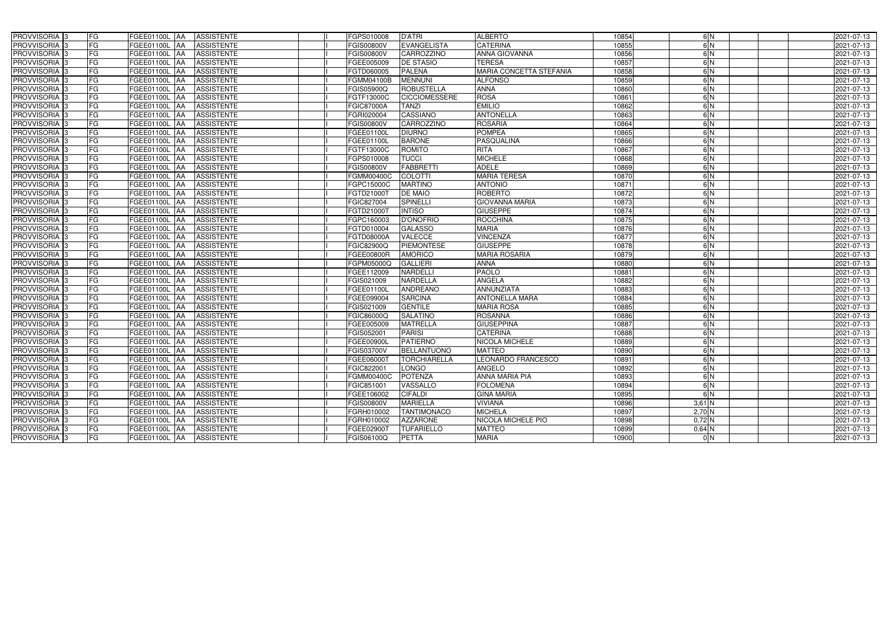| | | | | | | | | | | | | | | | |
|---|---|---|---|---|---|---|---|---|---|---|---|---|---|---|---|
| PROVVISORIA | 3 | FG | FGEE01100L | AA | ASSISTENTE | | I | FGPS010008 | D'ATRI | ALBERTO | 10854 | 6 | N | | 2021-07-13 |
| PROVVISORIA | 3 | FG | FGEE01100L | AA | ASSISTENTE | | I | FGIS00800V | EVANGELISTA | CATERINA | 10855 | 6 | N | | 2021-07-13 |
| PROVVISORIA | 3 | FG | FGEE01100L | AA | ASSISTENTE | | I | FGIS00800V | CARROZZINO | ANNA GIOVANNA | 10856 | 6 | N | | 2021-07-13 |
| PROVVISORIA | 3 | FG | FGEE01100L | AA | ASSISTENTE | | I | FGEE005009 | DE STASIO | TERESA | 10857 | 6 | N | | 2021-07-13 |
| PROVVISORIA | 3 | FG | FGEE01100L | AA | ASSISTENTE | | I | FGTD060005 | PALENA | MARIA CONCETTA STEFANIA | 10858 | 6 | N | | 2021-07-13 |
| PROVVISORIA | 3 | FG | FGEE01100L | AA | ASSISTENTE | | I | FGMM04100B | MENNUNI | ALFONSO | 10859 | 6 | N | | 2021-07-13 |
| PROVVISORIA | 3 | FG | FGEE01100L | AA | ASSISTENTE | | I | FGIS05900Q | ROBUSTELLA | ANNA | 10860 | 6 | N | | 2021-07-13 |
| PROVVISORIA | 3 | FG | FGEE01100L | AA | ASSISTENTE | | I | FGTF13000C | CICCIOMESSERE | ROSA | 10861 | 6 | N | | 2021-07-13 |
| PROVVISORIA | 3 | FG | FGEE01100L | AA | ASSISTENTE | | I | FGIC87000A | TANZI | EMILIO | 10862 | 6 | N | | 2021-07-13 |
| PROVVISORIA | 3 | FG | FGEE01100L | AA | ASSISTENTE | | I | FGRI020004 | CASSIANO | ANTONELLA | 10863 | 6 | N | | 2021-07-13 |
| PROVVISORIA | 3 | FG | FGEE01100L | AA | ASSISTENTE | | I | FGIS00800V | CARROZZINO | ROSARIA | 10864 | 6 | N | | 2021-07-13 |
| PROVVISORIA | 3 | FG | FGEE01100L | AA | ASSISTENTE | | I | FGEE01100L | DIURNO | POMPEA | 10865 | 6 | N | | 2021-07-13 |
| PROVVISORIA | 3 | FG | FGEE01100L | AA | ASSISTENTE | | I | FGEE01100L | BARONE | PASQUALINA | 10866 | 6 | N | | 2021-07-13 |
| PROVVISORIA | 3 | FG | FGEE01100L | AA | ASSISTENTE | | I | FGTF13000C | ROMITO | RITA | 10867 | 6 | N | | 2021-07-13 |
| PROVVISORIA | 3 | FG | FGEE01100L | AA | ASSISTENTE | | I | FGPS010008 | TUCCI | MICHELE | 10868 | 6 | N | | 2021-07-13 |
| PROVVISORIA | 3 | FG | FGEE01100L | AA | ASSISTENTE | | I | FGIS00800V | FABBRETTI | ADELE | 10869 | 6 | N | | 2021-07-13 |
| PROVVISORIA | 3 | FG | FGEE01100L | AA | ASSISTENTE | | I | FGMM00400C | COLOTTI | MARIA TERESA | 10870 | 6 | N | | 2021-07-13 |
| PROVVISORIA | 3 | FG | FGEE01100L | AA | ASSISTENTE | | I | FGPC15000C | MARTINO | ANTONIO | 10871 | 6 | N | | 2021-07-13 |
| PROVVISORIA | 3 | FG | FGEE01100L | AA | ASSISTENTE | | I | FGTD21000T | DE MAIO | ROBERTO | 10872 | 6 | N | | 2021-07-13 |
| PROVVISORIA | 3 | FG | FGEE01100L | AA | ASSISTENTE | | I | FGIC827004 | SPINELLI | GIOVANNA MARIA | 10873 | 6 | N | | 2021-07-13 |
| PROVVISORIA | 3 | FG | FGEE01100L | AA | ASSISTENTE | | I | FGTD21000T | INTISO | GIUSEPPE | 10874 | 6 | N | | 2021-07-13 |
| PROVVISORIA | 3 | FG | FGEE01100L | AA | ASSISTENTE | | I | FGPC160003 | D'ONOFRIO | ROCCHINA | 10875 | 6 | N | | 2021-07-13 |
| PROVVISORIA | 3 | FG | FGEE01100L | AA | ASSISTENTE | | I | FGTD010004 | GALASSO | MARIA | 10876 | 6 | N | | 2021-07-13 |
| PROVVISORIA | 3 | FG | FGEE01100L | AA | ASSISTENTE | | I | FGTD08000A | VALECCE | VINCENZA | 10877 | 6 | N | | 2021-07-13 |
| PROVVISORIA | 3 | FG | FGEE01100L | AA | ASSISTENTE | | I | FGIC82900Q | PIEMONTESE | GIUSEPPE | 10878 | 6 | N | | 2021-07-13 |
| PROVVISORIA | 3 | FG | FGEE01100L | AA | ASSISTENTE | | I | FGEE00800R | AMORICO | MARIA ROSARIA | 10879 | 6 | N | | 2021-07-13 |
| PROVVISORIA | 3 | FG | FGEE01100L | AA | ASSISTENTE | | I | FGPM05000Q | GALLIERI | ANNA | 10880 | 6 | N | | 2021-07-13 |
| PROVVISORIA | 3 | FG | FGEE01100L | AA | ASSISTENTE | | I | FGEE112009 | NARDELLI | PAOLO | 10881 | 6 | N | | 2021-07-13 |
| PROVVISORIA | 3 | FG | FGEE01100L | AA | ASSISTENTE | | I | FGIS021009 | NARDELLA | ANGELA | 10882 | 6 | N | | 2021-07-13 |
| PROVVISORIA | 3 | FG | FGEE01100L | AA | ASSISTENTE | | I | FGEE01100L | ANDREANO | ANNUNZIATA | 10883 | 6 | N | | 2021-07-13 |
| PROVVISORIA | 3 | FG | FGEE01100L | AA | ASSISTENTE | | I | FGEE099004 | SARCINA | ANTONELLA MARA | 10884 | 6 | N | | 2021-07-13 |
| PROVVISORIA | 3 | FG | FGEE01100L | AA | ASSISTENTE | | I | FGIS021009 | GENTILE | MARIA ROSA | 10885 | 6 | N | | 2021-07-13 |
| PROVVISORIA | 3 | FG | FGEE01100L | AA | ASSISTENTE | | I | FGIC86000Q | SALATINO | ROSANNA | 10886 | 6 | N | | 2021-07-13 |
| PROVVISORIA | 3 | FG | FGEE01100L | AA | ASSISTENTE | | I | FGEE005009 | MATRELLA | GIUSEPPINA | 10887 | 6 | N | | 2021-07-13 |
| PROVVISORIA | 3 | FG | FGEE01100L | AA | ASSISTENTE | | I | FGIS052001 | PARISI | CATERINA | 10888 | 6 | N | | 2021-07-13 |
| PROVVISORIA | 3 | FG | FGEE01100L | AA | ASSISTENTE | | I | FGEE00900L | PATIERNO | NICOLA MICHELE | 10889 | 6 | N | | 2021-07-13 |
| PROVVISORIA | 3 | FG | FGEE01100L | AA | ASSISTENTE | | I | FGIS03700V | BELLANTUONO | MATTEO | 10890 | 6 | N | | 2021-07-13 |
| PROVVISORIA | 3 | FG | FGEE01100L | AA | ASSISTENTE | | I | FGEE06000T | TORCHIARELLA | LEONARDO FRANCESCO | 10891 | 6 | N | | 2021-07-13 |
| PROVVISORIA | 3 | FG | FGEE01100L | AA | ASSISTENTE | | I | FGIC822001 | LONGO | ANGELO | 10892 | 6 | N | | 2021-07-13 |
| PROVVISORIA | 3 | FG | FGEE01100L | AA | ASSISTENTE | | I | FGMM00400C | POTENZA | ANNA MARIA PIA | 10893 | 6 | N | | 2021-07-13 |
| PROVVISORIA | 3 | FG | FGEE01100L | AA | ASSISTENTE | | I | FGIC851001 | VASSALLO | FOLOMENA | 10894 | 6 | N | | 2021-07-13 |
| PROVVISORIA | 3 | FG | FGEE01100L | AA | ASSISTENTE | | I | FGEE106002 | CIFALDI | GINA MARIA | 10895 | 6 | N | | 2021-07-13 |
| PROVVISORIA | 3 | FG | FGEE01100L | AA | ASSISTENTE | | I | FGIS00800V | MARIELLA | VIVIANA | 10896 | 3,61 | N | | 2021-07-13 |
| PROVVISORIA | 3 | FG | FGEE01100L | AA | ASSISTENTE | | I | FGRH010002 | TANTIMONACO | MICHELA | 10897 | 2,70 | N | | 2021-07-13 |
| PROVVISORIA | 3 | FG | FGEE01100L | AA | ASSISTENTE | | I | FGRH010002 | AZZARONE | NICOLA MICHELE PIO | 10898 | 0,72 | N | | 2021-07-13 |
| PROVVISORIA | 3 | FG | FGEE01100L | AA | ASSISTENTE | | I | FGEE02900T | TUFARIELLO | MATTEO | 10899 | 0,64 | N | | 2021-07-13 |
| PROVVISORIA | 3 | FG | FGEE01100L | AA | ASSISTENTE | | I | FGIS06100Q | PETTA | MARIA | 10900 | 0 | N | | 2021-07-13 |